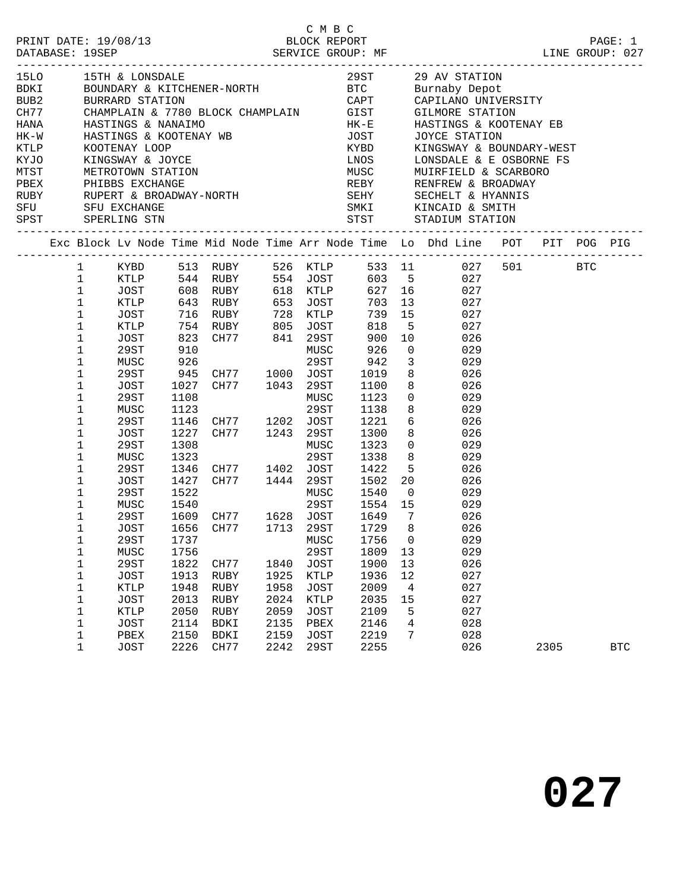C M B C

PRINT DATE: 19/08/13 BLOCK REPORT
DATABASE: 19SEP SERVICE GROUP: MF LINE GROUP: 027

| Code | Name | Code | Name |
|---|---|---|---|
| 15LO | 15TH & LONSDALE | 29ST | 29 AV STATION |
| BDKI | BOUNDARY & KITCHENER-NORTH | BTC | Burnaby Depot |
| BUB2 | BURRARD STATION | CAPT | CAPILANO UNIVERSITY |
| CH77 | CHAMPLAIN & 7780 BLOCK CHAMPLAIN | GIST | GILMORE STATION |
| HANA | HASTINGS & NANAIMO | HK-E | HASTINGS & KOOTENAY EB |
| HK-W | HASTINGS & KOOTENAY WB | JOST | JOYCE STATION |
| KTLP | KOOTENAY LOOP | KYBD | KINGSWAY & BOUNDARY-WEST |
| KYJO | KINGSWAY & JOYCE | LNOS | LONSDALE & E OSBORNE FS |
| MTST | METROTOWN STATION | MUSC | MUIRFIELD & SCARBORO |
| PBEX | PHIBBS EXCHANGE | REBY | RENFREW & BROADWAY |
| RUBY | RUPERT & BROADWAY-NORTH | SEHY | SECHELT & HYANNIS |
| SFU | SFU EXCHANGE | SMKI | KINCAID & SMITH |
| SPST | SPERLING STN | STST | STADIUM STATION |

| Exc | Block | Lv Node | Time | Mid Node | Time | Arr Node | Time | Lo | Dhd Line | POT | PIT | POG | PIG |
|---|---|---|---|---|---|---|---|---|---|---|---|---|---|
| | 1 | KYBD | 513 | RUBY | 526 | KTLP | 533 | 11 | 027 | 501 | | BTC | |
| | 1 | KTLP | 544 | RUBY | 554 | JOST | 603 | 5 | 027 | | | | |
| | 1 | JOST | 608 | RUBY | 618 | KTLP | 627 | 16 | 027 | | | | |
| | 1 | KTLP | 643 | RUBY | 653 | JOST | 703 | 13 | 027 | | | | |
| | 1 | JOST | 716 | RUBY | 728 | KTLP | 739 | 15 | 027 | | | | |
| | 1 | KTLP | 754 | RUBY | 805 | JOST | 818 | 5 | 027 | | | | |
| | 1 | JOST | 823 | CH77 | 841 | 29ST | 900 | 10 | 026 | | | | |
| | 1 | 29ST | 910 | | | MUSC | 926 | 0 | 029 | | | | |
| | 1 | MUSC | 926 | | | 29ST | 942 | 3 | 029 | | | | |
| | 1 | 29ST | 945 | CH77 | 1000 | JOST | 1019 | 8 | 026 | | | | |
| | 1 | JOST | 1027 | CH77 | 1043 | 29ST | 1100 | 8 | 026 | | | | |
| | 1 | 29ST | 1108 | | | MUSC | 1123 | 0 | 029 | | | | |
| | 1 | MUSC | 1123 | | | 29ST | 1138 | 8 | 029 | | | | |
| | 1 | 29ST | 1146 | CH77 | 1202 | JOST | 1221 | 6 | 026 | | | | |
| | 1 | JOST | 1227 | CH77 | 1243 | 29ST | 1300 | 8 | 026 | | | | |
| | 1 | 29ST | 1308 | | | MUSC | 1323 | 0 | 029 | | | | |
| | 1 | MUSC | 1323 | | | 29ST | 1338 | 8 | 029 | | | | |
| | 1 | 29ST | 1346 | CH77 | 1402 | JOST | 1422 | 5 | 026 | | | | |
| | 1 | JOST | 1427 | CH77 | 1444 | 29ST | 1502 | 20 | 026 | | | | |
| | 1 | 29ST | 1522 | | | MUSC | 1540 | 0 | 029 | | | | |
| | 1 | MUSC | 1540 | | | 29ST | 1554 | 15 | 029 | | | | |
| | 1 | 29ST | 1609 | CH77 | 1628 | JOST | 1649 | 7 | 026 | | | | |
| | 1 | JOST | 1656 | CH77 | 1713 | 29ST | 1729 | 8 | 026 | | | | |
| | 1 | 29ST | 1737 | | | MUSC | 1756 | 0 | 029 | | | | |
| | 1 | MUSC | 1756 | | | 29ST | 1809 | 13 | 029 | | | | |
| | 1 | 29ST | 1822 | CH77 | 1840 | JOST | 1900 | 13 | 026 | | | | |
| | 1 | JOST | 1913 | RUBY | 1925 | KTLP | 1936 | 12 | 027 | | | | |
| | 1 | KTLP | 1948 | RUBY | 1958 | JOST | 2009 | 4 | 027 | | | | |
| | 1 | JOST | 2013 | RUBY | 2024 | KTLP | 2035 | 15 | 027 | | | | |
| | 1 | KTLP | 2050 | RUBY | 2059 | JOST | 2109 | 5 | 027 | | | | |
| | 1 | JOST | 2114 | BDKI | 2135 | PBEX | 2146 | 4 | 028 | | | | |
| | 1 | PBEX | 2150 | BDKI | 2159 | JOST | 2219 | 7 | 028 | | | | |
| | 1 | JOST | 2226 | CH77 | 2242 | 29ST | 2255 | | 026 | | 2305 | | BTC |

# 027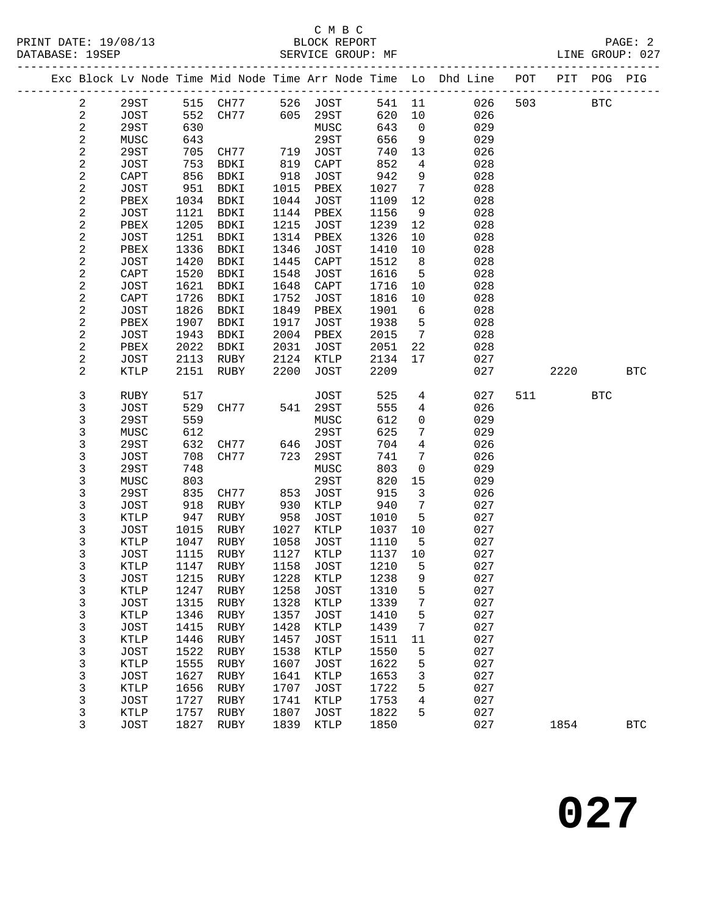C M B C
BLOCK REPORT
SERVICE GROUP: MF

PRINT DATE: 19/08/13
DATABASE: 19SEP

LINE GROUP: 027

| Exc | Block | Lv Node | Time | Mid Node | Time | Arr Node | Time | Lo | Dhd Line | POT | PIT | POG | PIG |
|---|---|---|---|---|---|---|---|---|---|---|---|---|---|
| | 2 | 29ST | 515 | CH77 | 526 | JOST | 541 | 11 | 026 | 503 | | BTC | |
| | 2 | JOST | 552 | CH77 | 605 | 29ST | 620 | 10 | 026 | | | | |
| | 2 | 29ST | 630 | | | MUSC | 643 | 0 | 029 | | | | |
| | 2 | MUSC | 643 | | | 29ST | 656 | 9 | 029 | | | | |
| | 2 | 29ST | 705 | CH77 | 719 | JOST | 740 | 13 | 026 | | | | |
| | 2 | JOST | 753 | BDKI | 819 | CAPT | 852 | 4 | 028 | | | | |
| | 2 | CAPT | 856 | BDKI | 918 | JOST | 942 | 9 | 028 | | | | |
| | 2 | JOST | 951 | BDKI | 1015 | PBEX | 1027 | 7 | 028 | | | | |
| | 2 | PBEX | 1034 | BDKI | 1044 | JOST | 1109 | 12 | 028 | | | | |
| | 2 | JOST | 1121 | BDKI | 1144 | PBEX | 1156 | 9 | 028 | | | | |
| | 2 | PBEX | 1205 | BDKI | 1215 | JOST | 1239 | 12 | 028 | | | | |
| | 2 | JOST | 1251 | BDKI | 1314 | PBEX | 1326 | 10 | 028 | | | | |
| | 2 | PBEX | 1336 | BDKI | 1346 | JOST | 1410 | 10 | 028 | | | | |
| | 2 | JOST | 1420 | BDKI | 1445 | CAPT | 1512 | 8 | 028 | | | | |
| | 2 | CAPT | 1520 | BDKI | 1548 | JOST | 1616 | 5 | 028 | | | | |
| | 2 | JOST | 1621 | BDKI | 1648 | CAPT | 1716 | 10 | 028 | | | | |
| | 2 | CAPT | 1726 | BDKI | 1752 | JOST | 1816 | 10 | 028 | | | | |
| | 2 | JOST | 1826 | BDKI | 1849 | PBEX | 1901 | 6 | 028 | | | | |
| | 2 | PBEX | 1907 | BDKI | 1917 | JOST | 1938 | 5 | 028 | | | | |
| | 2 | JOST | 1943 | BDKI | 2004 | PBEX | 2015 | 7 | 028 | | | | |
| | 2 | PBEX | 2022 | BDKI | 2031 | JOST | 2051 | 22 | 028 | | | | |
| | 2 | JOST | 2113 | RUBY | 2124 | KTLP | 2134 | 17 | 027 | | | | |
| | 2 | KTLP | 2151 | RUBY | 2200 | JOST | 2209 | | 027 | | 2220 | | BTC |
| | 3 | RUBY | 517 | | | JOST | 525 | 4 | 027 | 511 | | BTC | |
| | 3 | JOST | 529 | CH77 | 541 | 29ST | 555 | 4 | 026 | | | | |
| | 3 | 29ST | 559 | | | MUSC | 612 | 0 | 029 | | | | |
| | 3 | MUSC | 612 | | | 29ST | 625 | 7 | 029 | | | | |
| | 3 | 29ST | 632 | CH77 | 646 | JOST | 704 | 4 | 026 | | | | |
| | 3 | JOST | 708 | CH77 | 723 | 29ST | 741 | 7 | 026 | | | | |
| | 3 | 29ST | 748 | | | MUSC | 803 | 0 | 029 | | | | |
| | 3 | MUSC | 803 | | | 29ST | 820 | 15 | 029 | | | | |
| | 3 | 29ST | 835 | CH77 | 853 | JOST | 915 | 3 | 026 | | | | |
| | 3 | JOST | 918 | RUBY | 930 | KTLP | 940 | 7 | 027 | | | | |
| | 3 | KTLP | 947 | RUBY | 958 | JOST | 1010 | 5 | 027 | | | | |
| | 3 | JOST | 1015 | RUBY | 1027 | KTLP | 1037 | 10 | 027 | | | | |
| | 3 | KTLP | 1047 | RUBY | 1058 | JOST | 1110 | 5 | 027 | | | | |
| | 3 | JOST | 1115 | RUBY | 1127 | KTLP | 1137 | 10 | 027 | | | | |
| | 3 | KTLP | 1147 | RUBY | 1158 | JOST | 1210 | 5 | 027 | | | | |
| | 3 | JOST | 1215 | RUBY | 1228 | KTLP | 1238 | 9 | 027 | | | | |
| | 3 | KTLP | 1247 | RUBY | 1258 | JOST | 1310 | 5 | 027 | | | | |
| | 3 | JOST | 1315 | RUBY | 1328 | KTLP | 1339 | 7 | 027 | | | | |
| | 3 | KTLP | 1346 | RUBY | 1357 | JOST | 1410 | 5 | 027 | | | | |
| | 3 | JOST | 1415 | RUBY | 1428 | KTLP | 1439 | 7 | 027 | | | | |
| | 3 | KTLP | 1446 | RUBY | 1457 | JOST | 1511 | 11 | 027 | | | | |
| | 3 | JOST | 1522 | RUBY | 1538 | KTLP | 1550 | 5 | 027 | | | | |
| | 3 | KTLP | 1555 | RUBY | 1607 | JOST | 1622 | 5 | 027 | | | | |
| | 3 | JOST | 1627 | RUBY | 1641 | KTLP | 1653 | 3 | 027 | | | | |
| | 3 | KTLP | 1656 | RUBY | 1707 | JOST | 1722 | 5 | 027 | | | | |
| | 3 | JOST | 1727 | RUBY | 1741 | KTLP | 1753 | 4 | 027 | | | | |
| | 3 | KTLP | 1757 | RUBY | 1807 | JOST | 1822 | 5 | 027 | | | | |
| | 3 | JOST | 1827 | RUBY | 1839 | KTLP | 1850 | | 027 | | 1854 | | BTC |

# 027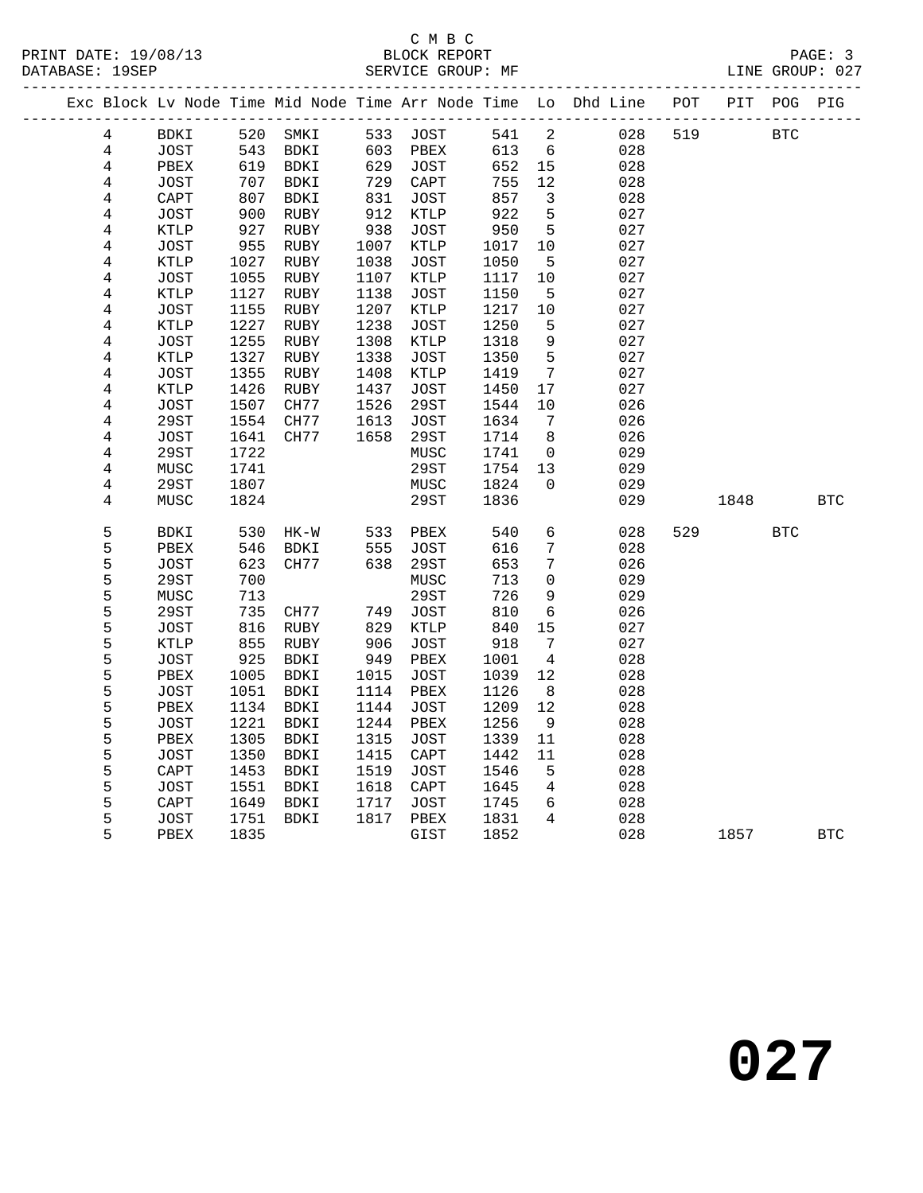C M B C

PRINT DATE: 19/08/13 BLOCK REPORT

DATABASE: 19SEP SERVICE GROUP: MF LINE GROUP: 027

| Exc | Block | Lv Node | Time | Mid Node | Time | Arr Node | Time | Lo | Dhd Line | POT | PIT | POG | PIG |
|---|---|---|---|---|---|---|---|---|---|---|---|---|---|
| | 4 | BDKI | 520 | SMKI | 533 | JOST | 541 | 2 | 028 | 519 | | BTC | |
| | 4 | JOST | 543 | BDKI | 603 | PBEX | 613 | 6 | 028 | | | | |
| | 4 | PBEX | 619 | BDKI | 629 | JOST | 652 | 15 | 028 | | | | |
| | 4 | JOST | 707 | BDKI | 729 | CAPT | 755 | 12 | 028 | | | | |
| | 4 | CAPT | 807 | BDKI | 831 | JOST | 857 | 3 | 028 | | | | |
| | 4 | JOST | 900 | RUBY | 912 | KTLP | 922 | 5 | 027 | | | | |
| | 4 | KTLP | 927 | RUBY | 938 | JOST | 950 | 5 | 027 | | | | |
| | 4 | JOST | 955 | RUBY | 1007 | KTLP | 1017 | 10 | 027 | | | | |
| | 4 | KTLP | 1027 | RUBY | 1038 | JOST | 1050 | 5 | 027 | | | | |
| | 4 | JOST | 1055 | RUBY | 1107 | KTLP | 1117 | 10 | 027 | | | | |
| | 4 | KTLP | 1127 | RUBY | 1138 | JOST | 1150 | 5 | 027 | | | | |
| | 4 | JOST | 1155 | RUBY | 1207 | KTLP | 1217 | 10 | 027 | | | | |
| | 4 | KTLP | 1227 | RUBY | 1238 | JOST | 1250 | 5 | 027 | | | | |
| | 4 | JOST | 1255 | RUBY | 1308 | KTLP | 1318 | 9 | 027 | | | | |
| | 4 | KTLP | 1327 | RUBY | 1338 | JOST | 1350 | 5 | 027 | | | | |
| | 4 | JOST | 1355 | RUBY | 1408 | KTLP | 1419 | 7 | 027 | | | | |
| | 4 | KTLP | 1426 | RUBY | 1437 | JOST | 1450 | 17 | 027 | | | | |
| | 4 | JOST | 1507 | CH77 | 1526 | 29ST | 1544 | 10 | 026 | | | | |
| | 4 | 29ST | 1554 | CH77 | 1613 | JOST | 1634 | 7 | 026 | | | | |
| | 4 | JOST | 1641 | CH77 | 1658 | 29ST | 1714 | 8 | 026 | | | | |
| | 4 | 29ST | 1722 | | | MUSC | 1741 | 0 | 029 | | | | |
| | 4 | MUSC | 1741 | | | 29ST | 1754 | 13 | 029 | | | | |
| | 4 | 29ST | 1807 | | | MUSC | 1824 | 0 | 029 | | | | |
| | 4 | MUSC | 1824 | | | 29ST | 1836 | | 029 | | 1848 | | BTC |
| | 5 | BDKI | 530 | HK-W | 533 | PBEX | 540 | 6 | 028 | 529 | | BTC | |
| | 5 | PBEX | 546 | BDKI | 555 | JOST | 616 | 7 | 028 | | | | |
| | 5 | JOST | 623 | CH77 | 638 | 29ST | 653 | 7 | 026 | | | | |
| | 5 | 29ST | 700 | | | MUSC | 713 | 0 | 029 | | | | |
| | 5 | MUSC | 713 | | | 29ST | 726 | 9 | 029 | | | | |
| | 5 | 29ST | 735 | CH77 | 749 | JOST | 810 | 6 | 026 | | | | |
| | 5 | JOST | 816 | RUBY | 829 | KTLP | 840 | 15 | 027 | | | | |
| | 5 | KTLP | 855 | RUBY | 906 | JOST | 918 | 7 | 027 | | | | |
| | 5 | JOST | 925 | BDKI | 949 | PBEX | 1001 | 4 | 028 | | | | |
| | 5 | PBEX | 1005 | BDKI | 1015 | JOST | 1039 | 12 | 028 | | | | |
| | 5 | JOST | 1051 | BDKI | 1114 | PBEX | 1126 | 8 | 028 | | | | |
| | 5 | PBEX | 1134 | BDKI | 1144 | JOST | 1209 | 12 | 028 | | | | |
| | 5 | JOST | 1221 | BDKI | 1244 | PBEX | 1256 | 9 | 028 | | | | |
| | 5 | PBEX | 1305 | BDKI | 1315 | JOST | 1339 | 11 | 028 | | | | |
| | 5 | JOST | 1350 | BDKI | 1415 | CAPT | 1442 | 11 | 028 | | | | |
| | 5 | CAPT | 1453 | BDKI | 1519 | JOST | 1546 | 5 | 028 | | | | |
| | 5 | JOST | 1551 | BDKI | 1618 | CAPT | 1645 | 4 | 028 | | | | |
| | 5 | CAPT | 1649 | BDKI | 1717 | JOST | 1745 | 6 | 028 | | | | |
| | 5 | JOST | 1751 | BDKI | 1817 | PBEX | 1831 | 4 | 028 | | | | |
| | 5 | PBEX | 1835 | | | GIST | 1852 | | 028 | | 1857 | | BTC |

# 027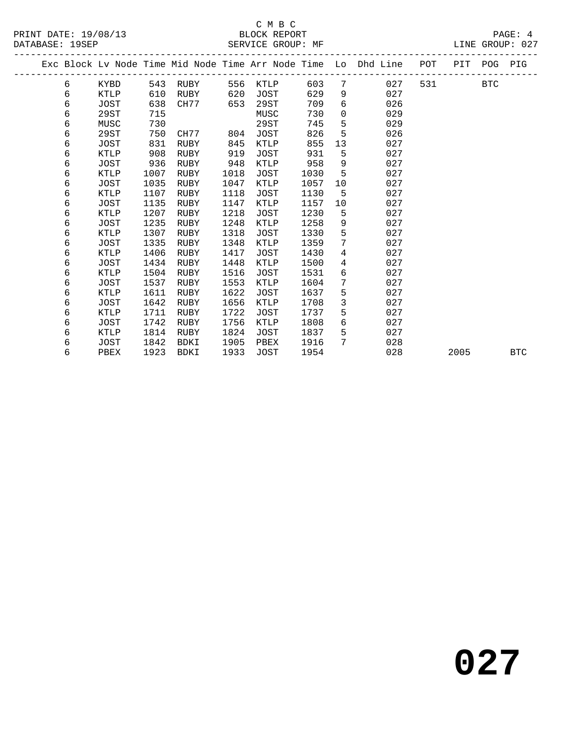C M B C
PRINT DATE: 19/08/13 BLOCK REPORT
DATABASE: 19SEP SERVICE GROUP: MF LINE GROUP: 027

| Exc | Block | Lv Node | Time | Mid Node | Time | Arr Node | Time | Lo | Dhd Line | POT | PIT | POG | PIG |
|---|---|---|---|---|---|---|---|---|---|---|---|---|---|
| | 6 | KYBD | 543 | RUBY | 556 | KTLP | 603 | 7 | 027 | 531 | | BTC | |
| | 6 | KTLP | 610 | RUBY | 620 | JOST | 629 | 9 | 027 | | | | |
| | 6 | JOST | 638 | CH77 | 653 | 29ST | 709 | 6 | 026 | | | | |
| | 6 | 29ST | 715 | | | MUSC | 730 | 0 | 029 | | | | |
| | 6 | MUSC | 730 | | | 29ST | 745 | 5 | 029 | | | | |
| | 6 | 29ST | 750 | CH77 | 804 | JOST | 826 | 5 | 026 | | | | |
| | 6 | JOST | 831 | RUBY | 845 | KTLP | 855 | 13 | 027 | | | | |
| | 6 | KTLP | 908 | RUBY | 919 | JOST | 931 | 5 | 027 | | | | |
| | 6 | JOST | 936 | RUBY | 948 | KTLP | 958 | 9 | 027 | | | | |
| | 6 | KTLP | 1007 | RUBY | 1018 | JOST | 1030 | 5 | 027 | | | | |
| | 6 | JOST | 1035 | RUBY | 1047 | KTLP | 1057 | 10 | 027 | | | | |
| | 6 | KTLP | 1107 | RUBY | 1118 | JOST | 1130 | 5 | 027 | | | | |
| | 6 | JOST | 1135 | RUBY | 1147 | KTLP | 1157 | 10 | 027 | | | | |
| | 6 | KTLP | 1207 | RUBY | 1218 | JOST | 1230 | 5 | 027 | | | | |
| | 6 | JOST | 1235 | RUBY | 1248 | KTLP | 1258 | 9 | 027 | | | | |
| | 6 | KTLP | 1307 | RUBY | 1318 | JOST | 1330 | 5 | 027 | | | | |
| | 6 | JOST | 1335 | RUBY | 1348 | KTLP | 1359 | 7 | 027 | | | | |
| | 6 | KTLP | 1406 | RUBY | 1417 | JOST | 1430 | 4 | 027 | | | | |
| | 6 | JOST | 1434 | RUBY | 1448 | KTLP | 1500 | 4 | 027 | | | | |
| | 6 | KTLP | 1504 | RUBY | 1516 | JOST | 1531 | 6 | 027 | | | | |
| | 6 | JOST | 1537 | RUBY | 1553 | KTLP | 1604 | 7 | 027 | | | | |
| | 6 | KTLP | 1611 | RUBY | 1622 | JOST | 1637 | 5 | 027 | | | | |
| | 6 | JOST | 1642 | RUBY | 1656 | KTLP | 1708 | 3 | 027 | | | | |
| | 6 | KTLP | 1711 | RUBY | 1722 | JOST | 1737 | 5 | 027 | | | | |
| | 6 | JOST | 1742 | RUBY | 1756 | KTLP | 1808 | 6 | 027 | | | | |
| | 6 | KTLP | 1814 | RUBY | 1824 | JOST | 1837 | 5 | 027 | | | | |
| | 6 | JOST | 1842 | BDKI | 1905 | PBEX | 1916 | 7 | 028 | | | | |
| | 6 | PBEX | 1923 | BDKI | 1933 | JOST | 1954 | | 028 | | 2005 | | BTC |

# 027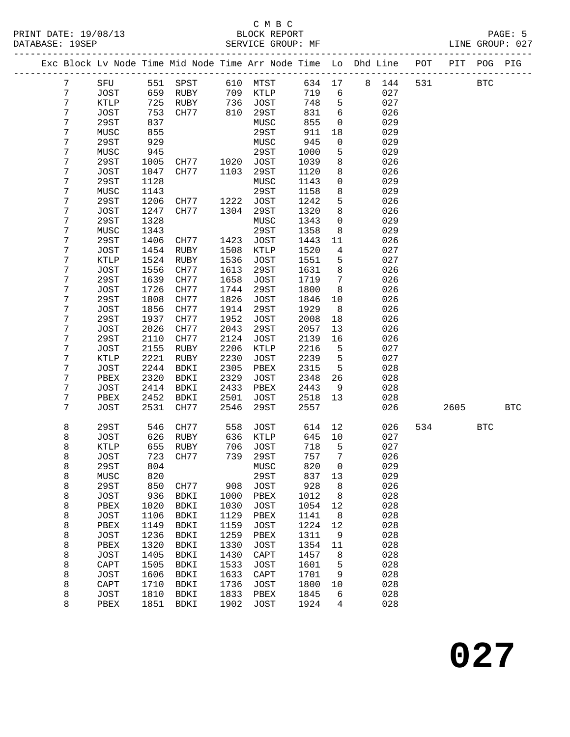C M B C

PRINT DATE: 19/08/13 BLOCK REPORT

DATABASE: 19SEP SERVICE GROUP: MF LINE GROUP: 027

| Exc | Block | Lv Node | Time | Mid Node | Time | Arr Node | Time | Lo | Dhd Line | POT | PIT | POG | PIG |
|---|---|---|---|---|---|---|---|---|---|---|---|---|---|
| | 7 | SFU | 551 | SPST | 610 | MTST | 634 | 17 | 8 144 | 531 | | BTC | |
| | 7 | JOST | 659 | RUBY | 709 | KTLP | 719 | 6 | 027 | | | | |
| | 7 | KTLP | 725 | RUBY | 736 | JOST | 748 | 5 | 027 | | | | |
| | 7 | JOST | 753 | CH77 | 810 | 29ST | 831 | 6 | 026 | | | | |
| | 7 | 29ST | 837 | | | MUSC | 855 | 0 | 029 | | | | |
| | 7 | MUSC | 855 | | | 29ST | 911 | 18 | 029 | | | | |
| | 7 | 29ST | 929 | | | MUSC | 945 | 0 | 029 | | | | |
| | 7 | MUSC | 945 | | | 29ST | 1000 | 5 | 029 | | | | |
| | 7 | 29ST | 1005 | CH77 | 1020 | JOST | 1039 | 8 | 026 | | | | |
| | 7 | JOST | 1047 | CH77 | 1103 | 29ST | 1120 | 8 | 026 | | | | |
| | 7 | 29ST | 1128 | | | MUSC | 1143 | 0 | 029 | | | | |
| | 7 | MUSC | 1143 | | | 29ST | 1158 | 8 | 029 | | | | |
| | 7 | 29ST | 1206 | CH77 | 1222 | JOST | 1242 | 5 | 026 | | | | |
| | 7 | JOST | 1247 | CH77 | 1304 | 29ST | 1320 | 8 | 026 | | | | |
| | 7 | 29ST | 1328 | | | MUSC | 1343 | 0 | 029 | | | | |
| | 7 | MUSC | 1343 | | | 29ST | 1358 | 8 | 029 | | | | |
| | 7 | 29ST | 1406 | CH77 | 1423 | JOST | 1443 | 11 | 026 | | | | |
| | 7 | JOST | 1454 | RUBY | 1508 | KTLP | 1520 | 4 | 027 | | | | |
| | 7 | KTLP | 1524 | RUBY | 1536 | JOST | 1551 | 5 | 027 | | | | |
| | 7 | JOST | 1556 | CH77 | 1613 | 29ST | 1631 | 8 | 026 | | | | |
| | 7 | 29ST | 1639 | CH77 | 1658 | JOST | 1719 | 7 | 026 | | | | |
| | 7 | JOST | 1726 | CH77 | 1744 | 29ST | 1800 | 8 | 026 | | | | |
| | 7 | 29ST | 1808 | CH77 | 1826 | JOST | 1846 | 10 | 026 | | | | |
| | 7 | JOST | 1856 | CH77 | 1914 | 29ST | 1929 | 8 | 026 | | | | |
| | 7 | 29ST | 1937 | CH77 | 1952 | JOST | 2008 | 18 | 026 | | | | |
| | 7 | JOST | 2026 | CH77 | 2043 | 29ST | 2057 | 13 | 026 | | | | |
| | 7 | 29ST | 2110 | CH77 | 2124 | JOST | 2139 | 16 | 026 | | | | |
| | 7 | JOST | 2155 | RUBY | 2206 | KTLP | 2216 | 5 | 027 | | | | |
| | 7 | KTLP | 2221 | RUBY | 2230 | JOST | 2239 | 5 | 027 | | | | |
| | 7 | JOST | 2244 | BDKI | 2305 | PBEX | 2315 | 5 | 028 | | | | |
| | 7 | PBEX | 2320 | BDKI | 2329 | JOST | 2348 | 26 | 028 | | | | |
| | 7 | JOST | 2414 | BDKI | 2433 | PBEX | 2443 | 9 | 028 | | | | |
| | 7 | PBEX | 2452 | BDKI | 2501 | JOST | 2518 | 13 | 028 | | | | |
| | 7 | JOST | 2531 | CH77 | 2546 | 29ST | 2557 | | 026 | | 2605 | | BTC |
| | 8 | 29ST | 546 | CH77 | 558 | JOST | 614 | 12 | 026 | 534 | | BTC | |
| | 8 | JOST | 626 | RUBY | 636 | KTLP | 645 | 10 | 027 | | | | |
| | 8 | KTLP | 655 | RUBY | 706 | JOST | 718 | 5 | 027 | | | | |
| | 8 | JOST | 723 | CH77 | 739 | 29ST | 757 | 7 | 026 | | | | |
| | 8 | 29ST | 804 | | | MUSC | 820 | 0 | 029 | | | | |
| | 8 | MUSC | 820 | | | 29ST | 837 | 13 | 029 | | | | |
| | 8 | 29ST | 850 | CH77 | 908 | JOST | 928 | 8 | 026 | | | | |
| | 8 | JOST | 936 | BDKI | 1000 | PBEX | 1012 | 8 | 028 | | | | |
| | 8 | PBEX | 1020 | BDKI | 1030 | JOST | 1054 | 12 | 028 | | | | |
| | 8 | JOST | 1106 | BDKI | 1129 | PBEX | 1141 | 8 | 028 | | | | |
| | 8 | PBEX | 1149 | BDKI | 1159 | JOST | 1224 | 12 | 028 | | | | |
| | 8 | JOST | 1236 | BDKI | 1259 | PBEX | 1311 | 9 | 028 | | | | |
| | 8 | PBEX | 1320 | BDKI | 1330 | JOST | 1354 | 11 | 028 | | | | |
| | 8 | JOST | 1405 | BDKI | 1430 | CAPT | 1457 | 8 | 028 | | | | |
| | 8 | CAPT | 1505 | BDKI | 1533 | JOST | 1601 | 5 | 028 | | | | |
| | 8 | JOST | 1606 | BDKI | 1633 | CAPT | 1701 | 9 | 028 | | | | |
| | 8 | CAPT | 1710 | BDKI | 1736 | JOST | 1800 | 10 | 028 | | | | |
| | 8 | JOST | 1810 | BDKI | 1833 | PBEX | 1845 | 6 | 028 | | | | |
| | 8 | PBEX | 1851 | BDKI | 1902 | JOST | 1924 | 4 | 028 | | | | |

**027**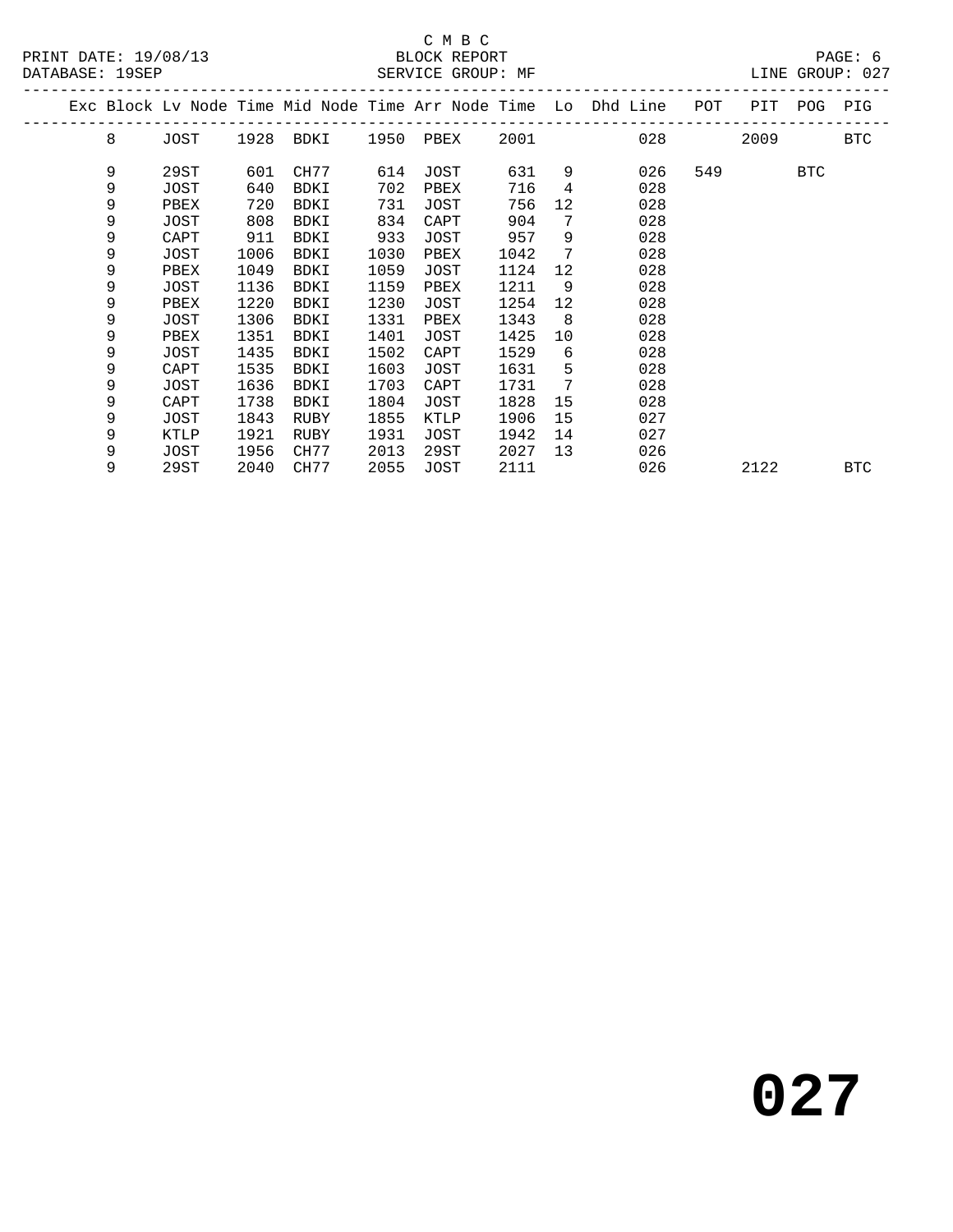C M B C
BLOCK REPORT
SERVICE GROUP: MF

PRINT DATE: 19/08/13
DATABASE: 19SEP
LINE GROUP: 027

| Exc | Block | Lv Node | Time | Mid Node | Time | Arr Node | Time | Lo | Dhd Line | POT | PIT | POG | PIG |
|---|---|---|---|---|---|---|---|---|---|---|---|---|---|
| | 8 | JOST | 1928 | BDKI | 1950 | PBEX | 2001 | | 028 | | 2009 | | BTC |
| | 9 | 29ST | 601 | CH77 | 614 | JOST | 631 | 9 | 026 | 549 | | BTC | |
| | 9 | JOST | 640 | BDKI | 702 | PBEX | 716 | 4 | 028 | | | | |
| | 9 | PBEX | 720 | BDKI | 731 | JOST | 756 | 12 | 028 | | | | |
| | 9 | JOST | 808 | BDKI | 834 | CAPT | 904 | 7 | 028 | | | | |
| | 9 | CAPT | 911 | BDKI | 933 | JOST | 957 | 9 | 028 | | | | |
| | 9 | JOST | 1006 | BDKI | 1030 | PBEX | 1042 | 7 | 028 | | | | |
| | 9 | PBEX | 1049 | BDKI | 1059 | JOST | 1124 | 12 | 028 | | | | |
| | 9 | JOST | 1136 | BDKI | 1159 | PBEX | 1211 | 9 | 028 | | | | |
| | 9 | PBEX | 1220 | BDKI | 1230 | JOST | 1254 | 12 | 028 | | | | |
| | 9 | JOST | 1306 | BDKI | 1331 | PBEX | 1343 | 8 | 028 | | | | |
| | 9 | PBEX | 1351 | BDKI | 1401 | JOST | 1425 | 10 | 028 | | | | |
| | 9 | JOST | 1435 | BDKI | 1502 | CAPT | 1529 | 6 | 028 | | | | |
| | 9 | CAPT | 1535 | BDKI | 1603 | JOST | 1631 | 5 | 028 | | | | |
| | 9 | JOST | 1636 | BDKI | 1703 | CAPT | 1731 | 7 | 028 | | | | |
| | 9 | CAPT | 1738 | BDKI | 1804 | JOST | 1828 | 15 | 028 | | | | |
| | 9 | JOST | 1843 | RUBY | 1855 | KTLP | 1906 | 15 | 027 | | | | |
| | 9 | KTLP | 1921 | RUBY | 1931 | JOST | 1942 | 14 | 027 | | | | |
| | 9 | JOST | 1956 | CH77 | 2013 | 29ST | 2027 | 13 | 026 | | | | |
| | 9 | 29ST | 2040 | CH77 | 2055 | JOST | 2111 | | 026 | | 2122 | | BTC |

# 027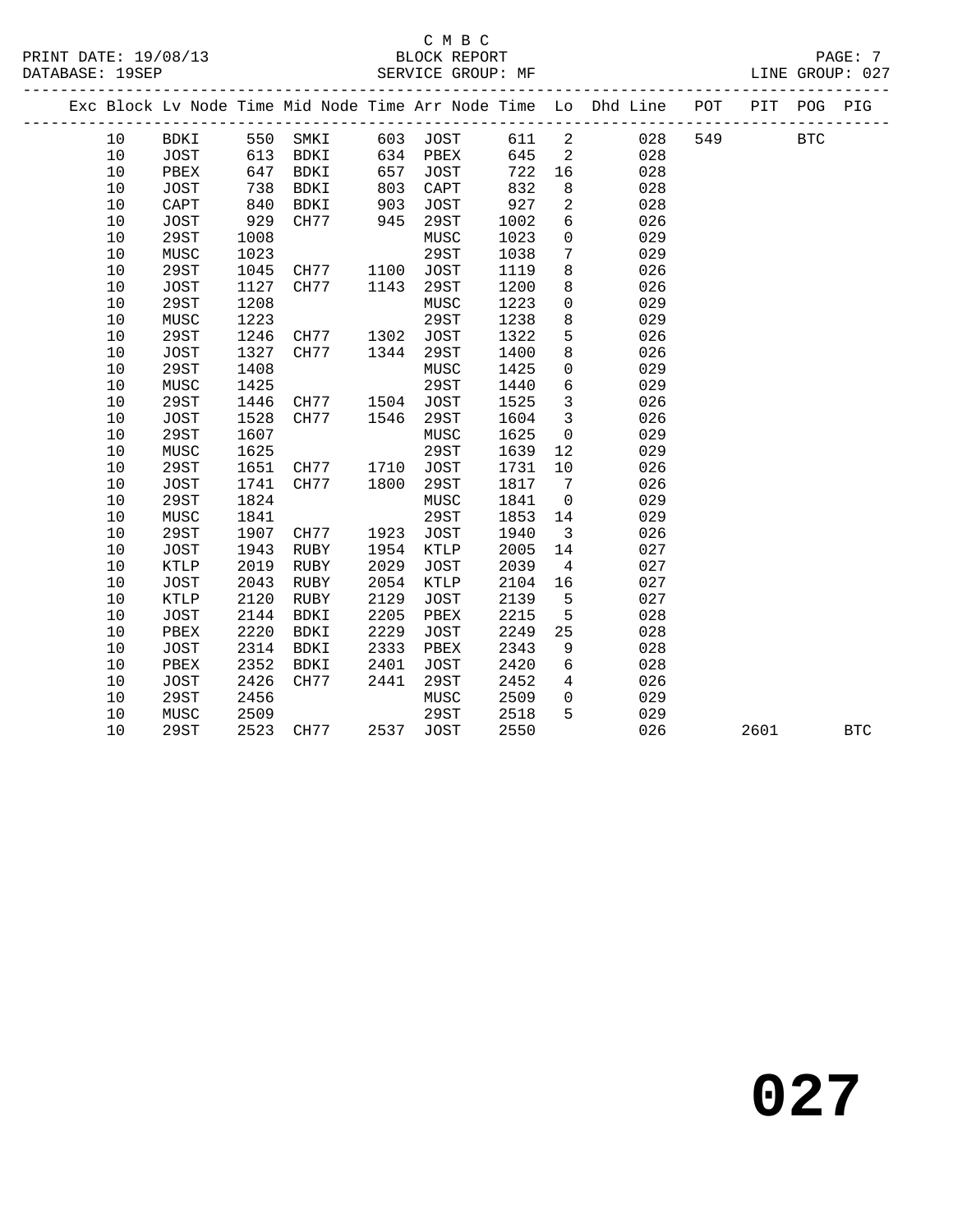C M B C
PRINT DATE: 19/08/13 BLOCK REPORT
DATABASE: 19SEP SERVICE GROUP: MF LINE GROUP: 027

| Exc | Block | Lv | Node | Time | Mid Node | Time | Arr Node | Time | Lo | Dhd Line | POT | PIT | POG | PIG |
|---|---|---|---|---|---|---|---|---|---|---|---|---|---|---|
| | 10 | | BDKI | 550 | SMKI | 603 | JOST | 611 | 2 | 028 | 549 | | BTC | |
| | 10 | | JOST | 613 | BDKI | 634 | PBEX | 645 | 2 | 028 | | | | |
| | 10 | | PBEX | 647 | BDKI | 657 | JOST | 722 | 16 | 028 | | | | |
| | 10 | | JOST | 738 | BDKI | 803 | CAPT | 832 | 8 | 028 | | | | |
| | 10 | | CAPT | 840 | BDKI | 903 | JOST | 927 | 2 | 028 | | | | |
| | 10 | | JOST | 929 | CH77 | 945 | 29ST | 1002 | 6 | 026 | | | | |
| | 10 | | 29ST | 1008 | | | MUSC | 1023 | 0 | 029 | | | | |
| | 10 | | MUSC | 1023 | | | 29ST | 1038 | 7 | 029 | | | | |
| | 10 | | 29ST | 1045 | CH77 | 1100 | JOST | 1119 | 8 | 026 | | | | |
| | 10 | | JOST | 1127 | CH77 | 1143 | 29ST | 1200 | 8 | 026 | | | | |
| | 10 | | 29ST | 1208 | | | MUSC | 1223 | 0 | 029 | | | | |
| | 10 | | MUSC | 1223 | | | 29ST | 1238 | 8 | 029 | | | | |
| | 10 | | 29ST | 1246 | CH77 | 1302 | JOST | 1322 | 5 | 026 | | | | |
| | 10 | | JOST | 1327 | CH77 | 1344 | 29ST | 1400 | 8 | 026 | | | | |
| | 10 | | 29ST | 1408 | | | MUSC | 1425 | 0 | 029 | | | | |
| | 10 | | MUSC | 1425 | | | 29ST | 1440 | 6 | 029 | | | | |
| | 10 | | 29ST | 1446 | CH77 | 1504 | JOST | 1525 | 3 | 026 | | | | |
| | 10 | | JOST | 1528 | CH77 | 1546 | 29ST | 1604 | 3 | 026 | | | | |
| | 10 | | 29ST | 1607 | | | MUSC | 1625 | 0 | 029 | | | | |
| | 10 | | MUSC | 1625 | | | 29ST | 1639 | 12 | 029 | | | | |
| | 10 | | 29ST | 1651 | CH77 | 1710 | JOST | 1731 | 10 | 026 | | | | |
| | 10 | | JOST | 1741 | CH77 | 1800 | 29ST | 1817 | 7 | 026 | | | | |
| | 10 | | 29ST | 1824 | | | MUSC | 1841 | 0 | 029 | | | | |
| | 10 | | MUSC | 1841 | | | 29ST | 1853 | 14 | 029 | | | | |
| | 10 | | 29ST | 1907 | CH77 | 1923 | JOST | 1940 | 3 | 026 | | | | |
| | 10 | | JOST | 1943 | RUBY | 1954 | KTLP | 2005 | 14 | 027 | | | | |
| | 10 | | KTLP | 2019 | RUBY | 2029 | JOST | 2039 | 4 | 027 | | | | |
| | 10 | | JOST | 2043 | RUBY | 2054 | KTLP | 2104 | 16 | 027 | | | | |
| | 10 | | KTLP | 2120 | RUBY | 2129 | JOST | 2139 | 5 | 027 | | | | |
| | 10 | | JOST | 2144 | BDKI | 2205 | PBEX | 2215 | 5 | 028 | | | | |
| | 10 | | PBEX | 2220 | BDKI | 2229 | JOST | 2249 | 25 | 028 | | | | |
| | 10 | | JOST | 2314 | BDKI | 2333 | PBEX | 2343 | 9 | 028 | | | | |
| | 10 | | PBEX | 2352 | BDKI | 2401 | JOST | 2420 | 6 | 028 | | | | |
| | 10 | | JOST | 2426 | CH77 | 2441 | 29ST | 2452 | 4 | 026 | | | | |
| | 10 | | 29ST | 2456 | | | MUSC | 2509 | 0 | 029 | | | | |
| | 10 | | MUSC | 2509 | | | 29ST | 2518 | 5 | 029 | | | | |
| | 10 | | 29ST | 2523 | CH77 | 2537 | JOST | 2550 | | 026 | | 2601 | | BTC |

# 027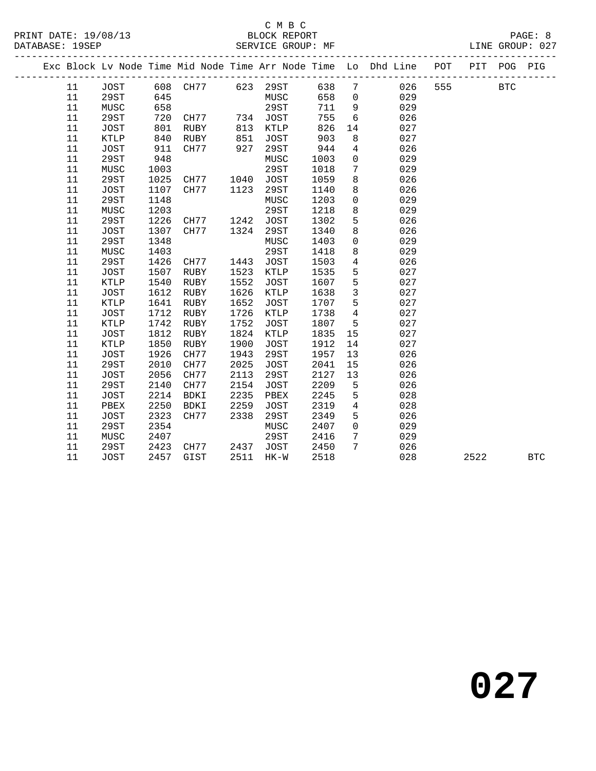C M B C

BLOCK REPORT

SERVICE GROUP: MF

PRINT DATE: 19/08/13
DATABASE: 19SEP
LINE GROUP: 027

| Exc | Block | Lv | Node | Time | Mid Node | Time | Arr Node | Time | Lo | Dhd Line | POT | PIT | POG | PIG |
|---|---|---|---|---|---|---|---|---|---|---|---|---|---|---|
| | 11 | | JOST | 608 | CH77 | 623 | 29ST | 638 | 7 | 026 | 555 | | BTC | |
| | 11 | | 29ST | 645 | | | MUSC | 658 | 0 | 029 | | | | |
| | 11 | | MUSC | 658 | | | 29ST | 711 | 9 | 029 | | | | |
| | 11 | | 29ST | 720 | CH77 | 734 | JOST | 755 | 6 | 026 | | | | |
| | 11 | | JOST | 801 | RUBY | 813 | KTLP | 826 | 14 | 027 | | | | |
| | 11 | | KTLP | 840 | RUBY | 851 | JOST | 903 | 8 | 027 | | | | |
| | 11 | | JOST | 911 | CH77 | 927 | 29ST | 944 | 4 | 026 | | | | |
| | 11 | | 29ST | 948 | | | MUSC | 1003 | 0 | 029 | | | | |
| | 11 | | MUSC | 1003 | | | 29ST | 1018 | 7 | 029 | | | | |
| | 11 | | 29ST | 1025 | CH77 | 1040 | JOST | 1059 | 8 | 026 | | | | |
| | 11 | | JOST | 1107 | CH77 | 1123 | 29ST | 1140 | 8 | 026 | | | | |
| | 11 | | 29ST | 1148 | | | MUSC | 1203 | 0 | 029 | | | | |
| | 11 | | MUSC | 1203 | | | 29ST | 1218 | 8 | 029 | | | | |
| | 11 | | 29ST | 1226 | CH77 | 1242 | JOST | 1302 | 5 | 026 | | | | |
| | 11 | | JOST | 1307 | CH77 | 1324 | 29ST | 1340 | 8 | 026 | | | | |
| | 11 | | 29ST | 1348 | | | MUSC | 1403 | 0 | 029 | | | | |
| | 11 | | MUSC | 1403 | | | 29ST | 1418 | 8 | 029 | | | | |
| | 11 | | 29ST | 1426 | CH77 | 1443 | JOST | 1503 | 4 | 026 | | | | |
| | 11 | | JOST | 1507 | RUBY | 1523 | KTLP | 1535 | 5 | 027 | | | | |
| | 11 | | KTLP | 1540 | RUBY | 1552 | JOST | 1607 | 5 | 027 | | | | |
| | 11 | | JOST | 1612 | RUBY | 1626 | KTLP | 1638 | 3 | 027 | | | | |
| | 11 | | KTLP | 1641 | RUBY | 1652 | JOST | 1707 | 5 | 027 | | | | |
| | 11 | | JOST | 1712 | RUBY | 1726 | KTLP | 1738 | 4 | 027 | | | | |
| | 11 | | KTLP | 1742 | RUBY | 1752 | JOST | 1807 | 5 | 027 | | | | |
| | 11 | | JOST | 1812 | RUBY | 1824 | KTLP | 1835 | 15 | 027 | | | | |
| | 11 | | KTLP | 1850 | RUBY | 1900 | JOST | 1912 | 14 | 027 | | | | |
| | 11 | | JOST | 1926 | CH77 | 1943 | 29ST | 1957 | 13 | 026 | | | | |
| | 11 | | 29ST | 2010 | CH77 | 2025 | JOST | 2041 | 15 | 026 | | | | |
| | 11 | | JOST | 2056 | CH77 | 2113 | 29ST | 2127 | 13 | 026 | | | | |
| | 11 | | 29ST | 2140 | CH77 | 2154 | JOST | 2209 | 5 | 026 | | | | |
| | 11 | | JOST | 2214 | BDKI | 2235 | PBEX | 2245 | 5 | 028 | | | | |
| | 11 | | PBEX | 2250 | BDKI | 2259 | JOST | 2319 | 4 | 028 | | | | |
| | 11 | | JOST | 2323 | CH77 | 2338 | 29ST | 2349 | 5 | 026 | | | | |
| | 11 | | 29ST | 2354 | | | MUSC | 2407 | 0 | 029 | | | | |
| | 11 | | MUSC | 2407 | | | 29ST | 2416 | 7 | 029 | | | | |
| | 11 | | 29ST | 2423 | CH77 | 2437 | JOST | 2450 | 7 | 026 | | | | |
| | 11 | | JOST | 2457 | GIST | 2511 | HK-W | 2518 | | 028 | | 2522 | | BTC |

# 027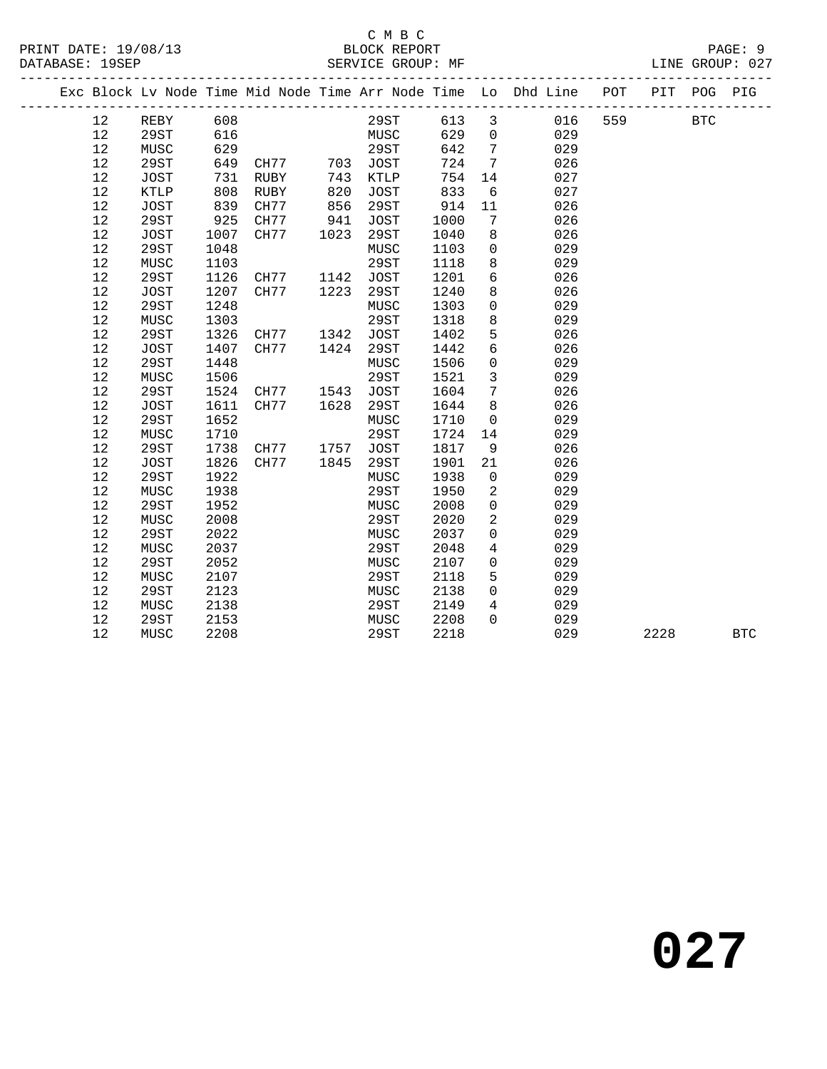C M B C

BLOCK REPORT

SERVICE GROUP: MF

| Exc | Block | Lv | Node | Time | Mid Node | Time | Arr Node | Time | Lo | Dhd Line | POT | PIT | POG | PIG |
|---|---|---|---|---|---|---|---|---|---|---|---|---|---|---|
| | 12 | | REBY | 608 | | | 29ST | 613 | 3 | 016 | 559 | | BTC | |
| | 12 | | 29ST | 616 | | | MUSC | 629 | 0 | 029 | | | | |
| | 12 | | MUSC | 629 | | | 29ST | 642 | 7 | 029 | | | | |
| | 12 | | 29ST | 649 | CH77 | 703 | JOST | 724 | 7 | 026 | | | | |
| | 12 | | JOST | 731 | RUBY | 743 | KTLP | 754 | 14 | 027 | | | | |
| | 12 | | KTLP | 808 | RUBY | 820 | JOST | 833 | 6 | 027 | | | | |
| | 12 | | JOST | 839 | CH77 | 856 | 29ST | 914 | 11 | 026 | | | | |
| | 12 | | 29ST | 925 | CH77 | 941 | JOST | 1000 | 7 | 026 | | | | |
| | 12 | | JOST | 1007 | CH77 | 1023 | 29ST | 1040 | 8 | 026 | | | | |
| | 12 | | 29ST | 1048 | | | MUSC | 1103 | 0 | 029 | | | | |
| | 12 | | MUSC | 1103 | | | 29ST | 1118 | 8 | 029 | | | | |
| | 12 | | 29ST | 1126 | CH77 | 1142 | JOST | 1201 | 6 | 026 | | | | |
| | 12 | | JOST | 1207 | CH77 | 1223 | 29ST | 1240 | 8 | 026 | | | | |
| | 12 | | 29ST | 1248 | | | MUSC | 1303 | 0 | 029 | | | | |
| | 12 | | MUSC | 1303 | | | 29ST | 1318 | 8 | 029 | | | | |
| | 12 | | 29ST | 1326 | CH77 | 1342 | JOST | 1402 | 5 | 026 | | | | |
| | 12 | | JOST | 1407 | CH77 | 1424 | 29ST | 1442 | 6 | 026 | | | | |
| | 12 | | 29ST | 1448 | | | MUSC | 1506 | 0 | 029 | | | | |
| | 12 | | MUSC | 1506 | | | 29ST | 1521 | 3 | 029 | | | | |
| | 12 | | 29ST | 1524 | CH77 | 1543 | JOST | 1604 | 7 | 026 | | | | |
| | 12 | | JOST | 1611 | CH77 | 1628 | 29ST | 1644 | 8 | 026 | | | | |
| | 12 | | 29ST | 1652 | | | MUSC | 1710 | 0 | 029 | | | | |
| | 12 | | MUSC | 1710 | | | 29ST | 1724 | 14 | 029 | | | | |
| | 12 | | 29ST | 1738 | CH77 | 1757 | JOST | 1817 | 9 | 026 | | | | |
| | 12 | | JOST | 1826 | CH77 | 1845 | 29ST | 1901 | 21 | 026 | | | | |
| | 12 | | 29ST | 1922 | | | MUSC | 1938 | 0 | 029 | | | | |
| | 12 | | MUSC | 1938 | | | 29ST | 1950 | 2 | 029 | | | | |
| | 12 | | 29ST | 1952 | | | MUSC | 2008 | 0 | 029 | | | | |
| | 12 | | MUSC | 2008 | | | 29ST | 2020 | 2 | 029 | | | | |
| | 12 | | 29ST | 2022 | | | MUSC | 2037 | 0 | 029 | | | | |
| | 12 | | MUSC | 2037 | | | 29ST | 2048 | 4 | 029 | | | | |
| | 12 | | 29ST | 2052 | | | MUSC | 2107 | 0 | 029 | | | | |
| | 12 | | MUSC | 2107 | | | 29ST | 2118 | 5 | 029 | | | | |
| | 12 | | 29ST | 2123 | | | MUSC | 2138 | 0 | 029 | | | | |
| | 12 | | MUSC | 2138 | | | 29ST | 2149 | 4 | 029 | | | | |
| | 12 | | 29ST | 2153 | | | MUSC | 2208 | 0 | 029 | | | | |
| | 12 | | MUSC | 2208 | | | 29ST | 2218 | | 029 | | 2228 | | BTC |

# 027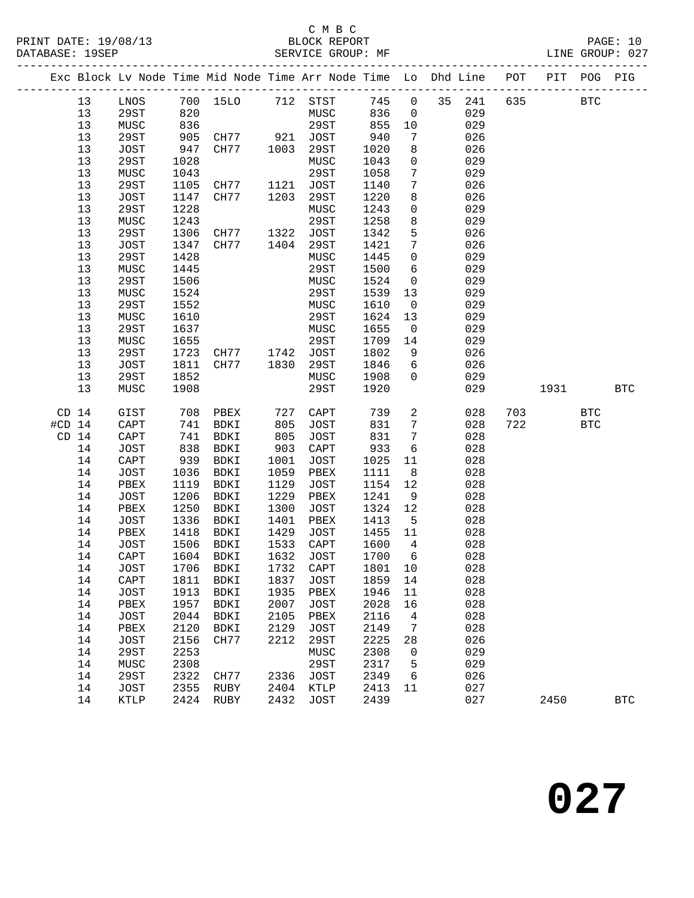C M B C
PRINT DATE: 19/08/13 BLOCK REPORT
DATABASE: 19SEP SERVICE GROUP: MF LINE GROUP: 027

| Exc | Block | Lv | Node | Time | Mid Node | Time | Arr Node | Time | Lo | Dhd | Line | POT | PIT | POG | PIG |
|---|---|---|---|---|---|---|---|---|---|---|---|---|---|---|---|
| | 13 | | LNOS | 700 | 15LO | 712 | STST | 745 | 0 | 35 | 241 | 635 | | BTC | |
| | 13 | | 29ST | 820 | | | MUSC | 836 | 0 | | 029 | | | | |
| | 13 | | MUSC | 836 | | | 29ST | 855 | 10 | | 029 | | | | |
| | 13 | | 29ST | 905 | CH77 | 921 | JOST | 940 | 7 | | 026 | | | | |
| | 13 | | JOST | 947 | CH77 | 1003 | 29ST | 1020 | 8 | | 026 | | | | |
| | 13 | | 29ST | 1028 | | | MUSC | 1043 | 0 | | 029 | | | | |
| | 13 | | MUSC | 1043 | | | 29ST | 1058 | 7 | | 029 | | | | |
| | 13 | | 29ST | 1105 | CH77 | 1121 | JOST | 1140 | 7 | | 026 | | | | |
| | 13 | | JOST | 1147 | CH77 | 1203 | 29ST | 1220 | 8 | | 026 | | | | |
| | 13 | | 29ST | 1228 | | | MUSC | 1243 | 0 | | 029 | | | | |
| | 13 | | MUSC | 1243 | | | 29ST | 1258 | 8 | | 029 | | | | |
| | 13 | | 29ST | 1306 | CH77 | 1322 | JOST | 1342 | 5 | | 026 | | | | |
| | 13 | | JOST | 1347 | CH77 | 1404 | 29ST | 1421 | 7 | | 026 | | | | |
| | 13 | | 29ST | 1428 | | | MUSC | 1445 | 0 | | 029 | | | | |
| | 13 | | MUSC | 1445 | | | 29ST | 1500 | 6 | | 029 | | | | |
| | 13 | | 29ST | 1506 | | | MUSC | 1524 | 0 | | 029 | | | | |
| | 13 | | MUSC | 1524 | | | 29ST | 1539 | 13 | | 029 | | | | |
| | 13 | | 29ST | 1552 | | | MUSC | 1610 | 0 | | 029 | | | | |
| | 13 | | MUSC | 1610 | | | 29ST | 1624 | 13 | | 029 | | | | |
| | 13 | | 29ST | 1637 | | | MUSC | 1655 | 0 | | 029 | | | | |
| | 13 | | MUSC | 1655 | | | 29ST | 1709 | 14 | | 029 | | | | |
| | 13 | | 29ST | 1723 | CH77 | 1742 | JOST | 1802 | 9 | | 026 | | | | |
| | 13 | | JOST | 1811 | CH77 | 1830 | 29ST | 1846 | 6 | | 026 | | | | |
| | 13 | | 29ST | 1852 | | | MUSC | 1908 | 0 | | 029 | | | | |
| | 13 | | MUSC | 1908 | | | 29ST | 1920 | | | 029 | | 1931 | | BTC |
| CD | 14 | | GIST | 708 | PBEX | 727 | CAPT | 739 | 2 | | 028 | 703 | | BTC | |
| #CD | 14 | | CAPT | 741 | BDKI | 805 | JOST | 831 | 7 | | 028 | 722 | | BTC | |
| CD | 14 | | CAPT | 741 | BDKI | 805 | JOST | 831 | 7 | | 028 | | | | |
| | 14 | | JOST | 838 | BDKI | 903 | CAPT | 933 | 6 | | 028 | | | | |
| | 14 | | CAPT | 939 | BDKI | 1001 | JOST | 1025 | 11 | | 028 | | | | |
| | 14 | | JOST | 1036 | BDKI | 1059 | PBEX | 1111 | 8 | | 028 | | | | |
| | 14 | | PBEX | 1119 | BDKI | 1129 | JOST | 1154 | 12 | | 028 | | | | |
| | 14 | | JOST | 1206 | BDKI | 1229 | PBEX | 1241 | 9 | | 028 | | | | |
| | 14 | | PBEX | 1250 | BDKI | 1300 | JOST | 1324 | 12 | | 028 | | | | |
| | 14 | | JOST | 1336 | BDKI | 1401 | PBEX | 1413 | 5 | | 028 | | | | |
| | 14 | | PBEX | 1418 | BDKI | 1429 | JOST | 1455 | 11 | | 028 | | | | |
| | 14 | | JOST | 1506 | BDKI | 1533 | CAPT | 1600 | 4 | | 028 | | | | |
| | 14 | | CAPT | 1604 | BDKI | 1632 | JOST | 1700 | 6 | | 028 | | | | |
| | 14 | | JOST | 1706 | BDKI | 1732 | CAPT | 1801 | 10 | | 028 | | | | |
| | 14 | | CAPT | 1811 | BDKI | 1837 | JOST | 1859 | 14 | | 028 | | | | |
| | 14 | | JOST | 1913 | BDKI | 1935 | PBEX | 1946 | 11 | | 028 | | | | |
| | 14 | | PBEX | 1957 | BDKI | 2007 | JOST | 2028 | 16 | | 028 | | | | |
| | 14 | | JOST | 2044 | BDKI | 2105 | PBEX | 2116 | 4 | | 028 | | | | |
| | 14 | | PBEX | 2120 | BDKI | 2129 | JOST | 2149 | 7 | | 028 | | | | |
| | 14 | | JOST | 2156 | CH77 | 2212 | 29ST | 2225 | 28 | | 026 | | | | |
| | 14 | | 29ST | 2253 | | | MUSC | 2308 | 0 | | 029 | | | | |
| | 14 | | MUSC | 2308 | | | 29ST | 2317 | 5 | | 029 | | | | |
| | 14 | | 29ST | 2322 | CH77 | 2336 | JOST | 2349 | 6 | | 026 | | | | |
| | 14 | | JOST | 2355 | RUBY | 2404 | KTLP | 2413 | 11 | | 027 | | | | |
| | 14 | | KTLP | 2424 | RUBY | 2432 | JOST | 2439 | | | 027 | | 2450 | | BTC |

027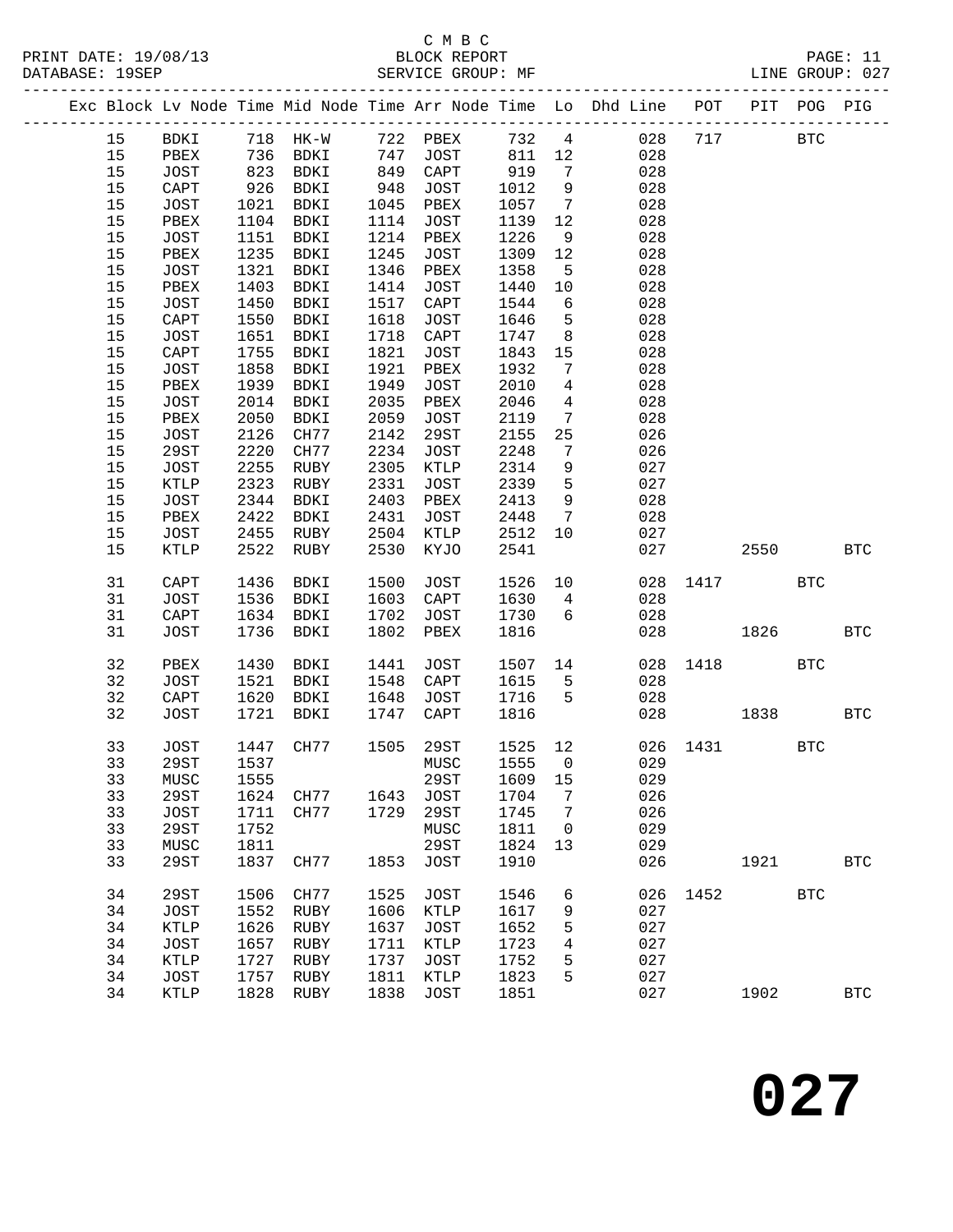C M B C
BLOCK REPORT
SERVICE GROUP: MF

PRINT DATE: 19/08/13
DATABASE: 19SEP
LINE GROUP: 027

| Exc | Block | Lv Node | Time | Mid Node | Time | Arr Node | Time | Lo | Dhd Line | POT | PIT | POG | PIG |
|---|---|---|---|---|---|---|---|---|---|---|---|---|---|
| | 15 | BDKI | 718 | HK-W | 722 | PBEX | 732 | 4 | 028 | 717 | | BTC | |
| | 15 | PBEX | 736 | BDKI | 747 | JOST | 811 | 12 | 028 | | | | |
| | 15 | JOST | 823 | BDKI | 849 | CAPT | 919 | 7 | 028 | | | | |
| | 15 | CAPT | 926 | BDKI | 948 | JOST | 1012 | 9 | 028 | | | | |
| | 15 | JOST | 1021 | BDKI | 1045 | PBEX | 1057 | 7 | 028 | | | | |
| | 15 | PBEX | 1104 | BDKI | 1114 | JOST | 1139 | 12 | 028 | | | | |
| | 15 | JOST | 1151 | BDKI | 1214 | PBEX | 1226 | 9 | 028 | | | | |
| | 15 | PBEX | 1235 | BDKI | 1245 | JOST | 1309 | 12 | 028 | | | | |
| | 15 | JOST | 1321 | BDKI | 1346 | PBEX | 1358 | 5 | 028 | | | | |
| | 15 | PBEX | 1403 | BDKI | 1414 | JOST | 1440 | 10 | 028 | | | | |
| | 15 | JOST | 1450 | BDKI | 1517 | CAPT | 1544 | 6 | 028 | | | | |
| | 15 | CAPT | 1550 | BDKI | 1618 | JOST | 1646 | 5 | 028 | | | | |
| | 15 | JOST | 1651 | BDKI | 1718 | CAPT | 1747 | 8 | 028 | | | | |
| | 15 | CAPT | 1755 | BDKI | 1821 | JOST | 1843 | 15 | 028 | | | | |
| | 15 | JOST | 1858 | BDKI | 1921 | PBEX | 1932 | 7 | 028 | | | | |
| | 15 | PBEX | 1939 | BDKI | 1949 | JOST | 2010 | 4 | 028 | | | | |
| | 15 | JOST | 2014 | BDKI | 2035 | PBEX | 2046 | 4 | 028 | | | | |
| | 15 | PBEX | 2050 | BDKI | 2059 | JOST | 2119 | 7 | 028 | | | | |
| | 15 | JOST | 2126 | CH77 | 2142 | 29ST | 2155 | 25 | 026 | | | | |
| | 15 | 29ST | 2220 | CH77 | 2234 | JOST | 2248 | 7 | 026 | | | | |
| | 15 | JOST | 2255 | RUBY | 2305 | KTLP | 2314 | 9 | 027 | | | | |
| | 15 | KTLP | 2323 | RUBY | 2331 | JOST | 2339 | 5 | 027 | | | | |
| | 15 | JOST | 2344 | BDKI | 2403 | PBEX | 2413 | 9 | 028 | | | | |
| | 15 | PBEX | 2422 | BDKI | 2431 | JOST | 2448 | 7 | 028 | | | | |
| | 15 | JOST | 2455 | RUBY | 2504 | KTLP | 2512 | 10 | 027 | | | | |
| | 15 | KTLP | 2522 | RUBY | 2530 | KYJO | 2541 | | 027 | | 2550 | | BTC |
| | 31 | CAPT | 1436 | BDKI | 1500 | JOST | 1526 | 10 | 028 | 1417 | | BTC | |
| | 31 | JOST | 1536 | BDKI | 1603 | CAPT | 1630 | 4 | 028 | | | | |
| | 31 | CAPT | 1634 | BDKI | 1702 | JOST | 1730 | 6 | 028 | | | | |
| | 31 | JOST | 1736 | BDKI | 1802 | PBEX | 1816 | | 028 | | 1826 | | BTC |
| | 32 | PBEX | 1430 | BDKI | 1441 | JOST | 1507 | 14 | 028 | 1418 | | BTC | |
| | 32 | JOST | 1521 | BDKI | 1548 | CAPT | 1615 | 5 | 028 | | | | |
| | 32 | CAPT | 1620 | BDKI | 1648 | JOST | 1716 | 5 | 028 | | | | |
| | 32 | JOST | 1721 | BDKI | 1747 | CAPT | 1816 | | 028 | | 1838 | | BTC |
| | 33 | JOST | 1447 | CH77 | 1505 | 29ST | 1525 | 12 | 026 | 1431 | | BTC | |
| | 33 | 29ST | 1537 | | | MUSC | 1555 | 0 | 029 | | | | |
| | 33 | MUSC | 1555 | | | 29ST | 1609 | 15 | 029 | | | | |
| | 33 | 29ST | 1624 | CH77 | 1643 | JOST | 1704 | 7 | 026 | | | | |
| | 33 | JOST | 1711 | CH77 | 1729 | 29ST | 1745 | 7 | 026 | | | | |
| | 33 | 29ST | 1752 | | | MUSC | 1811 | 0 | 029 | | | | |
| | 33 | MUSC | 1811 | | | 29ST | 1824 | 13 | 029 | | | | |
| | 33 | 29ST | 1837 | CH77 | 1853 | JOST | 1910 | | 026 | | 1921 | | BTC |
| | 34 | 29ST | 1506 | CH77 | 1525 | JOST | 1546 | 6 | 026 | 1452 | | BTC | |
| | 34 | JOST | 1552 | RUBY | 1606 | KTLP | 1617 | 9 | 027 | | | | |
| | 34 | KTLP | 1626 | RUBY | 1637 | JOST | 1652 | 5 | 027 | | | | |
| | 34 | JOST | 1657 | RUBY | 1711 | KTLP | 1723 | 4 | 027 | | | | |
| | 34 | KTLP | 1727 | RUBY | 1737 | JOST | 1752 | 5 | 027 | | | | |
| | 34 | JOST | 1757 | RUBY | 1811 | KTLP | 1823 | 5 | 027 | | | | |
| | 34 | KTLP | 1828 | RUBY | 1838 | JOST | 1851 | | 027 | | 1902 | | BTC |

# 027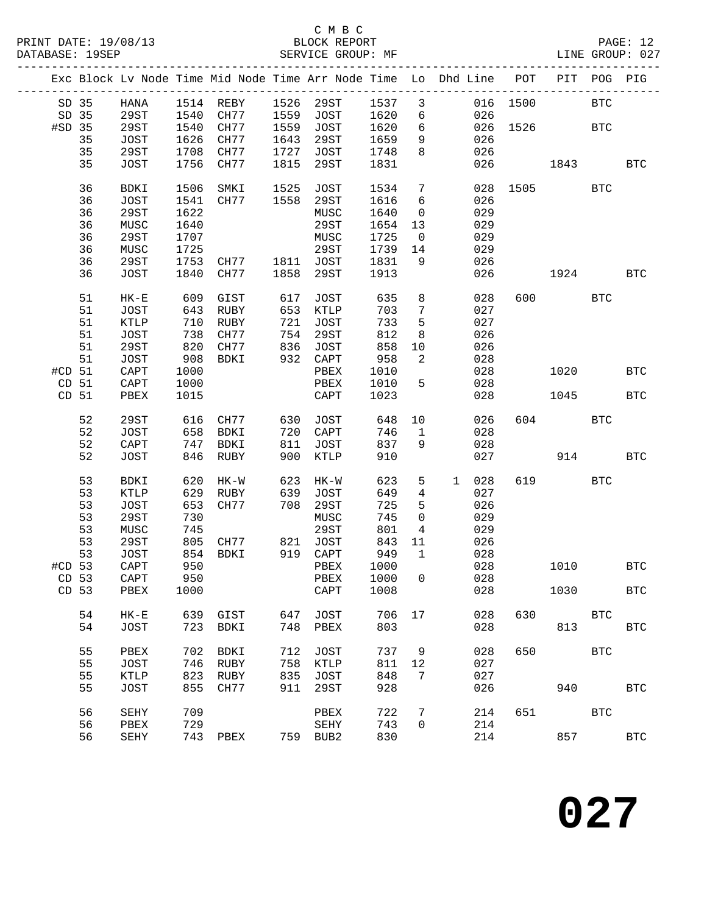C M B C

BLOCK REPORT

SERVICE GROUP: MF

PRINT DATE: 19/08/13
DATABASE: 19SEP
LINE GROUP: 027

| Exc | Block | Lv | Node | Time | Mid Node | Time | Arr Node | Time | Lo | Dhd | Line | POT | PIT | POG | PIG |
|---|---|---|---|---|---|---|---|---|---|---|---|---|---|---|---|
| SD | 35 | | HANA | 1514 | REBY | 1526 | 29ST | 1537 | 3 | | 016 | 1500 | | BTC | |
| SD | 35 | | 29ST | 1540 | CH77 | 1559 | JOST | 1620 | 6 | | 026 | | | | |
| #SD | 35 | | 29ST | 1540 | CH77 | 1559 | JOST | 1620 | 6 | | 026 | 1526 | | BTC | |
| | 35 | | JOST | 1626 | CH77 | 1643 | 29ST | 1659 | 9 | | 026 | | | | |
| | 35 | | 29ST | 1708 | CH77 | 1727 | JOST | 1748 | 8 | | 026 | | | | |
| | 35 | | JOST | 1756 | CH77 | 1815 | 29ST | 1831 | | | 026 | | 1843 | | BTC |
| | 36 | | BDKI | 1506 | SMKI | 1525 | JOST | 1534 | 7 | | 028 | 1505 | | BTC | |
| | 36 | | JOST | 1541 | CH77 | 1558 | 29ST | 1616 | 6 | | 026 | | | | |
| | 36 | | 29ST | 1622 | | | MUSC | 1640 | 0 | | 029 | | | | |
| | 36 | | MUSC | 1640 | | | 29ST | 1654 | 13 | | 029 | | | | |
| | 36 | | 29ST | 1707 | | | MUSC | 1725 | 0 | | 029 | | | | |
| | 36 | | MUSC | 1725 | | | 29ST | 1739 | 14 | | 029 | | | | |
| | 36 | | 29ST | 1753 | CH77 | 1811 | JOST | 1831 | 9 | | 026 | | | | |
| | 36 | | JOST | 1840 | CH77 | 1858 | 29ST | 1913 | | | 026 | | 1924 | | BTC |
| | 51 | | HK-E | 609 | GIST | 617 | JOST | 635 | 8 | | 028 | 600 | | BTC | |
| | 51 | | JOST | 643 | RUBY | 653 | KTLP | 703 | 7 | | 027 | | | | |
| | 51 | | KTLP | 710 | RUBY | 721 | JOST | 733 | 5 | | 027 | | | | |
| | 51 | | JOST | 738 | CH77 | 754 | 29ST | 812 | 8 | | 026 | | | | |
| | 51 | | 29ST | 820 | CH77 | 836 | JOST | 858 | 10 | | 026 | | | | |
| | 51 | | JOST | 908 | BDKI | 932 | CAPT | 958 | 2 | | 028 | | | | |
| #CD | 51 | | CAPT | 1000 | | | PBEX | 1010 | | | 028 | | 1020 | | BTC |
| CD | 51 | | CAPT | 1000 | | | PBEX | 1010 | 5 | | 028 | | | | |
| CD | 51 | | PBEX | 1015 | | | CAPT | 1023 | | | 028 | | 1045 | | BTC |
| | 52 | | 29ST | 616 | CH77 | 630 | JOST | 648 | 10 | | 026 | 604 | | BTC | |
| | 52 | | JOST | 658 | BDKI | 720 | CAPT | 746 | 1 | | 028 | | | | |
| | 52 | | CAPT | 747 | BDKI | 811 | JOST | 837 | 9 | | 028 | | | | |
| | 52 | | JOST | 846 | RUBY | 900 | KTLP | 910 | | | 027 | | 914 | | BTC |
| | 53 | | BDKI | 620 | HK-W | 623 | HK-W | 623 | 5 | 1 | 028 | 619 | | BTC | |
| | 53 | | KTLP | 629 | RUBY | 639 | JOST | 649 | 4 | | 027 | | | | |
| | 53 | | JOST | 653 | CH77 | 708 | 29ST | 725 | 5 | | 026 | | | | |
| | 53 | | 29ST | 730 | | | MUSC | 745 | 0 | | 029 | | | | |
| | 53 | | MUSC | 745 | | | 29ST | 801 | 4 | | 029 | | | | |
| | 53 | | 29ST | 805 | CH77 | 821 | JOST | 843 | 11 | | 026 | | | | |
| | 53 | | JOST | 854 | BDKI | 919 | CAPT | 949 | 1 | | 028 | | | | |
| #CD | 53 | | CAPT | 950 | | | PBEX | 1000 | | | 028 | | 1010 | | BTC |
| CD | 53 | | CAPT | 950 | | | PBEX | 1000 | 0 | | 028 | | | | |
| CD | 53 | | PBEX | 1000 | | | CAPT | 1008 | | | 028 | | 1030 | | BTC |
| | 54 | | HK-E | 639 | GIST | 647 | JOST | 706 | 17 | | 028 | 630 | | BTC | |
| | 54 | | JOST | 723 | BDKI | 748 | PBEX | 803 | | | 028 | | 813 | | BTC |
| | 55 | | PBEX | 702 | BDKI | 712 | JOST | 737 | 9 | | 028 | 650 | | BTC | |
| | 55 | | JOST | 746 | RUBY | 758 | KTLP | 811 | 12 | | 027 | | | | |
| | 55 | | KTLP | 823 | RUBY | 835 | JOST | 848 | 7 | | 027 | | | | |
| | 55 | | JOST | 855 | CH77 | 911 | 29ST | 928 | | | 026 | | 940 | | BTC |
| | 56 | | SEHY | 709 | | | PBEX | 722 | 7 | | 214 | 651 | | BTC | |
| | 56 | | PBEX | 729 | | | SEHY | 743 | 0 | | 214 | | | | |
| | 56 | | SEHY | 743 | PBEX | 759 | BUB2 | 830 | | | 214 | | 857 | | BTC |

# 027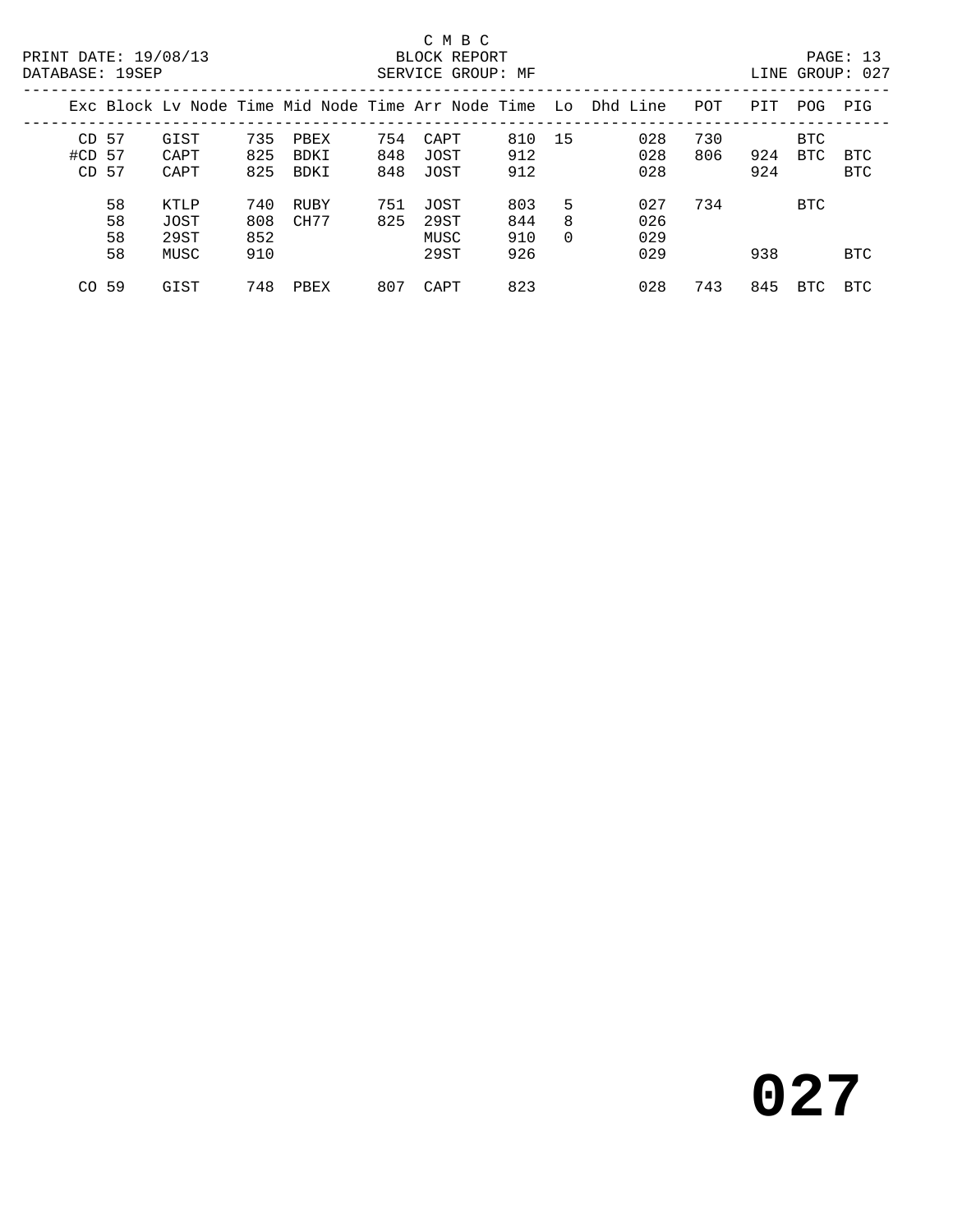C M B C

BLOCK REPORT

SERVICE GROUP: MF

PRINT DATE: 19/08/13

DATABASE: 19SEP

LINE GROUP: 027

| Exc | Block | Lv Node | Time | Mid Node | Time | Arr Node | Time | Lo | Dhd Line | POT | PIT | POG | PIG |
|---|---|---|---|---|---|---|---|---|---|---|---|---|---|
| CD | 57 | GIST | 735 | PBEX | 754 | CAPT | 810 | 15 | 028 | 730 | | BTC | |
| #CD | 57 | CAPT | 825 | BDKI | 848 | JOST | 912 | | 028 | 806 | 924 | BTC | BTC |
| CD | 57 | CAPT | 825 | BDKI | 848 | JOST | 912 | | 028 | | 924 | | BTC |
| | 58 | KTLP | 740 | RUBY | 751 | JOST | 803 | 5 | 027 | 734 | | BTC | |
| | 58 | JOST | 808 | CH77 | 825 | 29ST | 844 | 8 | 026 | | | | |
| | 58 | 29ST | 852 | | | MUSC | 910 | 0 | 029 | | | | |
| | 58 | MUSC | 910 | | | 29ST | 926 | | 029 | | 938 | | BTC |
| CO | 59 | GIST | 748 | PBEX | 807 | CAPT | 823 | | 028 | 743 | 845 | BTC | BTC |

# 027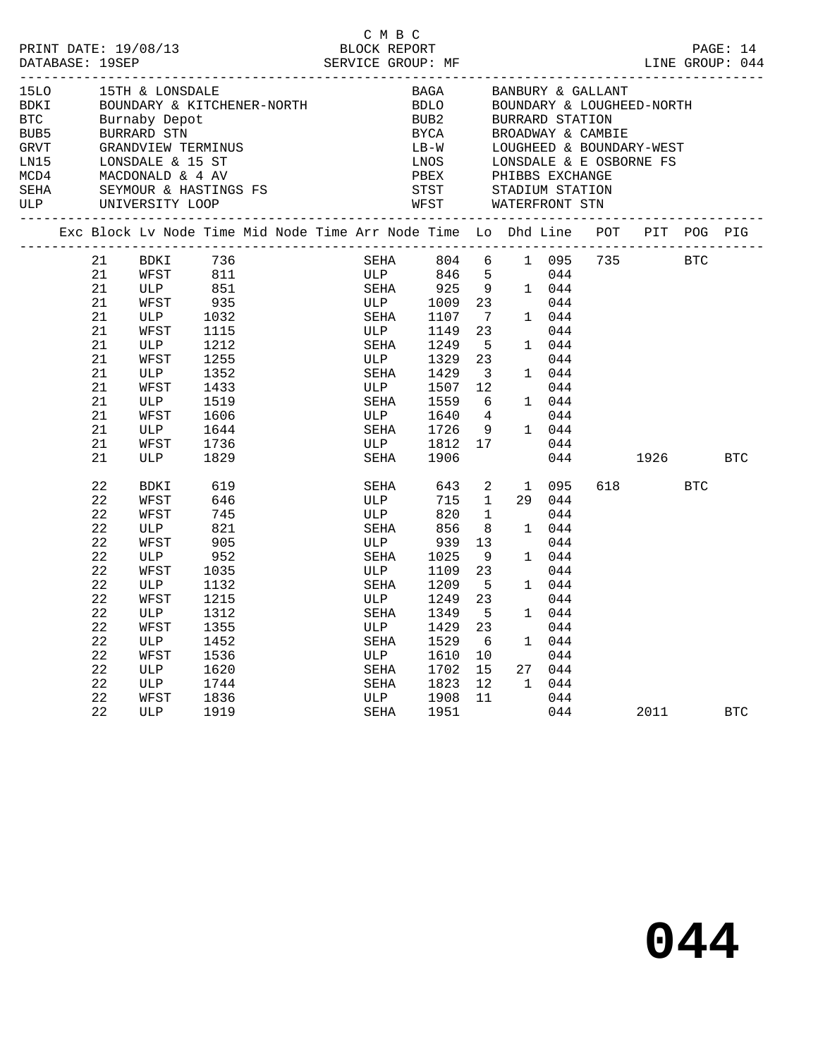C M B C
PRINT DATE: 19/08/13 BLOCK REPORT
DATABASE: 19SEP SERVICE GROUP: MF LINE GROUP: 044

| | | | |
|---|---|---|---|
| 15LO | 15TH & LONSDALE | BAGA | BANBURY & GALLANT |
| BDKI | BOUNDARY & KITCHENER-NORTH | BDLO | BOUNDARY & LOUGHEED-NORTH |
| BTC | Burnaby Depot | BUB2 | BURRARD STATION |
| BUB5 | BURRARD STN | BYCA | BROADWAY & CAMBIE |
| GRVT | GRANDVIEW TERMINUS | LB-W | LOUGHEED & BOUNDARY-WEST |
| LN15 | LONSDALE & 15 ST | LNOS | LONSDALE & E OSBORNE FS |
| MCD4 | MACDONALD & 4 AV | PBEX | PHIBBS EXCHANGE |
| SEHA | SEYMOUR & HASTINGS FS | STST | STADIUM STATION |
| ULP | UNIVERSITY LOOP | WFST | WATERFRONT STN |

| Exc | Block | Lv Node | Time | Mid Node | Time | Arr Node | Time | Lo | Dhd | Line | POT | PIT | POG | PIG |
|---|---|---|---|---|---|---|---|---|---|---|---|---|---|---|
| | 21 | BDKI | 736 | | | SEHA | 804 | 6 | 1 | 095 | 735 | | BTC | |
| | 21 | WFST | 811 | | | ULP | 846 | 5 | | 044 | | | | |
| | 21 | ULP | 851 | | | SEHA | 925 | 9 | 1 | 044 | | | | |
| | 21 | WFST | 935 | | | ULP | 1009 | 23 | | 044 | | | | |
| | 21 | ULP | 1032 | | | SEHA | 1107 | 7 | 1 | 044 | | | | |
| | 21 | WFST | 1115 | | | ULP | 1149 | 23 | | 044 | | | | |
| | 21 | ULP | 1212 | | | SEHA | 1249 | 5 | 1 | 044 | | | | |
| | 21 | WFST | 1255 | | | ULP | 1329 | 23 | | 044 | | | | |
| | 21 | ULP | 1352 | | | SEHA | 1429 | 3 | 1 | 044 | | | | |
| | 21 | WFST | 1433 | | | ULP | 1507 | 12 | | 044 | | | | |
| | 21 | ULP | 1519 | | | SEHA | 1559 | 6 | 1 | 044 | | | | |
| | 21 | WFST | 1606 | | | ULP | 1640 | 4 | | 044 | | | | |
| | 21 | ULP | 1644 | | | SEHA | 1726 | 9 | 1 | 044 | | | | |
| | 21 | WFST | 1736 | | | ULP | 1812 | 17 | | 044 | | | | |
| | 21 | ULP | 1829 | | | SEHA | 1906 | | | 044 | | 1926 | | BTC |
| | 22 | BDKI | 619 | | | SEHA | 643 | 2 | 1 | 095 | 618 | | BTC | |
| | 22 | WFST | 646 | | | ULP | 715 | 1 | 29 | 044 | | | | |
| | 22 | WFST | 745 | | | ULP | 820 | 1 | | 044 | | | | |
| | 22 | ULP | 821 | | | SEHA | 856 | 8 | 1 | 044 | | | | |
| | 22 | WFST | 905 | | | ULP | 939 | 13 | | 044 | | | | |
| | 22 | ULP | 952 | | | SEHA | 1025 | 9 | 1 | 044 | | | | |
| | 22 | WFST | 1035 | | | ULP | 1109 | 23 | | 044 | | | | |
| | 22 | ULP | 1132 | | | SEHA | 1209 | 5 | 1 | 044 | | | | |
| | 22 | WFST | 1215 | | | ULP | 1249 | 23 | | 044 | | | | |
| | 22 | ULP | 1312 | | | SEHA | 1349 | 5 | 1 | 044 | | | | |
| | 22 | WFST | 1355 | | | ULP | 1429 | 23 | | 044 | | | | |
| | 22 | ULP | 1452 | | | SEHA | 1529 | 6 | 1 | 044 | | | | |
| | 22 | WFST | 1536 | | | ULP | 1610 | 10 | | 044 | | | | |
| | 22 | ULP | 1620 | | | SEHA | 1702 | 15 | 27 | 044 | | | | |
| | 22 | ULP | 1744 | | | SEHA | 1823 | 12 | 1 | 044 | | | | |
| | 22 | WFST | 1836 | | | ULP | 1908 | 11 | | 044 | | | | |
| | 22 | ULP | 1919 | | | SEHA | 1951 | | | 044 | | 2011 | | BTC |

# 044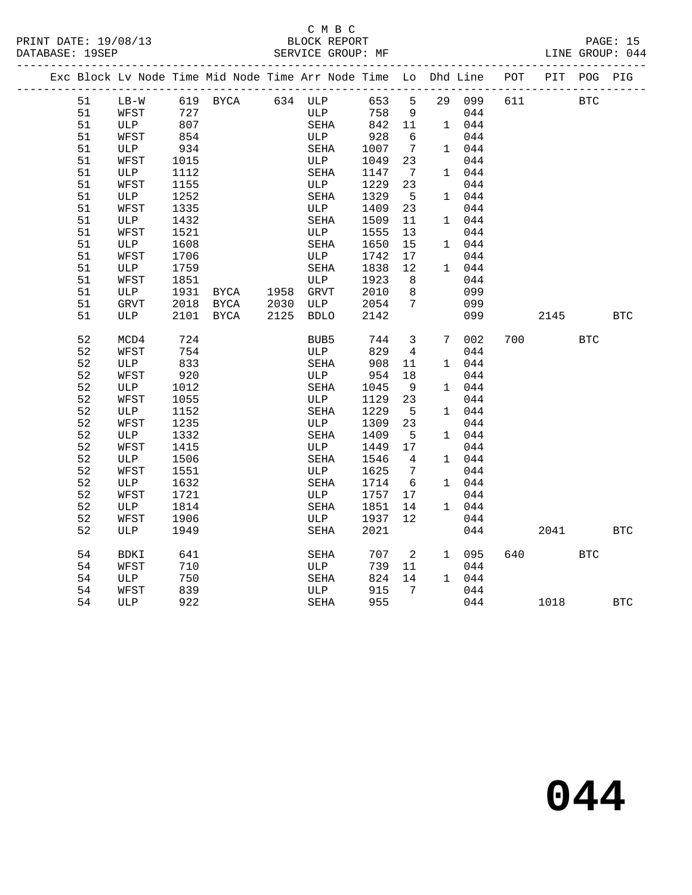C M B C

BLOCK REPORT

SERVICE GROUP: MF

PRINT DATE: 19/08/13 DATABASE: 19SEP LINE GROUP: 044

| Exc | Block | Lv Node | Time | Mid Node | Time | Arr Node | Time | Lo | Dhd | Line | POT | PIT | POG | PIG |
|---|---|---|---|---|---|---|---|---|---|---|---|---|---|---|
| | 51 | LB-W | 619 | BYCA | 634 | ULP | 653 | 5 | 29 | 099 | 611 | | BTC | |
| | 51 | WFST | 727 | | | ULP | 758 | 9 | | 044 | | | | |
| | 51 | ULP | 807 | | | SEHA | 842 | 11 | 1 | 044 | | | | |
| | 51 | WFST | 854 | | | ULP | 928 | 6 | | 044 | | | | |
| | 51 | ULP | 934 | | | SEHA | 1007 | 7 | 1 | 044 | | | | |
| | 51 | WFST | 1015 | | | ULP | 1049 | 23 | | 044 | | | | |
| | 51 | ULP | 1112 | | | SEHA | 1147 | 7 | 1 | 044 | | | | |
| | 51 | WFST | 1155 | | | ULP | 1229 | 23 | | 044 | | | | |
| | 51 | ULP | 1252 | | | SEHA | 1329 | 5 | 1 | 044 | | | | |
| | 51 | WFST | 1335 | | | ULP | 1409 | 23 | | 044 | | | | |
| | 51 | ULP | 1432 | | | SEHA | 1509 | 11 | 1 | 044 | | | | |
| | 51 | WFST | 1521 | | | ULP | 1555 | 13 | | 044 | | | | |
| | 51 | ULP | 1608 | | | SEHA | 1650 | 15 | 1 | 044 | | | | |
| | 51 | WFST | 1706 | | | ULP | 1742 | 17 | | 044 | | | | |
| | 51 | ULP | 1759 | | | SEHA | 1838 | 12 | 1 | 044 | | | | |
| | 51 | WFST | 1851 | | | ULP | 1923 | 8 | | 044 | | | | |
| | 51 | ULP | 1931 | BYCA | 1958 | GRVT | 2010 | 8 | | 099 | | | | |
| | 51 | GRVT | 2018 | BYCA | 2030 | ULP | 2054 | 7 | | 099 | | | | |
| | 51 | ULP | 2101 | BYCA | 2125 | BDLO | 2142 | | | 099 | | 2145 | | BTC |
| | 52 | MCD4 | 724 | | | BUB5 | 744 | 3 | 7 | 002 | 700 | | BTC | |
| | 52 | WFST | 754 | | | ULP | 829 | 4 | | 044 | | | | |
| | 52 | ULP | 833 | | | SEHA | 908 | 11 | 1 | 044 | | | | |
| | 52 | WFST | 920 | | | ULP | 954 | 18 | | 044 | | | | |
| | 52 | ULP | 1012 | | | SEHA | 1045 | 9 | 1 | 044 | | | | |
| | 52 | WFST | 1055 | | | ULP | 1129 | 23 | | 044 | | | | |
| | 52 | ULP | 1152 | | | SEHA | 1229 | 5 | 1 | 044 | | | | |
| | 52 | WFST | 1235 | | | ULP | 1309 | 23 | | 044 | | | | |
| | 52 | ULP | 1332 | | | SEHA | 1409 | 5 | 1 | 044 | | | | |
| | 52 | WFST | 1415 | | | ULP | 1449 | 17 | | 044 | | | | |
| | 52 | ULP | 1506 | | | SEHA | 1546 | 4 | 1 | 044 | | | | |
| | 52 | WFST | 1551 | | | ULP | 1625 | 7 | | 044 | | | | |
| | 52 | ULP | 1632 | | | SEHA | 1714 | 6 | 1 | 044 | | | | |
| | 52 | WFST | 1721 | | | ULP | 1757 | 17 | | 044 | | | | |
| | 52 | ULP | 1814 | | | SEHA | 1851 | 14 | 1 | 044 | | | | |
| | 52 | WFST | 1906 | | | ULP | 1937 | 12 | | 044 | | | | |
| | 52 | ULP | 1949 | | | SEHA | 2021 | | | 044 | | 2041 | | BTC |
| | 54 | BDKI | 641 | | | SEHA | 707 | 2 | 1 | 095 | 640 | | BTC | |
| | 54 | WFST | 710 | | | ULP | 739 | 11 | | 044 | | | | |
| | 54 | ULP | 750 | | | SEHA | 824 | 14 | 1 | 044 | | | | |
| | 54 | WFST | 839 | | | ULP | 915 | 7 | | 044 | | | | |
| | 54 | ULP | 922 | | | SEHA | 955 | | | 044 | | 1018 | | BTC |

# 044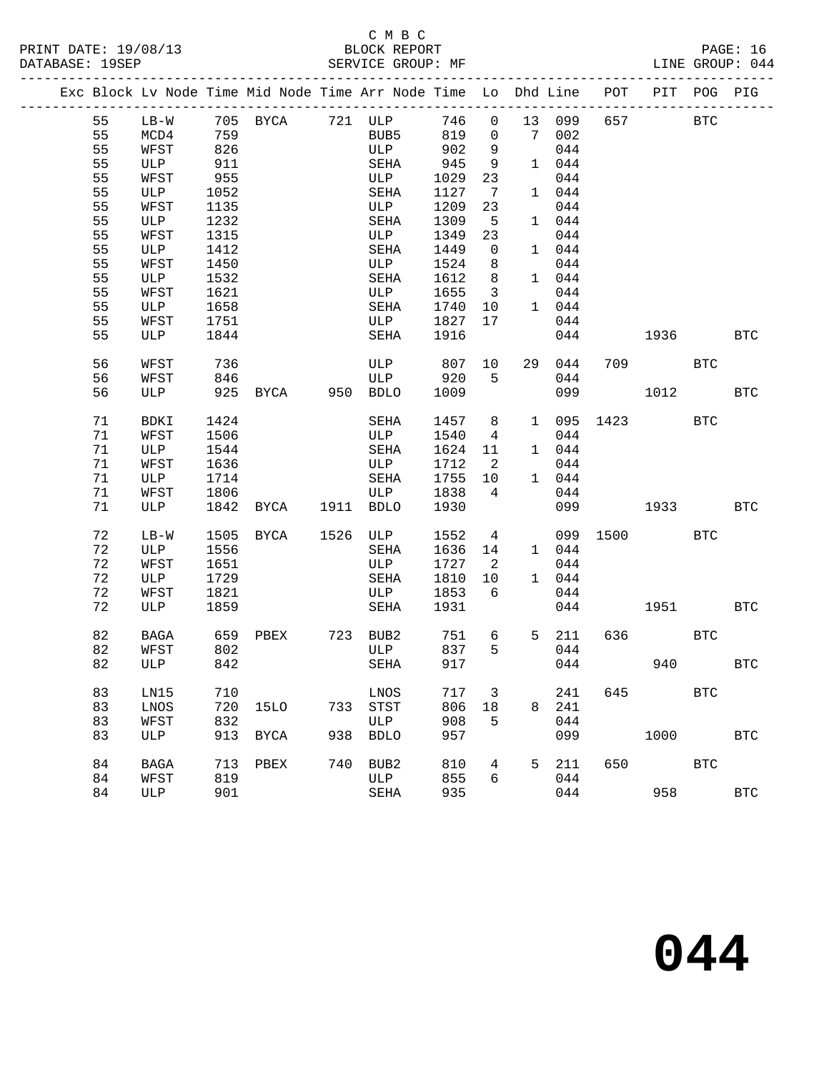C M B C
PRINT DATE: 19/08/13 BLOCK REPORT
DATABASE: 19SEP SERVICE GROUP: MF LINE GROUP: 044

| Exc | Block | Lv | Node | Time | Mid Node | Time | Arr Node | Time | Lo | Dhd | Line | POT | PIT | POG | PIG |
|---|---|---|---|---|---|---|---|---|---|---|---|---|---|---|---|
| | 55 | | LB-W | 705 | BYCA | 721 | ULP | 746 | 0 | 13 | 099 | 657 | | BTC | |
| | 55 | | MCD4 | 759 | | | BUB5 | 819 | 0 | 7 | 002 | | | | |
| | 55 | | WFST | 826 | | | ULP | 902 | 9 | | 044 | | | | |
| | 55 | | ULP | 911 | | | SEHA | 945 | 9 | 1 | 044 | | | | |
| | 55 | | WFST | 955 | | | ULP | 1029 | 23 | | 044 | | | | |
| | 55 | | ULP | 1052 | | | SEHA | 1127 | 7 | 1 | 044 | | | | |
| | 55 | | WFST | 1135 | | | ULP | 1209 | 23 | | 044 | | | | |
| | 55 | | ULP | 1232 | | | SEHA | 1309 | 5 | 1 | 044 | | | | |
| | 55 | | WFST | 1315 | | | ULP | 1349 | 23 | | 044 | | | | |
| | 55 | | ULP | 1412 | | | SEHA | 1449 | 0 | 1 | 044 | | | | |
| | 55 | | WFST | 1450 | | | ULP | 1524 | 8 | | 044 | | | | |
| | 55 | | ULP | 1532 | | | SEHA | 1612 | 8 | 1 | 044 | | | | |
| | 55 | | WFST | 1621 | | | ULP | 1655 | 3 | | 044 | | | | |
| | 55 | | ULP | 1658 | | | SEHA | 1740 | 10 | 1 | 044 | | | | |
| | 55 | | WFST | 1751 | | | ULP | 1827 | 17 | | 044 | | | | |
| | 55 | | ULP | 1844 | | | SEHA | 1916 | | | 044 | | 1936 | | BTC |
| | 56 | | WFST | 736 | | | ULP | 807 | 10 | 29 | 044 | 709 | | BTC | |
| | 56 | | WFST | 846 | | | ULP | 920 | 5 | | 044 | | | | |
| | 56 | | ULP | 925 | BYCA | 950 | BDLO | 1009 | | | 099 | | 1012 | | BTC |
| | 71 | | BDKI | 1424 | | | SEHA | 1457 | 8 | 1 | 095 | 1423 | | BTC | |
| | 71 | | WFST | 1506 | | | ULP | 1540 | 4 | | 044 | | | | |
| | 71 | | ULP | 1544 | | | SEHA | 1624 | 11 | 1 | 044 | | | | |
| | 71 | | WFST | 1636 | | | ULP | 1712 | 2 | | 044 | | | | |
| | 71 | | ULP | 1714 | | | SEHA | 1755 | 10 | 1 | 044 | | | | |
| | 71 | | WFST | 1806 | | | ULP | 1838 | 4 | | 044 | | | | |
| | 71 | | ULP | 1842 | BYCA | 1911 | BDLO | 1930 | | | 099 | | 1933 | | BTC |
| | 72 | | LB-W | 1505 | BYCA | 1526 | ULP | 1552 | 4 | | 099 | 1500 | | BTC | |
| | 72 | | ULP | 1556 | | | SEHA | 1636 | 14 | 1 | 044 | | | | |
| | 72 | | WFST | 1651 | | | ULP | 1727 | 2 | | 044 | | | | |
| | 72 | | ULP | 1729 | | | SEHA | 1810 | 10 | 1 | 044 | | | | |
| | 72 | | WFST | 1821 | | | ULP | 1853 | 6 | | 044 | | | | |
| | 72 | | ULP | 1859 | | | SEHA | 1931 | | | 044 | | 1951 | | BTC |
| | 82 | | BAGA | 659 | PBEX | 723 | BUB2 | 751 | 6 | 5 | 211 | 636 | | BTC | |
| | 82 | | WFST | 802 | | | ULP | 837 | 5 | | 044 | | | | |
| | 82 | | ULP | 842 | | | SEHA | 917 | | | 044 | | 940 | | BTC |
| | 83 | | LN15 | 710 | | | LNOS | 717 | 3 | | 241 | 645 | | BTC | |
| | 83 | | LNOS | 720 | 15LO | 733 | STST | 806 | 18 | 8 | 241 | | | | |
| | 83 | | WFST | 832 | | | ULP | 908 | 5 | | 044 | | | | |
| | 83 | | ULP | 913 | BYCA | 938 | BDLO | 957 | | | 099 | | 1000 | | BTC |
| | 84 | | BAGA | 713 | PBEX | 740 | BUB2 | 810 | 4 | 5 | 211 | 650 | | BTC | |
| | 84 | | WFST | 819 | | | ULP | 855 | 6 | | 044 | | | | |
| | 84 | | ULP | 901 | | | SEHA | 935 | | | 044 | | 958 | | BTC |

# 044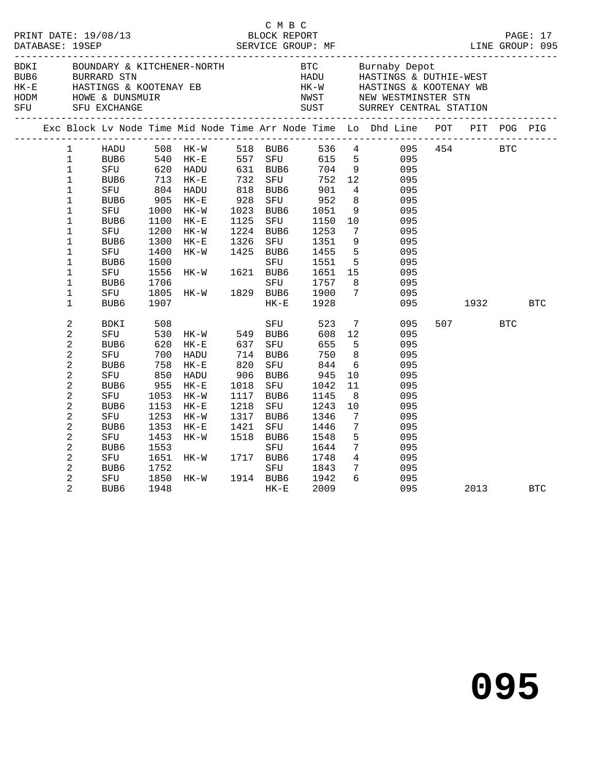C M B C

PRINT DATE: 19/08/13 BLOCK REPORT

DATABASE: 19SEP SERVICE GROUP: MF LINE GROUP: 095

| Code | Description | Code | Description |
|---|---|---|---|
| BDKI | BOUNDARY & KITCHENER-NORTH | BTC | Burnaby Depot |
| BUB6 | BURRARD STN | HADU | HASTINGS & DUTHIE-WEST |
| HK-E | HASTINGS & KOOTENAY EB | HK-W | HASTINGS & KOOTENAY WB |
| HODM | HOWE & DUNSMUIR | NWST | NEW WESTMINSTER STN |
| SFU | SFU EXCHANGE | SUST | SURREY CENTRAL STATION |

| Exc | Block | Lv Node | Time | Mid Node | Time | Arr Node | Time | Lo | Dhd Line | POT | PIT | POG | PIG |
|---|---|---|---|---|---|---|---|---|---|---|---|---|---|
| | 1 | HADU | 508 | HK-W | 518 | BUB6 | 536 | 4 | 095 | 454 | | BTC | |
| | 1 | BUB6 | 540 | HK-E | 557 | SFU | 615 | 5 | 095 | | | | |
| | 1 | SFU | 620 | HADU | 631 | BUB6 | 704 | 9 | 095 | | | | |
| | 1 | BUB6 | 713 | HK-E | 732 | SFU | 752 | 12 | 095 | | | | |
| | 1 | SFU | 804 | HADU | 818 | BUB6 | 901 | 4 | 095 | | | | |
| | 1 | BUB6 | 905 | HK-E | 928 | SFU | 952 | 8 | 095 | | | | |
| | 1 | SFU | 1000 | HK-W | 1023 | BUB6 | 1051 | 9 | 095 | | | | |
| | 1 | BUB6 | 1100 | HK-E | 1125 | SFU | 1150 | 10 | 095 | | | | |
| | 1 | SFU | 1200 | HK-W | 1224 | BUB6 | 1253 | 7 | 095 | | | | |
| | 1 | BUB6 | 1300 | HK-E | 1326 | SFU | 1351 | 9 | 095 | | | | |
| | 1 | SFU | 1400 | HK-W | 1425 | BUB6 | 1455 | 5 | 095 | | | | |
| | 1 | BUB6 | 1500 | | | SFU | 1551 | 5 | 095 | | | | |
| | 1 | SFU | 1556 | HK-W | 1621 | BUB6 | 1651 | 15 | 095 | | | | |
| | 1 | BUB6 | 1706 | | | SFU | 1757 | 8 | 095 | | | | |
| | 1 | SFU | 1805 | HK-W | 1829 | BUB6 | 1900 | 7 | 095 | | | | |
| | 1 | BUB6 | 1907 | | | HK-E | 1928 | | 095 | | 1932 | | BTC |
| | 2 | BDKI | 508 | | | SFU | 523 | 7 | 095 | 507 | | BTC | |
| | 2 | SFU | 530 | HK-W | 549 | BUB6 | 608 | 12 | 095 | | | | |
| | 2 | BUB6 | 620 | HK-E | 637 | SFU | 655 | 5 | 095 | | | | |
| | 2 | SFU | 700 | HADU | 714 | BUB6 | 750 | 8 | 095 | | | | |
| | 2 | BUB6 | 758 | HK-E | 820 | SFU | 844 | 6 | 095 | | | | |
| | 2 | SFU | 850 | HADU | 906 | BUB6 | 945 | 10 | 095 | | | | |
| | 2 | BUB6 | 955 | HK-E | 1018 | SFU | 1042 | 11 | 095 | | | | |
| | 2 | SFU | 1053 | HK-W | 1117 | BUB6 | 1145 | 8 | 095 | | | | |
| | 2 | BUB6 | 1153 | HK-E | 1218 | SFU | 1243 | 10 | 095 | | | | |
| | 2 | SFU | 1253 | HK-W | 1317 | BUB6 | 1346 | 7 | 095 | | | | |
| | 2 | BUB6 | 1353 | HK-E | 1421 | SFU | 1446 | 7 | 095 | | | | |
| | 2 | SFU | 1453 | HK-W | 1518 | BUB6 | 1548 | 5 | 095 | | | | |
| | 2 | BUB6 | 1553 | | | SFU | 1644 | 7 | 095 | | | | |
| | 2 | SFU | 1651 | HK-W | 1717 | BUB6 | 1748 | 4 | 095 | | | | |
| | 2 | BUB6 | 1752 | | | SFU | 1843 | 7 | 095 | | | | |
| | 2 | SFU | 1850 | HK-W | 1914 | BUB6 | 1942 | 6 | 095 | | | | |
| | 2 | BUB6 | 1948 | | | HK-E | 2009 | | 095 | | 2013 | | BTC |

# 095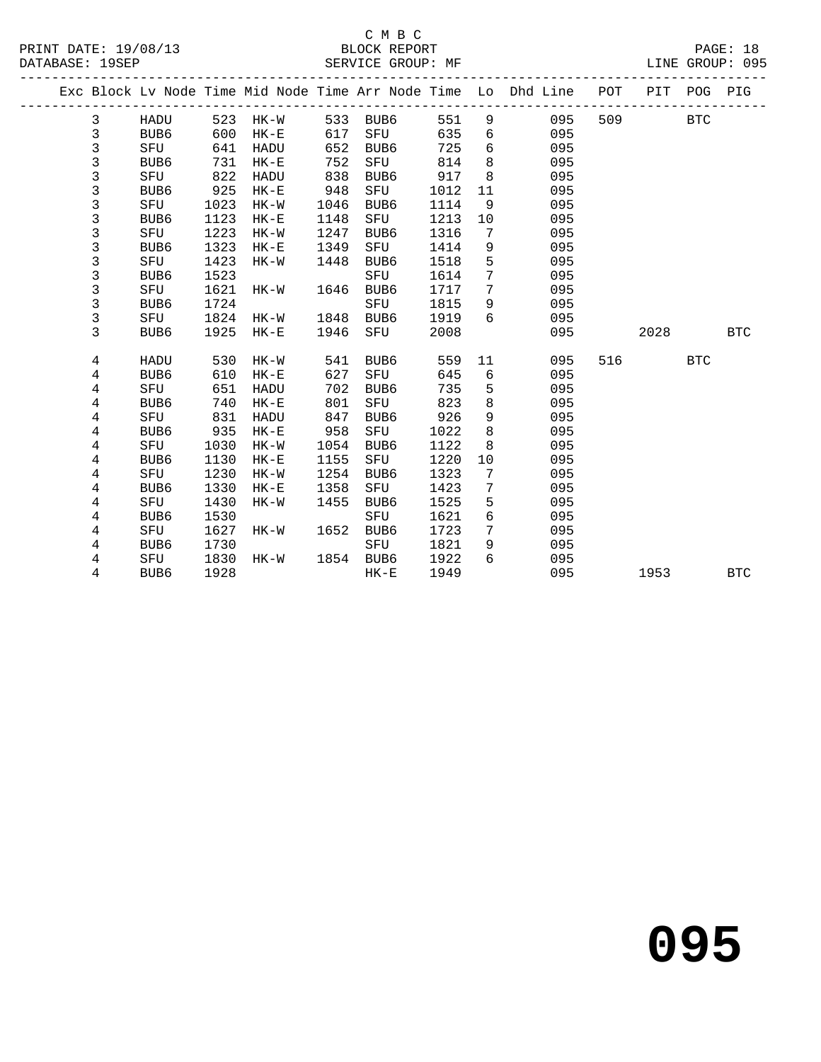C M B C
BLOCK REPORT
SERVICE GROUP: MF

PRINT DATE: 19/08/13
DATABASE: 19SEP
LINE GROUP: 095

| Exc | Block | Lv Node | Time | Mid Node | Time | Arr Node | Time | Lo | Dhd Line | POT | PIT | POG | PIG |
|---|---|---|---|---|---|---|---|---|---|---|---|---|---|
| | 3 | HADU | 523 | HK-W | 533 | BUB6 | 551 | 9 | 095 | 509 | | BTC | |
| | 3 | BUB6 | 600 | HK-E | 617 | SFU | 635 | 6 | 095 | | | | |
| | 3 | SFU | 641 | HADU | 652 | BUB6 | 725 | 6 | 095 | | | | |
| | 3 | BUB6 | 731 | HK-E | 752 | SFU | 814 | 8 | 095 | | | | |
| | 3 | SFU | 822 | HADU | 838 | BUB6 | 917 | 8 | 095 | | | | |
| | 3 | BUB6 | 925 | HK-E | 948 | SFU | 1012 | 11 | 095 | | | | |
| | 3 | SFU | 1023 | HK-W | 1046 | BUB6 | 1114 | 9 | 095 | | | | |
| | 3 | BUB6 | 1123 | HK-E | 1148 | SFU | 1213 | 10 | 095 | | | | |
| | 3 | SFU | 1223 | HK-W | 1247 | BUB6 | 1316 | 7 | 095 | | | | |
| | 3 | BUB6 | 1323 | HK-E | 1349 | SFU | 1414 | 9 | 095 | | | | |
| | 3 | SFU | 1423 | HK-W | 1448 | BUB6 | 1518 | 5 | 095 | | | | |
| | 3 | BUB6 | 1523 | | | SFU | 1614 | 7 | 095 | | | | |
| | 3 | SFU | 1621 | HK-W | 1646 | BUB6 | 1717 | 7 | 095 | | | | |
| | 3 | BUB6 | 1724 | | | SFU | 1815 | 9 | 095 | | | | |
| | 3 | SFU | 1824 | HK-W | 1848 | BUB6 | 1919 | 6 | 095 | | | | |
| | 3 | BUB6 | 1925 | HK-E | 1946 | SFU | 2008 | | 095 | | 2028 | | BTC |
| | 4 | HADU | 530 | HK-W | 541 | BUB6 | 559 | 11 | 095 | 516 | | BTC | |
| | 4 | BUB6 | 610 | HK-E | 627 | SFU | 645 | 6 | 095 | | | | |
| | 4 | SFU | 651 | HADU | 702 | BUB6 | 735 | 5 | 095 | | | | |
| | 4 | BUB6 | 740 | HK-E | 801 | SFU | 823 | 8 | 095 | | | | |
| | 4 | SFU | 831 | HADU | 847 | BUB6 | 926 | 9 | 095 | | | | |
| | 4 | BUB6 | 935 | HK-E | 958 | SFU | 1022 | 8 | 095 | | | | |
| | 4 | SFU | 1030 | HK-W | 1054 | BUB6 | 1122 | 8 | 095 | | | | |
| | 4 | BUB6 | 1130 | HK-E | 1155 | SFU | 1220 | 10 | 095 | | | | |
| | 4 | SFU | 1230 | HK-W | 1254 | BUB6 | 1323 | 7 | 095 | | | | |
| | 4 | BUB6 | 1330 | HK-E | 1358 | SFU | 1423 | 7 | 095 | | | | |
| | 4 | SFU | 1430 | HK-W | 1455 | BUB6 | 1525 | 5 | 095 | | | | |
| | 4 | BUB6 | 1530 | | | SFU | 1621 | 6 | 095 | | | | |
| | 4 | SFU | 1627 | HK-W | 1652 | BUB6 | 1723 | 7 | 095 | | | | |
| | 4 | BUB6 | 1730 | | | SFU | 1821 | 9 | 095 | | | | |
| | 4 | SFU | 1830 | HK-W | 1854 | BUB6 | 1922 | 6 | 095 | | | | |
| | 4 | BUB6 | 1928 | | | HK-E | 1949 | | 095 | | 1953 | | BTC |

# 095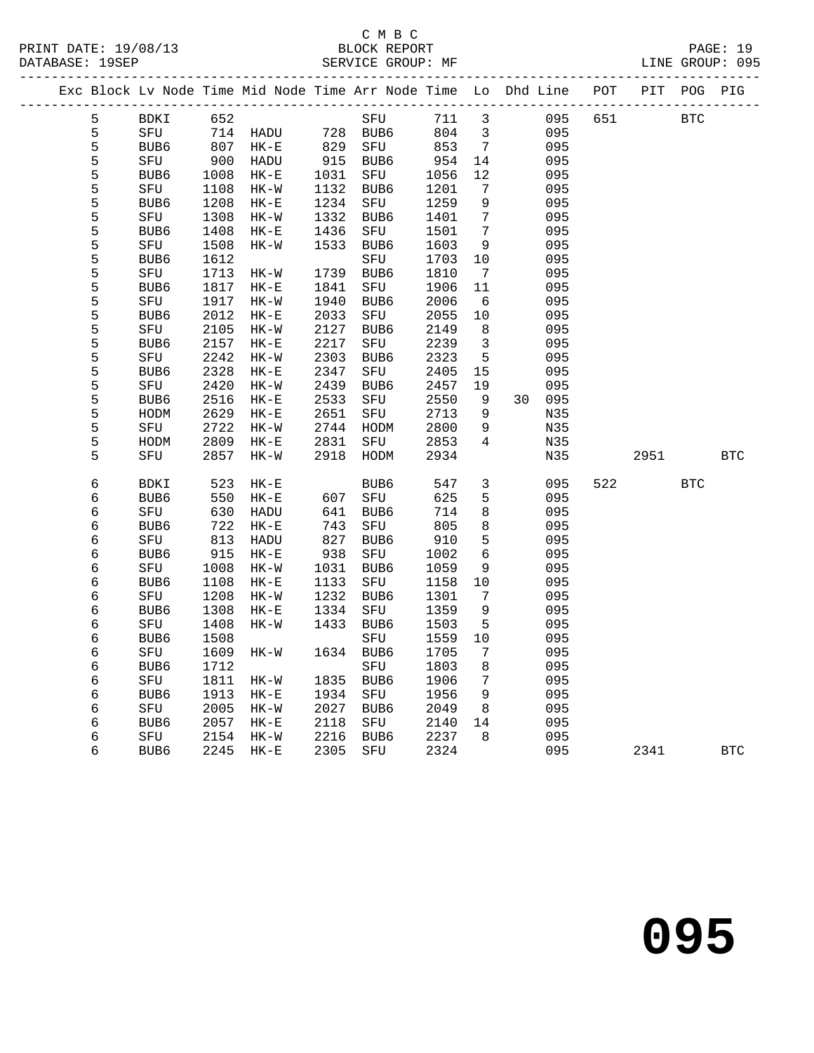C M B C
PRINT DATE: 19/08/13 BLOCK REPORT
DATABASE: 19SEP SERVICE GROUP: MF LINE GROUP: 095

| Exc | Block | Lv | Node | Time | Mid Node | Time | Arr Node | Time | Lo | Dhd | Line | POT | PIT | POG | PIG |
|---|---|---|---|---|---|---|---|---|---|---|---|---|---|---|---|
| | 5 | | BDKI | 652 | | | SFU | 711 | 3 | | 095 | 651 | | BTC | |
| | 5 | | SFU | 714 | HADU | 728 | BUB6 | 804 | 3 | | 095 | | | | |
| | 5 | | BUB6 | 807 | HK-E | 829 | SFU | 853 | 7 | | 095 | | | | |
| | 5 | | SFU | 900 | HADU | 915 | BUB6 | 954 | 14 | | 095 | | | | |
| | 5 | | BUB6 | 1008 | HK-E | 1031 | SFU | 1056 | 12 | | 095 | | | | |
| | 5 | | SFU | 1108 | HK-W | 1132 | BUB6 | 1201 | 7 | | 095 | | | | |
| | 5 | | BUB6 | 1208 | HK-E | 1234 | SFU | 1259 | 9 | | 095 | | | | |
| | 5 | | SFU | 1308 | HK-W | 1332 | BUB6 | 1401 | 7 | | 095 | | | | |
| | 5 | | BUB6 | 1408 | HK-E | 1436 | SFU | 1501 | 7 | | 095 | | | | |
| | 5 | | SFU | 1508 | HK-W | 1533 | BUB6 | 1603 | 9 | | 095 | | | | |
| | 5 | | BUB6 | 1612 | | | SFU | 1703 | 10 | | 095 | | | | |
| | 5 | | SFU | 1713 | HK-W | 1739 | BUB6 | 1810 | 7 | | 095 | | | | |
| | 5 | | BUB6 | 1817 | HK-E | 1841 | SFU | 1906 | 11 | | 095 | | | | |
| | 5 | | SFU | 1917 | HK-W | 1940 | BUB6 | 2006 | 6 | | 095 | | | | |
| | 5 | | BUB6 | 2012 | HK-E | 2033 | SFU | 2055 | 10 | | 095 | | | | |
| | 5 | | SFU | 2105 | HK-W | 2127 | BUB6 | 2149 | 8 | | 095 | | | | |
| | 5 | | BUB6 | 2157 | HK-E | 2217 | SFU | 2239 | 3 | | 095 | | | | |
| | 5 | | SFU | 2242 | HK-W | 2303 | BUB6 | 2323 | 5 | | 095 | | | | |
| | 5 | | BUB6 | 2328 | HK-E | 2347 | SFU | 2405 | 15 | | 095 | | | | |
| | 5 | | SFU | 2420 | HK-W | 2439 | BUB6 | 2457 | 19 | | 095 | | | | |
| | 5 | | BUB6 | 2516 | HK-E | 2533 | SFU | 2550 | 9 | 30 | 095 | | | | |
| | 5 | | HODM | 2629 | HK-E | 2651 | SFU | 2713 | 9 | | N35 | | | | |
| | 5 | | SFU | 2722 | HK-W | 2744 | HODM | 2800 | 9 | | N35 | | | | |
| | 5 | | HODM | 2809 | HK-E | 2831 | SFU | 2853 | 4 | | N35 | | | | |
| | 5 | | SFU | 2857 | HK-W | 2918 | HODM | 2934 | | | N35 | | 2951 | | BTC |
| | 6 | | BDKI | 523 | HK-E | | BUB6 | 547 | 3 | | 095 | 522 | | BTC | |
| | 6 | | BUB6 | 550 | HK-E | 607 | SFU | 625 | 5 | | 095 | | | | |
| | 6 | | SFU | 630 | HADU | 641 | BUB6 | 714 | 8 | | 095 | | | | |
| | 6 | | BUB6 | 722 | HK-E | 743 | SFU | 805 | 8 | | 095 | | | | |
| | 6 | | SFU | 813 | HADU | 827 | BUB6 | 910 | 5 | | 095 | | | | |
| | 6 | | BUB6 | 915 | HK-E | 938 | SFU | 1002 | 6 | | 095 | | | | |
| | 6 | | SFU | 1008 | HK-W | 1031 | BUB6 | 1059 | 9 | | 095 | | | | |
| | 6 | | BUB6 | 1108 | HK-E | 1133 | SFU | 1158 | 10 | | 095 | | | | |
| | 6 | | SFU | 1208 | HK-W | 1232 | BUB6 | 1301 | 7 | | 095 | | | | |
| | 6 | | BUB6 | 1308 | HK-E | 1334 | SFU | 1359 | 9 | | 095 | | | | |
| | 6 | | SFU | 1408 | HK-W | 1433 | BUB6 | 1503 | 5 | | 095 | | | | |
| | 6 | | BUB6 | 1508 | | | SFU | 1559 | 10 | | 095 | | | | |
| | 6 | | SFU | 1609 | HK-W | 1634 | BUB6 | 1705 | 7 | | 095 | | | | |
| | 6 | | BUB6 | 1712 | | | SFU | 1803 | 8 | | 095 | | | | |
| | 6 | | SFU | 1811 | HK-W | 1835 | BUB6 | 1906 | 7 | | 095 | | | | |
| | 6 | | BUB6 | 1913 | HK-E | 1934 | SFU | 1956 | 9 | | 095 | | | | |
| | 6 | | SFU | 2005 | HK-W | 2027 | BUB6 | 2049 | 8 | | 095 | | | | |
| | 6 | | BUB6 | 2057 | HK-E | 2118 | SFU | 2140 | 14 | | 095 | | | | |
| | 6 | | SFU | 2154 | HK-W | 2216 | BUB6 | 2237 | 8 | | 095 | | | | |
| | 6 | | BUB6 | 2245 | HK-E | 2305 | SFU | 2324 | | | 095 | | 2341 | | BTC |

095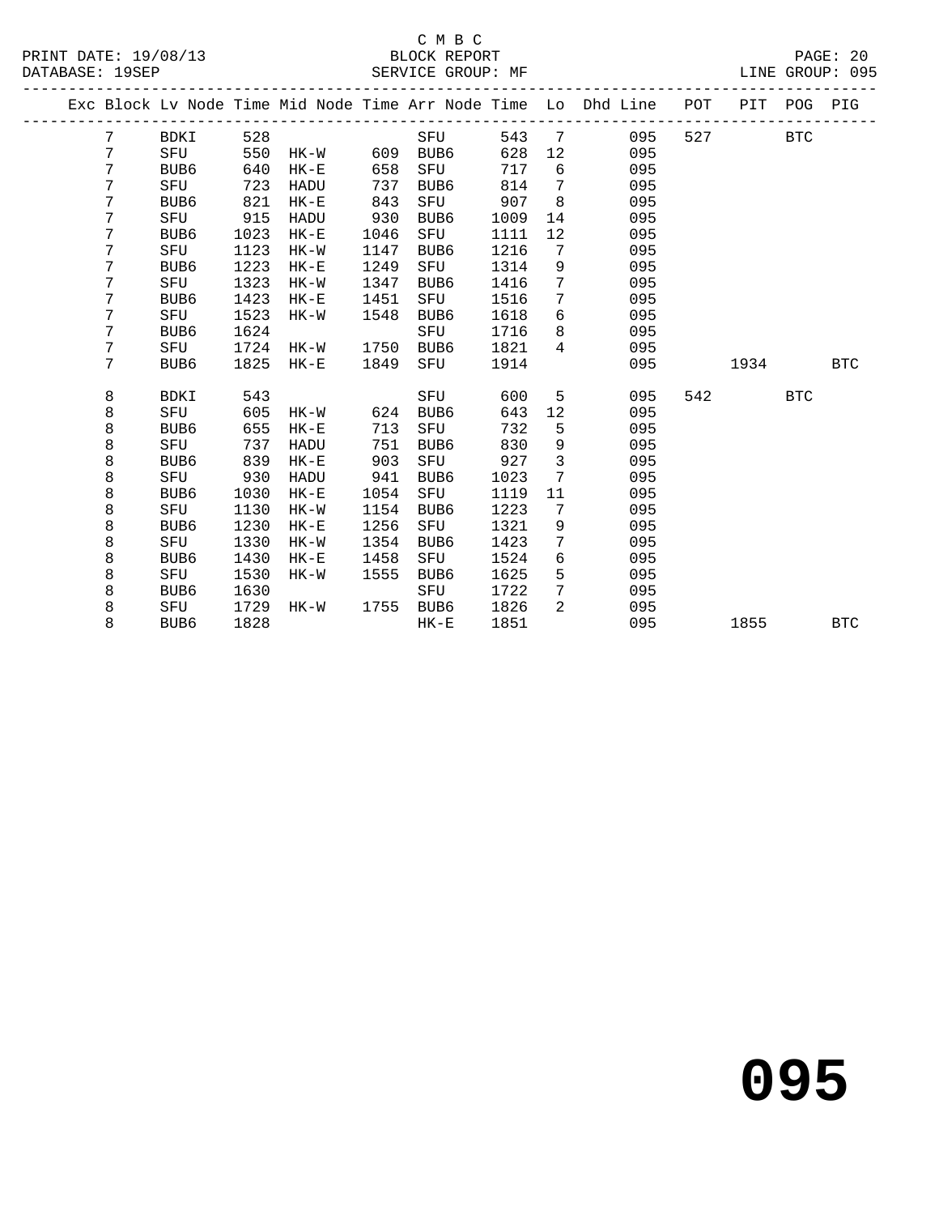C M B C
BLOCK REPORT
SERVICE GROUP: MF

PRINT DATE: 19/08/13
DATABASE: 19SEP

LINE GROUP: 095

| Exc | Block | Lv | Node | Time | Mid Node | Time | Arr Node | Time | Lo | Dhd Line | POT | PIT | POG | PIG |
|---|---|---|---|---|---|---|---|---|---|---|---|---|---|---|
| | 7 | | BDKI | 528 | | | SFU | 543 | 7 | 095 | 527 | | BTC | |
| | 7 | | SFU | 550 | HK-W | 609 | BUB6 | 628 | 12 | 095 | | | | |
| | 7 | | BUB6 | 640 | HK-E | 658 | SFU | 717 | 6 | 095 | | | | |
| | 7 | | SFU | 723 | HADU | 737 | BUB6 | 814 | 7 | 095 | | | | |
| | 7 | | BUB6 | 821 | HK-E | 843 | SFU | 907 | 8 | 095 | | | | |
| | 7 | | SFU | 915 | HADU | 930 | BUB6 | 1009 | 14 | 095 | | | | |
| | 7 | | BUB6 | 1023 | HK-E | 1046 | SFU | 1111 | 12 | 095 | | | | |
| | 7 | | SFU | 1123 | HK-W | 1147 | BUB6 | 1216 | 7 | 095 | | | | |
| | 7 | | BUB6 | 1223 | HK-E | 1249 | SFU | 1314 | 9 | 095 | | | | |
| | 7 | | SFU | 1323 | HK-W | 1347 | BUB6 | 1416 | 7 | 095 | | | | |
| | 7 | | BUB6 | 1423 | HK-E | 1451 | SFU | 1516 | 7 | 095 | | | | |
| | 7 | | SFU | 1523 | HK-W | 1548 | BUB6 | 1618 | 6 | 095 | | | | |
| | 7 | | BUB6 | 1624 | | | SFU | 1716 | 8 | 095 | | | | |
| | 7 | | SFU | 1724 | HK-W | 1750 | BUB6 | 1821 | 4 | 095 | | | | |
| | 7 | | BUB6 | 1825 | HK-E | 1849 | SFU | 1914 | | 095 | | 1934 | | BTC |
| | 8 | | BDKI | 543 | | | SFU | 600 | 5 | 095 | 542 | | BTC | |
| | 8 | | SFU | 605 | HK-W | 624 | BUB6 | 643 | 12 | 095 | | | | |
| | 8 | | BUB6 | 655 | HK-E | 713 | SFU | 732 | 5 | 095 | | | | |
| | 8 | | SFU | 737 | HADU | 751 | BUB6 | 830 | 9 | 095 | | | | |
| | 8 | | BUB6 | 839 | HK-E | 903 | SFU | 927 | 3 | 095 | | | | |
| | 8 | | SFU | 930 | HADU | 941 | BUB6 | 1023 | 7 | 095 | | | | |
| | 8 | | BUB6 | 1030 | HK-E | 1054 | SFU | 1119 | 11 | 095 | | | | |
| | 8 | | SFU | 1130 | HK-W | 1154 | BUB6 | 1223 | 7 | 095 | | | | |
| | 8 | | BUB6 | 1230 | HK-E | 1256 | SFU | 1321 | 9 | 095 | | | | |
| | 8 | | SFU | 1330 | HK-W | 1354 | BUB6 | 1423 | 7 | 095 | | | | |
| | 8 | | BUB6 | 1430 | HK-E | 1458 | SFU | 1524 | 6 | 095 | | | | |
| | 8 | | SFU | 1530 | HK-W | 1555 | BUB6 | 1625 | 5 | 095 | | | | |
| | 8 | | BUB6 | 1630 | | | SFU | 1722 | 7 | 095 | | | | |
| | 8 | | SFU | 1729 | HK-W | 1755 | BUB6 | 1826 | 2 | 095 | | | | |
| | 8 | | BUB6 | 1828 | | | HK-E | 1851 | | 095 | | 1855 | | BTC |

# 095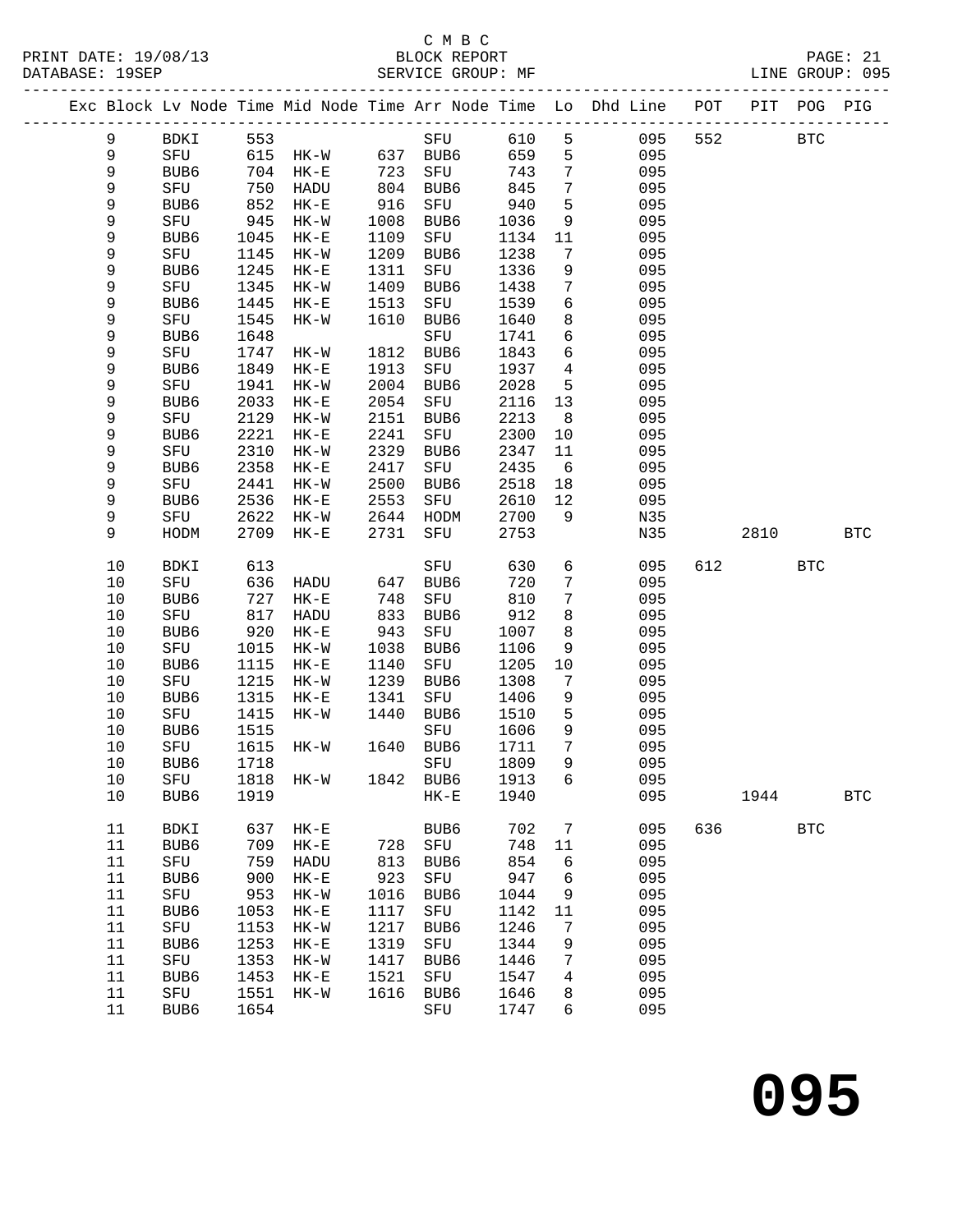C M B C

BLOCK REPORT

SERVICE GROUP: MF

PRINT DATE: 19/08/13
DATABASE: 19SEP

PAGE: 21
LINE GROUP: 095

| Exc | Block | Lv | Node | Time | Mid Node | Time | Arr Node | Time | Lo | Dhd Line | POT | PIT | POG | PIG |
|---|---|---|---|---|---|---|---|---|---|---|---|---|---|---|
| | 9 | | BDKI | 553 | | | SFU | 610 | 5 | 095 | 552 | | BTC | |
| | 9 | | SFU | 615 | HK-W | 637 | BUB6 | 659 | 5 | 095 | | | | |
| | 9 | | BUB6 | 704 | HK-E | 723 | SFU | 743 | 7 | 095 | | | | |
| | 9 | | SFU | 750 | HADU | 804 | BUB6 | 845 | 7 | 095 | | | | |
| | 9 | | BUB6 | 852 | HK-E | 916 | SFU | 940 | 5 | 095 | | | | |
| | 9 | | SFU | 945 | HK-W | 1008 | BUB6 | 1036 | 9 | 095 | | | | |
| | 9 | | BUB6 | 1045 | HK-E | 1109 | SFU | 1134 | 11 | 095 | | | | |
| | 9 | | SFU | 1145 | HK-W | 1209 | BUB6 | 1238 | 7 | 095 | | | | |
| | 9 | | BUB6 | 1245 | HK-E | 1311 | SFU | 1336 | 9 | 095 | | | | |
| | 9 | | SFU | 1345 | HK-W | 1409 | BUB6 | 1438 | 7 | 095 | | | | |
| | 9 | | BUB6 | 1445 | HK-E | 1513 | SFU | 1539 | 6 | 095 | | | | |
| | 9 | | SFU | 1545 | HK-W | 1610 | BUB6 | 1640 | 8 | 095 | | | | |
| | 9 | | BUB6 | 1648 | | | SFU | 1741 | 6 | 095 | | | | |
| | 9 | | SFU | 1747 | HK-W | 1812 | BUB6 | 1843 | 6 | 095 | | | | |
| | 9 | | BUB6 | 1849 | HK-E | 1913 | SFU | 1937 | 4 | 095 | | | | |
| | 9 | | SFU | 1941 | HK-W | 2004 | BUB6 | 2028 | 5 | 095 | | | | |
| | 9 | | BUB6 | 2033 | HK-E | 2054 | SFU | 2116 | 13 | 095 | | | | |
| | 9 | | SFU | 2129 | HK-W | 2151 | BUB6 | 2213 | 8 | 095 | | | | |
| | 9 | | BUB6 | 2221 | HK-E | 2241 | SFU | 2300 | 10 | 095 | | | | |
| | 9 | | SFU | 2310 | HK-W | 2329 | BUB6 | 2347 | 11 | 095 | | | | |
| | 9 | | BUB6 | 2358 | HK-E | 2417 | SFU | 2435 | 6 | 095 | | | | |
| | 9 | | SFU | 2441 | HK-W | 2500 | BUB6 | 2518 | 18 | 095 | | | | |
| | 9 | | BUB6 | 2536 | HK-E | 2553 | SFU | 2610 | 12 | 095 | | | | |
| | 9 | | SFU | 2622 | HK-W | 2644 | HODM | 2700 | 9 | N35 | | | | |
| | 9 | | HODM | 2709 | HK-E | 2731 | SFU | 2753 | | N35 | | 2810 | | BTC |
| | 10 | | BDKI | 613 | | | SFU | 630 | 6 | 095 | 612 | | BTC | |
| | 10 | | SFU | 636 | HADU | 647 | BUB6 | 720 | 7 | 095 | | | | |
| | 10 | | BUB6 | 727 | HK-E | 748 | SFU | 810 | 7 | 095 | | | | |
| | 10 | | SFU | 817 | HADU | 833 | BUB6 | 912 | 8 | 095 | | | | |
| | 10 | | BUB6 | 920 | HK-E | 943 | SFU | 1007 | 8 | 095 | | | | |
| | 10 | | SFU | 1015 | HK-W | 1038 | BUB6 | 1106 | 9 | 095 | | | | |
| | 10 | | BUB6 | 1115 | HK-E | 1140 | SFU | 1205 | 10 | 095 | | | | |
| | 10 | | SFU | 1215 | HK-W | 1239 | BUB6 | 1308 | 7 | 095 | | | | |
| | 10 | | BUB6 | 1315 | HK-E | 1341 | SFU | 1406 | 9 | 095 | | | | |
| | 10 | | SFU | 1415 | HK-W | 1440 | BUB6 | 1510 | 5 | 095 | | | | |
| | 10 | | BUB6 | 1515 | | | SFU | 1606 | 9 | 095 | | | | |
| | 10 | | SFU | 1615 | HK-W | 1640 | BUB6 | 1711 | 7 | 095 | | | | |
| | 10 | | BUB6 | 1718 | | | SFU | 1809 | 9 | 095 | | | | |
| | 10 | | SFU | 1818 | HK-W | 1842 | BUB6 | 1913 | 6 | 095 | | | | |
| | 10 | | BUB6 | 1919 | | | HK-E | 1940 | | 095 | | 1944 | | BTC |
| | 11 | | BDKI | 637 | HK-E | | BUB6 | 702 | 7 | 095 | 636 | | BTC | |
| | 11 | | BUB6 | 709 | HK-E | 728 | SFU | 748 | 11 | 095 | | | | |
| | 11 | | SFU | 759 | HADU | 813 | BUB6 | 854 | 6 | 095 | | | | |
| | 11 | | BUB6 | 900 | HK-E | 923 | SFU | 947 | 6 | 095 | | | | |
| | 11 | | SFU | 953 | HK-W | 1016 | BUB6 | 1044 | 9 | 095 | | | | |
| | 11 | | BUB6 | 1053 | HK-E | 1117 | SFU | 1142 | 11 | 095 | | | | |
| | 11 | | SFU | 1153 | HK-W | 1217 | BUB6 | 1246 | 7 | 095 | | | | |
| | 11 | | BUB6 | 1253 | HK-E | 1319 | SFU | 1344 | 9 | 095 | | | | |
| | 11 | | SFU | 1353 | HK-W | 1417 | BUB6 | 1446 | 7 | 095 | | | | |
| | 11 | | BUB6 | 1453 | HK-E | 1521 | SFU | 1547 | 4 | 095 | | | | |
| | 11 | | SFU | 1551 | HK-W | 1616 | BUB6 | 1646 | 8 | 095 | | | | |
| | 11 | | BUB6 | 1654 | | | SFU | 1747 | 6 | 095 | | | | |

# 095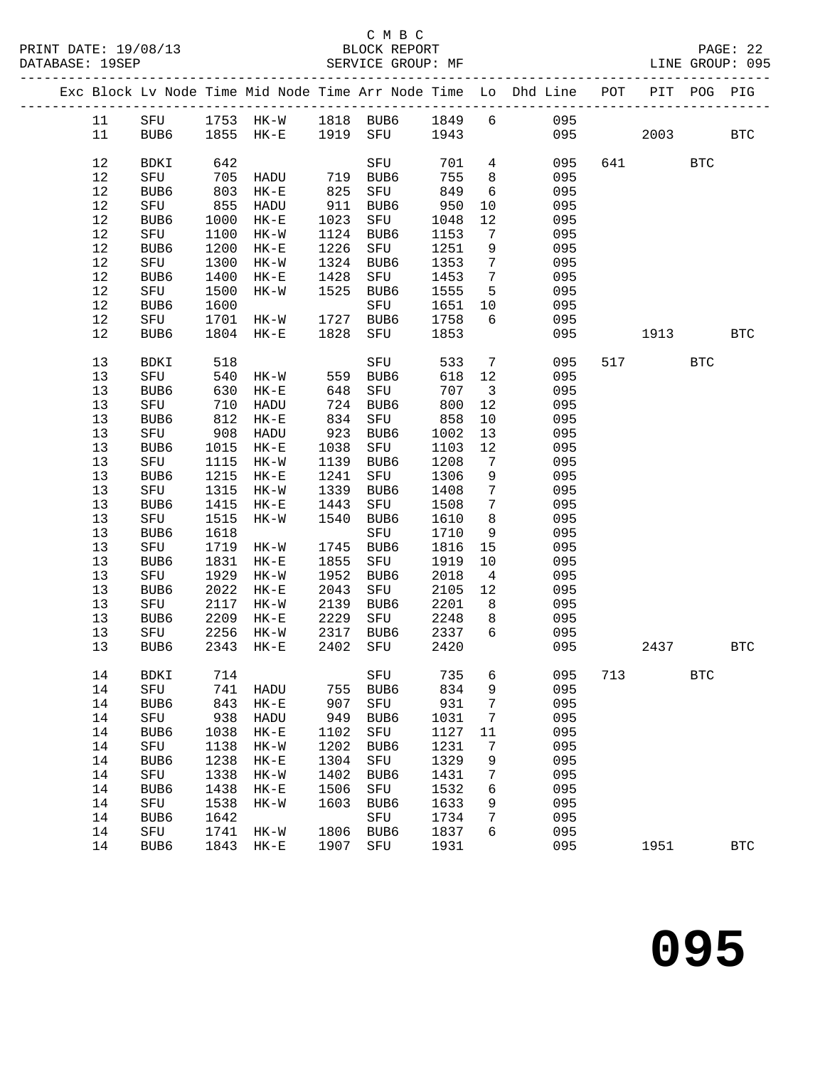C M B C
BLOCK REPORT
SERVICE GROUP: MF

PRINT DATE: 19/08/13
DATABASE: 19SEP
LINE GROUP: 095

| Exc | Block | Lv | Node | Time | Mid Node | Time | Arr Node | Time | Lo | Dhd Line | POT | PIT | POG | PIG |
|---|---|---|---|---|---|---|---|---|---|---|---|---|---|---|
| | 11 | | SFU | 1753 | HK-W | 1818 | BUB6 | 1849 | 6 | 095 | | | | |
| | 11 | | BUB6 | 1855 | HK-E | 1919 | SFU | 1943 | | 095 | | 2003 | | BTC |
| | 12 | | BDKI | 642 | | | SFU | 701 | 4 | 095 | 641 | | BTC | |
| | 12 | | SFU | 705 | HADU | 719 | BUB6 | 755 | 8 | 095 | | | | |
| | 12 | | BUB6 | 803 | HK-E | 825 | SFU | 849 | 6 | 095 | | | | |
| | 12 | | SFU | 855 | HADU | 911 | BUB6 | 950 | 10 | 095 | | | | |
| | 12 | | BUB6 | 1000 | HK-E | 1023 | SFU | 1048 | 12 | 095 | | | | |
| | 12 | | SFU | 1100 | HK-W | 1124 | BUB6 | 1153 | 7 | 095 | | | | |
| | 12 | | BUB6 | 1200 | HK-E | 1226 | SFU | 1251 | 9 | 095 | | | | |
| | 12 | | SFU | 1300 | HK-W | 1324 | BUB6 | 1353 | 7 | 095 | | | | |
| | 12 | | BUB6 | 1400 | HK-E | 1428 | SFU | 1453 | 7 | 095 | | | | |
| | 12 | | SFU | 1500 | HK-W | 1525 | BUB6 | 1555 | 5 | 095 | | | | |
| | 12 | | BUB6 | 1600 | | | SFU | 1651 | 10 | 095 | | | | |
| | 12 | | SFU | 1701 | HK-W | 1727 | BUB6 | 1758 | 6 | 095 | | | | |
| | 12 | | BUB6 | 1804 | HK-E | 1828 | SFU | 1853 | | 095 | | 1913 | | BTC |
| | 13 | | BDKI | 518 | | | SFU | 533 | 7 | 095 | 517 | | BTC | |
| | 13 | | SFU | 540 | HK-W | 559 | BUB6 | 618 | 12 | 095 | | | | |
| | 13 | | BUB6 | 630 | HK-E | 648 | SFU | 707 | 3 | 095 | | | | |
| | 13 | | SFU | 710 | HADU | 724 | BUB6 | 800 | 12 | 095 | | | | |
| | 13 | | BUB6 | 812 | HK-E | 834 | SFU | 858 | 10 | 095 | | | | |
| | 13 | | SFU | 908 | HADU | 923 | BUB6 | 1002 | 13 | 095 | | | | |
| | 13 | | BUB6 | 1015 | HK-E | 1038 | SFU | 1103 | 12 | 095 | | | | |
| | 13 | | SFU | 1115 | HK-W | 1139 | BUB6 | 1208 | 7 | 095 | | | | |
| | 13 | | BUB6 | 1215 | HK-E | 1241 | SFU | 1306 | 9 | 095 | | | | |
| | 13 | | SFU | 1315 | HK-W | 1339 | BUB6 | 1408 | 7 | 095 | | | | |
| | 13 | | BUB6 | 1415 | HK-E | 1443 | SFU | 1508 | 7 | 095 | | | | |
| | 13 | | SFU | 1515 | HK-W | 1540 | BUB6 | 1610 | 8 | 095 | | | | |
| | 13 | | BUB6 | 1618 | | | SFU | 1710 | 9 | 095 | | | | |
| | 13 | | SFU | 1719 | HK-W | 1745 | BUB6 | 1816 | 15 | 095 | | | | |
| | 13 | | BUB6 | 1831 | HK-E | 1855 | SFU | 1919 | 10 | 095 | | | | |
| | 13 | | SFU | 1929 | HK-W | 1952 | BUB6 | 2018 | 4 | 095 | | | | |
| | 13 | | BUB6 | 2022 | HK-E | 2043 | SFU | 2105 | 12 | 095 | | | | |
| | 13 | | SFU | 2117 | HK-W | 2139 | BUB6 | 2201 | 8 | 095 | | | | |
| | 13 | | BUB6 | 2209 | HK-E | 2229 | SFU | 2248 | 8 | 095 | | | | |
| | 13 | | SFU | 2256 | HK-W | 2317 | BUB6 | 2337 | 6 | 095 | | | | |
| | 13 | | BUB6 | 2343 | HK-E | 2402 | SFU | 2420 | | 095 | | 2437 | | BTC |
| | 14 | | BDKI | 714 | | | SFU | 735 | 6 | 095 | 713 | | BTC | |
| | 14 | | SFU | 741 | HADU | 755 | BUB6 | 834 | 9 | 095 | | | | |
| | 14 | | BUB6 | 843 | HK-E | 907 | SFU | 931 | 7 | 095 | | | | |
| | 14 | | SFU | 938 | HADU | 949 | BUB6 | 1031 | 7 | 095 | | | | |
| | 14 | | BUB6 | 1038 | HK-E | 1102 | SFU | 1127 | 11 | 095 | | | | |
| | 14 | | SFU | 1138 | HK-W | 1202 | BUB6 | 1231 | 7 | 095 | | | | |
| | 14 | | BUB6 | 1238 | HK-E | 1304 | SFU | 1329 | 9 | 095 | | | | |
| | 14 | | SFU | 1338 | HK-W | 1402 | BUB6 | 1431 | 7 | 095 | | | | |
| | 14 | | BUB6 | 1438 | HK-E | 1506 | SFU | 1532 | 6 | 095 | | | | |
| | 14 | | SFU | 1538 | HK-W | 1603 | BUB6 | 1633 | 9 | 095 | | | | |
| | 14 | | BUB6 | 1642 | | | SFU | 1734 | 7 | 095 | | | | |
| | 14 | | SFU | 1741 | HK-W | 1806 | BUB6 | 1837 | 6 | 095 | | | | |
| | 14 | | BUB6 | 1843 | HK-E | 1907 | SFU | 1931 | | 095 | | 1951 | | BTC |

# 095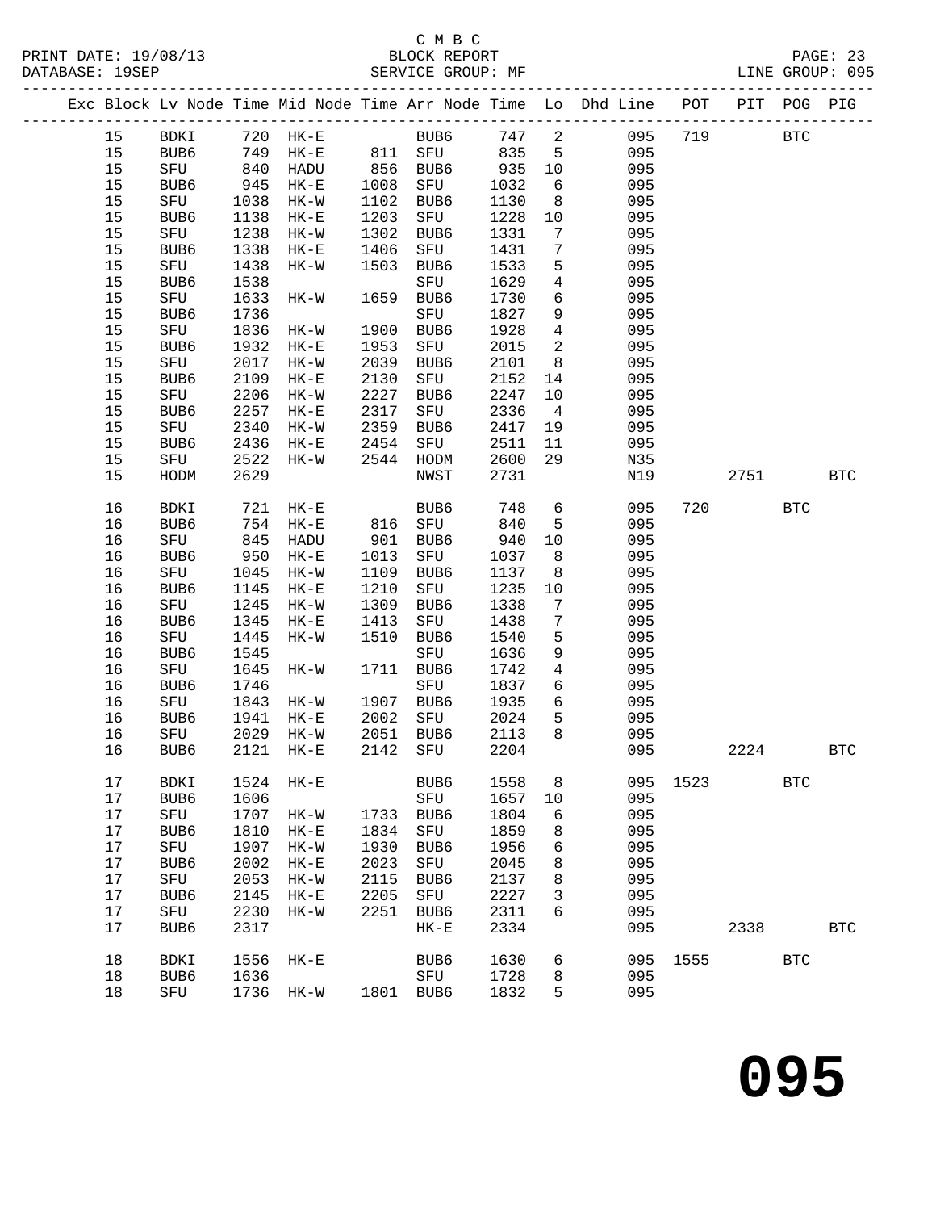C M B C
PRINT DATE: 19/08/13 BLOCK REPORT
DATABASE: 19SEP SERVICE GROUP: MF LINE GROUP: 095

| Exc | Block | Lv | Node | Time | Mid Node | Time | Arr Node | Time | Lo | Dhd Line | POT | PIT | POG | PIG |
|---|---|---|---|---|---|---|---|---|---|---|---|---|---|---|
| | 15 | | BDKI | 720 | HK-E | | BUB6 | 747 | 2 | 095 | 719 | | BTC | |
| | 15 | | BUB6 | 749 | HK-E | 811 | SFU | 835 | 5 | 095 | | | | |
| | 15 | | SFU | 840 | HADU | 856 | BUB6 | 935 | 10 | 095 | | | | |
| | 15 | | BUB6 | 945 | HK-E | 1008 | SFU | 1032 | 6 | 095 | | | | |
| | 15 | | SFU | 1038 | HK-W | 1102 | BUB6 | 1130 | 8 | 095 | | | | |
| | 15 | | BUB6 | 1138 | HK-E | 1203 | SFU | 1228 | 10 | 095 | | | | |
| | 15 | | SFU | 1238 | HK-W | 1302 | BUB6 | 1331 | 7 | 095 | | | | |
| | 15 | | BUB6 | 1338 | HK-E | 1406 | SFU | 1431 | 7 | 095 | | | | |
| | 15 | | SFU | 1438 | HK-W | 1503 | BUB6 | 1533 | 5 | 095 | | | | |
| | 15 | | BUB6 | 1538 | | | SFU | 1629 | 4 | 095 | | | | |
| | 15 | | SFU | 1633 | HK-W | 1659 | BUB6 | 1730 | 6 | 095 | | | | |
| | 15 | | BUB6 | 1736 | | | SFU | 1827 | 9 | 095 | | | | |
| | 15 | | SFU | 1836 | HK-W | 1900 | BUB6 | 1928 | 4 | 095 | | | | |
| | 15 | | BUB6 | 1932 | HK-E | 1953 | SFU | 2015 | 2 | 095 | | | | |
| | 15 | | SFU | 2017 | HK-W | 2039 | BUB6 | 2101 | 8 | 095 | | | | |
| | 15 | | BUB6 | 2109 | HK-E | 2130 | SFU | 2152 | 14 | 095 | | | | |
| | 15 | | SFU | 2206 | HK-W | 2227 | BUB6 | 2247 | 10 | 095 | | | | |
| | 15 | | BUB6 | 2257 | HK-E | 2317 | SFU | 2336 | 4 | 095 | | | | |
| | 15 | | SFU | 2340 | HK-W | 2359 | BUB6 | 2417 | 19 | 095 | | | | |
| | 15 | | BUB6 | 2436 | HK-E | 2454 | SFU | 2511 | 11 | 095 | | | | |
| | 15 | | SFU | 2522 | HK-W | 2544 | HODM | 2600 | 29 | N35 | | | | |
| | 15 | | HODM | 2629 | | | NWST | 2731 | | N19 | | 2751 | | BTC |
| | 16 | | BDKI | 721 | HK-E | | BUB6 | 748 | 6 | 095 | 720 | | BTC | |
| | 16 | | BUB6 | 754 | HK-E | 816 | SFU | 840 | 5 | 095 | | | | |
| | 16 | | SFU | 845 | HADU | 901 | BUB6 | 940 | 10 | 095 | | | | |
| | 16 | | BUB6 | 950 | HK-E | 1013 | SFU | 1037 | 8 | 095 | | | | |
| | 16 | | SFU | 1045 | HK-W | 1109 | BUB6 | 1137 | 8 | 095 | | | | |
| | 16 | | BUB6 | 1145 | HK-E | 1210 | SFU | 1235 | 10 | 095 | | | | |
| | 16 | | SFU | 1245 | HK-W | 1309 | BUB6 | 1338 | 7 | 095 | | | | |
| | 16 | | BUB6 | 1345 | HK-E | 1413 | SFU | 1438 | 7 | 095 | | | | |
| | 16 | | SFU | 1445 | HK-W | 1510 | BUB6 | 1540 | 5 | 095 | | | | |
| | 16 | | BUB6 | 1545 | | | SFU | 1636 | 9 | 095 | | | | |
| | 16 | | SFU | 1645 | HK-W | 1711 | BUB6 | 1742 | 4 | 095 | | | | |
| | 16 | | BUB6 | 1746 | | | SFU | 1837 | 6 | 095 | | | | |
| | 16 | | SFU | 1843 | HK-W | 1907 | BUB6 | 1935 | 6 | 095 | | | | |
| | 16 | | BUB6 | 1941 | HK-E | 2002 | SFU | 2024 | 5 | 095 | | | | |
| | 16 | | SFU | 2029 | HK-W | 2051 | BUB6 | 2113 | 8 | 095 | | | | |
| | 16 | | BUB6 | 2121 | HK-E | 2142 | SFU | 2204 | | 095 | | 2224 | | BTC |
| | 17 | | BDKI | 1524 | HK-E | | BUB6 | 1558 | 8 | 095 | 1523 | | BTC | |
| | 17 | | BUB6 | 1606 | | | SFU | 1657 | 10 | 095 | | | | |
| | 17 | | SFU | 1707 | HK-W | 1733 | BUB6 | 1804 | 6 | 095 | | | | |
| | 17 | | BUB6 | 1810 | HK-E | 1834 | SFU | 1859 | 8 | 095 | | | | |
| | 17 | | SFU | 1907 | HK-W | 1930 | BUB6 | 1956 | 6 | 095 | | | | |
| | 17 | | BUB6 | 2002 | HK-E | 2023 | SFU | 2045 | 8 | 095 | | | | |
| | 17 | | SFU | 2053 | HK-W | 2115 | BUB6 | 2137 | 8 | 095 | | | | |
| | 17 | | BUB6 | 2145 | HK-E | 2205 | SFU | 2227 | 3 | 095 | | | | |
| | 17 | | SFU | 2230 | HK-W | 2251 | BUB6 | 2311 | 6 | 095 | | | | |
| | 17 | | BUB6 | 2317 | | | HK-E | 2334 | | 095 | | 2338 | | BTC |
| | 18 | | BDKI | 1556 | HK-E | | BUB6 | 1630 | 6 | 095 | 1555 | | BTC | |
| | 18 | | BUB6 | 1636 | | | SFU | 1728 | 8 | 095 | | | | |
| | 18 | | SFU | 1736 | HK-W | 1801 | BUB6 | 1832 | 5 | 095 | | | | |

# 095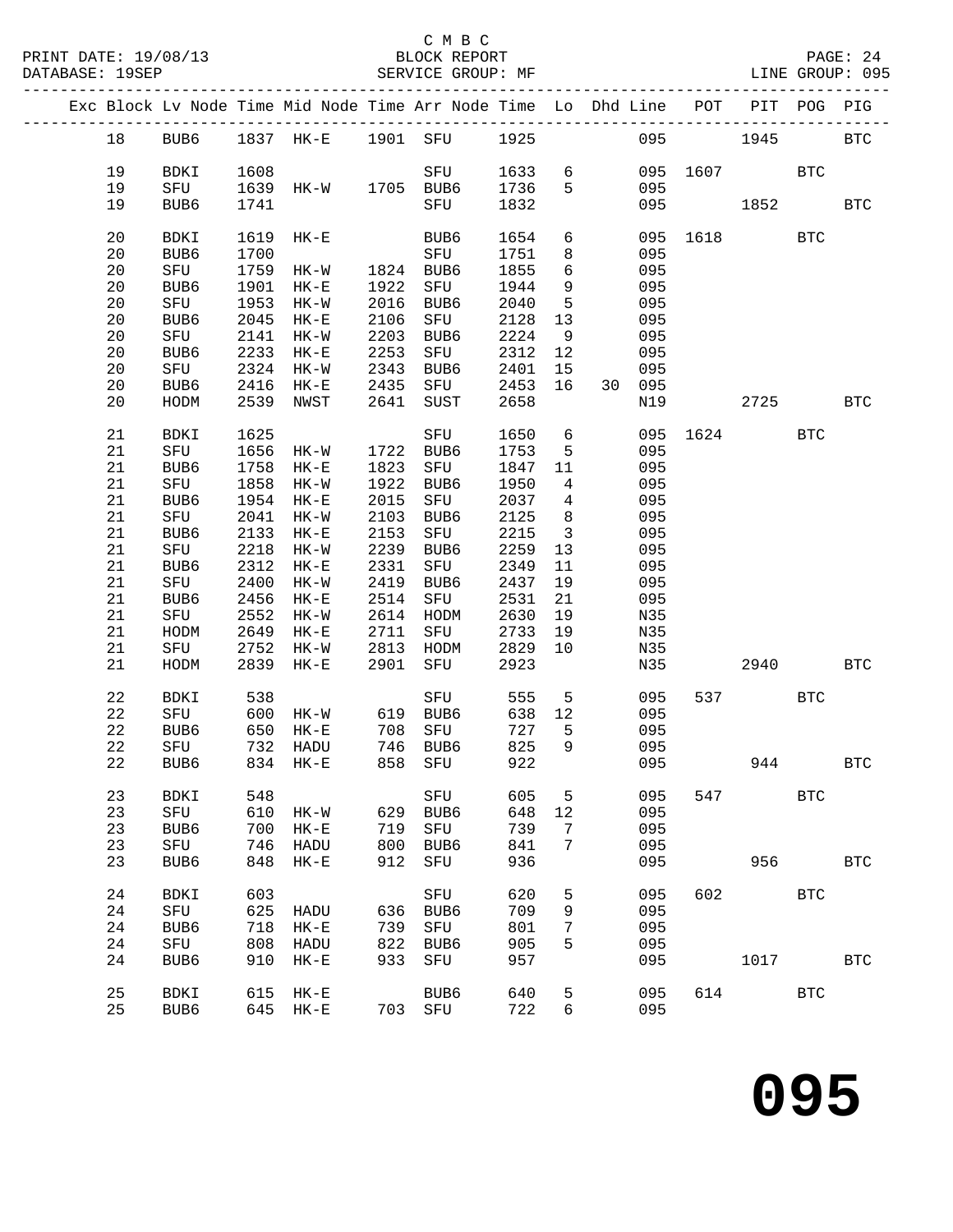C M B C

BLOCK REPORT

SERVICE GROUP: MF

LINE GROUP: 095

| Exc | Block | Lv | Node | Time | Mid Node | Time | Arr Node | Time | Lo | Dhd | Line | POT | PIT | POG | PIG |
|---|---|---|---|---|---|---|---|---|---|---|---|---|---|---|---|
| | 18 | | BUB6 | 1837 | HK-E | 1901 | SFU | 1925 | | | 095 | | 1945 | | BTC |
| | 19 | | BDKI | 1608 | | | SFU | 1633 | 6 | | 095 | 1607 | | BTC | |
| | 19 | | SFU | 1639 | HK-W | 1705 | BUB6 | 1736 | 5 | | 095 | | | | |
| | 19 | | BUB6 | 1741 | | | SFU | 1832 | | | 095 | | 1852 | | BTC |
| | 20 | | BDKI | 1619 | HK-E | | BUB6 | 1654 | 6 | | 095 | 1618 | | BTC | |
| | 20 | | BUB6 | 1700 | | | SFU | 1751 | 8 | | 095 | | | | |
| | 20 | | SFU | 1759 | HK-W | 1824 | BUB6 | 1855 | 6 | | 095 | | | | |
| | 20 | | BUB6 | 1901 | HK-E | 1922 | SFU | 1944 | 9 | | 095 | | | | |
| | 20 | | SFU | 1953 | HK-W | 2016 | BUB6 | 2040 | 5 | | 095 | | | | |
| | 20 | | BUB6 | 2045 | HK-E | 2106 | SFU | 2128 | 13 | | 095 | | | | |
| | 20 | | SFU | 2141 | HK-W | 2203 | BUB6 | 2224 | 9 | | 095 | | | | |
| | 20 | | BUB6 | 2233 | HK-E | 2253 | SFU | 2312 | 12 | | 095 | | | | |
| | 20 | | SFU | 2324 | HK-W | 2343 | BUB6 | 2401 | 15 | | 095 | | | | |
| | 20 | | BUB6 | 2416 | HK-E | 2435 | SFU | 2453 | 16 | 30 | 095 | | | | |
| | 20 | | HODM | 2539 | NWST | 2641 | SUST | 2658 | | | N19 | | 2725 | | BTC |
| | 21 | | BDKI | 1625 | | | SFU | 1650 | 6 | | 095 | 1624 | | BTC | |
| | 21 | | SFU | 1656 | HK-W | 1722 | BUB6 | 1753 | 5 | | 095 | | | | |
| | 21 | | BUB6 | 1758 | HK-E | 1823 | SFU | 1847 | 11 | | 095 | | | | |
| | 21 | | SFU | 1858 | HK-W | 1922 | BUB6 | 1950 | 4 | | 095 | | | | |
| | 21 | | BUB6 | 1954 | HK-E | 2015 | SFU | 2037 | 4 | | 095 | | | | |
| | 21 | | SFU | 2041 | HK-W | 2103 | BUB6 | 2125 | 8 | | 095 | | | | |
| | 21 | | BUB6 | 2133 | HK-E | 2153 | SFU | 2215 | 3 | | 095 | | | | |
| | 21 | | SFU | 2218 | HK-W | 2239 | BUB6 | 2259 | 13 | | 095 | | | | |
| | 21 | | BUB6 | 2312 | HK-E | 2331 | SFU | 2349 | 11 | | 095 | | | | |
| | 21 | | SFU | 2400 | HK-W | 2419 | BUB6 | 2437 | 19 | | 095 | | | | |
| | 21 | | BUB6 | 2456 | HK-E | 2514 | SFU | 2531 | 21 | | 095 | | | | |
| | 21 | | SFU | 2552 | HK-W | 2614 | HODM | 2630 | 19 | | N35 | | | | |
| | 21 | | HODM | 2649 | HK-E | 2711 | SFU | 2733 | 19 | | N35 | | | | |
| | 21 | | SFU | 2752 | HK-W | 2813 | HODM | 2829 | 10 | | N35 | | | | |
| | 21 | | HODM | 2839 | HK-E | 2901 | SFU | 2923 | | | N35 | | 2940 | | BTC |
| | 22 | | BDKI | 538 | | | SFU | 555 | 5 | | 095 | 537 | | BTC | |
| | 22 | | SFU | 600 | HK-W | 619 | BUB6 | 638 | 12 | | 095 | | | | |
| | 22 | | BUB6 | 650 | HK-E | 708 | SFU | 727 | 5 | | 095 | | | | |
| | 22 | | SFU | 732 | HADU | 746 | BUB6 | 825 | 9 | | 095 | | | | |
| | 22 | | BUB6 | 834 | HK-E | 858 | SFU | 922 | | | 095 | | 944 | | BTC |
| | 23 | | BDKI | 548 | | | SFU | 605 | 5 | | 095 | 547 | | BTC | |
| | 23 | | SFU | 610 | HK-W | 629 | BUB6 | 648 | 12 | | 095 | | | | |
| | 23 | | BUB6 | 700 | HK-E | 719 | SFU | 739 | 7 | | 095 | | | | |
| | 23 | | SFU | 746 | HADU | 800 | BUB6 | 841 | 7 | | 095 | | | | |
| | 23 | | BUB6 | 848 | HK-E | 912 | SFU | 936 | | | 095 | | 956 | | BTC |
| | 24 | | BDKI | 603 | | | SFU | 620 | 5 | | 095 | 602 | | BTC | |
| | 24 | | SFU | 625 | HADU | 636 | BUB6 | 709 | 9 | | 095 | | | | |
| | 24 | | BUB6 | 718 | HK-E | 739 | SFU | 801 | 7 | | 095 | | | | |
| | 24 | | SFU | 808 | HADU | 822 | BUB6 | 905 | 5 | | 095 | | | | |
| | 24 | | BUB6 | 910 | HK-E | 933 | SFU | 957 | | | 095 | | 1017 | | BTC |
| | 25 | | BDKI | 615 | HK-E | | BUB6 | 640 | 5 | | 095 | 614 | | BTC | |
| | 25 | | BUB6 | 645 | HK-E | 703 | SFU | 722 | 6 | | 095 | | | | |

# 095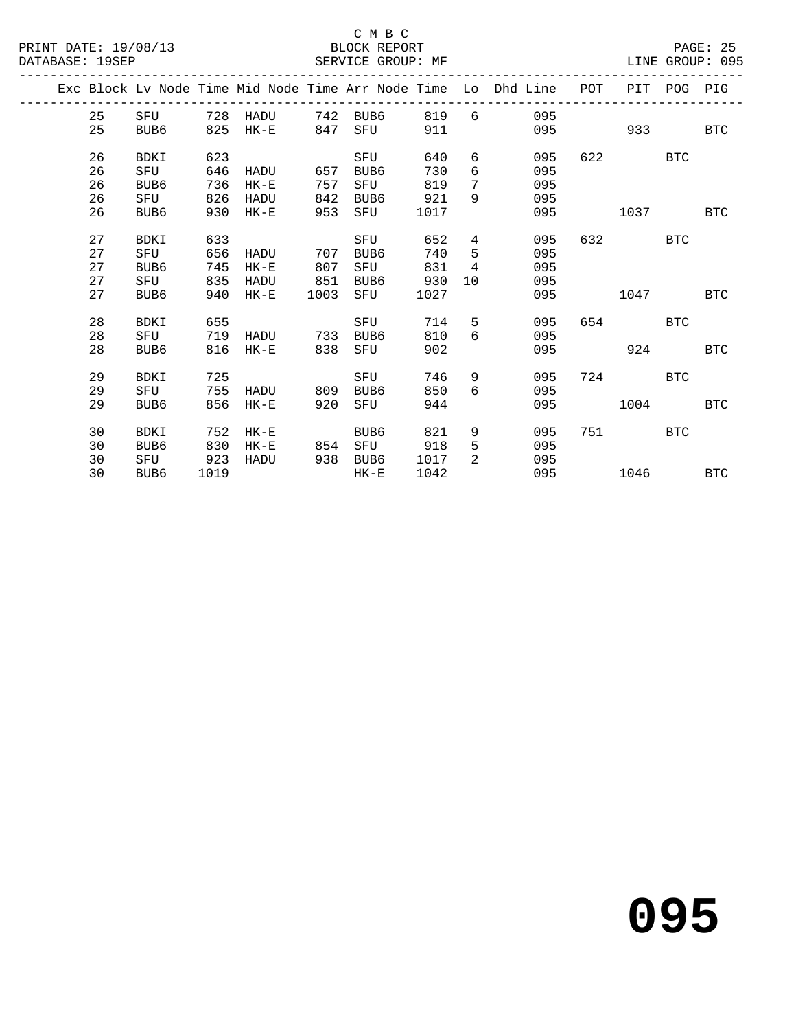C M B C

PRINT DATE: 19/08/13 BLOCK REPORT PAGE: 25
DATABASE: 19SEP SERVICE GROUP: MF LINE GROUP: 095

| Exc | Block | Lv Node | Time | Mid Node | Time | Arr Node | Time | Lo | Dhd Line | POT | PIT | POG | PIG |
|---|---|---|---|---|---|---|---|---|---|---|---|---|---|
| | 25 | SFU | 728 | HADU | 742 | BUB6 | 819 | 6 | 095 | | | | |
| | 25 | BUB6 | 825 | HK-E | 847 | SFU | 911 | | 095 | | 933 | | BTC |
| | 26 | BDKI | 623 | | | SFU | 640 | 6 | 095 | 622 | | BTC | |
| | 26 | SFU | 646 | HADU | 657 | BUB6 | 730 | 6 | 095 | | | | |
| | 26 | BUB6 | 736 | HK-E | 757 | SFU | 819 | 7 | 095 | | | | |
| | 26 | SFU | 826 | HADU | 842 | BUB6 | 921 | 9 | 095 | | | | |
| | 26 | BUB6 | 930 | HK-E | 953 | SFU | 1017 | | 095 | | 1037 | | BTC |
| | 27 | BDKI | 633 | | | SFU | 652 | 4 | 095 | 632 | | BTC | |
| | 27 | SFU | 656 | HADU | 707 | BUB6 | 740 | 5 | 095 | | | | |
| | 27 | BUB6 | 745 | HK-E | 807 | SFU | 831 | 4 | 095 | | | | |
| | 27 | SFU | 835 | HADU | 851 | BUB6 | 930 | 10 | 095 | | | | |
| | 27 | BUB6 | 940 | HK-E | 1003 | SFU | 1027 | | 095 | | 1047 | | BTC |
| | 28 | BDKI | 655 | | | SFU | 714 | 5 | 095 | 654 | | BTC | |
| | 28 | SFU | 719 | HADU | 733 | BUB6 | 810 | 6 | 095 | | | | |
| | 28 | BUB6 | 816 | HK-E | 838 | SFU | 902 | | 095 | | 924 | | BTC |
| | 29 | BDKI | 725 | | | SFU | 746 | 9 | 095 | 724 | | BTC | |
| | 29 | SFU | 755 | HADU | 809 | BUB6 | 850 | 6 | 095 | | | | |
| | 29 | BUB6 | 856 | HK-E | 920 | SFU | 944 | | 095 | | 1004 | | BTC |
| | 30 | BDKI | 752 | HK-E | | BUB6 | 821 | 9 | 095 | 751 | | BTC | |
| | 30 | BUB6 | 830 | HK-E | 854 | SFU | 918 | 5 | 095 | | | | |
| | 30 | SFU | 923 | HADU | 938 | BUB6 | 1017 | 2 | 095 | | | | |
| | 30 | BUB6 | 1019 | | | HK-E | 1042 | | 095 | | 1046 | | BTC |

# 095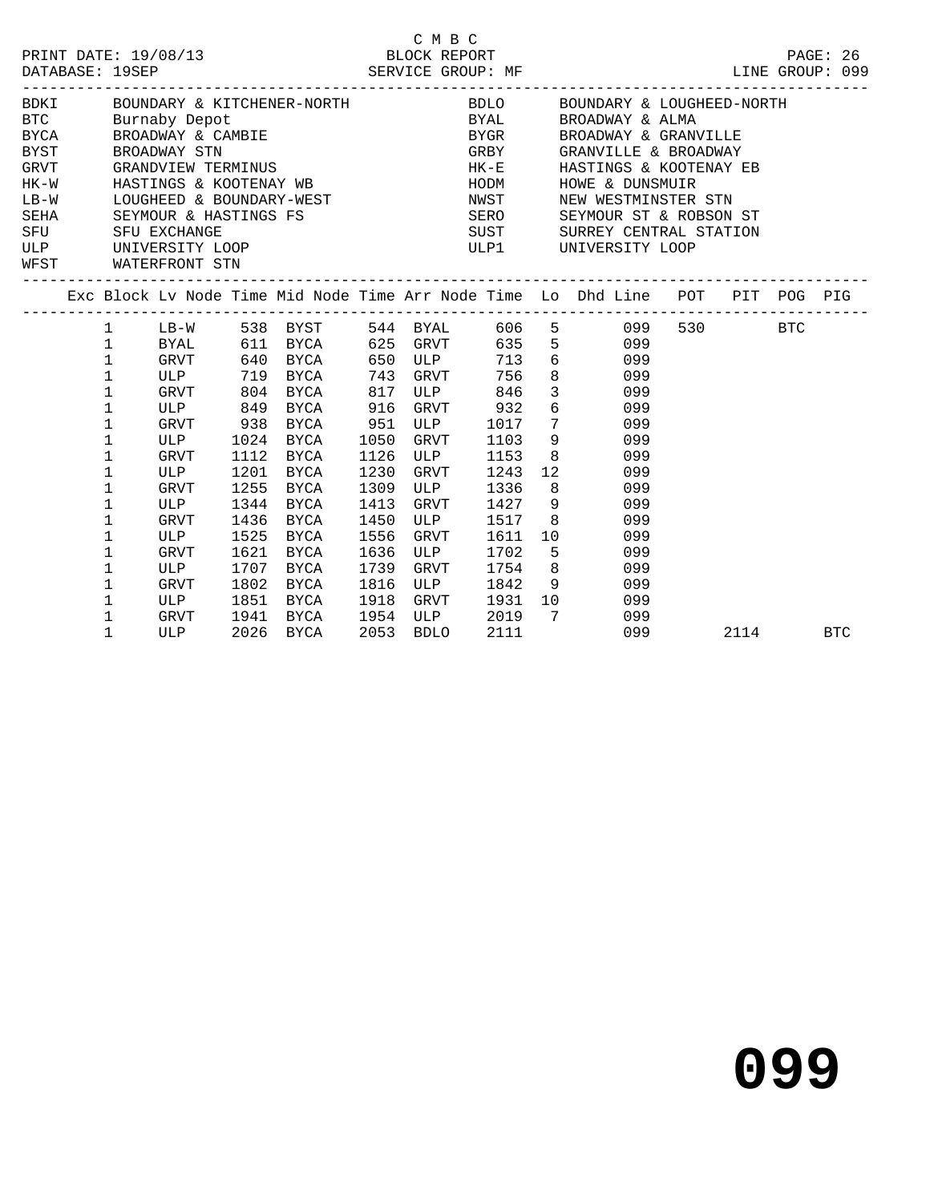C M B C
PRINT DATE: 19/08/13 BLOCK REPORT
DATABASE: 19SEP SERVICE GROUP: MF LINE GROUP: 099

| | | | |
|---|---|---|---|
| BDKI | BOUNDARY & KITCHENER-NORTH | BDLO | BOUNDARY & LOUGHEED-NORTH |
| BTC | Burnaby Depot | BYAL | BROADWAY & ALMA |
| BYCA | BROADWAY & CAMBIE | BYGR | BROADWAY & GRANVILLE |
| BYST | BROADWAY STN | GRBY | GRANVILLE & BROADWAY |
| GRVT | GRANDVIEW TERMINUS | HK-E | HASTINGS & KOOTENAY EB |
| HK-W | HASTINGS & KOOTENAY WB | HODM | HOWE & DUNSMUIR |
| LB-W | LOUGHEED & BOUNDARY-WEST | NWST | NEW WESTMINSTER STN |
| SEHA | SEYMOUR & HASTINGS FS | SERO | SEYMOUR ST & ROBSON ST |
| SFU | SFU EXCHANGE | SUST | SURREY CENTRAL STATION |
| ULP | UNIVERSITY LOOP | ULP1 | UNIVERSITY LOOP |
| WFST | WATERFRONT STN | | |

| Exc | Block | Lv Node | Time | Mid Node | Time | Arr Node | Time | Lo | Dhd Line | POT | PIT | POG | PIG |
|---|---|---|---|---|---|---|---|---|---|---|---|---|---|
| | 1 | LB-W | 538 | BYST | 544 | BYAL | 606 | 5 | 099 | 530 | | BTC | |
| | 1 | BYAL | 611 | BYCA | 625 | GRVT | 635 | 5 | 099 | | | | |
| | 1 | GRVT | 640 | BYCA | 650 | ULP | 713 | 6 | 099 | | | | |
| | 1 | ULP | 719 | BYCA | 743 | GRVT | 756 | 8 | 099 | | | | |
| | 1 | GRVT | 804 | BYCA | 817 | ULP | 846 | 3 | 099 | | | | |
| | 1 | ULP | 849 | BYCA | 916 | GRVT | 932 | 6 | 099 | | | | |
| | 1 | GRVT | 938 | BYCA | 951 | ULP | 1017 | 7 | 099 | | | | |
| | 1 | ULP | 1024 | BYCA | 1050 | GRVT | 1103 | 9 | 099 | | | | |
| | 1 | GRVT | 1112 | BYCA | 1126 | ULP | 1153 | 8 | 099 | | | | |
| | 1 | ULP | 1201 | BYCA | 1230 | GRVT | 1243 | 12 | 099 | | | | |
| | 1 | GRVT | 1255 | BYCA | 1309 | ULP | 1336 | 8 | 099 | | | | |
| | 1 | ULP | 1344 | BYCA | 1413 | GRVT | 1427 | 9 | 099 | | | | |
| | 1 | GRVT | 1436 | BYCA | 1450 | ULP | 1517 | 8 | 099 | | | | |
| | 1 | ULP | 1525 | BYCA | 1556 | GRVT | 1611 | 10 | 099 | | | | |
| | 1 | GRVT | 1621 | BYCA | 1636 | ULP | 1702 | 5 | 099 | | | | |
| | 1 | ULP | 1707 | BYCA | 1739 | GRVT | 1754 | 8 | 099 | | | | |
| | 1 | GRVT | 1802 | BYCA | 1816 | ULP | 1842 | 9 | 099 | | | | |
| | 1 | ULP | 1851 | BYCA | 1918 | GRVT | 1931 | 10 | 099 | | | | |
| | 1 | GRVT | 1941 | BYCA | 1954 | ULP | 2019 | 7 | 099 | | | | |
| | 1 | ULP | 2026 | BYCA | 2053 | BDLO | 2111 | | 099 | | 2114 | | BTC |

# 099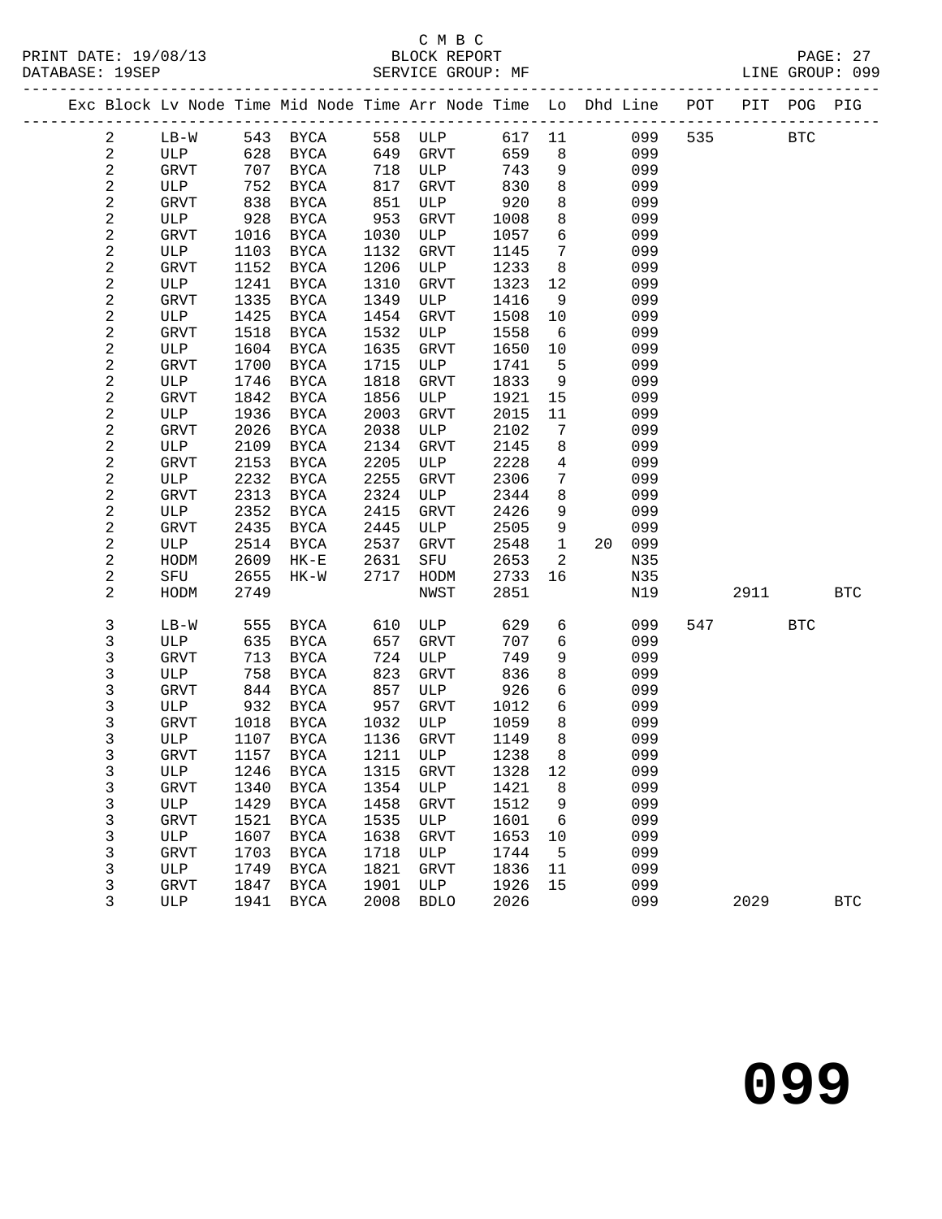C M B C

PRINT DATE: 19/08/13 BLOCK REPORT PAGE: 27
DATABASE: 19SEP SERVICE GROUP: MF LINE GROUP: 099

| Exc | Block | Lv Node | Time | Mid Node | Time | Arr Node | Time | Lo | Dhd Line | POT | PIT | POG | PIG |
|---|---|---|---|---|---|---|---|---|---|---|---|---|---|
| | 2 | LB-W | 543 | BYCA | 558 | ULP | 617 | 11 | 099 | 535 | | BTC | |
| | 2 | ULP | 628 | BYCA | 649 | GRVT | 659 | 8 | 099 | | | | |
| | 2 | GRVT | 707 | BYCA | 718 | ULP | 743 | 9 | 099 | | | | |
| | 2 | ULP | 752 | BYCA | 817 | GRVT | 830 | 8 | 099 | | | | |
| | 2 | GRVT | 838 | BYCA | 851 | ULP | 920 | 8 | 099 | | | | |
| | 2 | ULP | 928 | BYCA | 953 | GRVT | 1008 | 8 | 099 | | | | |
| | 2 | GRVT | 1016 | BYCA | 1030 | ULP | 1057 | 6 | 099 | | | | |
| | 2 | ULP | 1103 | BYCA | 1132 | GRVT | 1145 | 7 | 099 | | | | |
| | 2 | GRVT | 1152 | BYCA | 1206 | ULP | 1233 | 8 | 099 | | | | |
| | 2 | ULP | 1241 | BYCA | 1310 | GRVT | 1323 | 12 | 099 | | | | |
| | 2 | GRVT | 1335 | BYCA | 1349 | ULP | 1416 | 9 | 099 | | | | |
| | 2 | ULP | 1425 | BYCA | 1454 | GRVT | 1508 | 10 | 099 | | | | |
| | 2 | GRVT | 1518 | BYCA | 1532 | ULP | 1558 | 6 | 099 | | | | |
| | 2 | ULP | 1604 | BYCA | 1635 | GRVT | 1650 | 10 | 099 | | | | |
| | 2 | GRVT | 1700 | BYCA | 1715 | ULP | 1741 | 5 | 099 | | | | |
| | 2 | ULP | 1746 | BYCA | 1818 | GRVT | 1833 | 9 | 099 | | | | |
| | 2 | GRVT | 1842 | BYCA | 1856 | ULP | 1921 | 15 | 099 | | | | |
| | 2 | ULP | 1936 | BYCA | 2003 | GRVT | 2015 | 11 | 099 | | | | |
| | 2 | GRVT | 2026 | BYCA | 2038 | ULP | 2102 | 7 | 099 | | | | |
| | 2 | ULP | 2109 | BYCA | 2134 | GRVT | 2145 | 8 | 099 | | | | |
| | 2 | GRVT | 2153 | BYCA | 2205 | ULP | 2228 | 4 | 099 | | | | |
| | 2 | ULP | 2232 | BYCA | 2255 | GRVT | 2306 | 7 | 099 | | | | |
| | 2 | GRVT | 2313 | BYCA | 2324 | ULP | 2344 | 8 | 099 | | | | |
| | 2 | ULP | 2352 | BYCA | 2415 | GRVT | 2426 | 9 | 099 | | | | |
| | 2 | GRVT | 2435 | BYCA | 2445 | ULP | 2505 | 9 | 099 | | | | |
| | 2 | ULP | 2514 | BYCA | 2537 | GRVT | 2548 | 1 | 20 099 | | | | |
| | 2 | HODM | 2609 | HK-E | 2631 | SFU | 2653 | 2 | N35 | | | | |
| | 2 | SFU | 2655 | HK-W | 2717 | HODM | 2733 | 16 | N35 | | | | |
| | 2 | HODM | 2749 | | | NWST | 2851 | | N19 | | 2911 | | BTC |
| | 3 | LB-W | 555 | BYCA | 610 | ULP | 629 | 6 | 099 | 547 | | BTC | |
| | 3 | ULP | 635 | BYCA | 657 | GRVT | 707 | 6 | 099 | | | | |
| | 3 | GRVT | 713 | BYCA | 724 | ULP | 749 | 9 | 099 | | | | |
| | 3 | ULP | 758 | BYCA | 823 | GRVT | 836 | 8 | 099 | | | | |
| | 3 | GRVT | 844 | BYCA | 857 | ULP | 926 | 6 | 099 | | | | |
| | 3 | ULP | 932 | BYCA | 957 | GRVT | 1012 | 6 | 099 | | | | |
| | 3 | GRVT | 1018 | BYCA | 1032 | ULP | 1059 | 8 | 099 | | | | |
| | 3 | ULP | 1107 | BYCA | 1136 | GRVT | 1149 | 8 | 099 | | | | |
| | 3 | GRVT | 1157 | BYCA | 1211 | ULP | 1238 | 8 | 099 | | | | |
| | 3 | ULP | 1246 | BYCA | 1315 | GRVT | 1328 | 12 | 099 | | | | |
| | 3 | GRVT | 1340 | BYCA | 1354 | ULP | 1421 | 8 | 099 | | | | |
| | 3 | ULP | 1429 | BYCA | 1458 | GRVT | 1512 | 9 | 099 | | | | |
| | 3 | GRVT | 1521 | BYCA | 1535 | ULP | 1601 | 6 | 099 | | | | |
| | 3 | ULP | 1607 | BYCA | 1638 | GRVT | 1653 | 10 | 099 | | | | |
| | 3 | GRVT | 1703 | BYCA | 1718 | ULP | 1744 | 5 | 099 | | | | |
| | 3 | ULP | 1749 | BYCA | 1821 | GRVT | 1836 | 11 | 099 | | | | |
| | 3 | GRVT | 1847 | BYCA | 1901 | ULP | 1926 | 15 | 099 | | | | |
| | 3 | ULP | 1941 | BYCA | 2008 | BDLO | 2026 | | 099 | | 2029 | | BTC |

**099**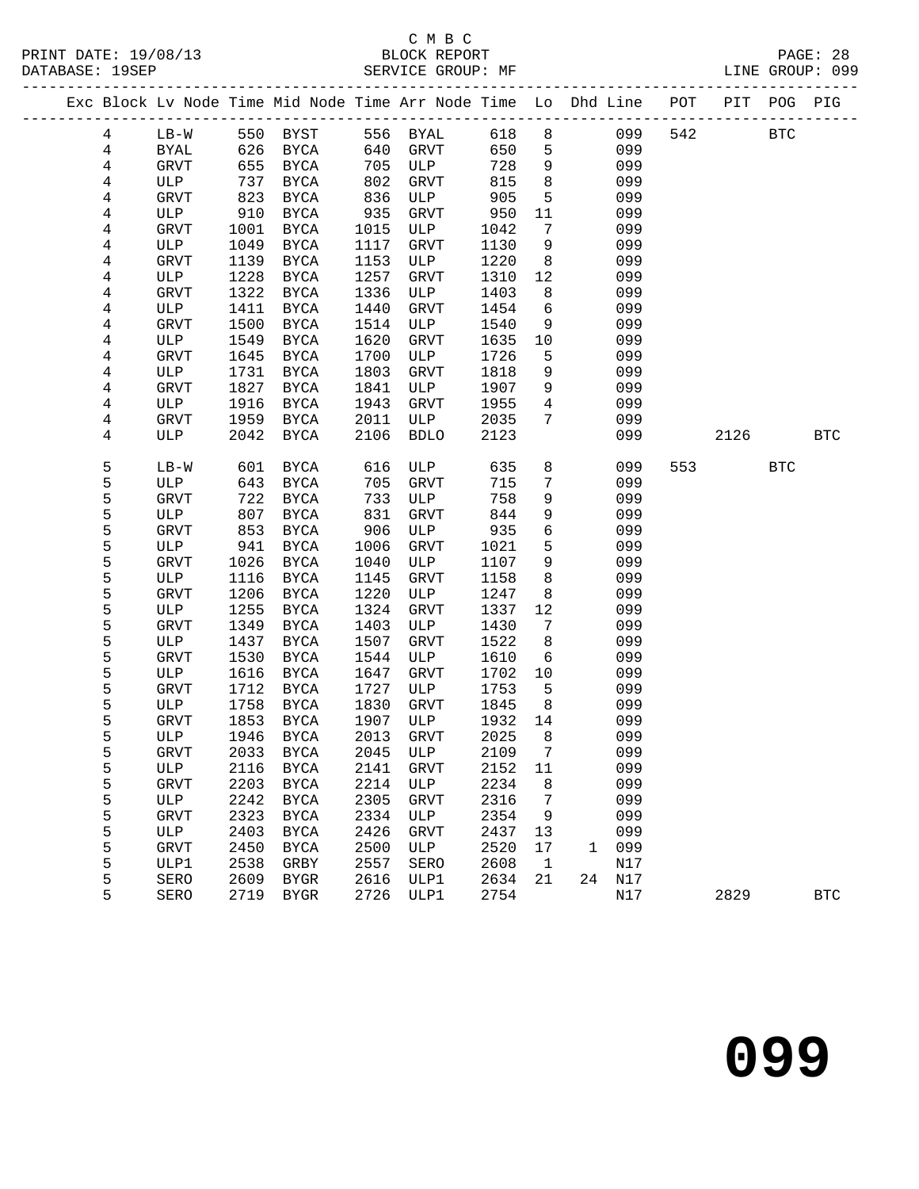C M B C
BLOCK REPORT
SERVICE GROUP: MF

PRINT DATE: 19/08/13
DATABASE: 19SEP

LINE GROUP: 099

| Exc | Block | Lv Node | Time | Mid Node | Time | Arr Node | Time | Lo | Dhd | Line | POT | PIT | POG | PIG |
|---|---|---|---|---|---|---|---|---|---|---|---|---|---|---|
| | 4 | LB-W | 550 | BYST | 556 | BYAL | 618 | 8 | | 099 | 542 | | BTC | |
| | 4 | BYAL | 626 | BYCA | 640 | GRVT | 650 | 5 | | 099 | | | | |
| | 4 | GRVT | 655 | BYCA | 705 | ULP | 728 | 9 | | 099 | | | | |
| | 4 | ULP | 737 | BYCA | 802 | GRVT | 815 | 8 | | 099 | | | | |
| | 4 | GRVT | 823 | BYCA | 836 | ULP | 905 | 5 | | 099 | | | | |
| | 4 | ULP | 910 | BYCA | 935 | GRVT | 950 | 11 | | 099 | | | | |
| | 4 | GRVT | 1001 | BYCA | 1015 | ULP | 1042 | 7 | | 099 | | | | |
| | 4 | ULP | 1049 | BYCA | 1117 | GRVT | 1130 | 9 | | 099 | | | | |
| | 4 | GRVT | 1139 | BYCA | 1153 | ULP | 1220 | 8 | | 099 | | | | |
| | 4 | ULP | 1228 | BYCA | 1257 | GRVT | 1310 | 12 | | 099 | | | | |
| | 4 | GRVT | 1322 | BYCA | 1336 | ULP | 1403 | 8 | | 099 | | | | |
| | 4 | ULP | 1411 | BYCA | 1440 | GRVT | 1454 | 6 | | 099 | | | | |
| | 4 | GRVT | 1500 | BYCA | 1514 | ULP | 1540 | 9 | | 099 | | | | |
| | 4 | ULP | 1549 | BYCA | 1620 | GRVT | 1635 | 10 | | 099 | | | | |
| | 4 | GRVT | 1645 | BYCA | 1700 | ULP | 1726 | 5 | | 099 | | | | |
| | 4 | ULP | 1731 | BYCA | 1803 | GRVT | 1818 | 9 | | 099 | | | | |
| | 4 | GRVT | 1827 | BYCA | 1841 | ULP | 1907 | 9 | | 099 | | | | |
| | 4 | ULP | 1916 | BYCA | 1943 | GRVT | 1955 | 4 | | 099 | | | | |
| | 4 | GRVT | 1959 | BYCA | 2011 | ULP | 2035 | 7 | | 099 | | | | |
| | 4 | ULP | 2042 | BYCA | 2106 | BDLO | 2123 | | | 099 | | 2126 | | BTC |
| | 5 | LB-W | 601 | BYCA | 616 | ULP | 635 | 8 | | 099 | 553 | | BTC | |
| | 5 | ULP | 643 | BYCA | 705 | GRVT | 715 | 7 | | 099 | | | | |
| | 5 | GRVT | 722 | BYCA | 733 | ULP | 758 | 9 | | 099 | | | | |
| | 5 | ULP | 807 | BYCA | 831 | GRVT | 844 | 9 | | 099 | | | | |
| | 5 | GRVT | 853 | BYCA | 906 | ULP | 935 | 6 | | 099 | | | | |
| | 5 | ULP | 941 | BYCA | 1006 | GRVT | 1021 | 5 | | 099 | | | | |
| | 5 | GRVT | 1026 | BYCA | 1040 | ULP | 1107 | 9 | | 099 | | | | |
| | 5 | ULP | 1116 | BYCA | 1145 | GRVT | 1158 | 8 | | 099 | | | | |
| | 5 | GRVT | 1206 | BYCA | 1220 | ULP | 1247 | 8 | | 099 | | | | |
| | 5 | ULP | 1255 | BYCA | 1324 | GRVT | 1337 | 12 | | 099 | | | | |
| | 5 | GRVT | 1349 | BYCA | 1403 | ULP | 1430 | 7 | | 099 | | | | |
| | 5 | ULP | 1437 | BYCA | 1507 | GRVT | 1522 | 8 | | 099 | | | | |
| | 5 | GRVT | 1530 | BYCA | 1544 | ULP | 1610 | 6 | | 099 | | | | |
| | 5 | ULP | 1616 | BYCA | 1647 | GRVT | 1702 | 10 | | 099 | | | | |
| | 5 | GRVT | 1712 | BYCA | 1727 | ULP | 1753 | 5 | | 099 | | | | |
| | 5 | ULP | 1758 | BYCA | 1830 | GRVT | 1845 | 8 | | 099 | | | | |
| | 5 | GRVT | 1853 | BYCA | 1907 | ULP | 1932 | 14 | | 099 | | | | |
| | 5 | ULP | 1946 | BYCA | 2013 | GRVT | 2025 | 8 | | 099 | | | | |
| | 5 | GRVT | 2033 | BYCA | 2045 | ULP | 2109 | 7 | | 099 | | | | |
| | 5 | ULP | 2116 | BYCA | 2141 | GRVT | 2152 | 11 | | 099 | | | | |
| | 5 | GRVT | 2203 | BYCA | 2214 | ULP | 2234 | 8 | | 099 | | | | |
| | 5 | ULP | 2242 | BYCA | 2305 | GRVT | 2316 | 7 | | 099 | | | | |
| | 5 | GRVT | 2323 | BYCA | 2334 | ULP | 2354 | 9 | | 099 | | | | |
| | 5 | ULP | 2403 | BYCA | 2426 | GRVT | 2437 | 13 | | 099 | | | | |
| | 5 | GRVT | 2450 | BYCA | 2500 | ULP | 2520 | 17 | 1 | 099 | | | | |
| | 5 | ULP1 | 2538 | GRBY | 2557 | SERO | 2608 | 1 | | N17 | | | | |
| | 5 | SERO | 2609 | BYGR | 2616 | ULP1 | 2634 | 21 | 24 | N17 | | | | |
| | 5 | SERO | 2719 | BYGR | 2726 | ULP1 | 2754 | | | N17 | | 2829 | | BTC |

099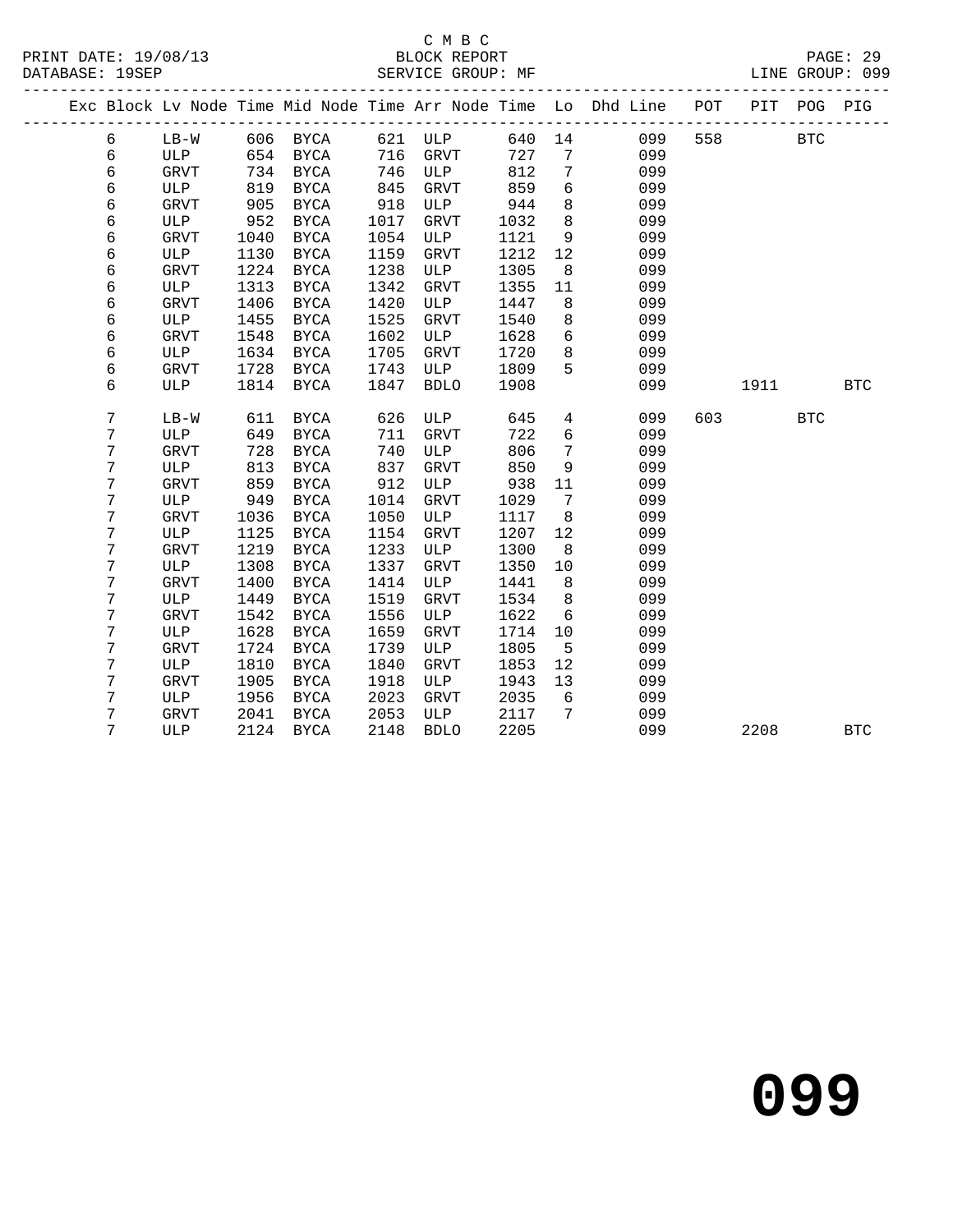C M B C
BLOCK REPORT
SERVICE GROUP: MF

PRINT DATE: 19/08/13
DATABASE: 19SEP

LINE GROUP: 099

| Exc | Block | Lv Node | Time | Mid Node | Time | Arr Node | Time | Lo | Dhd Line | POT | PIT | POG | PIG |
|---|---|---|---|---|---|---|---|---|---|---|---|---|---|
| | 6 | LB-W | 606 | BYCA | 621 | ULP | 640 | 14 | 099 | 558 | | BTC | |
| | 6 | ULP | 654 | BYCA | 716 | GRVT | 727 | 7 | 099 | | | | |
| | 6 | GRVT | 734 | BYCA | 746 | ULP | 812 | 7 | 099 | | | | |
| | 6 | ULP | 819 | BYCA | 845 | GRVT | 859 | 6 | 099 | | | | |
| | 6 | GRVT | 905 | BYCA | 918 | ULP | 944 | 8 | 099 | | | | |
| | 6 | ULP | 952 | BYCA | 1017 | GRVT | 1032 | 8 | 099 | | | | |
| | 6 | GRVT | 1040 | BYCA | 1054 | ULP | 1121 | 9 | 099 | | | | |
| | 6 | ULP | 1130 | BYCA | 1159 | GRVT | 1212 | 12 | 099 | | | | |
| | 6 | GRVT | 1224 | BYCA | 1238 | ULP | 1305 | 8 | 099 | | | | |
| | 6 | ULP | 1313 | BYCA | 1342 | GRVT | 1355 | 11 | 099 | | | | |
| | 6 | GRVT | 1406 | BYCA | 1420 | ULP | 1447 | 8 | 099 | | | | |
| | 6 | ULP | 1455 | BYCA | 1525 | GRVT | 1540 | 8 | 099 | | | | |
| | 6 | GRVT | 1548 | BYCA | 1602 | ULP | 1628 | 6 | 099 | | | | |
| | 6 | ULP | 1634 | BYCA | 1705 | GRVT | 1720 | 8 | 099 | | | | |
| | 6 | GRVT | 1728 | BYCA | 1743 | ULP | 1809 | 5 | 099 | | | | |
| | 6 | ULP | 1814 | BYCA | 1847 | BDLO | 1908 | | 099 | | 1911 | | BTC |
| | 7 | LB-W | 611 | BYCA | 626 | ULP | 645 | 4 | 099 | 603 | | BTC | |
| | 7 | ULP | 649 | BYCA | 711 | GRVT | 722 | 6 | 099 | | | | |
| | 7 | GRVT | 728 | BYCA | 740 | ULP | 806 | 7 | 099 | | | | |
| | 7 | ULP | 813 | BYCA | 837 | GRVT | 850 | 9 | 099 | | | | |
| | 7 | GRVT | 859 | BYCA | 912 | ULP | 938 | 11 | 099 | | | | |
| | 7 | ULP | 949 | BYCA | 1014 | GRVT | 1029 | 7 | 099 | | | | |
| | 7 | GRVT | 1036 | BYCA | 1050 | ULP | 1117 | 8 | 099 | | | | |
| | 7 | ULP | 1125 | BYCA | 1154 | GRVT | 1207 | 12 | 099 | | | | |
| | 7 | GRVT | 1219 | BYCA | 1233 | ULP | 1300 | 8 | 099 | | | | |
| | 7 | ULP | 1308 | BYCA | 1337 | GRVT | 1350 | 10 | 099 | | | | |
| | 7 | GRVT | 1400 | BYCA | 1414 | ULP | 1441 | 8 | 099 | | | | |
| | 7 | ULP | 1449 | BYCA | 1519 | GRVT | 1534 | 8 | 099 | | | | |
| | 7 | GRVT | 1542 | BYCA | 1556 | ULP | 1622 | 6 | 099 | | | | |
| | 7 | ULP | 1628 | BYCA | 1659 | GRVT | 1714 | 10 | 099 | | | | |
| | 7 | GRVT | 1724 | BYCA | 1739 | ULP | 1805 | 5 | 099 | | | | |
| | 7 | ULP | 1810 | BYCA | 1840 | GRVT | 1853 | 12 | 099 | | | | |
| | 7 | GRVT | 1905 | BYCA | 1918 | ULP | 1943 | 13 | 099 | | | | |
| | 7 | ULP | 1956 | BYCA | 2023 | GRVT | 2035 | 6 | 099 | | | | |
| | 7 | GRVT | 2041 | BYCA | 2053 | ULP | 2117 | 7 | 099 | | | | |
| | 7 | ULP | 2124 | BYCA | 2148 | BDLO | 2205 | | 099 | | 2208 | | BTC |

# 099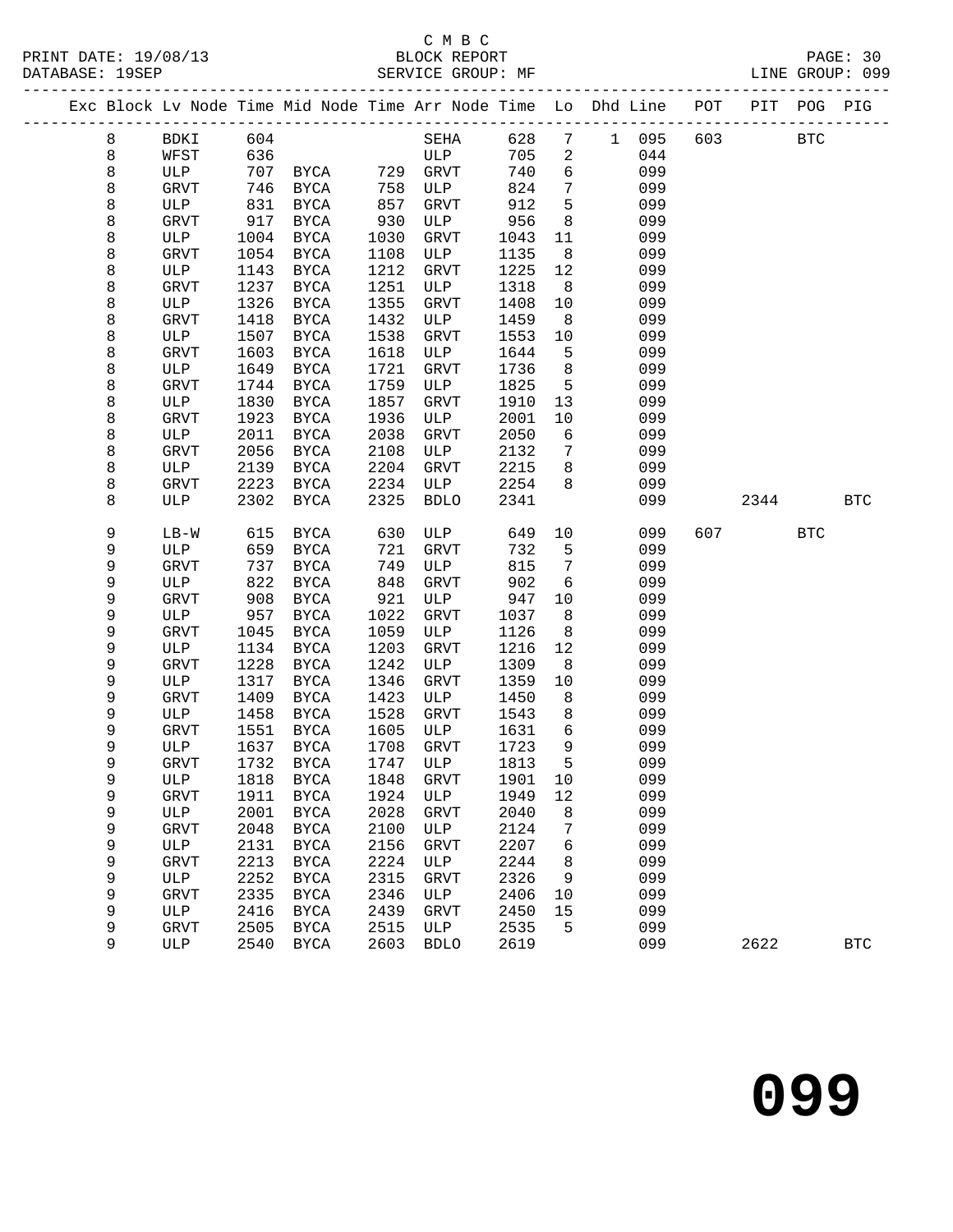C M B C
PRINT DATE: 19/08/13 BLOCK REPORT
DATABASE: 19SEP SERVICE GROUP: MF LINE GROUP: 099

| Exc | Block | Lv | Node | Time | Mid | Node | Time | Arr | Node | Time | Lo | Dhd | Line | POT | PIT | POG | PIG |
|---|---|---|---|---|---|---|---|---|---|---|---|---|---|---|---|---|---|
| | 8 | | BDKI | 604 | | | | | SEHA | 628 | 7 | 1 | 095 | 603 | | BTC | |
| | 8 | | WFST | 636 | | | | | ULP | 705 | 2 | | 044 | | | | |
| | 8 | | ULP | 707 | | BYCA | 729 | | GRVT | 740 | 6 | | 099 | | | | |
| | 8 | | GRVT | 746 | | BYCA | 758 | | ULP | 824 | 7 | | 099 | | | | |
| | 8 | | ULP | 831 | | BYCA | 857 | | GRVT | 912 | 5 | | 099 | | | | |
| | 8 | | GRVT | 917 | | BYCA | 930 | | ULP | 956 | 8 | | 099 | | | | |
| | 8 | | ULP | 1004 | | BYCA | 1030 | | GRVT | 1043 | 11 | | 099 | | | | |
| | 8 | | GRVT | 1054 | | BYCA | 1108 | | ULP | 1135 | 8 | | 099 | | | | |
| | 8 | | ULP | 1143 | | BYCA | 1212 | | GRVT | 1225 | 12 | | 099 | | | | |
| | 8 | | GRVT | 1237 | | BYCA | 1251 | | ULP | 1318 | 8 | | 099 | | | | |
| | 8 | | ULP | 1326 | | BYCA | 1355 | | GRVT | 1408 | 10 | | 099 | | | | |
| | 8 | | GRVT | 1418 | | BYCA | 1432 | | ULP | 1459 | 8 | | 099 | | | | |
| | 8 | | ULP | 1507 | | BYCA | 1538 | | GRVT | 1553 | 10 | | 099 | | | | |
| | 8 | | GRVT | 1603 | | BYCA | 1618 | | ULP | 1644 | 5 | | 099 | | | | |
| | 8 | | ULP | 1649 | | BYCA | 1721 | | GRVT | 1736 | 8 | | 099 | | | | |
| | 8 | | GRVT | 1744 | | BYCA | 1759 | | ULP | 1825 | 5 | | 099 | | | | |
| | 8 | | ULP | 1830 | | BYCA | 1857 | | GRVT | 1910 | 13 | | 099 | | | | |
| | 8 | | GRVT | 1923 | | BYCA | 1936 | | ULP | 2001 | 10 | | 099 | | | | |
| | 8 | | ULP | 2011 | | BYCA | 2038 | | GRVT | 2050 | 6 | | 099 | | | | |
| | 8 | | GRVT | 2056 | | BYCA | 2108 | | ULP | 2132 | 7 | | 099 | | | | |
| | 8 | | ULP | 2139 | | BYCA | 2204 | | GRVT | 2215 | 8 | | 099 | | | | |
| | 8 | | GRVT | 2223 | | BYCA | 2234 | | ULP | 2254 | 8 | | 099 | | | | |
| | 8 | | ULP | 2302 | | BYCA | 2325 | | BDLO | 2341 | | | 099 | | 2344 | | BTC |
| | 9 | | LB-W | 615 | | BYCA | 630 | | ULP | 649 | 10 | | 099 | 607 | | BTC | |
| | 9 | | ULP | 659 | | BYCA | 721 | | GRVT | 732 | 5 | | 099 | | | | |
| | 9 | | GRVT | 737 | | BYCA | 749 | | ULP | 815 | 7 | | 099 | | | | |
| | 9 | | ULP | 822 | | BYCA | 848 | | GRVT | 902 | 6 | | 099 | | | | |
| | 9 | | GRVT | 908 | | BYCA | 921 | | ULP | 947 | 10 | | 099 | | | | |
| | 9 | | ULP | 957 | | BYCA | 1022 | | GRVT | 1037 | 8 | | 099 | | | | |
| | 9 | | GRVT | 1045 | | BYCA | 1059 | | ULP | 1126 | 8 | | 099 | | | | |
| | 9 | | ULP | 1134 | | BYCA | 1203 | | GRVT | 1216 | 12 | | 099 | | | | |
| | 9 | | GRVT | 1228 | | BYCA | 1242 | | ULP | 1309 | 8 | | 099 | | | | |
| | 9 | | ULP | 1317 | | BYCA | 1346 | | GRVT | 1359 | 10 | | 099 | | | | |
| | 9 | | GRVT | 1409 | | BYCA | 1423 | | ULP | 1450 | 8 | | 099 | | | | |
| | 9 | | ULP | 1458 | | BYCA | 1528 | | GRVT | 1543 | 8 | | 099 | | | | |
| | 9 | | GRVT | 1551 | | BYCA | 1605 | | ULP | 1631 | 6 | | 099 | | | | |
| | 9 | | ULP | 1637 | | BYCA | 1708 | | GRVT | 1723 | 9 | | 099 | | | | |
| | 9 | | GRVT | 1732 | | BYCA | 1747 | | ULP | 1813 | 5 | | 099 | | | | |
| | 9 | | ULP | 1818 | | BYCA | 1848 | | GRVT | 1901 | 10 | | 099 | | | | |
| | 9 | | GRVT | 1911 | | BYCA | 1924 | | ULP | 1949 | 12 | | 099 | | | | |
| | 9 | | ULP | 2001 | | BYCA | 2028 | | GRVT | 2040 | 8 | | 099 | | | | |
| | 9 | | GRVT | 2048 | | BYCA | 2100 | | ULP | 2124 | 7 | | 099 | | | | |
| | 9 | | ULP | 2131 | | BYCA | 2156 | | GRVT | 2207 | 6 | | 099 | | | | |
| | 9 | | GRVT | 2213 | | BYCA | 2224 | | ULP | 2244 | 8 | | 099 | | | | |
| | 9 | | ULP | 2252 | | BYCA | 2315 | | GRVT | 2326 | 9 | | 099 | | | | |
| | 9 | | GRVT | 2335 | | BYCA | 2346 | | ULP | 2406 | 10 | | 099 | | | | |
| | 9 | | ULP | 2416 | | BYCA | 2439 | | GRVT | 2450 | 15 | | 099 | | | | |
| | 9 | | GRVT | 2505 | | BYCA | 2515 | | ULP | 2535 | 5 | | 099 | | | | |
| | 9 | | ULP | 2540 | | BYCA | 2603 | | BDLO | 2619 | | | 099 | | 2622 | | BTC |

# 099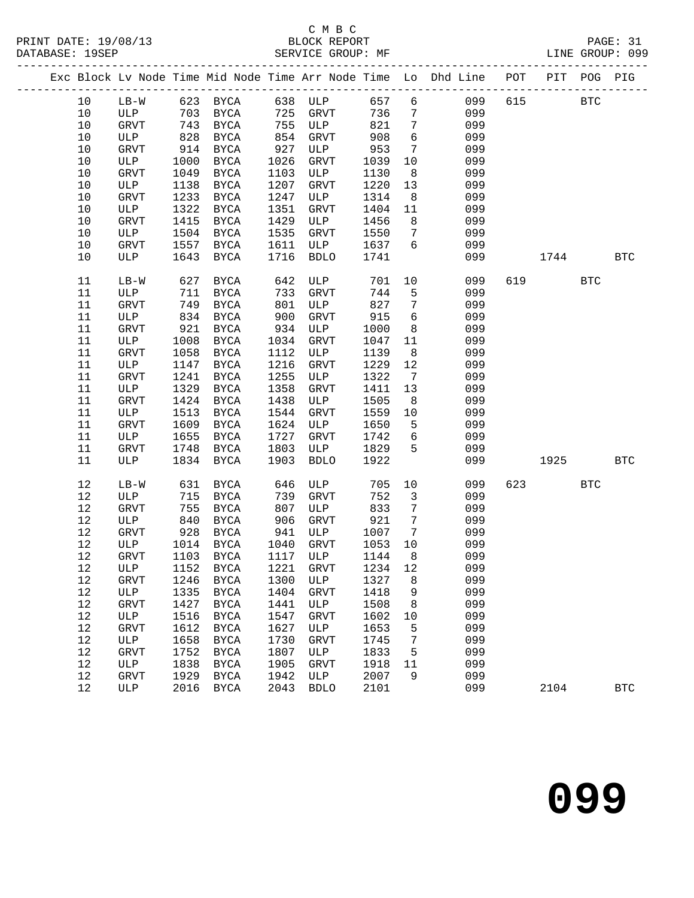C M B C
PRINT DATE: 19/08/13 BLOCK REPORT
DATABASE: 19SEP SERVICE GROUP: MF LINE GROUP: 099

| Exc | Block | Lv | Node | Time | Mid Node | Time | Arr Node | Time | Lo | Dhd Line | POT | PIT | POG | PIG |
|---|---|---|---|---|---|---|---|---|---|---|---|---|---|---|
| | 10 | | LB-W | 623 | BYCA | 638 | ULP | 657 | 6 | 099 | 615 | | BTC | |
| | 10 | | ULP | 703 | BYCA | 725 | GRVT | 736 | 7 | 099 | | | | |
| | 10 | | GRVT | 743 | BYCA | 755 | ULP | 821 | 7 | 099 | | | | |
| | 10 | | ULP | 828 | BYCA | 854 | GRVT | 908 | 6 | 099 | | | | |
| | 10 | | GRVT | 914 | BYCA | 927 | ULP | 953 | 7 | 099 | | | | |
| | 10 | | ULP | 1000 | BYCA | 1026 | GRVT | 1039 | 10 | 099 | | | | |
| | 10 | | GRVT | 1049 | BYCA | 1103 | ULP | 1130 | 8 | 099 | | | | |
| | 10 | | ULP | 1138 | BYCA | 1207 | GRVT | 1220 | 13 | 099 | | | | |
| | 10 | | GRVT | 1233 | BYCA | 1247 | ULP | 1314 | 8 | 099 | | | | |
| | 10 | | ULP | 1322 | BYCA | 1351 | GRVT | 1404 | 11 | 099 | | | | |
| | 10 | | GRVT | 1415 | BYCA | 1429 | ULP | 1456 | 8 | 099 | | | | |
| | 10 | | ULP | 1504 | BYCA | 1535 | GRVT | 1550 | 7 | 099 | | | | |
| | 10 | | GRVT | 1557 | BYCA | 1611 | ULP | 1637 | 6 | 099 | | | | |
| | 10 | | ULP | 1643 | BYCA | 1716 | BDLO | 1741 | | 099 | | 1744 | | BTC |
| | 11 | | LB-W | 627 | BYCA | 642 | ULP | 701 | 10 | 099 | 619 | | BTC | |
| | 11 | | ULP | 711 | BYCA | 733 | GRVT | 744 | 5 | 099 | | | | |
| | 11 | | GRVT | 749 | BYCA | 801 | ULP | 827 | 7 | 099 | | | | |
| | 11 | | ULP | 834 | BYCA | 900 | GRVT | 915 | 6 | 099 | | | | |
| | 11 | | GRVT | 921 | BYCA | 934 | ULP | 1000 | 8 | 099 | | | | |
| | 11 | | ULP | 1008 | BYCA | 1034 | GRVT | 1047 | 11 | 099 | | | | |
| | 11 | | GRVT | 1058 | BYCA | 1112 | ULP | 1139 | 8 | 099 | | | | |
| | 11 | | ULP | 1147 | BYCA | 1216 | GRVT | 1229 | 12 | 099 | | | | |
| | 11 | | GRVT | 1241 | BYCA | 1255 | ULP | 1322 | 7 | 099 | | | | |
| | 11 | | ULP | 1329 | BYCA | 1358 | GRVT | 1411 | 13 | 099 | | | | |
| | 11 | | GRVT | 1424 | BYCA | 1438 | ULP | 1505 | 8 | 099 | | | | |
| | 11 | | ULP | 1513 | BYCA | 1544 | GRVT | 1559 | 10 | 099 | | | | |
| | 11 | | GRVT | 1609 | BYCA | 1624 | ULP | 1650 | 5 | 099 | | | | |
| | 11 | | ULP | 1655 | BYCA | 1727 | GRVT | 1742 | 6 | 099 | | | | |
| | 11 | | GRVT | 1748 | BYCA | 1803 | ULP | 1829 | 5 | 099 | | | | |
| | 11 | | ULP | 1834 | BYCA | 1903 | BDLO | 1922 | | 099 | | 1925 | | BTC |
| | 12 | | LB-W | 631 | BYCA | 646 | ULP | 705 | 10 | 099 | 623 | | BTC | |
| | 12 | | ULP | 715 | BYCA | 739 | GRVT | 752 | 3 | 099 | | | | |
| | 12 | | GRVT | 755 | BYCA | 807 | ULP | 833 | 7 | 099 | | | | |
| | 12 | | ULP | 840 | BYCA | 906 | GRVT | 921 | 7 | 099 | | | | |
| | 12 | | GRVT | 928 | BYCA | 941 | ULP | 1007 | 7 | 099 | | | | |
| | 12 | | ULP | 1014 | BYCA | 1040 | GRVT | 1053 | 10 | 099 | | | | |
| | 12 | | GRVT | 1103 | BYCA | 1117 | ULP | 1144 | 8 | 099 | | | | |
| | 12 | | ULP | 1152 | BYCA | 1221 | GRVT | 1234 | 12 | 099 | | | | |
| | 12 | | GRVT | 1246 | BYCA | 1300 | ULP | 1327 | 8 | 099 | | | | |
| | 12 | | ULP | 1335 | BYCA | 1404 | GRVT | 1418 | 9 | 099 | | | | |
| | 12 | | GRVT | 1427 | BYCA | 1441 | ULP | 1508 | 8 | 099 | | | | |
| | 12 | | ULP | 1516 | BYCA | 1547 | GRVT | 1602 | 10 | 099 | | | | |
| | 12 | | GRVT | 1612 | BYCA | 1627 | ULP | 1653 | 5 | 099 | | | | |
| | 12 | | ULP | 1658 | BYCA | 1730 | GRVT | 1745 | 7 | 099 | | | | |
| | 12 | | GRVT | 1752 | BYCA | 1807 | ULP | 1833 | 5 | 099 | | | | |
| | 12 | | ULP | 1838 | BYCA | 1905 | GRVT | 1918 | 11 | 099 | | | | |
| | 12 | | GRVT | 1929 | BYCA | 1942 | ULP | 2007 | 9 | 099 | | | | |
| | 12 | | ULP | 2016 | BYCA | 2043 | BDLO | 2101 | | 099 | | 2104 | | BTC |

099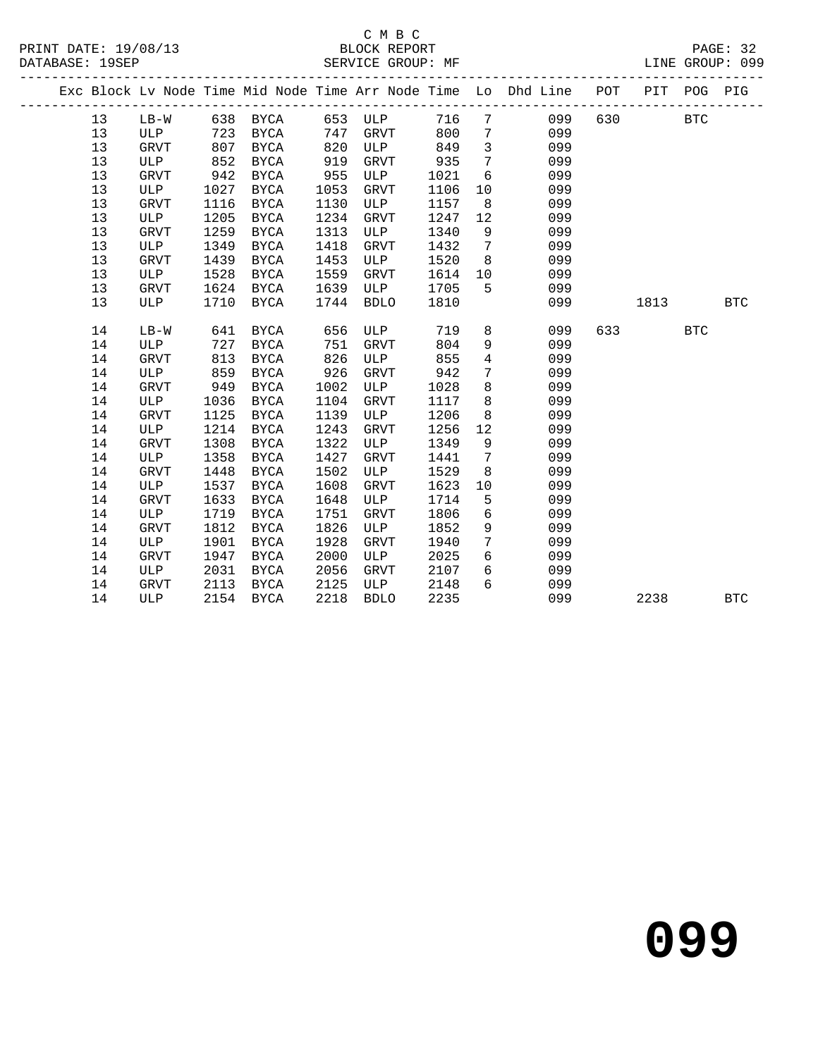C M B C
BLOCK REPORT
SERVICE GROUP: MF

PRINT DATE: 19/08/13
DATABASE: 19SEP
LINE GROUP: 099

| Exc | Block | Lv | Node | Time | Mid Node | Time | Arr Node | Time | Lo | Dhd Line | POT | PIT | POG | PIG |
|---|---|---|---|---|---|---|---|---|---|---|---|---|---|---|
| | 13 | | LB-W | 638 | BYCA | 653 | ULP | 716 | 7 | 099 | 630 | | BTC | |
| | 13 | | ULP | 723 | BYCA | 747 | GRVT | 800 | 7 | 099 | | | | |
| | 13 | | GRVT | 807 | BYCA | 820 | ULP | 849 | 3 | 099 | | | | |
| | 13 | | ULP | 852 | BYCA | 919 | GRVT | 935 | 7 | 099 | | | | |
| | 13 | | GRVT | 942 | BYCA | 955 | ULP | 1021 | 6 | 099 | | | | |
| | 13 | | ULP | 1027 | BYCA | 1053 | GRVT | 1106 | 10 | 099 | | | | |
| | 13 | | GRVT | 1116 | BYCA | 1130 | ULP | 1157 | 8 | 099 | | | | |
| | 13 | | ULP | 1205 | BYCA | 1234 | GRVT | 1247 | 12 | 099 | | | | |
| | 13 | | GRVT | 1259 | BYCA | 1313 | ULP | 1340 | 9 | 099 | | | | |
| | 13 | | ULP | 1349 | BYCA | 1418 | GRVT | 1432 | 7 | 099 | | | | |
| | 13 | | GRVT | 1439 | BYCA | 1453 | ULP | 1520 | 8 | 099 | | | | |
| | 13 | | ULP | 1528 | BYCA | 1559 | GRVT | 1614 | 10 | 099 | | | | |
| | 13 | | GRVT | 1624 | BYCA | 1639 | ULP | 1705 | 5 | 099 | | | | |
| | 13 | | ULP | 1710 | BYCA | 1744 | BDLO | 1810 | | 099 | | 1813 | | BTC |
| | 14 | | LB-W | 641 | BYCA | 656 | ULP | 719 | 8 | 099 | 633 | | BTC | |
| | 14 | | ULP | 727 | BYCA | 751 | GRVT | 804 | 9 | 099 | | | | |
| | 14 | | GRVT | 813 | BYCA | 826 | ULP | 855 | 4 | 099 | | | | |
| | 14 | | ULP | 859 | BYCA | 926 | GRVT | 942 | 7 | 099 | | | | |
| | 14 | | GRVT | 949 | BYCA | 1002 | ULP | 1028 | 8 | 099 | | | | |
| | 14 | | ULP | 1036 | BYCA | 1104 | GRVT | 1117 | 8 | 099 | | | | |
| | 14 | | GRVT | 1125 | BYCA | 1139 | ULP | 1206 | 8 | 099 | | | | |
| | 14 | | ULP | 1214 | BYCA | 1243 | GRVT | 1256 | 12 | 099 | | | | |
| | 14 | | GRVT | 1308 | BYCA | 1322 | ULP | 1349 | 9 | 099 | | | | |
| | 14 | | ULP | 1358 | BYCA | 1427 | GRVT | 1441 | 7 | 099 | | | | |
| | 14 | | GRVT | 1448 | BYCA | 1502 | ULP | 1529 | 8 | 099 | | | | |
| | 14 | | ULP | 1537 | BYCA | 1608 | GRVT | 1623 | 10 | 099 | | | | |
| | 14 | | GRVT | 1633 | BYCA | 1648 | ULP | 1714 | 5 | 099 | | | | |
| | 14 | | ULP | 1719 | BYCA | 1751 | GRVT | 1806 | 6 | 099 | | | | |
| | 14 | | GRVT | 1812 | BYCA | 1826 | ULP | 1852 | 9 | 099 | | | | |
| | 14 | | ULP | 1901 | BYCA | 1928 | GRVT | 1940 | 7 | 099 | | | | |
| | 14 | | GRVT | 1947 | BYCA | 2000 | ULP | 2025 | 6 | 099 | | | | |
| | 14 | | ULP | 2031 | BYCA | 2056 | GRVT | 2107 | 6 | 099 | | | | |
| | 14 | | GRVT | 2113 | BYCA | 2125 | ULP | 2148 | 6 | 099 | | | | |
| | 14 | | ULP | 2154 | BYCA | 2218 | BDLO | 2235 | | 099 | | 2238 | | BTC |

# 099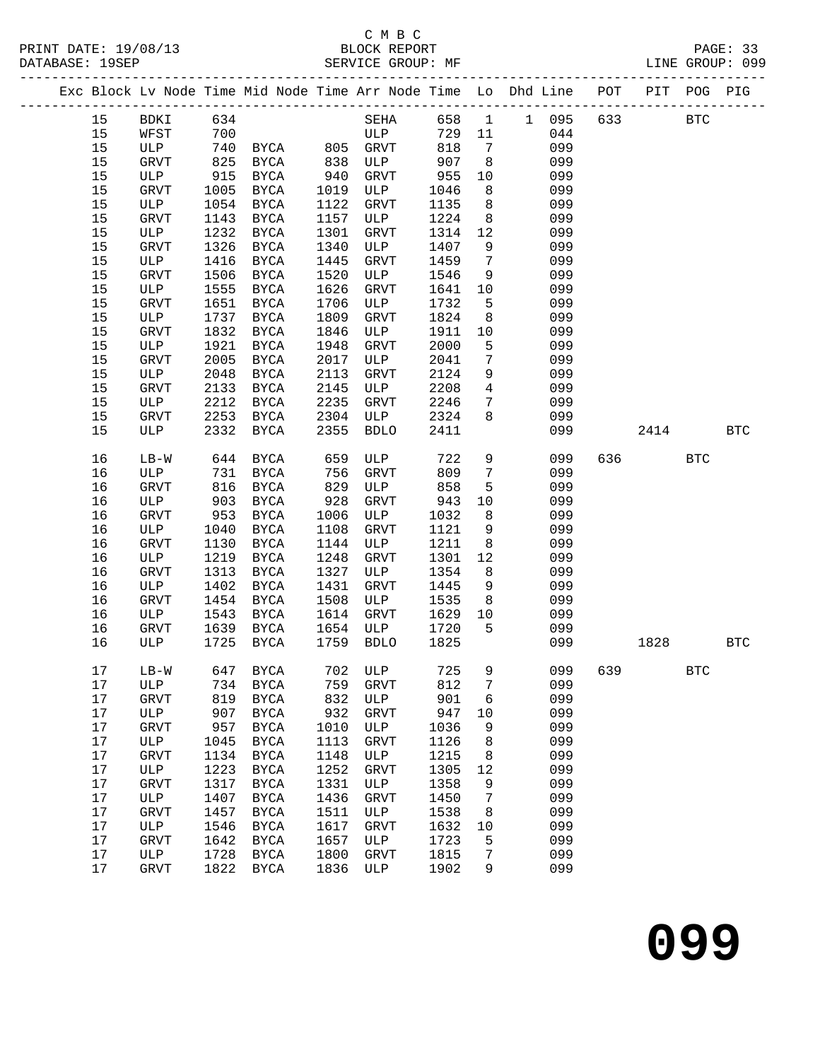C M B C
PRINT DATE: 19/08/13 BLOCK REPORT
DATABASE: 19SEP SERVICE GROUP: MF LINE GROUP: 099

| Exc | Block | Lv Node | Time | Mid Node | Time | Arr Node | Time | Lo | Dhd | Line | POT | PIT | POG | PIG |
|---|---|---|---|---|---|---|---|---|---|---|---|---|---|---|
| | 15 | BDKI | 634 | | | SEHA | 658 | 1 | 1 | 095 | 633 | | BTC | |
| | 15 | WFST | 700 | | | ULP | 729 | 11 | | 044 | | | | |
| | 15 | ULP | 740 | BYCA | 805 | GRVT | 818 | 7 | | 099 | | | | |
| | 15 | GRVT | 825 | BYCA | 838 | ULP | 907 | 8 | | 099 | | | | |
| | 15 | ULP | 915 | BYCA | 940 | GRVT | 955 | 10 | | 099 | | | | |
| | 15 | GRVT | 1005 | BYCA | 1019 | ULP | 1046 | 8 | | 099 | | | | |
| | 15 | ULP | 1054 | BYCA | 1122 | GRVT | 1135 | 8 | | 099 | | | | |
| | 15 | GRVT | 1143 | BYCA | 1157 | ULP | 1224 | 8 | | 099 | | | | |
| | 15 | ULP | 1232 | BYCA | 1301 | GRVT | 1314 | 12 | | 099 | | | | |
| | 15 | GRVT | 1326 | BYCA | 1340 | ULP | 1407 | 9 | | 099 | | | | |
| | 15 | ULP | 1416 | BYCA | 1445 | GRVT | 1459 | 7 | | 099 | | | | |
| | 15 | GRVT | 1506 | BYCA | 1520 | ULP | 1546 | 9 | | 099 | | | | |
| | 15 | ULP | 1555 | BYCA | 1626 | GRVT | 1641 | 10 | | 099 | | | | |
| | 15 | GRVT | 1651 | BYCA | 1706 | ULP | 1732 | 5 | | 099 | | | | |
| | 15 | ULP | 1737 | BYCA | 1809 | GRVT | 1824 | 8 | | 099 | | | | |
| | 15 | GRVT | 1832 | BYCA | 1846 | ULP | 1911 | 10 | | 099 | | | | |
| | 15 | ULP | 1921 | BYCA | 1948 | GRVT | 2000 | 5 | | 099 | | | | |
| | 15 | GRVT | 2005 | BYCA | 2017 | ULP | 2041 | 7 | | 099 | | | | |
| | 15 | ULP | 2048 | BYCA | 2113 | GRVT | 2124 | 9 | | 099 | | | | |
| | 15 | GRVT | 2133 | BYCA | 2145 | ULP | 2208 | 4 | | 099 | | | | |
| | 15 | ULP | 2212 | BYCA | 2235 | GRVT | 2246 | 7 | | 099 | | | | |
| | 15 | GRVT | 2253 | BYCA | 2304 | ULP | 2324 | 8 | | 099 | | | | |
| | 15 | ULP | 2332 | BYCA | 2355 | BDLO | 2411 | | | 099 | | 2414 | | BTC |
| | 16 | LB-W | 644 | BYCA | 659 | ULP | 722 | 9 | | 099 | 636 | | BTC | |
| | 16 | ULP | 731 | BYCA | 756 | GRVT | 809 | 7 | | 099 | | | | |
| | 16 | GRVT | 816 | BYCA | 829 | ULP | 858 | 5 | | 099 | | | | |
| | 16 | ULP | 903 | BYCA | 928 | GRVT | 943 | 10 | | 099 | | | | |
| | 16 | GRVT | 953 | BYCA | 1006 | ULP | 1032 | 8 | | 099 | | | | |
| | 16 | ULP | 1040 | BYCA | 1108 | GRVT | 1121 | 9 | | 099 | | | | |
| | 16 | GRVT | 1130 | BYCA | 1144 | ULP | 1211 | 8 | | 099 | | | | |
| | 16 | ULP | 1219 | BYCA | 1248 | GRVT | 1301 | 12 | | 099 | | | | |
| | 16 | GRVT | 1313 | BYCA | 1327 | ULP | 1354 | 8 | | 099 | | | | |
| | 16 | ULP | 1402 | BYCA | 1431 | GRVT | 1445 | 9 | | 099 | | | | |
| | 16 | GRVT | 1454 | BYCA | 1508 | ULP | 1535 | 8 | | 099 | | | | |
| | 16 | ULP | 1543 | BYCA | 1614 | GRVT | 1629 | 10 | | 099 | | | | |
| | 16 | GRVT | 1639 | BYCA | 1654 | ULP | 1720 | 5 | | 099 | | | | |
| | 16 | ULP | 1725 | BYCA | 1759 | BDLO | 1825 | | | 099 | | 1828 | | BTC |
| | 17 | LB-W | 647 | BYCA | 702 | ULP | 725 | 9 | | 099 | 639 | | BTC | |
| | 17 | ULP | 734 | BYCA | 759 | GRVT | 812 | 7 | | 099 | | | | |
| | 17 | GRVT | 819 | BYCA | 832 | ULP | 901 | 6 | | 099 | | | | |
| | 17 | ULP | 907 | BYCA | 932 | GRVT | 947 | 10 | | 099 | | | | |
| | 17 | GRVT | 957 | BYCA | 1010 | ULP | 1036 | 9 | | 099 | | | | |
| | 17 | ULP | 1045 | BYCA | 1113 | GRVT | 1126 | 8 | | 099 | | | | |
| | 17 | GRVT | 1134 | BYCA | 1148 | ULP | 1215 | 8 | | 099 | | | | |
| | 17 | ULP | 1223 | BYCA | 1252 | GRVT | 1305 | 12 | | 099 | | | | |
| | 17 | GRVT | 1317 | BYCA | 1331 | ULP | 1358 | 9 | | 099 | | | | |
| | 17 | ULP | 1407 | BYCA | 1436 | GRVT | 1450 | 7 | | 099 | | | | |
| | 17 | GRVT | 1457 | BYCA | 1511 | ULP | 1538 | 8 | | 099 | | | | |
| | 17 | ULP | 1546 | BYCA | 1617 | GRVT | 1632 | 10 | | 099 | | | | |
| | 17 | GRVT | 1642 | BYCA | 1657 | ULP | 1723 | 5 | | 099 | | | | |
| | 17 | ULP | 1728 | BYCA | 1800 | GRVT | 1815 | 7 | | 099 | | | | |
| | 17 | GRVT | 1822 | BYCA | 1836 | ULP | 1902 | 9 | | 099 | | | | |

# 099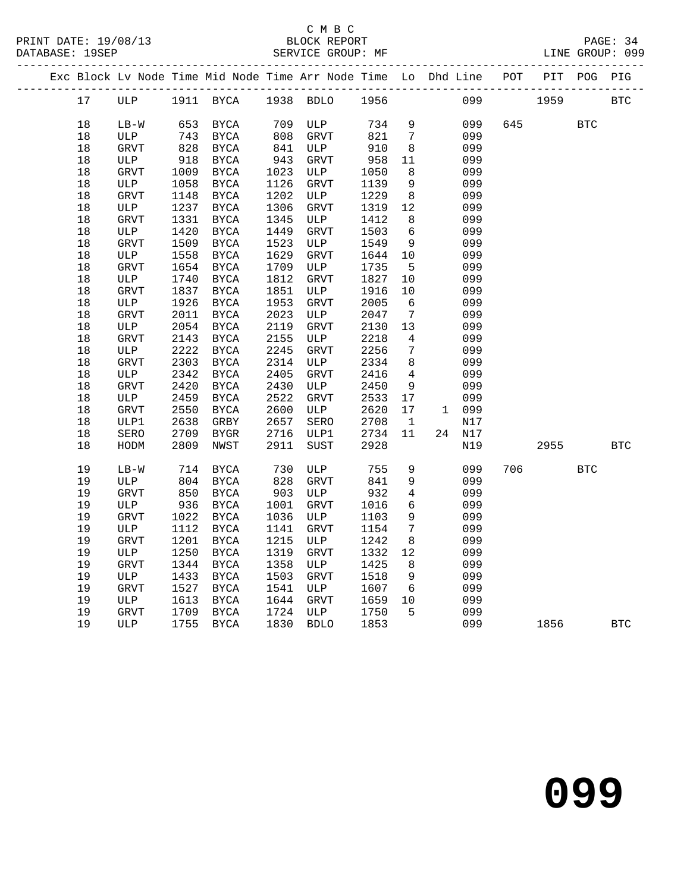C M B C
BLOCK REPORT
SERVICE GROUP: MF

PRINT DATE: 19/08/13
DATABASE: 19SEP

LINE GROUP: 099

| Exc | Block | Lv Node | Time | Mid Node | Time | Arr Node | Time | Lo | Dhd | Line | POT | PIT | POG | PIG |
|---|---|---|---|---|---|---|---|---|---|---|---|---|---|---|
| | 17 | ULP | 1911 | BYCA | 1938 | BDLO | 1956 | | | 099 | | 1959 | | BTC |
| | 18 | LB-W | 653 | BYCA | 709 | ULP | 734 | 9 | | 099 | 645 | | BTC | |
| | 18 | ULP | 743 | BYCA | 808 | GRVT | 821 | 7 | | 099 | | | | |
| | 18 | GRVT | 828 | BYCA | 841 | ULP | 910 | 8 | | 099 | | | | |
| | 18 | ULP | 918 | BYCA | 943 | GRVT | 958 | 11 | | 099 | | | | |
| | 18 | GRVT | 1009 | BYCA | 1023 | ULP | 1050 | 8 | | 099 | | | | |
| | 18 | ULP | 1058 | BYCA | 1126 | GRVT | 1139 | 9 | | 099 | | | | |
| | 18 | GRVT | 1148 | BYCA | 1202 | ULP | 1229 | 8 | | 099 | | | | |
| | 18 | ULP | 1237 | BYCA | 1306 | GRVT | 1319 | 12 | | 099 | | | | |
| | 18 | GRVT | 1331 | BYCA | 1345 | ULP | 1412 | 8 | | 099 | | | | |
| | 18 | ULP | 1420 | BYCA | 1449 | GRVT | 1503 | 6 | | 099 | | | | |
| | 18 | GRVT | 1509 | BYCA | 1523 | ULP | 1549 | 9 | | 099 | | | | |
| | 18 | ULP | 1558 | BYCA | 1629 | GRVT | 1644 | 10 | | 099 | | | | |
| | 18 | GRVT | 1654 | BYCA | 1709 | ULP | 1735 | 5 | | 099 | | | | |
| | 18 | ULP | 1740 | BYCA | 1812 | GRVT | 1827 | 10 | | 099 | | | | |
| | 18 | GRVT | 1837 | BYCA | 1851 | ULP | 1916 | 10 | | 099 | | | | |
| | 18 | ULP | 1926 | BYCA | 1953 | GRVT | 2005 | 6 | | 099 | | | | |
| | 18 | GRVT | 2011 | BYCA | 2023 | ULP | 2047 | 7 | | 099 | | | | |
| | 18 | ULP | 2054 | BYCA | 2119 | GRVT | 2130 | 13 | | 099 | | | | |
| | 18 | GRVT | 2143 | BYCA | 2155 | ULP | 2218 | 4 | | 099 | | | | |
| | 18 | ULP | 2222 | BYCA | 2245 | GRVT | 2256 | 7 | | 099 | | | | |
| | 18 | GRVT | 2303 | BYCA | 2314 | ULP | 2334 | 8 | | 099 | | | | |
| | 18 | ULP | 2342 | BYCA | 2405 | GRVT | 2416 | 4 | | 099 | | | | |
| | 18 | GRVT | 2420 | BYCA | 2430 | ULP | 2450 | 9 | | 099 | | | | |
| | 18 | ULP | 2459 | BYCA | 2522 | GRVT | 2533 | 17 | | 099 | | | | |
| | 18 | GRVT | 2550 | BYCA | 2600 | ULP | 2620 | 17 | 1 | 099 | | | | |
| | 18 | ULP1 | 2638 | GRBY | 2657 | SERO | 2708 | 1 | | N17 | | | | |
| | 18 | SERO | 2709 | BYGR | 2716 | ULP1 | 2734 | 11 | 24 | N17 | | | | |
| | 18 | HODM | 2809 | NWST | 2911 | SUST | 2928 | | | N19 | | 2955 | | BTC |
| | 19 | LB-W | 714 | BYCA | 730 | ULP | 755 | 9 | | 099 | 706 | | BTC | |
| | 19 | ULP | 804 | BYCA | 828 | GRVT | 841 | 9 | | 099 | | | | |
| | 19 | GRVT | 850 | BYCA | 903 | ULP | 932 | 4 | | 099 | | | | |
| | 19 | ULP | 936 | BYCA | 1001 | GRVT | 1016 | 6 | | 099 | | | | |
| | 19 | GRVT | 1022 | BYCA | 1036 | ULP | 1103 | 9 | | 099 | | | | |
| | 19 | ULP | 1112 | BYCA | 1141 | GRVT | 1154 | 7 | | 099 | | | | |
| | 19 | GRVT | 1201 | BYCA | 1215 | ULP | 1242 | 8 | | 099 | | | | |
| | 19 | ULP | 1250 | BYCA | 1319 | GRVT | 1332 | 12 | | 099 | | | | |
| | 19 | GRVT | 1344 | BYCA | 1358 | ULP | 1425 | 8 | | 099 | | | | |
| | 19 | ULP | 1433 | BYCA | 1503 | GRVT | 1518 | 9 | | 099 | | | | |
| | 19 | GRVT | 1527 | BYCA | 1541 | ULP | 1607 | 6 | | 099 | | | | |
| | 19 | ULP | 1613 | BYCA | 1644 | GRVT | 1659 | 10 | | 099 | | | | |
| | 19 | GRVT | 1709 | BYCA | 1724 | ULP | 1750 | 5 | | 099 | | | | |
| | 19 | ULP | 1755 | BYCA | 1830 | BDLO | 1853 | | | 099 | | 1856 | | BTC |

099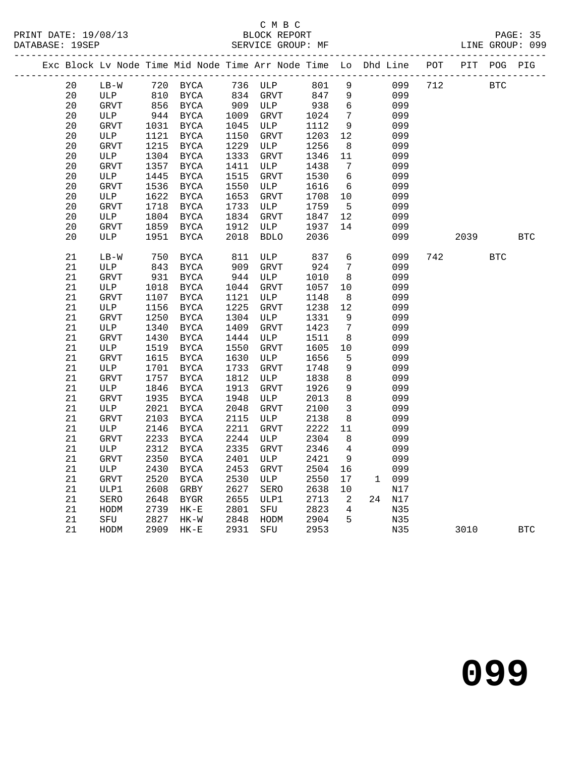C M B C
BLOCK REPORT
SERVICE GROUP: MF

PRINT DATE: 19/08/13
DATABASE: 19SEP

| Exc | Block | Lv | Node | Time | Mid Node | Time | Arr Node | Time | Lo | Dhd | Line | POT | PIT | POG | PIG |
|---|---|---|---|---|---|---|---|---|---|---|---|---|---|---|---|
| | 20 | | LB-W | 720 | BYCA | 736 | ULP | 801 | 9 | | 099 | 712 | | BTC | |
| | 20 | | ULP | 810 | BYCA | 834 | GRVT | 847 | 9 | | 099 | | | | |
| | 20 | | GRVT | 856 | BYCA | 909 | ULP | 938 | 6 | | 099 | | | | |
| | 20 | | ULP | 944 | BYCA | 1009 | GRVT | 1024 | 7 | | 099 | | | | |
| | 20 | | GRVT | 1031 | BYCA | 1045 | ULP | 1112 | 9 | | 099 | | | | |
| | 20 | | ULP | 1121 | BYCA | 1150 | GRVT | 1203 | 12 | | 099 | | | | |
| | 20 | | GRVT | 1215 | BYCA | 1229 | ULP | 1256 | 8 | | 099 | | | | |
| | 20 | | ULP | 1304 | BYCA | 1333 | GRVT | 1346 | 11 | | 099 | | | | |
| | 20 | | GRVT | 1357 | BYCA | 1411 | ULP | 1438 | 7 | | 099 | | | | |
| | 20 | | ULP | 1445 | BYCA | 1515 | GRVT | 1530 | 6 | | 099 | | | | |
| | 20 | | GRVT | 1536 | BYCA | 1550 | ULP | 1616 | 6 | | 099 | | | | |
| | 20 | | ULP | 1622 | BYCA | 1653 | GRVT | 1708 | 10 | | 099 | | | | |
| | 20 | | GRVT | 1718 | BYCA | 1733 | ULP | 1759 | 5 | | 099 | | | | |
| | 20 | | ULP | 1804 | BYCA | 1834 | GRVT | 1847 | 12 | | 099 | | | | |
| | 20 | | GRVT | 1859 | BYCA | 1912 | ULP | 1937 | 14 | | 099 | | | | |
| | 20 | | ULP | 1951 | BYCA | 2018 | BDLO | 2036 | | | 099 | | 2039 | | BTC |
| | 21 | | LB-W | 750 | BYCA | 811 | ULP | 837 | 6 | | 099 | 742 | | BTC | |
| | 21 | | ULP | 843 | BYCA | 909 | GRVT | 924 | 7 | | 099 | | | | |
| | 21 | | GRVT | 931 | BYCA | 944 | ULP | 1010 | 8 | | 099 | | | | |
| | 21 | | ULP | 1018 | BYCA | 1044 | GRVT | 1057 | 10 | | 099 | | | | |
| | 21 | | GRVT | 1107 | BYCA | 1121 | ULP | 1148 | 8 | | 099 | | | | |
| | 21 | | ULP | 1156 | BYCA | 1225 | GRVT | 1238 | 12 | | 099 | | | | |
| | 21 | | GRVT | 1250 | BYCA | 1304 | ULP | 1331 | 9 | | 099 | | | | |
| | 21 | | ULP | 1340 | BYCA | 1409 | GRVT | 1423 | 7 | | 099 | | | | |
| | 21 | | GRVT | 1430 | BYCA | 1444 | ULP | 1511 | 8 | | 099 | | | | |
| | 21 | | ULP | 1519 | BYCA | 1550 | GRVT | 1605 | 10 | | 099 | | | | |
| | 21 | | GRVT | 1615 | BYCA | 1630 | ULP | 1656 | 5 | | 099 | | | | |
| | 21 | | ULP | 1701 | BYCA | 1733 | GRVT | 1748 | 9 | | 099 | | | | |
| | 21 | | GRVT | 1757 | BYCA | 1812 | ULP | 1838 | 8 | | 099 | | | | |
| | 21 | | ULP | 1846 | BYCA | 1913 | GRVT | 1926 | 9 | | 099 | | | | |
| | 21 | | GRVT | 1935 | BYCA | 1948 | ULP | 2013 | 8 | | 099 | | | | |
| | 21 | | ULP | 2021 | BYCA | 2048 | GRVT | 2100 | 3 | | 099 | | | | |
| | 21 | | GRVT | 2103 | BYCA | 2115 | ULP | 2138 | 8 | | 099 | | | | |
| | 21 | | ULP | 2146 | BYCA | 2211 | GRVT | 2222 | 11 | | 099 | | | | |
| | 21 | | GRVT | 2233 | BYCA | 2244 | ULP | 2304 | 8 | | 099 | | | | |
| | 21 | | ULP | 2312 | BYCA | 2335 | GRVT | 2346 | 4 | | 099 | | | | |
| | 21 | | GRVT | 2350 | BYCA | 2401 | ULP | 2421 | 9 | | 099 | | | | |
| | 21 | | ULP | 2430 | BYCA | 2453 | GRVT | 2504 | 16 | | 099 | | | | |
| | 21 | | GRVT | 2520 | BYCA | 2530 | ULP | 2550 | 17 | 1 | 099 | | | | |
| | 21 | | ULP1 | 2608 | GRBY | 2627 | SERO | 2638 | 10 | | N17 | | | | |
| | 21 | | SERO | 2648 | BYGR | 2655 | ULP1 | 2713 | 2 | 24 | N17 | | | | |
| | 21 | | HODM | 2739 | HK-E | 2801 | SFU | 2823 | 4 | | N35 | | | | |
| | 21 | | SFU | 2827 | HK-W | 2848 | HODM | 2904 | 5 | | N35 | | | | |
| | 21 | | HODM | 2909 | HK-E | 2931 | SFU | 2953 | | | N35 | | 3010 | | BTC |

# 099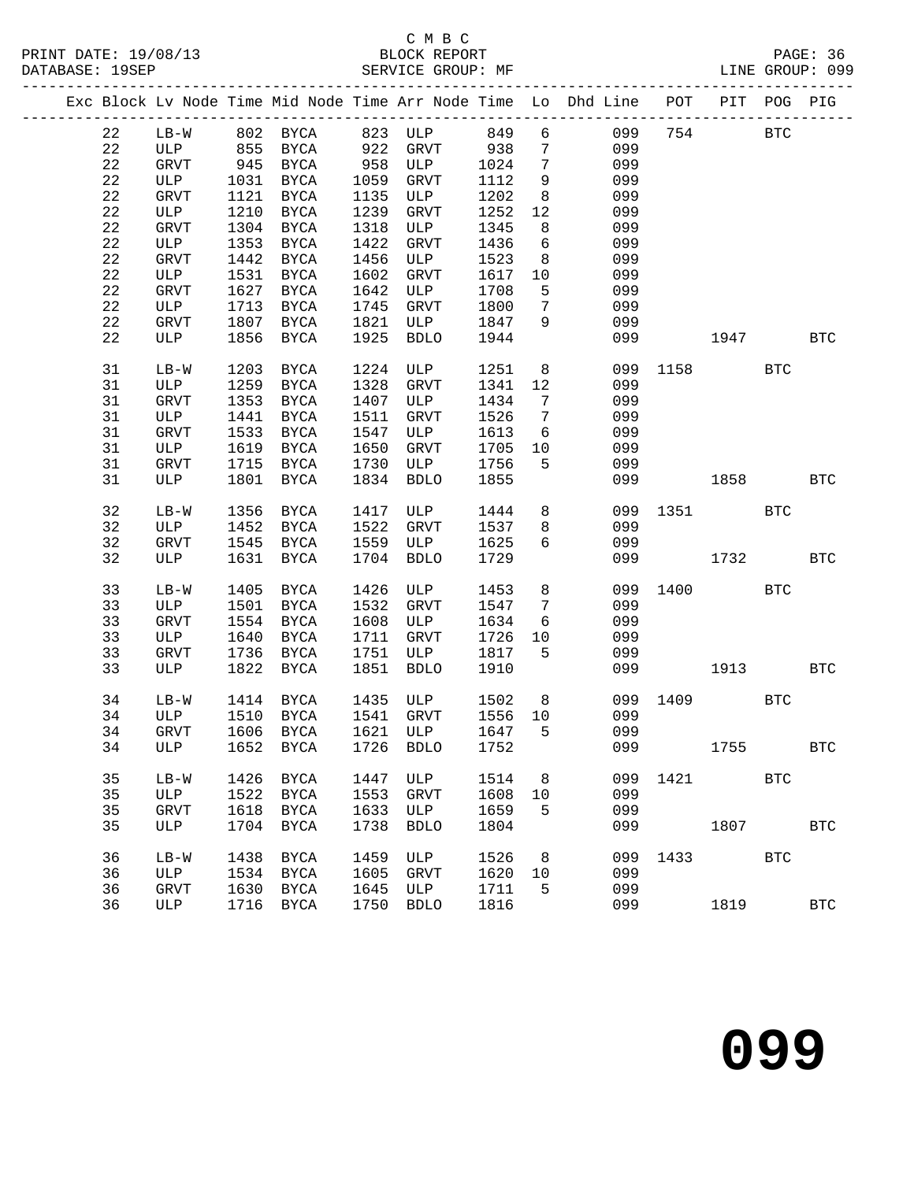C M B C

PRINT DATE: 19/08/13 BLOCK REPORT PAGE: 36
DATABASE: 19SEP SERVICE GROUP: MF LINE GROUP: 099

| Exc | Block | Lv Node | Time | Mid Node | Time | Arr Node | Time | Lo | Dhd Line | POT | PIT | POG | PIG |
|---|---|---|---|---|---|---|---|---|---|---|---|---|---|
| | 22 | LB-W | 802 | BYCA | 823 | ULP | 849 | 6 | 099 | 754 | | BTC | |
| | 22 | ULP | 855 | BYCA | 922 | GRVT | 938 | 7 | 099 | | | | |
| | 22 | GRVT | 945 | BYCA | 958 | ULP | 1024 | 7 | 099 | | | | |
| | 22 | ULP | 1031 | BYCA | 1059 | GRVT | 1112 | 9 | 099 | | | | |
| | 22 | GRVT | 1121 | BYCA | 1135 | ULP | 1202 | 8 | 099 | | | | |
| | 22 | ULP | 1210 | BYCA | 1239 | GRVT | 1252 | 12 | 099 | | | | |
| | 22 | GRVT | 1304 | BYCA | 1318 | ULP | 1345 | 8 | 099 | | | | |
| | 22 | ULP | 1353 | BYCA | 1422 | GRVT | 1436 | 6 | 099 | | | | |
| | 22 | GRVT | 1442 | BYCA | 1456 | ULP | 1523 | 8 | 099 | | | | |
| | 22 | ULP | 1531 | BYCA | 1602 | GRVT | 1617 | 10 | 099 | | | | |
| | 22 | GRVT | 1627 | BYCA | 1642 | ULP | 1708 | 5 | 099 | | | | |
| | 22 | ULP | 1713 | BYCA | 1745 | GRVT | 1800 | 7 | 099 | | | | |
| | 22 | GRVT | 1807 | BYCA | 1821 | ULP | 1847 | 9 | 099 | | | | |
| | 22 | ULP | 1856 | BYCA | 1925 | BDLO | 1944 | | 099 | | 1947 | | BTC |
| | 31 | LB-W | 1203 | BYCA | 1224 | ULP | 1251 | 8 | 099 | 1158 | | BTC | |
| | 31 | ULP | 1259 | BYCA | 1328 | GRVT | 1341 | 12 | 099 | | | | |
| | 31 | GRVT | 1353 | BYCA | 1407 | ULP | 1434 | 7 | 099 | | | | |
| | 31 | ULP | 1441 | BYCA | 1511 | GRVT | 1526 | 7 | 099 | | | | |
| | 31 | GRVT | 1533 | BYCA | 1547 | ULP | 1613 | 6 | 099 | | | | |
| | 31 | ULP | 1619 | BYCA | 1650 | GRVT | 1705 | 10 | 099 | | | | |
| | 31 | GRVT | 1715 | BYCA | 1730 | ULP | 1756 | 5 | 099 | | | | |
| | 31 | ULP | 1801 | BYCA | 1834 | BDLO | 1855 | | 099 | | 1858 | | BTC |
| | 32 | LB-W | 1356 | BYCA | 1417 | ULP | 1444 | 8 | 099 | 1351 | | BTC | |
| | 32 | ULP | 1452 | BYCA | 1522 | GRVT | 1537 | 8 | 099 | | | | |
| | 32 | GRVT | 1545 | BYCA | 1559 | ULP | 1625 | 6 | 099 | | | | |
| | 32 | ULP | 1631 | BYCA | 1704 | BDLO | 1729 | | 099 | | 1732 | | BTC |
| | 33 | LB-W | 1405 | BYCA | 1426 | ULP | 1453 | 8 | 099 | 1400 | | BTC | |
| | 33 | ULP | 1501 | BYCA | 1532 | GRVT | 1547 | 7 | 099 | | | | |
| | 33 | GRVT | 1554 | BYCA | 1608 | ULP | 1634 | 6 | 099 | | | | |
| | 33 | ULP | 1640 | BYCA | 1711 | GRVT | 1726 | 10 | 099 | | | | |
| | 33 | GRVT | 1736 | BYCA | 1751 | ULP | 1817 | 5 | 099 | | | | |
| | 33 | ULP | 1822 | BYCA | 1851 | BDLO | 1910 | | 099 | | 1913 | | BTC |
| | 34 | LB-W | 1414 | BYCA | 1435 | ULP | 1502 | 8 | 099 | 1409 | | BTC | |
| | 34 | ULP | 1510 | BYCA | 1541 | GRVT | 1556 | 10 | 099 | | | | |
| | 34 | GRVT | 1606 | BYCA | 1621 | ULP | 1647 | 5 | 099 | | | | |
| | 34 | ULP | 1652 | BYCA | 1726 | BDLO | 1752 | | 099 | | 1755 | | BTC |
| | 35 | LB-W | 1426 | BYCA | 1447 | ULP | 1514 | 8 | 099 | 1421 | | BTC | |
| | 35 | ULP | 1522 | BYCA | 1553 | GRVT | 1608 | 10 | 099 | | | | |
| | 35 | GRVT | 1618 | BYCA | 1633 | ULP | 1659 | 5 | 099 | | | | |
| | 35 | ULP | 1704 | BYCA | 1738 | BDLO | 1804 | | 099 | | 1807 | | BTC |
| | 36 | LB-W | 1438 | BYCA | 1459 | ULP | 1526 | 8 | 099 | 1433 | | BTC | |
| | 36 | ULP | 1534 | BYCA | 1605 | GRVT | 1620 | 10 | 099 | | | | |
| | 36 | GRVT | 1630 | BYCA | 1645 | ULP | 1711 | 5 | 099 | | | | |
| | 36 | ULP | 1716 | BYCA | 1750 | BDLO | 1816 | | 099 | | 1819 | | BTC |

# 099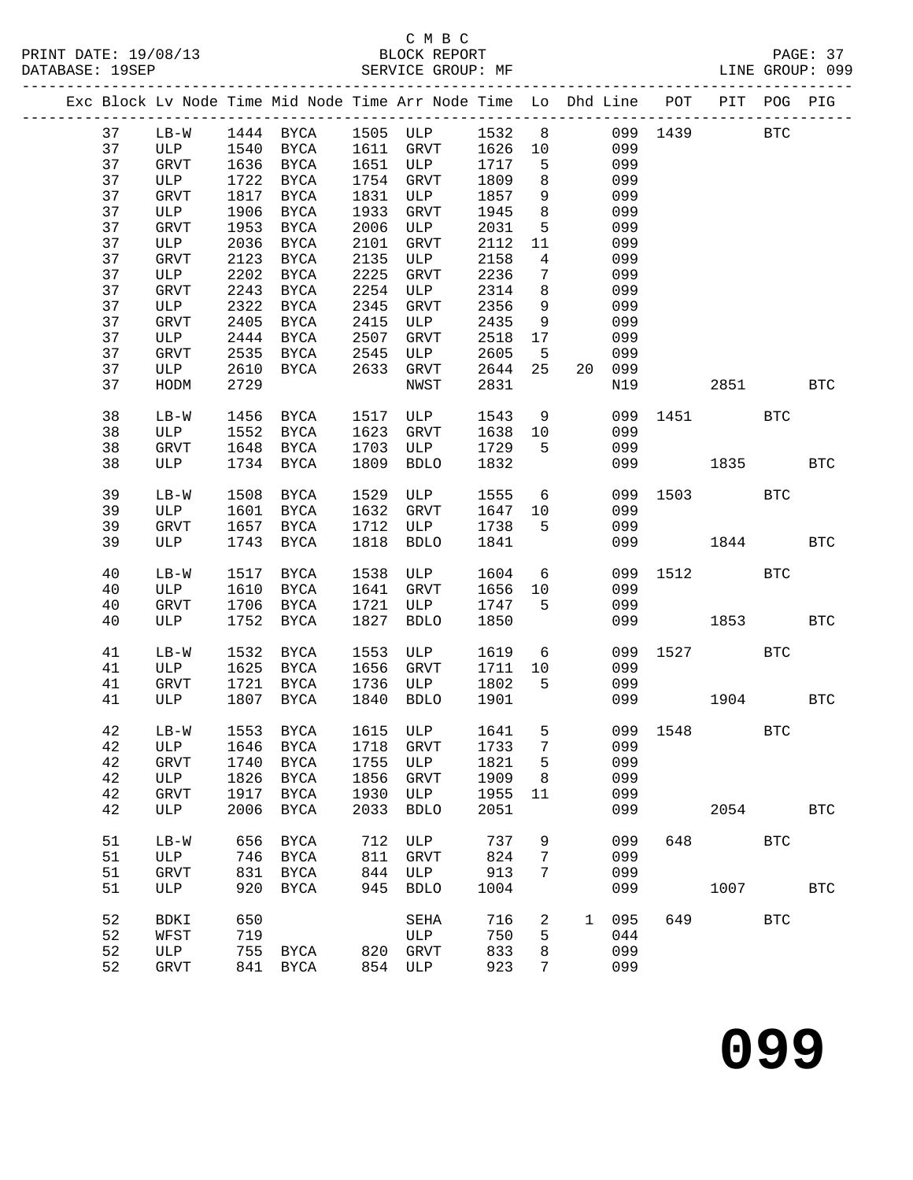C M B C
PRINT DATE: 19/08/13 BLOCK REPORT
DATABASE: 19SEP SERVICE GROUP: MF LINE GROUP: 099

| Exc | Block | Lv | Node | Time | Mid Node | Time | Arr Node | Time | Lo | Dhd | Line | POT | PIT | POG | PIG |
|---|---|---|---|---|---|---|---|---|---|---|---|---|---|---|---|
| | 37 | | LB-W | 1444 | BYCA | 1505 | ULP | 1532 | 8 | | 099 | 1439 | | BTC | |
| | 37 | | ULP | 1540 | BYCA | 1611 | GRVT | 1626 | 10 | | 099 | | | | |
| | 37 | | GRVT | 1636 | BYCA | 1651 | ULP | 1717 | 5 | | 099 | | | | |
| | 37 | | ULP | 1722 | BYCA | 1754 | GRVT | 1809 | 8 | | 099 | | | | |
| | 37 | | GRVT | 1817 | BYCA | 1831 | ULP | 1857 | 9 | | 099 | | | | |
| | 37 | | ULP | 1906 | BYCA | 1933 | GRVT | 1945 | 8 | | 099 | | | | |
| | 37 | | GRVT | 1953 | BYCA | 2006 | ULP | 2031 | 5 | | 099 | | | | |
| | 37 | | ULP | 2036 | BYCA | 2101 | GRVT | 2112 | 11 | | 099 | | | | |
| | 37 | | GRVT | 2123 | BYCA | 2135 | ULP | 2158 | 4 | | 099 | | | | |
| | 37 | | ULP | 2202 | BYCA | 2225 | GRVT | 2236 | 7 | | 099 | | | | |
| | 37 | | GRVT | 2243 | BYCA | 2254 | ULP | 2314 | 8 | | 099 | | | | |
| | 37 | | ULP | 2322 | BYCA | 2345 | GRVT | 2356 | 9 | | 099 | | | | |
| | 37 | | GRVT | 2405 | BYCA | 2415 | ULP | 2435 | 9 | | 099 | | | | |
| | 37 | | ULP | 2444 | BYCA | 2507 | GRVT | 2518 | 17 | | 099 | | | | |
| | 37 | | GRVT | 2535 | BYCA | 2545 | ULP | 2605 | 5 | | 099 | | | | |
| | 37 | | ULP | 2610 | BYCA | 2633 | GRVT | 2644 | 25 | 20 | 099 | | | | |
| | 37 | | HODM | 2729 | | | NWST | 2831 | | | N19 | | 2851 | | BTC |
| | 38 | | LB-W | 1456 | BYCA | 1517 | ULP | 1543 | 9 | | 099 | 1451 | | BTC | |
| | 38 | | ULP | 1552 | BYCA | 1623 | GRVT | 1638 | 10 | | 099 | | | | |
| | 38 | | GRVT | 1648 | BYCA | 1703 | ULP | 1729 | 5 | | 099 | | | | |
| | 38 | | ULP | 1734 | BYCA | 1809 | BDLO | 1832 | | | 099 | | 1835 | | BTC |
| | 39 | | LB-W | 1508 | BYCA | 1529 | ULP | 1555 | 6 | | 099 | 1503 | | BTC | |
| | 39 | | ULP | 1601 | BYCA | 1632 | GRVT | 1647 | 10 | | 099 | | | | |
| | 39 | | GRVT | 1657 | BYCA | 1712 | ULP | 1738 | 5 | | 099 | | | | |
| | 39 | | ULP | 1743 | BYCA | 1818 | BDLO | 1841 | | | 099 | | 1844 | | BTC |
| | 40 | | LB-W | 1517 | BYCA | 1538 | ULP | 1604 | 6 | | 099 | 1512 | | BTC | |
| | 40 | | ULP | 1610 | BYCA | 1641 | GRVT | 1656 | 10 | | 099 | | | | |
| | 40 | | GRVT | 1706 | BYCA | 1721 | ULP | 1747 | 5 | | 099 | | | | |
| | 40 | | ULP | 1752 | BYCA | 1827 | BDLO | 1850 | | | 099 | | 1853 | | BTC |
| | 41 | | LB-W | 1532 | BYCA | 1553 | ULP | 1619 | 6 | | 099 | 1527 | | BTC | |
| | 41 | | ULP | 1625 | BYCA | 1656 | GRVT | 1711 | 10 | | 099 | | | | |
| | 41 | | GRVT | 1721 | BYCA | 1736 | ULP | 1802 | 5 | | 099 | | | | |
| | 41 | | ULP | 1807 | BYCA | 1840 | BDLO | 1901 | | | 099 | | 1904 | | BTC |
| | 42 | | LB-W | 1553 | BYCA | 1615 | ULP | 1641 | 5 | | 099 | 1548 | | BTC | |
| | 42 | | ULP | 1646 | BYCA | 1718 | GRVT | 1733 | 7 | | 099 | | | | |
| | 42 | | GRVT | 1740 | BYCA | 1755 | ULP | 1821 | 5 | | 099 | | | | |
| | 42 | | ULP | 1826 | BYCA | 1856 | GRVT | 1909 | 8 | | 099 | | | | |
| | 42 | | GRVT | 1917 | BYCA | 1930 | ULP | 1955 | 11 | | 099 | | | | |
| | 42 | | ULP | 2006 | BYCA | 2033 | BDLO | 2051 | | | 099 | | 2054 | | BTC |
| | 51 | | LB-W | 656 | BYCA | 712 | ULP | 737 | 9 | | 099 | 648 | | BTC | |
| | 51 | | ULP | 746 | BYCA | 811 | GRVT | 824 | 7 | | 099 | | | | |
| | 51 | | GRVT | 831 | BYCA | 844 | ULP | 913 | 7 | | 099 | | | | |
| | 51 | | ULP | 920 | BYCA | 945 | BDLO | 1004 | | | 099 | | 1007 | | BTC |
| | 52 | | BDKI | 650 | | | SEHA | 716 | 2 | 1 | 095 | 649 | | BTC | |
| | 52 | | WFST | 719 | | | ULP | 750 | 5 | | 044 | | | | |
| | 52 | | ULP | 755 | BYCA | 820 | GRVT | 833 | 8 | | 099 | | | | |
| | 52 | | GRVT | 841 | BYCA | 854 | ULP | 923 | 7 | | 099 | | | | |

**099**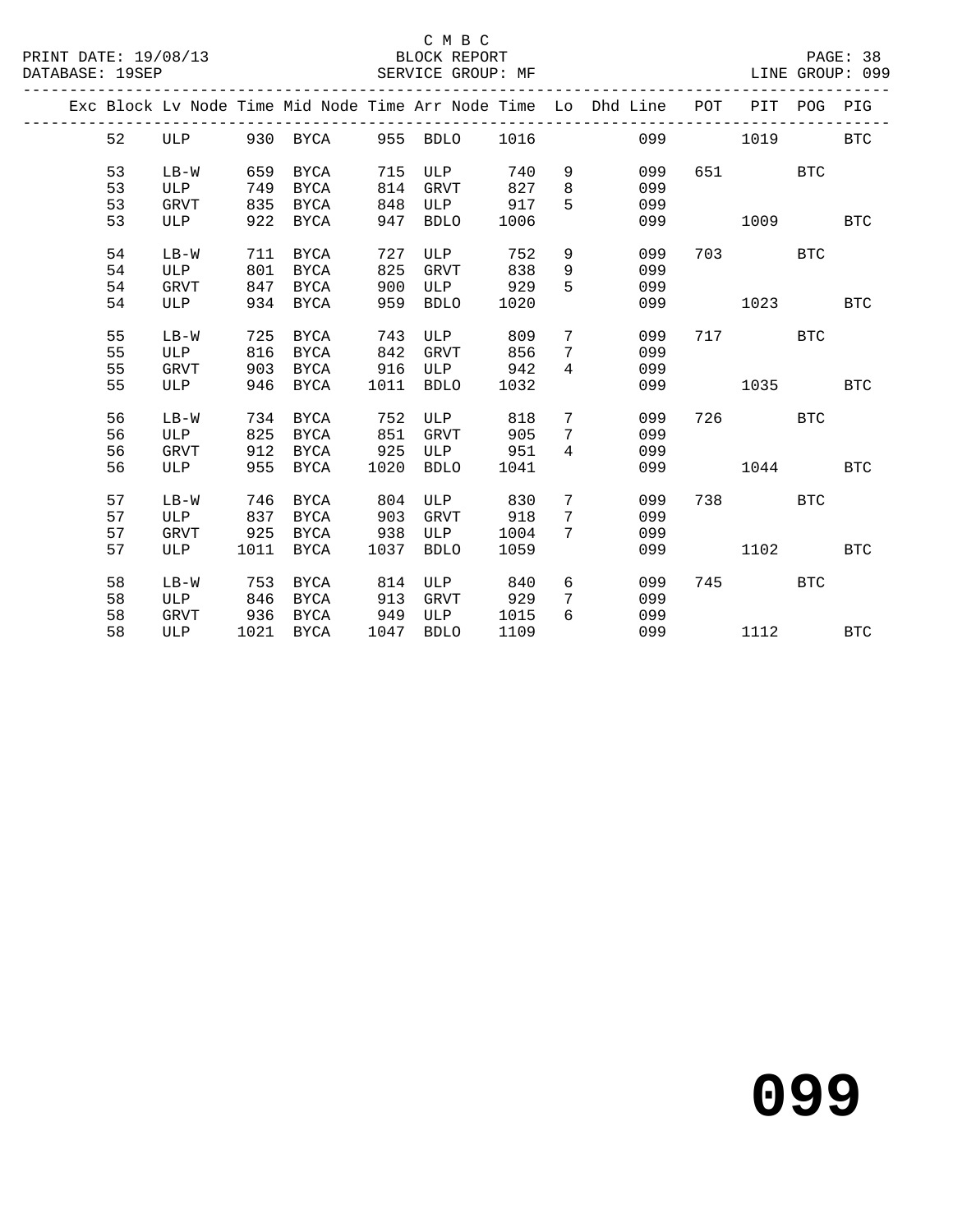C M B C
BLOCK REPORT
SERVICE GROUP: MF

PRINT DATE: 19/08/13
DATABASE: 19SEP
LINE GROUP: 099

| Exc | Block | Lv Node | Time | Mid Node | Time | Arr Node | Time | Lo | Dhd Line | POT | PIT | POG | PIG |
|---|---|---|---|---|---|---|---|---|---|---|---|---|---|
| | 52 | ULP | 930 | BYCA | 955 | BDLO | 1016 | | 099 | | 1019 | | BTC |
| | 53 | LB-W | 659 | BYCA | 715 | ULP | 740 | 9 | 099 | 651 | | BTC | |
| | 53 | ULP | 749 | BYCA | 814 | GRVT | 827 | 8 | 099 | | | | |
| | 53 | GRVT | 835 | BYCA | 848 | ULP | 917 | 5 | 099 | | | | |
| | 53 | ULP | 922 | BYCA | 947 | BDLO | 1006 | | 099 | | 1009 | | BTC |
| | 54 | LB-W | 711 | BYCA | 727 | ULP | 752 | 9 | 099 | 703 | | BTC | |
| | 54 | ULP | 801 | BYCA | 825 | GRVT | 838 | 9 | 099 | | | | |
| | 54 | GRVT | 847 | BYCA | 900 | ULP | 929 | 5 | 099 | | | | |
| | 54 | ULP | 934 | BYCA | 959 | BDLO | 1020 | | 099 | | 1023 | | BTC |
| | 55 | LB-W | 725 | BYCA | 743 | ULP | 809 | 7 | 099 | 717 | | BTC | |
| | 55 | ULP | 816 | BYCA | 842 | GRVT | 856 | 7 | 099 | | | | |
| | 55 | GRVT | 903 | BYCA | 916 | ULP | 942 | 4 | 099 | | | | |
| | 55 | ULP | 946 | BYCA | 1011 | BDLO | 1032 | | 099 | | 1035 | | BTC |
| | 56 | LB-W | 734 | BYCA | 752 | ULP | 818 | 7 | 099 | 726 | | BTC | |
| | 56 | ULP | 825 | BYCA | 851 | GRVT | 905 | 7 | 099 | | | | |
| | 56 | GRVT | 912 | BYCA | 925 | ULP | 951 | 4 | 099 | | | | |
| | 56 | ULP | 955 | BYCA | 1020 | BDLO | 1041 | | 099 | | 1044 | | BTC |
| | 57 | LB-W | 746 | BYCA | 804 | ULP | 830 | 7 | 099 | 738 | | BTC | |
| | 57 | ULP | 837 | BYCA | 903 | GRVT | 918 | 7 | 099 | | | | |
| | 57 | GRVT | 925 | BYCA | 938 | ULP | 1004 | 7 | 099 | | | | |
| | 57 | ULP | 1011 | BYCA | 1037 | BDLO | 1059 | | 099 | | 1102 | | BTC |
| | 58 | LB-W | 753 | BYCA | 814 | ULP | 840 | 6 | 099 | 745 | | BTC | |
| | 58 | ULP | 846 | BYCA | 913 | GRVT | 929 | 7 | 099 | | | | |
| | 58 | GRVT | 936 | BYCA | 949 | ULP | 1015 | 6 | 099 | | | | |
| | 58 | ULP | 1021 | BYCA | 1047 | BDLO | 1109 | | 099 | | 1112 | | BTC |

# 099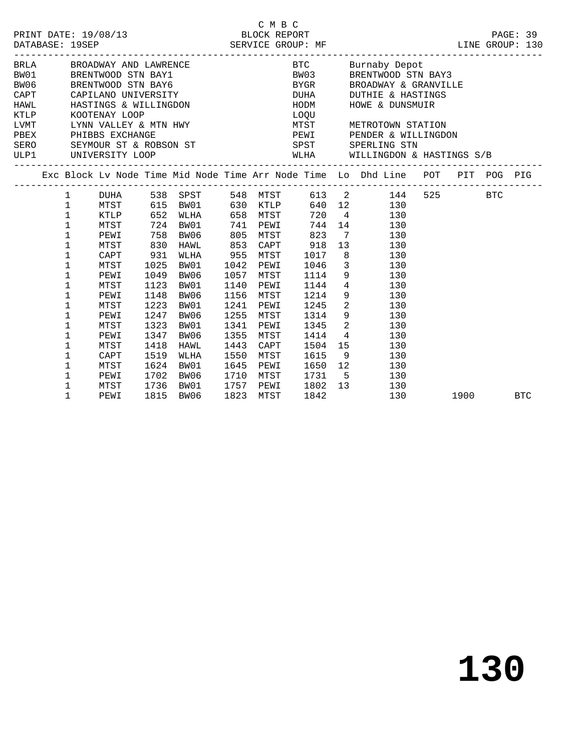C M B C

PRINT DATE: 19/08/13 BLOCK REPORT

DATABASE: 19SEP SERVICE GROUP: MF LINE GROUP: 130

| Code | Name | Code | Name |
|---|---|---|---|
| BRLA | BROADWAY AND LAWRENCE | BTC | Burnaby Depot |
| BW01 | BRENTWOOD STN BAY1 | BW03 | BRENTWOOD STN BAY3 |
| BW06 | BRENTWOOD STN BAY6 | BYGR | BROADWAY & GRANVILLE |
| CAPT | CAPILANO UNIVERSITY | DUHA | DUTHIE & HASTINGS |
| HAWL | HASTINGS & WILLINGDON | HODM | HOWE & DUNSMUIR |
| KTLP | KOOTENAY LOOP | LOQU | |
| LVMT | LYNN VALLEY & MTN HWY | MTST | METROTOWN STATION |
| PBEX | PHIBBS EXCHANGE | PEWI | PENDER & WILLINGDON |
| SERO | SEYMOUR ST & ROBSON ST | SPST | SPERLING STN |
| ULP1 | UNIVERSITY LOOP | WLHA | WILLINGDON & HASTINGS S/B |

| Exc | Block | Lv Node | Time | Mid Node | Time | Arr Node | Time | Lo | Dhd Line | POT | PIT | POG | PIG |
|---|---|---|---|---|---|---|---|---|---|---|---|---|---|
| | 1 | DUHA | 538 | SPST | 548 | MTST | 613 | 2 | 144 | 525 | | BTC | |
| | 1 | MTST | 615 | BW01 | 630 | KTLP | 640 | 12 | 130 | | | | |
| | 1 | KTLP | 652 | WLHA | 658 | MTST | 720 | 4 | 130 | | | | |
| | 1 | MTST | 724 | BW01 | 741 | PEWI | 744 | 14 | 130 | | | | |
| | 1 | PEWI | 758 | BW06 | 805 | MTST | 823 | 7 | 130 | | | | |
| | 1 | MTST | 830 | HAWL | 853 | CAPT | 918 | 13 | 130 | | | | |
| | 1 | CAPT | 931 | WLHA | 955 | MTST | 1017 | 8 | 130 | | | | |
| | 1 | MTST | 1025 | BW01 | 1042 | PEWI | 1046 | 3 | 130 | | | | |
| | 1 | PEWI | 1049 | BW06 | 1057 | MTST | 1114 | 9 | 130 | | | | |
| | 1 | MTST | 1123 | BW01 | 1140 | PEWI | 1144 | 4 | 130 | | | | |
| | 1 | PEWI | 1148 | BW06 | 1156 | MTST | 1214 | 9 | 130 | | | | |
| | 1 | MTST | 1223 | BW01 | 1241 | PEWI | 1245 | 2 | 130 | | | | |
| | 1 | PEWI | 1247 | BW06 | 1255 | MTST | 1314 | 9 | 130 | | | | |
| | 1 | MTST | 1323 | BW01 | 1341 | PEWI | 1345 | 2 | 130 | | | | |
| | 1 | PEWI | 1347 | BW06 | 1355 | MTST | 1414 | 4 | 130 | | | | |
| | 1 | MTST | 1418 | HAWL | 1443 | CAPT | 1504 | 15 | 130 | | | | |
| | 1 | CAPT | 1519 | WLHA | 1550 | MTST | 1615 | 9 | 130 | | | | |
| | 1 | MTST | 1624 | BW01 | 1645 | PEWI | 1650 | 12 | 130 | | | | |
| | 1 | PEWI | 1702 | BW06 | 1710 | MTST | 1731 | 5 | 130 | | | | |
| | 1 | MTST | 1736 | BW01 | 1757 | PEWI | 1802 | 13 | 130 | | | | |
| | 1 | PEWI | 1815 | BW06 | 1823 | MTST | 1842 | | 130 | | 1900 | | BTC |

# 130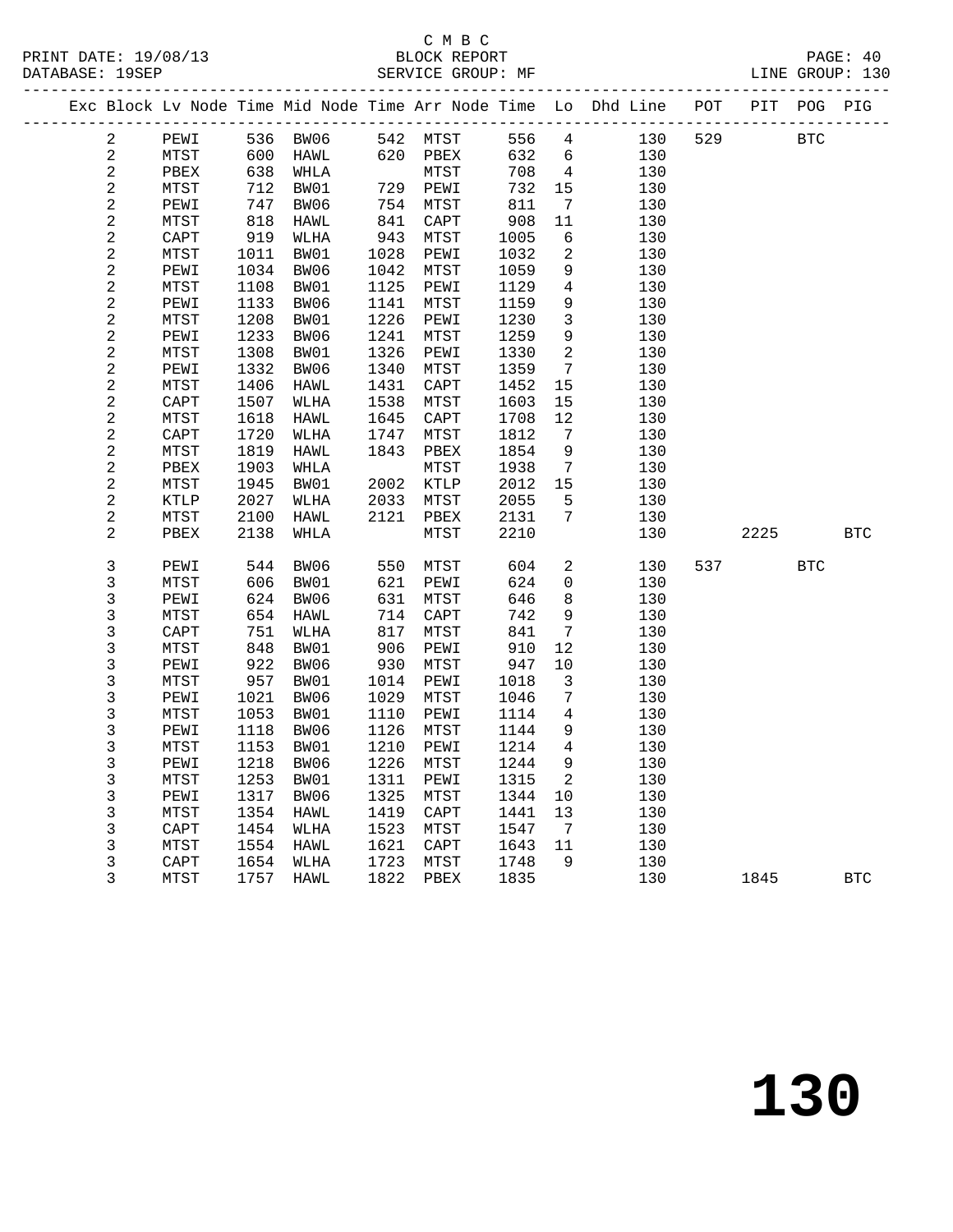C M B C

PRINT DATE: 19/08/13 BLOCK REPORT

DATABASE: 19SEP SERVICE GROUP: MF LINE GROUP: 130

| Exc | Block | Lv | Node | Time | Mid Node | Time | Arr Node | Time | Lo | Dhd Line | POT | PIT | POG | PIG |
|---|---|---|---|---|---|---|---|---|---|---|---|---|---|---|
| | 2 | | PEWI | 536 | BW06 | 542 | MTST | 556 | 4 | 130 | 529 | | BTC | |
| | 2 | | MTST | 600 | HAWL | 620 | PBEX | 632 | 6 | 130 | | | | |
| | 2 | | PBEX | 638 | WHLA | | MTST | 708 | 4 | 130 | | | | |
| | 2 | | MTST | 712 | BW01 | 729 | PEWI | 732 | 15 | 130 | | | | |
| | 2 | | PEWI | 747 | BW06 | 754 | MTST | 811 | 7 | 130 | | | | |
| | 2 | | MTST | 818 | HAWL | 841 | CAPT | 908 | 11 | 130 | | | | |
| | 2 | | CAPT | 919 | WLHA | 943 | MTST | 1005 | 6 | 130 | | | | |
| | 2 | | MTST | 1011 | BW01 | 1028 | PEWI | 1032 | 2 | 130 | | | | |
| | 2 | | PEWI | 1034 | BW06 | 1042 | MTST | 1059 | 9 | 130 | | | | |
| | 2 | | MTST | 1108 | BW01 | 1125 | PEWI | 1129 | 4 | 130 | | | | |
| | 2 | | PEWI | 1133 | BW06 | 1141 | MTST | 1159 | 9 | 130 | | | | |
| | 2 | | MTST | 1208 | BW01 | 1226 | PEWI | 1230 | 3 | 130 | | | | |
| | 2 | | PEWI | 1233 | BW06 | 1241 | MTST | 1259 | 9 | 130 | | | | |
| | 2 | | MTST | 1308 | BW01 | 1326 | PEWI | 1330 | 2 | 130 | | | | |
| | 2 | | PEWI | 1332 | BW06 | 1340 | MTST | 1359 | 7 | 130 | | | | |
| | 2 | | MTST | 1406 | HAWL | 1431 | CAPT | 1452 | 15 | 130 | | | | |
| | 2 | | CAPT | 1507 | WLHA | 1538 | MTST | 1603 | 15 | 130 | | | | |
| | 2 | | MTST | 1618 | HAWL | 1645 | CAPT | 1708 | 12 | 130 | | | | |
| | 2 | | CAPT | 1720 | WLHA | 1747 | MTST | 1812 | 7 | 130 | | | | |
| | 2 | | MTST | 1819 | HAWL | 1843 | PBEX | 1854 | 9 | 130 | | | | |
| | 2 | | PBEX | 1903 | WHLA | | MTST | 1938 | 7 | 130 | | | | |
| | 2 | | MTST | 1945 | BW01 | 2002 | KTLP | 2012 | 15 | 130 | | | | |
| | 2 | | KTLP | 2027 | WLHA | 2033 | MTST | 2055 | 5 | 130 | | | | |
| | 2 | | MTST | 2100 | HAWL | 2121 | PBEX | 2131 | 7 | 130 | | | | |
| | 2 | | PBEX | 2138 | WHLA | | MTST | 2210 | | 130 | | 2225 | | BTC |
| | 3 | | PEWI | 544 | BW06 | 550 | MTST | 604 | 2 | 130 | 537 | | BTC | |
| | 3 | | MTST | 606 | BW01 | 621 | PEWI | 624 | 0 | 130 | | | | |
| | 3 | | PEWI | 624 | BW06 | 631 | MTST | 646 | 8 | 130 | | | | |
| | 3 | | MTST | 654 | HAWL | 714 | CAPT | 742 | 9 | 130 | | | | |
| | 3 | | CAPT | 751 | WLHA | 817 | MTST | 841 | 7 | 130 | | | | |
| | 3 | | MTST | 848 | BW01 | 906 | PEWI | 910 | 12 | 130 | | | | |
| | 3 | | PEWI | 922 | BW06 | 930 | MTST | 947 | 10 | 130 | | | | |
| | 3 | | MTST | 957 | BW01 | 1014 | PEWI | 1018 | 3 | 130 | | | | |
| | 3 | | PEWI | 1021 | BW06 | 1029 | MTST | 1046 | 7 | 130 | | | | |
| | 3 | | MTST | 1053 | BW01 | 1110 | PEWI | 1114 | 4 | 130 | | | | |
| | 3 | | PEWI | 1118 | BW06 | 1126 | MTST | 1144 | 9 | 130 | | | | |
| | 3 | | MTST | 1153 | BW01 | 1210 | PEWI | 1214 | 4 | 130 | | | | |
| | 3 | | PEWI | 1218 | BW06 | 1226 | MTST | 1244 | 9 | 130 | | | | |
| | 3 | | MTST | 1253 | BW01 | 1311 | PEWI | 1315 | 2 | 130 | | | | |
| | 3 | | PEWI | 1317 | BW06 | 1325 | MTST | 1344 | 10 | 130 | | | | |
| | 3 | | MTST | 1354 | HAWL | 1419 | CAPT | 1441 | 13 | 130 | | | | |
| | 3 | | CAPT | 1454 | WLHA | 1523 | MTST | 1547 | 7 | 130 | | | | |
| | 3 | | MTST | 1554 | HAWL | 1621 | CAPT | 1643 | 11 | 130 | | | | |
| | 3 | | CAPT | 1654 | WLHA | 1723 | MTST | 1748 | 9 | 130 | | | | |
| | 3 | | MTST | 1757 | HAWL | 1822 | PBEX | 1835 | | 130 | | 1845 | | BTC |

# 130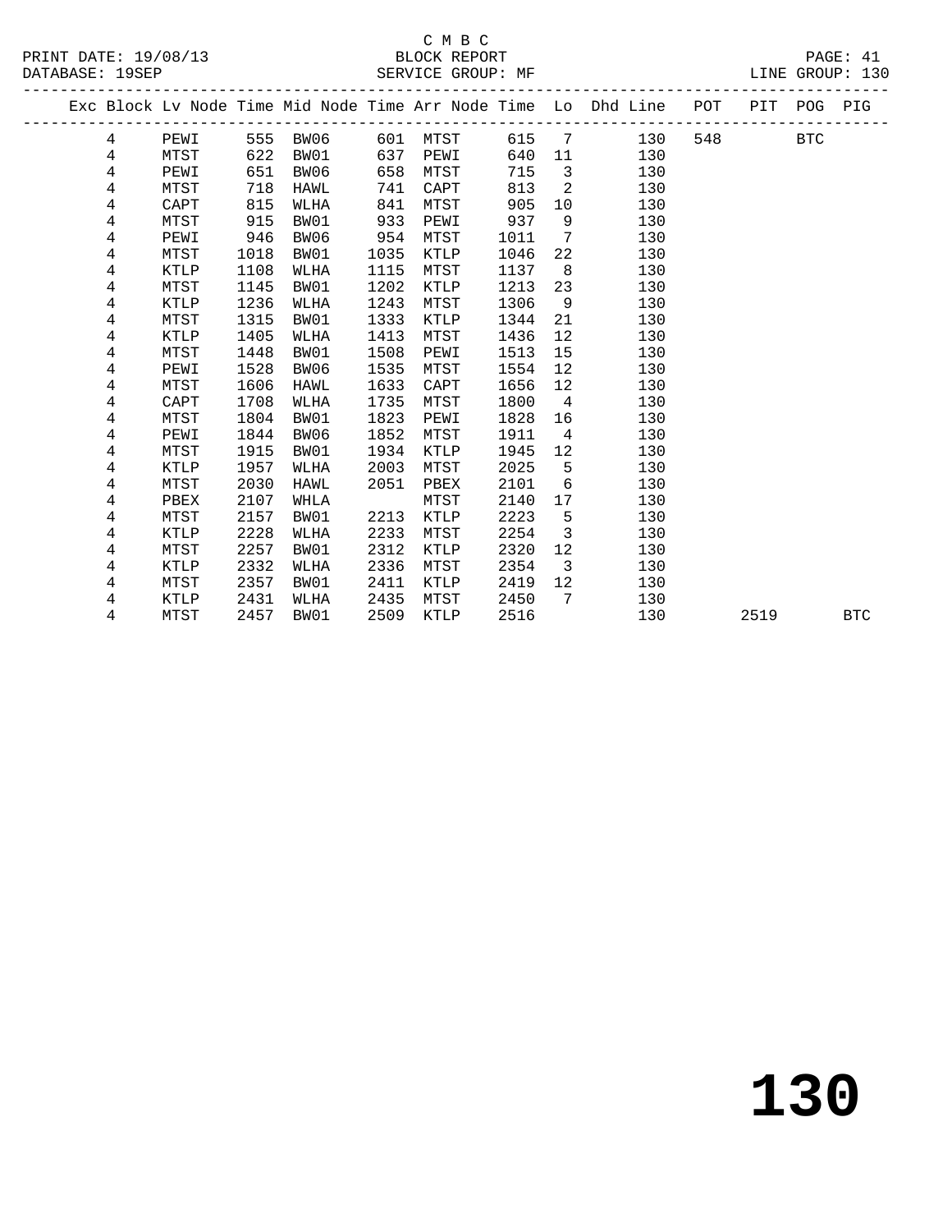C M B C
BLOCK REPORT
SERVICE GROUP: MF

PRINT DATE: 19/08/13
DATABASE: 19SEP
LINE GROUP: 130

| Exc | Block | Lv | Node | Time | Mid Node | Time | Arr Node | Time | Lo | Dhd Line | POT | PIT | POG | PIG |
|---|---|---|---|---|---|---|---|---|---|---|---|---|---|---|
| | 4 | | PEWI | 555 | BW06 | 601 | MTST | 615 | 7 | 130 | 548 | | BTC | |
| | 4 | | MTST | 622 | BW01 | 637 | PEWI | 640 | 11 | 130 | | | | |
| | 4 | | PEWI | 651 | BW06 | 658 | MTST | 715 | 3 | 130 | | | | |
| | 4 | | MTST | 718 | HAWL | 741 | CAPT | 813 | 2 | 130 | | | | |
| | 4 | | CAPT | 815 | WLHA | 841 | MTST | 905 | 10 | 130 | | | | |
| | 4 | | MTST | 915 | BW01 | 933 | PEWI | 937 | 9 | 130 | | | | |
| | 4 | | PEWI | 946 | BW06 | 954 | MTST | 1011 | 7 | 130 | | | | |
| | 4 | | MTST | 1018 | BW01 | 1035 | KTLP | 1046 | 22 | 130 | | | | |
| | 4 | | KTLP | 1108 | WLHA | 1115 | MTST | 1137 | 8 | 130 | | | | |
| | 4 | | MTST | 1145 | BW01 | 1202 | KTLP | 1213 | 23 | 130 | | | | |
| | 4 | | KTLP | 1236 | WLHA | 1243 | MTST | 1306 | 9 | 130 | | | | |
| | 4 | | MTST | 1315 | BW01 | 1333 | KTLP | 1344 | 21 | 130 | | | | |
| | 4 | | KTLP | 1405 | WLHA | 1413 | MTST | 1436 | 12 | 130 | | | | |
| | 4 | | MTST | 1448 | BW01 | 1508 | PEWI | 1513 | 15 | 130 | | | | |
| | 4 | | PEWI | 1528 | BW06 | 1535 | MTST | 1554 | 12 | 130 | | | | |
| | 4 | | MTST | 1606 | HAWL | 1633 | CAPT | 1656 | 12 | 130 | | | | |
| | 4 | | CAPT | 1708 | WLHA | 1735 | MTST | 1800 | 4 | 130 | | | | |
| | 4 | | MTST | 1804 | BW01 | 1823 | PEWI | 1828 | 16 | 130 | | | | |
| | 4 | | PEWI | 1844 | BW06 | 1852 | MTST | 1911 | 4 | 130 | | | | |
| | 4 | | MTST | 1915 | BW01 | 1934 | KTLP | 1945 | 12 | 130 | | | | |
| | 4 | | KTLP | 1957 | WLHA | 2003 | MTST | 2025 | 5 | 130 | | | | |
| | 4 | | MTST | 2030 | HAWL | 2051 | PBEX | 2101 | 6 | 130 | | | | |
| | 4 | | PBEX | 2107 | WHLA | | MTST | 2140 | 17 | 130 | | | | |
| | 4 | | MTST | 2157 | BW01 | 2213 | KTLP | 2223 | 5 | 130 | | | | |
| | 4 | | KTLP | 2228 | WLHA | 2233 | MTST | 2254 | 3 | 130 | | | | |
| | 4 | | MTST | 2257 | BW01 | 2312 | KTLP | 2320 | 12 | 130 | | | | |
| | 4 | | KTLP | 2332 | WLHA | 2336 | MTST | 2354 | 3 | 130 | | | | |
| | 4 | | MTST | 2357 | BW01 | 2411 | KTLP | 2419 | 12 | 130 | | | | |
| | 4 | | KTLP | 2431 | WLHA | 2435 | MTST | 2450 | 7 | 130 | | | | |
| | 4 | | MTST | 2457 | BW01 | 2509 | KTLP | 2516 | | 130 | | 2519 | | BTC |

# 130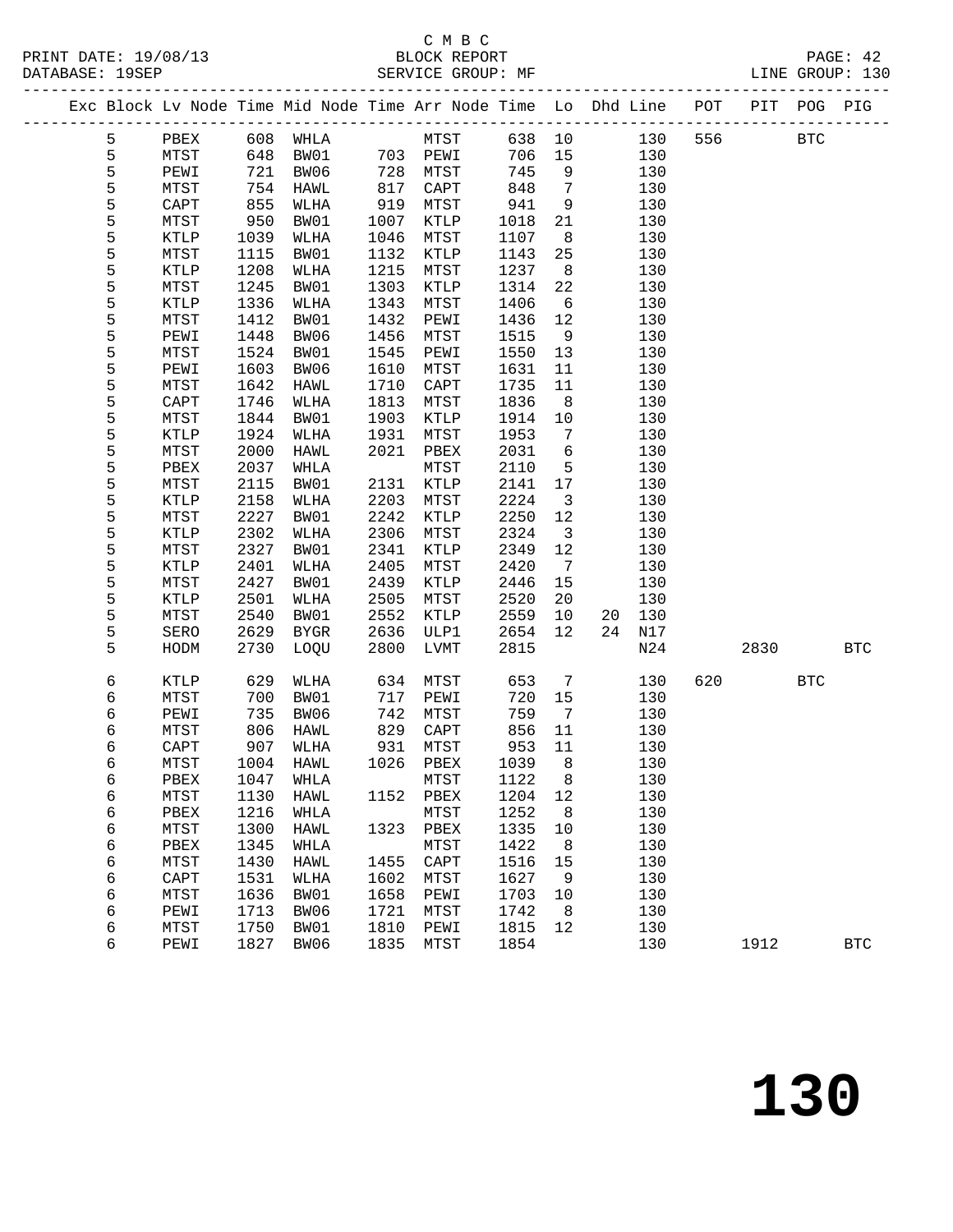C M B C
PRINT DATE: 19/08/13 BLOCK REPORT
DATABASE: 19SEP SERVICE GROUP: MF LINE GROUP: 130

| Exc | Block | Lv | Node | Time | Mid Node | Time | Arr Node | Time | Lo | Dhd | Line | POT | PIT | POG | PIG |
|---|---|---|---|---|---|---|---|---|---|---|---|---|---|---|---|
| | 5 | | PBEX | 608 | WHLA | | MTST | 638 | 10 | | 130 | 556 | | BTC | |
| | 5 | | MTST | 648 | BW01 | 703 | PEWI | 706 | 15 | | 130 | | | | |
| | 5 | | PEWI | 721 | BW06 | 728 | MTST | 745 | 9 | | 130 | | | | |
| | 5 | | MTST | 754 | HAWL | 817 | CAPT | 848 | 7 | | 130 | | | | |
| | 5 | | CAPT | 855 | WLHA | 919 | MTST | 941 | 9 | | 130 | | | | |
| | 5 | | MTST | 950 | BW01 | 1007 | KTLP | 1018 | 21 | | 130 | | | | |
| | 5 | | KTLP | 1039 | WLHA | 1046 | MTST | 1107 | 8 | | 130 | | | | |
| | 5 | | MTST | 1115 | BW01 | 1132 | KTLP | 1143 | 25 | | 130 | | | | |
| | 5 | | KTLP | 1208 | WLHA | 1215 | MTST | 1237 | 8 | | 130 | | | | |
| | 5 | | MTST | 1245 | BW01 | 1303 | KTLP | 1314 | 22 | | 130 | | | | |
| | 5 | | KTLP | 1336 | WLHA | 1343 | MTST | 1406 | 6 | | 130 | | | | |
| | 5 | | MTST | 1412 | BW01 | 1432 | PEWI | 1436 | 12 | | 130 | | | | |
| | 5 | | PEWI | 1448 | BW06 | 1456 | MTST | 1515 | 9 | | 130 | | | | |
| | 5 | | MTST | 1524 | BW01 | 1545 | PEWI | 1550 | 13 | | 130 | | | | |
| | 5 | | PEWI | 1603 | BW06 | 1610 | MTST | 1631 | 11 | | 130 | | | | |
| | 5 | | MTST | 1642 | HAWL | 1710 | CAPT | 1735 | 11 | | 130 | | | | |
| | 5 | | CAPT | 1746 | WLHA | 1813 | MTST | 1836 | 8 | | 130 | | | | |
| | 5 | | MTST | 1844 | BW01 | 1903 | KTLP | 1914 | 10 | | 130 | | | | |
| | 5 | | KTLP | 1924 | WLHA | 1931 | MTST | 1953 | 7 | | 130 | | | | |
| | 5 | | MTST | 2000 | HAWL | 2021 | PBEX | 2031 | 6 | | 130 | | | | |
| | 5 | | PBEX | 2037 | WHLA | | MTST | 2110 | 5 | | 130 | | | | |
| | 5 | | MTST | 2115 | BW01 | 2131 | KTLP | 2141 | 17 | | 130 | | | | |
| | 5 | | KTLP | 2158 | WLHA | 2203 | MTST | 2224 | 3 | | 130 | | | | |
| | 5 | | MTST | 2227 | BW01 | 2242 | KTLP | 2250 | 12 | | 130 | | | | |
| | 5 | | KTLP | 2302 | WLHA | 2306 | MTST | 2324 | 3 | | 130 | | | | |
| | 5 | | MTST | 2327 | BW01 | 2341 | KTLP | 2349 | 12 | | 130 | | | | |
| | 5 | | KTLP | 2401 | WLHA | 2405 | MTST | 2420 | 7 | | 130 | | | | |
| | 5 | | MTST | 2427 | BW01 | 2439 | KTLP | 2446 | 15 | | 130 | | | | |
| | 5 | | KTLP | 2501 | WLHA | 2505 | MTST | 2520 | 20 | | 130 | | | | |
| | 5 | | MTST | 2540 | BW01 | 2552 | KTLP | 2559 | 10 | 20 | 130 | | | | |
| | 5 | | SERO | 2629 | BYGR | 2636 | ULP1 | 2654 | 12 | 24 | N17 | | | | |
| | 5 | | HODM | 2730 | LOQU | 2800 | LVMT | 2815 | | | N24 | | 2830 | | BTC |
| | 6 | | KTLP | 629 | WLHA | 634 | MTST | 653 | 7 | | 130 | 620 | | BTC | |
| | 6 | | MTST | 700 | BW01 | 717 | PEWI | 720 | 15 | | 130 | | | | |
| | 6 | | PEWI | 735 | BW06 | 742 | MTST | 759 | 7 | | 130 | | | | |
| | 6 | | MTST | 806 | HAWL | 829 | CAPT | 856 | 11 | | 130 | | | | |
| | 6 | | CAPT | 907 | WLHA | 931 | MTST | 953 | 11 | | 130 | | | | |
| | 6 | | MTST | 1004 | HAWL | 1026 | PBEX | 1039 | 8 | | 130 | | | | |
| | 6 | | PBEX | 1047 | WHLA | | MTST | 1122 | 8 | | 130 | | | | |
| | 6 | | MTST | 1130 | HAWL | 1152 | PBEX | 1204 | 12 | | 130 | | | | |
| | 6 | | PBEX | 1216 | WHLA | | MTST | 1252 | 8 | | 130 | | | | |
| | 6 | | MTST | 1300 | HAWL | 1323 | PBEX | 1335 | 10 | | 130 | | | | |
| | 6 | | PBEX | 1345 | WHLA | | MTST | 1422 | 8 | | 130 | | | | |
| | 6 | | MTST | 1430 | HAWL | 1455 | CAPT | 1516 | 15 | | 130 | | | | |
| | 6 | | CAPT | 1531 | WLHA | 1602 | MTST | 1627 | 9 | | 130 | | | | |
| | 6 | | MTST | 1636 | BW01 | 1658 | PEWI | 1703 | 10 | | 130 | | | | |
| | 6 | | PEWI | 1713 | BW06 | 1721 | MTST | 1742 | 8 | | 130 | | | | |
| | 6 | | MTST | 1750 | BW01 | 1810 | PEWI | 1815 | 12 | | 130 | | | | |
| | 6 | | PEWI | 1827 | BW06 | 1835 | MTST | 1854 | | | 130 | | 1912 | | BTC |

# 130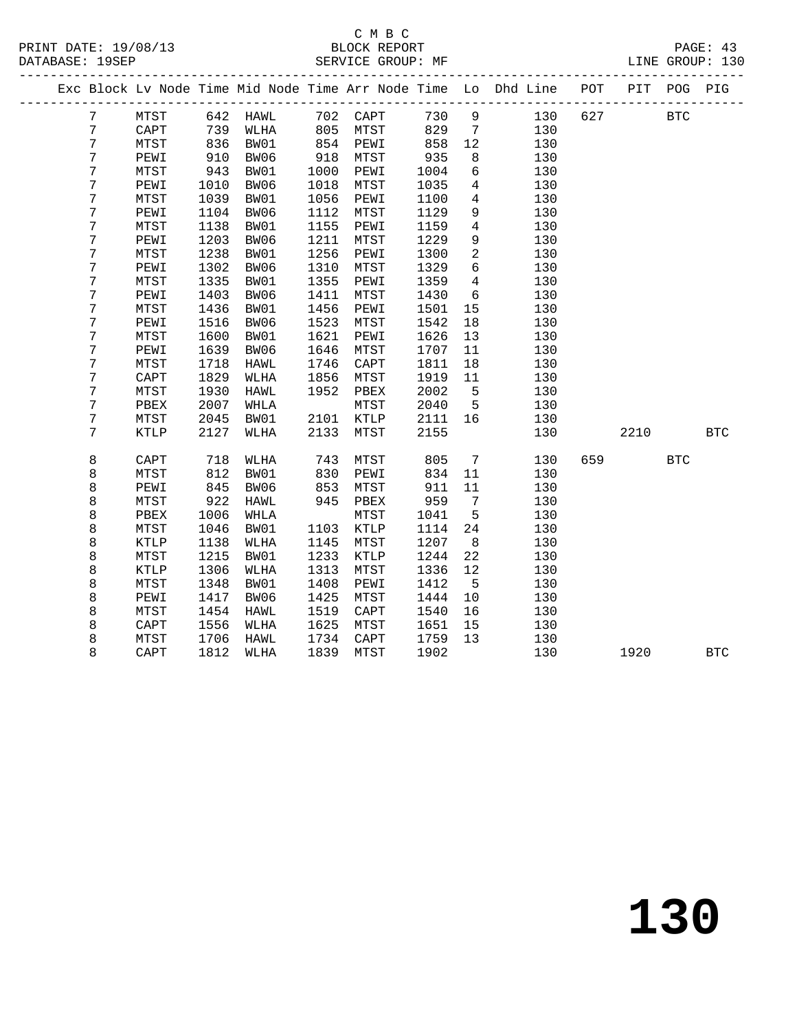C M B C
PRINT DATE: 19/08/13 BLOCK REPORT
DATABASE: 19SEP SERVICE GROUP: MF LINE GROUP: 130

| Exc | Block | Lv | Node | Time | Mid Node | Time | Arr Node | Time | Lo | Dhd Line | POT | PIT | POG | PIG |
|---|---|---|---|---|---|---|---|---|---|---|---|---|---|---|
| | 7 | | MTST | 642 | HAWL | 702 | CAPT | 730 | 9 | 130 | 627 | | BTC | |
| | 7 | | CAPT | 739 | WLHA | 805 | MTST | 829 | 7 | 130 | | | | |
| | 7 | | MTST | 836 | BW01 | 854 | PEWI | 858 | 12 | 130 | | | | |
| | 7 | | PEWI | 910 | BW06 | 918 | MTST | 935 | 8 | 130 | | | | |
| | 7 | | MTST | 943 | BW01 | 1000 | PEWI | 1004 | 6 | 130 | | | | |
| | 7 | | PEWI | 1010 | BW06 | 1018 | MTST | 1035 | 4 | 130 | | | | |
| | 7 | | MTST | 1039 | BW01 | 1056 | PEWI | 1100 | 4 | 130 | | | | |
| | 7 | | PEWI | 1104 | BW06 | 1112 | MTST | 1129 | 9 | 130 | | | | |
| | 7 | | MTST | 1138 | BW01 | 1155 | PEWI | 1159 | 4 | 130 | | | | |
| | 7 | | PEWI | 1203 | BW06 | 1211 | MTST | 1229 | 9 | 130 | | | | |
| | 7 | | MTST | 1238 | BW01 | 1256 | PEWI | 1300 | 2 | 130 | | | | |
| | 7 | | PEWI | 1302 | BW06 | 1310 | MTST | 1329 | 6 | 130 | | | | |
| | 7 | | MTST | 1335 | BW01 | 1355 | PEWI | 1359 | 4 | 130 | | | | |
| | 7 | | PEWI | 1403 | BW06 | 1411 | MTST | 1430 | 6 | 130 | | | | |
| | 7 | | MTST | 1436 | BW01 | 1456 | PEWI | 1501 | 15 | 130 | | | | |
| | 7 | | PEWI | 1516 | BW06 | 1523 | MTST | 1542 | 18 | 130 | | | | |
| | 7 | | MTST | 1600 | BW01 | 1621 | PEWI | 1626 | 13 | 130 | | | | |
| | 7 | | PEWI | 1639 | BW06 | 1646 | MTST | 1707 | 11 | 130 | | | | |
| | 7 | | MTST | 1718 | HAWL | 1746 | CAPT | 1811 | 18 | 130 | | | | |
| | 7 | | CAPT | 1829 | WLHA | 1856 | MTST | 1919 | 11 | 130 | | | | |
| | 7 | | MTST | 1930 | HAWL | 1952 | PBEX | 2002 | 5 | 130 | | | | |
| | 7 | | PBEX | 2007 | WHLA | | MTST | 2040 | 5 | 130 | | | | |
| | 7 | | MTST | 2045 | BW01 | 2101 | KTLP | 2111 | 16 | 130 | | | | |
| | 7 | | KTLP | 2127 | WLHA | 2133 | MTST | 2155 | | 130 | | 2210 | | BTC |
| | 8 | | CAPT | 718 | WLHA | 743 | MTST | 805 | 7 | 130 | 659 | | BTC | |
| | 8 | | MTST | 812 | BW01 | 830 | PEWI | 834 | 11 | 130 | | | | |
| | 8 | | PEWI | 845 | BW06 | 853 | MTST | 911 | 11 | 130 | | | | |
| | 8 | | MTST | 922 | HAWL | 945 | PBEX | 959 | 7 | 130 | | | | |
| | 8 | | PBEX | 1006 | WHLA | | MTST | 1041 | 5 | 130 | | | | |
| | 8 | | MTST | 1046 | BW01 | 1103 | KTLP | 1114 | 24 | 130 | | | | |
| | 8 | | KTLP | 1138 | WLHA | 1145 | MTST | 1207 | 8 | 130 | | | | |
| | 8 | | MTST | 1215 | BW01 | 1233 | KTLP | 1244 | 22 | 130 | | | | |
| | 8 | | KTLP | 1306 | WLHA | 1313 | MTST | 1336 | 12 | 130 | | | | |
| | 8 | | MTST | 1348 | BW01 | 1408 | PEWI | 1412 | 5 | 130 | | | | |
| | 8 | | PEWI | 1417 | BW06 | 1425 | MTST | 1444 | 10 | 130 | | | | |
| | 8 | | MTST | 1454 | HAWL | 1519 | CAPT | 1540 | 16 | 130 | | | | |
| | 8 | | CAPT | 1556 | WLHA | 1625 | MTST | 1651 | 15 | 130 | | | | |
| | 8 | | MTST | 1706 | HAWL | 1734 | CAPT | 1759 | 13 | 130 | | | | |
| | 8 | | CAPT | 1812 | WLHA | 1839 | MTST | 1902 | | 130 | | 1920 | | BTC |

**130**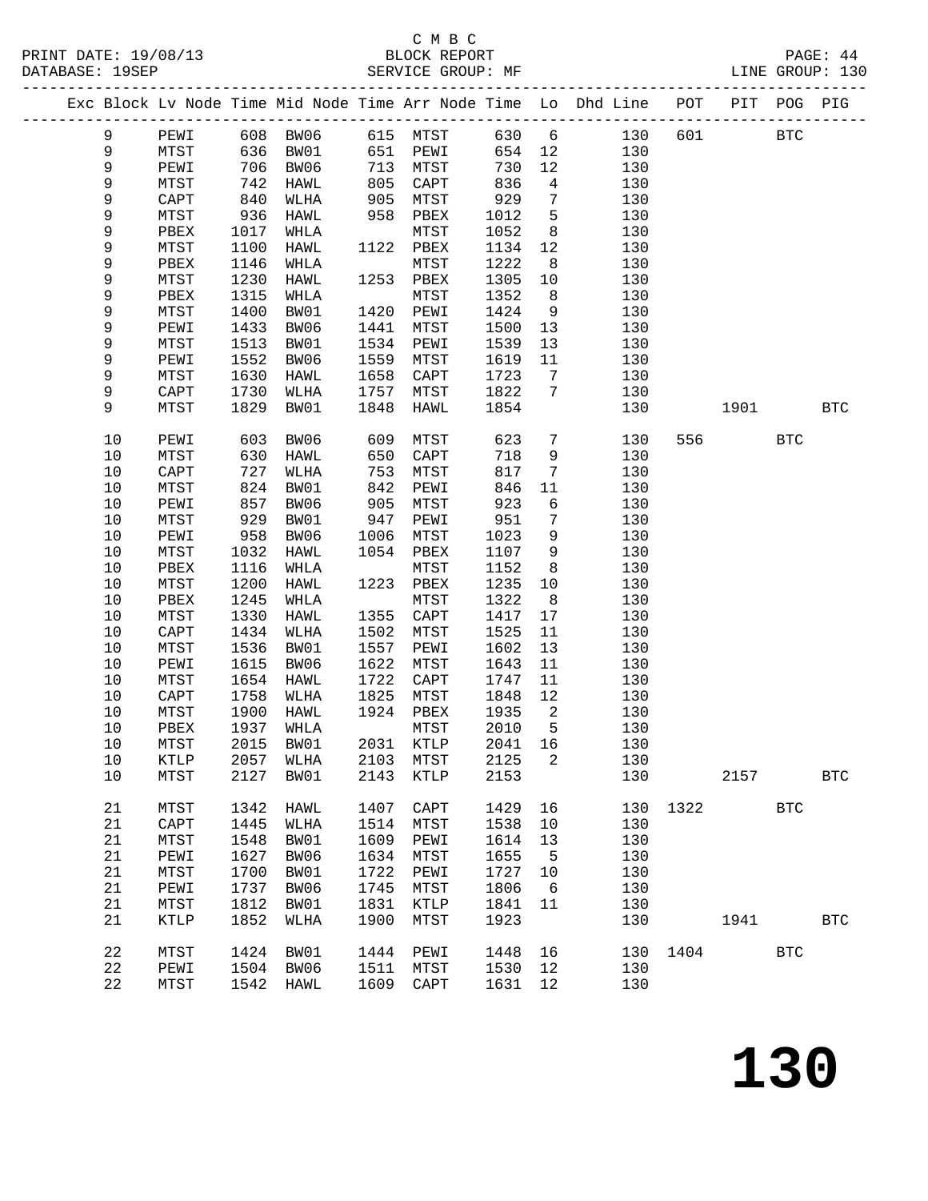C M B C

PRINT DATE: 19/08/13 BLOCK REPORT

DATABASE: 19SEP SERVICE GROUP: MF LINE GROUP: 130

| Exc | Block | Lv | Node | Time | Mid Node | Time | Arr Node | Time | Lo | Dhd Line | POT | PIT | POG | PIG |
|---|---|---|---|---|---|---|---|---|---|---|---|---|---|---|
| | 9 | | PEWI | 608 | BW06 | 615 | MTST | 630 | 6 | 130 | 601 | | BTC | |
| | 9 | | MTST | 636 | BW01 | 651 | PEWI | 654 | 12 | 130 | | | | |
| | 9 | | PEWI | 706 | BW06 | 713 | MTST | 730 | 12 | 130 | | | | |
| | 9 | | MTST | 742 | HAWL | 805 | CAPT | 836 | 4 | 130 | | | | |
| | 9 | | CAPT | 840 | WLHA | 905 | MTST | 929 | 7 | 130 | | | | |
| | 9 | | MTST | 936 | HAWL | 958 | PBEX | 1012 | 5 | 130 | | | | |
| | 9 | | PBEX | 1017 | WHLA | | MTST | 1052 | 8 | 130 | | | | |
| | 9 | | MTST | 1100 | HAWL | 1122 | PBEX | 1134 | 12 | 130 | | | | |
| | 9 | | PBEX | 1146 | WHLA | | MTST | 1222 | 8 | 130 | | | | |
| | 9 | | MTST | 1230 | HAWL | 1253 | PBEX | 1305 | 10 | 130 | | | | |
| | 9 | | PBEX | 1315 | WHLA | | MTST | 1352 | 8 | 130 | | | | |
| | 9 | | MTST | 1400 | BW01 | 1420 | PEWI | 1424 | 9 | 130 | | | | |
| | 9 | | PEWI | 1433 | BW06 | 1441 | MTST | 1500 | 13 | 130 | | | | |
| | 9 | | MTST | 1513 | BW01 | 1534 | PEWI | 1539 | 13 | 130 | | | | |
| | 9 | | PEWI | 1552 | BW06 | 1559 | MTST | 1619 | 11 | 130 | | | | |
| | 9 | | MTST | 1630 | HAWL | 1658 | CAPT | 1723 | 7 | 130 | | | | |
| | 9 | | CAPT | 1730 | WLHA | 1757 | MTST | 1822 | 7 | 130 | | | | |
| | 9 | | MTST | 1829 | BW01 | 1848 | HAWL | 1854 | | 130 | | 1901 | | BTC |
| | 10 | | PEWI | 603 | BW06 | 609 | MTST | 623 | 7 | 130 | 556 | | BTC | |
| | 10 | | MTST | 630 | HAWL | 650 | CAPT | 718 | 9 | 130 | | | | |
| | 10 | | CAPT | 727 | WLHA | 753 | MTST | 817 | 7 | 130 | | | | |
| | 10 | | MTST | 824 | BW01 | 842 | PEWI | 846 | 11 | 130 | | | | |
| | 10 | | PEWI | 857 | BW06 | 905 | MTST | 923 | 6 | 130 | | | | |
| | 10 | | MTST | 929 | BW01 | 947 | PEWI | 951 | 7 | 130 | | | | |
| | 10 | | PEWI | 958 | BW06 | 1006 | MTST | 1023 | 9 | 130 | | | | |
| | 10 | | MTST | 1032 | HAWL | 1054 | PBEX | 1107 | 9 | 130 | | | | |
| | 10 | | PBEX | 1116 | WHLA | | MTST | 1152 | 8 | 130 | | | | |
| | 10 | | MTST | 1200 | HAWL | 1223 | PBEX | 1235 | 10 | 130 | | | | |
| | 10 | | PBEX | 1245 | WHLA | | MTST | 1322 | 8 | 130 | | | | |
| | 10 | | MTST | 1330 | HAWL | 1355 | CAPT | 1417 | 17 | 130 | | | | |
| | 10 | | CAPT | 1434 | WLHA | 1502 | MTST | 1525 | 11 | 130 | | | | |
| | 10 | | MTST | 1536 | BW01 | 1557 | PEWI | 1602 | 13 | 130 | | | | |
| | 10 | | PEWI | 1615 | BW06 | 1622 | MTST | 1643 | 11 | 130 | | | | |
| | 10 | | MTST | 1654 | HAWL | 1722 | CAPT | 1747 | 11 | 130 | | | | |
| | 10 | | CAPT | 1758 | WLHA | 1825 | MTST | 1848 | 12 | 130 | | | | |
| | 10 | | MTST | 1900 | HAWL | 1924 | PBEX | 1935 | 2 | 130 | | | | |
| | 10 | | PBEX | 1937 | WHLA | | MTST | 2010 | 5 | 130 | | | | |
| | 10 | | MTST | 2015 | BW01 | 2031 | KTLP | 2041 | 16 | 130 | | | | |
| | 10 | | KTLP | 2057 | WLHA | 2103 | MTST | 2125 | 2 | 130 | | | | |
| | 10 | | MTST | 2127 | BW01 | 2143 | KTLP | 2153 | | 130 | | 2157 | | BTC |
| | 21 | | MTST | 1342 | HAWL | 1407 | CAPT | 1429 | 16 | 130 | 1322 | | BTC | |
| | 21 | | CAPT | 1445 | WLHA | 1514 | MTST | 1538 | 10 | 130 | | | | |
| | 21 | | MTST | 1548 | BW01 | 1609 | PEWI | 1614 | 13 | 130 | | | | |
| | 21 | | PEWI | 1627 | BW06 | 1634 | MTST | 1655 | 5 | 130 | | | | |
| | 21 | | MTST | 1700 | BW01 | 1722 | PEWI | 1727 | 10 | 130 | | | | |
| | 21 | | PEWI | 1737 | BW06 | 1745 | MTST | 1806 | 6 | 130 | | | | |
| | 21 | | MTST | 1812 | BW01 | 1831 | KTLP | 1841 | 11 | 130 | | | | |
| | 21 | | KTLP | 1852 | WLHA | 1900 | MTST | 1923 | | 130 | | 1941 | | BTC |
| | 22 | | MTST | 1424 | BW01 | 1444 | PEWI | 1448 | 16 | 130 | 1404 | | BTC | |
| | 22 | | PEWI | 1504 | BW06 | 1511 | MTST | 1530 | 12 | 130 | | | | |
| | 22 | | MTST | 1542 | HAWL | 1609 | CAPT | 1631 | 12 | 130 | | | | |

# 130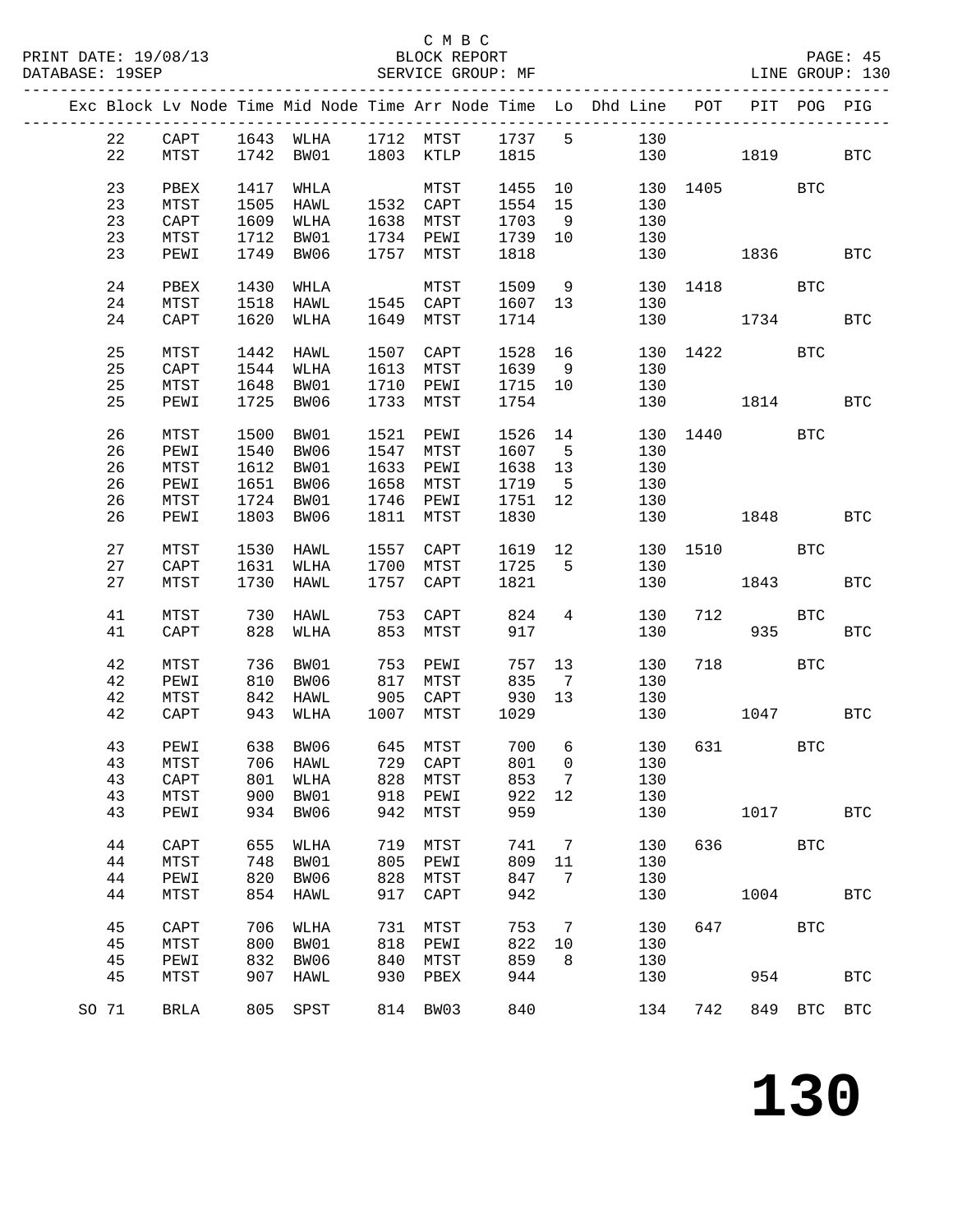C M B C

PRINT DATE: 19/08/13 BLOCK REPORT
DATABASE: 19SEP SERVICE GROUP: MF LINE GROUP: 130

| Exc | Block | Lv | Node | Time | Mid Node | Time | Arr Node | Time | Lo | Dhd Line | POT | PIT | POG | PIG |
|---|---|---|---|---|---|---|---|---|---|---|---|---|---|---|
| | 22 | | CAPT | 1643 | WLHA | 1712 | MTST | 1737 | 5 | 130 | | | | |
| | 22 | | MTST | 1742 | BW01 | 1803 | KTLP | 1815 | | 130 | | 1819 | | BTC |
| | 23 | | PBEX | 1417 | WHLA | | MTST | 1455 | 10 | 130 | 1405 | | BTC | |
| | 23 | | MTST | 1505 | HAWL | 1532 | CAPT | 1554 | 15 | 130 | | | | |
| | 23 | | CAPT | 1609 | WLHA | 1638 | MTST | 1703 | 9 | 130 | | | | |
| | 23 | | MTST | 1712 | BW01 | 1734 | PEWI | 1739 | 10 | 130 | | | | |
| | 23 | | PEWI | 1749 | BW06 | 1757 | MTST | 1818 | | 130 | | 1836 | | BTC |
| | 24 | | PBEX | 1430 | WHLA | | MTST | 1509 | 9 | 130 | 1418 | | BTC | |
| | 24 | | MTST | 1518 | HAWL | 1545 | CAPT | 1607 | 13 | 130 | | | | |
| | 24 | | CAPT | 1620 | WLHA | 1649 | MTST | 1714 | | 130 | | 1734 | | BTC |
| | 25 | | MTST | 1442 | HAWL | 1507 | CAPT | 1528 | 16 | 130 | 1422 | | BTC | |
| | 25 | | CAPT | 1544 | WLHA | 1613 | MTST | 1639 | 9 | 130 | | | | |
| | 25 | | MTST | 1648 | BW01 | 1710 | PEWI | 1715 | 10 | 130 | | | | |
| | 25 | | PEWI | 1725 | BW06 | 1733 | MTST | 1754 | | 130 | | 1814 | | BTC |
| | 26 | | MTST | 1500 | BW01 | 1521 | PEWI | 1526 | 14 | 130 | 1440 | | BTC | |
| | 26 | | PEWI | 1540 | BW06 | 1547 | MTST | 1607 | 5 | 130 | | | | |
| | 26 | | MTST | 1612 | BW01 | 1633 | PEWI | 1638 | 13 | 130 | | | | |
| | 26 | | PEWI | 1651 | BW06 | 1658 | MTST | 1719 | 5 | 130 | | | | |
| | 26 | | MTST | 1724 | BW01 | 1746 | PEWI | 1751 | 12 | 130 | | | | |
| | 26 | | PEWI | 1803 | BW06 | 1811 | MTST | 1830 | | 130 | | 1848 | | BTC |
| | 27 | | MTST | 1530 | HAWL | 1557 | CAPT | 1619 | 12 | 130 | 1510 | | BTC | |
| | 27 | | CAPT | 1631 | WLHA | 1700 | MTST | 1725 | 5 | 130 | | | | |
| | 27 | | MTST | 1730 | HAWL | 1757 | CAPT | 1821 | | 130 | | 1843 | | BTC |
| | 41 | | MTST | 730 | HAWL | 753 | CAPT | 824 | 4 | 130 | 712 | | BTC | |
| | 41 | | CAPT | 828 | WLHA | 853 | MTST | 917 | | 130 | | 935 | | BTC |
| | 42 | | MTST | 736 | BW01 | 753 | PEWI | 757 | 13 | 130 | 718 | | BTC | |
| | 42 | | PEWI | 810 | BW06 | 817 | MTST | 835 | 7 | 130 | | | | |
| | 42 | | MTST | 842 | HAWL | 905 | CAPT | 930 | 13 | 130 | | | | |
| | 42 | | CAPT | 943 | WLHA | 1007 | MTST | 1029 | | 130 | | 1047 | | BTC |
| | 43 | | PEWI | 638 | BW06 | 645 | MTST | 700 | 6 | 130 | 631 | | BTC | |
| | 43 | | MTST | 706 | HAWL | 729 | CAPT | 801 | 0 | 130 | | | | |
| | 43 | | CAPT | 801 | WLHA | 828 | MTST | 853 | 7 | 130 | | | | |
| | 43 | | MTST | 900 | BW01 | 918 | PEWI | 922 | 12 | 130 | | | | |
| | 43 | | PEWI | 934 | BW06 | 942 | MTST | 959 | | 130 | | 1017 | | BTC |
| | 44 | | CAPT | 655 | WLHA | 719 | MTST | 741 | 7 | 130 | 636 | | BTC | |
| | 44 | | MTST | 748 | BW01 | 805 | PEWI | 809 | 11 | 130 | | | | |
| | 44 | | PEWI | 820 | BW06 | 828 | MTST | 847 | 7 | 130 | | | | |
| | 44 | | MTST | 854 | HAWL | 917 | CAPT | 942 | | 130 | | 1004 | | BTC |
| | 45 | | CAPT | 706 | WLHA | 731 | MTST | 753 | 7 | 130 | 647 | | BTC | |
| | 45 | | MTST | 800 | BW01 | 818 | PEWI | 822 | 10 | 130 | | | | |
| | 45 | | PEWI | 832 | BW06 | 840 | MTST | 859 | 8 | 130 | | | | |
| | 45 | | MTST | 907 | HAWL | 930 | PBEX | 944 | | 130 | | 954 | | BTC |
| SO | 71 | | BRLA | 805 | SPST | 814 | BW03 | 840 | | 134 | 742 | 849 | BTC | BTC |

# 130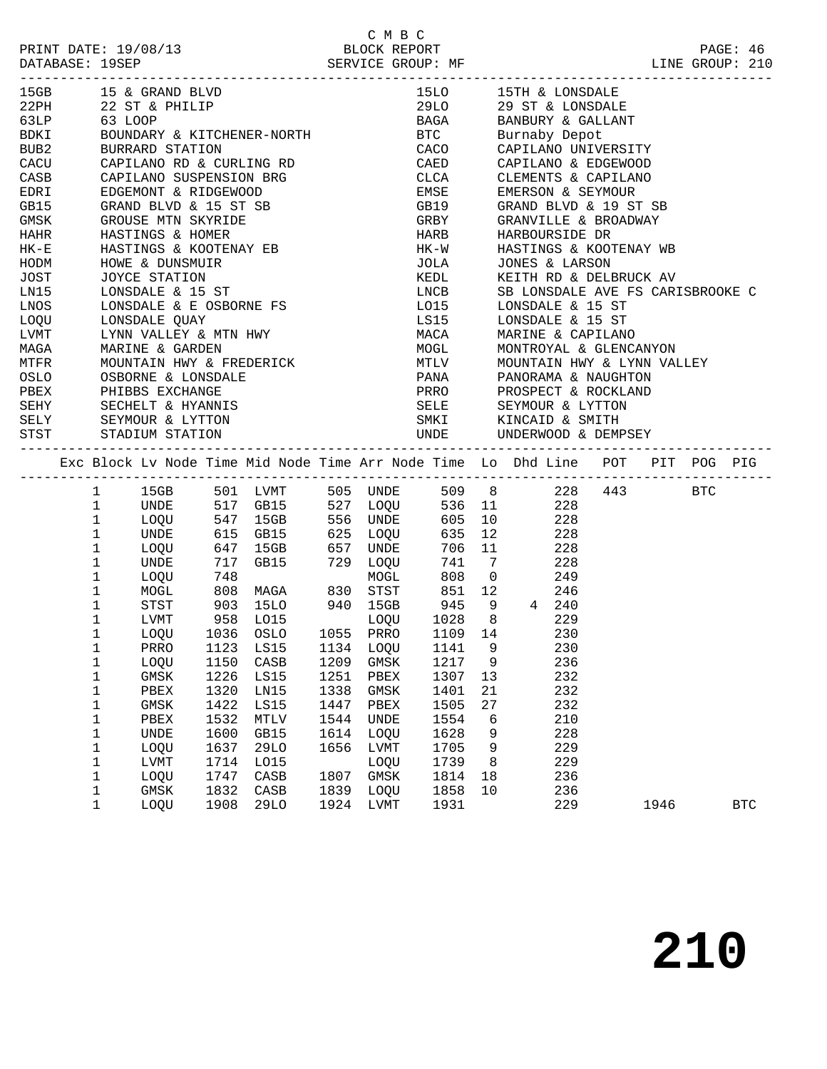C M B C

PRINT DATE: 19/08/13 BLOCK REPORT

DATABASE: 19SEP SERVICE GROUP: MF LINE GROUP: 210

| Code | Description | Code | Description |
|---|---|---|---|
| 15GB | 15 & GRAND BLVD | 15LO | 15TH & LONSDALE |
| 22PH | 22 ST & PHILIP | 29LO | 29 ST & LONSDALE |
| 63LP | 63 LOOP | BAGA | BANBURY & GALLANT |
| BDKI | BOUNDARY & KITCHENER-NORTH | BTC | Burnaby Depot |
| BUB2 | BURRARD STATION | CACO | CAPILANO UNIVERSITY |
| CACU | CAPILANO RD & CURLING RD | CAED | CAPILANO & EDGEWOOD |
| CASB | CAPILANO SUSPENSION BRG | CLCA | CLEMENTS & CAPILANO |
| EDRI | EDGEMONT & RIDGEWOOD | EMSE | EMERSON & SEYMOUR |
| GB15 | GRAND BLVD & 15 ST SB | GB19 | GRAND BLVD & 19 ST SB |
| GMSK | GROUSE MTN SKYRIDE | GRBY | GRANVILLE & BROADWAY |
| HAHR | HASTINGS & HOMER | HARB | HARBOURSIDE DR |
| HK-E | HASTINGS & KOOTENAY EB | HK-W | HASTINGS & KOOTENAY WB |
| HODM | HOWE & DUNSMUIR | JOLA | JONES & LARSON |
| JOST | JOYCE STATION | KEDL | KEITH RD & DELBRUCK AV |
| LN15 | LONSDALE & 15 ST | LNCB | SB LONSDALE AVE FS CARISBROOKE C |
| LNOS | LONSDALE & E OSBORNE FS | LO15 | LONSDALE & 15 ST |
| LOQU | LONSDALE QUAY | LS15 | LONSDALE & 15 ST |
| LVMT | LYNN VALLEY & MTN HWY | MACA | MARINE & CAPILANO |
| MAGA | MARINE & GARDEN | MOGL | MONTROYAL & GLENCANYON |
| MTFR | MOUNTAIN HWY & FREDERICK | MTLV | MOUNTAIN HWY & LYNN VALLEY |
| OSLO | OSBORNE & LONSDALE | PANA | PANORAMA & NAUGHTON |
| PBEX | PHIBBS EXCHANGE | PRRO | PROSPECT & ROCKLAND |
| SEHY | SECHELT & HYANNIS | SELE | SEYMOUR & LYTTON |
| SELY | SEYMOUR & LYTTON | SMKI | KINCAID & SMITH |
| STST | STADIUM STATION | UNDE | UNDERWOOD & DEMPSEY |

| Exc | Block | Lv Node | Time | Mid Node | Time | Arr Node | Time | Lo | Dhd | Line | POT | PIT | POG | PIG |
|---|---|---|---|---|---|---|---|---|---|---|---|---|---|---|
| | 1 | 15GB | 501 | LVMT | 505 | UNDE | 509 | 8 | | 228 | 443 | | BTC | |
| | 1 | UNDE | 517 | GB15 | 527 | LOQU | 536 | 11 | | 228 | | | | |
| | 1 | LOQU | 547 | 15GB | 556 | UNDE | 605 | 10 | | 228 | | | | |
| | 1 | UNDE | 615 | GB15 | 625 | LOQU | 635 | 12 | | 228 | | | | |
| | 1 | LOQU | 647 | 15GB | 657 | UNDE | 706 | 11 | | 228 | | | | |
| | 1 | UNDE | 717 | GB15 | 729 | LOQU | 741 | 7 | | 228 | | | | |
| | 1 | LOQU | 748 | | | MOGL | 808 | 0 | | 249 | | | | |
| | 1 | MOGL | 808 | MAGA | 830 | STST | 851 | 12 | | 246 | | | | |
| | 1 | STST | 903 | 15LO | 940 | 15GB | 945 | 9 | 4 | 240 | | | | |
| | 1 | LVMT | 958 | LO15 | | LOQU | 1028 | 8 | | 229 | | | | |
| | 1 | LOQU | 1036 | OSLO | 1055 | PRRO | 1109 | 14 | | 230 | | | | |
| | 1 | PRRO | 1123 | LS15 | 1134 | LOQU | 1141 | 9 | | 230 | | | | |
| | 1 | LOQU | 1150 | CASB | 1209 | GMSK | 1217 | 9 | | 236 | | | | |
| | 1 | GMSK | 1226 | LS15 | 1251 | PBEX | 1307 | 13 | | 232 | | | | |
| | 1 | PBEX | 1320 | LN15 | 1338 | GMSK | 1401 | 21 | | 232 | | | | |
| | 1 | GMSK | 1422 | LS15 | 1447 | PBEX | 1505 | 27 | | 232 | | | | |
| | 1 | PBEX | 1532 | MTLV | 1544 | UNDE | 1554 | 6 | | 210 | | | | |
| | 1 | UNDE | 1600 | GB15 | 1614 | LOQU | 1628 | 9 | | 228 | | | | |
| | 1 | LOQU | 1637 | 29LO | 1656 | LVMT | 1705 | 9 | | 229 | | | | |
| | 1 | LVMT | 1714 | LO15 | | LOQU | 1739 | 8 | | 229 | | | | |
| | 1 | LOQU | 1747 | CASB | 1807 | GMSK | 1814 | 18 | | 236 | | | | |
| | 1 | GMSK | 1832 | CASB | 1839 | LOQU | 1858 | 10 | | 236 | | | | |
| | 1 | LOQU | 1908 | 29LO | 1924 | LVMT | 1931 | | | 229 | | 1946 | | BTC |

210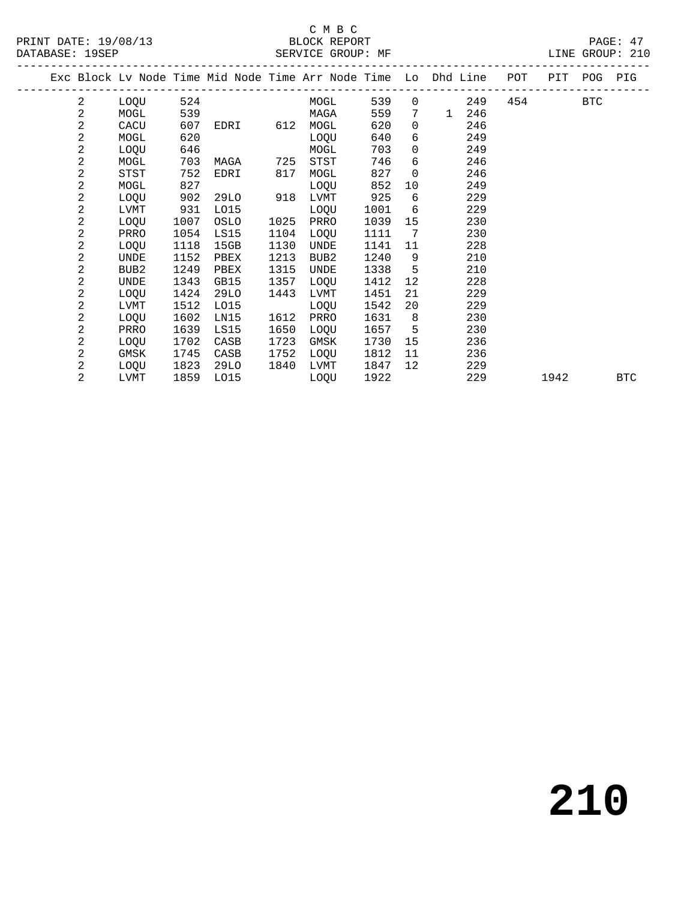C M B C
BLOCK REPORT
SERVICE GROUP: MF

PRINT DATE: 19/08/13
DATABASE: 19SEP
LINE GROUP: 210

| Exc | Block | Lv | Node | Time | Mid Node | Time | Arr Node | Time | Lo | Dhd | Line | POT | PIT | POG | PIG |
|---|---|---|---|---|---|---|---|---|---|---|---|---|---|---|---|
| | 2 | | LOQU | 524 | | | MOGL | 539 | 0 | | 249 | 454 | | BTC | |
| | 2 | | MOGL | 539 | | | MAGA | 559 | 7 | 1 | 246 | | | | |
| | 2 | | CACU | 607 | EDRI | 612 | MOGL | 620 | 0 | | 246 | | | | |
| | 2 | | MOGL | 620 | | | LOQU | 640 | 6 | | 249 | | | | |
| | 2 | | LOQU | 646 | | | MOGL | 703 | 0 | | 249 | | | | |
| | 2 | | MOGL | 703 | MAGA | 725 | STST | 746 | 6 | | 246 | | | | |
| | 2 | | STST | 752 | EDRI | 817 | MOGL | 827 | 0 | | 246 | | | | |
| | 2 | | MOGL | 827 | | | LOQU | 852 | 10 | | 249 | | | | |
| | 2 | | LOQU | 902 | 29LO | 918 | LVMT | 925 | 6 | | 229 | | | | |
| | 2 | | LVMT | 931 | LO15 | | LOQU | 1001 | 6 | | 229 | | | | |
| | 2 | | LOQU | 1007 | OSLO | 1025 | PRRO | 1039 | 15 | | 230 | | | | |
| | 2 | | PRRO | 1054 | LS15 | 1104 | LOQU | 1111 | 7 | | 230 | | | | |
| | 2 | | LOQU | 1118 | 15GB | 1130 | UNDE | 1141 | 11 | | 228 | | | | |
| | 2 | | UNDE | 1152 | PBEX | 1213 | BUB2 | 1240 | 9 | | 210 | | | | |
| | 2 | | BUB2 | 1249 | PBEX | 1315 | UNDE | 1338 | 5 | | 210 | | | | |
| | 2 | | UNDE | 1343 | GB15 | 1357 | LOQU | 1412 | 12 | | 228 | | | | |
| | 2 | | LOQU | 1424 | 29LO | 1443 | LVMT | 1451 | 21 | | 229 | | | | |
| | 2 | | LVMT | 1512 | LO15 | | LOQU | 1542 | 20 | | 229 | | | | |
| | 2 | | LOQU | 1602 | LN15 | 1612 | PRRO | 1631 | 8 | | 230 | | | | |
| | 2 | | PRRO | 1639 | LS15 | 1650 | LOQU | 1657 | 5 | | 230 | | | | |
| | 2 | | LOQU | 1702 | CASB | 1723 | GMSK | 1730 | 15 | | 236 | | | | |
| | 2 | | GMSK | 1745 | CASB | 1752 | LOQU | 1812 | 11 | | 236 | | | | |
| | 2 | | LOQU | 1823 | 29LO | 1840 | LVMT | 1847 | 12 | | 229 | | | | |
| | 2 | | LVMT | 1859 | LO15 | | LOQU | 1922 | | | 229 | | 1942 | | BTC |

# 210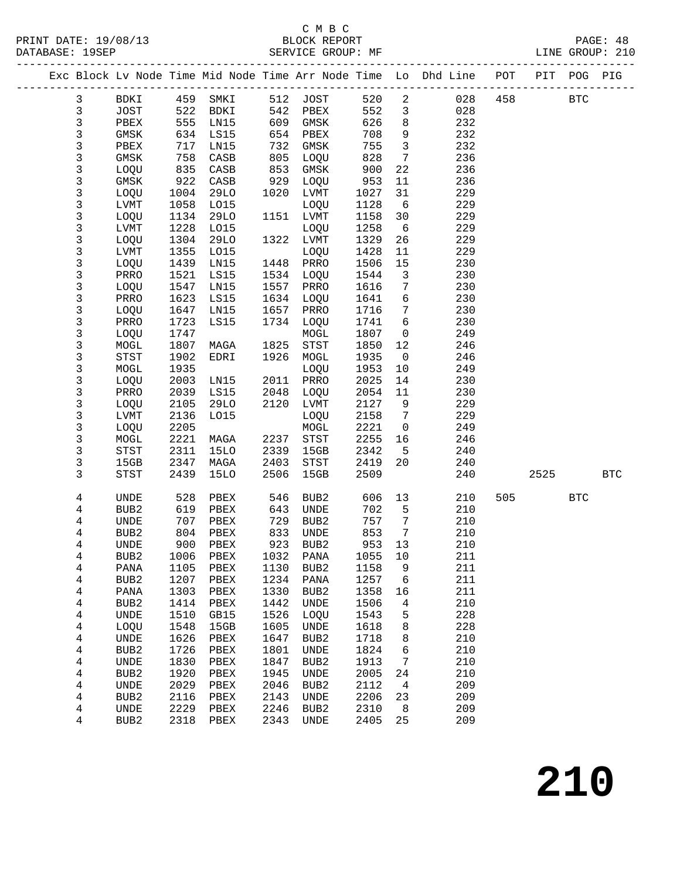C M B C
PRINT DATE: 19/08/13 BLOCK REPORT PAGE: 48
DATABASE: 19SEP SERVICE GROUP: MF LINE GROUP: 210

| Exc | Block | Lv | Node | Time | Mid Node | Time | Arr Node | Time | Lo | Dhd Line | POT | PIT | POG | PIG |
|---|---|---|---|---|---|---|---|---|---|---|---|---|---|---|
| | 3 | | BDKI | 459 | SMKI | 512 | JOST | 520 | 2 | 028 | 458 | | BTC | |
| | 3 | | JOST | 522 | BDKI | 542 | PBEX | 552 | 3 | 028 | | | | |
| | 3 | | PBEX | 555 | LN15 | 609 | GMSK | 626 | 8 | 232 | | | | |
| | 3 | | GMSK | 634 | LS15 | 654 | PBEX | 708 | 9 | 232 | | | | |
| | 3 | | PBEX | 717 | LN15 | 732 | GMSK | 755 | 3 | 232 | | | | |
| | 3 | | GMSK | 758 | CASB | 805 | LOQU | 828 | 7 | 236 | | | | |
| | 3 | | LOQU | 835 | CASB | 853 | GMSK | 900 | 22 | 236 | | | | |
| | 3 | | GMSK | 922 | CASB | 929 | LOQU | 953 | 11 | 236 | | | | |
| | 3 | | LOQU | 1004 | 29LO | 1020 | LVMT | 1027 | 31 | 229 | | | | |
| | 3 | | LVMT | 1058 | LO15 | | LOQU | 1128 | 6 | 229 | | | | |
| | 3 | | LOQU | 1134 | 29LO | 1151 | LVMT | 1158 | 30 | 229 | | | | |
| | 3 | | LVMT | 1228 | LO15 | | LOQU | 1258 | 6 | 229 | | | | |
| | 3 | | LOQU | 1304 | 29LO | 1322 | LVMT | 1329 | 26 | 229 | | | | |
| | 3 | | LVMT | 1355 | LO15 | | LOQU | 1428 | 11 | 229 | | | | |
| | 3 | | LOQU | 1439 | LN15 | 1448 | PRRO | 1506 | 15 | 230 | | | | |
| | 3 | | PRRO | 1521 | LS15 | 1534 | LOQU | 1544 | 3 | 230 | | | | |
| | 3 | | LOQU | 1547 | LN15 | 1557 | PRRO | 1616 | 7 | 230 | | | | |
| | 3 | | PRRO | 1623 | LS15 | 1634 | LOQU | 1641 | 6 | 230 | | | | |
| | 3 | | LOQU | 1647 | LN15 | 1657 | PRRO | 1716 | 7 | 230 | | | | |
| | 3 | | PRRO | 1723 | LS15 | 1734 | LOQU | 1741 | 6 | 230 | | | | |
| | 3 | | LOQU | 1747 | | | MOGL | 1807 | 0 | 249 | | | | |
| | 3 | | MOGL | 1807 | MAGA | 1825 | STST | 1850 | 12 | 246 | | | | |
| | 3 | | STST | 1902 | EDRI | 1926 | MOGL | 1935 | 0 | 246 | | | | |
| | 3 | | MOGL | 1935 | | | LOQU | 1953 | 10 | 249 | | | | |
| | 3 | | LOQU | 2003 | LN15 | 2011 | PRRO | 2025 | 14 | 230 | | | | |
| | 3 | | PRRO | 2039 | LS15 | 2048 | LOQU | 2054 | 11 | 230 | | | | |
| | 3 | | LOQU | 2105 | 29LO | 2120 | LVMT | 2127 | 9 | 229 | | | | |
| | 3 | | LVMT | 2136 | LO15 | | LOQU | 2158 | 7 | 229 | | | | |
| | 3 | | LOQU | 2205 | | | MOGL | 2221 | 0 | 249 | | | | |
| | 3 | | MOGL | 2221 | MAGA | 2237 | STST | 2255 | 16 | 246 | | | | |
| | 3 | | STST | 2311 | 15LO | 2339 | 15GB | 2342 | 5 | 240 | | | | |
| | 3 | | 15GB | 2347 | MAGA | 2403 | STST | 2419 | 20 | 240 | | | | |
| | 3 | | STST | 2439 | 15LO | 2506 | 15GB | 2509 | | 240 | | 2525 | | BTC |
| | 4 | | UNDE | 528 | PBEX | 546 | BUB2 | 606 | 13 | 210 | 505 | | BTC | |
| | 4 | | BUB2 | 619 | PBEX | 643 | UNDE | 702 | 5 | 210 | | | | |
| | 4 | | UNDE | 707 | PBEX | 729 | BUB2 | 757 | 7 | 210 | | | | |
| | 4 | | BUB2 | 804 | PBEX | 833 | UNDE | 853 | 7 | 210 | | | | |
| | 4 | | UNDE | 900 | PBEX | 923 | BUB2 | 953 | 13 | 210 | | | | |
| | 4 | | BUB2 | 1006 | PBEX | 1032 | PANA | 1055 | 10 | 211 | | | | |
| | 4 | | PANA | 1105 | PBEX | 1130 | BUB2 | 1158 | 9 | 211 | | | | |
| | 4 | | BUB2 | 1207 | PBEX | 1234 | PANA | 1257 | 6 | 211 | | | | |
| | 4 | | PANA | 1303 | PBEX | 1330 | BUB2 | 1358 | 16 | 211 | | | | |
| | 4 | | BUB2 | 1414 | PBEX | 1442 | UNDE | 1506 | 4 | 210 | | | | |
| | 4 | | UNDE | 1510 | GB15 | 1526 | LOQU | 1543 | 5 | 228 | | | | |
| | 4 | | LOQU | 1548 | 15GB | 1605 | UNDE | 1618 | 8 | 228 | | | | |
| | 4 | | UNDE | 1626 | PBEX | 1647 | BUB2 | 1718 | 8 | 210 | | | | |
| | 4 | | BUB2 | 1726 | PBEX | 1801 | UNDE | 1824 | 6 | 210 | | | | |
| | 4 | | UNDE | 1830 | PBEX | 1847 | BUB2 | 1913 | 7 | 210 | | | | |
| | 4 | | BUB2 | 1920 | PBEX | 1945 | UNDE | 2005 | 24 | 210 | | | | |
| | 4 | | UNDE | 2029 | PBEX | 2046 | BUB2 | 2112 | 4 | 209 | | | | |
| | 4 | | BUB2 | 2116 | PBEX | 2143 | UNDE | 2206 | 23 | 209 | | | | |
| | 4 | | UNDE | 2229 | PBEX | 2246 | BUB2 | 2310 | 8 | 209 | | | | |
| | 4 | | BUB2 | 2318 | PBEX | 2343 | UNDE | 2405 | 25 | 209 | | | | |

# 210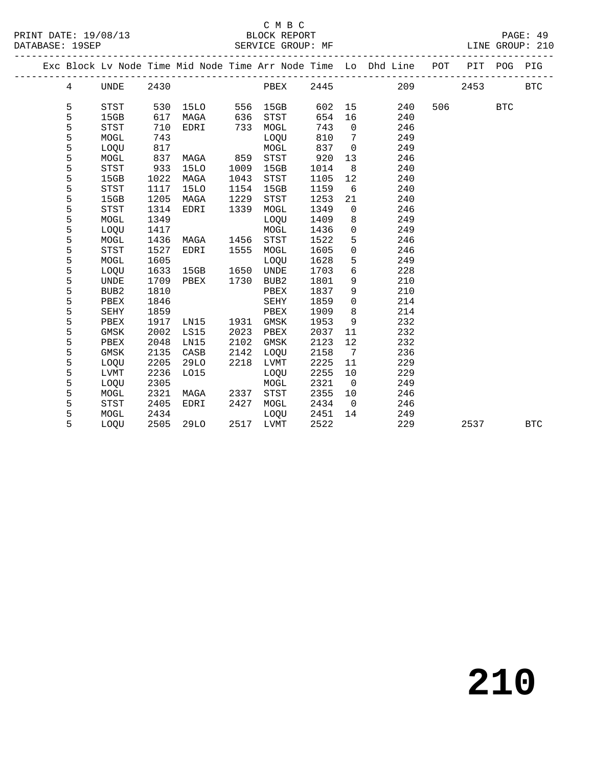C M B C

BLOCK REPORT

SERVICE GROUP: MF

PRINT DATE: 19/08/13
DATABASE: 19SEP
LINE GROUP: 210

| Exc | Block | Lv | Node | Time | Mid Node | Time | Arr Node | Time | Lo | Dhd Line | POT | PIT | POG | PIG |
|---|---|---|---|---|---|---|---|---|---|---|---|---|---|---|
| | 4 | | UNDE | 2430 | | | PBEX | 2445 | | 209 | | 2453 | | BTC |
| | 5 | | STST | 530 | 15LO | 556 | 15GB | 602 | 15 | 240 | 506 | | BTC | |
| | 5 | | 15GB | 617 | MAGA | 636 | STST | 654 | 16 | 240 | | | | |
| | 5 | | STST | 710 | EDRI | 733 | MOGL | 743 | 0 | 246 | | | | |
| | 5 | | MOGL | 743 | | | LOQU | 810 | 7 | 249 | | | | |
| | 5 | | LOQU | 817 | | | MOGL | 837 | 0 | 249 | | | | |
| | 5 | | MOGL | 837 | MAGA | 859 | STST | 920 | 13 | 246 | | | | |
| | 5 | | STST | 933 | 15LO | 1009 | 15GB | 1014 | 8 | 240 | | | | |
| | 5 | | 15GB | 1022 | MAGA | 1043 | STST | 1105 | 12 | 240 | | | | |
| | 5 | | STST | 1117 | 15LO | 1154 | 15GB | 1159 | 6 | 240 | | | | |
| | 5 | | 15GB | 1205 | MAGA | 1229 | STST | 1253 | 21 | 240 | | | | |
| | 5 | | STST | 1314 | EDRI | 1339 | MOGL | 1349 | 0 | 246 | | | | |
| | 5 | | MOGL | 1349 | | | LOQU | 1409 | 8 | 249 | | | | |
| | 5 | | LOQU | 1417 | | | MOGL | 1436 | 0 | 249 | | | | |
| | 5 | | MOGL | 1436 | MAGA | 1456 | STST | 1522 | 5 | 246 | | | | |
| | 5 | | STST | 1527 | EDRI | 1555 | MOGL | 1605 | 0 | 246 | | | | |
| | 5 | | MOGL | 1605 | | | LOQU | 1628 | 5 | 249 | | | | |
| | 5 | | LOQU | 1633 | 15GB | 1650 | UNDE | 1703 | 6 | 228 | | | | |
| | 5 | | UNDE | 1709 | PBEX | 1730 | BUB2 | 1801 | 9 | 210 | | | | |
| | 5 | | BUB2 | 1810 | | | PBEX | 1837 | 9 | 210 | | | | |
| | 5 | | PBEX | 1846 | | | SEHY | 1859 | 0 | 214 | | | | |
| | 5 | | SEHY | 1859 | | | PBEX | 1909 | 8 | 214 | | | | |
| | 5 | | PBEX | 1917 | LN15 | 1931 | GMSK | 1953 | 9 | 232 | | | | |
| | 5 | | GMSK | 2002 | LS15 | 2023 | PBEX | 2037 | 11 | 232 | | | | |
| | 5 | | PBEX | 2048 | LN15 | 2102 | GMSK | 2123 | 12 | 232 | | | | |
| | 5 | | GMSK | 2135 | CASB | 2142 | LOQU | 2158 | 7 | 236 | | | | |
| | 5 | | LOQU | 2205 | 29LO | 2218 | LVMT | 2225 | 11 | 229 | | | | |
| | 5 | | LVMT | 2236 | LO15 | | LOQU | 2255 | 10 | 229 | | | | |
| | 5 | | LOQU | 2305 | | | MOGL | 2321 | 0 | 249 | | | | |
| | 5 | | MOGL | 2321 | MAGA | 2337 | STST | 2355 | 10 | 246 | | | | |
| | 5 | | STST | 2405 | EDRI | 2427 | MOGL | 2434 | 0 | 246 | | | | |
| | 5 | | MOGL | 2434 | | | LOQU | 2451 | 14 | 249 | | | | |
| | 5 | | LOQU | 2505 | 29LO | 2517 | LVMT | 2522 | | 229 | | 2537 | | BTC |

# 210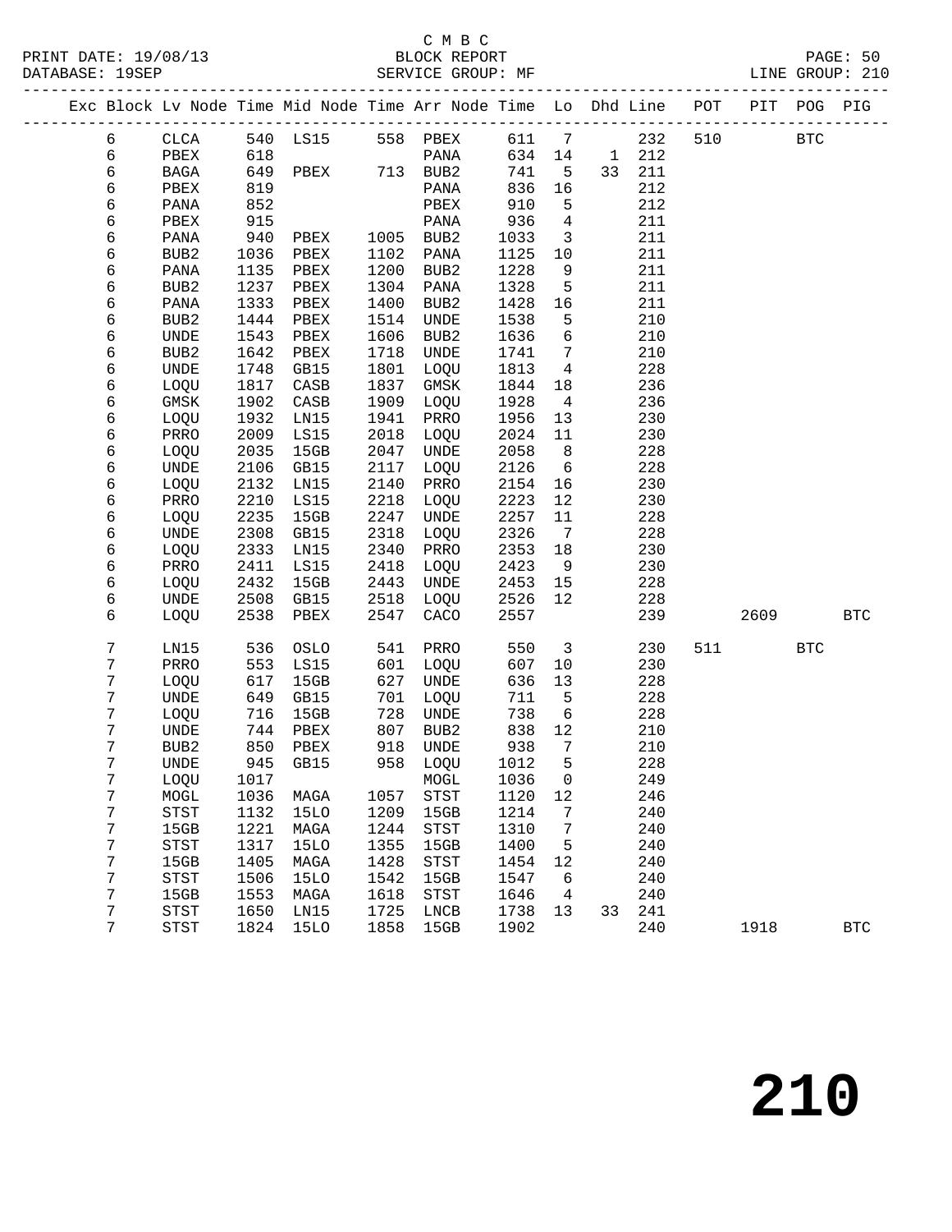C M B C

BLOCK REPORT

PRINT DATE: 19/08/13 DATABASE: 19SEP SERVICE GROUP: MF LINE GROUP: 210

| Exc | Block | Lv | Node | Time | Mid Node | Time | Arr Node | Time | Lo | Dhd | Line | POT | PIT | POG | PIG |
|---|---|---|---|---|---|---|---|---|---|---|---|---|---|---|---|
| | 6 | | CLCA | 540 | LS15 | 558 | PBEX | 611 | 7 | | 232 | 510 | | BTC | |
| | 6 | | PBEX | 618 | | | PANA | 634 | 14 | 1 | 212 | | | | |
| | 6 | | BAGA | 649 | PBEX | 713 | BUB2 | 741 | 5 | 33 | 211 | | | | |
| | 6 | | PBEX | 819 | | | PANA | 836 | 16 | | 212 | | | | |
| | 6 | | PANA | 852 | | | PBEX | 910 | 5 | | 212 | | | | |
| | 6 | | PBEX | 915 | | | PANA | 936 | 4 | | 211 | | | | |
| | 6 | | PANA | 940 | PBEX | 1005 | BUB2 | 1033 | 3 | | 211 | | | | |
| | 6 | | BUB2 | 1036 | PBEX | 1102 | PANA | 1125 | 10 | | 211 | | | | |
| | 6 | | PANA | 1135 | PBEX | 1200 | BUB2 | 1228 | 9 | | 211 | | | | |
| | 6 | | BUB2 | 1237 | PBEX | 1304 | PANA | 1328 | 5 | | 211 | | | | |
| | 6 | | PANA | 1333 | PBEX | 1400 | BUB2 | 1428 | 16 | | 211 | | | | |
| | 6 | | BUB2 | 1444 | PBEX | 1514 | UNDE | 1538 | 5 | | 210 | | | | |
| | 6 | | UNDE | 1543 | PBEX | 1606 | BUB2 | 1636 | 6 | | 210 | | | | |
| | 6 | | BUB2 | 1642 | PBEX | 1718 | UNDE | 1741 | 7 | | 210 | | | | |
| | 6 | | UNDE | 1748 | GB15 | 1801 | LOQU | 1813 | 4 | | 228 | | | | |
| | 6 | | LOQU | 1817 | CASB | 1837 | GMSK | 1844 | 18 | | 236 | | | | |
| | 6 | | GMSK | 1902 | CASB | 1909 | LOQU | 1928 | 4 | | 236 | | | | |
| | 6 | | LOQU | 1932 | LN15 | 1941 | PRRO | 1956 | 13 | | 230 | | | | |
| | 6 | | PRRO | 2009 | LS15 | 2018 | LOQU | 2024 | 11 | | 230 | | | | |
| | 6 | | LOQU | 2035 | 15GB | 2047 | UNDE | 2058 | 8 | | 228 | | | | |
| | 6 | | UNDE | 2106 | GB15 | 2117 | LOQU | 2126 | 6 | | 228 | | | | |
| | 6 | | LOQU | 2132 | LN15 | 2140 | PRRO | 2154 | 16 | | 230 | | | | |
| | 6 | | PRRO | 2210 | LS15 | 2218 | LOQU | 2223 | 12 | | 230 | | | | |
| | 6 | | LOQU | 2235 | 15GB | 2247 | UNDE | 2257 | 11 | | 228 | | | | |
| | 6 | | UNDE | 2308 | GB15 | 2318 | LOQU | 2326 | 7 | | 228 | | | | |
| | 6 | | LOQU | 2333 | LN15 | 2340 | PRRO | 2353 | 18 | | 230 | | | | |
| | 6 | | PRRO | 2411 | LS15 | 2418 | LOQU | 2423 | 9 | | 230 | | | | |
| | 6 | | LOQU | 2432 | 15GB | 2443 | UNDE | 2453 | 15 | | 228 | | | | |
| | 6 | | UNDE | 2508 | GB15 | 2518 | LOQU | 2526 | 12 | | 228 | | | | |
| | 6 | | LOQU | 2538 | PBEX | 2547 | CACO | 2557 | | | 239 | | 2609 | | BTC |
| | 7 | | LN15 | 536 | OSLO | 541 | PRRO | 550 | 3 | | 230 | 511 | | BTC | |
| | 7 | | PRRO | 553 | LS15 | 601 | LOQU | 607 | 10 | | 230 | | | | |
| | 7 | | LOQU | 617 | 15GB | 627 | UNDE | 636 | 13 | | 228 | | | | |
| | 7 | | UNDE | 649 | GB15 | 701 | LOQU | 711 | 5 | | 228 | | | | |
| | 7 | | LOQU | 716 | 15GB | 728 | UNDE | 738 | 6 | | 228 | | | | |
| | 7 | | UNDE | 744 | PBEX | 807 | BUB2 | 838 | 12 | | 210 | | | | |
| | 7 | | BUB2 | 850 | PBEX | 918 | UNDE | 938 | 7 | | 210 | | | | |
| | 7 | | UNDE | 945 | GB15 | 958 | LOQU | 1012 | 5 | | 228 | | | | |
| | 7 | | LOQU | 1017 | | | MOGL | 1036 | 0 | | 249 | | | | |
| | 7 | | MOGL | 1036 | MAGA | 1057 | STST | 1120 | 12 | | 246 | | | | |
| | 7 | | STST | 1132 | 15LO | 1209 | 15GB | 1214 | 7 | | 240 | | | | |
| | 7 | | 15GB | 1221 | MAGA | 1244 | STST | 1310 | 7 | | 240 | | | | |
| | 7 | | STST | 1317 | 15LO | 1355 | 15GB | 1400 | 5 | | 240 | | | | |
| | 7 | | 15GB | 1405 | MAGA | 1428 | STST | 1454 | 12 | | 240 | | | | |
| | 7 | | STST | 1506 | 15LO | 1542 | 15GB | 1547 | 6 | | 240 | | | | |
| | 7 | | 15GB | 1553 | MAGA | 1618 | STST | 1646 | 4 | | 240 | | | | |
| | 7 | | STST | 1650 | LN15 | 1725 | LNCB | 1738 | 13 | 33 | 241 | | | | |
| | 7 | | STST | 1824 | 15LO | 1858 | 15GB | 1902 | | | 240 | | 1918 | | BTC |

# 210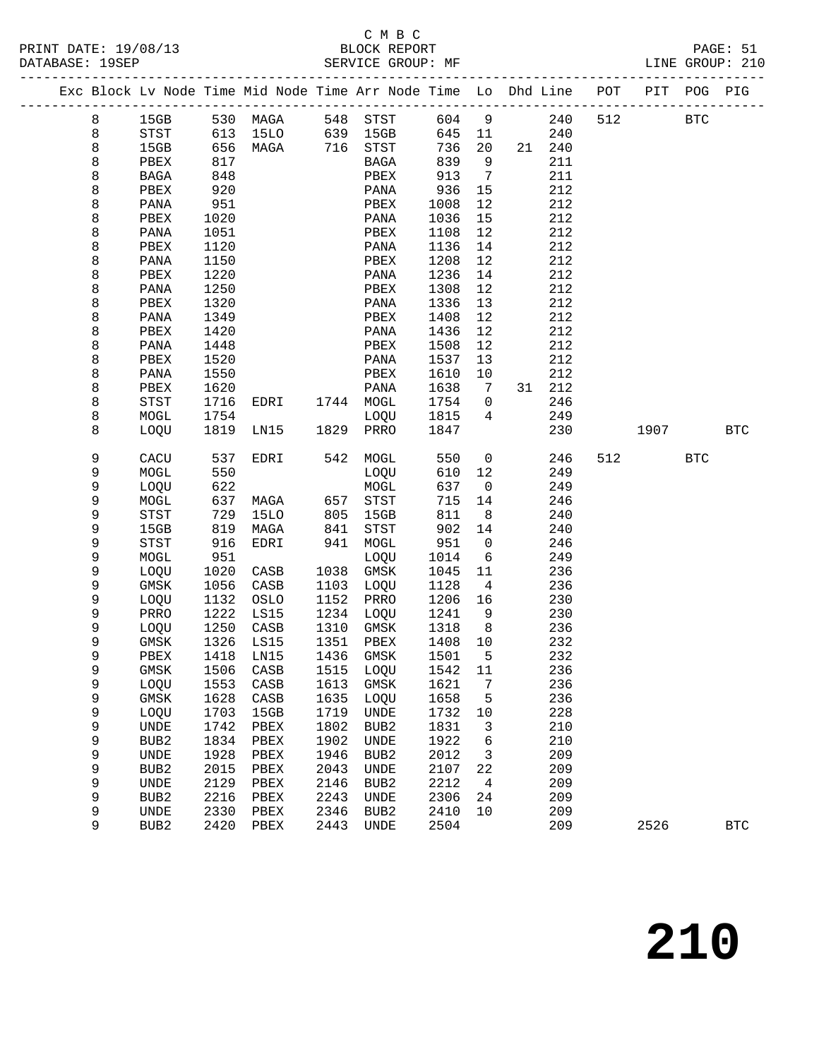C M B C

PRINT DATE: 19/08/13 BLOCK REPORT PAGE: 51
DATABASE: 19SEP SERVICE GROUP: MF LINE GROUP: 210

| Exc | Block | Lv | Node | Time | Mid Node | Time | Arr Node | Time | Lo | Dhd | Line | POT | PIT | POG | PIG |
|---|---|---|---|---|---|---|---|---|---|---|---|---|---|---|---|
| | 8 | | 15GB | 530 | MAGA | 548 | STST | 604 | 9 | | 240 | 512 | | BTC | |
| | 8 | | STST | 613 | 15LO | 639 | 15GB | 645 | 11 | | 240 | | | | |
| | 8 | | 15GB | 656 | MAGA | 716 | STST | 736 | 20 | 21 | 240 | | | | |
| | 8 | | PBEX | 817 | | | BAGA | 839 | 9 | | 211 | | | | |
| | 8 | | BAGA | 848 | | | PBEX | 913 | 7 | | 211 | | | | |
| | 8 | | PBEX | 920 | | | PANA | 936 | 15 | | 212 | | | | |
| | 8 | | PANA | 951 | | | PBEX | 1008 | 12 | | 212 | | | | |
| | 8 | | PBEX | 1020 | | | PANA | 1036 | 15 | | 212 | | | | |
| | 8 | | PANA | 1051 | | | PBEX | 1108 | 12 | | 212 | | | | |
| | 8 | | PBEX | 1120 | | | PANA | 1136 | 14 | | 212 | | | | |
| | 8 | | PANA | 1150 | | | PBEX | 1208 | 12 | | 212 | | | | |
| | 8 | | PBEX | 1220 | | | PANA | 1236 | 14 | | 212 | | | | |
| | 8 | | PANA | 1250 | | | PBEX | 1308 | 12 | | 212 | | | | |
| | 8 | | PBEX | 1320 | | | PANA | 1336 | 13 | | 212 | | | | |
| | 8 | | PANA | 1349 | | | PBEX | 1408 | 12 | | 212 | | | | |
| | 8 | | PBEX | 1420 | | | PANA | 1436 | 12 | | 212 | | | | |
| | 8 | | PANA | 1448 | | | PBEX | 1508 | 12 | | 212 | | | | |
| | 8 | | PBEX | 1520 | | | PANA | 1537 | 13 | | 212 | | | | |
| | 8 | | PANA | 1550 | | | PBEX | 1610 | 10 | | 212 | | | | |
| | 8 | | PBEX | 1620 | | | PANA | 1638 | 7 | 31 | 212 | | | | |
| | 8 | | STST | 1716 | EDRI | 1744 | MOGL | 1754 | 0 | | 246 | | | | |
| | 8 | | MOGL | 1754 | | | LOQU | 1815 | 4 | | 249 | | | | |
| | 8 | | LOQU | 1819 | LN15 | 1829 | PRRO | 1847 | | | 230 | | 1907 | | BTC |
| | 9 | | CACU | 537 | EDRI | 542 | MOGL | 550 | 0 | | 246 | 512 | | BTC | |
| | 9 | | MOGL | 550 | | | LOQU | 610 | 12 | | 249 | | | | |
| | 9 | | LOQU | 622 | | | MOGL | 637 | 0 | | 249 | | | | |
| | 9 | | MOGL | 637 | MAGA | 657 | STST | 715 | 14 | | 246 | | | | |
| | 9 | | STST | 729 | 15LO | 805 | 15GB | 811 | 8 | | 240 | | | | |
| | 9 | | 15GB | 819 | MAGA | 841 | STST | 902 | 14 | | 240 | | | | |
| | 9 | | STST | 916 | EDRI | 941 | MOGL | 951 | 0 | | 246 | | | | |
| | 9 | | MOGL | 951 | | | LOQU | 1014 | 6 | | 249 | | | | |
| | 9 | | LOQU | 1020 | CASB | 1038 | GMSK | 1045 | 11 | | 236 | | | | |
| | 9 | | GMSK | 1056 | CASB | 1103 | LOQU | 1128 | 4 | | 236 | | | | |
| | 9 | | LOQU | 1132 | OSLO | 1152 | PRRO | 1206 | 16 | | 230 | | | | |
| | 9 | | PRRO | 1222 | LS15 | 1234 | LOQU | 1241 | 9 | | 230 | | | | |
| | 9 | | LOQU | 1250 | CASB | 1310 | GMSK | 1318 | 8 | | 236 | | | | |
| | 9 | | GMSK | 1326 | LS15 | 1351 | PBEX | 1408 | 10 | | 232 | | | | |
| | 9 | | PBEX | 1418 | LN15 | 1436 | GMSK | 1501 | 5 | | 232 | | | | |
| | 9 | | GMSK | 1506 | CASB | 1515 | LOQU | 1542 | 11 | | 236 | | | | |
| | 9 | | LOQU | 1553 | CASB | 1613 | GMSK | 1621 | 7 | | 236 | | | | |
| | 9 | | GMSK | 1628 | CASB | 1635 | LOQU | 1658 | 5 | | 236 | | | | |
| | 9 | | LOQU | 1703 | 15GB | 1719 | UNDE | 1732 | 10 | | 228 | | | | |
| | 9 | | UNDE | 1742 | PBEX | 1802 | BUB2 | 1831 | 3 | | 210 | | | | |
| | 9 | | BUB2 | 1834 | PBEX | 1902 | UNDE | 1922 | 6 | | 210 | | | | |
| | 9 | | UNDE | 1928 | PBEX | 1946 | BUB2 | 2012 | 3 | | 209 | | | | |
| | 9 | | BUB2 | 2015 | PBEX | 2043 | UNDE | 2107 | 22 | | 209 | | | | |
| | 9 | | UNDE | 2129 | PBEX | 2146 | BUB2 | 2212 | 4 | | 209 | | | | |
| | 9 | | BUB2 | 2216 | PBEX | 2243 | UNDE | 2306 | 24 | | 209 | | | | |
| | 9 | | UNDE | 2330 | PBEX | 2346 | BUB2 | 2410 | 10 | | 209 | | | | |
| | 9 | | BUB2 | 2420 | PBEX | 2443 | UNDE | 2504 | | | 209 | | 2526 | | BTC |

# 210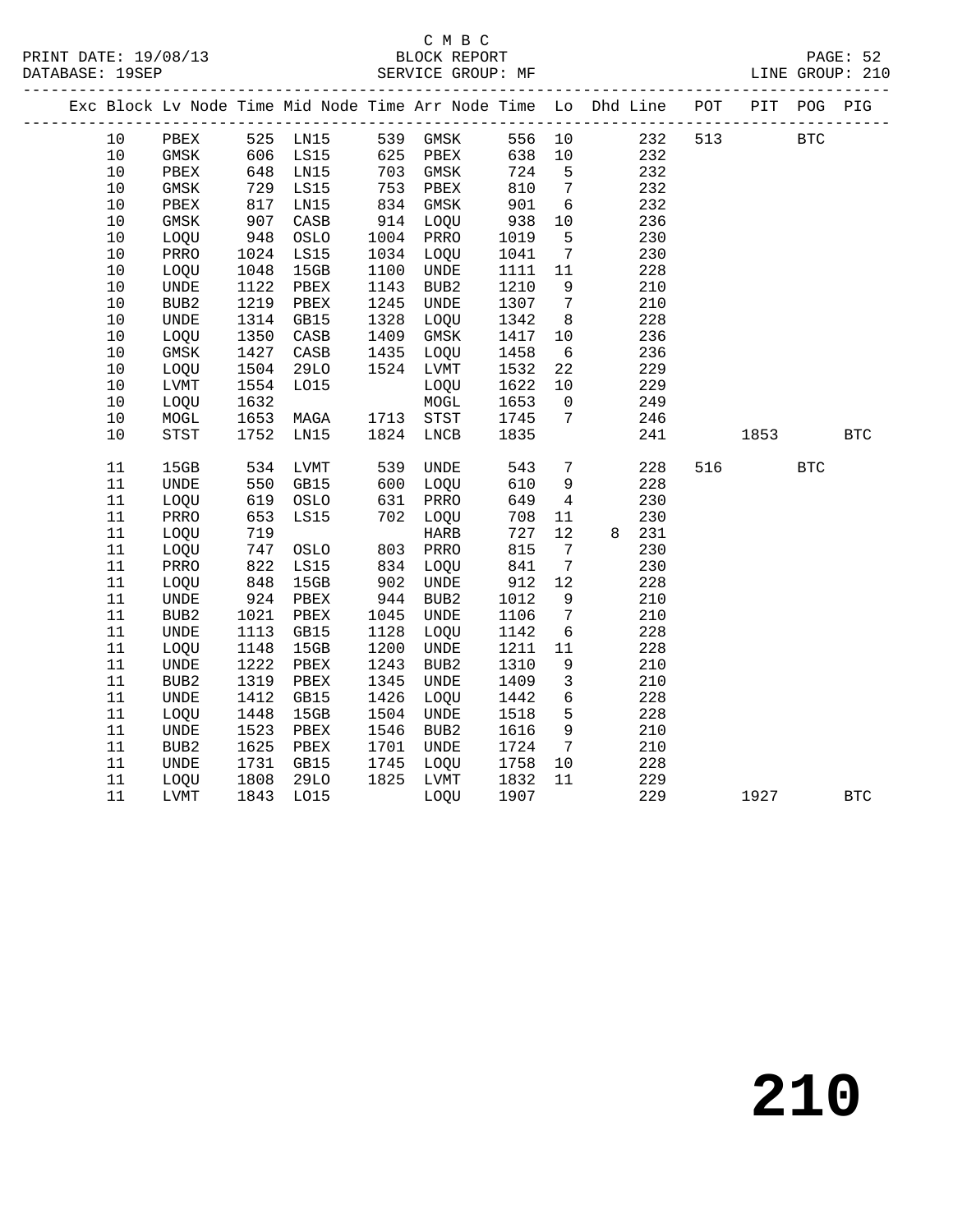C M B C

PRINT DATE: 19/08/13 BLOCK REPORT
DATABASE: 19SEP SERVICE GROUP: MF LINE GROUP: 210

| Exc | Block | Lv | Node | Time | Mid Node | Time | Arr Node | Time | Lo | Dhd | Line | POT | PIT | POG | PIG |
|---|---|---|---|---|---|---|---|---|---|---|---|---|---|---|---|
| | 10 | | PBEX | 525 | LN15 | 539 | GMSK | 556 | 10 | | 232 | 513 | | BTC | |
| | 10 | | GMSK | 606 | LS15 | 625 | PBEX | 638 | 10 | | 232 | | | | |
| | 10 | | PBEX | 648 | LN15 | 703 | GMSK | 724 | 5 | | 232 | | | | |
| | 10 | | GMSK | 729 | LS15 | 753 | PBEX | 810 | 7 | | 232 | | | | |
| | 10 | | PBEX | 817 | LN15 | 834 | GMSK | 901 | 6 | | 232 | | | | |
| | 10 | | GMSK | 907 | CASB | 914 | LOQU | 938 | 10 | | 236 | | | | |
| | 10 | | LOQU | 948 | OSLO | 1004 | PRRO | 1019 | 5 | | 230 | | | | |
| | 10 | | PRRO | 1024 | LS15 | 1034 | LOQU | 1041 | 7 | | 230 | | | | |
| | 10 | | LOQU | 1048 | 15GB | 1100 | UNDE | 1111 | 11 | | 228 | | | | |
| | 10 | | UNDE | 1122 | PBEX | 1143 | BUB2 | 1210 | 9 | | 210 | | | | |
| | 10 | | BUB2 | 1219 | PBEX | 1245 | UNDE | 1307 | 7 | | 210 | | | | |
| | 10 | | UNDE | 1314 | GB15 | 1328 | LOQU | 1342 | 8 | | 228 | | | | |
| | 10 | | LOQU | 1350 | CASB | 1409 | GMSK | 1417 | 10 | | 236 | | | | |
| | 10 | | GMSK | 1427 | CASB | 1435 | LOQU | 1458 | 6 | | 236 | | | | |
| | 10 | | LOQU | 1504 | 29LO | 1524 | LVMT | 1532 | 22 | | 229 | | | | |
| | 10 | | LVMT | 1554 | LO15 | | LOQU | 1622 | 10 | | 229 | | | | |
| | 10 | | LOQU | 1632 | | | MOGL | 1653 | 0 | | 249 | | | | |
| | 10 | | MOGL | 1653 | MAGA | 1713 | STST | 1745 | 7 | | 246 | | | | |
| | 10 | | STST | 1752 | LN15 | 1824 | LNCB | 1835 | | | 241 | | 1853 | | BTC |
| | 11 | | 15GB | 534 | LVMT | 539 | UNDE | 543 | 7 | | 228 | 516 | | BTC | |
| | 11 | | UNDE | 550 | GB15 | 600 | LOQU | 610 | 9 | | 228 | | | | |
| | 11 | | LOQU | 619 | OSLO | 631 | PRRO | 649 | 4 | | 230 | | | | |
| | 11 | | PRRO | 653 | LS15 | 702 | LOQU | 708 | 11 | | 230 | | | | |
| | 11 | | LOQU | 719 | | | HARB | 727 | 12 | 8 | 231 | | | | |
| | 11 | | LOQU | 747 | OSLO | 803 | PRRO | 815 | 7 | | 230 | | | | |
| | 11 | | PRRO | 822 | LS15 | 834 | LOQU | 841 | 7 | | 230 | | | | |
| | 11 | | LOQU | 848 | 15GB | 902 | UNDE | 912 | 12 | | 228 | | | | |
| | 11 | | UNDE | 924 | PBEX | 944 | BUB2 | 1012 | 9 | | 210 | | | | |
| | 11 | | BUB2 | 1021 | PBEX | 1045 | UNDE | 1106 | 7 | | 210 | | | | |
| | 11 | | UNDE | 1113 | GB15 | 1128 | LOQU | 1142 | 6 | | 228 | | | | |
| | 11 | | LOQU | 1148 | 15GB | 1200 | UNDE | 1211 | 11 | | 228 | | | | |
| | 11 | | UNDE | 1222 | PBEX | 1243 | BUB2 | 1310 | 9 | | 210 | | | | |
| | 11 | | BUB2 | 1319 | PBEX | 1345 | UNDE | 1409 | 3 | | 210 | | | | |
| | 11 | | UNDE | 1412 | GB15 | 1426 | LOQU | 1442 | 6 | | 228 | | | | |
| | 11 | | LOQU | 1448 | 15GB | 1504 | UNDE | 1518 | 5 | | 228 | | | | |
| | 11 | | UNDE | 1523 | PBEX | 1546 | BUB2 | 1616 | 9 | | 210 | | | | |
| | 11 | | BUB2 | 1625 | PBEX | 1701 | UNDE | 1724 | 7 | | 210 | | | | |
| | 11 | | UNDE | 1731 | GB15 | 1745 | LOQU | 1758 | 10 | | 228 | | | | |
| | 11 | | LOQU | 1808 | 29LO | 1825 | LVMT | 1832 | 11 | | 229 | | | | |
| | 11 | | LVMT | 1843 | LO15 | | LOQU | 1907 | | | 229 | | 1927 | | BTC |

210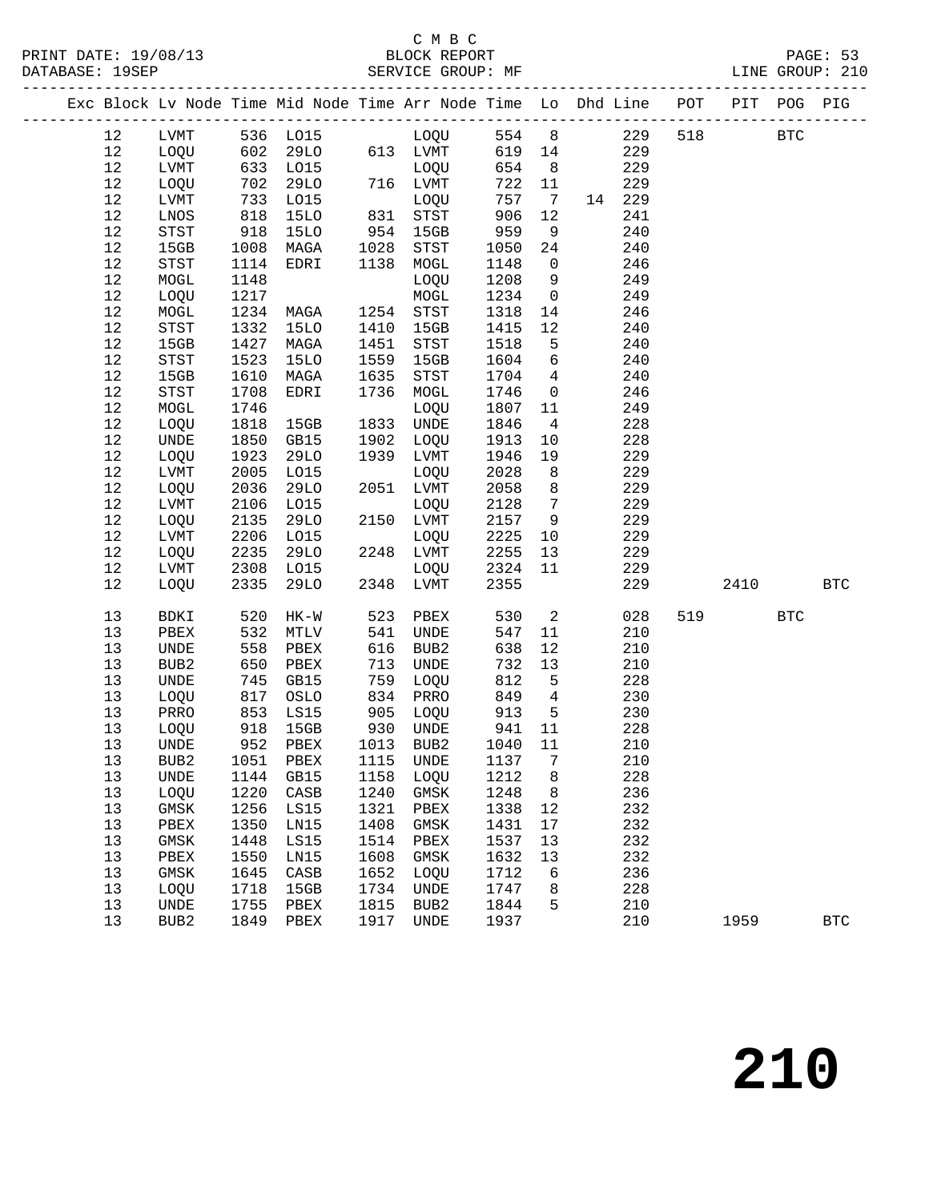C M B C
PRINT DATE: 19/08/13 BLOCK REPORT
DATABASE: 19SEP SERVICE GROUP: MF LINE GROUP: 210

| Exc | Block | Lv | Node | Time | Mid Node | Time | Arr Node | Time | Lo | Dhd | Line | POT | PIT | POG | PIG |
|---|---|---|---|---|---|---|---|---|---|---|---|---|---|---|---|
| | 12 | | LVMT | 536 | LO15 | | LOQU | 554 | 8 | | 229 | 518 | | BTC | |
| | 12 | | LOQU | 602 | 29LO | 613 | LVMT | 619 | 14 | | 229 | | | | |
| | 12 | | LVMT | 633 | LO15 | | LOQU | 654 | 8 | | 229 | | | | |
| | 12 | | LOQU | 702 | 29LO | 716 | LVMT | 722 | 11 | | 229 | | | | |
| | 12 | | LVMT | 733 | LO15 | | LOQU | 757 | 7 | 14 | 229 | | | | |
| | 12 | | LNOS | 818 | 15LO | 831 | STST | 906 | 12 | | 241 | | | | |
| | 12 | | STST | 918 | 15LO | 954 | 15GB | 959 | 9 | | 240 | | | | |
| | 12 | | 15GB | 1008 | MAGA | 1028 | STST | 1050 | 24 | | 240 | | | | |
| | 12 | | STST | 1114 | EDRI | 1138 | MOGL | 1148 | 0 | | 246 | | | | |
| | 12 | | MOGL | 1148 | | | LOQU | 1208 | 9 | | 249 | | | | |
| | 12 | | LOQU | 1217 | | | MOGL | 1234 | 0 | | 249 | | | | |
| | 12 | | MOGL | 1234 | MAGA | 1254 | STST | 1318 | 14 | | 246 | | | | |
| | 12 | | STST | 1332 | 15LO | 1410 | 15GB | 1415 | 12 | | 240 | | | | |
| | 12 | | 15GB | 1427 | MAGA | 1451 | STST | 1518 | 5 | | 240 | | | | |
| | 12 | | STST | 1523 | 15LO | 1559 | 15GB | 1604 | 6 | | 240 | | | | |
| | 12 | | 15GB | 1610 | MAGA | 1635 | STST | 1704 | 4 | | 240 | | | | |
| | 12 | | STST | 1708 | EDRI | 1736 | MOGL | 1746 | 0 | | 246 | | | | |
| | 12 | | MOGL | 1746 | | | LOQU | 1807 | 11 | | 249 | | | | |
| | 12 | | LOQU | 1818 | 15GB | 1833 | UNDE | 1846 | 4 | | 228 | | | | |
| | 12 | | UNDE | 1850 | GB15 | 1902 | LOQU | 1913 | 10 | | 228 | | | | |
| | 12 | | LOQU | 1923 | 29LO | 1939 | LVMT | 1946 | 19 | | 229 | | | | |
| | 12 | | LVMT | 2005 | LO15 | | LOQU | 2028 | 8 | | 229 | | | | |
| | 12 | | LOQU | 2036 | 29LO | 2051 | LVMT | 2058 | 8 | | 229 | | | | |
| | 12 | | LVMT | 2106 | LO15 | | LOQU | 2128 | 7 | | 229 | | | | |
| | 12 | | LOQU | 2135 | 29LO | 2150 | LVMT | 2157 | 9 | | 229 | | | | |
| | 12 | | LVMT | 2206 | LO15 | | LOQU | 2225 | 10 | | 229 | | | | |
| | 12 | | LOQU | 2235 | 29LO | 2248 | LVMT | 2255 | 13 | | 229 | | | | |
| | 12 | | LVMT | 2308 | LO15 | | LOQU | 2324 | 11 | | 229 | | | | |
| | 12 | | LOQU | 2335 | 29LO | 2348 | LVMT | 2355 | | | 229 | | 2410 | | BTC |
| | 13 | | BDKI | 520 | HK-W | 523 | PBEX | 530 | 2 | | 028 | 519 | | BTC | |
| | 13 | | PBEX | 532 | MTLV | 541 | UNDE | 547 | 11 | | 210 | | | | |
| | 13 | | UNDE | 558 | PBEX | 616 | BUB2 | 638 | 12 | | 210 | | | | |
| | 13 | | BUB2 | 650 | PBEX | 713 | UNDE | 732 | 13 | | 210 | | | | |
| | 13 | | UNDE | 745 | GB15 | 759 | LOQU | 812 | 5 | | 228 | | | | |
| | 13 | | LOQU | 817 | OSLO | 834 | PRRO | 849 | 4 | | 230 | | | | |
| | 13 | | PRRO | 853 | LS15 | 905 | LOQU | 913 | 5 | | 230 | | | | |
| | 13 | | LOQU | 918 | 15GB | 930 | UNDE | 941 | 11 | | 228 | | | | |
| | 13 | | UNDE | 952 | PBEX | 1013 | BUB2 | 1040 | 11 | | 210 | | | | |
| | 13 | | BUB2 | 1051 | PBEX | 1115 | UNDE | 1137 | 7 | | 210 | | | | |
| | 13 | | UNDE | 1144 | GB15 | 1158 | LOQU | 1212 | 8 | | 228 | | | | |
| | 13 | | LOQU | 1220 | CASB | 1240 | GMSK | 1248 | 8 | | 236 | | | | |
| | 13 | | GMSK | 1256 | LS15 | 1321 | PBEX | 1338 | 12 | | 232 | | | | |
| | 13 | | PBEX | 1350 | LN15 | 1408 | GMSK | 1431 | 17 | | 232 | | | | |
| | 13 | | GMSK | 1448 | LS15 | 1514 | PBEX | 1537 | 13 | | 232 | | | | |
| | 13 | | PBEX | 1550 | LN15 | 1608 | GMSK | 1632 | 13 | | 232 | | | | |
| | 13 | | GMSK | 1645 | CASB | 1652 | LOQU | 1712 | 6 | | 236 | | | | |
| | 13 | | LOQU | 1718 | 15GB | 1734 | UNDE | 1747 | 8 | | 228 | | | | |
| | 13 | | UNDE | 1755 | PBEX | 1815 | BUB2 | 1844 | 5 | | 210 | | | | |
| | 13 | | BUB2 | 1849 | PBEX | 1917 | UNDE | 1937 | | | 210 | | 1959 | | BTC |

210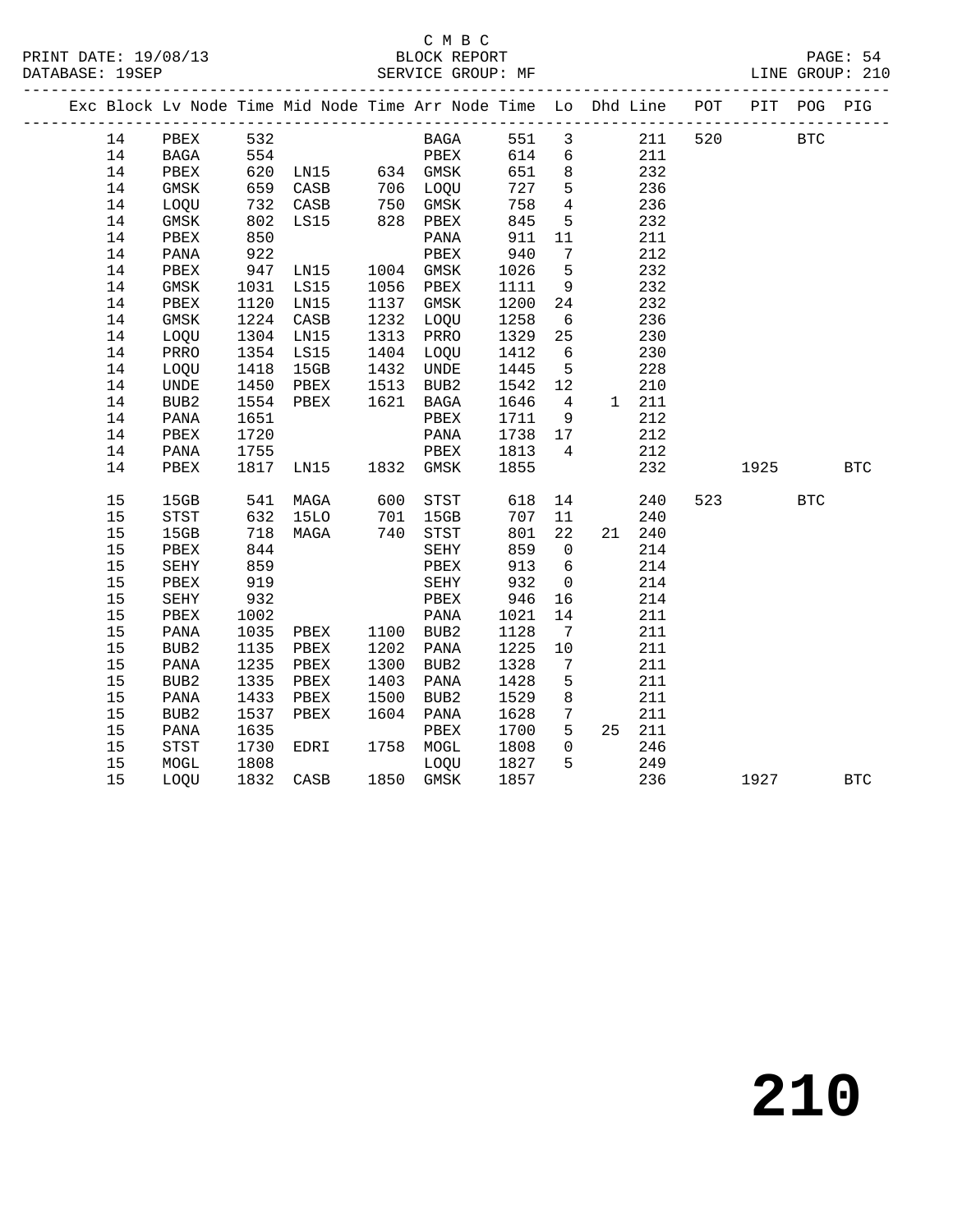C M B C

BLOCK REPORT

SERVICE GROUP: MF

PRINT DATE: 19/08/13
DATABASE: 19SEP
LINE GROUP: 210

| Exc | Block | Lv | Node | Time | Mid Node | Time | Arr Node | Time | Lo | Dhd | Line | POT | PIT | POG | PIG |
|---|---|---|---|---|---|---|---|---|---|---|---|---|---|---|---|
| | 14 | | PBEX | 532 | | | BAGA | 551 | 3 | | 211 | 520 | | BTC | |
| | 14 | | BAGA | 554 | | | PBEX | 614 | 6 | | 211 | | | | |
| | 14 | | PBEX | 620 | LN15 | 634 | GMSK | 651 | 8 | | 232 | | | | |
| | 14 | | GMSK | 659 | CASB | 706 | LOQU | 727 | 5 | | 236 | | | | |
| | 14 | | LOQU | 732 | CASB | 750 | GMSK | 758 | 4 | | 236 | | | | |
| | 14 | | GMSK | 802 | LS15 | 828 | PBEX | 845 | 5 | | 232 | | | | |
| | 14 | | PBEX | 850 | | | PANA | 911 | 11 | | 211 | | | | |
| | 14 | | PANA | 922 | | | PBEX | 940 | 7 | | 212 | | | | |
| | 14 | | PBEX | 947 | LN15 | 1004 | GMSK | 1026 | 5 | | 232 | | | | |
| | 14 | | GMSK | 1031 | LS15 | 1056 | PBEX | 1111 | 9 | | 232 | | | | |
| | 14 | | PBEX | 1120 | LN15 | 1137 | GMSK | 1200 | 24 | | 232 | | | | |
| | 14 | | GMSK | 1224 | CASB | 1232 | LOQU | 1258 | 6 | | 236 | | | | |
| | 14 | | LOQU | 1304 | LN15 | 1313 | PRRO | 1329 | 25 | | 230 | | | | |
| | 14 | | PRRO | 1354 | LS15 | 1404 | LOQU | 1412 | 6 | | 230 | | | | |
| | 14 | | LOQU | 1418 | 15GB | 1432 | UNDE | 1445 | 5 | | 228 | | | | |
| | 14 | | UNDE | 1450 | PBEX | 1513 | BUB2 | 1542 | 12 | | 210 | | | | |
| | 14 | | BUB2 | 1554 | PBEX | 1621 | BAGA | 1646 | 4 | 1 | 211 | | | | |
| | 14 | | PANA | 1651 | | | PBEX | 1711 | 9 | | 212 | | | | |
| | 14 | | PBEX | 1720 | | | PANA | 1738 | 17 | | 212 | | | | |
| | 14 | | PANA | 1755 | | | PBEX | 1813 | 4 | | 212 | | | | |
| | 14 | | PBEX | 1817 | LN15 | 1832 | GMSK | 1855 | | | 232 | | 1925 | | BTC |
| | 15 | | 15GB | 541 | MAGA | 600 | STST | 618 | 14 | | 240 | 523 | | BTC | |
| | 15 | | STST | 632 | 15LO | 701 | 15GB | 707 | 11 | | 240 | | | | |
| | 15 | | 15GB | 718 | MAGA | 740 | STST | 801 | 22 | 21 | 240 | | | | |
| | 15 | | PBEX | 844 | | | SEHY | 859 | 0 | | 214 | | | | |
| | 15 | | SEHY | 859 | | | PBEX | 913 | 6 | | 214 | | | | |
| | 15 | | PBEX | 919 | | | SEHY | 932 | 0 | | 214 | | | | |
| | 15 | | SEHY | 932 | | | PBEX | 946 | 16 | | 214 | | | | |
| | 15 | | PBEX | 1002 | | | PANA | 1021 | 14 | | 211 | | | | |
| | 15 | | PANA | 1035 | PBEX | 1100 | BUB2 | 1128 | 7 | | 211 | | | | |
| | 15 | | BUB2 | 1135 | PBEX | 1202 | PANA | 1225 | 10 | | 211 | | | | |
| | 15 | | PANA | 1235 | PBEX | 1300 | BUB2 | 1328 | 7 | | 211 | | | | |
| | 15 | | BUB2 | 1335 | PBEX | 1403 | PANA | 1428 | 5 | | 211 | | | | |
| | 15 | | PANA | 1433 | PBEX | 1500 | BUB2 | 1529 | 8 | | 211 | | | | |
| | 15 | | BUB2 | 1537 | PBEX | 1604 | PANA | 1628 | 7 | | 211 | | | | |
| | 15 | | PANA | 1635 | | | PBEX | 1700 | 5 | 25 | 211 | | | | |
| | 15 | | STST | 1730 | EDRI | 1758 | MOGL | 1808 | 0 | | 246 | | | | |
| | 15 | | MOGL | 1808 | | | LOQU | 1827 | 5 | | 249 | | | | |
| | 15 | | LOQU | 1832 | CASB | 1850 | GMSK | 1857 | | | 236 | | 1927 | | BTC |

210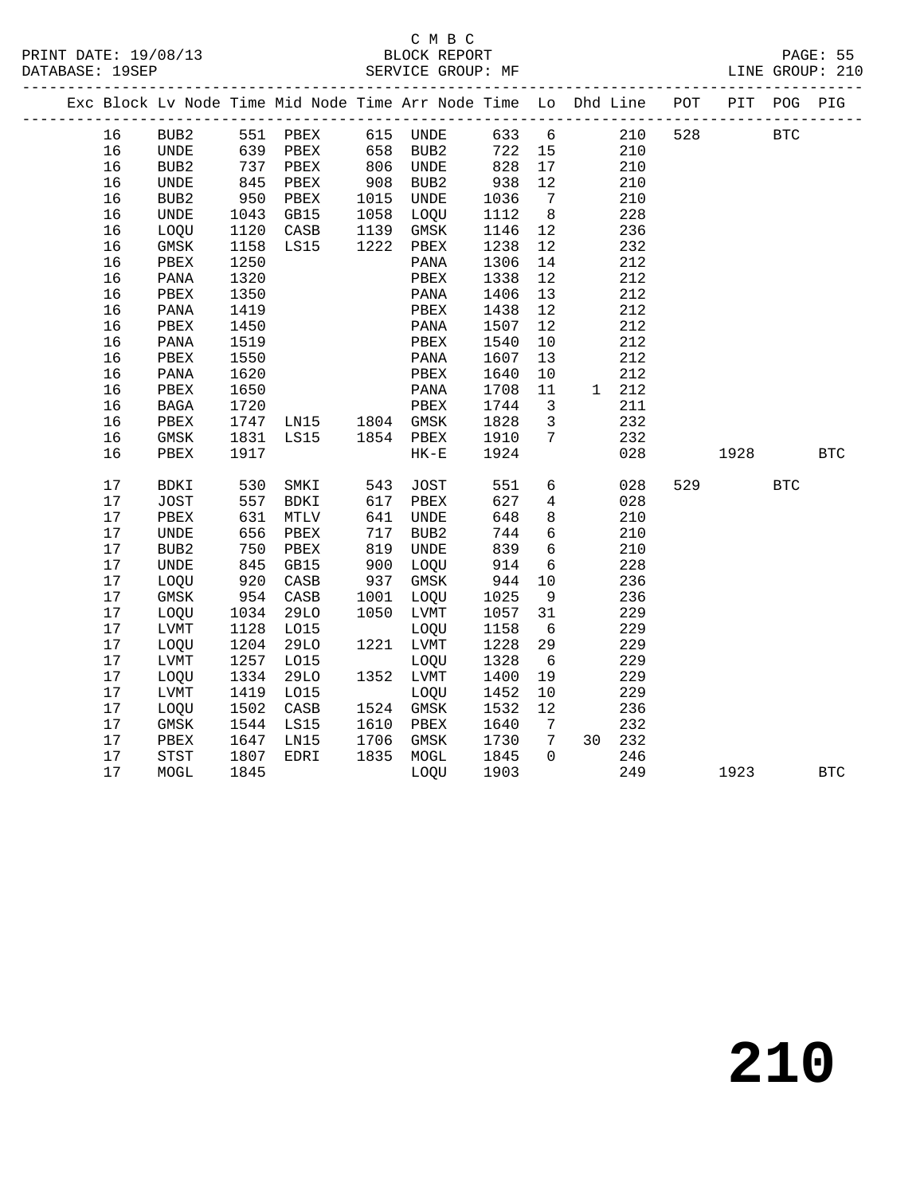C M B C

BLOCK REPORT

SERVICE GROUP: MF

LINE GROUP: 210

| Exc | Block | Lv Node | Time | Mid Node | Time | Arr Node | Time | Lo | Dhd | Line | POT | PIT | POG | PIG |
|---|---|---|---|---|---|---|---|---|---|---|---|---|---|---|
| | 16 | BUB2 | 551 | PBEX | 615 | UNDE | 633 | 6 | | 210 | 528 | | BTC | |
| | 16 | UNDE | 639 | PBEX | 658 | BUB2 | 722 | 15 | | 210 | | | | |
| | 16 | BUB2 | 737 | PBEX | 806 | UNDE | 828 | 17 | | 210 | | | | |
| | 16 | UNDE | 845 | PBEX | 908 | BUB2 | 938 | 12 | | 210 | | | | |
| | 16 | BUB2 | 950 | PBEX | 1015 | UNDE | 1036 | 7 | | 210 | | | | |
| | 16 | UNDE | 1043 | GB15 | 1058 | LOQU | 1112 | 8 | | 228 | | | | |
| | 16 | LOQU | 1120 | CASB | 1139 | GMSK | 1146 | 12 | | 236 | | | | |
| | 16 | GMSK | 1158 | LS15 | 1222 | PBEX | 1238 | 12 | | 232 | | | | |
| | 16 | PBEX | 1250 | | | PANA | 1306 | 14 | | 212 | | | | |
| | 16 | PANA | 1320 | | | PBEX | 1338 | 12 | | 212 | | | | |
| | 16 | PBEX | 1350 | | | PANA | 1406 | 13 | | 212 | | | | |
| | 16 | PANA | 1419 | | | PBEX | 1438 | 12 | | 212 | | | | |
| | 16 | PBEX | 1450 | | | PANA | 1507 | 12 | | 212 | | | | |
| | 16 | PANA | 1519 | | | PBEX | 1540 | 10 | | 212 | | | | |
| | 16 | PBEX | 1550 | | | PANA | 1607 | 13 | | 212 | | | | |
| | 16 | PANA | 1620 | | | PBEX | 1640 | 10 | | 212 | | | | |
| | 16 | PBEX | 1650 | | | PANA | 1708 | 11 | 1 | 212 | | | | |
| | 16 | BAGA | 1720 | | | PBEX | 1744 | 3 | | 211 | | | | |
| | 16 | PBEX | 1747 | LN15 | 1804 | GMSK | 1828 | 3 | | 232 | | | | |
| | 16 | GMSK | 1831 | LS15 | 1854 | PBEX | 1910 | 7 | | 232 | | | | |
| | 16 | PBEX | 1917 | | | HK-E | 1924 | | | 028 | | 1928 | | BTC |
| | 17 | BDKI | 530 | SMKI | 543 | JOST | 551 | 6 | | 028 | 529 | | BTC | |
| | 17 | JOST | 557 | BDKI | 617 | PBEX | 627 | 4 | | 028 | | | | |
| | 17 | PBEX | 631 | MTLV | 641 | UNDE | 648 | 8 | | 210 | | | | |
| | 17 | UNDE | 656 | PBEX | 717 | BUB2 | 744 | 6 | | 210 | | | | |
| | 17 | BUB2 | 750 | PBEX | 819 | UNDE | 839 | 6 | | 210 | | | | |
| | 17 | UNDE | 845 | GB15 | 900 | LOQU | 914 | 6 | | 228 | | | | |
| | 17 | LOQU | 920 | CASB | 937 | GMSK | 944 | 10 | | 236 | | | | |
| | 17 | GMSK | 954 | CASB | 1001 | LOQU | 1025 | 9 | | 236 | | | | |
| | 17 | LOQU | 1034 | 29LO | 1050 | LVMT | 1057 | 31 | | 229 | | | | |
| | 17 | LVMT | 1128 | LO15 | | LOQU | 1158 | 6 | | 229 | | | | |
| | 17 | LOQU | 1204 | 29LO | 1221 | LVMT | 1228 | 29 | | 229 | | | | |
| | 17 | LVMT | 1257 | LO15 | | LOQU | 1328 | 6 | | 229 | | | | |
| | 17 | LOQU | 1334 | 29LO | 1352 | LVMT | 1400 | 19 | | 229 | | | | |
| | 17 | LVMT | 1419 | LO15 | | LOQU | 1452 | 10 | | 229 | | | | |
| | 17 | LOQU | 1502 | CASB | 1524 | GMSK | 1532 | 12 | | 236 | | | | |
| | 17 | GMSK | 1544 | LS15 | 1610 | PBEX | 1640 | 7 | | 232 | | | | |
| | 17 | PBEX | 1647 | LN15 | 1706 | GMSK | 1730 | 7 | 30 | 232 | | | | |
| | 17 | STST | 1807 | EDRI | 1835 | MOGL | 1845 | 0 | | 246 | | | | |
| | 17 | MOGL | 1845 | | | LOQU | 1903 | | | 249 | | 1923 | | BTC |

# 210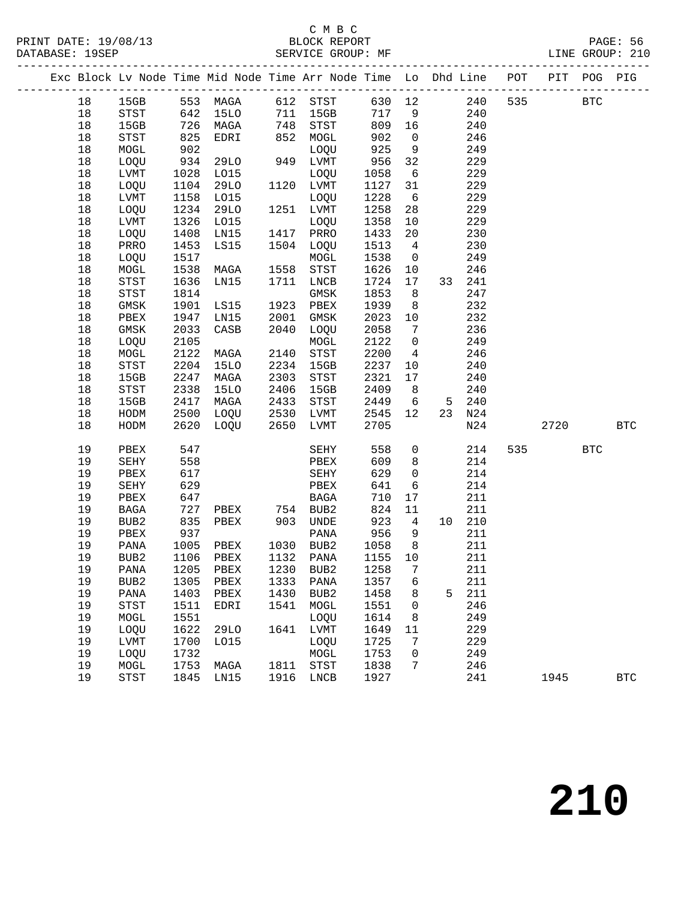C M B C
PRINT DATE: 19/08/13 BLOCK REPORT
DATABASE: 19SEP SERVICE GROUP: MF LINE GROUP: 210

| Exc | Block | Lv | Node | Time | Mid Node | Time | Arr Node | Time | Lo | Dhd | Line | POT | PIT | POG | PIG |
|---|---|---|---|---|---|---|---|---|---|---|---|---|---|---|---|
| | 18 | | 15GB | 553 | MAGA | 612 | STST | 630 | 12 | | 240 | 535 | | BTC | |
| | 18 | | STST | 642 | 15LO | 711 | 15GB | 717 | 9 | | 240 | | | | |
| | 18 | | 15GB | 726 | MAGA | 748 | STST | 809 | 16 | | 240 | | | | |
| | 18 | | STST | 825 | EDRI | 852 | MOGL | 902 | 0 | | 246 | | | | |
| | 18 | | MOGL | 902 | | | LOQU | 925 | 9 | | 249 | | | | |
| | 18 | | LOQU | 934 | 29LO | 949 | LVMT | 956 | 32 | | 229 | | | | |
| | 18 | | LVMT | 1028 | LO15 | | LOQU | 1058 | 6 | | 229 | | | | |
| | 18 | | LOQU | 1104 | 29LO | 1120 | LVMT | 1127 | 31 | | 229 | | | | |
| | 18 | | LVMT | 1158 | LO15 | | LOQU | 1228 | 6 | | 229 | | | | |
| | 18 | | LOQU | 1234 | 29LO | 1251 | LVMT | 1258 | 28 | | 229 | | | | |
| | 18 | | LVMT | 1326 | LO15 | | LOQU | 1358 | 10 | | 229 | | | | |
| | 18 | | LOQU | 1408 | LN15 | 1417 | PRRO | 1433 | 20 | | 230 | | | | |
| | 18 | | PRRO | 1453 | LS15 | 1504 | LOQU | 1513 | 4 | | 230 | | | | |
| | 18 | | LOQU | 1517 | | | MOGL | 1538 | 0 | | 249 | | | | |
| | 18 | | MOGL | 1538 | MAGA | 1558 | STST | 1626 | 10 | | 246 | | | | |
| | 18 | | STST | 1636 | LN15 | 1711 | LNCB | 1724 | 17 | 33 | 241 | | | | |
| | 18 | | STST | 1814 | | | GMSK | 1853 | 8 | | 247 | | | | |
| | 18 | | GMSK | 1901 | LS15 | 1923 | PBEX | 1939 | 8 | | 232 | | | | |
| | 18 | | PBEX | 1947 | LN15 | 2001 | GMSK | 2023 | 10 | | 232 | | | | |
| | 18 | | GMSK | 2033 | CASB | 2040 | LOQU | 2058 | 7 | | 236 | | | | |
| | 18 | | LOQU | 2105 | | | MOGL | 2122 | 0 | | 249 | | | | |
| | 18 | | MOGL | 2122 | MAGA | 2140 | STST | 2200 | 4 | | 246 | | | | |
| | 18 | | STST | 2204 | 15LO | 2234 | 15GB | 2237 | 10 | | 240 | | | | |
| | 18 | | 15GB | 2247 | MAGA | 2303 | STST | 2321 | 17 | | 240 | | | | |
| | 18 | | STST | 2338 | 15LO | 2406 | 15GB | 2409 | 8 | | 240 | | | | |
| | 18 | | 15GB | 2417 | MAGA | 2433 | STST | 2449 | 6 | 5 | 240 | | | | |
| | 18 | | HODM | 2500 | LOQU | 2530 | LVMT | 2545 | 12 | 23 | N24 | | | | |
| | 18 | | HODM | 2620 | LOQU | 2650 | LVMT | 2705 | | | N24 | | 2720 | | BTC |
| | 19 | | PBEX | 547 | | | SEHY | 558 | 0 | | 214 | 535 | | BTC | |
| | 19 | | SEHY | 558 | | | PBEX | 609 | 8 | | 214 | | | | |
| | 19 | | PBEX | 617 | | | SEHY | 629 | 0 | | 214 | | | | |
| | 19 | | SEHY | 629 | | | PBEX | 641 | 6 | | 214 | | | | |
| | 19 | | PBEX | 647 | | | BAGA | 710 | 17 | | 211 | | | | |
| | 19 | | BAGA | 727 | PBEX | 754 | BUB2 | 824 | 11 | | 211 | | | | |
| | 19 | | BUB2 | 835 | PBEX | 903 | UNDE | 923 | 4 | 10 | 210 | | | | |
| | 19 | | PBEX | 937 | | | PANA | 956 | 9 | | 211 | | | | |
| | 19 | | PANA | 1005 | PBEX | 1030 | BUB2 | 1058 | 8 | | 211 | | | | |
| | 19 | | BUB2 | 1106 | PBEX | 1132 | PANA | 1155 | 10 | | 211 | | | | |
| | 19 | | PANA | 1205 | PBEX | 1230 | BUB2 | 1258 | 7 | | 211 | | | | |
| | 19 | | BUB2 | 1305 | PBEX | 1333 | PANA | 1357 | 6 | | 211 | | | | |
| | 19 | | PANA | 1403 | PBEX | 1430 | BUB2 | 1458 | 8 | 5 | 211 | | | | |
| | 19 | | STST | 1511 | EDRI | 1541 | MOGL | 1551 | 0 | | 246 | | | | |
| | 19 | | MOGL | 1551 | | | LOQU | 1614 | 8 | | 249 | | | | |
| | 19 | | LOQU | 1622 | 29LO | 1641 | LVMT | 1649 | 11 | | 229 | | | | |
| | 19 | | LVMT | 1700 | LO15 | | LOQU | 1725 | 7 | | 229 | | | | |
| | 19 | | LOQU | 1732 | | | MOGL | 1753 | 0 | | 249 | | | | |
| | 19 | | MOGL | 1753 | MAGA | 1811 | STST | 1838 | 7 | | 246 | | | | |
| | 19 | | STST | 1845 | LN15 | 1916 | LNCB | 1927 | | | 241 | | 1945 | | BTC |

210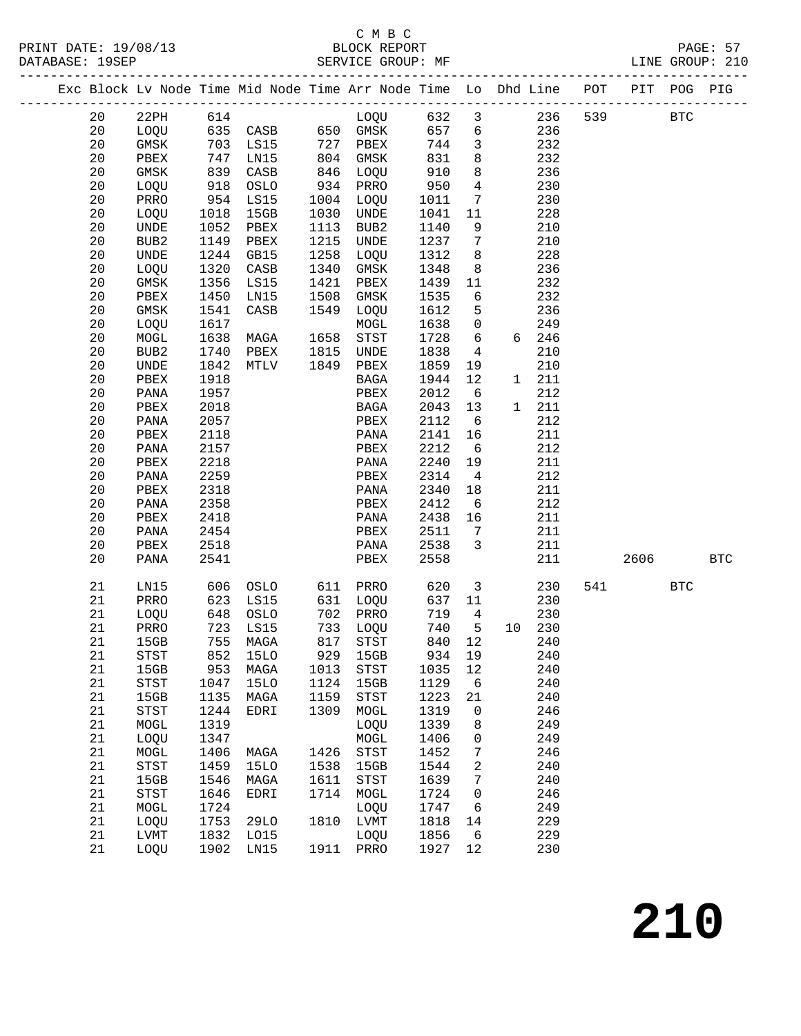C M B C
PRINT DATE: 19/08/13 BLOCK REPORT PAGE: 57
DATABASE: 19SEP SERVICE GROUP: MF LINE GROUP: 210

| Exc | Block | Lv | Node | Time | Mid Node | Time | Arr Node | Time | Lo | Dhd | Line | POT | PIT | POG | PIG |
|---|---|---|---|---|---|---|---|---|---|---|---|---|---|---|---|
| | 20 | | 22PH | 614 | | | LOQU | 632 | 3 | | 236 | 539 | | BTC | |
| | 20 | | LOQU | 635 | CASB | 650 | GMSK | 657 | 6 | | 236 | | | | |
| | 20 | | GMSK | 703 | LS15 | 727 | PBEX | 744 | 3 | | 232 | | | | |
| | 20 | | PBEX | 747 | LN15 | 804 | GMSK | 831 | 8 | | 232 | | | | |
| | 20 | | GMSK | 839 | CASB | 846 | LOQU | 910 | 8 | | 236 | | | | |
| | 20 | | LOQU | 918 | OSLO | 934 | PRRO | 950 | 4 | | 230 | | | | |
| | 20 | | PRRO | 954 | LS15 | 1004 | LOQU | 1011 | 7 | | 230 | | | | |
| | 20 | | LOQU | 1018 | 15GB | 1030 | UNDE | 1041 | 11 | | 228 | | | | |
| | 20 | | UNDE | 1052 | PBEX | 1113 | BUB2 | 1140 | 9 | | 210 | | | | |
| | 20 | | BUB2 | 1149 | PBEX | 1215 | UNDE | 1237 | 7 | | 210 | | | | |
| | 20 | | UNDE | 1244 | GB15 | 1258 | LOQU | 1312 | 8 | | 228 | | | | |
| | 20 | | LOQU | 1320 | CASB | 1340 | GMSK | 1348 | 8 | | 236 | | | | |
| | 20 | | GMSK | 1356 | LS15 | 1421 | PBEX | 1439 | 11 | | 232 | | | | |
| | 20 | | PBEX | 1450 | LN15 | 1508 | GMSK | 1535 | 6 | | 232 | | | | |
| | 20 | | GMSK | 1541 | CASB | 1549 | LOQU | 1612 | 5 | | 236 | | | | |
| | 20 | | LOQU | 1617 | | | MOGL | 1638 | 0 | | 249 | | | | |
| | 20 | | MOGL | 1638 | MAGA | 1658 | STST | 1728 | 6 | 6 | 246 | | | | |
| | 20 | | BUB2 | 1740 | PBEX | 1815 | UNDE | 1838 | 4 | | 210 | | | | |
| | 20 | | UNDE | 1842 | MTLV | 1849 | PBEX | 1859 | 19 | | 210 | | | | |
| | 20 | | PBEX | 1918 | | | BAGA | 1944 | 12 | 1 | 211 | | | | |
| | 20 | | PANA | 1957 | | | PBEX | 2012 | 6 | | 212 | | | | |
| | 20 | | PBEX | 2018 | | | BAGA | 2043 | 13 | 1 | 211 | | | | |
| | 20 | | PANA | 2057 | | | PBEX | 2112 | 6 | | 212 | | | | |
| | 20 | | PBEX | 2118 | | | PANA | 2141 | 16 | | 211 | | | | |
| | 20 | | PANA | 2157 | | | PBEX | 2212 | 6 | | 212 | | | | |
| | 20 | | PBEX | 2218 | | | PANA | 2240 | 19 | | 211 | | | | |
| | 20 | | PANA | 2259 | | | PBEX | 2314 | 4 | | 212 | | | | |
| | 20 | | PBEX | 2318 | | | PANA | 2340 | 18 | | 211 | | | | |
| | 20 | | PANA | 2358 | | | PBEX | 2412 | 6 | | 212 | | | | |
| | 20 | | PBEX | 2418 | | | PANA | 2438 | 16 | | 211 | | | | |
| | 20 | | PANA | 2454 | | | PBEX | 2511 | 7 | | 211 | | | | |
| | 20 | | PBEX | 2518 | | | PANA | 2538 | 3 | | 211 | | | | |
| | 20 | | PANA | 2541 | | | PBEX | 2558 | | | 211 | | 2606 | | BTC |
| | 21 | | LN15 | 606 | OSLO | 611 | PRRO | 620 | 3 | | 230 | 541 | | BTC | |
| | 21 | | PRRO | 623 | LS15 | 631 | LOQU | 637 | 11 | | 230 | | | | |
| | 21 | | LOQU | 648 | OSLO | 702 | PRRO | 719 | 4 | | 230 | | | | |
| | 21 | | PRRO | 723 | LS15 | 733 | LOQU | 740 | 5 | 10 | 230 | | | | |
| | 21 | | 15GB | 755 | MAGA | 817 | STST | 840 | 12 | | 240 | | | | |
| | 21 | | STST | 852 | 15LO | 929 | 15GB | 934 | 19 | | 240 | | | | |
| | 21 | | 15GB | 953 | MAGA | 1013 | STST | 1035 | 12 | | 240 | | | | |
| | 21 | | STST | 1047 | 15LO | 1124 | 15GB | 1129 | 6 | | 240 | | | | |
| | 21 | | 15GB | 1135 | MAGA | 1159 | STST | 1223 | 21 | | 240 | | | | |
| | 21 | | STST | 1244 | EDRI | 1309 | MOGL | 1319 | 0 | | 246 | | | | |
| | 21 | | MOGL | 1319 | | | LOQU | 1339 | 8 | | 249 | | | | |
| | 21 | | LOQU | 1347 | | | MOGL | 1406 | 0 | | 249 | | | | |
| | 21 | | MOGL | 1406 | MAGA | 1426 | STST | 1452 | 7 | | 246 | | | | |
| | 21 | | STST | 1459 | 15LO | 1538 | 15GB | 1544 | 2 | | 240 | | | | |
| | 21 | | 15GB | 1546 | MAGA | 1611 | STST | 1639 | 7 | | 240 | | | | |
| | 21 | | STST | 1646 | EDRI | 1714 | MOGL | 1724 | 0 | | 246 | | | | |
| | 21 | | MOGL | 1724 | | | LOQU | 1747 | 6 | | 249 | | | | |
| | 21 | | LOQU | 1753 | 29LO | 1810 | LVMT | 1818 | 14 | | 229 | | | | |
| | 21 | | LVMT | 1832 | LO15 | | LOQU | 1856 | 6 | | 229 | | | | |
| | 21 | | LOQU | 1902 | LN15 | 1911 | PRRO | 1927 | 12 | | 230 | | | | |

210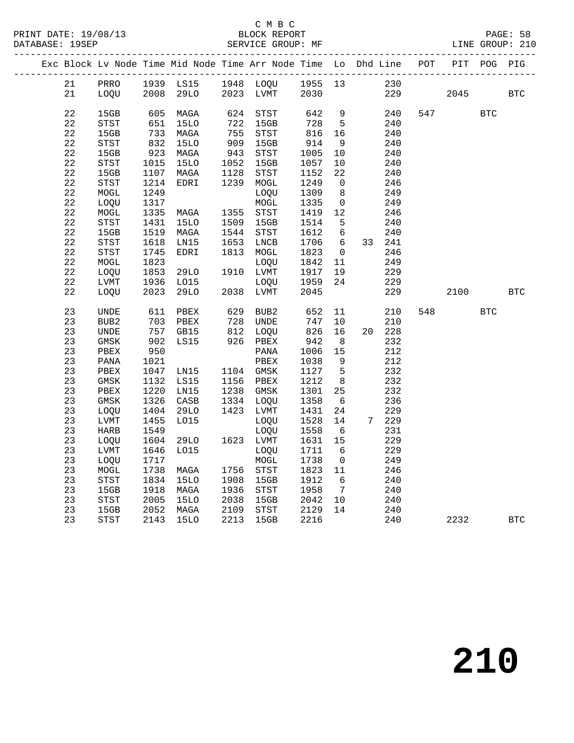C M B C
PRINT DATE: 19/08/13 BLOCK REPORT
DATABASE: 19SEP SERVICE GROUP: MF LINE GROUP: 210

| Exc | Block | Lv | Node | Time | Mid Node | Time | Arr Node | Time | Lo | Dhd | Line | POT | PIT | POG | PIG |
|---|---|---|---|---|---|---|---|---|---|---|---|---|---|---|---|
| | 21 | | PRRO | 1939 | LS15 | 1948 | LOQU | 1955 | 13 | | 230 | | | | |
| | 21 | | LOQU | 2008 | 29LO | 2023 | LVMT | 2030 | | | 229 | | 2045 | | BTC |
| | 22 | | 15GB | 605 | MAGA | 624 | STST | 642 | 9 | | 240 | 547 | | BTC | |
| | 22 | | STST | 651 | 15LO | 722 | 15GB | 728 | 5 | | 240 | | | | |
| | 22 | | 15GB | 733 | MAGA | 755 | STST | 816 | 16 | | 240 | | | | |
| | 22 | | STST | 832 | 15LO | 909 | 15GB | 914 | 9 | | 240 | | | | |
| | 22 | | 15GB | 923 | MAGA | 943 | STST | 1005 | 10 | | 240 | | | | |
| | 22 | | STST | 1015 | 15LO | 1052 | 15GB | 1057 | 10 | | 240 | | | | |
| | 22 | | 15GB | 1107 | MAGA | 1128 | STST | 1152 | 22 | | 240 | | | | |
| | 22 | | STST | 1214 | EDRI | 1239 | MOGL | 1249 | 0 | | 246 | | | | |
| | 22 | | MOGL | 1249 | | | LOQU | 1309 | 8 | | 249 | | | | |
| | 22 | | LOQU | 1317 | | | MOGL | 1335 | 0 | | 249 | | | | |
| | 22 | | MOGL | 1335 | MAGA | 1355 | STST | 1419 | 12 | | 246 | | | | |
| | 22 | | STST | 1431 | 15LO | 1509 | 15GB | 1514 | 5 | | 240 | | | | |
| | 22 | | 15GB | 1519 | MAGA | 1544 | STST | 1612 | 6 | | 240 | | | | |
| | 22 | | STST | 1618 | LN15 | 1653 | LNCB | 1706 | 6 | 33 | 241 | | | | |
| | 22 | | STST | 1745 | EDRI | 1813 | MOGL | 1823 | 0 | | 246 | | | | |
| | 22 | | MOGL | 1823 | | | LOQU | 1842 | 11 | | 249 | | | | |
| | 22 | | LOQU | 1853 | 29LO | 1910 | LVMT | 1917 | 19 | | 229 | | | | |
| | 22 | | LVMT | 1936 | LO15 | | LOQU | 1959 | 24 | | 229 | | | | |
| | 22 | | LOQU | 2023 | 29LO | 2038 | LVMT | 2045 | | | 229 | | 2100 | | BTC |
| | 23 | | UNDE | 611 | PBEX | 629 | BUB2 | 652 | 11 | | 210 | 548 | | BTC | |
| | 23 | | BUB2 | 703 | PBEX | 728 | UNDE | 747 | 10 | | 210 | | | | |
| | 23 | | UNDE | 757 | GB15 | 812 | LOQU | 826 | 16 | 20 | 228 | | | | |
| | 23 | | GMSK | 902 | LS15 | 926 | PBEX | 942 | 8 | | 232 | | | | |
| | 23 | | PBEX | 950 | | | PANA | 1006 | 15 | | 212 | | | | |
| | 23 | | PANA | 1021 | | | PBEX | 1038 | 9 | | 212 | | | | |
| | 23 | | PBEX | 1047 | LN15 | 1104 | GMSK | 1127 | 5 | | 232 | | | | |
| | 23 | | GMSK | 1132 | LS15 | 1156 | PBEX | 1212 | 8 | | 232 | | | | |
| | 23 | | PBEX | 1220 | LN15 | 1238 | GMSK | 1301 | 25 | | 232 | | | | |
| | 23 | | GMSK | 1326 | CASB | 1334 | LOQU | 1358 | 6 | | 236 | | | | |
| | 23 | | LOQU | 1404 | 29LO | 1423 | LVMT | 1431 | 24 | | 229 | | | | |
| | 23 | | LVMT | 1455 | LO15 | | LOQU | 1528 | 14 | 7 | 229 | | | | |
| | 23 | | HARB | 1549 | | | LOQU | 1558 | 6 | | 231 | | | | |
| | 23 | | LOQU | 1604 | 29LO | 1623 | LVMT | 1631 | 15 | | 229 | | | | |
| | 23 | | LVMT | 1646 | LO15 | | LOQU | 1711 | 6 | | 229 | | | | |
| | 23 | | LOQU | 1717 | | | MOGL | 1738 | 0 | | 249 | | | | |
| | 23 | | MOGL | 1738 | MAGA | 1756 | STST | 1823 | 11 | | 246 | | | | |
| | 23 | | STST | 1834 | 15LO | 1908 | 15GB | 1912 | 6 | | 240 | | | | |
| | 23 | | 15GB | 1918 | MAGA | 1936 | STST | 1958 | 7 | | 240 | | | | |
| | 23 | | STST | 2005 | 15LO | 2038 | 15GB | 2042 | 10 | | 240 | | | | |
| | 23 | | 15GB | 2052 | MAGA | 2109 | STST | 2129 | 14 | | 240 | | | | |
| | 23 | | STST | 2143 | 15LO | 2213 | 15GB | 2216 | | | 240 | | 2232 | | BTC |

210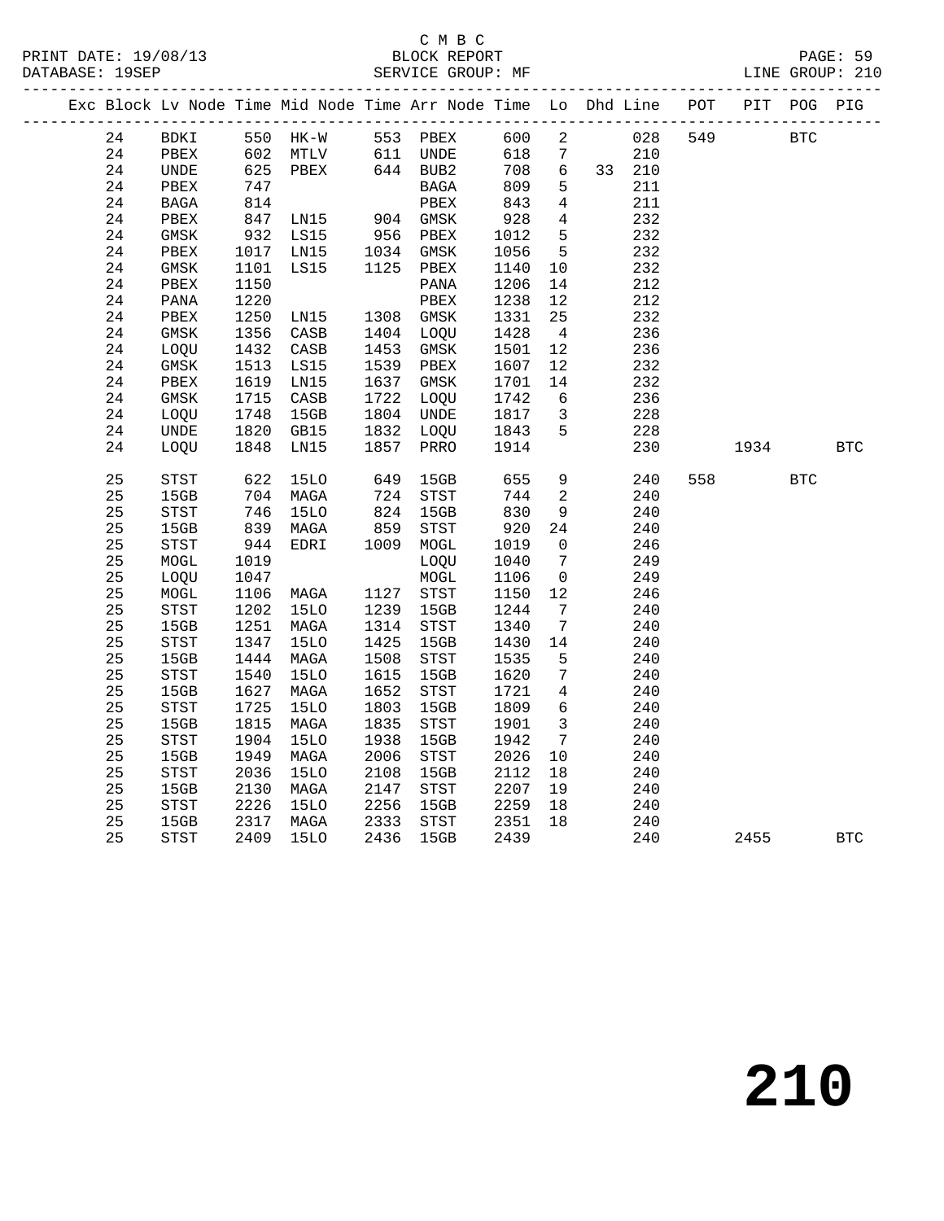C M B C
PRINT DATE: 19/08/13 BLOCK REPORT
DATABASE: 19SEP SERVICE GROUP: MF LINE GROUP: 210

| Exc | Block | Lv | Node | Time | Mid Node | Time | Arr Node | Time | Lo | Dhd | Line | POT | PIT | POG | PIG |
|---|---|---|---|---|---|---|---|---|---|---|---|---|---|---|---|
| | 24 | | BDKI | 550 | HK-W | 553 | PBEX | 600 | 2 | | 028 | 549 | | BTC | |
| | 24 | | PBEX | 602 | MTLV | 611 | UNDE | 618 | 7 | | 210 | | | | |
| | 24 | | UNDE | 625 | PBEX | 644 | BUB2 | 708 | 6 | 33 | 210 | | | | |
| | 24 | | PBEX | 747 | | | BAGA | 809 | 5 | | 211 | | | | |
| | 24 | | BAGA | 814 | | | PBEX | 843 | 4 | | 211 | | | | |
| | 24 | | PBEX | 847 | LN15 | 904 | GMSK | 928 | 4 | | 232 | | | | |
| | 24 | | GMSK | 932 | LS15 | 956 | PBEX | 1012 | 5 | | 232 | | | | |
| | 24 | | PBEX | 1017 | LN15 | 1034 | GMSK | 1056 | 5 | | 232 | | | | |
| | 24 | | GMSK | 1101 | LS15 | 1125 | PBEX | 1140 | 10 | | 232 | | | | |
| | 24 | | PBEX | 1150 | | | PANA | 1206 | 14 | | 212 | | | | |
| | 24 | | PANA | 1220 | | | PBEX | 1238 | 12 | | 212 | | | | |
| | 24 | | PBEX | 1250 | LN15 | 1308 | GMSK | 1331 | 25 | | 232 | | | | |
| | 24 | | GMSK | 1356 | CASB | 1404 | LOQU | 1428 | 4 | | 236 | | | | |
| | 24 | | LOQU | 1432 | CASB | 1453 | GMSK | 1501 | 12 | | 236 | | | | |
| | 24 | | GMSK | 1513 | LS15 | 1539 | PBEX | 1607 | 12 | | 232 | | | | |
| | 24 | | PBEX | 1619 | LN15 | 1637 | GMSK | 1701 | 14 | | 232 | | | | |
| | 24 | | GMSK | 1715 | CASB | 1722 | LOQU | 1742 | 6 | | 236 | | | | |
| | 24 | | LOQU | 1748 | 15GB | 1804 | UNDE | 1817 | 3 | | 228 | | | | |
| | 24 | | UNDE | 1820 | GB15 | 1832 | LOQU | 1843 | 5 | | 228 | | | | |
| | 24 | | LOQU | 1848 | LN15 | 1857 | PRRO | 1914 | | | 230 | | 1934 | | BTC |
| | 25 | | STST | 622 | 15LO | 649 | 15GB | 655 | 9 | | 240 | 558 | | BTC | |
| | 25 | | 15GB | 704 | MAGA | 724 | STST | 744 | 2 | | 240 | | | | |
| | 25 | | STST | 746 | 15LO | 824 | 15GB | 830 | 9 | | 240 | | | | |
| | 25 | | 15GB | 839 | MAGA | 859 | STST | 920 | 24 | | 240 | | | | |
| | 25 | | STST | 944 | EDRI | 1009 | MOGL | 1019 | 0 | | 246 | | | | |
| | 25 | | MOGL | 1019 | | | LOQU | 1040 | 7 | | 249 | | | | |
| | 25 | | LOQU | 1047 | | | MOGL | 1106 | 0 | | 249 | | | | |
| | 25 | | MOGL | 1106 | MAGA | 1127 | STST | 1150 | 12 | | 246 | | | | |
| | 25 | | STST | 1202 | 15LO | 1239 | 15GB | 1244 | 7 | | 240 | | | | |
| | 25 | | 15GB | 1251 | MAGA | 1314 | STST | 1340 | 7 | | 240 | | | | |
| | 25 | | STST | 1347 | 15LO | 1425 | 15GB | 1430 | 14 | | 240 | | | | |
| | 25 | | 15GB | 1444 | MAGA | 1508 | STST | 1535 | 5 | | 240 | | | | |
| | 25 | | STST | 1540 | 15LO | 1615 | 15GB | 1620 | 7 | | 240 | | | | |
| | 25 | | 15GB | 1627 | MAGA | 1652 | STST | 1721 | 4 | | 240 | | | | |
| | 25 | | STST | 1725 | 15LO | 1803 | 15GB | 1809 | 6 | | 240 | | | | |
| | 25 | | 15GB | 1815 | MAGA | 1835 | STST | 1901 | 3 | | 240 | | | | |
| | 25 | | STST | 1904 | 15LO | 1938 | 15GB | 1942 | 7 | | 240 | | | | |
| | 25 | | 15GB | 1949 | MAGA | 2006 | STST | 2026 | 10 | | 240 | | | | |
| | 25 | | STST | 2036 | 15LO | 2108 | 15GB | 2112 | 18 | | 240 | | | | |
| | 25 | | 15GB | 2130 | MAGA | 2147 | STST | 2207 | 19 | | 240 | | | | |
| | 25 | | STST | 2226 | 15LO | 2256 | 15GB | 2259 | 18 | | 240 | | | | |
| | 25 | | 15GB | 2317 | MAGA | 2333 | STST | 2351 | 18 | | 240 | | | | |
| | 25 | | STST | 2409 | 15LO | 2436 | 15GB | 2439 | | | 240 | | 2455 | | BTC |

# 210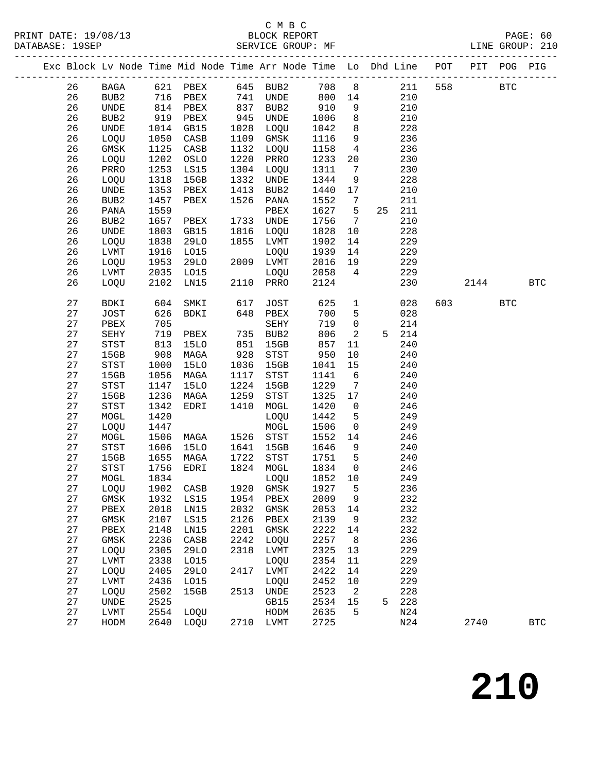C M B C

PRINT DATE: 19/08/13 BLOCK REPORT PAGE: 60
DATABASE: 19SEP SERVICE GROUP: MF LINE GROUP: 210

| Exc | Block | Lv Node | Time | Mid Node | Time | Arr Node | Time | Lo | Dhd | Line | POT | PIT | POG | PIG |
|---|---|---|---|---|---|---|---|---|---|---|---|---|---|---|
| | 26 | BAGA | 621 | PBEX | 645 | BUB2 | 708 | 8 | | 211 | 558 | | BTC | |
| | 26 | BUB2 | 716 | PBEX | 741 | UNDE | 800 | 14 | | 210 | | | | |
| | 26 | UNDE | 814 | PBEX | 837 | BUB2 | 910 | 9 | | 210 | | | | |
| | 26 | BUB2 | 919 | PBEX | 945 | UNDE | 1006 | 8 | | 210 | | | | |
| | 26 | UNDE | 1014 | GB15 | 1028 | LOQU | 1042 | 8 | | 228 | | | | |
| | 26 | LOQU | 1050 | CASB | 1109 | GMSK | 1116 | 9 | | 236 | | | | |
| | 26 | GMSK | 1125 | CASB | 1132 | LOQU | 1158 | 4 | | 236 | | | | |
| | 26 | LOQU | 1202 | OSLO | 1220 | PRRO | 1233 | 20 | | 230 | | | | |
| | 26 | PRRO | 1253 | LS15 | 1304 | LOQU | 1311 | 7 | | 230 | | | | |
| | 26 | LOQU | 1318 | 15GB | 1332 | UNDE | 1344 | 9 | | 228 | | | | |
| | 26 | UNDE | 1353 | PBEX | 1413 | BUB2 | 1440 | 17 | | 210 | | | | |
| | 26 | BUB2 | 1457 | PBEX | 1526 | PANA | 1552 | 7 | | 211 | | | | |
| | 26 | PANA | 1559 | | | PBEX | 1627 | 5 | 25 | 211 | | | | |
| | 26 | BUB2 | 1657 | PBEX | 1733 | UNDE | 1756 | 7 | | 210 | | | | |
| | 26 | UNDE | 1803 | GB15 | 1816 | LOQU | 1828 | 10 | | 228 | | | | |
| | 26 | LOQU | 1838 | 29LO | 1855 | LVMT | 1902 | 14 | | 229 | | | | |
| | 26 | LVMT | 1916 | LO15 | | LOQU | 1939 | 14 | | 229 | | | | |
| | 26 | LOQU | 1953 | 29LO | 2009 | LVMT | 2016 | 19 | | 229 | | | | |
| | 26 | LVMT | 2035 | LO15 | | LOQU | 2058 | 4 | | 229 | | | | |
| | 26 | LOQU | 2102 | LN15 | 2110 | PRRO | 2124 | | | 230 | | 2144 | | BTC |
| | 27 | BDKI | 604 | SMKI | 617 | JOST | 625 | 1 | | 028 | 603 | | BTC | |
| | 27 | JOST | 626 | BDKI | 648 | PBEX | 700 | 5 | | 028 | | | | |
| | 27 | PBEX | 705 | | | SEHY | 719 | 0 | | 214 | | | | |
| | 27 | SEHY | 719 | PBEX | 735 | BUB2 | 806 | 2 | 5 | 214 | | | | |
| | 27 | STST | 813 | 15LO | 851 | 15GB | 857 | 11 | | 240 | | | | |
| | 27 | 15GB | 908 | MAGA | 928 | STST | 950 | 10 | | 240 | | | | |
| | 27 | STST | 1000 | 15LO | 1036 | 15GB | 1041 | 15 | | 240 | | | | |
| | 27 | 15GB | 1056 | MAGA | 1117 | STST | 1141 | 6 | | 240 | | | | |
| | 27 | STST | 1147 | 15LO | 1224 | 15GB | 1229 | 7 | | 240 | | | | |
| | 27 | 15GB | 1236 | MAGA | 1259 | STST | 1325 | 17 | | 240 | | | | |
| | 27 | STST | 1342 | EDRI | 1410 | MOGL | 1420 | 0 | | 246 | | | | |
| | 27 | MOGL | 1420 | | | LOQU | 1442 | 5 | | 249 | | | | |
| | 27 | LOQU | 1447 | | | MOGL | 1506 | 0 | | 249 | | | | |
| | 27 | MOGL | 1506 | MAGA | 1526 | STST | 1552 | 14 | | 246 | | | | |
| | 27 | STST | 1606 | 15LO | 1641 | 15GB | 1646 | 9 | | 240 | | | | |
| | 27 | 15GB | 1655 | MAGA | 1722 | STST | 1751 | 5 | | 240 | | | | |
| | 27 | STST | 1756 | EDRI | 1824 | MOGL | 1834 | 0 | | 246 | | | | |
| | 27 | MOGL | 1834 | | | LOQU | 1852 | 10 | | 249 | | | | |
| | 27 | LOQU | 1902 | CASB | 1920 | GMSK | 1927 | 5 | | 236 | | | | |
| | 27 | GMSK | 1932 | LS15 | 1954 | PBEX | 2009 | 9 | | 232 | | | | |
| | 27 | PBEX | 2018 | LN15 | 2032 | GMSK | 2053 | 14 | | 232 | | | | |
| | 27 | GMSK | 2107 | LS15 | 2126 | PBEX | 2139 | 9 | | 232 | | | | |
| | 27 | PBEX | 2148 | LN15 | 2201 | GMSK | 2222 | 14 | | 232 | | | | |
| | 27 | GMSK | 2236 | CASB | 2242 | LOQU | 2257 | 8 | | 236 | | | | |
| | 27 | LOQU | 2305 | 29LO | 2318 | LVMT | 2325 | 13 | | 229 | | | | |
| | 27 | LVMT | 2338 | LO15 | | LOQU | 2354 | 11 | | 229 | | | | |
| | 27 | LOQU | 2405 | 29LO | 2417 | LVMT | 2422 | 14 | | 229 | | | | |
| | 27 | LVMT | 2436 | LO15 | | LOQU | 2452 | 10 | | 229 | | | | |
| | 27 | LOQU | 2502 | 15GB | 2513 | UNDE | 2523 | 2 | | 228 | | | | |
| | 27 | UNDE | 2525 | | | GB15 | 2534 | 15 | 5 | 228 | | | | |
| | 27 | LVMT | 2554 | LOQU | | HODM | 2635 | 5 | | N24 | | | | |
| | 27 | HODM | 2640 | LOQU | 2710 | LVMT | 2725 | | | N24 | | 2740 | | BTC |

# 210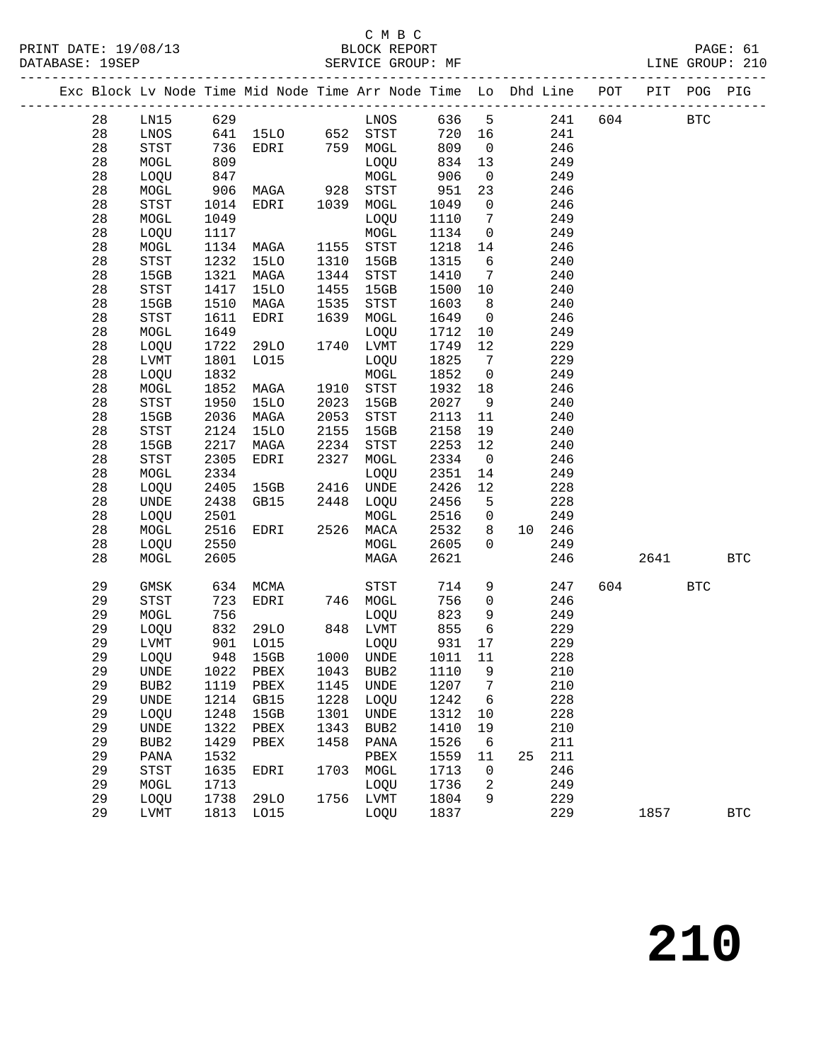C M B C
PRINT DATE: 19/08/13 BLOCK REPORT
DATABASE: 19SEP SERVICE GROUP: MF LINE GROUP: 210

| Exc | Block | Lv Node | Time | Mid Node | Time | Arr Node | Time | Lo | Dhd | Line | POT | PIT | POG | PIG |
|---|---|---|---|---|---|---|---|---|---|---|---|---|---|---|
| | 28 | LN15 | 629 | | | LNOS | 636 | 5 | | 241 | 604 | | BTC | |
| | 28 | LNOS | 641 | 15LO | 652 | STST | 720 | 16 | | 241 | | | | |
| | 28 | STST | 736 | EDRI | 759 | MOGL | 809 | 0 | | 246 | | | | |
| | 28 | MOGL | 809 | | | LOQU | 834 | 13 | | 249 | | | | |
| | 28 | LOQU | 847 | | | MOGL | 906 | 0 | | 249 | | | | |
| | 28 | MOGL | 906 | MAGA | 928 | STST | 951 | 23 | | 246 | | | | |
| | 28 | STST | 1014 | EDRI | 1039 | MOGL | 1049 | 0 | | 246 | | | | |
| | 28 | MOGL | 1049 | | | LOQU | 1110 | 7 | | 249 | | | | |
| | 28 | LOQU | 1117 | | | MOGL | 1134 | 0 | | 249 | | | | |
| | 28 | MOGL | 1134 | MAGA | 1155 | STST | 1218 | 14 | | 246 | | | | |
| | 28 | STST | 1232 | 15LO | 1310 | 15GB | 1315 | 6 | | 240 | | | | |
| | 28 | 15GB | 1321 | MAGA | 1344 | STST | 1410 | 7 | | 240 | | | | |
| | 28 | STST | 1417 | 15LO | 1455 | 15GB | 1500 | 10 | | 240 | | | | |
| | 28 | 15GB | 1510 | MAGA | 1535 | STST | 1603 | 8 | | 240 | | | | |
| | 28 | STST | 1611 | EDRI | 1639 | MOGL | 1649 | 0 | | 246 | | | | |
| | 28 | MOGL | 1649 | | | LOQU | 1712 | 10 | | 249 | | | | |
| | 28 | LOQU | 1722 | 29LO | 1740 | LVMT | 1749 | 12 | | 229 | | | | |
| | 28 | LVMT | 1801 | LO15 | | LOQU | 1825 | 7 | | 229 | | | | |
| | 28 | LOQU | 1832 | | | MOGL | 1852 | 0 | | 249 | | | | |
| | 28 | MOGL | 1852 | MAGA | 1910 | STST | 1932 | 18 | | 246 | | | | |
| | 28 | STST | 1950 | 15LO | 2023 | 15GB | 2027 | 9 | | 240 | | | | |
| | 28 | 15GB | 2036 | MAGA | 2053 | STST | 2113 | 11 | | 240 | | | | |
| | 28 | STST | 2124 | 15LO | 2155 | 15GB | 2158 | 19 | | 240 | | | | |
| | 28 | 15GB | 2217 | MAGA | 2234 | STST | 2253 | 12 | | 240 | | | | |
| | 28 | STST | 2305 | EDRI | 2327 | MOGL | 2334 | 0 | | 246 | | | | |
| | 28 | MOGL | 2334 | | | LOQU | 2351 | 14 | | 249 | | | | |
| | 28 | LOQU | 2405 | 15GB | 2416 | UNDE | 2426 | 12 | | 228 | | | | |
| | 28 | UNDE | 2438 | GB15 | 2448 | LOQU | 2456 | 5 | | 228 | | | | |
| | 28 | LOQU | 2501 | | | MOGL | 2516 | 0 | | 249 | | | | |
| | 28 | MOGL | 2516 | EDRI | 2526 | MACA | 2532 | 8 | 10 | 246 | | | | |
| | 28 | LOQU | 2550 | | | MOGL | 2605 | 0 | | 249 | | | | |
| | 28 | MOGL | 2605 | | | MAGA | 2621 | | | 246 | | 2641 | | BTC |
| | 29 | GMSK | 634 | MCMA | | STST | 714 | 9 | | 247 | 604 | | BTC | |
| | 29 | STST | 723 | EDRI | 746 | MOGL | 756 | 0 | | 246 | | | | |
| | 29 | MOGL | 756 | | | LOQU | 823 | 9 | | 249 | | | | |
| | 29 | LOQU | 832 | 29LO | 848 | LVMT | 855 | 6 | | 229 | | | | |
| | 29 | LVMT | 901 | LO15 | | LOQU | 931 | 17 | | 229 | | | | |
| | 29 | LOQU | 948 | 15GB | 1000 | UNDE | 1011 | 11 | | 228 | | | | |
| | 29 | UNDE | 1022 | PBEX | 1043 | BUB2 | 1110 | 9 | | 210 | | | | |
| | 29 | BUB2 | 1119 | PBEX | 1145 | UNDE | 1207 | 7 | | 210 | | | | |
| | 29 | UNDE | 1214 | GB15 | 1228 | LOQU | 1242 | 6 | | 228 | | | | |
| | 29 | LOQU | 1248 | 15GB | 1301 | UNDE | 1312 | 10 | | 228 | | | | |
| | 29 | UNDE | 1322 | PBEX | 1343 | BUB2 | 1410 | 19 | | 210 | | | | |
| | 29 | BUB2 | 1429 | PBEX | 1458 | PANA | 1526 | 6 | | 211 | | | | |
| | 29 | PANA | 1532 | | | PBEX | 1559 | 11 | 25 | 211 | | | | |
| | 29 | STST | 1635 | EDRI | 1703 | MOGL | 1713 | 0 | | 246 | | | | |
| | 29 | MOGL | 1713 | | | LOQU | 1736 | 2 | | 249 | | | | |
| | 29 | LOQU | 1738 | 29LO | 1756 | LVMT | 1804 | 9 | | 229 | | | | |
| | 29 | LVMT | 1813 | LO15 | | LOQU | 1837 | | | 229 | | 1857 | | BTC |

210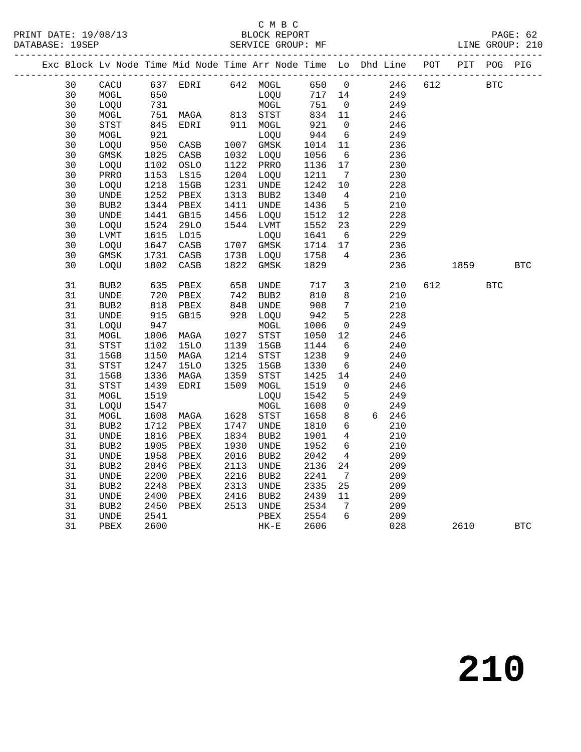C M B C
PRINT DATE: 19/08/13 BLOCK REPORT PAGE: 62
DATABASE: 19SEP SERVICE GROUP: MF LINE GROUP: 210

| Exc | Block | Lv | Node | Time | Mid Node | Time | Arr Node | Time | Lo | Dhd Line | POT | PIT | POG | PIG |
|---|---|---|---|---|---|---|---|---|---|---|---|---|---|---|
| | 30 | | CACU | 637 | EDRI | 642 | MOGL | 650 | 0 | 246 | 612 | | BTC | |
| | 30 | | MOGL | 650 | | | LOQU | 717 | 14 | 249 | | | | |
| | 30 | | LOQU | 731 | | | MOGL | 751 | 0 | 249 | | | | |
| | 30 | | MOGL | 751 | MAGA | 813 | STST | 834 | 11 | 246 | | | | |
| | 30 | | STST | 845 | EDRI | 911 | MOGL | 921 | 0 | 246 | | | | |
| | 30 | | MOGL | 921 | | | LOQU | 944 | 6 | 249 | | | | |
| | 30 | | LOQU | 950 | CASB | 1007 | GMSK | 1014 | 11 | 236 | | | | |
| | 30 | | GMSK | 1025 | CASB | 1032 | LOQU | 1056 | 6 | 236 | | | | |
| | 30 | | LOQU | 1102 | OSLO | 1122 | PRRO | 1136 | 17 | 230 | | | | |
| | 30 | | PRRO | 1153 | LS15 | 1204 | LOQU | 1211 | 7 | 230 | | | | |
| | 30 | | LOQU | 1218 | 15GB | 1231 | UNDE | 1242 | 10 | 228 | | | | |
| | 30 | | UNDE | 1252 | PBEX | 1313 | BUB2 | 1340 | 4 | 210 | | | | |
| | 30 | | BUB2 | 1344 | PBEX | 1411 | UNDE | 1436 | 5 | 210 | | | | |
| | 30 | | UNDE | 1441 | GB15 | 1456 | LOQU | 1512 | 12 | 228 | | | | |
| | 30 | | LOQU | 1524 | 29LO | 1544 | LVMT | 1552 | 23 | 229 | | | | |
| | 30 | | LVMT | 1615 | LO15 | | LOQU | 1641 | 6 | 229 | | | | |
| | 30 | | LOQU | 1647 | CASB | 1707 | GMSK | 1714 | 17 | 236 | | | | |
| | 30 | | GMSK | 1731 | CASB | 1738 | LOQU | 1758 | 4 | 236 | | | | |
| | 30 | | LOQU | 1802 | CASB | 1822 | GMSK | 1829 | | 236 | | 1859 | | BTC |
| | 31 | | BUB2 | 635 | PBEX | 658 | UNDE | 717 | 3 | 210 | 612 | | BTC | |
| | 31 | | UNDE | 720 | PBEX | 742 | BUB2 | 810 | 8 | 210 | | | | |
| | 31 | | BUB2 | 818 | PBEX | 848 | UNDE | 908 | 7 | 210 | | | | |
| | 31 | | UNDE | 915 | GB15 | 928 | LOQU | 942 | 5 | 228 | | | | |
| | 31 | | LOQU | 947 | | | MOGL | 1006 | 0 | 249 | | | | |
| | 31 | | MOGL | 1006 | MAGA | 1027 | STST | 1050 | 12 | 246 | | | | |
| | 31 | | STST | 1102 | 15LO | 1139 | 15GB | 1144 | 6 | 240 | | | | |
| | 31 | | 15GB | 1150 | MAGA | 1214 | STST | 1238 | 9 | 240 | | | | |
| | 31 | | STST | 1247 | 15LO | 1325 | 15GB | 1330 | 6 | 240 | | | | |
| | 31 | | 15GB | 1336 | MAGA | 1359 | STST | 1425 | 14 | 240 | | | | |
| | 31 | | STST | 1439 | EDRI | 1509 | MOGL | 1519 | 0 | 246 | | | | |
| | 31 | | MOGL | 1519 | | | LOQU | 1542 | 5 | 249 | | | | |
| | 31 | | LOQU | 1547 | | | MOGL | 1608 | 0 | 249 | | | | |
| | 31 | | MOGL | 1608 | MAGA | 1628 | STST | 1658 | 8 | 6 246 | | | | |
| | 31 | | BUB2 | 1712 | PBEX | 1747 | UNDE | 1810 | 6 | 210 | | | | |
| | 31 | | UNDE | 1816 | PBEX | 1834 | BUB2 | 1901 | 4 | 210 | | | | |
| | 31 | | BUB2 | 1905 | PBEX | 1930 | UNDE | 1952 | 6 | 210 | | | | |
| | 31 | | UNDE | 1958 | PBEX | 2016 | BUB2 | 2042 | 4 | 209 | | | | |
| | 31 | | BUB2 | 2046 | PBEX | 2113 | UNDE | 2136 | 24 | 209 | | | | |
| | 31 | | UNDE | 2200 | PBEX | 2216 | BUB2 | 2241 | 7 | 209 | | | | |
| | 31 | | BUB2 | 2248 | PBEX | 2313 | UNDE | 2335 | 25 | 209 | | | | |
| | 31 | | UNDE | 2400 | PBEX | 2416 | BUB2 | 2439 | 11 | 209 | | | | |
| | 31 | | BUB2 | 2450 | PBEX | 2513 | UNDE | 2534 | 7 | 209 | | | | |
| | 31 | | UNDE | 2541 | | | PBEX | 2554 | 6 | 209 | | | | |
| | 31 | | PBEX | 2600 | | | HK-E | 2606 | | 028 | | 2610 | | BTC |

210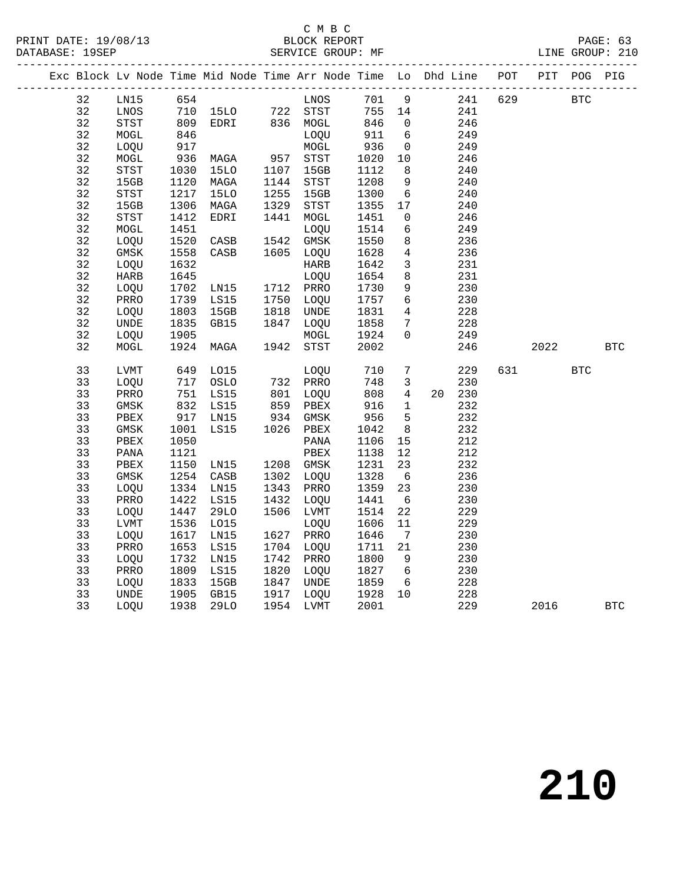C M B C
BLOCK REPORT
SERVICE GROUP: MF

PRINT DATE: 19/08/13
DATABASE: 19SEP
LINE GROUP: 210

| Exc | Block | Lv | Node | Time | Mid Node | Time | Arr Node | Time | Lo | Dhd | Line | POT | PIT | POG | PIG |
|---|---|---|---|---|---|---|---|---|---|---|---|---|---|---|---|
| | 32 | | LN15 | 654 | | | LNOS | 701 | 9 | | 241 | 629 | | BTC | |
| | 32 | | LNOS | 710 | 15LO | 722 | STST | 755 | 14 | | 241 | | | | |
| | 32 | | STST | 809 | EDRI | 836 | MOGL | 846 | 0 | | 246 | | | | |
| | 32 | | MOGL | 846 | | | LOQU | 911 | 6 | | 249 | | | | |
| | 32 | | LOQU | 917 | | | MOGL | 936 | 0 | | 249 | | | | |
| | 32 | | MOGL | 936 | MAGA | 957 | STST | 1020 | 10 | | 246 | | | | |
| | 32 | | STST | 1030 | 15LO | 1107 | 15GB | 1112 | 8 | | 240 | | | | |
| | 32 | | 15GB | 1120 | MAGA | 1144 | STST | 1208 | 9 | | 240 | | | | |
| | 32 | | STST | 1217 | 15LO | 1255 | 15GB | 1300 | 6 | | 240 | | | | |
| | 32 | | 15GB | 1306 | MAGA | 1329 | STST | 1355 | 17 | | 240 | | | | |
| | 32 | | STST | 1412 | EDRI | 1441 | MOGL | 1451 | 0 | | 246 | | | | |
| | 32 | | MOGL | 1451 | | | LOQU | 1514 | 6 | | 249 | | | | |
| | 32 | | LOQU | 1520 | CASB | 1542 | GMSK | 1550 | 8 | | 236 | | | | |
| | 32 | | GMSK | 1558 | CASB | 1605 | LOQU | 1628 | 4 | | 236 | | | | |
| | 32 | | LOQU | 1632 | | | HARB | 1642 | 3 | | 231 | | | | |
| | 32 | | HARB | 1645 | | | LOQU | 1654 | 8 | | 231 | | | | |
| | 32 | | LOQU | 1702 | LN15 | 1712 | PRRO | 1730 | 9 | | 230 | | | | |
| | 32 | | PRRO | 1739 | LS15 | 1750 | LOQU | 1757 | 6 | | 230 | | | | |
| | 32 | | LOQU | 1803 | 15GB | 1818 | UNDE | 1831 | 4 | | 228 | | | | |
| | 32 | | UNDE | 1835 | GB15 | 1847 | LOQU | 1858 | 7 | | 228 | | | | |
| | 32 | | LOQU | 1905 | | | MOGL | 1924 | 0 | | 249 | | | | |
| | 32 | | MOGL | 1924 | MAGA | 1942 | STST | 2002 | | | 246 | | 2022 | | BTC |
| | 33 | | LVMT | 649 | LO15 | | LOQU | 710 | 7 | | 229 | 631 | | BTC | |
| | 33 | | LOQU | 717 | OSLO | 732 | PRRO | 748 | 3 | | 230 | | | | |
| | 33 | | PRRO | 751 | LS15 | 801 | LOQU | 808 | 4 | 20 | 230 | | | | |
| | 33 | | GMSK | 832 | LS15 | 859 | PBEX | 916 | 1 | | 232 | | | | |
| | 33 | | PBEX | 917 | LN15 | 934 | GMSK | 956 | 5 | | 232 | | | | |
| | 33 | | GMSK | 1001 | LS15 | 1026 | PBEX | 1042 | 8 | | 232 | | | | |
| | 33 | | PBEX | 1050 | | | PANA | 1106 | 15 | | 212 | | | | |
| | 33 | | PANA | 1121 | | | PBEX | 1138 | 12 | | 212 | | | | |
| | 33 | | PBEX | 1150 | LN15 | 1208 | GMSK | 1231 | 23 | | 232 | | | | |
| | 33 | | GMSK | 1254 | CASB | 1302 | LOQU | 1328 | 6 | | 236 | | | | |
| | 33 | | LOQU | 1334 | LN15 | 1343 | PRRO | 1359 | 23 | | 230 | | | | |
| | 33 | | PRRO | 1422 | LS15 | 1432 | LOQU | 1441 | 6 | | 230 | | | | |
| | 33 | | LOQU | 1447 | 29LO | 1506 | LVMT | 1514 | 22 | | 229 | | | | |
| | 33 | | LVMT | 1536 | LO15 | | LOQU | 1606 | 11 | | 229 | | | | |
| | 33 | | LOQU | 1617 | LN15 | 1627 | PRRO | 1646 | 7 | | 230 | | | | |
| | 33 | | PRRO | 1653 | LS15 | 1704 | LOQU | 1711 | 21 | | 230 | | | | |
| | 33 | | LOQU | 1732 | LN15 | 1742 | PRRO | 1800 | 9 | | 230 | | | | |
| | 33 | | PRRO | 1809 | LS15 | 1820 | LOQU | 1827 | 6 | | 230 | | | | |
| | 33 | | LOQU | 1833 | 15GB | 1847 | UNDE | 1859 | 6 | | 228 | | | | |
| | 33 | | UNDE | 1905 | GB15 | 1917 | LOQU | 1928 | 10 | | 228 | | | | |
| | 33 | | LOQU | 1938 | 29LO | 1954 | LVMT | 2001 | | | 229 | | 2016 | | BTC |

210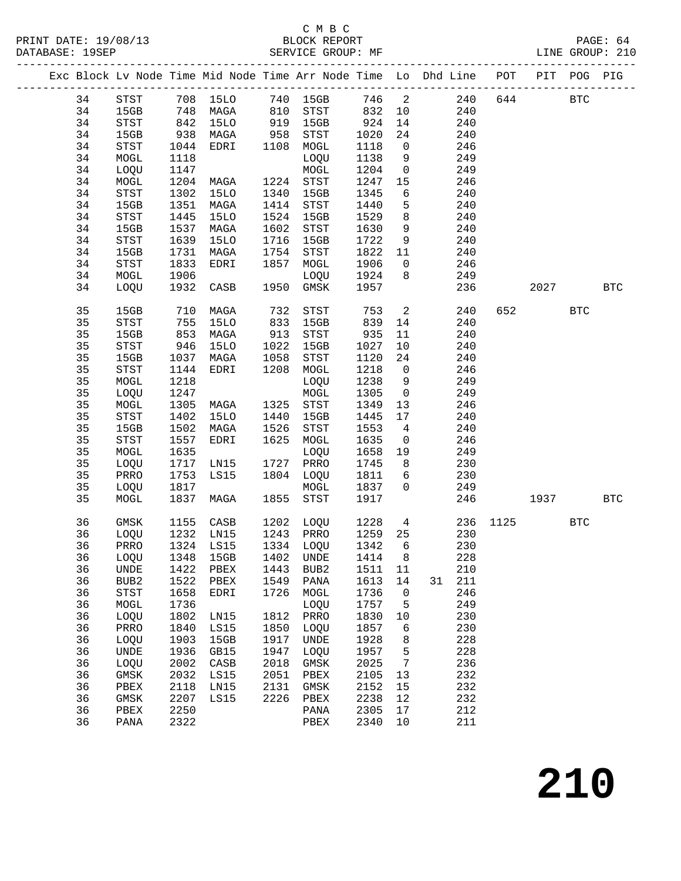C M B C
PRINT DATE: 19/08/13 BLOCK REPORT
DATABASE: 19SEP SERVICE GROUP: MF LINE GROUP: 210

| Exc | Block | Lv | Node | Time | Mid Node | Time | Arr Node | Time | Lo | Dhd | Line | POT | PIT | POG | PIG |
|---|---|---|---|---|---|---|---|---|---|---|---|---|---|---|---|
| | 34 | | STST | 708 | 15LO | 740 | 15GB | 746 | 2 | | 240 | 644 | | BTC | |
| | 34 | | 15GB | 748 | MAGA | 810 | STST | 832 | 10 | | 240 | | | | |
| | 34 | | STST | 842 | 15LO | 919 | 15GB | 924 | 14 | | 240 | | | | |
| | 34 | | 15GB | 938 | MAGA | 958 | STST | 1020 | 24 | | 240 | | | | |
| | 34 | | STST | 1044 | EDRI | 1108 | MOGL | 1118 | 0 | | 246 | | | | |
| | 34 | | MOGL | 1118 | | | LOQU | 1138 | 9 | | 249 | | | | |
| | 34 | | LOQU | 1147 | | | MOGL | 1204 | 0 | | 249 | | | | |
| | 34 | | MOGL | 1204 | MAGA | 1224 | STST | 1247 | 15 | | 246 | | | | |
| | 34 | | STST | 1302 | 15LO | 1340 | 15GB | 1345 | 6 | | 240 | | | | |
| | 34 | | 15GB | 1351 | MAGA | 1414 | STST | 1440 | 5 | | 240 | | | | |
| | 34 | | STST | 1445 | 15LO | 1524 | 15GB | 1529 | 8 | | 240 | | | | |
| | 34 | | 15GB | 1537 | MAGA | 1602 | STST | 1630 | 9 | | 240 | | | | |
| | 34 | | STST | 1639 | 15LO | 1716 | 15GB | 1722 | 9 | | 240 | | | | |
| | 34 | | 15GB | 1731 | MAGA | 1754 | STST | 1822 | 11 | | 240 | | | | |
| | 34 | | STST | 1833 | EDRI | 1857 | MOGL | 1906 | 0 | | 246 | | | | |
| | 34 | | MOGL | 1906 | | | LOQU | 1924 | 8 | | 249 | | | | |
| | 34 | | LOQU | 1932 | CASB | 1950 | GMSK | 1957 | | | 236 | | 2027 | | BTC |
| | 35 | | 15GB | 710 | MAGA | 732 | STST | 753 | 2 | | 240 | 652 | | BTC | |
| | 35 | | STST | 755 | 15LO | 833 | 15GB | 839 | 14 | | 240 | | | | |
| | 35 | | 15GB | 853 | MAGA | 913 | STST | 935 | 11 | | 240 | | | | |
| | 35 | | STST | 946 | 15LO | 1022 | 15GB | 1027 | 10 | | 240 | | | | |
| | 35 | | 15GB | 1037 | MAGA | 1058 | STST | 1120 | 24 | | 240 | | | | |
| | 35 | | STST | 1144 | EDRI | 1208 | MOGL | 1218 | 0 | | 246 | | | | |
| | 35 | | MOGL | 1218 | | | LOQU | 1238 | 9 | | 249 | | | | |
| | 35 | | LOQU | 1247 | | | MOGL | 1305 | 0 | | 249 | | | | |
| | 35 | | MOGL | 1305 | MAGA | 1325 | STST | 1349 | 13 | | 246 | | | | |
| | 35 | | STST | 1402 | 15LO | 1440 | 15GB | 1445 | 17 | | 240 | | | | |
| | 35 | | 15GB | 1502 | MAGA | 1526 | STST | 1553 | 4 | | 240 | | | | |
| | 35 | | STST | 1557 | EDRI | 1625 | MOGL | 1635 | 0 | | 246 | | | | |
| | 35 | | MOGL | 1635 | | | LOQU | 1658 | 19 | | 249 | | | | |
| | 35 | | LOQU | 1717 | LN15 | 1727 | PRRO | 1745 | 8 | | 230 | | | | |
| | 35 | | PRRO | 1753 | LS15 | 1804 | LOQU | 1811 | 6 | | 230 | | | | |
| | 35 | | LOQU | 1817 | | | MOGL | 1837 | 0 | | 249 | | | | |
| | 35 | | MOGL | 1837 | MAGA | 1855 | STST | 1917 | | | 246 | | 1937 | | BTC |
| | 36 | | GMSK | 1155 | CASB | 1202 | LOQU | 1228 | 4 | | 236 | 1125 | | BTC | |
| | 36 | | LOQU | 1232 | LN15 | 1243 | PRRO | 1259 | 25 | | 230 | | | | |
| | 36 | | PRRO | 1324 | LS15 | 1334 | LOQU | 1342 | 6 | | 230 | | | | |
| | 36 | | LOQU | 1348 | 15GB | 1402 | UNDE | 1414 | 8 | | 228 | | | | |
| | 36 | | UNDE | 1422 | PBEX | 1443 | BUB2 | 1511 | 11 | | 210 | | | | |
| | 36 | | BUB2 | 1522 | PBEX | 1549 | PANA | 1613 | 14 | 31 | 211 | | | | |
| | 36 | | STST | 1658 | EDRI | 1726 | MOGL | 1736 | 0 | | 246 | | | | |
| | 36 | | MOGL | 1736 | | | LOQU | 1757 | 5 | | 249 | | | | |
| | 36 | | LOQU | 1802 | LN15 | 1812 | PRRO | 1830 | 10 | | 230 | | | | |
| | 36 | | PRRO | 1840 | LS15 | 1850 | LOQU | 1857 | 6 | | 230 | | | | |
| | 36 | | LOQU | 1903 | 15GB | 1917 | UNDE | 1928 | 8 | | 228 | | | | |
| | 36 | | UNDE | 1936 | GB15 | 1947 | LOQU | 1957 | 5 | | 228 | | | | |
| | 36 | | LOQU | 2002 | CASB | 2018 | GMSK | 2025 | 7 | | 236 | | | | |
| | 36 | | GMSK | 2032 | LS15 | 2051 | PBEX | 2105 | 13 | | 232 | | | | |
| | 36 | | PBEX | 2118 | LN15 | 2131 | GMSK | 2152 | 15 | | 232 | | | | |
| | 36 | | GMSK | 2207 | LS15 | 2226 | PBEX | 2238 | 12 | | 232 | | | | |
| | 36 | | PBEX | 2250 | | | PANA | 2305 | 17 | | 212 | | | | |
| | 36 | | PANA | 2322 | | | PBEX | 2340 | 10 | | 211 | | | | |

210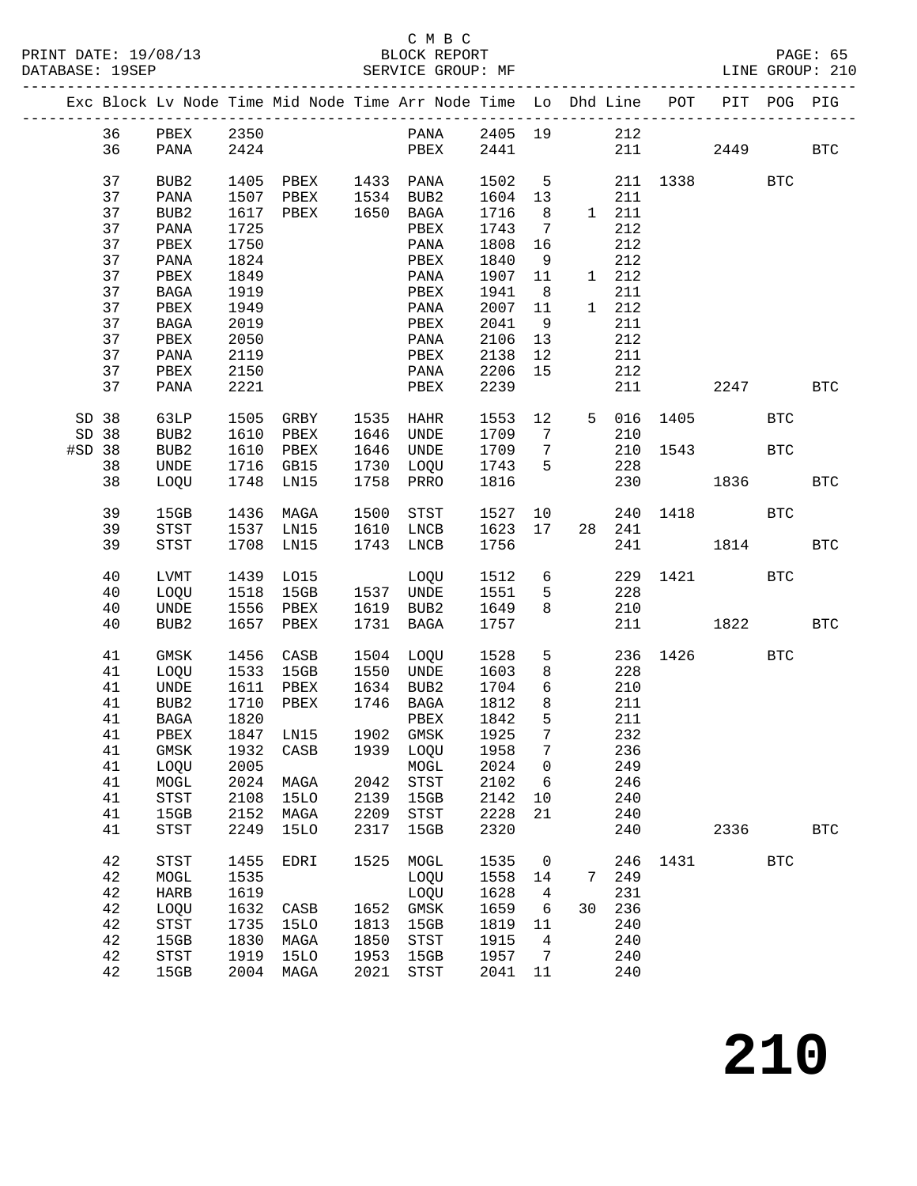C M B C
BLOCK REPORT
SERVICE GROUP: MF

PRINT DATE: 19/08/13
DATABASE: 19SEP

LINE GROUP: 210

| Exc | Block | Lv Node | Time | Mid Node | Time | Arr Node | Time | Lo | Dhd | Line | POT | PIT | POG | PIG |
|---|---|---|---|---|---|---|---|---|---|---|---|---|---|---|
| | 36 | PBEX | 2350 | | | PANA | 2405 | 19 | | 212 | | | | |
| | 36 | PANA | 2424 | | | PBEX | 2441 | | | 211 | | 2449 | | BTC |
| | 37 | BUB2 | 1405 | PBEX | 1433 | PANA | 1502 | 5 | | 211 | 1338 | | BTC | |
| | 37 | PANA | 1507 | PBEX | 1534 | BUB2 | 1604 | 13 | | 211 | | | | |
| | 37 | BUB2 | 1617 | PBEX | 1650 | BAGA | 1716 | 8 | 1 | 211 | | | | |
| | 37 | PANA | 1725 | | | PBEX | 1743 | 7 | | 212 | | | | |
| | 37 | PBEX | 1750 | | | PANA | 1808 | 16 | | 212 | | | | |
| | 37 | PANA | 1824 | | | PBEX | 1840 | 9 | | 212 | | | | |
| | 37 | PBEX | 1849 | | | PANA | 1907 | 11 | 1 | 212 | | | | |
| | 37 | BAGA | 1919 | | | PBEX | 1941 | 8 | | 211 | | | | |
| | 37 | PBEX | 1949 | | | PANA | 2007 | 11 | 1 | 212 | | | | |
| | 37 | BAGA | 2019 | | | PBEX | 2041 | 9 | | 211 | | | | |
| | 37 | PBEX | 2050 | | | PANA | 2106 | 13 | | 212 | | | | |
| | 37 | PANA | 2119 | | | PBEX | 2138 | 12 | | 211 | | | | |
| | 37 | PBEX | 2150 | | | PANA | 2206 | 15 | | 212 | | | | |
| | 37 | PANA | 2221 | | | PBEX | 2239 | | | 211 | | 2247 | | BTC |
| SD | 38 | 63LP | 1505 | GRBY | 1535 | HAHR | 1553 | 12 | 5 | 016 | 1405 | | BTC | |
| SD | 38 | BUB2 | 1610 | PBEX | 1646 | UNDE | 1709 | 7 | | 210 | | | | |
| #SD | 38 | BUB2 | 1610 | PBEX | 1646 | UNDE | 1709 | 7 | | 210 | 1543 | | BTC | |
| | 38 | UNDE | 1716 | GB15 | 1730 | LOQU | 1743 | 5 | | 228 | | | | |
| | 38 | LOQU | 1748 | LN15 | 1758 | PRRO | 1816 | | | 230 | | 1836 | | BTC |
| | 39 | 15GB | 1436 | MAGA | 1500 | STST | 1527 | 10 | | 240 | 1418 | | BTC | |
| | 39 | STST | 1537 | LN15 | 1610 | LNCB | 1623 | 17 | 28 | 241 | | | | |
| | 39 | STST | 1708 | LN15 | 1743 | LNCB | 1756 | | | 241 | | 1814 | | BTC |
| | 40 | LVMT | 1439 | LO15 | | LOQU | 1512 | 6 | | 229 | 1421 | | BTC | |
| | 40 | LOQU | 1518 | 15GB | 1537 | UNDE | 1551 | 5 | | 228 | | | | |
| | 40 | UNDE | 1556 | PBEX | 1619 | BUB2 | 1649 | 8 | | 210 | | | | |
| | 40 | BUB2 | 1657 | PBEX | 1731 | BAGA | 1757 | | | 211 | | 1822 | | BTC |
| | 41 | GMSK | 1456 | CASB | 1504 | LOQU | 1528 | 5 | | 236 | 1426 | | BTC | |
| | 41 | LOQU | 1533 | 15GB | 1550 | UNDE | 1603 | 8 | | 228 | | | | |
| | 41 | UNDE | 1611 | PBEX | 1634 | BUB2 | 1704 | 6 | | 210 | | | | |
| | 41 | BUB2 | 1710 | PBEX | 1746 | BAGA | 1812 | 8 | | 211 | | | | |
| | 41 | BAGA | 1820 | | | PBEX | 1842 | 5 | | 211 | | | | |
| | 41 | PBEX | 1847 | LN15 | 1902 | GMSK | 1925 | 7 | | 232 | | | | |
| | 41 | GMSK | 1932 | CASB | 1939 | LOQU | 1958 | 7 | | 236 | | | | |
| | 41 | LOQU | 2005 | | | MOGL | 2024 | 0 | | 249 | | | | |
| | 41 | MOGL | 2024 | MAGA | 2042 | STST | 2102 | 6 | | 246 | | | | |
| | 41 | STST | 2108 | 15LO | 2139 | 15GB | 2142 | 10 | | 240 | | | | |
| | 41 | 15GB | 2152 | MAGA | 2209 | STST | 2228 | 21 | | 240 | | | | |
| | 41 | STST | 2249 | 15LO | 2317 | 15GB | 2320 | | | 240 | | 2336 | | BTC |
| | 42 | STST | 1455 | EDRI | 1525 | MOGL | 1535 | 0 | | 246 | 1431 | | BTC | |
| | 42 | MOGL | 1535 | | | LOQU | 1558 | 14 | 7 | 249 | | | | |
| | 42 | HARB | 1619 | | | LOQU | 1628 | 4 | | 231 | | | | |
| | 42 | LOQU | 1632 | CASB | 1652 | GMSK | 1659 | 6 | 30 | 236 | | | | |
| | 42 | STST | 1735 | 15LO | 1813 | 15GB | 1819 | 11 | | 240 | | | | |
| | 42 | 15GB | 1830 | MAGA | 1850 | STST | 1915 | 4 | | 240 | | | | |
| | 42 | STST | 1919 | 15LO | 1953 | 15GB | 1957 | 7 | | 240 | | | | |
| | 42 | 15GB | 2004 | MAGA | 2021 | STST | 2041 | 11 | | 240 | | | | |

**210**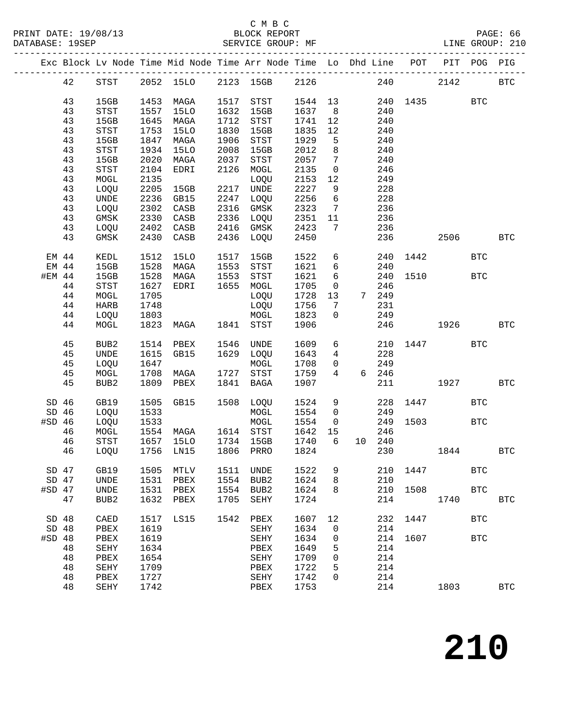C M B C

PRINT DATE: 19/08/13 BLOCK REPORT PAGE: 66
DATABASE: 19SEP SERVICE GROUP: MF LINE GROUP: 210

| Exc | Block | Lv Node | Time | Mid Node | Time | Arr Node | Time | Lo | Dhd | Line | POT | PIT | POG | PIG |
|---|---|---|---|---|---|---|---|---|---|---|---|---|---|---|
| | 42 | STST | 2052 | 15LO | 2123 | 15GB | 2126 | | | 240 | | 2142 | | BTC |
| | 43 | 15GB | 1453 | MAGA | 1517 | STST | 1544 | 13 | | 240 | 1435 | | BTC | |
| | 43 | STST | 1557 | 15LO | 1632 | 15GB | 1637 | 8 | | 240 | | | | |
| | 43 | 15GB | 1645 | MAGA | 1712 | STST | 1741 | 12 | | 240 | | | | |
| | 43 | STST | 1753 | 15LO | 1830 | 15GB | 1835 | 12 | | 240 | | | | |
| | 43 | 15GB | 1847 | MAGA | 1906 | STST | 1929 | 5 | | 240 | | | | |
| | 43 | STST | 1934 | 15LO | 2008 | 15GB | 2012 | 8 | | 240 | | | | |
| | 43 | 15GB | 2020 | MAGA | 2037 | STST | 2057 | 7 | | 240 | | | | |
| | 43 | STST | 2104 | EDRI | 2126 | MOGL | 2135 | 0 | | 246 | | | | |
| | 43 | MOGL | 2135 | | | LOQU | 2153 | 12 | | 249 | | | | |
| | 43 | LOQU | 2205 | 15GB | 2217 | UNDE | 2227 | 9 | | 228 | | | | |
| | 43 | UNDE | 2236 | GB15 | 2247 | LOQU | 2256 | 6 | | 228 | | | | |
| | 43 | LOQU | 2302 | CASB | 2316 | GMSK | 2323 | 7 | | 236 | | | | |
| | 43 | GMSK | 2330 | CASB | 2336 | LOQU | 2351 | 11 | | 236 | | | | |
| | 43 | LOQU | 2402 | CASB | 2416 | GMSK | 2423 | 7 | | 236 | | | | |
| | 43 | GMSK | 2430 | CASB | 2436 | LOQU | 2450 | | | 236 | | 2506 | | BTC |
| EM | 44 | KEDL | 1512 | 15LO | 1517 | 15GB | 1522 | 6 | | 240 | 1442 | | BTC | |
| EM | 44 | 15GB | 1528 | MAGA | 1553 | STST | 1621 | 6 | | 240 | | | | |
| #EM | 44 | 15GB | 1528 | MAGA | 1553 | STST | 1621 | 6 | | 240 | 1510 | | BTC | |
| | 44 | STST | 1627 | EDRI | 1655 | MOGL | 1705 | 0 | | 246 | | | | |
| | 44 | MOGL | 1705 | | | LOQU | 1728 | 13 | 7 | 249 | | | | |
| | 44 | HARB | 1748 | | | LOQU | 1756 | 7 | | 231 | | | | |
| | 44 | LOQU | 1803 | | | MOGL | 1823 | 0 | | 249 | | | | |
| | 44 | MOGL | 1823 | MAGA | 1841 | STST | 1906 | | | 246 | | 1926 | | BTC |
| | 45 | BUB2 | 1514 | PBEX | 1546 | UNDE | 1609 | 6 | | 210 | 1447 | | BTC | |
| | 45 | UNDE | 1615 | GB15 | 1629 | LOQU | 1643 | 4 | | 228 | | | | |
| | 45 | LOQU | 1647 | | | MOGL | 1708 | 0 | | 249 | | | | |
| | 45 | MOGL | 1708 | MAGA | 1727 | STST | 1759 | 4 | 6 | 246 | | | | |
| | 45 | BUB2 | 1809 | PBEX | 1841 | BAGA | 1907 | | | 211 | | 1927 | | BTC |
| SD | 46 | GB19 | 1505 | GB15 | 1508 | LOQU | 1524 | 9 | | 228 | 1447 | | BTC | |
| SD | 46 | LOQU | 1533 | | | MOGL | 1554 | 0 | | 249 | | | | |
| #SD | 46 | LOQU | 1533 | | | MOGL | 1554 | 0 | | 249 | 1503 | | BTC | |
| | 46 | MOGL | 1554 | MAGA | 1614 | STST | 1642 | 15 | | 246 | | | | |
| | 46 | STST | 1657 | 15LO | 1734 | 15GB | 1740 | 6 | 10 | 240 | | | | |
| | 46 | LOQU | 1756 | LN15 | 1806 | PRRO | 1824 | | | 230 | | 1844 | | BTC |
| SD | 47 | GB19 | 1505 | MTLV | 1511 | UNDE | 1522 | 9 | | 210 | 1447 | | BTC | |
| SD | 47 | UNDE | 1531 | PBEX | 1554 | BUB2 | 1624 | 8 | | 210 | | | | |
| #SD | 47 | UNDE | 1531 | PBEX | 1554 | BUB2 | 1624 | 8 | | 210 | 1508 | | BTC | |
| | 47 | BUB2 | 1632 | PBEX | 1705 | SEHY | 1724 | | | 214 | | 1740 | | BTC |
| SD | 48 | CAED | 1517 | LS15 | 1542 | PBEX | 1607 | 12 | | 232 | 1447 | | BTC | |
| SD | 48 | PBEX | 1619 | | | SEHY | 1634 | 0 | | 214 | | | | |
| #SD | 48 | PBEX | 1619 | | | SEHY | 1634 | 0 | | 214 | 1607 | | BTC | |
| | 48 | SEHY | 1634 | | | PBEX | 1649 | 5 | | 214 | | | | |
| | 48 | PBEX | 1654 | | | SEHY | 1709 | 0 | | 214 | | | | |
| | 48 | SEHY | 1709 | | | PBEX | 1722 | 5 | | 214 | | | | |
| | 48 | PBEX | 1727 | | | SEHY | 1742 | 0 | | 214 | | | | |
| | 48 | SEHY | 1742 | | | PBEX | 1753 | | | 214 | | 1803 | | BTC |

# 210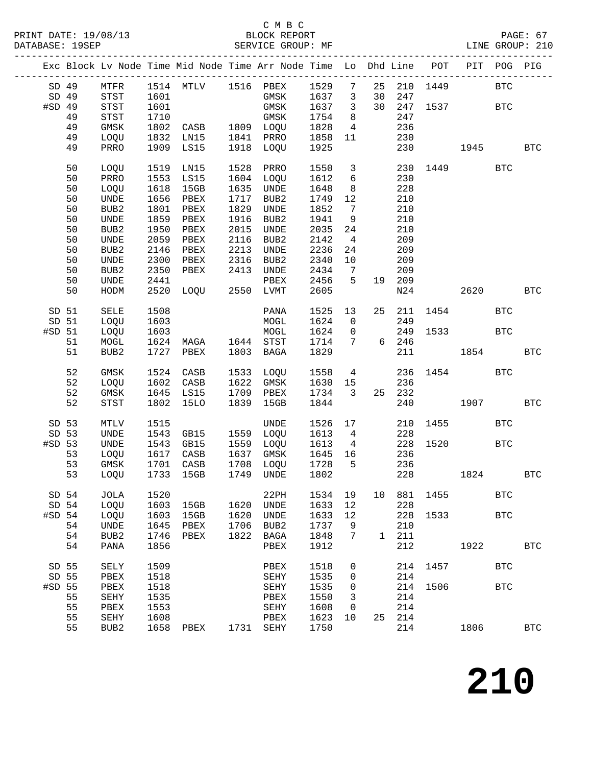C M B C
PRINT DATE: 19/08/13 BLOCK REPORT PAGE: 67
DATABASE: 19SEP SERVICE GROUP: MF LINE GROUP: 210

| Exc | Block | Lv | Node | Time | Mid Node | Time | Arr Node | Time | Lo | Dhd | Line | POT | PIT | POG | PIG |
|---|---|---|---|---|---|---|---|---|---|---|---|---|---|---|---|
| SD | 49 | | MTFR | 1514 | MTLV | 1516 | PBEX | 1529 | 7 | 25 | 210 | 1449 | | BTC | |
| SD | 49 | | STST | 1601 | | | GMSK | 1637 | 3 | 30 | 247 | | | | |
| #SD | 49 | | STST | 1601 | | | GMSK | 1637 | 3 | 30 | 247 | 1537 | | BTC | |
| | 49 | | STST | 1710 | | | GMSK | 1754 | 8 | | 247 | | | | |
| | 49 | | GMSK | 1802 | CASB | 1809 | LOQU | 1828 | 4 | | 236 | | | | |
| | 49 | | LOQU | 1832 | LN15 | 1841 | PRRO | 1858 | 11 | | 230 | | | | |
| | 49 | | PRRO | 1909 | LS15 | 1918 | LOQU | 1925 | | | 230 | | 1945 | | BTC |
| | 50 | | LOQU | 1519 | LN15 | 1528 | PRRO | 1550 | 3 | | 230 | 1449 | | BTC | |
| | 50 | | PRRO | 1553 | LS15 | 1604 | LOQU | 1612 | 6 | | 230 | | | | |
| | 50 | | LOQU | 1618 | 15GB | 1635 | UNDE | 1648 | 8 | | 228 | | | | |
| | 50 | | UNDE | 1656 | PBEX | 1717 | BUB2 | 1749 | 12 | | 210 | | | | |
| | 50 | | BUB2 | 1801 | PBEX | 1829 | UNDE | 1852 | 7 | | 210 | | | | |
| | 50 | | UNDE | 1859 | PBEX | 1916 | BUB2 | 1941 | 9 | | 210 | | | | |
| | 50 | | BUB2 | 1950 | PBEX | 2015 | UNDE | 2035 | 24 | | 210 | | | | |
| | 50 | | UNDE | 2059 | PBEX | 2116 | BUB2 | 2142 | 4 | | 209 | | | | |
| | 50 | | BUB2 | 2146 | PBEX | 2213 | UNDE | 2236 | 24 | | 209 | | | | |
| | 50 | | UNDE | 2300 | PBEX | 2316 | BUB2 | 2340 | 10 | | 209 | | | | |
| | 50 | | BUB2 | 2350 | PBEX | 2413 | UNDE | 2434 | 7 | | 209 | | | | |
| | 50 | | UNDE | 2441 | | | PBEX | 2456 | 5 | 19 | 209 | | | | |
| | 50 | | HODM | 2520 | LOQU | 2550 | LVMT | 2605 | | | N24 | | 2620 | | BTC |
| SD | 51 | | SELE | 1508 | | | PANA | 1525 | 13 | 25 | 211 | 1454 | | BTC | |
| SD | 51 | | LOQU | 1603 | | | MOGL | 1624 | 0 | | 249 | | | | |
| #SD | 51 | | LOQU | 1603 | | | MOGL | 1624 | 0 | | 249 | 1533 | | BTC | |
| | 51 | | MOGL | 1624 | MAGA | 1644 | STST | 1714 | 7 | 6 | 246 | | | | |
| | 51 | | BUB2 | 1727 | PBEX | 1803 | BAGA | 1829 | | | 211 | | 1854 | | BTC |
| | 52 | | GMSK | 1524 | CASB | 1533 | LOQU | 1558 | 4 | | 236 | 1454 | | BTC | |
| | 52 | | LOQU | 1602 | CASB | 1622 | GMSK | 1630 | 15 | | 236 | | | | |
| | 52 | | GMSK | 1645 | LS15 | 1709 | PBEX | 1734 | 3 | 25 | 232 | | | | |
| | 52 | | STST | 1802 | 15LO | 1839 | 15GB | 1844 | | | 240 | | 1907 | | BTC |
| SD | 53 | | MTLV | 1515 | | | UNDE | 1526 | 17 | | 210 | 1455 | | BTC | |
| SD | 53 | | UNDE | 1543 | GB15 | 1559 | LOQU | 1613 | 4 | | 228 | | | | |
| #SD | 53 | | UNDE | 1543 | GB15 | 1559 | LOQU | 1613 | 4 | | 228 | 1520 | | BTC | |
| | 53 | | LOQU | 1617 | CASB | 1637 | GMSK | 1645 | 16 | | 236 | | | | |
| | 53 | | GMSK | 1701 | CASB | 1708 | LOQU | 1728 | 5 | | 236 | | | | |
| | 53 | | LOQU | 1733 | 15GB | 1749 | UNDE | 1802 | | | 228 | | 1824 | | BTC |
| SD | 54 | | JOLA | 1520 | | | 22PH | 1534 | 19 | 10 | 881 | 1455 | | BTC | |
| SD | 54 | | LOQU | 1603 | 15GB | 1620 | UNDE | 1633 | 12 | | 228 | | | | |
| #SD | 54 | | LOQU | 1603 | 15GB | 1620 | UNDE | 1633 | 12 | | 228 | 1533 | | BTC | |
| | 54 | | UNDE | 1645 | PBEX | 1706 | BUB2 | 1737 | 9 | | 210 | | | | |
| | 54 | | BUB2 | 1746 | PBEX | 1822 | BAGA | 1848 | 7 | 1 | 211 | | | | |
| | 54 | | PANA | 1856 | | | PBEX | 1912 | | | 212 | | 1922 | | BTC |
| SD | 55 | | SELY | 1509 | | | PBEX | 1518 | 0 | | 214 | 1457 | | BTC | |
| SD | 55 | | PBEX | 1518 | | | SEHY | 1535 | 0 | | 214 | | | | |
| #SD | 55 | | PBEX | 1518 | | | SEHY | 1535 | 0 | | 214 | 1506 | | BTC | |
| | 55 | | SEHY | 1535 | | | PBEX | 1550 | 3 | | 214 | | | | |
| | 55 | | PBEX | 1553 | | | SEHY | 1608 | 0 | | 214 | | | | |
| | 55 | | SEHY | 1608 | | | PBEX | 1623 | 10 | 25 | 214 | | | | |
| | 55 | | BUB2 | 1658 | PBEX | 1731 | SEHY | 1750 | | | 214 | | 1806 | | BTC |

# 210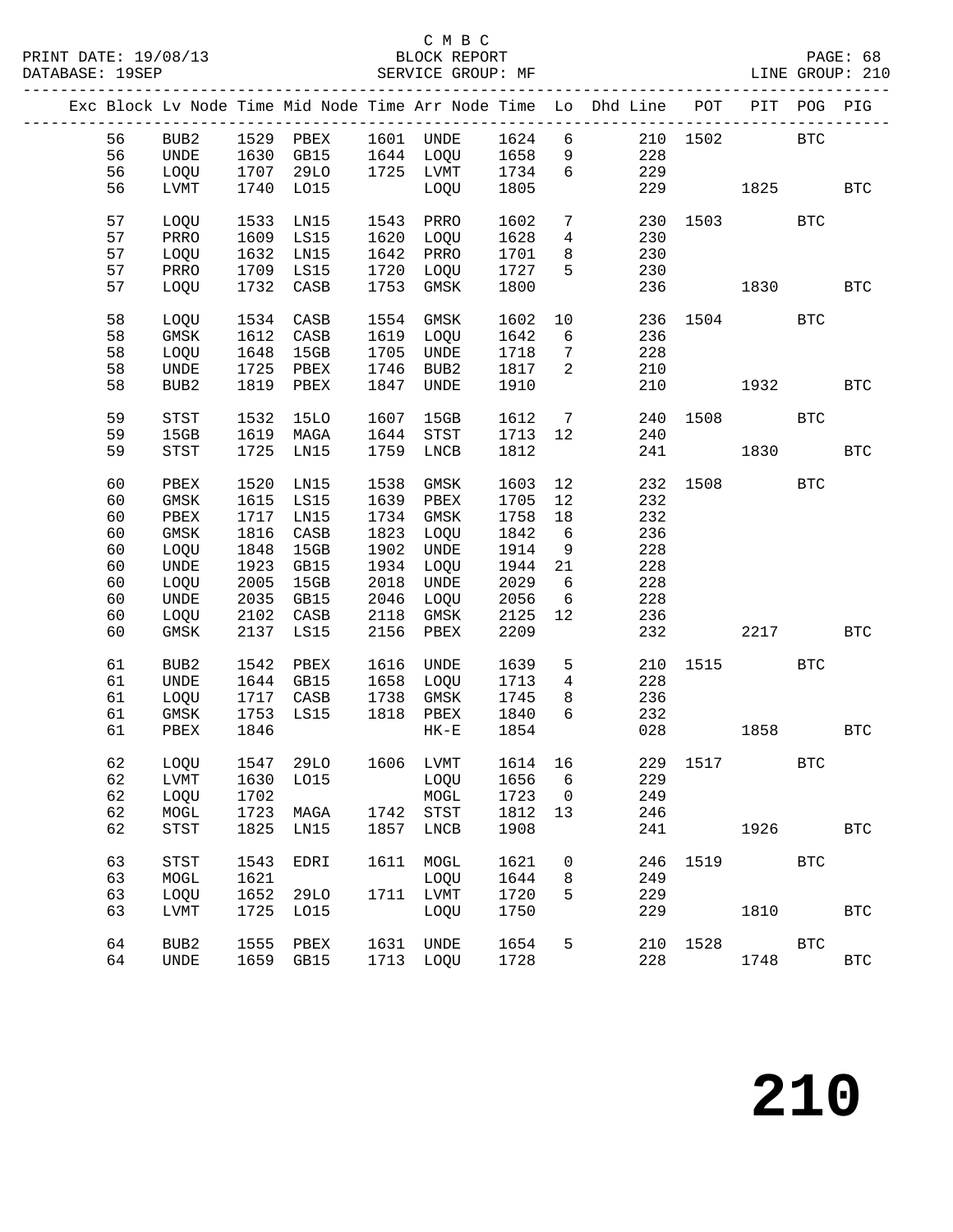C M B C
PRINT DATE: 19/08/13 BLOCK REPORT PAGE: 68
DATABASE: 19SEP SERVICE GROUP: MF LINE GROUP: 210

| Exc | Block | Lv | Node | Time | Mid Node | Time | Arr Node | Time | Lo | Dhd Line | POT | PIT | POG | PIG |
|---|---|---|---|---|---|---|---|---|---|---|---|---|---|---|
| | 56 | | BUB2 | 1529 | PBEX | 1601 | UNDE | 1624 | 6 | 210 | 1502 | | BTC | |
| | 56 | | UNDE | 1630 | GB15 | 1644 | LOQU | 1658 | 9 | 228 | | | | |
| | 56 | | LOQU | 1707 | 29LO | 1725 | LVMT | 1734 | 6 | 229 | | | | |
| | 56 | | LVMT | 1740 | LO15 | | LOQU | 1805 | | 229 | | 1825 | | BTC |
| | 57 | | LOQU | 1533 | LN15 | 1543 | PRRO | 1602 | 7 | 230 | 1503 | | BTC | |
| | 57 | | PRRO | 1609 | LS15 | 1620 | LOQU | 1628 | 4 | 230 | | | | |
| | 57 | | LOQU | 1632 | LN15 | 1642 | PRRO | 1701 | 8 | 230 | | | | |
| | 57 | | PRRO | 1709 | LS15 | 1720 | LOQU | 1727 | 5 | 230 | | | | |
| | 57 | | LOQU | 1732 | CASB | 1753 | GMSK | 1800 | | 236 | | 1830 | | BTC |
| | 58 | | LOQU | 1534 | CASB | 1554 | GMSK | 1602 | 10 | 236 | 1504 | | BTC | |
| | 58 | | GMSK | 1612 | CASB | 1619 | LOQU | 1642 | 6 | 236 | | | | |
| | 58 | | LOQU | 1648 | 15GB | 1705 | UNDE | 1718 | 7 | 228 | | | | |
| | 58 | | UNDE | 1725 | PBEX | 1746 | BUB2 | 1817 | 2 | 210 | | | | |
| | 58 | | BUB2 | 1819 | PBEX | 1847 | UNDE | 1910 | | 210 | | 1932 | | BTC |
| | 59 | | STST | 1532 | 15LO | 1607 | 15GB | 1612 | 7 | 240 | 1508 | | BTC | |
| | 59 | | 15GB | 1619 | MAGA | 1644 | STST | 1713 | 12 | 240 | | | | |
| | 59 | | STST | 1725 | LN15 | 1759 | LNCB | 1812 | | 241 | | 1830 | | BTC |
| | 60 | | PBEX | 1520 | LN15 | 1538 | GMSK | 1603 | 12 | 232 | 1508 | | BTC | |
| | 60 | | GMSK | 1615 | LS15 | 1639 | PBEX | 1705 | 12 | 232 | | | | |
| | 60 | | PBEX | 1717 | LN15 | 1734 | GMSK | 1758 | 18 | 232 | | | | |
| | 60 | | GMSK | 1816 | CASB | 1823 | LOQU | 1842 | 6 | 236 | | | | |
| | 60 | | LOQU | 1848 | 15GB | 1902 | UNDE | 1914 | 9 | 228 | | | | |
| | 60 | | UNDE | 1923 | GB15 | 1934 | LOQU | 1944 | 21 | 228 | | | | |
| | 60 | | LOQU | 2005 | 15GB | 2018 | UNDE | 2029 | 6 | 228 | | | | |
| | 60 | | UNDE | 2035 | GB15 | 2046 | LOQU | 2056 | 6 | 228 | | | | |
| | 60 | | LOQU | 2102 | CASB | 2118 | GMSK | 2125 | 12 | 236 | | | | |
| | 60 | | GMSK | 2137 | LS15 | 2156 | PBEX | 2209 | | 232 | | 2217 | | BTC |
| | 61 | | BUB2 | 1542 | PBEX | 1616 | UNDE | 1639 | 5 | 210 | 1515 | | BTC | |
| | 61 | | UNDE | 1644 | GB15 | 1658 | LOQU | 1713 | 4 | 228 | | | | |
| | 61 | | LOQU | 1717 | CASB | 1738 | GMSK | 1745 | 8 | 236 | | | | |
| | 61 | | GMSK | 1753 | LS15 | 1818 | PBEX | 1840 | 6 | 232 | | | | |
| | 61 | | PBEX | 1846 | | | HK-E | 1854 | | 028 | | 1858 | | BTC |
| | 62 | | LOQU | 1547 | 29LO | 1606 | LVMT | 1614 | 16 | 229 | 1517 | | BTC | |
| | 62 | | LVMT | 1630 | LO15 | | LOQU | 1656 | 6 | 229 | | | | |
| | 62 | | LOQU | 1702 | | | MOGL | 1723 | 0 | 249 | | | | |
| | 62 | | MOGL | 1723 | MAGA | 1742 | STST | 1812 | 13 | 246 | | | | |
| | 62 | | STST | 1825 | LN15 | 1857 | LNCB | 1908 | | 241 | | 1926 | | BTC |
| | 63 | | STST | 1543 | EDRI | 1611 | MOGL | 1621 | 0 | 246 | 1519 | | BTC | |
| | 63 | | MOGL | 1621 | | | LOQU | 1644 | 8 | 249 | | | | |
| | 63 | | LOQU | 1652 | 29LO | 1711 | LVMT | 1720 | 5 | 229 | | | | |
| | 63 | | LVMT | 1725 | LO15 | | LOQU | 1750 | | 229 | | 1810 | | BTC |
| | 64 | | BUB2 | 1555 | PBEX | 1631 | UNDE | 1654 | 5 | 210 | 1528 | | BTC | |
| | 64 | | UNDE | 1659 | GB15 | 1713 | LOQU | 1728 | | 228 | | 1748 | | BTC |

# 210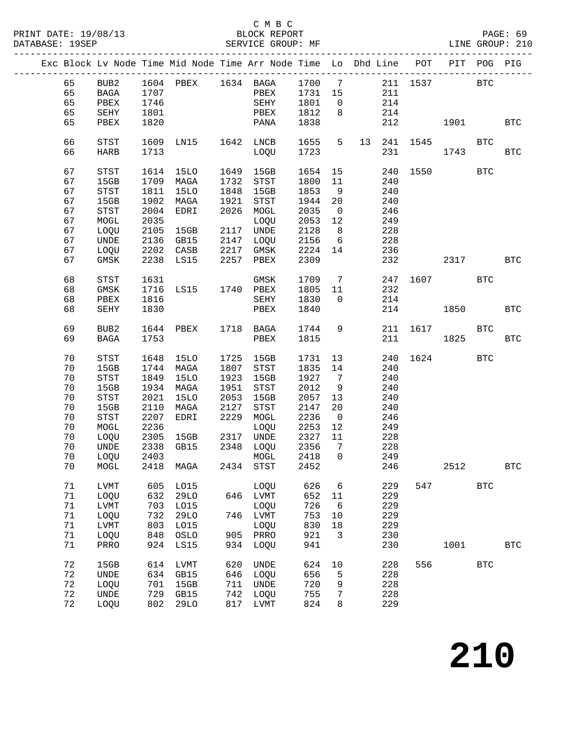C M B C
PRINT DATE: 19/08/13 BLOCK REPORT
DATABASE: 19SEP SERVICE GROUP: MF LINE GROUP: 210

| Exc | Block | Lv | Node | Time | Mid Node | Time | Arr Node | Time | Lo | Dhd | Line | POT | PIT | POG | PIG |
|---|---|---|---|---|---|---|---|---|---|---|---|---|---|---|---|
| | 65 | | BUB2 | 1604 | PBEX | 1634 | BAGA | 1700 | 7 | | 211 | 1537 | | BTC | |
| | 65 | | BAGA | 1707 | | | PBEX | 1731 | 15 | | 211 | | | | |
| | 65 | | PBEX | 1746 | | | SEHY | 1801 | 0 | | 214 | | | | |
| | 65 | | SEHY | 1801 | | | PBEX | 1812 | 8 | | 214 | | | | |
| | 65 | | PBEX | 1820 | | | PANA | 1838 | | | 212 | | 1901 | | BTC |
| | 66 | | STST | 1609 | LN15 | 1642 | LNCB | 1655 | 5 | 13 | 241 | 1545 | | BTC | |
| | 66 | | HARB | 1713 | | | LOQU | 1723 | | | 231 | | 1743 | | BTC |
| | 67 | | STST | 1614 | 15LO | 1649 | 15GB | 1654 | 15 | | 240 | 1550 | | BTC | |
| | 67 | | 15GB | 1709 | MAGA | 1732 | STST | 1800 | 11 | | 240 | | | | |
| | 67 | | STST | 1811 | 15LO | 1848 | 15GB | 1853 | 9 | | 240 | | | | |
| | 67 | | 15GB | 1902 | MAGA | 1921 | STST | 1944 | 20 | | 240 | | | | |
| | 67 | | STST | 2004 | EDRI | 2026 | MOGL | 2035 | 0 | | 246 | | | | |
| | 67 | | MOGL | 2035 | | | LOQU | 2053 | 12 | | 249 | | | | |
| | 67 | | LOQU | 2105 | 15GB | 2117 | UNDE | 2128 | 8 | | 228 | | | | |
| | 67 | | UNDE | 2136 | GB15 | 2147 | LOQU | 2156 | 6 | | 228 | | | | |
| | 67 | | LOQU | 2202 | CASB | 2217 | GMSK | 2224 | 14 | | 236 | | | | |
| | 67 | | GMSK | 2238 | LS15 | 2257 | PBEX | 2309 | | | 232 | | 2317 | | BTC |
| | 68 | | STST | 1631 | | | GMSK | 1709 | 7 | | 247 | 1607 | | BTC | |
| | 68 | | GMSK | 1716 | LS15 | 1740 | PBEX | 1805 | 11 | | 232 | | | | |
| | 68 | | PBEX | 1816 | | | SEHY | 1830 | 0 | | 214 | | | | |
| | 68 | | SEHY | 1830 | | | PBEX | 1840 | | | 214 | | 1850 | | BTC |
| | 69 | | BUB2 | 1644 | PBEX | 1718 | BAGA | 1744 | 9 | | 211 | 1617 | | BTC | |
| | 69 | | BAGA | 1753 | | | PBEX | 1815 | | | 211 | | 1825 | | BTC |
| | 70 | | STST | 1648 | 15LO | 1725 | 15GB | 1731 | 13 | | 240 | 1624 | | BTC | |
| | 70 | | 15GB | 1744 | MAGA | 1807 | STST | 1835 | 14 | | 240 | | | | |
| | 70 | | STST | 1849 | 15LO | 1923 | 15GB | 1927 | 7 | | 240 | | | | |
| | 70 | | 15GB | 1934 | MAGA | 1951 | STST | 2012 | 9 | | 240 | | | | |
| | 70 | | STST | 2021 | 15LO | 2053 | 15GB | 2057 | 13 | | 240 | | | | |
| | 70 | | 15GB | 2110 | MAGA | 2127 | STST | 2147 | 20 | | 240 | | | | |
| | 70 | | STST | 2207 | EDRI | 2229 | MOGL | 2236 | 0 | | 246 | | | | |
| | 70 | | MOGL | 2236 | | | LOQU | 2253 | 12 | | 249 | | | | |
| | 70 | | LOQU | 2305 | 15GB | 2317 | UNDE | 2327 | 11 | | 228 | | | | |
| | 70 | | UNDE | 2338 | GB15 | 2348 | LOQU | 2356 | 7 | | 228 | | | | |
| | 70 | | LOQU | 2403 | | | MOGL | 2418 | 0 | | 249 | | | | |
| | 70 | | MOGL | 2418 | MAGA | 2434 | STST | 2452 | | | 246 | | 2512 | | BTC |
| | 71 | | LVMT | 605 | LO15 | | LOQU | 626 | 6 | | 229 | 547 | | BTC | |
| | 71 | | LOQU | 632 | 29LO | 646 | LVMT | 652 | 11 | | 229 | | | | |
| | 71 | | LVMT | 703 | LO15 | | LOQU | 726 | 6 | | 229 | | | | |
| | 71 | | LOQU | 732 | 29LO | 746 | LVMT | 753 | 10 | | 229 | | | | |
| | 71 | | LVMT | 803 | LO15 | | LOQU | 830 | 18 | | 229 | | | | |
| | 71 | | LOQU | 848 | OSLO | 905 | PRRO | 921 | 3 | | 230 | | | | |
| | 71 | | PRRO | 924 | LS15 | 934 | LOQU | 941 | | | 230 | | 1001 | | BTC |
| | 72 | | 15GB | 614 | LVMT | 620 | UNDE | 624 | 10 | | 228 | 556 | | BTC | |
| | 72 | | UNDE | 634 | GB15 | 646 | LOQU | 656 | 5 | | 228 | | | | |
| | 72 | | LOQU | 701 | 15GB | 711 | UNDE | 720 | 9 | | 228 | | | | |
| | 72 | | UNDE | 729 | GB15 | 742 | LOQU | 755 | 7 | | 228 | | | | |
| | 72 | | LOQU | 802 | 29LO | 817 | LVMT | 824 | 8 | | 229 | | | | |

# 210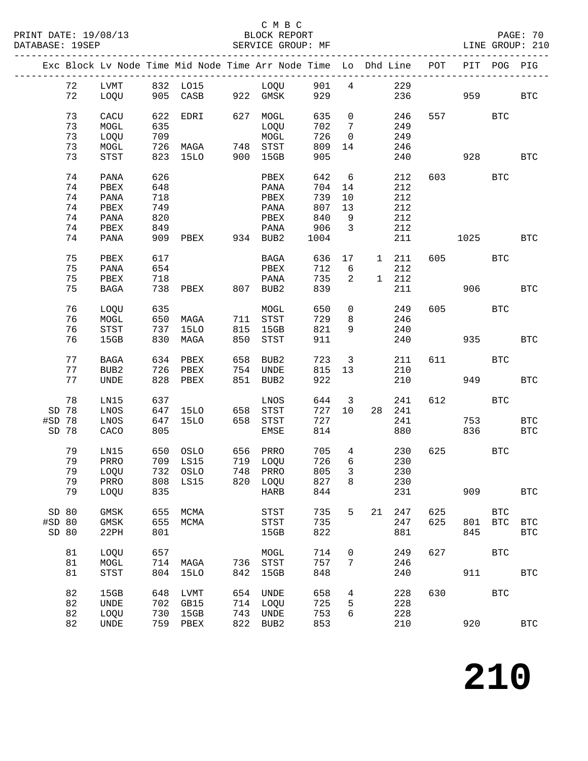C M B C
PRINT DATE: 19/08/13 BLOCK REPORT PAGE: 70
DATABASE: 19SEP SERVICE GROUP: MF LINE GROUP: 210

| Exc | Block | Lv Node | Time | Mid Node | Time | Arr Node | Time | Lo | Dhd | Line | POT | PIT | POG | PIG |
|---|---|---|---|---|---|---|---|---|---|---|---|---|---|---|
| | 72 | LVMT | 832 | LO15 | | LOQU | 901 | 4 | | 229 | | | | |
| | 72 | LOQU | 905 | CASB | 922 | GMSK | 929 | | | 236 | | 959 | | BTC |
| | 73 | CACU | 622 | EDRI | 627 | MOGL | 635 | 0 | | 246 | 557 | | BTC | |
| | 73 | MOGL | 635 | | | LOQU | 702 | 7 | | 249 | | | | |
| | 73 | LOQU | 709 | | | MOGL | 726 | 0 | | 249 | | | | |
| | 73 | MOGL | 726 | MAGA | 748 | STST | 809 | 14 | | 246 | | | | |
| | 73 | STST | 823 | 15LO | 900 | 15GB | 905 | | | 240 | | 928 | | BTC |
| | 74 | PANA | 626 | | | PBEX | 642 | 6 | | 212 | 603 | | BTC | |
| | 74 | PBEX | 648 | | | PANA | 704 | 14 | | 212 | | | | |
| | 74 | PANA | 718 | | | PBEX | 739 | 10 | | 212 | | | | |
| | 74 | PBEX | 749 | | | PANA | 807 | 13 | | 212 | | | | |
| | 74 | PANA | 820 | | | PBEX | 840 | 9 | | 212 | | | | |
| | 74 | PBEX | 849 | | | PANA | 906 | 3 | | 212 | | | | |
| | 74 | PANA | 909 | PBEX | 934 | BUB2 | 1004 | | | 211 | | 1025 | | BTC |
| | 75 | PBEX | 617 | | | BAGA | 636 | 17 | 1 | 211 | 605 | | BTC | |
| | 75 | PANA | 654 | | | PBEX | 712 | 6 | | 212 | | | | |
| | 75 | PBEX | 718 | | | PANA | 735 | 2 | 1 | 212 | | | | |
| | 75 | BAGA | 738 | PBEX | 807 | BUB2 | 839 | | | 211 | | 906 | | BTC |
| | 76 | LOQU | 635 | | | MOGL | 650 | 0 | | 249 | 605 | | BTC | |
| | 76 | MOGL | 650 | MAGA | 711 | STST | 729 | 8 | | 246 | | | | |
| | 76 | STST | 737 | 15LO | 815 | 15GB | 821 | 9 | | 240 | | | | |
| | 76 | 15GB | 830 | MAGA | 850 | STST | 911 | | | 240 | | 935 | | BTC |
| | 77 | BAGA | 634 | PBEX | 658 | BUB2 | 723 | 3 | | 211 | 611 | | BTC | |
| | 77 | BUB2 | 726 | PBEX | 754 | UNDE | 815 | 13 | | 210 | | | | |
| | 77 | UNDE | 828 | PBEX | 851 | BUB2 | 922 | | | 210 | | 949 | | BTC |
| | 78 | LN15 | 637 | | | LNOS | 644 | 3 | | 241 | 612 | | BTC | |
| SD | 78 | LNOS | 647 | 15LO | 658 | STST | 727 | 10 | 28 | 241 | | | | |
| #SD | 78 | LNOS | 647 | 15LO | 658 | STST | 727 | | | 241 | | 753 | | BTC |
| SD | 78 | CACO | 805 | | | EMSE | 814 | | | 880 | | 836 | | BTC |
| | 79 | LN15 | 650 | OSLO | 656 | PRRO | 705 | 4 | | 230 | 625 | | BTC | |
| | 79 | PRRO | 709 | LS15 | 719 | LOQU | 726 | 6 | | 230 | | | | |
| | 79 | LOQU | 732 | OSLO | 748 | PRRO | 805 | 3 | | 230 | | | | |
| | 79 | PRRO | 808 | LS15 | 820 | LOQU | 827 | 8 | | 230 | | | | |
| | 79 | LOQU | 835 | | | HARB | 844 | | | 231 | | 909 | | BTC |
| SD | 80 | GMSK | 655 | MCMA | | STST | 735 | 5 | 21 | 247 | 625 | | BTC | |
| #SD | 80 | GMSK | 655 | MCMA | | STST | 735 | | | 247 | 625 | 801 | BTC | BTC |
| SD | 80 | 22PH | 801 | | | 15GB | 822 | | | 881 | | 845 | | BTC |
| | 81 | LOQU | 657 | | | MOGL | 714 | 0 | | 249 | 627 | | BTC | |
| | 81 | MOGL | 714 | MAGA | 736 | STST | 757 | 7 | | 246 | | | | |
| | 81 | STST | 804 | 15LO | 842 | 15GB | 848 | | | 240 | | 911 | | BTC |
| | 82 | 15GB | 648 | LVMT | 654 | UNDE | 658 | 4 | | 228 | 630 | | BTC | |
| | 82 | UNDE | 702 | GB15 | 714 | LOQU | 725 | 5 | | 228 | | | | |
| | 82 | LOQU | 730 | 15GB | 743 | UNDE | 753 | 6 | | 228 | | | | |
| | 82 | UNDE | 759 | PBEX | 822 | BUB2 | 853 | | | 210 | | 920 | | BTC |

# 210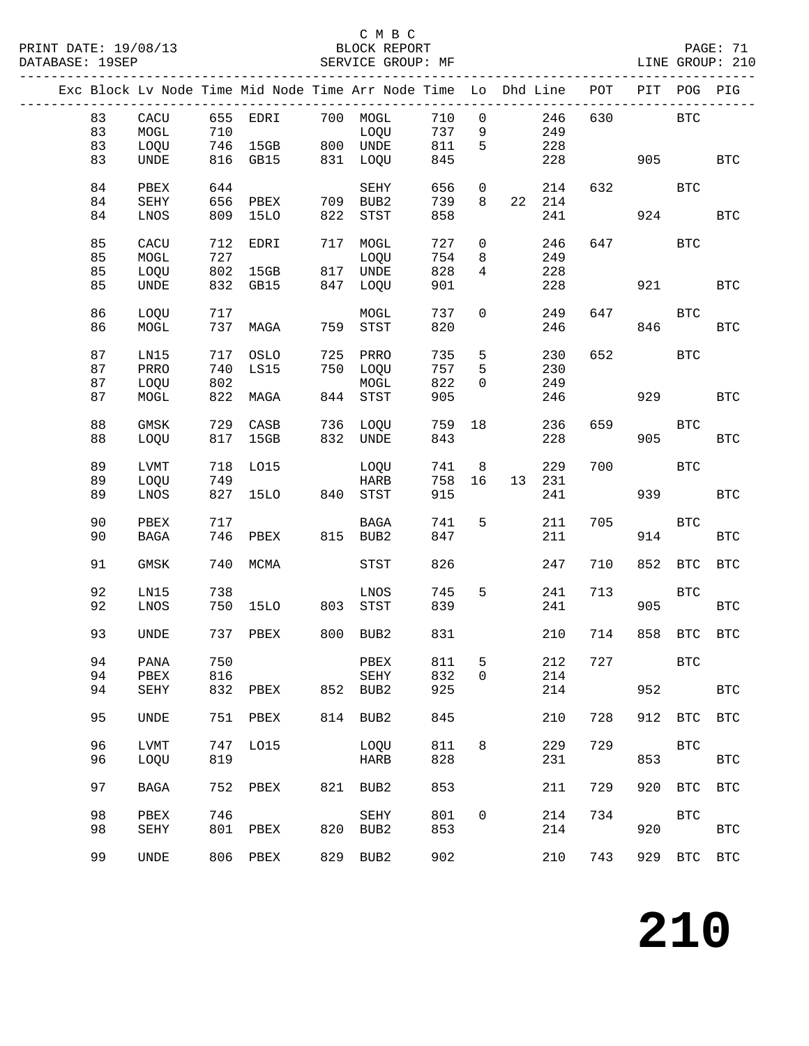C M B C
PRINT DATE: 19/08/13 BLOCK REPORT
DATABASE: 19SEP SERVICE GROUP: MF LINE GROUP: 210

| Exc | Block | Lv | Node | Time | Mid Node | Time | Arr Node | Time | Lo | Dhd | Line | POT | PIT | POG | PIG |
|---|---|---|---|---|---|---|---|---|---|---|---|---|---|---|---|
| | 83 | | CACU | 655 | EDRI | 700 | MOGL | 710 | 0 | | 246 | 630 | | BTC | |
| | 83 | | MOGL | 710 | | | LOQU | 737 | 9 | | 249 | | | | |
| | 83 | | LOQU | 746 | 15GB | 800 | UNDE | 811 | 5 | | 228 | | | | |
| | 83 | | UNDE | 816 | GB15 | 831 | LOQU | 845 | | | 228 | | 905 | | BTC |
| | 84 | | PBEX | 644 | | | SEHY | 656 | 0 | | 214 | 632 | | BTC | |
| | 84 | | SEHY | 656 | PBEX | 709 | BUB2 | 739 | 8 | 22 | 214 | | | | |
| | 84 | | LNOS | 809 | 15LO | 822 | STST | 858 | | | 241 | | 924 | | BTC |
| | 85 | | CACU | 712 | EDRI | 717 | MOGL | 727 | 0 | | 246 | 647 | | BTC | |
| | 85 | | MOGL | 727 | | | LOQU | 754 | 8 | | 249 | | | | |
| | 85 | | LOQU | 802 | 15GB | 817 | UNDE | 828 | 4 | | 228 | | | | |
| | 85 | | UNDE | 832 | GB15 | 847 | LOQU | 901 | | | 228 | | 921 | | BTC |
| | 86 | | LOQU | 717 | | | MOGL | 737 | 0 | | 249 | 647 | | BTC | |
| | 86 | | MOGL | 737 | MAGA | 759 | STST | 820 | | | 246 | | 846 | | BTC |
| | 87 | | LN15 | 717 | OSLO | 725 | PRRO | 735 | 5 | | 230 | 652 | | BTC | |
| | 87 | | PRRO | 740 | LS15 | 750 | LOQU | 757 | 5 | | 230 | | | | |
| | 87 | | LOQU | 802 | | | MOGL | 822 | 0 | | 249 | | | | |
| | 87 | | MOGL | 822 | MAGA | 844 | STST | 905 | | | 246 | | 929 | | BTC |
| | 88 | | GMSK | 729 | CASB | 736 | LOQU | 759 | 18 | | 236 | 659 | | BTC | |
| | 88 | | LOQU | 817 | 15GB | 832 | UNDE | 843 | | | 228 | | 905 | | BTC |
| | 89 | | LVMT | 718 | LO15 | | LOQU | 741 | 8 | | 229 | 700 | | BTC | |
| | 89 | | LOQU | 749 | | | HARB | 758 | 16 | 13 | 231 | | | | |
| | 89 | | LNOS | 827 | 15LO | 840 | STST | 915 | | | 241 | | 939 | | BTC |
| | 90 | | PBEX | 717 | | | BAGA | 741 | 5 | | 211 | 705 | | BTC | |
| | 90 | | BAGA | 746 | PBEX | 815 | BUB2 | 847 | | | 211 | | 914 | | BTC |
| | 91 | | GMSK | 740 | MCMA | | STST | 826 | | | 247 | 710 | 852 | BTC | BTC |
| | 92 | | LN15 | 738 | | | LNOS | 745 | 5 | | 241 | 713 | | BTC | |
| | 92 | | LNOS | 750 | 15LO | 803 | STST | 839 | | | 241 | | 905 | | BTC |
| | 93 | | UNDE | 737 | PBEX | 800 | BUB2 | 831 | | | 210 | 714 | 858 | BTC | BTC |
| | 94 | | PANA | 750 | | | PBEX | 811 | 5 | | 212 | 727 | | BTC | |
| | 94 | | PBEX | 816 | | | SEHY | 832 | 0 | | 214 | | | | |
| | 94 | | SEHY | 832 | PBEX | 852 | BUB2 | 925 | | | 214 | | 952 | | BTC |
| | 95 | | UNDE | 751 | PBEX | 814 | BUB2 | 845 | | | 210 | 728 | 912 | BTC | BTC |
| | 96 | | LVMT | 747 | LO15 | | LOQU | 811 | 8 | | 229 | 729 | | BTC | |
| | 96 | | LOQU | 819 | | | HARB | 828 | | | 231 | | 853 | | BTC |
| | 97 | | BAGA | 752 | PBEX | 821 | BUB2 | 853 | | | 211 | 729 | 920 | BTC | BTC |
| | 98 | | PBEX | 746 | | | SEHY | 801 | 0 | | 214 | 734 | | BTC | |
| | 98 | | SEHY | 801 | PBEX | 820 | BUB2 | 853 | | | 214 | | 920 | | BTC |
| | 99 | | UNDE | 806 | PBEX | 829 | BUB2 | 902 | | | 210 | 743 | 929 | BTC | BTC |

# 210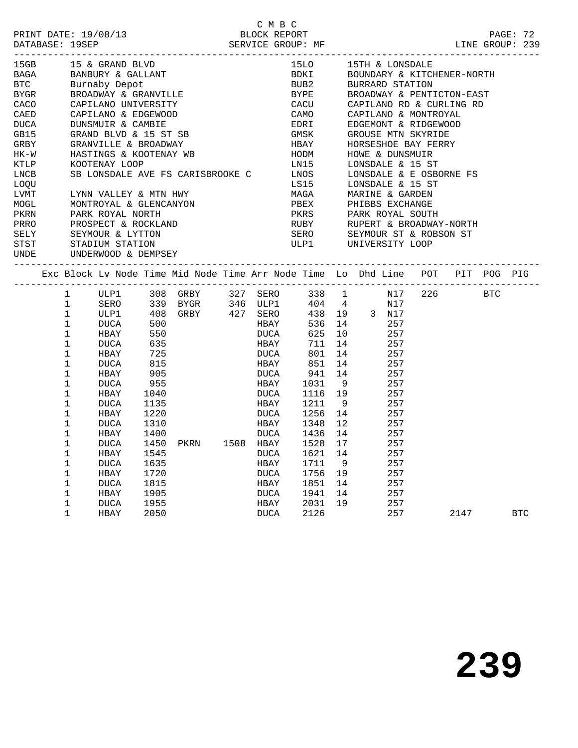C M B C

PRINT DATE: 19/08/13 BLOCK REPORT PAGE: 72
DATABASE: 19SEP SERVICE GROUP: MF LINE GROUP: 239

| Code | Description | Code | Description |
|---|---|---|---|
| 15GB | 15 & GRAND BLVD | 15LO | 15TH & LONSDALE |
| BAGA | BANBURY & GALLANT | BDKI | BOUNDARY & KITCHENER-NORTH |
| BTC | Burnaby Depot | BUB2 | BURRARD STATION |
| BYGR | BROADWAY & GRANVILLE | BYPE | BROADWAY & PENTICTON-EAST |
| CACO | CAPILANO UNIVERSITY | CACU | CAPILANO RD & CURLING RD |
| CAED | CAPILANO & EDGEWOOD | CAMO | CAPILANO & MONTROYAL |
| DUCA | DUNSMUIR & CAMBIE | EDRI | EDGEMONT & RIDGEWOOD |
| GB15 | GRAND BLVD & 15 ST SB | GMSK | GROUSE MTN SKYRIDE |
| GRBY | GRANVILLE & BROADWAY | HBAY | HORSESHOE BAY FERRY |
| HK-W | HASTINGS & KOOTENAY WB | HODM | HOWE & DUNSMUIR |
| KTLP | KOOTENAY LOOP | LN15 | LONSDALE & 15 ST |
| LNCB | SB LONSDALE AVE FS CARISBROOKE C | LNOS | LONSDALE & E OSBORNE FS |
| LOQU | | LS15 | LONSDALE & 15 ST |
| LVMT | LYNN VALLEY & MTN HWY | MAGA | MARINE & GARDEN |
| MOGL | MONTROYAL & GLENCANYON | PBEX | PHIBBS EXCHANGE |
| PKRN | PARK ROYAL NORTH | PKRS | PARK ROYAL SOUTH |
| PRRO | PROSPECT & ROCKLAND | RUBY | RUPERT & BROADWAY-NORTH |
| SELY | SEYMOUR & LYTTON | SERO | SEYMOUR ST & ROBSON ST |
| STST | STADIUM STATION | ULP1 | UNIVERSITY LOOP |
| UNDE | UNDERWOOD & DEMPSEY | | |

| Exc | Block | Lv Node | Time | Mid Node | Time | Arr Node | Time | Lo | Dhd | Line | POT | PIT | POG | PIG |
|---|---|---|---|---|---|---|---|---|---|---|---|---|---|---|
| | 1 | ULP1 | 308 | GRBY | 327 | SERO | 338 | 1 | | N17 | 226 | | BTC | |
| | 1 | SERO | 339 | BYGR | 346 | ULP1 | 404 | 4 | | N17 | | | | |
| | 1 | ULP1 | 408 | GRBY | 427 | SERO | 438 | 19 | 3 | N17 | | | | |
| | 1 | DUCA | 500 | | | HBAY | 536 | 14 | | 257 | | | | |
| | 1 | HBAY | 550 | | | DUCA | 625 | 10 | | 257 | | | | |
| | 1 | DUCA | 635 | | | HBAY | 711 | 14 | | 257 | | | | |
| | 1 | HBAY | 725 | | | DUCA | 801 | 14 | | 257 | | | | |
| | 1 | DUCA | 815 | | | HBAY | 851 | 14 | | 257 | | | | |
| | 1 | HBAY | 905 | | | DUCA | 941 | 14 | | 257 | | | | |
| | 1 | DUCA | 955 | | | HBAY | 1031 | 9 | | 257 | | | | |
| | 1 | HBAY | 1040 | | | DUCA | 1116 | 19 | | 257 | | | | |
| | 1 | DUCA | 1135 | | | HBAY | 1211 | 9 | | 257 | | | | |
| | 1 | HBAY | 1220 | | | DUCA | 1256 | 14 | | 257 | | | | |
| | 1 | DUCA | 1310 | | | HBAY | 1348 | 12 | | 257 | | | | |
| | 1 | HBAY | 1400 | | | DUCA | 1436 | 14 | | 257 | | | | |
| | 1 | DUCA | 1450 | PKRN | 1508 | HBAY | 1528 | 17 | | 257 | | | | |
| | 1 | HBAY | 1545 | | | DUCA | 1621 | 14 | | 257 | | | | |
| | 1 | DUCA | 1635 | | | HBAY | 1711 | 9 | | 257 | | | | |
| | 1 | HBAY | 1720 | | | DUCA | 1756 | 19 | | 257 | | | | |
| | 1 | DUCA | 1815 | | | HBAY | 1851 | 14 | | 257 | | | | |
| | 1 | HBAY | 1905 | | | DUCA | 1941 | 14 | | 257 | | | | |
| | 1 | DUCA | 1955 | | | HBAY | 2031 | 19 | | 257 | | | | |
| | 1 | HBAY | 2050 | | | DUCA | 2126 | | | 257 | | 2147 | | BTC |

239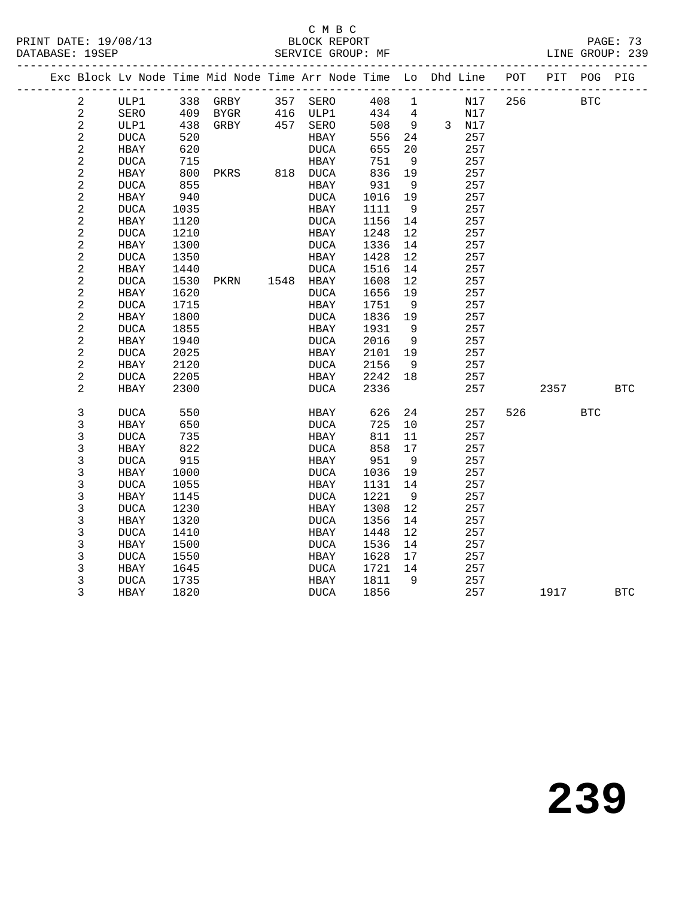C M B C
PRINT DATE: 19/08/13 BLOCK REPORT
DATABASE: 19SEP SERVICE GROUP: MF LINE GROUP: 239

| Exc | Block | Lv | Node | Time | Mid Node | Time | Arr Node | Time | Lo | Dhd | Line | POT | PIT | POG | PIG |
|---|---|---|---|---|---|---|---|---|---|---|---|---|---|---|---|
| | 2 | | ULP1 | 338 | GRBY | 357 | SERO | 408 | 1 | | N17 | 256 | | BTC | |
| | 2 | | SERO | 409 | BYGR | 416 | ULP1 | 434 | 4 | | N17 | | | | |
| | 2 | | ULP1 | 438 | GRBY | 457 | SERO | 508 | 9 | 3 | N17 | | | | |
| | 2 | | DUCA | 520 | | | HBAY | 556 | 24 | | 257 | | | | |
| | 2 | | HBAY | 620 | | | DUCA | 655 | 20 | | 257 | | | | |
| | 2 | | DUCA | 715 | | | HBAY | 751 | 9 | | 257 | | | | |
| | 2 | | HBAY | 800 | PKRS | 818 | DUCA | 836 | 19 | | 257 | | | | |
| | 2 | | DUCA | 855 | | | HBAY | 931 | 9 | | 257 | | | | |
| | 2 | | HBAY | 940 | | | DUCA | 1016 | 19 | | 257 | | | | |
| | 2 | | DUCA | 1035 | | | HBAY | 1111 | 9 | | 257 | | | | |
| | 2 | | HBAY | 1120 | | | DUCA | 1156 | 14 | | 257 | | | | |
| | 2 | | DUCA | 1210 | | | HBAY | 1248 | 12 | | 257 | | | | |
| | 2 | | HBAY | 1300 | | | DUCA | 1336 | 14 | | 257 | | | | |
| | 2 | | DUCA | 1350 | | | HBAY | 1428 | 12 | | 257 | | | | |
| | 2 | | HBAY | 1440 | | | DUCA | 1516 | 14 | | 257 | | | | |
| | 2 | | DUCA | 1530 | PKRN | 1548 | HBAY | 1608 | 12 | | 257 | | | | |
| | 2 | | HBAY | 1620 | | | DUCA | 1656 | 19 | | 257 | | | | |
| | 2 | | DUCA | 1715 | | | HBAY | 1751 | 9 | | 257 | | | | |
| | 2 | | HBAY | 1800 | | | DUCA | 1836 | 19 | | 257 | | | | |
| | 2 | | DUCA | 1855 | | | HBAY | 1931 | 9 | | 257 | | | | |
| | 2 | | HBAY | 1940 | | | DUCA | 2016 | 9 | | 257 | | | | |
| | 2 | | DUCA | 2025 | | | HBAY | 2101 | 19 | | 257 | | | | |
| | 2 | | HBAY | 2120 | | | DUCA | 2156 | 9 | | 257 | | | | |
| | 2 | | DUCA | 2205 | | | HBAY | 2242 | 18 | | 257 | | | | |
| | 2 | | HBAY | 2300 | | | DUCA | 2336 | | | 257 | | 2357 | | BTC |
| | 3 | | DUCA | 550 | | | HBAY | 626 | 24 | | 257 | 526 | | BTC | |
| | 3 | | HBAY | 650 | | | DUCA | 725 | 10 | | 257 | | | | |
| | 3 | | DUCA | 735 | | | HBAY | 811 | 11 | | 257 | | | | |
| | 3 | | HBAY | 822 | | | DUCA | 858 | 17 | | 257 | | | | |
| | 3 | | DUCA | 915 | | | HBAY | 951 | 9 | | 257 | | | | |
| | 3 | | HBAY | 1000 | | | DUCA | 1036 | 19 | | 257 | | | | |
| | 3 | | DUCA | 1055 | | | HBAY | 1131 | 14 | | 257 | | | | |
| | 3 | | HBAY | 1145 | | | DUCA | 1221 | 9 | | 257 | | | | |
| | 3 | | DUCA | 1230 | | | HBAY | 1308 | 12 | | 257 | | | | |
| | 3 | | HBAY | 1320 | | | DUCA | 1356 | 14 | | 257 | | | | |
| | 3 | | DUCA | 1410 | | | HBAY | 1448 | 12 | | 257 | | | | |
| | 3 | | HBAY | 1500 | | | DUCA | 1536 | 14 | | 257 | | | | |
| | 3 | | DUCA | 1550 | | | HBAY | 1628 | 17 | | 257 | | | | |
| | 3 | | HBAY | 1645 | | | DUCA | 1721 | 14 | | 257 | | | | |
| | 3 | | DUCA | 1735 | | | HBAY | 1811 | 9 | | 257 | | | | |
| | 3 | | HBAY | 1820 | | | DUCA | 1856 | | | 257 | | 1917 | | BTC |

# 239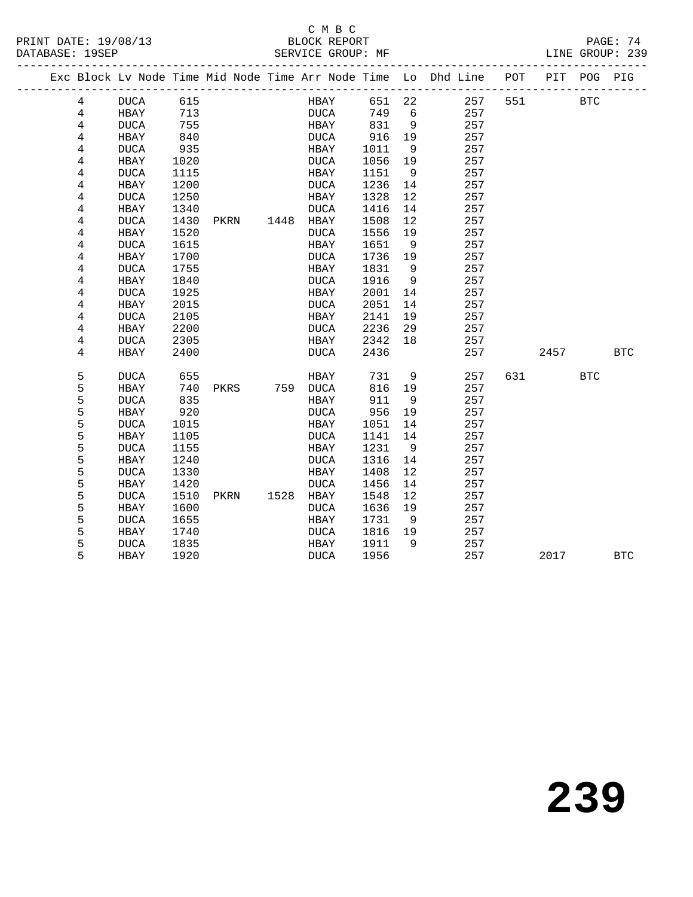C M B C
PRINT DATE: 19/08/13 BLOCK REPORT
DATABASE: 19SEP SERVICE GROUP: MF LINE GROUP: 239

| Exc | Block | Lv | Node | Time | Mid Node | Time | Arr Node | Time | Lo | Dhd Line | POT | PIT | POG | PIG |
|---|---|---|---|---|---|---|---|---|---|---|---|---|---|---|
| | 4 | | DUCA | 615 | | | HBAY | 651 | 22 | 257 | 551 | | BTC | |
| | 4 | | HBAY | 713 | | | DUCA | 749 | 6 | 257 | | | | |
| | 4 | | DUCA | 755 | | | HBAY | 831 | 9 | 257 | | | | |
| | 4 | | HBAY | 840 | | | DUCA | 916 | 19 | 257 | | | | |
| | 4 | | DUCA | 935 | | | HBAY | 1011 | 9 | 257 | | | | |
| | 4 | | HBAY | 1020 | | | DUCA | 1056 | 19 | 257 | | | | |
| | 4 | | DUCA | 1115 | | | HBAY | 1151 | 9 | 257 | | | | |
| | 4 | | HBAY | 1200 | | | DUCA | 1236 | 14 | 257 | | | | |
| | 4 | | DUCA | 1250 | | | HBAY | 1328 | 12 | 257 | | | | |
| | 4 | | HBAY | 1340 | | | DUCA | 1416 | 14 | 257 | | | | |
| | 4 | | DUCA | 1430 | PKRN | 1448 | HBAY | 1508 | 12 | 257 | | | | |
| | 4 | | HBAY | 1520 | | | DUCA | 1556 | 19 | 257 | | | | |
| | 4 | | DUCA | 1615 | | | HBAY | 1651 | 9 | 257 | | | | |
| | 4 | | HBAY | 1700 | | | DUCA | 1736 | 19 | 257 | | | | |
| | 4 | | DUCA | 1755 | | | HBAY | 1831 | 9 | 257 | | | | |
| | 4 | | HBAY | 1840 | | | DUCA | 1916 | 9 | 257 | | | | |
| | 4 | | DUCA | 1925 | | | HBAY | 2001 | 14 | 257 | | | | |
| | 4 | | HBAY | 2015 | | | DUCA | 2051 | 14 | 257 | | | | |
| | 4 | | DUCA | 2105 | | | HBAY | 2141 | 19 | 257 | | | | |
| | 4 | | HBAY | 2200 | | | DUCA | 2236 | 29 | 257 | | | | |
| | 4 | | DUCA | 2305 | | | HBAY | 2342 | 18 | 257 | | | | |
| | 4 | | HBAY | 2400 | | | DUCA | 2436 | | 257 | | 2457 | | BTC |
| | 5 | | DUCA | 655 | | | HBAY | 731 | 9 | 257 | 631 | | BTC | |
| | 5 | | HBAY | 740 | PKRS | 759 | DUCA | 816 | 19 | 257 | | | | |
| | 5 | | DUCA | 835 | | | HBAY | 911 | 9 | 257 | | | | |
| | 5 | | HBAY | 920 | | | DUCA | 956 | 19 | 257 | | | | |
| | 5 | | DUCA | 1015 | | | HBAY | 1051 | 14 | 257 | | | | |
| | 5 | | HBAY | 1105 | | | DUCA | 1141 | 14 | 257 | | | | |
| | 5 | | DUCA | 1155 | | | HBAY | 1231 | 9 | 257 | | | | |
| | 5 | | HBAY | 1240 | | | DUCA | 1316 | 14 | 257 | | | | |
| | 5 | | DUCA | 1330 | | | HBAY | 1408 | 12 | 257 | | | | |
| | 5 | | HBAY | 1420 | | | DUCA | 1456 | 14 | 257 | | | | |
| | 5 | | DUCA | 1510 | PKRN | 1528 | HBAY | 1548 | 12 | 257 | | | | |
| | 5 | | HBAY | 1600 | | | DUCA | 1636 | 19 | 257 | | | | |
| | 5 | | DUCA | 1655 | | | HBAY | 1731 | 9 | 257 | | | | |
| | 5 | | HBAY | 1740 | | | DUCA | 1816 | 19 | 257 | | | | |
| | 5 | | DUCA | 1835 | | | HBAY | 1911 | 9 | 257 | | | | |
| | 5 | | HBAY | 1920 | | | DUCA | 1956 | | 257 | | 2017 | | BTC |

# 239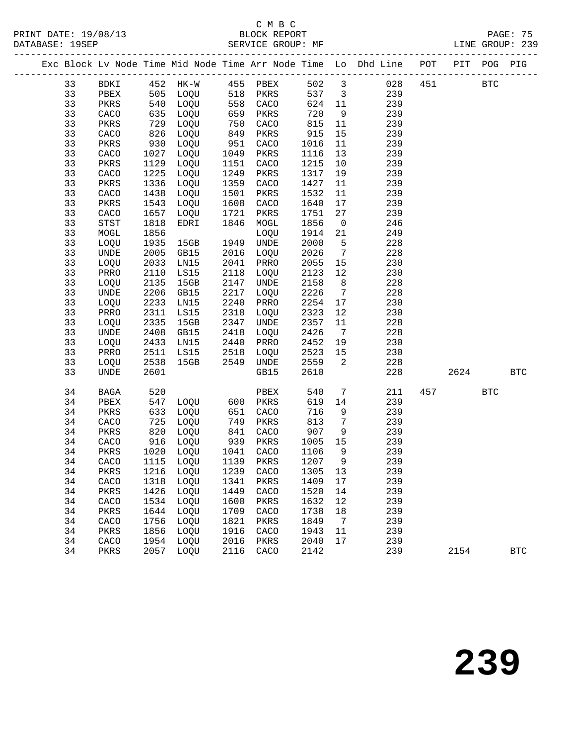C M B C
PRINT DATE: 19/08/13 BLOCK REPORT
DATABASE: 19SEP SERVICE GROUP: MF LINE GROUP: 239

| Exc | Block | Lv | Node | Time | Mid Node | Time | Arr Node | Time | Lo | Dhd Line | POT | PIT | POG | PIG |
|---|---|---|---|---|---|---|---|---|---|---|---|---|---|---|
| | 33 | | BDKI | 452 | HK-W | 455 | PBEX | 502 | 3 | 028 | 451 | | BTC | |
| | 33 | | PBEX | 505 | LOQU | 518 | PKRS | 537 | 3 | 239 | | | | |
| | 33 | | PKRS | 540 | LOQU | 558 | CACO | 624 | 11 | 239 | | | | |
| | 33 | | CACO | 635 | LOQU | 659 | PKRS | 720 | 9 | 239 | | | | |
| | 33 | | PKRS | 729 | LOQU | 750 | CACO | 815 | 11 | 239 | | | | |
| | 33 | | CACO | 826 | LOQU | 849 | PKRS | 915 | 15 | 239 | | | | |
| | 33 | | PKRS | 930 | LOQU | 951 | CACO | 1016 | 11 | 239 | | | | |
| | 33 | | CACO | 1027 | LOQU | 1049 | PKRS | 1116 | 13 | 239 | | | | |
| | 33 | | PKRS | 1129 | LOQU | 1151 | CACO | 1215 | 10 | 239 | | | | |
| | 33 | | CACO | 1225 | LOQU | 1249 | PKRS | 1317 | 19 | 239 | | | | |
| | 33 | | PKRS | 1336 | LOQU | 1359 | CACO | 1427 | 11 | 239 | | | | |
| | 33 | | CACO | 1438 | LOQU | 1501 | PKRS | 1532 | 11 | 239 | | | | |
| | 33 | | PKRS | 1543 | LOQU | 1608 | CACO | 1640 | 17 | 239 | | | | |
| | 33 | | CACO | 1657 | LOQU | 1721 | PKRS | 1751 | 27 | 239 | | | | |
| | 33 | | STST | 1818 | EDRI | 1846 | MOGL | 1856 | 0 | 246 | | | | |
| | 33 | | MOGL | 1856 | | | LOQU | 1914 | 21 | 249 | | | | |
| | 33 | | LOQU | 1935 | 15GB | 1949 | UNDE | 2000 | 5 | 228 | | | | |
| | 33 | | UNDE | 2005 | GB15 | 2016 | LOQU | 2026 | 7 | 228 | | | | |
| | 33 | | LOQU | 2033 | LN15 | 2041 | PRRO | 2055 | 15 | 230 | | | | |
| | 33 | | PRRO | 2110 | LS15 | 2118 | LOQU | 2123 | 12 | 230 | | | | |
| | 33 | | LOQU | 2135 | 15GB | 2147 | UNDE | 2158 | 8 | 228 | | | | |
| | 33 | | UNDE | 2206 | GB15 | 2217 | LOQU | 2226 | 7 | 228 | | | | |
| | 33 | | LOQU | 2233 | LN15 | 2240 | PRRO | 2254 | 17 | 230 | | | | |
| | 33 | | PRRO | 2311 | LS15 | 2318 | LOQU | 2323 | 12 | 230 | | | | |
| | 33 | | LOQU | 2335 | 15GB | 2347 | UNDE | 2357 | 11 | 228 | | | | |
| | 33 | | UNDE | 2408 | GB15 | 2418 | LOQU | 2426 | 7 | 228 | | | | |
| | 33 | | LOQU | 2433 | LN15 | 2440 | PRRO | 2452 | 19 | 230 | | | | |
| | 33 | | PRRO | 2511 | LS15 | 2518 | LOQU | 2523 | 15 | 230 | | | | |
| | 33 | | LOQU | 2538 | 15GB | 2549 | UNDE | 2559 | 2 | 228 | | | | |
| | 33 | | UNDE | 2601 | | | GB15 | 2610 | | 228 | | 2624 | | BTC |
| | 34 | | BAGA | 520 | | | PBEX | 540 | 7 | 211 | 457 | | BTC | |
| | 34 | | PBEX | 547 | LOQU | 600 | PKRS | 619 | 14 | 239 | | | | |
| | 34 | | PKRS | 633 | LOQU | 651 | CACO | 716 | 9 | 239 | | | | |
| | 34 | | CACO | 725 | LOQU | 749 | PKRS | 813 | 7 | 239 | | | | |
| | 34 | | PKRS | 820 | LOQU | 841 | CACO | 907 | 9 | 239 | | | | |
| | 34 | | CACO | 916 | LOQU | 939 | PKRS | 1005 | 15 | 239 | | | | |
| | 34 | | PKRS | 1020 | LOQU | 1041 | CACO | 1106 | 9 | 239 | | | | |
| | 34 | | CACO | 1115 | LOQU | 1139 | PKRS | 1207 | 9 | 239 | | | | |
| | 34 | | PKRS | 1216 | LOQU | 1239 | CACO | 1305 | 13 | 239 | | | | |
| | 34 | | CACO | 1318 | LOQU | 1341 | PKRS | 1409 | 17 | 239 | | | | |
| | 34 | | PKRS | 1426 | LOQU | 1449 | CACO | 1520 | 14 | 239 | | | | |
| | 34 | | CACO | 1534 | LOQU | 1600 | PKRS | 1632 | 12 | 239 | | | | |
| | 34 | | PKRS | 1644 | LOQU | 1709 | CACO | 1738 | 18 | 239 | | | | |
| | 34 | | CACO | 1756 | LOQU | 1821 | PKRS | 1849 | 7 | 239 | | | | |
| | 34 | | PKRS | 1856 | LOQU | 1916 | CACO | 1943 | 11 | 239 | | | | |
| | 34 | | CACO | 1954 | LOQU | 2016 | PKRS | 2040 | 17 | 239 | | | | |
| | 34 | | PKRS | 2057 | LOQU | 2116 | CACO | 2142 | | 239 | | 2154 | | BTC |

239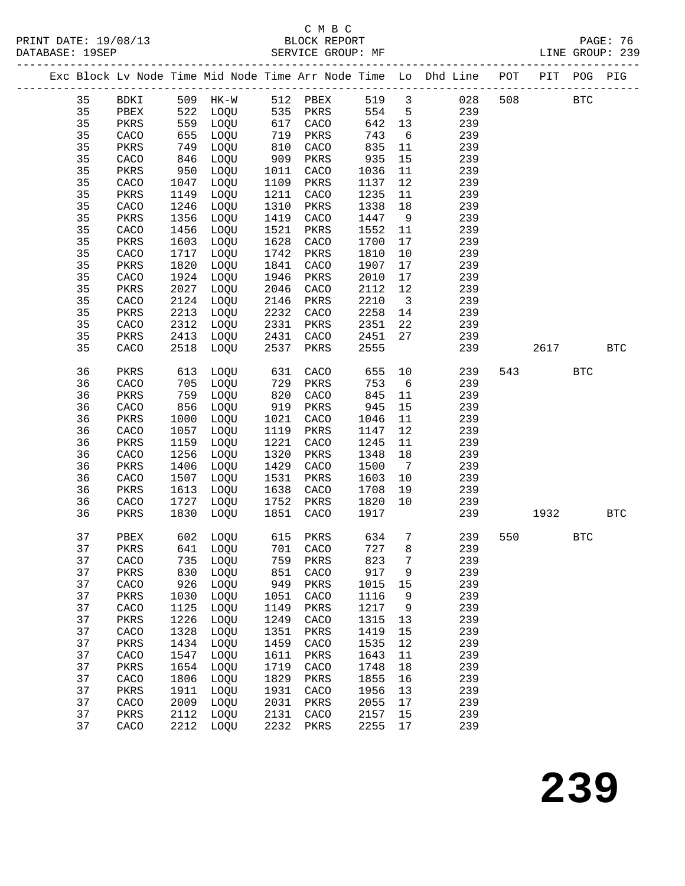C M B C
BLOCK REPORT
SERVICE GROUP: MF

PRINT DATE: 19/08/13
DATABASE: 19SEP
LINE GROUP: 239

| Exc | Block | Lv | Node | Time | Mid Node | Time | Arr Node | Time | Lo | Dhd Line | POT | PIT | POG | PIG |
|---|---|---|---|---|---|---|---|---|---|---|---|---|---|---|
| | 35 | | BDKI | 509 | HK-W | 512 | PBEX | 519 | 3 | 028 | 508 | | BTC | |
| | 35 | | PBEX | 522 | LOQU | 535 | PKRS | 554 | 5 | 239 | | | | |
| | 35 | | PKRS | 559 | LOQU | 617 | CACO | 642 | 13 | 239 | | | | |
| | 35 | | CACO | 655 | LOQU | 719 | PKRS | 743 | 6 | 239 | | | | |
| | 35 | | PKRS | 749 | LOQU | 810 | CACO | 835 | 11 | 239 | | | | |
| | 35 | | CACO | 846 | LOQU | 909 | PKRS | 935 | 15 | 239 | | | | |
| | 35 | | PKRS | 950 | LOQU | 1011 | CACO | 1036 | 11 | 239 | | | | |
| | 35 | | CACO | 1047 | LOQU | 1109 | PKRS | 1137 | 12 | 239 | | | | |
| | 35 | | PKRS | 1149 | LOQU | 1211 | CACO | 1235 | 11 | 239 | | | | |
| | 35 | | CACO | 1246 | LOQU | 1310 | PKRS | 1338 | 18 | 239 | | | | |
| | 35 | | PKRS | 1356 | LOQU | 1419 | CACO | 1447 | 9 | 239 | | | | |
| | 35 | | CACO | 1456 | LOQU | 1521 | PKRS | 1552 | 11 | 239 | | | | |
| | 35 | | PKRS | 1603 | LOQU | 1628 | CACO | 1700 | 17 | 239 | | | | |
| | 35 | | CACO | 1717 | LOQU | 1742 | PKRS | 1810 | 10 | 239 | | | | |
| | 35 | | PKRS | 1820 | LOQU | 1841 | CACO | 1907 | 17 | 239 | | | | |
| | 35 | | CACO | 1924 | LOQU | 1946 | PKRS | 2010 | 17 | 239 | | | | |
| | 35 | | PKRS | 2027 | LOQU | 2046 | CACO | 2112 | 12 | 239 | | | | |
| | 35 | | CACO | 2124 | LOQU | 2146 | PKRS | 2210 | 3 | 239 | | | | |
| | 35 | | PKRS | 2213 | LOQU | 2232 | CACO | 2258 | 14 | 239 | | | | |
| | 35 | | CACO | 2312 | LOQU | 2331 | PKRS | 2351 | 22 | 239 | | | | |
| | 35 | | PKRS | 2413 | LOQU | 2431 | CACO | 2451 | 27 | 239 | | | | |
| | 35 | | CACO | 2518 | LOQU | 2537 | PKRS | 2555 | | 239 | | 2617 | | BTC |
| | 36 | | PKRS | 613 | LOQU | 631 | CACO | 655 | 10 | 239 | 543 | | BTC | |
| | 36 | | CACO | 705 | LOQU | 729 | PKRS | 753 | 6 | 239 | | | | |
| | 36 | | PKRS | 759 | LOQU | 820 | CACO | 845 | 11 | 239 | | | | |
| | 36 | | CACO | 856 | LOQU | 919 | PKRS | 945 | 15 | 239 | | | | |
| | 36 | | PKRS | 1000 | LOQU | 1021 | CACO | 1046 | 11 | 239 | | | | |
| | 36 | | CACO | 1057 | LOQU | 1119 | PKRS | 1147 | 12 | 239 | | | | |
| | 36 | | PKRS | 1159 | LOQU | 1221 | CACO | 1245 | 11 | 239 | | | | |
| | 36 | | CACO | 1256 | LOQU | 1320 | PKRS | 1348 | 18 | 239 | | | | |
| | 36 | | PKRS | 1406 | LOQU | 1429 | CACO | 1500 | 7 | 239 | | | | |
| | 36 | | CACO | 1507 | LOQU | 1531 | PKRS | 1603 | 10 | 239 | | | | |
| | 36 | | PKRS | 1613 | LOQU | 1638 | CACO | 1708 | 19 | 239 | | | | |
| | 36 | | CACO | 1727 | LOQU | 1752 | PKRS | 1820 | 10 | 239 | | | | |
| | 36 | | PKRS | 1830 | LOQU | 1851 | CACO | 1917 | | 239 | | 1932 | | BTC |
| | 37 | | PBEX | 602 | LOQU | 615 | PKRS | 634 | 7 | 239 | 550 | | BTC | |
| | 37 | | PKRS | 641 | LOQU | 701 | CACO | 727 | 8 | 239 | | | | |
| | 37 | | CACO | 735 | LOQU | 759 | PKRS | 823 | 7 | 239 | | | | |
| | 37 | | PKRS | 830 | LOQU | 851 | CACO | 917 | 9 | 239 | | | | |
| | 37 | | CACO | 926 | LOQU | 949 | PKRS | 1015 | 15 | 239 | | | | |
| | 37 | | PKRS | 1030 | LOQU | 1051 | CACO | 1116 | 9 | 239 | | | | |
| | 37 | | CACO | 1125 | LOQU | 1149 | PKRS | 1217 | 9 | 239 | | | | |
| | 37 | | PKRS | 1226 | LOQU | 1249 | CACO | 1315 | 13 | 239 | | | | |
| | 37 | | CACO | 1328 | LOQU | 1351 | PKRS | 1419 | 15 | 239 | | | | |
| | 37 | | PKRS | 1434 | LOQU | 1459 | CACO | 1535 | 12 | 239 | | | | |
| | 37 | | CACO | 1547 | LOQU | 1611 | PKRS | 1643 | 11 | 239 | | | | |
| | 37 | | PKRS | 1654 | LOQU | 1719 | CACO | 1748 | 18 | 239 | | | | |
| | 37 | | CACO | 1806 | LOQU | 1829 | PKRS | 1855 | 16 | 239 | | | | |
| | 37 | | PKRS | 1911 | LOQU | 1931 | CACO | 1956 | 13 | 239 | | | | |
| | 37 | | CACO | 2009 | LOQU | 2031 | PKRS | 2055 | 17 | 239 | | | | |
| | 37 | | PKRS | 2112 | LOQU | 2131 | CACO | 2157 | 15 | 239 | | | | |
| | 37 | | CACO | 2212 | LOQU | 2232 | PKRS | 2255 | 17 | 239 | | | | |

# 239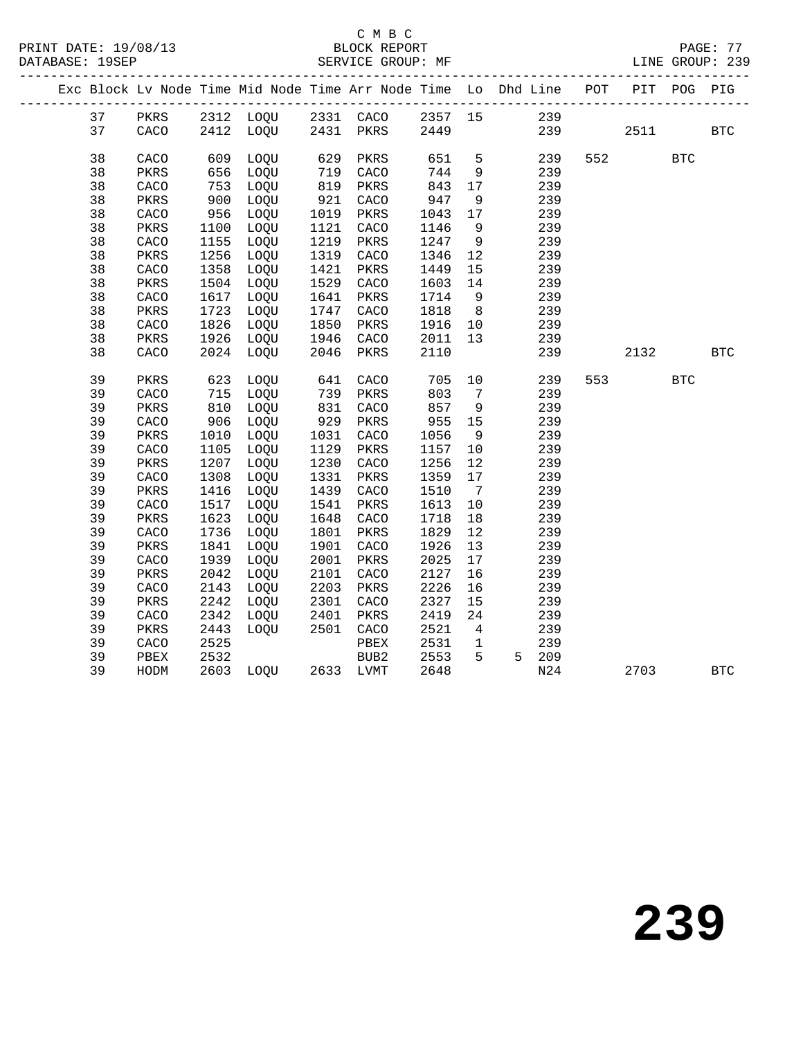C M B C

PRINT DATE: 19/08/13 BLOCK REPORT

DATABASE: 19SEP SERVICE GROUP: MF LINE GROUP: 239

| Exc | Block | Lv | Node | Time | Mid Node | Time | Arr Node | Time | Lo | Dhd | Line | POT | PIT | POG | PIG |
|---|---|---|---|---|---|---|---|---|---|---|---|---|---|---|---|
| | 37 | | PKRS | 2312 | LOQU | 2331 | CACO | 2357 | 15 | | 239 | | | | |
| | 37 | | CACO | 2412 | LOQU | 2431 | PKRS | 2449 | | | 239 | | 2511 | | BTC |
| | 38 | | CACO | 609 | LOQU | 629 | PKRS | 651 | 5 | | 239 | 552 | | BTC | |
| | 38 | | PKRS | 656 | LOQU | 719 | CACO | 744 | 9 | | 239 | | | | |
| | 38 | | CACO | 753 | LOQU | 819 | PKRS | 843 | 17 | | 239 | | | | |
| | 38 | | PKRS | 900 | LOQU | 921 | CACO | 947 | 9 | | 239 | | | | |
| | 38 | | CACO | 956 | LOQU | 1019 | PKRS | 1043 | 17 | | 239 | | | | |
| | 38 | | PKRS | 1100 | LOQU | 1121 | CACO | 1146 | 9 | | 239 | | | | |
| | 38 | | CACO | 1155 | LOQU | 1219 | PKRS | 1247 | 9 | | 239 | | | | |
| | 38 | | PKRS | 1256 | LOQU | 1319 | CACO | 1346 | 12 | | 239 | | | | |
| | 38 | | CACO | 1358 | LOQU | 1421 | PKRS | 1449 | 15 | | 239 | | | | |
| | 38 | | PKRS | 1504 | LOQU | 1529 | CACO | 1603 | 14 | | 239 | | | | |
| | 38 | | CACO | 1617 | LOQU | 1641 | PKRS | 1714 | 9 | | 239 | | | | |
| | 38 | | PKRS | 1723 | LOQU | 1747 | CACO | 1818 | 8 | | 239 | | | | |
| | 38 | | CACO | 1826 | LOQU | 1850 | PKRS | 1916 | 10 | | 239 | | | | |
| | 38 | | PKRS | 1926 | LOQU | 1946 | CACO | 2011 | 13 | | 239 | | | | |
| | 38 | | CACO | 2024 | LOQU | 2046 | PKRS | 2110 | | | 239 | | 2132 | | BTC |
| | 39 | | PKRS | 623 | LOQU | 641 | CACO | 705 | 10 | | 239 | 553 | | BTC | |
| | 39 | | CACO | 715 | LOQU | 739 | PKRS | 803 | 7 | | 239 | | | | |
| | 39 | | PKRS | 810 | LOQU | 831 | CACO | 857 | 9 | | 239 | | | | |
| | 39 | | CACO | 906 | LOQU | 929 | PKRS | 955 | 15 | | 239 | | | | |
| | 39 | | PKRS | 1010 | LOQU | 1031 | CACO | 1056 | 9 | | 239 | | | | |
| | 39 | | CACO | 1105 | LOQU | 1129 | PKRS | 1157 | 10 | | 239 | | | | |
| | 39 | | PKRS | 1207 | LOQU | 1230 | CACO | 1256 | 12 | | 239 | | | | |
| | 39 | | CACO | 1308 | LOQU | 1331 | PKRS | 1359 | 17 | | 239 | | | | |
| | 39 | | PKRS | 1416 | LOQU | 1439 | CACO | 1510 | 7 | | 239 | | | | |
| | 39 | | CACO | 1517 | LOQU | 1541 | PKRS | 1613 | 10 | | 239 | | | | |
| | 39 | | PKRS | 1623 | LOQU | 1648 | CACO | 1718 | 18 | | 239 | | | | |
| | 39 | | CACO | 1736 | LOQU | 1801 | PKRS | 1829 | 12 | | 239 | | | | |
| | 39 | | PKRS | 1841 | LOQU | 1901 | CACO | 1926 | 13 | | 239 | | | | |
| | 39 | | CACO | 1939 | LOQU | 2001 | PKRS | 2025 | 17 | | 239 | | | | |
| | 39 | | PKRS | 2042 | LOQU | 2101 | CACO | 2127 | 16 | | 239 | | | | |
| | 39 | | CACO | 2143 | LOQU | 2203 | PKRS | 2226 | 16 | | 239 | | | | |
| | 39 | | PKRS | 2242 | LOQU | 2301 | CACO | 2327 | 15 | | 239 | | | | |
| | 39 | | CACO | 2342 | LOQU | 2401 | PKRS | 2419 | 24 | | 239 | | | | |
| | 39 | | PKRS | 2443 | LOQU | 2501 | CACO | 2521 | 4 | | 239 | | | | |
| | 39 | | CACO | 2525 | | | PBEX | 2531 | 1 | | 239 | | | | |
| | 39 | | PBEX | 2532 | | | BUB2 | 2553 | 5 | 5 | 209 | | | | |
| | 39 | | HODM | 2603 | LOQU | 2633 | LVMT | 2648 | | | N24 | | 2703 | | BTC |

# 239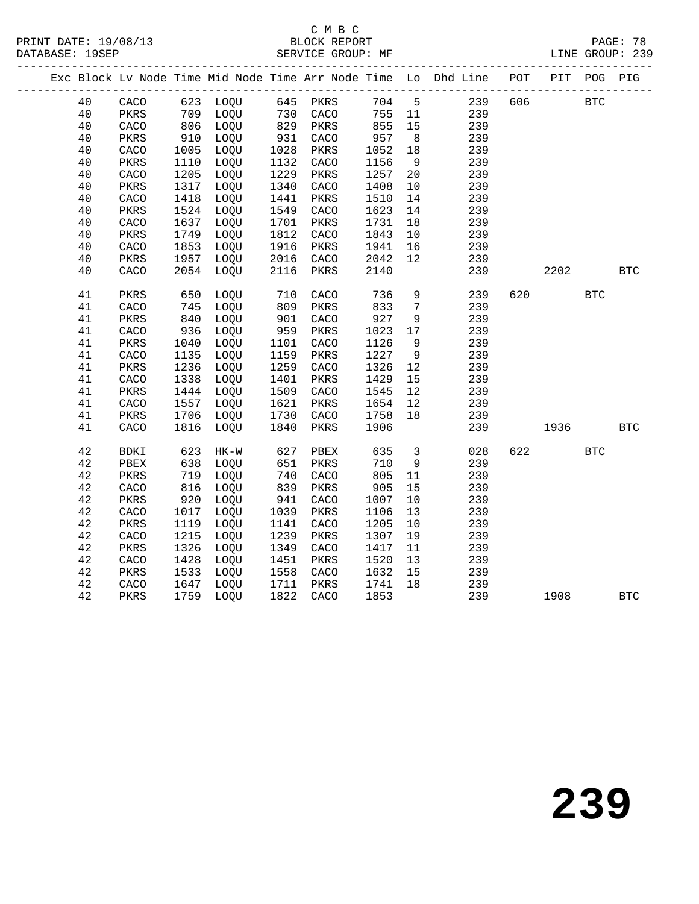C M B C
PRINT DATE: 19/08/13 BLOCK REPORT
DATABASE: 19SEP SERVICE GROUP: MF LINE GROUP: 239

| Exc | Block | Lv | Node | Time | Mid Node | Time | Arr Node | Time | Lo | Dhd Line | POT | PIT | POG | PIG |
|---|---|---|---|---|---|---|---|---|---|---|---|---|---|---|
| | 40 | | CACO | 623 | LOQU | 645 | PKRS | 704 | 5 | 239 | 606 | | BTC | |
| | 40 | | PKRS | 709 | LOQU | 730 | CACO | 755 | 11 | 239 | | | | |
| | 40 | | CACO | 806 | LOQU | 829 | PKRS | 855 | 15 | 239 | | | | |
| | 40 | | PKRS | 910 | LOQU | 931 | CACO | 957 | 8 | 239 | | | | |
| | 40 | | CACO | 1005 | LOQU | 1028 | PKRS | 1052 | 18 | 239 | | | | |
| | 40 | | PKRS | 1110 | LOQU | 1132 | CACO | 1156 | 9 | 239 | | | | |
| | 40 | | CACO | 1205 | LOQU | 1229 | PKRS | 1257 | 20 | 239 | | | | |
| | 40 | | PKRS | 1317 | LOQU | 1340 | CACO | 1408 | 10 | 239 | | | | |
| | 40 | | CACO | 1418 | LOQU | 1441 | PKRS | 1510 | 14 | 239 | | | | |
| | 40 | | PKRS | 1524 | LOQU | 1549 | CACO | 1623 | 14 | 239 | | | | |
| | 40 | | CACO | 1637 | LOQU | 1701 | PKRS | 1731 | 18 | 239 | | | | |
| | 40 | | PKRS | 1749 | LOQU | 1812 | CACO | 1843 | 10 | 239 | | | | |
| | 40 | | CACO | 1853 | LOQU | 1916 | PKRS | 1941 | 16 | 239 | | | | |
| | 40 | | PKRS | 1957 | LOQU | 2016 | CACO | 2042 | 12 | 239 | | | | |
| | 40 | | CACO | 2054 | LOQU | 2116 | PKRS | 2140 | | 239 | | 2202 | | BTC |
| | 41 | | PKRS | 650 | LOQU | 710 | CACO | 736 | 9 | 239 | 620 | | BTC | |
| | 41 | | CACO | 745 | LOQU | 809 | PKRS | 833 | 7 | 239 | | | | |
| | 41 | | PKRS | 840 | LOQU | 901 | CACO | 927 | 9 | 239 | | | | |
| | 41 | | CACO | 936 | LOQU | 959 | PKRS | 1023 | 17 | 239 | | | | |
| | 41 | | PKRS | 1040 | LOQU | 1101 | CACO | 1126 | 9 | 239 | | | | |
| | 41 | | CACO | 1135 | LOQU | 1159 | PKRS | 1227 | 9 | 239 | | | | |
| | 41 | | PKRS | 1236 | LOQU | 1259 | CACO | 1326 | 12 | 239 | | | | |
| | 41 | | CACO | 1338 | LOQU | 1401 | PKRS | 1429 | 15 | 239 | | | | |
| | 41 | | PKRS | 1444 | LOQU | 1509 | CACO | 1545 | 12 | 239 | | | | |
| | 41 | | CACO | 1557 | LOQU | 1621 | PKRS | 1654 | 12 | 239 | | | | |
| | 41 | | PKRS | 1706 | LOQU | 1730 | CACO | 1758 | 18 | 239 | | | | |
| | 41 | | CACO | 1816 | LOQU | 1840 | PKRS | 1906 | | 239 | | 1936 | | BTC |
| | 42 | | BDKI | 623 | HK-W | 627 | PBEX | 635 | 3 | 028 | 622 | | BTC | |
| | 42 | | PBEX | 638 | LOQU | 651 | PKRS | 710 | 9 | 239 | | | | |
| | 42 | | PKRS | 719 | LOQU | 740 | CACO | 805 | 11 | 239 | | | | |
| | 42 | | CACO | 816 | LOQU | 839 | PKRS | 905 | 15 | 239 | | | | |
| | 42 | | PKRS | 920 | LOQU | 941 | CACO | 1007 | 10 | 239 | | | | |
| | 42 | | CACO | 1017 | LOQU | 1039 | PKRS | 1106 | 13 | 239 | | | | |
| | 42 | | PKRS | 1119 | LOQU | 1141 | CACO | 1205 | 10 | 239 | | | | |
| | 42 | | CACO | 1215 | LOQU | 1239 | PKRS | 1307 | 19 | 239 | | | | |
| | 42 | | PKRS | 1326 | LOQU | 1349 | CACO | 1417 | 11 | 239 | | | | |
| | 42 | | CACO | 1428 | LOQU | 1451 | PKRS | 1520 | 13 | 239 | | | | |
| | 42 | | PKRS | 1533 | LOQU | 1558 | CACO | 1632 | 15 | 239 | | | | |
| | 42 | | CACO | 1647 | LOQU | 1711 | PKRS | 1741 | 18 | 239 | | | | |
| | 42 | | PKRS | 1759 | LOQU | 1822 | CACO | 1853 | | 239 | | 1908 | | BTC |

**239**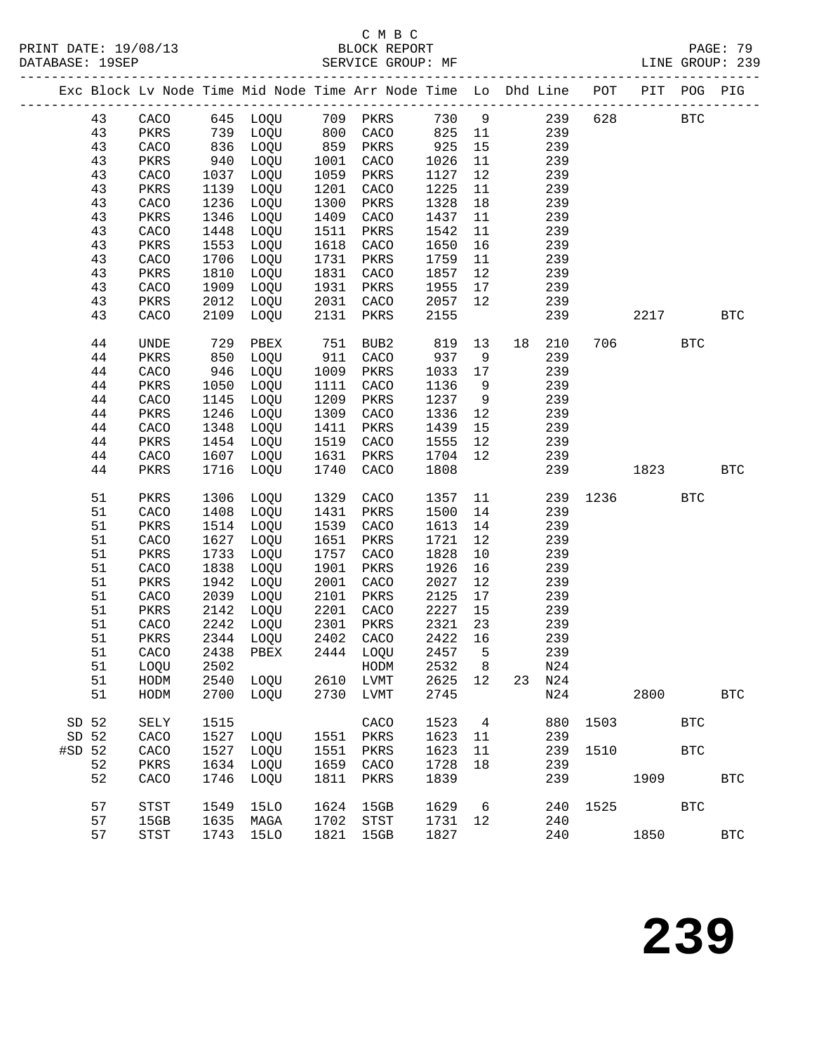C M B C
BLOCK REPORT
SERVICE GROUP: MF

PRINT DATE: 19/08/13
DATABASE: 19SEP

LINE GROUP: 239

| Exc | Block | Lv Node | Time | Mid Node | Time | Arr Node | Time | Lo | Dhd | Line | POT | PIT | POG | PIG |
|---|---|---|---|---|---|---|---|---|---|---|---|---|---|---|
| | 43 | CACO | 645 | LOQU | 709 | PKRS | 730 | 9 | | 239 | 628 | | BTC | |
| | 43 | PKRS | 739 | LOQU | 800 | CACO | 825 | 11 | | 239 | | | | |
| | 43 | CACO | 836 | LOQU | 859 | PKRS | 925 | 15 | | 239 | | | | |
| | 43 | PKRS | 940 | LOQU | 1001 | CACO | 1026 | 11 | | 239 | | | | |
| | 43 | CACO | 1037 | LOQU | 1059 | PKRS | 1127 | 12 | | 239 | | | | |
| | 43 | PKRS | 1139 | LOQU | 1201 | CACO | 1225 | 11 | | 239 | | | | |
| | 43 | CACO | 1236 | LOQU | 1300 | PKRS | 1328 | 18 | | 239 | | | | |
| | 43 | PKRS | 1346 | LOQU | 1409 | CACO | 1437 | 11 | | 239 | | | | |
| | 43 | CACO | 1448 | LOQU | 1511 | PKRS | 1542 | 11 | | 239 | | | | |
| | 43 | PKRS | 1553 | LOQU | 1618 | CACO | 1650 | 16 | | 239 | | | | |
| | 43 | CACO | 1706 | LOQU | 1731 | PKRS | 1759 | 11 | | 239 | | | | |
| | 43 | PKRS | 1810 | LOQU | 1831 | CACO | 1857 | 12 | | 239 | | | | |
| | 43 | CACO | 1909 | LOQU | 1931 | PKRS | 1955 | 17 | | 239 | | | | |
| | 43 | PKRS | 2012 | LOQU | 2031 | CACO | 2057 | 12 | | 239 | | | | |
| | 43 | CACO | 2109 | LOQU | 2131 | PKRS | 2155 | | | 239 | | 2217 | | BTC |
| | 44 | UNDE | 729 | PBEX | 751 | BUB2 | 819 | 13 | 18 | 210 | 706 | | BTC | |
| | 44 | PKRS | 850 | LOQU | 911 | CACO | 937 | 9 | | 239 | | | | |
| | 44 | CACO | 946 | LOQU | 1009 | PKRS | 1033 | 17 | | 239 | | | | |
| | 44 | PKRS | 1050 | LOQU | 1111 | CACO | 1136 | 9 | | 239 | | | | |
| | 44 | CACO | 1145 | LOQU | 1209 | PKRS | 1237 | 9 | | 239 | | | | |
| | 44 | PKRS | 1246 | LOQU | 1309 | CACO | 1336 | 12 | | 239 | | | | |
| | 44 | CACO | 1348 | LOQU | 1411 | PKRS | 1439 | 15 | | 239 | | | | |
| | 44 | PKRS | 1454 | LOQU | 1519 | CACO | 1555 | 12 | | 239 | | | | |
| | 44 | CACO | 1607 | LOQU | 1631 | PKRS | 1704 | 12 | | 239 | | | | |
| | 44 | PKRS | 1716 | LOQU | 1740 | CACO | 1808 | | | 239 | | 1823 | | BTC |
| | 51 | PKRS | 1306 | LOQU | 1329 | CACO | 1357 | 11 | | 239 | 1236 | | BTC | |
| | 51 | CACO | 1408 | LOQU | 1431 | PKRS | 1500 | 14 | | 239 | | | | |
| | 51 | PKRS | 1514 | LOQU | 1539 | CACO | 1613 | 14 | | 239 | | | | |
| | 51 | CACO | 1627 | LOQU | 1651 | PKRS | 1721 | 12 | | 239 | | | | |
| | 51 | PKRS | 1733 | LOQU | 1757 | CACO | 1828 | 10 | | 239 | | | | |
| | 51 | CACO | 1838 | LOQU | 1901 | PKRS | 1926 | 16 | | 239 | | | | |
| | 51 | PKRS | 1942 | LOQU | 2001 | CACO | 2027 | 12 | | 239 | | | | |
| | 51 | CACO | 2039 | LOQU | 2101 | PKRS | 2125 | 17 | | 239 | | | | |
| | 51 | PKRS | 2142 | LOQU | 2201 | CACO | 2227 | 15 | | 239 | | | | |
| | 51 | CACO | 2242 | LOQU | 2301 | PKRS | 2321 | 23 | | 239 | | | | |
| | 51 | PKRS | 2344 | LOQU | 2402 | CACO | 2422 | 16 | | 239 | | | | |
| | 51 | CACO | 2438 | PBEX | 2444 | LOQU | 2457 | 5 | | 239 | | | | |
| | 51 | LOQU | 2502 | | | HODM | 2532 | 8 | | N24 | | | | |
| | 51 | HODM | 2540 | LOQU | 2610 | LVMT | 2625 | 12 | 23 | N24 | | | | |
| | 51 | HODM | 2700 | LOQU | 2730 | LVMT | 2745 | | | N24 | | 2800 | | BTC |
| SD | 52 | SELY | 1515 | | | CACO | 1523 | 4 | | 880 | 1503 | | BTC | |
| SD | 52 | CACO | 1527 | LOQU | 1551 | PKRS | 1623 | 11 | | 239 | | | | |
| #SD | 52 | CACO | 1527 | LOQU | 1551 | PKRS | 1623 | 11 | | 239 | 1510 | | BTC | |
| | 52 | PKRS | 1634 | LOQU | 1659 | CACO | 1728 | 18 | | 239 | | | | |
| | 52 | CACO | 1746 | LOQU | 1811 | PKRS | 1839 | | | 239 | | 1909 | | BTC |
| | 57 | STST | 1549 | 15LO | 1624 | 15GB | 1629 | 6 | | 240 | 1525 | | BTC | |
| | 57 | 15GB | 1635 | MAGA | 1702 | STST | 1731 | 12 | | 240 | | | | |
| | 57 | STST | 1743 | 15LO | 1821 | 15GB | 1827 | | | 240 | | 1850 | | BTC |

**239**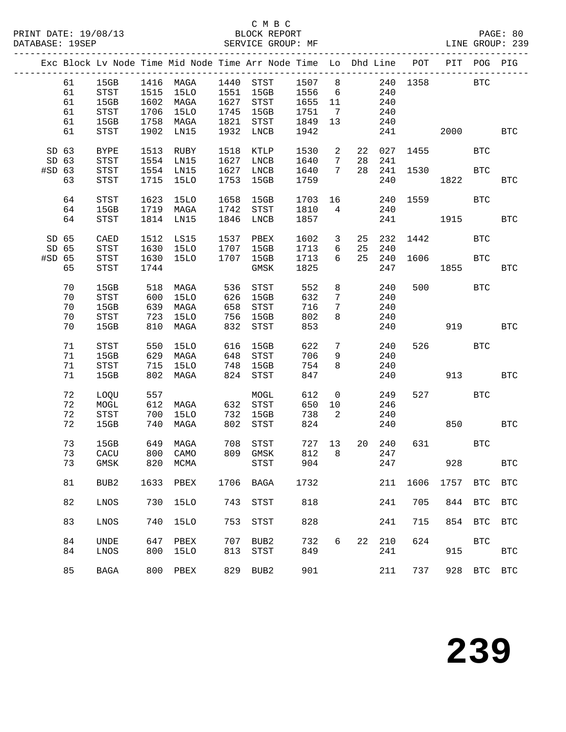C M B C

PRINT DATE: 19/08/13 BLOCK REPORT PAGE: 80
DATABASE: 19SEP SERVICE GROUP: MF LINE GROUP: 239

| Exc | Block | Lv Node | Time | Mid Node | Time | Arr Node | Time | Lo | Dhd | Line | POT | PIT | POG | PIG |
|---|---|---|---|---|---|---|---|---|---|---|---|---|---|---|
| | 61 | 15GB | 1416 | MAGA | 1440 | STST | 1507 | 8 | | 240 | 1358 | | BTC | |
| | 61 | STST | 1515 | 15LO | 1551 | 15GB | 1556 | 6 | | 240 | | | | |
| | 61 | 15GB | 1602 | MAGA | 1627 | STST | 1655 | 11 | | 240 | | | | |
| | 61 | STST | 1706 | 15LO | 1745 | 15GB | 1751 | 7 | | 240 | | | | |
| | 61 | 15GB | 1758 | MAGA | 1821 | STST | 1849 | 13 | | 240 | | | | |
| | 61 | STST | 1902 | LN15 | 1932 | LNCB | 1942 | | | 241 | | 2000 | | BTC |
| SD | 63 | BYPE | 1513 | RUBY | 1518 | KTLP | 1530 | 2 | 22 | 027 | 1455 | | BTC | |
| SD | 63 | STST | 1554 | LN15 | 1627 | LNCB | 1640 | 7 | 28 | 241 | | | | |
| #SD | 63 | STST | 1554 | LN15 | 1627 | LNCB | 1640 | 7 | 28 | 241 | 1530 | | BTC | |
| | 63 | STST | 1715 | 15LO | 1753 | 15GB | 1759 | | | 240 | | 1822 | | BTC |
| | 64 | STST | 1623 | 15LO | 1658 | 15GB | 1703 | 16 | | 240 | 1559 | | BTC | |
| | 64 | 15GB | 1719 | MAGA | 1742 | STST | 1810 | 4 | | 240 | | | | |
| | 64 | STST | 1814 | LN15 | 1846 | LNCB | 1857 | | | 241 | | 1915 | | BTC |
| SD | 65 | CAED | 1512 | LS15 | 1537 | PBEX | 1602 | 3 | 25 | 232 | 1442 | | BTC | |
| SD | 65 | STST | 1630 | 15LO | 1707 | 15GB | 1713 | 6 | 25 | 240 | | | | |
| #SD | 65 | STST | 1630 | 15LO | 1707 | 15GB | 1713 | 6 | 25 | 240 | 1606 | | BTC | |
| | 65 | STST | 1744 | | | GMSK | 1825 | | | 247 | | 1855 | | BTC |
| | 70 | 15GB | 518 | MAGA | 536 | STST | 552 | 8 | | 240 | 500 | | BTC | |
| | 70 | STST | 600 | 15LO | 626 | 15GB | 632 | 7 | | 240 | | | | |
| | 70 | 15GB | 639 | MAGA | 658 | STST | 716 | 7 | | 240 | | | | |
| | 70 | STST | 723 | 15LO | 756 | 15GB | 802 | 8 | | 240 | | | | |
| | 70 | 15GB | 810 | MAGA | 832 | STST | 853 | | | 240 | | 919 | | BTC |
| | 71 | STST | 550 | 15LO | 616 | 15GB | 622 | 7 | | 240 | 526 | | BTC | |
| | 71 | 15GB | 629 | MAGA | 648 | STST | 706 | 9 | | 240 | | | | |
| | 71 | STST | 715 | 15LO | 748 | 15GB | 754 | 8 | | 240 | | | | |
| | 71 | 15GB | 802 | MAGA | 824 | STST | 847 | | | 240 | | 913 | | BTC |
| | 72 | LOQU | 557 | | | MOGL | 612 | 0 | | 249 | 527 | | BTC | |
| | 72 | MOGL | 612 | MAGA | 632 | STST | 650 | 10 | | 246 | | | | |
| | 72 | STST | 700 | 15LO | 732 | 15GB | 738 | 2 | | 240 | | | | |
| | 72 | 15GB | 740 | MAGA | 802 | STST | 824 | | | 240 | | 850 | | BTC |
| | 73 | 15GB | 649 | MAGA | 708 | STST | 727 | 13 | 20 | 240 | 631 | | BTC | |
| | 73 | CACU | 800 | CAMO | 809 | GMSK | 812 | 8 | | 247 | | | | |
| | 73 | GMSK | 820 | MCMA | | STST | 904 | | | 247 | | 928 | | BTC |
| | 81 | BUB2 | 1633 | PBEX | 1706 | BAGA | 1732 | | | 211 | 1606 | 1757 | BTC | BTC |
| | 82 | LNOS | 730 | 15LO | 743 | STST | 818 | | | 241 | 705 | 844 | BTC | BTC |
| | 83 | LNOS | 740 | 15LO | 753 | STST | 828 | | | 241 | 715 | 854 | BTC | BTC |
| | 84 | UNDE | 647 | PBEX | 707 | BUB2 | 732 | 6 | 22 | 210 | 624 | | BTC | |
| | 84 | LNOS | 800 | 15LO | 813 | STST | 849 | | | 241 | | 915 | | BTC |
| | 85 | BAGA | 800 | PBEX | 829 | BUB2 | 901 | | | 211 | 737 | 928 | BTC | BTC |

239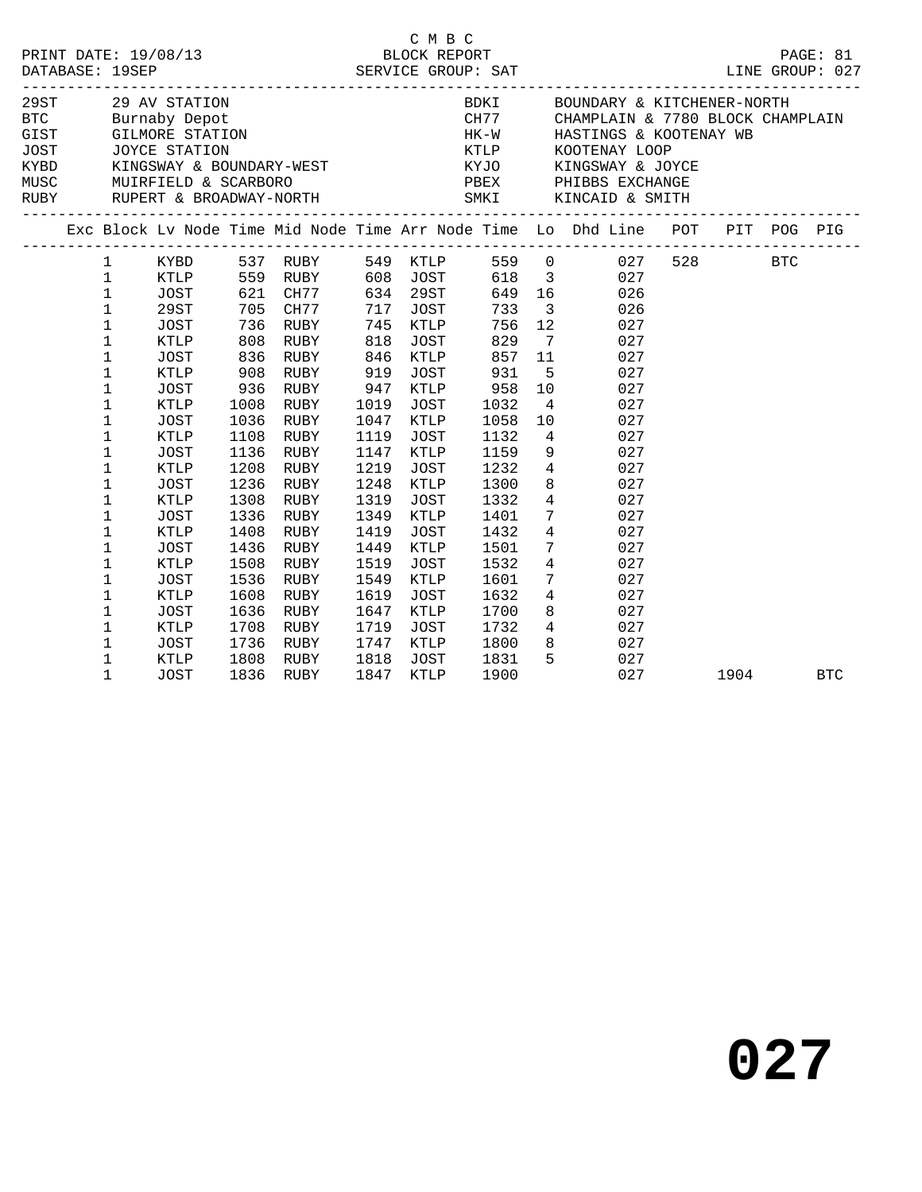C M B C

PRINT DATE: 19/08/13 BLOCK REPORT

DATABASE: 19SEP SERVICE GROUP: SAT LINE GROUP: 027

| Code | Name | Code | Name |
|---|---|---|---|
| 29ST | 29 AV STATION | BDKI | BOUNDARY & KITCHENER-NORTH |
| BTC | Burnaby Depot | CH77 | CHAMPLAIN & 7780 BLOCK CHAMPLAIN |
| GIST | GILMORE STATION | HK-W | HASTINGS & KOOTENAY WB |
| JOST | JOYCE STATION | KTLP | KOOTENAY LOOP |
| KYBD | KINGSWAY & BOUNDARY-WEST | KYJO | KINGSWAY & JOYCE |
| MUSC | MUIRFIELD & SCARBORO | PBEX | PHIBBS EXCHANGE |
| RUBY | RUPERT & BROADWAY-NORTH | SMKI | KINCAID & SMITH |

| Exc | Block | Lv Node | Time | Mid Node | Time | Arr Node | Time | Lo | Dhd Line | POT | PIT | POG | PIG |
|---|---|---|---|---|---|---|---|---|---|---|---|---|---|
| | 1 | KYBD | 537 | RUBY | 549 | KTLP | 559 | 0 | 027 | 528 | | BTC | |
| | 1 | KTLP | 559 | RUBY | 608 | JOST | 618 | 3 | 027 | | | | |
| | 1 | JOST | 621 | CH77 | 634 | 29ST | 649 | 16 | 026 | | | | |
| | 1 | 29ST | 705 | CH77 | 717 | JOST | 733 | 3 | 026 | | | | |
| | 1 | JOST | 736 | RUBY | 745 | KTLP | 756 | 12 | 027 | | | | |
| | 1 | KTLP | 808 | RUBY | 818 | JOST | 829 | 7 | 027 | | | | |
| | 1 | JOST | 836 | RUBY | 846 | KTLP | 857 | 11 | 027 | | | | |
| | 1 | KTLP | 908 | RUBY | 919 | JOST | 931 | 5 | 027 | | | | |
| | 1 | JOST | 936 | RUBY | 947 | KTLP | 958 | 10 | 027 | | | | |
| | 1 | KTLP | 1008 | RUBY | 1019 | JOST | 1032 | 4 | 027 | | | | |
| | 1 | JOST | 1036 | RUBY | 1047 | KTLP | 1058 | 10 | 027 | | | | |
| | 1 | KTLP | 1108 | RUBY | 1119 | JOST | 1132 | 4 | 027 | | | | |
| | 1 | JOST | 1136 | RUBY | 1147 | KTLP | 1159 | 9 | 027 | | | | |
| | 1 | KTLP | 1208 | RUBY | 1219 | JOST | 1232 | 4 | 027 | | | | |
| | 1 | JOST | 1236 | RUBY | 1248 | KTLP | 1300 | 8 | 027 | | | | |
| | 1 | KTLP | 1308 | RUBY | 1319 | JOST | 1332 | 4 | 027 | | | | |
| | 1 | JOST | 1336 | RUBY | 1349 | KTLP | 1401 | 7 | 027 | | | | |
| | 1 | KTLP | 1408 | RUBY | 1419 | JOST | 1432 | 4 | 027 | | | | |
| | 1 | JOST | 1436 | RUBY | 1449 | KTLP | 1501 | 7 | 027 | | | | |
| | 1 | KTLP | 1508 | RUBY | 1519 | JOST | 1532 | 4 | 027 | | | | |
| | 1 | JOST | 1536 | RUBY | 1549 | KTLP | 1601 | 7 | 027 | | | | |
| | 1 | KTLP | 1608 | RUBY | 1619 | JOST | 1632 | 4 | 027 | | | | |
| | 1 | JOST | 1636 | RUBY | 1647 | KTLP | 1700 | 8 | 027 | | | | |
| | 1 | KTLP | 1708 | RUBY | 1719 | JOST | 1732 | 4 | 027 | | | | |
| | 1 | JOST | 1736 | RUBY | 1747 | KTLP | 1800 | 8 | 027 | | | | |
| | 1 | KTLP | 1808 | RUBY | 1818 | JOST | 1831 | 5 | 027 | | | | |
| | 1 | JOST | 1836 | RUBY | 1847 | KTLP | 1900 | | 027 | | 1904 | | BTC |

**027**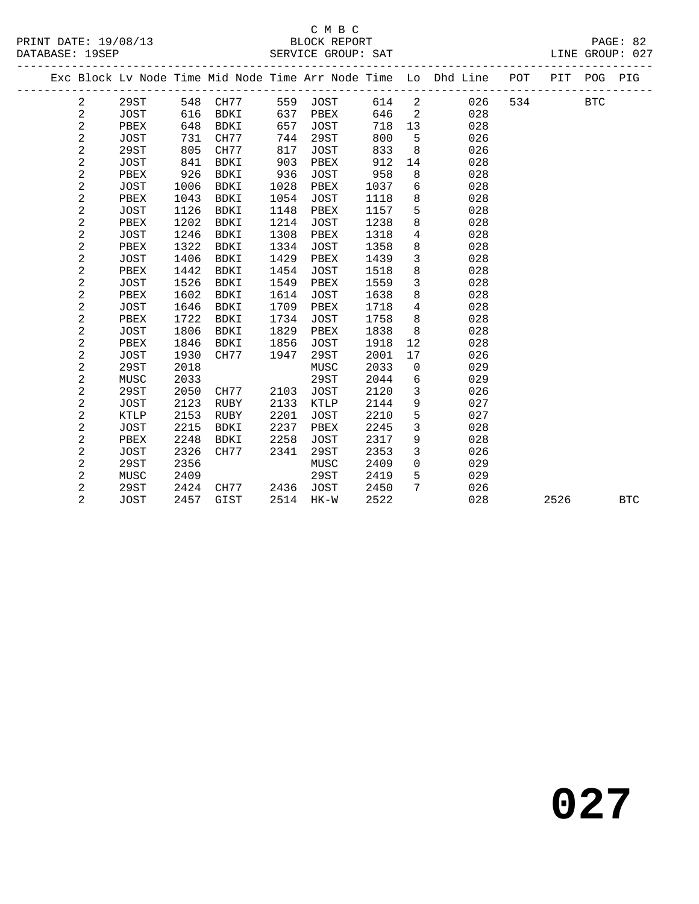C M B C

BLOCK REPORT

SERVICE GROUP: SAT

PRINT DATE: 19/08/13
DATABASE: 19SEP
LINE GROUP: 027

| Exc | Block | Lv | Node | Time | Mid Node | Time | Arr Node | Time | Lo | Dhd Line | POT | PIT | POG | PIG |
|---|---|---|---|---|---|---|---|---|---|---|---|---|---|---|
| | 2 | | 29ST | 548 | CH77 | 559 | JOST | 614 | 2 | 026 | 534 | | BTC | |
| | 2 | | JOST | 616 | BDKI | 637 | PBEX | 646 | 2 | 028 | | | | |
| | 2 | | PBEX | 648 | BDKI | 657 | JOST | 718 | 13 | 028 | | | | |
| | 2 | | JOST | 731 | CH77 | 744 | 29ST | 800 | 5 | 026 | | | | |
| | 2 | | 29ST | 805 | CH77 | 817 | JOST | 833 | 8 | 026 | | | | |
| | 2 | | JOST | 841 | BDKI | 903 | PBEX | 912 | 14 | 028 | | | | |
| | 2 | | PBEX | 926 | BDKI | 936 | JOST | 958 | 8 | 028 | | | | |
| | 2 | | JOST | 1006 | BDKI | 1028 | PBEX | 1037 | 6 | 028 | | | | |
| | 2 | | PBEX | 1043 | BDKI | 1054 | JOST | 1118 | 8 | 028 | | | | |
| | 2 | | JOST | 1126 | BDKI | 1148 | PBEX | 1157 | 5 | 028 | | | | |
| | 2 | | PBEX | 1202 | BDKI | 1214 | JOST | 1238 | 8 | 028 | | | | |
| | 2 | | JOST | 1246 | BDKI | 1308 | PBEX | 1318 | 4 | 028 | | | | |
| | 2 | | PBEX | 1322 | BDKI | 1334 | JOST | 1358 | 8 | 028 | | | | |
| | 2 | | JOST | 1406 | BDKI | 1429 | PBEX | 1439 | 3 | 028 | | | | |
| | 2 | | PBEX | 1442 | BDKI | 1454 | JOST | 1518 | 8 | 028 | | | | |
| | 2 | | JOST | 1526 | BDKI | 1549 | PBEX | 1559 | 3 | 028 | | | | |
| | 2 | | PBEX | 1602 | BDKI | 1614 | JOST | 1638 | 8 | 028 | | | | |
| | 2 | | JOST | 1646 | BDKI | 1709 | PBEX | 1718 | 4 | 028 | | | | |
| | 2 | | PBEX | 1722 | BDKI | 1734 | JOST | 1758 | 8 | 028 | | | | |
| | 2 | | JOST | 1806 | BDKI | 1829 | PBEX | 1838 | 8 | 028 | | | | |
| | 2 | | PBEX | 1846 | BDKI | 1856 | JOST | 1918 | 12 | 028 | | | | |
| | 2 | | JOST | 1930 | CH77 | 1947 | 29ST | 2001 | 17 | 026 | | | | |
| | 2 | | 29ST | 2018 | | | MUSC | 2033 | 0 | 029 | | | | |
| | 2 | | MUSC | 2033 | | | 29ST | 2044 | 6 | 029 | | | | |
| | 2 | | 29ST | 2050 | CH77 | 2103 | JOST | 2120 | 3 | 026 | | | | |
| | 2 | | JOST | 2123 | RUBY | 2133 | KTLP | 2144 | 9 | 027 | | | | |
| | 2 | | KTLP | 2153 | RUBY | 2201 | JOST | 2210 | 5 | 027 | | | | |
| | 2 | | JOST | 2215 | BDKI | 2237 | PBEX | 2245 | 3 | 028 | | | | |
| | 2 | | PBEX | 2248 | BDKI | 2258 | JOST | 2317 | 9 | 028 | | | | |
| | 2 | | JOST | 2326 | CH77 | 2341 | 29ST | 2353 | 3 | 026 | | | | |
| | 2 | | 29ST | 2356 | | | MUSC | 2409 | 0 | 029 | | | | |
| | 2 | | MUSC | 2409 | | | 29ST | 2419 | 5 | 029 | | | | |
| | 2 | | 29ST | 2424 | CH77 | 2436 | JOST | 2450 | 7 | 026 | | | | |
| | 2 | | JOST | 2457 | GIST | 2514 | HK-W | 2522 | | 028 | | 2526 | | BTC |

# 027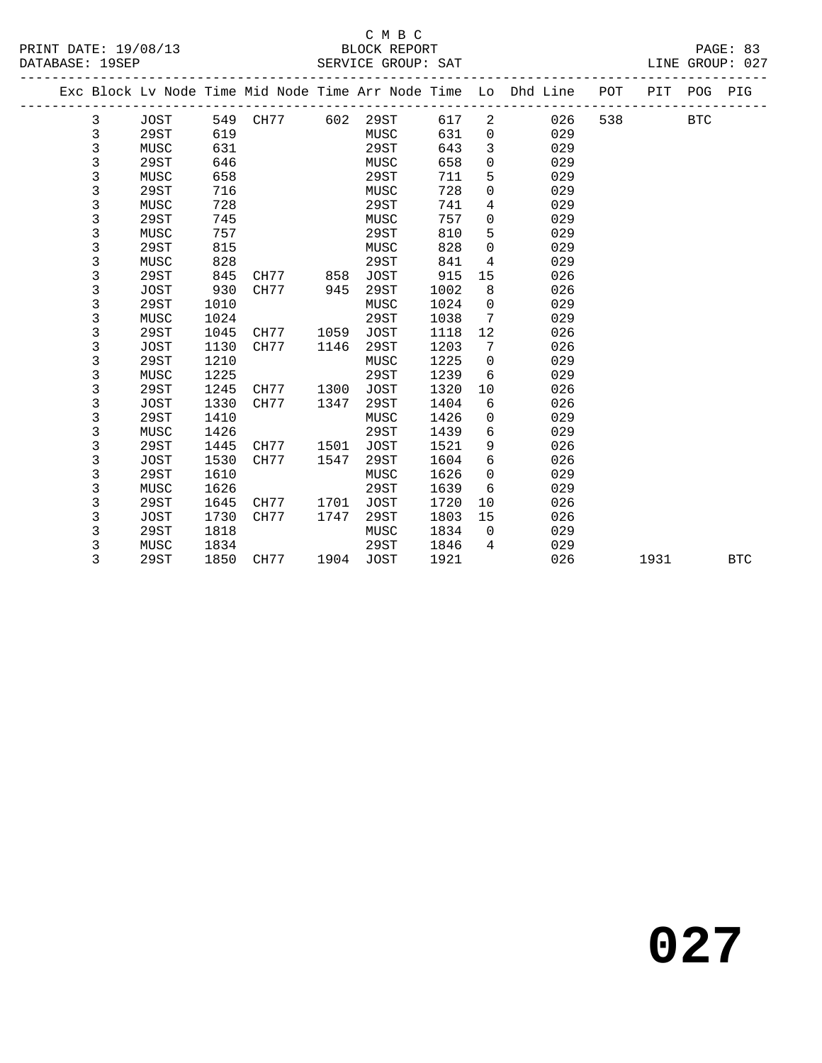C M B C

PRINT DATE: 19/08/13 BLOCK REPORT
DATABASE: 19SEP SERVICE GROUP: SAT LINE GROUP: 027

| Exc | Block | Lv | Node | Time | Mid Node | Time | Arr Node | Time | Lo | Dhd Line | POT | PIT | POG | PIG |
|---|---|---|---|---|---|---|---|---|---|---|---|---|---|---|
| | 3 | | JOST | 549 | CH77 | 602 | 29ST | 617 | 2 | 026 | 538 | | BTC | |
| | 3 | | 29ST | 619 | | | MUSC | 631 | 0 | 029 | | | | |
| | 3 | | MUSC | 631 | | | 29ST | 643 | 3 | 029 | | | | |
| | 3 | | 29ST | 646 | | | MUSC | 658 | 0 | 029 | | | | |
| | 3 | | MUSC | 658 | | | 29ST | 711 | 5 | 029 | | | | |
| | 3 | | 29ST | 716 | | | MUSC | 728 | 0 | 029 | | | | |
| | 3 | | MUSC | 728 | | | 29ST | 741 | 4 | 029 | | | | |
| | 3 | | 29ST | 745 | | | MUSC | 757 | 0 | 029 | | | | |
| | 3 | | MUSC | 757 | | | 29ST | 810 | 5 | 029 | | | | |
| | 3 | | 29ST | 815 | | | MUSC | 828 | 0 | 029 | | | | |
| | 3 | | MUSC | 828 | | | 29ST | 841 | 4 | 029 | | | | |
| | 3 | | 29ST | 845 | CH77 | 858 | JOST | 915 | 15 | 026 | | | | |
| | 3 | | JOST | 930 | CH77 | 945 | 29ST | 1002 | 8 | 026 | | | | |
| | 3 | | 29ST | 1010 | | | MUSC | 1024 | 0 | 029 | | | | |
| | 3 | | MUSC | 1024 | | | 29ST | 1038 | 7 | 029 | | | | |
| | 3 | | 29ST | 1045 | CH77 | 1059 | JOST | 1118 | 12 | 026 | | | | |
| | 3 | | JOST | 1130 | CH77 | 1146 | 29ST | 1203 | 7 | 026 | | | | |
| | 3 | | 29ST | 1210 | | | MUSC | 1225 | 0 | 029 | | | | |
| | 3 | | MUSC | 1225 | | | 29ST | 1239 | 6 | 029 | | | | |
| | 3 | | 29ST | 1245 | CH77 | 1300 | JOST | 1320 | 10 | 026 | | | | |
| | 3 | | JOST | 1330 | CH77 | 1347 | 29ST | 1404 | 6 | 026 | | | | |
| | 3 | | 29ST | 1410 | | | MUSC | 1426 | 0 | 029 | | | | |
| | 3 | | MUSC | 1426 | | | 29ST | 1439 | 6 | 029 | | | | |
| | 3 | | 29ST | 1445 | CH77 | 1501 | JOST | 1521 | 9 | 026 | | | | |
| | 3 | | JOST | 1530 | CH77 | 1547 | 29ST | 1604 | 6 | 026 | | | | |
| | 3 | | 29ST | 1610 | | | MUSC | 1626 | 0 | 029 | | | | |
| | 3 | | MUSC | 1626 | | | 29ST | 1639 | 6 | 029 | | | | |
| | 3 | | 29ST | 1645 | CH77 | 1701 | JOST | 1720 | 10 | 026 | | | | |
| | 3 | | JOST | 1730 | CH77 | 1747 | 29ST | 1803 | 15 | 026 | | | | |
| | 3 | | 29ST | 1818 | | | MUSC | 1834 | 0 | 029 | | | | |
| | 3 | | MUSC | 1834 | | | 29ST | 1846 | 4 | 029 | | | | |
| | 3 | | 29ST | 1850 | CH77 | 1904 | JOST | 1921 | | 026 | | 1931 | | BTC |

**027**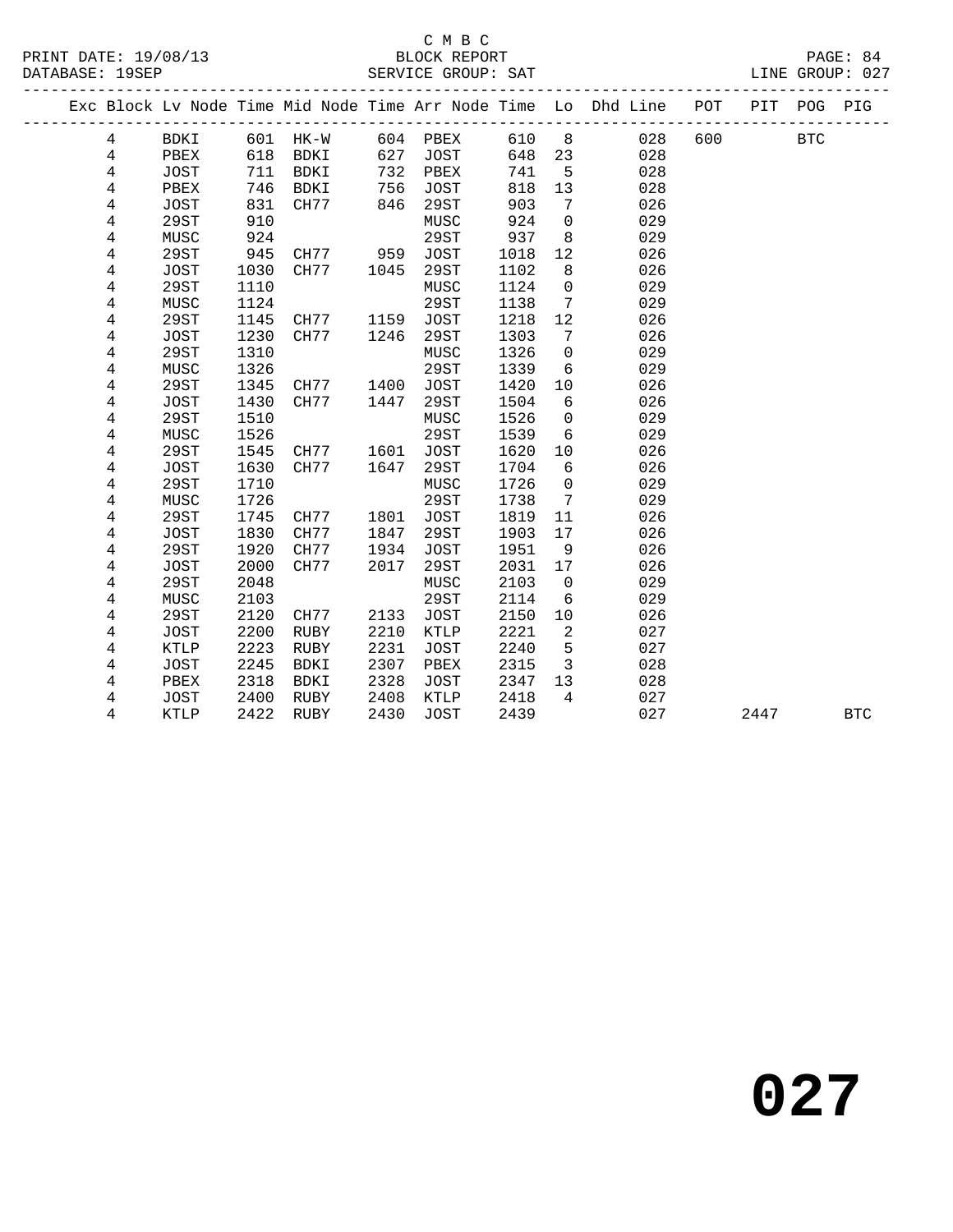C M B C
BLOCK REPORT
SERVICE GROUP: SAT

PRINT DATE: 19/08/13
DATABASE: 19SEP
LINE GROUP: 027

| Exc | Block | Lv | Node | Time | Mid Node | Time | Arr Node | Time | Lo | Dhd Line | POT | PIT | POG | PIG |
|---|---|---|---|---|---|---|---|---|---|---|---|---|---|---|
| | 4 | | BDKI | 601 | HK-W | 604 | PBEX | 610 | 8 | 028 | 600 | | BTC | |
| | 4 | | PBEX | 618 | BDKI | 627 | JOST | 648 | 23 | 028 | | | | |
| | 4 | | JOST | 711 | BDKI | 732 | PBEX | 741 | 5 | 028 | | | | |
| | 4 | | PBEX | 746 | BDKI | 756 | JOST | 818 | 13 | 028 | | | | |
| | 4 | | JOST | 831 | CH77 | 846 | 29ST | 903 | 7 | 026 | | | | |
| | 4 | | 29ST | 910 | | | MUSC | 924 | 0 | 029 | | | | |
| | 4 | | MUSC | 924 | | | 29ST | 937 | 8 | 029 | | | | |
| | 4 | | 29ST | 945 | CH77 | 959 | JOST | 1018 | 12 | 026 | | | | |
| | 4 | | JOST | 1030 | CH77 | 1045 | 29ST | 1102 | 8 | 026 | | | | |
| | 4 | | 29ST | 1110 | | | MUSC | 1124 | 0 | 029 | | | | |
| | 4 | | MUSC | 1124 | | | 29ST | 1138 | 7 | 029 | | | | |
| | 4 | | 29ST | 1145 | CH77 | 1159 | JOST | 1218 | 12 | 026 | | | | |
| | 4 | | JOST | 1230 | CH77 | 1246 | 29ST | 1303 | 7 | 026 | | | | |
| | 4 | | 29ST | 1310 | | | MUSC | 1326 | 0 | 029 | | | | |
| | 4 | | MUSC | 1326 | | | 29ST | 1339 | 6 | 029 | | | | |
| | 4 | | 29ST | 1345 | CH77 | 1400 | JOST | 1420 | 10 | 026 | | | | |
| | 4 | | JOST | 1430 | CH77 | 1447 | 29ST | 1504 | 6 | 026 | | | | |
| | 4 | | 29ST | 1510 | | | MUSC | 1526 | 0 | 029 | | | | |
| | 4 | | MUSC | 1526 | | | 29ST | 1539 | 6 | 029 | | | | |
| | 4 | | 29ST | 1545 | CH77 | 1601 | JOST | 1620 | 10 | 026 | | | | |
| | 4 | | JOST | 1630 | CH77 | 1647 | 29ST | 1704 | 6 | 026 | | | | |
| | 4 | | 29ST | 1710 | | | MUSC | 1726 | 0 | 029 | | | | |
| | 4 | | MUSC | 1726 | | | 29ST | 1738 | 7 | 029 | | | | |
| | 4 | | 29ST | 1745 | CH77 | 1801 | JOST | 1819 | 11 | 026 | | | | |
| | 4 | | JOST | 1830 | CH77 | 1847 | 29ST | 1903 | 17 | 026 | | | | |
| | 4 | | 29ST | 1920 | CH77 | 1934 | JOST | 1951 | 9 | 026 | | | | |
| | 4 | | JOST | 2000 | CH77 | 2017 | 29ST | 2031 | 17 | 026 | | | | |
| | 4 | | 29ST | 2048 | | | MUSC | 2103 | 0 | 029 | | | | |
| | 4 | | MUSC | 2103 | | | 29ST | 2114 | 6 | 029 | | | | |
| | 4 | | 29ST | 2120 | CH77 | 2133 | JOST | 2150 | 10 | 026 | | | | |
| | 4 | | JOST | 2200 | RUBY | 2210 | KTLP | 2221 | 2 | 027 | | | | |
| | 4 | | KTLP | 2223 | RUBY | 2231 | JOST | 2240 | 5 | 027 | | | | |
| | 4 | | JOST | 2245 | BDKI | 2307 | PBEX | 2315 | 3 | 028 | | | | |
| | 4 | | PBEX | 2318 | BDKI | 2328 | JOST | 2347 | 13 | 028 | | | | |
| | 4 | | JOST | 2400 | RUBY | 2408 | KTLP | 2418 | 4 | 027 | | | | |
| | 4 | | KTLP | 2422 | RUBY | 2430 | JOST | 2439 | | 027 | | 2447 | | BTC |

# 027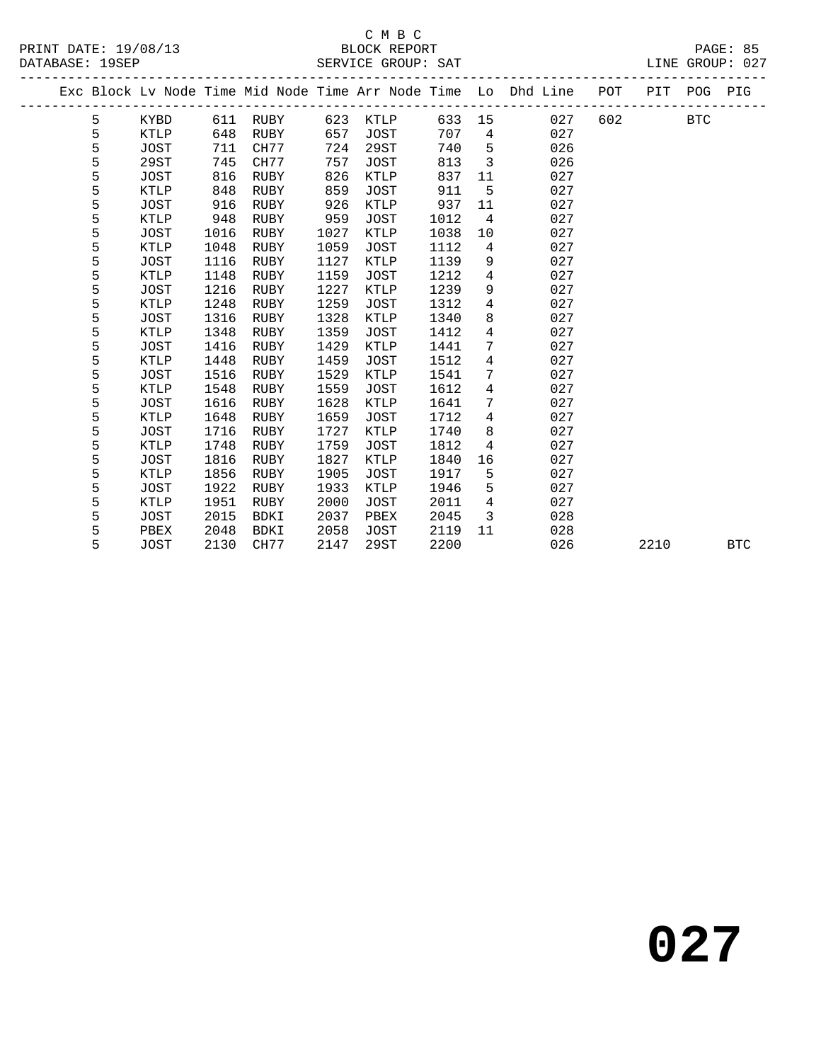C M B C

PRINT DATE: 19/08/13 BLOCK REPORT

DATABASE: 19SEP SERVICE GROUP: SAT LINE GROUP: 027

| Exc | Block | Lv | Node | Time | Mid Node | Time | Arr Node | Time | Lo | Dhd Line | POT | PIT | POG | PIG |
|---|---|---|---|---|---|---|---|---|---|---|---|---|---|---|
| | 5 | | KYBD | 611 | RUBY | 623 | KTLP | 633 | 15 | 027 | 602 | | BTC | |
| | 5 | | KTLP | 648 | RUBY | 657 | JOST | 707 | 4 | 027 | | | | |
| | 5 | | JOST | 711 | CH77 | 724 | 29ST | 740 | 5 | 026 | | | | |
| | 5 | | 29ST | 745 | CH77 | 757 | JOST | 813 | 3 | 026 | | | | |
| | 5 | | JOST | 816 | RUBY | 826 | KTLP | 837 | 11 | 027 | | | | |
| | 5 | | KTLP | 848 | RUBY | 859 | JOST | 911 | 5 | 027 | | | | |
| | 5 | | JOST | 916 | RUBY | 926 | KTLP | 937 | 11 | 027 | | | | |
| | 5 | | KTLP | 948 | RUBY | 959 | JOST | 1012 | 4 | 027 | | | | |
| | 5 | | JOST | 1016 | RUBY | 1027 | KTLP | 1038 | 10 | 027 | | | | |
| | 5 | | KTLP | 1048 | RUBY | 1059 | JOST | 1112 | 4 | 027 | | | | |
| | 5 | | JOST | 1116 | RUBY | 1127 | KTLP | 1139 | 9 | 027 | | | | |
| | 5 | | KTLP | 1148 | RUBY | 1159 | JOST | 1212 | 4 | 027 | | | | |
| | 5 | | JOST | 1216 | RUBY | 1227 | KTLP | 1239 | 9 | 027 | | | | |
| | 5 | | KTLP | 1248 | RUBY | 1259 | JOST | 1312 | 4 | 027 | | | | |
| | 5 | | JOST | 1316 | RUBY | 1328 | KTLP | 1340 | 8 | 027 | | | | |
| | 5 | | KTLP | 1348 | RUBY | 1359 | JOST | 1412 | 4 | 027 | | | | |
| | 5 | | JOST | 1416 | RUBY | 1429 | KTLP | 1441 | 7 | 027 | | | | |
| | 5 | | KTLP | 1448 | RUBY | 1459 | JOST | 1512 | 4 | 027 | | | | |
| | 5 | | JOST | 1516 | RUBY | 1529 | KTLP | 1541 | 7 | 027 | | | | |
| | 5 | | KTLP | 1548 | RUBY | 1559 | JOST | 1612 | 4 | 027 | | | | |
| | 5 | | JOST | 1616 | RUBY | 1628 | KTLP | 1641 | 7 | 027 | | | | |
| | 5 | | KTLP | 1648 | RUBY | 1659 | JOST | 1712 | 4 | 027 | | | | |
| | 5 | | JOST | 1716 | RUBY | 1727 | KTLP | 1740 | 8 | 027 | | | | |
| | 5 | | KTLP | 1748 | RUBY | 1759 | JOST | 1812 | 4 | 027 | | | | |
| | 5 | | JOST | 1816 | RUBY | 1827 | KTLP | 1840 | 16 | 027 | | | | |
| | 5 | | KTLP | 1856 | RUBY | 1905 | JOST | 1917 | 5 | 027 | | | | |
| | 5 | | JOST | 1922 | RUBY | 1933 | KTLP | 1946 | 5 | 027 | | | | |
| | 5 | | KTLP | 1951 | RUBY | 2000 | JOST | 2011 | 4 | 027 | | | | |
| | 5 | | JOST | 2015 | BDKI | 2037 | PBEX | 2045 | 3 | 028 | | | | |
| | 5 | | PBEX | 2048 | BDKI | 2058 | JOST | 2119 | 11 | 028 | | | | |
| | 5 | | JOST | 2130 | CH77 | 2147 | 29ST | 2200 | | 026 | | 2210 | | BTC |

# 027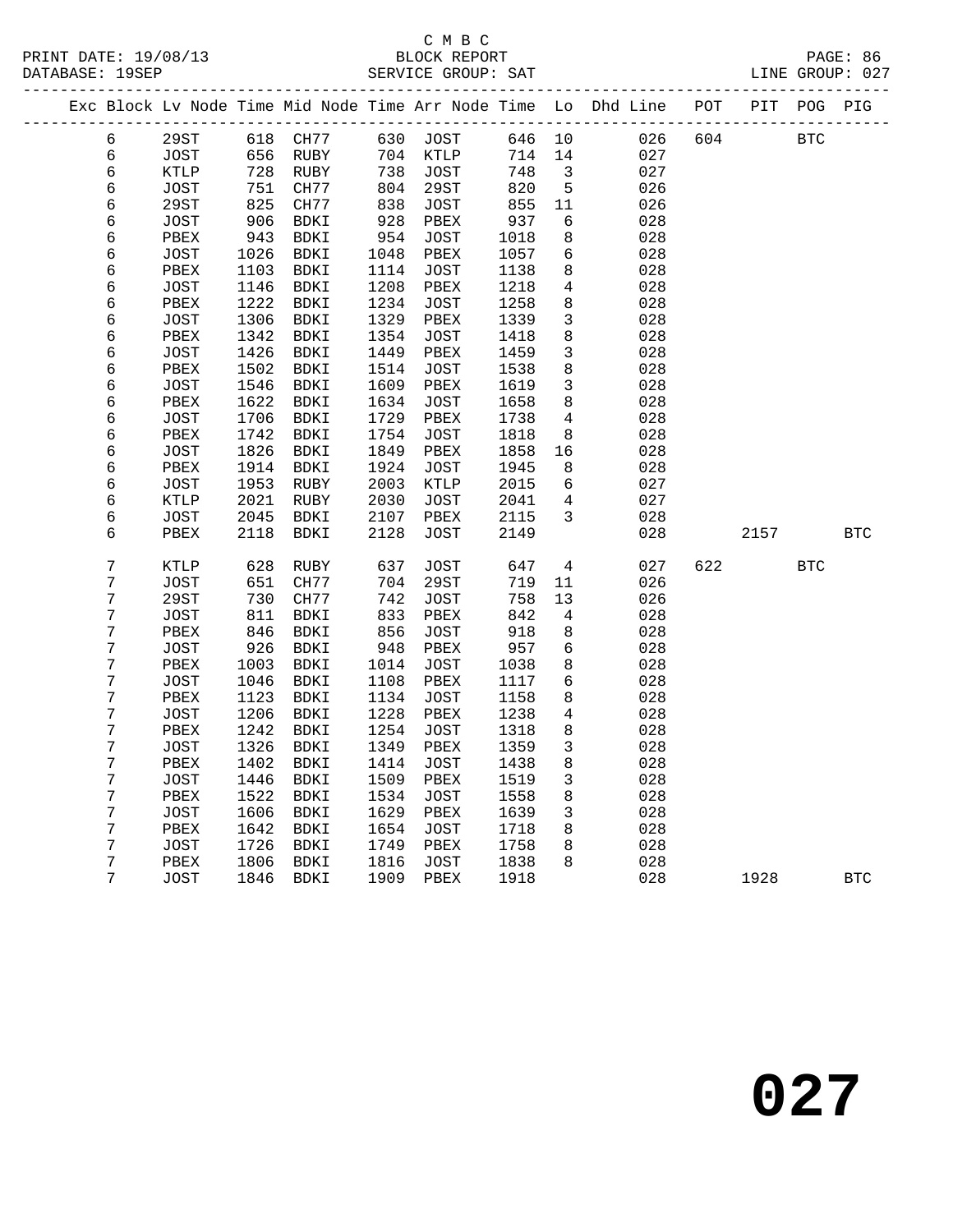C M B C
PRINT DATE: 19/08/13 BLOCK REPORT
DATABASE: 19SEP SERVICE GROUP: SAT LINE GROUP: 027

| Exc | Block | Lv | Node | Time | Mid Node | Time | Arr Node | Time | Lo | Dhd Line | POT | PIT | POG | PIG |
|---|---|---|---|---|---|---|---|---|---|---|---|---|---|---|
| | 6 | | 29ST | 618 | CH77 | 630 | JOST | 646 | 10 | 026 | 604 | | BTC | |
| | 6 | | JOST | 656 | RUBY | 704 | KTLP | 714 | 14 | 027 | | | | |
| | 6 | | KTLP | 728 | RUBY | 738 | JOST | 748 | 3 | 027 | | | | |
| | 6 | | JOST | 751 | CH77 | 804 | 29ST | 820 | 5 | 026 | | | | |
| | 6 | | 29ST | 825 | CH77 | 838 | JOST | 855 | 11 | 026 | | | | |
| | 6 | | JOST | 906 | BDKI | 928 | PBEX | 937 | 6 | 028 | | | | |
| | 6 | | PBEX | 943 | BDKI | 954 | JOST | 1018 | 8 | 028 | | | | |
| | 6 | | JOST | 1026 | BDKI | 1048 | PBEX | 1057 | 6 | 028 | | | | |
| | 6 | | PBEX | 1103 | BDKI | 1114 | JOST | 1138 | 8 | 028 | | | | |
| | 6 | | JOST | 1146 | BDKI | 1208 | PBEX | 1218 | 4 | 028 | | | | |
| | 6 | | PBEX | 1222 | BDKI | 1234 | JOST | 1258 | 8 | 028 | | | | |
| | 6 | | JOST | 1306 | BDKI | 1329 | PBEX | 1339 | 3 | 028 | | | | |
| | 6 | | PBEX | 1342 | BDKI | 1354 | JOST | 1418 | 8 | 028 | | | | |
| | 6 | | JOST | 1426 | BDKI | 1449 | PBEX | 1459 | 3 | 028 | | | | |
| | 6 | | PBEX | 1502 | BDKI | 1514 | JOST | 1538 | 8 | 028 | | | | |
| | 6 | | JOST | 1546 | BDKI | 1609 | PBEX | 1619 | 3 | 028 | | | | |
| | 6 | | PBEX | 1622 | BDKI | 1634 | JOST | 1658 | 8 | 028 | | | | |
| | 6 | | JOST | 1706 | BDKI | 1729 | PBEX | 1738 | 4 | 028 | | | | |
| | 6 | | PBEX | 1742 | BDKI | 1754 | JOST | 1818 | 8 | 028 | | | | |
| | 6 | | JOST | 1826 | BDKI | 1849 | PBEX | 1858 | 16 | 028 | | | | |
| | 6 | | PBEX | 1914 | BDKI | 1924 | JOST | 1945 | 8 | 028 | | | | |
| | 6 | | JOST | 1953 | RUBY | 2003 | KTLP | 2015 | 6 | 027 | | | | |
| | 6 | | KTLP | 2021 | RUBY | 2030 | JOST | 2041 | 4 | 027 | | | | |
| | 6 | | JOST | 2045 | BDKI | 2107 | PBEX | 2115 | 3 | 028 | | | | |
| | 6 | | PBEX | 2118 | BDKI | 2128 | JOST | 2149 | | 028 | | 2157 | | BTC |
| | 7 | | KTLP | 628 | RUBY | 637 | JOST | 647 | 4 | 027 | 622 | | BTC | |
| | 7 | | JOST | 651 | CH77 | 704 | 29ST | 719 | 11 | 026 | | | | |
| | 7 | | 29ST | 730 | CH77 | 742 | JOST | 758 | 13 | 026 | | | | |
| | 7 | | JOST | 811 | BDKI | 833 | PBEX | 842 | 4 | 028 | | | | |
| | 7 | | PBEX | 846 | BDKI | 856 | JOST | 918 | 8 | 028 | | | | |
| | 7 | | JOST | 926 | BDKI | 948 | PBEX | 957 | 6 | 028 | | | | |
| | 7 | | PBEX | 1003 | BDKI | 1014 | JOST | 1038 | 8 | 028 | | | | |
| | 7 | | JOST | 1046 | BDKI | 1108 | PBEX | 1117 | 6 | 028 | | | | |
| | 7 | | PBEX | 1123 | BDKI | 1134 | JOST | 1158 | 8 | 028 | | | | |
| | 7 | | JOST | 1206 | BDKI | 1228 | PBEX | 1238 | 4 | 028 | | | | |
| | 7 | | PBEX | 1242 | BDKI | 1254 | JOST | 1318 | 8 | 028 | | | | |
| | 7 | | JOST | 1326 | BDKI | 1349 | PBEX | 1359 | 3 | 028 | | | | |
| | 7 | | PBEX | 1402 | BDKI | 1414 | JOST | 1438 | 8 | 028 | | | | |
| | 7 | | JOST | 1446 | BDKI | 1509 | PBEX | 1519 | 3 | 028 | | | | |
| | 7 | | PBEX | 1522 | BDKI | 1534 | JOST | 1558 | 8 | 028 | | | | |
| | 7 | | JOST | 1606 | BDKI | 1629 | PBEX | 1639 | 3 | 028 | | | | |
| | 7 | | PBEX | 1642 | BDKI | 1654 | JOST | 1718 | 8 | 028 | | | | |
| | 7 | | JOST | 1726 | BDKI | 1749 | PBEX | 1758 | 8 | 028 | | | | |
| | 7 | | PBEX | 1806 | BDKI | 1816 | JOST | 1838 | 8 | 028 | | | | |
| | 7 | | JOST | 1846 | BDKI | 1909 | PBEX | 1918 | | 028 | | 1928 | | BTC |

# 027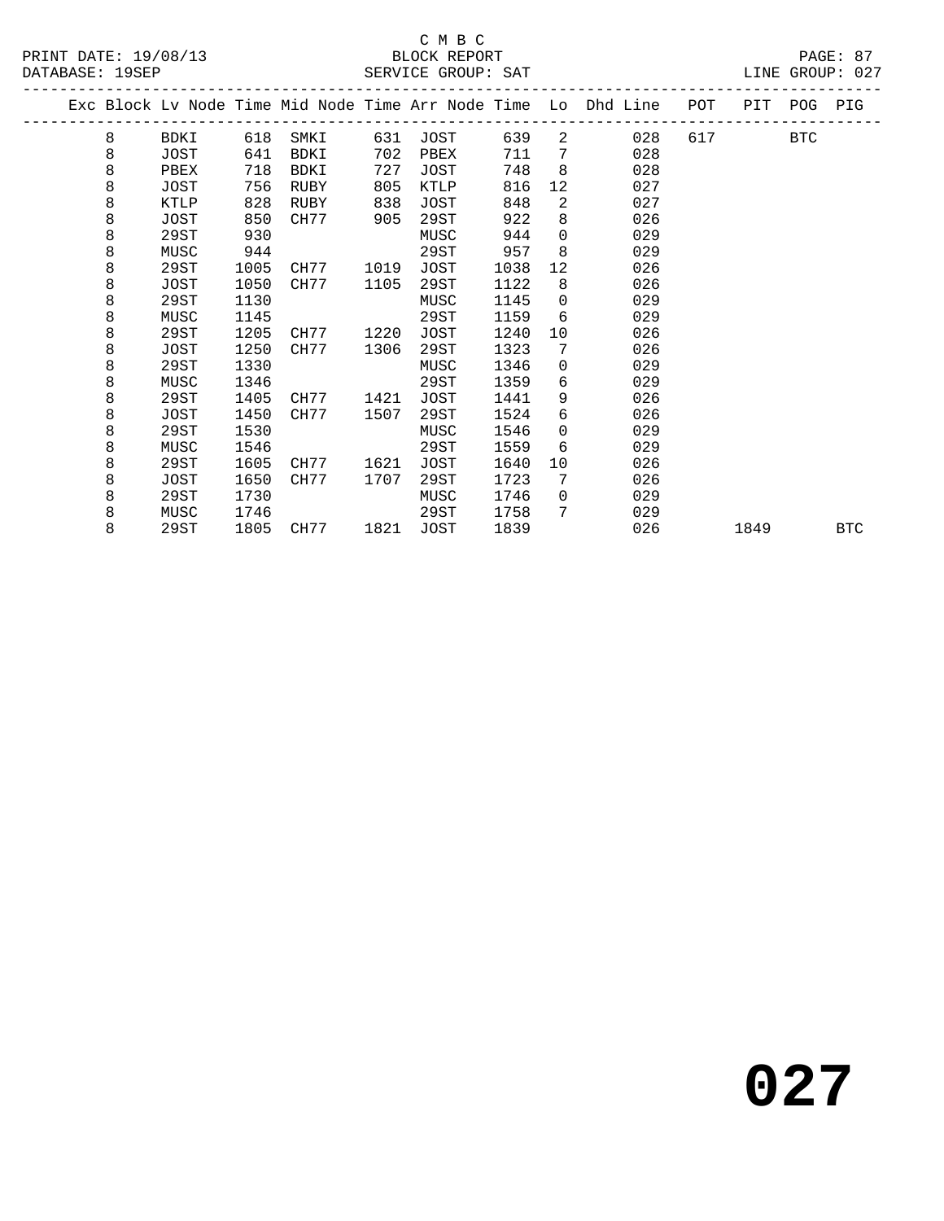C M B C
BLOCK REPORT
SERVICE GROUP: SAT

PRINT DATE: 19/08/13
DATABASE: 19SEP
LINE GROUP: 027

| Exc | Block | Lv Node | Time | Mid Node | Time | Arr Node | Time | Lo | Dhd Line | POT | PIT | POG | PIG |
|---|---|---|---|---|---|---|---|---|---|---|---|---|---|
| | 8 | BDKI | 618 | SMKI | 631 | JOST | 639 | 2 | 028 | 617 | | BTC | |
| | 8 | JOST | 641 | BDKI | 702 | PBEX | 711 | 7 | 028 | | | | |
| | 8 | PBEX | 718 | BDKI | 727 | JOST | 748 | 8 | 028 | | | | |
| | 8 | JOST | 756 | RUBY | 805 | KTLP | 816 | 12 | 027 | | | | |
| | 8 | KTLP | 828 | RUBY | 838 | JOST | 848 | 2 | 027 | | | | |
| | 8 | JOST | 850 | CH77 | 905 | 29ST | 922 | 8 | 026 | | | | |
| | 8 | 29ST | 930 | | | MUSC | 944 | 0 | 029 | | | | |
| | 8 | MUSC | 944 | | | 29ST | 957 | 8 | 029 | | | | |
| | 8 | 29ST | 1005 | CH77 | 1019 | JOST | 1038 | 12 | 026 | | | | |
| | 8 | JOST | 1050 | CH77 | 1105 | 29ST | 1122 | 8 | 026 | | | | |
| | 8 | 29ST | 1130 | | | MUSC | 1145 | 0 | 029 | | | | |
| | 8 | MUSC | 1145 | | | 29ST | 1159 | 6 | 029 | | | | |
| | 8 | 29ST | 1205 | CH77 | 1220 | JOST | 1240 | 10 | 026 | | | | |
| | 8 | JOST | 1250 | CH77 | 1306 | 29ST | 1323 | 7 | 026 | | | | |
| | 8 | 29ST | 1330 | | | MUSC | 1346 | 0 | 029 | | | | |
| | 8 | MUSC | 1346 | | | 29ST | 1359 | 6 | 029 | | | | |
| | 8 | 29ST | 1405 | CH77 | 1421 | JOST | 1441 | 9 | 026 | | | | |
| | 8 | JOST | 1450 | CH77 | 1507 | 29ST | 1524 | 6 | 026 | | | | |
| | 8 | 29ST | 1530 | | | MUSC | 1546 | 0 | 029 | | | | |
| | 8 | MUSC | 1546 | | | 29ST | 1559 | 6 | 029 | | | | |
| | 8 | 29ST | 1605 | CH77 | 1621 | JOST | 1640 | 10 | 026 | | | | |
| | 8 | JOST | 1650 | CH77 | 1707 | 29ST | 1723 | 7 | 026 | | | | |
| | 8 | 29ST | 1730 | | | MUSC | 1746 | 0 | 029 | | | | |
| | 8 | MUSC | 1746 | | | 29ST | 1758 | 7 | 029 | | | | |
| | 8 | 29ST | 1805 | CH77 | 1821 | JOST | 1839 | | 026 | | 1849 | | BTC |

# 027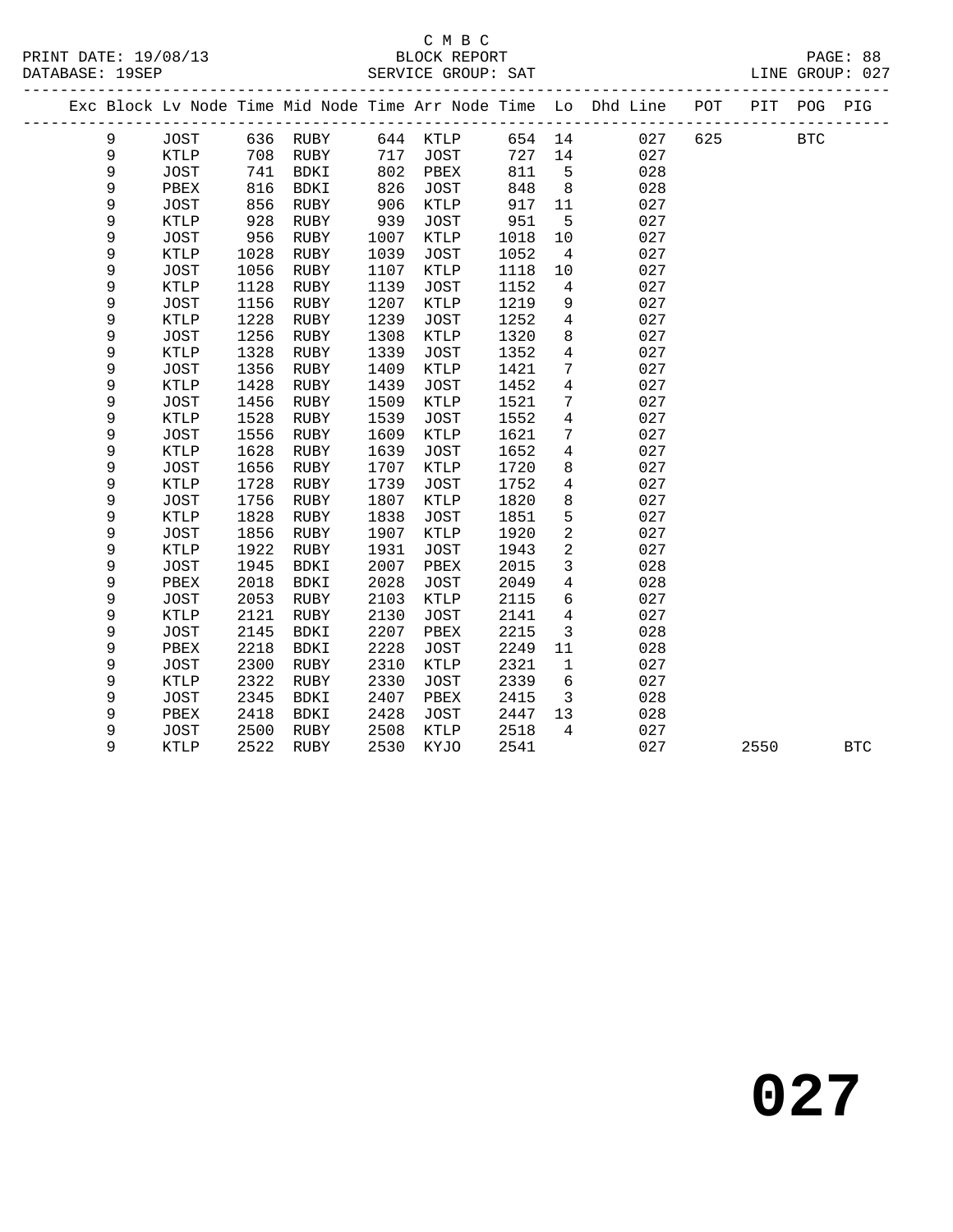C M B C

PRINT DATE: 19/08/13 BLOCK REPORT

DATABASE: 19SEP SERVICE GROUP: SAT LINE GROUP: 027

| Exc | Block | Lv | Node | Time | Mid Node | Time | Arr Node | Time | Lo | Dhd Line | POT | PIT | POG | PIG |
|---|---|---|---|---|---|---|---|---|---|---|---|---|---|---|
| | 9 | | JOST | 636 | RUBY | 644 | KTLP | 654 | 14 | 027 | 625 | | BTC | |
| | 9 | | KTLP | 708 | RUBY | 717 | JOST | 727 | 14 | 027 | | | | |
| | 9 | | JOST | 741 | BDKI | 802 | PBEX | 811 | 5 | 028 | | | | |
| | 9 | | PBEX | 816 | BDKI | 826 | JOST | 848 | 8 | 028 | | | | |
| | 9 | | JOST | 856 | RUBY | 906 | KTLP | 917 | 11 | 027 | | | | |
| | 9 | | KTLP | 928 | RUBY | 939 | JOST | 951 | 5 | 027 | | | | |
| | 9 | | JOST | 956 | RUBY | 1007 | KTLP | 1018 | 10 | 027 | | | | |
| | 9 | | KTLP | 1028 | RUBY | 1039 | JOST | 1052 | 4 | 027 | | | | |
| | 9 | | JOST | 1056 | RUBY | 1107 | KTLP | 1118 | 10 | 027 | | | | |
| | 9 | | KTLP | 1128 | RUBY | 1139 | JOST | 1152 | 4 | 027 | | | | |
| | 9 | | JOST | 1156 | RUBY | 1207 | KTLP | 1219 | 9 | 027 | | | | |
| | 9 | | KTLP | 1228 | RUBY | 1239 | JOST | 1252 | 4 | 027 | | | | |
| | 9 | | JOST | 1256 | RUBY | 1308 | KTLP | 1320 | 8 | 027 | | | | |
| | 9 | | KTLP | 1328 | RUBY | 1339 | JOST | 1352 | 4 | 027 | | | | |
| | 9 | | JOST | 1356 | RUBY | 1409 | KTLP | 1421 | 7 | 027 | | | | |
| | 9 | | KTLP | 1428 | RUBY | 1439 | JOST | 1452 | 4 | 027 | | | | |
| | 9 | | JOST | 1456 | RUBY | 1509 | KTLP | 1521 | 7 | 027 | | | | |
| | 9 | | KTLP | 1528 | RUBY | 1539 | JOST | 1552 | 4 | 027 | | | | |
| | 9 | | JOST | 1556 | RUBY | 1609 | KTLP | 1621 | 7 | 027 | | | | |
| | 9 | | KTLP | 1628 | RUBY | 1639 | JOST | 1652 | 4 | 027 | | | | |
| | 9 | | JOST | 1656 | RUBY | 1707 | KTLP | 1720 | 8 | 027 | | | | |
| | 9 | | KTLP | 1728 | RUBY | 1739 | JOST | 1752 | 4 | 027 | | | | |
| | 9 | | JOST | 1756 | RUBY | 1807 | KTLP | 1820 | 8 | 027 | | | | |
| | 9 | | KTLP | 1828 | RUBY | 1838 | JOST | 1851 | 5 | 027 | | | | |
| | 9 | | JOST | 1856 | RUBY | 1907 | KTLP | 1920 | 2 | 027 | | | | |
| | 9 | | KTLP | 1922 | RUBY | 1931 | JOST | 1943 | 2 | 027 | | | | |
| | 9 | | JOST | 1945 | BDKI | 2007 | PBEX | 2015 | 3 | 028 | | | | |
| | 9 | | PBEX | 2018 | BDKI | 2028 | JOST | 2049 | 4 | 028 | | | | |
| | 9 | | JOST | 2053 | RUBY | 2103 | KTLP | 2115 | 6 | 027 | | | | |
| | 9 | | KTLP | 2121 | RUBY | 2130 | JOST | 2141 | 4 | 027 | | | | |
| | 9 | | JOST | 2145 | BDKI | 2207 | PBEX | 2215 | 3 | 028 | | | | |
| | 9 | | PBEX | 2218 | BDKI | 2228 | JOST | 2249 | 11 | 028 | | | | |
| | 9 | | JOST | 2300 | RUBY | 2310 | KTLP | 2321 | 1 | 027 | | | | |
| | 9 | | KTLP | 2322 | RUBY | 2330 | JOST | 2339 | 6 | 027 | | | | |
| | 9 | | JOST | 2345 | BDKI | 2407 | PBEX | 2415 | 3 | 028 | | | | |
| | 9 | | PBEX | 2418 | BDKI | 2428 | JOST | 2447 | 13 | 028 | | | | |
| | 9 | | JOST | 2500 | RUBY | 2508 | KTLP | 2518 | 4 | 027 | | | | |
| | 9 | | KTLP | 2522 | RUBY | 2530 | KYJO | 2541 | | 027 | | 2550 | | BTC |

# 027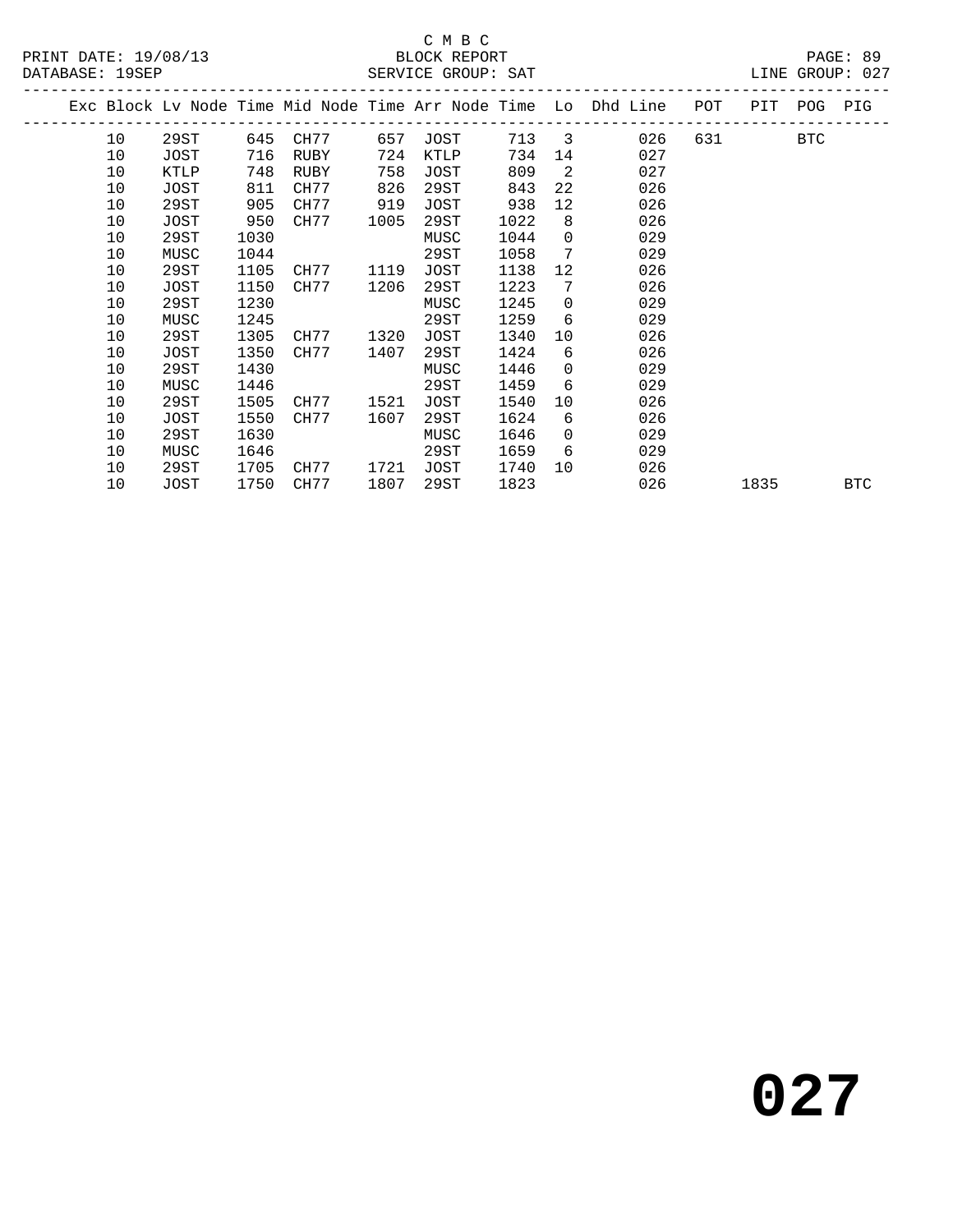C M B C
BLOCK REPORT
SERVICE GROUP: SAT

PRINT DATE: 19/08/13
DATABASE: 19SEP

PAGE: 89
LINE GROUP: 027

| Exc | Block | Lv Node | Time | Mid Node | Time | Arr Node | Time | Lo | Dhd Line | POT | PIT | POG | PIG |
|---|---|---|---|---|---|---|---|---|---|---|---|---|---|
| | 10 | 29ST | 645 | CH77 | 657 | JOST | 713 | 3 | 026 | 631 | | BTC | |
| | 10 | JOST | 716 | RUBY | 724 | KTLP | 734 | 14 | 027 | | | | |
| | 10 | KTLP | 748 | RUBY | 758 | JOST | 809 | 2 | 027 | | | | |
| | 10 | JOST | 811 | CH77 | 826 | 29ST | 843 | 22 | 026 | | | | |
| | 10 | 29ST | 905 | CH77 | 919 | JOST | 938 | 12 | 026 | | | | |
| | 10 | JOST | 950 | CH77 | 1005 | 29ST | 1022 | 8 | 026 | | | | |
| | 10 | 29ST | 1030 | | | MUSC | 1044 | 0 | 029 | | | | |
| | 10 | MUSC | 1044 | | | 29ST | 1058 | 7 | 029 | | | | |
| | 10 | 29ST | 1105 | CH77 | 1119 | JOST | 1138 | 12 | 026 | | | | |
| | 10 | JOST | 1150 | CH77 | 1206 | 29ST | 1223 | 7 | 026 | | | | |
| | 10 | 29ST | 1230 | | | MUSC | 1245 | 0 | 029 | | | | |
| | 10 | MUSC | 1245 | | | 29ST | 1259 | 6 | 029 | | | | |
| | 10 | 29ST | 1305 | CH77 | 1320 | JOST | 1340 | 10 | 026 | | | | |
| | 10 | JOST | 1350 | CH77 | 1407 | 29ST | 1424 | 6 | 026 | | | | |
| | 10 | 29ST | 1430 | | | MUSC | 1446 | 0 | 029 | | | | |
| | 10 | MUSC | 1446 | | | 29ST | 1459 | 6 | 029 | | | | |
| | 10 | 29ST | 1505 | CH77 | 1521 | JOST | 1540 | 10 | 026 | | | | |
| | 10 | JOST | 1550 | CH77 | 1607 | 29ST | 1624 | 6 | 026 | | | | |
| | 10 | 29ST | 1630 | | | MUSC | 1646 | 0 | 029 | | | | |
| | 10 | MUSC | 1646 | | | 29ST | 1659 | 6 | 029 | | | | |
| | 10 | 29ST | 1705 | CH77 | 1721 | JOST | 1740 | 10 | 026 | | | | |
| | 10 | JOST | 1750 | CH77 | 1807 | 29ST | 1823 | | 026 | | 1835 | | BTC |

# 027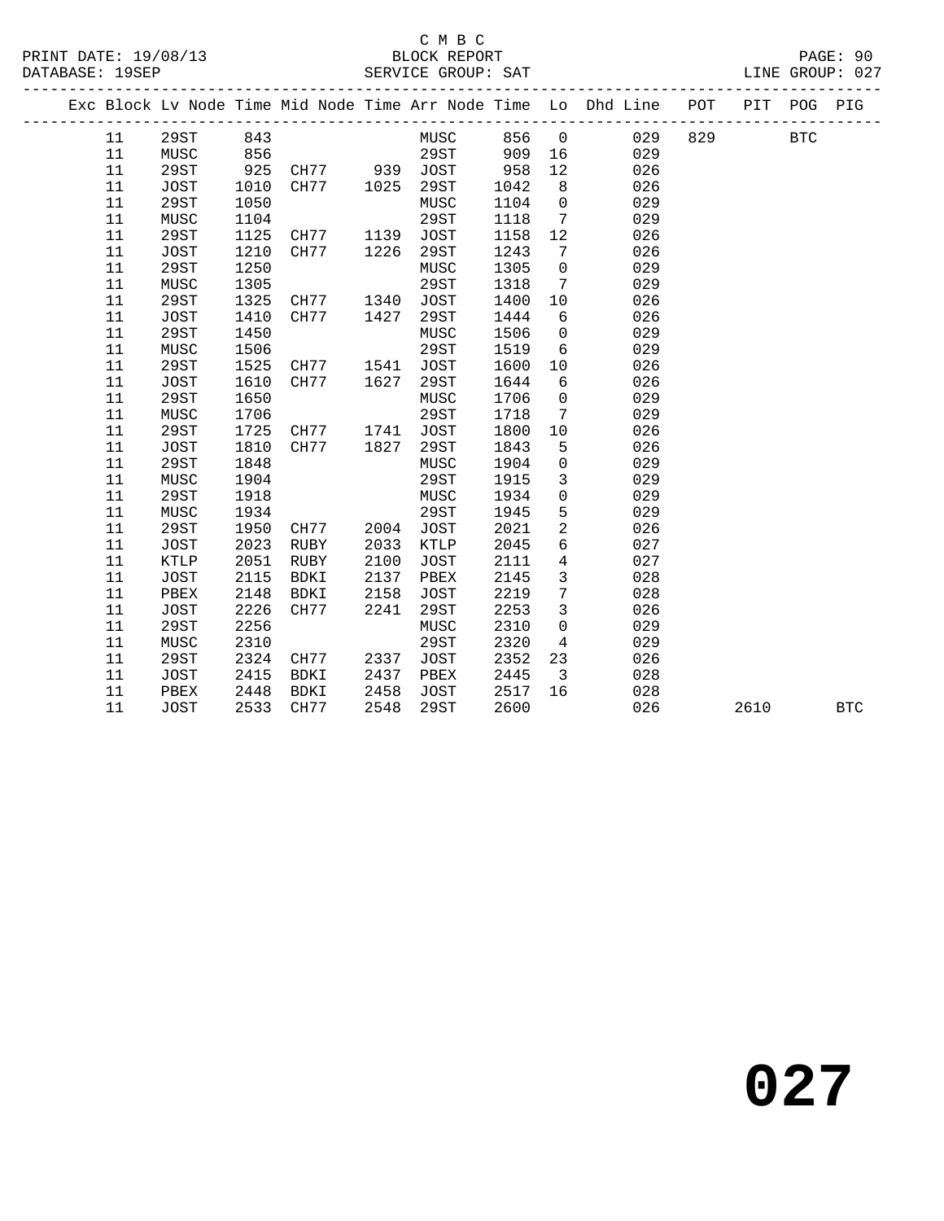C M B C
BLOCK REPORT
SERVICE GROUP: SAT

PRINT DATE: 19/08/13
DATABASE: 19SEP
LINE GROUP: 027

| Exc | Block | Lv Node | Time | Mid Node | Time | Arr Node | Time | Lo | Dhd Line | POT | PIT | POG | PIG |
|---|---|---|---|---|---|---|---|---|---|---|---|---|---|
| | 11 | 29ST | 843 | | | MUSC | 856 | 0 | 029 | 829 | | BTC | |
| | 11 | MUSC | 856 | | | 29ST | 909 | 16 | 029 | | | | |
| | 11 | 29ST | 925 | CH77 | 939 | JOST | 958 | 12 | 026 | | | | |
| | 11 | JOST | 1010 | CH77 | 1025 | 29ST | 1042 | 8 | 026 | | | | |
| | 11 | 29ST | 1050 | | | MUSC | 1104 | 0 | 029 | | | | |
| | 11 | MUSC | 1104 | | | 29ST | 1118 | 7 | 029 | | | | |
| | 11 | 29ST | 1125 | CH77 | 1139 | JOST | 1158 | 12 | 026 | | | | |
| | 11 | JOST | 1210 | CH77 | 1226 | 29ST | 1243 | 7 | 026 | | | | |
| | 11 | 29ST | 1250 | | | MUSC | 1305 | 0 | 029 | | | | |
| | 11 | MUSC | 1305 | | | 29ST | 1318 | 7 | 029 | | | | |
| | 11 | 29ST | 1325 | CH77 | 1340 | JOST | 1400 | 10 | 026 | | | | |
| | 11 | JOST | 1410 | CH77 | 1427 | 29ST | 1444 | 6 | 026 | | | | |
| | 11 | 29ST | 1450 | | | MUSC | 1506 | 0 | 029 | | | | |
| | 11 | MUSC | 1506 | | | 29ST | 1519 | 6 | 029 | | | | |
| | 11 | 29ST | 1525 | CH77 | 1541 | JOST | 1600 | 10 | 026 | | | | |
| | 11 | JOST | 1610 | CH77 | 1627 | 29ST | 1644 | 6 | 026 | | | | |
| | 11 | 29ST | 1650 | | | MUSC | 1706 | 0 | 029 | | | | |
| | 11 | MUSC | 1706 | | | 29ST | 1718 | 7 | 029 | | | | |
| | 11 | 29ST | 1725 | CH77 | 1741 | JOST | 1800 | 10 | 026 | | | | |
| | 11 | JOST | 1810 | CH77 | 1827 | 29ST | 1843 | 5 | 026 | | | | |
| | 11 | 29ST | 1848 | | | MUSC | 1904 | 0 | 029 | | | | |
| | 11 | MUSC | 1904 | | | 29ST | 1915 | 3 | 029 | | | | |
| | 11 | 29ST | 1918 | | | MUSC | 1934 | 0 | 029 | | | | |
| | 11 | MUSC | 1934 | | | 29ST | 1945 | 5 | 029 | | | | |
| | 11 | 29ST | 1950 | CH77 | 2004 | JOST | 2021 | 2 | 026 | | | | |
| | 11 | JOST | 2023 | RUBY | 2033 | KTLP | 2045 | 6 | 027 | | | | |
| | 11 | KTLP | 2051 | RUBY | 2100 | JOST | 2111 | 4 | 027 | | | | |
| | 11 | JOST | 2115 | BDKI | 2137 | PBEX | 2145 | 3 | 028 | | | | |
| | 11 | PBEX | 2148 | BDKI | 2158 | JOST | 2219 | 7 | 028 | | | | |
| | 11 | JOST | 2226 | CH77 | 2241 | 29ST | 2253 | 3 | 026 | | | | |
| | 11 | 29ST | 2256 | | | MUSC | 2310 | 0 | 029 | | | | |
| | 11 | MUSC | 2310 | | | 29ST | 2320 | 4 | 029 | | | | |
| | 11 | 29ST | 2324 | CH77 | 2337 | JOST | 2352 | 23 | 026 | | | | |
| | 11 | JOST | 2415 | BDKI | 2437 | PBEX | 2445 | 3 | 028 | | | | |
| | 11 | PBEX | 2448 | BDKI | 2458 | JOST | 2517 | 16 | 028 | | | | |
| | 11 | JOST | 2533 | CH77 | 2548 | 29ST | 2600 | | 026 | | 2610 | | BTC |

# 027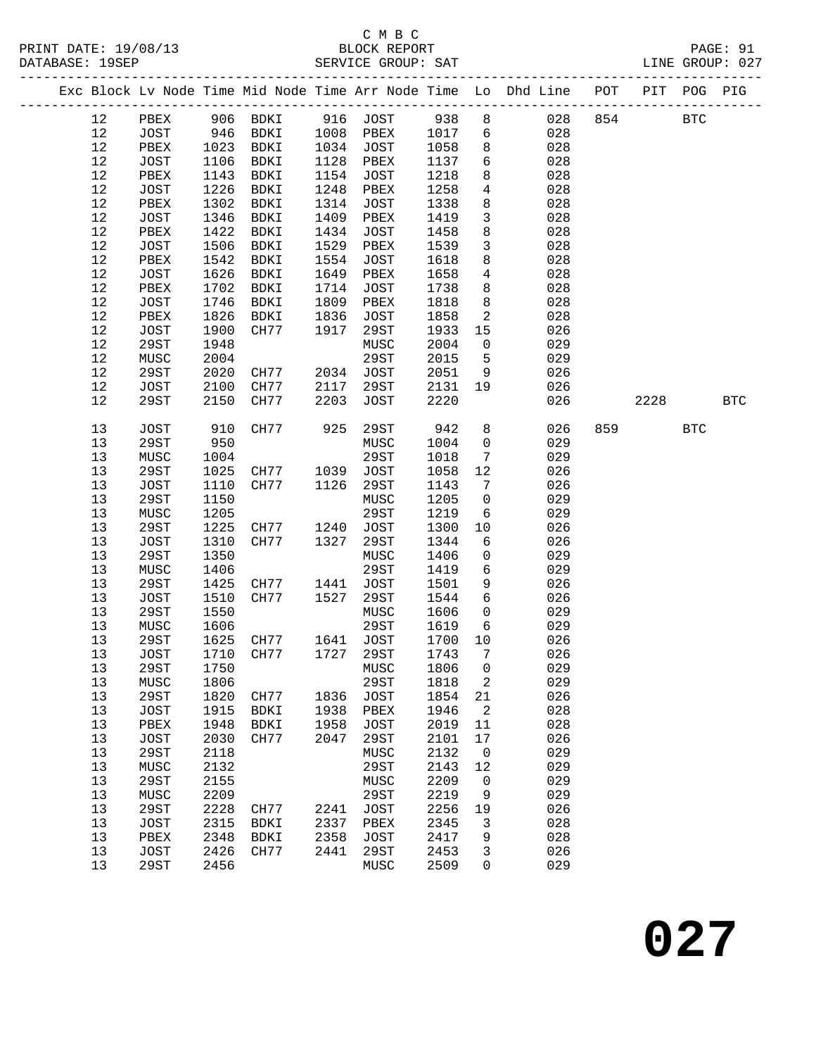C M B C
PRINT DATE: 19/08/13 BLOCK REPORT
DATABASE: 19SEP SERVICE GROUP: SAT LINE GROUP: 027

| Exc | Block | Lv | Node | Time | Mid Node | Time | Arr Node | Time | Lo | Dhd Line | POT | PIT | POG | PIG |
|---|---|---|---|---|---|---|---|---|---|---|---|---|---|---|
| | 12 | | PBEX | 906 | BDKI | 916 | JOST | 938 | 8 | 028 | 854 | | BTC | |
| | 12 | | JOST | 946 | BDKI | 1008 | PBEX | 1017 | 6 | 028 | | | | |
| | 12 | | PBEX | 1023 | BDKI | 1034 | JOST | 1058 | 8 | 028 | | | | |
| | 12 | | JOST | 1106 | BDKI | 1128 | PBEX | 1137 | 6 | 028 | | | | |
| | 12 | | PBEX | 1143 | BDKI | 1154 | JOST | 1218 | 8 | 028 | | | | |
| | 12 | | JOST | 1226 | BDKI | 1248 | PBEX | 1258 | 4 | 028 | | | | |
| | 12 | | PBEX | 1302 | BDKI | 1314 | JOST | 1338 | 8 | 028 | | | | |
| | 12 | | JOST | 1346 | BDKI | 1409 | PBEX | 1419 | 3 | 028 | | | | |
| | 12 | | PBEX | 1422 | BDKI | 1434 | JOST | 1458 | 8 | 028 | | | | |
| | 12 | | JOST | 1506 | BDKI | 1529 | PBEX | 1539 | 3 | 028 | | | | |
| | 12 | | PBEX | 1542 | BDKI | 1554 | JOST | 1618 | 8 | 028 | | | | |
| | 12 | | JOST | 1626 | BDKI | 1649 | PBEX | 1658 | 4 | 028 | | | | |
| | 12 | | PBEX | 1702 | BDKI | 1714 | JOST | 1738 | 8 | 028 | | | | |
| | 12 | | JOST | 1746 | BDKI | 1809 | PBEX | 1818 | 8 | 028 | | | | |
| | 12 | | PBEX | 1826 | BDKI | 1836 | JOST | 1858 | 2 | 028 | | | | |
| | 12 | | JOST | 1900 | CH77 | 1917 | 29ST | 1933 | 15 | 026 | | | | |
| | 12 | | 29ST | 1948 | | | MUSC | 2004 | 0 | 029 | | | | |
| | 12 | | MUSC | 2004 | | | 29ST | 2015 | 5 | 029 | | | | |
| | 12 | | 29ST | 2020 | CH77 | 2034 | JOST | 2051 | 9 | 026 | | | | |
| | 12 | | JOST | 2100 | CH77 | 2117 | 29ST | 2131 | 19 | 026 | | | | |
| | 12 | | 29ST | 2150 | CH77 | 2203 | JOST | 2220 | | 026 | | 2228 | | BTC |
| | 13 | | JOST | 910 | CH77 | 925 | 29ST | 942 | 8 | 026 | 859 | | BTC | |
| | 13 | | 29ST | 950 | | | MUSC | 1004 | 0 | 029 | | | | |
| | 13 | | MUSC | 1004 | | | 29ST | 1018 | 7 | 029 | | | | |
| | 13 | | 29ST | 1025 | CH77 | 1039 | JOST | 1058 | 12 | 026 | | | | |
| | 13 | | JOST | 1110 | CH77 | 1126 | 29ST | 1143 | 7 | 026 | | | | |
| | 13 | | 29ST | 1150 | | | MUSC | 1205 | 0 | 029 | | | | |
| | 13 | | MUSC | 1205 | | | 29ST | 1219 | 6 | 029 | | | | |
| | 13 | | 29ST | 1225 | CH77 | 1240 | JOST | 1300 | 10 | 026 | | | | |
| | 13 | | JOST | 1310 | CH77 | 1327 | 29ST | 1344 | 6 | 026 | | | | |
| | 13 | | 29ST | 1350 | | | MUSC | 1406 | 0 | 029 | | | | |
| | 13 | | MUSC | 1406 | | | 29ST | 1419 | 6 | 029 | | | | |
| | 13 | | 29ST | 1425 | CH77 | 1441 | JOST | 1501 | 9 | 026 | | | | |
| | 13 | | JOST | 1510 | CH77 | 1527 | 29ST | 1544 | 6 | 026 | | | | |
| | 13 | | 29ST | 1550 | | | MUSC | 1606 | 0 | 029 | | | | |
| | 13 | | MUSC | 1606 | | | 29ST | 1619 | 6 | 029 | | | | |
| | 13 | | 29ST | 1625 | CH77 | 1641 | JOST | 1700 | 10 | 026 | | | | |
| | 13 | | JOST | 1710 | CH77 | 1727 | 29ST | 1743 | 7 | 026 | | | | |
| | 13 | | 29ST | 1750 | | | MUSC | 1806 | 0 | 029 | | | | |
| | 13 | | MUSC | 1806 | | | 29ST | 1818 | 2 | 029 | | | | |
| | 13 | | 29ST | 1820 | CH77 | 1836 | JOST | 1854 | 21 | 026 | | | | |
| | 13 | | JOST | 1915 | BDKI | 1938 | PBEX | 1946 | 2 | 028 | | | | |
| | 13 | | PBEX | 1948 | BDKI | 1958 | JOST | 2019 | 11 | 028 | | | | |
| | 13 | | JOST | 2030 | CH77 | 2047 | 29ST | 2101 | 17 | 026 | | | | |
| | 13 | | 29ST | 2118 | | | MUSC | 2132 | 0 | 029 | | | | |
| | 13 | | MUSC | 2132 | | | 29ST | 2143 | 12 | 029 | | | | |
| | 13 | | 29ST | 2155 | | | MUSC | 2209 | 0 | 029 | | | | |
| | 13 | | MUSC | 2209 | | | 29ST | 2219 | 9 | 029 | | | | |
| | 13 | | 29ST | 2228 | CH77 | 2241 | JOST | 2256 | 19 | 026 | | | | |
| | 13 | | JOST | 2315 | BDKI | 2337 | PBEX | 2345 | 3 | 028 | | | | |
| | 13 | | PBEX | 2348 | BDKI | 2358 | JOST | 2417 | 9 | 028 | | | | |
| | 13 | | JOST | 2426 | CH77 | 2441 | 29ST | 2453 | 3 | 026 | | | | |
| | 13 | | 29ST | 2456 | | | MUSC | 2509 | 0 | 029 | | | | |

# 027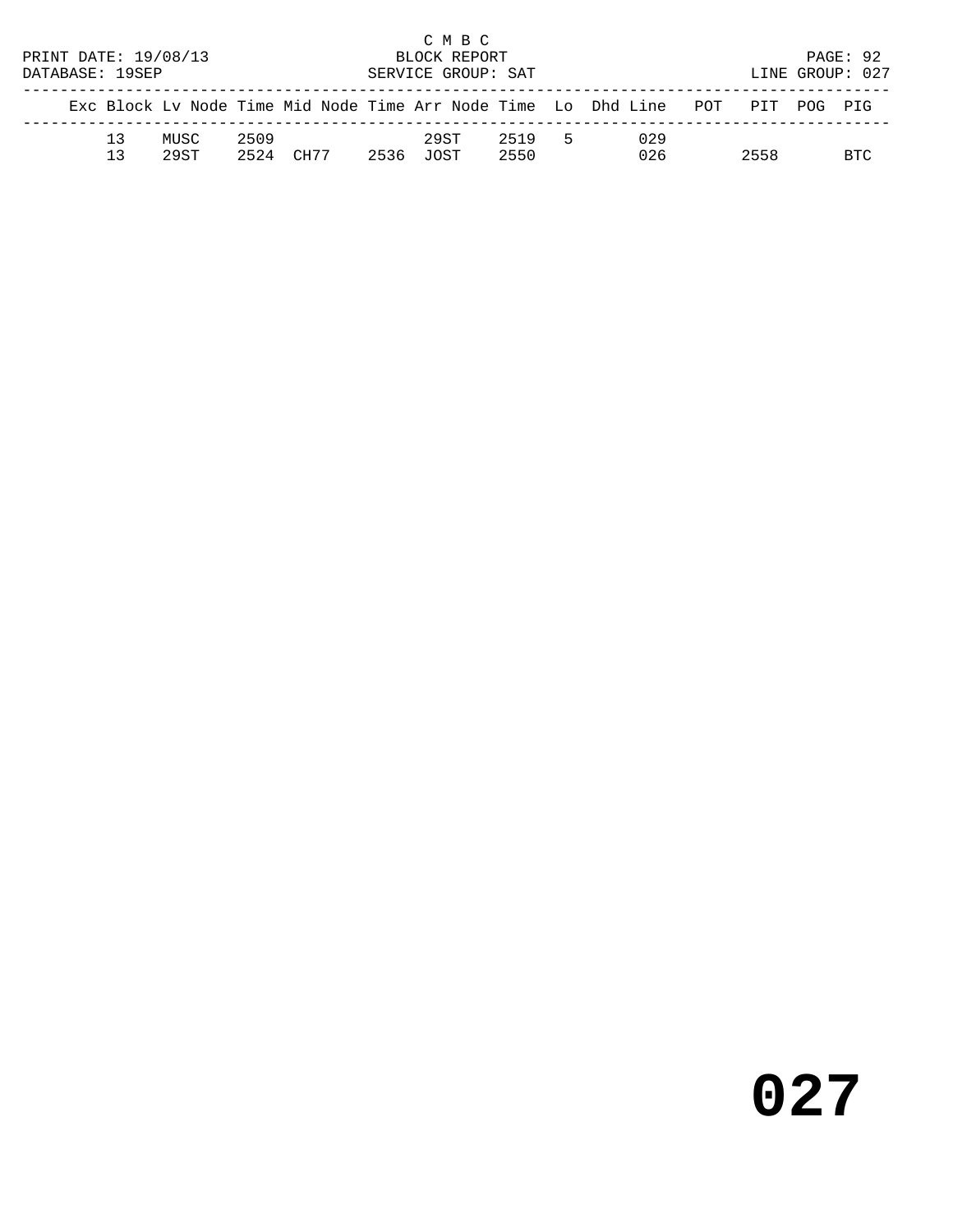C M B C

PRINT DATE: 19/08/13 BLOCK REPORT

DATABASE: 19SEP SERVICE GROUP: SAT LINE GROUP: 027

| Exc | Block | Lv | Node | Time | Mid | Node | Time | Arr | Node | Time | Lo | Dhd | Line | POT | PIT | POG | PIG |
|---|---|---|---|---|---|---|---|---|---|---|---|---|---|---|---|---|---|
| | 13 | | MUSC | 2509 | | | | | 29ST | 2519 | 5 | | 029 | | | | |
| | 13 | | 29ST | 2524 | | CH77 | 2536 | | JOST | 2550 | | | 026 | | 2558 | | BTC |

# 027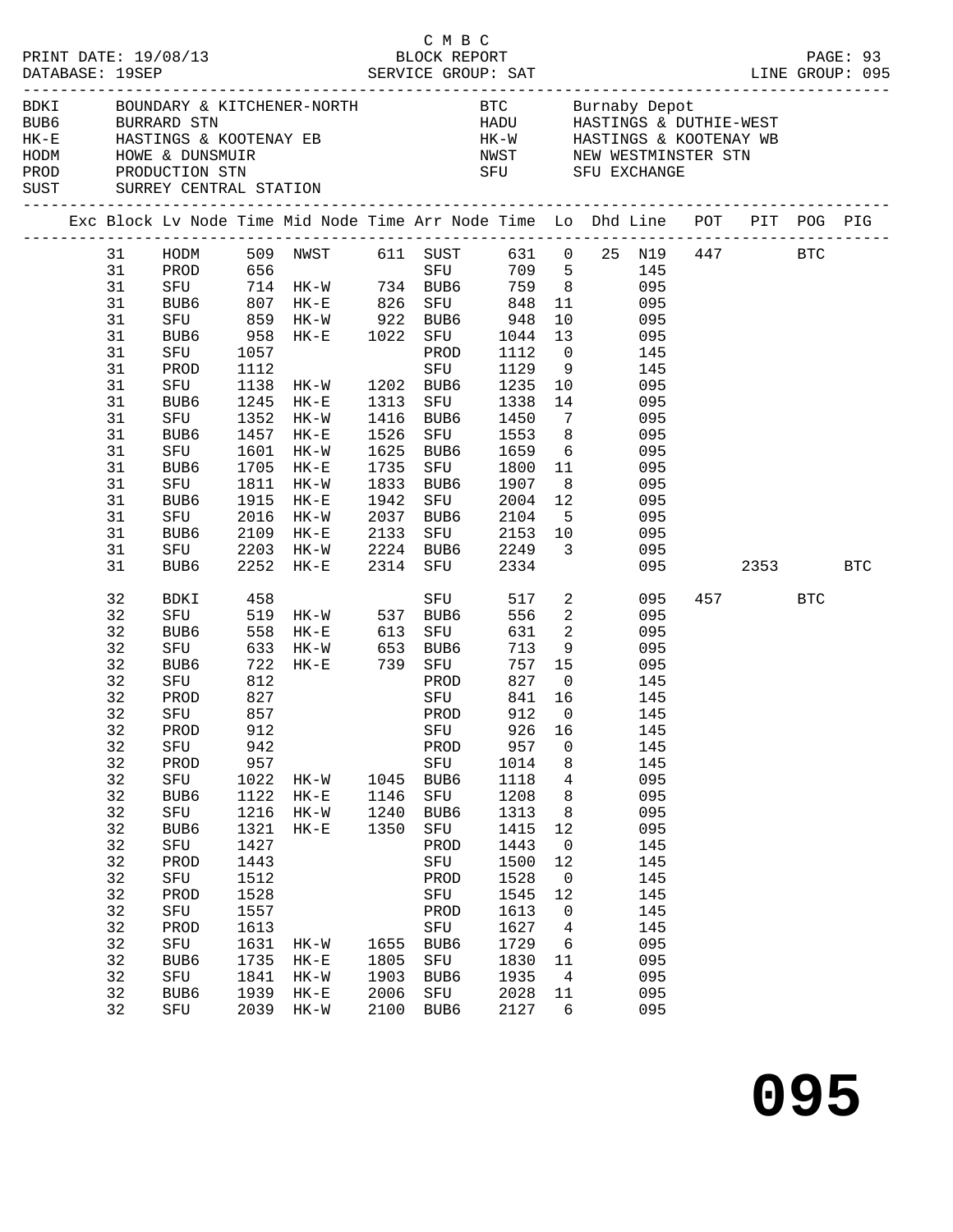C M B C
BLOCK REPORT
SERVICE GROUP: SAT

PRINT DATE: 19/08/13
DATABASE: 19SEP
LINE GROUP: 095

| Code | Name | Code | Name |
|---|---|---|---|
| BDKI | BOUNDARY & KITCHENER-NORTH | BTC | Burnaby Depot |
| BUB6 | BURRARD STN | HADU | HASTINGS & DUTHIE-WEST |
| HK-E | HASTINGS & KOOTENAY EB | HK-W | HASTINGS & KOOTENAY WB |
| HODM | HOWE & DUNSMUIR | NWST | NEW WESTMINSTER STN |
| PROD | PRODUCTION STN | SFU | SFU EXCHANGE |
| SUST | SURREY CENTRAL STATION | | |

| Exc | Block | Lv Node | Time | Mid Node | Time | Arr Node | Time | Lo | Dhd | Line | POT | PIT | POG | PIG |
|---|---|---|---|---|---|---|---|---|---|---|---|---|---|---|
| | 31 | HODM | 509 | NWST | 611 | SUST | 631 | 0 | 25 | N19 | 447 | | BTC | |
| | 31 | PROD | 656 | | | SFU | 709 | 5 | | 145 | | | | |
| | 31 | SFU | 714 | HK-W | 734 | BUB6 | 759 | 8 | | 095 | | | | |
| | 31 | BUB6 | 807 | HK-E | 826 | SFU | 848 | 11 | | 095 | | | | |
| | 31 | SFU | 859 | HK-W | 922 | BUB6 | 948 | 10 | | 095 | | | | |
| | 31 | BUB6 | 958 | HK-E | 1022 | SFU | 1044 | 13 | | 095 | | | | |
| | 31 | SFU | 1057 | | | PROD | 1112 | 0 | | 145 | | | | |
| | 31 | PROD | 1112 | | | SFU | 1129 | 9 | | 145 | | | | |
| | 31 | SFU | 1138 | HK-W | 1202 | BUB6 | 1235 | 10 | | 095 | | | | |
| | 31 | BUB6 | 1245 | HK-E | 1313 | SFU | 1338 | 14 | | 095 | | | | |
| | 31 | SFU | 1352 | HK-W | 1416 | BUB6 | 1450 | 7 | | 095 | | | | |
| | 31 | BUB6 | 1457 | HK-E | 1526 | SFU | 1553 | 8 | | 095 | | | | |
| | 31 | SFU | 1601 | HK-W | 1625 | BUB6 | 1659 | 6 | | 095 | | | | |
| | 31 | BUB6 | 1705 | HK-E | 1735 | SFU | 1800 | 11 | | 095 | | | | |
| | 31 | SFU | 1811 | HK-W | 1833 | BUB6 | 1907 | 8 | | 095 | | | | |
| | 31 | BUB6 | 1915 | HK-E | 1942 | SFU | 2004 | 12 | | 095 | | | | |
| | 31 | SFU | 2016 | HK-W | 2037 | BUB6 | 2104 | 5 | | 095 | | | | |
| | 31 | BUB6 | 2109 | HK-E | 2133 | SFU | 2153 | 10 | | 095 | | | | |
| | 31 | SFU | 2203 | HK-W | 2224 | BUB6 | 2249 | 3 | | 095 | | | | |
| | 31 | BUB6 | 2252 | HK-E | 2314 | SFU | 2334 | | | 095 | | 2353 | | BTC |
| | 32 | BDKI | 458 | | | SFU | 517 | 2 | | 095 | 457 | | BTC | |
| | 32 | SFU | 519 | HK-W | 537 | BUB6 | 556 | 2 | | 095 | | | | |
| | 32 | BUB6 | 558 | HK-E | 613 | SFU | 631 | 2 | | 095 | | | | |
| | 32 | SFU | 633 | HK-W | 653 | BUB6 | 713 | 9 | | 095 | | | | |
| | 32 | BUB6 | 722 | HK-E | 739 | SFU | 757 | 15 | | 095 | | | | |
| | 32 | SFU | 812 | | | PROD | 827 | 0 | | 145 | | | | |
| | 32 | PROD | 827 | | | SFU | 841 | 16 | | 145 | | | | |
| | 32 | SFU | 857 | | | PROD | 912 | 0 | | 145 | | | | |
| | 32 | PROD | 912 | | | SFU | 926 | 16 | | 145 | | | | |
| | 32 | SFU | 942 | | | PROD | 957 | 0 | | 145 | | | | |
| | 32 | PROD | 957 | | | SFU | 1014 | 8 | | 145 | | | | |
| | 32 | SFU | 1022 | HK-W | 1045 | BUB6 | 1118 | 4 | | 095 | | | | |
| | 32 | BUB6 | 1122 | HK-E | 1146 | SFU | 1208 | 8 | | 095 | | | | |
| | 32 | SFU | 1216 | HK-W | 1240 | BUB6 | 1313 | 8 | | 095 | | | | |
| | 32 | BUB6 | 1321 | HK-E | 1350 | SFU | 1415 | 12 | | 095 | | | | |
| | 32 | SFU | 1427 | | | PROD | 1443 | 0 | | 145 | | | | |
| | 32 | PROD | 1443 | | | SFU | 1500 | 12 | | 145 | | | | |
| | 32 | SFU | 1512 | | | PROD | 1528 | 0 | | 145 | | | | |
| | 32 | PROD | 1528 | | | SFU | 1545 | 12 | | 145 | | | | |
| | 32 | SFU | 1557 | | | PROD | 1613 | 0 | | 145 | | | | |
| | 32 | PROD | 1613 | | | SFU | 1627 | 4 | | 145 | | | | |
| | 32 | SFU | 1631 | HK-W | 1655 | BUB6 | 1729 | 6 | | 095 | | | | |
| | 32 | BUB6 | 1735 | HK-E | 1805 | SFU | 1830 | 11 | | 095 | | | | |
| | 32 | SFU | 1841 | HK-W | 1903 | BUB6 | 1935 | 4 | | 095 | | | | |
| | 32 | BUB6 | 1939 | HK-E | 2006 | SFU | 2028 | 11 | | 095 | | | | |
| | 32 | SFU | 2039 | HK-W | 2100 | BUB6 | 2127 | 6 | | 095 | | | | |

# 095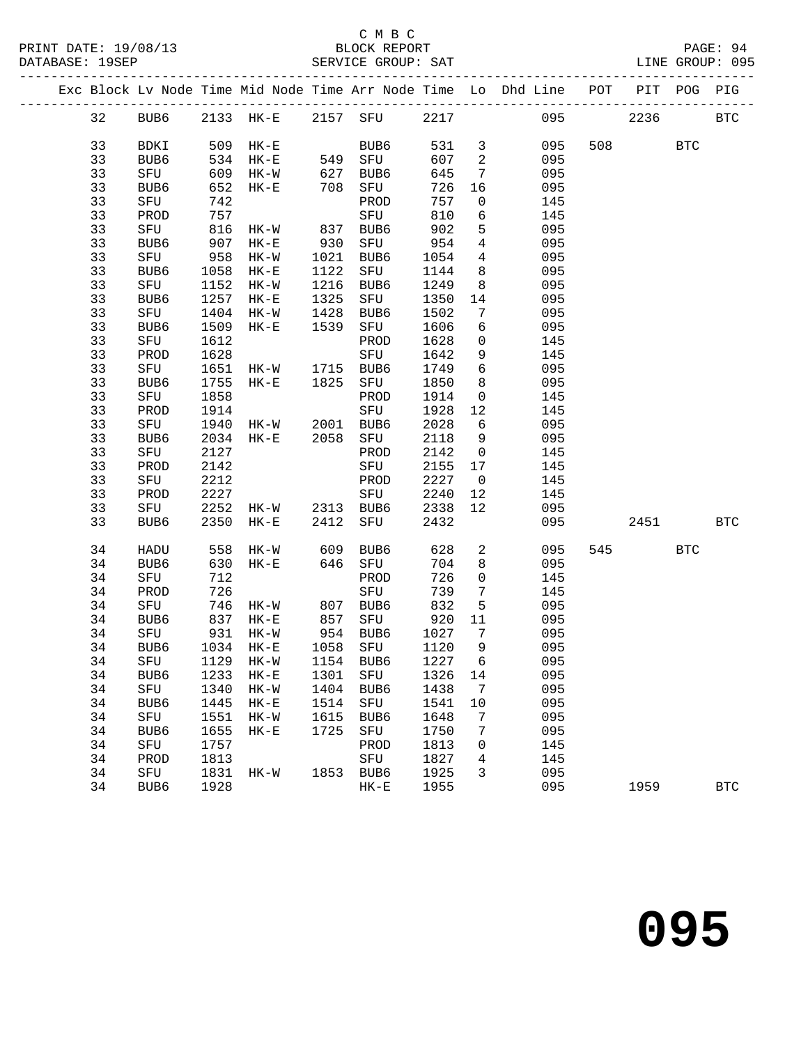C M B C
PRINT DATE: 19/08/13 BLOCK REPORT
DATABASE: 19SEP SERVICE GROUP: SAT LINE GROUP: 095

| Exc | Block | Lv | Node | Time | Mid Node | Time | Arr Node | Time | Lo | Dhd Line | POT | PIT | POG | PIG |
|---|---|---|---|---|---|---|---|---|---|---|---|---|---|---|
| | 32 | | BUB6 | 2133 | HK-E | 2157 | SFU | 2217 | | 095 | | 2236 | | BTC |
| | 33 | | BDKI | 509 | HK-E | | BUB6 | 531 | 3 | 095 | 508 | | BTC | |
| | 33 | | BUB6 | 534 | HK-E | 549 | SFU | 607 | 2 | 095 | | | | |
| | 33 | | SFU | 609 | HK-W | 627 | BUB6 | 645 | 7 | 095 | | | | |
| | 33 | | BUB6 | 652 | HK-E | 708 | SFU | 726 | 16 | 095 | | | | |
| | 33 | | SFU | 742 | | | PROD | 757 | 0 | 145 | | | | |
| | 33 | | PROD | 757 | | | SFU | 810 | 6 | 145 | | | | |
| | 33 | | SFU | 816 | HK-W | 837 | BUB6 | 902 | 5 | 095 | | | | |
| | 33 | | BUB6 | 907 | HK-E | 930 | SFU | 954 | 4 | 095 | | | | |
| | 33 | | SFU | 958 | HK-W | 1021 | BUB6 | 1054 | 4 | 095 | | | | |
| | 33 | | BUB6 | 1058 | HK-E | 1122 | SFU | 1144 | 8 | 095 | | | | |
| | 33 | | SFU | 1152 | HK-W | 1216 | BUB6 | 1249 | 8 | 095 | | | | |
| | 33 | | BUB6 | 1257 | HK-E | 1325 | SFU | 1350 | 14 | 095 | | | | |
| | 33 | | SFU | 1404 | HK-W | 1428 | BUB6 | 1502 | 7 | 095 | | | | |
| | 33 | | BUB6 | 1509 | HK-E | 1539 | SFU | 1606 | 6 | 095 | | | | |
| | 33 | | SFU | 1612 | | | PROD | 1628 | 0 | 145 | | | | |
| | 33 | | PROD | 1628 | | | SFU | 1642 | 9 | 145 | | | | |
| | 33 | | SFU | 1651 | HK-W | 1715 | BUB6 | 1749 | 6 | 095 | | | | |
| | 33 | | BUB6 | 1755 | HK-E | 1825 | SFU | 1850 | 8 | 095 | | | | |
| | 33 | | SFU | 1858 | | | PROD | 1914 | 0 | 145 | | | | |
| | 33 | | PROD | 1914 | | | SFU | 1928 | 12 | 145 | | | | |
| | 33 | | SFU | 1940 | HK-W | 2001 | BUB6 | 2028 | 6 | 095 | | | | |
| | 33 | | BUB6 | 2034 | HK-E | 2058 | SFU | 2118 | 9 | 095 | | | | |
| | 33 | | SFU | 2127 | | | PROD | 2142 | 0 | 145 | | | | |
| | 33 | | PROD | 2142 | | | SFU | 2155 | 17 | 145 | | | | |
| | 33 | | SFU | 2212 | | | PROD | 2227 | 0 | 145 | | | | |
| | 33 | | PROD | 2227 | | | SFU | 2240 | 12 | 145 | | | | |
| | 33 | | SFU | 2252 | HK-W | 2313 | BUB6 | 2338 | 12 | 095 | | | | |
| | 33 | | BUB6 | 2350 | HK-E | 2412 | SFU | 2432 | | 095 | | 2451 | | BTC |
| | 34 | | HADU | 558 | HK-W | 609 | BUB6 | 628 | 2 | 095 | 545 | | BTC | |
| | 34 | | BUB6 | 630 | HK-E | 646 | SFU | 704 | 8 | 095 | | | | |
| | 34 | | SFU | 712 | | | PROD | 726 | 0 | 145 | | | | |
| | 34 | | PROD | 726 | | | SFU | 739 | 7 | 145 | | | | |
| | 34 | | SFU | 746 | HK-W | 807 | BUB6 | 832 | 5 | 095 | | | | |
| | 34 | | BUB6 | 837 | HK-E | 857 | SFU | 920 | 11 | 095 | | | | |
| | 34 | | SFU | 931 | HK-W | 954 | BUB6 | 1027 | 7 | 095 | | | | |
| | 34 | | BUB6 | 1034 | HK-E | 1058 | SFU | 1120 | 9 | 095 | | | | |
| | 34 | | SFU | 1129 | HK-W | 1154 | BUB6 | 1227 | 6 | 095 | | | | |
| | 34 | | BUB6 | 1233 | HK-E | 1301 | SFU | 1326 | 14 | 095 | | | | |
| | 34 | | SFU | 1340 | HK-W | 1404 | BUB6 | 1438 | 7 | 095 | | | | |
| | 34 | | BUB6 | 1445 | HK-E | 1514 | SFU | 1541 | 10 | 095 | | | | |
| | 34 | | SFU | 1551 | HK-W | 1615 | BUB6 | 1648 | 7 | 095 | | | | |
| | 34 | | BUB6 | 1655 | HK-E | 1725 | SFU | 1750 | 7 | 095 | | | | |
| | 34 | | SFU | 1757 | | | PROD | 1813 | 0 | 145 | | | | |
| | 34 | | PROD | 1813 | | | SFU | 1827 | 4 | 145 | | | | |
| | 34 | | SFU | 1831 | HK-W | 1853 | BUB6 | 1925 | 3 | 095 | | | | |
| | 34 | | BUB6 | 1928 | | | HK-E | 1955 | | 095 | | 1959 | | BTC |

# 095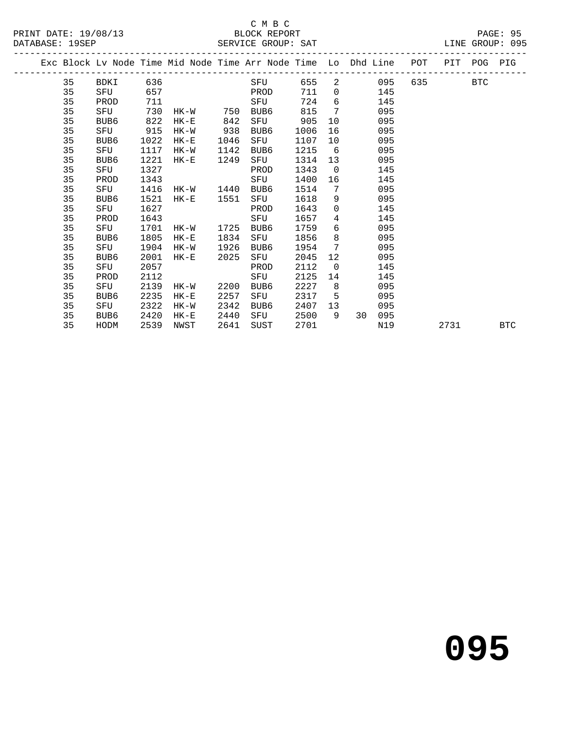C M B C
BLOCK REPORT
SERVICE GROUP: SAT

PRINT DATE: 19/08/13
DATABASE: 19SEP
LINE GROUP: 095

| Exc | Block | Lv | Node | Time | Mid Node | Time | Arr Node | Time | Lo | Dhd | Line | POT | PIT | POG | PIG |
|---|---|---|---|---|---|---|---|---|---|---|---|---|---|---|---|
| | 35 | | BDKI | 636 | | | SFU | 655 | 2 | | 095 | 635 | | BTC | |
| | 35 | | SFU | 657 | | | PROD | 711 | 0 | | 145 | | | | |
| | 35 | | PROD | 711 | | | SFU | 724 | 6 | | 145 | | | | |
| | 35 | | SFU | 730 | HK-W | 750 | BUB6 | 815 | 7 | | 095 | | | | |
| | 35 | | BUB6 | 822 | HK-E | 842 | SFU | 905 | 10 | | 095 | | | | |
| | 35 | | SFU | 915 | HK-W | 938 | BUB6 | 1006 | 16 | | 095 | | | | |
| | 35 | | BUB6 | 1022 | HK-E | 1046 | SFU | 1107 | 10 | | 095 | | | | |
| | 35 | | SFU | 1117 | HK-W | 1142 | BUB6 | 1215 | 6 | | 095 | | | | |
| | 35 | | BUB6 | 1221 | HK-E | 1249 | SFU | 1314 | 13 | | 095 | | | | |
| | 35 | | SFU | 1327 | | | PROD | 1343 | 0 | | 145 | | | | |
| | 35 | | PROD | 1343 | | | SFU | 1400 | 16 | | 145 | | | | |
| | 35 | | SFU | 1416 | HK-W | 1440 | BUB6 | 1514 | 7 | | 095 | | | | |
| | 35 | | BUB6 | 1521 | HK-E | 1551 | SFU | 1618 | 9 | | 095 | | | | |
| | 35 | | SFU | 1627 | | | PROD | 1643 | 0 | | 145 | | | | |
| | 35 | | PROD | 1643 | | | SFU | 1657 | 4 | | 145 | | | | |
| | 35 | | SFU | 1701 | HK-W | 1725 | BUB6 | 1759 | 6 | | 095 | | | | |
| | 35 | | BUB6 | 1805 | HK-E | 1834 | SFU | 1856 | 8 | | 095 | | | | |
| | 35 | | SFU | 1904 | HK-W | 1926 | BUB6 | 1954 | 7 | | 095 | | | | |
| | 35 | | BUB6 | 2001 | HK-E | 2025 | SFU | 2045 | 12 | | 095 | | | | |
| | 35 | | SFU | 2057 | | | PROD | 2112 | 0 | | 145 | | | | |
| | 35 | | PROD | 2112 | | | SFU | 2125 | 14 | | 145 | | | | |
| | 35 | | SFU | 2139 | HK-W | 2200 | BUB6 | 2227 | 8 | | 095 | | | | |
| | 35 | | BUB6 | 2235 | HK-E | 2257 | SFU | 2317 | 5 | | 095 | | | | |
| | 35 | | SFU | 2322 | HK-W | 2342 | BUB6 | 2407 | 13 | | 095 | | | | |
| | 35 | | BUB6 | 2420 | HK-E | 2440 | SFU | 2500 | 9 | 30 | 095 | | | | |
| | 35 | | HODM | 2539 | NWST | 2641 | SUST | 2701 | | | N19 | | 2731 | | BTC |

095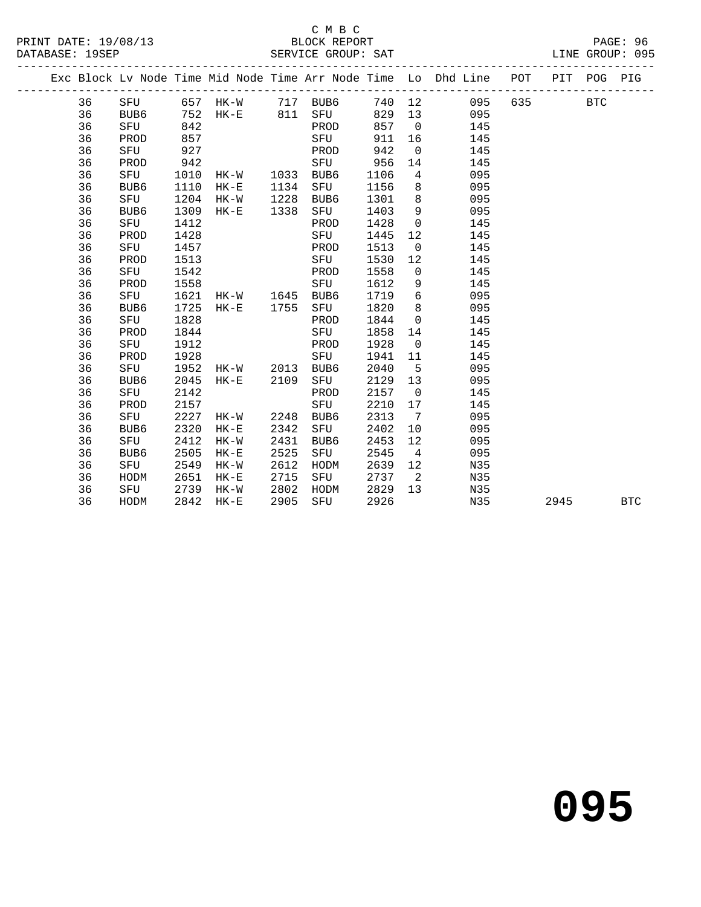C M B C
PRINT DATE: 19/08/13 BLOCK REPORT
DATABASE: 19SEP SERVICE GROUP: SAT LINE GROUP: 095

| Exc | Block | Lv | Node | Time | Mid Node | Time | Arr Node | Time | Lo | Dhd Line | POT | PIT | POG | PIG |
|---|---|---|---|---|---|---|---|---|---|---|---|---|---|---|
| | 36 | | SFU | 657 | HK-W | 717 | BUB6 | 740 | 12 | 095 | 635 | | BTC | |
| | 36 | | BUB6 | 752 | HK-E | 811 | SFU | 829 | 13 | 095 | | | | |
| | 36 | | SFU | 842 | | | PROD | 857 | 0 | 145 | | | | |
| | 36 | | PROD | 857 | | | SFU | 911 | 16 | 145 | | | | |
| | 36 | | SFU | 927 | | | PROD | 942 | 0 | 145 | | | | |
| | 36 | | PROD | 942 | | | SFU | 956 | 14 | 145 | | | | |
| | 36 | | SFU | 1010 | HK-W | 1033 | BUB6 | 1106 | 4 | 095 | | | | |
| | 36 | | BUB6 | 1110 | HK-E | 1134 | SFU | 1156 | 8 | 095 | | | | |
| | 36 | | SFU | 1204 | HK-W | 1228 | BUB6 | 1301 | 8 | 095 | | | | |
| | 36 | | BUB6 | 1309 | HK-E | 1338 | SFU | 1403 | 9 | 095 | | | | |
| | 36 | | SFU | 1412 | | | PROD | 1428 | 0 | 145 | | | | |
| | 36 | | PROD | 1428 | | | SFU | 1445 | 12 | 145 | | | | |
| | 36 | | SFU | 1457 | | | PROD | 1513 | 0 | 145 | | | | |
| | 36 | | PROD | 1513 | | | SFU | 1530 | 12 | 145 | | | | |
| | 36 | | SFU | 1542 | | | PROD | 1558 | 0 | 145 | | | | |
| | 36 | | PROD | 1558 | | | SFU | 1612 | 9 | 145 | | | | |
| | 36 | | SFU | 1621 | HK-W | 1645 | BUB6 | 1719 | 6 | 095 | | | | |
| | 36 | | BUB6 | 1725 | HK-E | 1755 | SFU | 1820 | 8 | 095 | | | | |
| | 36 | | SFU | 1828 | | | PROD | 1844 | 0 | 145 | | | | |
| | 36 | | PROD | 1844 | | | SFU | 1858 | 14 | 145 | | | | |
| | 36 | | SFU | 1912 | | | PROD | 1928 | 0 | 145 | | | | |
| | 36 | | PROD | 1928 | | | SFU | 1941 | 11 | 145 | | | | |
| | 36 | | SFU | 1952 | HK-W | 2013 | BUB6 | 2040 | 5 | 095 | | | | |
| | 36 | | BUB6 | 2045 | HK-E | 2109 | SFU | 2129 | 13 | 095 | | | | |
| | 36 | | SFU | 2142 | | | PROD | 2157 | 0 | 145 | | | | |
| | 36 | | PROD | 2157 | | | SFU | 2210 | 17 | 145 | | | | |
| | 36 | | SFU | 2227 | HK-W | 2248 | BUB6 | 2313 | 7 | 095 | | | | |
| | 36 | | BUB6 | 2320 | HK-E | 2342 | SFU | 2402 | 10 | 095 | | | | |
| | 36 | | SFU | 2412 | HK-W | 2431 | BUB6 | 2453 | 12 | 095 | | | | |
| | 36 | | BUB6 | 2505 | HK-E | 2525 | SFU | 2545 | 4 | 095 | | | | |
| | 36 | | SFU | 2549 | HK-W | 2612 | HODM | 2639 | 12 | N35 | | | | |
| | 36 | | HODM | 2651 | HK-E | 2715 | SFU | 2737 | 2 | N35 | | | | |
| | 36 | | SFU | 2739 | HK-W | 2802 | HODM | 2829 | 13 | N35 | | | | |
| | 36 | | HODM | 2842 | HK-E | 2905 | SFU | 2926 | | N35 | | 2945 | | BTC |

**095**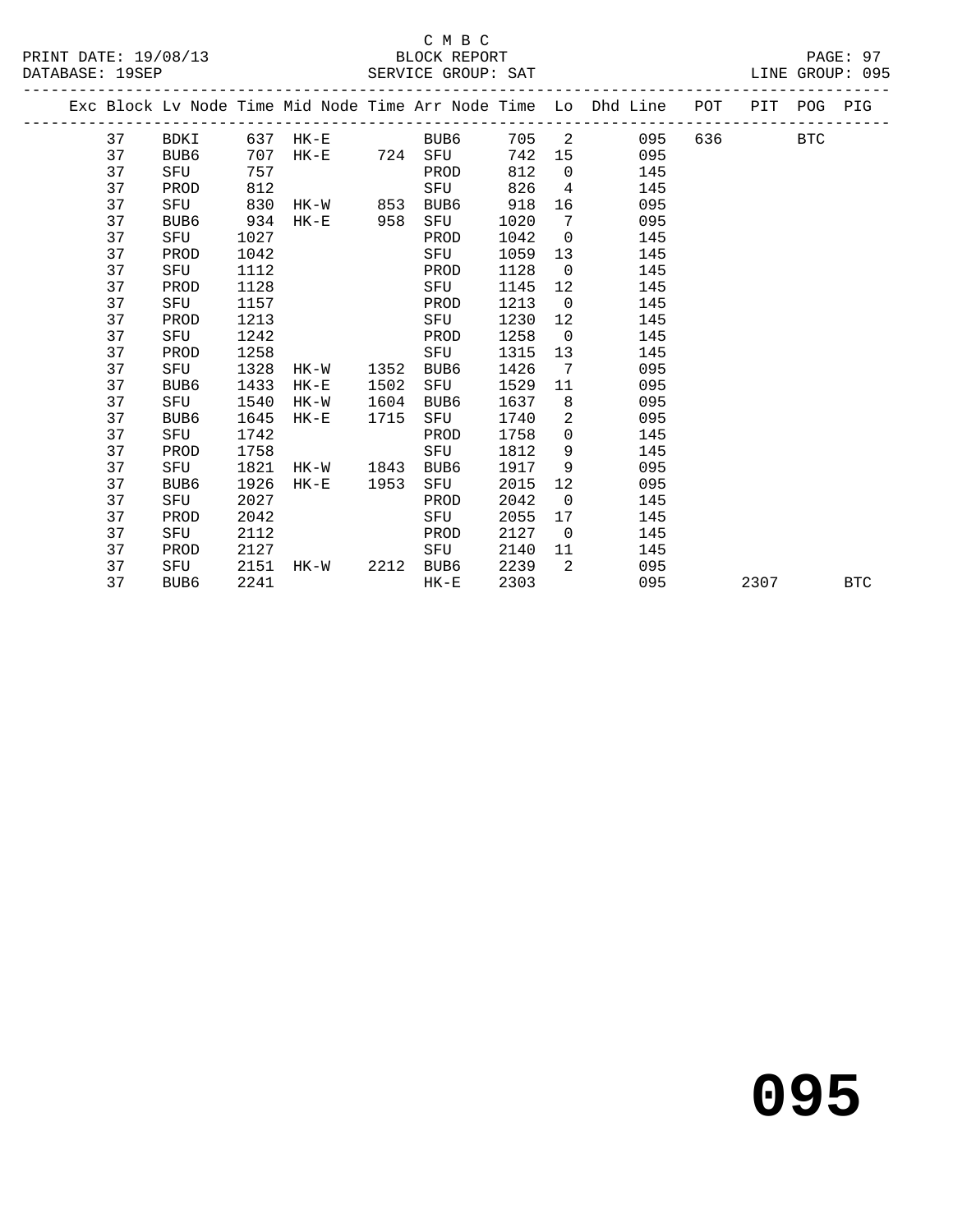C M B C
BLOCK REPORT
SERVICE GROUP: SAT

PRINT DATE: 19/08/13
DATABASE: 19SEP
LINE GROUP: 095

| Exc | Block | Lv Node | Time | Mid Node | Time | Arr Node | Time | Lo | Dhd Line | POT | PIT | POG | PIG |
|---|---|---|---|---|---|---|---|---|---|---|---|---|---|
| | 37 | BDKI | 637 | HK-E | | BUB6 | 705 | 2 | 095 | 636 | | BTC | |
| | 37 | BUB6 | 707 | HK-E | 724 | SFU | 742 | 15 | 095 | | | | |
| | 37 | SFU | 757 | | | PROD | 812 | 0 | 145 | | | | |
| | 37 | PROD | 812 | | | SFU | 826 | 4 | 145 | | | | |
| | 37 | SFU | 830 | HK-W | 853 | BUB6 | 918 | 16 | 095 | | | | |
| | 37 | BUB6 | 934 | HK-E | 958 | SFU | 1020 | 7 | 095 | | | | |
| | 37 | SFU | 1027 | | | PROD | 1042 | 0 | 145 | | | | |
| | 37 | PROD | 1042 | | | SFU | 1059 | 13 | 145 | | | | |
| | 37 | SFU | 1112 | | | PROD | 1128 | 0 | 145 | | | | |
| | 37 | PROD | 1128 | | | SFU | 1145 | 12 | 145 | | | | |
| | 37 | SFU | 1157 | | | PROD | 1213 | 0 | 145 | | | | |
| | 37 | PROD | 1213 | | | SFU | 1230 | 12 | 145 | | | | |
| | 37 | SFU | 1242 | | | PROD | 1258 | 0 | 145 | | | | |
| | 37 | PROD | 1258 | | | SFU | 1315 | 13 | 145 | | | | |
| | 37 | SFU | 1328 | HK-W | 1352 | BUB6 | 1426 | 7 | 095 | | | | |
| | 37 | BUB6 | 1433 | HK-E | 1502 | SFU | 1529 | 11 | 095 | | | | |
| | 37 | SFU | 1540 | HK-W | 1604 | BUB6 | 1637 | 8 | 095 | | | | |
| | 37 | BUB6 | 1645 | HK-E | 1715 | SFU | 1740 | 2 | 095 | | | | |
| | 37 | SFU | 1742 | | | PROD | 1758 | 0 | 145 | | | | |
| | 37 | PROD | 1758 | | | SFU | 1812 | 9 | 145 | | | | |
| | 37 | SFU | 1821 | HK-W | 1843 | BUB6 | 1917 | 9 | 095 | | | | |
| | 37 | BUB6 | 1926 | HK-E | 1953 | SFU | 2015 | 12 | 095 | | | | |
| | 37 | SFU | 2027 | | | PROD | 2042 | 0 | 145 | | | | |
| | 37 | PROD | 2042 | | | SFU | 2055 | 17 | 145 | | | | |
| | 37 | SFU | 2112 | | | PROD | 2127 | 0 | 145 | | | | |
| | 37 | PROD | 2127 | | | SFU | 2140 | 11 | 145 | | | | |
| | 37 | SFU | 2151 | HK-W | 2212 | BUB6 | 2239 | 2 | 095 | | | | |
| | 37 | BUB6 | 2241 | | | HK-E | 2303 | | 095 | | 2307 | | BTC |

# 095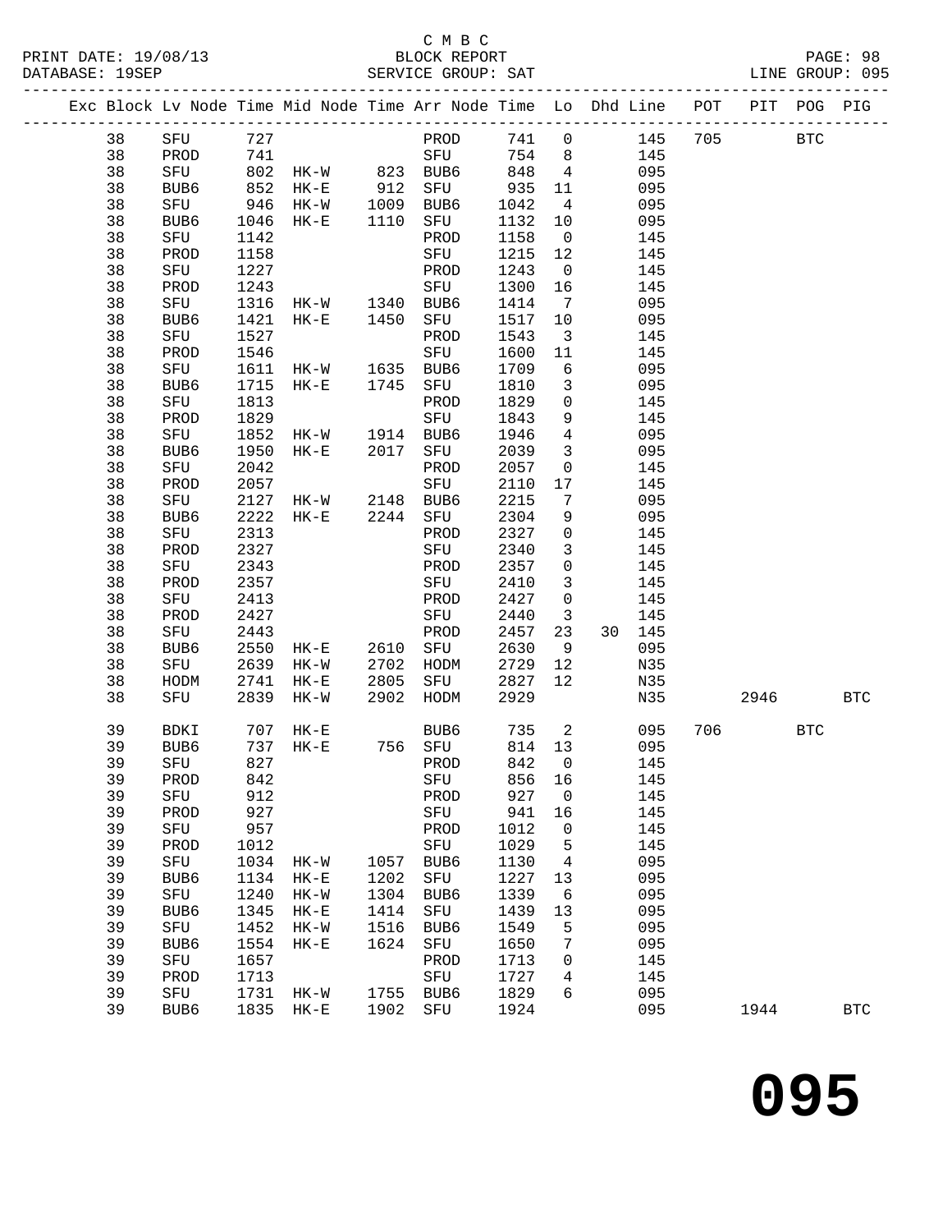C M B C
PRINT DATE: 19/08/13 BLOCK REPORT PAGE: 98
DATABASE: 19SEP SERVICE GROUP: SAT LINE GROUP: 095

| Exc | Block | Lv | Node | Time | Mid Node | Time | Arr Node | Time | Lo | Dhd | Line | POT | PIT | POG | PIG |
|---|---|---|---|---|---|---|---|---|---|---|---|---|---|---|---|
| | 38 | | SFU | 727 | | | PROD | 741 | 0 | | 145 | 705 | | BTC | |
| | 38 | | PROD | 741 | | | SFU | 754 | 8 | | 145 | | | | |
| | 38 | | SFU | 802 | HK-W | 823 | BUB6 | 848 | 4 | | 095 | | | | |
| | 38 | | BUB6 | 852 | HK-E | 912 | SFU | 935 | 11 | | 095 | | | | |
| | 38 | | SFU | 946 | HK-W | 1009 | BUB6 | 1042 | 4 | | 095 | | | | |
| | 38 | | BUB6 | 1046 | HK-E | 1110 | SFU | 1132 | 10 | | 095 | | | | |
| | 38 | | SFU | 1142 | | | PROD | 1158 | 0 | | 145 | | | | |
| | 38 | | PROD | 1158 | | | SFU | 1215 | 12 | | 145 | | | | |
| | 38 | | SFU | 1227 | | | PROD | 1243 | 0 | | 145 | | | | |
| | 38 | | PROD | 1243 | | | SFU | 1300 | 16 | | 145 | | | | |
| | 38 | | SFU | 1316 | HK-W | 1340 | BUB6 | 1414 | 7 | | 095 | | | | |
| | 38 | | BUB6 | 1421 | HK-E | 1450 | SFU | 1517 | 10 | | 095 | | | | |
| | 38 | | SFU | 1527 | | | PROD | 1543 | 3 | | 145 | | | | |
| | 38 | | PROD | 1546 | | | SFU | 1600 | 11 | | 145 | | | | |
| | 38 | | SFU | 1611 | HK-W | 1635 | BUB6 | 1709 | 6 | | 095 | | | | |
| | 38 | | BUB6 | 1715 | HK-E | 1745 | SFU | 1810 | 3 | | 095 | | | | |
| | 38 | | SFU | 1813 | | | PROD | 1829 | 0 | | 145 | | | | |
| | 38 | | PROD | 1829 | | | SFU | 1843 | 9 | | 145 | | | | |
| | 38 | | SFU | 1852 | HK-W | 1914 | BUB6 | 1946 | 4 | | 095 | | | | |
| | 38 | | BUB6 | 1950 | HK-E | 2017 | SFU | 2039 | 3 | | 095 | | | | |
| | 38 | | SFU | 2042 | | | PROD | 2057 | 0 | | 145 | | | | |
| | 38 | | PROD | 2057 | | | SFU | 2110 | 17 | | 145 | | | | |
| | 38 | | SFU | 2127 | HK-W | 2148 | BUB6 | 2215 | 7 | | 095 | | | | |
| | 38 | | BUB6 | 2222 | HK-E | 2244 | SFU | 2304 | 9 | | 095 | | | | |
| | 38 | | SFU | 2313 | | | PROD | 2327 | 0 | | 145 | | | | |
| | 38 | | PROD | 2327 | | | SFU | 2340 | 3 | | 145 | | | | |
| | 38 | | SFU | 2343 | | | PROD | 2357 | 0 | | 145 | | | | |
| | 38 | | PROD | 2357 | | | SFU | 2410 | 3 | | 145 | | | | |
| | 38 | | SFU | 2413 | | | PROD | 2427 | 0 | | 145 | | | | |
| | 38 | | PROD | 2427 | | | SFU | 2440 | 3 | | 145 | | | | |
| | 38 | | SFU | 2443 | | | PROD | 2457 | 23 | 30 | 145 | | | | |
| | 38 | | BUB6 | 2550 | HK-E | 2610 | SFU | 2630 | 9 | | 095 | | | | |
| | 38 | | SFU | 2639 | HK-W | 2702 | HODM | 2729 | 12 | | N35 | | | | |
| | 38 | | HODM | 2741 | HK-E | 2805 | SFU | 2827 | 12 | | N35 | | | | |
| | 38 | | SFU | 2839 | HK-W | 2902 | HODM | 2929 | | | N35 | | 2946 | | BTC |
| | 39 | | BDKI | 707 | HK-E | | BUB6 | 735 | 2 | | 095 | 706 | | BTC | |
| | 39 | | BUB6 | 737 | HK-E | 756 | SFU | 814 | 13 | | 095 | | | | |
| | 39 | | SFU | 827 | | | PROD | 842 | 0 | | 145 | | | | |
| | 39 | | PROD | 842 | | | SFU | 856 | 16 | | 145 | | | | |
| | 39 | | SFU | 912 | | | PROD | 927 | 0 | | 145 | | | | |
| | 39 | | PROD | 927 | | | SFU | 941 | 16 | | 145 | | | | |
| | 39 | | SFU | 957 | | | PROD | 1012 | 0 | | 145 | | | | |
| | 39 | | PROD | 1012 | | | SFU | 1029 | 5 | | 145 | | | | |
| | 39 | | SFU | 1034 | HK-W | 1057 | BUB6 | 1130 | 4 | | 095 | | | | |
| | 39 | | BUB6 | 1134 | HK-E | 1202 | SFU | 1227 | 13 | | 095 | | | | |
| | 39 | | SFU | 1240 | HK-W | 1304 | BUB6 | 1339 | 6 | | 095 | | | | |
| | 39 | | BUB6 | 1345 | HK-E | 1414 | SFU | 1439 | 13 | | 095 | | | | |
| | 39 | | SFU | 1452 | HK-W | 1516 | BUB6 | 1549 | 5 | | 095 | | | | |
| | 39 | | BUB6 | 1554 | HK-E | 1624 | SFU | 1650 | 7 | | 095 | | | | |
| | 39 | | SFU | 1657 | | | PROD | 1713 | 0 | | 145 | | | | |
| | 39 | | PROD | 1713 | | | SFU | 1727 | 4 | | 145 | | | | |
| | 39 | | SFU | 1731 | HK-W | 1755 | BUB6 | 1829 | 6 | | 095 | | | | |
| | 39 | | BUB6 | 1835 | HK-E | 1902 | SFU | 1924 | | | 095 | | 1944 | | BTC |

**095**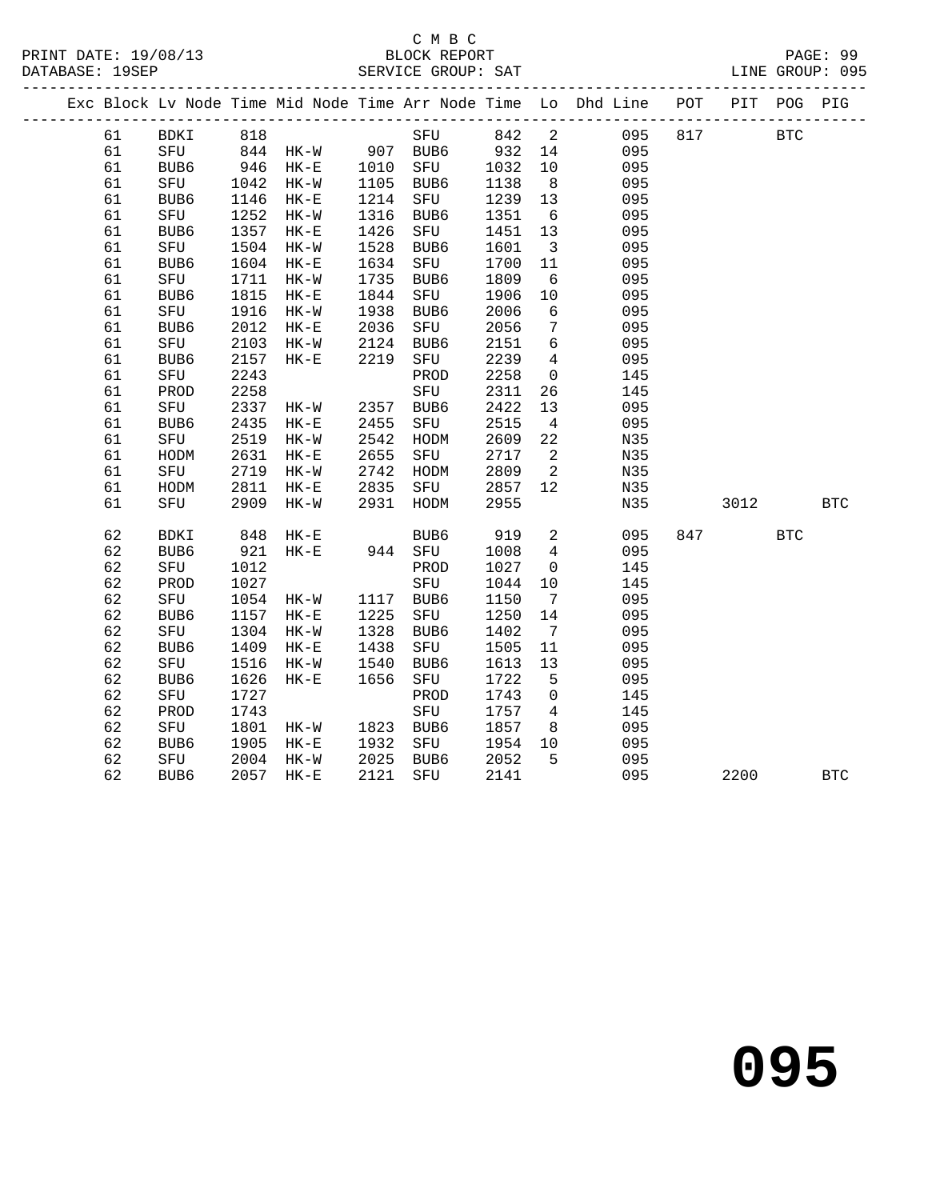C M B C
BLOCK REPORT
SERVICE GROUP: SAT

PRINT DATE: 19/08/13
DATABASE: 19SEP
LINE GROUP: 095

| Exc | Block | Lv | Node | Time | Mid Node | Time | Arr Node | Time | Lo | Dhd Line | POT | PIT | POG | PIG |
|---|---|---|---|---|---|---|---|---|---|---|---|---|---|---|
| | 61 | | BDKI | 818 | | | SFU | 842 | 2 | 095 | 817 | | BTC | |
| | 61 | | SFU | 844 | HK-W | 907 | BUB6 | 932 | 14 | 095 | | | | |
| | 61 | | BUB6 | 946 | HK-E | 1010 | SFU | 1032 | 10 | 095 | | | | |
| | 61 | | SFU | 1042 | HK-W | 1105 | BUB6 | 1138 | 8 | 095 | | | | |
| | 61 | | BUB6 | 1146 | HK-E | 1214 | SFU | 1239 | 13 | 095 | | | | |
| | 61 | | SFU | 1252 | HK-W | 1316 | BUB6 | 1351 | 6 | 095 | | | | |
| | 61 | | BUB6 | 1357 | HK-E | 1426 | SFU | 1451 | 13 | 095 | | | | |
| | 61 | | SFU | 1504 | HK-W | 1528 | BUB6 | 1601 | 3 | 095 | | | | |
| | 61 | | BUB6 | 1604 | HK-E | 1634 | SFU | 1700 | 11 | 095 | | | | |
| | 61 | | SFU | 1711 | HK-W | 1735 | BUB6 | 1809 | 6 | 095 | | | | |
| | 61 | | BUB6 | 1815 | HK-E | 1844 | SFU | 1906 | 10 | 095 | | | | |
| | 61 | | SFU | 1916 | HK-W | 1938 | BUB6 | 2006 | 6 | 095 | | | | |
| | 61 | | BUB6 | 2012 | HK-E | 2036 | SFU | 2056 | 7 | 095 | | | | |
| | 61 | | SFU | 2103 | HK-W | 2124 | BUB6 | 2151 | 6 | 095 | | | | |
| | 61 | | BUB6 | 2157 | HK-E | 2219 | SFU | 2239 | 4 | 095 | | | | |
| | 61 | | SFU | 2243 | | | PROD | 2258 | 0 | 145 | | | | |
| | 61 | | PROD | 2258 | | | SFU | 2311 | 26 | 145 | | | | |
| | 61 | | SFU | 2337 | HK-W | 2357 | BUB6 | 2422 | 13 | 095 | | | | |
| | 61 | | BUB6 | 2435 | HK-E | 2455 | SFU | 2515 | 4 | 095 | | | | |
| | 61 | | SFU | 2519 | HK-W | 2542 | HODM | 2609 | 22 | N35 | | | | |
| | 61 | | HODM | 2631 | HK-E | 2655 | SFU | 2717 | 2 | N35 | | | | |
| | 61 | | SFU | 2719 | HK-W | 2742 | HODM | 2809 | 2 | N35 | | | | |
| | 61 | | HODM | 2811 | HK-E | 2835 | SFU | 2857 | 12 | N35 | | | | |
| | 61 | | SFU | 2909 | HK-W | 2931 | HODM | 2955 | | N35 | | 3012 | | BTC |
| | 62 | | BDKI | 848 | HK-E | | BUB6 | 919 | 2 | 095 | 847 | | BTC | |
| | 62 | | BUB6 | 921 | HK-E | 944 | SFU | 1008 | 4 | 095 | | | | |
| | 62 | | SFU | 1012 | | | PROD | 1027 | 0 | 145 | | | | |
| | 62 | | PROD | 1027 | | | SFU | 1044 | 10 | 145 | | | | |
| | 62 | | SFU | 1054 | HK-W | 1117 | BUB6 | 1150 | 7 | 095 | | | | |
| | 62 | | BUB6 | 1157 | HK-E | 1225 | SFU | 1250 | 14 | 095 | | | | |
| | 62 | | SFU | 1304 | HK-W | 1328 | BUB6 | 1402 | 7 | 095 | | | | |
| | 62 | | BUB6 | 1409 | HK-E | 1438 | SFU | 1505 | 11 | 095 | | | | |
| | 62 | | SFU | 1516 | HK-W | 1540 | BUB6 | 1613 | 13 | 095 | | | | |
| | 62 | | BUB6 | 1626 | HK-E | 1656 | SFU | 1722 | 5 | 095 | | | | |
| | 62 | | SFU | 1727 | | | PROD | 1743 | 0 | 145 | | | | |
| | 62 | | PROD | 1743 | | | SFU | 1757 | 4 | 145 | | | | |
| | 62 | | SFU | 1801 | HK-W | 1823 | BUB6 | 1857 | 8 | 095 | | | | |
| | 62 | | BUB6 | 1905 | HK-E | 1932 | SFU | 1954 | 10 | 095 | | | | |
| | 62 | | SFU | 2004 | HK-W | 2025 | BUB6 | 2052 | 5 | 095 | | | | |
| | 62 | | BUB6 | 2057 | HK-E | 2121 | SFU | 2141 | | 095 | | 2200 | | BTC |

# 095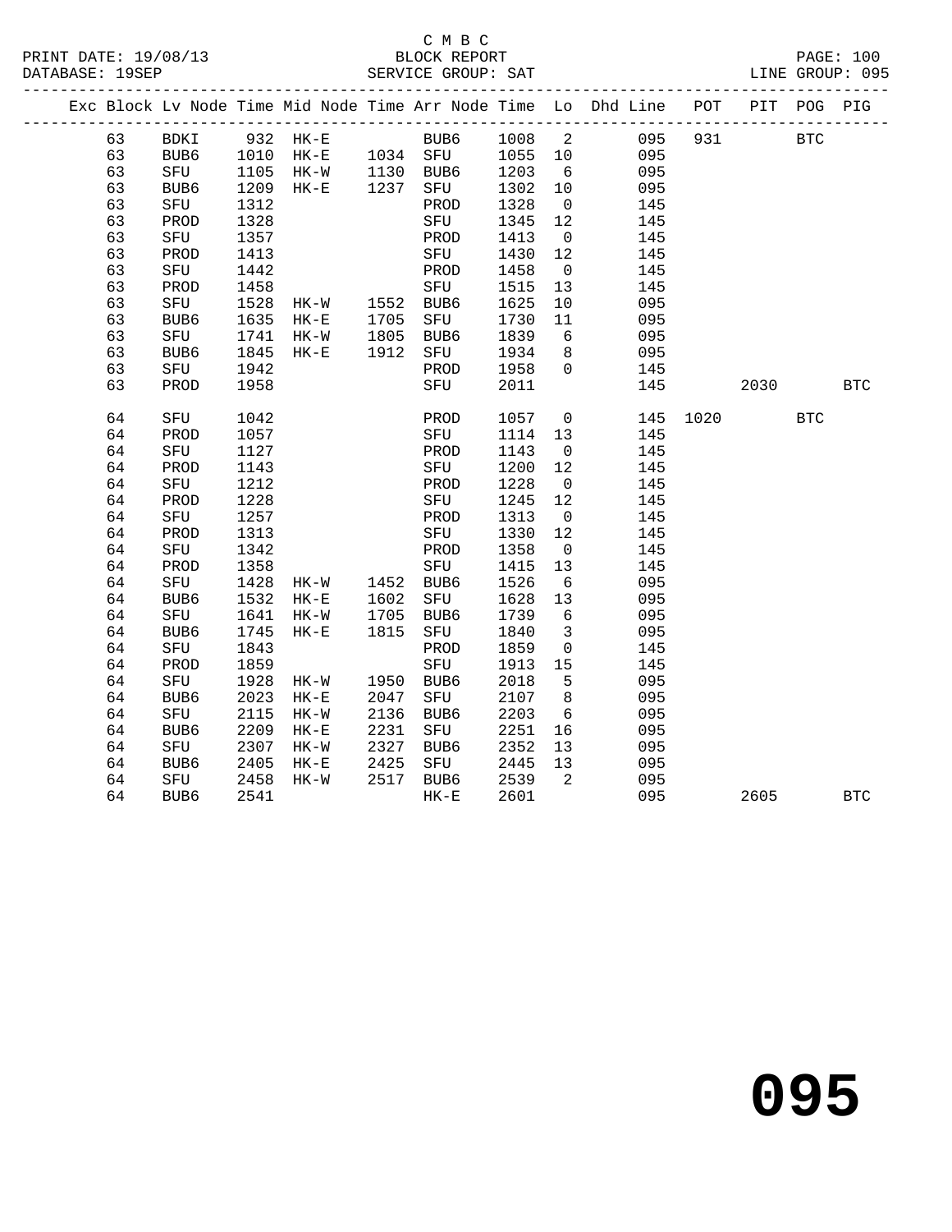C M B C
BLOCK REPORT
SERVICE GROUP: SAT

PRINT DATE: 19/08/13
DATABASE: 19SEP
LINE GROUP: 095

| Exc | Block | Lv | Node | Time | Mid Node | Time | Arr Node | Time | Lo | Dhd Line | POT | PIT | POG | PIG |
|---|---|---|---|---|---|---|---|---|---|---|---|---|---|---|
| | 63 | | BDKI | 932 | HK-E | | BUB6 | 1008 | 2 | 095 | 931 | | BTC | |
| | 63 | | BUB6 | 1010 | HK-E | 1034 | SFU | 1055 | 10 | 095 | | | | |
| | 63 | | SFU | 1105 | HK-W | 1130 | BUB6 | 1203 | 6 | 095 | | | | |
| | 63 | | BUB6 | 1209 | HK-E | 1237 | SFU | 1302 | 10 | 095 | | | | |
| | 63 | | SFU | 1312 | | | PROD | 1328 | 0 | 145 | | | | |
| | 63 | | PROD | 1328 | | | SFU | 1345 | 12 | 145 | | | | |
| | 63 | | SFU | 1357 | | | PROD | 1413 | 0 | 145 | | | | |
| | 63 | | PROD | 1413 | | | SFU | 1430 | 12 | 145 | | | | |
| | 63 | | SFU | 1442 | | | PROD | 1458 | 0 | 145 | | | | |
| | 63 | | PROD | 1458 | | | SFU | 1515 | 13 | 145 | | | | |
| | 63 | | SFU | 1528 | HK-W | 1552 | BUB6 | 1625 | 10 | 095 | | | | |
| | 63 | | BUB6 | 1635 | HK-E | 1705 | SFU | 1730 | 11 | 095 | | | | |
| | 63 | | SFU | 1741 | HK-W | 1805 | BUB6 | 1839 | 6 | 095 | | | | |
| | 63 | | BUB6 | 1845 | HK-E | 1912 | SFU | 1934 | 8 | 095 | | | | |
| | 63 | | SFU | 1942 | | | PROD | 1958 | 0 | 145 | | | | |
| | 63 | | PROD | 1958 | | | SFU | 2011 | | 145 | | 2030 | | BTC |
| | 64 | | SFU | 1042 | | | PROD | 1057 | 0 | 145 | 1020 | | BTC | |
| | 64 | | PROD | 1057 | | | SFU | 1114 | 13 | 145 | | | | |
| | 64 | | SFU | 1127 | | | PROD | 1143 | 0 | 145 | | | | |
| | 64 | | PROD | 1143 | | | SFU | 1200 | 12 | 145 | | | | |
| | 64 | | SFU | 1212 | | | PROD | 1228 | 0 | 145 | | | | |
| | 64 | | PROD | 1228 | | | SFU | 1245 | 12 | 145 | | | | |
| | 64 | | SFU | 1257 | | | PROD | 1313 | 0 | 145 | | | | |
| | 64 | | PROD | 1313 | | | SFU | 1330 | 12 | 145 | | | | |
| | 64 | | SFU | 1342 | | | PROD | 1358 | 0 | 145 | | | | |
| | 64 | | PROD | 1358 | | | SFU | 1415 | 13 | 145 | | | | |
| | 64 | | SFU | 1428 | HK-W | 1452 | BUB6 | 1526 | 6 | 095 | | | | |
| | 64 | | BUB6 | 1532 | HK-E | 1602 | SFU | 1628 | 13 | 095 | | | | |
| | 64 | | SFU | 1641 | HK-W | 1705 | BUB6 | 1739 | 6 | 095 | | | | |
| | 64 | | BUB6 | 1745 | HK-E | 1815 | SFU | 1840 | 3 | 095 | | | | |
| | 64 | | SFU | 1843 | | | PROD | 1859 | 0 | 145 | | | | |
| | 64 | | PROD | 1859 | | | SFU | 1913 | 15 | 145 | | | | |
| | 64 | | SFU | 1928 | HK-W | 1950 | BUB6 | 2018 | 5 | 095 | | | | |
| | 64 | | BUB6 | 2023 | HK-E | 2047 | SFU | 2107 | 8 | 095 | | | | |
| | 64 | | SFU | 2115 | HK-W | 2136 | BUB6 | 2203 | 6 | 095 | | | | |
| | 64 | | BUB6 | 2209 | HK-E | 2231 | SFU | 2251 | 16 | 095 | | | | |
| | 64 | | SFU | 2307 | HK-W | 2327 | BUB6 | 2352 | 13 | 095 | | | | |
| | 64 | | BUB6 | 2405 | HK-E | 2425 | SFU | 2445 | 13 | 095 | | | | |
| | 64 | | SFU | 2458 | HK-W | 2517 | BUB6 | 2539 | 2 | 095 | | | | |
| | 64 | | BUB6 | 2541 | | | HK-E | 2601 | | 095 | | 2605 | | BTC |

# 095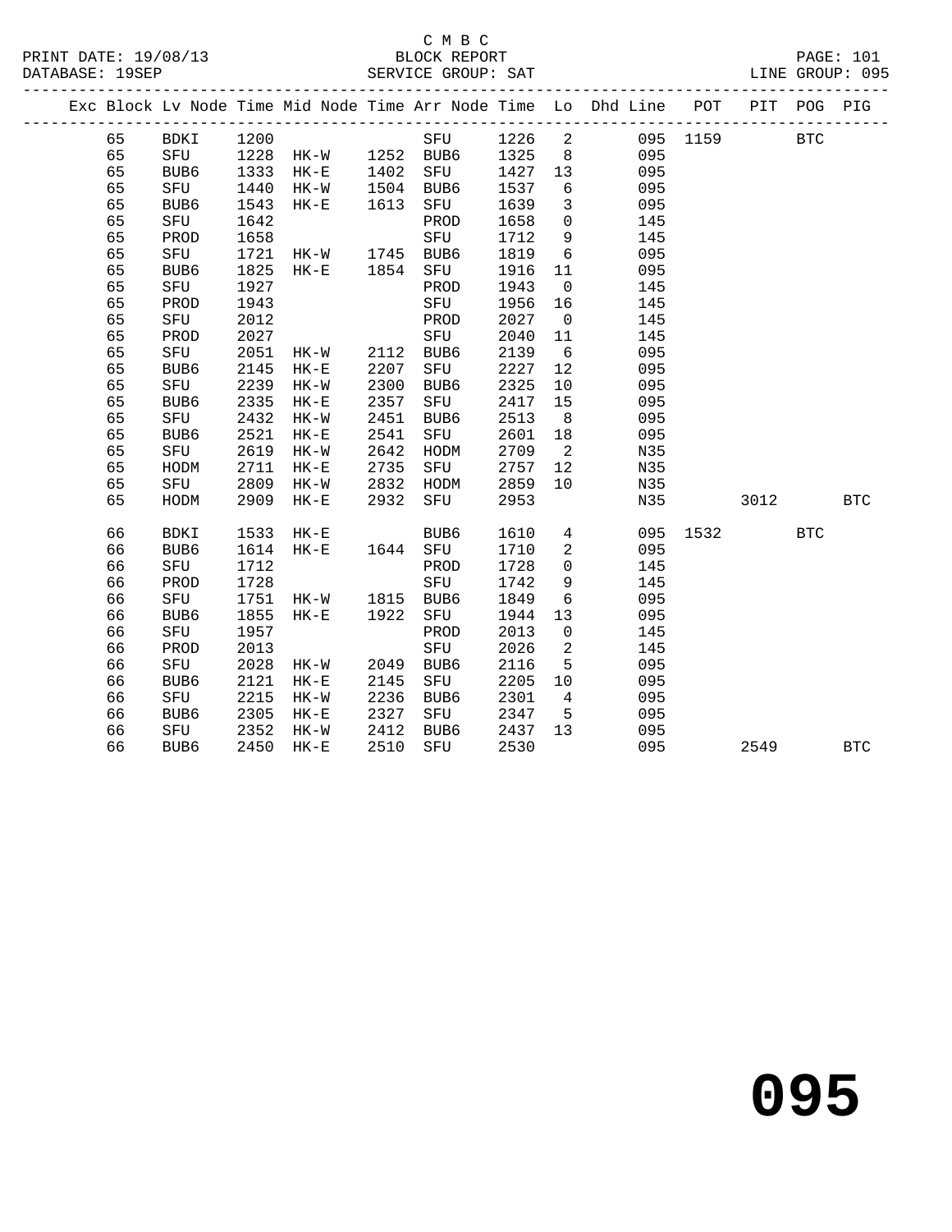C M B C
BLOCK REPORT
SERVICE GROUP: SAT

PRINT DATE: 19/08/13
DATABASE: 19SEP
LINE GROUP: 095

| Exc | Block | Lv | Node | Time | Mid Node | Time | Arr Node | Time | Lo | Dhd Line | POT | PIT | POG | PIG |
|---|---|---|---|---|---|---|---|---|---|---|---|---|---|---|
| | 65 | | BDKI | 1200 | | | SFU | 1226 | 2 | 095 | 1159 | | BTC | |
| | 65 | | SFU | 1228 | HK-W | 1252 | BUB6 | 1325 | 8 | 095 | | | | |
| | 65 | | BUB6 | 1333 | HK-E | 1402 | SFU | 1427 | 13 | 095 | | | | |
| | 65 | | SFU | 1440 | HK-W | 1504 | BUB6 | 1537 | 6 | 095 | | | | |
| | 65 | | BUB6 | 1543 | HK-E | 1613 | SFU | 1639 | 3 | 095 | | | | |
| | 65 | | SFU | 1642 | | | PROD | 1658 | 0 | 145 | | | | |
| | 65 | | PROD | 1658 | | | SFU | 1712 | 9 | 145 | | | | |
| | 65 | | SFU | 1721 | HK-W | 1745 | BUB6 | 1819 | 6 | 095 | | | | |
| | 65 | | BUB6 | 1825 | HK-E | 1854 | SFU | 1916 | 11 | 095 | | | | |
| | 65 | | SFU | 1927 | | | PROD | 1943 | 0 | 145 | | | | |
| | 65 | | PROD | 1943 | | | SFU | 1956 | 16 | 145 | | | | |
| | 65 | | SFU | 2012 | | | PROD | 2027 | 0 | 145 | | | | |
| | 65 | | PROD | 2027 | | | SFU | 2040 | 11 | 145 | | | | |
| | 65 | | SFU | 2051 | HK-W | 2112 | BUB6 | 2139 | 6 | 095 | | | | |
| | 65 | | BUB6 | 2145 | HK-E | 2207 | SFU | 2227 | 12 | 095 | | | | |
| | 65 | | SFU | 2239 | HK-W | 2300 | BUB6 | 2325 | 10 | 095 | | | | |
| | 65 | | BUB6 | 2335 | HK-E | 2357 | SFU | 2417 | 15 | 095 | | | | |
| | 65 | | SFU | 2432 | HK-W | 2451 | BUB6 | 2513 | 8 | 095 | | | | |
| | 65 | | BUB6 | 2521 | HK-E | 2541 | SFU | 2601 | 18 | 095 | | | | |
| | 65 | | SFU | 2619 | HK-W | 2642 | HODM | 2709 | 2 | N35 | | | | |
| | 65 | | HODM | 2711 | HK-E | 2735 | SFU | 2757 | 12 | N35 | | | | |
| | 65 | | SFU | 2809 | HK-W | 2832 | HODM | 2859 | 10 | N35 | | | | |
| | 65 | | HODM | 2909 | HK-E | 2932 | SFU | 2953 | | N35 | | 3012 | | BTC |
| | 66 | | BDKI | 1533 | HK-E | | BUB6 | 1610 | 4 | 095 | 1532 | | BTC | |
| | 66 | | BUB6 | 1614 | HK-E | 1644 | SFU | 1710 | 2 | 095 | | | | |
| | 66 | | SFU | 1712 | | | PROD | 1728 | 0 | 145 | | | | |
| | 66 | | PROD | 1728 | | | SFU | 1742 | 9 | 145 | | | | |
| | 66 | | SFU | 1751 | HK-W | 1815 | BUB6 | 1849 | 6 | 095 | | | | |
| | 66 | | BUB6 | 1855 | HK-E | 1922 | SFU | 1944 | 13 | 095 | | | | |
| | 66 | | SFU | 1957 | | | PROD | 2013 | 0 | 145 | | | | |
| | 66 | | PROD | 2013 | | | SFU | 2026 | 2 | 145 | | | | |
| | 66 | | SFU | 2028 | HK-W | 2049 | BUB6 | 2116 | 5 | 095 | | | | |
| | 66 | | BUB6 | 2121 | HK-E | 2145 | SFU | 2205 | 10 | 095 | | | | |
| | 66 | | SFU | 2215 | HK-W | 2236 | BUB6 | 2301 | 4 | 095 | | | | |
| | 66 | | BUB6 | 2305 | HK-E | 2327 | SFU | 2347 | 5 | 095 | | | | |
| | 66 | | SFU | 2352 | HK-W | 2412 | BUB6 | 2437 | 13 | 095 | | | | |
| | 66 | | BUB6 | 2450 | HK-E | 2510 | SFU | 2530 | | 095 | | 2549 | | BTC |

# 095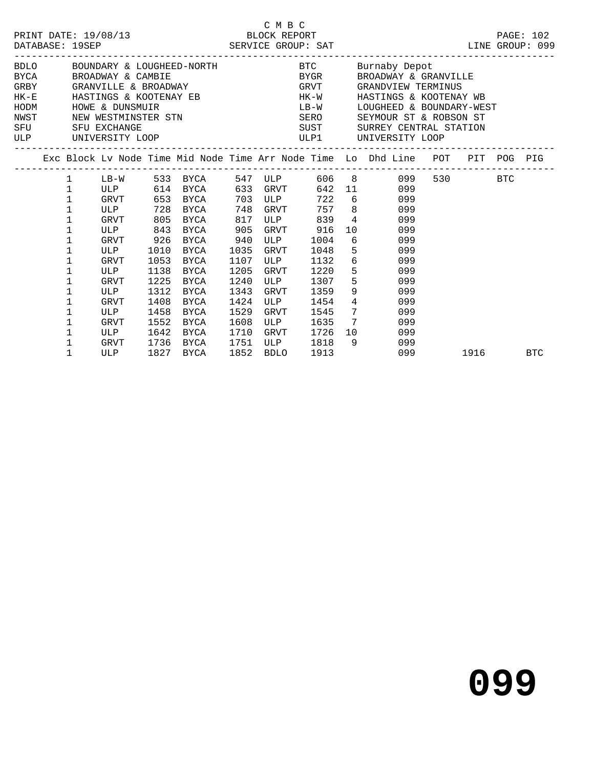C M B C
PRINT DATE: 19/08/13 BLOCK REPORT
DATABASE: 19SEP SERVICE GROUP: SAT LINE GROUP: 099

| | | | |
|---|---|---|---|
| BDLO | BOUNDARY & LOUGHEED-NORTH | BTC | Burnaby Depot |
| BYCA | BROADWAY & CAMBIE | BYGR | BROADWAY & GRANVILLE |
| GRBY | GRANVILLE & BROADWAY | GRVT | GRANDVIEW TERMINUS |
| HK-E | HASTINGS & KOOTENAY EB | HK-W | HASTINGS & KOOTENAY WB |
| HODM | HOWE & DUNSMUIR | LB-W | LOUGHEED & BOUNDARY-WEST |
| NWST | NEW WESTMINSTER STN | SERO | SEYMOUR ST & ROBSON ST |
| SFU | SFU EXCHANGE | SUST | SURREY CENTRAL STATION |
| ULP | UNIVERSITY LOOP | ULP1 | UNIVERSITY LOOP |

| Exc | Block | Lv Node | Time | Mid Node | Time | Arr Node | Time | Lo | Dhd Line | POT | PIT | POG | PIG |
|---|---|---|---|---|---|---|---|---|---|---|---|---|---|
| | 1 | LB-W | 533 | BYCA | 547 | ULP | 606 | 8 | 099 | 530 | | BTC | |
| | 1 | ULP | 614 | BYCA | 633 | GRVT | 642 | 11 | 099 | | | | |
| | 1 | GRVT | 653 | BYCA | 703 | ULP | 722 | 6 | 099 | | | | |
| | 1 | ULP | 728 | BYCA | 748 | GRVT | 757 | 8 | 099 | | | | |
| | 1 | GRVT | 805 | BYCA | 817 | ULP | 839 | 4 | 099 | | | | |
| | 1 | ULP | 843 | BYCA | 905 | GRVT | 916 | 10 | 099 | | | | |
| | 1 | GRVT | 926 | BYCA | 940 | ULP | 1004 | 6 | 099 | | | | |
| | 1 | ULP | 1010 | BYCA | 1035 | GRVT | 1048 | 5 | 099 | | | | |
| | 1 | GRVT | 1053 | BYCA | 1107 | ULP | 1132 | 6 | 099 | | | | |
| | 1 | ULP | 1138 | BYCA | 1205 | GRVT | 1220 | 5 | 099 | | | | |
| | 1 | GRVT | 1225 | BYCA | 1240 | ULP | 1307 | 5 | 099 | | | | |
| | 1 | ULP | 1312 | BYCA | 1343 | GRVT | 1359 | 9 | 099 | | | | |
| | 1 | GRVT | 1408 | BYCA | 1424 | ULP | 1454 | 4 | 099 | | | | |
| | 1 | ULP | 1458 | BYCA | 1529 | GRVT | 1545 | 7 | 099 | | | | |
| | 1 | GRVT | 1552 | BYCA | 1608 | ULP | 1635 | 7 | 099 | | | | |
| | 1 | ULP | 1642 | BYCA | 1710 | GRVT | 1726 | 10 | 099 | | | | |
| | 1 | GRVT | 1736 | BYCA | 1751 | ULP | 1818 | 9 | 099 | | | | |
| | 1 | ULP | 1827 | BYCA | 1852 | BDLO | 1913 | | 099 | | 1916 | | BTC |

**099**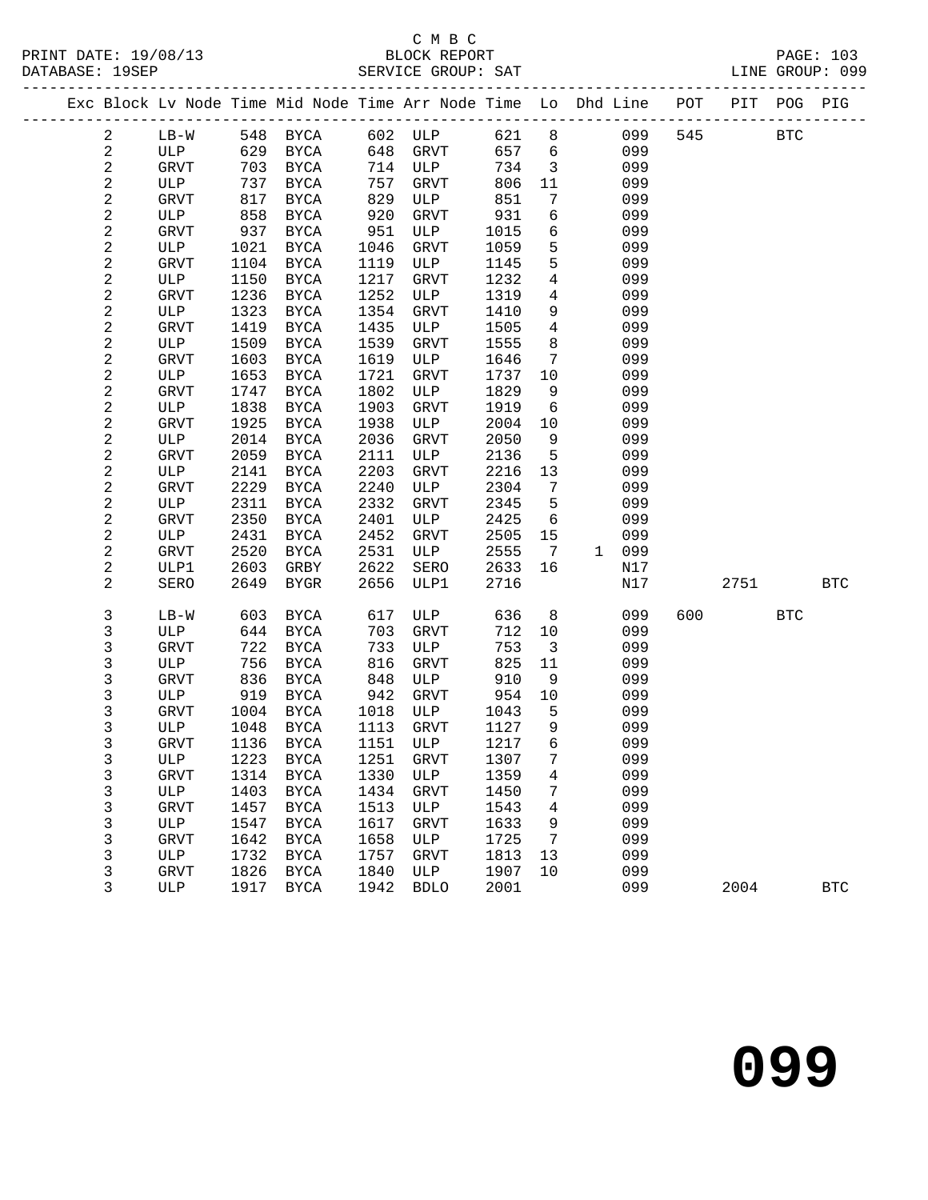C M B C
PRINT DATE: 19/08/13 BLOCK REPORT
DATABASE: 19SEP SERVICE GROUP: SAT LINE GROUP: 099

| Exc | Block | Lv | Node | Time | Mid Node | Time | Arr Node | Time | Lo | Dhd | Line | POT | PIT | POG | PIG |
|---|---|---|---|---|---|---|---|---|---|---|---|---|---|---|---|
| | 2 | | LB-W | 548 | BYCA | 602 | ULP | 621 | 8 | | 099 | 545 | | BTC | |
| | 2 | | ULP | 629 | BYCA | 648 | GRVT | 657 | 6 | | 099 | | | | |
| | 2 | | GRVT | 703 | BYCA | 714 | ULP | 734 | 3 | | 099 | | | | |
| | 2 | | ULP | 737 | BYCA | 757 | GRVT | 806 | 11 | | 099 | | | | |
| | 2 | | GRVT | 817 | BYCA | 829 | ULP | 851 | 7 | | 099 | | | | |
| | 2 | | ULP | 858 | BYCA | 920 | GRVT | 931 | 6 | | 099 | | | | |
| | 2 | | GRVT | 937 | BYCA | 951 | ULP | 1015 | 6 | | 099 | | | | |
| | 2 | | ULP | 1021 | BYCA | 1046 | GRVT | 1059 | 5 | | 099 | | | | |
| | 2 | | GRVT | 1104 | BYCA | 1119 | ULP | 1145 | 5 | | 099 | | | | |
| | 2 | | ULP | 1150 | BYCA | 1217 | GRVT | 1232 | 4 | | 099 | | | | |
| | 2 | | GRVT | 1236 | BYCA | 1252 | ULP | 1319 | 4 | | 099 | | | | |
| | 2 | | ULP | 1323 | BYCA | 1354 | GRVT | 1410 | 9 | | 099 | | | | |
| | 2 | | GRVT | 1419 | BYCA | 1435 | ULP | 1505 | 4 | | 099 | | | | |
| | 2 | | ULP | 1509 | BYCA | 1539 | GRVT | 1555 | 8 | | 099 | | | | |
| | 2 | | GRVT | 1603 | BYCA | 1619 | ULP | 1646 | 7 | | 099 | | | | |
| | 2 | | ULP | 1653 | BYCA | 1721 | GRVT | 1737 | 10 | | 099 | | | | |
| | 2 | | GRVT | 1747 | BYCA | 1802 | ULP | 1829 | 9 | | 099 | | | | |
| | 2 | | ULP | 1838 | BYCA | 1903 | GRVT | 1919 | 6 | | 099 | | | | |
| | 2 | | GRVT | 1925 | BYCA | 1938 | ULP | 2004 | 10 | | 099 | | | | |
| | 2 | | ULP | 2014 | BYCA | 2036 | GRVT | 2050 | 9 | | 099 | | | | |
| | 2 | | GRVT | 2059 | BYCA | 2111 | ULP | 2136 | 5 | | 099 | | | | |
| | 2 | | ULP | 2141 | BYCA | 2203 | GRVT | 2216 | 13 | | 099 | | | | |
| | 2 | | GRVT | 2229 | BYCA | 2240 | ULP | 2304 | 7 | | 099 | | | | |
| | 2 | | ULP | 2311 | BYCA | 2332 | GRVT | 2345 | 5 | | 099 | | | | |
| | 2 | | GRVT | 2350 | BYCA | 2401 | ULP | 2425 | 6 | | 099 | | | | |
| | 2 | | ULP | 2431 | BYCA | 2452 | GRVT | 2505 | 15 | | 099 | | | | |
| | 2 | | GRVT | 2520 | BYCA | 2531 | ULP | 2555 | 7 | 1 | 099 | | | | |
| | 2 | | ULP1 | 2603 | GRBY | 2622 | SERO | 2633 | 16 | | N17 | | | | |
| | 2 | | SERO | 2649 | BYGR | 2656 | ULP1 | 2716 | | | N17 | | 2751 | | BTC |
| | 3 | | LB-W | 603 | BYCA | 617 | ULP | 636 | 8 | | 099 | 600 | | BTC | |
| | 3 | | ULP | 644 | BYCA | 703 | GRVT | 712 | 10 | | 099 | | | | |
| | 3 | | GRVT | 722 | BYCA | 733 | ULP | 753 | 3 | | 099 | | | | |
| | 3 | | ULP | 756 | BYCA | 816 | GRVT | 825 | 11 | | 099 | | | | |
| | 3 | | GRVT | 836 | BYCA | 848 | ULP | 910 | 9 | | 099 | | | | |
| | 3 | | ULP | 919 | BYCA | 942 | GRVT | 954 | 10 | | 099 | | | | |
| | 3 | | GRVT | 1004 | BYCA | 1018 | ULP | 1043 | 5 | | 099 | | | | |
| | 3 | | ULP | 1048 | BYCA | 1113 | GRVT | 1127 | 9 | | 099 | | | | |
| | 3 | | GRVT | 1136 | BYCA | 1151 | ULP | 1217 | 6 | | 099 | | | | |
| | 3 | | ULP | 1223 | BYCA | 1251 | GRVT | 1307 | 7 | | 099 | | | | |
| | 3 | | GRVT | 1314 | BYCA | 1330 | ULP | 1359 | 4 | | 099 | | | | |
| | 3 | | ULP | 1403 | BYCA | 1434 | GRVT | 1450 | 7 | | 099 | | | | |
| | 3 | | GRVT | 1457 | BYCA | 1513 | ULP | 1543 | 4 | | 099 | | | | |
| | 3 | | ULP | 1547 | BYCA | 1617 | GRVT | 1633 | 9 | | 099 | | | | |
| | 3 | | GRVT | 1642 | BYCA | 1658 | ULP | 1725 | 7 | | 099 | | | | |
| | 3 | | ULP | 1732 | BYCA | 1757 | GRVT | 1813 | 13 | | 099 | | | | |
| | 3 | | GRVT | 1826 | BYCA | 1840 | ULP | 1907 | 10 | | 099 | | | | |
| | 3 | | ULP | 1917 | BYCA | 1942 | BDLO | 2001 | | | 099 | | 2004 | | BTC |

# 099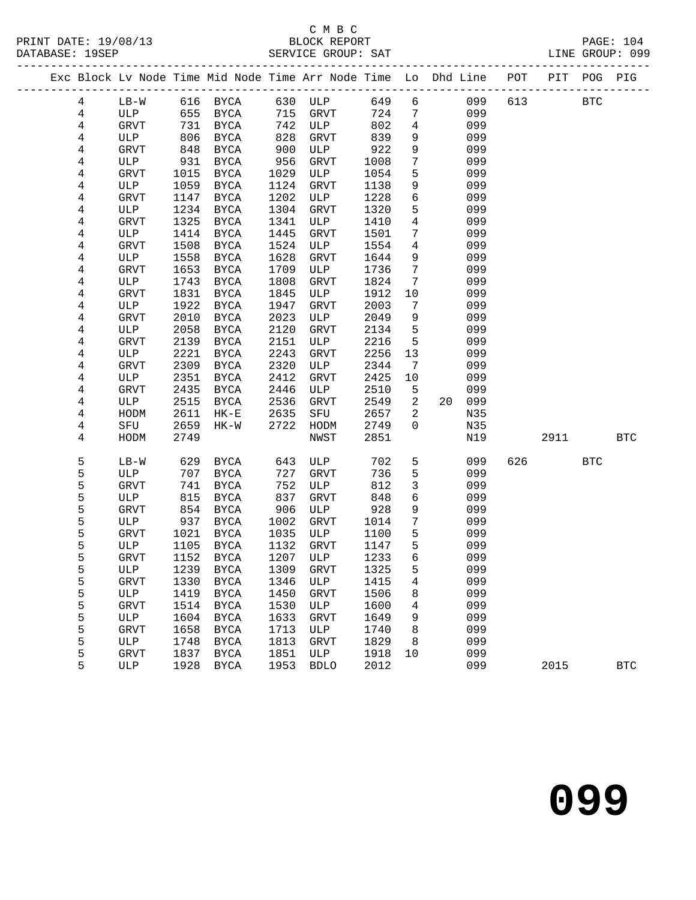C M B C
PRINT DATE: 19/08/13 BLOCK REPORT
DATABASE: 19SEP SERVICE GROUP: SAT LINE GROUP: 099

| Exc | Block | Lv | Node | Time | Mid Node | Time | Arr Node | Time | Lo | Dhd | Line | POT | PIT | POG | PIG |
|---|---|---|---|---|---|---|---|---|---|---|---|---|---|---|---|
| | 4 | | LB-W | 616 | BYCA | 630 | ULP | 649 | 6 | | 099 | 613 | | BTC | |
| | 4 | | ULP | 655 | BYCA | 715 | GRVT | 724 | 7 | | 099 | | | | |
| | 4 | | GRVT | 731 | BYCA | 742 | ULP | 802 | 4 | | 099 | | | | |
| | 4 | | ULP | 806 | BYCA | 828 | GRVT | 839 | 9 | | 099 | | | | |
| | 4 | | GRVT | 848 | BYCA | 900 | ULP | 922 | 9 | | 099 | | | | |
| | 4 | | ULP | 931 | BYCA | 956 | GRVT | 1008 | 7 | | 099 | | | | |
| | 4 | | GRVT | 1015 | BYCA | 1029 | ULP | 1054 | 5 | | 099 | | | | |
| | 4 | | ULP | 1059 | BYCA | 1124 | GRVT | 1138 | 9 | | 099 | | | | |
| | 4 | | GRVT | 1147 | BYCA | 1202 | ULP | 1228 | 6 | | 099 | | | | |
| | 4 | | ULP | 1234 | BYCA | 1304 | GRVT | 1320 | 5 | | 099 | | | | |
| | 4 | | GRVT | 1325 | BYCA | 1341 | ULP | 1410 | 4 | | 099 | | | | |
| | 4 | | ULP | 1414 | BYCA | 1445 | GRVT | 1501 | 7 | | 099 | | | | |
| | 4 | | GRVT | 1508 | BYCA | 1524 | ULP | 1554 | 4 | | 099 | | | | |
| | 4 | | ULP | 1558 | BYCA | 1628 | GRVT | 1644 | 9 | | 099 | | | | |
| | 4 | | GRVT | 1653 | BYCA | 1709 | ULP | 1736 | 7 | | 099 | | | | |
| | 4 | | ULP | 1743 | BYCA | 1808 | GRVT | 1824 | 7 | | 099 | | | | |
| | 4 | | GRVT | 1831 | BYCA | 1845 | ULP | 1912 | 10 | | 099 | | | | |
| | 4 | | ULP | 1922 | BYCA | 1947 | GRVT | 2003 | 7 | | 099 | | | | |
| | 4 | | GRVT | 2010 | BYCA | 2023 | ULP | 2049 | 9 | | 099 | | | | |
| | 4 | | ULP | 2058 | BYCA | 2120 | GRVT | 2134 | 5 | | 099 | | | | |
| | 4 | | GRVT | 2139 | BYCA | 2151 | ULP | 2216 | 5 | | 099 | | | | |
| | 4 | | ULP | 2221 | BYCA | 2243 | GRVT | 2256 | 13 | | 099 | | | | |
| | 4 | | GRVT | 2309 | BYCA | 2320 | ULP | 2344 | 7 | | 099 | | | | |
| | 4 | | ULP | 2351 | BYCA | 2412 | GRVT | 2425 | 10 | | 099 | | | | |
| | 4 | | GRVT | 2435 | BYCA | 2446 | ULP | 2510 | 5 | | 099 | | | | |
| | 4 | | ULP | 2515 | BYCA | 2536 | GRVT | 2549 | 2 | 20 | 099 | | | | |
| | 4 | | HODM | 2611 | HK-E | 2635 | SFU | 2657 | 2 | | N35 | | | | |
| | 4 | | SFU | 2659 | HK-W | 2722 | HODM | 2749 | 0 | | N35 | | | | |
| | 4 | | HODM | 2749 | | | NWST | 2851 | | | N19 | | 2911 | | BTC |
| | 5 | | LB-W | 629 | BYCA | 643 | ULP | 702 | 5 | | 099 | 626 | | BTC | |
| | 5 | | ULP | 707 | BYCA | 727 | GRVT | 736 | 5 | | 099 | | | | |
| | 5 | | GRVT | 741 | BYCA | 752 | ULP | 812 | 3 | | 099 | | | | |
| | 5 | | ULP | 815 | BYCA | 837 | GRVT | 848 | 6 | | 099 | | | | |
| | 5 | | GRVT | 854 | BYCA | 906 | ULP | 928 | 9 | | 099 | | | | |
| | 5 | | ULP | 937 | BYCA | 1002 | GRVT | 1014 | 7 | | 099 | | | | |
| | 5 | | GRVT | 1021 | BYCA | 1035 | ULP | 1100 | 5 | | 099 | | | | |
| | 5 | | ULP | 1105 | BYCA | 1132 | GRVT | 1147 | 5 | | 099 | | | | |
| | 5 | | GRVT | 1152 | BYCA | 1207 | ULP | 1233 | 6 | | 099 | | | | |
| | 5 | | ULP | 1239 | BYCA | 1309 | GRVT | 1325 | 5 | | 099 | | | | |
| | 5 | | GRVT | 1330 | BYCA | 1346 | ULP | 1415 | 4 | | 099 | | | | |
| | 5 | | ULP | 1419 | BYCA | 1450 | GRVT | 1506 | 8 | | 099 | | | | |
| | 5 | | GRVT | 1514 | BYCA | 1530 | ULP | 1600 | 4 | | 099 | | | | |
| | 5 | | ULP | 1604 | BYCA | 1633 | GRVT | 1649 | 9 | | 099 | | | | |
| | 5 | | GRVT | 1658 | BYCA | 1713 | ULP | 1740 | 8 | | 099 | | | | |
| | 5 | | ULP | 1748 | BYCA | 1813 | GRVT | 1829 | 8 | | 099 | | | | |
| | 5 | | GRVT | 1837 | BYCA | 1851 | ULP | 1918 | 10 | | 099 | | | | |
| | 5 | | ULP | 1928 | BYCA | 1953 | BDLO | 2012 | | | 099 | | 2015 | | BTC |

099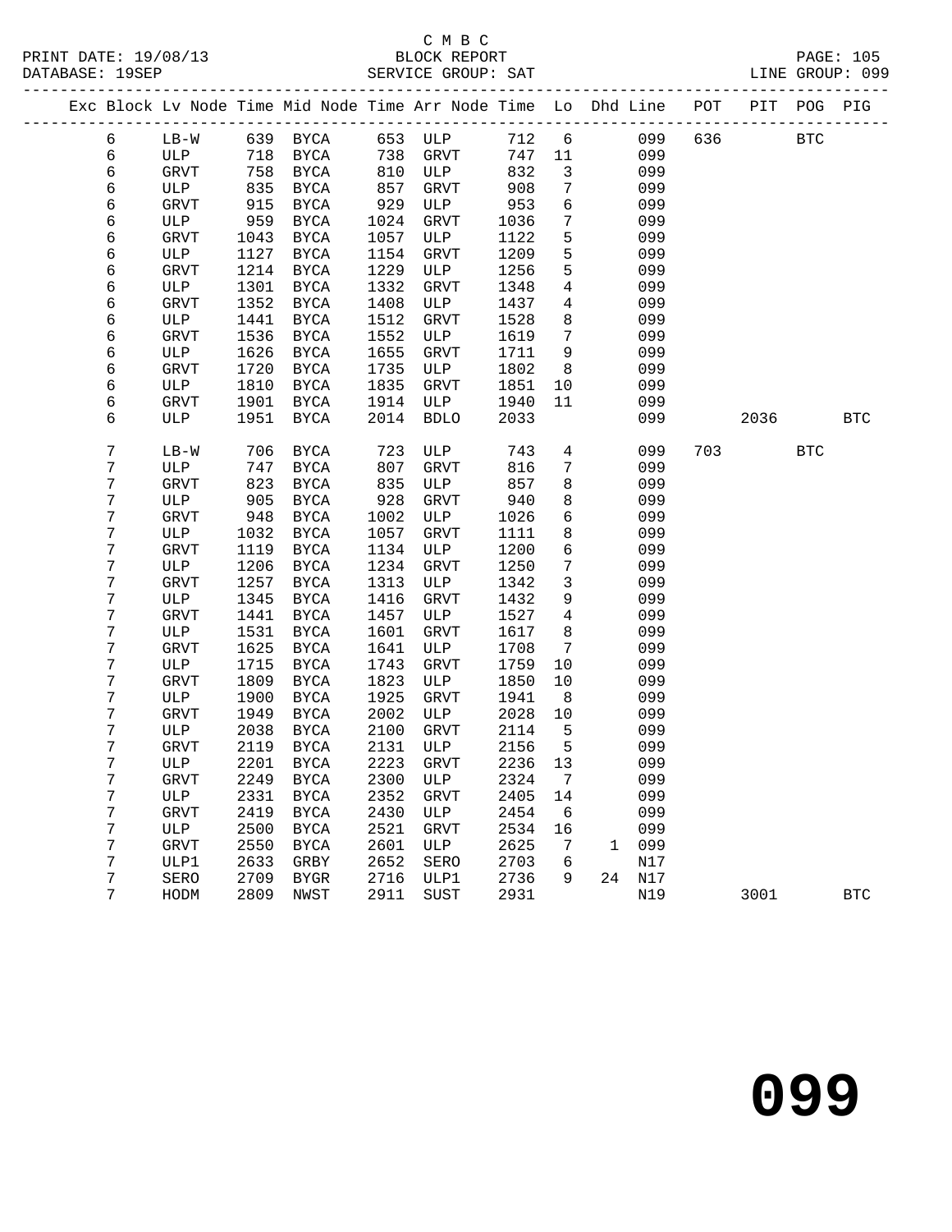C M B C
PRINT DATE: 19/08/13 BLOCK REPORT
DATABASE: 19SEP SERVICE GROUP: SAT LINE GROUP: 099

| Exc | Block | Lv | Node | Time | Mid Node | Time | Arr Node | Time | Lo | Dhd | Line | POT | PIT | POG | PIG |
|---|---|---|---|---|---|---|---|---|---|---|---|---|---|---|---|
| | 6 | | LB-W | 639 | BYCA | 653 | ULP | 712 | 6 | | 099 | 636 | | BTC | |
| | 6 | | ULP | 718 | BYCA | 738 | GRVT | 747 | 11 | | 099 | | | | |
| | 6 | | GRVT | 758 | BYCA | 810 | ULP | 832 | 3 | | 099 | | | | |
| | 6 | | ULP | 835 | BYCA | 857 | GRVT | 908 | 7 | | 099 | | | | |
| | 6 | | GRVT | 915 | BYCA | 929 | ULP | 953 | 6 | | 099 | | | | |
| | 6 | | ULP | 959 | BYCA | 1024 | GRVT | 1036 | 7 | | 099 | | | | |
| | 6 | | GRVT | 1043 | BYCA | 1057 | ULP | 1122 | 5 | | 099 | | | | |
| | 6 | | ULP | 1127 | BYCA | 1154 | GRVT | 1209 | 5 | | 099 | | | | |
| | 6 | | GRVT | 1214 | BYCA | 1229 | ULP | 1256 | 5 | | 099 | | | | |
| | 6 | | ULP | 1301 | BYCA | 1332 | GRVT | 1348 | 4 | | 099 | | | | |
| | 6 | | GRVT | 1352 | BYCA | 1408 | ULP | 1437 | 4 | | 099 | | | | |
| | 6 | | ULP | 1441 | BYCA | 1512 | GRVT | 1528 | 8 | | 099 | | | | |
| | 6 | | GRVT | 1536 | BYCA | 1552 | ULP | 1619 | 7 | | 099 | | | | |
| | 6 | | ULP | 1626 | BYCA | 1655 | GRVT | 1711 | 9 | | 099 | | | | |
| | 6 | | GRVT | 1720 | BYCA | 1735 | ULP | 1802 | 8 | | 099 | | | | |
| | 6 | | ULP | 1810 | BYCA | 1835 | GRVT | 1851 | 10 | | 099 | | | | |
| | 6 | | GRVT | 1901 | BYCA | 1914 | ULP | 1940 | 11 | | 099 | | | | |
| | 6 | | ULP | 1951 | BYCA | 2014 | BDLO | 2033 | | | 099 | | 2036 | | BTC |
| | 7 | | LB-W | 706 | BYCA | 723 | ULP | 743 | 4 | | 099 | 703 | | BTC | |
| | 7 | | ULP | 747 | BYCA | 807 | GRVT | 816 | 7 | | 099 | | | | |
| | 7 | | GRVT | 823 | BYCA | 835 | ULP | 857 | 8 | | 099 | | | | |
| | 7 | | ULP | 905 | BYCA | 928 | GRVT | 940 | 8 | | 099 | | | | |
| | 7 | | GRVT | 948 | BYCA | 1002 | ULP | 1026 | 6 | | 099 | | | | |
| | 7 | | ULP | 1032 | BYCA | 1057 | GRVT | 1111 | 8 | | 099 | | | | |
| | 7 | | GRVT | 1119 | BYCA | 1134 | ULP | 1200 | 6 | | 099 | | | | |
| | 7 | | ULP | 1206 | BYCA | 1234 | GRVT | 1250 | 7 | | 099 | | | | |
| | 7 | | GRVT | 1257 | BYCA | 1313 | ULP | 1342 | 3 | | 099 | | | | |
| | 7 | | ULP | 1345 | BYCA | 1416 | GRVT | 1432 | 9 | | 099 | | | | |
| | 7 | | GRVT | 1441 | BYCA | 1457 | ULP | 1527 | 4 | | 099 | | | | |
| | 7 | | ULP | 1531 | BYCA | 1601 | GRVT | 1617 | 8 | | 099 | | | | |
| | 7 | | GRVT | 1625 | BYCA | 1641 | ULP | 1708 | 7 | | 099 | | | | |
| | 7 | | ULP | 1715 | BYCA | 1743 | GRVT | 1759 | 10 | | 099 | | | | |
| | 7 | | GRVT | 1809 | BYCA | 1823 | ULP | 1850 | 10 | | 099 | | | | |
| | 7 | | ULP | 1900 | BYCA | 1925 | GRVT | 1941 | 8 | | 099 | | | | |
| | 7 | | GRVT | 1949 | BYCA | 2002 | ULP | 2028 | 10 | | 099 | | | | |
| | 7 | | ULP | 2038 | BYCA | 2100 | GRVT | 2114 | 5 | | 099 | | | | |
| | 7 | | GRVT | 2119 | BYCA | 2131 | ULP | 2156 | 5 | | 099 | | | | |
| | 7 | | ULP | 2201 | BYCA | 2223 | GRVT | 2236 | 13 | | 099 | | | | |
| | 7 | | GRVT | 2249 | BYCA | 2300 | ULP | 2324 | 7 | | 099 | | | | |
| | 7 | | ULP | 2331 | BYCA | 2352 | GRVT | 2405 | 14 | | 099 | | | | |
| | 7 | | GRVT | 2419 | BYCA | 2430 | ULP | 2454 | 6 | | 099 | | | | |
| | 7 | | ULP | 2500 | BYCA | 2521 | GRVT | 2534 | 16 | | 099 | | | | |
| | 7 | | GRVT | 2550 | BYCA | 2601 | ULP | 2625 | 7 | 1 | 099 | | | | |
| | 7 | | ULP1 | 2633 | GRBY | 2652 | SERO | 2703 | 6 | | N17 | | | | |
| | 7 | | SERO | 2709 | BYGR | 2716 | ULP1 | 2736 | 9 | 24 | N17 | | | | |
| | 7 | | HODM | 2809 | NWST | 2911 | SUST | 2931 | | | N19 | | 3001 | | BTC |

**099**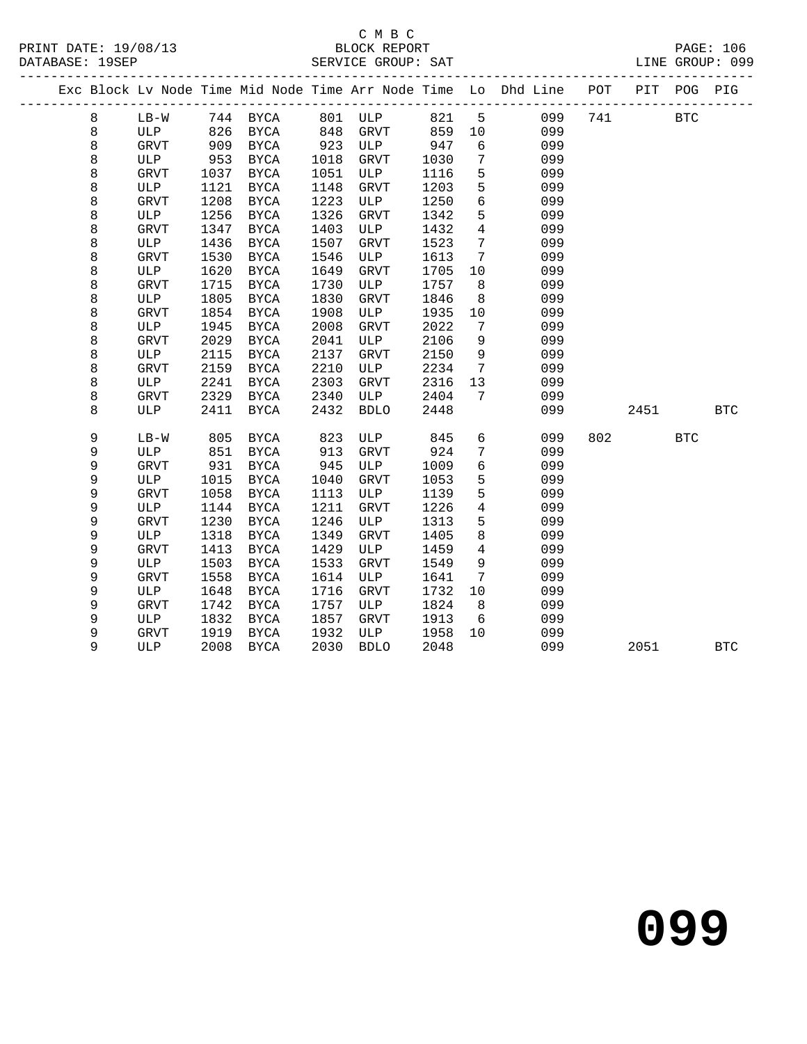C M B C

PRINT DATE: 19/08/13 BLOCK REPORT
DATABASE: 19SEP SERVICE GROUP: SAT LINE GROUP: 099

| Exc | Block | Lv Node | Time | Mid Node | Time | Arr Node | Time | Lo | Dhd Line | POT | PIT | POG | PIG |
|---|---|---|---|---|---|---|---|---|---|---|---|---|---|
| | 8 | LB-W | 744 | BYCA | 801 | ULP | 821 | 5 | 099 | 741 | | BTC | |
| | 8 | ULP | 826 | BYCA | 848 | GRVT | 859 | 10 | 099 | | | | |
| | 8 | GRVT | 909 | BYCA | 923 | ULP | 947 | 6 | 099 | | | | |
| | 8 | ULP | 953 | BYCA | 1018 | GRVT | 1030 | 7 | 099 | | | | |
| | 8 | GRVT | 1037 | BYCA | 1051 | ULP | 1116 | 5 | 099 | | | | |
| | 8 | ULP | 1121 | BYCA | 1148 | GRVT | 1203 | 5 | 099 | | | | |
| | 8 | GRVT | 1208 | BYCA | 1223 | ULP | 1250 | 6 | 099 | | | | |
| | 8 | ULP | 1256 | BYCA | 1326 | GRVT | 1342 | 5 | 099 | | | | |
| | 8 | GRVT | 1347 | BYCA | 1403 | ULP | 1432 | 4 | 099 | | | | |
| | 8 | ULP | 1436 | BYCA | 1507 | GRVT | 1523 | 7 | 099 | | | | |
| | 8 | GRVT | 1530 | BYCA | 1546 | ULP | 1613 | 7 | 099 | | | | |
| | 8 | ULP | 1620 | BYCA | 1649 | GRVT | 1705 | 10 | 099 | | | | |
| | 8 | GRVT | 1715 | BYCA | 1730 | ULP | 1757 | 8 | 099 | | | | |
| | 8 | ULP | 1805 | BYCA | 1830 | GRVT | 1846 | 8 | 099 | | | | |
| | 8 | GRVT | 1854 | BYCA | 1908 | ULP | 1935 | 10 | 099 | | | | |
| | 8 | ULP | 1945 | BYCA | 2008 | GRVT | 2022 | 7 | 099 | | | | |
| | 8 | GRVT | 2029 | BYCA | 2041 | ULP | 2106 | 9 | 099 | | | | |
| | 8 | ULP | 2115 | BYCA | 2137 | GRVT | 2150 | 9 | 099 | | | | |
| | 8 | GRVT | 2159 | BYCA | 2210 | ULP | 2234 | 7 | 099 | | | | |
| | 8 | ULP | 2241 | BYCA | 2303 | GRVT | 2316 | 13 | 099 | | | | |
| | 8 | GRVT | 2329 | BYCA | 2340 | ULP | 2404 | 7 | 099 | | | | |
| | 8 | ULP | 2411 | BYCA | 2432 | BDLO | 2448 | | 099 | | 2451 | | BTC |
| | 9 | LB-W | 805 | BYCA | 823 | ULP | 845 | 6 | 099 | 802 | | BTC | |
| | 9 | ULP | 851 | BYCA | 913 | GRVT | 924 | 7 | 099 | | | | |
| | 9 | GRVT | 931 | BYCA | 945 | ULP | 1009 | 6 | 099 | | | | |
| | 9 | ULP | 1015 | BYCA | 1040 | GRVT | 1053 | 5 | 099 | | | | |
| | 9 | GRVT | 1058 | BYCA | 1113 | ULP | 1139 | 5 | 099 | | | | |
| | 9 | ULP | 1144 | BYCA | 1211 | GRVT | 1226 | 4 | 099 | | | | |
| | 9 | GRVT | 1230 | BYCA | 1246 | ULP | 1313 | 5 | 099 | | | | |
| | 9 | ULP | 1318 | BYCA | 1349 | GRVT | 1405 | 8 | 099 | | | | |
| | 9 | GRVT | 1413 | BYCA | 1429 | ULP | 1459 | 4 | 099 | | | | |
| | 9 | ULP | 1503 | BYCA | 1533 | GRVT | 1549 | 9 | 099 | | | | |
| | 9 | GRVT | 1558 | BYCA | 1614 | ULP | 1641 | 7 | 099 | | | | |
| | 9 | ULP | 1648 | BYCA | 1716 | GRVT | 1732 | 10 | 099 | | | | |
| | 9 | GRVT | 1742 | BYCA | 1757 | ULP | 1824 | 8 | 099 | | | | |
| | 9 | ULP | 1832 | BYCA | 1857 | GRVT | 1913 | 6 | 099 | | | | |
| | 9 | GRVT | 1919 | BYCA | 1932 | ULP | 1958 | 10 | 099 | | | | |
| | 9 | ULP | 2008 | BYCA | 2030 | BDLO | 2048 | | 099 | | 2051 | | BTC |

# 099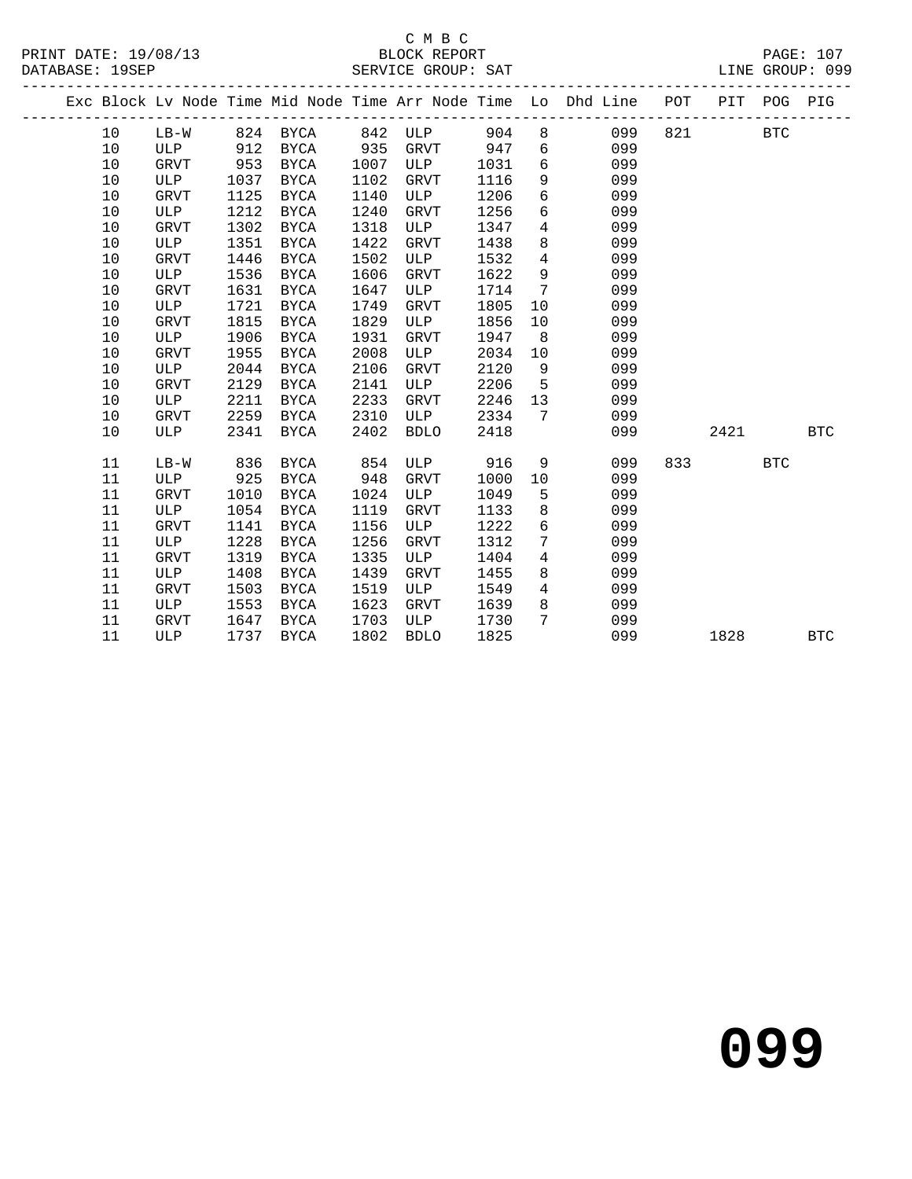C M B C

PRINT DATE: 19/08/13 BLOCK REPORT PAGE: 107
DATABASE: 19SEP SERVICE GROUP: SAT LINE GROUP: 099

| Exc | Block | Lv | Node | Time | Mid Node | Time | Arr Node | Time | Lo | Dhd Line | POT | PIT | POG | PIG |
|---|---|---|---|---|---|---|---|---|---|---|---|---|---|---|
| | 10 | | LB-W | 824 | BYCA | 842 | ULP | 904 | 8 | 099 | 821 | | BTC | |
| | 10 | | ULP | 912 | BYCA | 935 | GRVT | 947 | 6 | 099 | | | | |
| | 10 | | GRVT | 953 | BYCA | 1007 | ULP | 1031 | 6 | 099 | | | | |
| | 10 | | ULP | 1037 | BYCA | 1102 | GRVT | 1116 | 9 | 099 | | | | |
| | 10 | | GRVT | 1125 | BYCA | 1140 | ULP | 1206 | 6 | 099 | | | | |
| | 10 | | ULP | 1212 | BYCA | 1240 | GRVT | 1256 | 6 | 099 | | | | |
| | 10 | | GRVT | 1302 | BYCA | 1318 | ULP | 1347 | 4 | 099 | | | | |
| | 10 | | ULP | 1351 | BYCA | 1422 | GRVT | 1438 | 8 | 099 | | | | |
| | 10 | | GRVT | 1446 | BYCA | 1502 | ULP | 1532 | 4 | 099 | | | | |
| | 10 | | ULP | 1536 | BYCA | 1606 | GRVT | 1622 | 9 | 099 | | | | |
| | 10 | | GRVT | 1631 | BYCA | 1647 | ULP | 1714 | 7 | 099 | | | | |
| | 10 | | ULP | 1721 | BYCA | 1749 | GRVT | 1805 | 10 | 099 | | | | |
| | 10 | | GRVT | 1815 | BYCA | 1829 | ULP | 1856 | 10 | 099 | | | | |
| | 10 | | ULP | 1906 | BYCA | 1931 | GRVT | 1947 | 8 | 099 | | | | |
| | 10 | | GRVT | 1955 | BYCA | 2008 | ULP | 2034 | 10 | 099 | | | | |
| | 10 | | ULP | 2044 | BYCA | 2106 | GRVT | 2120 | 9 | 099 | | | | |
| | 10 | | GRVT | 2129 | BYCA | 2141 | ULP | 2206 | 5 | 099 | | | | |
| | 10 | | ULP | 2211 | BYCA | 2233 | GRVT | 2246 | 13 | 099 | | | | |
| | 10 | | GRVT | 2259 | BYCA | 2310 | ULP | 2334 | 7 | 099 | | | | |
| | 10 | | ULP | 2341 | BYCA | 2402 | BDLO | 2418 | | 099 | | 2421 | | BTC |
| | 11 | | LB-W | 836 | BYCA | 854 | ULP | 916 | 9 | 099 | 833 | | BTC | |
| | 11 | | ULP | 925 | BYCA | 948 | GRVT | 1000 | 10 | 099 | | | | |
| | 11 | | GRVT | 1010 | BYCA | 1024 | ULP | 1049 | 5 | 099 | | | | |
| | 11 | | ULP | 1054 | BYCA | 1119 | GRVT | 1133 | 8 | 099 | | | | |
| | 11 | | GRVT | 1141 | BYCA | 1156 | ULP | 1222 | 6 | 099 | | | | |
| | 11 | | ULP | 1228 | BYCA | 1256 | GRVT | 1312 | 7 | 099 | | | | |
| | 11 | | GRVT | 1319 | BYCA | 1335 | ULP | 1404 | 4 | 099 | | | | |
| | 11 | | ULP | 1408 | BYCA | 1439 | GRVT | 1455 | 8 | 099 | | | | |
| | 11 | | GRVT | 1503 | BYCA | 1519 | ULP | 1549 | 4 | 099 | | | | |
| | 11 | | ULP | 1553 | BYCA | 1623 | GRVT | 1639 | 8 | 099 | | | | |
| | 11 | | GRVT | 1647 | BYCA | 1703 | ULP | 1730 | 7 | 099 | | | | |
| | 11 | | ULP | 1737 | BYCA | 1802 | BDLO | 1825 | | 099 | | 1828 | | BTC |

# 099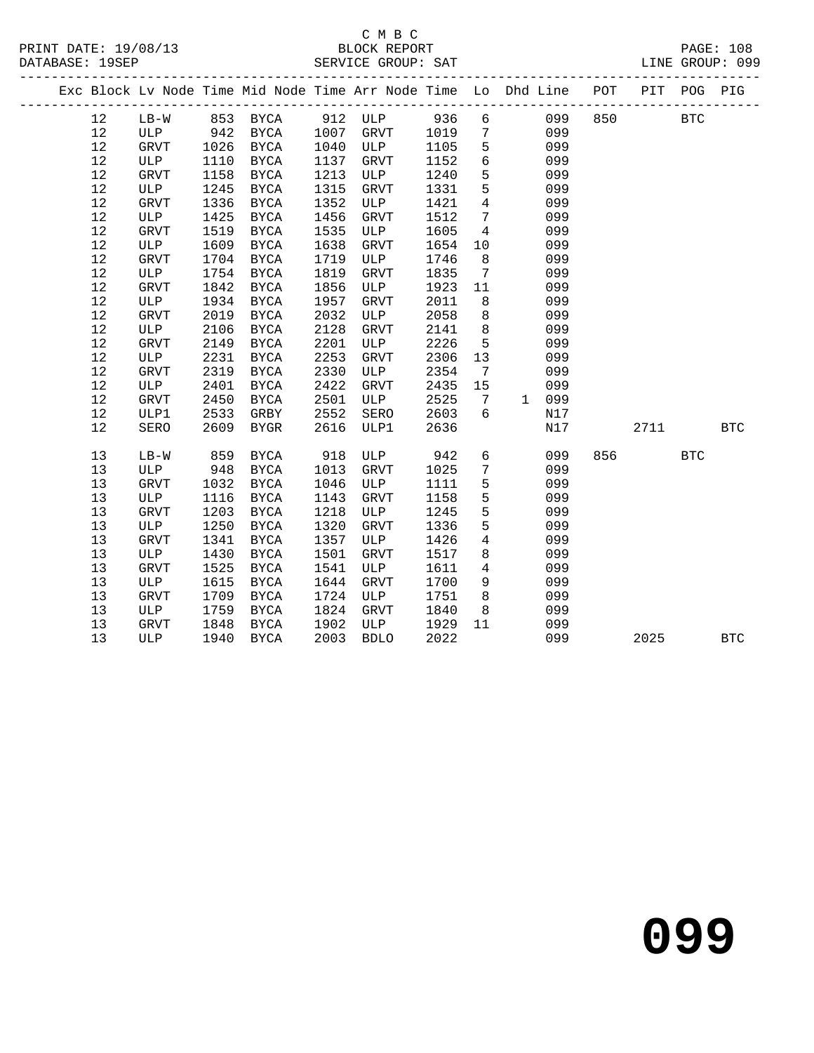C M B C

PRINT DATE: 19/08/13 BLOCK REPORT

DATABASE: 19SEP SERVICE GROUP: SAT LINE GROUP: 099

| Exc | Block | Lv Node | Time | Mid Node | Time | Arr Node | Time | Lo | Dhd | Line | POT | PIT | POG | PIG |
|---|---|---|---|---|---|---|---|---|---|---|---|---|---|---|
| | 12 | LB-W | 853 | BYCA | 912 | ULP | 936 | 6 | | 099 | 850 | | BTC | |
| | 12 | ULP | 942 | BYCA | 1007 | GRVT | 1019 | 7 | | 099 | | | | |
| | 12 | GRVT | 1026 | BYCA | 1040 | ULP | 1105 | 5 | | 099 | | | | |
| | 12 | ULP | 1110 | BYCA | 1137 | GRVT | 1152 | 6 | | 099 | | | | |
| | 12 | GRVT | 1158 | BYCA | 1213 | ULP | 1240 | 5 | | 099 | | | | |
| | 12 | ULP | 1245 | BYCA | 1315 | GRVT | 1331 | 5 | | 099 | | | | |
| | 12 | GRVT | 1336 | BYCA | 1352 | ULP | 1421 | 4 | | 099 | | | | |
| | 12 | ULP | 1425 | BYCA | 1456 | GRVT | 1512 | 7 | | 099 | | | | |
| | 12 | GRVT | 1519 | BYCA | 1535 | ULP | 1605 | 4 | | 099 | | | | |
| | 12 | ULP | 1609 | BYCA | 1638 | GRVT | 1654 | 10 | | 099 | | | | |
| | 12 | GRVT | 1704 | BYCA | 1719 | ULP | 1746 | 8 | | 099 | | | | |
| | 12 | ULP | 1754 | BYCA | 1819 | GRVT | 1835 | 7 | | 099 | | | | |
| | 12 | GRVT | 1842 | BYCA | 1856 | ULP | 1923 | 11 | | 099 | | | | |
| | 12 | ULP | 1934 | BYCA | 1957 | GRVT | 2011 | 8 | | 099 | | | | |
| | 12 | GRVT | 2019 | BYCA | 2032 | ULP | 2058 | 8 | | 099 | | | | |
| | 12 | ULP | 2106 | BYCA | 2128 | GRVT | 2141 | 8 | | 099 | | | | |
| | 12 | GRVT | 2149 | BYCA | 2201 | ULP | 2226 | 5 | | 099 | | | | |
| | 12 | ULP | 2231 | BYCA | 2253 | GRVT | 2306 | 13 | | 099 | | | | |
| | 12 | GRVT | 2319 | BYCA | 2330 | ULP | 2354 | 7 | | 099 | | | | |
| | 12 | ULP | 2401 | BYCA | 2422 | GRVT | 2435 | 15 | | 099 | | | | |
| | 12 | GRVT | 2450 | BYCA | 2501 | ULP | 2525 | 7 | 1 | 099 | | | | |
| | 12 | ULP1 | 2533 | GRBY | 2552 | SERO | 2603 | 6 | | N17 | | | | |
| | 12 | SERO | 2609 | BYGR | 2616 | ULP1 | 2636 | | | N17 | | 2711 | | BTC |
| | 13 | LB-W | 859 | BYCA | 918 | ULP | 942 | 6 | | 099 | 856 | | BTC | |
| | 13 | ULP | 948 | BYCA | 1013 | GRVT | 1025 | 7 | | 099 | | | | |
| | 13 | GRVT | 1032 | BYCA | 1046 | ULP | 1111 | 5 | | 099 | | | | |
| | 13 | ULP | 1116 | BYCA | 1143 | GRVT | 1158 | 5 | | 099 | | | | |
| | 13 | GRVT | 1203 | BYCA | 1218 | ULP | 1245 | 5 | | 099 | | | | |
| | 13 | ULP | 1250 | BYCA | 1320 | GRVT | 1336 | 5 | | 099 | | | | |
| | 13 | GRVT | 1341 | BYCA | 1357 | ULP | 1426 | 4 | | 099 | | | | |
| | 13 | ULP | 1430 | BYCA | 1501 | GRVT | 1517 | 8 | | 099 | | | | |
| | 13 | GRVT | 1525 | BYCA | 1541 | ULP | 1611 | 4 | | 099 | | | | |
| | 13 | ULP | 1615 | BYCA | 1644 | GRVT | 1700 | 9 | | 099 | | | | |
| | 13 | GRVT | 1709 | BYCA | 1724 | ULP | 1751 | 8 | | 099 | | | | |
| | 13 | ULP | 1759 | BYCA | 1824 | GRVT | 1840 | 8 | | 099 | | | | |
| | 13 | GRVT | 1848 | BYCA | 1902 | ULP | 1929 | 11 | | 099 | | | | |
| | 13 | ULP | 1940 | BYCA | 2003 | BDLO | 2022 | | | 099 | | 2025 | | BTC |

# 099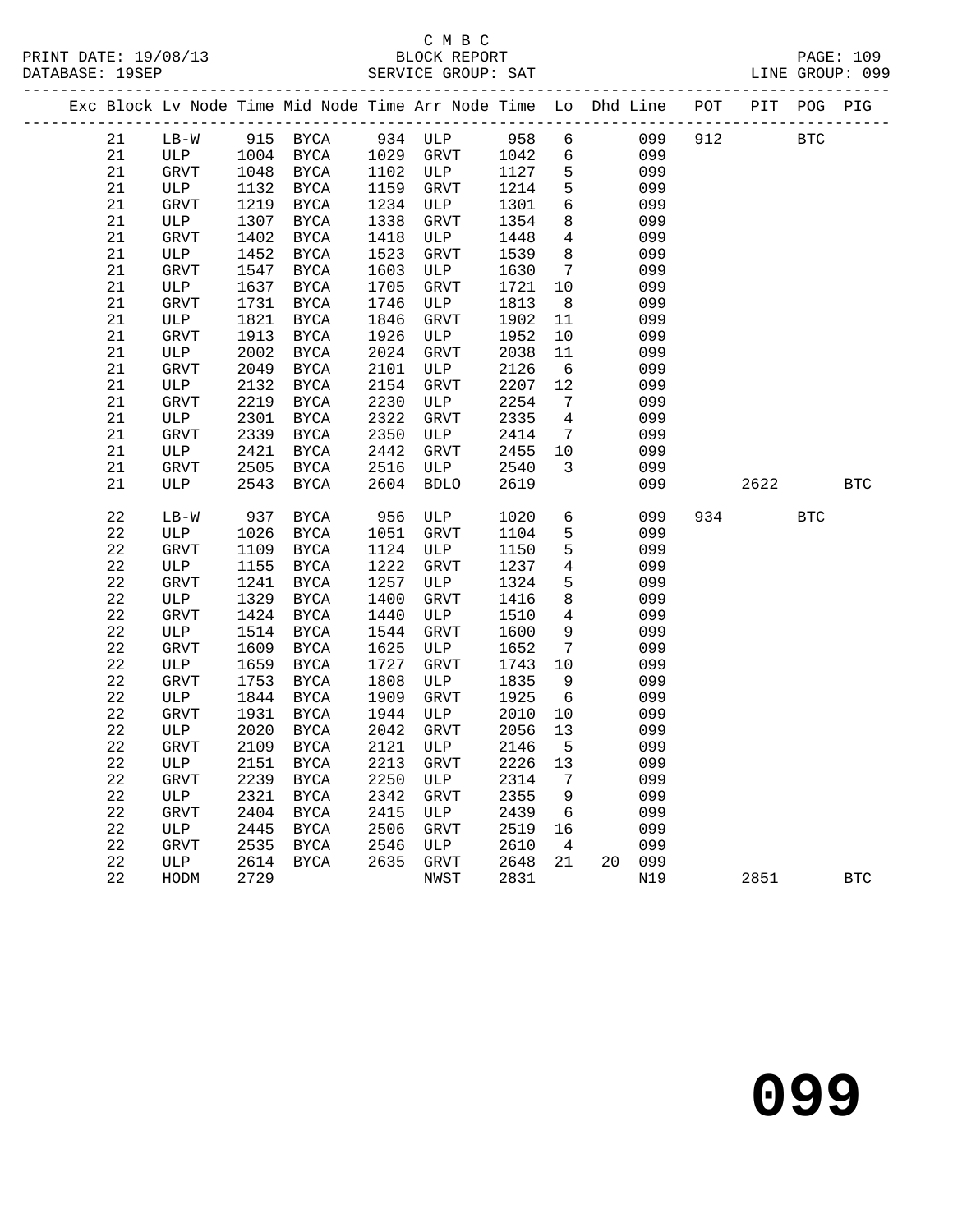C M B C
PRINT DATE: 19/08/13 BLOCK REPORT
DATABASE: 19SEP SERVICE GROUP: SAT LINE GROUP: 099

| Exc | Block | Lv Node | Time | Mid Node | Time | Arr Node | Time | Lo | Dhd | Line | POT | PIT | POG | PIG |
|---|---|---|---|---|---|---|---|---|---|---|---|---|---|---|
| | 21 | LB-W | 915 | BYCA | 934 | ULP | 958 | 6 | | 099 | 912 | | BTC | |
| | 21 | ULP | 1004 | BYCA | 1029 | GRVT | 1042 | 6 | | 099 | | | | |
| | 21 | GRVT | 1048 | BYCA | 1102 | ULP | 1127 | 5 | | 099 | | | | |
| | 21 | ULP | 1132 | BYCA | 1159 | GRVT | 1214 | 5 | | 099 | | | | |
| | 21 | GRVT | 1219 | BYCA | 1234 | ULP | 1301 | 6 | | 099 | | | | |
| | 21 | ULP | 1307 | BYCA | 1338 | GRVT | 1354 | 8 | | 099 | | | | |
| | 21 | GRVT | 1402 | BYCA | 1418 | ULP | 1448 | 4 | | 099 | | | | |
| | 21 | ULP | 1452 | BYCA | 1523 | GRVT | 1539 | 8 | | 099 | | | | |
| | 21 | GRVT | 1547 | BYCA | 1603 | ULP | 1630 | 7 | | 099 | | | | |
| | 21 | ULP | 1637 | BYCA | 1705 | GRVT | 1721 | 10 | | 099 | | | | |
| | 21 | GRVT | 1731 | BYCA | 1746 | ULP | 1813 | 8 | | 099 | | | | |
| | 21 | ULP | 1821 | BYCA | 1846 | GRVT | 1902 | 11 | | 099 | | | | |
| | 21 | GRVT | 1913 | BYCA | 1926 | ULP | 1952 | 10 | | 099 | | | | |
| | 21 | ULP | 2002 | BYCA | 2024 | GRVT | 2038 | 11 | | 099 | | | | |
| | 21 | GRVT | 2049 | BYCA | 2101 | ULP | 2126 | 6 | | 099 | | | | |
| | 21 | ULP | 2132 | BYCA | 2154 | GRVT | 2207 | 12 | | 099 | | | | |
| | 21 | GRVT | 2219 | BYCA | 2230 | ULP | 2254 | 7 | | 099 | | | | |
| | 21 | ULP | 2301 | BYCA | 2322 | GRVT | 2335 | 4 | | 099 | | | | |
| | 21 | GRVT | 2339 | BYCA | 2350 | ULP | 2414 | 7 | | 099 | | | | |
| | 21 | ULP | 2421 | BYCA | 2442 | GRVT | 2455 | 10 | | 099 | | | | |
| | 21 | GRVT | 2505 | BYCA | 2516 | ULP | 2540 | 3 | | 099 | | | | |
| | 21 | ULP | 2543 | BYCA | 2604 | BDLO | 2619 | | | 099 | | 2622 | | BTC |
| | 22 | LB-W | 937 | BYCA | 956 | ULP | 1020 | 6 | | 099 | 934 | | BTC | |
| | 22 | ULP | 1026 | BYCA | 1051 | GRVT | 1104 | 5 | | 099 | | | | |
| | 22 | GRVT | 1109 | BYCA | 1124 | ULP | 1150 | 5 | | 099 | | | | |
| | 22 | ULP | 1155 | BYCA | 1222 | GRVT | 1237 | 4 | | 099 | | | | |
| | 22 | GRVT | 1241 | BYCA | 1257 | ULP | 1324 | 5 | | 099 | | | | |
| | 22 | ULP | 1329 | BYCA | 1400 | GRVT | 1416 | 8 | | 099 | | | | |
| | 22 | GRVT | 1424 | BYCA | 1440 | ULP | 1510 | 4 | | 099 | | | | |
| | 22 | ULP | 1514 | BYCA | 1544 | GRVT | 1600 | 9 | | 099 | | | | |
| | 22 | GRVT | 1609 | BYCA | 1625 | ULP | 1652 | 7 | | 099 | | | | |
| | 22 | ULP | 1659 | BYCA | 1727 | GRVT | 1743 | 10 | | 099 | | | | |
| | 22 | GRVT | 1753 | BYCA | 1808 | ULP | 1835 | 9 | | 099 | | | | |
| | 22 | ULP | 1844 | BYCA | 1909 | GRVT | 1925 | 6 | | 099 | | | | |
| | 22 | GRVT | 1931 | BYCA | 1944 | ULP | 2010 | 10 | | 099 | | | | |
| | 22 | ULP | 2020 | BYCA | 2042 | GRVT | 2056 | 13 | | 099 | | | | |
| | 22 | GRVT | 2109 | BYCA | 2121 | ULP | 2146 | 5 | | 099 | | | | |
| | 22 | ULP | 2151 | BYCA | 2213 | GRVT | 2226 | 13 | | 099 | | | | |
| | 22 | GRVT | 2239 | BYCA | 2250 | ULP | 2314 | 7 | | 099 | | | | |
| | 22 | ULP | 2321 | BYCA | 2342 | GRVT | 2355 | 9 | | 099 | | | | |
| | 22 | GRVT | 2404 | BYCA | 2415 | ULP | 2439 | 6 | | 099 | | | | |
| | 22 | ULP | 2445 | BYCA | 2506 | GRVT | 2519 | 16 | | 099 | | | | |
| | 22 | GRVT | 2535 | BYCA | 2546 | ULP | 2610 | 4 | | 099 | | | | |
| | 22 | ULP | 2614 | BYCA | 2635 | GRVT | 2648 | 21 | 20 | 099 | | | | |
| | 22 | HODM | 2729 | | | NWST | 2831 | | | N19 | | 2851 | | BTC |

099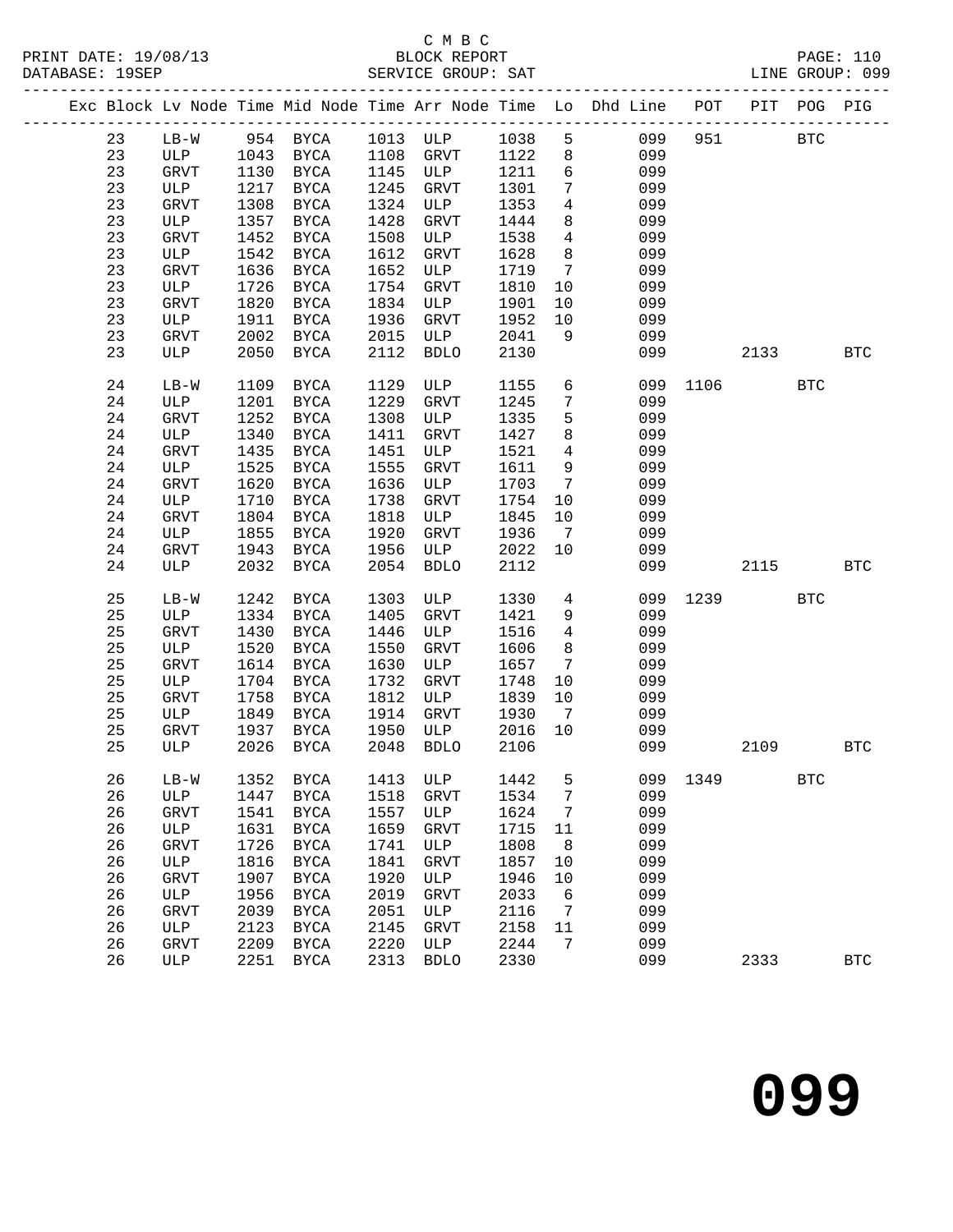C M B C
BLOCK REPORT
SERVICE GROUP: SAT

PRINT DATE: 19/08/13
DATABASE: 19SEP
LINE GROUP: 099

| Exc | Block | Lv | Node | Time | Mid Node | Time | Arr Node | Time | Lo | Dhd Line | POT | PIT | POG | PIG |
|---|---|---|---|---|---|---|---|---|---|---|---|---|---|---|
| | 23 | | LB-W | 954 | BYCA | 1013 | ULP | 1038 | 5 | 099 | 951 | | BTC | |
| | 23 | | ULP | 1043 | BYCA | 1108 | GRVT | 1122 | 8 | 099 | | | | |
| | 23 | | GRVT | 1130 | BYCA | 1145 | ULP | 1211 | 6 | 099 | | | | |
| | 23 | | ULP | 1217 | BYCA | 1245 | GRVT | 1301 | 7 | 099 | | | | |
| | 23 | | GRVT | 1308 | BYCA | 1324 | ULP | 1353 | 4 | 099 | | | | |
| | 23 | | ULP | 1357 | BYCA | 1428 | GRVT | 1444 | 8 | 099 | | | | |
| | 23 | | GRVT | 1452 | BYCA | 1508 | ULP | 1538 | 4 | 099 | | | | |
| | 23 | | ULP | 1542 | BYCA | 1612 | GRVT | 1628 | 8 | 099 | | | | |
| | 23 | | GRVT | 1636 | BYCA | 1652 | ULP | 1719 | 7 | 099 | | | | |
| | 23 | | ULP | 1726 | BYCA | 1754 | GRVT | 1810 | 10 | 099 | | | | |
| | 23 | | GRVT | 1820 | BYCA | 1834 | ULP | 1901 | 10 | 099 | | | | |
| | 23 | | ULP | 1911 | BYCA | 1936 | GRVT | 1952 | 10 | 099 | | | | |
| | 23 | | GRVT | 2002 | BYCA | 2015 | ULP | 2041 | 9 | 099 | | | | |
| | 23 | | ULP | 2050 | BYCA | 2112 | BDLO | 2130 | | 099 | | 2133 | | BTC |
| | 24 | | LB-W | 1109 | BYCA | 1129 | ULP | 1155 | 6 | 099 | 1106 | | BTC | |
| | 24 | | ULP | 1201 | BYCA | 1229 | GRVT | 1245 | 7 | 099 | | | | |
| | 24 | | GRVT | 1252 | BYCA | 1308 | ULP | 1335 | 5 | 099 | | | | |
| | 24 | | ULP | 1340 | BYCA | 1411 | GRVT | 1427 | 8 | 099 | | | | |
| | 24 | | GRVT | 1435 | BYCA | 1451 | ULP | 1521 | 4 | 099 | | | | |
| | 24 | | ULP | 1525 | BYCA | 1555 | GRVT | 1611 | 9 | 099 | | | | |
| | 24 | | GRVT | 1620 | BYCA | 1636 | ULP | 1703 | 7 | 099 | | | | |
| | 24 | | ULP | 1710 | BYCA | 1738 | GRVT | 1754 | 10 | 099 | | | | |
| | 24 | | GRVT | 1804 | BYCA | 1818 | ULP | 1845 | 10 | 099 | | | | |
| | 24 | | ULP | 1855 | BYCA | 1920 | GRVT | 1936 | 7 | 099 | | | | |
| | 24 | | GRVT | 1943 | BYCA | 1956 | ULP | 2022 | 10 | 099 | | | | |
| | 24 | | ULP | 2032 | BYCA | 2054 | BDLO | 2112 | | 099 | | 2115 | | BTC |
| | 25 | | LB-W | 1242 | BYCA | 1303 | ULP | 1330 | 4 | 099 | 1239 | | BTC | |
| | 25 | | ULP | 1334 | BYCA | 1405 | GRVT | 1421 | 9 | 099 | | | | |
| | 25 | | GRVT | 1430 | BYCA | 1446 | ULP | 1516 | 4 | 099 | | | | |
| | 25 | | ULP | 1520 | BYCA | 1550 | GRVT | 1606 | 8 | 099 | | | | |
| | 25 | | GRVT | 1614 | BYCA | 1630 | ULP | 1657 | 7 | 099 | | | | |
| | 25 | | ULP | 1704 | BYCA | 1732 | GRVT | 1748 | 10 | 099 | | | | |
| | 25 | | GRVT | 1758 | BYCA | 1812 | ULP | 1839 | 10 | 099 | | | | |
| | 25 | | ULP | 1849 | BYCA | 1914 | GRVT | 1930 | 7 | 099 | | | | |
| | 25 | | GRVT | 1937 | BYCA | 1950 | ULP | 2016 | 10 | 099 | | | | |
| | 25 | | ULP | 2026 | BYCA | 2048 | BDLO | 2106 | | 099 | | 2109 | | BTC |
| | 26 | | LB-W | 1352 | BYCA | 1413 | ULP | 1442 | 5 | 099 | 1349 | | BTC | |
| | 26 | | ULP | 1447 | BYCA | 1518 | GRVT | 1534 | 7 | 099 | | | | |
| | 26 | | GRVT | 1541 | BYCA | 1557 | ULP | 1624 | 7 | 099 | | | | |
| | 26 | | ULP | 1631 | BYCA | 1659 | GRVT | 1715 | 11 | 099 | | | | |
| | 26 | | GRVT | 1726 | BYCA | 1741 | ULP | 1808 | 8 | 099 | | | | |
| | 26 | | ULP | 1816 | BYCA | 1841 | GRVT | 1857 | 10 | 099 | | | | |
| | 26 | | GRVT | 1907 | BYCA | 1920 | ULP | 1946 | 10 | 099 | | | | |
| | 26 | | ULP | 1956 | BYCA | 2019 | GRVT | 2033 | 6 | 099 | | | | |
| | 26 | | GRVT | 2039 | BYCA | 2051 | ULP | 2116 | 7 | 099 | | | | |
| | 26 | | ULP | 2123 | BYCA | 2145 | GRVT | 2158 | 11 | 099 | | | | |
| | 26 | | GRVT | 2209 | BYCA | 2220 | ULP | 2244 | 7 | 099 | | | | |
| | 26 | | ULP | 2251 | BYCA | 2313 | BDLO | 2330 | | 099 | | 2333 | | BTC |

# 099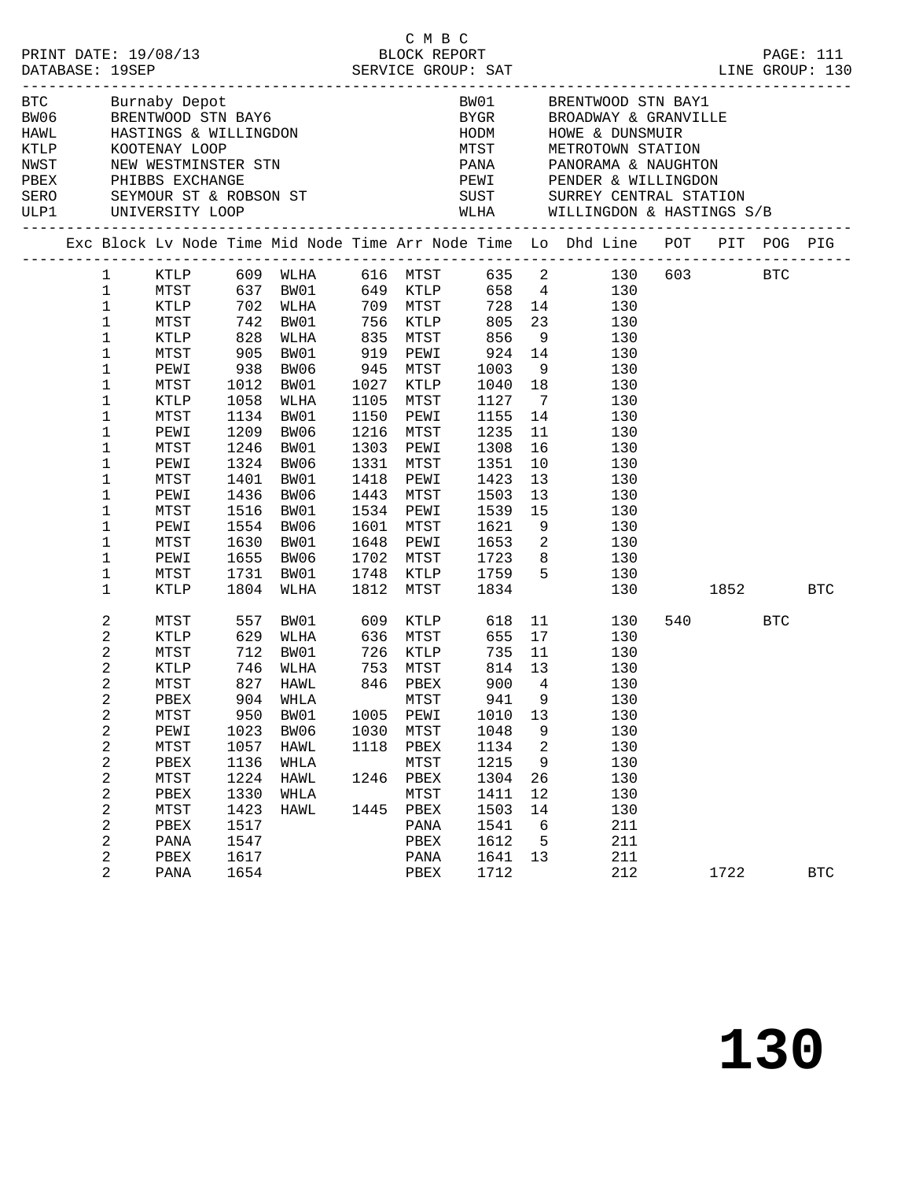C M B C
PRINT DATE: 19/08/13 BLOCK REPORT
DATABASE: 19SEP SERVICE GROUP: SAT LINE GROUP: 130

| Code | Location | Code | Location |
|---|---|---|---|
| BTC | Burnaby Depot | BW01 | BRENTWOOD STN BAY1 |
| BW06 | BRENTWOOD STN BAY6 | BYGR | BROADWAY & GRANVILLE |
| HAWL | HASTINGS & WILLINGDON | HODM | HOWE & DUNSMUIR |
| KTLP | KOOTENAY LOOP | MTST | METROTOWN STATION |
| NWST | NEW WESTMINSTER STN | PANA | PANORAMA & NAUGHTON |
| PBEX | PHIBBS EXCHANGE | PEWI | PENDER & WILLINGDON |
| SERO | SEYMOUR ST & ROBSON ST | SUST | SURREY CENTRAL STATION |
| ULP1 | UNIVERSITY LOOP | WLHA | WILLINGDON & HASTINGS S/B |

| Exc | Block | Lv Node | Time | Mid Node | Time | Arr Node | Time | Lo | Dhd Line | POT | PIT | POG | PIG |
|---|---|---|---|---|---|---|---|---|---|---|---|---|---|
| | 1 | KTLP | 609 | WLHA | 616 | MTST | 635 | 2 | 130 | 603 | | BTC | |
| | 1 | MTST | 637 | BW01 | 649 | KTLP | 658 | 4 | 130 | | | | |
| | 1 | KTLP | 702 | WLHA | 709 | MTST | 728 | 14 | 130 | | | | |
| | 1 | MTST | 742 | BW01 | 756 | KTLP | 805 | 23 | 130 | | | | |
| | 1 | KTLP | 828 | WLHA | 835 | MTST | 856 | 9 | 130 | | | | |
| | 1 | MTST | 905 | BW01 | 919 | PEWI | 924 | 14 | 130 | | | | |
| | 1 | PEWI | 938 | BW06 | 945 | MTST | 1003 | 9 | 130 | | | | |
| | 1 | MTST | 1012 | BW01 | 1027 | KTLP | 1040 | 18 | 130 | | | | |
| | 1 | KTLP | 1058 | WLHA | 1105 | MTST | 1127 | 7 | 130 | | | | |
| | 1 | MTST | 1134 | BW01 | 1150 | PEWI | 1155 | 14 | 130 | | | | |
| | 1 | PEWI | 1209 | BW06 | 1216 | MTST | 1235 | 11 | 130 | | | | |
| | 1 | MTST | 1246 | BW01 | 1303 | PEWI | 1308 | 16 | 130 | | | | |
| | 1 | PEWI | 1324 | BW06 | 1331 | MTST | 1351 | 10 | 130 | | | | |
| | 1 | MTST | 1401 | BW01 | 1418 | PEWI | 1423 | 13 | 130 | | | | |
| | 1 | PEWI | 1436 | BW06 | 1443 | MTST | 1503 | 13 | 130 | | | | |
| | 1 | MTST | 1516 | BW01 | 1534 | PEWI | 1539 | 15 | 130 | | | | |
| | 1 | PEWI | 1554 | BW06 | 1601 | MTST | 1621 | 9 | 130 | | | | |
| | 1 | MTST | 1630 | BW01 | 1648 | PEWI | 1653 | 2 | 130 | | | | |
| | 1 | PEWI | 1655 | BW06 | 1702 | MTST | 1723 | 8 | 130 | | | | |
| | 1 | MTST | 1731 | BW01 | 1748 | KTLP | 1759 | 5 | 130 | | | | |
| | 1 | KTLP | 1804 | WLHA | 1812 | MTST | 1834 | | 130 | | 1852 | | BTC |
| | 2 | MTST | 557 | BW01 | 609 | KTLP | 618 | 11 | 130 | 540 | | BTC | |
| | 2 | KTLP | 629 | WLHA | 636 | MTST | 655 | 17 | 130 | | | | |
| | 2 | MTST | 712 | BW01 | 726 | KTLP | 735 | 11 | 130 | | | | |
| | 2 | KTLP | 746 | WLHA | 753 | MTST | 814 | 13 | 130 | | | | |
| | 2 | MTST | 827 | HAWL | 846 | PBEX | 900 | 4 | 130 | | | | |
| | 2 | PBEX | 904 | WHLA | | MTST | 941 | 9 | 130 | | | | |
| | 2 | MTST | 950 | BW01 | 1005 | PEWI | 1010 | 13 | 130 | | | | |
| | 2 | PEWI | 1023 | BW06 | 1030 | MTST | 1048 | 9 | 130 | | | | |
| | 2 | MTST | 1057 | HAWL | 1118 | PBEX | 1134 | 2 | 130 | | | | |
| | 2 | PBEX | 1136 | WHLA | | MTST | 1215 | 9 | 130 | | | | |
| | 2 | MTST | 1224 | HAWL | 1246 | PBEX | 1304 | 26 | 130 | | | | |
| | 2 | PBEX | 1330 | WHLA | | MTST | 1411 | 12 | 130 | | | | |
| | 2 | MTST | 1423 | HAWL | 1445 | PBEX | 1503 | 14 | 130 | | | | |
| | 2 | PBEX | 1517 | | | PANA | 1541 | 6 | 211 | | | | |
| | 2 | PANA | 1547 | | | PBEX | 1612 | 5 | 211 | | | | |
| | 2 | PBEX | 1617 | | | PANA | 1641 | 13 | 211 | | | | |
| | 2 | PANA | 1654 | | | PBEX | 1712 | | 212 | | 1722 | | BTC |

# 130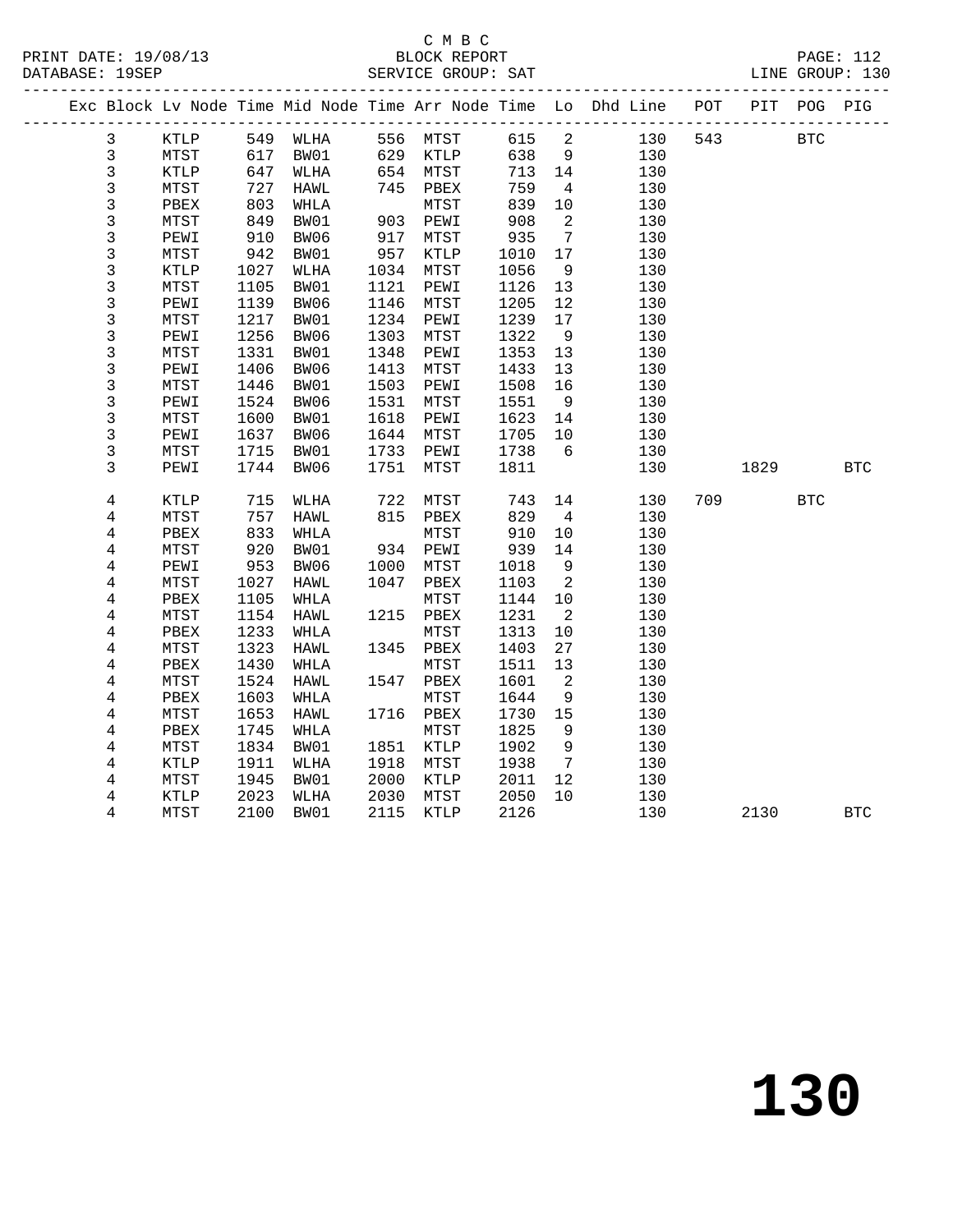C M B C
PRINT DATE: 19/08/13 BLOCK REPORT
DATABASE: 19SEP SERVICE GROUP: SAT LINE GROUP: 130

| Exc | Block | Lv | Node | Time | Mid Node | Time | Arr Node | Time | Lo | Dhd Line | POT | PIT | POG | PIG |
|---|---|---|---|---|---|---|---|---|---|---|---|---|---|---|
| | 3 | | KTLP | 549 | WLHA | 556 | MTST | 615 | 2 | 130 | 543 | | BTC | |
| | 3 | | MTST | 617 | BW01 | 629 | KTLP | 638 | 9 | 130 | | | | |
| | 3 | | KTLP | 647 | WLHA | 654 | MTST | 713 | 14 | 130 | | | | |
| | 3 | | MTST | 727 | HAWL | 745 | PBEX | 759 | 4 | 130 | | | | |
| | 3 | | PBEX | 803 | WHLA | | MTST | 839 | 10 | 130 | | | | |
| | 3 | | MTST | 849 | BW01 | 903 | PEWI | 908 | 2 | 130 | | | | |
| | 3 | | PEWI | 910 | BW06 | 917 | MTST | 935 | 7 | 130 | | | | |
| | 3 | | MTST | 942 | BW01 | 957 | KTLP | 1010 | 17 | 130 | | | | |
| | 3 | | KTLP | 1027 | WLHA | 1034 | MTST | 1056 | 9 | 130 | | | | |
| | 3 | | MTST | 1105 | BW01 | 1121 | PEWI | 1126 | 13 | 130 | | | | |
| | 3 | | PEWI | 1139 | BW06 | 1146 | MTST | 1205 | 12 | 130 | | | | |
| | 3 | | MTST | 1217 | BW01 | 1234 | PEWI | 1239 | 17 | 130 | | | | |
| | 3 | | PEWI | 1256 | BW06 | 1303 | MTST | 1322 | 9 | 130 | | | | |
| | 3 | | MTST | 1331 | BW01 | 1348 | PEWI | 1353 | 13 | 130 | | | | |
| | 3 | | PEWI | 1406 | BW06 | 1413 | MTST | 1433 | 13 | 130 | | | | |
| | 3 | | MTST | 1446 | BW01 | 1503 | PEWI | 1508 | 16 | 130 | | | | |
| | 3 | | PEWI | 1524 | BW06 | 1531 | MTST | 1551 | 9 | 130 | | | | |
| | 3 | | MTST | 1600 | BW01 | 1618 | PEWI | 1623 | 14 | 130 | | | | |
| | 3 | | PEWI | 1637 | BW06 | 1644 | MTST | 1705 | 10 | 130 | | | | |
| | 3 | | MTST | 1715 | BW01 | 1733 | PEWI | 1738 | 6 | 130 | | | | |
| | 3 | | PEWI | 1744 | BW06 | 1751 | MTST | 1811 | | 130 | | 1829 | | BTC |
| | 4 | | KTLP | 715 | WLHA | 722 | MTST | 743 | 14 | 130 | 709 | | BTC | |
| | 4 | | MTST | 757 | HAWL | 815 | PBEX | 829 | 4 | 130 | | | | |
| | 4 | | PBEX | 833 | WHLA | | MTST | 910 | 10 | 130 | | | | |
| | 4 | | MTST | 920 | BW01 | 934 | PEWI | 939 | 14 | 130 | | | | |
| | 4 | | PEWI | 953 | BW06 | 1000 | MTST | 1018 | 9 | 130 | | | | |
| | 4 | | MTST | 1027 | HAWL | 1047 | PBEX | 1103 | 2 | 130 | | | | |
| | 4 | | PBEX | 1105 | WHLA | | MTST | 1144 | 10 | 130 | | | | |
| | 4 | | MTST | 1154 | HAWL | 1215 | PBEX | 1231 | 2 | 130 | | | | |
| | 4 | | PBEX | 1233 | WHLA | | MTST | 1313 | 10 | 130 | | | | |
| | 4 | | MTST | 1323 | HAWL | 1345 | PBEX | 1403 | 27 | 130 | | | | |
| | 4 | | PBEX | 1430 | WHLA | | MTST | 1511 | 13 | 130 | | | | |
| | 4 | | MTST | 1524 | HAWL | 1547 | PBEX | 1601 | 2 | 130 | | | | |
| | 4 | | PBEX | 1603 | WHLA | | MTST | 1644 | 9 | 130 | | | | |
| | 4 | | MTST | 1653 | HAWL | 1716 | PBEX | 1730 | 15 | 130 | | | | |
| | 4 | | PBEX | 1745 | WHLA | | MTST | 1825 | 9 | 130 | | | | |
| | 4 | | MTST | 1834 | BW01 | 1851 | KTLP | 1902 | 9 | 130 | | | | |
| | 4 | | KTLP | 1911 | WLHA | 1918 | MTST | 1938 | 7 | 130 | | | | |
| | 4 | | MTST | 1945 | BW01 | 2000 | KTLP | 2011 | 12 | 130 | | | | |
| | 4 | | KTLP | 2023 | WLHA | 2030 | MTST | 2050 | 10 | 130 | | | | |
| | 4 | | MTST | 2100 | BW01 | 2115 | KTLP | 2126 | | 130 | | 2130 | | BTC |

# 130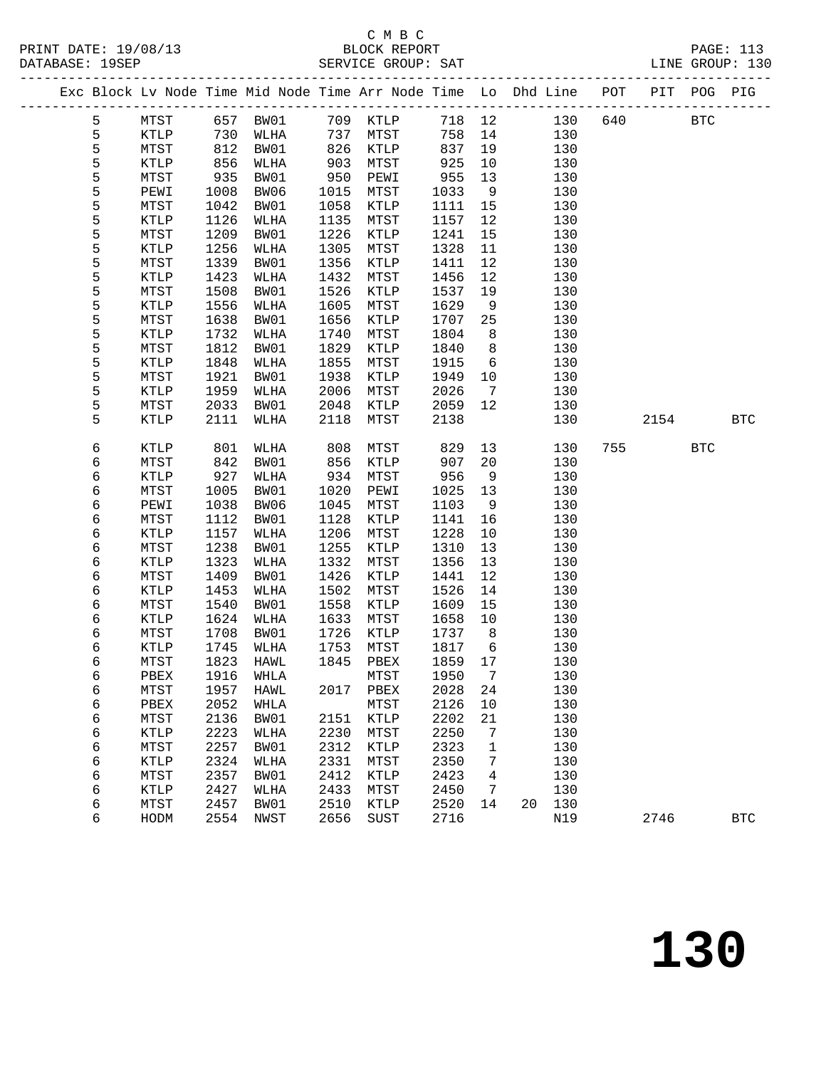C M B C
BLOCK REPORT
SERVICE GROUP: SAT

PRINT DATE: 19/08/13
DATABASE: 19SEP
LINE GROUP: 130

| Exc | Block | Lv | Node | Time | Mid Node | Time | Arr Node | Time | Lo | Dhd | Line | POT | PIT | POG | PIG |
|---|---|---|---|---|---|---|---|---|---|---|---|---|---|---|---|
| | 5 | | MTST | 657 | BW01 | 709 | KTLP | 718 | 12 | | 130 | 640 | | BTC | |
| | 5 | | KTLP | 730 | WLHA | 737 | MTST | 758 | 14 | | 130 | | | | |
| | 5 | | MTST | 812 | BW01 | 826 | KTLP | 837 | 19 | | 130 | | | | |
| | 5 | | KTLP | 856 | WLHA | 903 | MTST | 925 | 10 | | 130 | | | | |
| | 5 | | MTST | 935 | BW01 | 950 | PEWI | 955 | 13 | | 130 | | | | |
| | 5 | | PEWI | 1008 | BW06 | 1015 | MTST | 1033 | 9 | | 130 | | | | |
| | 5 | | MTST | 1042 | BW01 | 1058 | KTLP | 1111 | 15 | | 130 | | | | |
| | 5 | | KTLP | 1126 | WLHA | 1135 | MTST | 1157 | 12 | | 130 | | | | |
| | 5 | | MTST | 1209 | BW01 | 1226 | KTLP | 1241 | 15 | | 130 | | | | |
| | 5 | | KTLP | 1256 | WLHA | 1305 | MTST | 1328 | 11 | | 130 | | | | |
| | 5 | | MTST | 1339 | BW01 | 1356 | KTLP | 1411 | 12 | | 130 | | | | |
| | 5 | | KTLP | 1423 | WLHA | 1432 | MTST | 1456 | 12 | | 130 | | | | |
| | 5 | | MTST | 1508 | BW01 | 1526 | KTLP | 1537 | 19 | | 130 | | | | |
| | 5 | | KTLP | 1556 | WLHA | 1605 | MTST | 1629 | 9 | | 130 | | | | |
| | 5 | | MTST | 1638 | BW01 | 1656 | KTLP | 1707 | 25 | | 130 | | | | |
| | 5 | | KTLP | 1732 | WLHA | 1740 | MTST | 1804 | 8 | | 130 | | | | |
| | 5 | | MTST | 1812 | BW01 | 1829 | KTLP | 1840 | 8 | | 130 | | | | |
| | 5 | | KTLP | 1848 | WLHA | 1855 | MTST | 1915 | 6 | | 130 | | | | |
| | 5 | | MTST | 1921 | BW01 | 1938 | KTLP | 1949 | 10 | | 130 | | | | |
| | 5 | | KTLP | 1959 | WLHA | 2006 | MTST | 2026 | 7 | | 130 | | | | |
| | 5 | | MTST | 2033 | BW01 | 2048 | KTLP | 2059 | 12 | | 130 | | | | |
| | 5 | | KTLP | 2111 | WLHA | 2118 | MTST | 2138 | | | 130 | | 2154 | | BTC |
| | 6 | | KTLP | 801 | WLHA | 808 | MTST | 829 | 13 | | 130 | 755 | | BTC | |
| | 6 | | MTST | 842 | BW01 | 856 | KTLP | 907 | 20 | | 130 | | | | |
| | 6 | | KTLP | 927 | WLHA | 934 | MTST | 956 | 9 | | 130 | | | | |
| | 6 | | MTST | 1005 | BW01 | 1020 | PEWI | 1025 | 13 | | 130 | | | | |
| | 6 | | PEWI | 1038 | BW06 | 1045 | MTST | 1103 | 9 | | 130 | | | | |
| | 6 | | MTST | 1112 | BW01 | 1128 | KTLP | 1141 | 16 | | 130 | | | | |
| | 6 | | KTLP | 1157 | WLHA | 1206 | MTST | 1228 | 10 | | 130 | | | | |
| | 6 | | MTST | 1238 | BW01 | 1255 | KTLP | 1310 | 13 | | 130 | | | | |
| | 6 | | KTLP | 1323 | WLHA | 1332 | MTST | 1356 | 13 | | 130 | | | | |
| | 6 | | MTST | 1409 | BW01 | 1426 | KTLP | 1441 | 12 | | 130 | | | | |
| | 6 | | KTLP | 1453 | WLHA | 1502 | MTST | 1526 | 14 | | 130 | | | | |
| | 6 | | MTST | 1540 | BW01 | 1558 | KTLP | 1609 | 15 | | 130 | | | | |
| | 6 | | KTLP | 1624 | WLHA | 1633 | MTST | 1658 | 10 | | 130 | | | | |
| | 6 | | MTST | 1708 | BW01 | 1726 | KTLP | 1737 | 8 | | 130 | | | | |
| | 6 | | KTLP | 1745 | WLHA | 1753 | MTST | 1817 | 6 | | 130 | | | | |
| | 6 | | MTST | 1823 | HAWL | 1845 | PBEX | 1859 | 17 | | 130 | | | | |
| | 6 | | PBEX | 1916 | WHLA | | MTST | 1950 | 7 | | 130 | | | | |
| | 6 | | MTST | 1957 | HAWL | 2017 | PBEX | 2028 | 24 | | 130 | | | | |
| | 6 | | PBEX | 2052 | WHLA | | MTST | 2126 | 10 | | 130 | | | | |
| | 6 | | MTST | 2136 | BW01 | 2151 | KTLP | 2202 | 21 | | 130 | | | | |
| | 6 | | KTLP | 2223 | WLHA | 2230 | MTST | 2250 | 7 | | 130 | | | | |
| | 6 | | MTST | 2257 | BW01 | 2312 | KTLP | 2323 | 1 | | 130 | | | | |
| | 6 | | KTLP | 2324 | WLHA | 2331 | MTST | 2350 | 7 | | 130 | | | | |
| | 6 | | MTST | 2357 | BW01 | 2412 | KTLP | 2423 | 4 | | 130 | | | | |
| | 6 | | KTLP | 2427 | WLHA | 2433 | MTST | 2450 | 7 | | 130 | | | | |
| | 6 | | MTST | 2457 | BW01 | 2510 | KTLP | 2520 | 14 | 20 | 130 | | | | |
| | 6 | | HODM | 2554 | NWST | 2656 | SUST | 2716 | | | N19 | | 2746 | | BTC |

# 130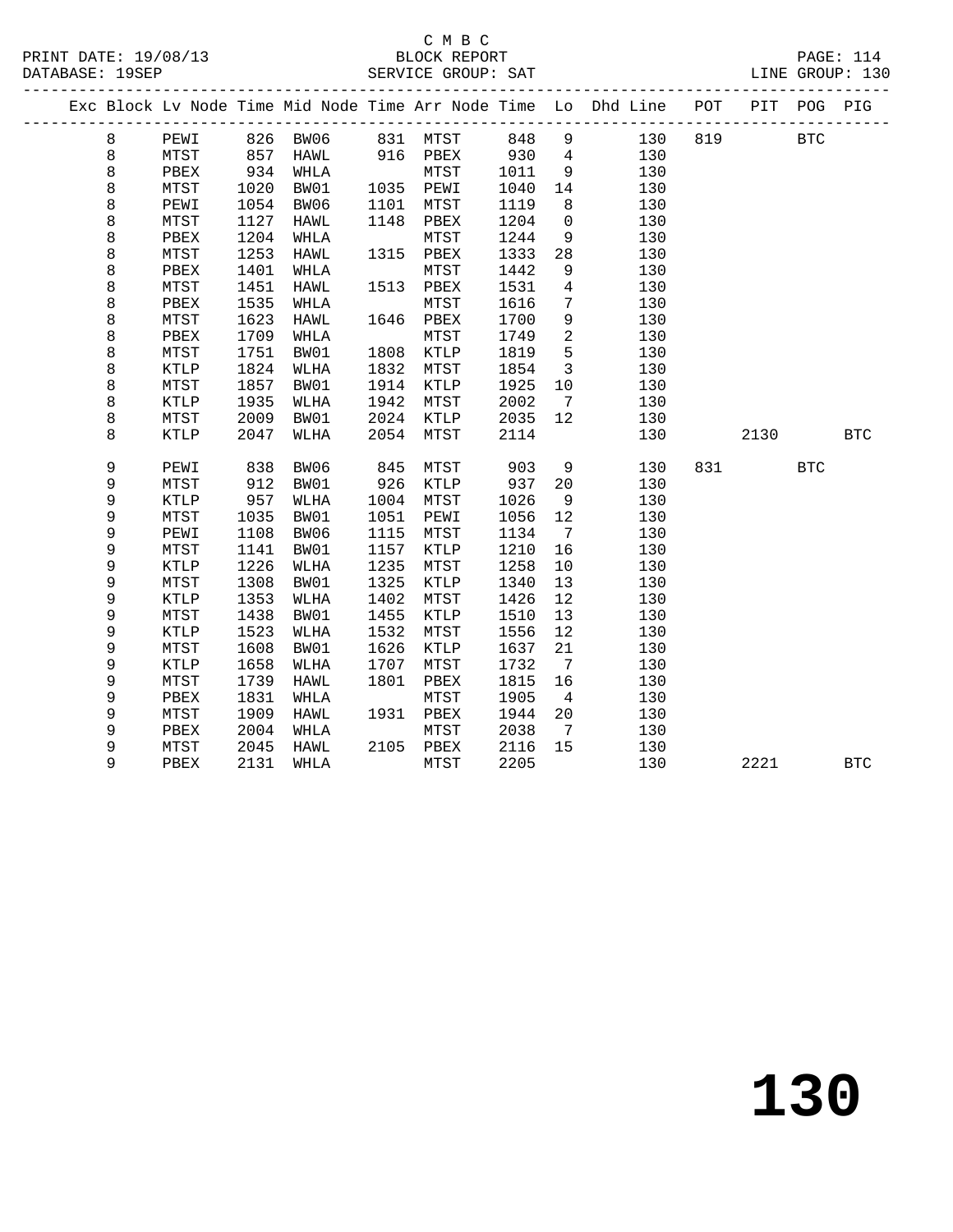C M B C
PRINT DATE: 19/08/13 BLOCK REPORT
DATABASE: 19SEP SERVICE GROUP: SAT LINE GROUP: 130

| Exc | Block | Lv | Node | Time | Mid Node | Time | Arr Node | Time | Lo | Dhd Line | POT | PIT | POG | PIG |
|---|---|---|---|---|---|---|---|---|---|---|---|---|---|---|
| | 8 | | PEWI | 826 | BW06 | 831 | MTST | 848 | 9 | 130 | 819 | | BTC | |
| | 8 | | MTST | 857 | HAWL | 916 | PBEX | 930 | 4 | 130 | | | | |
| | 8 | | PBEX | 934 | WHLA | | MTST | 1011 | 9 | 130 | | | | |
| | 8 | | MTST | 1020 | BW01 | 1035 | PEWI | 1040 | 14 | 130 | | | | |
| | 8 | | PEWI | 1054 | BW06 | 1101 | MTST | 1119 | 8 | 130 | | | | |
| | 8 | | MTST | 1127 | HAWL | 1148 | PBEX | 1204 | 0 | 130 | | | | |
| | 8 | | PBEX | 1204 | WHLA | | MTST | 1244 | 9 | 130 | | | | |
| | 8 | | MTST | 1253 | HAWL | 1315 | PBEX | 1333 | 28 | 130 | | | | |
| | 8 | | PBEX | 1401 | WHLA | | MTST | 1442 | 9 | 130 | | | | |
| | 8 | | MTST | 1451 | HAWL | 1513 | PBEX | 1531 | 4 | 130 | | | | |
| | 8 | | PBEX | 1535 | WHLA | | MTST | 1616 | 7 | 130 | | | | |
| | 8 | | MTST | 1623 | HAWL | 1646 | PBEX | 1700 | 9 | 130 | | | | |
| | 8 | | PBEX | 1709 | WHLA | | MTST | 1749 | 2 | 130 | | | | |
| | 8 | | MTST | 1751 | BW01 | 1808 | KTLP | 1819 | 5 | 130 | | | | |
| | 8 | | KTLP | 1824 | WLHA | 1832 | MTST | 1854 | 3 | 130 | | | | |
| | 8 | | MTST | 1857 | BW01 | 1914 | KTLP | 1925 | 10 | 130 | | | | |
| | 8 | | KTLP | 1935 | WLHA | 1942 | MTST | 2002 | 7 | 130 | | | | |
| | 8 | | MTST | 2009 | BW01 | 2024 | KTLP | 2035 | 12 | 130 | | | | |
| | 8 | | KTLP | 2047 | WLHA | 2054 | MTST | 2114 | | 130 | | 2130 | | BTC |
| | 9 | | PEWI | 838 | BW06 | 845 | MTST | 903 | 9 | 130 | 831 | | BTC | |
| | 9 | | MTST | 912 | BW01 | 926 | KTLP | 937 | 20 | 130 | | | | |
| | 9 | | KTLP | 957 | WLHA | 1004 | MTST | 1026 | 9 | 130 | | | | |
| | 9 | | MTST | 1035 | BW01 | 1051 | PEWI | 1056 | 12 | 130 | | | | |
| | 9 | | PEWI | 1108 | BW06 | 1115 | MTST | 1134 | 7 | 130 | | | | |
| | 9 | | MTST | 1141 | BW01 | 1157 | KTLP | 1210 | 16 | 130 | | | | |
| | 9 | | KTLP | 1226 | WLHA | 1235 | MTST | 1258 | 10 | 130 | | | | |
| | 9 | | MTST | 1308 | BW01 | 1325 | KTLP | 1340 | 13 | 130 | | | | |
| | 9 | | KTLP | 1353 | WLHA | 1402 | MTST | 1426 | 12 | 130 | | | | |
| | 9 | | MTST | 1438 | BW01 | 1455 | KTLP | 1510 | 13 | 130 | | | | |
| | 9 | | KTLP | 1523 | WLHA | 1532 | MTST | 1556 | 12 | 130 | | | | |
| | 9 | | MTST | 1608 | BW01 | 1626 | KTLP | 1637 | 21 | 130 | | | | |
| | 9 | | KTLP | 1658 | WLHA | 1707 | MTST | 1732 | 7 | 130 | | | | |
| | 9 | | MTST | 1739 | HAWL | 1801 | PBEX | 1815 | 16 | 130 | | | | |
| | 9 | | PBEX | 1831 | WHLA | | MTST | 1905 | 4 | 130 | | | | |
| | 9 | | MTST | 1909 | HAWL | 1931 | PBEX | 1944 | 20 | 130 | | | | |
| | 9 | | PBEX | 2004 | WHLA | | MTST | 2038 | 7 | 130 | | | | |
| | 9 | | MTST | 2045 | HAWL | 2105 | PBEX | 2116 | 15 | 130 | | | | |
| | 9 | | PBEX | 2131 | WHLA | | MTST | 2205 | | 130 | | 2221 | | BTC |

# 130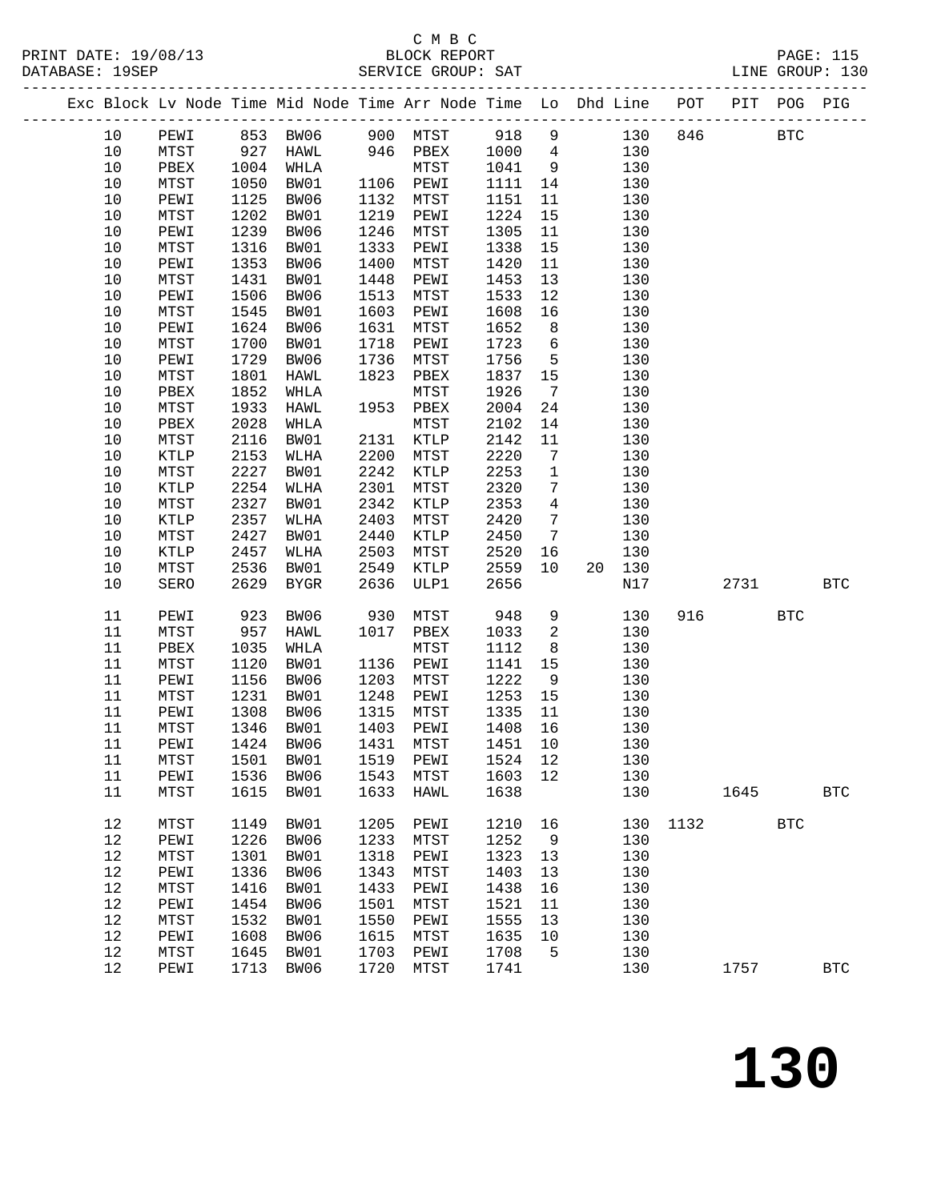C M B C

PRINT DATE: 19/08/13 BLOCK REPORT

DATABASE: 19SEP SERVICE GROUP: SAT LINE GROUP: 130

| Exc | Block | Lv Node | Time | Mid Node | Time | Arr Node | Time | Lo | Dhd Line | POT | PIT | POG | PIG |
|---|---|---|---|---|---|---|---|---|---|---|---|---|---|
| | 10 | PEWI | 853 | BW06 | 900 | MTST | 918 | 9 | 130 | 846 | | BTC | |
| | 10 | MTST | 927 | HAWL | 946 | PBEX | 1000 | 4 | 130 | | | | |
| | 10 | PBEX | 1004 | WHLA | | MTST | 1041 | 9 | 130 | | | | |
| | 10 | MTST | 1050 | BW01 | 1106 | PEWI | 1111 | 14 | 130 | | | | |
| | 10 | PEWI | 1125 | BW06 | 1132 | MTST | 1151 | 11 | 130 | | | | |
| | 10 | MTST | 1202 | BW01 | 1219 | PEWI | 1224 | 15 | 130 | | | | |
| | 10 | PEWI | 1239 | BW06 | 1246 | MTST | 1305 | 11 | 130 | | | | |
| | 10 | MTST | 1316 | BW01 | 1333 | PEWI | 1338 | 15 | 130 | | | | |
| | 10 | PEWI | 1353 | BW06 | 1400 | MTST | 1420 | 11 | 130 | | | | |
| | 10 | MTST | 1431 | BW01 | 1448 | PEWI | 1453 | 13 | 130 | | | | |
| | 10 | PEWI | 1506 | BW06 | 1513 | MTST | 1533 | 12 | 130 | | | | |
| | 10 | MTST | 1545 | BW01 | 1603 | PEWI | 1608 | 16 | 130 | | | | |
| | 10 | PEWI | 1624 | BW06 | 1631 | MTST | 1652 | 8 | 130 | | | | |
| | 10 | MTST | 1700 | BW01 | 1718 | PEWI | 1723 | 6 | 130 | | | | |
| | 10 | PEWI | 1729 | BW06 | 1736 | MTST | 1756 | 5 | 130 | | | | |
| | 10 | MTST | 1801 | HAWL | 1823 | PBEX | 1837 | 15 | 130 | | | | |
| | 10 | PBEX | 1852 | WHLA | | MTST | 1926 | 7 | 130 | | | | |
| | 10 | MTST | 1933 | HAWL | 1953 | PBEX | 2004 | 24 | 130 | | | | |
| | 10 | PBEX | 2028 | WHLA | | MTST | 2102 | 14 | 130 | | | | |
| | 10 | MTST | 2116 | BW01 | 2131 | KTLP | 2142 | 11 | 130 | | | | |
| | 10 | KTLP | 2153 | WLHA | 2200 | MTST | 2220 | 7 | 130 | | | | |
| | 10 | MTST | 2227 | BW01 | 2242 | KTLP | 2253 | 1 | 130 | | | | |
| | 10 | KTLP | 2254 | WLHA | 2301 | MTST | 2320 | 7 | 130 | | | | |
| | 10 | MTST | 2327 | BW01 | 2342 | KTLP | 2353 | 4 | 130 | | | | |
| | 10 | KTLP | 2357 | WLHA | 2403 | MTST | 2420 | 7 | 130 | | | | |
| | 10 | MTST | 2427 | BW01 | 2440 | KTLP | 2450 | 7 | 130 | | | | |
| | 10 | KTLP | 2457 | WLHA | 2503 | MTST | 2520 | 16 | 130 | | | | |
| | 10 | MTST | 2536 | BW01 | 2549 | KTLP | 2559 | 10 | 20 130 | | | | |
| | 10 | SERO | 2629 | BYGR | 2636 | ULP1 | 2656 | | N17 | | 2731 | | BTC |
| | 11 | PEWI | 923 | BW06 | 930 | MTST | 948 | 9 | 130 | 916 | | BTC | |
| | 11 | MTST | 957 | HAWL | 1017 | PBEX | 1033 | 2 | 130 | | | | |
| | 11 | PBEX | 1035 | WHLA | | MTST | 1112 | 8 | 130 | | | | |
| | 11 | MTST | 1120 | BW01 | 1136 | PEWI | 1141 | 15 | 130 | | | | |
| | 11 | PEWI | 1156 | BW06 | 1203 | MTST | 1222 | 9 | 130 | | | | |
| | 11 | MTST | 1231 | BW01 | 1248 | PEWI | 1253 | 15 | 130 | | | | |
| | 11 | PEWI | 1308 | BW06 | 1315 | MTST | 1335 | 11 | 130 | | | | |
| | 11 | MTST | 1346 | BW01 | 1403 | PEWI | 1408 | 16 | 130 | | | | |
| | 11 | PEWI | 1424 | BW06 | 1431 | MTST | 1451 | 10 | 130 | | | | |
| | 11 | MTST | 1501 | BW01 | 1519 | PEWI | 1524 | 12 | 130 | | | | |
| | 11 | PEWI | 1536 | BW06 | 1543 | MTST | 1603 | 12 | 130 | | | | |
| | 11 | MTST | 1615 | BW01 | 1633 | HAWL | 1638 | | 130 | | 1645 | | BTC |
| | 12 | MTST | 1149 | BW01 | 1205 | PEWI | 1210 | 16 | 130 | 1132 | | BTC | |
| | 12 | PEWI | 1226 | BW06 | 1233 | MTST | 1252 | 9 | 130 | | | | |
| | 12 | MTST | 1301 | BW01 | 1318 | PEWI | 1323 | 13 | 130 | | | | |
| | 12 | PEWI | 1336 | BW06 | 1343 | MTST | 1403 | 13 | 130 | | | | |
| | 12 | MTST | 1416 | BW01 | 1433 | PEWI | 1438 | 16 | 130 | | | | |
| | 12 | PEWI | 1454 | BW06 | 1501 | MTST | 1521 | 11 | 130 | | | | |
| | 12 | MTST | 1532 | BW01 | 1550 | PEWI | 1555 | 13 | 130 | | | | |
| | 12 | PEWI | 1608 | BW06 | 1615 | MTST | 1635 | 10 | 130 | | | | |
| | 12 | MTST | 1645 | BW01 | 1703 | PEWI | 1708 | 5 | 130 | | | | |
| | 12 | PEWI | 1713 | BW06 | 1720 | MTST | 1741 | | 130 | | 1757 | | BTC |

# 130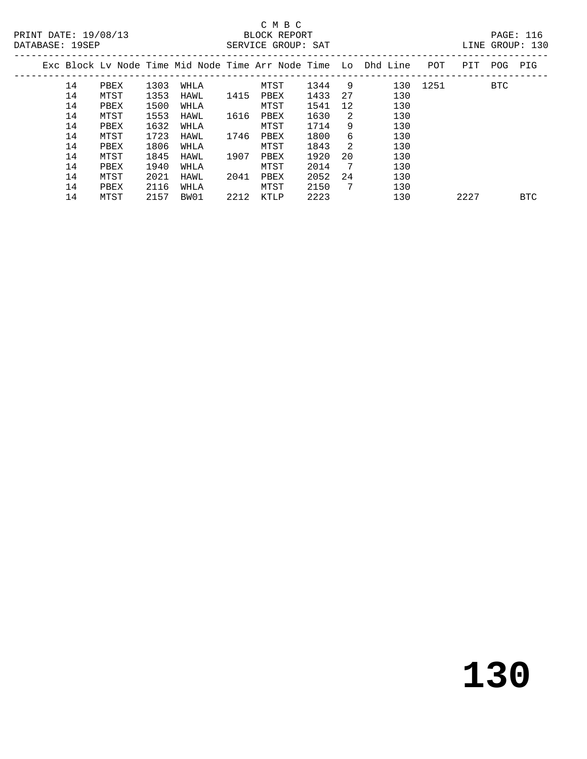C M B C

PRINT DATE: 19/08/13 BLOCK REPORT PAGE: 116
DATABASE: 19SEP SERVICE GROUP: SAT LINE GROUP: 130

| Exc | Block | Lv | Node | Time | Mid Node | Time | Arr Node | Time | Lo | Dhd Line | POT | PIT | POG | PIG |
|---|---|---|---|---|---|---|---|---|---|---|---|---|---|---|
| | 14 | | PBEX | 1303 | WHLA | | MTST | 1344 | 9 | 130 | 1251 | | BTC | |
| | 14 | | MTST | 1353 | HAWL | 1415 | PBEX | 1433 | 27 | 130 | | | | |
| | 14 | | PBEX | 1500 | WHLA | | MTST | 1541 | 12 | 130 | | | | |
| | 14 | | MTST | 1553 | HAWL | 1616 | PBEX | 1630 | 2 | 130 | | | | |
| | 14 | | PBEX | 1632 | WHLA | | MTST | 1714 | 9 | 130 | | | | |
| | 14 | | MTST | 1723 | HAWL | 1746 | PBEX | 1800 | 6 | 130 | | | | |
| | 14 | | PBEX | 1806 | WHLA | | MTST | 1843 | 2 | 130 | | | | |
| | 14 | | MTST | 1845 | HAWL | 1907 | PBEX | 1920 | 20 | 130 | | | | |
| | 14 | | PBEX | 1940 | WHLA | | MTST | 2014 | 7 | 130 | | | | |
| | 14 | | MTST | 2021 | HAWL | 2041 | PBEX | 2052 | 24 | 130 | | | | |
| | 14 | | PBEX | 2116 | WHLA | | MTST | 2150 | 7 | 130 | | | | |
| | 14 | | MTST | 2157 | BW01 | 2212 | KTLP | 2223 | | 130 | | 2227 | | BTC |

# 130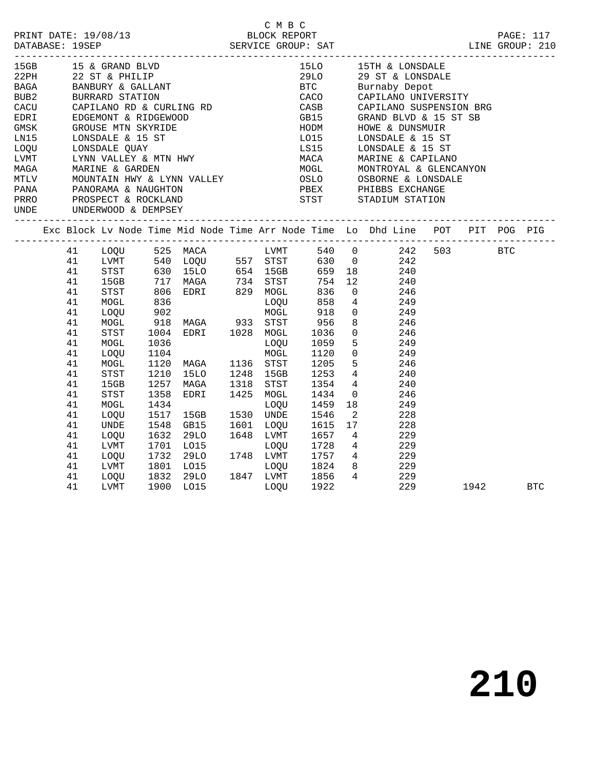C M B C
PRINT DATE: 19/08/13 BLOCK REPORT
DATABASE: 19SEP SERVICE GROUP: SAT LINE GROUP: 210

| Code | Description | Code | Description |
|---|---|---|---|
| 15GB | 15 & GRAND BLVD | 15LO | 15TH & LONSDALE |
| 22PH | 22 ST & PHILIP | 29LO | 29 ST & LONSDALE |
| BAGA | BANBURY & GALLANT | BTC | Burnaby Depot |
| BUB2 | BURRARD STATION | CACO | CAPILANO UNIVERSITY |
| CACU | CAPILANO RD & CURLING RD | CASB | CAPILANO SUSPENSION BRG |
| EDRI | EDGEMONT & RIDGEWOOD | GB15 | GRAND BLVD & 15 ST SB |
| GMSK | GROUSE MTN SKYRIDE | HODM | HOWE & DUNSMUIR |
| LN15 | LONSDALE & 15 ST | LO15 | LONSDALE & 15 ST |
| LOQU | LONSDALE QUAY | LS15 | LONSDALE & 15 ST |
| LVMT | LYNN VALLEY & MTN HWY | MACA | MARINE & CAPILANO |
| MAGA | MARINE & GARDEN | MOGL | MONTROYAL & GLENCANYON |
| MTLV | MOUNTAIN HWY & LYNN VALLEY | OSLO | OSBORNE & LONSDALE |
| PANA | PANORAMA & NAUGHTON | PBEX | PHIBBS EXCHANGE |
| PRRO | PROSPECT & ROCKLAND | STST | STADIUM STATION |
| UNDE | UNDERWOOD & DEMPSEY | | |

| Exc | Block | Lv Node | Time | Mid Node | Time | Arr Node | Time | Lo | Dhd Line | POT | PIT | POG | PIG |
|---|---|---|---|---|---|---|---|---|---|---|---|---|---|
| | 41 | LOQU | 525 | MACA | | LVMT | 540 | 0 | 242 | 503 | | BTC | |
| | 41 | LVMT | 540 | LOQU | 557 | STST | 630 | 0 | 242 | | | | |
| | 41 | STST | 630 | 15LO | 654 | 15GB | 659 | 18 | 240 | | | | |
| | 41 | 15GB | 717 | MAGA | 734 | STST | 754 | 12 | 240 | | | | |
| | 41 | STST | 806 | EDRI | 829 | MOGL | 836 | 0 | 246 | | | | |
| | 41 | MOGL | 836 | | | LOQU | 858 | 4 | 249 | | | | |
| | 41 | LOQU | 902 | | | MOGL | 918 | 0 | 249 | | | | |
| | 41 | MOGL | 918 | MAGA | 933 | STST | 956 | 8 | 246 | | | | |
| | 41 | STST | 1004 | EDRI | 1028 | MOGL | 1036 | 0 | 246 | | | | |
| | 41 | MOGL | 1036 | | | LOQU | 1059 | 5 | 249 | | | | |
| | 41 | LOQU | 1104 | | | MOGL | 1120 | 0 | 249 | | | | |
| | 41 | MOGL | 1120 | MAGA | 1136 | STST | 1205 | 5 | 246 | | | | |
| | 41 | STST | 1210 | 15LO | 1248 | 15GB | 1253 | 4 | 240 | | | | |
| | 41 | 15GB | 1257 | MAGA | 1318 | STST | 1354 | 4 | 240 | | | | |
| | 41 | STST | 1358 | EDRI | 1425 | MOGL | 1434 | 0 | 246 | | | | |
| | 41 | MOGL | 1434 | | | LOQU | 1459 | 18 | 249 | | | | |
| | 41 | LOQU | 1517 | 15GB | 1530 | UNDE | 1546 | 2 | 228 | | | | |
| | 41 | UNDE | 1548 | GB15 | 1601 | LOQU | 1615 | 17 | 228 | | | | |
| | 41 | LOQU | 1632 | 29LO | 1648 | LVMT | 1657 | 4 | 229 | | | | |
| | 41 | LVMT | 1701 | LO15 | | LOQU | 1728 | 4 | 229 | | | | |
| | 41 | LOQU | 1732 | 29LO | 1748 | LVMT | 1757 | 4 | 229 | | | | |
| | 41 | LVMT | 1801 | LO15 | | LOQU | 1824 | 8 | 229 | | | | |
| | 41 | LOQU | 1832 | 29LO | 1847 | LVMT | 1856 | 4 | 229 | | | | |
| | 41 | LVMT | 1900 | LO15 | | LOQU | 1922 | | 229 | | 1942 | | BTC |

# 210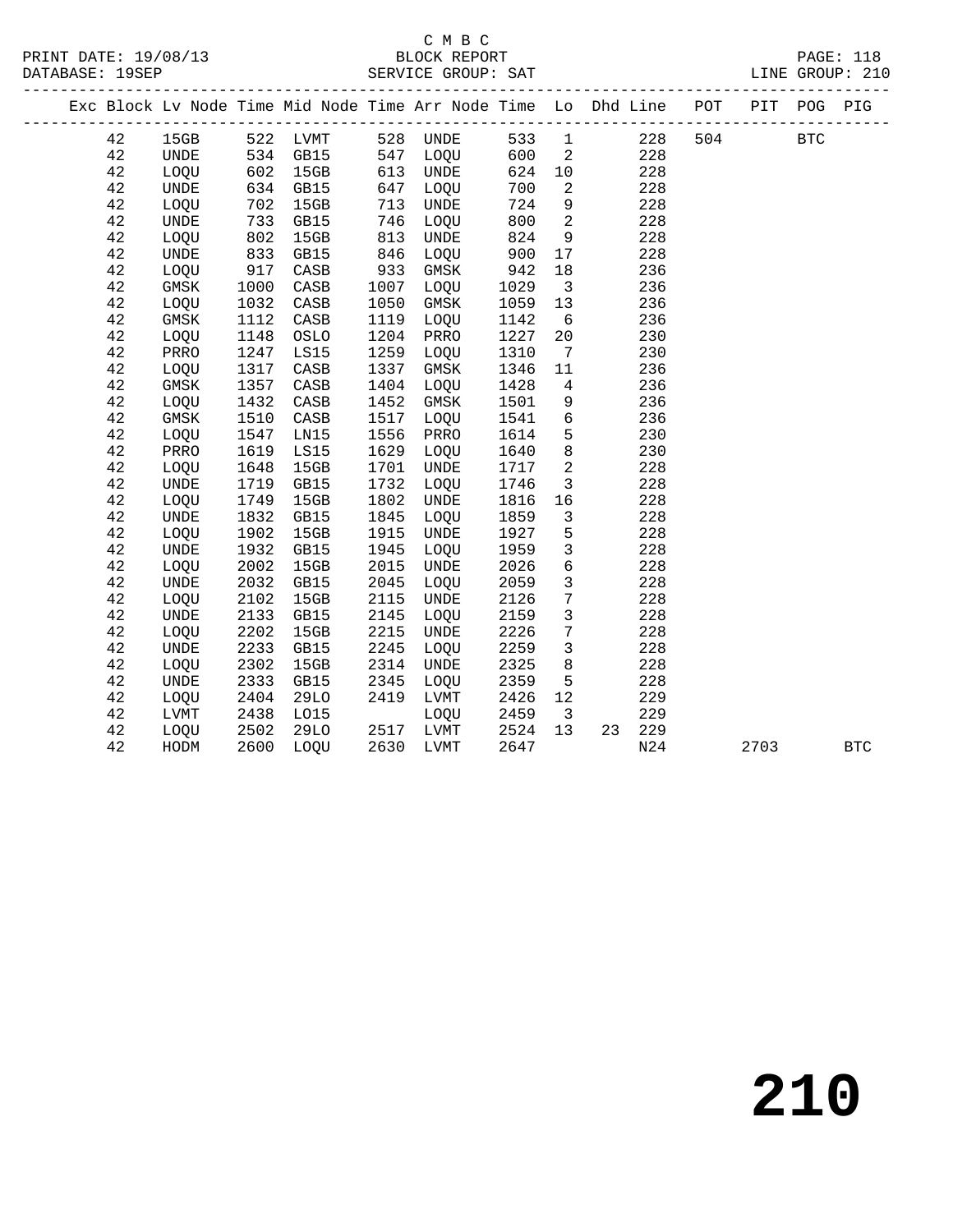C M B C

BLOCK REPORT

SERVICE GROUP: SAT

| Exc | Block | Lv | Node | Time | Mid Node | Time | Arr Node | Time | Lo | Dhd | Line | POT | PIT | POG | PIG |
|---|---|---|---|---|---|---|---|---|---|---|---|---|---|---|---|
| | 42 | | 15GB | 522 | LVMT | 528 | UNDE | 533 | 1 | | 228 | 504 | | BTC | |
| | 42 | | UNDE | 534 | GB15 | 547 | LOQU | 600 | 2 | | 228 | | | | |
| | 42 | | LOQU | 602 | 15GB | 613 | UNDE | 624 | 10 | | 228 | | | | |
| | 42 | | UNDE | 634 | GB15 | 647 | LOQU | 700 | 2 | | 228 | | | | |
| | 42 | | LOQU | 702 | 15GB | 713 | UNDE | 724 | 9 | | 228 | | | | |
| | 42 | | UNDE | 733 | GB15 | 746 | LOQU | 800 | 2 | | 228 | | | | |
| | 42 | | LOQU | 802 | 15GB | 813 | UNDE | 824 | 9 | | 228 | | | | |
| | 42 | | UNDE | 833 | GB15 | 846 | LOQU | 900 | 17 | | 228 | | | | |
| | 42 | | LOQU | 917 | CASB | 933 | GMSK | 942 | 18 | | 236 | | | | |
| | 42 | | GMSK | 1000 | CASB | 1007 | LOQU | 1029 | 3 | | 236 | | | | |
| | 42 | | LOQU | 1032 | CASB | 1050 | GMSK | 1059 | 13 | | 236 | | | | |
| | 42 | | GMSK | 1112 | CASB | 1119 | LOQU | 1142 | 6 | | 236 | | | | |
| | 42 | | LOQU | 1148 | OSLO | 1204 | PRRO | 1227 | 20 | | 230 | | | | |
| | 42 | | PRRO | 1247 | LS15 | 1259 | LOQU | 1310 | 7 | | 230 | | | | |
| | 42 | | LOQU | 1317 | CASB | 1337 | GMSK | 1346 | 11 | | 236 | | | | |
| | 42 | | GMSK | 1357 | CASB | 1404 | LOQU | 1428 | 4 | | 236 | | | | |
| | 42 | | LOQU | 1432 | CASB | 1452 | GMSK | 1501 | 9 | | 236 | | | | |
| | 42 | | GMSK | 1510 | CASB | 1517 | LOQU | 1541 | 6 | | 236 | | | | |
| | 42 | | LOQU | 1547 | LN15 | 1556 | PRRO | 1614 | 5 | | 230 | | | | |
| | 42 | | PRRO | 1619 | LS15 | 1629 | LOQU | 1640 | 8 | | 230 | | | | |
| | 42 | | LOQU | 1648 | 15GB | 1701 | UNDE | 1717 | 2 | | 228 | | | | |
| | 42 | | UNDE | 1719 | GB15 | 1732 | LOQU | 1746 | 3 | | 228 | | | | |
| | 42 | | LOQU | 1749 | 15GB | 1802 | UNDE | 1816 | 16 | | 228 | | | | |
| | 42 | | UNDE | 1832 | GB15 | 1845 | LOQU | 1859 | 3 | | 228 | | | | |
| | 42 | | LOQU | 1902 | 15GB | 1915 | UNDE | 1927 | 5 | | 228 | | | | |
| | 42 | | UNDE | 1932 | GB15 | 1945 | LOQU | 1959 | 3 | | 228 | | | | |
| | 42 | | LOQU | 2002 | 15GB | 2015 | UNDE | 2026 | 6 | | 228 | | | | |
| | 42 | | UNDE | 2032 | GB15 | 2045 | LOQU | 2059 | 3 | | 228 | | | | |
| | 42 | | LOQU | 2102 | 15GB | 2115 | UNDE | 2126 | 7 | | 228 | | | | |
| | 42 | | UNDE | 2133 | GB15 | 2145 | LOQU | 2159 | 3 | | 228 | | | | |
| | 42 | | LOQU | 2202 | 15GB | 2215 | UNDE | 2226 | 7 | | 228 | | | | |
| | 42 | | UNDE | 2233 | GB15 | 2245 | LOQU | 2259 | 3 | | 228 | | | | |
| | 42 | | LOQU | 2302 | 15GB | 2314 | UNDE | 2325 | 8 | | 228 | | | | |
| | 42 | | UNDE | 2333 | GB15 | 2345 | LOQU | 2359 | 5 | | 228 | | | | |
| | 42 | | LOQU | 2404 | 29LO | 2419 | LVMT | 2426 | 12 | | 229 | | | | |
| | 42 | | LVMT | 2438 | LO15 | | LOQU | 2459 | 3 | | 229 | | | | |
| | 42 | | LOQU | 2502 | 29LO | 2517 | LVMT | 2524 | 13 | 23 | 229 | | | | |
| | 42 | | HODM | 2600 | LOQU | 2630 | LVMT | 2647 | | | N24 | | 2703 | | BTC |

# 210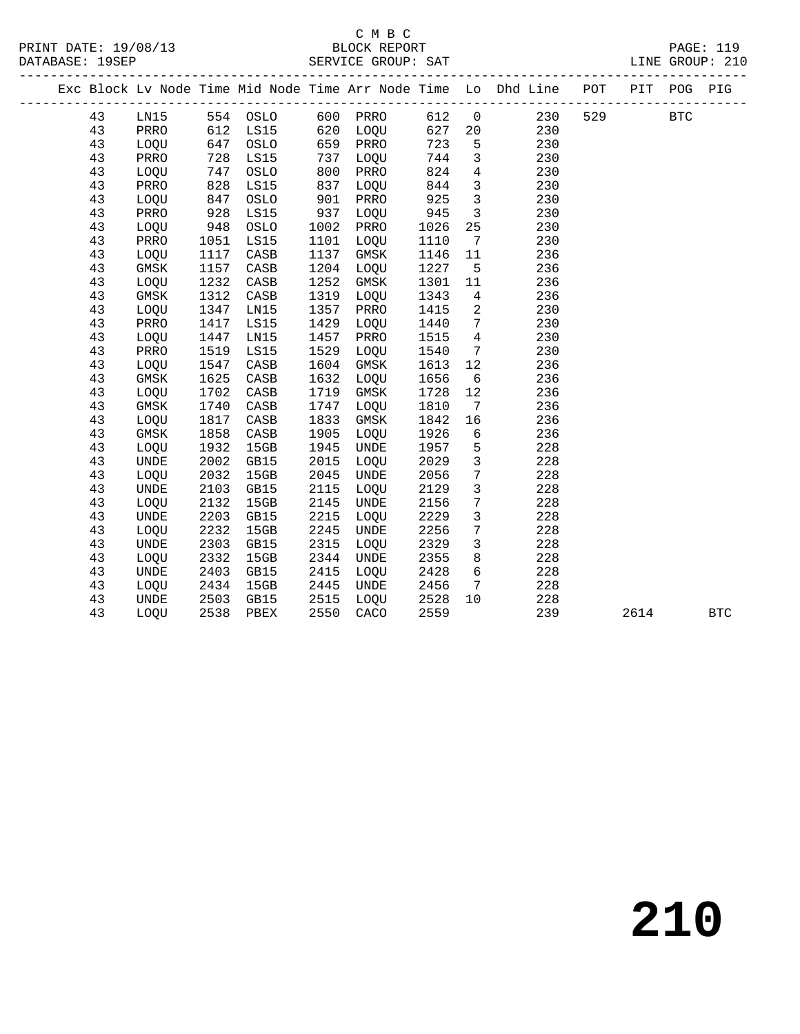C M B C
BLOCK REPORT
SERVICE GROUP: SAT

PRINT DATE: 19/08/13
DATABASE: 19SEP
LINE GROUP: 210

| Exc | Block | Lv Node | Time | Mid Node | Time | Arr Node | Time | Lo | Dhd Line | POT | PIT | POG | PIG |
|---|---|---|---|---|---|---|---|---|---|---|---|---|---|
| | 43 | LN15 | 554 | OSLO | 600 | PRRO | 612 | 0 | 230 | 529 | | BTC | |
| | 43 | PRRO | 612 | LS15 | 620 | LOQU | 627 | 20 | 230 | | | | |
| | 43 | LOQU | 647 | OSLO | 659 | PRRO | 723 | 5 | 230 | | | | |
| | 43 | PRRO | 728 | LS15 | 737 | LOQU | 744 | 3 | 230 | | | | |
| | 43 | LOQU | 747 | OSLO | 800 | PRRO | 824 | 4 | 230 | | | | |
| | 43 | PRRO | 828 | LS15 | 837 | LOQU | 844 | 3 | 230 | | | | |
| | 43 | LOQU | 847 | OSLO | 901 | PRRO | 925 | 3 | 230 | | | | |
| | 43 | PRRO | 928 | LS15 | 937 | LOQU | 945 | 3 | 230 | | | | |
| | 43 | LOQU | 948 | OSLO | 1002 | PRRO | 1026 | 25 | 230 | | | | |
| | 43 | PRRO | 1051 | LS15 | 1101 | LOQU | 1110 | 7 | 230 | | | | |
| | 43 | LOQU | 1117 | CASB | 1137 | GMSK | 1146 | 11 | 236 | | | | |
| | 43 | GMSK | 1157 | CASB | 1204 | LOQU | 1227 | 5 | 236 | | | | |
| | 43 | LOQU | 1232 | CASB | 1252 | GMSK | 1301 | 11 | 236 | | | | |
| | 43 | GMSK | 1312 | CASB | 1319 | LOQU | 1343 | 4 | 236 | | | | |
| | 43 | LOQU | 1347 | LN15 | 1357 | PRRO | 1415 | 2 | 230 | | | | |
| | 43 | PRRO | 1417 | LS15 | 1429 | LOQU | 1440 | 7 | 230 | | | | |
| | 43 | LOQU | 1447 | LN15 | 1457 | PRRO | 1515 | 4 | 230 | | | | |
| | 43 | PRRO | 1519 | LS15 | 1529 | LOQU | 1540 | 7 | 230 | | | | |
| | 43 | LOQU | 1547 | CASB | 1604 | GMSK | 1613 | 12 | 236 | | | | |
| | 43 | GMSK | 1625 | CASB | 1632 | LOQU | 1656 | 6 | 236 | | | | |
| | 43 | LOQU | 1702 | CASB | 1719 | GMSK | 1728 | 12 | 236 | | | | |
| | 43 | GMSK | 1740 | CASB | 1747 | LOQU | 1810 | 7 | 236 | | | | |
| | 43 | LOQU | 1817 | CASB | 1833 | GMSK | 1842 | 16 | 236 | | | | |
| | 43 | GMSK | 1858 | CASB | 1905 | LOQU | 1926 | 6 | 236 | | | | |
| | 43 | LOQU | 1932 | 15GB | 1945 | UNDE | 1957 | 5 | 228 | | | | |
| | 43 | UNDE | 2002 | GB15 | 2015 | LOQU | 2029 | 3 | 228 | | | | |
| | 43 | LOQU | 2032 | 15GB | 2045 | UNDE | 2056 | 7 | 228 | | | | |
| | 43 | UNDE | 2103 | GB15 | 2115 | LOQU | 2129 | 3 | 228 | | | | |
| | 43 | LOQU | 2132 | 15GB | 2145 | UNDE | 2156 | 7 | 228 | | | | |
| | 43 | UNDE | 2203 | GB15 | 2215 | LOQU | 2229 | 3 | 228 | | | | |
| | 43 | LOQU | 2232 | 15GB | 2245 | UNDE | 2256 | 7 | 228 | | | | |
| | 43 | UNDE | 2303 | GB15 | 2315 | LOQU | 2329 | 3 | 228 | | | | |
| | 43 | LOQU | 2332 | 15GB | 2344 | UNDE | 2355 | 8 | 228 | | | | |
| | 43 | UNDE | 2403 | GB15 | 2415 | LOQU | 2428 | 6 | 228 | | | | |
| | 43 | LOQU | 2434 | 15GB | 2445 | UNDE | 2456 | 7 | 228 | | | | |
| | 43 | UNDE | 2503 | GB15 | 2515 | LOQU | 2528 | 10 | 228 | | | | |
| | 43 | LOQU | 2538 | PBEX | 2550 | CACO | 2559 | | 239 | | 2614 | | BTC |

# 210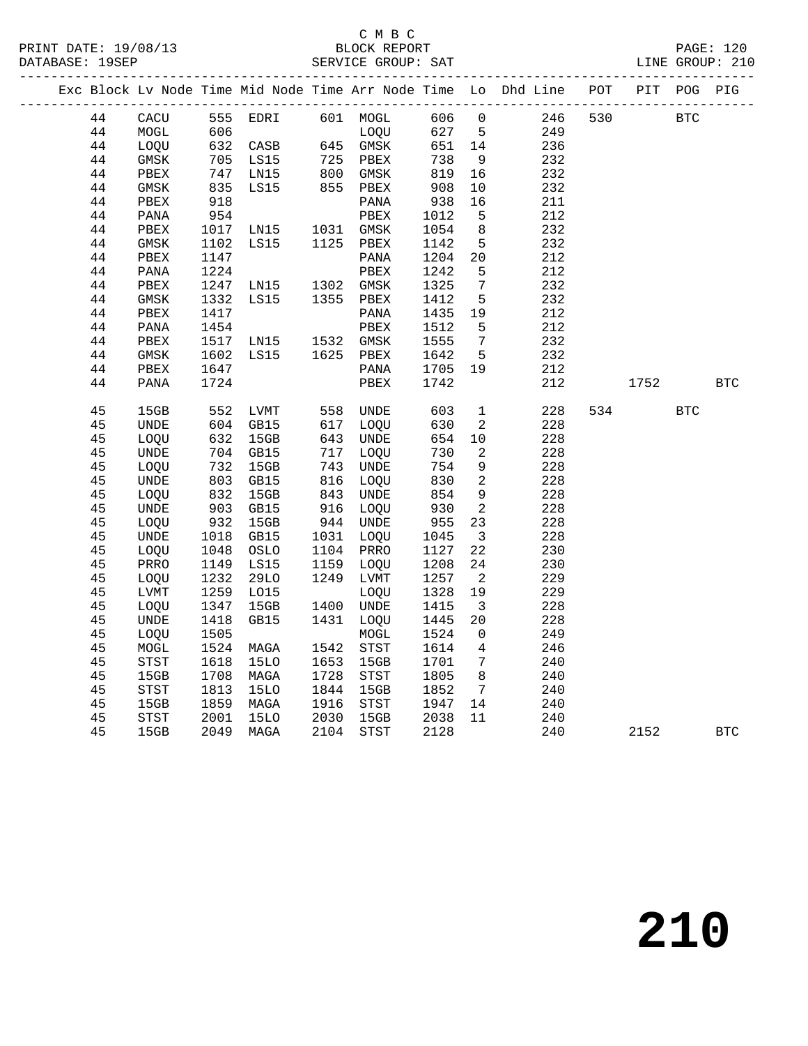C M B C
PRINT DATE: 19/08/13 BLOCK REPORT
DATABASE: 19SEP SERVICE GROUP: SAT LINE GROUP: 210

| Exc | Block | Lv | Node | Time | Mid Node | Time | Arr Node | Time | Lo | Dhd Line | POT | PIT | POG | PIG |
|---|---|---|---|---|---|---|---|---|---|---|---|---|---|---|
| | 44 | | CACU | 555 | EDRI | 601 | MOGL | 606 | 0 | 246 | 530 | | BTC | |
| | 44 | | MOGL | 606 | | | LOQU | 627 | 5 | 249 | | | | |
| | 44 | | LOQU | 632 | CASB | 645 | GMSK | 651 | 14 | 236 | | | | |
| | 44 | | GMSK | 705 | LS15 | 725 | PBEX | 738 | 9 | 232 | | | | |
| | 44 | | PBEX | 747 | LN15 | 800 | GMSK | 819 | 16 | 232 | | | | |
| | 44 | | GMSK | 835 | LS15 | 855 | PBEX | 908 | 10 | 232 | | | | |
| | 44 | | PBEX | 918 | | | PANA | 938 | 16 | 211 | | | | |
| | 44 | | PANA | 954 | | | PBEX | 1012 | 5 | 212 | | | | |
| | 44 | | PBEX | 1017 | LN15 | 1031 | GMSK | 1054 | 8 | 232 | | | | |
| | 44 | | GMSK | 1102 | LS15 | 1125 | PBEX | 1142 | 5 | 232 | | | | |
| | 44 | | PBEX | 1147 | | | PANA | 1204 | 20 | 212 | | | | |
| | 44 | | PANA | 1224 | | | PBEX | 1242 | 5 | 212 | | | | |
| | 44 | | PBEX | 1247 | LN15 | 1302 | GMSK | 1325 | 7 | 232 | | | | |
| | 44 | | GMSK | 1332 | LS15 | 1355 | PBEX | 1412 | 5 | 232 | | | | |
| | 44 | | PBEX | 1417 | | | PANA | 1435 | 19 | 212 | | | | |
| | 44 | | PANA | 1454 | | | PBEX | 1512 | 5 | 212 | | | | |
| | 44 | | PBEX | 1517 | LN15 | 1532 | GMSK | 1555 | 7 | 232 | | | | |
| | 44 | | GMSK | 1602 | LS15 | 1625 | PBEX | 1642 | 5 | 232 | | | | |
| | 44 | | PBEX | 1647 | | | PANA | 1705 | 19 | 212 | | | | |
| | 44 | | PANA | 1724 | | | PBEX | 1742 | | 212 | | 1752 | | BTC |
| | 45 | | 15GB | 552 | LVMT | 558 | UNDE | 603 | 1 | 228 | 534 | | BTC | |
| | 45 | | UNDE | 604 | GB15 | 617 | LOQU | 630 | 2 | 228 | | | | |
| | 45 | | LOQU | 632 | 15GB | 643 | UNDE | 654 | 10 | 228 | | | | |
| | 45 | | UNDE | 704 | GB15 | 717 | LOQU | 730 | 2 | 228 | | | | |
| | 45 | | LOQU | 732 | 15GB | 743 | UNDE | 754 | 9 | 228 | | | | |
| | 45 | | UNDE | 803 | GB15 | 816 | LOQU | 830 | 2 | 228 | | | | |
| | 45 | | LOQU | 832 | 15GB | 843 | UNDE | 854 | 9 | 228 | | | | |
| | 45 | | UNDE | 903 | GB15 | 916 | LOQU | 930 | 2 | 228 | | | | |
| | 45 | | LOQU | 932 | 15GB | 944 | UNDE | 955 | 23 | 228 | | | | |
| | 45 | | UNDE | 1018 | GB15 | 1031 | LOQU | 1045 | 3 | 228 | | | | |
| | 45 | | LOQU | 1048 | OSLO | 1104 | PRRO | 1127 | 22 | 230 | | | | |
| | 45 | | PRRO | 1149 | LS15 | 1159 | LOQU | 1208 | 24 | 230 | | | | |
| | 45 | | LOQU | 1232 | 29LO | 1249 | LVMT | 1257 | 2 | 229 | | | | |
| | 45 | | LVMT | 1259 | LO15 | | LOQU | 1328 | 19 | 229 | | | | |
| | 45 | | LOQU | 1347 | 15GB | 1400 | UNDE | 1415 | 3 | 228 | | | | |
| | 45 | | UNDE | 1418 | GB15 | 1431 | LOQU | 1445 | 20 | 228 | | | | |
| | 45 | | LOQU | 1505 | | | MOGL | 1524 | 0 | 249 | | | | |
| | 45 | | MOGL | 1524 | MAGA | 1542 | STST | 1614 | 4 | 246 | | | | |
| | 45 | | STST | 1618 | 15LO | 1653 | 15GB | 1701 | 7 | 240 | | | | |
| | 45 | | 15GB | 1708 | MAGA | 1728 | STST | 1805 | 8 | 240 | | | | |
| | 45 | | STST | 1813 | 15LO | 1844 | 15GB | 1852 | 7 | 240 | | | | |
| | 45 | | 15GB | 1859 | MAGA | 1916 | STST | 1947 | 14 | 240 | | | | |
| | 45 | | STST | 2001 | 15LO | 2030 | 15GB | 2038 | 11 | 240 | | | | |
| | 45 | | 15GB | 2049 | MAGA | 2104 | STST | 2128 | | 240 | | 2152 | | BTC |

210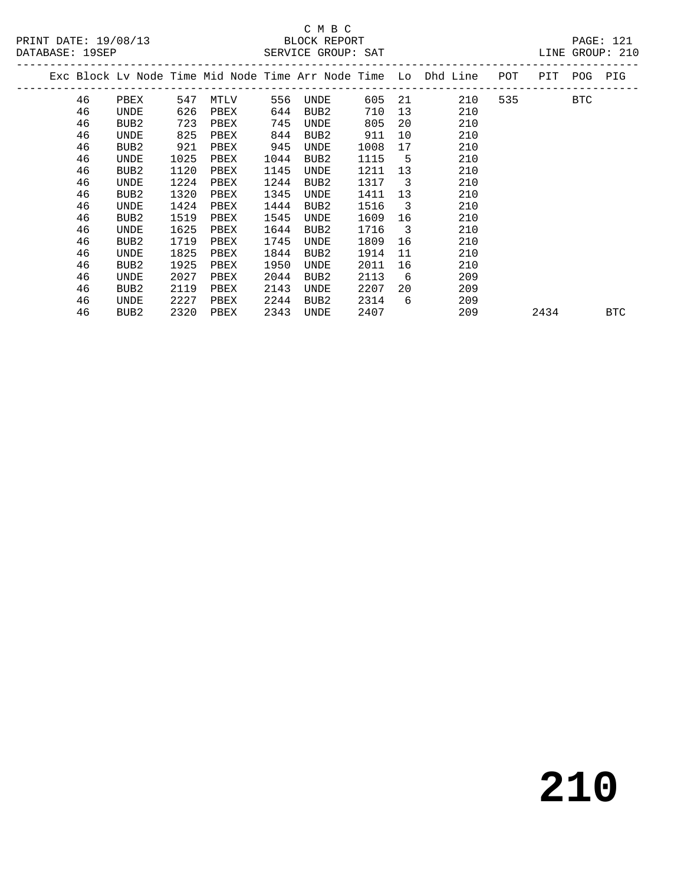C M B C
BLOCK REPORT
SERVICE GROUP: SAT

PRINT DATE: 19/08/13
DATABASE: 19SEP
LINE GROUP: 210

| Exc | Block | Lv Node | Time | Mid Node | Time | Arr Node | Time | Lo | Dhd Line | POT | PIT | POG | PIG |
|---|---|---|---|---|---|---|---|---|---|---|---|---|---|
| | 46 | PBEX | 547 | MTLV | 556 | UNDE | 605 | 21 | 210 | 535 | | BTC | |
| | 46 | UNDE | 626 | PBEX | 644 | BUB2 | 710 | 13 | 210 | | | | |
| | 46 | BUB2 | 723 | PBEX | 745 | UNDE | 805 | 20 | 210 | | | | |
| | 46 | UNDE | 825 | PBEX | 844 | BUB2 | 911 | 10 | 210 | | | | |
| | 46 | BUB2 | 921 | PBEX | 945 | UNDE | 1008 | 17 | 210 | | | | |
| | 46 | UNDE | 1025 | PBEX | 1044 | BUB2 | 1115 | 5 | 210 | | | | |
| | 46 | BUB2 | 1120 | PBEX | 1145 | UNDE | 1211 | 13 | 210 | | | | |
| | 46 | UNDE | 1224 | PBEX | 1244 | BUB2 | 1317 | 3 | 210 | | | | |
| | 46 | BUB2 | 1320 | PBEX | 1345 | UNDE | 1411 | 13 | 210 | | | | |
| | 46 | UNDE | 1424 | PBEX | 1444 | BUB2 | 1516 | 3 | 210 | | | | |
| | 46 | BUB2 | 1519 | PBEX | 1545 | UNDE | 1609 | 16 | 210 | | | | |
| | 46 | UNDE | 1625 | PBEX | 1644 | BUB2 | 1716 | 3 | 210 | | | | |
| | 46 | BUB2 | 1719 | PBEX | 1745 | UNDE | 1809 | 16 | 210 | | | | |
| | 46 | UNDE | 1825 | PBEX | 1844 | BUB2 | 1914 | 11 | 210 | | | | |
| | 46 | BUB2 | 1925 | PBEX | 1950 | UNDE | 2011 | 16 | 210 | | | | |
| | 46 | UNDE | 2027 | PBEX | 2044 | BUB2 | 2113 | 6 | 209 | | | | |
| | 46 | BUB2 | 2119 | PBEX | 2143 | UNDE | 2207 | 20 | 209 | | | | |
| | 46 | UNDE | 2227 | PBEX | 2244 | BUB2 | 2314 | 6 | 209 | | | | |
| | 46 | BUB2 | 2320 | PBEX | 2343 | UNDE | 2407 | | 209 | | 2434 | | BTC |

# 210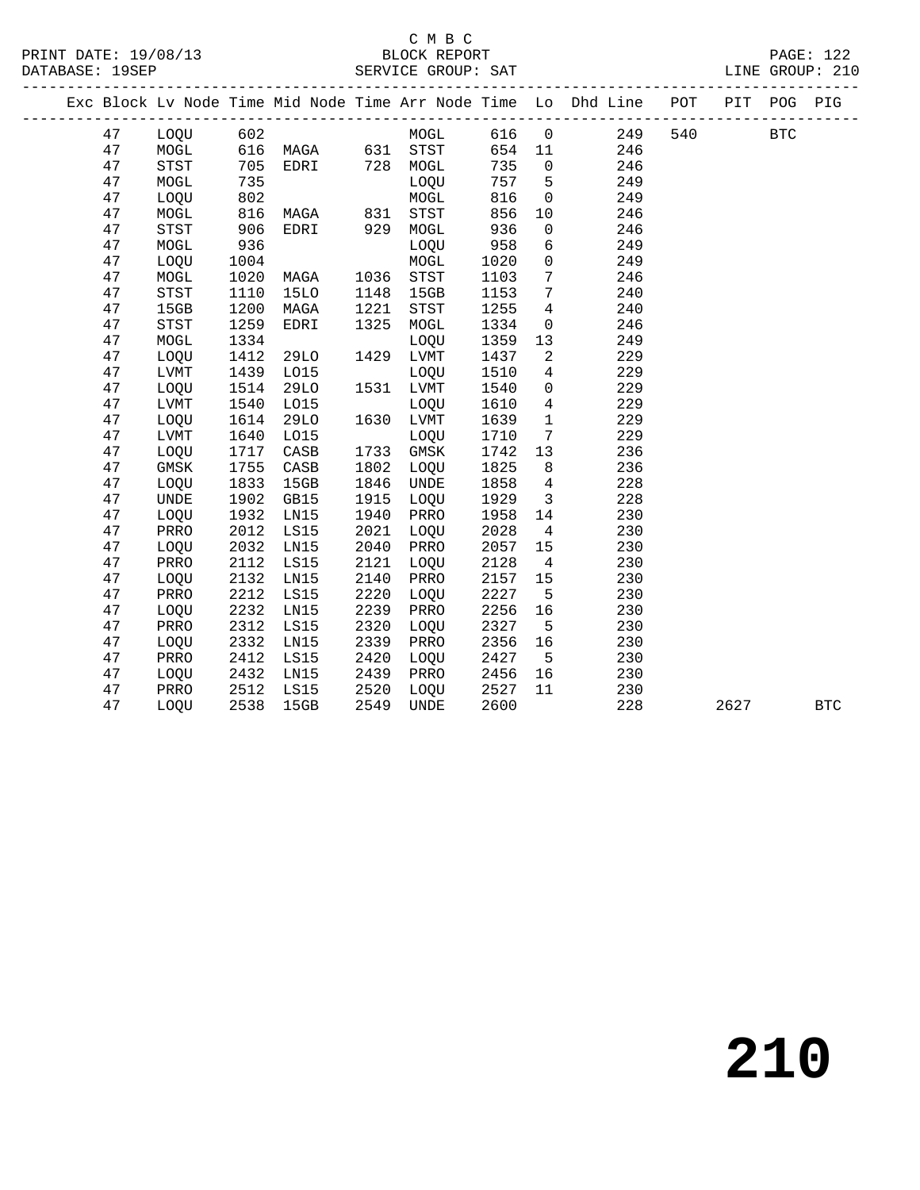C M B C

PRINT DATE: 19/08/13 BLOCK REPORT
DATABASE: 19SEP SERVICE GROUP: SAT LINE GROUP: 210

| Exc | Block | Lv | Node | Time | Mid Node | Time | Arr Node | Time | Lo | Dhd Line | POT | PIT | POG | PIG |
|---|---|---|---|---|---|---|---|---|---|---|---|---|---|---|
| | 47 | | LOQU | 602 | | | MOGL | 616 | 0 | 249 | 540 | | BTC | |
| | 47 | | MOGL | 616 | MAGA | 631 | STST | 654 | 11 | 246 | | | | |
| | 47 | | STST | 705 | EDRI | 728 | MOGL | 735 | 0 | 246 | | | | |
| | 47 | | MOGL | 735 | | | LOQU | 757 | 5 | 249 | | | | |
| | 47 | | LOQU | 802 | | | MOGL | 816 | 0 | 249 | | | | |
| | 47 | | MOGL | 816 | MAGA | 831 | STST | 856 | 10 | 246 | | | | |
| | 47 | | STST | 906 | EDRI | 929 | MOGL | 936 | 0 | 246 | | | | |
| | 47 | | MOGL | 936 | | | LOQU | 958 | 6 | 249 | | | | |
| | 47 | | LOQU | 1004 | | | MOGL | 1020 | 0 | 249 | | | | |
| | 47 | | MOGL | 1020 | MAGA | 1036 | STST | 1103 | 7 | 246 | | | | |
| | 47 | | STST | 1110 | 15LO | 1148 | 15GB | 1153 | 7 | 240 | | | | |
| | 47 | | 15GB | 1200 | MAGA | 1221 | STST | 1255 | 4 | 240 | | | | |
| | 47 | | STST | 1259 | EDRI | 1325 | MOGL | 1334 | 0 | 246 | | | | |
| | 47 | | MOGL | 1334 | | | LOQU | 1359 | 13 | 249 | | | | |
| | 47 | | LOQU | 1412 | 29LO | 1429 | LVMT | 1437 | 2 | 229 | | | | |
| | 47 | | LVMT | 1439 | LO15 | | LOQU | 1510 | 4 | 229 | | | | |
| | 47 | | LOQU | 1514 | 29LO | 1531 | LVMT | 1540 | 0 | 229 | | | | |
| | 47 | | LVMT | 1540 | LO15 | | LOQU | 1610 | 4 | 229 | | | | |
| | 47 | | LOQU | 1614 | 29LO | 1630 | LVMT | 1639 | 1 | 229 | | | | |
| | 47 | | LVMT | 1640 | LO15 | | LOQU | 1710 | 7 | 229 | | | | |
| | 47 | | LOQU | 1717 | CASB | 1733 | GMSK | 1742 | 13 | 236 | | | | |
| | 47 | | GMSK | 1755 | CASB | 1802 | LOQU | 1825 | 8 | 236 | | | | |
| | 47 | | LOQU | 1833 | 15GB | 1846 | UNDE | 1858 | 4 | 228 | | | | |
| | 47 | | UNDE | 1902 | GB15 | 1915 | LOQU | 1929 | 3 | 228 | | | | |
| | 47 | | LOQU | 1932 | LN15 | 1940 | PRRO | 1958 | 14 | 230 | | | | |
| | 47 | | PRRO | 2012 | LS15 | 2021 | LOQU | 2028 | 4 | 230 | | | | |
| | 47 | | LOQU | 2032 | LN15 | 2040 | PRRO | 2057 | 15 | 230 | | | | |
| | 47 | | PRRO | 2112 | LS15 | 2121 | LOQU | 2128 | 4 | 230 | | | | |
| | 47 | | LOQU | 2132 | LN15 | 2140 | PRRO | 2157 | 15 | 230 | | | | |
| | 47 | | PRRO | 2212 | LS15 | 2220 | LOQU | 2227 | 5 | 230 | | | | |
| | 47 | | LOQU | 2232 | LN15 | 2239 | PRRO | 2256 | 16 | 230 | | | | |
| | 47 | | PRRO | 2312 | LS15 | 2320 | LOQU | 2327 | 5 | 230 | | | | |
| | 47 | | LOQU | 2332 | LN15 | 2339 | PRRO | 2356 | 16 | 230 | | | | |
| | 47 | | PRRO | 2412 | LS15 | 2420 | LOQU | 2427 | 5 | 230 | | | | |
| | 47 | | LOQU | 2432 | LN15 | 2439 | PRRO | 2456 | 16 | 230 | | | | |
| | 47 | | PRRO | 2512 | LS15 | 2520 | LOQU | 2527 | 11 | 230 | | | | |
| | 47 | | LOQU | 2538 | 15GB | 2549 | UNDE | 2600 | | 228 | | 2627 | | BTC |

# 210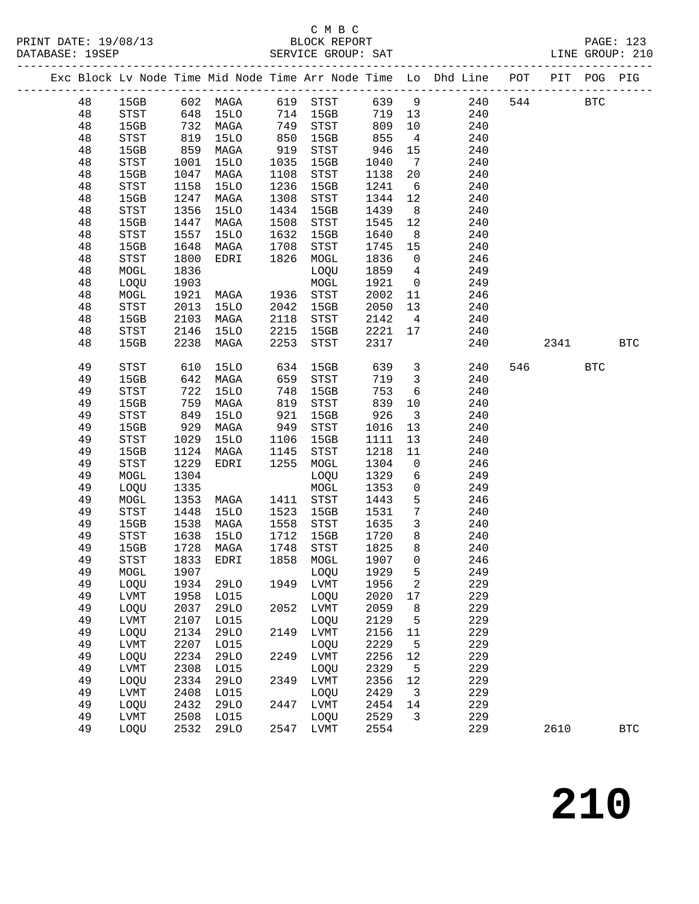C M B C

PRINT DATE: 19/08/13 BLOCK REPORT PAGE: 123
DATABASE: 19SEP SERVICE GROUP: SAT LINE GROUP: 210

| Exc | Block | Lv | Node | Time | Mid Node | Time | Arr Node | Time | Lo | Dhd Line | POT | PIT | POG | PIG |
|---|---|---|---|---|---|---|---|---|---|---|---|---|---|---|
| | 48 | | 15GB | 602 | MAGA | 619 | STST | 639 | 9 | 240 | 544 | | BTC | |
| | 48 | | STST | 648 | 15LO | 714 | 15GB | 719 | 13 | 240 | | | | |
| | 48 | | 15GB | 732 | MAGA | 749 | STST | 809 | 10 | 240 | | | | |
| | 48 | | STST | 819 | 15LO | 850 | 15GB | 855 | 4 | 240 | | | | |
| | 48 | | 15GB | 859 | MAGA | 919 | STST | 946 | 15 | 240 | | | | |
| | 48 | | STST | 1001 | 15LO | 1035 | 15GB | 1040 | 7 | 240 | | | | |
| | 48 | | 15GB | 1047 | MAGA | 1108 | STST | 1138 | 20 | 240 | | | | |
| | 48 | | STST | 1158 | 15LO | 1236 | 15GB | 1241 | 6 | 240 | | | | |
| | 48 | | 15GB | 1247 | MAGA | 1308 | STST | 1344 | 12 | 240 | | | | |
| | 48 | | STST | 1356 | 15LO | 1434 | 15GB | 1439 | 8 | 240 | | | | |
| | 48 | | 15GB | 1447 | MAGA | 1508 | STST | 1545 | 12 | 240 | | | | |
| | 48 | | STST | 1557 | 15LO | 1632 | 15GB | 1640 | 8 | 240 | | | | |
| | 48 | | 15GB | 1648 | MAGA | 1708 | STST | 1745 | 15 | 240 | | | | |
| | 48 | | STST | 1800 | EDRI | 1826 | MOGL | 1836 | 0 | 246 | | | | |
| | 48 | | MOGL | 1836 | | | LOQU | 1859 | 4 | 249 | | | | |
| | 48 | | LOQU | 1903 | | | MOGL | 1921 | 0 | 249 | | | | |
| | 48 | | MOGL | 1921 | MAGA | 1936 | STST | 2002 | 11 | 246 | | | | |
| | 48 | | STST | 2013 | 15LO | 2042 | 15GB | 2050 | 13 | 240 | | | | |
| | 48 | | 15GB | 2103 | MAGA | 2118 | STST | 2142 | 4 | 240 | | | | |
| | 48 | | STST | 2146 | 15LO | 2215 | 15GB | 2221 | 17 | 240 | | | | |
| | 48 | | 15GB | 2238 | MAGA | 2253 | STST | 2317 | | 240 | | 2341 | | BTC |
| | 49 | | STST | 610 | 15LO | 634 | 15GB | 639 | 3 | 240 | 546 | | BTC | |
| | 49 | | 15GB | 642 | MAGA | 659 | STST | 719 | 3 | 240 | | | | |
| | 49 | | STST | 722 | 15LO | 748 | 15GB | 753 | 6 | 240 | | | | |
| | 49 | | 15GB | 759 | MAGA | 819 | STST | 839 | 10 | 240 | | | | |
| | 49 | | STST | 849 | 15LO | 921 | 15GB | 926 | 3 | 240 | | | | |
| | 49 | | 15GB | 929 | MAGA | 949 | STST | 1016 | 13 | 240 | | | | |
| | 49 | | STST | 1029 | 15LO | 1106 | 15GB | 1111 | 13 | 240 | | | | |
| | 49 | | 15GB | 1124 | MAGA | 1145 | STST | 1218 | 11 | 240 | | | | |
| | 49 | | STST | 1229 | EDRI | 1255 | MOGL | 1304 | 0 | 246 | | | | |
| | 49 | | MOGL | 1304 | | | LOQU | 1329 | 6 | 249 | | | | |
| | 49 | | LOQU | 1335 | | | MOGL | 1353 | 0 | 249 | | | | |
| | 49 | | MOGL | 1353 | MAGA | 1411 | STST | 1443 | 5 | 246 | | | | |
| | 49 | | STST | 1448 | 15LO | 1523 | 15GB | 1531 | 7 | 240 | | | | |
| | 49 | | 15GB | 1538 | MAGA | 1558 | STST | 1635 | 3 | 240 | | | | |
| | 49 | | STST | 1638 | 15LO | 1712 | 15GB | 1720 | 8 | 240 | | | | |
| | 49 | | 15GB | 1728 | MAGA | 1748 | STST | 1825 | 8 | 240 | | | | |
| | 49 | | STST | 1833 | EDRI | 1858 | MOGL | 1907 | 0 | 246 | | | | |
| | 49 | | MOGL | 1907 | | | LOQU | 1929 | 5 | 249 | | | | |
| | 49 | | LOQU | 1934 | 29LO | 1949 | LVMT | 1956 | 2 | 229 | | | | |
| | 49 | | LVMT | 1958 | LO15 | | LOQU | 2020 | 17 | 229 | | | | |
| | 49 | | LOQU | 2037 | 29LO | 2052 | LVMT | 2059 | 8 | 229 | | | | |
| | 49 | | LVMT | 2107 | LO15 | | LOQU | 2129 | 5 | 229 | | | | |
| | 49 | | LOQU | 2134 | 29LO | 2149 | LVMT | 2156 | 11 | 229 | | | | |
| | 49 | | LVMT | 2207 | LO15 | | LOQU | 2229 | 5 | 229 | | | | |
| | 49 | | LOQU | 2234 | 29LO | 2249 | LVMT | 2256 | 12 | 229 | | | | |
| | 49 | | LVMT | 2308 | LO15 | | LOQU | 2329 | 5 | 229 | | | | |
| | 49 | | LOQU | 2334 | 29LO | 2349 | LVMT | 2356 | 12 | 229 | | | | |
| | 49 | | LVMT | 2408 | LO15 | | LOQU | 2429 | 3 | 229 | | | | |
| | 49 | | LOQU | 2432 | 29LO | 2447 | LVMT | 2454 | 14 | 229 | | | | |
| | 49 | | LVMT | 2508 | LO15 | | LOQU | 2529 | 3 | 229 | | | | |
| | 49 | | LOQU | 2532 | 29LO | 2547 | LVMT | 2554 | | 229 | | 2610 | | BTC |

# 210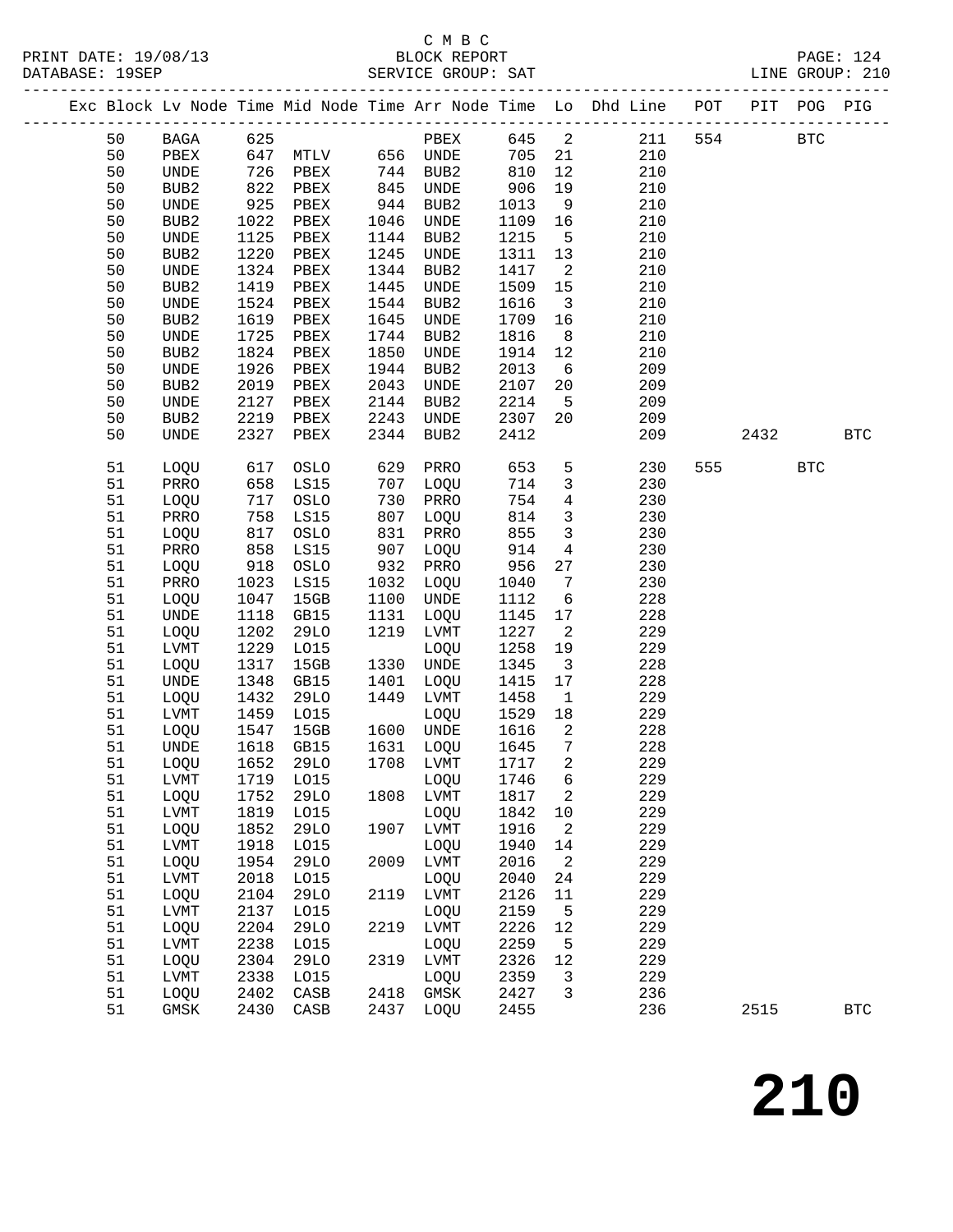C M B C

PRINT DATE: 19/08/13 BLOCK REPORT PAGE: 124
DATABASE: 19SEP SERVICE GROUP: SAT LINE GROUP: 210

| Exc | Block | Lv | Node | Time | Mid Node | Time | Arr Node | Time | Lo | Dhd Line | POT | PIT | POG | PIG |
|---|---|---|---|---|---|---|---|---|---|---|---|---|---|---|
| | 50 | | BAGA | 625 | | | PBEX | 645 | 2 | 211 | 554 | | BTC | |
| | 50 | | PBEX | 647 | MTLV | 656 | UNDE | 705 | 21 | 210 | | | | |
| | 50 | | UNDE | 726 | PBEX | 744 | BUB2 | 810 | 12 | 210 | | | | |
| | 50 | | BUB2 | 822 | PBEX | 845 | UNDE | 906 | 19 | 210 | | | | |
| | 50 | | UNDE | 925 | PBEX | 944 | BUB2 | 1013 | 9 | 210 | | | | |
| | 50 | | BUB2 | 1022 | PBEX | 1046 | UNDE | 1109 | 16 | 210 | | | | |
| | 50 | | UNDE | 1125 | PBEX | 1144 | BUB2 | 1215 | 5 | 210 | | | | |
| | 50 | | BUB2 | 1220 | PBEX | 1245 | UNDE | 1311 | 13 | 210 | | | | |
| | 50 | | UNDE | 1324 | PBEX | 1344 | BUB2 | 1417 | 2 | 210 | | | | |
| | 50 | | BUB2 | 1419 | PBEX | 1445 | UNDE | 1509 | 15 | 210 | | | | |
| | 50 | | UNDE | 1524 | PBEX | 1544 | BUB2 | 1616 | 3 | 210 | | | | |
| | 50 | | BUB2 | 1619 | PBEX | 1645 | UNDE | 1709 | 16 | 210 | | | | |
| | 50 | | UNDE | 1725 | PBEX | 1744 | BUB2 | 1816 | 8 | 210 | | | | |
| | 50 | | BUB2 | 1824 | PBEX | 1850 | UNDE | 1914 | 12 | 210 | | | | |
| | 50 | | UNDE | 1926 | PBEX | 1944 | BUB2 | 2013 | 6 | 209 | | | | |
| | 50 | | BUB2 | 2019 | PBEX | 2043 | UNDE | 2107 | 20 | 209 | | | | |
| | 50 | | UNDE | 2127 | PBEX | 2144 | BUB2 | 2214 | 5 | 209 | | | | |
| | 50 | | BUB2 | 2219 | PBEX | 2243 | UNDE | 2307 | 20 | 209 | | | | |
| | 50 | | UNDE | 2327 | PBEX | 2344 | BUB2 | 2412 | | 209 | | 2432 | | BTC |
| | 51 | | LOQU | 617 | OSLO | 629 | PRRO | 653 | 5 | 230 | 555 | | BTC | |
| | 51 | | PRRO | 658 | LS15 | 707 | LOQU | 714 | 3 | 230 | | | | |
| | 51 | | LOQU | 717 | OSLO | 730 | PRRO | 754 | 4 | 230 | | | | |
| | 51 | | PRRO | 758 | LS15 | 807 | LOQU | 814 | 3 | 230 | | | | |
| | 51 | | LOQU | 817 | OSLO | 831 | PRRO | 855 | 3 | 230 | | | | |
| | 51 | | PRRO | 858 | LS15 | 907 | LOQU | 914 | 4 | 230 | | | | |
| | 51 | | LOQU | 918 | OSLO | 932 | PRRO | 956 | 27 | 230 | | | | |
| | 51 | | PRRO | 1023 | LS15 | 1032 | LOQU | 1040 | 7 | 230 | | | | |
| | 51 | | LOQU | 1047 | 15GB | 1100 | UNDE | 1112 | 6 | 228 | | | | |
| | 51 | | UNDE | 1118 | GB15 | 1131 | LOQU | 1145 | 17 | 228 | | | | |
| | 51 | | LOQU | 1202 | 29LO | 1219 | LVMT | 1227 | 2 | 229 | | | | |
| | 51 | | LVMT | 1229 | LO15 | | LOQU | 1258 | 19 | 229 | | | | |
| | 51 | | LOQU | 1317 | 15GB | 1330 | UNDE | 1345 | 3 | 228 | | | | |
| | 51 | | UNDE | 1348 | GB15 | 1401 | LOQU | 1415 | 17 | 228 | | | | |
| | 51 | | LOQU | 1432 | 29LO | 1449 | LVMT | 1458 | 1 | 229 | | | | |
| | 51 | | LVMT | 1459 | LO15 | | LOQU | 1529 | 18 | 229 | | | | |
| | 51 | | LOQU | 1547 | 15GB | 1600 | UNDE | 1616 | 2 | 228 | | | | |
| | 51 | | UNDE | 1618 | GB15 | 1631 | LOQU | 1645 | 7 | 228 | | | | |
| | 51 | | LOQU | 1652 | 29LO | 1708 | LVMT | 1717 | 2 | 229 | | | | |
| | 51 | | LVMT | 1719 | LO15 | | LOQU | 1746 | 6 | 229 | | | | |
| | 51 | | LOQU | 1752 | 29LO | 1808 | LVMT | 1817 | 2 | 229 | | | | |
| | 51 | | LVMT | 1819 | LO15 | | LOQU | 1842 | 10 | 229 | | | | |
| | 51 | | LOQU | 1852 | 29LO | 1907 | LVMT | 1916 | 2 | 229 | | | | |
| | 51 | | LVMT | 1918 | LO15 | | LOQU | 1940 | 14 | 229 | | | | |
| | 51 | | LOQU | 1954 | 29LO | 2009 | LVMT | 2016 | 2 | 229 | | | | |
| | 51 | | LVMT | 2018 | LO15 | | LOQU | 2040 | 24 | 229 | | | | |
| | 51 | | LOQU | 2104 | 29LO | 2119 | LVMT | 2126 | 11 | 229 | | | | |
| | 51 | | LVMT | 2137 | LO15 | | LOQU | 2159 | 5 | 229 | | | | |
| | 51 | | LOQU | 2204 | 29LO | 2219 | LVMT | 2226 | 12 | 229 | | | | |
| | 51 | | LVMT | 2238 | LO15 | | LOQU | 2259 | 5 | 229 | | | | |
| | 51 | | LOQU | 2304 | 29LO | 2319 | LVMT | 2326 | 12 | 229 | | | | |
| | 51 | | LVMT | 2338 | LO15 | | LOQU | 2359 | 3 | 229 | | | | |
| | 51 | | LOQU | 2402 | CASB | 2418 | GMSK | 2427 | 3 | 236 | | | | |
| | 51 | | GMSK | 2430 | CASB | 2437 | LOQU | 2455 | | 236 | | 2515 | | BTC |

# 210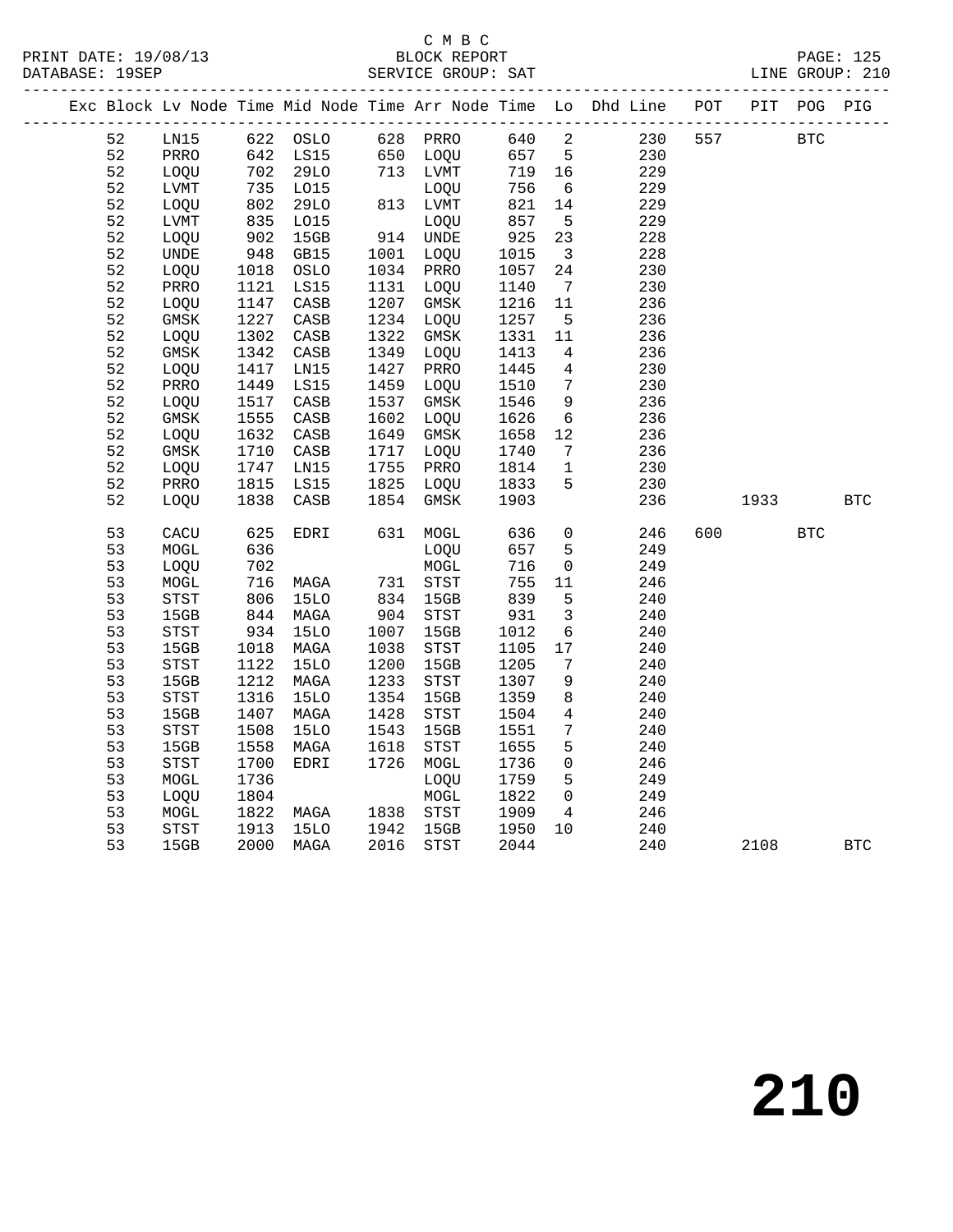C M B C
BLOCK REPORT
SERVICE GROUP: SAT

PRINT DATE: 19/08/13
DATABASE: 19SEP
LINE GROUP: 210

| Exc | Block | Lv Node | Time | Mid Node | Time | Arr Node | Time | Lo | Dhd Line | POT | PIT | POG | PIG |
|---|---|---|---|---|---|---|---|---|---|---|---|---|---|
| | 52 | LN15 | 622 | OSLO | 628 | PRRO | 640 | 2 | 230 | 557 | | BTC | |
| | 52 | PRRO | 642 | LS15 | 650 | LOQU | 657 | 5 | 230 | | | | |
| | 52 | LOQU | 702 | 29LO | 713 | LVMT | 719 | 16 | 229 | | | | |
| | 52 | LVMT | 735 | LO15 | | LOQU | 756 | 6 | 229 | | | | |
| | 52 | LOQU | 802 | 29LO | 813 | LVMT | 821 | 14 | 229 | | | | |
| | 52 | LVMT | 835 | LO15 | | LOQU | 857 | 5 | 229 | | | | |
| | 52 | LOQU | 902 | 15GB | 914 | UNDE | 925 | 23 | 228 | | | | |
| | 52 | UNDE | 948 | GB15 | 1001 | LOQU | 1015 | 3 | 228 | | | | |
| | 52 | LOQU | 1018 | OSLO | 1034 | PRRO | 1057 | 24 | 230 | | | | |
| | 52 | PRRO | 1121 | LS15 | 1131 | LOQU | 1140 | 7 | 230 | | | | |
| | 52 | LOQU | 1147 | CASB | 1207 | GMSK | 1216 | 11 | 236 | | | | |
| | 52 | GMSK | 1227 | CASB | 1234 | LOQU | 1257 | 5 | 236 | | | | |
| | 52 | LOQU | 1302 | CASB | 1322 | GMSK | 1331 | 11 | 236 | | | | |
| | 52 | GMSK | 1342 | CASB | 1349 | LOQU | 1413 | 4 | 236 | | | | |
| | 52 | LOQU | 1417 | LN15 | 1427 | PRRO | 1445 | 4 | 230 | | | | |
| | 52 | PRRO | 1449 | LS15 | 1459 | LOQU | 1510 | 7 | 230 | | | | |
| | 52 | LOQU | 1517 | CASB | 1537 | GMSK | 1546 | 9 | 236 | | | | |
| | 52 | GMSK | 1555 | CASB | 1602 | LOQU | 1626 | 6 | 236 | | | | |
| | 52 | LOQU | 1632 | CASB | 1649 | GMSK | 1658 | 12 | 236 | | | | |
| | 52 | GMSK | 1710 | CASB | 1717 | LOQU | 1740 | 7 | 236 | | | | |
| | 52 | LOQU | 1747 | LN15 | 1755 | PRRO | 1814 | 1 | 230 | | | | |
| | 52 | PRRO | 1815 | LS15 | 1825 | LOQU | 1833 | 5 | 230 | | | | |
| | 52 | LOQU | 1838 | CASB | 1854 | GMSK | 1903 | | 236 | | 1933 | | BTC |
| | 53 | CACU | 625 | EDRI | 631 | MOGL | 636 | 0 | 246 | 600 | | BTC | |
| | 53 | MOGL | 636 | | | LOQU | 657 | 5 | 249 | | | | |
| | 53 | LOQU | 702 | | | MOGL | 716 | 0 | 249 | | | | |
| | 53 | MOGL | 716 | MAGA | 731 | STST | 755 | 11 | 246 | | | | |
| | 53 | STST | 806 | 15LO | 834 | 15GB | 839 | 5 | 240 | | | | |
| | 53 | 15GB | 844 | MAGA | 904 | STST | 931 | 3 | 240 | | | | |
| | 53 | STST | 934 | 15LO | 1007 | 15GB | 1012 | 6 | 240 | | | | |
| | 53 | 15GB | 1018 | MAGA | 1038 | STST | 1105 | 17 | 240 | | | | |
| | 53 | STST | 1122 | 15LO | 1200 | 15GB | 1205 | 7 | 240 | | | | |
| | 53 | 15GB | 1212 | MAGA | 1233 | STST | 1307 | 9 | 240 | | | | |
| | 53 | STST | 1316 | 15LO | 1354 | 15GB | 1359 | 8 | 240 | | | | |
| | 53 | 15GB | 1407 | MAGA | 1428 | STST | 1504 | 4 | 240 | | | | |
| | 53 | STST | 1508 | 15LO | 1543 | 15GB | 1551 | 7 | 240 | | | | |
| | 53 | 15GB | 1558 | MAGA | 1618 | STST | 1655 | 5 | 240 | | | | |
| | 53 | STST | 1700 | EDRI | 1726 | MOGL | 1736 | 0 | 246 | | | | |
| | 53 | MOGL | 1736 | | | LOQU | 1759 | 5 | 249 | | | | |
| | 53 | LOQU | 1804 | | | MOGL | 1822 | 0 | 249 | | | | |
| | 53 | MOGL | 1822 | MAGA | 1838 | STST | 1909 | 4 | 246 | | | | |
| | 53 | STST | 1913 | 15LO | 1942 | 15GB | 1950 | 10 | 240 | | | | |
| | 53 | 15GB | 2000 | MAGA | 2016 | STST | 2044 | | 240 | | 2108 | | BTC |

# 210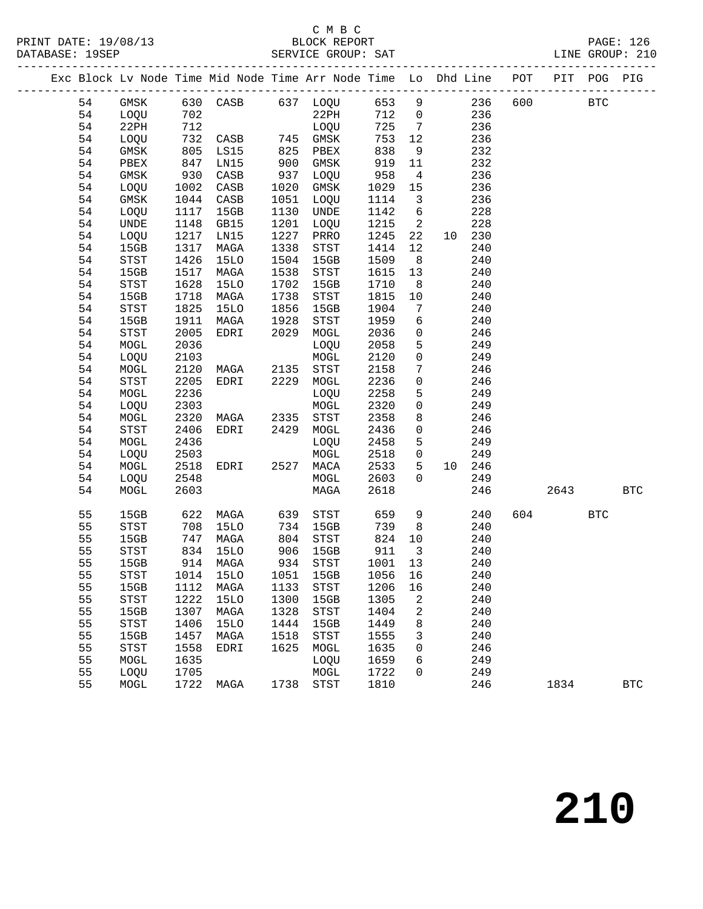C M B C
PRINT DATE: 19/08/13 BLOCK REPORT
DATABASE: 19SEP SERVICE GROUP: SAT LINE GROUP: 210

| Exc | Block | Lv | Node | Time | Mid Node | Time | Arr Node | Time | Lo | Dhd | Line | POT | PIT | POG | PIG |
|---|---|---|---|---|---|---|---|---|---|---|---|---|---|---|---|
| | 54 | | GMSK | 630 | CASB | 637 | LOQU | 653 | 9 | | 236 | 600 | | BTC | |
| | 54 | | LOQU | 702 | | | 22PH | 712 | 0 | | 236 | | | | |
| | 54 | | 22PH | 712 | | | LOQU | 725 | 7 | | 236 | | | | |
| | 54 | | LOQU | 732 | CASB | 745 | GMSK | 753 | 12 | | 236 | | | | |
| | 54 | | GMSK | 805 | LS15 | 825 | PBEX | 838 | 9 | | 232 | | | | |
| | 54 | | PBEX | 847 | LN15 | 900 | GMSK | 919 | 11 | | 232 | | | | |
| | 54 | | GMSK | 930 | CASB | 937 | LOQU | 958 | 4 | | 236 | | | | |
| | 54 | | LOQU | 1002 | CASB | 1020 | GMSK | 1029 | 15 | | 236 | | | | |
| | 54 | | GMSK | 1044 | CASB | 1051 | LOQU | 1114 | 3 | | 236 | | | | |
| | 54 | | LOQU | 1117 | 15GB | 1130 | UNDE | 1142 | 6 | | 228 | | | | |
| | 54 | | UNDE | 1148 | GB15 | 1201 | LOQU | 1215 | 2 | | 228 | | | | |
| | 54 | | LOQU | 1217 | LN15 | 1227 | PRRO | 1245 | 22 | 10 | 230 | | | | |
| | 54 | | 15GB | 1317 | MAGA | 1338 | STST | 1414 | 12 | | 240 | | | | |
| | 54 | | STST | 1426 | 15LO | 1504 | 15GB | 1509 | 8 | | 240 | | | | |
| | 54 | | 15GB | 1517 | MAGA | 1538 | STST | 1615 | 13 | | 240 | | | | |
| | 54 | | STST | 1628 | 15LO | 1702 | 15GB | 1710 | 8 | | 240 | | | | |
| | 54 | | 15GB | 1718 | MAGA | 1738 | STST | 1815 | 10 | | 240 | | | | |
| | 54 | | STST | 1825 | 15LO | 1856 | 15GB | 1904 | 7 | | 240 | | | | |
| | 54 | | 15GB | 1911 | MAGA | 1928 | STST | 1959 | 6 | | 240 | | | | |
| | 54 | | STST | 2005 | EDRI | 2029 | MOGL | 2036 | 0 | | 246 | | | | |
| | 54 | | MOGL | 2036 | | | LOQU | 2058 | 5 | | 249 | | | | |
| | 54 | | LOQU | 2103 | | | MOGL | 2120 | 0 | | 249 | | | | |
| | 54 | | MOGL | 2120 | MAGA | 2135 | STST | 2158 | 7 | | 246 | | | | |
| | 54 | | STST | 2205 | EDRI | 2229 | MOGL | 2236 | 0 | | 246 | | | | |
| | 54 | | MOGL | 2236 | | | LOQU | 2258 | 5 | | 249 | | | | |
| | 54 | | LOQU | 2303 | | | MOGL | 2320 | 0 | | 249 | | | | |
| | 54 | | MOGL | 2320 | MAGA | 2335 | STST | 2358 | 8 | | 246 | | | | |
| | 54 | | STST | 2406 | EDRI | 2429 | MOGL | 2436 | 0 | | 246 | | | | |
| | 54 | | MOGL | 2436 | | | LOQU | 2458 | 5 | | 249 | | | | |
| | 54 | | LOQU | 2503 | | | MOGL | 2518 | 0 | | 249 | | | | |
| | 54 | | MOGL | 2518 | EDRI | 2527 | MACA | 2533 | 5 | 10 | 246 | | | | |
| | 54 | | LOQU | 2548 | | | MOGL | 2603 | 0 | | 249 | | | | |
| | 54 | | MOGL | 2603 | | | MAGA | 2618 | | | 246 | | 2643 | | BTC |
| | 55 | | 15GB | 622 | MAGA | 639 | STST | 659 | 9 | | 240 | 604 | | BTC | |
| | 55 | | STST | 708 | 15LO | 734 | 15GB | 739 | 8 | | 240 | | | | |
| | 55 | | 15GB | 747 | MAGA | 804 | STST | 824 | 10 | | 240 | | | | |
| | 55 | | STST | 834 | 15LO | 906 | 15GB | 911 | 3 | | 240 | | | | |
| | 55 | | 15GB | 914 | MAGA | 934 | STST | 1001 | 13 | | 240 | | | | |
| | 55 | | STST | 1014 | 15LO | 1051 | 15GB | 1056 | 16 | | 240 | | | | |
| | 55 | | 15GB | 1112 | MAGA | 1133 | STST | 1206 | 16 | | 240 | | | | |
| | 55 | | STST | 1222 | 15LO | 1300 | 15GB | 1305 | 2 | | 240 | | | | |
| | 55 | | 15GB | 1307 | MAGA | 1328 | STST | 1404 | 2 | | 240 | | | | |
| | 55 | | STST | 1406 | 15LO | 1444 | 15GB | 1449 | 8 | | 240 | | | | |
| | 55 | | 15GB | 1457 | MAGA | 1518 | STST | 1555 | 3 | | 240 | | | | |
| | 55 | | STST | 1558 | EDRI | 1625 | MOGL | 1635 | 0 | | 246 | | | | |
| | 55 | | MOGL | 1635 | | | LOQU | 1659 | 6 | | 249 | | | | |
| | 55 | | LOQU | 1705 | | | MOGL | 1722 | 0 | | 249 | | | | |
| | 55 | | MOGL | 1722 | MAGA | 1738 | STST | 1810 | | | 246 | | 1834 | | BTC |

# 210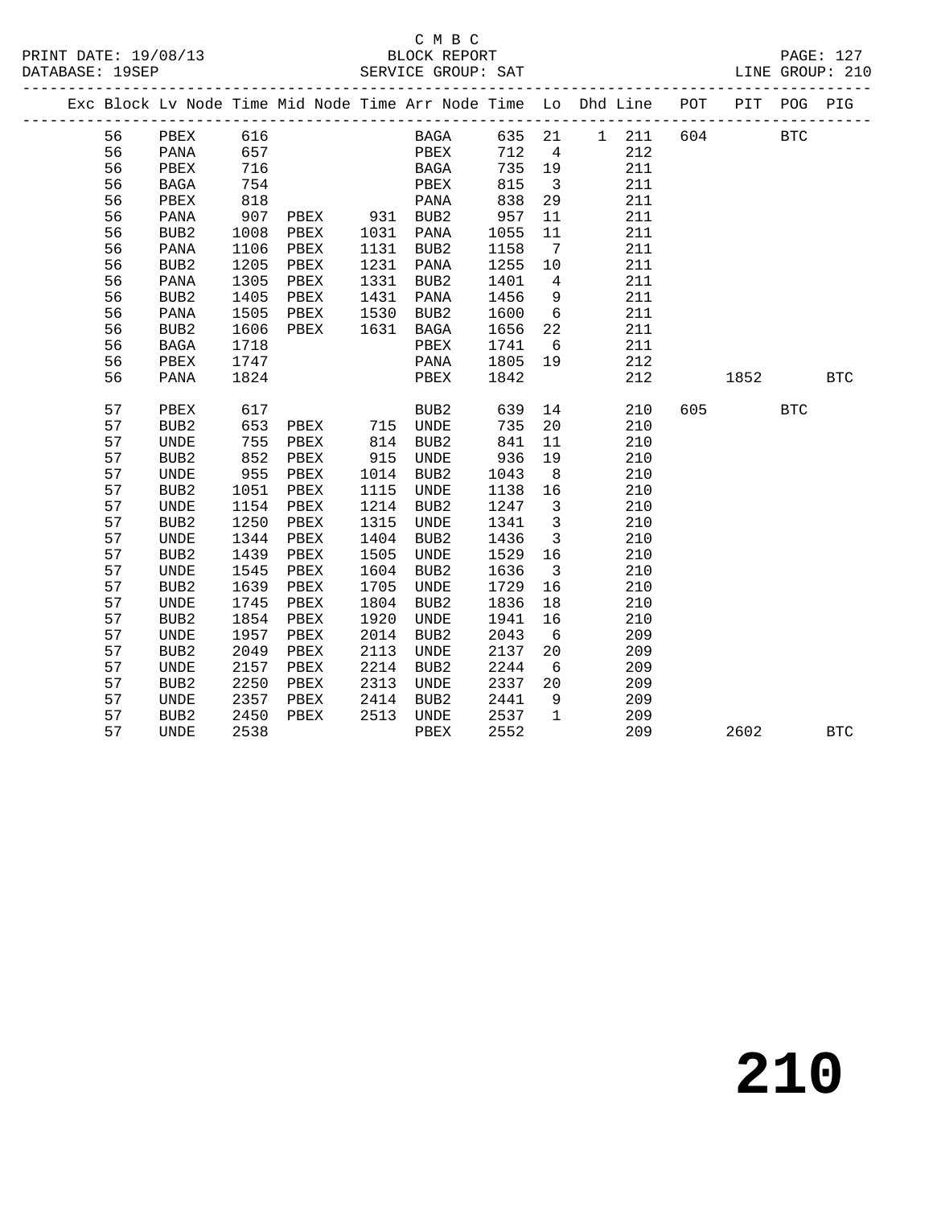C M B C
PRINT DATE: 19/08/13 BLOCK REPORT
DATABASE: 19SEP SERVICE GROUP: SAT LINE GROUP: 210

| Exc | Block | Lv | Node | Time | Mid Node | Time | Arr Node | Time | Lo | Dhd | Line | POT | PIT | POG | PIG |
|---|---|---|---|---|---|---|---|---|---|---|---|---|---|---|---|
| | 56 | | PBEX | 616 | | | BAGA | 635 | 21 | 1 | 211 | 604 | | BTC | |
| | 56 | | PANA | 657 | | | PBEX | 712 | 4 | | 212 | | | | |
| | 56 | | PBEX | 716 | | | BAGA | 735 | 19 | | 211 | | | | |
| | 56 | | BAGA | 754 | | | PBEX | 815 | 3 | | 211 | | | | |
| | 56 | | PBEX | 818 | | | PANA | 838 | 29 | | 211 | | | | |
| | 56 | | PANA | 907 | PBEX | 931 | BUB2 | 957 | 11 | | 211 | | | | |
| | 56 | | BUB2 | 1008 | PBEX | 1031 | PANA | 1055 | 11 | | 211 | | | | |
| | 56 | | PANA | 1106 | PBEX | 1131 | BUB2 | 1158 | 7 | | 211 | | | | |
| | 56 | | BUB2 | 1205 | PBEX | 1231 | PANA | 1255 | 10 | | 211 | | | | |
| | 56 | | PANA | 1305 | PBEX | 1331 | BUB2 | 1401 | 4 | | 211 | | | | |
| | 56 | | BUB2 | 1405 | PBEX | 1431 | PANA | 1456 | 9 | | 211 | | | | |
| | 56 | | PANA | 1505 | PBEX | 1530 | BUB2 | 1600 | 6 | | 211 | | | | |
| | 56 | | BUB2 | 1606 | PBEX | 1631 | BAGA | 1656 | 22 | | 211 | | | | |
| | 56 | | BAGA | 1718 | | | PBEX | 1741 | 6 | | 211 | | | | |
| | 56 | | PBEX | 1747 | | | PANA | 1805 | 19 | | 212 | | | | |
| | 56 | | PANA | 1824 | | | PBEX | 1842 | | | 212 | | 1852 | | BTC |
| | 57 | | PBEX | 617 | | | BUB2 | 639 | 14 | | 210 | 605 | | BTC | |
| | 57 | | BUB2 | 653 | PBEX | 715 | UNDE | 735 | 20 | | 210 | | | | |
| | 57 | | UNDE | 755 | PBEX | 814 | BUB2 | 841 | 11 | | 210 | | | | |
| | 57 | | BUB2 | 852 | PBEX | 915 | UNDE | 936 | 19 | | 210 | | | | |
| | 57 | | UNDE | 955 | PBEX | 1014 | BUB2 | 1043 | 8 | | 210 | | | | |
| | 57 | | BUB2 | 1051 | PBEX | 1115 | UNDE | 1138 | 16 | | 210 | | | | |
| | 57 | | UNDE | 1154 | PBEX | 1214 | BUB2 | 1247 | 3 | | 210 | | | | |
| | 57 | | BUB2 | 1250 | PBEX | 1315 | UNDE | 1341 | 3 | | 210 | | | | |
| | 57 | | UNDE | 1344 | PBEX | 1404 | BUB2 | 1436 | 3 | | 210 | | | | |
| | 57 | | BUB2 | 1439 | PBEX | 1505 | UNDE | 1529 | 16 | | 210 | | | | |
| | 57 | | UNDE | 1545 | PBEX | 1604 | BUB2 | 1636 | 3 | | 210 | | | | |
| | 57 | | BUB2 | 1639 | PBEX | 1705 | UNDE | 1729 | 16 | | 210 | | | | |
| | 57 | | UNDE | 1745 | PBEX | 1804 | BUB2 | 1836 | 18 | | 210 | | | | |
| | 57 | | BUB2 | 1854 | PBEX | 1920 | UNDE | 1941 | 16 | | 210 | | | | |
| | 57 | | UNDE | 1957 | PBEX | 2014 | BUB2 | 2043 | 6 | | 209 | | | | |
| | 57 | | BUB2 | 2049 | PBEX | 2113 | UNDE | 2137 | 20 | | 209 | | | | |
| | 57 | | UNDE | 2157 | PBEX | 2214 | BUB2 | 2244 | 6 | | 209 | | | | |
| | 57 | | BUB2 | 2250 | PBEX | 2313 | UNDE | 2337 | 20 | | 209 | | | | |
| | 57 | | UNDE | 2357 | PBEX | 2414 | BUB2 | 2441 | 9 | | 209 | | | | |
| | 57 | | BUB2 | 2450 | PBEX | 2513 | UNDE | 2537 | 1 | | 209 | | | | |
| | 57 | | UNDE | 2538 | | | PBEX | 2552 | | | 209 | | 2602 | | BTC |

210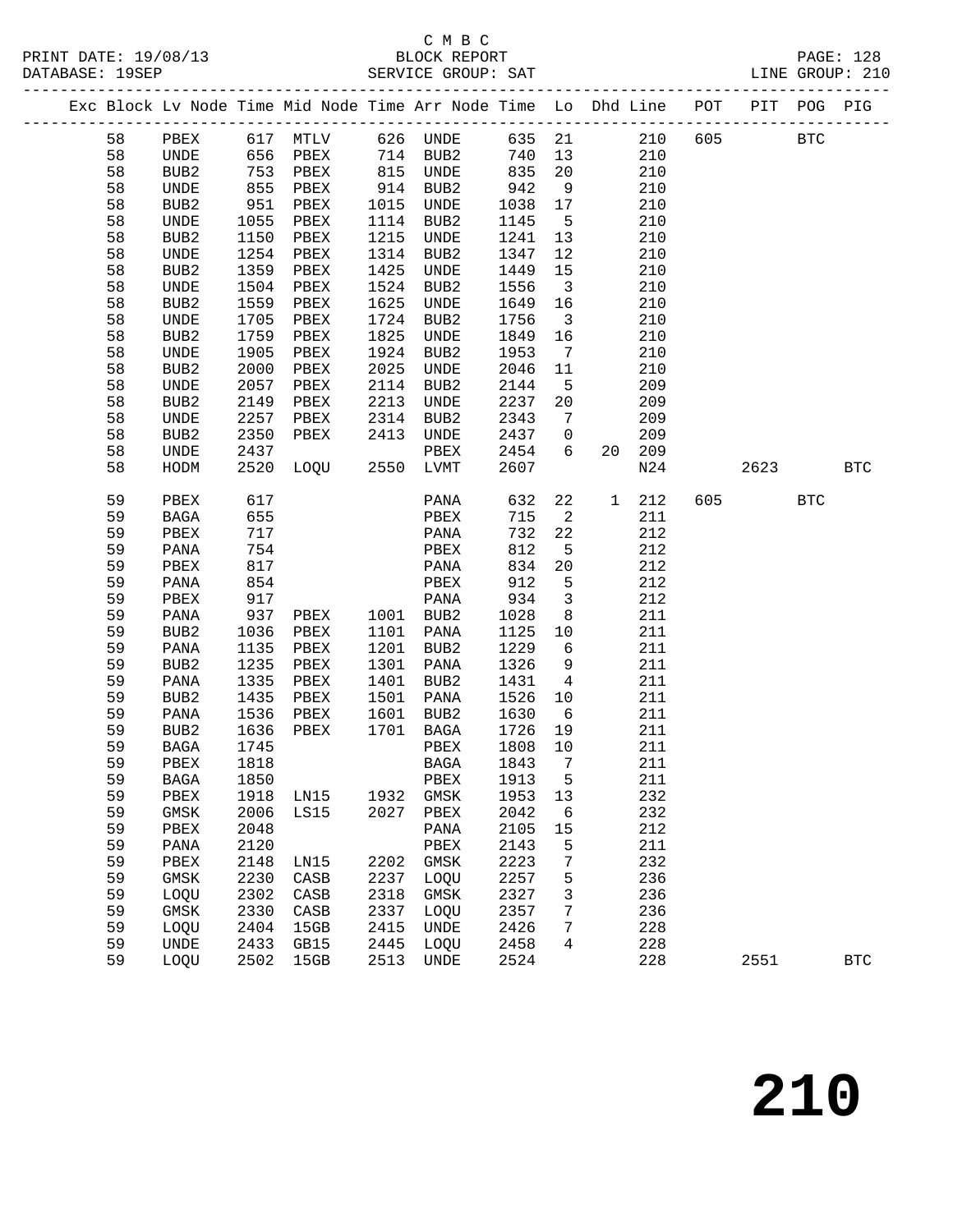C M B C

PRINT DATE: 19/08/13 BLOCK REPORT PAGE: 128
DATABASE: 19SEP SERVICE GROUP: SAT LINE GROUP: 210

| Exc | Block | Lv Node | Time | Mid Node | Time | Arr Node | Time | Lo | Dhd | Line | POT | PIT | POG | PIG |
|---|---|---|---|---|---|---|---|---|---|---|---|---|---|---|
| | 58 | PBEX | 617 | MTLV | 626 | UNDE | 635 | 21 | | 210 | 605 | | BTC | |
| | 58 | UNDE | 656 | PBEX | 714 | BUB2 | 740 | 13 | | 210 | | | | |
| | 58 | BUB2 | 753 | PBEX | 815 | UNDE | 835 | 20 | | 210 | | | | |
| | 58 | UNDE | 855 | PBEX | 914 | BUB2 | 942 | 9 | | 210 | | | | |
| | 58 | BUB2 | 951 | PBEX | 1015 | UNDE | 1038 | 17 | | 210 | | | | |
| | 58 | UNDE | 1055 | PBEX | 1114 | BUB2 | 1145 | 5 | | 210 | | | | |
| | 58 | BUB2 | 1150 | PBEX | 1215 | UNDE | 1241 | 13 | | 210 | | | | |
| | 58 | UNDE | 1254 | PBEX | 1314 | BUB2 | 1347 | 12 | | 210 | | | | |
| | 58 | BUB2 | 1359 | PBEX | 1425 | UNDE | 1449 | 15 | | 210 | | | | |
| | 58 | UNDE | 1504 | PBEX | 1524 | BUB2 | 1556 | 3 | | 210 | | | | |
| | 58 | BUB2 | 1559 | PBEX | 1625 | UNDE | 1649 | 16 | | 210 | | | | |
| | 58 | UNDE | 1705 | PBEX | 1724 | BUB2 | 1756 | 3 | | 210 | | | | |
| | 58 | BUB2 | 1759 | PBEX | 1825 | UNDE | 1849 | 16 | | 210 | | | | |
| | 58 | UNDE | 1905 | PBEX | 1924 | BUB2 | 1953 | 7 | | 210 | | | | |
| | 58 | BUB2 | 2000 | PBEX | 2025 | UNDE | 2046 | 11 | | 210 | | | | |
| | 58 | UNDE | 2057 | PBEX | 2114 | BUB2 | 2144 | 5 | | 209 | | | | |
| | 58 | BUB2 | 2149 | PBEX | 2213 | UNDE | 2237 | 20 | | 209 | | | | |
| | 58 | UNDE | 2257 | PBEX | 2314 | BUB2 | 2343 | 7 | | 209 | | | | |
| | 58 | BUB2 | 2350 | PBEX | 2413 | UNDE | 2437 | 0 | | 209 | | | | |
| | 58 | UNDE | 2437 | | | PBEX | 2454 | 6 | 20 | 209 | | | | |
| | 58 | HODM | 2520 | LOQU | 2550 | LVMT | 2607 | | | N24 | | 2623 | | BTC |
| | 59 | PBEX | 617 | | | PANA | 632 | 22 | 1 | 212 | 605 | | BTC | |
| | 59 | BAGA | 655 | | | PBEX | 715 | 2 | | 211 | | | | |
| | 59 | PBEX | 717 | | | PANA | 732 | 22 | | 212 | | | | |
| | 59 | PANA | 754 | | | PBEX | 812 | 5 | | 212 | | | | |
| | 59 | PBEX | 817 | | | PANA | 834 | 20 | | 212 | | | | |
| | 59 | PANA | 854 | | | PBEX | 912 | 5 | | 212 | | | | |
| | 59 | PBEX | 917 | | | PANA | 934 | 3 | | 212 | | | | |
| | 59 | PANA | 937 | PBEX | 1001 | BUB2 | 1028 | 8 | | 211 | | | | |
| | 59 | BUB2 | 1036 | PBEX | 1101 | PANA | 1125 | 10 | | 211 | | | | |
| | 59 | PANA | 1135 | PBEX | 1201 | BUB2 | 1229 | 6 | | 211 | | | | |
| | 59 | BUB2 | 1235 | PBEX | 1301 | PANA | 1326 | 9 | | 211 | | | | |
| | 59 | PANA | 1335 | PBEX | 1401 | BUB2 | 1431 | 4 | | 211 | | | | |
| | 59 | BUB2 | 1435 | PBEX | 1501 | PANA | 1526 | 10 | | 211 | | | | |
| | 59 | PANA | 1536 | PBEX | 1601 | BUB2 | 1630 | 6 | | 211 | | | | |
| | 59 | BUB2 | 1636 | PBEX | 1701 | BAGA | 1726 | 19 | | 211 | | | | |
| | 59 | BAGA | 1745 | | | PBEX | 1808 | 10 | | 211 | | | | |
| | 59 | PBEX | 1818 | | | BAGA | 1843 | 7 | | 211 | | | | |
| | 59 | BAGA | 1850 | | | PBEX | 1913 | 5 | | 211 | | | | |
| | 59 | PBEX | 1918 | LN15 | 1932 | GMSK | 1953 | 13 | | 232 | | | | |
| | 59 | GMSK | 2006 | LS15 | 2027 | PBEX | 2042 | 6 | | 232 | | | | |
| | 59 | PBEX | 2048 | | | PANA | 2105 | 15 | | 212 | | | | |
| | 59 | PANA | 2120 | | | PBEX | 2143 | 5 | | 211 | | | | |
| | 59 | PBEX | 2148 | LN15 | 2202 | GMSK | 2223 | 7 | | 232 | | | | |
| | 59 | GMSK | 2230 | CASB | 2237 | LOQU | 2257 | 5 | | 236 | | | | |
| | 59 | LOQU | 2302 | CASB | 2318 | GMSK | 2327 | 3 | | 236 | | | | |
| | 59 | GMSK | 2330 | CASB | 2337 | LOQU | 2357 | 7 | | 236 | | | | |
| | 59 | LOQU | 2404 | 15GB | 2415 | UNDE | 2426 | 7 | | 228 | | | | |
| | 59 | UNDE | 2433 | GB15 | 2445 | LOQU | 2458 | 4 | | 228 | | | | |
| | 59 | LOQU | 2502 | 15GB | 2513 | UNDE | 2524 | | | 228 | | 2551 | | BTC |

210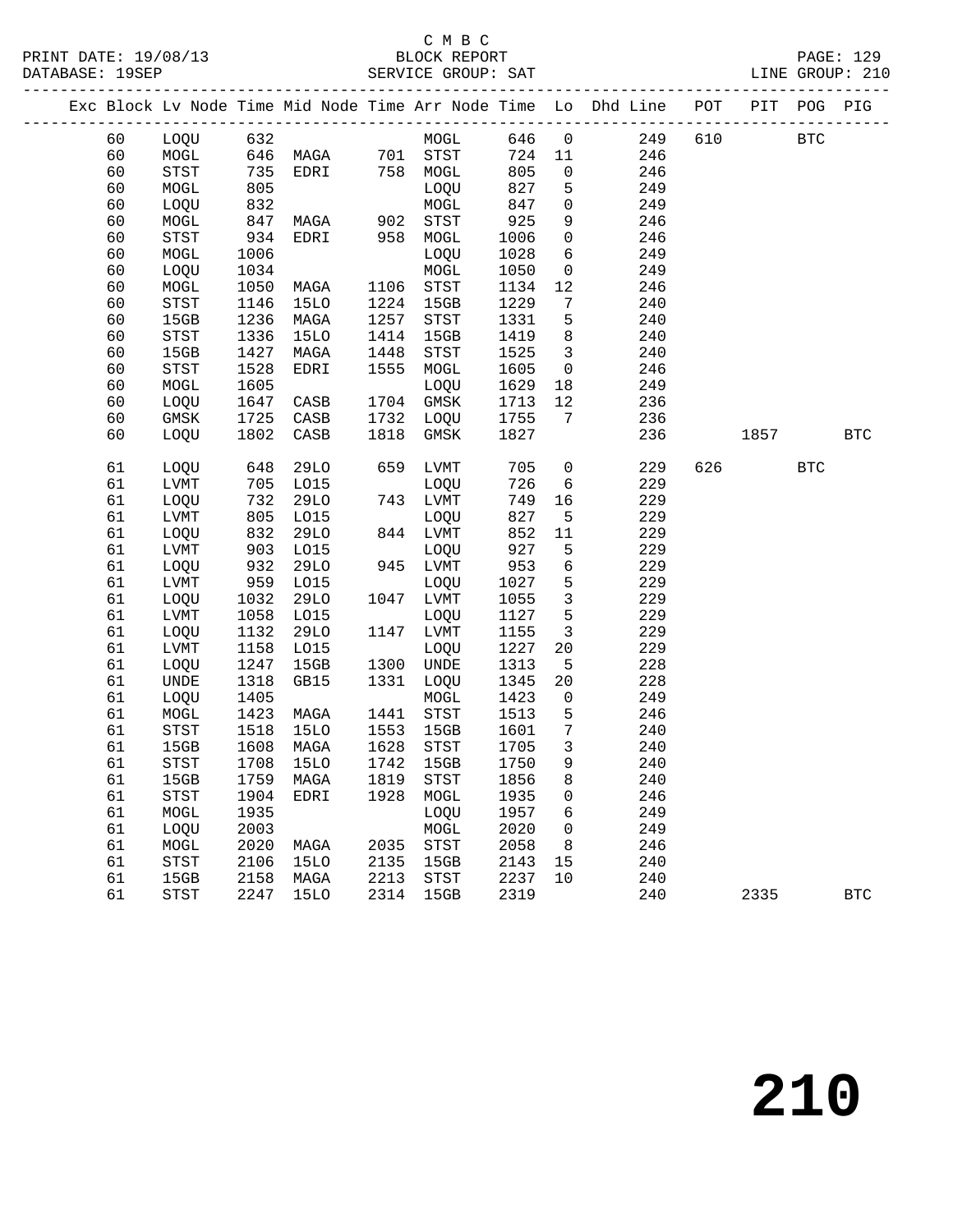C M B C
PRINT DATE: 19/08/13 BLOCK REPORT
DATABASE: 19SEP SERVICE GROUP: SAT LINE GROUP: 210

| Exc | Block | Lv Node | Time | Mid Node | Time | Arr Node | Time | Lo | Dhd Line | POT | PIT | POG | PIG |
|---|---|---|---|---|---|---|---|---|---|---|---|---|---|
| | 60 | LOQU | 632 | | | MOGL | 646 | 0 | 249 | 610 | | BTC | |
| | 60 | MOGL | 646 | MAGA | 701 | STST | 724 | 11 | 246 | | | | |
| | 60 | STST | 735 | EDRI | 758 | MOGL | 805 | 0 | 246 | | | | |
| | 60 | MOGL | 805 | | | LOQU | 827 | 5 | 249 | | | | |
| | 60 | LOQU | 832 | | | MOGL | 847 | 0 | 249 | | | | |
| | 60 | MOGL | 847 | MAGA | 902 | STST | 925 | 9 | 246 | | | | |
| | 60 | STST | 934 | EDRI | 958 | MOGL | 1006 | 0 | 246 | | | | |
| | 60 | MOGL | 1006 | | | LOQU | 1028 | 6 | 249 | | | | |
| | 60 | LOQU | 1034 | | | MOGL | 1050 | 0 | 249 | | | | |
| | 60 | MOGL | 1050 | MAGA | 1106 | STST | 1134 | 12 | 246 | | | | |
| | 60 | STST | 1146 | 15LO | 1224 | 15GB | 1229 | 7 | 240 | | | | |
| | 60 | 15GB | 1236 | MAGA | 1257 | STST | 1331 | 5 | 240 | | | | |
| | 60 | STST | 1336 | 15LO | 1414 | 15GB | 1419 | 8 | 240 | | | | |
| | 60 | 15GB | 1427 | MAGA | 1448 | STST | 1525 | 3 | 240 | | | | |
| | 60 | STST | 1528 | EDRI | 1555 | MOGL | 1605 | 0 | 246 | | | | |
| | 60 | MOGL | 1605 | | | LOQU | 1629 | 18 | 249 | | | | |
| | 60 | LOQU | 1647 | CASB | 1704 | GMSK | 1713 | 12 | 236 | | | | |
| | 60 | GMSK | 1725 | CASB | 1732 | LOQU | 1755 | 7 | 236 | | | | |
| | 60 | LOQU | 1802 | CASB | 1818 | GMSK | 1827 | | 236 | | 1857 | | BTC |
| | 61 | LOQU | 648 | 29LO | 659 | LVMT | 705 | 0 | 229 | 626 | | BTC | |
| | 61 | LVMT | 705 | LO15 | | LOQU | 726 | 6 | 229 | | | | |
| | 61 | LOQU | 732 | 29LO | 743 | LVMT | 749 | 16 | 229 | | | | |
| | 61 | LVMT | 805 | LO15 | | LOQU | 827 | 5 | 229 | | | | |
| | 61 | LOQU | 832 | 29LO | 844 | LVMT | 852 | 11 | 229 | | | | |
| | 61 | LVMT | 903 | LO15 | | LOQU | 927 | 5 | 229 | | | | |
| | 61 | LOQU | 932 | 29LO | 945 | LVMT | 953 | 6 | 229 | | | | |
| | 61 | LVMT | 959 | LO15 | | LOQU | 1027 | 5 | 229 | | | | |
| | 61 | LOQU | 1032 | 29LO | 1047 | LVMT | 1055 | 3 | 229 | | | | |
| | 61 | LVMT | 1058 | LO15 | | LOQU | 1127 | 5 | 229 | | | | |
| | 61 | LOQU | 1132 | 29LO | 1147 | LVMT | 1155 | 3 | 229 | | | | |
| | 61 | LVMT | 1158 | LO15 | | LOQU | 1227 | 20 | 229 | | | | |
| | 61 | LOQU | 1247 | 15GB | 1300 | UNDE | 1313 | 5 | 228 | | | | |
| | 61 | UNDE | 1318 | GB15 | 1331 | LOQU | 1345 | 20 | 228 | | | | |
| | 61 | LOQU | 1405 | | | MOGL | 1423 | 0 | 249 | | | | |
| | 61 | MOGL | 1423 | MAGA | 1441 | STST | 1513 | 5 | 246 | | | | |
| | 61 | STST | 1518 | 15LO | 1553 | 15GB | 1601 | 7 | 240 | | | | |
| | 61 | 15GB | 1608 | MAGA | 1628 | STST | 1705 | 3 | 240 | | | | |
| | 61 | STST | 1708 | 15LO | 1742 | 15GB | 1750 | 9 | 240 | | | | |
| | 61 | 15GB | 1759 | MAGA | 1819 | STST | 1856 | 8 | 240 | | | | |
| | 61 | STST | 1904 | EDRI | 1928 | MOGL | 1935 | 0 | 246 | | | | |
| | 61 | MOGL | 1935 | | | LOQU | 1957 | 6 | 249 | | | | |
| | 61 | LOQU | 2003 | | | MOGL | 2020 | 0 | 249 | | | | |
| | 61 | MOGL | 2020 | MAGA | 2035 | STST | 2058 | 8 | 246 | | | | |
| | 61 | STST | 2106 | 15LO | 2135 | 15GB | 2143 | 15 | 240 | | | | |
| | 61 | 15GB | 2158 | MAGA | 2213 | STST | 2237 | 10 | 240 | | | | |
| | 61 | STST | 2247 | 15LO | 2314 | 15GB | 2319 | | 240 | | 2335 | | BTC |

# 210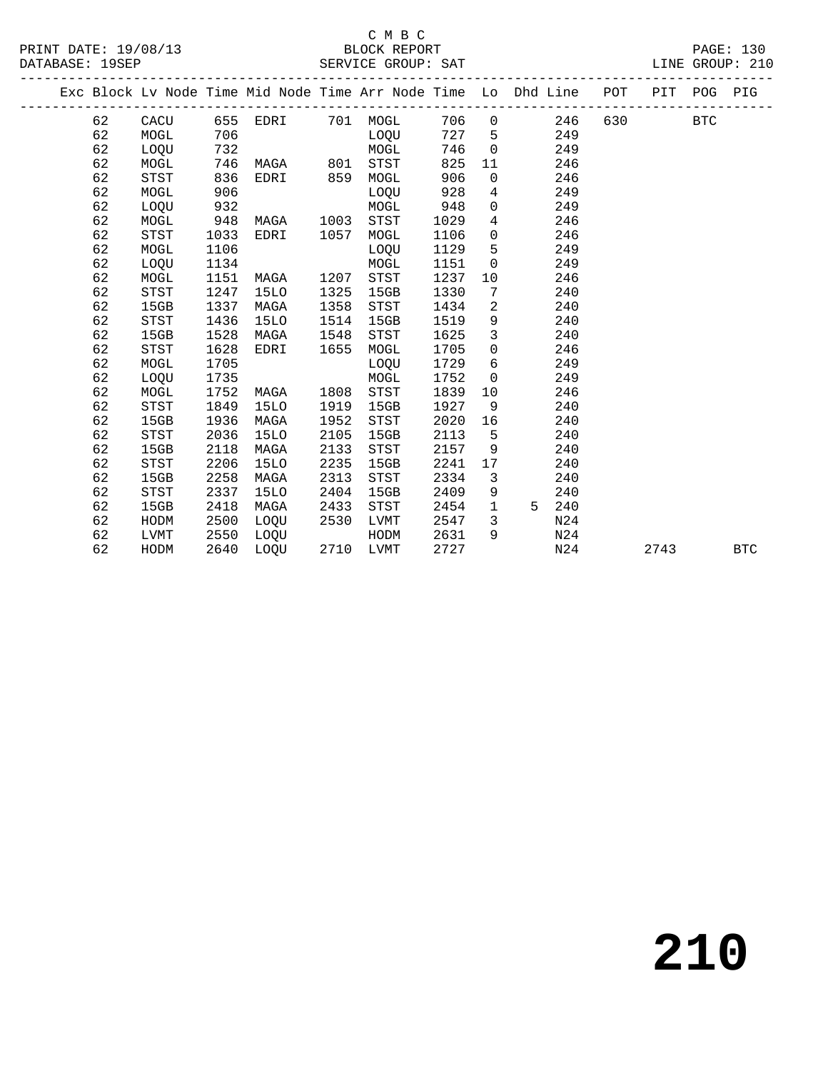C M B C
BLOCK REPORT
SERVICE GROUP: SAT

PRINT DATE: 19/08/13
DATABASE: 19SEP

LINE GROUP: 210

| Exc | Block | Lv | Node | Time | Mid Node | Time | Arr Node | Time | Lo | Dhd | Line | POT | PIT | POG | PIG |
|---|---|---|---|---|---|---|---|---|---|---|---|---|---|---|---|
| | 62 | | CACU | 655 | EDRI | 701 | MOGL | 706 | 0 | | 246 | 630 | | BTC | |
| | 62 | | MOGL | 706 | | | LOQU | 727 | 5 | | 249 | | | | |
| | 62 | | LOQU | 732 | | | MOGL | 746 | 0 | | 249 | | | | |
| | 62 | | MOGL | 746 | MAGA | 801 | STST | 825 | 11 | | 246 | | | | |
| | 62 | | STST | 836 | EDRI | 859 | MOGL | 906 | 0 | | 246 | | | | |
| | 62 | | MOGL | 906 | | | LOQU | 928 | 4 | | 249 | | | | |
| | 62 | | LOQU | 932 | | | MOGL | 948 | 0 | | 249 | | | | |
| | 62 | | MOGL | 948 | MAGA | 1003 | STST | 1029 | 4 | | 246 | | | | |
| | 62 | | STST | 1033 | EDRI | 1057 | MOGL | 1106 | 0 | | 246 | | | | |
| | 62 | | MOGL | 1106 | | | LOQU | 1129 | 5 | | 249 | | | | |
| | 62 | | LOQU | 1134 | | | MOGL | 1151 | 0 | | 249 | | | | |
| | 62 | | MOGL | 1151 | MAGA | 1207 | STST | 1237 | 10 | | 246 | | | | |
| | 62 | | STST | 1247 | 15LO | 1325 | 15GB | 1330 | 7 | | 240 | | | | |
| | 62 | | 15GB | 1337 | MAGA | 1358 | STST | 1434 | 2 | | 240 | | | | |
| | 62 | | STST | 1436 | 15LO | 1514 | 15GB | 1519 | 9 | | 240 | | | | |
| | 62 | | 15GB | 1528 | MAGA | 1548 | STST | 1625 | 3 | | 240 | | | | |
| | 62 | | STST | 1628 | EDRI | 1655 | MOGL | 1705 | 0 | | 246 | | | | |
| | 62 | | MOGL | 1705 | | | LOQU | 1729 | 6 | | 249 | | | | |
| | 62 | | LOQU | 1735 | | | MOGL | 1752 | 0 | | 249 | | | | |
| | 62 | | MOGL | 1752 | MAGA | 1808 | STST | 1839 | 10 | | 246 | | | | |
| | 62 | | STST | 1849 | 15LO | 1919 | 15GB | 1927 | 9 | | 240 | | | | |
| | 62 | | 15GB | 1936 | MAGA | 1952 | STST | 2020 | 16 | | 240 | | | | |
| | 62 | | STST | 2036 | 15LO | 2105 | 15GB | 2113 | 5 | | 240 | | | | |
| | 62 | | 15GB | 2118 | MAGA | 2133 | STST | 2157 | 9 | | 240 | | | | |
| | 62 | | STST | 2206 | 15LO | 2235 | 15GB | 2241 | 17 | | 240 | | | | |
| | 62 | | 15GB | 2258 | MAGA | 2313 | STST | 2334 | 3 | | 240 | | | | |
| | 62 | | STST | 2337 | 15LO | 2404 | 15GB | 2409 | 9 | | 240 | | | | |
| | 62 | | 15GB | 2418 | MAGA | 2433 | STST | 2454 | 1 | 5 | 240 | | | | |
| | 62 | | HODM | 2500 | LOQU | 2530 | LVMT | 2547 | 3 | | N24 | | | | |
| | 62 | | LVMT | 2550 | LOQU | | HODM | 2631 | 9 | | N24 | | | | |
| | 62 | | HODM | 2640 | LOQU | 2710 | LVMT | 2727 | | | N24 | | 2743 | | BTC |

210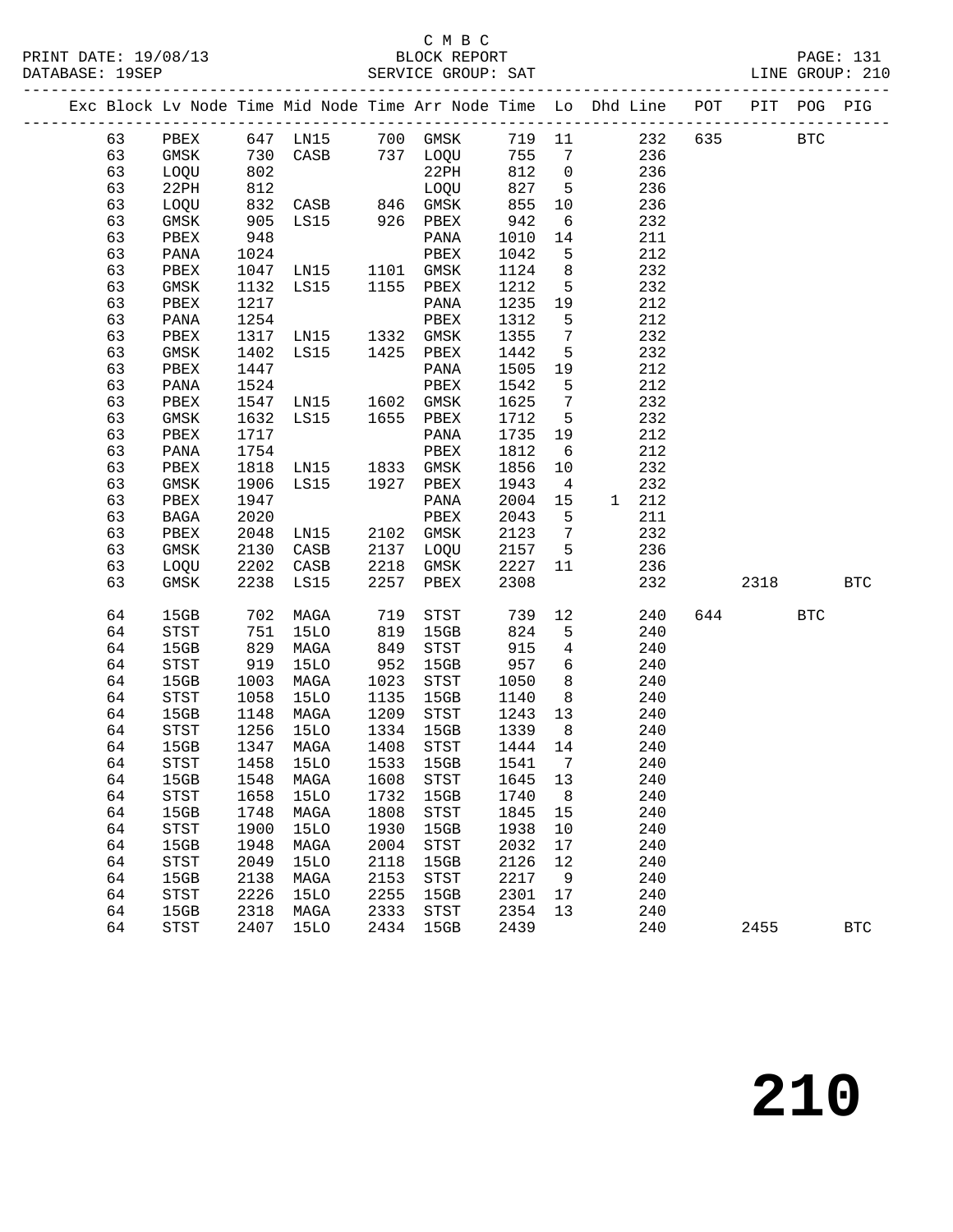C M B C
PRINT DATE: 19/08/13 BLOCK REPORT PAGE: 131
DATABASE: 19SEP SERVICE GROUP: SAT LINE GROUP: 210

| Exc | Block | Lv | Node | Time | Mid Node | Time | Arr Node | Time | Lo | Dhd | Line | POT | PIT | POG | PIG |
|---|---|---|---|---|---|---|---|---|---|---|---|---|---|---|---|
| | 63 | | PBEX | 647 | LN15 | 700 | GMSK | 719 | 11 | | 232 | 635 | | BTC | |
| | 63 | | GMSK | 730 | CASB | 737 | LOQU | 755 | 7 | | 236 | | | | |
| | 63 | | LOQU | 802 | | | 22PH | 812 | 0 | | 236 | | | | |
| | 63 | | 22PH | 812 | | | LOQU | 827 | 5 | | 236 | | | | |
| | 63 | | LOQU | 832 | CASB | 846 | GMSK | 855 | 10 | | 236 | | | | |
| | 63 | | GMSK | 905 | LS15 | 926 | PBEX | 942 | 6 | | 232 | | | | |
| | 63 | | PBEX | 948 | | | PANA | 1010 | 14 | | 211 | | | | |
| | 63 | | PANA | 1024 | | | PBEX | 1042 | 5 | | 212 | | | | |
| | 63 | | PBEX | 1047 | LN15 | 1101 | GMSK | 1124 | 8 | | 232 | | | | |
| | 63 | | GMSK | 1132 | LS15 | 1155 | PBEX | 1212 | 5 | | 232 | | | | |
| | 63 | | PBEX | 1217 | | | PANA | 1235 | 19 | | 212 | | | | |
| | 63 | | PANA | 1254 | | | PBEX | 1312 | 5 | | 212 | | | | |
| | 63 | | PBEX | 1317 | LN15 | 1332 | GMSK | 1355 | 7 | | 232 | | | | |
| | 63 | | GMSK | 1402 | LS15 | 1425 | PBEX | 1442 | 5 | | 232 | | | | |
| | 63 | | PBEX | 1447 | | | PANA | 1505 | 19 | | 212 | | | | |
| | 63 | | PANA | 1524 | | | PBEX | 1542 | 5 | | 212 | | | | |
| | 63 | | PBEX | 1547 | LN15 | 1602 | GMSK | 1625 | 7 | | 232 | | | | |
| | 63 | | GMSK | 1632 | LS15 | 1655 | PBEX | 1712 | 5 | | 232 | | | | |
| | 63 | | PBEX | 1717 | | | PANA | 1735 | 19 | | 212 | | | | |
| | 63 | | PANA | 1754 | | | PBEX | 1812 | 6 | | 212 | | | | |
| | 63 | | PBEX | 1818 | LN15 | 1833 | GMSK | 1856 | 10 | | 232 | | | | |
| | 63 | | GMSK | 1906 | LS15 | 1927 | PBEX | 1943 | 4 | | 232 | | | | |
| | 63 | | PBEX | 1947 | | | PANA | 2004 | 15 | 1 | 212 | | | | |
| | 63 | | BAGA | 2020 | | | PBEX | 2043 | 5 | | 211 | | | | |
| | 63 | | PBEX | 2048 | LN15 | 2102 | GMSK | 2123 | 7 | | 232 | | | | |
| | 63 | | GMSK | 2130 | CASB | 2137 | LOQU | 2157 | 5 | | 236 | | | | |
| | 63 | | LOQU | 2202 | CASB | 2218 | GMSK | 2227 | 11 | | 236 | | | | |
| | 63 | | GMSK | 2238 | LS15 | 2257 | PBEX | 2308 | | | 232 | | 2318 | | BTC |
| | 64 | | 15GB | 702 | MAGA | 719 | STST | 739 | 12 | | 240 | 644 | | BTC | |
| | 64 | | STST | 751 | 15LO | 819 | 15GB | 824 | 5 | | 240 | | | | |
| | 64 | | 15GB | 829 | MAGA | 849 | STST | 915 | 4 | | 240 | | | | |
| | 64 | | STST | 919 | 15LO | 952 | 15GB | 957 | 6 | | 240 | | | | |
| | 64 | | 15GB | 1003 | MAGA | 1023 | STST | 1050 | 8 | | 240 | | | | |
| | 64 | | STST | 1058 | 15LO | 1135 | 15GB | 1140 | 8 | | 240 | | | | |
| | 64 | | 15GB | 1148 | MAGA | 1209 | STST | 1243 | 13 | | 240 | | | | |
| | 64 | | STST | 1256 | 15LO | 1334 | 15GB | 1339 | 8 | | 240 | | | | |
| | 64 | | 15GB | 1347 | MAGA | 1408 | STST | 1444 | 14 | | 240 | | | | |
| | 64 | | STST | 1458 | 15LO | 1533 | 15GB | 1541 | 7 | | 240 | | | | |
| | 64 | | 15GB | 1548 | MAGA | 1608 | STST | 1645 | 13 | | 240 | | | | |
| | 64 | | STST | 1658 | 15LO | 1732 | 15GB | 1740 | 8 | | 240 | | | | |
| | 64 | | 15GB | 1748 | MAGA | 1808 | STST | 1845 | 15 | | 240 | | | | |
| | 64 | | STST | 1900 | 15LO | 1930 | 15GB | 1938 | 10 | | 240 | | | | |
| | 64 | | 15GB | 1948 | MAGA | 2004 | STST | 2032 | 17 | | 240 | | | | |
| | 64 | | STST | 2049 | 15LO | 2118 | 15GB | 2126 | 12 | | 240 | | | | |
| | 64 | | 15GB | 2138 | MAGA | 2153 | STST | 2217 | 9 | | 240 | | | | |
| | 64 | | STST | 2226 | 15LO | 2255 | 15GB | 2301 | 17 | | 240 | | | | |
| | 64 | | 15GB | 2318 | MAGA | 2333 | STST | 2354 | 13 | | 240 | | | | |
| | 64 | | STST | 2407 | 15LO | 2434 | 15GB | 2439 | | | 240 | | 2455 | | BTC |

210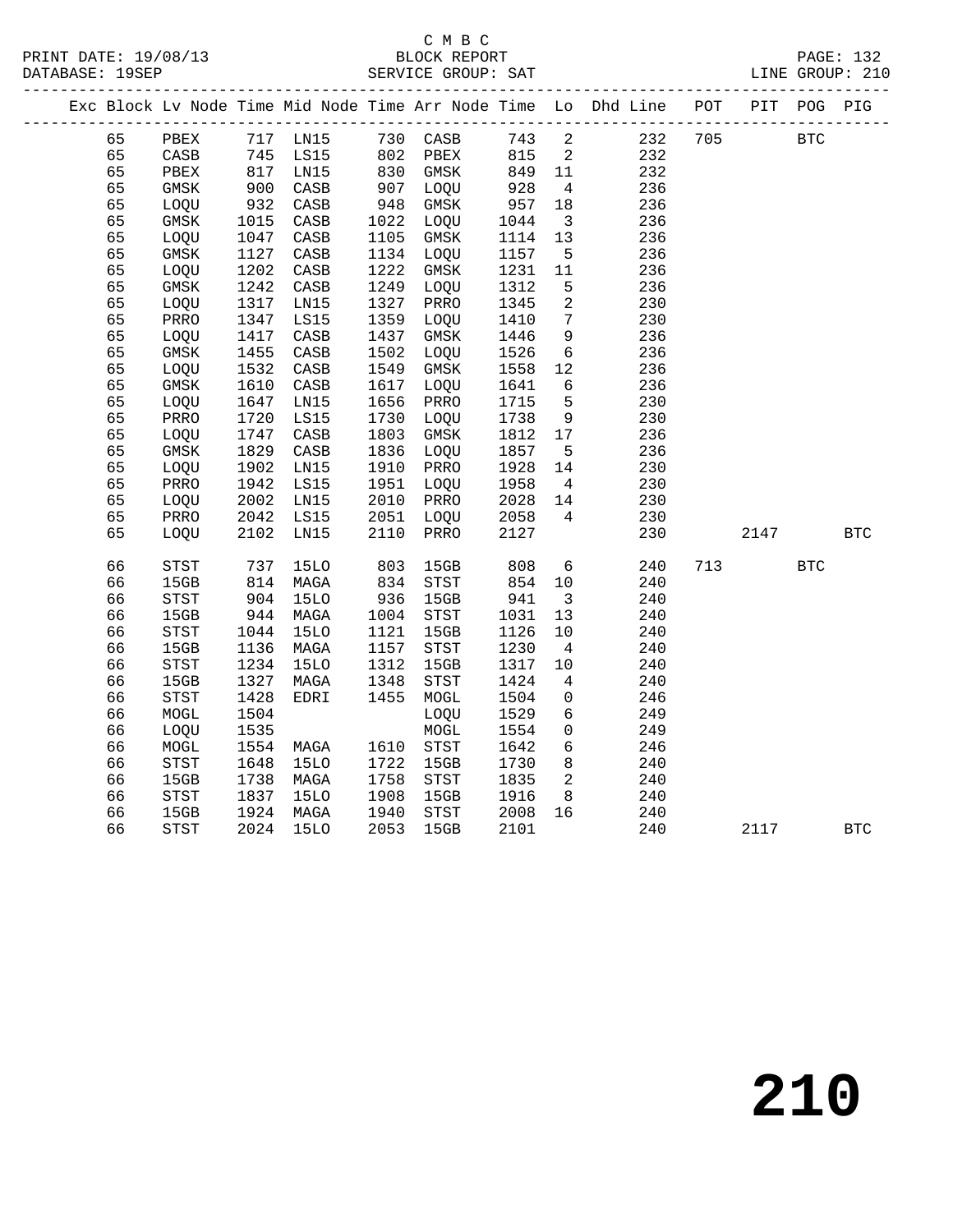C M B C
PRINT DATE: 19/08/13 BLOCK REPORT
DATABASE: 19SEP SERVICE GROUP: SAT LINE GROUP: 210

| Exc | Block | Lv | Node | Time | Mid Node | Time | Arr Node | Time | Lo | Dhd Line | POT | PIT | POG | PIG |
|---|---|---|---|---|---|---|---|---|---|---|---|---|---|---|
| | 65 | | PBEX | 717 | LN15 | 730 | CASB | 743 | 2 | 232 | 705 | | BTC | |
| | 65 | | CASB | 745 | LS15 | 802 | PBEX | 815 | 2 | 232 | | | | |
| | 65 | | PBEX | 817 | LN15 | 830 | GMSK | 849 | 11 | 232 | | | | |
| | 65 | | GMSK | 900 | CASB | 907 | LOQU | 928 | 4 | 236 | | | | |
| | 65 | | LOQU | 932 | CASB | 948 | GMSK | 957 | 18 | 236 | | | | |
| | 65 | | GMSK | 1015 | CASB | 1022 | LOQU | 1044 | 3 | 236 | | | | |
| | 65 | | LOQU | 1047 | CASB | 1105 | GMSK | 1114 | 13 | 236 | | | | |
| | 65 | | GMSK | 1127 | CASB | 1134 | LOQU | 1157 | 5 | 236 | | | | |
| | 65 | | LOQU | 1202 | CASB | 1222 | GMSK | 1231 | 11 | 236 | | | | |
| | 65 | | GMSK | 1242 | CASB | 1249 | LOQU | 1312 | 5 | 236 | | | | |
| | 65 | | LOQU | 1317 | LN15 | 1327 | PRRO | 1345 | 2 | 230 | | | | |
| | 65 | | PRRO | 1347 | LS15 | 1359 | LOQU | 1410 | 7 | 230 | | | | |
| | 65 | | LOQU | 1417 | CASB | 1437 | GMSK | 1446 | 9 | 236 | | | | |
| | 65 | | GMSK | 1455 | CASB | 1502 | LOQU | 1526 | 6 | 236 | | | | |
| | 65 | | LOQU | 1532 | CASB | 1549 | GMSK | 1558 | 12 | 236 | | | | |
| | 65 | | GMSK | 1610 | CASB | 1617 | LOQU | 1641 | 6 | 236 | | | | |
| | 65 | | LOQU | 1647 | LN15 | 1656 | PRRO | 1715 | 5 | 230 | | | | |
| | 65 | | PRRO | 1720 | LS15 | 1730 | LOQU | 1738 | 9 | 230 | | | | |
| | 65 | | LOQU | 1747 | CASB | 1803 | GMSK | 1812 | 17 | 236 | | | | |
| | 65 | | GMSK | 1829 | CASB | 1836 | LOQU | 1857 | 5 | 236 | | | | |
| | 65 | | LOQU | 1902 | LN15 | 1910 | PRRO | 1928 | 14 | 230 | | | | |
| | 65 | | PRRO | 1942 | LS15 | 1951 | LOQU | 1958 | 4 | 230 | | | | |
| | 65 | | LOQU | 2002 | LN15 | 2010 | PRRO | 2028 | 14 | 230 | | | | |
| | 65 | | PRRO | 2042 | LS15 | 2051 | LOQU | 2058 | 4 | 230 | | | | |
| | 65 | | LOQU | 2102 | LN15 | 2110 | PRRO | 2127 | | 230 | | 2147 | | BTC |
| | 66 | | STST | 737 | 15LO | 803 | 15GB | 808 | 6 | 240 | 713 | | BTC | |
| | 66 | | 15GB | 814 | MAGA | 834 | STST | 854 | 10 | 240 | | | | |
| | 66 | | STST | 904 | 15LO | 936 | 15GB | 941 | 3 | 240 | | | | |
| | 66 | | 15GB | 944 | MAGA | 1004 | STST | 1031 | 13 | 240 | | | | |
| | 66 | | STST | 1044 | 15LO | 1121 | 15GB | 1126 | 10 | 240 | | | | |
| | 66 | | 15GB | 1136 | MAGA | 1157 | STST | 1230 | 4 | 240 | | | | |
| | 66 | | STST | 1234 | 15LO | 1312 | 15GB | 1317 | 10 | 240 | | | | |
| | 66 | | 15GB | 1327 | MAGA | 1348 | STST | 1424 | 4 | 240 | | | | |
| | 66 | | STST | 1428 | EDRI | 1455 | MOGL | 1504 | 0 | 246 | | | | |
| | 66 | | MOGL | 1504 | | | LOQU | 1529 | 6 | 249 | | | | |
| | 66 | | LOQU | 1535 | | | MOGL | 1554 | 0 | 249 | | | | |
| | 66 | | MOGL | 1554 | MAGA | 1610 | STST | 1642 | 6 | 246 | | | | |
| | 66 | | STST | 1648 | 15LO | 1722 | 15GB | 1730 | 8 | 240 | | | | |
| | 66 | | 15GB | 1738 | MAGA | 1758 | STST | 1835 | 2 | 240 | | | | |
| | 66 | | STST | 1837 | 15LO | 1908 | 15GB | 1916 | 8 | 240 | | | | |
| | 66 | | 15GB | 1924 | MAGA | 1940 | STST | 2008 | 16 | 240 | | | | |
| | 66 | | STST | 2024 | 15LO | 2053 | 15GB | 2101 | | 240 | | 2117 | | BTC |

210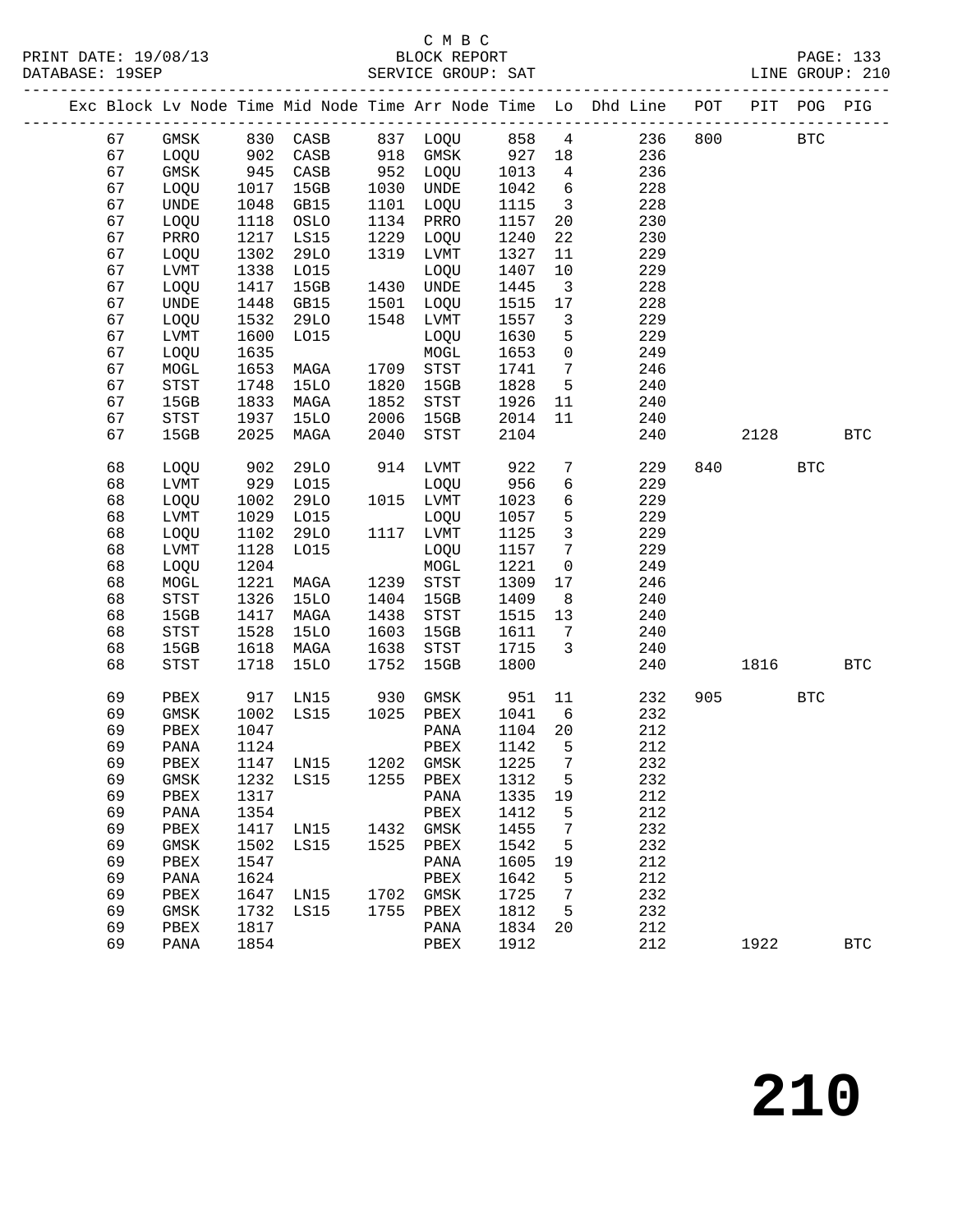C M B C
PRINT DATE: 19/08/13 BLOCK REPORT
DATABASE: 19SEP SERVICE GROUP: SAT LINE GROUP: 210

| Exc | Block | Lv Node | Time | Mid Node | Time | Arr Node | Time | Lo | Dhd Line | POT | PIT | POG | PIG |
|---|---|---|---|---|---|---|---|---|---|---|---|---|---|
| | 67 | GMSK | 830 | CASB | 837 | LOQU | 858 | 4 | 236 | 800 | | BTC | |
| | 67 | LOQU | 902 | CASB | 918 | GMSK | 927 | 18 | 236 | | | | |
| | 67 | GMSK | 945 | CASB | 952 | LOQU | 1013 | 4 | 236 | | | | |
| | 67 | LOQU | 1017 | 15GB | 1030 | UNDE | 1042 | 6 | 228 | | | | |
| | 67 | UNDE | 1048 | GB15 | 1101 | LOQU | 1115 | 3 | 228 | | | | |
| | 67 | LOQU | 1118 | OSLO | 1134 | PRRO | 1157 | 20 | 230 | | | | |
| | 67 | PRRO | 1217 | LS15 | 1229 | LOQU | 1240 | 22 | 230 | | | | |
| | 67 | LOQU | 1302 | 29LO | 1319 | LVMT | 1327 | 11 | 229 | | | | |
| | 67 | LVMT | 1338 | LO15 | | LOQU | 1407 | 10 | 229 | | | | |
| | 67 | LOQU | 1417 | 15GB | 1430 | UNDE | 1445 | 3 | 228 | | | | |
| | 67 | UNDE | 1448 | GB15 | 1501 | LOQU | 1515 | 17 | 228 | | | | |
| | 67 | LOQU | 1532 | 29LO | 1548 | LVMT | 1557 | 3 | 229 | | | | |
| | 67 | LVMT | 1600 | LO15 | | LOQU | 1630 | 5 | 229 | | | | |
| | 67 | LOQU | 1635 | | | MOGL | 1653 | 0 | 249 | | | | |
| | 67 | MOGL | 1653 | MAGA | 1709 | STST | 1741 | 7 | 246 | | | | |
| | 67 | STST | 1748 | 15LO | 1820 | 15GB | 1828 | 5 | 240 | | | | |
| | 67 | 15GB | 1833 | MAGA | 1852 | STST | 1926 | 11 | 240 | | | | |
| | 67 | STST | 1937 | 15LO | 2006 | 15GB | 2014 | 11 | 240 | | | | |
| | 67 | 15GB | 2025 | MAGA | 2040 | STST | 2104 | | 240 | | 2128 | | BTC |
| | 68 | LOQU | 902 | 29LO | 914 | LVMT | 922 | 7 | 229 | 840 | | BTC | |
| | 68 | LVMT | 929 | LO15 | | LOQU | 956 | 6 | 229 | | | | |
| | 68 | LOQU | 1002 | 29LO | 1015 | LVMT | 1023 | 6 | 229 | | | | |
| | 68 | LVMT | 1029 | LO15 | | LOQU | 1057 | 5 | 229 | | | | |
| | 68 | LOQU | 1102 | 29LO | 1117 | LVMT | 1125 | 3 | 229 | | | | |
| | 68 | LVMT | 1128 | LO15 | | LOQU | 1157 | 7 | 229 | | | | |
| | 68 | LOQU | 1204 | | | MOGL | 1221 | 0 | 249 | | | | |
| | 68 | MOGL | 1221 | MAGA | 1239 | STST | 1309 | 17 | 246 | | | | |
| | 68 | STST | 1326 | 15LO | 1404 | 15GB | 1409 | 8 | 240 | | | | |
| | 68 | 15GB | 1417 | MAGA | 1438 | STST | 1515 | 13 | 240 | | | | |
| | 68 | STST | 1528 | 15LO | 1603 | 15GB | 1611 | 7 | 240 | | | | |
| | 68 | 15GB | 1618 | MAGA | 1638 | STST | 1715 | 3 | 240 | | | | |
| | 68 | STST | 1718 | 15LO | 1752 | 15GB | 1800 | | 240 | | 1816 | | BTC |
| | 69 | PBEX | 917 | LN15 | 930 | GMSK | 951 | 11 | 232 | 905 | | BTC | |
| | 69 | GMSK | 1002 | LS15 | 1025 | PBEX | 1041 | 6 | 232 | | | | |
| | 69 | PBEX | 1047 | | | PANA | 1104 | 20 | 212 | | | | |
| | 69 | PANA | 1124 | | | PBEX | 1142 | 5 | 212 | | | | |
| | 69 | PBEX | 1147 | LN15 | 1202 | GMSK | 1225 | 7 | 232 | | | | |
| | 69 | GMSK | 1232 | LS15 | 1255 | PBEX | 1312 | 5 | 232 | | | | |
| | 69 | PBEX | 1317 | | | PANA | 1335 | 19 | 212 | | | | |
| | 69 | PANA | 1354 | | | PBEX | 1412 | 5 | 212 | | | | |
| | 69 | PBEX | 1417 | LN15 | 1432 | GMSK | 1455 | 7 | 232 | | | | |
| | 69 | GMSK | 1502 | LS15 | 1525 | PBEX | 1542 | 5 | 232 | | | | |
| | 69 | PBEX | 1547 | | | PANA | 1605 | 19 | 212 | | | | |
| | 69 | PANA | 1624 | | | PBEX | 1642 | 5 | 212 | | | | |
| | 69 | PBEX | 1647 | LN15 | 1702 | GMSK | 1725 | 7 | 232 | | | | |
| | 69 | GMSK | 1732 | LS15 | 1755 | PBEX | 1812 | 5 | 232 | | | | |
| | 69 | PBEX | 1817 | | | PANA | 1834 | 20 | 212 | | | | |
| | 69 | PANA | 1854 | | | PBEX | 1912 | | 212 | | 1922 | | BTC |

210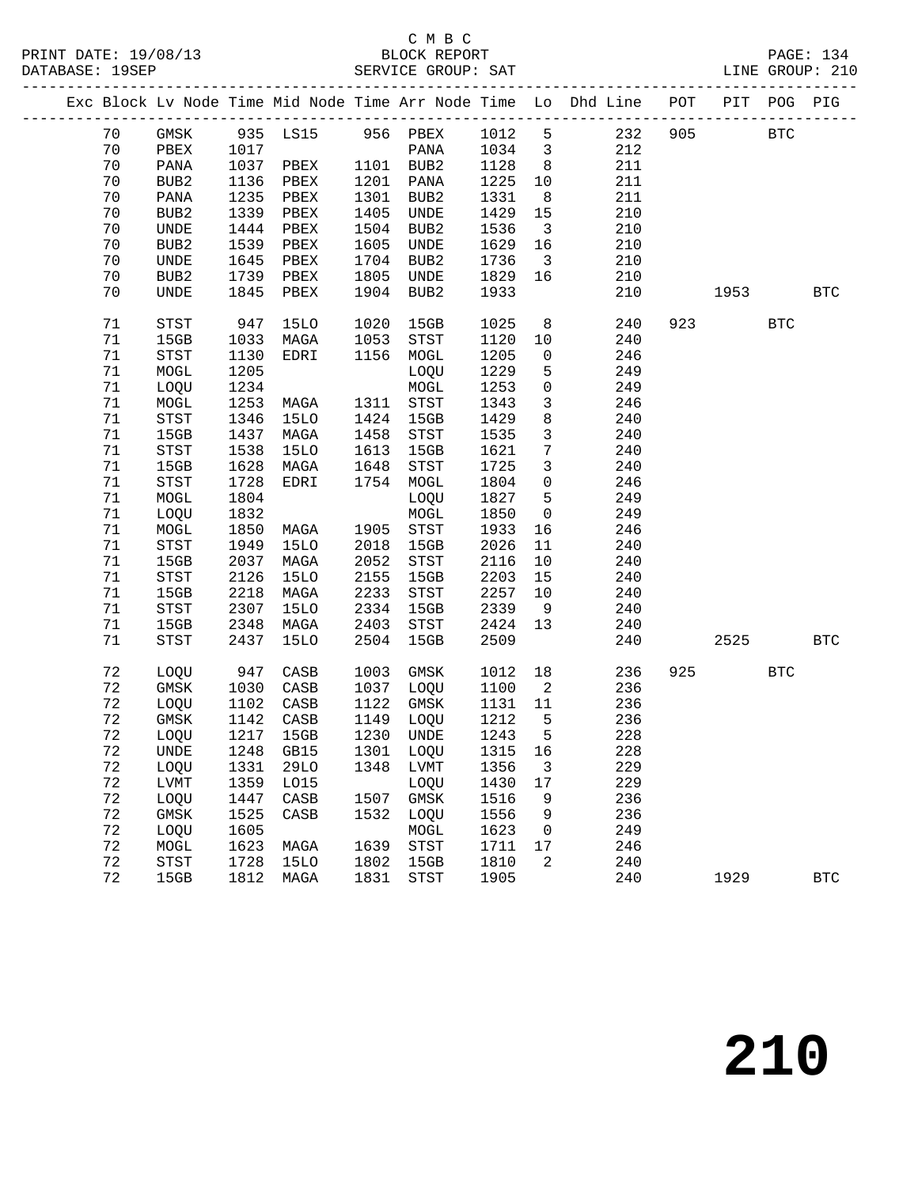C M B C
PRINT DATE: 19/08/13 BLOCK REPORT
DATABASE: 19SEP SERVICE GROUP: SAT LINE GROUP: 210

| Exc | Block | Lv | Node | Time | Mid Node | Time | Arr Node | Time | Lo | Dhd Line | POT | PIT | POG | PIG |
|---|---|---|---|---|---|---|---|---|---|---|---|---|---|---|
| | 70 | | GMSK | 935 | LS15 | 956 | PBEX | 1012 | 5 | 232 | 905 | | BTC | |
| | 70 | | PBEX | 1017 | | | PANA | 1034 | 3 | 212 | | | | |
| | 70 | | PANA | 1037 | PBEX | 1101 | BUB2 | 1128 | 8 | 211 | | | | |
| | 70 | | BUB2 | 1136 | PBEX | 1201 | PANA | 1225 | 10 | 211 | | | | |
| | 70 | | PANA | 1235 | PBEX | 1301 | BUB2 | 1331 | 8 | 211 | | | | |
| | 70 | | BUB2 | 1339 | PBEX | 1405 | UNDE | 1429 | 15 | 210 | | | | |
| | 70 | | UNDE | 1444 | PBEX | 1504 | BUB2 | 1536 | 3 | 210 | | | | |
| | 70 | | BUB2 | 1539 | PBEX | 1605 | UNDE | 1629 | 16 | 210 | | | | |
| | 70 | | UNDE | 1645 | PBEX | 1704 | BUB2 | 1736 | 3 | 210 | | | | |
| | 70 | | BUB2 | 1739 | PBEX | 1805 | UNDE | 1829 | 16 | 210 | | | | |
| | 70 | | UNDE | 1845 | PBEX | 1904 | BUB2 | 1933 | | 210 | | 1953 | | BTC |
| | 71 | | STST | 947 | 15LO | 1020 | 15GB | 1025 | 8 | 240 | 923 | | BTC | |
| | 71 | | 15GB | 1033 | MAGA | 1053 | STST | 1120 | 10 | 240 | | | | |
| | 71 | | STST | 1130 | EDRI | 1156 | MOGL | 1205 | 0 | 246 | | | | |
| | 71 | | MOGL | 1205 | | | LOQU | 1229 | 5 | 249 | | | | |
| | 71 | | LOQU | 1234 | | | MOGL | 1253 | 0 | 249 | | | | |
| | 71 | | MOGL | 1253 | MAGA | 1311 | STST | 1343 | 3 | 246 | | | | |
| | 71 | | STST | 1346 | 15LO | 1424 | 15GB | 1429 | 8 | 240 | | | | |
| | 71 | | 15GB | 1437 | MAGA | 1458 | STST | 1535 | 3 | 240 | | | | |
| | 71 | | STST | 1538 | 15LO | 1613 | 15GB | 1621 | 7 | 240 | | | | |
| | 71 | | 15GB | 1628 | MAGA | 1648 | STST | 1725 | 3 | 240 | | | | |
| | 71 | | STST | 1728 | EDRI | 1754 | MOGL | 1804 | 0 | 246 | | | | |
| | 71 | | MOGL | 1804 | | | LOQU | 1827 | 5 | 249 | | | | |
| | 71 | | LOQU | 1832 | | | MOGL | 1850 | 0 | 249 | | | | |
| | 71 | | MOGL | 1850 | MAGA | 1905 | STST | 1933 | 16 | 246 | | | | |
| | 71 | | STST | 1949 | 15LO | 2018 | 15GB | 2026 | 11 | 240 | | | | |
| | 71 | | 15GB | 2037 | MAGA | 2052 | STST | 2116 | 10 | 240 | | | | |
| | 71 | | STST | 2126 | 15LO | 2155 | 15GB | 2203 | 15 | 240 | | | | |
| | 71 | | 15GB | 2218 | MAGA | 2233 | STST | 2257 | 10 | 240 | | | | |
| | 71 | | STST | 2307 | 15LO | 2334 | 15GB | 2339 | 9 | 240 | | | | |
| | 71 | | 15GB | 2348 | MAGA | 2403 | STST | 2424 | 13 | 240 | | | | |
| | 71 | | STST | 2437 | 15LO | 2504 | 15GB | 2509 | | 240 | | 2525 | | BTC |
| | 72 | | LOQU | 947 | CASB | 1003 | GMSK | 1012 | 18 | 236 | 925 | | BTC | |
| | 72 | | GMSK | 1030 | CASB | 1037 | LOQU | 1100 | 2 | 236 | | | | |
| | 72 | | LOQU | 1102 | CASB | 1122 | GMSK | 1131 | 11 | 236 | | | | |
| | 72 | | GMSK | 1142 | CASB | 1149 | LOQU | 1212 | 5 | 236 | | | | |
| | 72 | | LOQU | 1217 | 15GB | 1230 | UNDE | 1243 | 5 | 228 | | | | |
| | 72 | | UNDE | 1248 | GB15 | 1301 | LOQU | 1315 | 16 | 228 | | | | |
| | 72 | | LOQU | 1331 | 29LO | 1348 | LVMT | 1356 | 3 | 229 | | | | |
| | 72 | | LVMT | 1359 | LO15 | | LOQU | 1430 | 17 | 229 | | | | |
| | 72 | | LOQU | 1447 | CASB | 1507 | GMSK | 1516 | 9 | 236 | | | | |
| | 72 | | GMSK | 1525 | CASB | 1532 | LOQU | 1556 | 9 | 236 | | | | |
| | 72 | | LOQU | 1605 | | | MOGL | 1623 | 0 | 249 | | | | |
| | 72 | | MOGL | 1623 | MAGA | 1639 | STST | 1711 | 17 | 246 | | | | |
| | 72 | | STST | 1728 | 15LO | 1802 | 15GB | 1810 | 2 | 240 | | | | |
| | 72 | | 15GB | 1812 | MAGA | 1831 | STST | 1905 | | 240 | | 1929 | | BTC |

210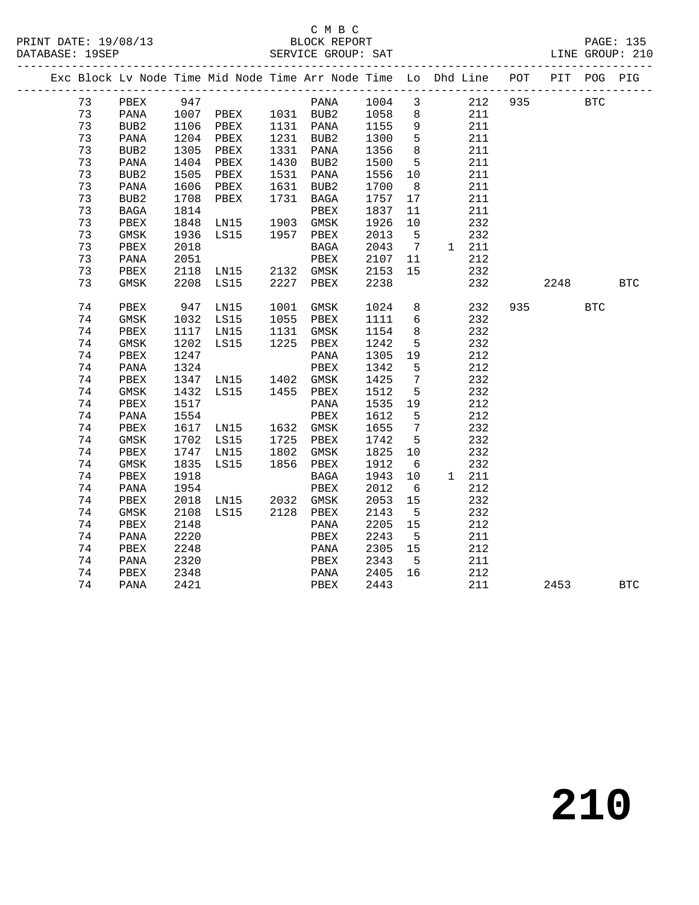C M B C
BLOCK REPORT
SERVICE GROUP: SAT

PRINT DATE: 19/08/13
DATABASE: 19SEP
LINE GROUP: 210

| Exc | Block | Lv | Node | Time | Mid Node | Time | Arr Node | Time | Lo | Dhd | Line | POT | PIT | POG | PIG |
|---|---|---|---|---|---|---|---|---|---|---|---|---|---|---|---|
| | 73 | | PBEX | 947 | | | PANA | 1004 | 3 | | 212 | 935 | | BTC | |
| | 73 | | PANA | 1007 | PBEX | 1031 | BUB2 | 1058 | 8 | | 211 | | | | |
| | 73 | | BUB2 | 1106 | PBEX | 1131 | PANA | 1155 | 9 | | 211 | | | | |
| | 73 | | PANA | 1204 | PBEX | 1231 | BUB2 | 1300 | 5 | | 211 | | | | |
| | 73 | | BUB2 | 1305 | PBEX | 1331 | PANA | 1356 | 8 | | 211 | | | | |
| | 73 | | PANA | 1404 | PBEX | 1430 | BUB2 | 1500 | 5 | | 211 | | | | |
| | 73 | | BUB2 | 1505 | PBEX | 1531 | PANA | 1556 | 10 | | 211 | | | | |
| | 73 | | PANA | 1606 | PBEX | 1631 | BUB2 | 1700 | 8 | | 211 | | | | |
| | 73 | | BUB2 | 1708 | PBEX | 1731 | BAGA | 1757 | 17 | | 211 | | | | |
| | 73 | | BAGA | 1814 | | | PBEX | 1837 | 11 | | 211 | | | | |
| | 73 | | PBEX | 1848 | LN15 | 1903 | GMSK | 1926 | 10 | | 232 | | | | |
| | 73 | | GMSK | 1936 | LS15 | 1957 | PBEX | 2013 | 5 | | 232 | | | | |
| | 73 | | PBEX | 2018 | | | BAGA | 2043 | 7 | 1 | 211 | | | | |
| | 73 | | PANA | 2051 | | | PBEX | 2107 | 11 | | 212 | | | | |
| | 73 | | PBEX | 2118 | LN15 | 2132 | GMSK | 2153 | 15 | | 232 | | | | |
| | 73 | | GMSK | 2208 | LS15 | 2227 | PBEX | 2238 | | | 232 | | 2248 | | BTC |
| | 74 | | PBEX | 947 | LN15 | 1001 | GMSK | 1024 | 8 | | 232 | 935 | | BTC | |
| | 74 | | GMSK | 1032 | LS15 | 1055 | PBEX | 1111 | 6 | | 232 | | | | |
| | 74 | | PBEX | 1117 | LN15 | 1131 | GMSK | 1154 | 8 | | 232 | | | | |
| | 74 | | GMSK | 1202 | LS15 | 1225 | PBEX | 1242 | 5 | | 232 | | | | |
| | 74 | | PBEX | 1247 | | | PANA | 1305 | 19 | | 212 | | | | |
| | 74 | | PANA | 1324 | | | PBEX | 1342 | 5 | | 212 | | | | |
| | 74 | | PBEX | 1347 | LN15 | 1402 | GMSK | 1425 | 7 | | 232 | | | | |
| | 74 | | GMSK | 1432 | LS15 | 1455 | PBEX | 1512 | 5 | | 232 | | | | |
| | 74 | | PBEX | 1517 | | | PANA | 1535 | 19 | | 212 | | | | |
| | 74 | | PANA | 1554 | | | PBEX | 1612 | 5 | | 212 | | | | |
| | 74 | | PBEX | 1617 | LN15 | 1632 | GMSK | 1655 | 7 | | 232 | | | | |
| | 74 | | GMSK | 1702 | LS15 | 1725 | PBEX | 1742 | 5 | | 232 | | | | |
| | 74 | | PBEX | 1747 | LN15 | 1802 | GMSK | 1825 | 10 | | 232 | | | | |
| | 74 | | GMSK | 1835 | LS15 | 1856 | PBEX | 1912 | 6 | | 232 | | | | |
| | 74 | | PBEX | 1918 | | | BAGA | 1943 | 10 | 1 | 211 | | | | |
| | 74 | | PANA | 1954 | | | PBEX | 2012 | 6 | | 212 | | | | |
| | 74 | | PBEX | 2018 | LN15 | 2032 | GMSK | 2053 | 15 | | 232 | | | | |
| | 74 | | GMSK | 2108 | LS15 | 2128 | PBEX | 2143 | 5 | | 232 | | | | |
| | 74 | | PBEX | 2148 | | | PANA | 2205 | 15 | | 212 | | | | |
| | 74 | | PANA | 2220 | | | PBEX | 2243 | 5 | | 211 | | | | |
| | 74 | | PBEX | 2248 | | | PANA | 2305 | 15 | | 212 | | | | |
| | 74 | | PANA | 2320 | | | PBEX | 2343 | 5 | | 211 | | | | |
| | 74 | | PBEX | 2348 | | | PANA | 2405 | 16 | | 212 | | | | |
| | 74 | | PANA | 2421 | | | PBEX | 2443 | | | 211 | | 2453 | | BTC |

# 210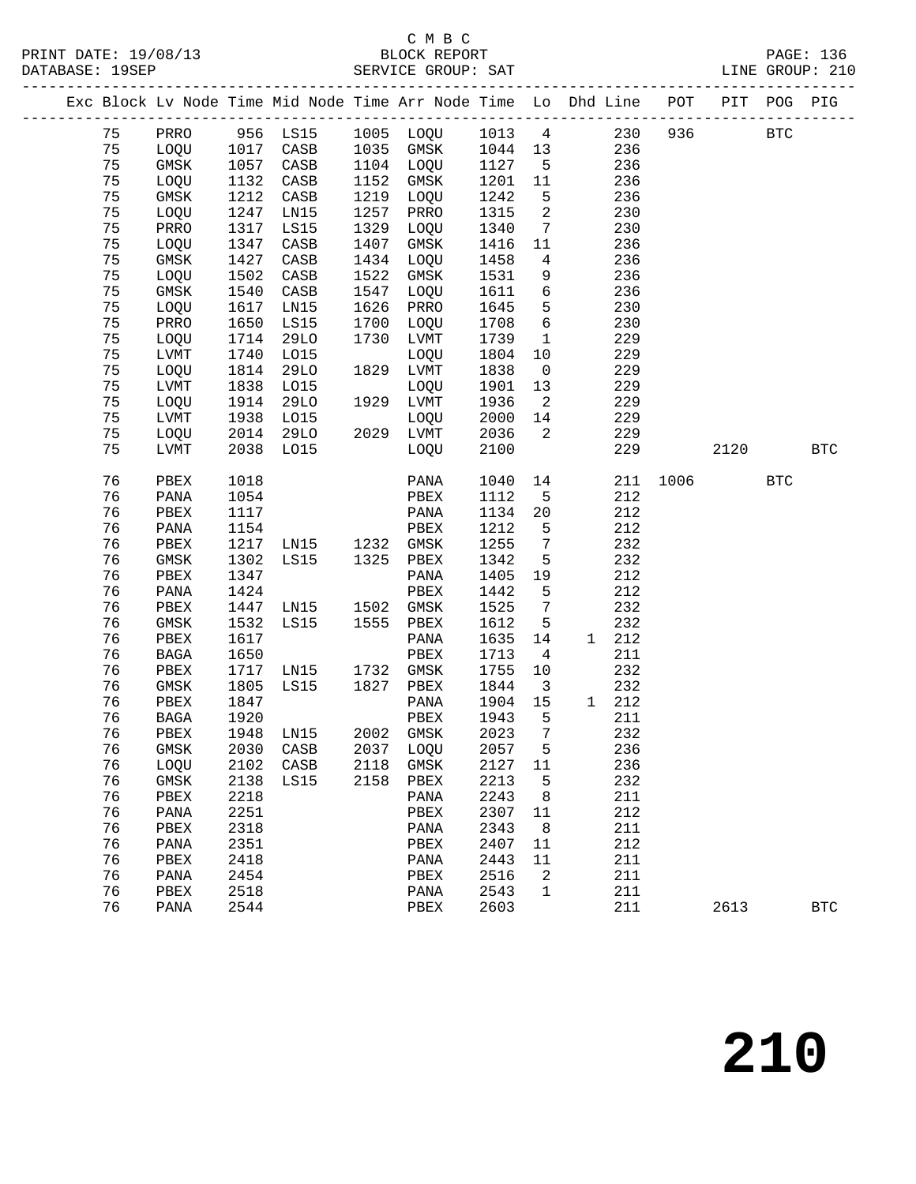C M B C
PRINT DATE: 19/08/13 BLOCK REPORT
DATABASE: 19SEP SERVICE GROUP: SAT LINE GROUP: 210

| Exc | Block | Lv | Node | Time | Mid Node | Time | Arr Node | Time | Lo | Dhd | Line | POT | PIT | POG | PIG |
|---|---|---|---|---|---|---|---|---|---|---|---|---|---|---|---|
| | 75 | | PRRO | 956 | LS15 | 1005 | LOQU | 1013 | 4 | | 230 | 936 | | BTC | |
| | 75 | | LOQU | 1017 | CASB | 1035 | GMSK | 1044 | 13 | | 236 | | | | |
| | 75 | | GMSK | 1057 | CASB | 1104 | LOQU | 1127 | 5 | | 236 | | | | |
| | 75 | | LOQU | 1132 | CASB | 1152 | GMSK | 1201 | 11 | | 236 | | | | |
| | 75 | | GMSK | 1212 | CASB | 1219 | LOQU | 1242 | 5 | | 236 | | | | |
| | 75 | | LOQU | 1247 | LN15 | 1257 | PRRO | 1315 | 2 | | 230 | | | | |
| | 75 | | PRRO | 1317 | LS15 | 1329 | LOQU | 1340 | 7 | | 230 | | | | |
| | 75 | | LOQU | 1347 | CASB | 1407 | GMSK | 1416 | 11 | | 236 | | | | |
| | 75 | | GMSK | 1427 | CASB | 1434 | LOQU | 1458 | 4 | | 236 | | | | |
| | 75 | | LOQU | 1502 | CASB | 1522 | GMSK | 1531 | 9 | | 236 | | | | |
| | 75 | | GMSK | 1540 | CASB | 1547 | LOQU | 1611 | 6 | | 236 | | | | |
| | 75 | | LOQU | 1617 | LN15 | 1626 | PRRO | 1645 | 5 | | 230 | | | | |
| | 75 | | PRRO | 1650 | LS15 | 1700 | LOQU | 1708 | 6 | | 230 | | | | |
| | 75 | | LOQU | 1714 | 29LO | 1730 | LVMT | 1739 | 1 | | 229 | | | | |
| | 75 | | LVMT | 1740 | LO15 | | LOQU | 1804 | 10 | | 229 | | | | |
| | 75 | | LOQU | 1814 | 29LO | 1829 | LVMT | 1838 | 0 | | 229 | | | | |
| | 75 | | LVMT | 1838 | LO15 | | LOQU | 1901 | 13 | | 229 | | | | |
| | 75 | | LOQU | 1914 | 29LO | 1929 | LVMT | 1936 | 2 | | 229 | | | | |
| | 75 | | LVMT | 1938 | LO15 | | LOQU | 2000 | 14 | | 229 | | | | |
| | 75 | | LOQU | 2014 | 29LO | 2029 | LVMT | 2036 | 2 | | 229 | | | | |
| | 75 | | LVMT | 2038 | LO15 | | LOQU | 2100 | | | 229 | | 2120 | | BTC |
| | 76 | | PBEX | 1018 | | | PANA | 1040 | 14 | | 211 | 1006 | | BTC | |
| | 76 | | PANA | 1054 | | | PBEX | 1112 | 5 | | 212 | | | | |
| | 76 | | PBEX | 1117 | | | PANA | 1134 | 20 | | 212 | | | | |
| | 76 | | PANA | 1154 | | | PBEX | 1212 | 5 | | 212 | | | | |
| | 76 | | PBEX | 1217 | LN15 | 1232 | GMSK | 1255 | 7 | | 232 | | | | |
| | 76 | | GMSK | 1302 | LS15 | 1325 | PBEX | 1342 | 5 | | 232 | | | | |
| | 76 | | PBEX | 1347 | | | PANA | 1405 | 19 | | 212 | | | | |
| | 76 | | PANA | 1424 | | | PBEX | 1442 | 5 | | 212 | | | | |
| | 76 | | PBEX | 1447 | LN15 | 1502 | GMSK | 1525 | 7 | | 232 | | | | |
| | 76 | | GMSK | 1532 | LS15 | 1555 | PBEX | 1612 | 5 | | 232 | | | | |
| | 76 | | PBEX | 1617 | | | PANA | 1635 | 14 | 1 | 212 | | | | |
| | 76 | | BAGA | 1650 | | | PBEX | 1713 | 4 | | 211 | | | | |
| | 76 | | PBEX | 1717 | LN15 | 1732 | GMSK | 1755 | 10 | | 232 | | | | |
| | 76 | | GMSK | 1805 | LS15 | 1827 | PBEX | 1844 | 3 | | 232 | | | | |
| | 76 | | PBEX | 1847 | | | PANA | 1904 | 15 | 1 | 212 | | | | |
| | 76 | | BAGA | 1920 | | | PBEX | 1943 | 5 | | 211 | | | | |
| | 76 | | PBEX | 1948 | LN15 | 2002 | GMSK | 2023 | 7 | | 232 | | | | |
| | 76 | | GMSK | 2030 | CASB | 2037 | LOQU | 2057 | 5 | | 236 | | | | |
| | 76 | | LOQU | 2102 | CASB | 2118 | GMSK | 2127 | 11 | | 236 | | | | |
| | 76 | | GMSK | 2138 | LS15 | 2158 | PBEX | 2213 | 5 | | 232 | | | | |
| | 76 | | PBEX | 2218 | | | PANA | 2243 | 8 | | 211 | | | | |
| | 76 | | PANA | 2251 | | | PBEX | 2307 | 11 | | 212 | | | | |
| | 76 | | PBEX | 2318 | | | PANA | 2343 | 8 | | 211 | | | | |
| | 76 | | PANA | 2351 | | | PBEX | 2407 | 11 | | 212 | | | | |
| | 76 | | PBEX | 2418 | | | PANA | 2443 | 11 | | 211 | | | | |
| | 76 | | PANA | 2454 | | | PBEX | 2516 | 2 | | 211 | | | | |
| | 76 | | PBEX | 2518 | | | PANA | 2543 | 1 | | 211 | | | | |
| | 76 | | PANA | 2544 | | | PBEX | 2603 | | | 211 | | 2613 | | BTC |

210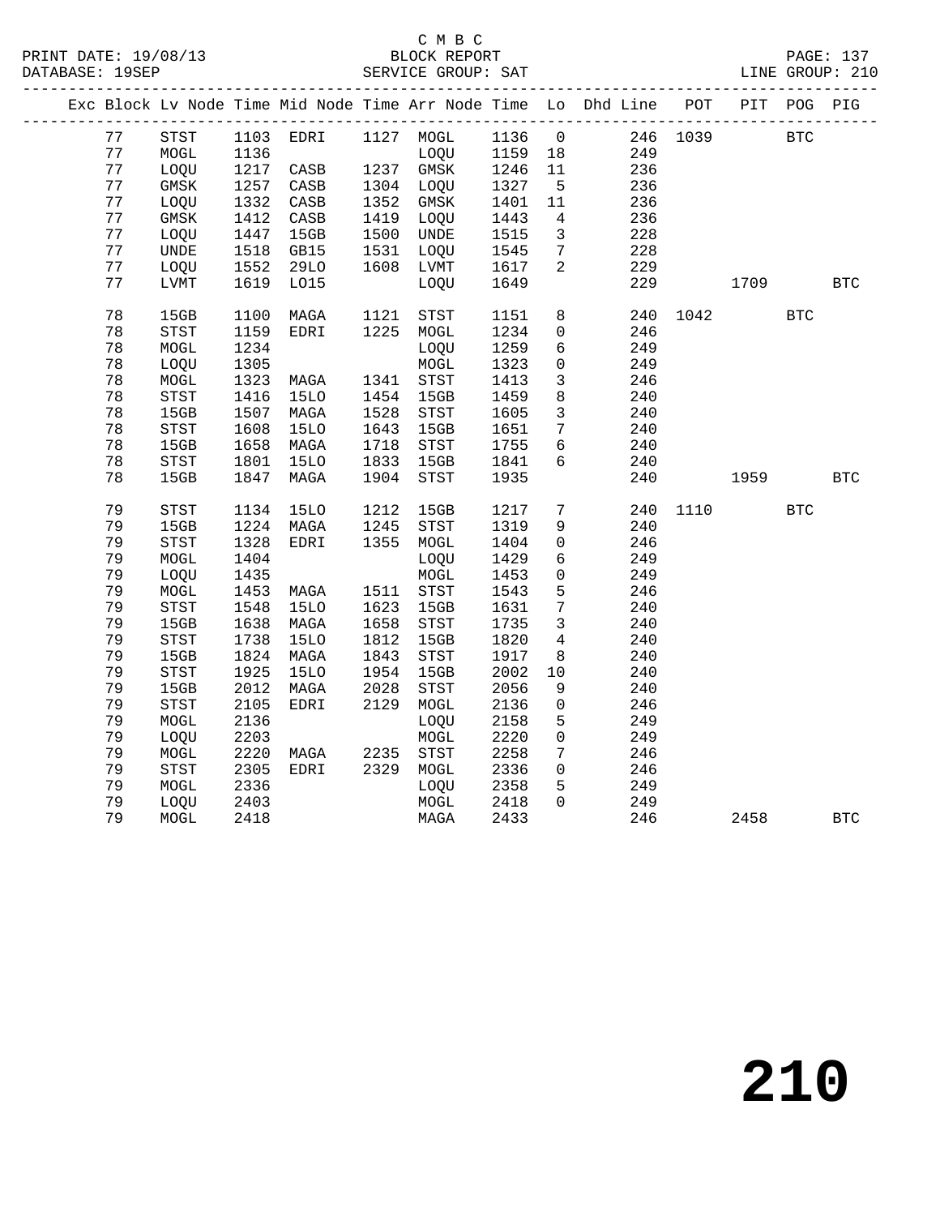C M B C
PRINT DATE: 19/08/13 BLOCK REPORT
DATABASE: 19SEP SERVICE GROUP: SAT LINE GROUP: 210

| Exc | Block | Lv Node | Time | Mid Node | Time | Arr Node | Time | Lo | Dhd Line | POT | PIT | POG | PIG |
|---|---|---|---|---|---|---|---|---|---|---|---|---|---|
| | 77 | STST | 1103 | EDRI | 1127 | MOGL | 1136 | 0 | 246 | 1039 | | BTC | |
| | 77 | MOGL | 1136 | | | LOQU | 1159 | 18 | 249 | | | | |
| | 77 | LOQU | 1217 | CASB | 1237 | GMSK | 1246 | 11 | 236 | | | | |
| | 77 | GMSK | 1257 | CASB | 1304 | LOQU | 1327 | 5 | 236 | | | | |
| | 77 | LOQU | 1332 | CASB | 1352 | GMSK | 1401 | 11 | 236 | | | | |
| | 77 | GMSK | 1412 | CASB | 1419 | LOQU | 1443 | 4 | 236 | | | | |
| | 77 | LOQU | 1447 | 15GB | 1500 | UNDE | 1515 | 3 | 228 | | | | |
| | 77 | UNDE | 1518 | GB15 | 1531 | LOQU | 1545 | 7 | 228 | | | | |
| | 77 | LOQU | 1552 | 29LO | 1608 | LVMT | 1617 | 2 | 229 | | | | |
| | 77 | LVMT | 1619 | LO15 | | LOQU | 1649 | | 229 | | 1709 | | BTC |
| | 78 | 15GB | 1100 | MAGA | 1121 | STST | 1151 | 8 | 240 | 1042 | | BTC | |
| | 78 | STST | 1159 | EDRI | 1225 | MOGL | 1234 | 0 | 246 | | | | |
| | 78 | MOGL | 1234 | | | LOQU | 1259 | 6 | 249 | | | | |
| | 78 | LOQU | 1305 | | | MOGL | 1323 | 0 | 249 | | | | |
| | 78 | MOGL | 1323 | MAGA | 1341 | STST | 1413 | 3 | 246 | | | | |
| | 78 | STST | 1416 | 15LO | 1454 | 15GB | 1459 | 8 | 240 | | | | |
| | 78 | 15GB | 1507 | MAGA | 1528 | STST | 1605 | 3 | 240 | | | | |
| | 78 | STST | 1608 | 15LO | 1643 | 15GB | 1651 | 7 | 240 | | | | |
| | 78 | 15GB | 1658 | MAGA | 1718 | STST | 1755 | 6 | 240 | | | | |
| | 78 | STST | 1801 | 15LO | 1833 | 15GB | 1841 | 6 | 240 | | | | |
| | 78 | 15GB | 1847 | MAGA | 1904 | STST | 1935 | | 240 | | 1959 | | BTC |
| | 79 | STST | 1134 | 15LO | 1212 | 15GB | 1217 | 7 | 240 | 1110 | | BTC | |
| | 79 | 15GB | 1224 | MAGA | 1245 | STST | 1319 | 9 | 240 | | | | |
| | 79 | STST | 1328 | EDRI | 1355 | MOGL | 1404 | 0 | 246 | | | | |
| | 79 | MOGL | 1404 | | | LOQU | 1429 | 6 | 249 | | | | |
| | 79 | LOQU | 1435 | | | MOGL | 1453 | 0 | 249 | | | | |
| | 79 | MOGL | 1453 | MAGA | 1511 | STST | 1543 | 5 | 246 | | | | |
| | 79 | STST | 1548 | 15LO | 1623 | 15GB | 1631 | 7 | 240 | | | | |
| | 79 | 15GB | 1638 | MAGA | 1658 | STST | 1735 | 3 | 240 | | | | |
| | 79 | STST | 1738 | 15LO | 1812 | 15GB | 1820 | 4 | 240 | | | | |
| | 79 | 15GB | 1824 | MAGA | 1843 | STST | 1917 | 8 | 240 | | | | |
| | 79 | STST | 1925 | 15LO | 1954 | 15GB | 2002 | 10 | 240 | | | | |
| | 79 | 15GB | 2012 | MAGA | 2028 | STST | 2056 | 9 | 240 | | | | |
| | 79 | STST | 2105 | EDRI | 2129 | MOGL | 2136 | 0 | 246 | | | | |
| | 79 | MOGL | 2136 | | | LOQU | 2158 | 5 | 249 | | | | |
| | 79 | LOQU | 2203 | | | MOGL | 2220 | 0 | 249 | | | | |
| | 79 | MOGL | 2220 | MAGA | 2235 | STST | 2258 | 7 | 246 | | | | |
| | 79 | STST | 2305 | EDRI | 2329 | MOGL | 2336 | 0 | 246 | | | | |
| | 79 | MOGL | 2336 | | | LOQU | 2358 | 5 | 249 | | | | |
| | 79 | LOQU | 2403 | | | MOGL | 2418 | 0 | 249 | | | | |
| | 79 | MOGL | 2418 | | | MAGA | 2433 | | 246 | | 2458 | | BTC |

210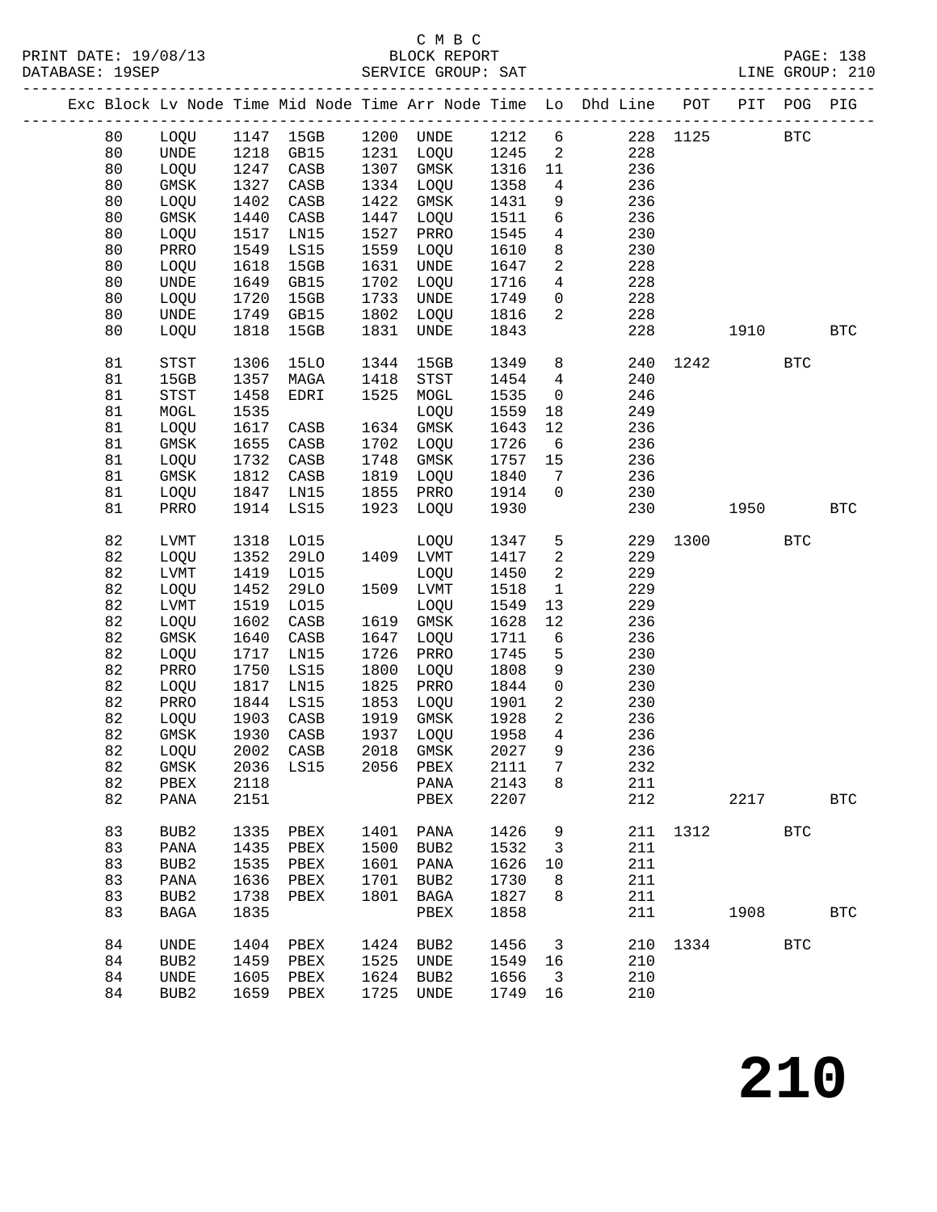C M B C

PRINT DATE: 19/08/13 BLOCK REPORT
DATABASE: 19SEP SERVICE GROUP: SAT LINE GROUP: 210

| Exc | Block | Lv | Node | Time | Mid Node | Time | Arr Node | Time | Lo | Dhd Line | POT | PIT | POG | PIG |
|---|---|---|---|---|---|---|---|---|---|---|---|---|---|---|
| | 80 | | LOQU | 1147 | 15GB | 1200 | UNDE | 1212 | 6 | 228 | 1125 | | BTC | |
| | 80 | | UNDE | 1218 | GB15 | 1231 | LOQU | 1245 | 2 | 228 | | | | |
| | 80 | | LOQU | 1247 | CASB | 1307 | GMSK | 1316 | 11 | 236 | | | | |
| | 80 | | GMSK | 1327 | CASB | 1334 | LOQU | 1358 | 4 | 236 | | | | |
| | 80 | | LOQU | 1402 | CASB | 1422 | GMSK | 1431 | 9 | 236 | | | | |
| | 80 | | GMSK | 1440 | CASB | 1447 | LOQU | 1511 | 6 | 236 | | | | |
| | 80 | | LOQU | 1517 | LN15 | 1527 | PRRO | 1545 | 4 | 230 | | | | |
| | 80 | | PRRO | 1549 | LS15 | 1559 | LOQU | 1610 | 8 | 230 | | | | |
| | 80 | | LOQU | 1618 | 15GB | 1631 | UNDE | 1647 | 2 | 228 | | | | |
| | 80 | | UNDE | 1649 | GB15 | 1702 | LOQU | 1716 | 4 | 228 | | | | |
| | 80 | | LOQU | 1720 | 15GB | 1733 | UNDE | 1749 | 0 | 228 | | | | |
| | 80 | | UNDE | 1749 | GB15 | 1802 | LOQU | 1816 | 2 | 228 | | | | |
| | 80 | | LOQU | 1818 | 15GB | 1831 | UNDE | 1843 | | 228 | | 1910 | | BTC |
| | 81 | | STST | 1306 | 15LO | 1344 | 15GB | 1349 | 8 | 240 | 1242 | | BTC | |
| | 81 | | 15GB | 1357 | MAGA | 1418 | STST | 1454 | 4 | 240 | | | | |
| | 81 | | STST | 1458 | EDRI | 1525 | MOGL | 1535 | 0 | 246 | | | | |
| | 81 | | MOGL | 1535 | | | LOQU | 1559 | 18 | 249 | | | | |
| | 81 | | LOQU | 1617 | CASB | 1634 | GMSK | 1643 | 12 | 236 | | | | |
| | 81 | | GMSK | 1655 | CASB | 1702 | LOQU | 1726 | 6 | 236 | | | | |
| | 81 | | LOQU | 1732 | CASB | 1748 | GMSK | 1757 | 15 | 236 | | | | |
| | 81 | | GMSK | 1812 | CASB | 1819 | LOQU | 1840 | 7 | 236 | | | | |
| | 81 | | LOQU | 1847 | LN15 | 1855 | PRRO | 1914 | 0 | 230 | | | | |
| | 81 | | PRRO | 1914 | LS15 | 1923 | LOQU | 1930 | | 230 | | 1950 | | BTC |
| | 82 | | LVMT | 1318 | LO15 | | LOQU | 1347 | 5 | 229 | 1300 | | BTC | |
| | 82 | | LOQU | 1352 | 29LO | 1409 | LVMT | 1417 | 2 | 229 | | | | |
| | 82 | | LVMT | 1419 | LO15 | | LOQU | 1450 | 2 | 229 | | | | |
| | 82 | | LOQU | 1452 | 29LO | 1509 | LVMT | 1518 | 1 | 229 | | | | |
| | 82 | | LVMT | 1519 | LO15 | | LOQU | 1549 | 13 | 229 | | | | |
| | 82 | | LOQU | 1602 | CASB | 1619 | GMSK | 1628 | 12 | 236 | | | | |
| | 82 | | GMSK | 1640 | CASB | 1647 | LOQU | 1711 | 6 | 236 | | | | |
| | 82 | | LOQU | 1717 | LN15 | 1726 | PRRO | 1745 | 5 | 230 | | | | |
| | 82 | | PRRO | 1750 | LS15 | 1800 | LOQU | 1808 | 9 | 230 | | | | |
| | 82 | | LOQU | 1817 | LN15 | 1825 | PRRO | 1844 | 0 | 230 | | | | |
| | 82 | | PRRO | 1844 | LS15 | 1853 | LOQU | 1901 | 2 | 230 | | | | |
| | 82 | | LOQU | 1903 | CASB | 1919 | GMSK | 1928 | 2 | 236 | | | | |
| | 82 | | GMSK | 1930 | CASB | 1937 | LOQU | 1958 | 4 | 236 | | | | |
| | 82 | | LOQU | 2002 | CASB | 2018 | GMSK | 2027 | 9 | 236 | | | | |
| | 82 | | GMSK | 2036 | LS15 | 2056 | PBEX | 2111 | 7 | 232 | | | | |
| | 82 | | PBEX | 2118 | | | PANA | 2143 | 8 | 211 | | | | |
| | 82 | | PANA | 2151 | | | PBEX | 2207 | | 212 | | 2217 | | BTC |
| | 83 | | BUB2 | 1335 | PBEX | 1401 | PANA | 1426 | 9 | 211 | 1312 | | BTC | |
| | 83 | | PANA | 1435 | PBEX | 1500 | BUB2 | 1532 | 3 | 211 | | | | |
| | 83 | | BUB2 | 1535 | PBEX | 1601 | PANA | 1626 | 10 | 211 | | | | |
| | 83 | | PANA | 1636 | PBEX | 1701 | BUB2 | 1730 | 8 | 211 | | | | |
| | 83 | | BUB2 | 1738 | PBEX | 1801 | BAGA | 1827 | 8 | 211 | | | | |
| | 83 | | BAGA | 1835 | | | PBEX | 1858 | | 211 | | 1908 | | BTC |
| | 84 | | UNDE | 1404 | PBEX | 1424 | BUB2 | 1456 | 3 | 210 | 1334 | | BTC | |
| | 84 | | BUB2 | 1459 | PBEX | 1525 | UNDE | 1549 | 16 | 210 | | | | |
| | 84 | | UNDE | 1605 | PBEX | 1624 | BUB2 | 1656 | 3 | 210 | | | | |
| | 84 | | BUB2 | 1659 | PBEX | 1725 | UNDE | 1749 | 16 | 210 | | | | |

# 210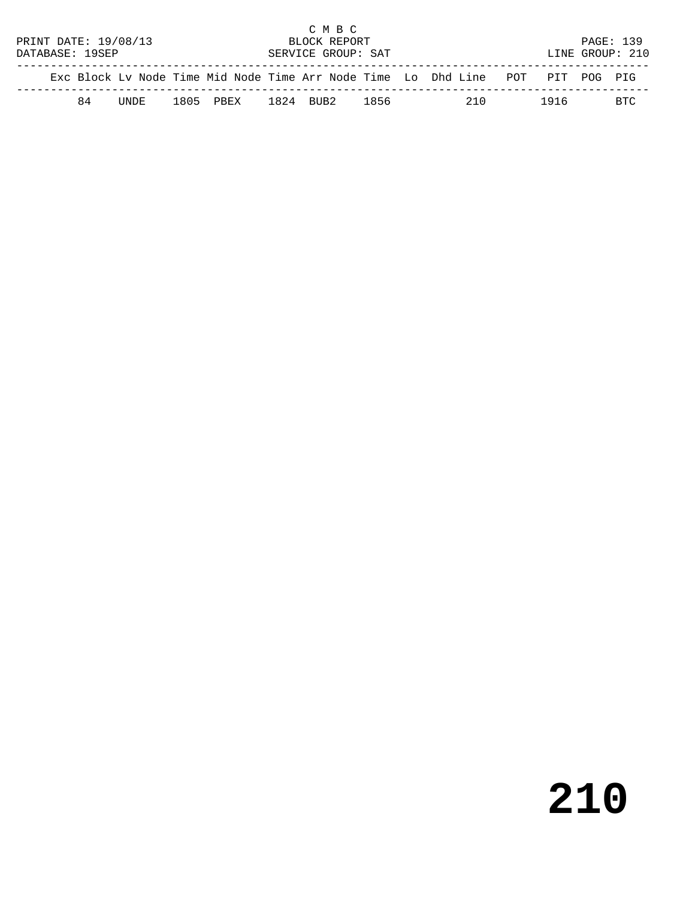C M B C
PRINT DATE: 19/08/13 BLOCK REPORT
DATABASE: 19SEP SERVICE GROUP: SAT LINE GROUP: 210

| Exc | Block | Lv | Node | Time | Mid | Node | Time | Arr | Node | Time | Lo | Dhd | Line | POT | PIT | POG | PIG |
|---|---|---|---|---|---|---|---|---|---|---|---|---|---|---|---|---|---|
| | 84 | | UNDE | 1805 | | PBEX | 1824 | | BUB2 | 1856 | | | 210 | | 1916 | | BTC |

# 210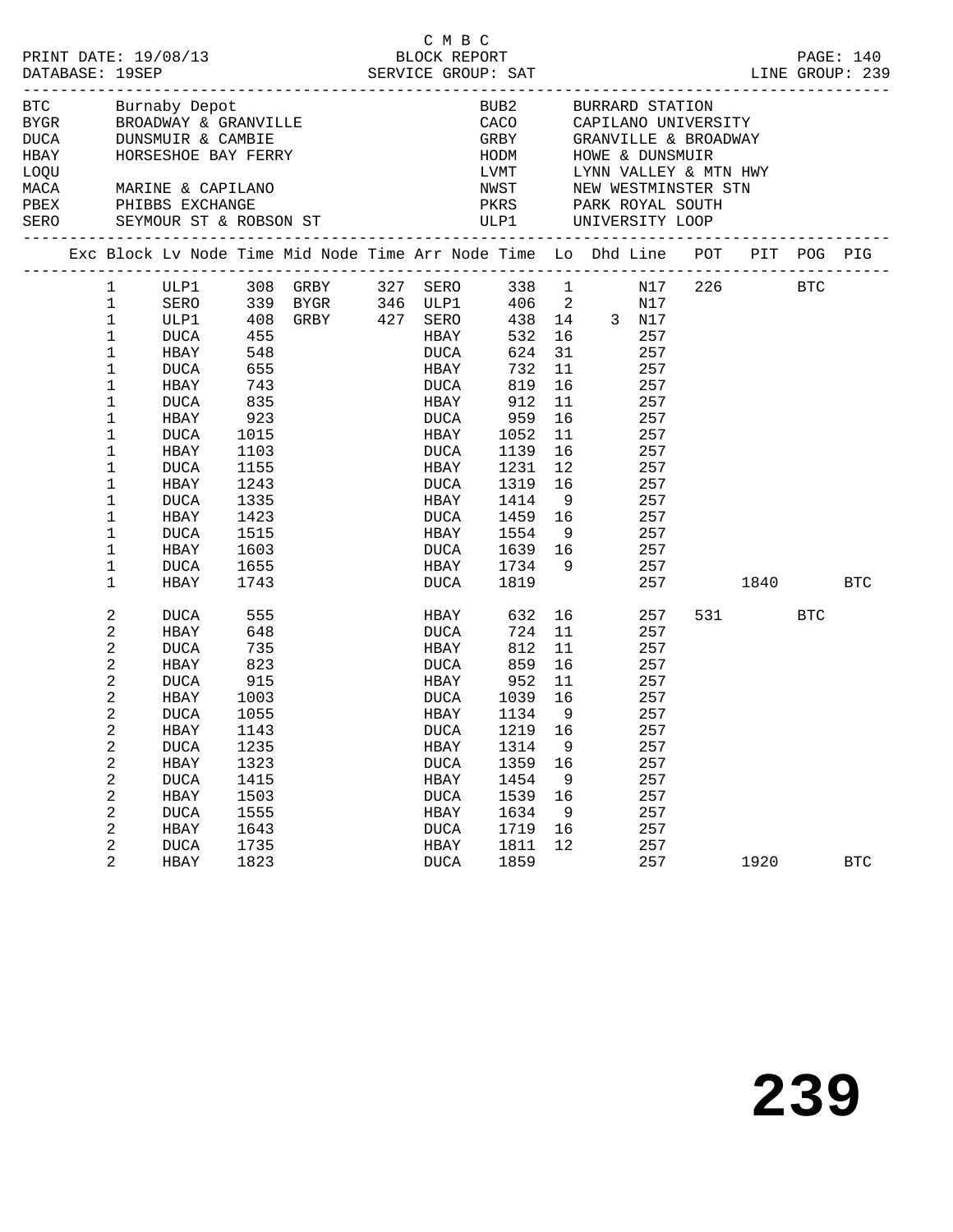C M B C

PRINT DATE: 19/08/13 BLOCK REPORT
DATABASE: 19SEP SERVICE GROUP: SAT LINE GROUP: 239

| Code | Name | Code | Name |
|---|---|---|---|
| BTC | Burnaby Depot | BUB2 | BURRARD STATION |
| BYGR | BROADWAY & GRANVILLE | CACO | CAPILANO UNIVERSITY |
| DUCA | DUNSMUIR & CAMBIE | GRBY | GRANVILLE & BROADWAY |
| HBAY | HORSESHOE BAY FERRY | HODM | HOWE & DUNSMUIR |
| LOQU | | LVMT | LYNN VALLEY & MTN HWY |
| MACA | MARINE & CAPILANO | NWST | NEW WESTMINSTER STN |
| PBEX | PHIBBS EXCHANGE | PKRS | PARK ROYAL SOUTH |
| SERO | SEYMOUR ST & ROBSON ST | ULP1 | UNIVERSITY LOOP |

| Exc | Block | Lv Node | Time | Mid Node | Time | Arr Node | Time | Lo | Dhd | Line | POT | PIT | POG | PIG |
|---|---|---|---|---|---|---|---|---|---|---|---|---|---|---|
| | 1 | ULP1 | 308 | GRBY | 327 | SERO | 338 | 1 | | N17 | 226 | | BTC | |
| | 1 | SERO | 339 | BYGR | 346 | ULP1 | 406 | 2 | | N17 | | | | |
| | 1 | ULP1 | 408 | GRBY | 427 | SERO | 438 | 14 | 3 | N17 | | | | |
| | 1 | DUCA | 455 | | | HBAY | 532 | 16 | | 257 | | | | |
| | 1 | HBAY | 548 | | | DUCA | 624 | 31 | | 257 | | | | |
| | 1 | DUCA | 655 | | | HBAY | 732 | 11 | | 257 | | | | |
| | 1 | HBAY | 743 | | | DUCA | 819 | 16 | | 257 | | | | |
| | 1 | DUCA | 835 | | | HBAY | 912 | 11 | | 257 | | | | |
| | 1 | HBAY | 923 | | | DUCA | 959 | 16 | | 257 | | | | |
| | 1 | DUCA | 1015 | | | HBAY | 1052 | 11 | | 257 | | | | |
| | 1 | HBAY | 1103 | | | DUCA | 1139 | 16 | | 257 | | | | |
| | 1 | DUCA | 1155 | | | HBAY | 1231 | 12 | | 257 | | | | |
| | 1 | HBAY | 1243 | | | DUCA | 1319 | 16 | | 257 | | | | |
| | 1 | DUCA | 1335 | | | HBAY | 1414 | 9 | | 257 | | | | |
| | 1 | HBAY | 1423 | | | DUCA | 1459 | 16 | | 257 | | | | |
| | 1 | DUCA | 1515 | | | HBAY | 1554 | 9 | | 257 | | | | |
| | 1 | HBAY | 1603 | | | DUCA | 1639 | 16 | | 257 | | | | |
| | 1 | DUCA | 1655 | | | HBAY | 1734 | 9 | | 257 | | | | |
| | 1 | HBAY | 1743 | | | DUCA | 1819 | | | 257 | | 1840 | | BTC |
| | 2 | DUCA | 555 | | | HBAY | 632 | 16 | | 257 | 531 | | BTC | |
| | 2 | HBAY | 648 | | | DUCA | 724 | 11 | | 257 | | | | |
| | 2 | DUCA | 735 | | | HBAY | 812 | 11 | | 257 | | | | |
| | 2 | HBAY | 823 | | | DUCA | 859 | 16 | | 257 | | | | |
| | 2 | DUCA | 915 | | | HBAY | 952 | 11 | | 257 | | | | |
| | 2 | HBAY | 1003 | | | DUCA | 1039 | 16 | | 257 | | | | |
| | 2 | DUCA | 1055 | | | HBAY | 1134 | 9 | | 257 | | | | |
| | 2 | HBAY | 1143 | | | DUCA | 1219 | 16 | | 257 | | | | |
| | 2 | DUCA | 1235 | | | HBAY | 1314 | 9 | | 257 | | | | |
| | 2 | HBAY | 1323 | | | DUCA | 1359 | 16 | | 257 | | | | |
| | 2 | DUCA | 1415 | | | HBAY | 1454 | 9 | | 257 | | | | |
| | 2 | HBAY | 1503 | | | DUCA | 1539 | 16 | | 257 | | | | |
| | 2 | DUCA | 1555 | | | HBAY | 1634 | 9 | | 257 | | | | |
| | 2 | HBAY | 1643 | | | DUCA | 1719 | 16 | | 257 | | | | |
| | 2 | DUCA | 1735 | | | HBAY | 1811 | 12 | | 257 | | | | |
| | 2 | HBAY | 1823 | | | DUCA | 1859 | | | 257 | | 1920 | | BTC |

239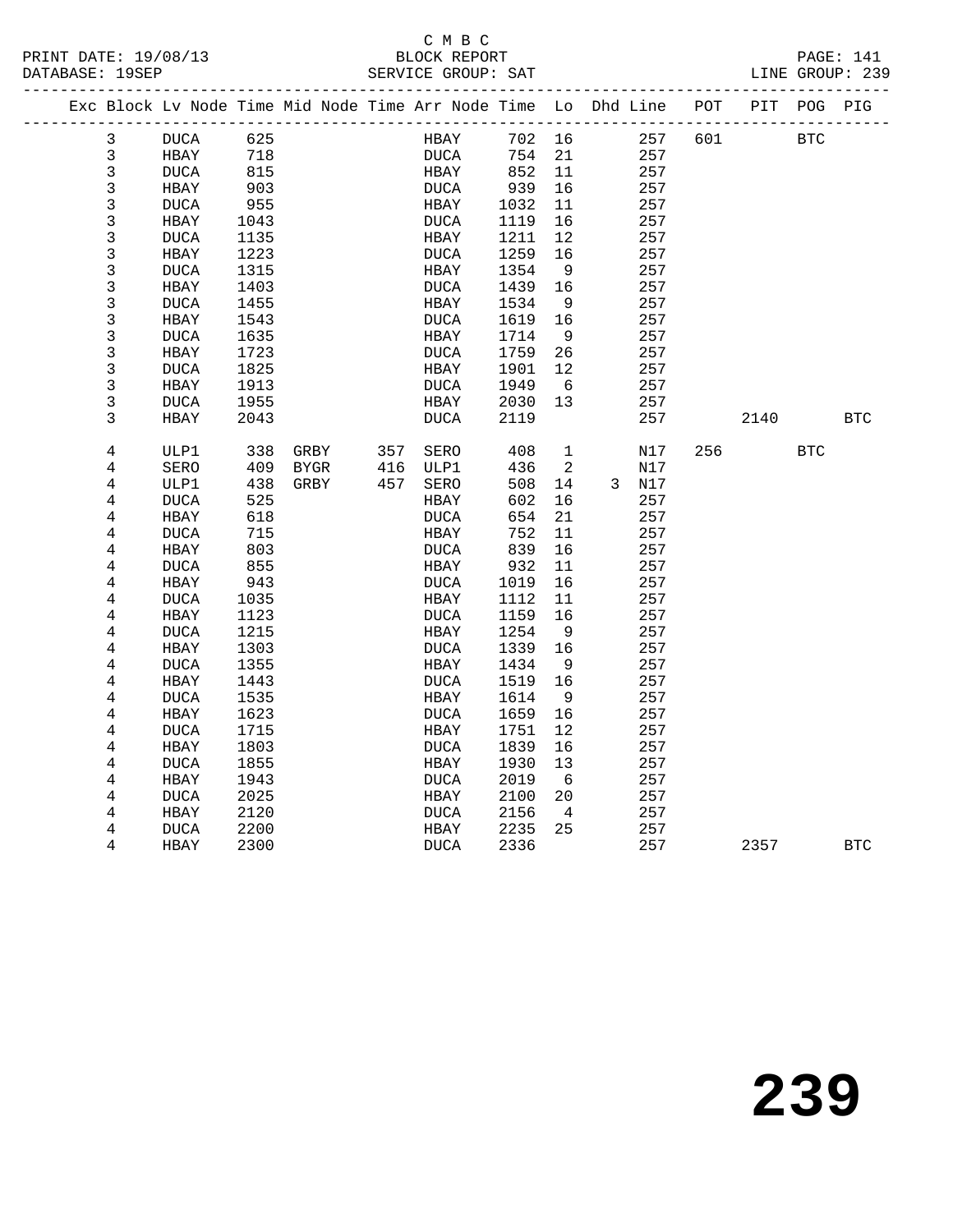C M B C

PRINT DATE: 19/08/13 BLOCK REPORT
DATABASE: 19SEP SERVICE GROUP: SAT LINE GROUP: 239

| Exc | Block | Lv | Node | Time | Mid Node | Time | Arr Node | Time | Lo | Dhd | Line | POT | PIT | POG | PIG |
|---|---|---|---|---|---|---|---|---|---|---|---|---|---|---|---|
| | 3 | | DUCA | 625 | | | HBAY | 702 | 16 | | 257 | 601 | | BTC | |
| | 3 | | HBAY | 718 | | | DUCA | 754 | 21 | | 257 | | | | |
| | 3 | | DUCA | 815 | | | HBAY | 852 | 11 | | 257 | | | | |
| | 3 | | HBAY | 903 | | | DUCA | 939 | 16 | | 257 | | | | |
| | 3 | | DUCA | 955 | | | HBAY | 1032 | 11 | | 257 | | | | |
| | 3 | | HBAY | 1043 | | | DUCA | 1119 | 16 | | 257 | | | | |
| | 3 | | DUCA | 1135 | | | HBAY | 1211 | 12 | | 257 | | | | |
| | 3 | | HBAY | 1223 | | | DUCA | 1259 | 16 | | 257 | | | | |
| | 3 | | DUCA | 1315 | | | HBAY | 1354 | 9 | | 257 | | | | |
| | 3 | | HBAY | 1403 | | | DUCA | 1439 | 16 | | 257 | | | | |
| | 3 | | DUCA | 1455 | | | HBAY | 1534 | 9 | | 257 | | | | |
| | 3 | | HBAY | 1543 | | | DUCA | 1619 | 16 | | 257 | | | | |
| | 3 | | DUCA | 1635 | | | HBAY | 1714 | 9 | | 257 | | | | |
| | 3 | | HBAY | 1723 | | | DUCA | 1759 | 26 | | 257 | | | | |
| | 3 | | DUCA | 1825 | | | HBAY | 1901 | 12 | | 257 | | | | |
| | 3 | | HBAY | 1913 | | | DUCA | 1949 | 6 | | 257 | | | | |
| | 3 | | DUCA | 1955 | | | HBAY | 2030 | 13 | | 257 | | | | |
| | 3 | | HBAY | 2043 | | | DUCA | 2119 | | | 257 | | 2140 | | BTC |
| | 4 | | ULP1 | 338 | GRBY | 357 | SERO | 408 | 1 | | N17 | 256 | | BTC | |
| | 4 | | SERO | 409 | BYGR | 416 | ULP1 | 436 | 2 | | N17 | | | | |
| | 4 | | ULP1 | 438 | GRBY | 457 | SERO | 508 | 14 | 3 | N17 | | | | |
| | 4 | | DUCA | 525 | | | HBAY | 602 | 16 | | 257 | | | | |
| | 4 | | HBAY | 618 | | | DUCA | 654 | 21 | | 257 | | | | |
| | 4 | | DUCA | 715 | | | HBAY | 752 | 11 | | 257 | | | | |
| | 4 | | HBAY | 803 | | | DUCA | 839 | 16 | | 257 | | | | |
| | 4 | | DUCA | 855 | | | HBAY | 932 | 11 | | 257 | | | | |
| | 4 | | HBAY | 943 | | | DUCA | 1019 | 16 | | 257 | | | | |
| | 4 | | DUCA | 1035 | | | HBAY | 1112 | 11 | | 257 | | | | |
| | 4 | | HBAY | 1123 | | | DUCA | 1159 | 16 | | 257 | | | | |
| | 4 | | DUCA | 1215 | | | HBAY | 1254 | 9 | | 257 | | | | |
| | 4 | | HBAY | 1303 | | | DUCA | 1339 | 16 | | 257 | | | | |
| | 4 | | DUCA | 1355 | | | HBAY | 1434 | 9 | | 257 | | | | |
| | 4 | | HBAY | 1443 | | | DUCA | 1519 | 16 | | 257 | | | | |
| | 4 | | DUCA | 1535 | | | HBAY | 1614 | 9 | | 257 | | | | |
| | 4 | | HBAY | 1623 | | | DUCA | 1659 | 16 | | 257 | | | | |
| | 4 | | DUCA | 1715 | | | HBAY | 1751 | 12 | | 257 | | | | |
| | 4 | | HBAY | 1803 | | | DUCA | 1839 | 16 | | 257 | | | | |
| | 4 | | DUCA | 1855 | | | HBAY | 1930 | 13 | | 257 | | | | |
| | 4 | | HBAY | 1943 | | | DUCA | 2019 | 6 | | 257 | | | | |
| | 4 | | DUCA | 2025 | | | HBAY | 2100 | 20 | | 257 | | | | |
| | 4 | | HBAY | 2120 | | | DUCA | 2156 | 4 | | 257 | | | | |
| | 4 | | DUCA | 2200 | | | HBAY | 2235 | 25 | | 257 | | | | |
| | 4 | | HBAY | 2300 | | | DUCA | 2336 | | | 257 | | 2357 | | BTC |

239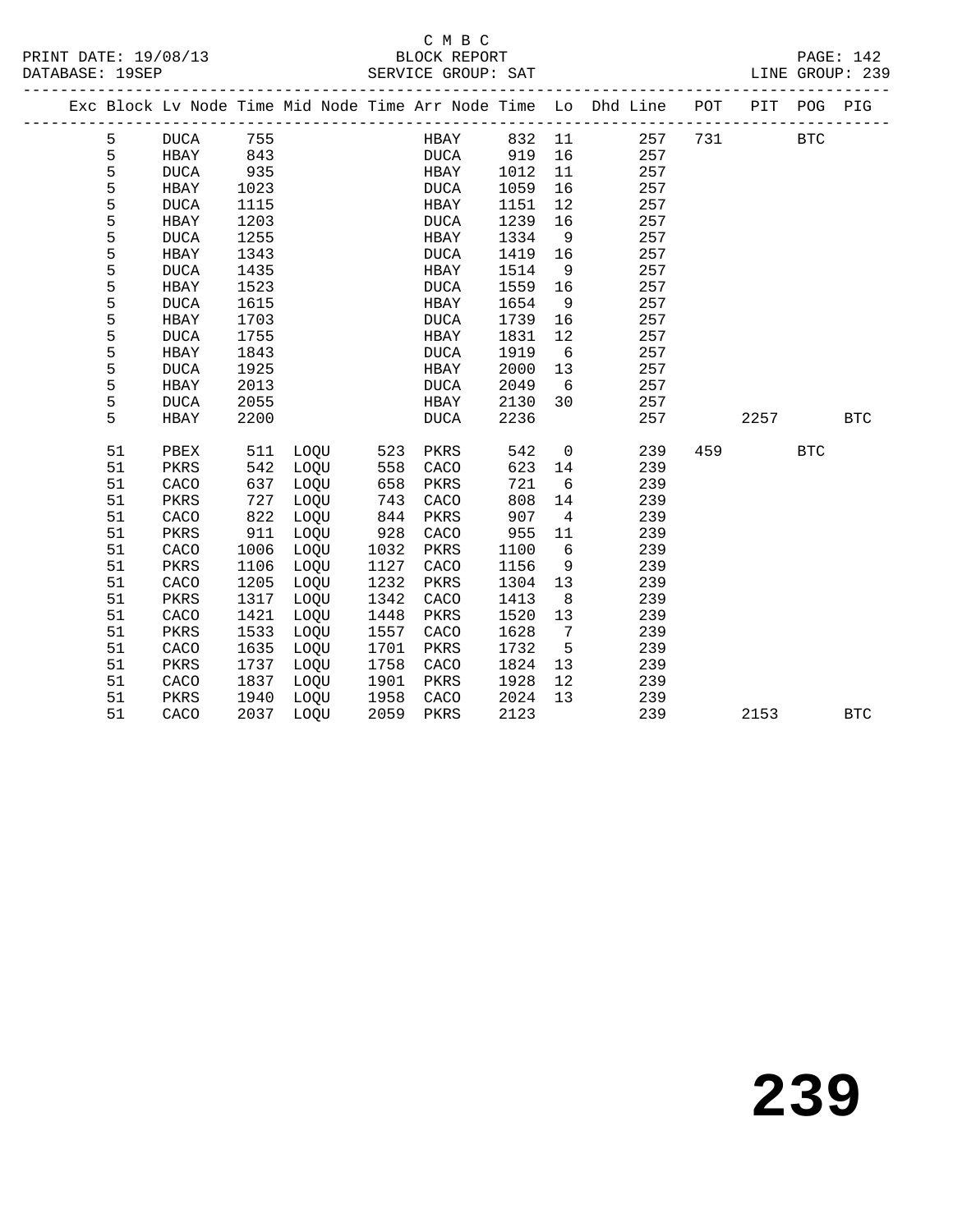C M B C
PRINT DATE: 19/08/13 BLOCK REPORT
DATABASE: 19SEP SERVICE GROUP: SAT LINE GROUP: 239

| Exc | Block | Lv | Node | Time | Mid Node | Time | Arr Node | Time | Lo | Dhd Line | POT | PIT | POG | PIG |
|---|---|---|---|---|---|---|---|---|---|---|---|---|---|---|
| | 5 | | DUCA | 755 | | | HBAY | 832 | 11 | 257 | 731 | | BTC | |
| | 5 | | HBAY | 843 | | | DUCA | 919 | 16 | 257 | | | | |
| | 5 | | DUCA | 935 | | | HBAY | 1012 | 11 | 257 | | | | |
| | 5 | | HBAY | 1023 | | | DUCA | 1059 | 16 | 257 | | | | |
| | 5 | | DUCA | 1115 | | | HBAY | 1151 | 12 | 257 | | | | |
| | 5 | | HBAY | 1203 | | | DUCA | 1239 | 16 | 257 | | | | |
| | 5 | | DUCA | 1255 | | | HBAY | 1334 | 9 | 257 | | | | |
| | 5 | | HBAY | 1343 | | | DUCA | 1419 | 16 | 257 | | | | |
| | 5 | | DUCA | 1435 | | | HBAY | 1514 | 9 | 257 | | | | |
| | 5 | | HBAY | 1523 | | | DUCA | 1559 | 16 | 257 | | | | |
| | 5 | | DUCA | 1615 | | | HBAY | 1654 | 9 | 257 | | | | |
| | 5 | | HBAY | 1703 | | | DUCA | 1739 | 16 | 257 | | | | |
| | 5 | | DUCA | 1755 | | | HBAY | 1831 | 12 | 257 | | | | |
| | 5 | | HBAY | 1843 | | | DUCA | 1919 | 6 | 257 | | | | |
| | 5 | | DUCA | 1925 | | | HBAY | 2000 | 13 | 257 | | | | |
| | 5 | | HBAY | 2013 | | | DUCA | 2049 | 6 | 257 | | | | |
| | 5 | | DUCA | 2055 | | | HBAY | 2130 | 30 | 257 | | | | |
| | 5 | | HBAY | 2200 | | | DUCA | 2236 | | 257 | | 2257 | | BTC |
| | 51 | | PBEX | 511 | LOQU | 523 | PKRS | 542 | 0 | 239 | 459 | | BTC | |
| | 51 | | PKRS | 542 | LOQU | 558 | CACO | 623 | 14 | 239 | | | | |
| | 51 | | CACO | 637 | LOQU | 658 | PKRS | 721 | 6 | 239 | | | | |
| | 51 | | PKRS | 727 | LOQU | 743 | CACO | 808 | 14 | 239 | | | | |
| | 51 | | CACO | 822 | LOQU | 844 | PKRS | 907 | 4 | 239 | | | | |
| | 51 | | PKRS | 911 | LOQU | 928 | CACO | 955 | 11 | 239 | | | | |
| | 51 | | CACO | 1006 | LOQU | 1032 | PKRS | 1100 | 6 | 239 | | | | |
| | 51 | | PKRS | 1106 | LOQU | 1127 | CACO | 1156 | 9 | 239 | | | | |
| | 51 | | CACO | 1205 | LOQU | 1232 | PKRS | 1304 | 13 | 239 | | | | |
| | 51 | | PKRS | 1317 | LOQU | 1342 | CACO | 1413 | 8 | 239 | | | | |
| | 51 | | CACO | 1421 | LOQU | 1448 | PKRS | 1520 | 13 | 239 | | | | |
| | 51 | | PKRS | 1533 | LOQU | 1557 | CACO | 1628 | 7 | 239 | | | | |
| | 51 | | CACO | 1635 | LOQU | 1701 | PKRS | 1732 | 5 | 239 | | | | |
| | 51 | | PKRS | 1737 | LOQU | 1758 | CACO | 1824 | 13 | 239 | | | | |
| | 51 | | CACO | 1837 | LOQU | 1901 | PKRS | 1928 | 12 | 239 | | | | |
| | 51 | | PKRS | 1940 | LOQU | 1958 | CACO | 2024 | 13 | 239 | | | | |
| | 51 | | CACO | 2037 | LOQU | 2059 | PKRS | 2123 | | 239 | | 2153 | | BTC |

239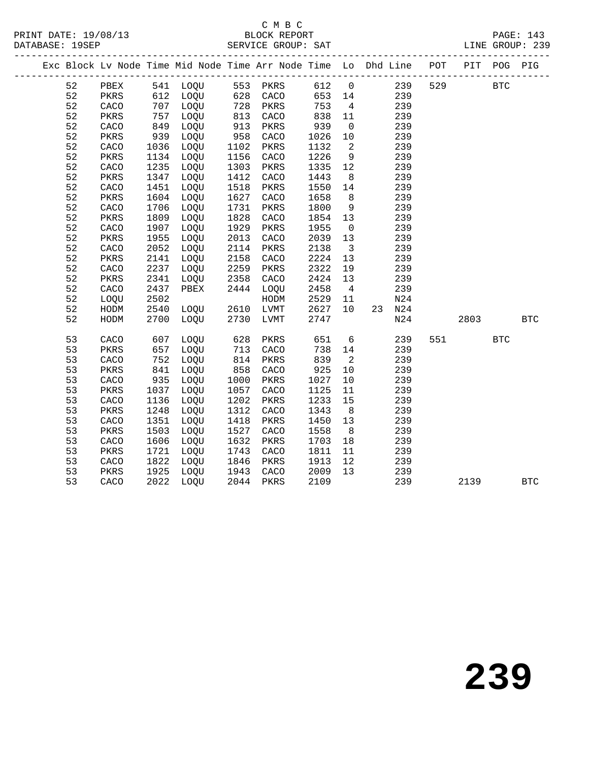C M B C

PRINT DATE: 19/08/13 BLOCK REPORT PAGE: 143
DATABASE: 19SEP SERVICE GROUP: SAT LINE GROUP: 239

| Exc | Block | Lv | Node | Time | Mid Node | Time | Arr Node | Time | Lo | Dhd | Line | POT | PIT | POG | PIG |
|---|---|---|---|---|---|---|---|---|---|---|---|---|---|---|---|
| | 52 | | PBEX | 541 | LOQU | 553 | PKRS | 612 | 0 | | 239 | 529 | | BTC | |
| | 52 | | PKRS | 612 | LOQU | 628 | CACO | 653 | 14 | | 239 | | | | |
| | 52 | | CACO | 707 | LOQU | 728 | PKRS | 753 | 4 | | 239 | | | | |
| | 52 | | PKRS | 757 | LOQU | 813 | CACO | 838 | 11 | | 239 | | | | |
| | 52 | | CACO | 849 | LOQU | 913 | PKRS | 939 | 0 | | 239 | | | | |
| | 52 | | PKRS | 939 | LOQU | 958 | CACO | 1026 | 10 | | 239 | | | | |
| | 52 | | CACO | 1036 | LOQU | 1102 | PKRS | 1132 | 2 | | 239 | | | | |
| | 52 | | PKRS | 1134 | LOQU | 1156 | CACO | 1226 | 9 | | 239 | | | | |
| | 52 | | CACO | 1235 | LOQU | 1303 | PKRS | 1335 | 12 | | 239 | | | | |
| | 52 | | PKRS | 1347 | LOQU | 1412 | CACO | 1443 | 8 | | 239 | | | | |
| | 52 | | CACO | 1451 | LOQU | 1518 | PKRS | 1550 | 14 | | 239 | | | | |
| | 52 | | PKRS | 1604 | LOQU | 1627 | CACO | 1658 | 8 | | 239 | | | | |
| | 52 | | CACO | 1706 | LOQU | 1731 | PKRS | 1800 | 9 | | 239 | | | | |
| | 52 | | PKRS | 1809 | LOQU | 1828 | CACO | 1854 | 13 | | 239 | | | | |
| | 52 | | CACO | 1907 | LOQU | 1929 | PKRS | 1955 | 0 | | 239 | | | | |
| | 52 | | PKRS | 1955 | LOQU | 2013 | CACO | 2039 | 13 | | 239 | | | | |
| | 52 | | CACO | 2052 | LOQU | 2114 | PKRS | 2138 | 3 | | 239 | | | | |
| | 52 | | PKRS | 2141 | LOQU | 2158 | CACO | 2224 | 13 | | 239 | | | | |
| | 52 | | CACO | 2237 | LOQU | 2259 | PKRS | 2322 | 19 | | 239 | | | | |
| | 52 | | PKRS | 2341 | LOQU | 2358 | CACO | 2424 | 13 | | 239 | | | | |
| | 52 | | CACO | 2437 | PBEX | 2444 | LOQU | 2458 | 4 | | 239 | | | | |
| | 52 | | LOQU | 2502 | | | HODM | 2529 | 11 | | N24 | | | | |
| | 52 | | HODM | 2540 | LOQU | 2610 | LVMT | 2627 | 10 | 23 | N24 | | | | |
| | 52 | | HODM | 2700 | LOQU | 2730 | LVMT | 2747 | | | N24 | | 2803 | | BTC |
| | 53 | | CACO | 607 | LOQU | 628 | PKRS | 651 | 6 | | 239 | 551 | | BTC | |
| | 53 | | PKRS | 657 | LOQU | 713 | CACO | 738 | 14 | | 239 | | | | |
| | 53 | | CACO | 752 | LOQU | 814 | PKRS | 839 | 2 | | 239 | | | | |
| | 53 | | PKRS | 841 | LOQU | 858 | CACO | 925 | 10 | | 239 | | | | |
| | 53 | | CACO | 935 | LOQU | 1000 | PKRS | 1027 | 10 | | 239 | | | | |
| | 53 | | PKRS | 1037 | LOQU | 1057 | CACO | 1125 | 11 | | 239 | | | | |
| | 53 | | CACO | 1136 | LOQU | 1202 | PKRS | 1233 | 15 | | 239 | | | | |
| | 53 | | PKRS | 1248 | LOQU | 1312 | CACO | 1343 | 8 | | 239 | | | | |
| | 53 | | CACO | 1351 | LOQU | 1418 | PKRS | 1450 | 13 | | 239 | | | | |
| | 53 | | PKRS | 1503 | LOQU | 1527 | CACO | 1558 | 8 | | 239 | | | | |
| | 53 | | CACO | 1606 | LOQU | 1632 | PKRS | 1703 | 18 | | 239 | | | | |
| | 53 | | PKRS | 1721 | LOQU | 1743 | CACO | 1811 | 11 | | 239 | | | | |
| | 53 | | CACO | 1822 | LOQU | 1846 | PKRS | 1913 | 12 | | 239 | | | | |
| | 53 | | PKRS | 1925 | LOQU | 1943 | CACO | 2009 | 13 | | 239 | | | | |
| | 53 | | CACO | 2022 | LOQU | 2044 | PKRS | 2109 | | | 239 | | 2139 | | BTC |

239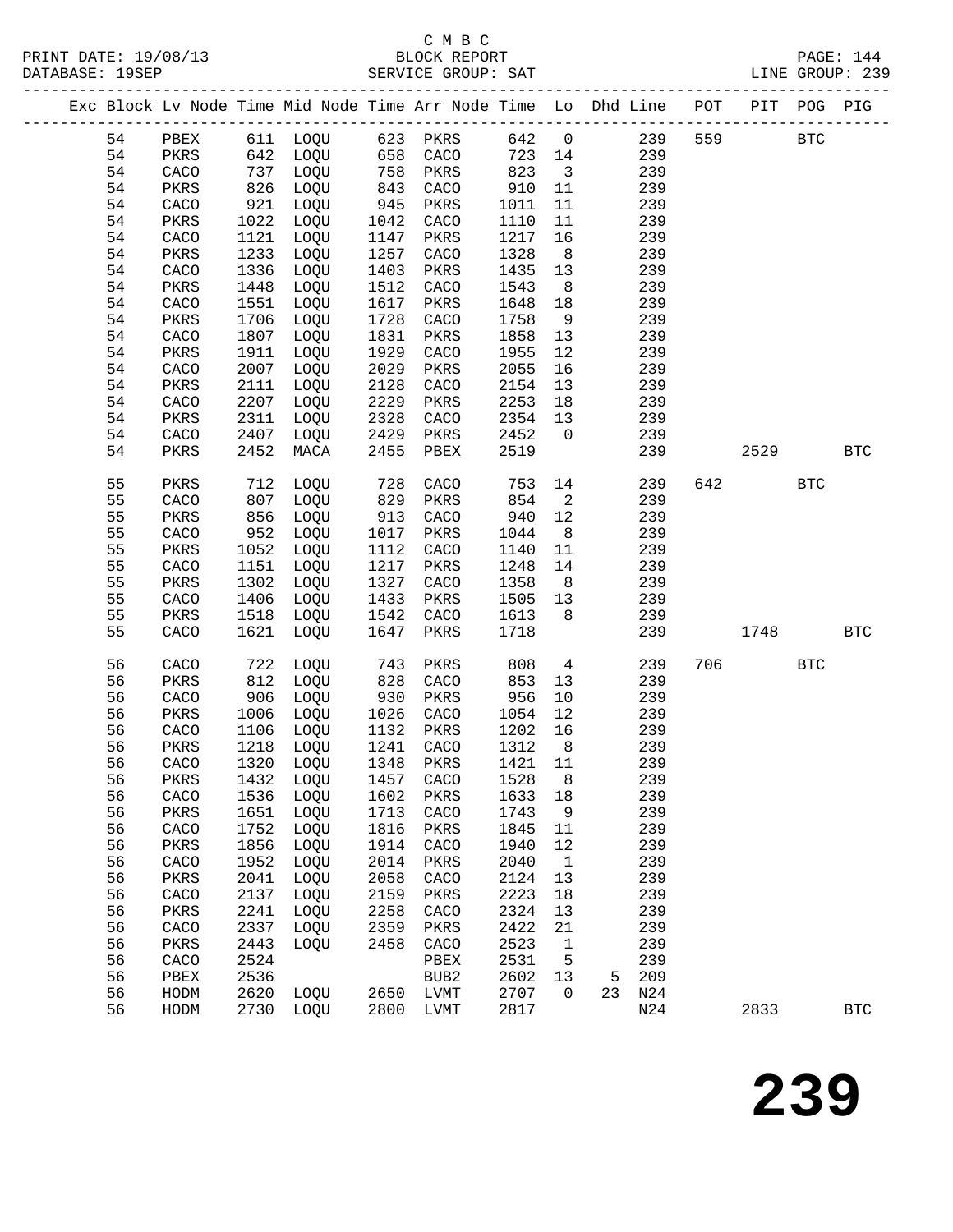C M B C

PRINT DATE: 19/08/13 BLOCK REPORT PAGE: 144
DATABASE: 19SEP SERVICE GROUP: SAT LINE GROUP: 239

| Exc | Block | Lv Node | Time | Mid Node | Time | Arr Node | Time | Lo | Dhd | Line | POT | PIT | POG | PIG |
|---|---|---|---|---|---|---|---|---|---|---|---|---|---|---|
| | 54 | PBEX | 611 | LOQU | 623 | PKRS | 642 | 0 | | 239 | 559 | | BTC | |
| | 54 | PKRS | 642 | LOQU | 658 | CACO | 723 | 14 | | 239 | | | | |
| | 54 | CACO | 737 | LOQU | 758 | PKRS | 823 | 3 | | 239 | | | | |
| | 54 | PKRS | 826 | LOQU | 843 | CACO | 910 | 11 | | 239 | | | | |
| | 54 | CACO | 921 | LOQU | 945 | PKRS | 1011 | 11 | | 239 | | | | |
| | 54 | PKRS | 1022 | LOQU | 1042 | CACO | 1110 | 11 | | 239 | | | | |
| | 54 | CACO | 1121 | LOQU | 1147 | PKRS | 1217 | 16 | | 239 | | | | |
| | 54 | PKRS | 1233 | LOQU | 1257 | CACO | 1328 | 8 | | 239 | | | | |
| | 54 | CACO | 1336 | LOQU | 1403 | PKRS | 1435 | 13 | | 239 | | | | |
| | 54 | PKRS | 1448 | LOQU | 1512 | CACO | 1543 | 8 | | 239 | | | | |
| | 54 | CACO | 1551 | LOQU | 1617 | PKRS | 1648 | 18 | | 239 | | | | |
| | 54 | PKRS | 1706 | LOQU | 1728 | CACO | 1758 | 9 | | 239 | | | | |
| | 54 | CACO | 1807 | LOQU | 1831 | PKRS | 1858 | 13 | | 239 | | | | |
| | 54 | PKRS | 1911 | LOQU | 1929 | CACO | 1955 | 12 | | 239 | | | | |
| | 54 | CACO | 2007 | LOQU | 2029 | PKRS | 2055 | 16 | | 239 | | | | |
| | 54 | PKRS | 2111 | LOQU | 2128 | CACO | 2154 | 13 | | 239 | | | | |
| | 54 | CACO | 2207 | LOQU | 2229 | PKRS | 2253 | 18 | | 239 | | | | |
| | 54 | PKRS | 2311 | LOQU | 2328 | CACO | 2354 | 13 | | 239 | | | | |
| | 54 | CACO | 2407 | LOQU | 2429 | PKRS | 2452 | 0 | | 239 | | | | |
| | 54 | PKRS | 2452 | MACA | 2455 | PBEX | 2519 | | | 239 | | 2529 | | BTC |
| | 55 | PKRS | 712 | LOQU | 728 | CACO | 753 | 14 | | 239 | 642 | | BTC | |
| | 55 | CACO | 807 | LOQU | 829 | PKRS | 854 | 2 | | 239 | | | | |
| | 55 | PKRS | 856 | LOQU | 913 | CACO | 940 | 12 | | 239 | | | | |
| | 55 | CACO | 952 | LOQU | 1017 | PKRS | 1044 | 8 | | 239 | | | | |
| | 55 | PKRS | 1052 | LOQU | 1112 | CACO | 1140 | 11 | | 239 | | | | |
| | 55 | CACO | 1151 | LOQU | 1217 | PKRS | 1248 | 14 | | 239 | | | | |
| | 55 | PKRS | 1302 | LOQU | 1327 | CACO | 1358 | 8 | | 239 | | | | |
| | 55 | CACO | 1406 | LOQU | 1433 | PKRS | 1505 | 13 | | 239 | | | | |
| | 55 | PKRS | 1518 | LOQU | 1542 | CACO | 1613 | 8 | | 239 | | | | |
| | 55 | CACO | 1621 | LOQU | 1647 | PKRS | 1718 | | | 239 | | 1748 | | BTC |
| | 56 | CACO | 722 | LOQU | 743 | PKRS | 808 | 4 | | 239 | 706 | | BTC | |
| | 56 | PKRS | 812 | LOQU | 828 | CACO | 853 | 13 | | 239 | | | | |
| | 56 | CACO | 906 | LOQU | 930 | PKRS | 956 | 10 | | 239 | | | | |
| | 56 | PKRS | 1006 | LOQU | 1026 | CACO | 1054 | 12 | | 239 | | | | |
| | 56 | CACO | 1106 | LOQU | 1132 | PKRS | 1202 | 16 | | 239 | | | | |
| | 56 | PKRS | 1218 | LOQU | 1241 | CACO | 1312 | 8 | | 239 | | | | |
| | 56 | CACO | 1320 | LOQU | 1348 | PKRS | 1421 | 11 | | 239 | | | | |
| | 56 | PKRS | 1432 | LOQU | 1457 | CACO | 1528 | 8 | | 239 | | | | |
| | 56 | CACO | 1536 | LOQU | 1602 | PKRS | 1633 | 18 | | 239 | | | | |
| | 56 | PKRS | 1651 | LOQU | 1713 | CACO | 1743 | 9 | | 239 | | | | |
| | 56 | CACO | 1752 | LOQU | 1816 | PKRS | 1845 | 11 | | 239 | | | | |
| | 56 | PKRS | 1856 | LOQU | 1914 | CACO | 1940 | 12 | | 239 | | | | |
| | 56 | CACO | 1952 | LOQU | 2014 | PKRS | 2040 | 1 | | 239 | | | | |
| | 56 | PKRS | 2041 | LOQU | 2058 | CACO | 2124 | 13 | | 239 | | | | |
| | 56 | CACO | 2137 | LOQU | 2159 | PKRS | 2223 | 18 | | 239 | | | | |
| | 56 | PKRS | 2241 | LOQU | 2258 | CACO | 2324 | 13 | | 239 | | | | |
| | 56 | CACO | 2337 | LOQU | 2359 | PKRS | 2422 | 21 | | 239 | | | | |
| | 56 | PKRS | 2443 | LOQU | 2458 | CACO | 2523 | 1 | | 239 | | | | |
| | 56 | CACO | 2524 | | | PBEX | 2531 | 5 | | 239 | | | | |
| | 56 | PBEX | 2536 | | | BUB2 | 2602 | 13 | 5 | 209 | | | | |
| | 56 | HODM | 2620 | LOQU | 2650 | LVMT | 2707 | 0 | 23 | N24 | | | | |
| | 56 | HODM | 2730 | LOQU | 2800 | LVMT | 2817 | | | N24 | | 2833 | | BTC |

# 239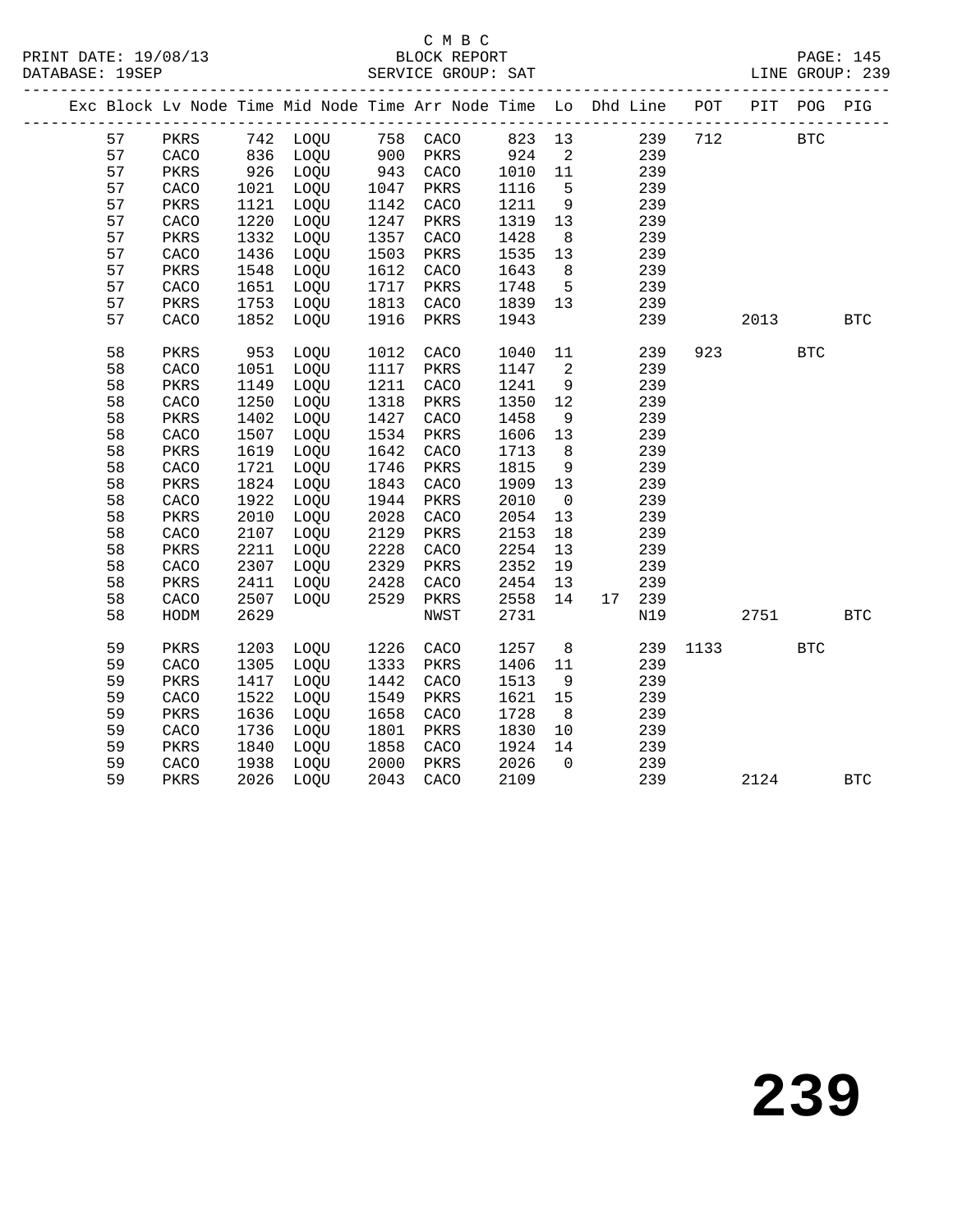C M B C
PRINT DATE: 19/08/13 BLOCK REPORT
DATABASE: 19SEP SERVICE GROUP: SAT LINE GROUP: 239

| Exc | Block | Lv | Node | Time | Mid Node | Time | Arr Node | Time | Lo | Dhd Line | POT | PIT | POG | PIG |
|---|---|---|---|---|---|---|---|---|---|---|---|---|---|---|
| | 57 | | PKRS | 742 | LOQU | 758 | CACO | 823 | 13 | 239 | 712 | | BTC | |
| | 57 | | CACO | 836 | LOQU | 900 | PKRS | 924 | 2 | 239 | | | | |
| | 57 | | PKRS | 926 | LOQU | 943 | CACO | 1010 | 11 | 239 | | | | |
| | 57 | | CACO | 1021 | LOQU | 1047 | PKRS | 1116 | 5 | 239 | | | | |
| | 57 | | PKRS | 1121 | LOQU | 1142 | CACO | 1211 | 9 | 239 | | | | |
| | 57 | | CACO | 1220 | LOQU | 1247 | PKRS | 1319 | 13 | 239 | | | | |
| | 57 | | PKRS | 1332 | LOQU | 1357 | CACO | 1428 | 8 | 239 | | | | |
| | 57 | | CACO | 1436 | LOQU | 1503 | PKRS | 1535 | 13 | 239 | | | | |
| | 57 | | PKRS | 1548 | LOQU | 1612 | CACO | 1643 | 8 | 239 | | | | |
| | 57 | | CACO | 1651 | LOQU | 1717 | PKRS | 1748 | 5 | 239 | | | | |
| | 57 | | PKRS | 1753 | LOQU | 1813 | CACO | 1839 | 13 | 239 | | | | |
| | 57 | | CACO | 1852 | LOQU | 1916 | PKRS | 1943 | | 239 | | 2013 | | BTC |
| | 58 | | PKRS | 953 | LOQU | 1012 | CACO | 1040 | 11 | 239 | 923 | | BTC | |
| | 58 | | CACO | 1051 | LOQU | 1117 | PKRS | 1147 | 2 | 239 | | | | |
| | 58 | | PKRS | 1149 | LOQU | 1211 | CACO | 1241 | 9 | 239 | | | | |
| | 58 | | CACO | 1250 | LOQU | 1318 | PKRS | 1350 | 12 | 239 | | | | |
| | 58 | | PKRS | 1402 | LOQU | 1427 | CACO | 1458 | 9 | 239 | | | | |
| | 58 | | CACO | 1507 | LOQU | 1534 | PKRS | 1606 | 13 | 239 | | | | |
| | 58 | | PKRS | 1619 | LOQU | 1642 | CACO | 1713 | 8 | 239 | | | | |
| | 58 | | CACO | 1721 | LOQU | 1746 | PKRS | 1815 | 9 | 239 | | | | |
| | 58 | | PKRS | 1824 | LOQU | 1843 | CACO | 1909 | 13 | 239 | | | | |
| | 58 | | CACO | 1922 | LOQU | 1944 | PKRS | 2010 | 0 | 239 | | | | |
| | 58 | | PKRS | 2010 | LOQU | 2028 | CACO | 2054 | 13 | 239 | | | | |
| | 58 | | CACO | 2107 | LOQU | 2129 | PKRS | 2153 | 18 | 239 | | | | |
| | 58 | | PKRS | 2211 | LOQU | 2228 | CACO | 2254 | 13 | 239 | | | | |
| | 58 | | CACO | 2307 | LOQU | 2329 | PKRS | 2352 | 19 | 239 | | | | |
| | 58 | | PKRS | 2411 | LOQU | 2428 | CACO | 2454 | 13 | 239 | | | | |
| | 58 | | CACO | 2507 | LOQU | 2529 | PKRS | 2558 | 14 | 17 239 | | | | |
| | 58 | | HODM | 2629 | | | NWST | 2731 | | N19 | | 2751 | | BTC |
| | 59 | | PKRS | 1203 | LOQU | 1226 | CACO | 1257 | 8 | 239 | 1133 | | BTC | |
| | 59 | | CACO | 1305 | LOQU | 1333 | PKRS | 1406 | 11 | 239 | | | | |
| | 59 | | PKRS | 1417 | LOQU | 1442 | CACO | 1513 | 9 | 239 | | | | |
| | 59 | | CACO | 1522 | LOQU | 1549 | PKRS | 1621 | 15 | 239 | | | | |
| | 59 | | PKRS | 1636 | LOQU | 1658 | CACO | 1728 | 8 | 239 | | | | |
| | 59 | | CACO | 1736 | LOQU | 1801 | PKRS | 1830 | 10 | 239 | | | | |
| | 59 | | PKRS | 1840 | LOQU | 1858 | CACO | 1924 | 14 | 239 | | | | |
| | 59 | | CACO | 1938 | LOQU | 2000 | PKRS | 2026 | 0 | 239 | | | | |
| | 59 | | PKRS | 2026 | LOQU | 2043 | CACO | 2109 | | 239 | | 2124 | | BTC |

239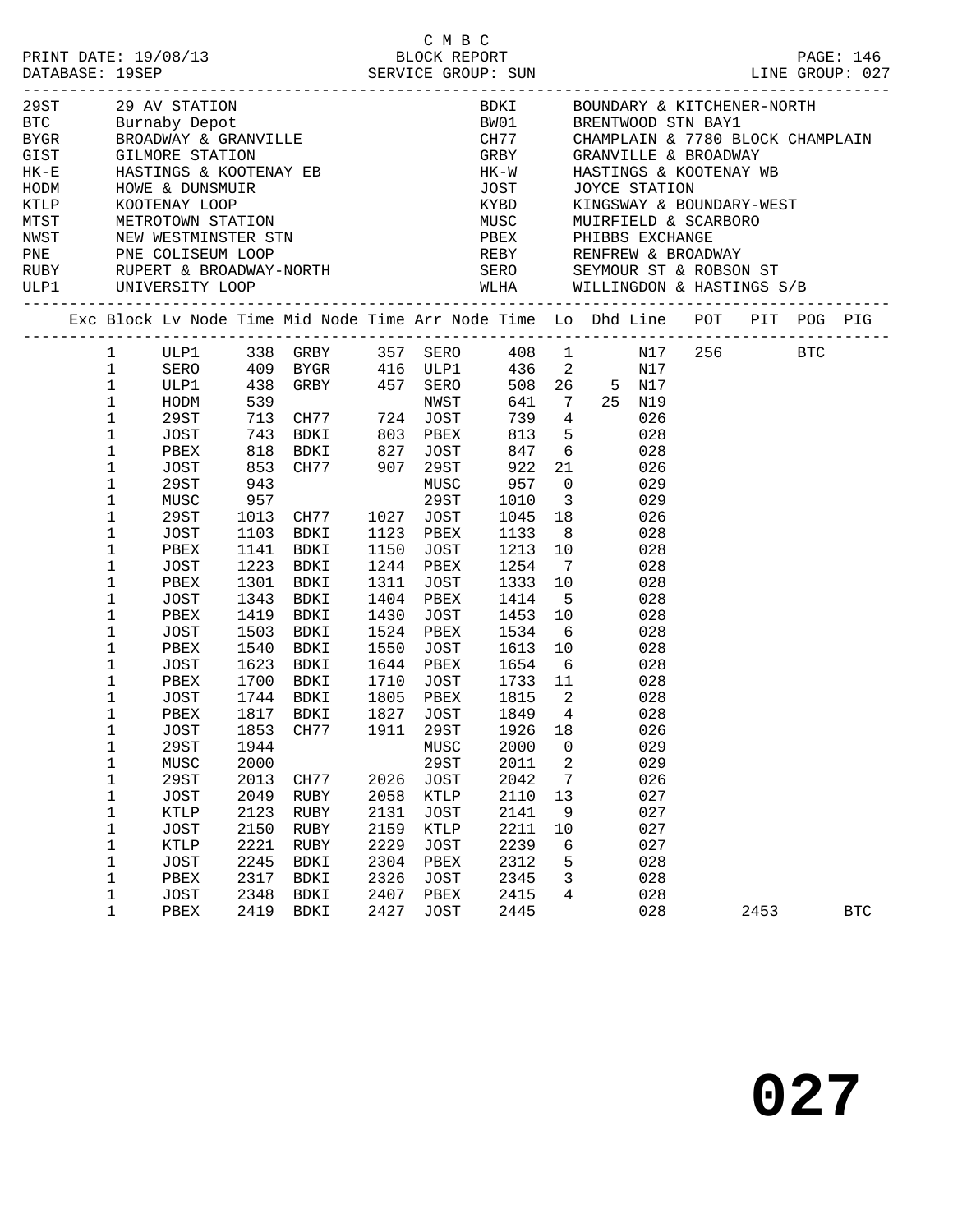C M B C

PRINT DATE: 19/08/13 BLOCK REPORT
DATABASE: 19SEP SERVICE GROUP: SUN LINE GROUP: 027

| Code | Description | Code | Description |
|---|---|---|---|
| 29ST | 29 AV STATION | BDKI | BOUNDARY & KITCHENER-NORTH |
| BTC | Burnaby Depot | BW01 | BRENTWOOD STN BAY1 |
| BYGR | BROADWAY & GRANVILLE | CH77 | CHAMPLAIN & 7780 BLOCK CHAMPLAIN |
| GIST | GILMORE STATION | GRBY | GRANVILLE & BROADWAY |
| HK-E | HASTINGS & KOOTENAY EB | HK-W | HASTINGS & KOOTENAY WB |
| HODM | HOWE & DUNSMUIR | JOST | JOYCE STATION |
| KTLP | KOOTENAY LOOP | KYBD | KINGSWAY & BOUNDARY-WEST |
| MTST | METROTOWN STATION | MUSC | MUIRFIELD & SCARBORO |
| NWST | NEW WESTMINSTER STN | PBEX | PHIBBS EXCHANGE |
| PNE | PNE COLISEUM LOOP | REBY | RENFREW & BROADWAY |
| RUBY | RUPERT & BROADWAY-NORTH | SERO | SEYMOUR ST & ROBSON ST |
| ULP1 | UNIVERSITY LOOP | WLHA | WILLINGDON & HASTINGS S/B |

| Exc | Block | Lv Node | Time | Mid Node | Time | Arr Node | Time | Lo | Dhd | Line | POT | PIT | POG | PIG |
|---|---|---|---|---|---|---|---|---|---|---|---|---|---|---|
| | 1 | ULP1 | 338 | GRBY | 357 | SERO | 408 | 1 | | N17 | 256 | | BTC | |
| | 1 | SERO | 409 | BYGR | 416 | ULP1 | 436 | 2 | | N17 | | | | |
| | 1 | ULP1 | 438 | GRBY | 457 | SERO | 508 | 26 | 5 | N17 | | | | |
| | 1 | HODM | 539 | | | NWST | 641 | 7 | 25 | N19 | | | | |
| | 1 | 29ST | 713 | CH77 | 724 | JOST | 739 | 4 | | 026 | | | | |
| | 1 | JOST | 743 | BDKI | 803 | PBEX | 813 | 5 | | 028 | | | | |
| | 1 | PBEX | 818 | BDKI | 827 | JOST | 847 | 6 | | 028 | | | | |
| | 1 | JOST | 853 | CH77 | 907 | 29ST | 922 | 21 | | 026 | | | | |
| | 1 | 29ST | 943 | | | MUSC | 957 | 0 | | 029 | | | | |
| | 1 | MUSC | 957 | | | 29ST | 1010 | 3 | | 029 | | | | |
| | 1 | 29ST | 1013 | CH77 | 1027 | JOST | 1045 | 18 | | 026 | | | | |
| | 1 | JOST | 1103 | BDKI | 1123 | PBEX | 1133 | 8 | | 028 | | | | |
| | 1 | PBEX | 1141 | BDKI | 1150 | JOST | 1213 | 10 | | 028 | | | | |
| | 1 | JOST | 1223 | BDKI | 1244 | PBEX | 1254 | 7 | | 028 | | | | |
| | 1 | PBEX | 1301 | BDKI | 1311 | JOST | 1333 | 10 | | 028 | | | | |
| | 1 | JOST | 1343 | BDKI | 1404 | PBEX | 1414 | 5 | | 028 | | | | |
| | 1 | PBEX | 1419 | BDKI | 1430 | JOST | 1453 | 10 | | 028 | | | | |
| | 1 | JOST | 1503 | BDKI | 1524 | PBEX | 1534 | 6 | | 028 | | | | |
| | 1 | PBEX | 1540 | BDKI | 1550 | JOST | 1613 | 10 | | 028 | | | | |
| | 1 | JOST | 1623 | BDKI | 1644 | PBEX | 1654 | 6 | | 028 | | | | |
| | 1 | PBEX | 1700 | BDKI | 1710 | JOST | 1733 | 11 | | 028 | | | | |
| | 1 | JOST | 1744 | BDKI | 1805 | PBEX | 1815 | 2 | | 028 | | | | |
| | 1 | PBEX | 1817 | BDKI | 1827 | JOST | 1849 | 4 | | 028 | | | | |
| | 1 | JOST | 1853 | CH77 | 1911 | 29ST | 1926 | 18 | | 026 | | | | |
| | 1 | 29ST | 1944 | | | MUSC | 2000 | 0 | | 029 | | | | |
| | 1 | MUSC | 2000 | | | 29ST | 2011 | 2 | | 029 | | | | |
| | 1 | 29ST | 2013 | CH77 | 2026 | JOST | 2042 | 7 | | 026 | | | | |
| | 1 | JOST | 2049 | RUBY | 2058 | KTLP | 2110 | 13 | | 027 | | | | |
| | 1 | KTLP | 2123 | RUBY | 2131 | JOST | 2141 | 9 | | 027 | | | | |
| | 1 | JOST | 2150 | RUBY | 2159 | KTLP | 2211 | 10 | | 027 | | | | |
| | 1 | KTLP | 2221 | RUBY | 2229 | JOST | 2239 | 6 | | 027 | | | | |
| | 1 | JOST | 2245 | BDKI | 2304 | PBEX | 2312 | 5 | | 028 | | | | |
| | 1 | PBEX | 2317 | BDKI | 2326 | JOST | 2345 | 3 | | 028 | | | | |
| | 1 | JOST | 2348 | BDKI | 2407 | PBEX | 2415 | 4 | | 028 | | | | |
| | 1 | PBEX | 2419 | BDKI | 2427 | JOST | 2445 | | | 028 | | 2453 | | BTC |

# 027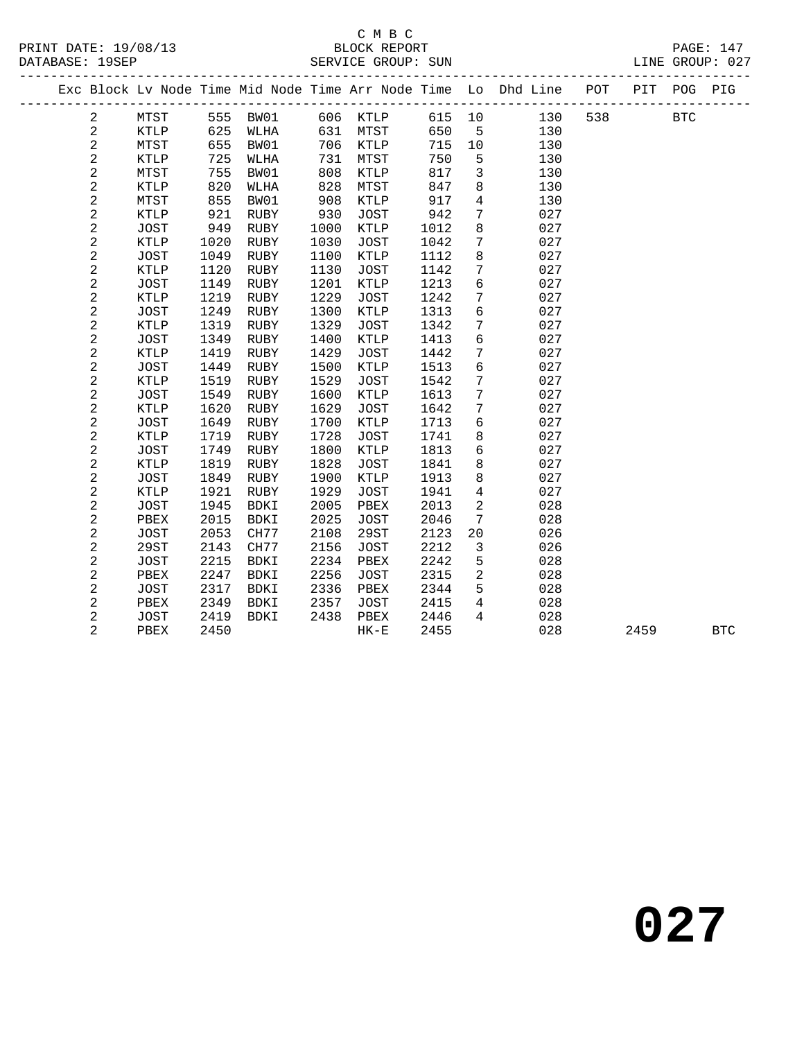C M B C
PRINT DATE: 19/08/13 BLOCK REPORT PAGE: 147
DATABASE: 19SEP SERVICE GROUP: SUN LINE GROUP: 027

| Exc | Block | Lv | Node | Time | Mid Node | Time | Arr Node | Time | Lo | Dhd Line | POT | PIT | POG | PIG |
|---|---|---|---|---|---|---|---|---|---|---|---|---|---|---|
| | 2 | | MTST | 555 | BW01 | 606 | KTLP | 615 | 10 | 130 | 538 | | BTC | |
| | 2 | | KTLP | 625 | WLHA | 631 | MTST | 650 | 5 | 130 | | | | |
| | 2 | | MTST | 655 | BW01 | 706 | KTLP | 715 | 10 | 130 | | | | |
| | 2 | | KTLP | 725 | WLHA | 731 | MTST | 750 | 5 | 130 | | | | |
| | 2 | | MTST | 755 | BW01 | 808 | KTLP | 817 | 3 | 130 | | | | |
| | 2 | | KTLP | 820 | WLHA | 828 | MTST | 847 | 8 | 130 | | | | |
| | 2 | | MTST | 855 | BW01 | 908 | KTLP | 917 | 4 | 130 | | | | |
| | 2 | | KTLP | 921 | RUBY | 930 | JOST | 942 | 7 | 027 | | | | |
| | 2 | | JOST | 949 | RUBY | 1000 | KTLP | 1012 | 8 | 027 | | | | |
| | 2 | | KTLP | 1020 | RUBY | 1030 | JOST | 1042 | 7 | 027 | | | | |
| | 2 | | JOST | 1049 | RUBY | 1100 | KTLP | 1112 | 8 | 027 | | | | |
| | 2 | | KTLP | 1120 | RUBY | 1130 | JOST | 1142 | 7 | 027 | | | | |
| | 2 | | JOST | 1149 | RUBY | 1201 | KTLP | 1213 | 6 | 027 | | | | |
| | 2 | | KTLP | 1219 | RUBY | 1229 | JOST | 1242 | 7 | 027 | | | | |
| | 2 | | JOST | 1249 | RUBY | 1300 | KTLP | 1313 | 6 | 027 | | | | |
| | 2 | | KTLP | 1319 | RUBY | 1329 | JOST | 1342 | 7 | 027 | | | | |
| | 2 | | JOST | 1349 | RUBY | 1400 | KTLP | 1413 | 6 | 027 | | | | |
| | 2 | | KTLP | 1419 | RUBY | 1429 | JOST | 1442 | 7 | 027 | | | | |
| | 2 | | JOST | 1449 | RUBY | 1500 | KTLP | 1513 | 6 | 027 | | | | |
| | 2 | | KTLP | 1519 | RUBY | 1529 | JOST | 1542 | 7 | 027 | | | | |
| | 2 | | JOST | 1549 | RUBY | 1600 | KTLP | 1613 | 7 | 027 | | | | |
| | 2 | | KTLP | 1620 | RUBY | 1629 | JOST | 1642 | 7 | 027 | | | | |
| | 2 | | JOST | 1649 | RUBY | 1700 | KTLP | 1713 | 6 | 027 | | | | |
| | 2 | | KTLP | 1719 | RUBY | 1728 | JOST | 1741 | 8 | 027 | | | | |
| | 2 | | JOST | 1749 | RUBY | 1800 | KTLP | 1813 | 6 | 027 | | | | |
| | 2 | | KTLP | 1819 | RUBY | 1828 | JOST | 1841 | 8 | 027 | | | | |
| | 2 | | JOST | 1849 | RUBY | 1900 | KTLP | 1913 | 8 | 027 | | | | |
| | 2 | | KTLP | 1921 | RUBY | 1929 | JOST | 1941 | 4 | 027 | | | | |
| | 2 | | JOST | 1945 | BDKI | 2005 | PBEX | 2013 | 2 | 028 | | | | |
| | 2 | | PBEX | 2015 | BDKI | 2025 | JOST | 2046 | 7 | 028 | | | | |
| | 2 | | JOST | 2053 | CH77 | 2108 | 29ST | 2123 | 20 | 026 | | | | |
| | 2 | | 29ST | 2143 | CH77 | 2156 | JOST | 2212 | 3 | 026 | | | | |
| | 2 | | JOST | 2215 | BDKI | 2234 | PBEX | 2242 | 5 | 028 | | | | |
| | 2 | | PBEX | 2247 | BDKI | 2256 | JOST | 2315 | 2 | 028 | | | | |
| | 2 | | JOST | 2317 | BDKI | 2336 | PBEX | 2344 | 5 | 028 | | | | |
| | 2 | | PBEX | 2349 | BDKI | 2357 | JOST | 2415 | 4 | 028 | | | | |
| | 2 | | JOST | 2419 | BDKI | 2438 | PBEX | 2446 | 4 | 028 | | | | |
| | 2 | | PBEX | 2450 | | | HK-E | 2455 | | 028 | | 2459 | | BTC |

# 027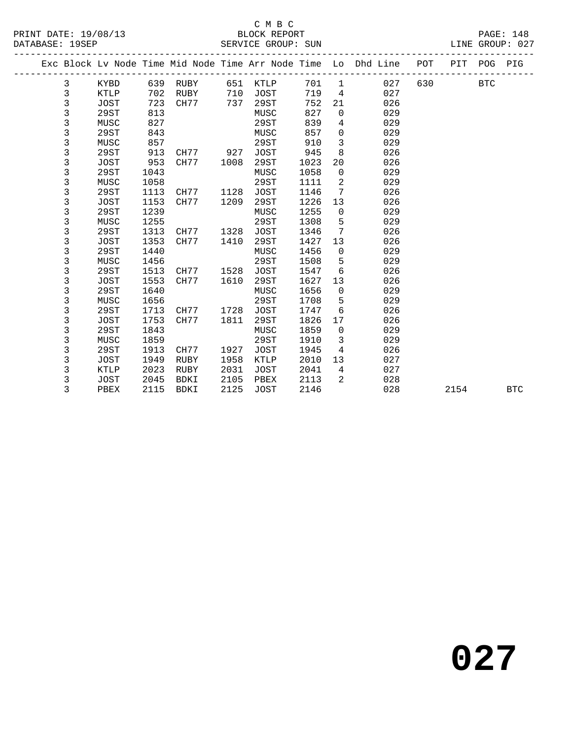C M B C

BLOCK REPORT

SERVICE GROUP: SUN

PRINT DATE: 19/08/13
DATABASE: 19SEP

LINE GROUP: 027

| Exc | Block | Lv | Node | Time | Mid Node | Time | Arr Node | Time | Lo | Dhd Line | POT | PIT | POG | PIG |
|---|---|---|---|---|---|---|---|---|---|---|---|---|---|---|
| | 3 | | KYBD | 639 | RUBY | 651 | KTLP | 701 | 1 | 027 | 630 | | BTC | |
| | 3 | | KTLP | 702 | RUBY | 710 | JOST | 719 | 4 | 027 | | | | |
| | 3 | | JOST | 723 | CH77 | 737 | 29ST | 752 | 21 | 026 | | | | |
| | 3 | | 29ST | 813 | | | MUSC | 827 | 0 | 029 | | | | |
| | 3 | | MUSC | 827 | | | 29ST | 839 | 4 | 029 | | | | |
| | 3 | | 29ST | 843 | | | MUSC | 857 | 0 | 029 | | | | |
| | 3 | | MUSC | 857 | | | 29ST | 910 | 3 | 029 | | | | |
| | 3 | | 29ST | 913 | CH77 | 927 | JOST | 945 | 8 | 026 | | | | |
| | 3 | | JOST | 953 | CH77 | 1008 | 29ST | 1023 | 20 | 026 | | | | |
| | 3 | | 29ST | 1043 | | | MUSC | 1058 | 0 | 029 | | | | |
| | 3 | | MUSC | 1058 | | | 29ST | 1111 | 2 | 029 | | | | |
| | 3 | | 29ST | 1113 | CH77 | 1128 | JOST | 1146 | 7 | 026 | | | | |
| | 3 | | JOST | 1153 | CH77 | 1209 | 29ST | 1226 | 13 | 026 | | | | |
| | 3 | | 29ST | 1239 | | | MUSC | 1255 | 0 | 029 | | | | |
| | 3 | | MUSC | 1255 | | | 29ST | 1308 | 5 | 029 | | | | |
| | 3 | | 29ST | 1313 | CH77 | 1328 | JOST | 1346 | 7 | 026 | | | | |
| | 3 | | JOST | 1353 | CH77 | 1410 | 29ST | 1427 | 13 | 026 | | | | |
| | 3 | | 29ST | 1440 | | | MUSC | 1456 | 0 | 029 | | | | |
| | 3 | | MUSC | 1456 | | | 29ST | 1508 | 5 | 029 | | | | |
| | 3 | | 29ST | 1513 | CH77 | 1528 | JOST | 1547 | 6 | 026 | | | | |
| | 3 | | JOST | 1553 | CH77 | 1610 | 29ST | 1627 | 13 | 026 | | | | |
| | 3 | | 29ST | 1640 | | | MUSC | 1656 | 0 | 029 | | | | |
| | 3 | | MUSC | 1656 | | | 29ST | 1708 | 5 | 029 | | | | |
| | 3 | | 29ST | 1713 | CH77 | 1728 | JOST | 1747 | 6 | 026 | | | | |
| | 3 | | JOST | 1753 | CH77 | 1811 | 29ST | 1826 | 17 | 026 | | | | |
| | 3 | | 29ST | 1843 | | | MUSC | 1859 | 0 | 029 | | | | |
| | 3 | | MUSC | 1859 | | | 29ST | 1910 | 3 | 029 | | | | |
| | 3 | | 29ST | 1913 | CH77 | 1927 | JOST | 1945 | 4 | 026 | | | | |
| | 3 | | JOST | 1949 | RUBY | 1958 | KTLP | 2010 | 13 | 027 | | | | |
| | 3 | | KTLP | 2023 | RUBY | 2031 | JOST | 2041 | 4 | 027 | | | | |
| | 3 | | JOST | 2045 | BDKI | 2105 | PBEX | 2113 | 2 | 028 | | | | |
| | 3 | | PBEX | 2115 | BDKI | 2125 | JOST | 2146 | | 028 | | 2154 | | BTC |

# 027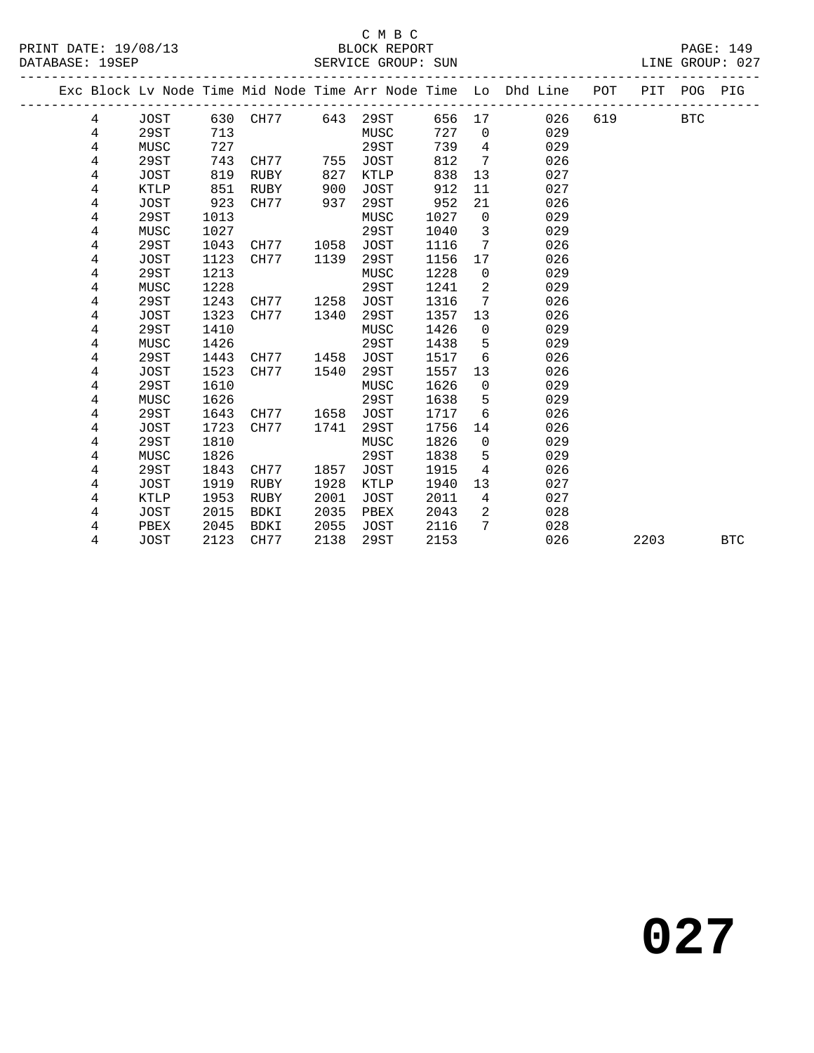C M B C
BLOCK REPORT
SERVICE GROUP: SUN

PRINT DATE: 19/08/13
DATABASE: 19SEP
LINE GROUP: 027

| Exc | Block | Lv Node | Time | Mid Node | Time | Arr Node | Time | Lo | Dhd Line | POT | PIT | POG | PIG |
|---|---|---|---|---|---|---|---|---|---|---|---|---|---|
| | 4 | JOST | 630 | CH77 | 643 | 29ST | 656 | 17 | 026 | 619 | | BTC | |
| | 4 | 29ST | 713 | | | MUSC | 727 | 0 | 029 | | | | |
| | 4 | MUSC | 727 | | | 29ST | 739 | 4 | 029 | | | | |
| | 4 | 29ST | 743 | CH77 | 755 | JOST | 812 | 7 | 026 | | | | |
| | 4 | JOST | 819 | RUBY | 827 | KTLP | 838 | 13 | 027 | | | | |
| | 4 | KTLP | 851 | RUBY | 900 | JOST | 912 | 11 | 027 | | | | |
| | 4 | JOST | 923 | CH77 | 937 | 29ST | 952 | 21 | 026 | | | | |
| | 4 | 29ST | 1013 | | | MUSC | 1027 | 0 | 029 | | | | |
| | 4 | MUSC | 1027 | | | 29ST | 1040 | 3 | 029 | | | | |
| | 4 | 29ST | 1043 | CH77 | 1058 | JOST | 1116 | 7 | 026 | | | | |
| | 4 | JOST | 1123 | CH77 | 1139 | 29ST | 1156 | 17 | 026 | | | | |
| | 4 | 29ST | 1213 | | | MUSC | 1228 | 0 | 029 | | | | |
| | 4 | MUSC | 1228 | | | 29ST | 1241 | 2 | 029 | | | | |
| | 4 | 29ST | 1243 | CH77 | 1258 | JOST | 1316 | 7 | 026 | | | | |
| | 4 | JOST | 1323 | CH77 | 1340 | 29ST | 1357 | 13 | 026 | | | | |
| | 4 | 29ST | 1410 | | | MUSC | 1426 | 0 | 029 | | | | |
| | 4 | MUSC | 1426 | | | 29ST | 1438 | 5 | 029 | | | | |
| | 4 | 29ST | 1443 | CH77 | 1458 | JOST | 1517 | 6 | 026 | | | | |
| | 4 | JOST | 1523 | CH77 | 1540 | 29ST | 1557 | 13 | 026 | | | | |
| | 4 | 29ST | 1610 | | | MUSC | 1626 | 0 | 029 | | | | |
| | 4 | MUSC | 1626 | | | 29ST | 1638 | 5 | 029 | | | | |
| | 4 | 29ST | 1643 | CH77 | 1658 | JOST | 1717 | 6 | 026 | | | | |
| | 4 | JOST | 1723 | CH77 | 1741 | 29ST | 1756 | 14 | 026 | | | | |
| | 4 | 29ST | 1810 | | | MUSC | 1826 | 0 | 029 | | | | |
| | 4 | MUSC | 1826 | | | 29ST | 1838 | 5 | 029 | | | | |
| | 4 | 29ST | 1843 | CH77 | 1857 | JOST | 1915 | 4 | 026 | | | | |
| | 4 | JOST | 1919 | RUBY | 1928 | KTLP | 1940 | 13 | 027 | | | | |
| | 4 | KTLP | 1953 | RUBY | 2001 | JOST | 2011 | 4 | 027 | | | | |
| | 4 | JOST | 2015 | BDKI | 2035 | PBEX | 2043 | 2 | 028 | | | | |
| | 4 | PBEX | 2045 | BDKI | 2055 | JOST | 2116 | 7 | 028 | | | | |
| | 4 | JOST | 2123 | CH77 | 2138 | 29ST | 2153 | | 026 | | 2203 | | BTC |

# 027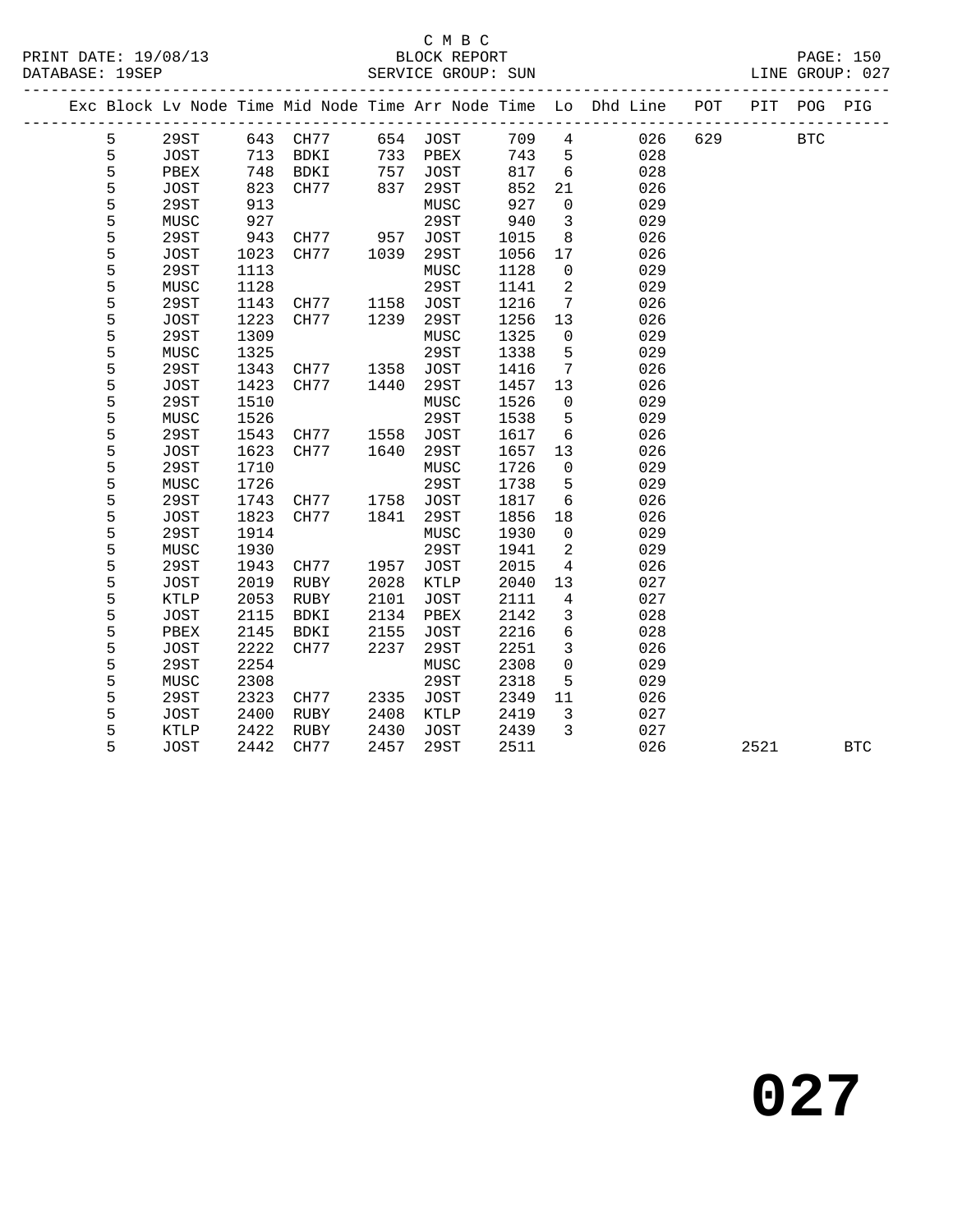C M B C
PRINT DATE: 19/08/13 BLOCK REPORT PAGE: 150
DATABASE: 19SEP SERVICE GROUP: SUN LINE GROUP: 027

| Exc | Block | Lv | Node | Time | Mid Node | Time | Arr Node | Time | Lo | Dhd Line | POT | PIT | POG | PIG |
|---|---|---|---|---|---|---|---|---|---|---|---|---|---|---|
| | 5 | | 29ST | 643 | CH77 | 654 | JOST | 709 | 4 | 026 | 629 | | BTC | |
| | 5 | | JOST | 713 | BDKI | 733 | PBEX | 743 | 5 | 028 | | | | |
| | 5 | | PBEX | 748 | BDKI | 757 | JOST | 817 | 6 | 028 | | | | |
| | 5 | | JOST | 823 | CH77 | 837 | 29ST | 852 | 21 | 026 | | | | |
| | 5 | | 29ST | 913 | | | MUSC | 927 | 0 | 029 | | | | |
| | 5 | | MUSC | 927 | | | 29ST | 940 | 3 | 029 | | | | |
| | 5 | | 29ST | 943 | CH77 | 957 | JOST | 1015 | 8 | 026 | | | | |
| | 5 | | JOST | 1023 | CH77 | 1039 | 29ST | 1056 | 17 | 026 | | | | |
| | 5 | | 29ST | 1113 | | | MUSC | 1128 | 0 | 029 | | | | |
| | 5 | | MUSC | 1128 | | | 29ST | 1141 | 2 | 029 | | | | |
| | 5 | | 29ST | 1143 | CH77 | 1158 | JOST | 1216 | 7 | 026 | | | | |
| | 5 | | JOST | 1223 | CH77 | 1239 | 29ST | 1256 | 13 | 026 | | | | |
| | 5 | | 29ST | 1309 | | | MUSC | 1325 | 0 | 029 | | | | |
| | 5 | | MUSC | 1325 | | | 29ST | 1338 | 5 | 029 | | | | |
| | 5 | | 29ST | 1343 | CH77 | 1358 | JOST | 1416 | 7 | 026 | | | | |
| | 5 | | JOST | 1423 | CH77 | 1440 | 29ST | 1457 | 13 | 026 | | | | |
| | 5 | | 29ST | 1510 | | | MUSC | 1526 | 0 | 029 | | | | |
| | 5 | | MUSC | 1526 | | | 29ST | 1538 | 5 | 029 | | | | |
| | 5 | | 29ST | 1543 | CH77 | 1558 | JOST | 1617 | 6 | 026 | | | | |
| | 5 | | JOST | 1623 | CH77 | 1640 | 29ST | 1657 | 13 | 026 | | | | |
| | 5 | | 29ST | 1710 | | | MUSC | 1726 | 0 | 029 | | | | |
| | 5 | | MUSC | 1726 | | | 29ST | 1738 | 5 | 029 | | | | |
| | 5 | | 29ST | 1743 | CH77 | 1758 | JOST | 1817 | 6 | 026 | | | | |
| | 5 | | JOST | 1823 | CH77 | 1841 | 29ST | 1856 | 18 | 026 | | | | |
| | 5 | | 29ST | 1914 | | | MUSC | 1930 | 0 | 029 | | | | |
| | 5 | | MUSC | 1930 | | | 29ST | 1941 | 2 | 029 | | | | |
| | 5 | | 29ST | 1943 | CH77 | 1957 | JOST | 2015 | 4 | 026 | | | | |
| | 5 | | JOST | 2019 | RUBY | 2028 | KTLP | 2040 | 13 | 027 | | | | |
| | 5 | | KTLP | 2053 | RUBY | 2101 | JOST | 2111 | 4 | 027 | | | | |
| | 5 | | JOST | 2115 | BDKI | 2134 | PBEX | 2142 | 3 | 028 | | | | |
| | 5 | | PBEX | 2145 | BDKI | 2155 | JOST | 2216 | 6 | 028 | | | | |
| | 5 | | JOST | 2222 | CH77 | 2237 | 29ST | 2251 | 3 | 026 | | | | |
| | 5 | | 29ST | 2254 | | | MUSC | 2308 | 0 | 029 | | | | |
| | 5 | | MUSC | 2308 | | | 29ST | 2318 | 5 | 029 | | | | |
| | 5 | | 29ST | 2323 | CH77 | 2335 | JOST | 2349 | 11 | 026 | | | | |
| | 5 | | JOST | 2400 | RUBY | 2408 | KTLP | 2419 | 3 | 027 | | | | |
| | 5 | | KTLP | 2422 | RUBY | 2430 | JOST | 2439 | 3 | 027 | | | | |
| | 5 | | JOST | 2442 | CH77 | 2457 | 29ST | 2511 | | 026 | | 2521 | | BTC |

# 027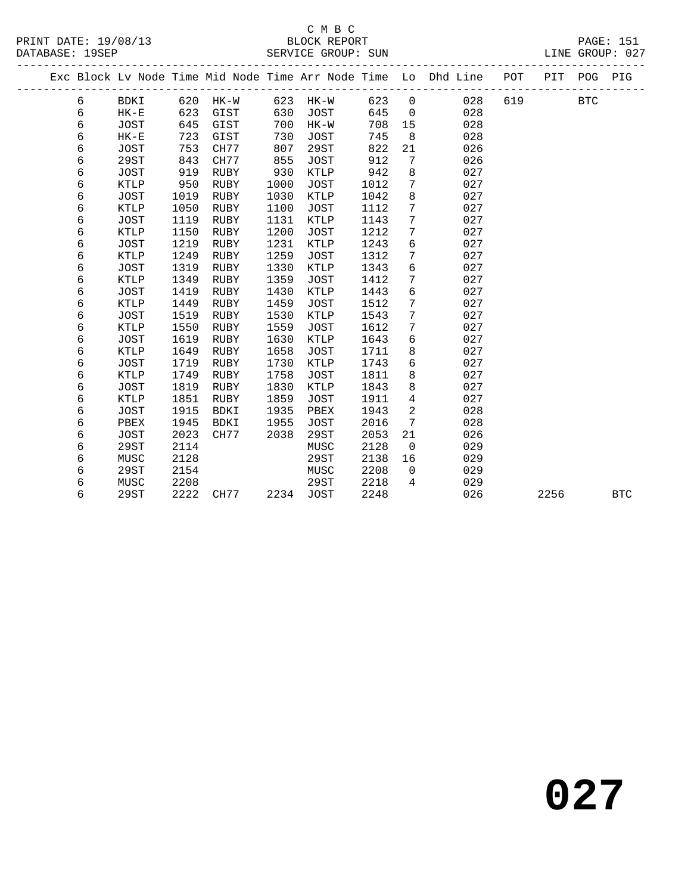C M B C
BLOCK REPORT
SERVICE GROUP: SUN

PRINT DATE: 19/08/13
DATABASE: 19SEP
LINE GROUP: 027

| Exc | Block | Lv | Node | Time | Mid Node | Time | Arr Node | Time | Lo | Dhd Line | POT | PIT | POG | PIG |
|---|---|---|---|---|---|---|---|---|---|---|---|---|---|---|
| | 6 | | BDKI | 620 | HK-W | 623 | HK-W | 623 | 0 | 028 | 619 | | BTC | |
| | 6 | | HK-E | 623 | GIST | 630 | JOST | 645 | 0 | 028 | | | | |
| | 6 | | JOST | 645 | GIST | 700 | HK-W | 708 | 15 | 028 | | | | |
| | 6 | | HK-E | 723 | GIST | 730 | JOST | 745 | 8 | 028 | | | | |
| | 6 | | JOST | 753 | CH77 | 807 | 29ST | 822 | 21 | 026 | | | | |
| | 6 | | 29ST | 843 | CH77 | 855 | JOST | 912 | 7 | 026 | | | | |
| | 6 | | JOST | 919 | RUBY | 930 | KTLP | 942 | 8 | 027 | | | | |
| | 6 | | KTLP | 950 | RUBY | 1000 | JOST | 1012 | 7 | 027 | | | | |
| | 6 | | JOST | 1019 | RUBY | 1030 | KTLP | 1042 | 8 | 027 | | | | |
| | 6 | | KTLP | 1050 | RUBY | 1100 | JOST | 1112 | 7 | 027 | | | | |
| | 6 | | JOST | 1119 | RUBY | 1131 | KTLP | 1143 | 7 | 027 | | | | |
| | 6 | | KTLP | 1150 | RUBY | 1200 | JOST | 1212 | 7 | 027 | | | | |
| | 6 | | JOST | 1219 | RUBY | 1231 | KTLP | 1243 | 6 | 027 | | | | |
| | 6 | | KTLP | 1249 | RUBY | 1259 | JOST | 1312 | 7 | 027 | | | | |
| | 6 | | JOST | 1319 | RUBY | 1330 | KTLP | 1343 | 6 | 027 | | | | |
| | 6 | | KTLP | 1349 | RUBY | 1359 | JOST | 1412 | 7 | 027 | | | | |
| | 6 | | JOST | 1419 | RUBY | 1430 | KTLP | 1443 | 6 | 027 | | | | |
| | 6 | | KTLP | 1449 | RUBY | 1459 | JOST | 1512 | 7 | 027 | | | | |
| | 6 | | JOST | 1519 | RUBY | 1530 | KTLP | 1543 | 7 | 027 | | | | |
| | 6 | | KTLP | 1550 | RUBY | 1559 | JOST | 1612 | 7 | 027 | | | | |
| | 6 | | JOST | 1619 | RUBY | 1630 | KTLP | 1643 | 6 | 027 | | | | |
| | 6 | | KTLP | 1649 | RUBY | 1658 | JOST | 1711 | 8 | 027 | | | | |
| | 6 | | JOST | 1719 | RUBY | 1730 | KTLP | 1743 | 6 | 027 | | | | |
| | 6 | | KTLP | 1749 | RUBY | 1758 | JOST | 1811 | 8 | 027 | | | | |
| | 6 | | JOST | 1819 | RUBY | 1830 | KTLP | 1843 | 8 | 027 | | | | |
| | 6 | | KTLP | 1851 | RUBY | 1859 | JOST | 1911 | 4 | 027 | | | | |
| | 6 | | JOST | 1915 | BDKI | 1935 | PBEX | 1943 | 2 | 028 | | | | |
| | 6 | | PBEX | 1945 | BDKI | 1955 | JOST | 2016 | 7 | 028 | | | | |
| | 6 | | JOST | 2023 | CH77 | 2038 | 29ST | 2053 | 21 | 026 | | | | |
| | 6 | | 29ST | 2114 | | | MUSC | 2128 | 0 | 029 | | | | |
| | 6 | | MUSC | 2128 | | | 29ST | 2138 | 16 | 029 | | | | |
| | 6 | | 29ST | 2154 | | | MUSC | 2208 | 0 | 029 | | | | |
| | 6 | | MUSC | 2208 | | | 29ST | 2218 | 4 | 029 | | | | |
| | 6 | | 29ST | 2222 | CH77 | 2234 | JOST | 2248 | | 026 | | 2256 | | BTC |

# 027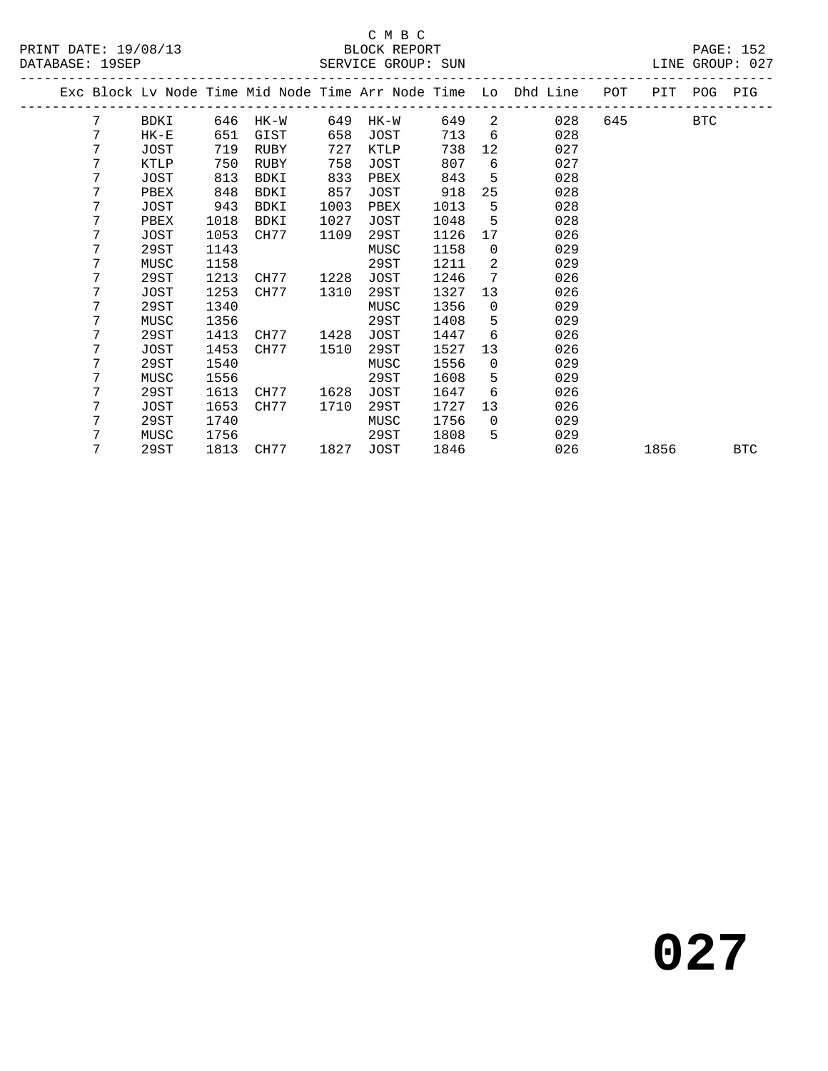C M B C
PRINT DATE: 19/08/13 BLOCK REPORT
DATABASE: 19SEP SERVICE GROUP: SUN LINE GROUP: 027

| Exc | Block | Lv Node | Time | Mid Node | Time | Arr Node | Time | Lo | Dhd Line | POT | PIT | POG | PIG |
|---|---|---|---|---|---|---|---|---|---|---|---|---|---|
| | 7 | BDKI | 646 | HK-W | 649 | HK-W | 649 | 2 | 028 | 645 | | BTC | |
| | 7 | HK-E | 651 | GIST | 658 | JOST | 713 | 6 | 028 | | | | |
| | 7 | JOST | 719 | RUBY | 727 | KTLP | 738 | 12 | 027 | | | | |
| | 7 | KTLP | 750 | RUBY | 758 | JOST | 807 | 6 | 027 | | | | |
| | 7 | JOST | 813 | BDKI | 833 | PBEX | 843 | 5 | 028 | | | | |
| | 7 | PBEX | 848 | BDKI | 857 | JOST | 918 | 25 | 028 | | | | |
| | 7 | JOST | 943 | BDKI | 1003 | PBEX | 1013 | 5 | 028 | | | | |
| | 7 | PBEX | 1018 | BDKI | 1027 | JOST | 1048 | 5 | 028 | | | | |
| | 7 | JOST | 1053 | CH77 | 1109 | 29ST | 1126 | 17 | 026 | | | | |
| | 7 | 29ST | 1143 | | | MUSC | 1158 | 0 | 029 | | | | |
| | 7 | MUSC | 1158 | | | 29ST | 1211 | 2 | 029 | | | | |
| | 7 | 29ST | 1213 | CH77 | 1228 | JOST | 1246 | 7 | 026 | | | | |
| | 7 | JOST | 1253 | CH77 | 1310 | 29ST | 1327 | 13 | 026 | | | | |
| | 7 | 29ST | 1340 | | | MUSC | 1356 | 0 | 029 | | | | |
| | 7 | MUSC | 1356 | | | 29ST | 1408 | 5 | 029 | | | | |
| | 7 | 29ST | 1413 | CH77 | 1428 | JOST | 1447 | 6 | 026 | | | | |
| | 7 | JOST | 1453 | CH77 | 1510 | 29ST | 1527 | 13 | 026 | | | | |
| | 7 | 29ST | 1540 | | | MUSC | 1556 | 0 | 029 | | | | |
| | 7 | MUSC | 1556 | | | 29ST | 1608 | 5 | 029 | | | | |
| | 7 | 29ST | 1613 | CH77 | 1628 | JOST | 1647 | 6 | 026 | | | | |
| | 7 | JOST | 1653 | CH77 | 1710 | 29ST | 1727 | 13 | 026 | | | | |
| | 7 | 29ST | 1740 | | | MUSC | 1756 | 0 | 029 | | | | |
| | 7 | MUSC | 1756 | | | 29ST | 1808 | 5 | 029 | | | | |
| | 7 | 29ST | 1813 | CH77 | 1827 | JOST | 1846 | | 026 | | 1856 | | BTC |

# 027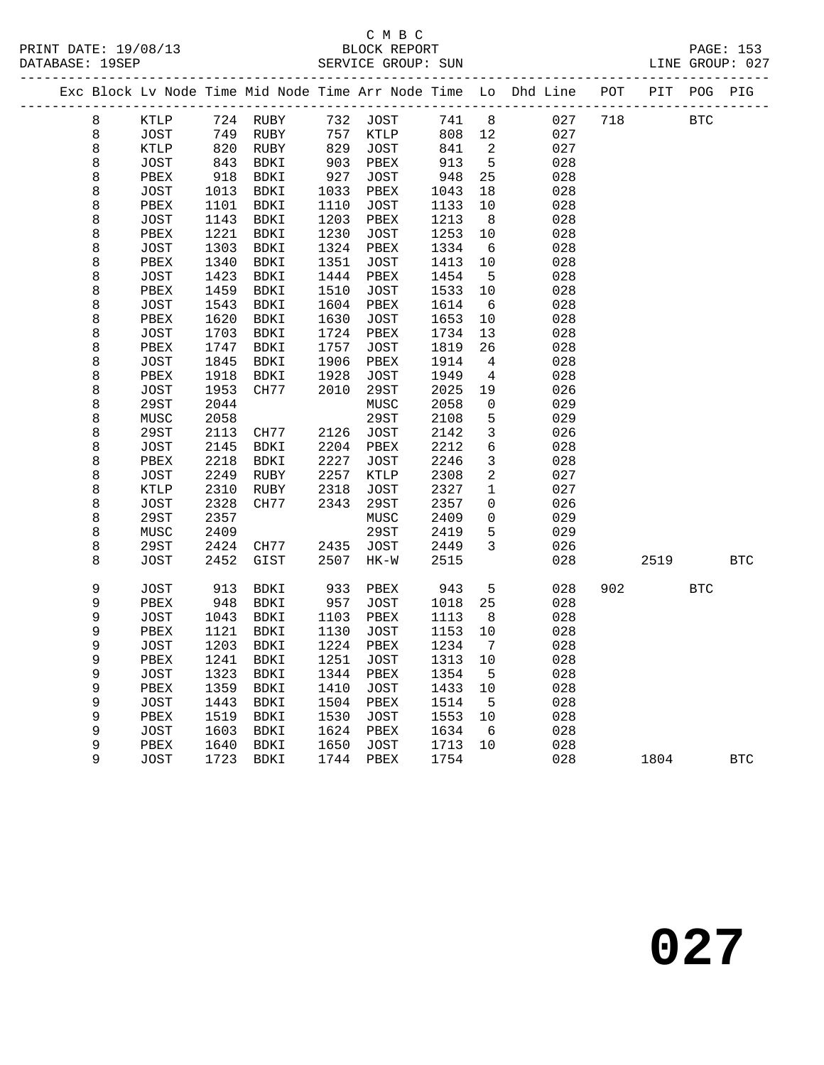C M B C
BLOCK REPORT
SERVICE GROUP: SUN

PRINT DATE: 19/08/13
DATABASE: 19SEP
LINE GROUP: 027

| Exc | Block | Lv Node | Time | Mid Node | Time | Arr Node | Time | Lo | Dhd Line | POT | PIT | POG | PIG |
|---|---|---|---|---|---|---|---|---|---|---|---|---|---|
| | 8 | KTLP | 724 | RUBY | 732 | JOST | 741 | 8 | 027 | 718 | | BTC | |
| | 8 | JOST | 749 | RUBY | 757 | KTLP | 808 | 12 | 027 | | | | |
| | 8 | KTLP | 820 | RUBY | 829 | JOST | 841 | 2 | 027 | | | | |
| | 8 | JOST | 843 | BDKI | 903 | PBEX | 913 | 5 | 028 | | | | |
| | 8 | PBEX | 918 | BDKI | 927 | JOST | 948 | 25 | 028 | | | | |
| | 8 | JOST | 1013 | BDKI | 1033 | PBEX | 1043 | 18 | 028 | | | | |
| | 8 | PBEX | 1101 | BDKI | 1110 | JOST | 1133 | 10 | 028 | | | | |
| | 8 | JOST | 1143 | BDKI | 1203 | PBEX | 1213 | 8 | 028 | | | | |
| | 8 | PBEX | 1221 | BDKI | 1230 | JOST | 1253 | 10 | 028 | | | | |
| | 8 | JOST | 1303 | BDKI | 1324 | PBEX | 1334 | 6 | 028 | | | | |
| | 8 | PBEX | 1340 | BDKI | 1351 | JOST | 1413 | 10 | 028 | | | | |
| | 8 | JOST | 1423 | BDKI | 1444 | PBEX | 1454 | 5 | 028 | | | | |
| | 8 | PBEX | 1459 | BDKI | 1510 | JOST | 1533 | 10 | 028 | | | | |
| | 8 | JOST | 1543 | BDKI | 1604 | PBEX | 1614 | 6 | 028 | | | | |
| | 8 | PBEX | 1620 | BDKI | 1630 | JOST | 1653 | 10 | 028 | | | | |
| | 8 | JOST | 1703 | BDKI | 1724 | PBEX | 1734 | 13 | 028 | | | | |
| | 8 | PBEX | 1747 | BDKI | 1757 | JOST | 1819 | 26 | 028 | | | | |
| | 8 | JOST | 1845 | BDKI | 1906 | PBEX | 1914 | 4 | 028 | | | | |
| | 8 | PBEX | 1918 | BDKI | 1928 | JOST | 1949 | 4 | 028 | | | | |
| | 8 | JOST | 1953 | CH77 | 2010 | 29ST | 2025 | 19 | 026 | | | | |
| | 8 | 29ST | 2044 | | | MUSC | 2058 | 0 | 029 | | | | |
| | 8 | MUSC | 2058 | | | 29ST | 2108 | 5 | 029 | | | | |
| | 8 | 29ST | 2113 | CH77 | 2126 | JOST | 2142 | 3 | 026 | | | | |
| | 8 | JOST | 2145 | BDKI | 2204 | PBEX | 2212 | 6 | 028 | | | | |
| | 8 | PBEX | 2218 | BDKI | 2227 | JOST | 2246 | 3 | 028 | | | | |
| | 8 | JOST | 2249 | RUBY | 2257 | KTLP | 2308 | 2 | 027 | | | | |
| | 8 | KTLP | 2310 | RUBY | 2318 | JOST | 2327 | 1 | 027 | | | | |
| | 8 | JOST | 2328 | CH77 | 2343 | 29ST | 2357 | 0 | 026 | | | | |
| | 8 | 29ST | 2357 | | | MUSC | 2409 | 0 | 029 | | | | |
| | 8 | MUSC | 2409 | | | 29ST | 2419 | 5 | 029 | | | | |
| | 8 | 29ST | 2424 | CH77 | 2435 | JOST | 2449 | 3 | 026 | | | | |
| | 8 | JOST | 2452 | GIST | 2507 | HK-W | 2515 | | 028 | | 2519 | | BTC |
| | 9 | JOST | 913 | BDKI | 933 | PBEX | 943 | 5 | 028 | 902 | | BTC | |
| | 9 | PBEX | 948 | BDKI | 957 | JOST | 1018 | 25 | 028 | | | | |
| | 9 | JOST | 1043 | BDKI | 1103 | PBEX | 1113 | 8 | 028 | | | | |
| | 9 | PBEX | 1121 | BDKI | 1130 | JOST | 1153 | 10 | 028 | | | | |
| | 9 | JOST | 1203 | BDKI | 1224 | PBEX | 1234 | 7 | 028 | | | | |
| | 9 | PBEX | 1241 | BDKI | 1251 | JOST | 1313 | 10 | 028 | | | | |
| | 9 | JOST | 1323 | BDKI | 1344 | PBEX | 1354 | 5 | 028 | | | | |
| | 9 | PBEX | 1359 | BDKI | 1410 | JOST | 1433 | 10 | 028 | | | | |
| | 9 | JOST | 1443 | BDKI | 1504 | PBEX | 1514 | 5 | 028 | | | | |
| | 9 | PBEX | 1519 | BDKI | 1530 | JOST | 1553 | 10 | 028 | | | | |
| | 9 | JOST | 1603 | BDKI | 1624 | PBEX | 1634 | 6 | 028 | | | | |
| | 9 | PBEX | 1640 | BDKI | 1650 | JOST | 1713 | 10 | 028 | | | | |
| | 9 | JOST | 1723 | BDKI | 1744 | PBEX | 1754 | | 028 | | 1804 | | BTC |

# 027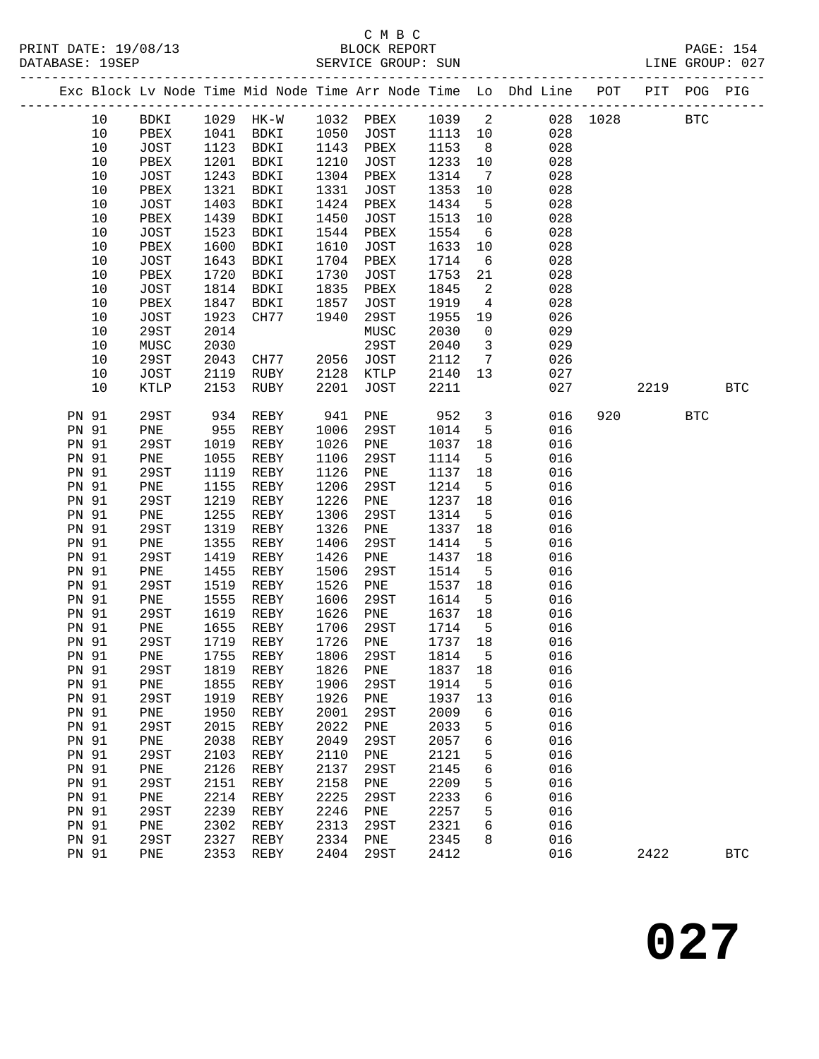C M B C

PRINT DATE: 19/08/13 BLOCK REPORT PAGE: 154
DATABASE: 19SEP SERVICE GROUP: SUN LINE GROUP: 027

| Exc | Block | Lv Node | Time | Mid Node | Time | Arr Node | Time | Lo | Dhd Line | POT | PIT | POG | PIG |
|---|---|---|---|---|---|---|---|---|---|---|---|---|---|
| | 10 | BDKI | 1029 | HK-W | 1032 | PBEX | 1039 | 2 | 028 | 1028 | | BTC | |
| | 10 | PBEX | 1041 | BDKI | 1050 | JOST | 1113 | 10 | 028 | | | | |
| | 10 | JOST | 1123 | BDKI | 1143 | PBEX | 1153 | 8 | 028 | | | | |
| | 10 | PBEX | 1201 | BDKI | 1210 | JOST | 1233 | 10 | 028 | | | | |
| | 10 | JOST | 1243 | BDKI | 1304 | PBEX | 1314 | 7 | 028 | | | | |
| | 10 | PBEX | 1321 | BDKI | 1331 | JOST | 1353 | 10 | 028 | | | | |
| | 10 | JOST | 1403 | BDKI | 1424 | PBEX | 1434 | 5 | 028 | | | | |
| | 10 | PBEX | 1439 | BDKI | 1450 | JOST | 1513 | 10 | 028 | | | | |
| | 10 | JOST | 1523 | BDKI | 1544 | PBEX | 1554 | 6 | 028 | | | | |
| | 10 | PBEX | 1600 | BDKI | 1610 | JOST | 1633 | 10 | 028 | | | | |
| | 10 | JOST | 1643 | BDKI | 1704 | PBEX | 1714 | 6 | 028 | | | | |
| | 10 | PBEX | 1720 | BDKI | 1730 | JOST | 1753 | 21 | 028 | | | | |
| | 10 | JOST | 1814 | BDKI | 1835 | PBEX | 1845 | 2 | 028 | | | | |
| | 10 | PBEX | 1847 | BDKI | 1857 | JOST | 1919 | 4 | 028 | | | | |
| | 10 | JOST | 1923 | CH77 | 1940 | 29ST | 1955 | 19 | 026 | | | | |
| | 10 | 29ST | 2014 | | | MUSC | 2030 | 0 | 029 | | | | |
| | 10 | MUSC | 2030 | | | 29ST | 2040 | 3 | 029 | | | | |
| | 10 | 29ST | 2043 | CH77 | 2056 | JOST | 2112 | 7 | 026 | | | | |
| | 10 | JOST | 2119 | RUBY | 2128 | KTLP | 2140 | 13 | 027 | | | | |
| | 10 | KTLP | 2153 | RUBY | 2201 | JOST | 2211 | | 027 | | 2219 | | BTC |
| PN | 91 | 29ST | 934 | REBY | 941 | PNE | 952 | 3 | 016 | 920 | | BTC | |
| PN | 91 | PNE | 955 | REBY | 1006 | 29ST | 1014 | 5 | 016 | | | | |
| PN | 91 | 29ST | 1019 | REBY | 1026 | PNE | 1037 | 18 | 016 | | | | |
| PN | 91 | PNE | 1055 | REBY | 1106 | 29ST | 1114 | 5 | 016 | | | | |
| PN | 91 | 29ST | 1119 | REBY | 1126 | PNE | 1137 | 18 | 016 | | | | |
| PN | 91 | PNE | 1155 | REBY | 1206 | 29ST | 1214 | 5 | 016 | | | | |
| PN | 91 | 29ST | 1219 | REBY | 1226 | PNE | 1237 | 18 | 016 | | | | |
| PN | 91 | PNE | 1255 | REBY | 1306 | 29ST | 1314 | 5 | 016 | | | | |
| PN | 91 | 29ST | 1319 | REBY | 1326 | PNE | 1337 | 18 | 016 | | | | |
| PN | 91 | PNE | 1355 | REBY | 1406 | 29ST | 1414 | 5 | 016 | | | | |
| PN | 91 | 29ST | 1419 | REBY | 1426 | PNE | 1437 | 18 | 016 | | | | |
| PN | 91 | PNE | 1455 | REBY | 1506 | 29ST | 1514 | 5 | 016 | | | | |
| PN | 91 | 29ST | 1519 | REBY | 1526 | PNE | 1537 | 18 | 016 | | | | |
| PN | 91 | PNE | 1555 | REBY | 1606 | 29ST | 1614 | 5 | 016 | | | | |
| PN | 91 | 29ST | 1619 | REBY | 1626 | PNE | 1637 | 18 | 016 | | | | |
| PN | 91 | PNE | 1655 | REBY | 1706 | 29ST | 1714 | 5 | 016 | | | | |
| PN | 91 | 29ST | 1719 | REBY | 1726 | PNE | 1737 | 18 | 016 | | | | |
| PN | 91 | PNE | 1755 | REBY | 1806 | 29ST | 1814 | 5 | 016 | | | | |
| PN | 91 | 29ST | 1819 | REBY | 1826 | PNE | 1837 | 18 | 016 | | | | |
| PN | 91 | PNE | 1855 | REBY | 1906 | 29ST | 1914 | 5 | 016 | | | | |
| PN | 91 | 29ST | 1919 | REBY | 1926 | PNE | 1937 | 13 | 016 | | | | |
| PN | 91 | PNE | 1950 | REBY | 2001 | 29ST | 2009 | 6 | 016 | | | | |
| PN | 91 | 29ST | 2015 | REBY | 2022 | PNE | 2033 | 5 | 016 | | | | |
| PN | 91 | PNE | 2038 | REBY | 2049 | 29ST | 2057 | 6 | 016 | | | | |
| PN | 91 | 29ST | 2103 | REBY | 2110 | PNE | 2121 | 5 | 016 | | | | |
| PN | 91 | PNE | 2126 | REBY | 2137 | 29ST | 2145 | 6 | 016 | | | | |
| PN | 91 | 29ST | 2151 | REBY | 2158 | PNE | 2209 | 5 | 016 | | | | |
| PN | 91 | PNE | 2214 | REBY | 2225 | 29ST | 2233 | 6 | 016 | | | | |
| PN | 91 | 29ST | 2239 | REBY | 2246 | PNE | 2257 | 5 | 016 | | | | |
| PN | 91 | PNE | 2302 | REBY | 2313 | 29ST | 2321 | 6 | 016 | | | | |
| PN | 91 | 29ST | 2327 | REBY | 2334 | PNE | 2345 | 8 | 016 | | | | |
| PN | 91 | PNE | 2353 | REBY | 2404 | 29ST | 2412 | | 016 | | 2422 | | BTC |

# 027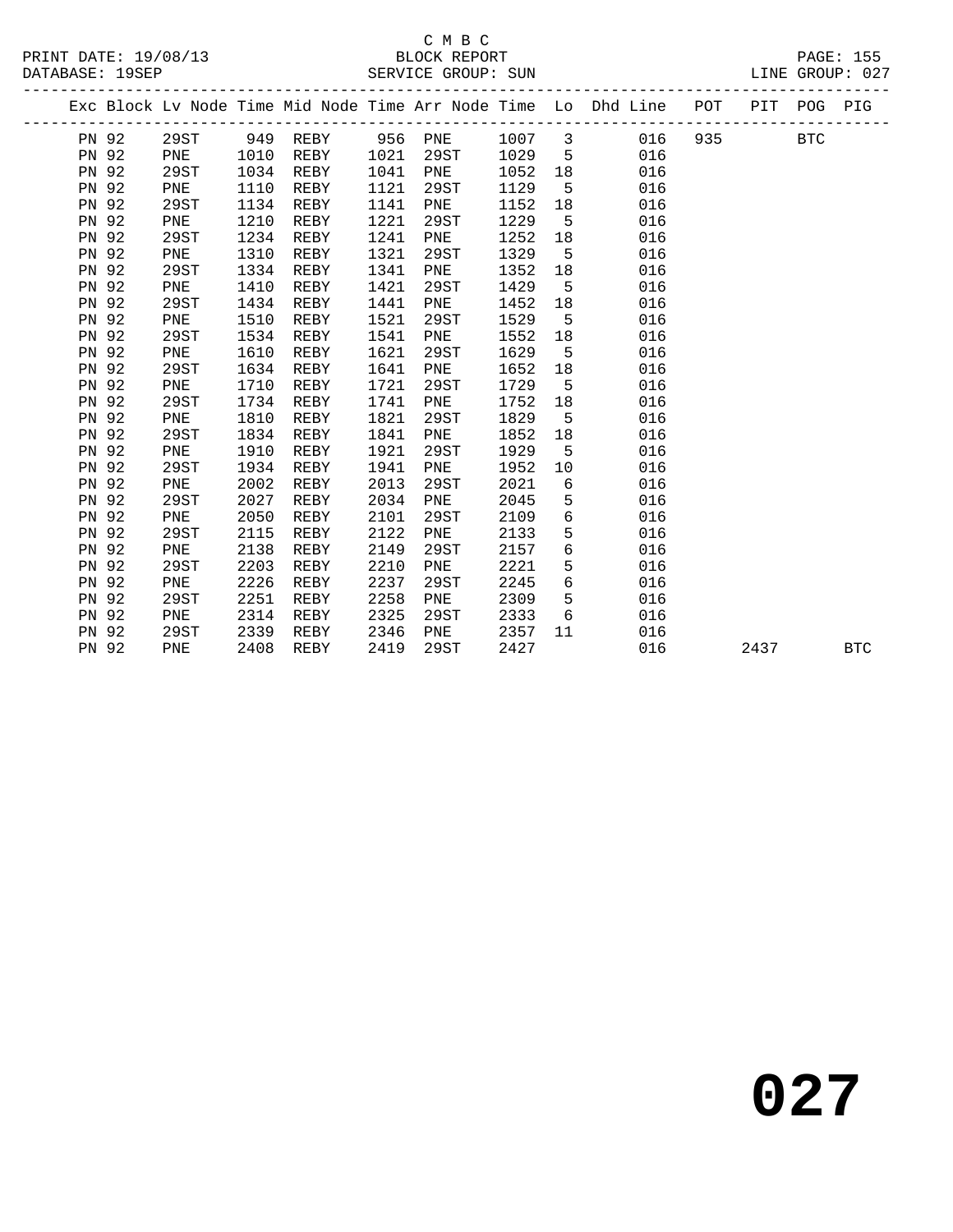C M B C
BLOCK REPORT
SERVICE GROUP: SUN

PRINT DATE: 19/08/13
DATABASE: 19SEP

PAGE: 155
LINE GROUP: 027

| Exc | Block | Lv | Node | Time | Mid Node | Time | Arr Node | Time | Lo | Dhd Line | POT | PIT | POG | PIG |
|---|---|---|---|---|---|---|---|---|---|---|---|---|---|---|
| | PN 92 | | 29ST | 949 | REBY | 956 | PNE | 1007 | 3 | 016 | 935 | | BTC | |
| | PN 92 | | PNE | 1010 | REBY | 1021 | 29ST | 1029 | 5 | 016 | | | | |
| | PN 92 | | 29ST | 1034 | REBY | 1041 | PNE | 1052 | 18 | 016 | | | | |
| | PN 92 | | PNE | 1110 | REBY | 1121 | 29ST | 1129 | 5 | 016 | | | | |
| | PN 92 | | 29ST | 1134 | REBY | 1141 | PNE | 1152 | 18 | 016 | | | | |
| | PN 92 | | PNE | 1210 | REBY | 1221 | 29ST | 1229 | 5 | 016 | | | | |
| | PN 92 | | 29ST | 1234 | REBY | 1241 | PNE | 1252 | 18 | 016 | | | | |
| | PN 92 | | PNE | 1310 | REBY | 1321 | 29ST | 1329 | 5 | 016 | | | | |
| | PN 92 | | 29ST | 1334 | REBY | 1341 | PNE | 1352 | 18 | 016 | | | | |
| | PN 92 | | PNE | 1410 | REBY | 1421 | 29ST | 1429 | 5 | 016 | | | | |
| | PN 92 | | 29ST | 1434 | REBY | 1441 | PNE | 1452 | 18 | 016 | | | | |
| | PN 92 | | PNE | 1510 | REBY | 1521 | 29ST | 1529 | 5 | 016 | | | | |
| | PN 92 | | 29ST | 1534 | REBY | 1541 | PNE | 1552 | 18 | 016 | | | | |
| | PN 92 | | PNE | 1610 | REBY | 1621 | 29ST | 1629 | 5 | 016 | | | | |
| | PN 92 | | 29ST | 1634 | REBY | 1641 | PNE | 1652 | 18 | 016 | | | | |
| | PN 92 | | PNE | 1710 | REBY | 1721 | 29ST | 1729 | 5 | 016 | | | | |
| | PN 92 | | 29ST | 1734 | REBY | 1741 | PNE | 1752 | 18 | 016 | | | | |
| | PN 92 | | PNE | 1810 | REBY | 1821 | 29ST | 1829 | 5 | 016 | | | | |
| | PN 92 | | 29ST | 1834 | REBY | 1841 | PNE | 1852 | 18 | 016 | | | | |
| | PN 92 | | PNE | 1910 | REBY | 1921 | 29ST | 1929 | 5 | 016 | | | | |
| | PN 92 | | 29ST | 1934 | REBY | 1941 | PNE | 1952 | 10 | 016 | | | | |
| | PN 92 | | PNE | 2002 | REBY | 2013 | 29ST | 2021 | 6 | 016 | | | | |
| | PN 92 | | 29ST | 2027 | REBY | 2034 | PNE | 2045 | 5 | 016 | | | | |
| | PN 92 | | PNE | 2050 | REBY | 2101 | 29ST | 2109 | 6 | 016 | | | | |
| | PN 92 | | 29ST | 2115 | REBY | 2122 | PNE | 2133 | 5 | 016 | | | | |
| | PN 92 | | PNE | 2138 | REBY | 2149 | 29ST | 2157 | 6 | 016 | | | | |
| | PN 92 | | 29ST | 2203 | REBY | 2210 | PNE | 2221 | 5 | 016 | | | | |
| | PN 92 | | PNE | 2226 | REBY | 2237 | 29ST | 2245 | 6 | 016 | | | | |
| | PN 92 | | 29ST | 2251 | REBY | 2258 | PNE | 2309 | 5 | 016 | | | | |
| | PN 92 | | PNE | 2314 | REBY | 2325 | 29ST | 2333 | 6 | 016 | | | | |
| | PN 92 | | 29ST | 2339 | REBY | 2346 | PNE | 2357 | 11 | 016 | | | | |
| | PN 92 | | PNE | 2408 | REBY | 2419 | 29ST | 2427 | | 016 | | 2437 | | BTC |

# 027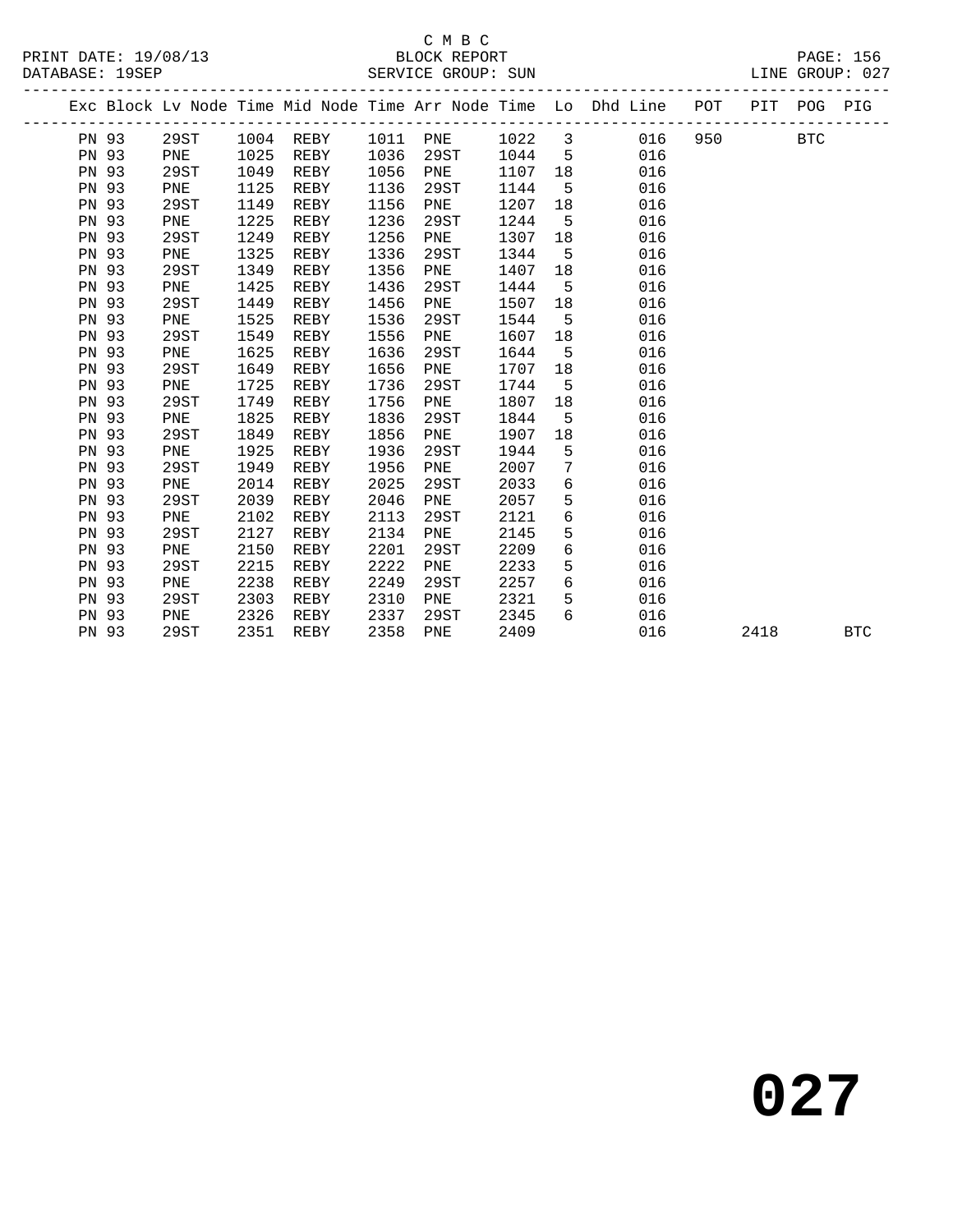C M B C
BLOCK REPORT
SERVICE GROUP: SUN

PRINT DATE: 19/08/13
DATABASE: 19SEP
LINE GROUP: 027

| Exc | Block | Lv | Node | Time | Mid Node | Time | Arr Node | Time | Lo | Dhd Line | POT | PIT | POG | PIG |
|---|---|---|---|---|---|---|---|---|---|---|---|---|---|---|
| | PN 93 | | 29ST | 1004 | REBY | 1011 | PNE | 1022 | 3 | 016 | 950 | | BTC | |
| | PN 93 | | PNE | 1025 | REBY | 1036 | 29ST | 1044 | 5 | 016 | | | | |
| | PN 93 | | 29ST | 1049 | REBY | 1056 | PNE | 1107 | 18 | 016 | | | | |
| | PN 93 | | PNE | 1125 | REBY | 1136 | 29ST | 1144 | 5 | 016 | | | | |
| | PN 93 | | 29ST | 1149 | REBY | 1156 | PNE | 1207 | 18 | 016 | | | | |
| | PN 93 | | PNE | 1225 | REBY | 1236 | 29ST | 1244 | 5 | 016 | | | | |
| | PN 93 | | 29ST | 1249 | REBY | 1256 | PNE | 1307 | 18 | 016 | | | | |
| | PN 93 | | PNE | 1325 | REBY | 1336 | 29ST | 1344 | 5 | 016 | | | | |
| | PN 93 | | 29ST | 1349 | REBY | 1356 | PNE | 1407 | 18 | 016 | | | | |
| | PN 93 | | PNE | 1425 | REBY | 1436 | 29ST | 1444 | 5 | 016 | | | | |
| | PN 93 | | 29ST | 1449 | REBY | 1456 | PNE | 1507 | 18 | 016 | | | | |
| | PN 93 | | PNE | 1525 | REBY | 1536 | 29ST | 1544 | 5 | 016 | | | | |
| | PN 93 | | 29ST | 1549 | REBY | 1556 | PNE | 1607 | 18 | 016 | | | | |
| | PN 93 | | PNE | 1625 | REBY | 1636 | 29ST | 1644 | 5 | 016 | | | | |
| | PN 93 | | 29ST | 1649 | REBY | 1656 | PNE | 1707 | 18 | 016 | | | | |
| | PN 93 | | PNE | 1725 | REBY | 1736 | 29ST | 1744 | 5 | 016 | | | | |
| | PN 93 | | 29ST | 1749 | REBY | 1756 | PNE | 1807 | 18 | 016 | | | | |
| | PN 93 | | PNE | 1825 | REBY | 1836 | 29ST | 1844 | 5 | 016 | | | | |
| | PN 93 | | 29ST | 1849 | REBY | 1856 | PNE | 1907 | 18 | 016 | | | | |
| | PN 93 | | PNE | 1925 | REBY | 1936 | 29ST | 1944 | 5 | 016 | | | | |
| | PN 93 | | 29ST | 1949 | REBY | 1956 | PNE | 2007 | 7 | 016 | | | | |
| | PN 93 | | PNE | 2014 | REBY | 2025 | 29ST | 2033 | 6 | 016 | | | | |
| | PN 93 | | 29ST | 2039 | REBY | 2046 | PNE | 2057 | 5 | 016 | | | | |
| | PN 93 | | PNE | 2102 | REBY | 2113 | 29ST | 2121 | 6 | 016 | | | | |
| | PN 93 | | 29ST | 2127 | REBY | 2134 | PNE | 2145 | 5 | 016 | | | | |
| | PN 93 | | PNE | 2150 | REBY | 2201 | 29ST | 2209 | 6 | 016 | | | | |
| | PN 93 | | 29ST | 2215 | REBY | 2222 | PNE | 2233 | 5 | 016 | | | | |
| | PN 93 | | PNE | 2238 | REBY | 2249 | 29ST | 2257 | 6 | 016 | | | | |
| | PN 93 | | 29ST | 2303 | REBY | 2310 | PNE | 2321 | 5 | 016 | | | | |
| | PN 93 | | PNE | 2326 | REBY | 2337 | 29ST | 2345 | 6 | 016 | | | | |
| | PN 93 | | 29ST | 2351 | REBY | 2358 | PNE | 2409 | | 016 | | 2418 | | BTC |

**027**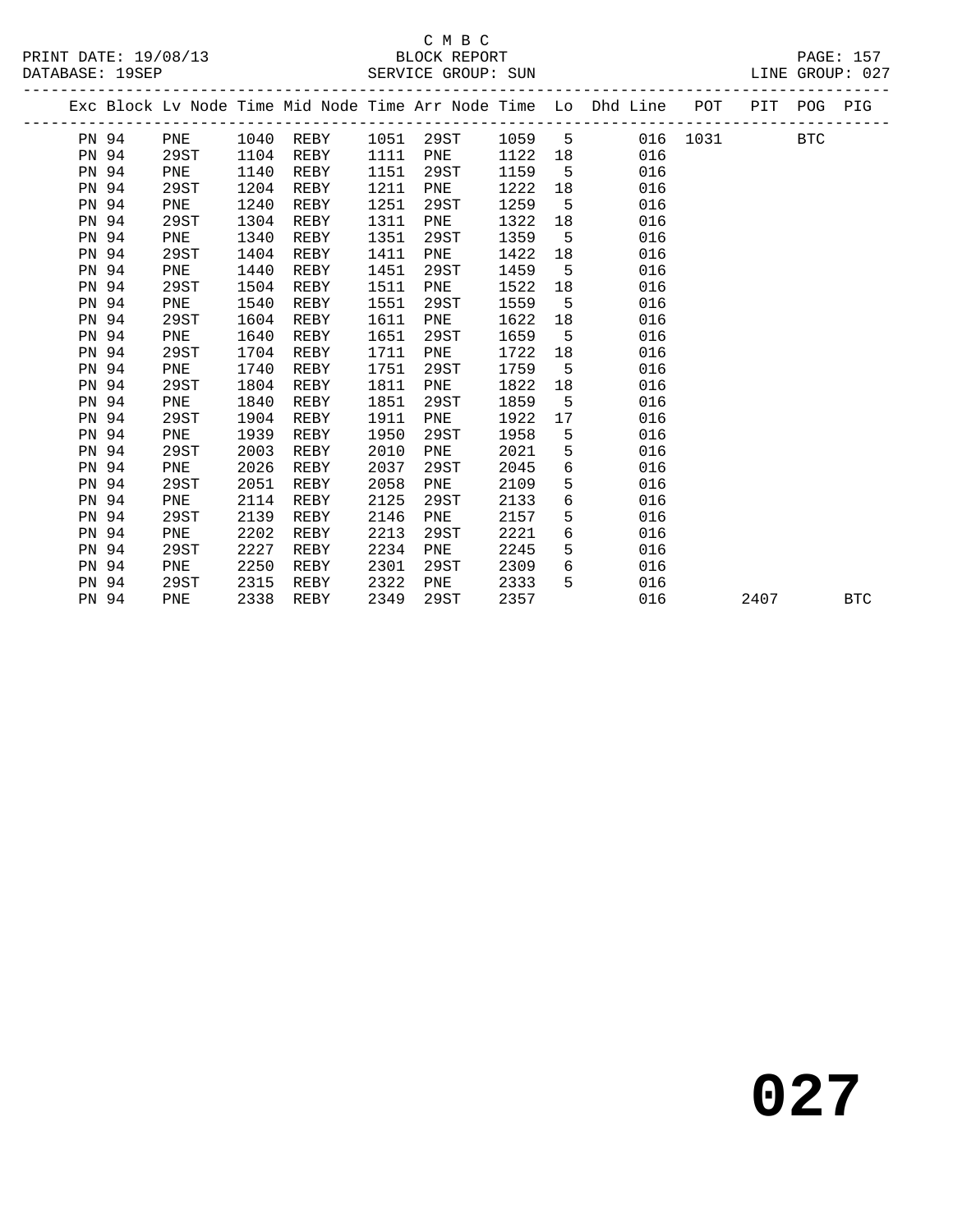C M B C

PRINT DATE: 19/08/13 BLOCK REPORT PAGE: 157
DATABASE: 19SEP SERVICE GROUP: SUN LINE GROUP: 027

| Exc | Block | Lv | Node | Time | Mid Node | Time | Arr Node | Time | Lo | Dhd Line | POT | PIT | POG | PIG |
|---|---|---|---|---|---|---|---|---|---|---|---|---|---|---|
| | PN 94 | | PNE | 1040 | REBY | 1051 | 29ST | 1059 | 5 | 016 | 1031 | | BTC | |
| | PN 94 | | 29ST | 1104 | REBY | 1111 | PNE | 1122 | 18 | 016 | | | | |
| | PN 94 | | PNE | 1140 | REBY | 1151 | 29ST | 1159 | 5 | 016 | | | | |
| | PN 94 | | 29ST | 1204 | REBY | 1211 | PNE | 1222 | 18 | 016 | | | | |
| | PN 94 | | PNE | 1240 | REBY | 1251 | 29ST | 1259 | 5 | 016 | | | | |
| | PN 94 | | 29ST | 1304 | REBY | 1311 | PNE | 1322 | 18 | 016 | | | | |
| | PN 94 | | PNE | 1340 | REBY | 1351 | 29ST | 1359 | 5 | 016 | | | | |
| | PN 94 | | 29ST | 1404 | REBY | 1411 | PNE | 1422 | 18 | 016 | | | | |
| | PN 94 | | PNE | 1440 | REBY | 1451 | 29ST | 1459 | 5 | 016 | | | | |
| | PN 94 | | 29ST | 1504 | REBY | 1511 | PNE | 1522 | 18 | 016 | | | | |
| | PN 94 | | PNE | 1540 | REBY | 1551 | 29ST | 1559 | 5 | 016 | | | | |
| | PN 94 | | 29ST | 1604 | REBY | 1611 | PNE | 1622 | 18 | 016 | | | | |
| | PN 94 | | PNE | 1640 | REBY | 1651 | 29ST | 1659 | 5 | 016 | | | | |
| | PN 94 | | 29ST | 1704 | REBY | 1711 | PNE | 1722 | 18 | 016 | | | | |
| | PN 94 | | PNE | 1740 | REBY | 1751 | 29ST | 1759 | 5 | 016 | | | | |
| | PN 94 | | 29ST | 1804 | REBY | 1811 | PNE | 1822 | 18 | 016 | | | | |
| | PN 94 | | PNE | 1840 | REBY | 1851 | 29ST | 1859 | 5 | 016 | | | | |
| | PN 94 | | 29ST | 1904 | REBY | 1911 | PNE | 1922 | 17 | 016 | | | | |
| | PN 94 | | PNE | 1939 | REBY | 1950 | 29ST | 1958 | 5 | 016 | | | | |
| | PN 94 | | 29ST | 2003 | REBY | 2010 | PNE | 2021 | 5 | 016 | | | | |
| | PN 94 | | PNE | 2026 | REBY | 2037 | 29ST | 2045 | 6 | 016 | | | | |
| | PN 94 | | 29ST | 2051 | REBY | 2058 | PNE | 2109 | 5 | 016 | | | | |
| | PN 94 | | PNE | 2114 | REBY | 2125 | 29ST | 2133 | 6 | 016 | | | | |
| | PN 94 | | 29ST | 2139 | REBY | 2146 | PNE | 2157 | 5 | 016 | | | | |
| | PN 94 | | PNE | 2202 | REBY | 2213 | 29ST | 2221 | 6 | 016 | | | | |
| | PN 94 | | 29ST | 2227 | REBY | 2234 | PNE | 2245 | 5 | 016 | | | | |
| | PN 94 | | PNE | 2250 | REBY | 2301 | 29ST | 2309 | 6 | 016 | | | | |
| | PN 94 | | 29ST | 2315 | REBY | 2322 | PNE | 2333 | 5 | 016 | | | | |
| | PN 94 | | PNE | 2338 | REBY | 2349 | 29ST | 2357 | | 016 | | 2407 | | BTC |

**027**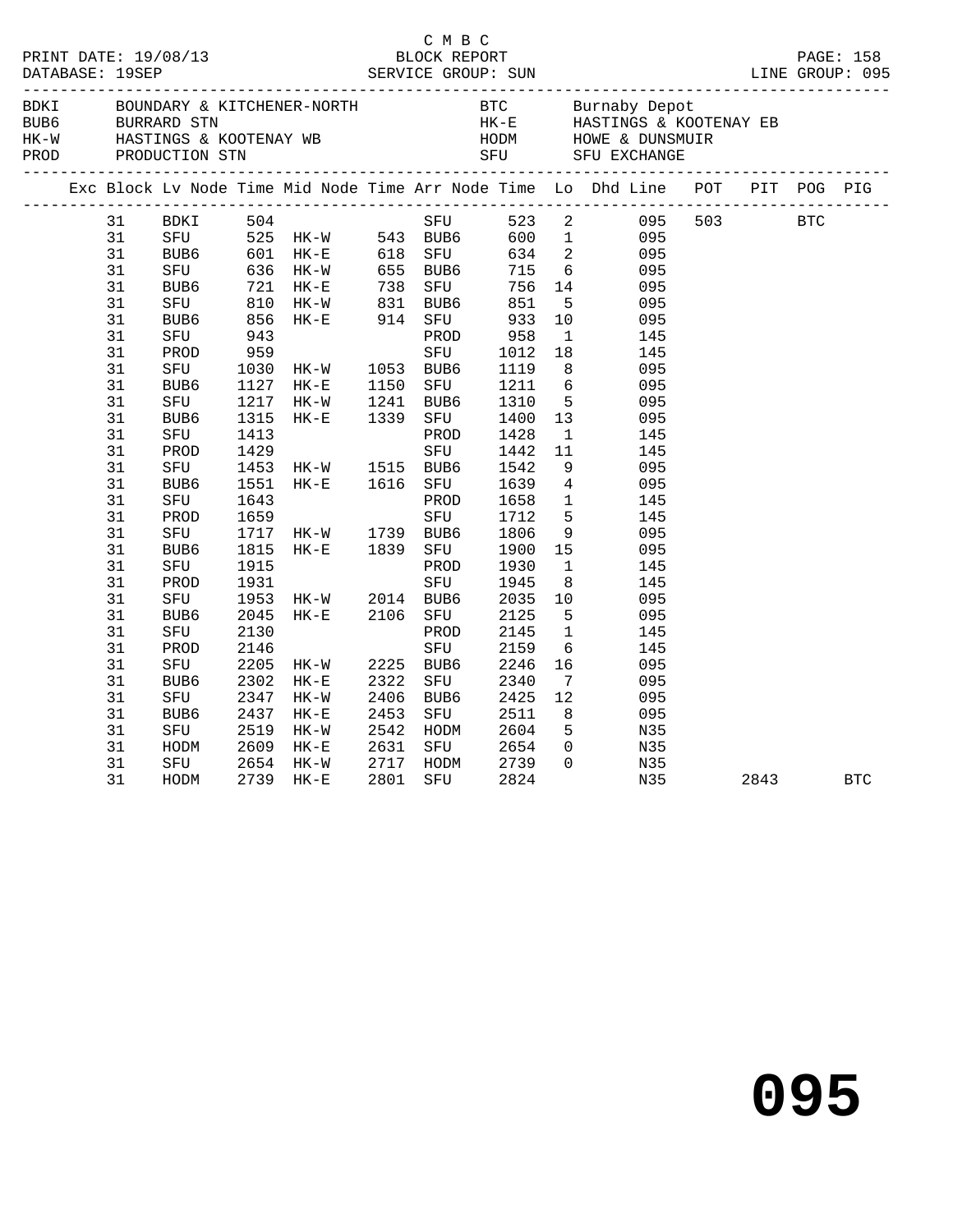C M B C

PRINT DATE: 19/08/13 BLOCK REPORT
DATABASE: 19SEP SERVICE GROUP: SUN LINE GROUP: 095

| Code | Name | Code | Name |
|---|---|---|---|
| BDKI | BOUNDARY & KITCHENER-NORTH | BTC | Burnaby Depot |
| BUB6 | BURRARD STN | HK-E | HASTINGS & KOOTENAY EB |
| HK-W | HASTINGS & KOOTENAY WB | HODM | HOWE & DUNSMUIR |
| PROD | PRODUCTION STN | SFU | SFU EXCHANGE |

| Exc | Block | Lv Node | Time | Mid Node | Time | Arr Node | Time | Lo | Dhd Line | POT | PIT | POG | PIG |
|---|---|---|---|---|---|---|---|---|---|---|---|---|---|
| | 31 | BDKI | 504 | | | SFU | 523 | 2 | 095 | 503 | | BTC | |
| | 31 | SFU | 525 | HK-W | 543 | BUB6 | 600 | 1 | 095 | | | | |
| | 31 | BUB6 | 601 | HK-E | 618 | SFU | 634 | 2 | 095 | | | | |
| | 31 | SFU | 636 | HK-W | 655 | BUB6 | 715 | 6 | 095 | | | | |
| | 31 | BUB6 | 721 | HK-E | 738 | SFU | 756 | 14 | 095 | | | | |
| | 31 | SFU | 810 | HK-W | 831 | BUB6 | 851 | 5 | 095 | | | | |
| | 31 | BUB6 | 856 | HK-E | 914 | SFU | 933 | 10 | 095 | | | | |
| | 31 | SFU | 943 | | | PROD | 958 | 1 | 145 | | | | |
| | 31 | PROD | 959 | | | SFU | 1012 | 18 | 145 | | | | |
| | 31 | SFU | 1030 | HK-W | 1053 | BUB6 | 1119 | 8 | 095 | | | | |
| | 31 | BUB6 | 1127 | HK-E | 1150 | SFU | 1211 | 6 | 095 | | | | |
| | 31 | SFU | 1217 | HK-W | 1241 | BUB6 | 1310 | 5 | 095 | | | | |
| | 31 | BUB6 | 1315 | HK-E | 1339 | SFU | 1400 | 13 | 095 | | | | |
| | 31 | SFU | 1413 | | | PROD | 1428 | 1 | 145 | | | | |
| | 31 | PROD | 1429 | | | SFU | 1442 | 11 | 145 | | | | |
| | 31 | SFU | 1453 | HK-W | 1515 | BUB6 | 1542 | 9 | 095 | | | | |
| | 31 | BUB6 | 1551 | HK-E | 1616 | SFU | 1639 | 4 | 095 | | | | |
| | 31 | SFU | 1643 | | | PROD | 1658 | 1 | 145 | | | | |
| | 31 | PROD | 1659 | | | SFU | 1712 | 5 | 145 | | | | |
| | 31 | SFU | 1717 | HK-W | 1739 | BUB6 | 1806 | 9 | 095 | | | | |
| | 31 | BUB6 | 1815 | HK-E | 1839 | SFU | 1900 | 15 | 095 | | | | |
| | 31 | SFU | 1915 | | | PROD | 1930 | 1 | 145 | | | | |
| | 31 | PROD | 1931 | | | SFU | 1945 | 8 | 145 | | | | |
| | 31 | SFU | 1953 | HK-W | 2014 | BUB6 | 2035 | 10 | 095 | | | | |
| | 31 | BUB6 | 2045 | HK-E | 2106 | SFU | 2125 | 5 | 095 | | | | |
| | 31 | SFU | 2130 | | | PROD | 2145 | 1 | 145 | | | | |
| | 31 | PROD | 2146 | | | SFU | 2159 | 6 | 145 | | | | |
| | 31 | SFU | 2205 | HK-W | 2225 | BUB6 | 2246 | 16 | 095 | | | | |
| | 31 | BUB6 | 2302 | HK-E | 2322 | SFU | 2340 | 7 | 095 | | | | |
| | 31 | SFU | 2347 | HK-W | 2406 | BUB6 | 2425 | 12 | 095 | | | | |
| | 31 | BUB6 | 2437 | HK-E | 2453 | SFU | 2511 | 8 | 095 | | | | |
| | 31 | SFU | 2519 | HK-W | 2542 | HODM | 2604 | 5 | N35 | | | | |
| | 31 | HODM | 2609 | HK-E | 2631 | SFU | 2654 | 0 | N35 | | | | |
| | 31 | SFU | 2654 | HK-W | 2717 | HODM | 2739 | 0 | N35 | | | | |
| | 31 | HODM | 2739 | HK-E | 2801 | SFU | 2824 | | N35 | | 2843 | | BTC |

# 095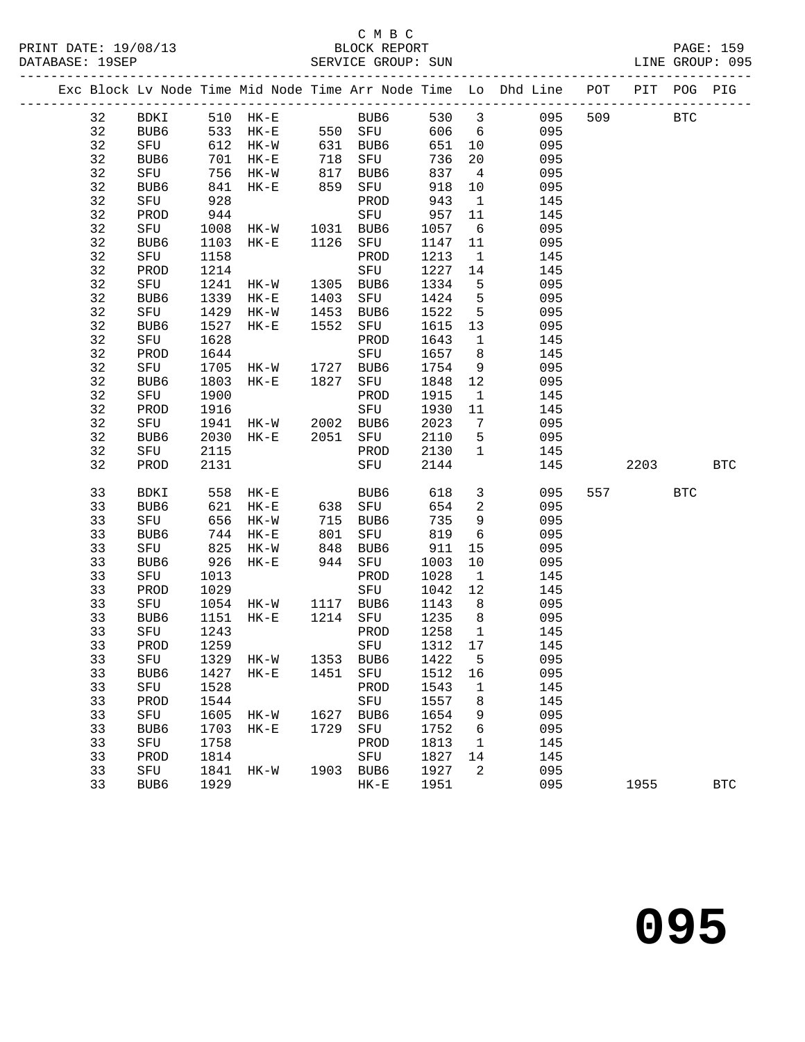C M B C

PRINT DATE: 19/08/13 BLOCK REPORT

DATABASE: 19SEP SERVICE GROUP: SUN LINE GROUP: 095

| Exc | Block | Lv | Node | Time | Mid Node | Time | Arr Node | Time | Lo | Dhd Line | POT | PIT | POG | PIG |
|---|---|---|---|---|---|---|---|---|---|---|---|---|---|---|
| | 32 | | BDKI | 510 | HK-E | | BUB6 | 530 | 3 | 095 | 509 | | BTC | |
| | 32 | | BUB6 | 533 | HK-E | 550 | SFU | 606 | 6 | 095 | | | | |
| | 32 | | SFU | 612 | HK-W | 631 | BUB6 | 651 | 10 | 095 | | | | |
| | 32 | | BUB6 | 701 | HK-E | 718 | SFU | 736 | 20 | 095 | | | | |
| | 32 | | SFU | 756 | HK-W | 817 | BUB6 | 837 | 4 | 095 | | | | |
| | 32 | | BUB6 | 841 | HK-E | 859 | SFU | 918 | 10 | 095 | | | | |
| | 32 | | SFU | 928 | | | PROD | 943 | 1 | 145 | | | | |
| | 32 | | PROD | 944 | | | SFU | 957 | 11 | 145 | | | | |
| | 32 | | SFU | 1008 | HK-W | 1031 | BUB6 | 1057 | 6 | 095 | | | | |
| | 32 | | BUB6 | 1103 | HK-E | 1126 | SFU | 1147 | 11 | 095 | | | | |
| | 32 | | SFU | 1158 | | | PROD | 1213 | 1 | 145 | | | | |
| | 32 | | PROD | 1214 | | | SFU | 1227 | 14 | 145 | | | | |
| | 32 | | SFU | 1241 | HK-W | 1305 | BUB6 | 1334 | 5 | 095 | | | | |
| | 32 | | BUB6 | 1339 | HK-E | 1403 | SFU | 1424 | 5 | 095 | | | | |
| | 32 | | SFU | 1429 | HK-W | 1453 | BUB6 | 1522 | 5 | 095 | | | | |
| | 32 | | BUB6 | 1527 | HK-E | 1552 | SFU | 1615 | 13 | 095 | | | | |
| | 32 | | SFU | 1628 | | | PROD | 1643 | 1 | 145 | | | | |
| | 32 | | PROD | 1644 | | | SFU | 1657 | 8 | 145 | | | | |
| | 32 | | SFU | 1705 | HK-W | 1727 | BUB6 | 1754 | 9 | 095 | | | | |
| | 32 | | BUB6 | 1803 | HK-E | 1827 | SFU | 1848 | 12 | 095 | | | | |
| | 32 | | SFU | 1900 | | | PROD | 1915 | 1 | 145 | | | | |
| | 32 | | PROD | 1916 | | | SFU | 1930 | 11 | 145 | | | | |
| | 32 | | SFU | 1941 | HK-W | 2002 | BUB6 | 2023 | 7 | 095 | | | | |
| | 32 | | BUB6 | 2030 | HK-E | 2051 | SFU | 2110 | 5 | 095 | | | | |
| | 32 | | SFU | 2115 | | | PROD | 2130 | 1 | 145 | | | | |
| | 32 | | PROD | 2131 | | | SFU | 2144 | | 145 | | 2203 | | BTC |
| | 33 | | BDKI | 558 | HK-E | | BUB6 | 618 | 3 | 095 | 557 | | BTC | |
| | 33 | | BUB6 | 621 | HK-E | 638 | SFU | 654 | 2 | 095 | | | | |
| | 33 | | SFU | 656 | HK-W | 715 | BUB6 | 735 | 9 | 095 | | | | |
| | 33 | | BUB6 | 744 | HK-E | 801 | SFU | 819 | 6 | 095 | | | | |
| | 33 | | SFU | 825 | HK-W | 848 | BUB6 | 911 | 15 | 095 | | | | |
| | 33 | | BUB6 | 926 | HK-E | 944 | SFU | 1003 | 10 | 095 | | | | |
| | 33 | | SFU | 1013 | | | PROD | 1028 | 1 | 145 | | | | |
| | 33 | | PROD | 1029 | | | SFU | 1042 | 12 | 145 | | | | |
| | 33 | | SFU | 1054 | HK-W | 1117 | BUB6 | 1143 | 8 | 095 | | | | |
| | 33 | | BUB6 | 1151 | HK-E | 1214 | SFU | 1235 | 8 | 095 | | | | |
| | 33 | | SFU | 1243 | | | PROD | 1258 | 1 | 145 | | | | |
| | 33 | | PROD | 1259 | | | SFU | 1312 | 17 | 145 | | | | |
| | 33 | | SFU | 1329 | HK-W | 1353 | BUB6 | 1422 | 5 | 095 | | | | |
| | 33 | | BUB6 | 1427 | HK-E | 1451 | SFU | 1512 | 16 | 095 | | | | |
| | 33 | | SFU | 1528 | | | PROD | 1543 | 1 | 145 | | | | |
| | 33 | | PROD | 1544 | | | SFU | 1557 | 8 | 145 | | | | |
| | 33 | | SFU | 1605 | HK-W | 1627 | BUB6 | 1654 | 9 | 095 | | | | |
| | 33 | | BUB6 | 1703 | HK-E | 1729 | SFU | 1752 | 6 | 095 | | | | |
| | 33 | | SFU | 1758 | | | PROD | 1813 | 1 | 145 | | | | |
| | 33 | | PROD | 1814 | | | SFU | 1827 | 14 | 145 | | | | |
| | 33 | | SFU | 1841 | HK-W | 1903 | BUB6 | 1927 | 2 | 095 | | | | |
| | 33 | | BUB6 | 1929 | | | HK-E | 1951 | | 095 | | 1955 | | BTC |

095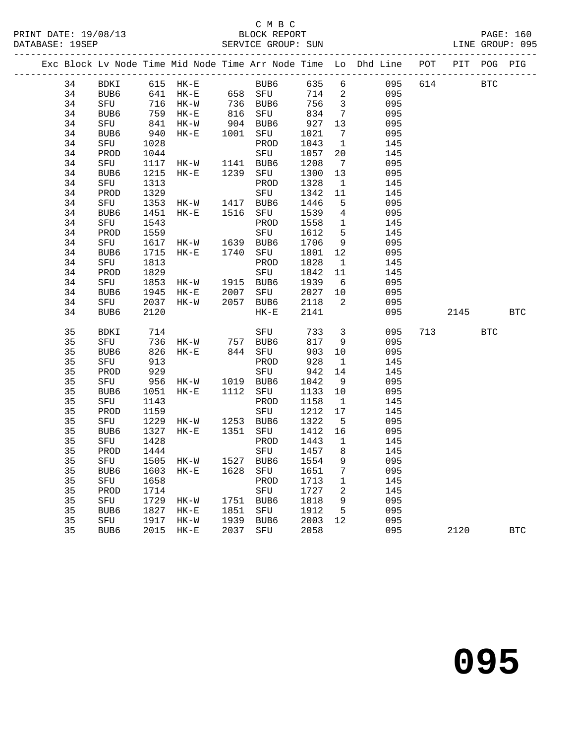C M B C
PRINT DATE: 19/08/13 BLOCK REPORT
DATABASE: 19SEP SERVICE GROUP: SUN LINE GROUP: 095

| Exc | Block | Lv | Node | Time | Mid Node | Time | Arr Node | Time | Lo | Dhd Line | POT | PIT | POG | PIG |
|---|---|---|---|---|---|---|---|---|---|---|---|---|---|---|
| | 34 | | BDKI | 615 | HK-E | | BUB6 | 635 | 6 | 095 | 614 | | BTC | |
| | 34 | | BUB6 | 641 | HK-E | 658 | SFU | 714 | 2 | 095 | | | | |
| | 34 | | SFU | 716 | HK-W | 736 | BUB6 | 756 | 3 | 095 | | | | |
| | 34 | | BUB6 | 759 | HK-E | 816 | SFU | 834 | 7 | 095 | | | | |
| | 34 | | SFU | 841 | HK-W | 904 | BUB6 | 927 | 13 | 095 | | | | |
| | 34 | | BUB6 | 940 | HK-E | 1001 | SFU | 1021 | 7 | 095 | | | | |
| | 34 | | SFU | 1028 | | | PROD | 1043 | 1 | 145 | | | | |
| | 34 | | PROD | 1044 | | | SFU | 1057 | 20 | 145 | | | | |
| | 34 | | SFU | 1117 | HK-W | 1141 | BUB6 | 1208 | 7 | 095 | | | | |
| | 34 | | BUB6 | 1215 | HK-E | 1239 | SFU | 1300 | 13 | 095 | | | | |
| | 34 | | SFU | 1313 | | | PROD | 1328 | 1 | 145 | | | | |
| | 34 | | PROD | 1329 | | | SFU | 1342 | 11 | 145 | | | | |
| | 34 | | SFU | 1353 | HK-W | 1417 | BUB6 | 1446 | 5 | 095 | | | | |
| | 34 | | BUB6 | 1451 | HK-E | 1516 | SFU | 1539 | 4 | 095 | | | | |
| | 34 | | SFU | 1543 | | | PROD | 1558 | 1 | 145 | | | | |
| | 34 | | PROD | 1559 | | | SFU | 1612 | 5 | 145 | | | | |
| | 34 | | SFU | 1617 | HK-W | 1639 | BUB6 | 1706 | 9 | 095 | | | | |
| | 34 | | BUB6 | 1715 | HK-E | 1740 | SFU | 1801 | 12 | 095 | | | | |
| | 34 | | SFU | 1813 | | | PROD | 1828 | 1 | 145 | | | | |
| | 34 | | PROD | 1829 | | | SFU | 1842 | 11 | 145 | | | | |
| | 34 | | SFU | 1853 | HK-W | 1915 | BUB6 | 1939 | 6 | 095 | | | | |
| | 34 | | BUB6 | 1945 | HK-E | 2007 | SFU | 2027 | 10 | 095 | | | | |
| | 34 | | SFU | 2037 | HK-W | 2057 | BUB6 | 2118 | 2 | 095 | | | | |
| | 34 | | BUB6 | 2120 | | | HK-E | 2141 | | 095 | | 2145 | | BTC |
| | 35 | | BDKI | 714 | | | SFU | 733 | 3 | 095 | 713 | | BTC | |
| | 35 | | SFU | 736 | HK-W | 757 | BUB6 | 817 | 9 | 095 | | | | |
| | 35 | | BUB6 | 826 | HK-E | 844 | SFU | 903 | 10 | 095 | | | | |
| | 35 | | SFU | 913 | | | PROD | 928 | 1 | 145 | | | | |
| | 35 | | PROD | 929 | | | SFU | 942 | 14 | 145 | | | | |
| | 35 | | SFU | 956 | HK-W | 1019 | BUB6 | 1042 | 9 | 095 | | | | |
| | 35 | | BUB6 | 1051 | HK-E | 1112 | SFU | 1133 | 10 | 095 | | | | |
| | 35 | | SFU | 1143 | | | PROD | 1158 | 1 | 145 | | | | |
| | 35 | | PROD | 1159 | | | SFU | 1212 | 17 | 145 | | | | |
| | 35 | | SFU | 1229 | HK-W | 1253 | BUB6 | 1322 | 5 | 095 | | | | |
| | 35 | | BUB6 | 1327 | HK-E | 1351 | SFU | 1412 | 16 | 095 | | | | |
| | 35 | | SFU | 1428 | | | PROD | 1443 | 1 | 145 | | | | |
| | 35 | | PROD | 1444 | | | SFU | 1457 | 8 | 145 | | | | |
| | 35 | | SFU | 1505 | HK-W | 1527 | BUB6 | 1554 | 9 | 095 | | | | |
| | 35 | | BUB6 | 1603 | HK-E | 1628 | SFU | 1651 | 7 | 095 | | | | |
| | 35 | | SFU | 1658 | | | PROD | 1713 | 1 | 145 | | | | |
| | 35 | | PROD | 1714 | | | SFU | 1727 | 2 | 145 | | | | |
| | 35 | | SFU | 1729 | HK-W | 1751 | BUB6 | 1818 | 9 | 095 | | | | |
| | 35 | | BUB6 | 1827 | HK-E | 1851 | SFU | 1912 | 5 | 095 | | | | |
| | 35 | | SFU | 1917 | HK-W | 1939 | BUB6 | 2003 | 12 | 095 | | | | |
| | 35 | | BUB6 | 2015 | HK-E | 2037 | SFU | 2058 | | 095 | | 2120 | | BTC |

# 095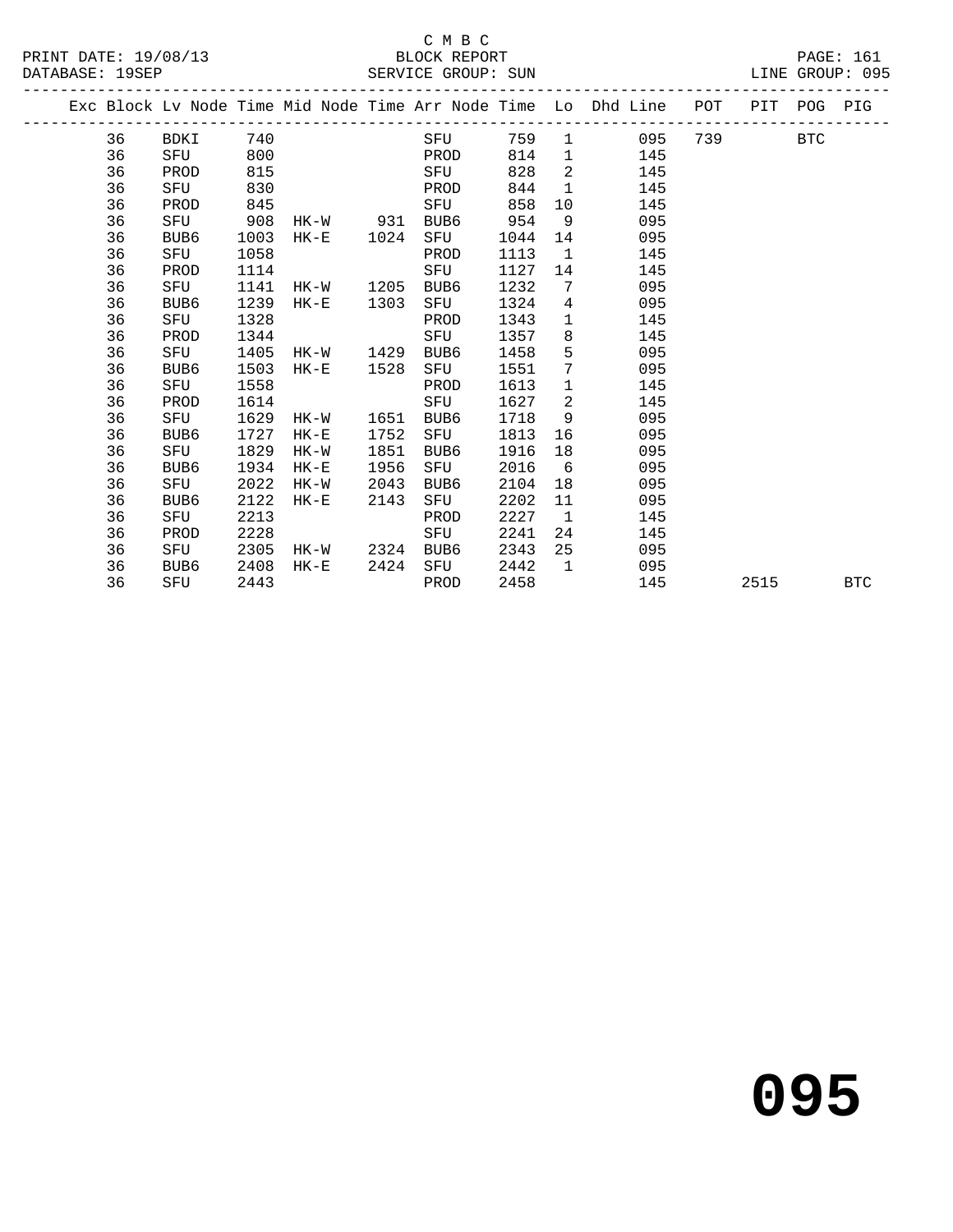C M B C
PRINT DATE: 19/08/13 BLOCK REPORT
DATABASE: 19SEP SERVICE GROUP: SUN LINE GROUP: 095

| Exc | Block | Lv | Node | Time | Mid Node | Time | Arr Node | Time | Lo | Dhd Line | POT | PIT | POG | PIG |
|---|---|---|---|---|---|---|---|---|---|---|---|---|---|---|
| | 36 | | BDKI | 740 | | | SFU | 759 | 1 | 095 | 739 | | BTC | |
| | 36 | | SFU | 800 | | | PROD | 814 | 1 | 145 | | | | |
| | 36 | | PROD | 815 | | | SFU | 828 | 2 | 145 | | | | |
| | 36 | | SFU | 830 | | | PROD | 844 | 1 | 145 | | | | |
| | 36 | | PROD | 845 | | | SFU | 858 | 10 | 145 | | | | |
| | 36 | | SFU | 908 | HK-W | 931 | BUB6 | 954 | 9 | 095 | | | | |
| | 36 | | BUB6 | 1003 | HK-E | 1024 | SFU | 1044 | 14 | 095 | | | | |
| | 36 | | SFU | 1058 | | | PROD | 1113 | 1 | 145 | | | | |
| | 36 | | PROD | 1114 | | | SFU | 1127 | 14 | 145 | | | | |
| | 36 | | SFU | 1141 | HK-W | 1205 | BUB6 | 1232 | 7 | 095 | | | | |
| | 36 | | BUB6 | 1239 | HK-E | 1303 | SFU | 1324 | 4 | 095 | | | | |
| | 36 | | SFU | 1328 | | | PROD | 1343 | 1 | 145 | | | | |
| | 36 | | PROD | 1344 | | | SFU | 1357 | 8 | 145 | | | | |
| | 36 | | SFU | 1405 | HK-W | 1429 | BUB6 | 1458 | 5 | 095 | | | | |
| | 36 | | BUB6 | 1503 | HK-E | 1528 | SFU | 1551 | 7 | 095 | | | | |
| | 36 | | SFU | 1558 | | | PROD | 1613 | 1 | 145 | | | | |
| | 36 | | PROD | 1614 | | | SFU | 1627 | 2 | 145 | | | | |
| | 36 | | SFU | 1629 | HK-W | 1651 | BUB6 | 1718 | 9 | 095 | | | | |
| | 36 | | BUB6 | 1727 | HK-E | 1752 | SFU | 1813 | 16 | 095 | | | | |
| | 36 | | SFU | 1829 | HK-W | 1851 | BUB6 | 1916 | 18 | 095 | | | | |
| | 36 | | BUB6 | 1934 | HK-E | 1956 | SFU | 2016 | 6 | 095 | | | | |
| | 36 | | SFU | 2022 | HK-W | 2043 | BUB6 | 2104 | 18 | 095 | | | | |
| | 36 | | BUB6 | 2122 | HK-E | 2143 | SFU | 2202 | 11 | 095 | | | | |
| | 36 | | SFU | 2213 | | | PROD | 2227 | 1 | 145 | | | | |
| | 36 | | PROD | 2228 | | | SFU | 2241 | 24 | 145 | | | | |
| | 36 | | SFU | 2305 | HK-W | 2324 | BUB6 | 2343 | 25 | 095 | | | | |
| | 36 | | BUB6 | 2408 | HK-E | 2424 | SFU | 2442 | 1 | 095 | | | | |
| | 36 | | SFU | 2443 | | | PROD | 2458 | | 145 | | 2515 | | BTC |

095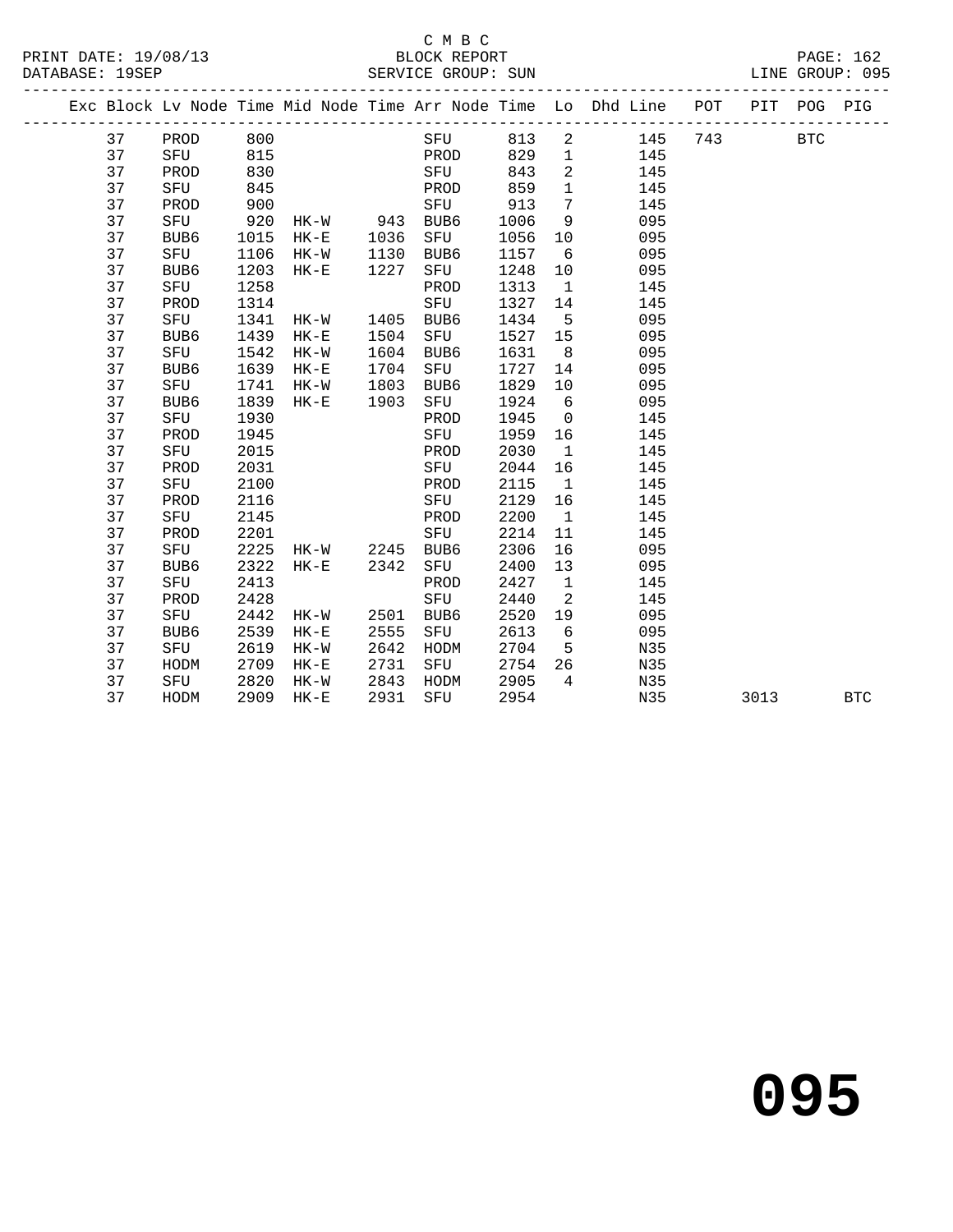C M B C
BLOCK REPORT
SERVICE GROUP: SUN

PRINT DATE: 19/08/13
DATABASE: 19SEP
LINE GROUP: 095

| Exc | Block | Lv | Node | Time | Mid Node | Time | Arr Node | Time | Lo | Dhd Line | POT | PIT | POG | PIG |
|---|---|---|---|---|---|---|---|---|---|---|---|---|---|---|
| | 37 | | PROD | 800 | | | SFU | 813 | 2 | 145 | 743 | | BTC | |
| | 37 | | SFU | 815 | | | PROD | 829 | 1 | 145 | | | | |
| | 37 | | PROD | 830 | | | SFU | 843 | 2 | 145 | | | | |
| | 37 | | SFU | 845 | | | PROD | 859 | 1 | 145 | | | | |
| | 37 | | PROD | 900 | | | SFU | 913 | 7 | 145 | | | | |
| | 37 | | SFU | 920 | HK-W | 943 | BUB6 | 1006 | 9 | 095 | | | | |
| | 37 | | BUB6 | 1015 | HK-E | 1036 | SFU | 1056 | 10 | 095 | | | | |
| | 37 | | SFU | 1106 | HK-W | 1130 | BUB6 | 1157 | 6 | 095 | | | | |
| | 37 | | BUB6 | 1203 | HK-E | 1227 | SFU | 1248 | 10 | 095 | | | | |
| | 37 | | SFU | 1258 | | | PROD | 1313 | 1 | 145 | | | | |
| | 37 | | PROD | 1314 | | | SFU | 1327 | 14 | 145 | | | | |
| | 37 | | SFU | 1341 | HK-W | 1405 | BUB6 | 1434 | 5 | 095 | | | | |
| | 37 | | BUB6 | 1439 | HK-E | 1504 | SFU | 1527 | 15 | 095 | | | | |
| | 37 | | SFU | 1542 | HK-W | 1604 | BUB6 | 1631 | 8 | 095 | | | | |
| | 37 | | BUB6 | 1639 | HK-E | 1704 | SFU | 1727 | 14 | 095 | | | | |
| | 37 | | SFU | 1741 | HK-W | 1803 | BUB6 | 1829 | 10 | 095 | | | | |
| | 37 | | BUB6 | 1839 | HK-E | 1903 | SFU | 1924 | 6 | 095 | | | | |
| | 37 | | SFU | 1930 | | | PROD | 1945 | 0 | 145 | | | | |
| | 37 | | PROD | 1945 | | | SFU | 1959 | 16 | 145 | | | | |
| | 37 | | SFU | 2015 | | | PROD | 2030 | 1 | 145 | | | | |
| | 37 | | PROD | 2031 | | | SFU | 2044 | 16 | 145 | | | | |
| | 37 | | SFU | 2100 | | | PROD | 2115 | 1 | 145 | | | | |
| | 37 | | PROD | 2116 | | | SFU | 2129 | 16 | 145 | | | | |
| | 37 | | SFU | 2145 | | | PROD | 2200 | 1 | 145 | | | | |
| | 37 | | PROD | 2201 | | | SFU | 2214 | 11 | 145 | | | | |
| | 37 | | SFU | 2225 | HK-W | 2245 | BUB6 | 2306 | 16 | 095 | | | | |
| | 37 | | BUB6 | 2322 | HK-E | 2342 | SFU | 2400 | 13 | 095 | | | | |
| | 37 | | SFU | 2413 | | | PROD | 2427 | 1 | 145 | | | | |
| | 37 | | PROD | 2428 | | | SFU | 2440 | 2 | 145 | | | | |
| | 37 | | SFU | 2442 | HK-W | 2501 | BUB6 | 2520 | 19 | 095 | | | | |
| | 37 | | BUB6 | 2539 | HK-E | 2555 | SFU | 2613 | 6 | 095 | | | | |
| | 37 | | SFU | 2619 | HK-W | 2642 | HODM | 2704 | 5 | N35 | | | | |
| | 37 | | HODM | 2709 | HK-E | 2731 | SFU | 2754 | 26 | N35 | | | | |
| | 37 | | SFU | 2820 | HK-W | 2843 | HODM | 2905 | 4 | N35 | | | | |
| | 37 | | HODM | 2909 | HK-E | 2931 | SFU | 2954 | | N35 | | 3013 | | BTC |

# 095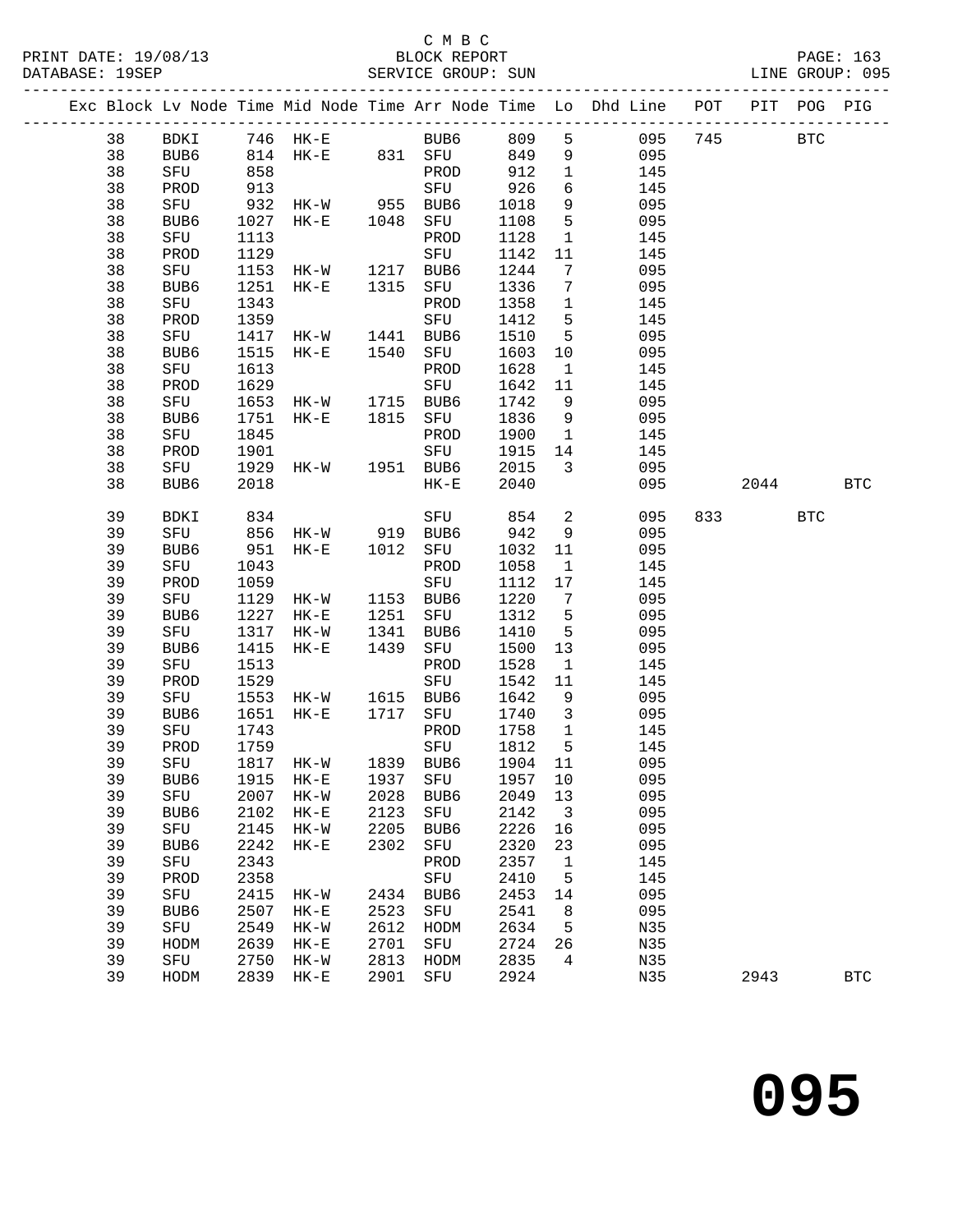C M B C

BLOCK REPORT

SERVICE GROUP: SUN

| Exc | Block | Lv | Node | Time | Mid Node | Time | Arr Node | Time | Lo | Dhd Line | POT | PIT | POG | PIG |
|---|---|---|---|---|---|---|---|---|---|---|---|---|---|---|
| | 38 | | BDKI | 746 | HK-E | | BUB6 | 809 | 5 | 095 | 745 | | BTC | |
| | 38 | | BUB6 | 814 | HK-E | 831 | SFU | 849 | 9 | 095 | | | | |
| | 38 | | SFU | 858 | | | PROD | 912 | 1 | 145 | | | | |
| | 38 | | PROD | 913 | | | SFU | 926 | 6 | 145 | | | | |
| | 38 | | SFU | 932 | HK-W | 955 | BUB6 | 1018 | 9 | 095 | | | | |
| | 38 | | BUB6 | 1027 | HK-E | 1048 | SFU | 1108 | 5 | 095 | | | | |
| | 38 | | SFU | 1113 | | | PROD | 1128 | 1 | 145 | | | | |
| | 38 | | PROD | 1129 | | | SFU | 1142 | 11 | 145 | | | | |
| | 38 | | SFU | 1153 | HK-W | 1217 | BUB6 | 1244 | 7 | 095 | | | | |
| | 38 | | BUB6 | 1251 | HK-E | 1315 | SFU | 1336 | 7 | 095 | | | | |
| | 38 | | SFU | 1343 | | | PROD | 1358 | 1 | 145 | | | | |
| | 38 | | PROD | 1359 | | | SFU | 1412 | 5 | 145 | | | | |
| | 38 | | SFU | 1417 | HK-W | 1441 | BUB6 | 1510 | 5 | 095 | | | | |
| | 38 | | BUB6 | 1515 | HK-E | 1540 | SFU | 1603 | 10 | 095 | | | | |
| | 38 | | SFU | 1613 | | | PROD | 1628 | 1 | 145 | | | | |
| | 38 | | PROD | 1629 | | | SFU | 1642 | 11 | 145 | | | | |
| | 38 | | SFU | 1653 | HK-W | 1715 | BUB6 | 1742 | 9 | 095 | | | | |
| | 38 | | BUB6 | 1751 | HK-E | 1815 | SFU | 1836 | 9 | 095 | | | | |
| | 38 | | SFU | 1845 | | | PROD | 1900 | 1 | 145 | | | | |
| | 38 | | PROD | 1901 | | | SFU | 1915 | 14 | 145 | | | | |
| | 38 | | SFU | 1929 | HK-W | 1951 | BUB6 | 2015 | 3 | 095 | | | | |
| | 38 | | BUB6 | 2018 | | | HK-E | 2040 | | 095 | | 2044 | | BTC |
| | 39 | | BDKI | 834 | | | SFU | 854 | 2 | 095 | 833 | | BTC | |
| | 39 | | SFU | 856 | HK-W | 919 | BUB6 | 942 | 9 | 095 | | | | |
| | 39 | | BUB6 | 951 | HK-E | 1012 | SFU | 1032 | 11 | 095 | | | | |
| | 39 | | SFU | 1043 | | | PROD | 1058 | 1 | 145 | | | | |
| | 39 | | PROD | 1059 | | | SFU | 1112 | 17 | 145 | | | | |
| | 39 | | SFU | 1129 | HK-W | 1153 | BUB6 | 1220 | 7 | 095 | | | | |
| | 39 | | BUB6 | 1227 | HK-E | 1251 | SFU | 1312 | 5 | 095 | | | | |
| | 39 | | SFU | 1317 | HK-W | 1341 | BUB6 | 1410 | 5 | 095 | | | | |
| | 39 | | BUB6 | 1415 | HK-E | 1439 | SFU | 1500 | 13 | 095 | | | | |
| | 39 | | SFU | 1513 | | | PROD | 1528 | 1 | 145 | | | | |
| | 39 | | PROD | 1529 | | | SFU | 1542 | 11 | 145 | | | | |
| | 39 | | SFU | 1553 | HK-W | 1615 | BUB6 | 1642 | 9 | 095 | | | | |
| | 39 | | BUB6 | 1651 | HK-E | 1717 | SFU | 1740 | 3 | 095 | | | | |
| | 39 | | SFU | 1743 | | | PROD | 1758 | 1 | 145 | | | | |
| | 39 | | PROD | 1759 | | | SFU | 1812 | 5 | 145 | | | | |
| | 39 | | SFU | 1817 | HK-W | 1839 | BUB6 | 1904 | 11 | 095 | | | | |
| | 39 | | BUB6 | 1915 | HK-E | 1937 | SFU | 1957 | 10 | 095 | | | | |
| | 39 | | SFU | 2007 | HK-W | 2028 | BUB6 | 2049 | 13 | 095 | | | | |
| | 39 | | BUB6 | 2102 | HK-E | 2123 | SFU | 2142 | 3 | 095 | | | | |
| | 39 | | SFU | 2145 | HK-W | 2205 | BUB6 | 2226 | 16 | 095 | | | | |
| | 39 | | BUB6 | 2242 | HK-E | 2302 | SFU | 2320 | 23 | 095 | | | | |
| | 39 | | SFU | 2343 | | | PROD | 2357 | 1 | 145 | | | | |
| | 39 | | PROD | 2358 | | | SFU | 2410 | 5 | 145 | | | | |
| | 39 | | SFU | 2415 | HK-W | 2434 | BUB6 | 2453 | 14 | 095 | | | | |
| | 39 | | BUB6 | 2507 | HK-E | 2523 | SFU | 2541 | 8 | 095 | | | | |
| | 39 | | SFU | 2549 | HK-W | 2612 | HODM | 2634 | 5 | N35 | | | | |
| | 39 | | HODM | 2639 | HK-E | 2701 | SFU | 2724 | 26 | N35 | | | | |
| | 39 | | SFU | 2750 | HK-W | 2813 | HODM | 2835 | 4 | N35 | | | | |
| | 39 | | HODM | 2839 | HK-E | 2901 | SFU | 2924 | | N35 | | 2943 | | BTC |

**095**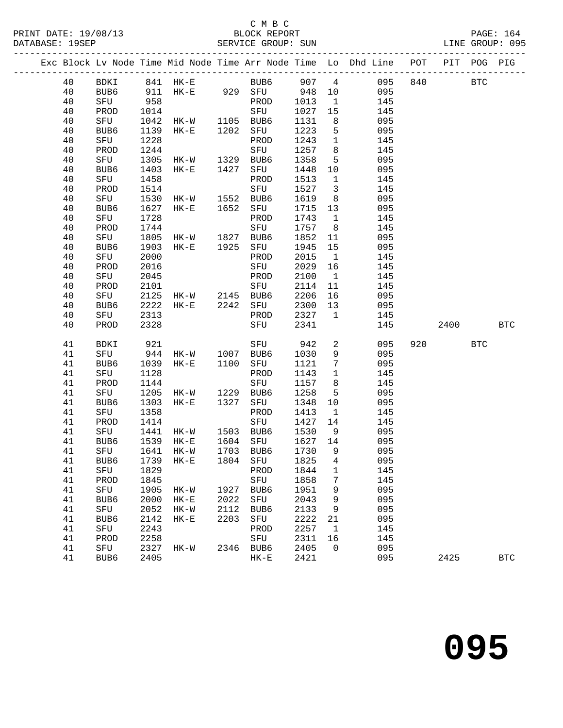C M B C
BLOCK REPORT
SERVICE GROUP: SUN

PRINT DATE: 19/08/13
DATABASE: 19SEP
LINE GROUP: 095

| Exc | Block | Lv | Node | Time | Mid Node | Time | Arr Node | Time | Lo | Dhd Line | POT | PIT | POG | PIG |
|---|---|---|---|---|---|---|---|---|---|---|---|---|---|---|
| | 40 | | BDKI | 841 | HK-E | | BUB6 | 907 | 4 | 095 | 840 | | BTC | |
| | 40 | | BUB6 | 911 | HK-E | 929 | SFU | 948 | 10 | 095 | | | | |
| | 40 | | SFU | 958 | | | PROD | 1013 | 1 | 145 | | | | |
| | 40 | | PROD | 1014 | | | SFU | 1027 | 15 | 145 | | | | |
| | 40 | | SFU | 1042 | HK-W | 1105 | BUB6 | 1131 | 8 | 095 | | | | |
| | 40 | | BUB6 | 1139 | HK-E | 1202 | SFU | 1223 | 5 | 095 | | | | |
| | 40 | | SFU | 1228 | | | PROD | 1243 | 1 | 145 | | | | |
| | 40 | | PROD | 1244 | | | SFU | 1257 | 8 | 145 | | | | |
| | 40 | | SFU | 1305 | HK-W | 1329 | BUB6 | 1358 | 5 | 095 | | | | |
| | 40 | | BUB6 | 1403 | HK-E | 1427 | SFU | 1448 | 10 | 095 | | | | |
| | 40 | | SFU | 1458 | | | PROD | 1513 | 1 | 145 | | | | |
| | 40 | | PROD | 1514 | | | SFU | 1527 | 3 | 145 | | | | |
| | 40 | | SFU | 1530 | HK-W | 1552 | BUB6 | 1619 | 8 | 095 | | | | |
| | 40 | | BUB6 | 1627 | HK-E | 1652 | SFU | 1715 | 13 | 095 | | | | |
| | 40 | | SFU | 1728 | | | PROD | 1743 | 1 | 145 | | | | |
| | 40 | | PROD | 1744 | | | SFU | 1757 | 8 | 145 | | | | |
| | 40 | | SFU | 1805 | HK-W | 1827 | BUB6 | 1852 | 11 | 095 | | | | |
| | 40 | | BUB6 | 1903 | HK-E | 1925 | SFU | 1945 | 15 | 095 | | | | |
| | 40 | | SFU | 2000 | | | PROD | 2015 | 1 | 145 | | | | |
| | 40 | | PROD | 2016 | | | SFU | 2029 | 16 | 145 | | | | |
| | 40 | | SFU | 2045 | | | PROD | 2100 | 1 | 145 | | | | |
| | 40 | | PROD | 2101 | | | SFU | 2114 | 11 | 145 | | | | |
| | 40 | | SFU | 2125 | HK-W | 2145 | BUB6 | 2206 | 16 | 095 | | | | |
| | 40 | | BUB6 | 2222 | HK-E | 2242 | SFU | 2300 | 13 | 095 | | | | |
| | 40 | | SFU | 2313 | | | PROD | 2327 | 1 | 145 | | | | |
| | 40 | | PROD | 2328 | | | SFU | 2341 | | 145 | | 2400 | | BTC |
| | 41 | | BDKI | 921 | | | SFU | 942 | 2 | 095 | 920 | | BTC | |
| | 41 | | SFU | 944 | HK-W | 1007 | BUB6 | 1030 | 9 | 095 | | | | |
| | 41 | | BUB6 | 1039 | HK-E | 1100 | SFU | 1121 | 7 | 095 | | | | |
| | 41 | | SFU | 1128 | | | PROD | 1143 | 1 | 145 | | | | |
| | 41 | | PROD | 1144 | | | SFU | 1157 | 8 | 145 | | | | |
| | 41 | | SFU | 1205 | HK-W | 1229 | BUB6 | 1258 | 5 | 095 | | | | |
| | 41 | | BUB6 | 1303 | HK-E | 1327 | SFU | 1348 | 10 | 095 | | | | |
| | 41 | | SFU | 1358 | | | PROD | 1413 | 1 | 145 | | | | |
| | 41 | | PROD | 1414 | | | SFU | 1427 | 14 | 145 | | | | |
| | 41 | | SFU | 1441 | HK-W | 1503 | BUB6 | 1530 | 9 | 095 | | | | |
| | 41 | | BUB6 | 1539 | HK-E | 1604 | SFU | 1627 | 14 | 095 | | | | |
| | 41 | | SFU | 1641 | HK-W | 1703 | BUB6 | 1730 | 9 | 095 | | | | |
| | 41 | | BUB6 | 1739 | HK-E | 1804 | SFU | 1825 | 4 | 095 | | | | |
| | 41 | | SFU | 1829 | | | PROD | 1844 | 1 | 145 | | | | |
| | 41 | | PROD | 1845 | | | SFU | 1858 | 7 | 145 | | | | |
| | 41 | | SFU | 1905 | HK-W | 1927 | BUB6 | 1951 | 9 | 095 | | | | |
| | 41 | | BUB6 | 2000 | HK-E | 2022 | SFU | 2043 | 9 | 095 | | | | |
| | 41 | | SFU | 2052 | HK-W | 2112 | BUB6 | 2133 | 9 | 095 | | | | |
| | 41 | | BUB6 | 2142 | HK-E | 2203 | SFU | 2222 | 21 | 095 | | | | |
| | 41 | | SFU | 2243 | | | PROD | 2257 | 1 | 145 | | | | |
| | 41 | | PROD | 2258 | | | SFU | 2311 | 16 | 145 | | | | |
| | 41 | | SFU | 2327 | HK-W | 2346 | BUB6 | 2405 | 0 | 095 | | | | |
| | 41 | | BUB6 | 2405 | | | HK-E | 2421 | | 095 | | 2425 | | BTC |

# 095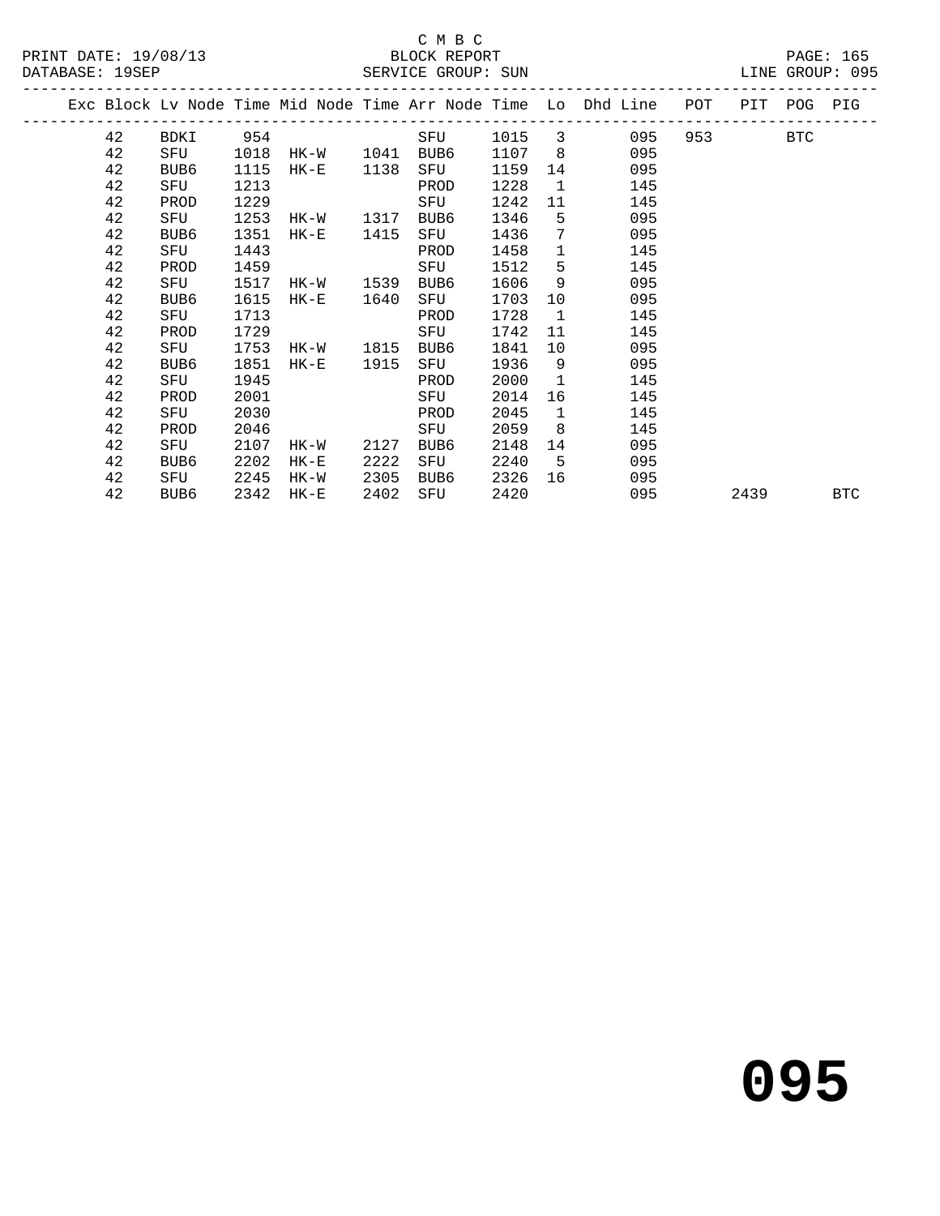C M B C

BLOCK REPORT

SERVICE GROUP: SUN

LINE GROUP: 095

| Exc | Block | Lv Node | Time | Mid Node | Time | Arr Node | Time | Lo | Dhd Line | POT | PIT | POG | PIG |
|---|---|---|---|---|---|---|---|---|---|---|---|---|---|
| | 42 | BDKI | 954 | | | SFU | 1015 | 3 | 095 | 953 | | BTC | |
| | 42 | SFU | 1018 | HK-W | 1041 | BUB6 | 1107 | 8 | 095 | | | | |
| | 42 | BUB6 | 1115 | HK-E | 1138 | SFU | 1159 | 14 | 095 | | | | |
| | 42 | SFU | 1213 | | | PROD | 1228 | 1 | 145 | | | | |
| | 42 | PROD | 1229 | | | SFU | 1242 | 11 | 145 | | | | |
| | 42 | SFU | 1253 | HK-W | 1317 | BUB6 | 1346 | 5 | 095 | | | | |
| | 42 | BUB6 | 1351 | HK-E | 1415 | SFU | 1436 | 7 | 095 | | | | |
| | 42 | SFU | 1443 | | | PROD | 1458 | 1 | 145 | | | | |
| | 42 | PROD | 1459 | | | SFU | 1512 | 5 | 145 | | | | |
| | 42 | SFU | 1517 | HK-W | 1539 | BUB6 | 1606 | 9 | 095 | | | | |
| | 42 | BUB6 | 1615 | HK-E | 1640 | SFU | 1703 | 10 | 095 | | | | |
| | 42 | SFU | 1713 | | | PROD | 1728 | 1 | 145 | | | | |
| | 42 | PROD | 1729 | | | SFU | 1742 | 11 | 145 | | | | |
| | 42 | SFU | 1753 | HK-W | 1815 | BUB6 | 1841 | 10 | 095 | | | | |
| | 42 | BUB6 | 1851 | HK-E | 1915 | SFU | 1936 | 9 | 095 | | | | |
| | 42 | SFU | 1945 | | | PROD | 2000 | 1 | 145 | | | | |
| | 42 | PROD | 2001 | | | SFU | 2014 | 16 | 145 | | | | |
| | 42 | SFU | 2030 | | | PROD | 2045 | 1 | 145 | | | | |
| | 42 | PROD | 2046 | | | SFU | 2059 | 8 | 145 | | | | |
| | 42 | SFU | 2107 | HK-W | 2127 | BUB6 | 2148 | 14 | 095 | | | | |
| | 42 | BUB6 | 2202 | HK-E | 2222 | SFU | 2240 | 5 | 095 | | | | |
| | 42 | SFU | 2245 | HK-W | 2305 | BUB6 | 2326 | 16 | 095 | | | | |
| | 42 | BUB6 | 2342 | HK-E | 2402 | SFU | 2420 | | 095 | | 2439 | | BTC |

# 095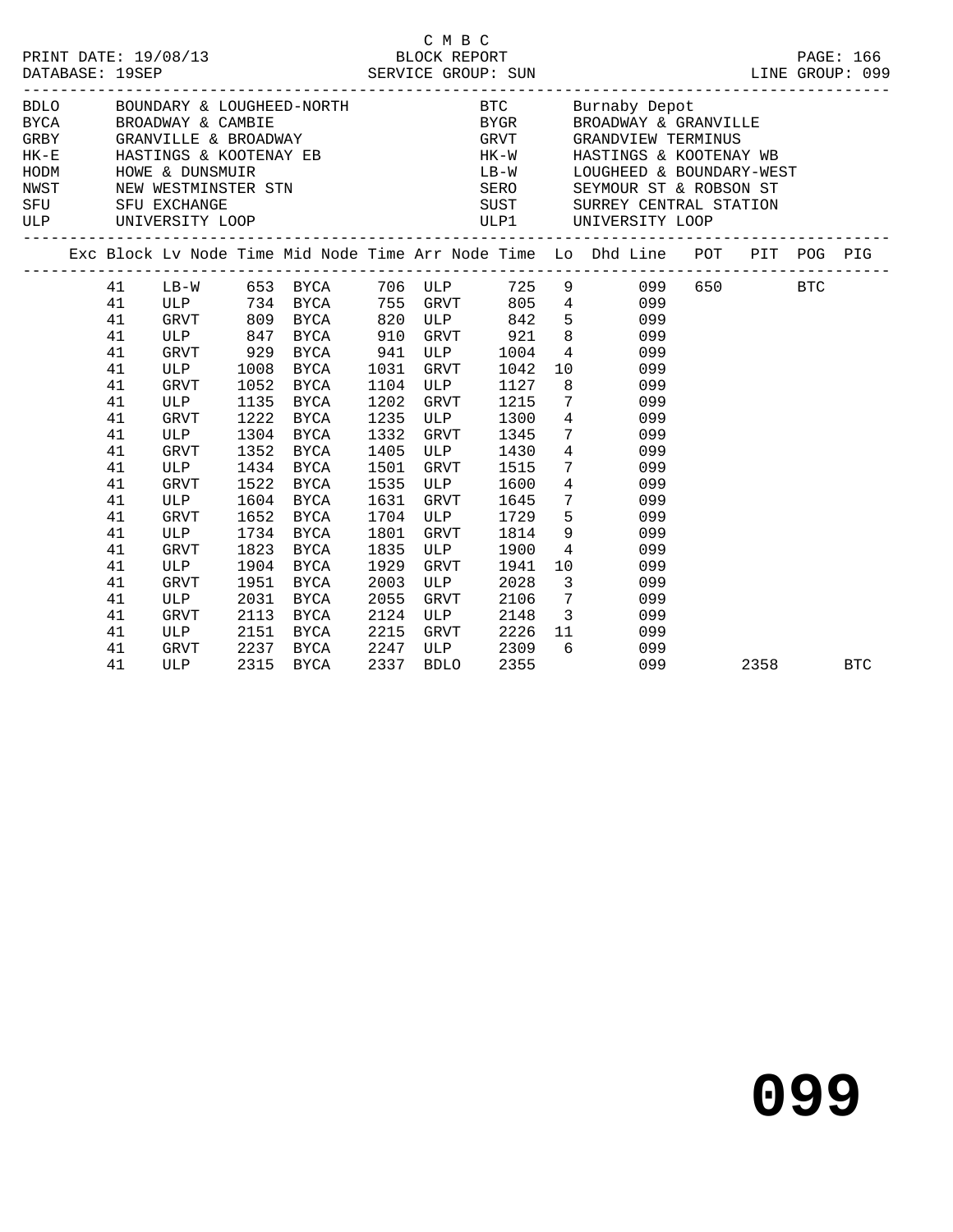C M B C

PRINT DATE: 19/08/13 BLOCK REPORT
DATABASE: 19SEP SERVICE GROUP: SUN LINE GROUP: 099

| Code | Description | Code | Description |
|---|---|---|---|
| BDLO | BOUNDARY & LOUGHEED-NORTH | BTC | Burnaby Depot |
| BYCA | BROADWAY & CAMBIE | BYGR | BROADWAY & GRANVILLE |
| GRBY | GRANVILLE & BROADWAY | GRVT | GRANDVIEW TERMINUS |
| HK-E | HASTINGS & KOOTENAY EB | HK-W | HASTINGS & KOOTENAY WB |
| HODM | HOWE & DUNSMUIR | LB-W | LOUGHEED & BOUNDARY-WEST |
| NWST | NEW WESTMINSTER STN | SERO | SEYMOUR ST & ROBSON ST |
| SFU | SFU EXCHANGE | SUST | SURREY CENTRAL STATION |
| ULP | UNIVERSITY LOOP | ULP1 | UNIVERSITY LOOP |

| Exc | Block | Lv Node | Time | Mid Node | Time | Arr Node | Time | Lo | Dhd Line | POT | PIT | POG | PIG |
|---|---|---|---|---|---|---|---|---|---|---|---|---|---|
| | 41 | LB-W | 653 | BYCA | 706 | ULP | 725 | 9 | 099 | 650 | | BTC | |
| | 41 | ULP | 734 | BYCA | 755 | GRVT | 805 | 4 | 099 | | | | |
| | 41 | GRVT | 809 | BYCA | 820 | ULP | 842 | 5 | 099 | | | | |
| | 41 | ULP | 847 | BYCA | 910 | GRVT | 921 | 8 | 099 | | | | |
| | 41 | GRVT | 929 | BYCA | 941 | ULP | 1004 | 4 | 099 | | | | |
| | 41 | ULP | 1008 | BYCA | 1031 | GRVT | 1042 | 10 | 099 | | | | |
| | 41 | GRVT | 1052 | BYCA | 1104 | ULP | 1127 | 8 | 099 | | | | |
| | 41 | ULP | 1135 | BYCA | 1202 | GRVT | 1215 | 7 | 099 | | | | |
| | 41 | GRVT | 1222 | BYCA | 1235 | ULP | 1300 | 4 | 099 | | | | |
| | 41 | ULP | 1304 | BYCA | 1332 | GRVT | 1345 | 7 | 099 | | | | |
| | 41 | GRVT | 1352 | BYCA | 1405 | ULP | 1430 | 4 | 099 | | | | |
| | 41 | ULP | 1434 | BYCA | 1501 | GRVT | 1515 | 7 | 099 | | | | |
| | 41 | GRVT | 1522 | BYCA | 1535 | ULP | 1600 | 4 | 099 | | | | |
| | 41 | ULP | 1604 | BYCA | 1631 | GRVT | 1645 | 7 | 099 | | | | |
| | 41 | GRVT | 1652 | BYCA | 1704 | ULP | 1729 | 5 | 099 | | | | |
| | 41 | ULP | 1734 | BYCA | 1801 | GRVT | 1814 | 9 | 099 | | | | |
| | 41 | GRVT | 1823 | BYCA | 1835 | ULP | 1900 | 4 | 099 | | | | |
| | 41 | ULP | 1904 | BYCA | 1929 | GRVT | 1941 | 10 | 099 | | | | |
| | 41 | GRVT | 1951 | BYCA | 2003 | ULP | 2028 | 3 | 099 | | | | |
| | 41 | ULP | 2031 | BYCA | 2055 | GRVT | 2106 | 7 | 099 | | | | |
| | 41 | GRVT | 2113 | BYCA | 2124 | ULP | 2148 | 3 | 099 | | | | |
| | 41 | ULP | 2151 | BYCA | 2215 | GRVT | 2226 | 11 | 099 | | | | |
| | 41 | GRVT | 2237 | BYCA | 2247 | ULP | 2309 | 6 | 099 | | | | |
| | 41 | ULP | 2315 | BYCA | 2337 | BDLO | 2355 | | 099 | | 2358 | | BTC |

# 099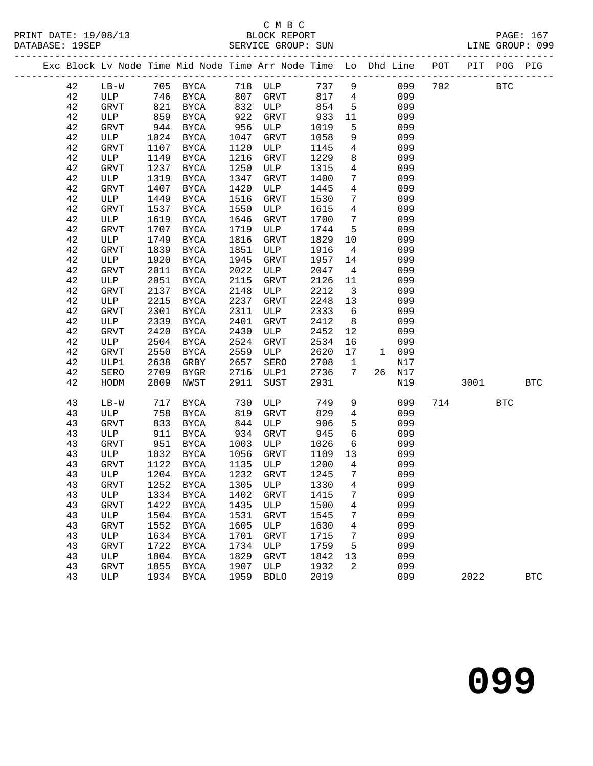C M B C
PRINT DATE: 19/08/13 BLOCK REPORT
DATABASE: 19SEP SERVICE GROUP: SUN LINE GROUP: 099

| Exc | Block | Lv | Node | Time | Mid Node | Time | Arr Node | Time | Lo | Dhd | Line | POT | PIT | POG | PIG |
|---|---|---|---|---|---|---|---|---|---|---|---|---|---|---|---|
| | 42 | | LB-W | 705 | BYCA | 718 | ULP | 737 | 9 | | 099 | 702 | | BTC | |
| | 42 | | ULP | 746 | BYCA | 807 | GRVT | 817 | 4 | | 099 | | | | |
| | 42 | | GRVT | 821 | BYCA | 832 | ULP | 854 | 5 | | 099 | | | | |
| | 42 | | ULP | 859 | BYCA | 922 | GRVT | 933 | 11 | | 099 | | | | |
| | 42 | | GRVT | 944 | BYCA | 956 | ULP | 1019 | 5 | | 099 | | | | |
| | 42 | | ULP | 1024 | BYCA | 1047 | GRVT | 1058 | 9 | | 099 | | | | |
| | 42 | | GRVT | 1107 | BYCA | 1120 | ULP | 1145 | 4 | | 099 | | | | |
| | 42 | | ULP | 1149 | BYCA | 1216 | GRVT | 1229 | 8 | | 099 | | | | |
| | 42 | | GRVT | 1237 | BYCA | 1250 | ULP | 1315 | 4 | | 099 | | | | |
| | 42 | | ULP | 1319 | BYCA | 1347 | GRVT | 1400 | 7 | | 099 | | | | |
| | 42 | | GRVT | 1407 | BYCA | 1420 | ULP | 1445 | 4 | | 099 | | | | |
| | 42 | | ULP | 1449 | BYCA | 1516 | GRVT | 1530 | 7 | | 099 | | | | |
| | 42 | | GRVT | 1537 | BYCA | 1550 | ULP | 1615 | 4 | | 099 | | | | |
| | 42 | | ULP | 1619 | BYCA | 1646 | GRVT | 1700 | 7 | | 099 | | | | |
| | 42 | | GRVT | 1707 | BYCA | 1719 | ULP | 1744 | 5 | | 099 | | | | |
| | 42 | | ULP | 1749 | BYCA | 1816 | GRVT | 1829 | 10 | | 099 | | | | |
| | 42 | | GRVT | 1839 | BYCA | 1851 | ULP | 1916 | 4 | | 099 | | | | |
| | 42 | | ULP | 1920 | BYCA | 1945 | GRVT | 1957 | 14 | | 099 | | | | |
| | 42 | | GRVT | 2011 | BYCA | 2022 | ULP | 2047 | 4 | | 099 | | | | |
| | 42 | | ULP | 2051 | BYCA | 2115 | GRVT | 2126 | 11 | | 099 | | | | |
| | 42 | | GRVT | 2137 | BYCA | 2148 | ULP | 2212 | 3 | | 099 | | | | |
| | 42 | | ULP | 2215 | BYCA | 2237 | GRVT | 2248 | 13 | | 099 | | | | |
| | 42 | | GRVT | 2301 | BYCA | 2311 | ULP | 2333 | 6 | | 099 | | | | |
| | 42 | | ULP | 2339 | BYCA | 2401 | GRVT | 2412 | 8 | | 099 | | | | |
| | 42 | | GRVT | 2420 | BYCA | 2430 | ULP | 2452 | 12 | | 099 | | | | |
| | 42 | | ULP | 2504 | BYCA | 2524 | GRVT | 2534 | 16 | | 099 | | | | |
| | 42 | | GRVT | 2550 | BYCA | 2559 | ULP | 2620 | 17 | 1 | 099 | | | | |
| | 42 | | ULP1 | 2638 | GRBY | 2657 | SERO | 2708 | 1 | | N17 | | | | |
| | 42 | | SERO | 2709 | BYGR | 2716 | ULP1 | 2736 | 7 | 26 | N17 | | | | |
| | 42 | | HODM | 2809 | NWST | 2911 | SUST | 2931 | | | N19 | | 3001 | | BTC |
| | 43 | | LB-W | 717 | BYCA | 730 | ULP | 749 | 9 | | 099 | 714 | | BTC | |
| | 43 | | ULP | 758 | BYCA | 819 | GRVT | 829 | 4 | | 099 | | | | |
| | 43 | | GRVT | 833 | BYCA | 844 | ULP | 906 | 5 | | 099 | | | | |
| | 43 | | ULP | 911 | BYCA | 934 | GRVT | 945 | 6 | | 099 | | | | |
| | 43 | | GRVT | 951 | BYCA | 1003 | ULP | 1026 | 6 | | 099 | | | | |
| | 43 | | ULP | 1032 | BYCA | 1056 | GRVT | 1109 | 13 | | 099 | | | | |
| | 43 | | GRVT | 1122 | BYCA | 1135 | ULP | 1200 | 4 | | 099 | | | | |
| | 43 | | ULP | 1204 | BYCA | 1232 | GRVT | 1245 | 7 | | 099 | | | | |
| | 43 | | GRVT | 1252 | BYCA | 1305 | ULP | 1330 | 4 | | 099 | | | | |
| | 43 | | ULP | 1334 | BYCA | 1402 | GRVT | 1415 | 7 | | 099 | | | | |
| | 43 | | GRVT | 1422 | BYCA | 1435 | ULP | 1500 | 4 | | 099 | | | | |
| | 43 | | ULP | 1504 | BYCA | 1531 | GRVT | 1545 | 7 | | 099 | | | | |
| | 43 | | GRVT | 1552 | BYCA | 1605 | ULP | 1630 | 4 | | 099 | | | | |
| | 43 | | ULP | 1634 | BYCA | 1701 | GRVT | 1715 | 7 | | 099 | | | | |
| | 43 | | GRVT | 1722 | BYCA | 1734 | ULP | 1759 | 5 | | 099 | | | | |
| | 43 | | ULP | 1804 | BYCA | 1829 | GRVT | 1842 | 13 | | 099 | | | | |
| | 43 | | GRVT | 1855 | BYCA | 1907 | ULP | 1932 | 2 | | 099 | | | | |
| | 43 | | ULP | 1934 | BYCA | 1959 | BDLO | 2019 | | | 099 | | 2022 | | BTC |

099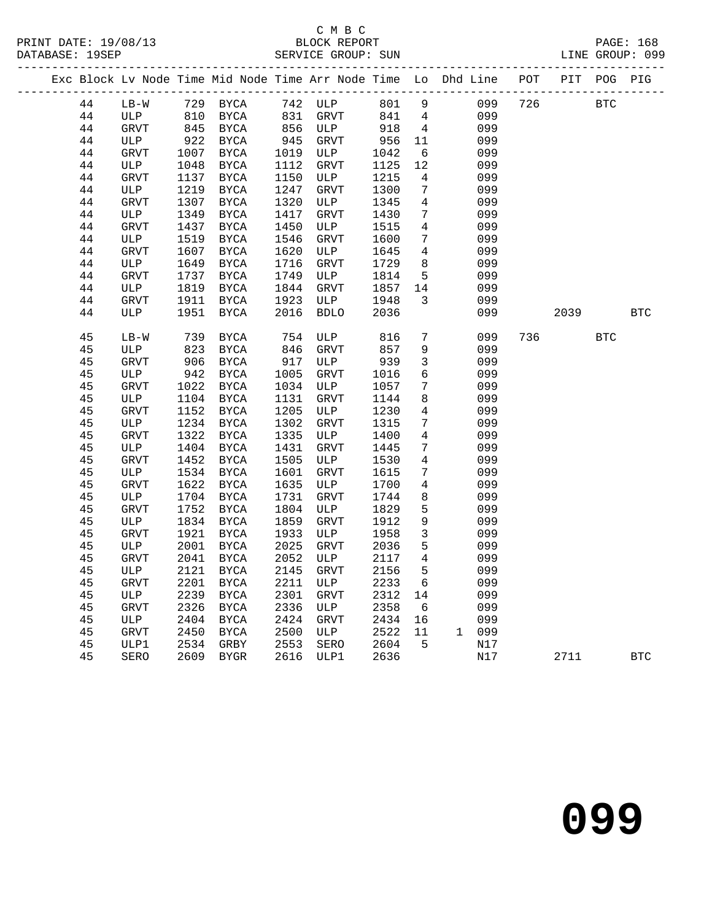C M B C
PRINT DATE: 19/08/13 BLOCK REPORT PAGE: 168
DATABASE: 19SEP SERVICE GROUP: SUN LINE GROUP: 099

| Exc | Block | Lv | Node | Time | Mid Node | Time | Arr Node | Time | Lo | Dhd | Line | POT | PIT | POG | PIG |
|---|---|---|---|---|---|---|---|---|---|---|---|---|---|---|---|
| | 44 | | LB-W | 729 | BYCA | 742 | ULP | 801 | 9 | | 099 | 726 | | BTC | |
| | 44 | | ULP | 810 | BYCA | 831 | GRVT | 841 | 4 | | 099 | | | | |
| | 44 | | GRVT | 845 | BYCA | 856 | ULP | 918 | 4 | | 099 | | | | |
| | 44 | | ULP | 922 | BYCA | 945 | GRVT | 956 | 11 | | 099 | | | | |
| | 44 | | GRVT | 1007 | BYCA | 1019 | ULP | 1042 | 6 | | 099 | | | | |
| | 44 | | ULP | 1048 | BYCA | 1112 | GRVT | 1125 | 12 | | 099 | | | | |
| | 44 | | GRVT | 1137 | BYCA | 1150 | ULP | 1215 | 4 | | 099 | | | | |
| | 44 | | ULP | 1219 | BYCA | 1247 | GRVT | 1300 | 7 | | 099 | | | | |
| | 44 | | GRVT | 1307 | BYCA | 1320 | ULP | 1345 | 4 | | 099 | | | | |
| | 44 | | ULP | 1349 | BYCA | 1417 | GRVT | 1430 | 7 | | 099 | | | | |
| | 44 | | GRVT | 1437 | BYCA | 1450 | ULP | 1515 | 4 | | 099 | | | | |
| | 44 | | ULP | 1519 | BYCA | 1546 | GRVT | 1600 | 7 | | 099 | | | | |
| | 44 | | GRVT | 1607 | BYCA | 1620 | ULP | 1645 | 4 | | 099 | | | | |
| | 44 | | ULP | 1649 | BYCA | 1716 | GRVT | 1729 | 8 | | 099 | | | | |
| | 44 | | GRVT | 1737 | BYCA | 1749 | ULP | 1814 | 5 | | 099 | | | | |
| | 44 | | ULP | 1819 | BYCA | 1844 | GRVT | 1857 | 14 | | 099 | | | | |
| | 44 | | GRVT | 1911 | BYCA | 1923 | ULP | 1948 | 3 | | 099 | | | | |
| | 44 | | ULP | 1951 | BYCA | 2016 | BDLO | 2036 | | | 099 | | 2039 | | BTC |
| | 45 | | LB-W | 739 | BYCA | 754 | ULP | 816 | 7 | | 099 | 736 | | BTC | |
| | 45 | | ULP | 823 | BYCA | 846 | GRVT | 857 | 9 | | 099 | | | | |
| | 45 | | GRVT | 906 | BYCA | 917 | ULP | 939 | 3 | | 099 | | | | |
| | 45 | | ULP | 942 | BYCA | 1005 | GRVT | 1016 | 6 | | 099 | | | | |
| | 45 | | GRVT | 1022 | BYCA | 1034 | ULP | 1057 | 7 | | 099 | | | | |
| | 45 | | ULP | 1104 | BYCA | 1131 | GRVT | 1144 | 8 | | 099 | | | | |
| | 45 | | GRVT | 1152 | BYCA | 1205 | ULP | 1230 | 4 | | 099 | | | | |
| | 45 | | ULP | 1234 | BYCA | 1302 | GRVT | 1315 | 7 | | 099 | | | | |
| | 45 | | GRVT | 1322 | BYCA | 1335 | ULP | 1400 | 4 | | 099 | | | | |
| | 45 | | ULP | 1404 | BYCA | 1431 | GRVT | 1445 | 7 | | 099 | | | | |
| | 45 | | GRVT | 1452 | BYCA | 1505 | ULP | 1530 | 4 | | 099 | | | | |
| | 45 | | ULP | 1534 | BYCA | 1601 | GRVT | 1615 | 7 | | 099 | | | | |
| | 45 | | GRVT | 1622 | BYCA | 1635 | ULP | 1700 | 4 | | 099 | | | | |
| | 45 | | ULP | 1704 | BYCA | 1731 | GRVT | 1744 | 8 | | 099 | | | | |
| | 45 | | GRVT | 1752 | BYCA | 1804 | ULP | 1829 | 5 | | 099 | | | | |
| | 45 | | ULP | 1834 | BYCA | 1859 | GRVT | 1912 | 9 | | 099 | | | | |
| | 45 | | GRVT | 1921 | BYCA | 1933 | ULP | 1958 | 3 | | 099 | | | | |
| | 45 | | ULP | 2001 | BYCA | 2025 | GRVT | 2036 | 5 | | 099 | | | | |
| | 45 | | GRVT | 2041 | BYCA | 2052 | ULP | 2117 | 4 | | 099 | | | | |
| | 45 | | ULP | 2121 | BYCA | 2145 | GRVT | 2156 | 5 | | 099 | | | | |
| | 45 | | GRVT | 2201 | BYCA | 2211 | ULP | 2233 | 6 | | 099 | | | | |
| | 45 | | ULP | 2239 | BYCA | 2301 | GRVT | 2312 | 14 | | 099 | | | | |
| | 45 | | GRVT | 2326 | BYCA | 2336 | ULP | 2358 | 6 | | 099 | | | | |
| | 45 | | ULP | 2404 | BYCA | 2424 | GRVT | 2434 | 16 | | 099 | | | | |
| | 45 | | GRVT | 2450 | BYCA | 2500 | ULP | 2522 | 11 | 1 | 099 | | | | |
| | 45 | | ULP1 | 2534 | GRBY | 2553 | SERO | 2604 | 5 | | N17 | | | | |
| | 45 | | SERO | 2609 | BYGR | 2616 | ULP1 | 2636 | | | N17 | | 2711 | | BTC |

099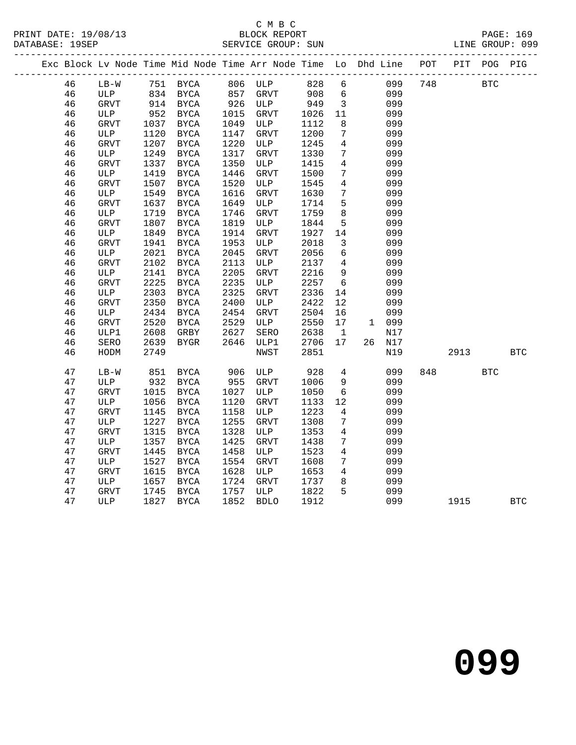C M B C
PRINT DATE: 19/08/13 BLOCK REPORT
DATABASE: 19SEP SERVICE GROUP: SUN LINE GROUP: 099

| Exc | Block | Lv | Node | Time | Mid Node | Time | Arr Node | Time | Lo | Dhd | Line | POT | PIT | POG | PIG |
|---|---|---|---|---|---|---|---|---|---|---|---|---|---|---|---|
| | 46 | | LB-W | 751 | BYCA | 806 | ULP | 828 | 6 | | 099 | 748 | | BTC | |
| | 46 | | ULP | 834 | BYCA | 857 | GRVT | 908 | 6 | | 099 | | | | |
| | 46 | | GRVT | 914 | BYCA | 926 | ULP | 949 | 3 | | 099 | | | | |
| | 46 | | ULP | 952 | BYCA | 1015 | GRVT | 1026 | 11 | | 099 | | | | |
| | 46 | | GRVT | 1037 | BYCA | 1049 | ULP | 1112 | 8 | | 099 | | | | |
| | 46 | | ULP | 1120 | BYCA | 1147 | GRVT | 1200 | 7 | | 099 | | | | |
| | 46 | | GRVT | 1207 | BYCA | 1220 | ULP | 1245 | 4 | | 099 | | | | |
| | 46 | | ULP | 1249 | BYCA | 1317 | GRVT | 1330 | 7 | | 099 | | | | |
| | 46 | | GRVT | 1337 | BYCA | 1350 | ULP | 1415 | 4 | | 099 | | | | |
| | 46 | | ULP | 1419 | BYCA | 1446 | GRVT | 1500 | 7 | | 099 | | | | |
| | 46 | | GRVT | 1507 | BYCA | 1520 | ULP | 1545 | 4 | | 099 | | | | |
| | 46 | | ULP | 1549 | BYCA | 1616 | GRVT | 1630 | 7 | | 099 | | | | |
| | 46 | | GRVT | 1637 | BYCA | 1649 | ULP | 1714 | 5 | | 099 | | | | |
| | 46 | | ULP | 1719 | BYCA | 1746 | GRVT | 1759 | 8 | | 099 | | | | |
| | 46 | | GRVT | 1807 | BYCA | 1819 | ULP | 1844 | 5 | | 099 | | | | |
| | 46 | | ULP | 1849 | BYCA | 1914 | GRVT | 1927 | 14 | | 099 | | | | |
| | 46 | | GRVT | 1941 | BYCA | 1953 | ULP | 2018 | 3 | | 099 | | | | |
| | 46 | | ULP | 2021 | BYCA | 2045 | GRVT | 2056 | 6 | | 099 | | | | |
| | 46 | | GRVT | 2102 | BYCA | 2113 | ULP | 2137 | 4 | | 099 | | | | |
| | 46 | | ULP | 2141 | BYCA | 2205 | GRVT | 2216 | 9 | | 099 | | | | |
| | 46 | | GRVT | 2225 | BYCA | 2235 | ULP | 2257 | 6 | | 099 | | | | |
| | 46 | | ULP | 2303 | BYCA | 2325 | GRVT | 2336 | 14 | | 099 | | | | |
| | 46 | | GRVT | 2350 | BYCA | 2400 | ULP | 2422 | 12 | | 099 | | | | |
| | 46 | | ULP | 2434 | BYCA | 2454 | GRVT | 2504 | 16 | | 099 | | | | |
| | 46 | | GRVT | 2520 | BYCA | 2529 | ULP | 2550 | 17 | 1 | 099 | | | | |
| | 46 | | ULP1 | 2608 | GRBY | 2627 | SERO | 2638 | 1 | | N17 | | | | |
| | 46 | | SERO | 2639 | BYGR | 2646 | ULP1 | 2706 | 17 | 26 | N17 | | | | |
| | 46 | | HODM | 2749 | | | NWST | 2851 | | | N19 | | 2913 | | BTC |
| | 47 | | LB-W | 851 | BYCA | 906 | ULP | 928 | 4 | | 099 | 848 | | BTC | |
| | 47 | | ULP | 932 | BYCA | 955 | GRVT | 1006 | 9 | | 099 | | | | |
| | 47 | | GRVT | 1015 | BYCA | 1027 | ULP | 1050 | 6 | | 099 | | | | |
| | 47 | | ULP | 1056 | BYCA | 1120 | GRVT | 1133 | 12 | | 099 | | | | |
| | 47 | | GRVT | 1145 | BYCA | 1158 | ULP | 1223 | 4 | | 099 | | | | |
| | 47 | | ULP | 1227 | BYCA | 1255 | GRVT | 1308 | 7 | | 099 | | | | |
| | 47 | | GRVT | 1315 | BYCA | 1328 | ULP | 1353 | 4 | | 099 | | | | |
| | 47 | | ULP | 1357 | BYCA | 1425 | GRVT | 1438 | 7 | | 099 | | | | |
| | 47 | | GRVT | 1445 | BYCA | 1458 | ULP | 1523 | 4 | | 099 | | | | |
| | 47 | | ULP | 1527 | BYCA | 1554 | GRVT | 1608 | 7 | | 099 | | | | |
| | 47 | | GRVT | 1615 | BYCA | 1628 | ULP | 1653 | 4 | | 099 | | | | |
| | 47 | | ULP | 1657 | BYCA | 1724 | GRVT | 1737 | 8 | | 099 | | | | |
| | 47 | | GRVT | 1745 | BYCA | 1757 | ULP | 1822 | 5 | | 099 | | | | |
| | 47 | | ULP | 1827 | BYCA | 1852 | BDLO | 1912 | | | 099 | | 1915 | | BTC |

099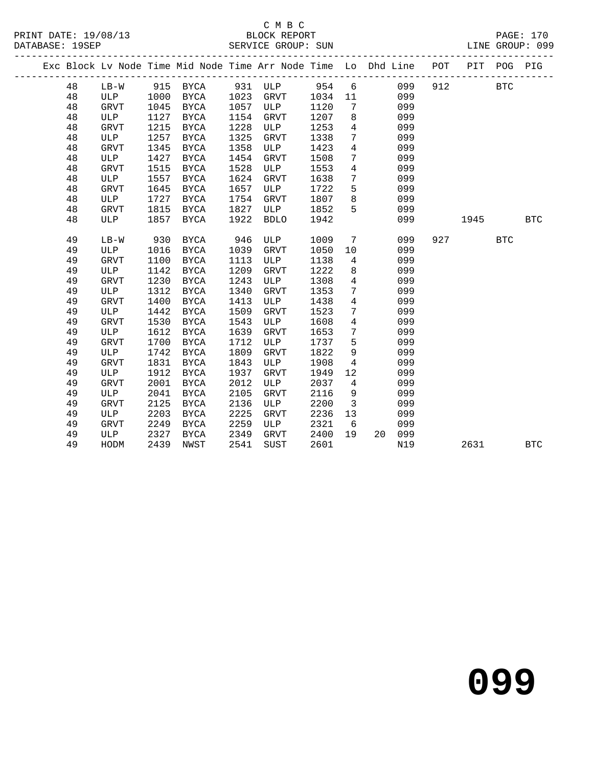C M B C
BLOCK REPORT
SERVICE GROUP: SUN

PRINT DATE: 19/08/13
DATABASE: 19SEP
LINE GROUP: 099

| Exc | Block | Lv | Node | Time | Mid Node | Time | Arr Node | Time | Lo | Dhd | Line | POT | PIT | POG | PIG |
|---|---|---|---|---|---|---|---|---|---|---|---|---|---|---|---|
| | 48 | | LB-W | 915 | BYCA | 931 | ULP | 954 | 6 | | 099 | 912 | | BTC | |
| | 48 | | ULP | 1000 | BYCA | 1023 | GRVT | 1034 | 11 | | 099 | | | | |
| | 48 | | GRVT | 1045 | BYCA | 1057 | ULP | 1120 | 7 | | 099 | | | | |
| | 48 | | ULP | 1127 | BYCA | 1154 | GRVT | 1207 | 8 | | 099 | | | | |
| | 48 | | GRVT | 1215 | BYCA | 1228 | ULP | 1253 | 4 | | 099 | | | | |
| | 48 | | ULP | 1257 | BYCA | 1325 | GRVT | 1338 | 7 | | 099 | | | | |
| | 48 | | GRVT | 1345 | BYCA | 1358 | ULP | 1423 | 4 | | 099 | | | | |
| | 48 | | ULP | 1427 | BYCA | 1454 | GRVT | 1508 | 7 | | 099 | | | | |
| | 48 | | GRVT | 1515 | BYCA | 1528 | ULP | 1553 | 4 | | 099 | | | | |
| | 48 | | ULP | 1557 | BYCA | 1624 | GRVT | 1638 | 7 | | 099 | | | | |
| | 48 | | GRVT | 1645 | BYCA | 1657 | ULP | 1722 | 5 | | 099 | | | | |
| | 48 | | ULP | 1727 | BYCA | 1754 | GRVT | 1807 | 8 | | 099 | | | | |
| | 48 | | GRVT | 1815 | BYCA | 1827 | ULP | 1852 | 5 | | 099 | | | | |
| | 48 | | ULP | 1857 | BYCA | 1922 | BDLO | 1942 | | | 099 | | 1945 | | BTC |
| | 49 | | LB-W | 930 | BYCA | 946 | ULP | 1009 | 7 | | 099 | 927 | | BTC | |
| | 49 | | ULP | 1016 | BYCA | 1039 | GRVT | 1050 | 10 | | 099 | | | | |
| | 49 | | GRVT | 1100 | BYCA | 1113 | ULP | 1138 | 4 | | 099 | | | | |
| | 49 | | ULP | 1142 | BYCA | 1209 | GRVT | 1222 | 8 | | 099 | | | | |
| | 49 | | GRVT | 1230 | BYCA | 1243 | ULP | 1308 | 4 | | 099 | | | | |
| | 49 | | ULP | 1312 | BYCA | 1340 | GRVT | 1353 | 7 | | 099 | | | | |
| | 49 | | GRVT | 1400 | BYCA | 1413 | ULP | 1438 | 4 | | 099 | | | | |
| | 49 | | ULP | 1442 | BYCA | 1509 | GRVT | 1523 | 7 | | 099 | | | | |
| | 49 | | GRVT | 1530 | BYCA | 1543 | ULP | 1608 | 4 | | 099 | | | | |
| | 49 | | ULP | 1612 | BYCA | 1639 | GRVT | 1653 | 7 | | 099 | | | | |
| | 49 | | GRVT | 1700 | BYCA | 1712 | ULP | 1737 | 5 | | 099 | | | | |
| | 49 | | ULP | 1742 | BYCA | 1809 | GRVT | 1822 | 9 | | 099 | | | | |
| | 49 | | GRVT | 1831 | BYCA | 1843 | ULP | 1908 | 4 | | 099 | | | | |
| | 49 | | ULP | 1912 | BYCA | 1937 | GRVT | 1949 | 12 | | 099 | | | | |
| | 49 | | GRVT | 2001 | BYCA | 2012 | ULP | 2037 | 4 | | 099 | | | | |
| | 49 | | ULP | 2041 | BYCA | 2105 | GRVT | 2116 | 9 | | 099 | | | | |
| | 49 | | GRVT | 2125 | BYCA | 2136 | ULP | 2200 | 3 | | 099 | | | | |
| | 49 | | ULP | 2203 | BYCA | 2225 | GRVT | 2236 | 13 | | 099 | | | | |
| | 49 | | GRVT | 2249 | BYCA | 2259 | ULP | 2321 | 6 | | 099 | | | | |
| | 49 | | ULP | 2327 | BYCA | 2349 | GRVT | 2400 | 19 | 20 | 099 | | | | |
| | 49 | | HODM | 2439 | NWST | 2541 | SUST | 2601 | | | N19 | | 2631 | | BTC |

# 099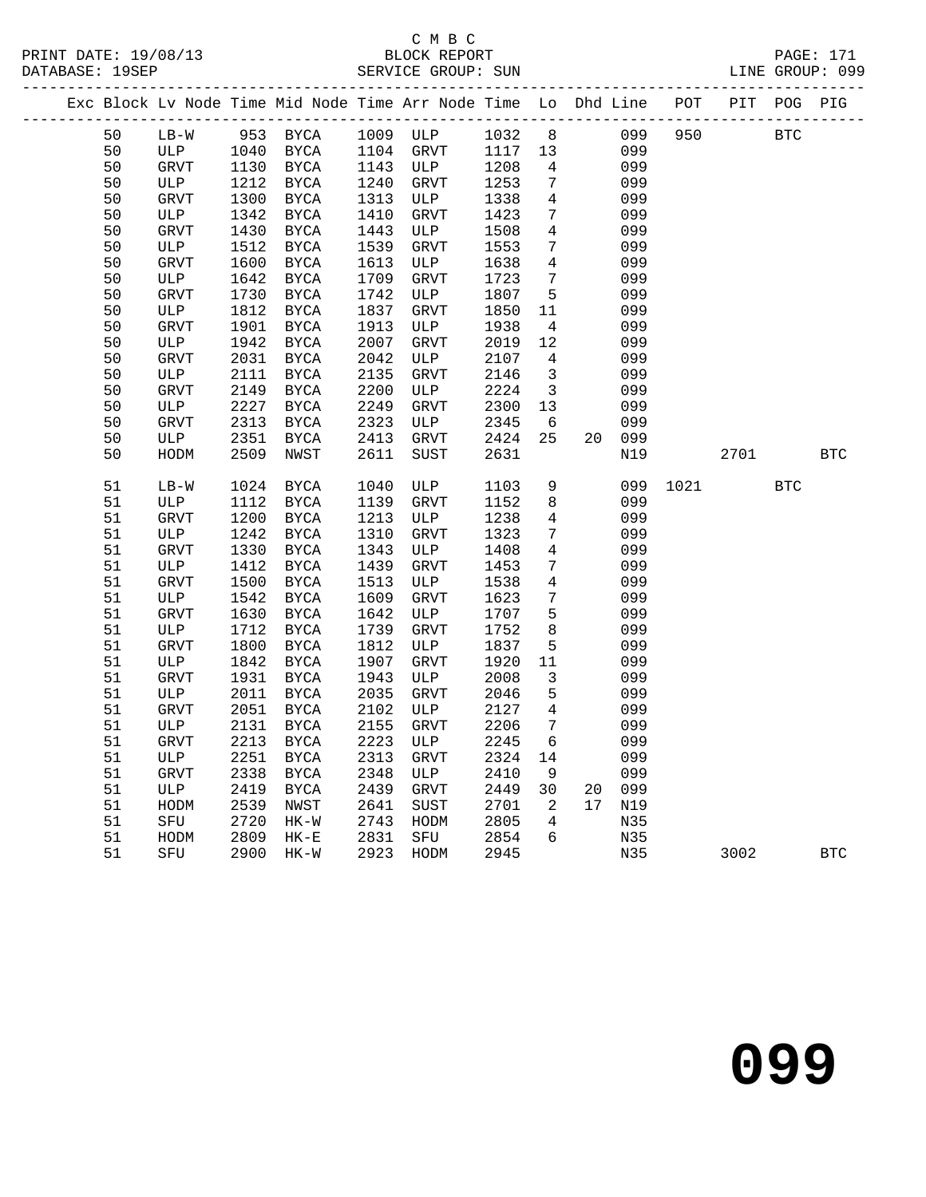C M B C
PRINT DATE: 19/08/13 BLOCK REPORT
DATABASE: 19SEP SERVICE GROUP: SUN LINE GROUP: 099

| Exc | Block | Lv | Node | Time | Mid Node | Time | Arr Node | Time | Lo | Dhd | Line | POT | PIT | POG | PIG |
|---|---|---|---|---|---|---|---|---|---|---|---|---|---|---|---|
| | 50 | | LB-W | 953 | BYCA | 1009 | ULP | 1032 | 8 | | 099 | 950 | | BTC | |
| | 50 | | ULP | 1040 | BYCA | 1104 | GRVT | 1117 | 13 | | 099 | | | | |
| | 50 | | GRVT | 1130 | BYCA | 1143 | ULP | 1208 | 4 | | 099 | | | | |
| | 50 | | ULP | 1212 | BYCA | 1240 | GRVT | 1253 | 7 | | 099 | | | | |
| | 50 | | GRVT | 1300 | BYCA | 1313 | ULP | 1338 | 4 | | 099 | | | | |
| | 50 | | ULP | 1342 | BYCA | 1410 | GRVT | 1423 | 7 | | 099 | | | | |
| | 50 | | GRVT | 1430 | BYCA | 1443 | ULP | 1508 | 4 | | 099 | | | | |
| | 50 | | ULP | 1512 | BYCA | 1539 | GRVT | 1553 | 7 | | 099 | | | | |
| | 50 | | GRVT | 1600 | BYCA | 1613 | ULP | 1638 | 4 | | 099 | | | | |
| | 50 | | ULP | 1642 | BYCA | 1709 | GRVT | 1723 | 7 | | 099 | | | | |
| | 50 | | GRVT | 1730 | BYCA | 1742 | ULP | 1807 | 5 | | 099 | | | | |
| | 50 | | ULP | 1812 | BYCA | 1837 | GRVT | 1850 | 11 | | 099 | | | | |
| | 50 | | GRVT | 1901 | BYCA | 1913 | ULP | 1938 | 4 | | 099 | | | | |
| | 50 | | ULP | 1942 | BYCA | 2007 | GRVT | 2019 | 12 | | 099 | | | | |
| | 50 | | GRVT | 2031 | BYCA | 2042 | ULP | 2107 | 4 | | 099 | | | | |
| | 50 | | ULP | 2111 | BYCA | 2135 | GRVT | 2146 | 3 | | 099 | | | | |
| | 50 | | GRVT | 2149 | BYCA | 2200 | ULP | 2224 | 3 | | 099 | | | | |
| | 50 | | ULP | 2227 | BYCA | 2249 | GRVT | 2300 | 13 | | 099 | | | | |
| | 50 | | GRVT | 2313 | BYCA | 2323 | ULP | 2345 | 6 | | 099 | | | | |
| | 50 | | ULP | 2351 | BYCA | 2413 | GRVT | 2424 | 25 | 20 | 099 | | | | |
| | 50 | | HODM | 2509 | NWST | 2611 | SUST | 2631 | | | N19 | | 2701 | | BTC |
| | 51 | | LB-W | 1024 | BYCA | 1040 | ULP | 1103 | 9 | | 099 | 1021 | | BTC | |
| | 51 | | ULP | 1112 | BYCA | 1139 | GRVT | 1152 | 8 | | 099 | | | | |
| | 51 | | GRVT | 1200 | BYCA | 1213 | ULP | 1238 | 4 | | 099 | | | | |
| | 51 | | ULP | 1242 | BYCA | 1310 | GRVT | 1323 | 7 | | 099 | | | | |
| | 51 | | GRVT | 1330 | BYCA | 1343 | ULP | 1408 | 4 | | 099 | | | | |
| | 51 | | ULP | 1412 | BYCA | 1439 | GRVT | 1453 | 7 | | 099 | | | | |
| | 51 | | GRVT | 1500 | BYCA | 1513 | ULP | 1538 | 4 | | 099 | | | | |
| | 51 | | ULP | 1542 | BYCA | 1609 | GRVT | 1623 | 7 | | 099 | | | | |
| | 51 | | GRVT | 1630 | BYCA | 1642 | ULP | 1707 | 5 | | 099 | | | | |
| | 51 | | ULP | 1712 | BYCA | 1739 | GRVT | 1752 | 8 | | 099 | | | | |
| | 51 | | GRVT | 1800 | BYCA | 1812 | ULP | 1837 | 5 | | 099 | | | | |
| | 51 | | ULP | 1842 | BYCA | 1907 | GRVT | 1920 | 11 | | 099 | | | | |
| | 51 | | GRVT | 1931 | BYCA | 1943 | ULP | 2008 | 3 | | 099 | | | | |
| | 51 | | ULP | 2011 | BYCA | 2035 | GRVT | 2046 | 5 | | 099 | | | | |
| | 51 | | GRVT | 2051 | BYCA | 2102 | ULP | 2127 | 4 | | 099 | | | | |
| | 51 | | ULP | 2131 | BYCA | 2155 | GRVT | 2206 | 7 | | 099 | | | | |
| | 51 | | GRVT | 2213 | BYCA | 2223 | ULP | 2245 | 6 | | 099 | | | | |
| | 51 | | ULP | 2251 | BYCA | 2313 | GRVT | 2324 | 14 | | 099 | | | | |
| | 51 | | GRVT | 2338 | BYCA | 2348 | ULP | 2410 | 9 | | 099 | | | | |
| | 51 | | ULP | 2419 | BYCA | 2439 | GRVT | 2449 | 30 | 20 | 099 | | | | |
| | 51 | | HODM | 2539 | NWST | 2641 | SUST | 2701 | 2 | 17 | N19 | | | | |
| | 51 | | SFU | 2720 | HK-W | 2743 | HODM | 2805 | 4 | | N35 | | | | |
| | 51 | | HODM | 2809 | HK-E | 2831 | SFU | 2854 | 6 | | N35 | | | | |
| | 51 | | SFU | 2900 | HK-W | 2923 | HODM | 2945 | | | N35 | | 3002 | | BTC |

# 099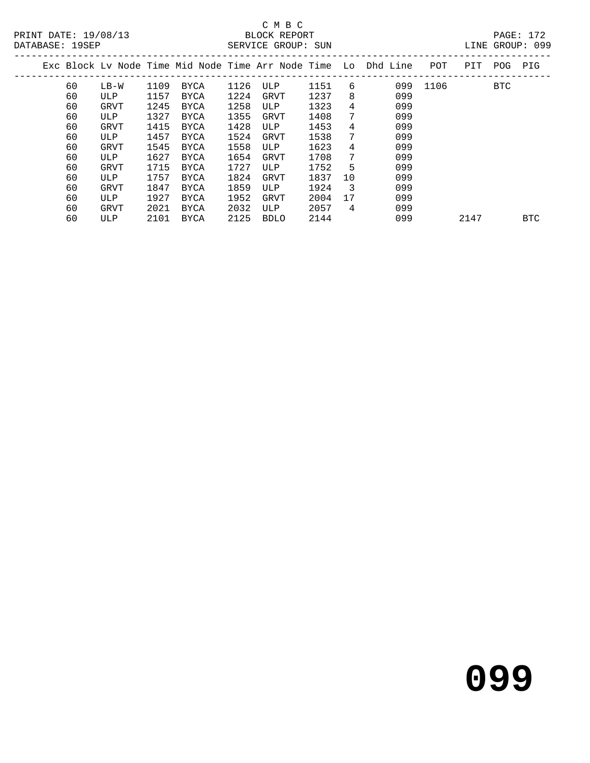C M B C
BLOCK REPORT
SERVICE GROUP: SUN

PRINT DATE: 19/08/13
DATABASE: 19SEP
LINE GROUP: 099

| Exc | Block | Lv Node | Time | Mid Node | Time | Arr Node | Time | Lo | Dhd Line | POT | PIT | POG | PIG |
|---|---|---|---|---|---|---|---|---|---|---|---|---|---|
| | 60 | LB-W | 1109 | BYCA | 1126 | ULP | 1151 | 6 | 099 | 1106 | | BTC | |
| | 60 | ULP | 1157 | BYCA | 1224 | GRVT | 1237 | 8 | 099 | | | | |
| | 60 | GRVT | 1245 | BYCA | 1258 | ULP | 1323 | 4 | 099 | | | | |
| | 60 | ULP | 1327 | BYCA | 1355 | GRVT | 1408 | 7 | 099 | | | | |
| | 60 | GRVT | 1415 | BYCA | 1428 | ULP | 1453 | 4 | 099 | | | | |
| | 60 | ULP | 1457 | BYCA | 1524 | GRVT | 1538 | 7 | 099 | | | | |
| | 60 | GRVT | 1545 | BYCA | 1558 | ULP | 1623 | 4 | 099 | | | | |
| | 60 | ULP | 1627 | BYCA | 1654 | GRVT | 1708 | 7 | 099 | | | | |
| | 60 | GRVT | 1715 | BYCA | 1727 | ULP | 1752 | 5 | 099 | | | | |
| | 60 | ULP | 1757 | BYCA | 1824 | GRVT | 1837 | 10 | 099 | | | | |
| | 60 | GRVT | 1847 | BYCA | 1859 | ULP | 1924 | 3 | 099 | | | | |
| | 60 | ULP | 1927 | BYCA | 1952 | GRVT | 2004 | 17 | 099 | | | | |
| | 60 | GRVT | 2021 | BYCA | 2032 | ULP | 2057 | 4 | 099 | | | | |
| | 60 | ULP | 2101 | BYCA | 2125 | BDLO | 2144 | | 099 | | 2147 | | BTC |

# 099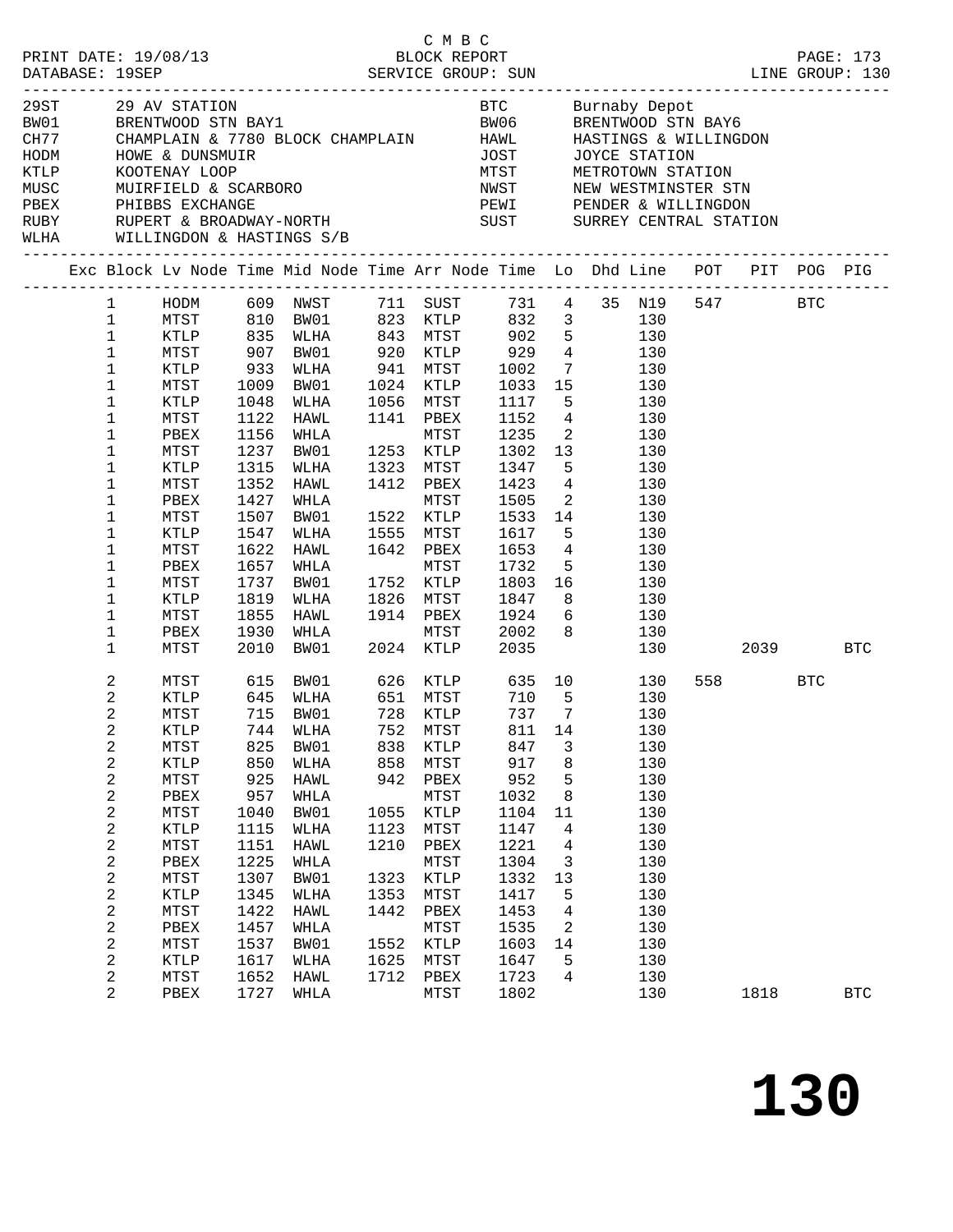C M B C
PRINT DATE: 19/08/13 BLOCK REPORT
DATABASE: 19SEP SERVICE GROUP: SUN LINE GROUP: 130

| Code | Name | Code | Name |
|---|---|---|---|
| 29ST | 29 AV STATION | BTC | Burnaby Depot |
| BW01 | BRENTWOOD STN BAY1 | BW06 | BRENTWOOD STN BAY6 |
| CH77 | CHAMPLAIN & 7780 BLOCK CHAMPLAIN | HAWL | HASTINGS & WILLINGDON |
| HODM | HOWE & DUNSMUIR | JOST | JOYCE STATION |
| KTLP | KOOTENAY LOOP | MTST | METROTOWN STATION |
| MUSC | MUIRFIELD & SCARBORO | NWST | NEW WESTMINSTER STN |
| PBEX | PHIBBS EXCHANGE | PEWI | PENDER & WILLINGDON |
| RUBY | RUPERT & BROADWAY-NORTH | SUST | SURREY CENTRAL STATION |
| WLHA | WILLINGDON & HASTINGS S/B | | |

| Exc | Block | Lv Node | Time | Mid Node | Time | Arr Node | Time | Lo | Dhd | Line | POT | PIT | POG | PIG |
|---|---|---|---|---|---|---|---|---|---|---|---|---|---|---|
| | 1 | HODM | 609 | NWST | 711 | SUST | 731 | 4 | 35 | N19 | 547 | | BTC | |
| | 1 | MTST | 810 | BW01 | 823 | KTLP | 832 | 3 | | 130 | | | | |
| | 1 | KTLP | 835 | WLHA | 843 | MTST | 902 | 5 | | 130 | | | | |
| | 1 | MTST | 907 | BW01 | 920 | KTLP | 929 | 4 | | 130 | | | | |
| | 1 | KTLP | 933 | WLHA | 941 | MTST | 1002 | 7 | | 130 | | | | |
| | 1 | MTST | 1009 | BW01 | 1024 | KTLP | 1033 | 15 | | 130 | | | | |
| | 1 | KTLP | 1048 | WLHA | 1056 | MTST | 1117 | 5 | | 130 | | | | |
| | 1 | MTST | 1122 | HAWL | 1141 | PBEX | 1152 | 4 | | 130 | | | | |
| | 1 | PBEX | 1156 | WHLA | | MTST | 1235 | 2 | | 130 | | | | |
| | 1 | MTST | 1237 | BW01 | 1253 | KTLP | 1302 | 13 | | 130 | | | | |
| | 1 | KTLP | 1315 | WLHA | 1323 | MTST | 1347 | 5 | | 130 | | | | |
| | 1 | MTST | 1352 | HAWL | 1412 | PBEX | 1423 | 4 | | 130 | | | | |
| | 1 | PBEX | 1427 | WHLA | | MTST | 1505 | 2 | | 130 | | | | |
| | 1 | MTST | 1507 | BW01 | 1522 | KTLP | 1533 | 14 | | 130 | | | | |
| | 1 | KTLP | 1547 | WLHA | 1555 | MTST | 1617 | 5 | | 130 | | | | |
| | 1 | MTST | 1622 | HAWL | 1642 | PBEX | 1653 | 4 | | 130 | | | | |
| | 1 | PBEX | 1657 | WHLA | | MTST | 1732 | 5 | | 130 | | | | |
| | 1 | MTST | 1737 | BW01 | 1752 | KTLP | 1803 | 16 | | 130 | | | | |
| | 1 | KTLP | 1819 | WLHA | 1826 | MTST | 1847 | 8 | | 130 | | | | |
| | 1 | MTST | 1855 | HAWL | 1914 | PBEX | 1924 | 6 | | 130 | | | | |
| | 1 | PBEX | 1930 | WHLA | | MTST | 2002 | 8 | | 130 | | | | |
| | 1 | MTST | 2010 | BW01 | 2024 | KTLP | 2035 | | | 130 | | 2039 | | BTC |
| | 2 | MTST | 615 | BW01 | 626 | KTLP | 635 | 10 | | 130 | 558 | | BTC | |
| | 2 | KTLP | 645 | WLHA | 651 | MTST | 710 | 5 | | 130 | | | | |
| | 2 | MTST | 715 | BW01 | 728 | KTLP | 737 | 7 | | 130 | | | | |
| | 2 | KTLP | 744 | WLHA | 752 | MTST | 811 | 14 | | 130 | | | | |
| | 2 | MTST | 825 | BW01 | 838 | KTLP | 847 | 3 | | 130 | | | | |
| | 2 | KTLP | 850 | WLHA | 858 | MTST | 917 | 8 | | 130 | | | | |
| | 2 | MTST | 925 | HAWL | 942 | PBEX | 952 | 5 | | 130 | | | | |
| | 2 | PBEX | 957 | WHLA | | MTST | 1032 | 8 | | 130 | | | | |
| | 2 | MTST | 1040 | BW01 | 1055 | KTLP | 1104 | 11 | | 130 | | | | |
| | 2 | KTLP | 1115 | WLHA | 1123 | MTST | 1147 | 4 | | 130 | | | | |
| | 2 | MTST | 1151 | HAWL | 1210 | PBEX | 1221 | 4 | | 130 | | | | |
| | 2 | PBEX | 1225 | WHLA | | MTST | 1304 | 3 | | 130 | | | | |
| | 2 | MTST | 1307 | BW01 | 1323 | KTLP | 1332 | 13 | | 130 | | | | |
| | 2 | KTLP | 1345 | WLHA | 1353 | MTST | 1417 | 5 | | 130 | | | | |
| | 2 | MTST | 1422 | HAWL | 1442 | PBEX | 1453 | 4 | | 130 | | | | |
| | 2 | PBEX | 1457 | WHLA | | MTST | 1535 | 2 | | 130 | | | | |
| | 2 | MTST | 1537 | BW01 | 1552 | KTLP | 1603 | 14 | | 130 | | | | |
| | 2 | KTLP | 1617 | WLHA | 1625 | MTST | 1647 | 5 | | 130 | | | | |
| | 2 | MTST | 1652 | HAWL | 1712 | PBEX | 1723 | 4 | | 130 | | | | |
| | 2 | PBEX | 1727 | WHLA | | MTST | 1802 | | | 130 | | 1818 | | BTC |

# 130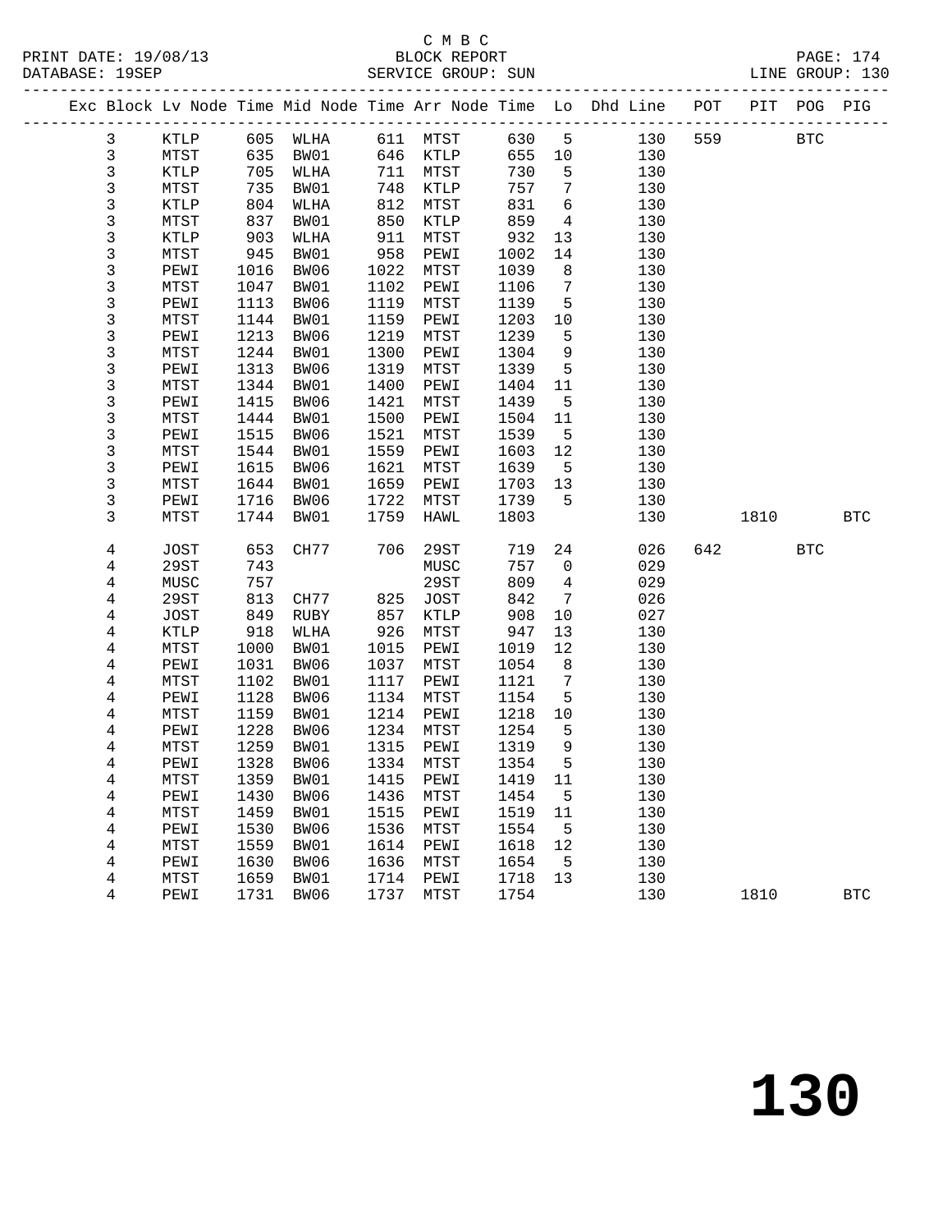C M B C
PRINT DATE: 19/08/13 BLOCK REPORT
DATABASE: 19SEP SERVICE GROUP: SUN LINE GROUP: 130

| Exc | Block | Lv | Node | Time | Mid Node | Time | Arr Node | Time | Lo | Dhd Line | POT | PIT | POG | PIG |
|---|---|---|---|---|---|---|---|---|---|---|---|---|---|---|
| | 3 | | KTLP | 605 | WLHA | 611 | MTST | 630 | 5 | 130 | 559 | | BTC | |
| | 3 | | MTST | 635 | BW01 | 646 | KTLP | 655 | 10 | 130 | | | | |
| | 3 | | KTLP | 705 | WLHA | 711 | MTST | 730 | 5 | 130 | | | | |
| | 3 | | MTST | 735 | BW01 | 748 | KTLP | 757 | 7 | 130 | | | | |
| | 3 | | KTLP | 804 | WLHA | 812 | MTST | 831 | 6 | 130 | | | | |
| | 3 | | MTST | 837 | BW01 | 850 | KTLP | 859 | 4 | 130 | | | | |
| | 3 | | KTLP | 903 | WLHA | 911 | MTST | 932 | 13 | 130 | | | | |
| | 3 | | MTST | 945 | BW01 | 958 | PEWI | 1002 | 14 | 130 | | | | |
| | 3 | | PEWI | 1016 | BW06 | 1022 | MTST | 1039 | 8 | 130 | | | | |
| | 3 | | MTST | 1047 | BW01 | 1102 | PEWI | 1106 | 7 | 130 | | | | |
| | 3 | | PEWI | 1113 | BW06 | 1119 | MTST | 1139 | 5 | 130 | | | | |
| | 3 | | MTST | 1144 | BW01 | 1159 | PEWI | 1203 | 10 | 130 | | | | |
| | 3 | | PEWI | 1213 | BW06 | 1219 | MTST | 1239 | 5 | 130 | | | | |
| | 3 | | MTST | 1244 | BW01 | 1300 | PEWI | 1304 | 9 | 130 | | | | |
| | 3 | | PEWI | 1313 | BW06 | 1319 | MTST | 1339 | 5 | 130 | | | | |
| | 3 | | MTST | 1344 | BW01 | 1400 | PEWI | 1404 | 11 | 130 | | | | |
| | 3 | | PEWI | 1415 | BW06 | 1421 | MTST | 1439 | 5 | 130 | | | | |
| | 3 | | MTST | 1444 | BW01 | 1500 | PEWI | 1504 | 11 | 130 | | | | |
| | 3 | | PEWI | 1515 | BW06 | 1521 | MTST | 1539 | 5 | 130 | | | | |
| | 3 | | MTST | 1544 | BW01 | 1559 | PEWI | 1603 | 12 | 130 | | | | |
| | 3 | | PEWI | 1615 | BW06 | 1621 | MTST | 1639 | 5 | 130 | | | | |
| | 3 | | MTST | 1644 | BW01 | 1659 | PEWI | 1703 | 13 | 130 | | | | |
| | 3 | | PEWI | 1716 | BW06 | 1722 | MTST | 1739 | 5 | 130 | | | | |
| | 3 | | MTST | 1744 | BW01 | 1759 | HAWL | 1803 | | 130 | | 1810 | | BTC |
| | 4 | | JOST | 653 | CH77 | 706 | 29ST | 719 | 24 | 026 | 642 | | BTC | |
| | 4 | | 29ST | 743 | | | MUSC | 757 | 0 | 029 | | | | |
| | 4 | | MUSC | 757 | | | 29ST | 809 | 4 | 029 | | | | |
| | 4 | | 29ST | 813 | CH77 | 825 | JOST | 842 | 7 | 026 | | | | |
| | 4 | | JOST | 849 | RUBY | 857 | KTLP | 908 | 10 | 027 | | | | |
| | 4 | | KTLP | 918 | WLHA | 926 | MTST | 947 | 13 | 130 | | | | |
| | 4 | | MTST | 1000 | BW01 | 1015 | PEWI | 1019 | 12 | 130 | | | | |
| | 4 | | PEWI | 1031 | BW06 | 1037 | MTST | 1054 | 8 | 130 | | | | |
| | 4 | | MTST | 1102 | BW01 | 1117 | PEWI | 1121 | 7 | 130 | | | | |
| | 4 | | PEWI | 1128 | BW06 | 1134 | MTST | 1154 | 5 | 130 | | | | |
| | 4 | | MTST | 1159 | BW01 | 1214 | PEWI | 1218 | 10 | 130 | | | | |
| | 4 | | PEWI | 1228 | BW06 | 1234 | MTST | 1254 | 5 | 130 | | | | |
| | 4 | | MTST | 1259 | BW01 | 1315 | PEWI | 1319 | 9 | 130 | | | | |
| | 4 | | PEWI | 1328 | BW06 | 1334 | MTST | 1354 | 5 | 130 | | | | |
| | 4 | | MTST | 1359 | BW01 | 1415 | PEWI | 1419 | 11 | 130 | | | | |
| | 4 | | PEWI | 1430 | BW06 | 1436 | MTST | 1454 | 5 | 130 | | | | |
| | 4 | | MTST | 1459 | BW01 | 1515 | PEWI | 1519 | 11 | 130 | | | | |
| | 4 | | PEWI | 1530 | BW06 | 1536 | MTST | 1554 | 5 | 130 | | | | |
| | 4 | | MTST | 1559 | BW01 | 1614 | PEWI | 1618 | 12 | 130 | | | | |
| | 4 | | PEWI | 1630 | BW06 | 1636 | MTST | 1654 | 5 | 130 | | | | |
| | 4 | | MTST | 1659 | BW01 | 1714 | PEWI | 1718 | 13 | 130 | | | | |
| | 4 | | PEWI | 1731 | BW06 | 1737 | MTST | 1754 | | 130 | | 1810 | | BTC |

# 130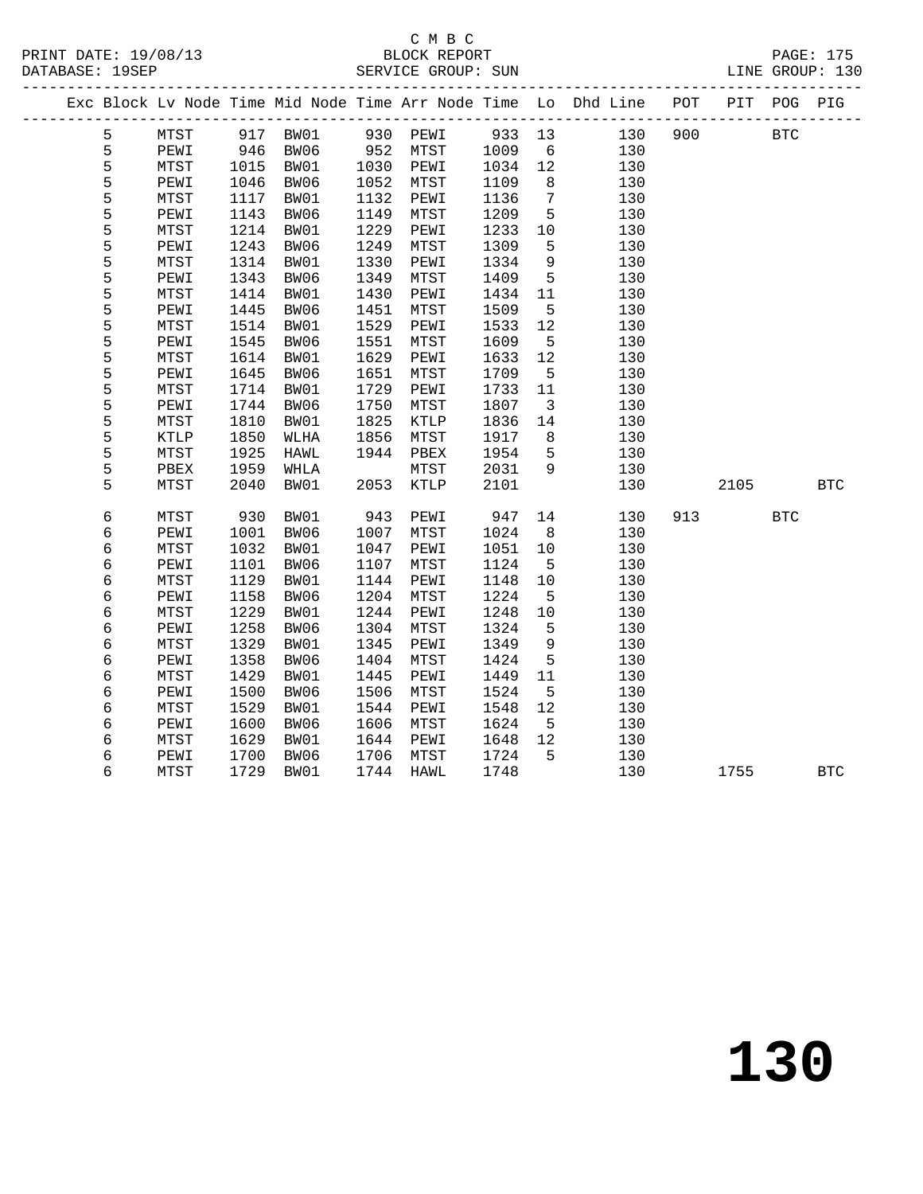C M B C

BLOCK REPORT

SERVICE GROUP: SUN

PRINT DATE: 19/08/13
DATABASE: 19SEP

LINE GROUP: 130

| Exc | Block | Lv | Node | Time | Mid Node | Time | Arr Node | Time | Lo | Dhd Line | POT | PIT | POG | PIG |
|---|---|---|---|---|---|---|---|---|---|---|---|---|---|---|
| | 5 | | MTST | 917 | BW01 | 930 | PEWI | 933 | 13 | 130 | 900 | | BTC | |
| | 5 | | PEWI | 946 | BW06 | 952 | MTST | 1009 | 6 | 130 | | | | |
| | 5 | | MTST | 1015 | BW01 | 1030 | PEWI | 1034 | 12 | 130 | | | | |
| | 5 | | PEWI | 1046 | BW06 | 1052 | MTST | 1109 | 8 | 130 | | | | |
| | 5 | | MTST | 1117 | BW01 | 1132 | PEWI | 1136 | 7 | 130 | | | | |
| | 5 | | PEWI | 1143 | BW06 | 1149 | MTST | 1209 | 5 | 130 | | | | |
| | 5 | | MTST | 1214 | BW01 | 1229 | PEWI | 1233 | 10 | 130 | | | | |
| | 5 | | PEWI | 1243 | BW06 | 1249 | MTST | 1309 | 5 | 130 | | | | |
| | 5 | | MTST | 1314 | BW01 | 1330 | PEWI | 1334 | 9 | 130 | | | | |
| | 5 | | PEWI | 1343 | BW06 | 1349 | MTST | 1409 | 5 | 130 | | | | |
| | 5 | | MTST | 1414 | BW01 | 1430 | PEWI | 1434 | 11 | 130 | | | | |
| | 5 | | PEWI | 1445 | BW06 | 1451 | MTST | 1509 | 5 | 130 | | | | |
| | 5 | | MTST | 1514 | BW01 | 1529 | PEWI | 1533 | 12 | 130 | | | | |
| | 5 | | PEWI | 1545 | BW06 | 1551 | MTST | 1609 | 5 | 130 | | | | |
| | 5 | | MTST | 1614 | BW01 | 1629 | PEWI | 1633 | 12 | 130 | | | | |
| | 5 | | PEWI | 1645 | BW06 | 1651 | MTST | 1709 | 5 | 130 | | | | |
| | 5 | | MTST | 1714 | BW01 | 1729 | PEWI | 1733 | 11 | 130 | | | | |
| | 5 | | PEWI | 1744 | BW06 | 1750 | MTST | 1807 | 3 | 130 | | | | |
| | 5 | | MTST | 1810 | BW01 | 1825 | KTLP | 1836 | 14 | 130 | | | | |
| | 5 | | KTLP | 1850 | WLHA | 1856 | MTST | 1917 | 8 | 130 | | | | |
| | 5 | | MTST | 1925 | HAWL | 1944 | PBEX | 1954 | 5 | 130 | | | | |
| | 5 | | PBEX | 1959 | WHLA | | MTST | 2031 | 9 | 130 | | | | |
| | 5 | | MTST | 2040 | BW01 | 2053 | KTLP | 2101 | | 130 | | 2105 | | BTC |
| | 6 | | MTST | 930 | BW01 | 943 | PEWI | 947 | 14 | 130 | 913 | | BTC | |
| | 6 | | PEWI | 1001 | BW06 | 1007 | MTST | 1024 | 8 | 130 | | | | |
| | 6 | | MTST | 1032 | BW01 | 1047 | PEWI | 1051 | 10 | 130 | | | | |
| | 6 | | PEWI | 1101 | BW06 | 1107 | MTST | 1124 | 5 | 130 | | | | |
| | 6 | | MTST | 1129 | BW01 | 1144 | PEWI | 1148 | 10 | 130 | | | | |
| | 6 | | PEWI | 1158 | BW06 | 1204 | MTST | 1224 | 5 | 130 | | | | |
| | 6 | | MTST | 1229 | BW01 | 1244 | PEWI | 1248 | 10 | 130 | | | | |
| | 6 | | PEWI | 1258 | BW06 | 1304 | MTST | 1324 | 5 | 130 | | | | |
| | 6 | | MTST | 1329 | BW01 | 1345 | PEWI | 1349 | 9 | 130 | | | | |
| | 6 | | PEWI | 1358 | BW06 | 1404 | MTST | 1424 | 5 | 130 | | | | |
| | 6 | | MTST | 1429 | BW01 | 1445 | PEWI | 1449 | 11 | 130 | | | | |
| | 6 | | PEWI | 1500 | BW06 | 1506 | MTST | 1524 | 5 | 130 | | | | |
| | 6 | | MTST | 1529 | BW01 | 1544 | PEWI | 1548 | 12 | 130 | | | | |
| | 6 | | PEWI | 1600 | BW06 | 1606 | MTST | 1624 | 5 | 130 | | | | |
| | 6 | | MTST | 1629 | BW01 | 1644 | PEWI | 1648 | 12 | 130 | | | | |
| | 6 | | PEWI | 1700 | BW06 | 1706 | MTST | 1724 | 5 | 130 | | | | |
| | 6 | | MTST | 1729 | BW01 | 1744 | HAWL | 1748 | | 130 | | 1755 | | BTC |

# 130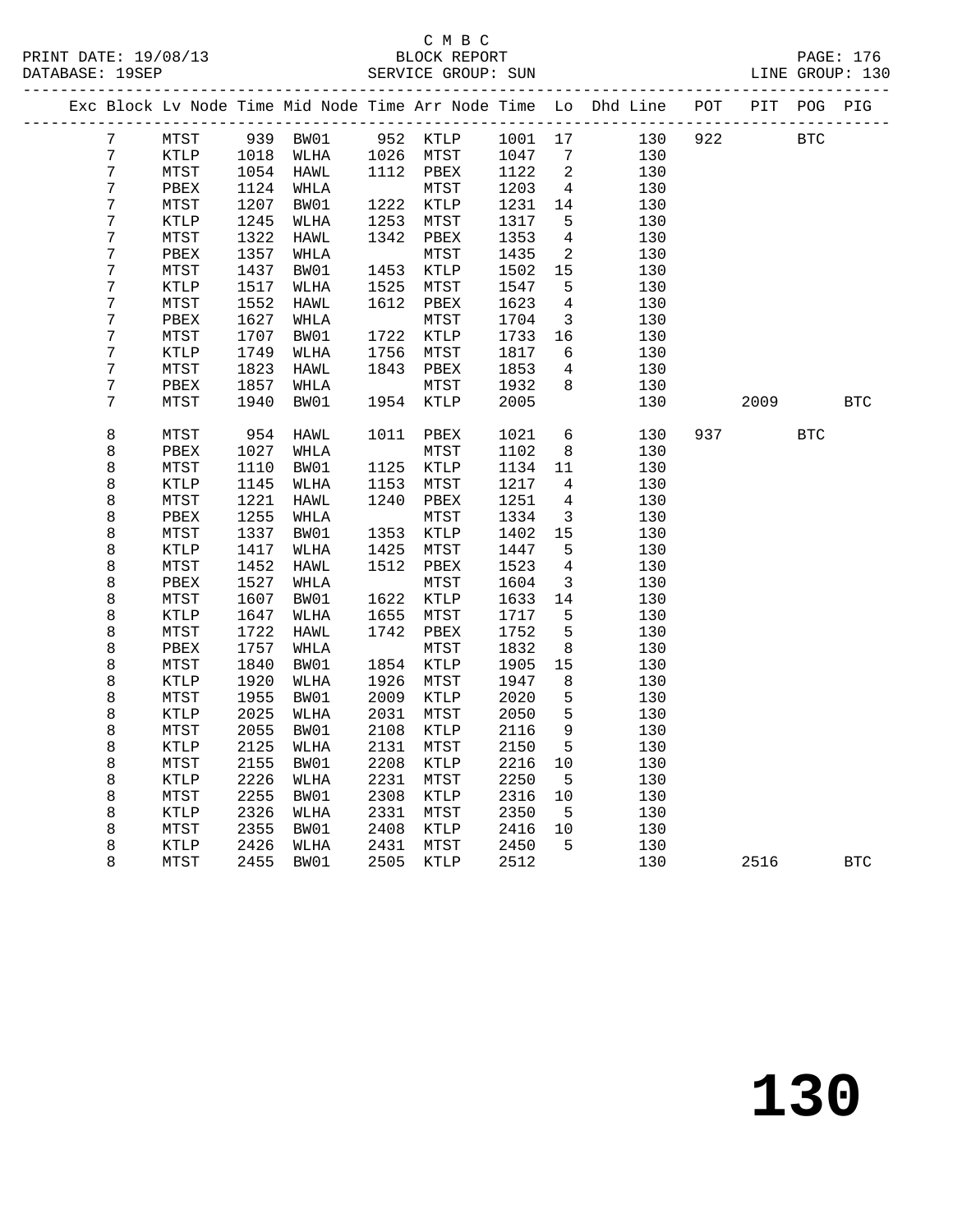C M B C
PRINT DATE: 19/08/13 BLOCK REPORT
DATABASE: 19SEP SERVICE GROUP: SUN LINE GROUP: 130

| Exc | Block | Lv | Node | Time | Mid Node | Time | Arr Node | Time | Lo | Dhd Line | POT | PIT | POG | PIG |
|---|---|---|---|---|---|---|---|---|---|---|---|---|---|---|
| | 7 | | MTST | 939 | BW01 | 952 | KTLP | 1001 | 17 | 130 | 922 | | BTC | |
| | 7 | | KTLP | 1018 | WLHA | 1026 | MTST | 1047 | 7 | 130 | | | | |
| | 7 | | MTST | 1054 | HAWL | 1112 | PBEX | 1122 | 2 | 130 | | | | |
| | 7 | | PBEX | 1124 | WHLA | | MTST | 1203 | 4 | 130 | | | | |
| | 7 | | MTST | 1207 | BW01 | 1222 | KTLP | 1231 | 14 | 130 | | | | |
| | 7 | | KTLP | 1245 | WLHA | 1253 | MTST | 1317 | 5 | 130 | | | | |
| | 7 | | MTST | 1322 | HAWL | 1342 | PBEX | 1353 | 4 | 130 | | | | |
| | 7 | | PBEX | 1357 | WHLA | | MTST | 1435 | 2 | 130 | | | | |
| | 7 | | MTST | 1437 | BW01 | 1453 | KTLP | 1502 | 15 | 130 | | | | |
| | 7 | | KTLP | 1517 | WLHA | 1525 | MTST | 1547 | 5 | 130 | | | | |
| | 7 | | MTST | 1552 | HAWL | 1612 | PBEX | 1623 | 4 | 130 | | | | |
| | 7 | | PBEX | 1627 | WHLA | | MTST | 1704 | 3 | 130 | | | | |
| | 7 | | MTST | 1707 | BW01 | 1722 | KTLP | 1733 | 16 | 130 | | | | |
| | 7 | | KTLP | 1749 | WLHA | 1756 | MTST | 1817 | 6 | 130 | | | | |
| | 7 | | MTST | 1823 | HAWL | 1843 | PBEX | 1853 | 4 | 130 | | | | |
| | 7 | | PBEX | 1857 | WHLA | | MTST | 1932 | 8 | 130 | | | | |
| | 7 | | MTST | 1940 | BW01 | 1954 | KTLP | 2005 | | 130 | | 2009 | | BTC |
| | 8 | | MTST | 954 | HAWL | 1011 | PBEX | 1021 | 6 | 130 | 937 | | BTC | |
| | 8 | | PBEX | 1027 | WHLA | | MTST | 1102 | 8 | 130 | | | | |
| | 8 | | MTST | 1110 | BW01 | 1125 | KTLP | 1134 | 11 | 130 | | | | |
| | 8 | | KTLP | 1145 | WLHA | 1153 | MTST | 1217 | 4 | 130 | | | | |
| | 8 | | MTST | 1221 | HAWL | 1240 | PBEX | 1251 | 4 | 130 | | | | |
| | 8 | | PBEX | 1255 | WHLA | | MTST | 1334 | 3 | 130 | | | | |
| | 8 | | MTST | 1337 | BW01 | 1353 | KTLP | 1402 | 15 | 130 | | | | |
| | 8 | | KTLP | 1417 | WLHA | 1425 | MTST | 1447 | 5 | 130 | | | | |
| | 8 | | MTST | 1452 | HAWL | 1512 | PBEX | 1523 | 4 | 130 | | | | |
| | 8 | | PBEX | 1527 | WHLA | | MTST | 1604 | 3 | 130 | | | | |
| | 8 | | MTST | 1607 | BW01 | 1622 | KTLP | 1633 | 14 | 130 | | | | |
| | 8 | | KTLP | 1647 | WLHA | 1655 | MTST | 1717 | 5 | 130 | | | | |
| | 8 | | MTST | 1722 | HAWL | 1742 | PBEX | 1752 | 5 | 130 | | | | |
| | 8 | | PBEX | 1757 | WHLA | | MTST | 1832 | 8 | 130 | | | | |
| | 8 | | MTST | 1840 | BW01 | 1854 | KTLP | 1905 | 15 | 130 | | | | |
| | 8 | | KTLP | 1920 | WLHA | 1926 | MTST | 1947 | 8 | 130 | | | | |
| | 8 | | MTST | 1955 | BW01 | 2009 | KTLP | 2020 | 5 | 130 | | | | |
| | 8 | | KTLP | 2025 | WLHA | 2031 | MTST | 2050 | 5 | 130 | | | | |
| | 8 | | MTST | 2055 | BW01 | 2108 | KTLP | 2116 | 9 | 130 | | | | |
| | 8 | | KTLP | 2125 | WLHA | 2131 | MTST | 2150 | 5 | 130 | | | | |
| | 8 | | MTST | 2155 | BW01 | 2208 | KTLP | 2216 | 10 | 130 | | | | |
| | 8 | | KTLP | 2226 | WLHA | 2231 | MTST | 2250 | 5 | 130 | | | | |
| | 8 | | MTST | 2255 | BW01 | 2308 | KTLP | 2316 | 10 | 130 | | | | |
| | 8 | | KTLP | 2326 | WLHA | 2331 | MTST | 2350 | 5 | 130 | | | | |
| | 8 | | MTST | 2355 | BW01 | 2408 | KTLP | 2416 | 10 | 130 | | | | |
| | 8 | | KTLP | 2426 | WLHA | 2431 | MTST | 2450 | 5 | 130 | | | | |
| | 8 | | MTST | 2455 | BW01 | 2505 | KTLP | 2512 | | 130 | | 2516 | | BTC |

# 130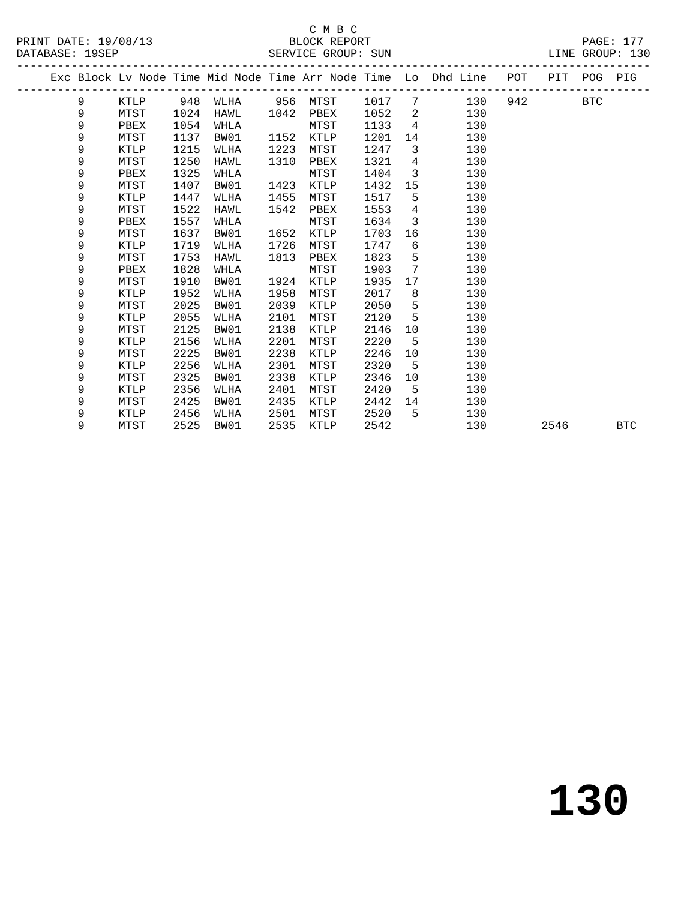C M B C

PRINT DATE: 19/08/13 BLOCK REPORT

DATABASE: 19SEP SERVICE GROUP: SUN LINE GROUP: 130

| Exc | Block | Lv | Node | Time | Mid Node | Time | Arr Node | Time | Lo | Dhd Line | POT | PIT | POG | PIG |
|---|---|---|---|---|---|---|---|---|---|---|---|---|---|---|
| | 9 | | KTLP | 948 | WLHA | 956 | MTST | 1017 | 7 | 130 | 942 | | BTC | |
| | 9 | | MTST | 1024 | HAWL | 1042 | PBEX | 1052 | 2 | 130 | | | | |
| | 9 | | PBEX | 1054 | WHLA | | MTST | 1133 | 4 | 130 | | | | |
| | 9 | | MTST | 1137 | BW01 | 1152 | KTLP | 1201 | 14 | 130 | | | | |
| | 9 | | KTLP | 1215 | WLHA | 1223 | MTST | 1247 | 3 | 130 | | | | |
| | 9 | | MTST | 1250 | HAWL | 1310 | PBEX | 1321 | 4 | 130 | | | | |
| | 9 | | PBEX | 1325 | WHLA | | MTST | 1404 | 3 | 130 | | | | |
| | 9 | | MTST | 1407 | BW01 | 1423 | KTLP | 1432 | 15 | 130 | | | | |
| | 9 | | KTLP | 1447 | WLHA | 1455 | MTST | 1517 | 5 | 130 | | | | |
| | 9 | | MTST | 1522 | HAWL | 1542 | PBEX | 1553 | 4 | 130 | | | | |
| | 9 | | PBEX | 1557 | WHLA | | MTST | 1634 | 3 | 130 | | | | |
| | 9 | | MTST | 1637 | BW01 | 1652 | KTLP | 1703 | 16 | 130 | | | | |
| | 9 | | KTLP | 1719 | WLHA | 1726 | MTST | 1747 | 6 | 130 | | | | |
| | 9 | | MTST | 1753 | HAWL | 1813 | PBEX | 1823 | 5 | 130 | | | | |
| | 9 | | PBEX | 1828 | WHLA | | MTST | 1903 | 7 | 130 | | | | |
| | 9 | | MTST | 1910 | BW01 | 1924 | KTLP | 1935 | 17 | 130 | | | | |
| | 9 | | KTLP | 1952 | WLHA | 1958 | MTST | 2017 | 8 | 130 | | | | |
| | 9 | | MTST | 2025 | BW01 | 2039 | KTLP | 2050 | 5 | 130 | | | | |
| | 9 | | KTLP | 2055 | WLHA | 2101 | MTST | 2120 | 5 | 130 | | | | |
| | 9 | | MTST | 2125 | BW01 | 2138 | KTLP | 2146 | 10 | 130 | | | | |
| | 9 | | KTLP | 2156 | WLHA | 2201 | MTST | 2220 | 5 | 130 | | | | |
| | 9 | | MTST | 2225 | BW01 | 2238 | KTLP | 2246 | 10 | 130 | | | | |
| | 9 | | KTLP | 2256 | WLHA | 2301 | MTST | 2320 | 5 | 130 | | | | |
| | 9 | | MTST | 2325 | BW01 | 2338 | KTLP | 2346 | 10 | 130 | | | | |
| | 9 | | KTLP | 2356 | WLHA | 2401 | MTST | 2420 | 5 | 130 | | | | |
| | 9 | | MTST | 2425 | BW01 | 2435 | KTLP | 2442 | 14 | 130 | | | | |
| | 9 | | KTLP | 2456 | WLHA | 2501 | MTST | 2520 | 5 | 130 | | | | |
| | 9 | | MTST | 2525 | BW01 | 2535 | KTLP | 2542 | | 130 | | 2546 | | BTC |

# 130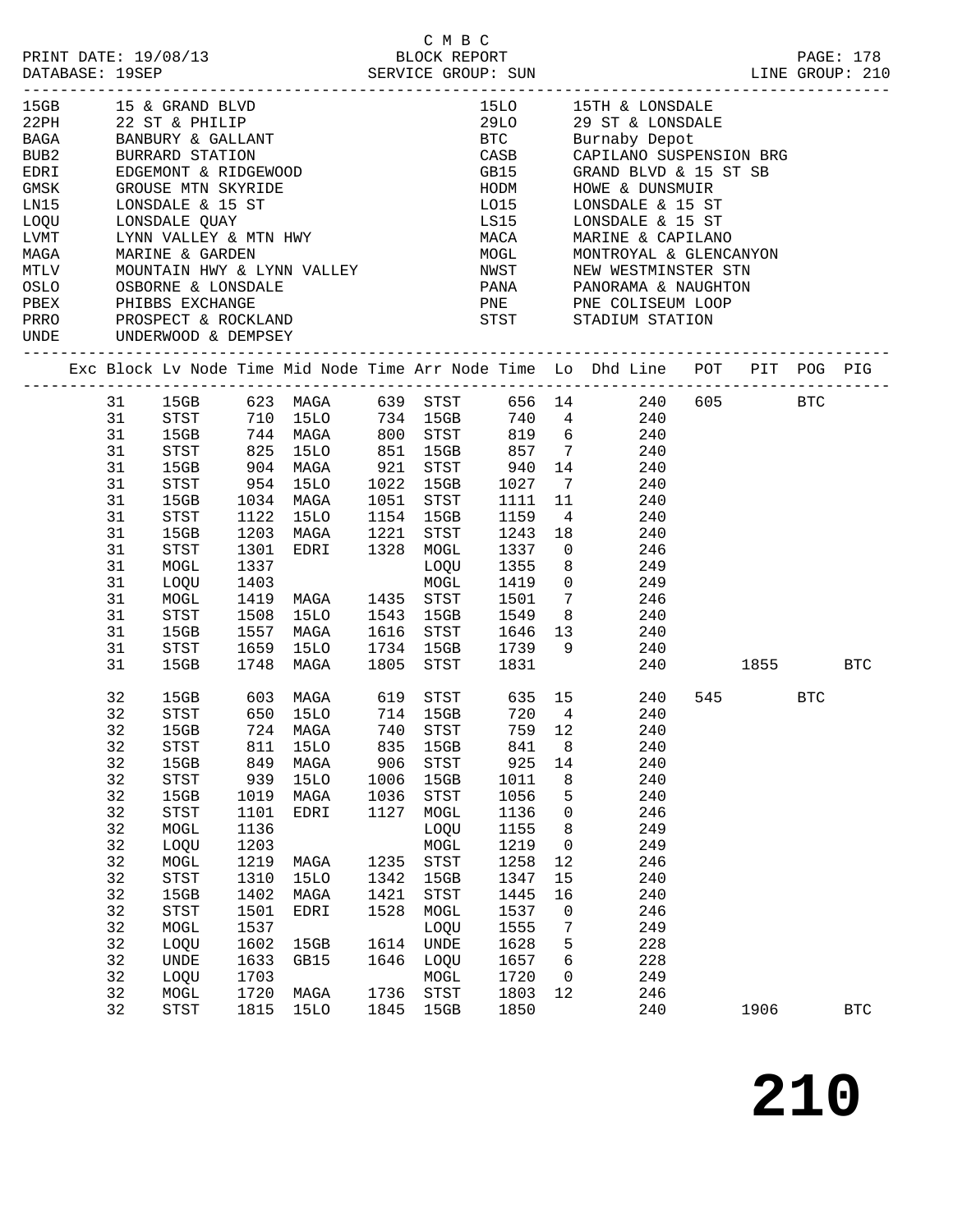C M B C

PRINT DATE: 19/08/13 BLOCK REPORT PAGE: 178
DATABASE: 19SEP SERVICE GROUP: SUN LINE GROUP: 210

| Code | Description | Code | Description |
|---|---|---|---|
| 15GB | 15 & GRAND BLVD | 15LO | 15TH & LONSDALE |
| 22PH | 22 ST & PHILIP | 29LO | 29 ST & LONSDALE |
| BAGA | BANBURY & GALLANT | BTC | Burnaby Depot |
| BUB2 | BURRARD STATION | CASB | CAPILANO SUSPENSION BRG |
| EDRI | EDGEMONT & RIDGEWOOD | GB15 | GRAND BLVD & 15 ST SB |
| GMSK | GROUSE MTN SKYRIDE | HODM | HOWE & DUNSMUIR |
| LN15 | LONSDALE & 15 ST | LO15 | LONSDALE & 15 ST |
| LOQU | LONSDALE QUAY | LS15 | LONSDALE & 15 ST |
| LVMT | LYNN VALLEY & MTN HWY | MACA | MARINE & CAPILANO |
| MAGA | MARINE & GARDEN | MOGL | MONTROYAL & GLENCANYON |
| MTLV | MOUNTAIN HWY & LYNN VALLEY | NWST | NEW WESTMINSTER STN |
| OSLO | OSBORNE & LONSDALE | PANA | PANORAMA & NAUGHTON |
| PBEX | PHIBBS EXCHANGE | PNE | PNE COLISEUM LOOP |
| PRRO | PROSPECT & ROCKLAND | STST | STADIUM STATION |
| UNDE | UNDERWOOD & DEMPSEY | | |

| Exc | Block | Lv Node | Time | Mid Node | Time | Arr Node | Time | Lo | Dhd Line | POT | PIT | POG | PIG |
|---|---|---|---|---|---|---|---|---|---|---|---|---|---|
| | 31 | 15GB | 623 | MAGA | 639 | STST | 656 | 14 | 240 | 605 | | BTC | |
| | 31 | STST | 710 | 15LO | 734 | 15GB | 740 | 4 | 240 | | | | |
| | 31 | 15GB | 744 | MAGA | 800 | STST | 819 | 6 | 240 | | | | |
| | 31 | STST | 825 | 15LO | 851 | 15GB | 857 | 7 | 240 | | | | |
| | 31 | 15GB | 904 | MAGA | 921 | STST | 940 | 14 | 240 | | | | |
| | 31 | STST | 954 | 15LO | 1022 | 15GB | 1027 | 7 | 240 | | | | |
| | 31 | 15GB | 1034 | MAGA | 1051 | STST | 1111 | 11 | 240 | | | | |
| | 31 | STST | 1122 | 15LO | 1154 | 15GB | 1159 | 4 | 240 | | | | |
| | 31 | 15GB | 1203 | MAGA | 1221 | STST | 1243 | 18 | 240 | | | | |
| | 31 | STST | 1301 | EDRI | 1328 | MOGL | 1337 | 0 | 246 | | | | |
| | 31 | MOGL | 1337 | | | LOQU | 1355 | 8 | 249 | | | | |
| | 31 | LOQU | 1403 | | | MOGL | 1419 | 0 | 249 | | | | |
| | 31 | MOGL | 1419 | MAGA | 1435 | STST | 1501 | 7 | 246 | | | | |
| | 31 | STST | 1508 | 15LO | 1543 | 15GB | 1549 | 8 | 240 | | | | |
| | 31 | 15GB | 1557 | MAGA | 1616 | STST | 1646 | 13 | 240 | | | | |
| | 31 | STST | 1659 | 15LO | 1734 | 15GB | 1739 | 9 | 240 | | | | |
| | 31 | 15GB | 1748 | MAGA | 1805 | STST | 1831 | | 240 | | 1855 | | BTC |
| | 32 | 15GB | 603 | MAGA | 619 | STST | 635 | 15 | 240 | 545 | | BTC | |
| | 32 | STST | 650 | 15LO | 714 | 15GB | 720 | 4 | 240 | | | | |
| | 32 | 15GB | 724 | MAGA | 740 | STST | 759 | 12 | 240 | | | | |
| | 32 | STST | 811 | 15LO | 835 | 15GB | 841 | 8 | 240 | | | | |
| | 32 | 15GB | 849 | MAGA | 906 | STST | 925 | 14 | 240 | | | | |
| | 32 | STST | 939 | 15LO | 1006 | 15GB | 1011 | 8 | 240 | | | | |
| | 32 | 15GB | 1019 | MAGA | 1036 | STST | 1056 | 5 | 240 | | | | |
| | 32 | STST | 1101 | EDRI | 1127 | MOGL | 1136 | 0 | 246 | | | | |
| | 32 | MOGL | 1136 | | | LOQU | 1155 | 8 | 249 | | | | |
| | 32 | LOQU | 1203 | | | MOGL | 1219 | 0 | 249 | | | | |
| | 32 | MOGL | 1219 | MAGA | 1235 | STST | 1258 | 12 | 246 | | | | |
| | 32 | STST | 1310 | 15LO | 1342 | 15GB | 1347 | 15 | 240 | | | | |
| | 32 | 15GB | 1402 | MAGA | 1421 | STST | 1445 | 16 | 240 | | | | |
| | 32 | STST | 1501 | EDRI | 1528 | MOGL | 1537 | 0 | 246 | | | | |
| | 32 | MOGL | 1537 | | | LOQU | 1555 | 7 | 249 | | | | |
| | 32 | LOQU | 1602 | 15GB | 1614 | UNDE | 1628 | 5 | 228 | | | | |
| | 32 | UNDE | 1633 | GB15 | 1646 | LOQU | 1657 | 6 | 228 | | | | |
| | 32 | LOQU | 1703 | | | MOGL | 1720 | 0 | 249 | | | | |
| | 32 | MOGL | 1720 | MAGA | 1736 | STST | 1803 | 12 | 246 | | | | |
| | 32 | STST | 1815 | 15LO | 1845 | 15GB | 1850 | | 240 | | 1906 | | BTC |

**210**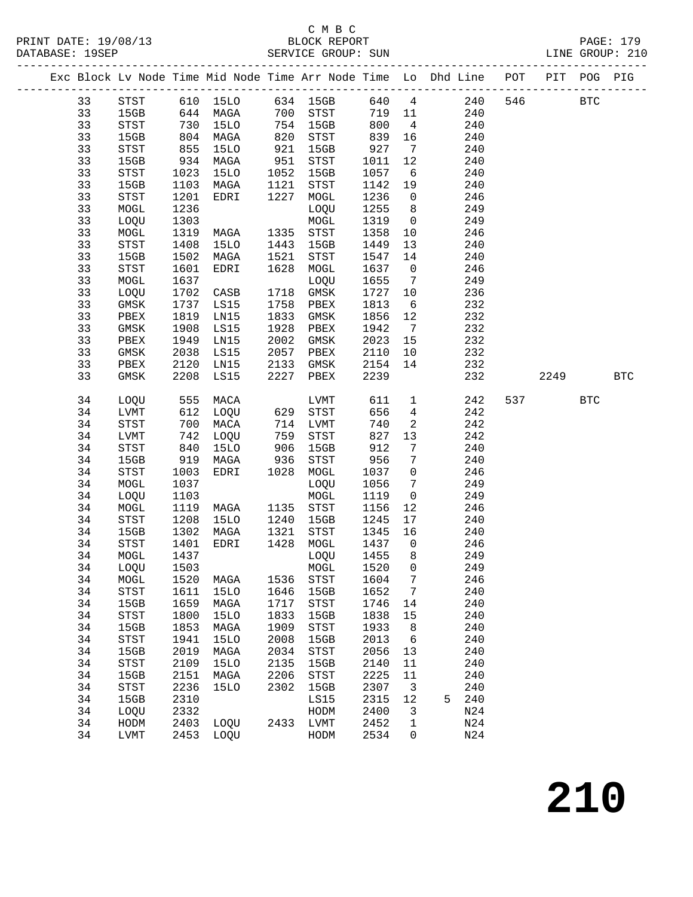C M B C
PRINT DATE: 19/08/13 BLOCK REPORT
DATABASE: 19SEP SERVICE GROUP: SUN LINE GROUP: 210

| Exc | Block | Lv | Node | Time | Mid Node | Time | Arr Node | Time | Lo | Dhd | Line | POT | PIT | POG | PIG |
|---|---|---|---|---|---|---|---|---|---|---|---|---|---|---|---|
| | 33 | | STST | 610 | 15LO | 634 | 15GB | 640 | 4 | | 240 | 546 | | BTC | |
| | 33 | | 15GB | 644 | MAGA | 700 | STST | 719 | 11 | | 240 | | | | |
| | 33 | | STST | 730 | 15LO | 754 | 15GB | 800 | 4 | | 240 | | | | |
| | 33 | | 15GB | 804 | MAGA | 820 | STST | 839 | 16 | | 240 | | | | |
| | 33 | | STST | 855 | 15LO | 921 | 15GB | 927 | 7 | | 240 | | | | |
| | 33 | | 15GB | 934 | MAGA | 951 | STST | 1011 | 12 | | 240 | | | | |
| | 33 | | STST | 1023 | 15LO | 1052 | 15GB | 1057 | 6 | | 240 | | | | |
| | 33 | | 15GB | 1103 | MAGA | 1121 | STST | 1142 | 19 | | 240 | | | | |
| | 33 | | STST | 1201 | EDRI | 1227 | MOGL | 1236 | 0 | | 246 | | | | |
| | 33 | | MOGL | 1236 | | | LOQU | 1255 | 8 | | 249 | | | | |
| | 33 | | LOQU | 1303 | | | MOGL | 1319 | 0 | | 249 | | | | |
| | 33 | | MOGL | 1319 | MAGA | 1335 | STST | 1358 | 10 | | 246 | | | | |
| | 33 | | STST | 1408 | 15LO | 1443 | 15GB | 1449 | 13 | | 240 | | | | |
| | 33 | | 15GB | 1502 | MAGA | 1521 | STST | 1547 | 14 | | 240 | | | | |
| | 33 | | STST | 1601 | EDRI | 1628 | MOGL | 1637 | 0 | | 246 | | | | |
| | 33 | | MOGL | 1637 | | | LOQU | 1655 | 7 | | 249 | | | | |
| | 33 | | LOQU | 1702 | CASB | 1718 | GMSK | 1727 | 10 | | 236 | | | | |
| | 33 | | GMSK | 1737 | LS15 | 1758 | PBEX | 1813 | 6 | | 232 | | | | |
| | 33 | | PBEX | 1819 | LN15 | 1833 | GMSK | 1856 | 12 | | 232 | | | | |
| | 33 | | GMSK | 1908 | LS15 | 1928 | PBEX | 1942 | 7 | | 232 | | | | |
| | 33 | | PBEX | 1949 | LN15 | 2002 | GMSK | 2023 | 15 | | 232 | | | | |
| | 33 | | GMSK | 2038 | LS15 | 2057 | PBEX | 2110 | 10 | | 232 | | | | |
| | 33 | | PBEX | 2120 | LN15 | 2133 | GMSK | 2154 | 14 | | 232 | | | | |
| | 33 | | GMSK | 2208 | LS15 | 2227 | PBEX | 2239 | | | 232 | | 2249 | | BTC |
| | 34 | | LOQU | 555 | MACA | | LVMT | 611 | 1 | | 242 | 537 | | BTC | |
| | 34 | | LVMT | 612 | LOQU | 629 | STST | 656 | 4 | | 242 | | | | |
| | 34 | | STST | 700 | MACA | 714 | LVMT | 740 | 2 | | 242 | | | | |
| | 34 | | LVMT | 742 | LOQU | 759 | STST | 827 | 13 | | 242 | | | | |
| | 34 | | STST | 840 | 15LO | 906 | 15GB | 912 | 7 | | 240 | | | | |
| | 34 | | 15GB | 919 | MAGA | 936 | STST | 956 | 7 | | 240 | | | | |
| | 34 | | STST | 1003 | EDRI | 1028 | MOGL | 1037 | 0 | | 246 | | | | |
| | 34 | | MOGL | 1037 | | | LOQU | 1056 | 7 | | 249 | | | | |
| | 34 | | LOQU | 1103 | | | MOGL | 1119 | 0 | | 249 | | | | |
| | 34 | | MOGL | 1119 | MAGA | 1135 | STST | 1156 | 12 | | 246 | | | | |
| | 34 | | STST | 1208 | 15LO | 1240 | 15GB | 1245 | 17 | | 240 | | | | |
| | 34 | | 15GB | 1302 | MAGA | 1321 | STST | 1345 | 16 | | 240 | | | | |
| | 34 | | STST | 1401 | EDRI | 1428 | MOGL | 1437 | 0 | | 246 | | | | |
| | 34 | | MOGL | 1437 | | | LOQU | 1455 | 8 | | 249 | | | | |
| | 34 | | LOQU | 1503 | | | MOGL | 1520 | 0 | | 249 | | | | |
| | 34 | | MOGL | 1520 | MAGA | 1536 | STST | 1604 | 7 | | 246 | | | | |
| | 34 | | STST | 1611 | 15LO | 1646 | 15GB | 1652 | 7 | | 240 | | | | |
| | 34 | | 15GB | 1659 | MAGA | 1717 | STST | 1746 | 14 | | 240 | | | | |
| | 34 | | STST | 1800 | 15LO | 1833 | 15GB | 1838 | 15 | | 240 | | | | |
| | 34 | | 15GB | 1853 | MAGA | 1909 | STST | 1933 | 8 | | 240 | | | | |
| | 34 | | STST | 1941 | 15LO | 2008 | 15GB | 2013 | 6 | | 240 | | | | |
| | 34 | | 15GB | 2019 | MAGA | 2034 | STST | 2056 | 13 | | 240 | | | | |
| | 34 | | STST | 2109 | 15LO | 2135 | 15GB | 2140 | 11 | | 240 | | | | |
| | 34 | | 15GB | 2151 | MAGA | 2206 | STST | 2225 | 11 | | 240 | | | | |
| | 34 | | STST | 2236 | 15LO | 2302 | 15GB | 2307 | 3 | | 240 | | | | |
| | 34 | | 15GB | 2310 | | | LS15 | 2315 | 12 | 5 | 240 | | | | |
| | 34 | | LOQU | 2332 | | | HODM | 2400 | 3 | | N24 | | | | |
| | 34 | | HODM | 2403 | LOQU | 2433 | LVMT | 2452 | 1 | | N24 | | | | |
| | 34 | | LVMT | 2453 | LOQU | | HODM | 2534 | 0 | | N24 | | | | |

# 210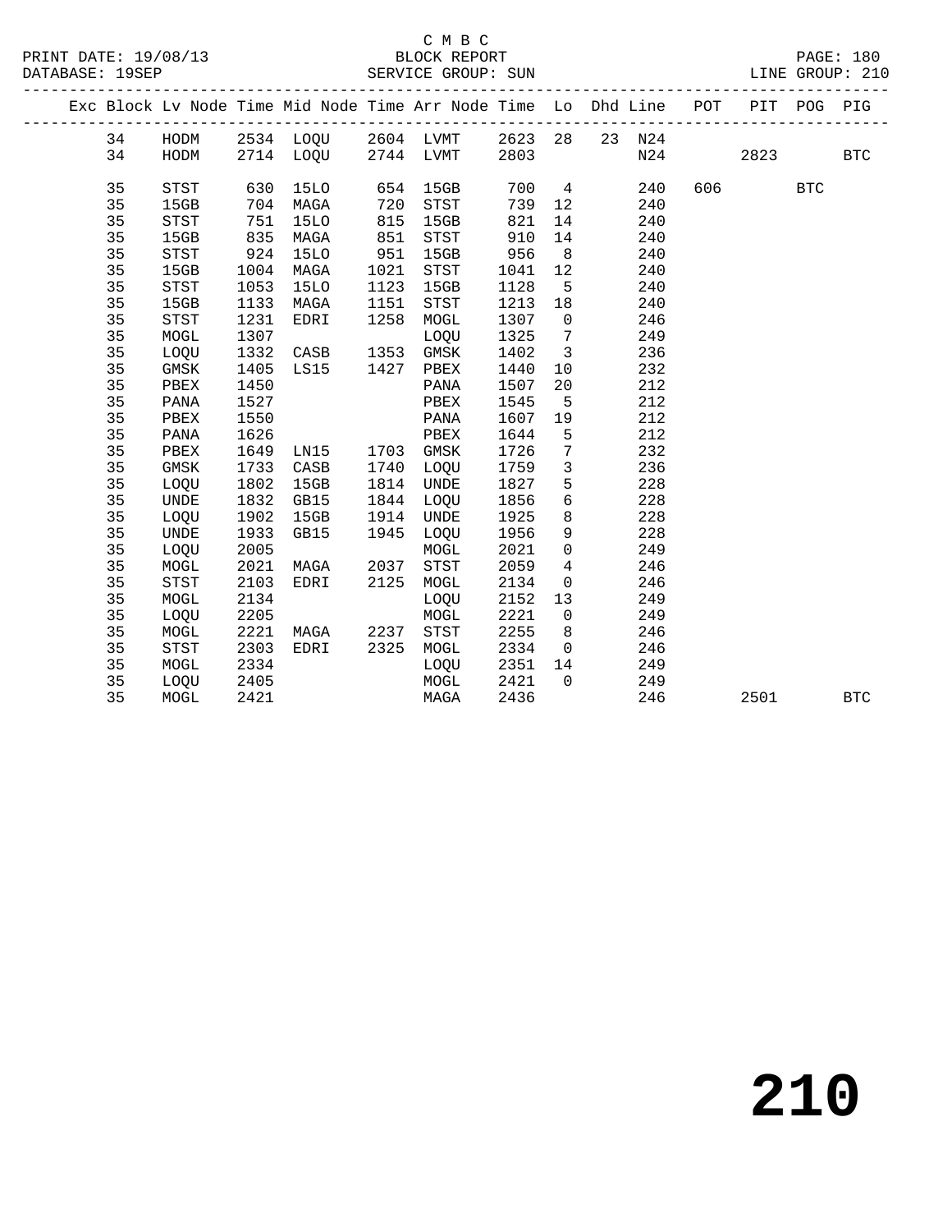C M B C
BLOCK REPORT
SERVICE GROUP: SUN

PRINT DATE: 19/08/13
DATABASE: 19SEP

PAGE: 180
LINE GROUP: 210

| Exc | Block | Lv | Node | Time | Mid Node | Time | Arr Node | Time | Lo | Dhd | Line | POT | PIT | POG | PIG |
|---|---|---|---|---|---|---|---|---|---|---|---|---|---|---|---|
| | 34 | | HODM | 2534 | LOQU | 2604 | LVMT | 2623 | 28 | 23 | N24 | | | | |
| | 34 | | HODM | 2714 | LOQU | 2744 | LVMT | 2803 | | | N24 | | 2823 | | BTC |
| | 35 | | STST | 630 | 15LO | 654 | 15GB | 700 | 4 | | 240 | 606 | | BTC | |
| | 35 | | 15GB | 704 | MAGA | 720 | STST | 739 | 12 | | 240 | | | | |
| | 35 | | STST | 751 | 15LO | 815 | 15GB | 821 | 14 | | 240 | | | | |
| | 35 | | 15GB | 835 | MAGA | 851 | STST | 910 | 14 | | 240 | | | | |
| | 35 | | STST | 924 | 15LO | 951 | 15GB | 956 | 8 | | 240 | | | | |
| | 35 | | 15GB | 1004 | MAGA | 1021 | STST | 1041 | 12 | | 240 | | | | |
| | 35 | | STST | 1053 | 15LO | 1123 | 15GB | 1128 | 5 | | 240 | | | | |
| | 35 | | 15GB | 1133 | MAGA | 1151 | STST | 1213 | 18 | | 240 | | | | |
| | 35 | | STST | 1231 | EDRI | 1258 | MOGL | 1307 | 0 | | 246 | | | | |
| | 35 | | MOGL | 1307 | | | LOQU | 1325 | 7 | | 249 | | | | |
| | 35 | | LOQU | 1332 | CASB | 1353 | GMSK | 1402 | 3 | | 236 | | | | |
| | 35 | | GMSK | 1405 | LS15 | 1427 | PBEX | 1440 | 10 | | 232 | | | | |
| | 35 | | PBEX | 1450 | | | PANA | 1507 | 20 | | 212 | | | | |
| | 35 | | PANA | 1527 | | | PBEX | 1545 | 5 | | 212 | | | | |
| | 35 | | PBEX | 1550 | | | PANA | 1607 | 19 | | 212 | | | | |
| | 35 | | PANA | 1626 | | | PBEX | 1644 | 5 | | 212 | | | | |
| | 35 | | PBEX | 1649 | LN15 | 1703 | GMSK | 1726 | 7 | | 232 | | | | |
| | 35 | | GMSK | 1733 | CASB | 1740 | LOQU | 1759 | 3 | | 236 | | | | |
| | 35 | | LOQU | 1802 | 15GB | 1814 | UNDE | 1827 | 5 | | 228 | | | | |
| | 35 | | UNDE | 1832 | GB15 | 1844 | LOQU | 1856 | 6 | | 228 | | | | |
| | 35 | | LOQU | 1902 | 15GB | 1914 | UNDE | 1925 | 8 | | 228 | | | | |
| | 35 | | UNDE | 1933 | GB15 | 1945 | LOQU | 1956 | 9 | | 228 | | | | |
| | 35 | | LOQU | 2005 | | | MOGL | 2021 | 0 | | 249 | | | | |
| | 35 | | MOGL | 2021 | MAGA | 2037 | STST | 2059 | 4 | | 246 | | | | |
| | 35 | | STST | 2103 | EDRI | 2125 | MOGL | 2134 | 0 | | 246 | | | | |
| | 35 | | MOGL | 2134 | | | LOQU | 2152 | 13 | | 249 | | | | |
| | 35 | | LOQU | 2205 | | | MOGL | 2221 | 0 | | 249 | | | | |
| | 35 | | MOGL | 2221 | MAGA | 2237 | STST | 2255 | 8 | | 246 | | | | |
| | 35 | | STST | 2303 | EDRI | 2325 | MOGL | 2334 | 0 | | 246 | | | | |
| | 35 | | MOGL | 2334 | | | LOQU | 2351 | 14 | | 249 | | | | |
| | 35 | | LOQU | 2405 | | | MOGL | 2421 | 0 | | 249 | | | | |
| | 35 | | MOGL | 2421 | | | MAGA | 2436 | | | 246 | | 2501 | | BTC |

# 210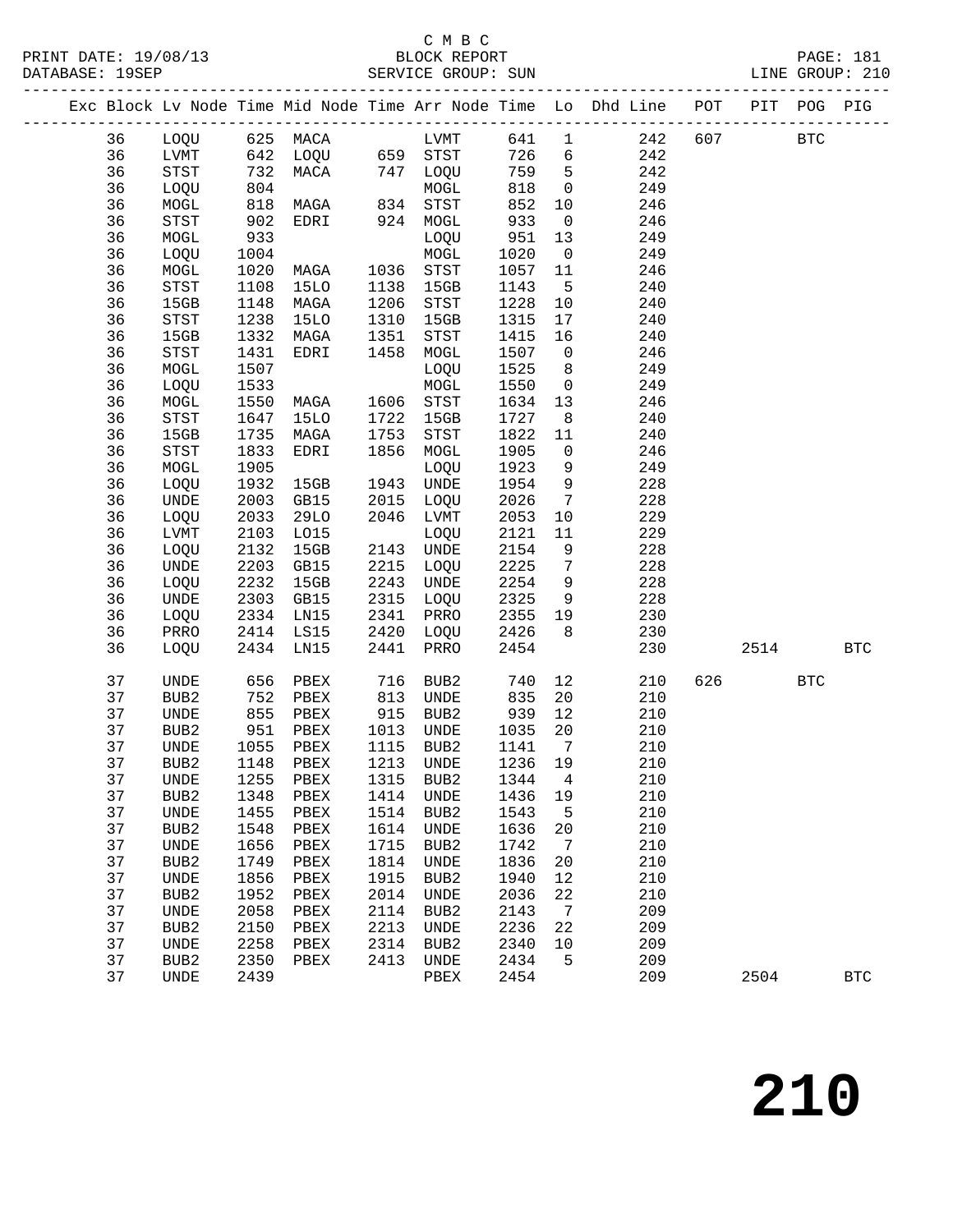C M B C
PRINT DATE: 19/08/13 BLOCK REPORT
DATABASE: 19SEP SERVICE GROUP: SUN LINE GROUP: 210

| Exc | Block | Lv Node | Time | Mid Node | Time | Arr Node | Time | Lo | Dhd Line | POT | PIT | POG | PIG |
|---|---|---|---|---|---|---|---|---|---|---|---|---|---|
| | 36 | LOQU | 625 | MACA | | LVMT | 641 | 1 | 242 | 607 | | BTC | |
| | 36 | LVMT | 642 | LOQU | 659 | STST | 726 | 6 | 242 | | | | |
| | 36 | STST | 732 | MACA | 747 | LOQU | 759 | 5 | 242 | | | | |
| | 36 | LOQU | 804 | | | MOGL | 818 | 0 | 249 | | | | |
| | 36 | MOGL | 818 | MAGA | 834 | STST | 852 | 10 | 246 | | | | |
| | 36 | STST | 902 | EDRI | 924 | MOGL | 933 | 0 | 246 | | | | |
| | 36 | MOGL | 933 | | | LOQU | 951 | 13 | 249 | | | | |
| | 36 | LOQU | 1004 | | | MOGL | 1020 | 0 | 249 | | | | |
| | 36 | MOGL | 1020 | MAGA | 1036 | STST | 1057 | 11 | 246 | | | | |
| | 36 | STST | 1108 | 15LO | 1138 | 15GB | 1143 | 5 | 240 | | | | |
| | 36 | 15GB | 1148 | MAGA | 1206 | STST | 1228 | 10 | 240 | | | | |
| | 36 | STST | 1238 | 15LO | 1310 | 15GB | 1315 | 17 | 240 | | | | |
| | 36 | 15GB | 1332 | MAGA | 1351 | STST | 1415 | 16 | 240 | | | | |
| | 36 | STST | 1431 | EDRI | 1458 | MOGL | 1507 | 0 | 246 | | | | |
| | 36 | MOGL | 1507 | | | LOQU | 1525 | 8 | 249 | | | | |
| | 36 | LOQU | 1533 | | | MOGL | 1550 | 0 | 249 | | | | |
| | 36 | MOGL | 1550 | MAGA | 1606 | STST | 1634 | 13 | 246 | | | | |
| | 36 | STST | 1647 | 15LO | 1722 | 15GB | 1727 | 8 | 240 | | | | |
| | 36 | 15GB | 1735 | MAGA | 1753 | STST | 1822 | 11 | 240 | | | | |
| | 36 | STST | 1833 | EDRI | 1856 | MOGL | 1905 | 0 | 246 | | | | |
| | 36 | MOGL | 1905 | | | LOQU | 1923 | 9 | 249 | | | | |
| | 36 | LOQU | 1932 | 15GB | 1943 | UNDE | 1954 | 9 | 228 | | | | |
| | 36 | UNDE | 2003 | GB15 | 2015 | LOQU | 2026 | 7 | 228 | | | | |
| | 36 | LOQU | 2033 | 29LO | 2046 | LVMT | 2053 | 10 | 229 | | | | |
| | 36 | LVMT | 2103 | LO15 | | LOQU | 2121 | 11 | 229 | | | | |
| | 36 | LOQU | 2132 | 15GB | 2143 | UNDE | 2154 | 9 | 228 | | | | |
| | 36 | UNDE | 2203 | GB15 | 2215 | LOQU | 2225 | 7 | 228 | | | | |
| | 36 | LOQU | 2232 | 15GB | 2243 | UNDE | 2254 | 9 | 228 | | | | |
| | 36 | UNDE | 2303 | GB15 | 2315 | LOQU | 2325 | 9 | 228 | | | | |
| | 36 | LOQU | 2334 | LN15 | 2341 | PRRO | 2355 | 19 | 230 | | | | |
| | 36 | PRRO | 2414 | LS15 | 2420 | LOQU | 2426 | 8 | 230 | | | | |
| | 36 | LOQU | 2434 | LN15 | 2441 | PRRO | 2454 | | 230 | | 2514 | | BTC |
| | 37 | UNDE | 656 | PBEX | 716 | BUB2 | 740 | 12 | 210 | 626 | | BTC | |
| | 37 | BUB2 | 752 | PBEX | 813 | UNDE | 835 | 20 | 210 | | | | |
| | 37 | UNDE | 855 | PBEX | 915 | BUB2 | 939 | 12 | 210 | | | | |
| | 37 | BUB2 | 951 | PBEX | 1013 | UNDE | 1035 | 20 | 210 | | | | |
| | 37 | UNDE | 1055 | PBEX | 1115 | BUB2 | 1141 | 7 | 210 | | | | |
| | 37 | BUB2 | 1148 | PBEX | 1213 | UNDE | 1236 | 19 | 210 | | | | |
| | 37 | UNDE | 1255 | PBEX | 1315 | BUB2 | 1344 | 4 | 210 | | | | |
| | 37 | BUB2 | 1348 | PBEX | 1414 | UNDE | 1436 | 19 | 210 | | | | |
| | 37 | UNDE | 1455 | PBEX | 1514 | BUB2 | 1543 | 5 | 210 | | | | |
| | 37 | BUB2 | 1548 | PBEX | 1614 | UNDE | 1636 | 20 | 210 | | | | |
| | 37 | UNDE | 1656 | PBEX | 1715 | BUB2 | 1742 | 7 | 210 | | | | |
| | 37 | BUB2 | 1749 | PBEX | 1814 | UNDE | 1836 | 20 | 210 | | | | |
| | 37 | UNDE | 1856 | PBEX | 1915 | BUB2 | 1940 | 12 | 210 | | | | |
| | 37 | BUB2 | 1952 | PBEX | 2014 | UNDE | 2036 | 22 | 210 | | | | |
| | 37 | UNDE | 2058 | PBEX | 2114 | BUB2 | 2143 | 7 | 209 | | | | |
| | 37 | BUB2 | 2150 | PBEX | 2213 | UNDE | 2236 | 22 | 209 | | | | |
| | 37 | UNDE | 2258 | PBEX | 2314 | BUB2 | 2340 | 10 | 209 | | | | |
| | 37 | BUB2 | 2350 | PBEX | 2413 | UNDE | 2434 | 5 | 209 | | | | |
| | 37 | UNDE | 2439 | | | PBEX | 2454 | | 209 | | 2504 | | BTC |

# 210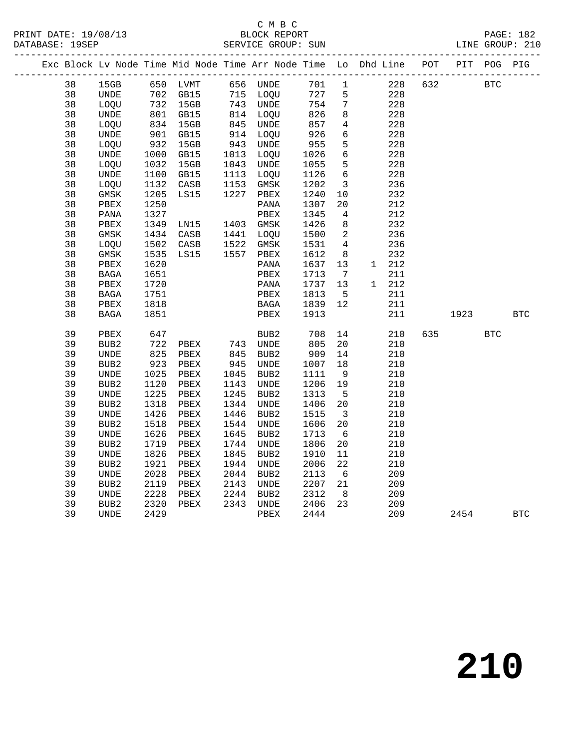C M B C

PRINT DATE: 19/08/13 BLOCK REPORT
DATABASE: 19SEP SERVICE GROUP: SUN LINE GROUP: 210

| Exc | Block | Lv | Node | Time | Mid Node | Time | Arr Node | Time | Lo | Dhd | Line | POT | PIT | POG | PIG |
|---|---|---|---|---|---|---|---|---|---|---|---|---|---|---|---|
| | 38 | | 15GB | 650 | LVMT | 656 | UNDE | 701 | 1 | | 228 | 632 | | BTC | |
| | 38 | | UNDE | 702 | GB15 | 715 | LOQU | 727 | 5 | | 228 | | | | |
| | 38 | | LOQU | 732 | 15GB | 743 | UNDE | 754 | 7 | | 228 | | | | |
| | 38 | | UNDE | 801 | GB15 | 814 | LOQU | 826 | 8 | | 228 | | | | |
| | 38 | | LOQU | 834 | 15GB | 845 | UNDE | 857 | 4 | | 228 | | | | |
| | 38 | | UNDE | 901 | GB15 | 914 | LOQU | 926 | 6 | | 228 | | | | |
| | 38 | | LOQU | 932 | 15GB | 943 | UNDE | 955 | 5 | | 228 | | | | |
| | 38 | | UNDE | 1000 | GB15 | 1013 | LOQU | 1026 | 6 | | 228 | | | | |
| | 38 | | LOQU | 1032 | 15GB | 1043 | UNDE | 1055 | 5 | | 228 | | | | |
| | 38 | | UNDE | 1100 | GB15 | 1113 | LOQU | 1126 | 6 | | 228 | | | | |
| | 38 | | LOQU | 1132 | CASB | 1153 | GMSK | 1202 | 3 | | 236 | | | | |
| | 38 | | GMSK | 1205 | LS15 | 1227 | PBEX | 1240 | 10 | | 232 | | | | |
| | 38 | | PBEX | 1250 | | | PANA | 1307 | 20 | | 212 | | | | |
| | 38 | | PANA | 1327 | | | PBEX | 1345 | 4 | | 212 | | | | |
| | 38 | | PBEX | 1349 | LN15 | 1403 | GMSK | 1426 | 8 | | 232 | | | | |
| | 38 | | GMSK | 1434 | CASB | 1441 | LOQU | 1500 | 2 | | 236 | | | | |
| | 38 | | LOQU | 1502 | CASB | 1522 | GMSK | 1531 | 4 | | 236 | | | | |
| | 38 | | GMSK | 1535 | LS15 | 1557 | PBEX | 1612 | 8 | | 232 | | | | |
| | 38 | | PBEX | 1620 | | | PANA | 1637 | 13 | 1 | 212 | | | | |
| | 38 | | BAGA | 1651 | | | PBEX | 1713 | 7 | | 211 | | | | |
| | 38 | | PBEX | 1720 | | | PANA | 1737 | 13 | 1 | 212 | | | | |
| | 38 | | BAGA | 1751 | | | PBEX | 1813 | 5 | | 211 | | | | |
| | 38 | | PBEX | 1818 | | | BAGA | 1839 | 12 | | 211 | | | | |
| | 38 | | BAGA | 1851 | | | PBEX | 1913 | | | 211 | | 1923 | | BTC |
| | 39 | | PBEX | 647 | | | BUB2 | 708 | 14 | | 210 | 635 | | BTC | |
| | 39 | | BUB2 | 722 | PBEX | 743 | UNDE | 805 | 20 | | 210 | | | | |
| | 39 | | UNDE | 825 | PBEX | 845 | BUB2 | 909 | 14 | | 210 | | | | |
| | 39 | | BUB2 | 923 | PBEX | 945 | UNDE | 1007 | 18 | | 210 | | | | |
| | 39 | | UNDE | 1025 | PBEX | 1045 | BUB2 | 1111 | 9 | | 210 | | | | |
| | 39 | | BUB2 | 1120 | PBEX | 1143 | UNDE | 1206 | 19 | | 210 | | | | |
| | 39 | | UNDE | 1225 | PBEX | 1245 | BUB2 | 1313 | 5 | | 210 | | | | |
| | 39 | | BUB2 | 1318 | PBEX | 1344 | UNDE | 1406 | 20 | | 210 | | | | |
| | 39 | | UNDE | 1426 | PBEX | 1446 | BUB2 | 1515 | 3 | | 210 | | | | |
| | 39 | | BUB2 | 1518 | PBEX | 1544 | UNDE | 1606 | 20 | | 210 | | | | |
| | 39 | | UNDE | 1626 | PBEX | 1645 | BUB2 | 1713 | 6 | | 210 | | | | |
| | 39 | | BUB2 | 1719 | PBEX | 1744 | UNDE | 1806 | 20 | | 210 | | | | |
| | 39 | | UNDE | 1826 | PBEX | 1845 | BUB2 | 1910 | 11 | | 210 | | | | |
| | 39 | | BUB2 | 1921 | PBEX | 1944 | UNDE | 2006 | 22 | | 210 | | | | |
| | 39 | | UNDE | 2028 | PBEX | 2044 | BUB2 | 2113 | 6 | | 209 | | | | |
| | 39 | | BUB2 | 2119 | PBEX | 2143 | UNDE | 2207 | 21 | | 209 | | | | |
| | 39 | | UNDE | 2228 | PBEX | 2244 | BUB2 | 2312 | 8 | | 209 | | | | |
| | 39 | | BUB2 | 2320 | PBEX | 2343 | UNDE | 2406 | 23 | | 209 | | | | |
| | 39 | | UNDE | 2429 | | | PBEX | 2444 | | | 209 | | 2454 | | BTC |

210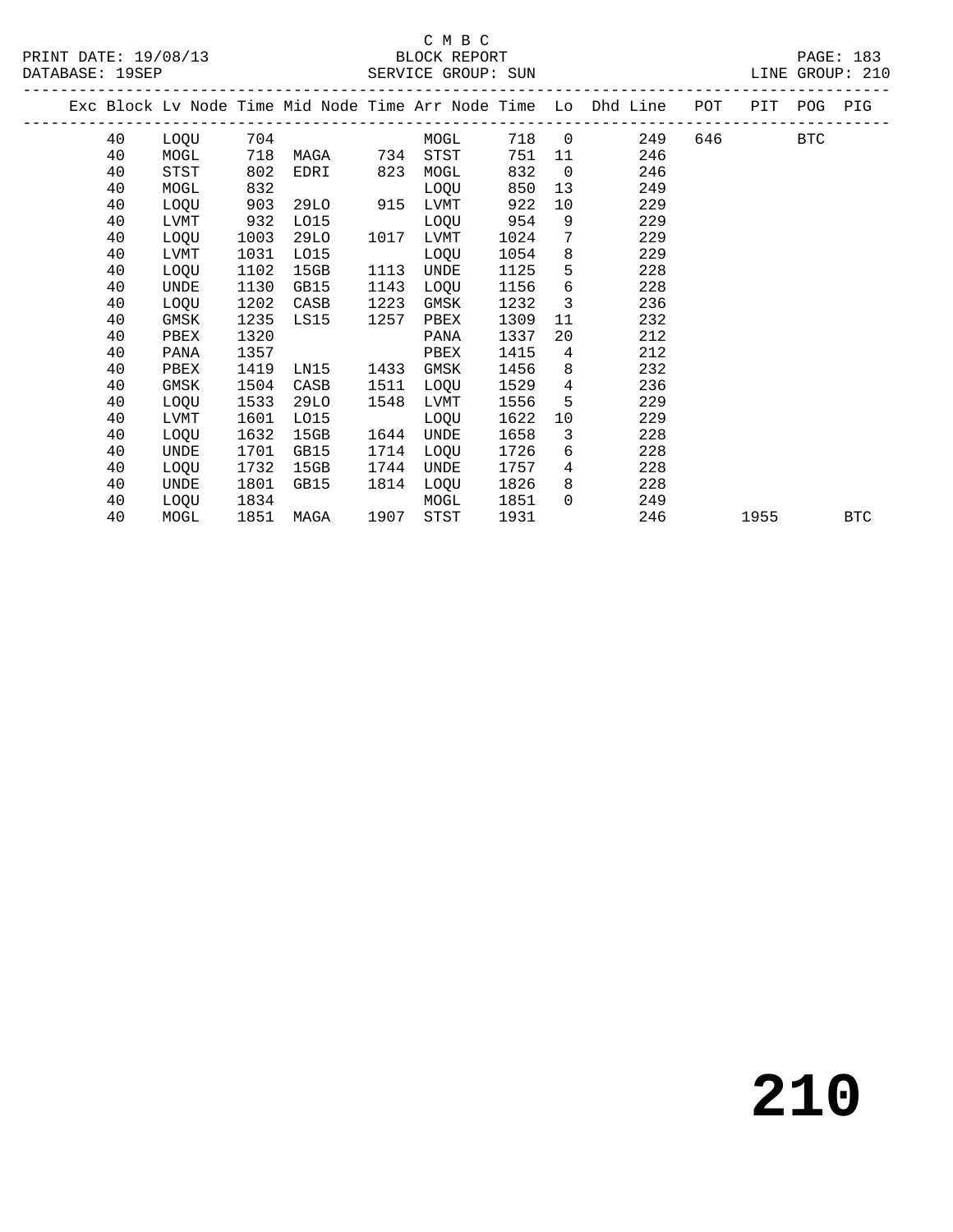C M B C
PRINT DATE: 19/08/13 BLOCK REPORT
DATABASE: 19SEP SERVICE GROUP: SUN LINE GROUP: 210

| Exc | Block | Lv | Node | Time | Mid Node | Time | Arr Node | Time | Lo | Dhd Line | POT | PIT | POG | PIG |
|---|---|---|---|---|---|---|---|---|---|---|---|---|---|---|
| | 40 | | LOQU | 704 | | | MOGL | 718 | 0 | 249 | 646 | | BTC | |
| | 40 | | MOGL | 718 | MAGA | 734 | STST | 751 | 11 | 246 | | | | |
| | 40 | | STST | 802 | EDRI | 823 | MOGL | 832 | 0 | 246 | | | | |
| | 40 | | MOGL | 832 | | | LOQU | 850 | 13 | 249 | | | | |
| | 40 | | LOQU | 903 | 29LO | 915 | LVMT | 922 | 10 | 229 | | | | |
| | 40 | | LVMT | 932 | LO15 | | LOQU | 954 | 9 | 229 | | | | |
| | 40 | | LOQU | 1003 | 29LO | 1017 | LVMT | 1024 | 7 | 229 | | | | |
| | 40 | | LVMT | 1031 | LO15 | | LOQU | 1054 | 8 | 229 | | | | |
| | 40 | | LOQU | 1102 | 15GB | 1113 | UNDE | 1125 | 5 | 228 | | | | |
| | 40 | | UNDE | 1130 | GB15 | 1143 | LOQU | 1156 | 6 | 228 | | | | |
| | 40 | | LOQU | 1202 | CASB | 1223 | GMSK | 1232 | 3 | 236 | | | | |
| | 40 | | GMSK | 1235 | LS15 | 1257 | PBEX | 1309 | 11 | 232 | | | | |
| | 40 | | PBEX | 1320 | | | PANA | 1337 | 20 | 212 | | | | |
| | 40 | | PANA | 1357 | | | PBEX | 1415 | 4 | 212 | | | | |
| | 40 | | PBEX | 1419 | LN15 | 1433 | GMSK | 1456 | 8 | 232 | | | | |
| | 40 | | GMSK | 1504 | CASB | 1511 | LOQU | 1529 | 4 | 236 | | | | |
| | 40 | | LOQU | 1533 | 29LO | 1548 | LVMT | 1556 | 5 | 229 | | | | |
| | 40 | | LVMT | 1601 | LO15 | | LOQU | 1622 | 10 | 229 | | | | |
| | 40 | | LOQU | 1632 | 15GB | 1644 | UNDE | 1658 | 3 | 228 | | | | |
| | 40 | | UNDE | 1701 | GB15 | 1714 | LOQU | 1726 | 6 | 228 | | | | |
| | 40 | | LOQU | 1732 | 15GB | 1744 | UNDE | 1757 | 4 | 228 | | | | |
| | 40 | | UNDE | 1801 | GB15 | 1814 | LOQU | 1826 | 8 | 228 | | | | |
| | 40 | | LOQU | 1834 | | | MOGL | 1851 | 0 | 249 | | | | |
| | 40 | | MOGL | 1851 | MAGA | 1907 | STST | 1931 | | 246 | | 1955 | | BTC |

# 210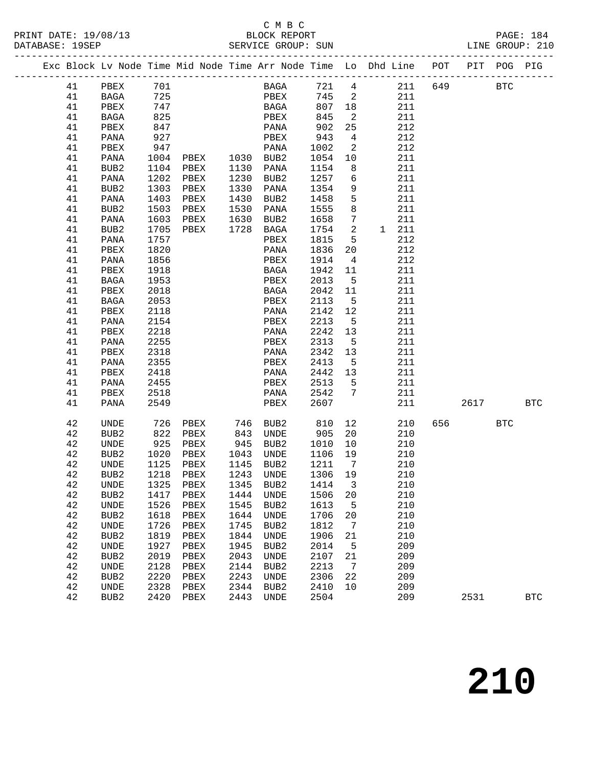C M B C
PRINT DATE: 19/08/13 BLOCK REPORT
DATABASE: 19SEP SERVICE GROUP: SUN LINE GROUP: 210

| Exc | Block | Lv | Node | Time | Mid Node | Time | Arr Node | Time | Lo | Dhd | Line | POT | PIT | POG | PIG |
|---|---|---|---|---|---|---|---|---|---|---|---|---|---|---|---|
| | 41 | | PBEX | 701 | | | BAGA | 721 | 4 | | 211 | 649 | | BTC | |
| | 41 | | BAGA | 725 | | | PBEX | 745 | 2 | | 211 | | | | |
| | 41 | | PBEX | 747 | | | BAGA | 807 | 18 | | 211 | | | | |
| | 41 | | BAGA | 825 | | | PBEX | 845 | 2 | | 211 | | | | |
| | 41 | | PBEX | 847 | | | PANA | 902 | 25 | | 212 | | | | |
| | 41 | | PANA | 927 | | | PBEX | 943 | 4 | | 212 | | | | |
| | 41 | | PBEX | 947 | | | PANA | 1002 | 2 | | 212 | | | | |
| | 41 | | PANA | 1004 | PBEX | 1030 | BUB2 | 1054 | 10 | | 211 | | | | |
| | 41 | | BUB2 | 1104 | PBEX | 1130 | PANA | 1154 | 8 | | 211 | | | | |
| | 41 | | PANA | 1202 | PBEX | 1230 | BUB2 | 1257 | 6 | | 211 | | | | |
| | 41 | | BUB2 | 1303 | PBEX | 1330 | PANA | 1354 | 9 | | 211 | | | | |
| | 41 | | PANA | 1403 | PBEX | 1430 | BUB2 | 1458 | 5 | | 211 | | | | |
| | 41 | | BUB2 | 1503 | PBEX | 1530 | PANA | 1555 | 8 | | 211 | | | | |
| | 41 | | PANA | 1603 | PBEX | 1630 | BUB2 | 1658 | 7 | | 211 | | | | |
| | 41 | | BUB2 | 1705 | PBEX | 1728 | BAGA | 1754 | 2 | 1 | 211 | | | | |
| | 41 | | PANA | 1757 | | | PBEX | 1815 | 5 | | 212 | | | | |
| | 41 | | PBEX | 1820 | | | PANA | 1836 | 20 | | 212 | | | | |
| | 41 | | PANA | 1856 | | | PBEX | 1914 | 4 | | 212 | | | | |
| | 41 | | PBEX | 1918 | | | BAGA | 1942 | 11 | | 211 | | | | |
| | 41 | | BAGA | 1953 | | | PBEX | 2013 | 5 | | 211 | | | | |
| | 41 | | PBEX | 2018 | | | BAGA | 2042 | 11 | | 211 | | | | |
| | 41 | | BAGA | 2053 | | | PBEX | 2113 | 5 | | 211 | | | | |
| | 41 | | PBEX | 2118 | | | PANA | 2142 | 12 | | 211 | | | | |
| | 41 | | PANA | 2154 | | | PBEX | 2213 | 5 | | 211 | | | | |
| | 41 | | PBEX | 2218 | | | PANA | 2242 | 13 | | 211 | | | | |
| | 41 | | PANA | 2255 | | | PBEX | 2313 | 5 | | 211 | | | | |
| | 41 | | PBEX | 2318 | | | PANA | 2342 | 13 | | 211 | | | | |
| | 41 | | PANA | 2355 | | | PBEX | 2413 | 5 | | 211 | | | | |
| | 41 | | PBEX | 2418 | | | PANA | 2442 | 13 | | 211 | | | | |
| | 41 | | PANA | 2455 | | | PBEX | 2513 | 5 | | 211 | | | | |
| | 41 | | PBEX | 2518 | | | PANA | 2542 | 7 | | 211 | | | | |
| | 41 | | PANA | 2549 | | | PBEX | 2607 | | | 211 | | 2617 | | BTC |
| | 42 | | UNDE | 726 | PBEX | 746 | BUB2 | 810 | 12 | | 210 | 656 | | BTC | |
| | 42 | | BUB2 | 822 | PBEX | 843 | UNDE | 905 | 20 | | 210 | | | | |
| | 42 | | UNDE | 925 | PBEX | 945 | BUB2 | 1010 | 10 | | 210 | | | | |
| | 42 | | BUB2 | 1020 | PBEX | 1043 | UNDE | 1106 | 19 | | 210 | | | | |
| | 42 | | UNDE | 1125 | PBEX | 1145 | BUB2 | 1211 | 7 | | 210 | | | | |
| | 42 | | BUB2 | 1218 | PBEX | 1243 | UNDE | 1306 | 19 | | 210 | | | | |
| | 42 | | UNDE | 1325 | PBEX | 1345 | BUB2 | 1414 | 3 | | 210 | | | | |
| | 42 | | BUB2 | 1417 | PBEX | 1444 | UNDE | 1506 | 20 | | 210 | | | | |
| | 42 | | UNDE | 1526 | PBEX | 1545 | BUB2 | 1613 | 5 | | 210 | | | | |
| | 42 | | BUB2 | 1618 | PBEX | 1644 | UNDE | 1706 | 20 | | 210 | | | | |
| | 42 | | UNDE | 1726 | PBEX | 1745 | BUB2 | 1812 | 7 | | 210 | | | | |
| | 42 | | BUB2 | 1819 | PBEX | 1844 | UNDE | 1906 | 21 | | 210 | | | | |
| | 42 | | UNDE | 1927 | PBEX | 1945 | BUB2 | 2014 | 5 | | 209 | | | | |
| | 42 | | BUB2 | 2019 | PBEX | 2043 | UNDE | 2107 | 21 | | 209 | | | | |
| | 42 | | UNDE | 2128 | PBEX | 2144 | BUB2 | 2213 | 7 | | 209 | | | | |
| | 42 | | BUB2 | 2220 | PBEX | 2243 | UNDE | 2306 | 22 | | 209 | | | | |
| | 42 | | UNDE | 2328 | PBEX | 2344 | BUB2 | 2410 | 10 | | 209 | | | | |
| | 42 | | BUB2 | 2420 | PBEX | 2443 | UNDE | 2504 | | | 209 | | 2531 | | BTC |

# 210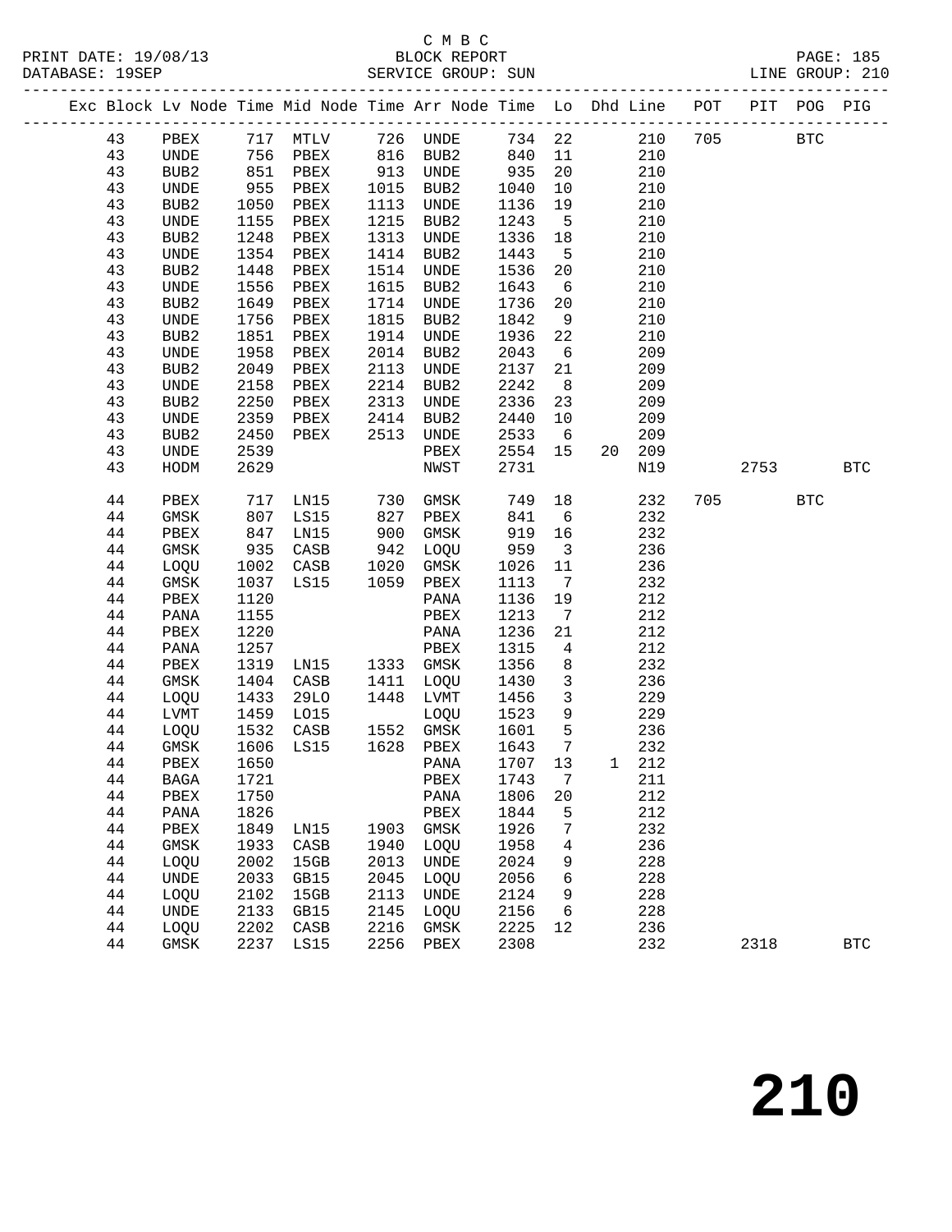C M B C
PRINT DATE: 19/08/13 BLOCK REPORT
DATABASE: 19SEP SERVICE GROUP: SUN LINE GROUP: 210

| Exc | Block | Lv | Node | Time | Mid Node | Time | Arr Node | Time | Lo | Dhd | Line | POT | PIT | POG | PIG |
|---|---|---|---|---|---|---|---|---|---|---|---|---|---|---|---|
| | 43 | | PBEX | 717 | MTLV | 726 | UNDE | 734 | 22 | | 210 | 705 | | BTC | |
| | 43 | | UNDE | 756 | PBEX | 816 | BUB2 | 840 | 11 | | 210 | | | | |
| | 43 | | BUB2 | 851 | PBEX | 913 | UNDE | 935 | 20 | | 210 | | | | |
| | 43 | | UNDE | 955 | PBEX | 1015 | BUB2 | 1040 | 10 | | 210 | | | | |
| | 43 | | BUB2 | 1050 | PBEX | 1113 | UNDE | 1136 | 19 | | 210 | | | | |
| | 43 | | UNDE | 1155 | PBEX | 1215 | BUB2 | 1243 | 5 | | 210 | | | | |
| | 43 | | BUB2 | 1248 | PBEX | 1313 | UNDE | 1336 | 18 | | 210 | | | | |
| | 43 | | UNDE | 1354 | PBEX | 1414 | BUB2 | 1443 | 5 | | 210 | | | | |
| | 43 | | BUB2 | 1448 | PBEX | 1514 | UNDE | 1536 | 20 | | 210 | | | | |
| | 43 | | UNDE | 1556 | PBEX | 1615 | BUB2 | 1643 | 6 | | 210 | | | | |
| | 43 | | BUB2 | 1649 | PBEX | 1714 | UNDE | 1736 | 20 | | 210 | | | | |
| | 43 | | UNDE | 1756 | PBEX | 1815 | BUB2 | 1842 | 9 | | 210 | | | | |
| | 43 | | BUB2 | 1851 | PBEX | 1914 | UNDE | 1936 | 22 | | 210 | | | | |
| | 43 | | UNDE | 1958 | PBEX | 2014 | BUB2 | 2043 | 6 | | 209 | | | | |
| | 43 | | BUB2 | 2049 | PBEX | 2113 | UNDE | 2137 | 21 | | 209 | | | | |
| | 43 | | UNDE | 2158 | PBEX | 2214 | BUB2 | 2242 | 8 | | 209 | | | | |
| | 43 | | BUB2 | 2250 | PBEX | 2313 | UNDE | 2336 | 23 | | 209 | | | | |
| | 43 | | UNDE | 2359 | PBEX | 2414 | BUB2 | 2440 | 10 | | 209 | | | | |
| | 43 | | BUB2 | 2450 | PBEX | 2513 | UNDE | 2533 | 6 | | 209 | | | | |
| | 43 | | UNDE | 2539 | | | PBEX | 2554 | 15 | 20 | 209 | | | | |
| | 43 | | HODM | 2629 | | | NWST | 2731 | | | N19 | | 2753 | | BTC |
| | 44 | | PBEX | 717 | LN15 | 730 | GMSK | 749 | 18 | | 232 | 705 | | BTC | |
| | 44 | | GMSK | 807 | LS15 | 827 | PBEX | 841 | 6 | | 232 | | | | |
| | 44 | | PBEX | 847 | LN15 | 900 | GMSK | 919 | 16 | | 232 | | | | |
| | 44 | | GMSK | 935 | CASB | 942 | LOQU | 959 | 3 | | 236 | | | | |
| | 44 | | LOQU | 1002 | CASB | 1020 | GMSK | 1026 | 11 | | 236 | | | | |
| | 44 | | GMSK | 1037 | LS15 | 1059 | PBEX | 1113 | 7 | | 232 | | | | |
| | 44 | | PBEX | 1120 | | | PANA | 1136 | 19 | | 212 | | | | |
| | 44 | | PANA | 1155 | | | PBEX | 1213 | 7 | | 212 | | | | |
| | 44 | | PBEX | 1220 | | | PANA | 1236 | 21 | | 212 | | | | |
| | 44 | | PANA | 1257 | | | PBEX | 1315 | 4 | | 212 | | | | |
| | 44 | | PBEX | 1319 | LN15 | 1333 | GMSK | 1356 | 8 | | 232 | | | | |
| | 44 | | GMSK | 1404 | CASB | 1411 | LOQU | 1430 | 3 | | 236 | | | | |
| | 44 | | LOQU | 1433 | 29LO | 1448 | LVMT | 1456 | 3 | | 229 | | | | |
| | 44 | | LVMT | 1459 | LO15 | | LOQU | 1523 | 9 | | 229 | | | | |
| | 44 | | LOQU | 1532 | CASB | 1552 | GMSK | 1601 | 5 | | 236 | | | | |
| | 44 | | GMSK | 1606 | LS15 | 1628 | PBEX | 1643 | 7 | | 232 | | | | |
| | 44 | | PBEX | 1650 | | | PANA | 1707 | 13 | 1 | 212 | | | | |
| | 44 | | BAGA | 1721 | | | PBEX | 1743 | 7 | | 211 | | | | |
| | 44 | | PBEX | 1750 | | | PANA | 1806 | 20 | | 212 | | | | |
| | 44 | | PANA | 1826 | | | PBEX | 1844 | 5 | | 212 | | | | |
| | 44 | | PBEX | 1849 | LN15 | 1903 | GMSK | 1926 | 7 | | 232 | | | | |
| | 44 | | GMSK | 1933 | CASB | 1940 | LOQU | 1958 | 4 | | 236 | | | | |
| | 44 | | LOQU | 2002 | 15GB | 2013 | UNDE | 2024 | 9 | | 228 | | | | |
| | 44 | | UNDE | 2033 | GB15 | 2045 | LOQU | 2056 | 6 | | 228 | | | | |
| | 44 | | LOQU | 2102 | 15GB | 2113 | UNDE | 2124 | 9 | | 228 | | | | |
| | 44 | | UNDE | 2133 | GB15 | 2145 | LOQU | 2156 | 6 | | 228 | | | | |
| | 44 | | LOQU | 2202 | CASB | 2216 | GMSK | 2225 | 12 | | 236 | | | | |
| | 44 | | GMSK | 2237 | LS15 | 2256 | PBEX | 2308 | | | 232 | | 2318 | | BTC |

# 210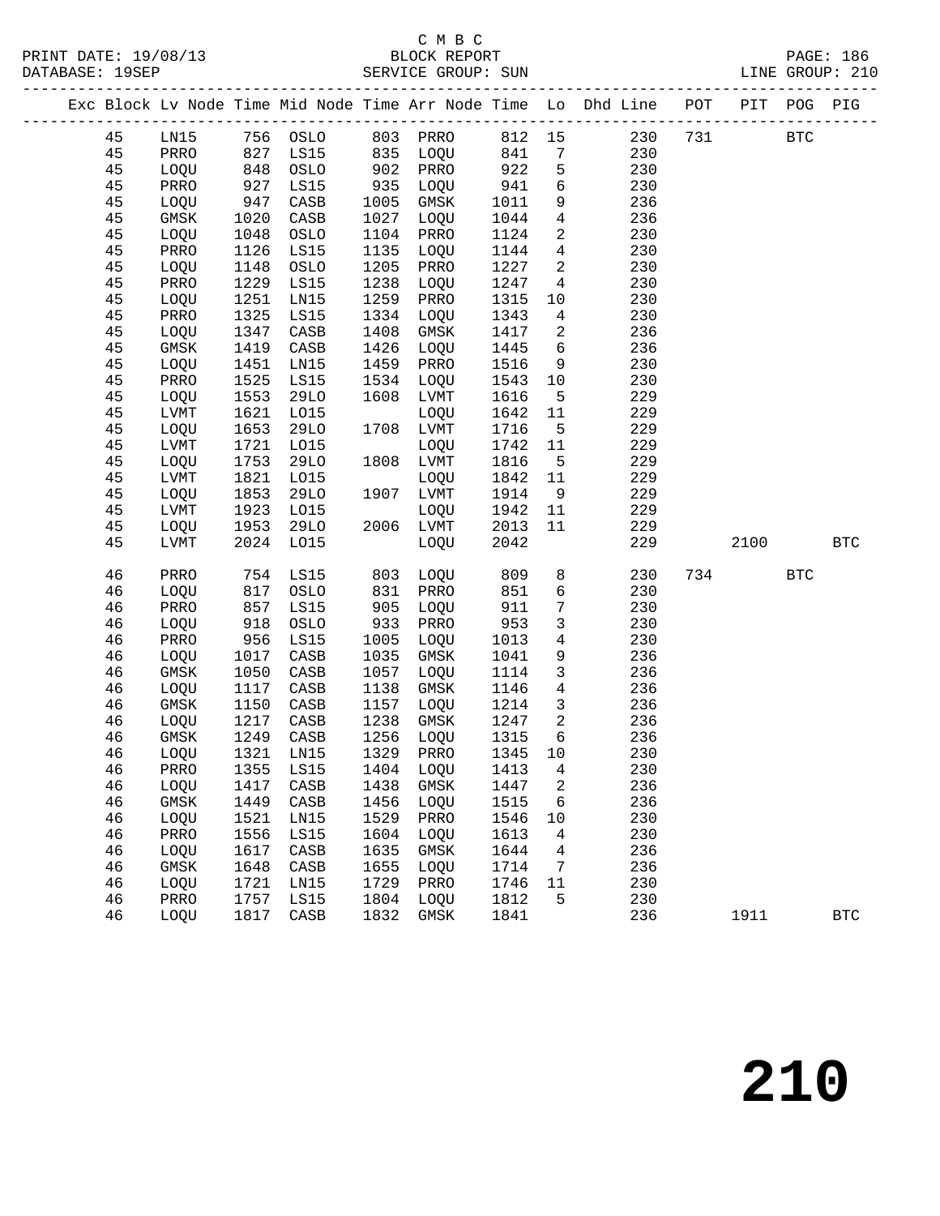C M B C
BLOCK REPORT
SERVICE GROUP: SUN

PRINT DATE: 19/08/13
DATABASE: 19SEP
LINE GROUP: 210

| Exc | Block | Lv | Node | Time | Mid Node | Time | Arr Node | Time | Lo | Dhd Line | POT | PIT | POG | PIG |
|---|---|---|---|---|---|---|---|---|---|---|---|---|---|---|
| | 45 | | LN15 | 756 | OSLO | 803 | PRRO | 812 | 15 | 230 | 731 | | BTC | |
| | 45 | | PRRO | 827 | LS15 | 835 | LOQU | 841 | 7 | 230 | | | | |
| | 45 | | LOQU | 848 | OSLO | 902 | PRRO | 922 | 5 | 230 | | | | |
| | 45 | | PRRO | 927 | LS15 | 935 | LOQU | 941 | 6 | 230 | | | | |
| | 45 | | LOQU | 947 | CASB | 1005 | GMSK | 1011 | 9 | 236 | | | | |
| | 45 | | GMSK | 1020 | CASB | 1027 | LOQU | 1044 | 4 | 236 | | | | |
| | 45 | | LOQU | 1048 | OSLO | 1104 | PRRO | 1124 | 2 | 230 | | | | |
| | 45 | | PRRO | 1126 | LS15 | 1135 | LOQU | 1144 | 4 | 230 | | | | |
| | 45 | | LOQU | 1148 | OSLO | 1205 | PRRO | 1227 | 2 | 230 | | | | |
| | 45 | | PRRO | 1229 | LS15 | 1238 | LOQU | 1247 | 4 | 230 | | | | |
| | 45 | | LOQU | 1251 | LN15 | 1259 | PRRO | 1315 | 10 | 230 | | | | |
| | 45 | | PRRO | 1325 | LS15 | 1334 | LOQU | 1343 | 4 | 230 | | | | |
| | 45 | | LOQU | 1347 | CASB | 1408 | GMSK | 1417 | 2 | 236 | | | | |
| | 45 | | GMSK | 1419 | CASB | 1426 | LOQU | 1445 | 6 | 236 | | | | |
| | 45 | | LOQU | 1451 | LN15 | 1459 | PRRO | 1516 | 9 | 230 | | | | |
| | 45 | | PRRO | 1525 | LS15 | 1534 | LOQU | 1543 | 10 | 230 | | | | |
| | 45 | | LOQU | 1553 | 29LO | 1608 | LVMT | 1616 | 5 | 229 | | | | |
| | 45 | | LVMT | 1621 | LO15 | | LOQU | 1642 | 11 | 229 | | | | |
| | 45 | | LOQU | 1653 | 29LO | 1708 | LVMT | 1716 | 5 | 229 | | | | |
| | 45 | | LVMT | 1721 | LO15 | | LOQU | 1742 | 11 | 229 | | | | |
| | 45 | | LOQU | 1753 | 29LO | 1808 | LVMT | 1816 | 5 | 229 | | | | |
| | 45 | | LVMT | 1821 | LO15 | | LOQU | 1842 | 11 | 229 | | | | |
| | 45 | | LOQU | 1853 | 29LO | 1907 | LVMT | 1914 | 9 | 229 | | | | |
| | 45 | | LVMT | 1923 | LO15 | | LOQU | 1942 | 11 | 229 | | | | |
| | 45 | | LOQU | 1953 | 29LO | 2006 | LVMT | 2013 | 11 | 229 | | | | |
| | 45 | | LVMT | 2024 | LO15 | | LOQU | 2042 | | 229 | | 2100 | | BTC |
| | 46 | | PRRO | 754 | LS15 | 803 | LOQU | 809 | 8 | 230 | 734 | | BTC | |
| | 46 | | LOQU | 817 | OSLO | 831 | PRRO | 851 | 6 | 230 | | | | |
| | 46 | | PRRO | 857 | LS15 | 905 | LOQU | 911 | 7 | 230 | | | | |
| | 46 | | LOQU | 918 | OSLO | 933 | PRRO | 953 | 3 | 230 | | | | |
| | 46 | | PRRO | 956 | LS15 | 1005 | LOQU | 1013 | 4 | 230 | | | | |
| | 46 | | LOQU | 1017 | CASB | 1035 | GMSK | 1041 | 9 | 236 | | | | |
| | 46 | | GMSK | 1050 | CASB | 1057 | LOQU | 1114 | 3 | 236 | | | | |
| | 46 | | LOQU | 1117 | CASB | 1138 | GMSK | 1146 | 4 | 236 | | | | |
| | 46 | | GMSK | 1150 | CASB | 1157 | LOQU | 1214 | 3 | 236 | | | | |
| | 46 | | LOQU | 1217 | CASB | 1238 | GMSK | 1247 | 2 | 236 | | | | |
| | 46 | | GMSK | 1249 | CASB | 1256 | LOQU | 1315 | 6 | 236 | | | | |
| | 46 | | LOQU | 1321 | LN15 | 1329 | PRRO | 1345 | 10 | 230 | | | | |
| | 46 | | PRRO | 1355 | LS15 | 1404 | LOQU | 1413 | 4 | 230 | | | | |
| | 46 | | LOQU | 1417 | CASB | 1438 | GMSK | 1447 | 2 | 236 | | | | |
| | 46 | | GMSK | 1449 | CASB | 1456 | LOQU | 1515 | 6 | 236 | | | | |
| | 46 | | LOQU | 1521 | LN15 | 1529 | PRRO | 1546 | 10 | 230 | | | | |
| | 46 | | PRRO | 1556 | LS15 | 1604 | LOQU | 1613 | 4 | 230 | | | | |
| | 46 | | LOQU | 1617 | CASB | 1635 | GMSK | 1644 | 4 | 236 | | | | |
| | 46 | | GMSK | 1648 | CASB | 1655 | LOQU | 1714 | 7 | 236 | | | | |
| | 46 | | LOQU | 1721 | LN15 | 1729 | PRRO | 1746 | 11 | 230 | | | | |
| | 46 | | PRRO | 1757 | LS15 | 1804 | LOQU | 1812 | 5 | 230 | | | | |
| | 46 | | LOQU | 1817 | CASB | 1832 | GMSK | 1841 | | 236 | | 1911 | | BTC |

210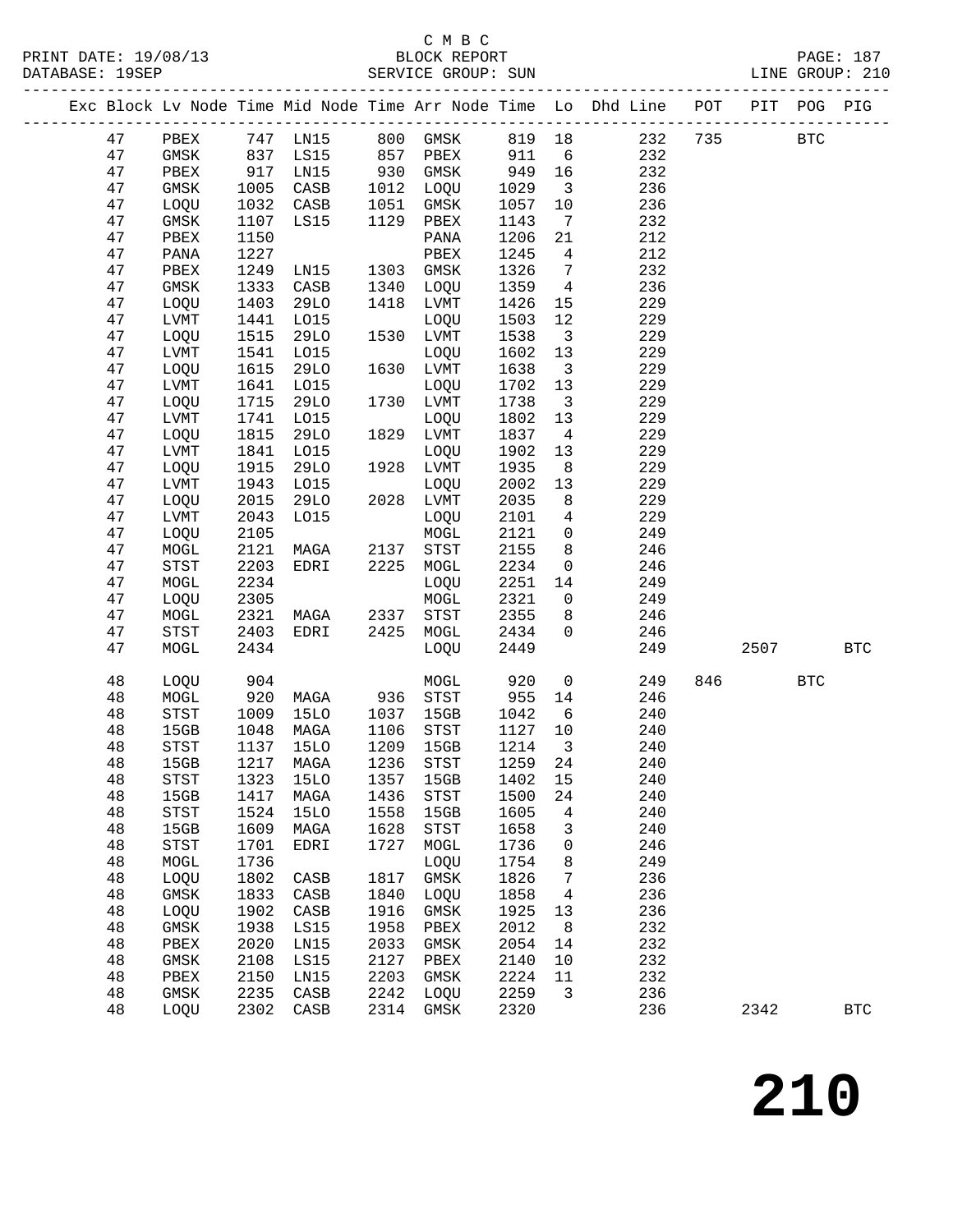C M B C

PRINT DATE: 19/08/13 BLOCK REPORT PAGE: 187
DATABASE: 19SEP SERVICE GROUP: SUN LINE GROUP: 210

| Exc | Block | Lv | Node | Time | Mid Node | Time | Arr Node | Time | Lo | Dhd Line | POT | PIT | POG | PIG |
|---|---|---|---|---|---|---|---|---|---|---|---|---|---|---|
| | 47 | | PBEX | 747 | LN15 | 800 | GMSK | 819 | 18 | 232 | 735 | | BTC | |
| | 47 | | GMSK | 837 | LS15 | 857 | PBEX | 911 | 6 | 232 | | | | |
| | 47 | | PBEX | 917 | LN15 | 930 | GMSK | 949 | 16 | 232 | | | | |
| | 47 | | GMSK | 1005 | CASB | 1012 | LOQU | 1029 | 3 | 236 | | | | |
| | 47 | | LOQU | 1032 | CASB | 1051 | GMSK | 1057 | 10 | 236 | | | | |
| | 47 | | GMSK | 1107 | LS15 | 1129 | PBEX | 1143 | 7 | 232 | | | | |
| | 47 | | PBEX | 1150 | | | PANA | 1206 | 21 | 212 | | | | |
| | 47 | | PANA | 1227 | | | PBEX | 1245 | 4 | 212 | | | | |
| | 47 | | PBEX | 1249 | LN15 | 1303 | GMSK | 1326 | 7 | 232 | | | | |
| | 47 | | GMSK | 1333 | CASB | 1340 | LOQU | 1359 | 4 | 236 | | | | |
| | 47 | | LOQU | 1403 | 29LO | 1418 | LVMT | 1426 | 15 | 229 | | | | |
| | 47 | | LVMT | 1441 | LO15 | | LOQU | 1503 | 12 | 229 | | | | |
| | 47 | | LOQU | 1515 | 29LO | 1530 | LVMT | 1538 | 3 | 229 | | | | |
| | 47 | | LVMT | 1541 | LO15 | | LOQU | 1602 | 13 | 229 | | | | |
| | 47 | | LOQU | 1615 | 29LO | 1630 | LVMT | 1638 | 3 | 229 | | | | |
| | 47 | | LVMT | 1641 | LO15 | | LOQU | 1702 | 13 | 229 | | | | |
| | 47 | | LOQU | 1715 | 29LO | 1730 | LVMT | 1738 | 3 | 229 | | | | |
| | 47 | | LVMT | 1741 | LO15 | | LOQU | 1802 | 13 | 229 | | | | |
| | 47 | | LOQU | 1815 | 29LO | 1829 | LVMT | 1837 | 4 | 229 | | | | |
| | 47 | | LVMT | 1841 | LO15 | | LOQU | 1902 | 13 | 229 | | | | |
| | 47 | | LOQU | 1915 | 29LO | 1928 | LVMT | 1935 | 8 | 229 | | | | |
| | 47 | | LVMT | 1943 | LO15 | | LOQU | 2002 | 13 | 229 | | | | |
| | 47 | | LOQU | 2015 | 29LO | 2028 | LVMT | 2035 | 8 | 229 | | | | |
| | 47 | | LVMT | 2043 | LO15 | | LOQU | 2101 | 4 | 229 | | | | |
| | 47 | | LOQU | 2105 | | | MOGL | 2121 | 0 | 249 | | | | |
| | 47 | | MOGL | 2121 | MAGA | 2137 | STST | 2155 | 8 | 246 | | | | |
| | 47 | | STST | 2203 | EDRI | 2225 | MOGL | 2234 | 0 | 246 | | | | |
| | 47 | | MOGL | 2234 | | | LOQU | 2251 | 14 | 249 | | | | |
| | 47 | | LOQU | 2305 | | | MOGL | 2321 | 0 | 249 | | | | |
| | 47 | | MOGL | 2321 | MAGA | 2337 | STST | 2355 | 8 | 246 | | | | |
| | 47 | | STST | 2403 | EDRI | 2425 | MOGL | 2434 | 0 | 246 | | | | |
| | 47 | | MOGL | 2434 | | | LOQU | 2449 | | 249 | | 2507 | | BTC |
| | 48 | | LOQU | 904 | | | MOGL | 920 | 0 | 249 | 846 | | BTC | |
| | 48 | | MOGL | 920 | MAGA | 936 | STST | 955 | 14 | 246 | | | | |
| | 48 | | STST | 1009 | 15LO | 1037 | 15GB | 1042 | 6 | 240 | | | | |
| | 48 | | 15GB | 1048 | MAGA | 1106 | STST | 1127 | 10 | 240 | | | | |
| | 48 | | STST | 1137 | 15LO | 1209 | 15GB | 1214 | 3 | 240 | | | | |
| | 48 | | 15GB | 1217 | MAGA | 1236 | STST | 1259 | 24 | 240 | | | | |
| | 48 | | STST | 1323 | 15LO | 1357 | 15GB | 1402 | 15 | 240 | | | | |
| | 48 | | 15GB | 1417 | MAGA | 1436 | STST | 1500 | 24 | 240 | | | | |
| | 48 | | STST | 1524 | 15LO | 1558 | 15GB | 1605 | 4 | 240 | | | | |
| | 48 | | 15GB | 1609 | MAGA | 1628 | STST | 1658 | 3 | 240 | | | | |
| | 48 | | STST | 1701 | EDRI | 1727 | MOGL | 1736 | 0 | 246 | | | | |
| | 48 | | MOGL | 1736 | | | LOQU | 1754 | 8 | 249 | | | | |
| | 48 | | LOQU | 1802 | CASB | 1817 | GMSK | 1826 | 7 | 236 | | | | |
| | 48 | | GMSK | 1833 | CASB | 1840 | LOQU | 1858 | 4 | 236 | | | | |
| | 48 | | LOQU | 1902 | CASB | 1916 | GMSK | 1925 | 13 | 236 | | | | |
| | 48 | | GMSK | 1938 | LS15 | 1958 | PBEX | 2012 | 8 | 232 | | | | |
| | 48 | | PBEX | 2020 | LN15 | 2033 | GMSK | 2054 | 14 | 232 | | | | |
| | 48 | | GMSK | 2108 | LS15 | 2127 | PBEX | 2140 | 10 | 232 | | | | |
| | 48 | | PBEX | 2150 | LN15 | 2203 | GMSK | 2224 | 11 | 232 | | | | |
| | 48 | | GMSK | 2235 | CASB | 2242 | LOQU | 2259 | 3 | 236 | | | | |
| | 48 | | LOQU | 2302 | CASB | 2314 | GMSK | 2320 | | 236 | | 2342 | | BTC |

# 210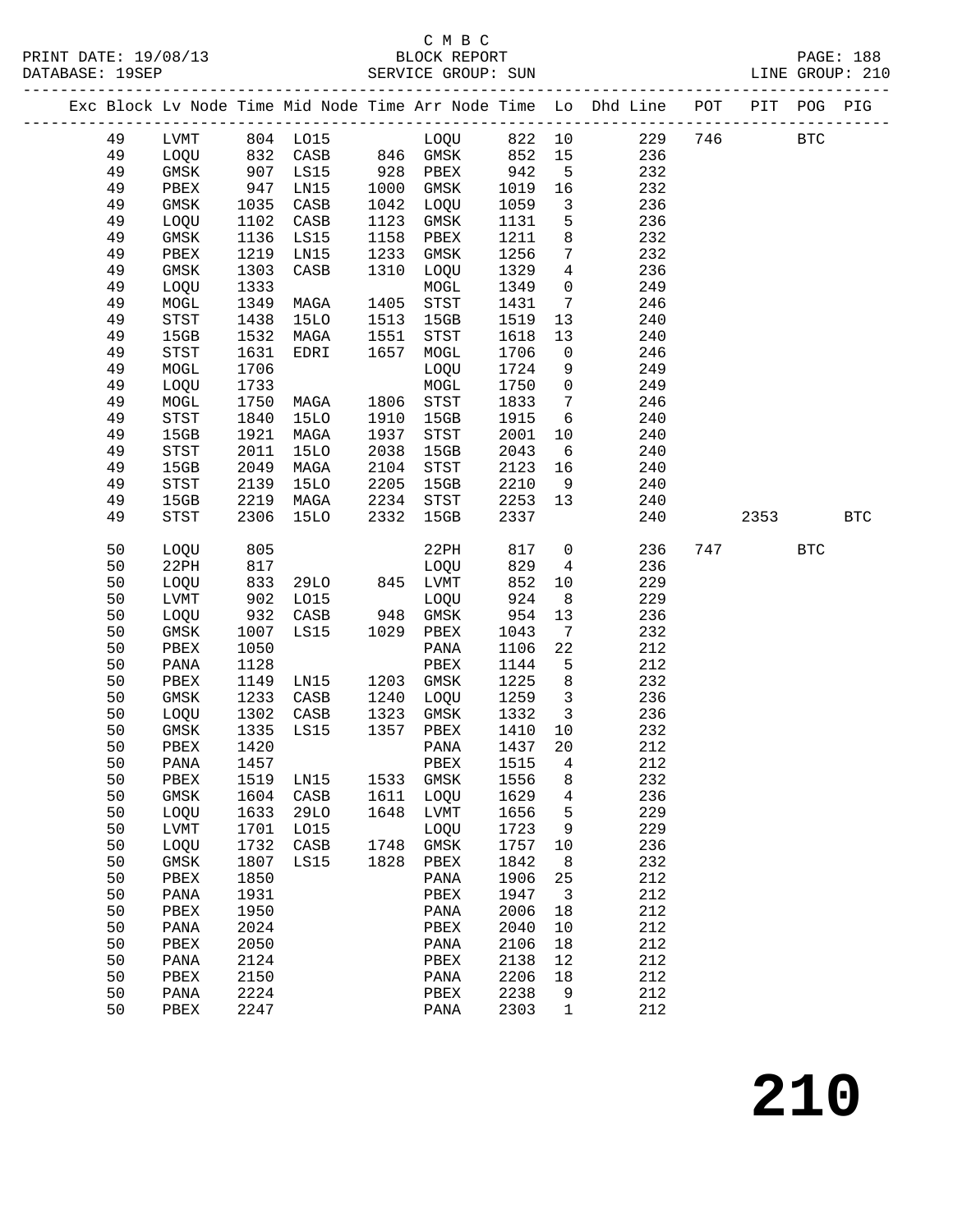C M B C
PRINT DATE: 19/08/13 BLOCK REPORT
DATABASE: 19SEP SERVICE GROUP: SUN LINE GROUP: 210

| Exc | Block | Lv Node | Time | Mid Node | Time | Arr Node | Time | Lo | Dhd Line | POT | PIT | POG | PIG |
|---|---|---|---|---|---|---|---|---|---|---|---|---|---|
| | 49 | LVMT | 804 | LO15 | | LOQU | 822 | 10 | 229 | 746 | | BTC | |
| | 49 | LOQU | 832 | CASB | 846 | GMSK | 852 | 15 | 236 | | | | |
| | 49 | GMSK | 907 | LS15 | 928 | PBEX | 942 | 5 | 232 | | | | |
| | 49 | PBEX | 947 | LN15 | 1000 | GMSK | 1019 | 16 | 232 | | | | |
| | 49 | GMSK | 1035 | CASB | 1042 | LOQU | 1059 | 3 | 236 | | | | |
| | 49 | LOQU | 1102 | CASB | 1123 | GMSK | 1131 | 5 | 236 | | | | |
| | 49 | GMSK | 1136 | LS15 | 1158 | PBEX | 1211 | 8 | 232 | | | | |
| | 49 | PBEX | 1219 | LN15 | 1233 | GMSK | 1256 | 7 | 232 | | | | |
| | 49 | GMSK | 1303 | CASB | 1310 | LOQU | 1329 | 4 | 236 | | | | |
| | 49 | LOQU | 1333 | | | MOGL | 1349 | 0 | 249 | | | | |
| | 49 | MOGL | 1349 | MAGA | 1405 | STST | 1431 | 7 | 246 | | | | |
| | 49 | STST | 1438 | 15LO | 1513 | 15GB | 1519 | 13 | 240 | | | | |
| | 49 | 15GB | 1532 | MAGA | 1551 | STST | 1618 | 13 | 240 | | | | |
| | 49 | STST | 1631 | EDRI | 1657 | MOGL | 1706 | 0 | 246 | | | | |
| | 49 | MOGL | 1706 | | | LOQU | 1724 | 9 | 249 | | | | |
| | 49 | LOQU | 1733 | | | MOGL | 1750 | 0 | 249 | | | | |
| | 49 | MOGL | 1750 | MAGA | 1806 | STST | 1833 | 7 | 246 | | | | |
| | 49 | STST | 1840 | 15LO | 1910 | 15GB | 1915 | 6 | 240 | | | | |
| | 49 | 15GB | 1921 | MAGA | 1937 | STST | 2001 | 10 | 240 | | | | |
| | 49 | STST | 2011 | 15LO | 2038 | 15GB | 2043 | 6 | 240 | | | | |
| | 49 | 15GB | 2049 | MAGA | 2104 | STST | 2123 | 16 | 240 | | | | |
| | 49 | STST | 2139 | 15LO | 2205 | 15GB | 2210 | 9 | 240 | | | | |
| | 49 | 15GB | 2219 | MAGA | 2234 | STST | 2253 | 13 | 240 | | | | |
| | 49 | STST | 2306 | 15LO | 2332 | 15GB | 2337 | | 240 | | 2353 | | BTC |
| | 50 | LOQU | 805 | | | 22PH | 817 | 0 | 236 | 747 | | BTC | |
| | 50 | 22PH | 817 | | | LOQU | 829 | 4 | 236 | | | | |
| | 50 | LOQU | 833 | 29LO | 845 | LVMT | 852 | 10 | 229 | | | | |
| | 50 | LVMT | 902 | LO15 | | LOQU | 924 | 8 | 229 | | | | |
| | 50 | LOQU | 932 | CASB | 948 | GMSK | 954 | 13 | 236 | | | | |
| | 50 | GMSK | 1007 | LS15 | 1029 | PBEX | 1043 | 7 | 232 | | | | |
| | 50 | PBEX | 1050 | | | PANA | 1106 | 22 | 212 | | | | |
| | 50 | PANA | 1128 | | | PBEX | 1144 | 5 | 212 | | | | |
| | 50 | PBEX | 1149 | LN15 | 1203 | GMSK | 1225 | 8 | 232 | | | | |
| | 50 | GMSK | 1233 | CASB | 1240 | LOQU | 1259 | 3 | 236 | | | | |
| | 50 | LOQU | 1302 | CASB | 1323 | GMSK | 1332 | 3 | 236 | | | | |
| | 50 | GMSK | 1335 | LS15 | 1357 | PBEX | 1410 | 10 | 232 | | | | |
| | 50 | PBEX | 1420 | | | PANA | 1437 | 20 | 212 | | | | |
| | 50 | PANA | 1457 | | | PBEX | 1515 | 4 | 212 | | | | |
| | 50 | PBEX | 1519 | LN15 | 1533 | GMSK | 1556 | 8 | 232 | | | | |
| | 50 | GMSK | 1604 | CASB | 1611 | LOQU | 1629 | 4 | 236 | | | | |
| | 50 | LOQU | 1633 | 29LO | 1648 | LVMT | 1656 | 5 | 229 | | | | |
| | 50 | LVMT | 1701 | LO15 | | LOQU | 1723 | 9 | 229 | | | | |
| | 50 | LOQU | 1732 | CASB | 1748 | GMSK | 1757 | 10 | 236 | | | | |
| | 50 | GMSK | 1807 | LS15 | 1828 | PBEX | 1842 | 8 | 232 | | | | |
| | 50 | PBEX | 1850 | | | PANA | 1906 | 25 | 212 | | | | |
| | 50 | PANA | 1931 | | | PBEX | 1947 | 3 | 212 | | | | |
| | 50 | PBEX | 1950 | | | PANA | 2006 | 18 | 212 | | | | |
| | 50 | PANA | 2024 | | | PBEX | 2040 | 10 | 212 | | | | |
| | 50 | PBEX | 2050 | | | PANA | 2106 | 18 | 212 | | | | |
| | 50 | PANA | 2124 | | | PBEX | 2138 | 12 | 212 | | | | |
| | 50 | PBEX | 2150 | | | PANA | 2206 | 18 | 212 | | | | |
| | 50 | PANA | 2224 | | | PBEX | 2238 | 9 | 212 | | | | |
| | 50 | PBEX | 2247 | | | PANA | 2303 | 1 | 212 | | | | |

# 210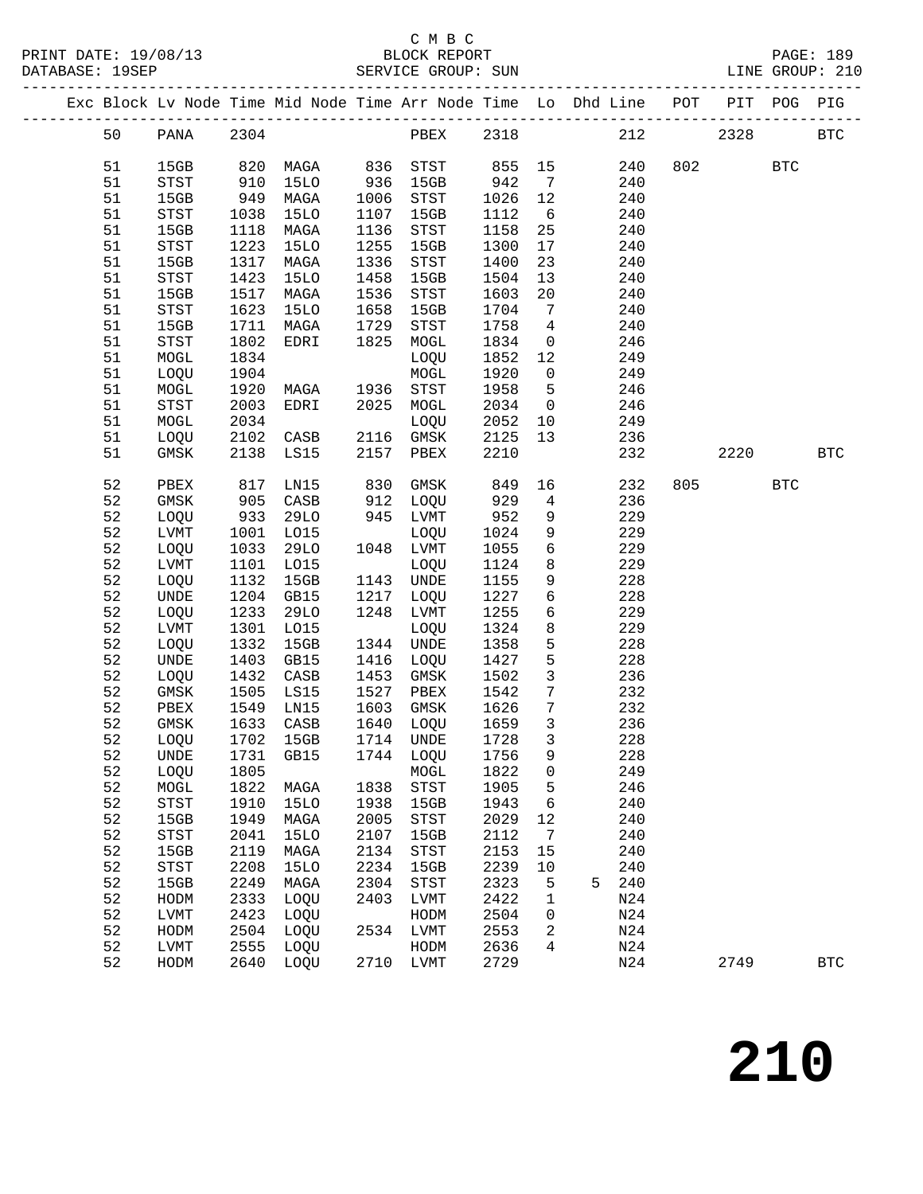C M B C

BLOCK REPORT

SERVICE GROUP: SUN

PRINT DATE: 19/08/13 | DATABASE: 19SEP | LINE GROUP: 210

| Exc | Block | Lv Node | Time | Mid Node | Time | Arr Node | Time | Lo | Dhd | Line | POT | PIT | POG | PIG |
|---|---|---|---|---|---|---|---|---|---|---|---|---|---|---|
| | 50 | PANA | 2304 | | | PBEX | 2318 | | | 212 | | 2328 | | BTC |
| | 51 | 15GB | 820 | MAGA | 836 | STST | 855 | 15 | | 240 | 802 | | BTC | |
| | 51 | STST | 910 | 15LO | 936 | 15GB | 942 | 7 | | 240 | | | | |
| | 51 | 15GB | 949 | MAGA | 1006 | STST | 1026 | 12 | | 240 | | | | |
| | 51 | STST | 1038 | 15LO | 1107 | 15GB | 1112 | 6 | | 240 | | | | |
| | 51 | 15GB | 1118 | MAGA | 1136 | STST | 1158 | 25 | | 240 | | | | |
| | 51 | STST | 1223 | 15LO | 1255 | 15GB | 1300 | 17 | | 240 | | | | |
| | 51 | 15GB | 1317 | MAGA | 1336 | STST | 1400 | 23 | | 240 | | | | |
| | 51 | STST | 1423 | 15LO | 1458 | 15GB | 1504 | 13 | | 240 | | | | |
| | 51 | 15GB | 1517 | MAGA | 1536 | STST | 1603 | 20 | | 240 | | | | |
| | 51 | STST | 1623 | 15LO | 1658 | 15GB | 1704 | 7 | | 240 | | | | |
| | 51 | 15GB | 1711 | MAGA | 1729 | STST | 1758 | 4 | | 240 | | | | |
| | 51 | STST | 1802 | EDRI | 1825 | MOGL | 1834 | 0 | | 246 | | | | |
| | 51 | MOGL | 1834 | | | LOQU | 1852 | 12 | | 249 | | | | |
| | 51 | LOQU | 1904 | | | MOGL | 1920 | 0 | | 249 | | | | |
| | 51 | MOGL | 1920 | MAGA | 1936 | STST | 1958 | 5 | | 246 | | | | |
| | 51 | STST | 2003 | EDRI | 2025 | MOGL | 2034 | 0 | | 246 | | | | |
| | 51 | MOGL | 2034 | | | LOQU | 2052 | 10 | | 249 | | | | |
| | 51 | LOQU | 2102 | CASB | 2116 | GMSK | 2125 | 13 | | 236 | | | | |
| | 51 | GMSK | 2138 | LS15 | 2157 | PBEX | 2210 | | | 232 | | 2220 | | BTC |
| | 52 | PBEX | 817 | LN15 | 830 | GMSK | 849 | 16 | | 232 | 805 | | BTC | |
| | 52 | GMSK | 905 | CASB | 912 | LOQU | 929 | 4 | | 236 | | | | |
| | 52 | LOQU | 933 | 29LO | 945 | LVMT | 952 | 9 | | 229 | | | | |
| | 52 | LVMT | 1001 | LO15 | | LOQU | 1024 | 9 | | 229 | | | | |
| | 52 | LOQU | 1033 | 29LO | 1048 | LVMT | 1055 | 6 | | 229 | | | | |
| | 52 | LVMT | 1101 | LO15 | | LOQU | 1124 | 8 | | 229 | | | | |
| | 52 | LOQU | 1132 | 15GB | 1143 | UNDE | 1155 | 9 | | 228 | | | | |
| | 52 | UNDE | 1204 | GB15 | 1217 | LOQU | 1227 | 6 | | 228 | | | | |
| | 52 | LOQU | 1233 | 29LO | 1248 | LVMT | 1255 | 6 | | 229 | | | | |
| | 52 | LVMT | 1301 | LO15 | | LOQU | 1324 | 8 | | 229 | | | | |
| | 52 | LOQU | 1332 | 15GB | 1344 | UNDE | 1358 | 5 | | 228 | | | | |
| | 52 | UNDE | 1403 | GB15 | 1416 | LOQU | 1427 | 5 | | 228 | | | | |
| | 52 | LOQU | 1432 | CASB | 1453 | GMSK | 1502 | 3 | | 236 | | | | |
| | 52 | GMSK | 1505 | LS15 | 1527 | PBEX | 1542 | 7 | | 232 | | | | |
| | 52 | PBEX | 1549 | LN15 | 1603 | GMSK | 1626 | 7 | | 232 | | | | |
| | 52 | GMSK | 1633 | CASB | 1640 | LOQU | 1659 | 3 | | 236 | | | | |
| | 52 | LOQU | 1702 | 15GB | 1714 | UNDE | 1728 | 3 | | 228 | | | | |
| | 52 | UNDE | 1731 | GB15 | 1744 | LOQU | 1756 | 9 | | 228 | | | | |
| | 52 | LOQU | 1805 | | | MOGL | 1822 | 0 | | 249 | | | | |
| | 52 | MOGL | 1822 | MAGA | 1838 | STST | 1905 | 5 | | 246 | | | | |
| | 52 | STST | 1910 | 15LO | 1938 | 15GB | 1943 | 6 | | 240 | | | | |
| | 52 | 15GB | 1949 | MAGA | 2005 | STST | 2029 | 12 | | 240 | | | | |
| | 52 | STST | 2041 | 15LO | 2107 | 15GB | 2112 | 7 | | 240 | | | | |
| | 52 | 15GB | 2119 | MAGA | 2134 | STST | 2153 | 15 | | 240 | | | | |
| | 52 | STST | 2208 | 15LO | 2234 | 15GB | 2239 | 10 | | 240 | | | | |
| | 52 | 15GB | 2249 | MAGA | 2304 | STST | 2323 | 5 | 5 | 240 | | | | |
| | 52 | HODM | 2333 | LOQU | 2403 | LVMT | 2422 | 1 | | N24 | | | | |
| | 52 | LVMT | 2423 | LOQU | | HODM | 2504 | 0 | | N24 | | | | |
| | 52 | HODM | 2504 | LOQU | 2534 | LVMT | 2553 | 2 | | N24 | | | | |
| | 52 | LVMT | 2555 | LOQU | | HODM | 2636 | 4 | | N24 | | | | |
| | 52 | HODM | 2640 | LOQU | 2710 | LVMT | 2729 | | | N24 | | 2749 | | BTC |

# 210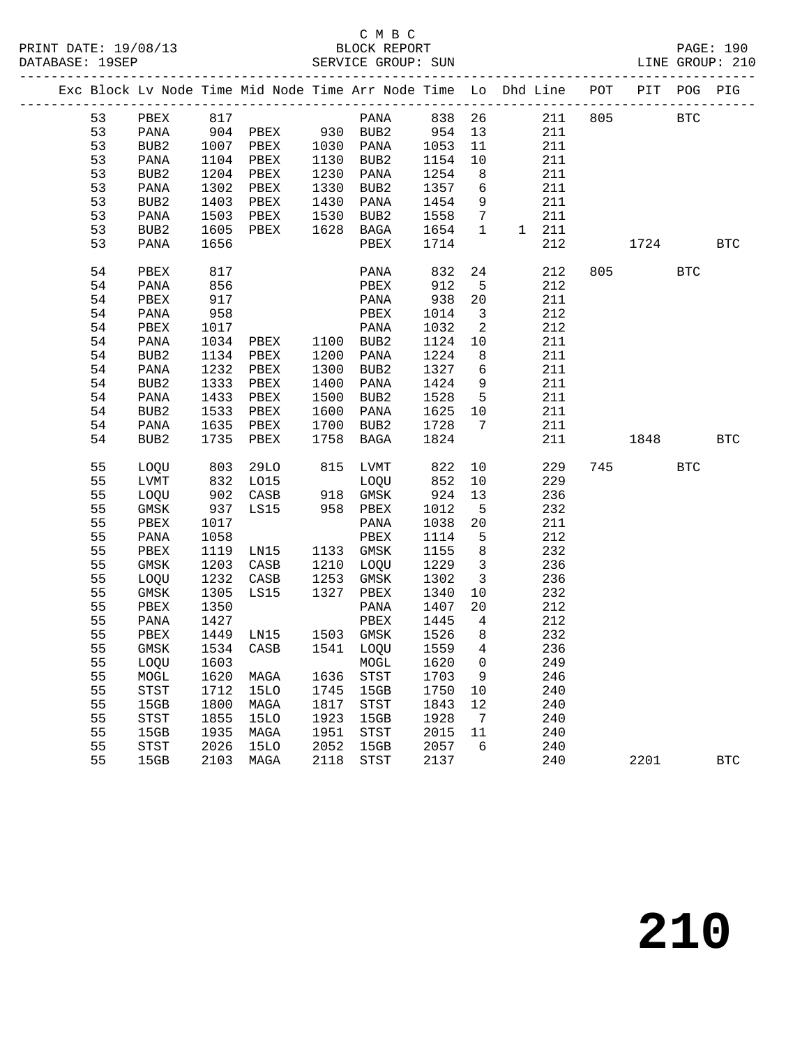C M B C

PRINT DATE: 19/08/13 BLOCK REPORT
DATABASE: 19SEP SERVICE GROUP: SUN LINE GROUP: 210

| Exc | Block | Lv | Node | Time | Mid Node | Time | Arr Node | Time | Lo | Dhd | Line | POT | PIT | POG | PIG |
|---|---|---|---|---|---|---|---|---|---|---|---|---|---|---|---|
| | 53 | | PBEX | 817 | | | PANA | 838 | 26 | | 211 | 805 | | BTC | |
| | 53 | | PANA | 904 | PBEX | 930 | BUB2 | 954 | 13 | | 211 | | | | |
| | 53 | | BUB2 | 1007 | PBEX | 1030 | PANA | 1053 | 11 | | 211 | | | | |
| | 53 | | PANA | 1104 | PBEX | 1130 | BUB2 | 1154 | 10 | | 211 | | | | |
| | 53 | | BUB2 | 1204 | PBEX | 1230 | PANA | 1254 | 8 | | 211 | | | | |
| | 53 | | PANA | 1302 | PBEX | 1330 | BUB2 | 1357 | 6 | | 211 | | | | |
| | 53 | | BUB2 | 1403 | PBEX | 1430 | PANA | 1454 | 9 | | 211 | | | | |
| | 53 | | PANA | 1503 | PBEX | 1530 | BUB2 | 1558 | 7 | | 211 | | | | |
| | 53 | | BUB2 | 1605 | PBEX | 1628 | BAGA | 1654 | 1 | 1 | 211 | | | | |
| | 53 | | PANA | 1656 | | | PBEX | 1714 | | | 212 | | 1724 | | BTC |
| | 54 | | PBEX | 817 | | | PANA | 832 | 24 | | 212 | 805 | | BTC | |
| | 54 | | PANA | 856 | | | PBEX | 912 | 5 | | 212 | | | | |
| | 54 | | PBEX | 917 | | | PANA | 938 | 20 | | 211 | | | | |
| | 54 | | PANA | 958 | | | PBEX | 1014 | 3 | | 212 | | | | |
| | 54 | | PBEX | 1017 | | | PANA | 1032 | 2 | | 212 | | | | |
| | 54 | | PANA | 1034 | PBEX | 1100 | BUB2 | 1124 | 10 | | 211 | | | | |
| | 54 | | BUB2 | 1134 | PBEX | 1200 | PANA | 1224 | 8 | | 211 | | | | |
| | 54 | | PANA | 1232 | PBEX | 1300 | BUB2 | 1327 | 6 | | 211 | | | | |
| | 54 | | BUB2 | 1333 | PBEX | 1400 | PANA | 1424 | 9 | | 211 | | | | |
| | 54 | | PANA | 1433 | PBEX | 1500 | BUB2 | 1528 | 5 | | 211 | | | | |
| | 54 | | BUB2 | 1533 | PBEX | 1600 | PANA | 1625 | 10 | | 211 | | | | |
| | 54 | | PANA | 1635 | PBEX | 1700 | BUB2 | 1728 | 7 | | 211 | | | | |
| | 54 | | BUB2 | 1735 | PBEX | 1758 | BAGA | 1824 | | | 211 | | 1848 | | BTC |
| | 55 | | LOQU | 803 | 29LO | 815 | LVMT | 822 | 10 | | 229 | 745 | | BTC | |
| | 55 | | LVMT | 832 | LO15 | | LOQU | 852 | 10 | | 229 | | | | |
| | 55 | | LOQU | 902 | CASB | 918 | GMSK | 924 | 13 | | 236 | | | | |
| | 55 | | GMSK | 937 | LS15 | 958 | PBEX | 1012 | 5 | | 232 | | | | |
| | 55 | | PBEX | 1017 | | | PANA | 1038 | 20 | | 211 | | | | |
| | 55 | | PANA | 1058 | | | PBEX | 1114 | 5 | | 212 | | | | |
| | 55 | | PBEX | 1119 | LN15 | 1133 | GMSK | 1155 | 8 | | 232 | | | | |
| | 55 | | GMSK | 1203 | CASB | 1210 | LOQU | 1229 | 3 | | 236 | | | | |
| | 55 | | LOQU | 1232 | CASB | 1253 | GMSK | 1302 | 3 | | 236 | | | | |
| | 55 | | GMSK | 1305 | LS15 | 1327 | PBEX | 1340 | 10 | | 232 | | | | |
| | 55 | | PBEX | 1350 | | | PANA | 1407 | 20 | | 212 | | | | |
| | 55 | | PANA | 1427 | | | PBEX | 1445 | 4 | | 212 | | | | |
| | 55 | | PBEX | 1449 | LN15 | 1503 | GMSK | 1526 | 8 | | 232 | | | | |
| | 55 | | GMSK | 1534 | CASB | 1541 | LOQU | 1559 | 4 | | 236 | | | | |
| | 55 | | LOQU | 1603 | | | MOGL | 1620 | 0 | | 249 | | | | |
| | 55 | | MOGL | 1620 | MAGA | 1636 | STST | 1703 | 9 | | 246 | | | | |
| | 55 | | STST | 1712 | 15LO | 1745 | 15GB | 1750 | 10 | | 240 | | | | |
| | 55 | | 15GB | 1800 | MAGA | 1817 | STST | 1843 | 12 | | 240 | | | | |
| | 55 | | STST | 1855 | 15LO | 1923 | 15GB | 1928 | 7 | | 240 | | | | |
| | 55 | | 15GB | 1935 | MAGA | 1951 | STST | 2015 | 11 | | 240 | | | | |
| | 55 | | STST | 2026 | 15LO | 2052 | 15GB | 2057 | 6 | | 240 | | | | |
| | 55 | | 15GB | 2103 | MAGA | 2118 | STST | 2137 | | | 240 | | 2201 | | BTC |

210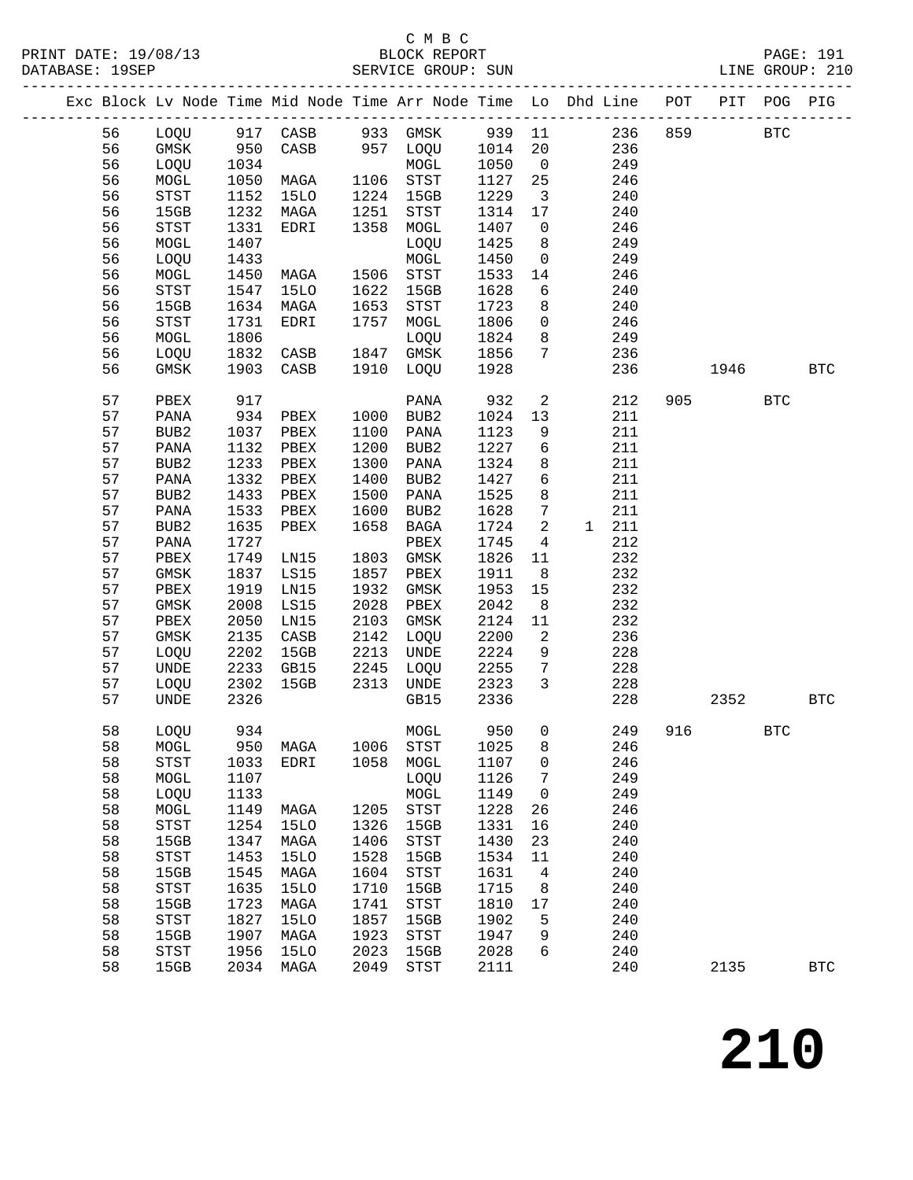C M B C
PRINT DATE: 19/08/13 BLOCK REPORT PAGE: 191
DATABASE: 19SEP SERVICE GROUP: SUN LINE GROUP: 210

| Exc | Block | Lv | Node | Time | Mid Node | Time | Arr Node | Time | Lo | Dhd | Line | POT | PIT | POG | PIG |
|---|---|---|---|---|---|---|---|---|---|---|---|---|---|---|---|
| | 56 | | LOQU | 917 | CASB | 933 | GMSK | 939 | 11 | | 236 | 859 | | BTC | |
| | 56 | | GMSK | 950 | CASB | 957 | LOQU | 1014 | 20 | | 236 | | | | |
| | 56 | | LOQU | 1034 | | | MOGL | 1050 | 0 | | 249 | | | | |
| | 56 | | MOGL | 1050 | MAGA | 1106 | STST | 1127 | 25 | | 246 | | | | |
| | 56 | | STST | 1152 | 15LO | 1224 | 15GB | 1229 | 3 | | 240 | | | | |
| | 56 | | 15GB | 1232 | MAGA | 1251 | STST | 1314 | 17 | | 240 | | | | |
| | 56 | | STST | 1331 | EDRI | 1358 | MOGL | 1407 | 0 | | 246 | | | | |
| | 56 | | MOGL | 1407 | | | LOQU | 1425 | 8 | | 249 | | | | |
| | 56 | | LOQU | 1433 | | | MOGL | 1450 | 0 | | 249 | | | | |
| | 56 | | MOGL | 1450 | MAGA | 1506 | STST | 1533 | 14 | | 246 | | | | |
| | 56 | | STST | 1547 | 15LO | 1622 | 15GB | 1628 | 6 | | 240 | | | | |
| | 56 | | 15GB | 1634 | MAGA | 1653 | STST | 1723 | 8 | | 240 | | | | |
| | 56 | | STST | 1731 | EDRI | 1757 | MOGL | 1806 | 0 | | 246 | | | | |
| | 56 | | MOGL | 1806 | | | LOQU | 1824 | 8 | | 249 | | | | |
| | 56 | | LOQU | 1832 | CASB | 1847 | GMSK | 1856 | 7 | | 236 | | | | |
| | 56 | | GMSK | 1903 | CASB | 1910 | LOQU | 1928 | | | 236 | | 1946 | | BTC |
| | 57 | | PBEX | 917 | | | PANA | 932 | 2 | | 212 | 905 | | BTC | |
| | 57 | | PANA | 934 | PBEX | 1000 | BUB2 | 1024 | 13 | | 211 | | | | |
| | 57 | | BUB2 | 1037 | PBEX | 1100 | PANA | 1123 | 9 | | 211 | | | | |
| | 57 | | PANA | 1132 | PBEX | 1200 | BUB2 | 1227 | 6 | | 211 | | | | |
| | 57 | | BUB2 | 1233 | PBEX | 1300 | PANA | 1324 | 8 | | 211 | | | | |
| | 57 | | PANA | 1332 | PBEX | 1400 | BUB2 | 1427 | 6 | | 211 | | | | |
| | 57 | | BUB2 | 1433 | PBEX | 1500 | PANA | 1525 | 8 | | 211 | | | | |
| | 57 | | PANA | 1533 | PBEX | 1600 | BUB2 | 1628 | 7 | | 211 | | | | |
| | 57 | | BUB2 | 1635 | PBEX | 1658 | BAGA | 1724 | 2 | 1 | 211 | | | | |
| | 57 | | PANA | 1727 | | | PBEX | 1745 | 4 | | 212 | | | | |
| | 57 | | PBEX | 1749 | LN15 | 1803 | GMSK | 1826 | 11 | | 232 | | | | |
| | 57 | | GMSK | 1837 | LS15 | 1857 | PBEX | 1911 | 8 | | 232 | | | | |
| | 57 | | PBEX | 1919 | LN15 | 1932 | GMSK | 1953 | 15 | | 232 | | | | |
| | 57 | | GMSK | 2008 | LS15 | 2028 | PBEX | 2042 | 8 | | 232 | | | | |
| | 57 | | PBEX | 2050 | LN15 | 2103 | GMSK | 2124 | 11 | | 232 | | | | |
| | 57 | | GMSK | 2135 | CASB | 2142 | LOQU | 2200 | 2 | | 236 | | | | |
| | 57 | | LOQU | 2202 | 15GB | 2213 | UNDE | 2224 | 9 | | 228 | | | | |
| | 57 | | UNDE | 2233 | GB15 | 2245 | LOQU | 2255 | 7 | | 228 | | | | |
| | 57 | | LOQU | 2302 | 15GB | 2313 | UNDE | 2323 | 3 | | 228 | | | | |
| | 57 | | UNDE | 2326 | | | GB15 | 2336 | | | 228 | | 2352 | | BTC |
| | 58 | | LOQU | 934 | | | MOGL | 950 | 0 | | 249 | 916 | | BTC | |
| | 58 | | MOGL | 950 | MAGA | 1006 | STST | 1025 | 8 | | 246 | | | | |
| | 58 | | STST | 1033 | EDRI | 1058 | MOGL | 1107 | 0 | | 246 | | | | |
| | 58 | | MOGL | 1107 | | | LOQU | 1126 | 7 | | 249 | | | | |
| | 58 | | LOQU | 1133 | | | MOGL | 1149 | 0 | | 249 | | | | |
| | 58 | | MOGL | 1149 | MAGA | 1205 | STST | 1228 | 26 | | 246 | | | | |
| | 58 | | STST | 1254 | 15LO | 1326 | 15GB | 1331 | 16 | | 240 | | | | |
| | 58 | | 15GB | 1347 | MAGA | 1406 | STST | 1430 | 23 | | 240 | | | | |
| | 58 | | STST | 1453 | 15LO | 1528 | 15GB | 1534 | 11 | | 240 | | | | |
| | 58 | | 15GB | 1545 | MAGA | 1604 | STST | 1631 | 4 | | 240 | | | | |
| | 58 | | STST | 1635 | 15LO | 1710 | 15GB | 1715 | 8 | | 240 | | | | |
| | 58 | | 15GB | 1723 | MAGA | 1741 | STST | 1810 | 17 | | 240 | | | | |
| | 58 | | STST | 1827 | 15LO | 1857 | 15GB | 1902 | 5 | | 240 | | | | |
| | 58 | | 15GB | 1907 | MAGA | 1923 | STST | 1947 | 9 | | 240 | | | | |
| | 58 | | STST | 1956 | 15LO | 2023 | 15GB | 2028 | 6 | | 240 | | | | |
| | 58 | | 15GB | 2034 | MAGA | 2049 | STST | 2111 | | | 240 | | 2135 | | BTC |

# 210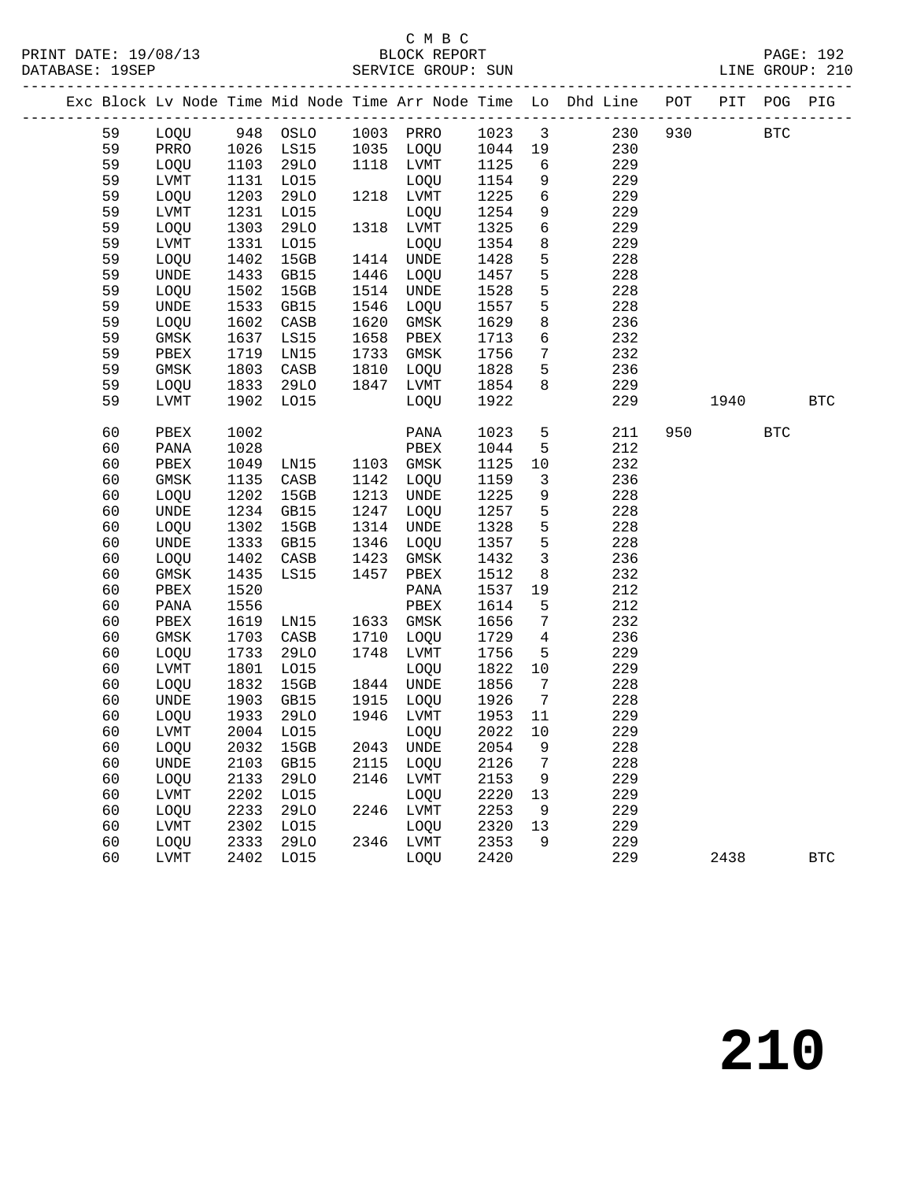C M B C
BLOCK REPORT
SERVICE GROUP: SUN

PRINT DATE: 19/08/13
DATABASE: 19SEP
LINE GROUP: 210

| Exc | Block | Lv Node | Time | Mid Node | Time | Arr Node | Time | Lo | Dhd Line | POT | PIT | POG | PIG |
|---|---|---|---|---|---|---|---|---|---|---|---|---|---|
| | 59 | LOQU | 948 | OSLO | 1003 | PRRO | 1023 | 3 | 230 | 930 | | BTC | |
| | 59 | PRRO | 1026 | LS15 | 1035 | LOQU | 1044 | 19 | 230 | | | | |
| | 59 | LOQU | 1103 | 29LO | 1118 | LVMT | 1125 | 6 | 229 | | | | |
| | 59 | LVMT | 1131 | LO15 | | LOQU | 1154 | 9 | 229 | | | | |
| | 59 | LOQU | 1203 | 29LO | 1218 | LVMT | 1225 | 6 | 229 | | | | |
| | 59 | LVMT | 1231 | LO15 | | LOQU | 1254 | 9 | 229 | | | | |
| | 59 | LOQU | 1303 | 29LO | 1318 | LVMT | 1325 | 6 | 229 | | | | |
| | 59 | LVMT | 1331 | LO15 | | LOQU | 1354 | 8 | 229 | | | | |
| | 59 | LOQU | 1402 | 15GB | 1414 | UNDE | 1428 | 5 | 228 | | | | |
| | 59 | UNDE | 1433 | GB15 | 1446 | LOQU | 1457 | 5 | 228 | | | | |
| | 59 | LOQU | 1502 | 15GB | 1514 | UNDE | 1528 | 5 | 228 | | | | |
| | 59 | UNDE | 1533 | GB15 | 1546 | LOQU | 1557 | 5 | 228 | | | | |
| | 59 | LOQU | 1602 | CASB | 1620 | GMSK | 1629 | 8 | 236 | | | | |
| | 59 | GMSK | 1637 | LS15 | 1658 | PBEX | 1713 | 6 | 232 | | | | |
| | 59 | PBEX | 1719 | LN15 | 1733 | GMSK | 1756 | 7 | 232 | | | | |
| | 59 | GMSK | 1803 | CASB | 1810 | LOQU | 1828 | 5 | 236 | | | | |
| | 59 | LOQU | 1833 | 29LO | 1847 | LVMT | 1854 | 8 | 229 | | | | |
| | 59 | LVMT | 1902 | LO15 | | LOQU | 1922 | | 229 | | 1940 | | BTC |
| | 60 | PBEX | 1002 | | | PANA | 1023 | 5 | 211 | 950 | | BTC | |
| | 60 | PANA | 1028 | | | PBEX | 1044 | 5 | 212 | | | | |
| | 60 | PBEX | 1049 | LN15 | 1103 | GMSK | 1125 | 10 | 232 | | | | |
| | 60 | GMSK | 1135 | CASB | 1142 | LOQU | 1159 | 3 | 236 | | | | |
| | 60 | LOQU | 1202 | 15GB | 1213 | UNDE | 1225 | 9 | 228 | | | | |
| | 60 | UNDE | 1234 | GB15 | 1247 | LOQU | 1257 | 5 | 228 | | | | |
| | 60 | LOQU | 1302 | 15GB | 1314 | UNDE | 1328 | 5 | 228 | | | | |
| | 60 | UNDE | 1333 | GB15 | 1346 | LOQU | 1357 | 5 | 228 | | | | |
| | 60 | LOQU | 1402 | CASB | 1423 | GMSK | 1432 | 3 | 236 | | | | |
| | 60 | GMSK | 1435 | LS15 | 1457 | PBEX | 1512 | 8 | 232 | | | | |
| | 60 | PBEX | 1520 | | | PANA | 1537 | 19 | 212 | | | | |
| | 60 | PANA | 1556 | | | PBEX | 1614 | 5 | 212 | | | | |
| | 60 | PBEX | 1619 | LN15 | 1633 | GMSK | 1656 | 7 | 232 | | | | |
| | 60 | GMSK | 1703 | CASB | 1710 | LOQU | 1729 | 4 | 236 | | | | |
| | 60 | LOQU | 1733 | 29LO | 1748 | LVMT | 1756 | 5 | 229 | | | | |
| | 60 | LVMT | 1801 | LO15 | | LOQU | 1822 | 10 | 229 | | | | |
| | 60 | LOQU | 1832 | 15GB | 1844 | UNDE | 1856 | 7 | 228 | | | | |
| | 60 | UNDE | 1903 | GB15 | 1915 | LOQU | 1926 | 7 | 228 | | | | |
| | 60 | LOQU | 1933 | 29LO | 1946 | LVMT | 1953 | 11 | 229 | | | | |
| | 60 | LVMT | 2004 | LO15 | | LOQU | 2022 | 10 | 229 | | | | |
| | 60 | LOQU | 2032 | 15GB | 2043 | UNDE | 2054 | 9 | 228 | | | | |
| | 60 | UNDE | 2103 | GB15 | 2115 | LOQU | 2126 | 7 | 228 | | | | |
| | 60 | LOQU | 2133 | 29LO | 2146 | LVMT | 2153 | 9 | 229 | | | | |
| | 60 | LVMT | 2202 | LO15 | | LOQU | 2220 | 13 | 229 | | | | |
| | 60 | LOQU | 2233 | 29LO | 2246 | LVMT | 2253 | 9 | 229 | | | | |
| | 60 | LVMT | 2302 | LO15 | | LOQU | 2320 | 13 | 229 | | | | |
| | 60 | LOQU | 2333 | 29LO | 2346 | LVMT | 2353 | 9 | 229 | | | | |
| | 60 | LVMT | 2402 | LO15 | | LOQU | 2420 | | 229 | | 2438 | | BTC |

# 210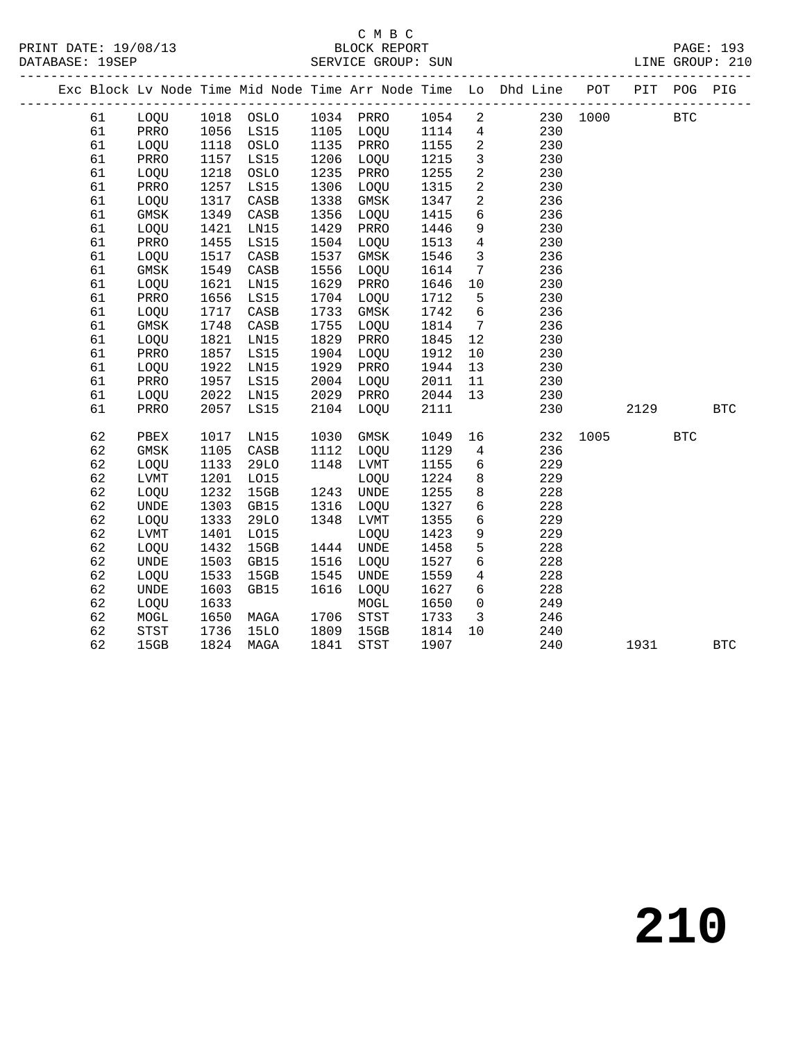C M B C

PRINT DATE: 19/08/13 BLOCK REPORT PAGE: 193
DATABASE: 19SEP SERVICE GROUP: SUN LINE GROUP: 210

| Exc | Block | Lv | Node | Time | Mid Node | Time | Arr Node | Time | Lo | Dhd Line | POT | PIT | POG | PIG |
|---|---|---|---|---|---|---|---|---|---|---|---|---|---|---|
| | 61 | | LOQU | 1018 | OSLO | 1034 | PRRO | 1054 | 2 | 230 | 1000 | | BTC | |
| | 61 | | PRRO | 1056 | LS15 | 1105 | LOQU | 1114 | 4 | 230 | | | | |
| | 61 | | LOQU | 1118 | OSLO | 1135 | PRRO | 1155 | 2 | 230 | | | | |
| | 61 | | PRRO | 1157 | LS15 | 1206 | LOQU | 1215 | 3 | 230 | | | | |
| | 61 | | LOQU | 1218 | OSLO | 1235 | PRRO | 1255 | 2 | 230 | | | | |
| | 61 | | PRRO | 1257 | LS15 | 1306 | LOQU | 1315 | 2 | 230 | | | | |
| | 61 | | LOQU | 1317 | CASB | 1338 | GMSK | 1347 | 2 | 236 | | | | |
| | 61 | | GMSK | 1349 | CASB | 1356 | LOQU | 1415 | 6 | 236 | | | | |
| | 61 | | LOQU | 1421 | LN15 | 1429 | PRRO | 1446 | 9 | 230 | | | | |
| | 61 | | PRRO | 1455 | LS15 | 1504 | LOQU | 1513 | 4 | 230 | | | | |
| | 61 | | LOQU | 1517 | CASB | 1537 | GMSK | 1546 | 3 | 236 | | | | |
| | 61 | | GMSK | 1549 | CASB | 1556 | LOQU | 1614 | 7 | 236 | | | | |
| | 61 | | LOQU | 1621 | LN15 | 1629 | PRRO | 1646 | 10 | 230 | | | | |
| | 61 | | PRRO | 1656 | LS15 | 1704 | LOQU | 1712 | 5 | 230 | | | | |
| | 61 | | LOQU | 1717 | CASB | 1733 | GMSK | 1742 | 6 | 236 | | | | |
| | 61 | | GMSK | 1748 | CASB | 1755 | LOQU | 1814 | 7 | 236 | | | | |
| | 61 | | LOQU | 1821 | LN15 | 1829 | PRRO | 1845 | 12 | 230 | | | | |
| | 61 | | PRRO | 1857 | LS15 | 1904 | LOQU | 1912 | 10 | 230 | | | | |
| | 61 | | LOQU | 1922 | LN15 | 1929 | PRRO | 1944 | 13 | 230 | | | | |
| | 61 | | PRRO | 1957 | LS15 | 2004 | LOQU | 2011 | 11 | 230 | | | | |
| | 61 | | LOQU | 2022 | LN15 | 2029 | PRRO | 2044 | 13 | 230 | | | | |
| | 61 | | PRRO | 2057 | LS15 | 2104 | LOQU | 2111 | | 230 | | 2129 | | BTC |
| | 62 | | PBEX | 1017 | LN15 | 1030 | GMSK | 1049 | 16 | 232 | 1005 | | BTC | |
| | 62 | | GMSK | 1105 | CASB | 1112 | LOQU | 1129 | 4 | 236 | | | | |
| | 62 | | LOQU | 1133 | 29LO | 1148 | LVMT | 1155 | 6 | 229 | | | | |
| | 62 | | LVMT | 1201 | LO15 | | LOQU | 1224 | 8 | 229 | | | | |
| | 62 | | LOQU | 1232 | 15GB | 1243 | UNDE | 1255 | 8 | 228 | | | | |
| | 62 | | UNDE | 1303 | GB15 | 1316 | LOQU | 1327 | 6 | 228 | | | | |
| | 62 | | LOQU | 1333 | 29LO | 1348 | LVMT | 1355 | 6 | 229 | | | | |
| | 62 | | LVMT | 1401 | LO15 | | LOQU | 1423 | 9 | 229 | | | | |
| | 62 | | LOQU | 1432 | 15GB | 1444 | UNDE | 1458 | 5 | 228 | | | | |
| | 62 | | UNDE | 1503 | GB15 | 1516 | LOQU | 1527 | 6 | 228 | | | | |
| | 62 | | LOQU | 1533 | 15GB | 1545 | UNDE | 1559 | 4 | 228 | | | | |
| | 62 | | UNDE | 1603 | GB15 | 1616 | LOQU | 1627 | 6 | 228 | | | | |
| | 62 | | LOQU | 1633 | | | MOGL | 1650 | 0 | 249 | | | | |
| | 62 | | MOGL | 1650 | MAGA | 1706 | STST | 1733 | 3 | 246 | | | | |
| | 62 | | STST | 1736 | 15LO | 1809 | 15GB | 1814 | 10 | 240 | | | | |
| | 62 | | 15GB | 1824 | MAGA | 1841 | STST | 1907 | | 240 | | 1931 | | BTC |

210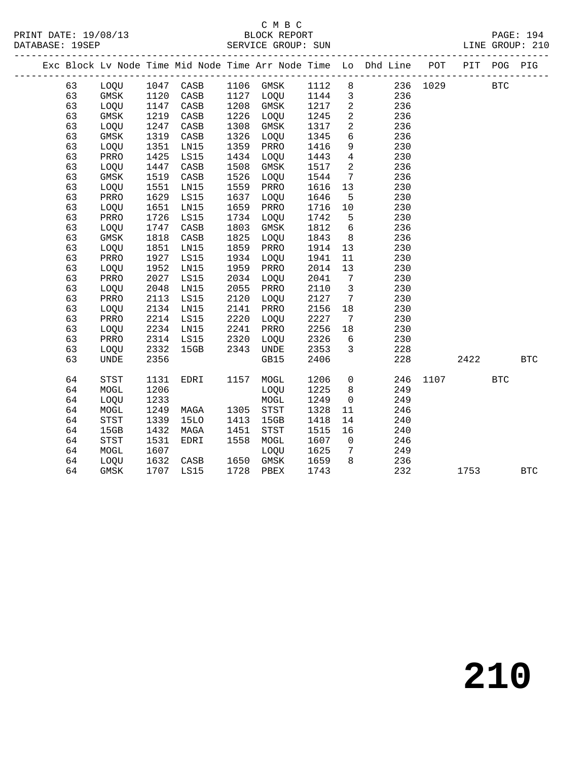C M B C
PRINT DATE: 19/08/13 BLOCK REPORT PAGE: 194
DATABASE: 19SEP SERVICE GROUP: SUN LINE GROUP: 210

| Exc | Block | Lv Node | Time | Mid Node | Time | Arr Node | Time | Lo | Dhd Line | POT | PIT | POG | PIG |
|---|---|---|---|---|---|---|---|---|---|---|---|---|---|
| | 63 | LOQU | 1047 | CASB | 1106 | GMSK | 1112 | 8 | 236 | 1029 | | BTC | |
| | 63 | GMSK | 1120 | CASB | 1127 | LOQU | 1144 | 3 | 236 | | | | |
| | 63 | LOQU | 1147 | CASB | 1208 | GMSK | 1217 | 2 | 236 | | | | |
| | 63 | GMSK | 1219 | CASB | 1226 | LOQU | 1245 | 2 | 236 | | | | |
| | 63 | LOQU | 1247 | CASB | 1308 | GMSK | 1317 | 2 | 236 | | | | |
| | 63 | GMSK | 1319 | CASB | 1326 | LOQU | 1345 | 6 | 236 | | | | |
| | 63 | LOQU | 1351 | LN15 | 1359 | PRRO | 1416 | 9 | 230 | | | | |
| | 63 | PRRO | 1425 | LS15 | 1434 | LOQU | 1443 | 4 | 230 | | | | |
| | 63 | LOQU | 1447 | CASB | 1508 | GMSK | 1517 | 2 | 236 | | | | |
| | 63 | GMSK | 1519 | CASB | 1526 | LOQU | 1544 | 7 | 236 | | | | |
| | 63 | LOQU | 1551 | LN15 | 1559 | PRRO | 1616 | 13 | 230 | | | | |
| | 63 | PRRO | 1629 | LS15 | 1637 | LOQU | 1646 | 5 | 230 | | | | |
| | 63 | LOQU | 1651 | LN15 | 1659 | PRRO | 1716 | 10 | 230 | | | | |
| | 63 | PRRO | 1726 | LS15 | 1734 | LOQU | 1742 | 5 | 230 | | | | |
| | 63 | LOQU | 1747 | CASB | 1803 | GMSK | 1812 | 6 | 236 | | | | |
| | 63 | GMSK | 1818 | CASB | 1825 | LOQU | 1843 | 8 | 236 | | | | |
| | 63 | LOQU | 1851 | LN15 | 1859 | PRRO | 1914 | 13 | 230 | | | | |
| | 63 | PRRO | 1927 | LS15 | 1934 | LOQU | 1941 | 11 | 230 | | | | |
| | 63 | LOQU | 1952 | LN15 | 1959 | PRRO | 2014 | 13 | 230 | | | | |
| | 63 | PRRO | 2027 | LS15 | 2034 | LOQU | 2041 | 7 | 230 | | | | |
| | 63 | LOQU | 2048 | LN15 | 2055 | PRRO | 2110 | 3 | 230 | | | | |
| | 63 | PRRO | 2113 | LS15 | 2120 | LOQU | 2127 | 7 | 230 | | | | |
| | 63 | LOQU | 2134 | LN15 | 2141 | PRRO | 2156 | 18 | 230 | | | | |
| | 63 | PRRO | 2214 | LS15 | 2220 | LOQU | 2227 | 7 | 230 | | | | |
| | 63 | LOQU | 2234 | LN15 | 2241 | PRRO | 2256 | 18 | 230 | | | | |
| | 63 | PRRO | 2314 | LS15 | 2320 | LOQU | 2326 | 6 | 230 | | | | |
| | 63 | LOQU | 2332 | 15GB | 2343 | UNDE | 2353 | 3 | 228 | | | | |
| | 63 | UNDE | 2356 | | | GB15 | 2406 | | 228 | | 2422 | | BTC |
| | 64 | STST | 1131 | EDRI | 1157 | MOGL | 1206 | 0 | 246 | 1107 | | BTC | |
| | 64 | MOGL | 1206 | | | LOQU | 1225 | 8 | 249 | | | | |
| | 64 | LOQU | 1233 | | | MOGL | 1249 | 0 | 249 | | | | |
| | 64 | MOGL | 1249 | MAGA | 1305 | STST | 1328 | 11 | 246 | | | | |
| | 64 | STST | 1339 | 15LO | 1413 | 15GB | 1418 | 14 | 240 | | | | |
| | 64 | 15GB | 1432 | MAGA | 1451 | STST | 1515 | 16 | 240 | | | | |
| | 64 | STST | 1531 | EDRI | 1558 | MOGL | 1607 | 0 | 246 | | | | |
| | 64 | MOGL | 1607 | | | LOQU | 1625 | 7 | 249 | | | | |
| | 64 | LOQU | 1632 | CASB | 1650 | GMSK | 1659 | 8 | 236 | | | | |
| | 64 | GMSK | 1707 | LS15 | 1728 | PBEX | 1743 | | 232 | | 1753 | | BTC |

# 210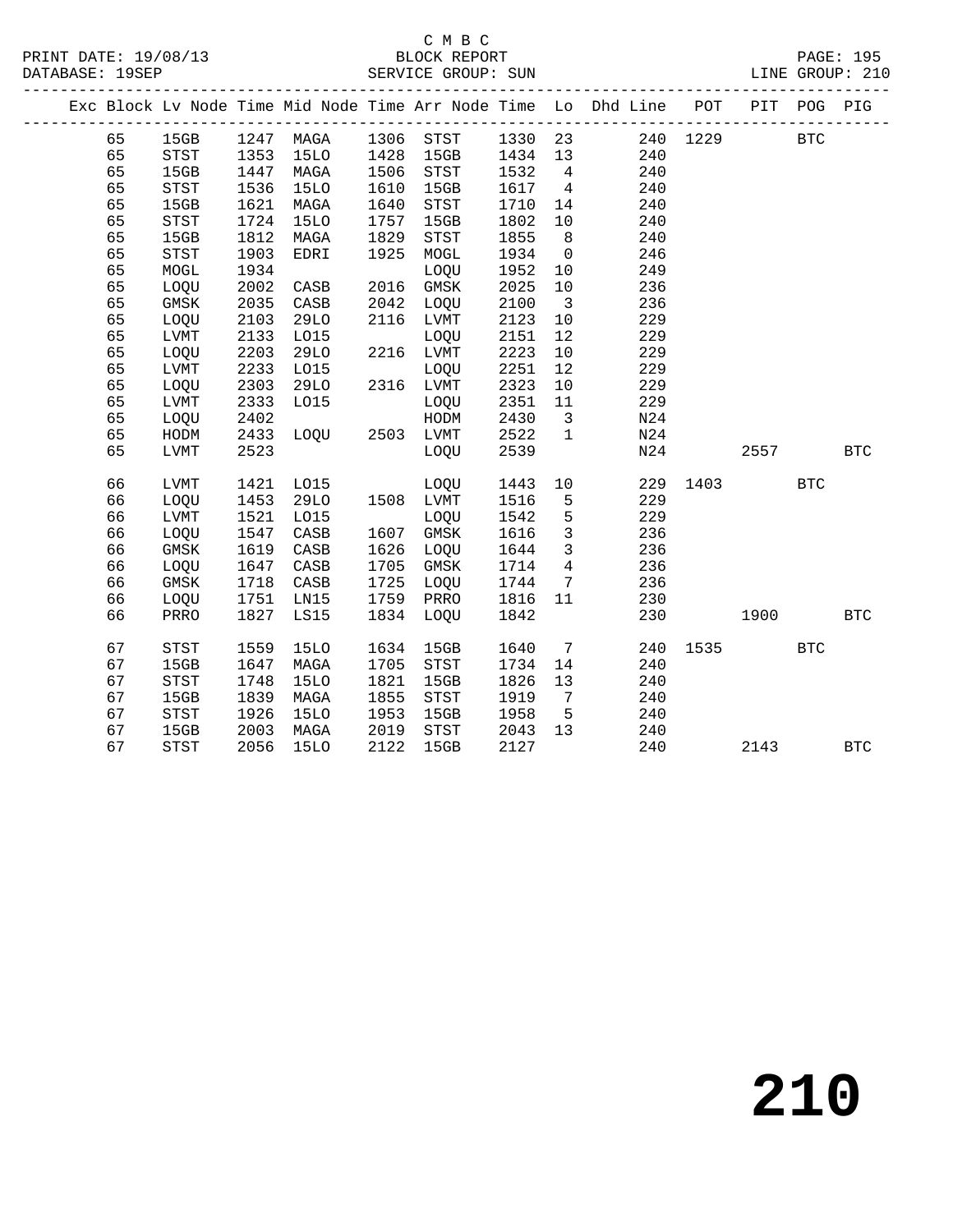C M B C

PRINT DATE: 19/08/13 BLOCK REPORT
DATABASE: 19SEP SERVICE GROUP: SUN LINE GROUP: 210

| Exc | Block | Lv Node | Time | Mid Node | Time | Arr Node | Time | Lo | Dhd Line | POT | PIT | POG | PIG |
|---|---|---|---|---|---|---|---|---|---|---|---|---|---|
| | 65 | 15GB | 1247 | MAGA | 1306 | STST | 1330 | 23 | 240 | 1229 | | BTC | |
| | 65 | STST | 1353 | 15LO | 1428 | 15GB | 1434 | 13 | 240 | | | | |
| | 65 | 15GB | 1447 | MAGA | 1506 | STST | 1532 | 4 | 240 | | | | |
| | 65 | STST | 1536 | 15LO | 1610 | 15GB | 1617 | 4 | 240 | | | | |
| | 65 | 15GB | 1621 | MAGA | 1640 | STST | 1710 | 14 | 240 | | | | |
| | 65 | STST | 1724 | 15LO | 1757 | 15GB | 1802 | 10 | 240 | | | | |
| | 65 | 15GB | 1812 | MAGA | 1829 | STST | 1855 | 8 | 240 | | | | |
| | 65 | STST | 1903 | EDRI | 1925 | MOGL | 1934 | 0 | 246 | | | | |
| | 65 | MOGL | 1934 | | | LOQU | 1952 | 10 | 249 | | | | |
| | 65 | LOQU | 2002 | CASB | 2016 | GMSK | 2025 | 10 | 236 | | | | |
| | 65 | GMSK | 2035 | CASB | 2042 | LOQU | 2100 | 3 | 236 | | | | |
| | 65 | LOQU | 2103 | 29LO | 2116 | LVMT | 2123 | 10 | 229 | | | | |
| | 65 | LVMT | 2133 | LO15 | | LOQU | 2151 | 12 | 229 | | | | |
| | 65 | LOQU | 2203 | 29LO | 2216 | LVMT | 2223 | 10 | 229 | | | | |
| | 65 | LVMT | 2233 | LO15 | | LOQU | 2251 | 12 | 229 | | | | |
| | 65 | LOQU | 2303 | 29LO | 2316 | LVMT | 2323 | 10 | 229 | | | | |
| | 65 | LVMT | 2333 | LO15 | | LOQU | 2351 | 11 | 229 | | | | |
| | 65 | LOQU | 2402 | | | HODM | 2430 | 3 | N24 | | | | |
| | 65 | HODM | 2433 | LOQU | 2503 | LVMT | 2522 | 1 | N24 | | | | |
| | 65 | LVMT | 2523 | | | LOQU | 2539 | | N24 | | 2557 | | BTC |
| | 66 | LVMT | 1421 | LO15 | | LOQU | 1443 | 10 | 229 | 1403 | | BTC | |
| | 66 | LOQU | 1453 | 29LO | 1508 | LVMT | 1516 | 5 | 229 | | | | |
| | 66 | LVMT | 1521 | LO15 | | LOQU | 1542 | 5 | 229 | | | | |
| | 66 | LOQU | 1547 | CASB | 1607 | GMSK | 1616 | 3 | 236 | | | | |
| | 66 | GMSK | 1619 | CASB | 1626 | LOQU | 1644 | 3 | 236 | | | | |
| | 66 | LOQU | 1647 | CASB | 1705 | GMSK | 1714 | 4 | 236 | | | | |
| | 66 | GMSK | 1718 | CASB | 1725 | LOQU | 1744 | 7 | 236 | | | | |
| | 66 | LOQU | 1751 | LN15 | 1759 | PRRO | 1816 | 11 | 230 | | | | |
| | 66 | PRRO | 1827 | LS15 | 1834 | LOQU | 1842 | | 230 | | 1900 | | BTC |
| | 67 | STST | 1559 | 15LO | 1634 | 15GB | 1640 | 7 | 240 | 1535 | | BTC | |
| | 67 | 15GB | 1647 | MAGA | 1705 | STST | 1734 | 14 | 240 | | | | |
| | 67 | STST | 1748 | 15LO | 1821 | 15GB | 1826 | 13 | 240 | | | | |
| | 67 | 15GB | 1839 | MAGA | 1855 | STST | 1919 | 7 | 240 | | | | |
| | 67 | STST | 1926 | 15LO | 1953 | 15GB | 1958 | 5 | 240 | | | | |
| | 67 | 15GB | 2003 | MAGA | 2019 | STST | 2043 | 13 | 240 | | | | |
| | 67 | STST | 2056 | 15LO | 2122 | 15GB | 2127 | | 240 | | 2143 | | BTC |

210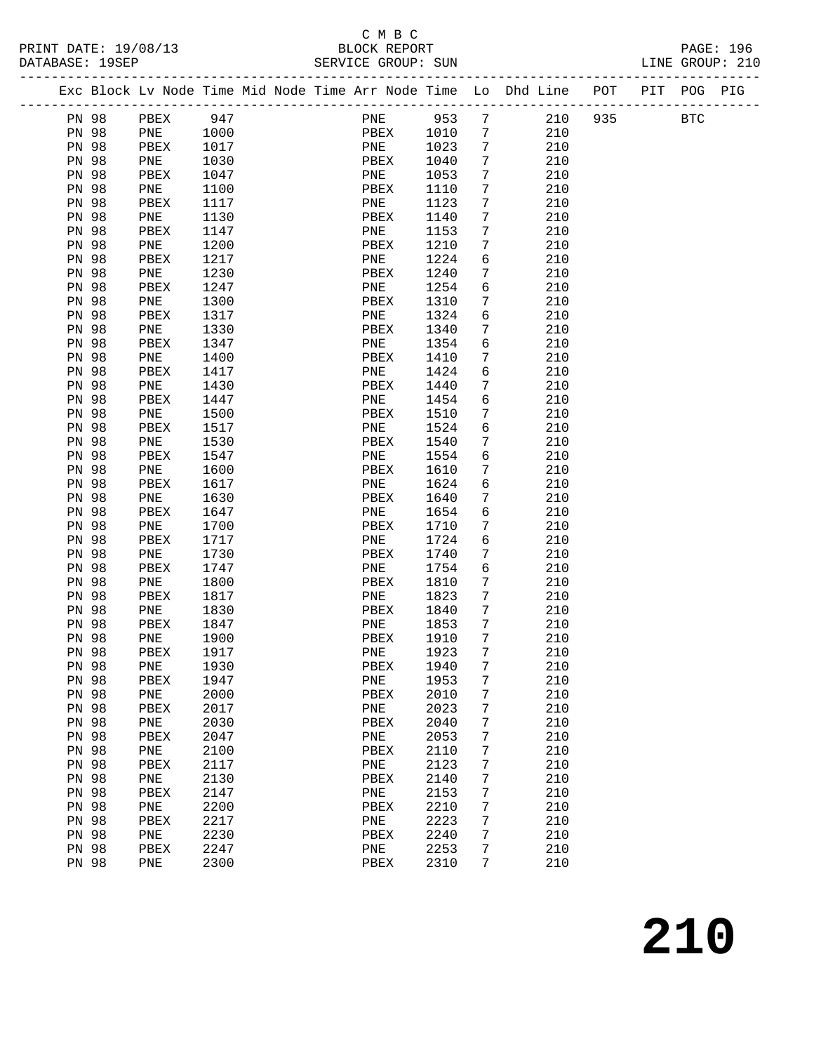C M B C
BLOCK REPORT
SERVICE GROUP: SUN

PRINT DATE: 19/08/13
DATABASE: 19SEP

PAGE: 196
LINE GROUP: 210

| Exc | Block | Lv | Node | Time | Mid | Node | Time | Arr | Node | Time | Lo | Dhd | Line | POT | PIT | POG | PIG |
|---|---|---|---|---|---|---|---|---|---|---|---|---|---|---|---|---|---|
| | PN 98 | | PBEX | 947 | | | | | PNE | 953 | 7 | | 210 | 935 | | BTC | |
| | PN 98 | | PNE | 1000 | | | | | PBEX | 1010 | 7 | | 210 | | | | |
| | PN 98 | | PBEX | 1017 | | | | | PNE | 1023 | 7 | | 210 | | | | |
| | PN 98 | | PNE | 1030 | | | | | PBEX | 1040 | 7 | | 210 | | | | |
| | PN 98 | | PBEX | 1047 | | | | | PNE | 1053 | 7 | | 210 | | | | |
| | PN 98 | | PNE | 1100 | | | | | PBEX | 1110 | 7 | | 210 | | | | |
| | PN 98 | | PBEX | 1117 | | | | | PNE | 1123 | 7 | | 210 | | | | |
| | PN 98 | | PNE | 1130 | | | | | PBEX | 1140 | 7 | | 210 | | | | |
| | PN 98 | | PBEX | 1147 | | | | | PNE | 1153 | 7 | | 210 | | | | |
| | PN 98 | | PNE | 1200 | | | | | PBEX | 1210 | 7 | | 210 | | | | |
| | PN 98 | | PBEX | 1217 | | | | | PNE | 1224 | 6 | | 210 | | | | |
| | PN 98 | | PNE | 1230 | | | | | PBEX | 1240 | 7 | | 210 | | | | |
| | PN 98 | | PBEX | 1247 | | | | | PNE | 1254 | 6 | | 210 | | | | |
| | PN 98 | | PNE | 1300 | | | | | PBEX | 1310 | 7 | | 210 | | | | |
| | PN 98 | | PBEX | 1317 | | | | | PNE | 1324 | 6 | | 210 | | | | |
| | PN 98 | | PNE | 1330 | | | | | PBEX | 1340 | 7 | | 210 | | | | |
| | PN 98 | | PBEX | 1347 | | | | | PNE | 1354 | 6 | | 210 | | | | |
| | PN 98 | | PNE | 1400 | | | | | PBEX | 1410 | 7 | | 210 | | | | |
| | PN 98 | | PBEX | 1417 | | | | | PNE | 1424 | 6 | | 210 | | | | |
| | PN 98 | | PNE | 1430 | | | | | PBEX | 1440 | 7 | | 210 | | | | |
| | PN 98 | | PBEX | 1447 | | | | | PNE | 1454 | 6 | | 210 | | | | |
| | PN 98 | | PNE | 1500 | | | | | PBEX | 1510 | 7 | | 210 | | | | |
| | PN 98 | | PBEX | 1517 | | | | | PNE | 1524 | 6 | | 210 | | | | |
| | PN 98 | | PNE | 1530 | | | | | PBEX | 1540 | 7 | | 210 | | | | |
| | PN 98 | | PBEX | 1547 | | | | | PNE | 1554 | 6 | | 210 | | | | |
| | PN 98 | | PNE | 1600 | | | | | PBEX | 1610 | 7 | | 210 | | | | |
| | PN 98 | | PBEX | 1617 | | | | | PNE | 1624 | 6 | | 210 | | | | |
| | PN 98 | | PNE | 1630 | | | | | PBEX | 1640 | 7 | | 210 | | | | |
| | PN 98 | | PBEX | 1647 | | | | | PNE | 1654 | 6 | | 210 | | | | |
| | PN 98 | | PNE | 1700 | | | | | PBEX | 1710 | 7 | | 210 | | | | |
| | PN 98 | | PBEX | 1717 | | | | | PNE | 1724 | 6 | | 210 | | | | |
| | PN 98 | | PNE | 1730 | | | | | PBEX | 1740 | 7 | | 210 | | | | |
| | PN 98 | | PBEX | 1747 | | | | | PNE | 1754 | 6 | | 210 | | | | |
| | PN 98 | | PNE | 1800 | | | | | PBEX | 1810 | 7 | | 210 | | | | |
| | PN 98 | | PBEX | 1817 | | | | | PNE | 1823 | 7 | | 210 | | | | |
| | PN 98 | | PNE | 1830 | | | | | PBEX | 1840 | 7 | | 210 | | | | |
| | PN 98 | | PBEX | 1847 | | | | | PNE | 1853 | 7 | | 210 | | | | |
| | PN 98 | | PNE | 1900 | | | | | PBEX | 1910 | 7 | | 210 | | | | |
| | PN 98 | | PBEX | 1917 | | | | | PNE | 1923 | 7 | | 210 | | | | |
| | PN 98 | | PNE | 1930 | | | | | PBEX | 1940 | 7 | | 210 | | | | |
| | PN 98 | | PBEX | 1947 | | | | | PNE | 1953 | 7 | | 210 | | | | |
| | PN 98 | | PNE | 2000 | | | | | PBEX | 2010 | 7 | | 210 | | | | |
| | PN 98 | | PBEX | 2017 | | | | | PNE | 2023 | 7 | | 210 | | | | |
| | PN 98 | | PNE | 2030 | | | | | PBEX | 2040 | 7 | | 210 | | | | |
| | PN 98 | | PBEX | 2047 | | | | | PNE | 2053 | 7 | | 210 | | | | |
| | PN 98 | | PNE | 2100 | | | | | PBEX | 2110 | 7 | | 210 | | | | |
| | PN 98 | | PBEX | 2117 | | | | | PNE | 2123 | 7 | | 210 | | | | |
| | PN 98 | | PNE | 2130 | | | | | PBEX | 2140 | 7 | | 210 | | | | |
| | PN 98 | | PBEX | 2147 | | | | | PNE | 2153 | 7 | | 210 | | | | |
| | PN 98 | | PNE | 2200 | | | | | PBEX | 2210 | 7 | | 210 | | | | |
| | PN 98 | | PBEX | 2217 | | | | | PNE | 2223 | 7 | | 210 | | | | |
| | PN 98 | | PNE | 2230 | | | | | PBEX | 2240 | 7 | | 210 | | | | |
| | PN 98 | | PBEX | 2247 | | | | | PNE | 2253 | 7 | | 210 | | | | |
| | PN 98 | | PNE | 2300 | | | | | PBEX | 2310 | 7 | | 210 | | | | |

# 210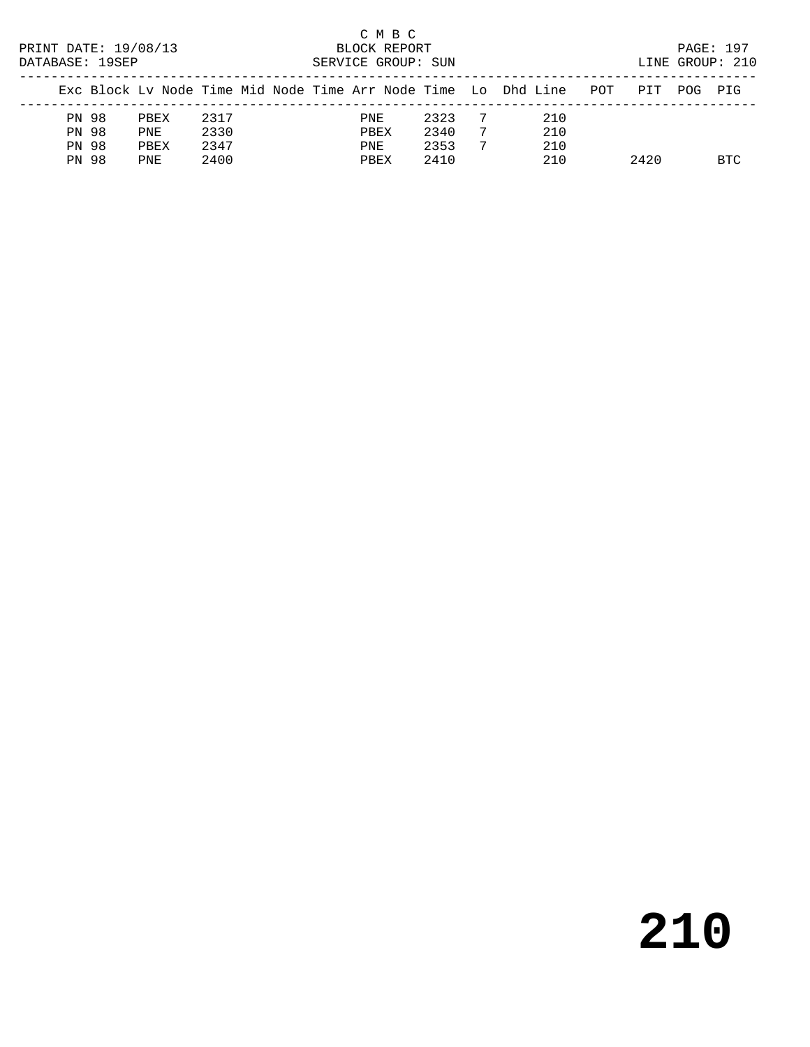C M B C

BLOCK REPORT

SERVICE GROUP: SUN

PRINT DATE: 19/08/13

DATABASE: 19SEP

LINE GROUP: 210

| Exc | Block | Lv | Node | Time | Mid Node | Time | Arr Node | Time | Lo | Dhd | Line | POT | PIT | POG | PIG |
|---|---|---|---|---|---|---|---|---|---|---|---|---|---|---|---|
| PN | 98 | | PBEX | 2317 | | | PNE | 2323 | 7 | | 210 | | | | |
| PN | 98 | | PNE | 2330 | | | PBEX | 2340 | 7 | | 210 | | | | |
| PN | 98 | | PBEX | 2347 | | | PNE | 2353 | 7 | | 210 | | | | |
| PN | 98 | | PNE | 2400 | | | PBEX | 2410 | | | 210 | | 2420 | | BTC |

# 210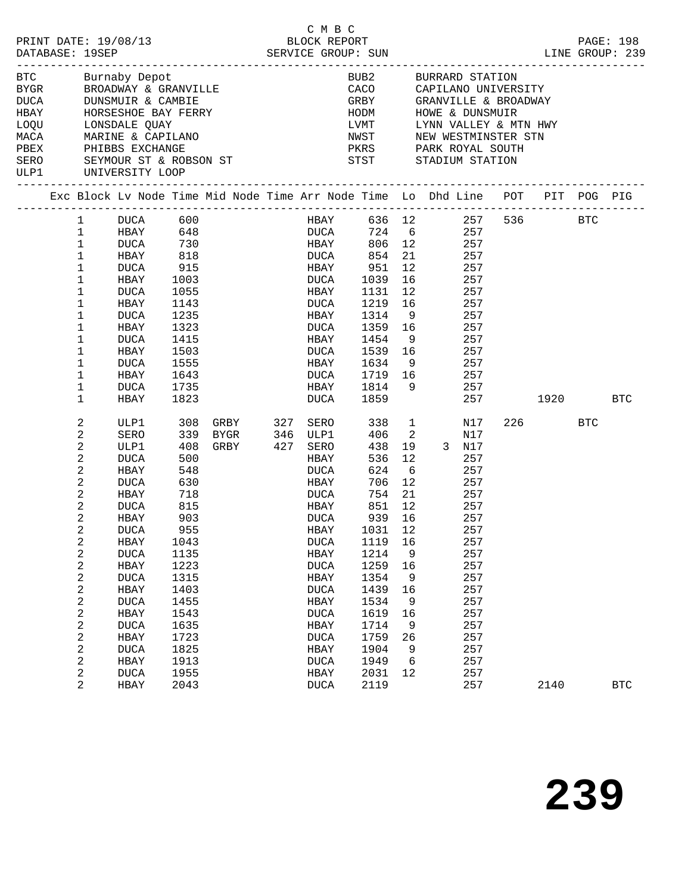C M B C

PRINT DATE: 19/08/13 BLOCK REPORT

DATABASE: 19SEP SERVICE GROUP: SUN LINE GROUP: 239

| Code | Name | Code | Name |
|---|---|---|---|
| BTC | Burnaby Depot | BUB2 | BURRARD STATION |
| BYGR | BROADWAY & GRANVILLE | CACO | CAPILANO UNIVERSITY |
| DUCA | DUNSMUIR & CAMBIE | GRBY | GRANVILLE & BROADWAY |
| HBAY | HORSESHOE BAY FERRY | HODM | HOWE & DUNSMUIR |
| LOQU | LONSDALE QUAY | LVMT | LYNN VALLEY & MTN HWY |
| MACA | MARINE & CAPILANO | NWST | NEW WESTMINSTER STN |
| PBEX | PHIBBS EXCHANGE | PKRS | PARK ROYAL SOUTH |
| SERO | SEYMOUR ST & ROBSON ST | STST | STADIUM STATION |
| ULP1 | UNIVERSITY LOOP | | |

| Exc | Block | Lv Node | Time | Mid Node | Time | Arr Node | Time | Lo | Dhd | Line | POT | PIT | POG | PIG |
|---|---|---|---|---|---|---|---|---|---|---|---|---|---|---|
| | 1 | DUCA | 600 | | | HBAY | 636 | 12 | | 257 | 536 | | BTC | |
| | 1 | HBAY | 648 | | | DUCA | 724 | 6 | | 257 | | | | |
| | 1 | DUCA | 730 | | | HBAY | 806 | 12 | | 257 | | | | |
| | 1 | HBAY | 818 | | | DUCA | 854 | 21 | | 257 | | | | |
| | 1 | DUCA | 915 | | | HBAY | 951 | 12 | | 257 | | | | |
| | 1 | HBAY | 1003 | | | DUCA | 1039 | 16 | | 257 | | | | |
| | 1 | DUCA | 1055 | | | HBAY | 1131 | 12 | | 257 | | | | |
| | 1 | HBAY | 1143 | | | DUCA | 1219 | 16 | | 257 | | | | |
| | 1 | DUCA | 1235 | | | HBAY | 1314 | 9 | | 257 | | | | |
| | 1 | HBAY | 1323 | | | DUCA | 1359 | 16 | | 257 | | | | |
| | 1 | DUCA | 1415 | | | HBAY | 1454 | 9 | | 257 | | | | |
| | 1 | HBAY | 1503 | | | DUCA | 1539 | 16 | | 257 | | | | |
| | 1 | DUCA | 1555 | | | HBAY | 1634 | 9 | | 257 | | | | |
| | 1 | HBAY | 1643 | | | DUCA | 1719 | 16 | | 257 | | | | |
| | 1 | DUCA | 1735 | | | HBAY | 1814 | 9 | | 257 | | | | |
| | 1 | HBAY | 1823 | | | DUCA | 1859 | | | 257 | | 1920 | | BTC |
| | 2 | ULP1 | 308 | GRBY | 327 | SERO | 338 | 1 | | N17 | 226 | | BTC | |
| | 2 | SERO | 339 | BYGR | 346 | ULP1 | 406 | 2 | | N17 | | | | |
| | 2 | ULP1 | 408 | GRBY | 427 | SERO | 438 | 19 | 3 | N17 | | | | |
| | 2 | DUCA | 500 | | | HBAY | 536 | 12 | | 257 | | | | |
| | 2 | HBAY | 548 | | | DUCA | 624 | 6 | | 257 | | | | |
| | 2 | DUCA | 630 | | | HBAY | 706 | 12 | | 257 | | | | |
| | 2 | HBAY | 718 | | | DUCA | 754 | 21 | | 257 | | | | |
| | 2 | DUCA | 815 | | | HBAY | 851 | 12 | | 257 | | | | |
| | 2 | HBAY | 903 | | | DUCA | 939 | 16 | | 257 | | | | |
| | 2 | DUCA | 955 | | | HBAY | 1031 | 12 | | 257 | | | | |
| | 2 | HBAY | 1043 | | | DUCA | 1119 | 16 | | 257 | | | | |
| | 2 | DUCA | 1135 | | | HBAY | 1214 | 9 | | 257 | | | | |
| | 2 | HBAY | 1223 | | | DUCA | 1259 | 16 | | 257 | | | | |
| | 2 | DUCA | 1315 | | | HBAY | 1354 | 9 | | 257 | | | | |
| | 2 | HBAY | 1403 | | | DUCA | 1439 | 16 | | 257 | | | | |
| | 2 | DUCA | 1455 | | | HBAY | 1534 | 9 | | 257 | | | | |
| | 2 | HBAY | 1543 | | | DUCA | 1619 | 16 | | 257 | | | | |
| | 2 | DUCA | 1635 | | | HBAY | 1714 | 9 | | 257 | | | | |
| | 2 | HBAY | 1723 | | | DUCA | 1759 | 26 | | 257 | | | | |
| | 2 | DUCA | 1825 | | | HBAY | 1904 | 9 | | 257 | | | | |
| | 2 | HBAY | 1913 | | | DUCA | 1949 | 6 | | 257 | | | | |
| | 2 | DUCA | 1955 | | | HBAY | 2031 | 12 | | 257 | | | | |
| | 2 | HBAY | 2043 | | | DUCA | 2119 | | | 257 | | 2140 | | BTC |

# 239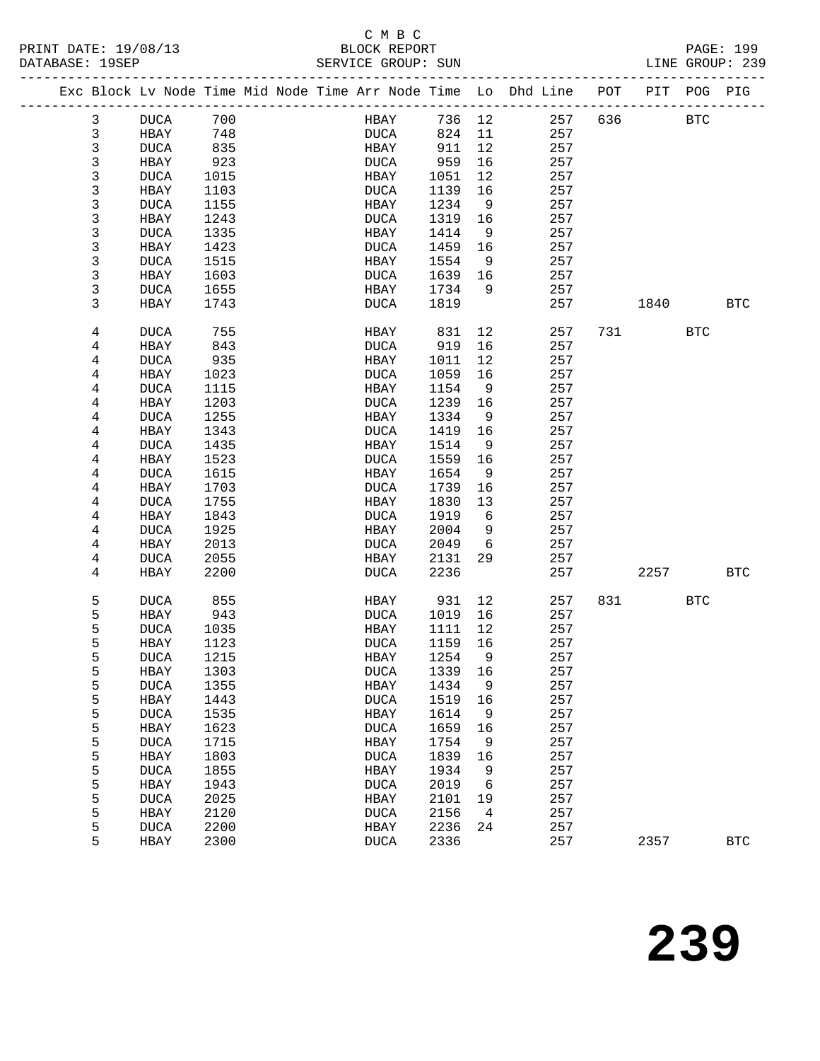C M B C
BLOCK REPORT
SERVICE GROUP: SUN
LINE GROUP: 239

PRINT DATE: 19/08/13
DATABASE: 19SEP

| Exc | Block | Lv | Node | Time | Mid Node | Time | Arr Node | Time | Lo | Dhd Line | POT | PIT | POG | PIG |
|---|---|---|---|---|---|---|---|---|---|---|---|---|---|---|
| | 3 | | DUCA | 700 | | | HBAY | 736 | 12 | 257 | 636 | | BTC | |
| | 3 | | HBAY | 748 | | | DUCA | 824 | 11 | 257 | | | | |
| | 3 | | DUCA | 835 | | | HBAY | 911 | 12 | 257 | | | | |
| | 3 | | HBAY | 923 | | | DUCA | 959 | 16 | 257 | | | | |
| | 3 | | DUCA | 1015 | | | HBAY | 1051 | 12 | 257 | | | | |
| | 3 | | HBAY | 1103 | | | DUCA | 1139 | 16 | 257 | | | | |
| | 3 | | DUCA | 1155 | | | HBAY | 1234 | 9 | 257 | | | | |
| | 3 | | HBAY | 1243 | | | DUCA | 1319 | 16 | 257 | | | | |
| | 3 | | DUCA | 1335 | | | HBAY | 1414 | 9 | 257 | | | | |
| | 3 | | HBAY | 1423 | | | DUCA | 1459 | 16 | 257 | | | | |
| | 3 | | DUCA | 1515 | | | HBAY | 1554 | 9 | 257 | | | | |
| | 3 | | HBAY | 1603 | | | DUCA | 1639 | 16 | 257 | | | | |
| | 3 | | DUCA | 1655 | | | HBAY | 1734 | 9 | 257 | | | | |
| | 3 | | HBAY | 1743 | | | DUCA | 1819 | | 257 | | 1840 | | BTC |
| | 4 | | DUCA | 755 | | | HBAY | 831 | 12 | 257 | 731 | | BTC | |
| | 4 | | HBAY | 843 | | | DUCA | 919 | 16 | 257 | | | | |
| | 4 | | DUCA | 935 | | | HBAY | 1011 | 12 | 257 | | | | |
| | 4 | | HBAY | 1023 | | | DUCA | 1059 | 16 | 257 | | | | |
| | 4 | | DUCA | 1115 | | | HBAY | 1154 | 9 | 257 | | | | |
| | 4 | | HBAY | 1203 | | | DUCA | 1239 | 16 | 257 | | | | |
| | 4 | | DUCA | 1255 | | | HBAY | 1334 | 9 | 257 | | | | |
| | 4 | | HBAY | 1343 | | | DUCA | 1419 | 16 | 257 | | | | |
| | 4 | | DUCA | 1435 | | | HBAY | 1514 | 9 | 257 | | | | |
| | 4 | | HBAY | 1523 | | | DUCA | 1559 | 16 | 257 | | | | |
| | 4 | | DUCA | 1615 | | | HBAY | 1654 | 9 | 257 | | | | |
| | 4 | | HBAY | 1703 | | | DUCA | 1739 | 16 | 257 | | | | |
| | 4 | | DUCA | 1755 | | | HBAY | 1830 | 13 | 257 | | | | |
| | 4 | | HBAY | 1843 | | | DUCA | 1919 | 6 | 257 | | | | |
| | 4 | | DUCA | 1925 | | | HBAY | 2004 | 9 | 257 | | | | |
| | 4 | | HBAY | 2013 | | | DUCA | 2049 | 6 | 257 | | | | |
| | 4 | | DUCA | 2055 | | | HBAY | 2131 | 29 | 257 | | | | |
| | 4 | | HBAY | 2200 | | | DUCA | 2236 | | 257 | | 2257 | | BTC |
| | 5 | | DUCA | 855 | | | HBAY | 931 | 12 | 257 | 831 | | BTC | |
| | 5 | | HBAY | 943 | | | DUCA | 1019 | 16 | 257 | | | | |
| | 5 | | DUCA | 1035 | | | HBAY | 1111 | 12 | 257 | | | | |
| | 5 | | HBAY | 1123 | | | DUCA | 1159 | 16 | 257 | | | | |
| | 5 | | DUCA | 1215 | | | HBAY | 1254 | 9 | 257 | | | | |
| | 5 | | HBAY | 1303 | | | DUCA | 1339 | 16 | 257 | | | | |
| | 5 | | DUCA | 1355 | | | HBAY | 1434 | 9 | 257 | | | | |
| | 5 | | HBAY | 1443 | | | DUCA | 1519 | 16 | 257 | | | | |
| | 5 | | DUCA | 1535 | | | HBAY | 1614 | 9 | 257 | | | | |
| | 5 | | HBAY | 1623 | | | DUCA | 1659 | 16 | 257 | | | | |
| | 5 | | DUCA | 1715 | | | HBAY | 1754 | 9 | 257 | | | | |
| | 5 | | HBAY | 1803 | | | DUCA | 1839 | 16 | 257 | | | | |
| | 5 | | DUCA | 1855 | | | HBAY | 1934 | 9 | 257 | | | | |
| | 5 | | HBAY | 1943 | | | DUCA | 2019 | 6 | 257 | | | | |
| | 5 | | DUCA | 2025 | | | HBAY | 2101 | 19 | 257 | | | | |
| | 5 | | HBAY | 2120 | | | DUCA | 2156 | 4 | 257 | | | | |
| | 5 | | DUCA | 2200 | | | HBAY | 2236 | 24 | 257 | | | | |
| | 5 | | HBAY | 2300 | | | DUCA | 2336 | | 257 | | 2357 | | BTC |

# 239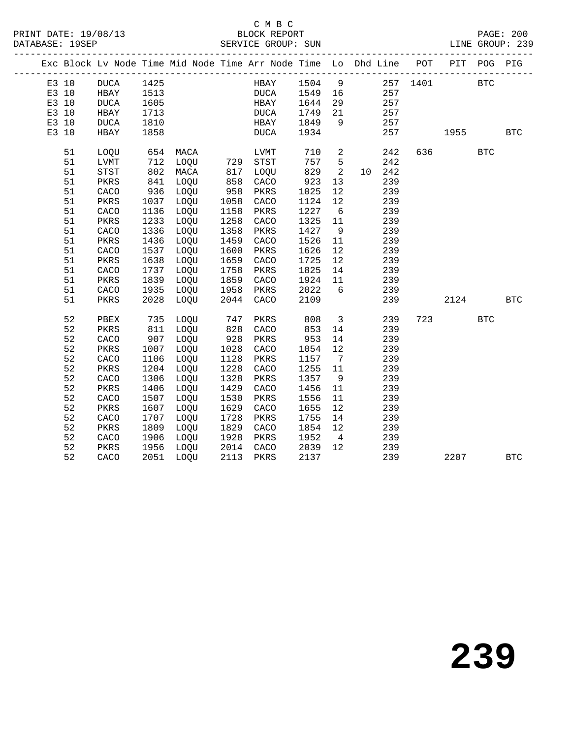C M B C
PRINT DATE: 19/08/13 BLOCK REPORT
DATABASE: 19SEP SERVICE GROUP: SUN LINE GROUP: 239

| Exc | Block | Lv | Node | Time | Mid Node | Time | Arr Node | Time | Lo | Dhd | Line | POT | PIT | POG | PIG |
|---|---|---|---|---|---|---|---|---|---|---|---|---|---|---|---|
| E3 | 10 | | DUCA | 1425 | | | HBAY | 1504 | 9 | | 257 | 1401 | | BTC | |
| E3 | 10 | | HBAY | 1513 | | | DUCA | 1549 | 16 | | 257 | | | | |
| E3 | 10 | | DUCA | 1605 | | | HBAY | 1644 | 29 | | 257 | | | | |
| E3 | 10 | | HBAY | 1713 | | | DUCA | 1749 | 21 | | 257 | | | | |
| E3 | 10 | | DUCA | 1810 | | | HBAY | 1849 | 9 | | 257 | | | | |
| E3 | 10 | | HBAY | 1858 | | | DUCA | 1934 | | | 257 | | 1955 | | BTC |
| | 51 | | LOQU | 654 | MACA | | LVMT | 710 | 2 | | 242 | 636 | | BTC | |
| | 51 | | LVMT | 712 | LOQU | 729 | STST | 757 | 5 | | 242 | | | | |
| | 51 | | STST | 802 | MACA | 817 | LOQU | 829 | 2 | 10 | 242 | | | | |
| | 51 | | PKRS | 841 | LOQU | 858 | CACO | 923 | 13 | | 239 | | | | |
| | 51 | | CACO | 936 | LOQU | 958 | PKRS | 1025 | 12 | | 239 | | | | |
| | 51 | | PKRS | 1037 | LOQU | 1058 | CACO | 1124 | 12 | | 239 | | | | |
| | 51 | | CACO | 1136 | LOQU | 1158 | PKRS | 1227 | 6 | | 239 | | | | |
| | 51 | | PKRS | 1233 | LOQU | 1258 | CACO | 1325 | 11 | | 239 | | | | |
| | 51 | | CACO | 1336 | LOQU | 1358 | PKRS | 1427 | 9 | | 239 | | | | |
| | 51 | | PKRS | 1436 | LOQU | 1459 | CACO | 1526 | 11 | | 239 | | | | |
| | 51 | | CACO | 1537 | LOQU | 1600 | PKRS | 1626 | 12 | | 239 | | | | |
| | 51 | | PKRS | 1638 | LOQU | 1659 | CACO | 1725 | 12 | | 239 | | | | |
| | 51 | | CACO | 1737 | LOQU | 1758 | PKRS | 1825 | 14 | | 239 | | | | |
| | 51 | | PKRS | 1839 | LOQU | 1859 | CACO | 1924 | 11 | | 239 | | | | |
| | 51 | | CACO | 1935 | LOQU | 1958 | PKRS | 2022 | 6 | | 239 | | | | |
| | 51 | | PKRS | 2028 | LOQU | 2044 | CACO | 2109 | | | 239 | | 2124 | | BTC |
| | 52 | | PBEX | 735 | LOQU | 747 | PKRS | 808 | 3 | | 239 | 723 | | BTC | |
| | 52 | | PKRS | 811 | LOQU | 828 | CACO | 853 | 14 | | 239 | | | | |
| | 52 | | CACO | 907 | LOQU | 928 | PKRS | 953 | 14 | | 239 | | | | |
| | 52 | | PKRS | 1007 | LOQU | 1028 | CACO | 1054 | 12 | | 239 | | | | |
| | 52 | | CACO | 1106 | LOQU | 1128 | PKRS | 1157 | 7 | | 239 | | | | |
| | 52 | | PKRS | 1204 | LOQU | 1228 | CACO | 1255 | 11 | | 239 | | | | |
| | 52 | | CACO | 1306 | LOQU | 1328 | PKRS | 1357 | 9 | | 239 | | | | |
| | 52 | | PKRS | 1406 | LOQU | 1429 | CACO | 1456 | 11 | | 239 | | | | |
| | 52 | | CACO | 1507 | LOQU | 1530 | PKRS | 1556 | 11 | | 239 | | | | |
| | 52 | | PKRS | 1607 | LOQU | 1629 | CACO | 1655 | 12 | | 239 | | | | |
| | 52 | | CACO | 1707 | LOQU | 1728 | PKRS | 1755 | 14 | | 239 | | | | |
| | 52 | | PKRS | 1809 | LOQU | 1829 | CACO | 1854 | 12 | | 239 | | | | |
| | 52 | | CACO | 1906 | LOQU | 1928 | PKRS | 1952 | 4 | | 239 | | | | |
| | 52 | | PKRS | 1956 | LOQU | 2014 | CACO | 2039 | 12 | | 239 | | | | |
| | 52 | | CACO | 2051 | LOQU | 2113 | PKRS | 2137 | | | 239 | | 2207 | | BTC |

239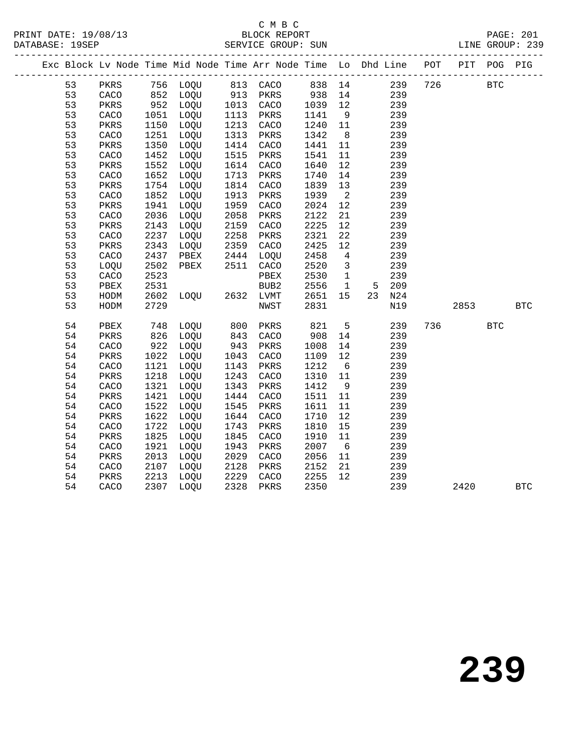C M B C
PRINT DATE: 19/08/13 BLOCK REPORT
DATABASE: 19SEP SERVICE GROUP: SUN LINE GROUP: 239

| Exc | Block | Lv | Node | Time | Mid Node | Time | Arr Node | Time | Lo | Dhd | Line | POT | PIT | POG | PIG |
|---|---|---|---|---|---|---|---|---|---|---|---|---|---|---|---|
| | 53 | | PKRS | 756 | LOQU | 813 | CACO | 838 | 14 | | 239 | 726 | | BTC | |
| | 53 | | CACO | 852 | LOQU | 913 | PKRS | 938 | 14 | | 239 | | | | |
| | 53 | | PKRS | 952 | LOQU | 1013 | CACO | 1039 | 12 | | 239 | | | | |
| | 53 | | CACO | 1051 | LOQU | 1113 | PKRS | 1141 | 9 | | 239 | | | | |
| | 53 | | PKRS | 1150 | LOQU | 1213 | CACO | 1240 | 11 | | 239 | | | | |
| | 53 | | CACO | 1251 | LOQU | 1313 | PKRS | 1342 | 8 | | 239 | | | | |
| | 53 | | PKRS | 1350 | LOQU | 1414 | CACO | 1441 | 11 | | 239 | | | | |
| | 53 | | CACO | 1452 | LOQU | 1515 | PKRS | 1541 | 11 | | 239 | | | | |
| | 53 | | PKRS | 1552 | LOQU | 1614 | CACO | 1640 | 12 | | 239 | | | | |
| | 53 | | CACO | 1652 | LOQU | 1713 | PKRS | 1740 | 14 | | 239 | | | | |
| | 53 | | PKRS | 1754 | LOQU | 1814 | CACO | 1839 | 13 | | 239 | | | | |
| | 53 | | CACO | 1852 | LOQU | 1913 | PKRS | 1939 | 2 | | 239 | | | | |
| | 53 | | PKRS | 1941 | LOQU | 1959 | CACO | 2024 | 12 | | 239 | | | | |
| | 53 | | CACO | 2036 | LOQU | 2058 | PKRS | 2122 | 21 | | 239 | | | | |
| | 53 | | PKRS | 2143 | LOQU | 2159 | CACO | 2225 | 12 | | 239 | | | | |
| | 53 | | CACO | 2237 | LOQU | 2258 | PKRS | 2321 | 22 | | 239 | | | | |
| | 53 | | PKRS | 2343 | LOQU | 2359 | CACO | 2425 | 12 | | 239 | | | | |
| | 53 | | CACO | 2437 | PBEX | 2444 | LOQU | 2458 | 4 | | 239 | | | | |
| | 53 | | LOQU | 2502 | PBEX | 2511 | CACO | 2520 | 3 | | 239 | | | | |
| | 53 | | CACO | 2523 | | | PBEX | 2530 | 1 | | 239 | | | | |
| | 53 | | PBEX | 2531 | | | BUB2 | 2556 | 1 | 5 | 209 | | | | |
| | 53 | | HODM | 2602 | LOQU | 2632 | LVMT | 2651 | 15 | 23 | N24 | | | | |
| | 53 | | HODM | 2729 | | | NWST | 2831 | | | N19 | | 2853 | | BTC |
| | 54 | | PBEX | 748 | LOQU | 800 | PKRS | 821 | 5 | | 239 | 736 | | BTC | |
| | 54 | | PKRS | 826 | LOQU | 843 | CACO | 908 | 14 | | 239 | | | | |
| | 54 | | CACO | 922 | LOQU | 943 | PKRS | 1008 | 14 | | 239 | | | | |
| | 54 | | PKRS | 1022 | LOQU | 1043 | CACO | 1109 | 12 | | 239 | | | | |
| | 54 | | CACO | 1121 | LOQU | 1143 | PKRS | 1212 | 6 | | 239 | | | | |
| | 54 | | PKRS | 1218 | LOQU | 1243 | CACO | 1310 | 11 | | 239 | | | | |
| | 54 | | CACO | 1321 | LOQU | 1343 | PKRS | 1412 | 9 | | 239 | | | | |
| | 54 | | PKRS | 1421 | LOQU | 1444 | CACO | 1511 | 11 | | 239 | | | | |
| | 54 | | CACO | 1522 | LOQU | 1545 | PKRS | 1611 | 11 | | 239 | | | | |
| | 54 | | PKRS | 1622 | LOQU | 1644 | CACO | 1710 | 12 | | 239 | | | | |
| | 54 | | CACO | 1722 | LOQU | 1743 | PKRS | 1810 | 15 | | 239 | | | | |
| | 54 | | PKRS | 1825 | LOQU | 1845 | CACO | 1910 | 11 | | 239 | | | | |
| | 54 | | CACO | 1921 | LOQU | 1943 | PKRS | 2007 | 6 | | 239 | | | | |
| | 54 | | PKRS | 2013 | LOQU | 2029 | CACO | 2056 | 11 | | 239 | | | | |
| | 54 | | CACO | 2107 | LOQU | 2128 | PKRS | 2152 | 21 | | 239 | | | | |
| | 54 | | PKRS | 2213 | LOQU | 2229 | CACO | 2255 | 12 | | 239 | | | | |
| | 54 | | CACO | 2307 | LOQU | 2328 | PKRS | 2350 | | | 239 | | 2420 | | BTC |

239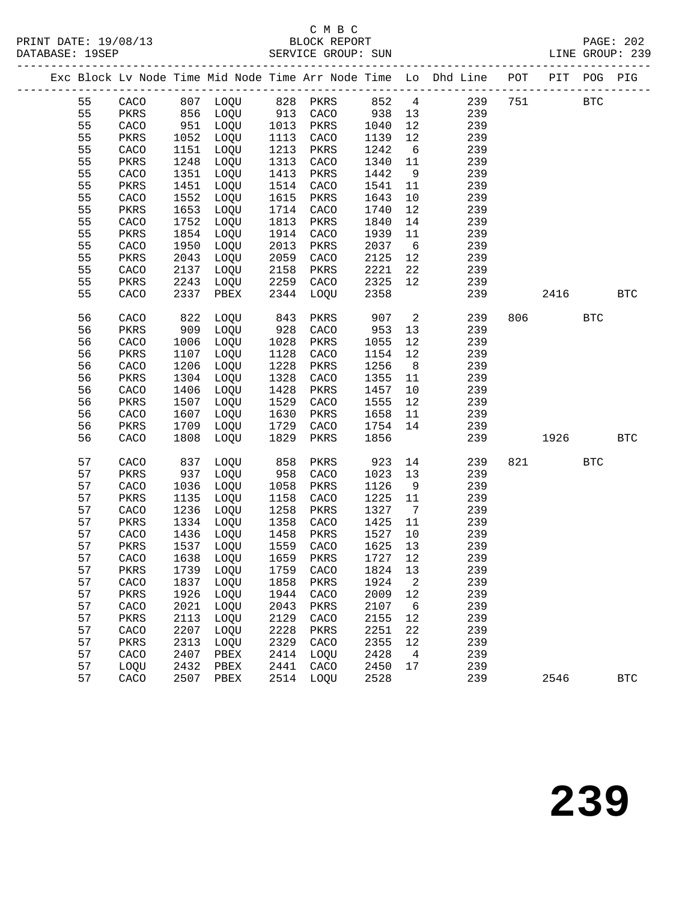C M B C
PRINT DATE: 19/08/13 BLOCK REPORT
DATABASE: 19SEP SERVICE GROUP: SUN LINE GROUP: 239

| Exc | Block | Lv | Node | Time | Mid Node | Time | Arr Node | Time | Lo | Dhd Line | POT | PIT | POG | PIG |
|---|---|---|---|---|---|---|---|---|---|---|---|---|---|---|
| | 55 | | CACO | 807 | LOQU | 828 | PKRS | 852 | 4 | 239 | 751 | | BTC | |
| | 55 | | PKRS | 856 | LOQU | 913 | CACO | 938 | 13 | 239 | | | | |
| | 55 | | CACO | 951 | LOQU | 1013 | PKRS | 1040 | 12 | 239 | | | | |
| | 55 | | PKRS | 1052 | LOQU | 1113 | CACO | 1139 | 12 | 239 | | | | |
| | 55 | | CACO | 1151 | LOQU | 1213 | PKRS | 1242 | 6 | 239 | | | | |
| | 55 | | PKRS | 1248 | LOQU | 1313 | CACO | 1340 | 11 | 239 | | | | |
| | 55 | | CACO | 1351 | LOQU | 1413 | PKRS | 1442 | 9 | 239 | | | | |
| | 55 | | PKRS | 1451 | LOQU | 1514 | CACO | 1541 | 11 | 239 | | | | |
| | 55 | | CACO | 1552 | LOQU | 1615 | PKRS | 1643 | 10 | 239 | | | | |
| | 55 | | PKRS | 1653 | LOQU | 1714 | CACO | 1740 | 12 | 239 | | | | |
| | 55 | | CACO | 1752 | LOQU | 1813 | PKRS | 1840 | 14 | 239 | | | | |
| | 55 | | PKRS | 1854 | LOQU | 1914 | CACO | 1939 | 11 | 239 | | | | |
| | 55 | | CACO | 1950 | LOQU | 2013 | PKRS | 2037 | 6 | 239 | | | | |
| | 55 | | PKRS | 2043 | LOQU | 2059 | CACO | 2125 | 12 | 239 | | | | |
| | 55 | | CACO | 2137 | LOQU | 2158 | PKRS | 2221 | 22 | 239 | | | | |
| | 55 | | PKRS | 2243 | LOQU | 2259 | CACO | 2325 | 12 | 239 | | | | |
| | 55 | | CACO | 2337 | PBEX | 2344 | LOQU | 2358 | | 239 | | 2416 | | BTC |
| | 56 | | CACO | 822 | LOQU | 843 | PKRS | 907 | 2 | 239 | 806 | | BTC | |
| | 56 | | PKRS | 909 | LOQU | 928 | CACO | 953 | 13 | 239 | | | | |
| | 56 | | CACO | 1006 | LOQU | 1028 | PKRS | 1055 | 12 | 239 | | | | |
| | 56 | | PKRS | 1107 | LOQU | 1128 | CACO | 1154 | 12 | 239 | | | | |
| | 56 | | CACO | 1206 | LOQU | 1228 | PKRS | 1256 | 8 | 239 | | | | |
| | 56 | | PKRS | 1304 | LOQU | 1328 | CACO | 1355 | 11 | 239 | | | | |
| | 56 | | CACO | 1406 | LOQU | 1428 | PKRS | 1457 | 10 | 239 | | | | |
| | 56 | | PKRS | 1507 | LOQU | 1529 | CACO | 1555 | 12 | 239 | | | | |
| | 56 | | CACO | 1607 | LOQU | 1630 | PKRS | 1658 | 11 | 239 | | | | |
| | 56 | | PKRS | 1709 | LOQU | 1729 | CACO | 1754 | 14 | 239 | | | | |
| | 56 | | CACO | 1808 | LOQU | 1829 | PKRS | 1856 | | 239 | | 1926 | | BTC |
| | 57 | | CACO | 837 | LOQU | 858 | PKRS | 923 | 14 | 239 | 821 | | BTC | |
| | 57 | | PKRS | 937 | LOQU | 958 | CACO | 1023 | 13 | 239 | | | | |
| | 57 | | CACO | 1036 | LOQU | 1058 | PKRS | 1126 | 9 | 239 | | | | |
| | 57 | | PKRS | 1135 | LOQU | 1158 | CACO | 1225 | 11 | 239 | | | | |
| | 57 | | CACO | 1236 | LOQU | 1258 | PKRS | 1327 | 7 | 239 | | | | |
| | 57 | | PKRS | 1334 | LOQU | 1358 | CACO | 1425 | 11 | 239 | | | | |
| | 57 | | CACO | 1436 | LOQU | 1458 | PKRS | 1527 | 10 | 239 | | | | |
| | 57 | | PKRS | 1537 | LOQU | 1559 | CACO | 1625 | 13 | 239 | | | | |
| | 57 | | CACO | 1638 | LOQU | 1659 | PKRS | 1727 | 12 | 239 | | | | |
| | 57 | | PKRS | 1739 | LOQU | 1759 | CACO | 1824 | 13 | 239 | | | | |
| | 57 | | CACO | 1837 | LOQU | 1858 | PKRS | 1924 | 2 | 239 | | | | |
| | 57 | | PKRS | 1926 | LOQU | 1944 | CACO | 2009 | 12 | 239 | | | | |
| | 57 | | CACO | 2021 | LOQU | 2043 | PKRS | 2107 | 6 | 239 | | | | |
| | 57 | | PKRS | 2113 | LOQU | 2129 | CACO | 2155 | 12 | 239 | | | | |
| | 57 | | CACO | 2207 | LOQU | 2228 | PKRS | 2251 | 22 | 239 | | | | |
| | 57 | | PKRS | 2313 | LOQU | 2329 | CACO | 2355 | 12 | 239 | | | | |
| | 57 | | CACO | 2407 | PBEX | 2414 | LOQU | 2428 | 4 | 239 | | | | |
| | 57 | | LOQU | 2432 | PBEX | 2441 | CACO | 2450 | 17 | 239 | | | | |
| | 57 | | CACO | 2507 | PBEX | 2514 | LOQU | 2528 | | 239 | | 2546 | | BTC |

239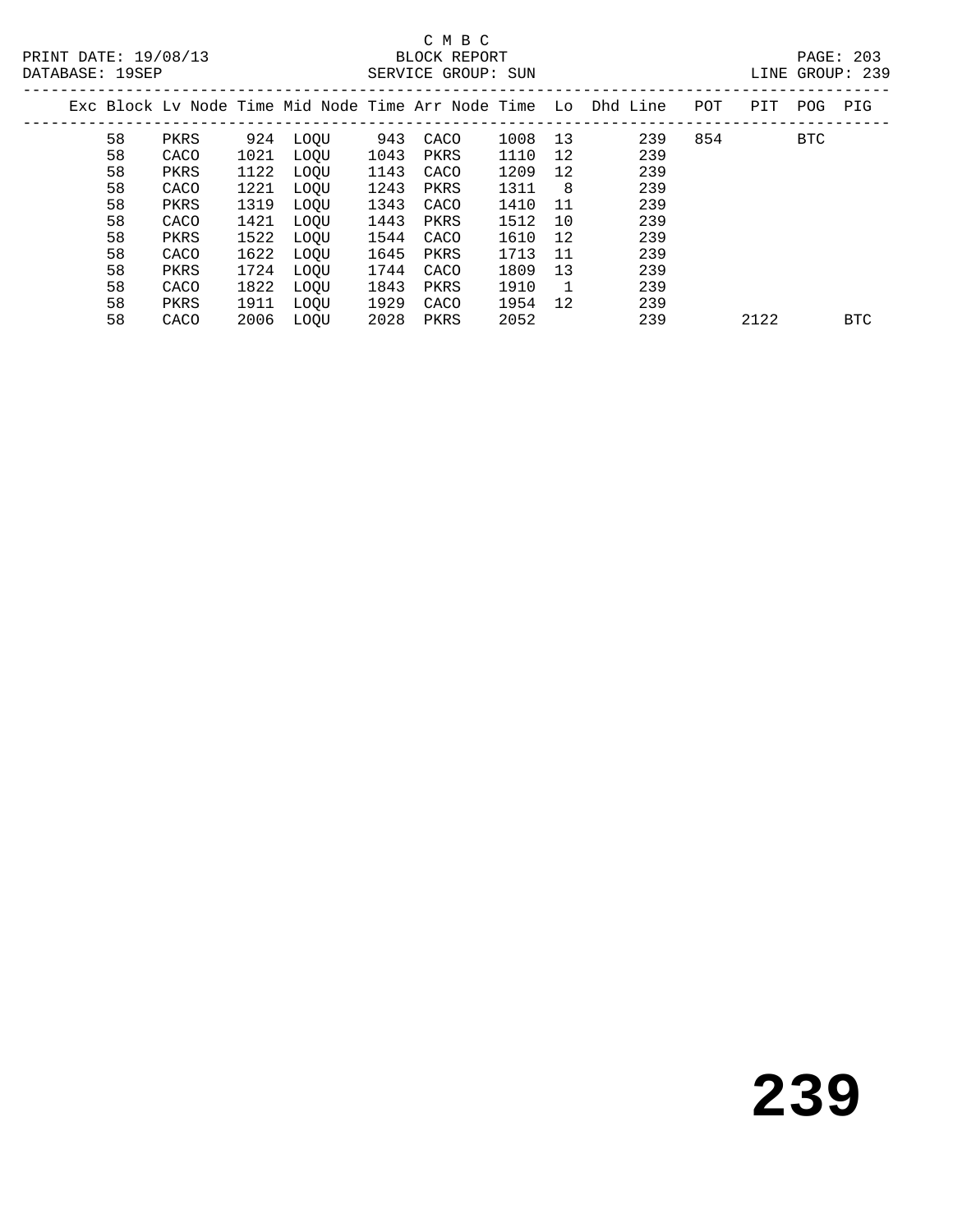C M B C
PRINT DATE: 19/08/13 BLOCK REPORT
DATABASE: 19SEP SERVICE GROUP: SUN LINE GROUP: 239

| Exc | Block | Lv Node | Time | Mid Node | Time | Arr Node | Time | Lo | Dhd Line | POT | PIT | POG | PIG |
|---|---|---|---|---|---|---|---|---|---|---|---|---|---|
| | 58 | PKRS | 924 | LOQU | 943 | CACO | 1008 | 13 | 239 | 854 | | BTC | |
| | 58 | CACO | 1021 | LOQU | 1043 | PKRS | 1110 | 12 | 239 | | | | |
| | 58 | PKRS | 1122 | LOQU | 1143 | CACO | 1209 | 12 | 239 | | | | |
| | 58 | CACO | 1221 | LOQU | 1243 | PKRS | 1311 | 8 | 239 | | | | |
| | 58 | PKRS | 1319 | LOQU | 1343 | CACO | 1410 | 11 | 239 | | | | |
| | 58 | CACO | 1421 | LOQU | 1443 | PKRS | 1512 | 10 | 239 | | | | |
| | 58 | PKRS | 1522 | LOQU | 1544 | CACO | 1610 | 12 | 239 | | | | |
| | 58 | CACO | 1622 | LOQU | 1645 | PKRS | 1713 | 11 | 239 | | | | |
| | 58 | PKRS | 1724 | LOQU | 1744 | CACO | 1809 | 13 | 239 | | | | |
| | 58 | CACO | 1822 | LOQU | 1843 | PKRS | 1910 | 1 | 239 | | | | |
| | 58 | PKRS | 1911 | LOQU | 1929 | CACO | 1954 | 12 | 239 | | | | |
| | 58 | CACO | 2006 | LOQU | 2028 | PKRS | 2052 | | 239 | | 2122 | | BTC |

# 239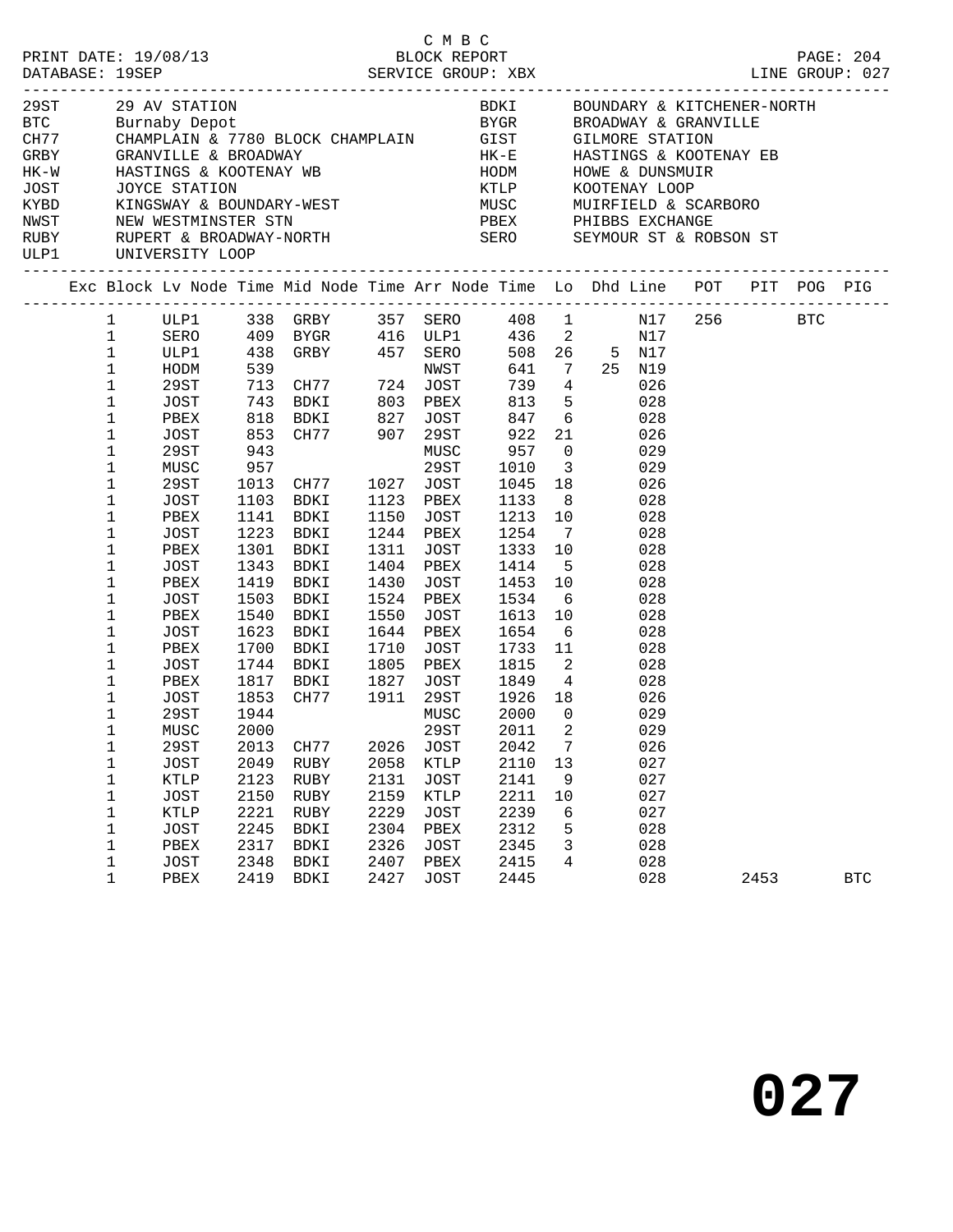C M B C

PRINT DATE: 19/08/13 BLOCK REPORT
DATABASE: 19SEP SERVICE GROUP: XBX LINE GROUP: 027

| Code | Name | Code | Name |
|---|---|---|---|
| 29ST | 29 AV STATION | BDKI | BOUNDARY & KITCHENER-NORTH |
| BTC | Burnaby Depot | BYGR | BROADWAY & GRANVILLE |
| CH77 | CHAMPLAIN & 7780 BLOCK CHAMPLAIN | GIST | GILMORE STATION |
| GRBY | GRANVILLE & BROADWAY | HK-E | HASTINGS & KOOTENAY EB |
| HK-W | HASTINGS & KOOTENAY WB | HODM | HOWE & DUNSMUIR |
| JOST | JOYCE STATION | KTLP | KOOTENAY LOOP |
| KYBD | KINGSWAY & BOUNDARY-WEST | MUSC | MUIRFIELD & SCARBORO |
| NWST | NEW WESTMINSTER STN | PBEX | PHIBBS EXCHANGE |
| RUBY | RUPERT & BROADWAY-NORTH | SERO | SEYMOUR ST & ROBSON ST |
| ULP1 | UNIVERSITY LOOP | | |

| Exc | Block | Lv | Node | Time | Mid Node | Time | Arr Node | Time | Lo | Dhd | Line | POT | PIT | POG | PIG |
|---|---|---|---|---|---|---|---|---|---|---|---|---|---|---|---|
| | 1 | | ULP1 | 338 | GRBY | 357 | SERO | 408 | 1 | | N17 | 256 | | BTC | |
| | 1 | | SERO | 409 | BYGR | 416 | ULP1 | 436 | 2 | | N17 | | | | |
| | 1 | | ULP1 | 438 | GRBY | 457 | SERO | 508 | 26 | 5 | N17 | | | | |
| | 1 | | HODM | 539 | | | NWST | 641 | 7 | 25 | N19 | | | | |
| | 1 | | 29ST | 713 | CH77 | 724 | JOST | 739 | 4 | | 026 | | | | |
| | 1 | | JOST | 743 | BDKI | 803 | PBEX | 813 | 5 | | 028 | | | | |
| | 1 | | PBEX | 818 | BDKI | 827 | JOST | 847 | 6 | | 028 | | | | |
| | 1 | | JOST | 853 | CH77 | 907 | 29ST | 922 | 21 | | 026 | | | | |
| | 1 | | 29ST | 943 | | | MUSC | 957 | 0 | | 029 | | | | |
| | 1 | | MUSC | 957 | | | 29ST | 1010 | 3 | | 029 | | | | |
| | 1 | | 29ST | 1013 | CH77 | 1027 | JOST | 1045 | 18 | | 026 | | | | |
| | 1 | | JOST | 1103 | BDKI | 1123 | PBEX | 1133 | 8 | | 028 | | | | |
| | 1 | | PBEX | 1141 | BDKI | 1150 | JOST | 1213 | 10 | | 028 | | | | |
| | 1 | | JOST | 1223 | BDKI | 1244 | PBEX | 1254 | 7 | | 028 | | | | |
| | 1 | | PBEX | 1301 | BDKI | 1311 | JOST | 1333 | 10 | | 028 | | | | |
| | 1 | | JOST | 1343 | BDKI | 1404 | PBEX | 1414 | 5 | | 028 | | | | |
| | 1 | | PBEX | 1419 | BDKI | 1430 | JOST | 1453 | 10 | | 028 | | | | |
| | 1 | | JOST | 1503 | BDKI | 1524 | PBEX | 1534 | 6 | | 028 | | | | |
| | 1 | | PBEX | 1540 | BDKI | 1550 | JOST | 1613 | 10 | | 028 | | | | |
| | 1 | | JOST | 1623 | BDKI | 1644 | PBEX | 1654 | 6 | | 028 | | | | |
| | 1 | | PBEX | 1700 | BDKI | 1710 | JOST | 1733 | 11 | | 028 | | | | |
| | 1 | | JOST | 1744 | BDKI | 1805 | PBEX | 1815 | 2 | | 028 | | | | |
| | 1 | | PBEX | 1817 | BDKI | 1827 | JOST | 1849 | 4 | | 028 | | | | |
| | 1 | | JOST | 1853 | CH77 | 1911 | 29ST | 1926 | 18 | | 026 | | | | |
| | 1 | | 29ST | 1944 | | | MUSC | 2000 | 0 | | 029 | | | | |
| | 1 | | MUSC | 2000 | | | 29ST | 2011 | 2 | | 029 | | | | |
| | 1 | | 29ST | 2013 | CH77 | 2026 | JOST | 2042 | 7 | | 026 | | | | |
| | 1 | | JOST | 2049 | RUBY | 2058 | KTLP | 2110 | 13 | | 027 | | | | |
| | 1 | | KTLP | 2123 | RUBY | 2131 | JOST | 2141 | 9 | | 027 | | | | |
| | 1 | | JOST | 2150 | RUBY | 2159 | KTLP | 2211 | 10 | | 027 | | | | |
| | 1 | | KTLP | 2221 | RUBY | 2229 | JOST | 2239 | 6 | | 027 | | | | |
| | 1 | | JOST | 2245 | BDKI | 2304 | PBEX | 2312 | 5 | | 028 | | | | |
| | 1 | | PBEX | 2317 | BDKI | 2326 | JOST | 2345 | 3 | | 028 | | | | |
| | 1 | | JOST | 2348 | BDKI | 2407 | PBEX | 2415 | 4 | | 028 | | | | |
| | 1 | | PBEX | 2419 | BDKI | 2427 | JOST | 2445 | | | 028 | | 2453 | | BTC |

# 027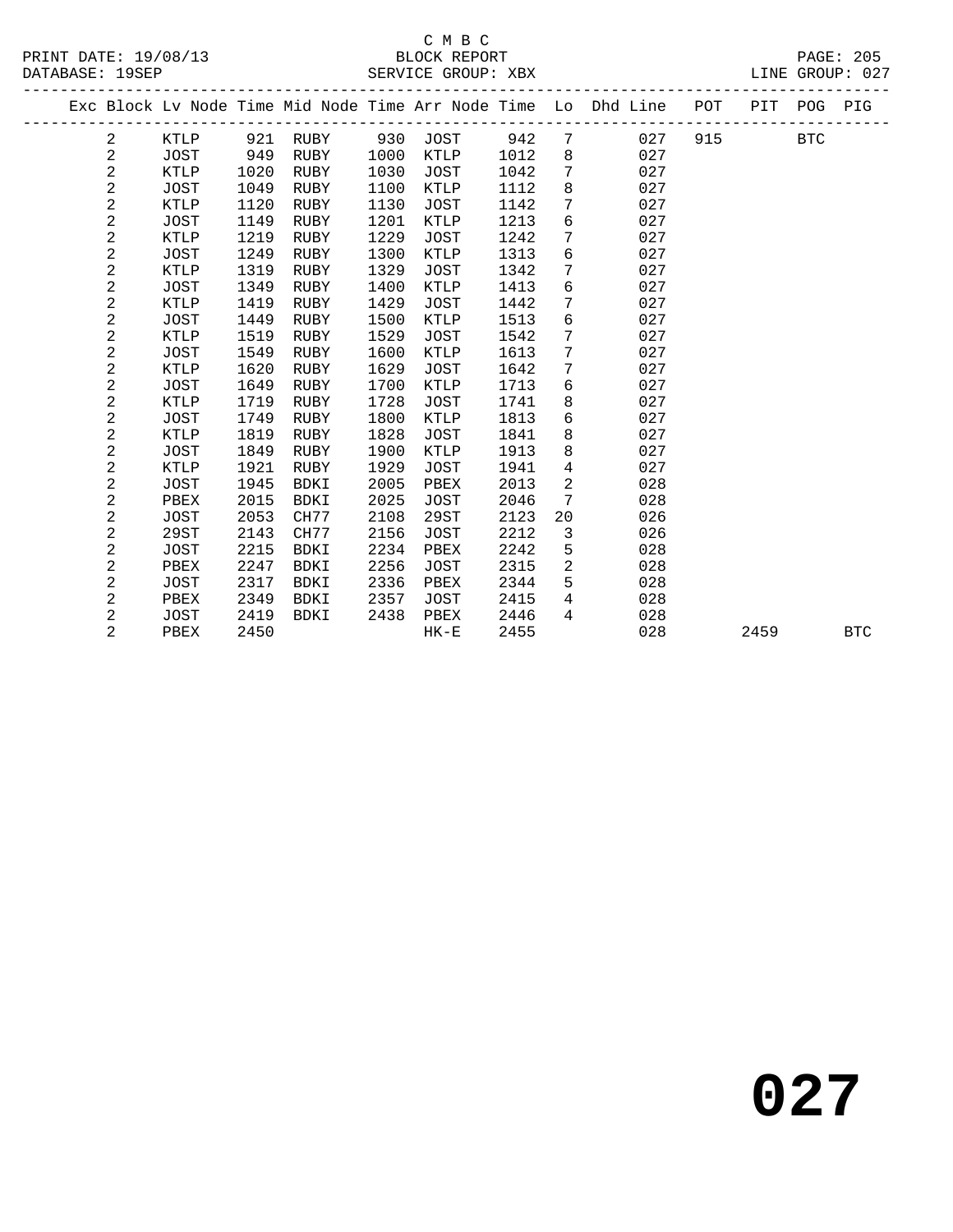C M B C
PRINT DATE: 19/08/13 BLOCK REPORT
DATABASE: 19SEP SERVICE GROUP: XBX LINE GROUP: 027

| Exc | Block | Lv | Node | Time | Mid Node | Time | Arr Node | Time | Lo | Dhd Line | POT | PIT | POG | PIG |
|---|---|---|---|---|---|---|---|---|---|---|---|---|---|---|
| | 2 | | KTLP | 921 | RUBY | 930 | JOST | 942 | 7 | 027 | 915 | | BTC | |
| | 2 | | JOST | 949 | RUBY | 1000 | KTLP | 1012 | 8 | 027 | | | | |
| | 2 | | KTLP | 1020 | RUBY | 1030 | JOST | 1042 | 7 | 027 | | | | |
| | 2 | | JOST | 1049 | RUBY | 1100 | KTLP | 1112 | 8 | 027 | | | | |
| | 2 | | KTLP | 1120 | RUBY | 1130 | JOST | 1142 | 7 | 027 | | | | |
| | 2 | | JOST | 1149 | RUBY | 1201 | KTLP | 1213 | 6 | 027 | | | | |
| | 2 | | KTLP | 1219 | RUBY | 1229 | JOST | 1242 | 7 | 027 | | | | |
| | 2 | | JOST | 1249 | RUBY | 1300 | KTLP | 1313 | 6 | 027 | | | | |
| | 2 | | KTLP | 1319 | RUBY | 1329 | JOST | 1342 | 7 | 027 | | | | |
| | 2 | | JOST | 1349 | RUBY | 1400 | KTLP | 1413 | 6 | 027 | | | | |
| | 2 | | KTLP | 1419 | RUBY | 1429 | JOST | 1442 | 7 | 027 | | | | |
| | 2 | | JOST | 1449 | RUBY | 1500 | KTLP | 1513 | 6 | 027 | | | | |
| | 2 | | KTLP | 1519 | RUBY | 1529 | JOST | 1542 | 7 | 027 | | | | |
| | 2 | | JOST | 1549 | RUBY | 1600 | KTLP | 1613 | 7 | 027 | | | | |
| | 2 | | KTLP | 1620 | RUBY | 1629 | JOST | 1642 | 7 | 027 | | | | |
| | 2 | | JOST | 1649 | RUBY | 1700 | KTLP | 1713 | 6 | 027 | | | | |
| | 2 | | KTLP | 1719 | RUBY | 1728 | JOST | 1741 | 8 | 027 | | | | |
| | 2 | | JOST | 1749 | RUBY | 1800 | KTLP | 1813 | 6 | 027 | | | | |
| | 2 | | KTLP | 1819 | RUBY | 1828 | JOST | 1841 | 8 | 027 | | | | |
| | 2 | | JOST | 1849 | RUBY | 1900 | KTLP | 1913 | 8 | 027 | | | | |
| | 2 | | KTLP | 1921 | RUBY | 1929 | JOST | 1941 | 4 | 027 | | | | |
| | 2 | | JOST | 1945 | BDKI | 2005 | PBEX | 2013 | 2 | 028 | | | | |
| | 2 | | PBEX | 2015 | BDKI | 2025 | JOST | 2046 | 7 | 028 | | | | |
| | 2 | | JOST | 2053 | CH77 | 2108 | 29ST | 2123 | 20 | 026 | | | | |
| | 2 | | 29ST | 2143 | CH77 | 2156 | JOST | 2212 | 3 | 026 | | | | |
| | 2 | | JOST | 2215 | BDKI | 2234 | PBEX | 2242 | 5 | 028 | | | | |
| | 2 | | PBEX | 2247 | BDKI | 2256 | JOST | 2315 | 2 | 028 | | | | |
| | 2 | | JOST | 2317 | BDKI | 2336 | PBEX | 2344 | 5 | 028 | | | | |
| | 2 | | PBEX | 2349 | BDKI | 2357 | JOST | 2415 | 4 | 028 | | | | |
| | 2 | | JOST | 2419 | BDKI | 2438 | PBEX | 2446 | 4 | 028 | | | | |
| | 2 | | PBEX | 2450 | | | HK-E | 2455 | | 028 | | 2459 | | BTC |

# 027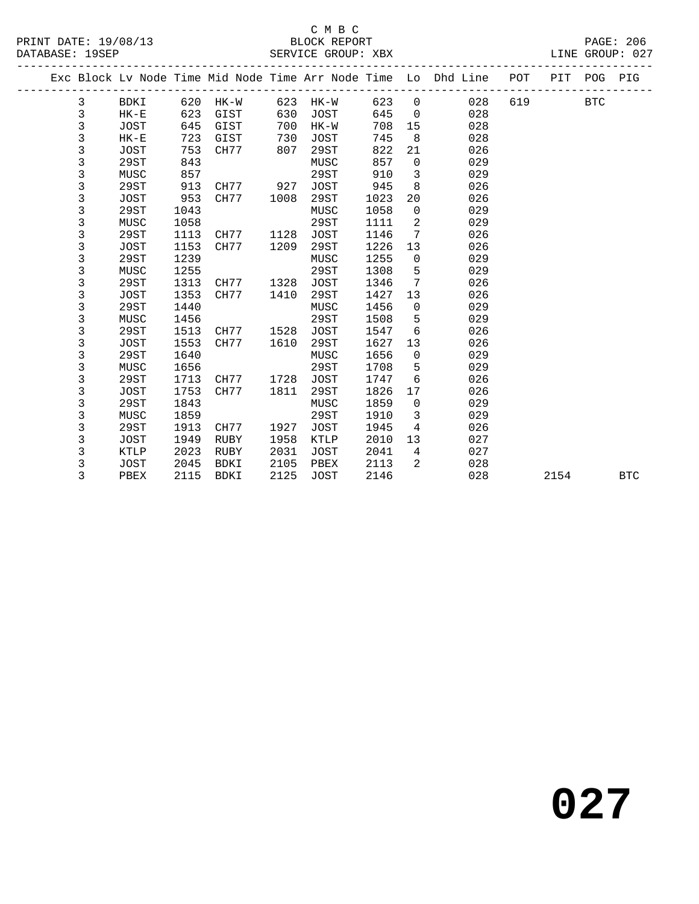C M B C
BLOCK REPORT
SERVICE GROUP: XBX

PRINT DATE: 19/08/13
DATABASE: 19SEP
LINE GROUP: 027

| Exc | Block | Lv | Node | Time | Mid Node | Time | Arr Node | Time | Lo | Dhd Line | POT | PIT | POG | PIG |
|---|---|---|---|---|---|---|---|---|---|---|---|---|---|---|
| | 3 | | BDKI | 620 | HK-W | 623 | HK-W | 623 | 0 | 028 | 619 | | BTC | |
| | 3 | | HK-E | 623 | GIST | 630 | JOST | 645 | 0 | 028 | | | | |
| | 3 | | JOST | 645 | GIST | 700 | HK-W | 708 | 15 | 028 | | | | |
| | 3 | | HK-E | 723 | GIST | 730 | JOST | 745 | 8 | 028 | | | | |
| | 3 | | JOST | 753 | CH77 | 807 | 29ST | 822 | 21 | 026 | | | | |
| | 3 | | 29ST | 843 | | | MUSC | 857 | 0 | 029 | | | | |
| | 3 | | MUSC | 857 | | | 29ST | 910 | 3 | 029 | | | | |
| | 3 | | 29ST | 913 | CH77 | 927 | JOST | 945 | 8 | 026 | | | | |
| | 3 | | JOST | 953 | CH77 | 1008 | 29ST | 1023 | 20 | 026 | | | | |
| | 3 | | 29ST | 1043 | | | MUSC | 1058 | 0 | 029 | | | | |
| | 3 | | MUSC | 1058 | | | 29ST | 1111 | 2 | 029 | | | | |
| | 3 | | 29ST | 1113 | CH77 | 1128 | JOST | 1146 | 7 | 026 | | | | |
| | 3 | | JOST | 1153 | CH77 | 1209 | 29ST | 1226 | 13 | 026 | | | | |
| | 3 | | 29ST | 1239 | | | MUSC | 1255 | 0 | 029 | | | | |
| | 3 | | MUSC | 1255 | | | 29ST | 1308 | 5 | 029 | | | | |
| | 3 | | 29ST | 1313 | CH77 | 1328 | JOST | 1346 | 7 | 026 | | | | |
| | 3 | | JOST | 1353 | CH77 | 1410 | 29ST | 1427 | 13 | 026 | | | | |
| | 3 | | 29ST | 1440 | | | MUSC | 1456 | 0 | 029 | | | | |
| | 3 | | MUSC | 1456 | | | 29ST | 1508 | 5 | 029 | | | | |
| | 3 | | 29ST | 1513 | CH77 | 1528 | JOST | 1547 | 6 | 026 | | | | |
| | 3 | | JOST | 1553 | CH77 | 1610 | 29ST | 1627 | 13 | 026 | | | | |
| | 3 | | 29ST | 1640 | | | MUSC | 1656 | 0 | 029 | | | | |
| | 3 | | MUSC | 1656 | | | 29ST | 1708 | 5 | 029 | | | | |
| | 3 | | 29ST | 1713 | CH77 | 1728 | JOST | 1747 | 6 | 026 | | | | |
| | 3 | | JOST | 1753 | CH77 | 1811 | 29ST | 1826 | 17 | 026 | | | | |
| | 3 | | 29ST | 1843 | | | MUSC | 1859 | 0 | 029 | | | | |
| | 3 | | MUSC | 1859 | | | 29ST | 1910 | 3 | 029 | | | | |
| | 3 | | 29ST | 1913 | CH77 | 1927 | JOST | 1945 | 4 | 026 | | | | |
| | 3 | | JOST | 1949 | RUBY | 1958 | KTLP | 2010 | 13 | 027 | | | | |
| | 3 | | KTLP | 2023 | RUBY | 2031 | JOST | 2041 | 4 | 027 | | | | |
| | 3 | | JOST | 2045 | BDKI | 2105 | PBEX | 2113 | 2 | 028 | | | | |
| | 3 | | PBEX | 2115 | BDKI | 2125 | JOST | 2146 | | 028 | | 2154 | | BTC |

# 027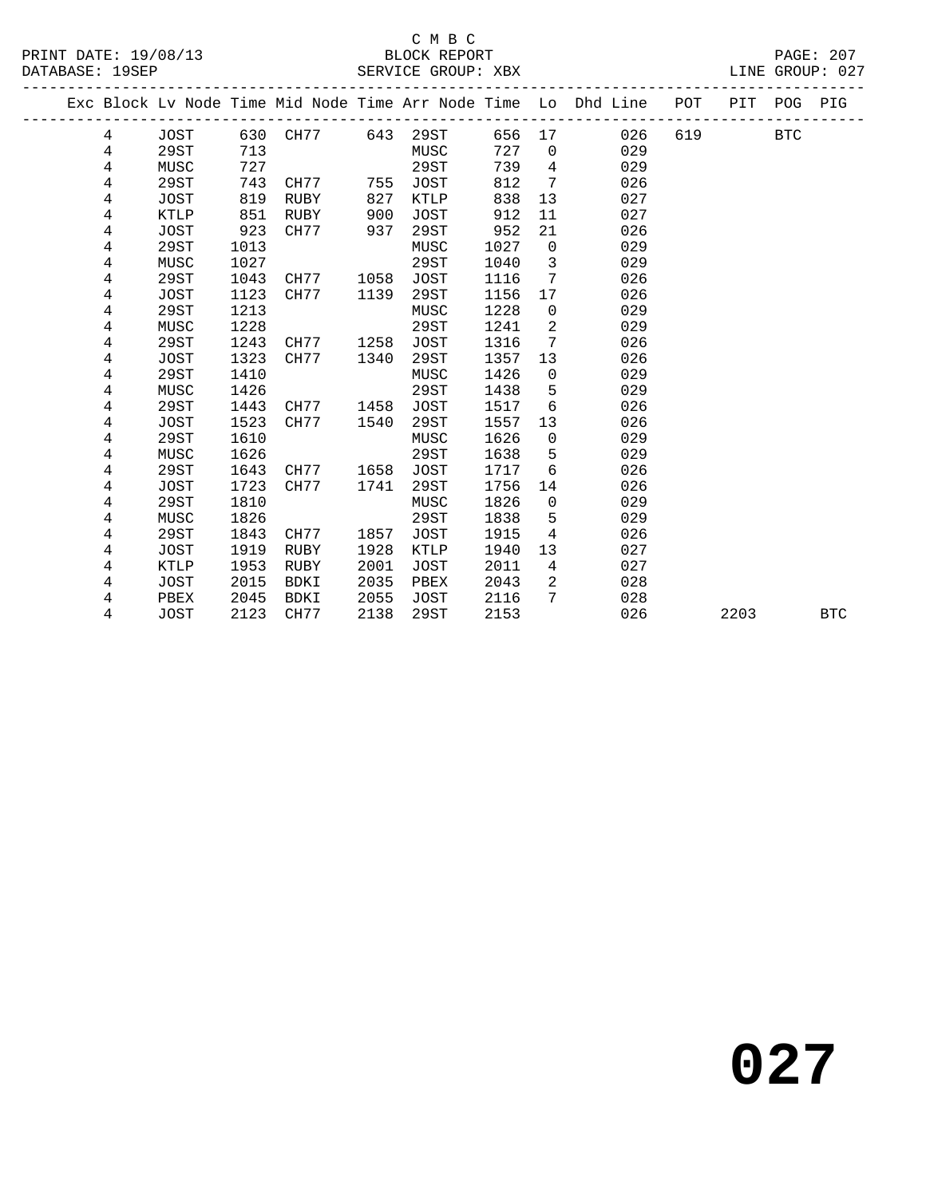C M B C
BLOCK REPORT
SERVICE GROUP: XBX

PRINT DATE: 19/08/13
DATABASE: 19SEP
LINE GROUP: 027

| Exc | Block | Lv | Node | Time | Mid Node | Time | Arr Node | Time | Lo | Dhd Line | POT | PIT | POG | PIG |
|---|---|---|---|---|---|---|---|---|---|---|---|---|---|---|
| | 4 | | JOST | 630 | CH77 | 643 | 29ST | 656 | 17 | 026 | 619 | | BTC | |
| | 4 | | 29ST | 713 | | | MUSC | 727 | 0 | 029 | | | | |
| | 4 | | MUSC | 727 | | | 29ST | 739 | 4 | 029 | | | | |
| | 4 | | 29ST | 743 | CH77 | 755 | JOST | 812 | 7 | 026 | | | | |
| | 4 | | JOST | 819 | RUBY | 827 | KTLP | 838 | 13 | 027 | | | | |
| | 4 | | KTLP | 851 | RUBY | 900 | JOST | 912 | 11 | 027 | | | | |
| | 4 | | JOST | 923 | CH77 | 937 | 29ST | 952 | 21 | 026 | | | | |
| | 4 | | 29ST | 1013 | | | MUSC | 1027 | 0 | 029 | | | | |
| | 4 | | MUSC | 1027 | | | 29ST | 1040 | 3 | 029 | | | | |
| | 4 | | 29ST | 1043 | CH77 | 1058 | JOST | 1116 | 7 | 026 | | | | |
| | 4 | | JOST | 1123 | CH77 | 1139 | 29ST | 1156 | 17 | 026 | | | | |
| | 4 | | 29ST | 1213 | | | MUSC | 1228 | 0 | 029 | | | | |
| | 4 | | MUSC | 1228 | | | 29ST | 1241 | 2 | 029 | | | | |
| | 4 | | 29ST | 1243 | CH77 | 1258 | JOST | 1316 | 7 | 026 | | | | |
| | 4 | | JOST | 1323 | CH77 | 1340 | 29ST | 1357 | 13 | 026 | | | | |
| | 4 | | 29ST | 1410 | | | MUSC | 1426 | 0 | 029 | | | | |
| | 4 | | MUSC | 1426 | | | 29ST | 1438 | 5 | 029 | | | | |
| | 4 | | 29ST | 1443 | CH77 | 1458 | JOST | 1517 | 6 | 026 | | | | |
| | 4 | | JOST | 1523 | CH77 | 1540 | 29ST | 1557 | 13 | 026 | | | | |
| | 4 | | 29ST | 1610 | | | MUSC | 1626 | 0 | 029 | | | | |
| | 4 | | MUSC | 1626 | | | 29ST | 1638 | 5 | 029 | | | | |
| | 4 | | 29ST | 1643 | CH77 | 1658 | JOST | 1717 | 6 | 026 | | | | |
| | 4 | | JOST | 1723 | CH77 | 1741 | 29ST | 1756 | 14 | 026 | | | | |
| | 4 | | 29ST | 1810 | | | MUSC | 1826 | 0 | 029 | | | | |
| | 4 | | MUSC | 1826 | | | 29ST | 1838 | 5 | 029 | | | | |
| | 4 | | 29ST | 1843 | CH77 | 1857 | JOST | 1915 | 4 | 026 | | | | |
| | 4 | | JOST | 1919 | RUBY | 1928 | KTLP | 1940 | 13 | 027 | | | | |
| | 4 | | KTLP | 1953 | RUBY | 2001 | JOST | 2011 | 4 | 027 | | | | |
| | 4 | | JOST | 2015 | BDKI | 2035 | PBEX | 2043 | 2 | 028 | | | | |
| | 4 | | PBEX | 2045 | BDKI | 2055 | JOST | 2116 | 7 | 028 | | | | |
| | 4 | | JOST | 2123 | CH77 | 2138 | 29ST | 2153 | | 026 | | 2203 | | BTC |

027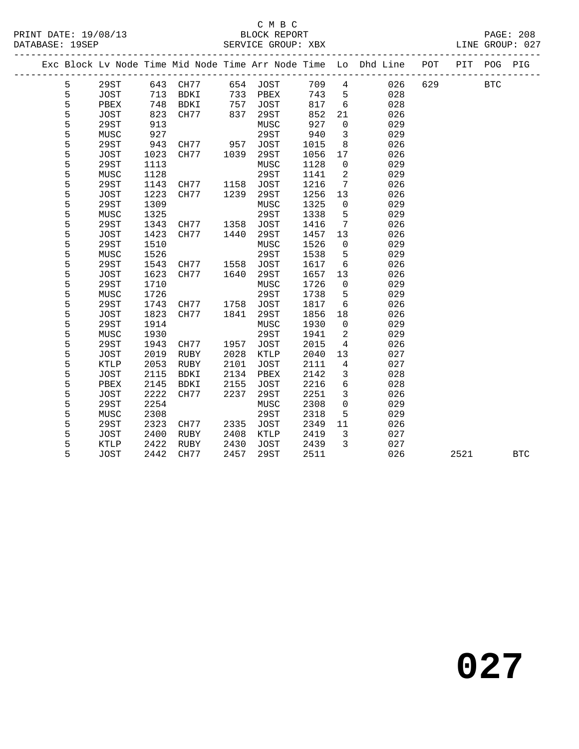C M B C

PRINT DATE: 19/08/13 BLOCK REPORT

DATABASE: 19SEP SERVICE GROUP: XBX LINE GROUP: 027

| Exc | Block | Lv | Node | Time | Mid Node | Time | Arr Node | Time | Lo | Dhd Line | POT | PIT | POG | PIG |
|---|---|---|---|---|---|---|---|---|---|---|---|---|---|---|
| | 5 | | 29ST | 643 | CH77 | 654 | JOST | 709 | 4 | 026 | 629 | | BTC | |
| | 5 | | JOST | 713 | BDKI | 733 | PBEX | 743 | 5 | 028 | | | | |
| | 5 | | PBEX | 748 | BDKI | 757 | JOST | 817 | 6 | 028 | | | | |
| | 5 | | JOST | 823 | CH77 | 837 | 29ST | 852 | 21 | 026 | | | | |
| | 5 | | 29ST | 913 | | | MUSC | 927 | 0 | 029 | | | | |
| | 5 | | MUSC | 927 | | | 29ST | 940 | 3 | 029 | | | | |
| | 5 | | 29ST | 943 | CH77 | 957 | JOST | 1015 | 8 | 026 | | | | |
| | 5 | | JOST | 1023 | CH77 | 1039 | 29ST | 1056 | 17 | 026 | | | | |
| | 5 | | 29ST | 1113 | | | MUSC | 1128 | 0 | 029 | | | | |
| | 5 | | MUSC | 1128 | | | 29ST | 1141 | 2 | 029 | | | | |
| | 5 | | 29ST | 1143 | CH77 | 1158 | JOST | 1216 | 7 | 026 | | | | |
| | 5 | | JOST | 1223 | CH77 | 1239 | 29ST | 1256 | 13 | 026 | | | | |
| | 5 | | 29ST | 1309 | | | MUSC | 1325 | 0 | 029 | | | | |
| | 5 | | MUSC | 1325 | | | 29ST | 1338 | 5 | 029 | | | | |
| | 5 | | 29ST | 1343 | CH77 | 1358 | JOST | 1416 | 7 | 026 | | | | |
| | 5 | | JOST | 1423 | CH77 | 1440 | 29ST | 1457 | 13 | 026 | | | | |
| | 5 | | 29ST | 1510 | | | MUSC | 1526 | 0 | 029 | | | | |
| | 5 | | MUSC | 1526 | | | 29ST | 1538 | 5 | 029 | | | | |
| | 5 | | 29ST | 1543 | CH77 | 1558 | JOST | 1617 | 6 | 026 | | | | |
| | 5 | | JOST | 1623 | CH77 | 1640 | 29ST | 1657 | 13 | 026 | | | | |
| | 5 | | 29ST | 1710 | | | MUSC | 1726 | 0 | 029 | | | | |
| | 5 | | MUSC | 1726 | | | 29ST | 1738 | 5 | 029 | | | | |
| | 5 | | 29ST | 1743 | CH77 | 1758 | JOST | 1817 | 6 | 026 | | | | |
| | 5 | | JOST | 1823 | CH77 | 1841 | 29ST | 1856 | 18 | 026 | | | | |
| | 5 | | 29ST | 1914 | | | MUSC | 1930 | 0 | 029 | | | | |
| | 5 | | MUSC | 1930 | | | 29ST | 1941 | 2 | 029 | | | | |
| | 5 | | 29ST | 1943 | CH77 | 1957 | JOST | 2015 | 4 | 026 | | | | |
| | 5 | | JOST | 2019 | RUBY | 2028 | KTLP | 2040 | 13 | 027 | | | | |
| | 5 | | KTLP | 2053 | RUBY | 2101 | JOST | 2111 | 4 | 027 | | | | |
| | 5 | | JOST | 2115 | BDKI | 2134 | PBEX | 2142 | 3 | 028 | | | | |
| | 5 | | PBEX | 2145 | BDKI | 2155 | JOST | 2216 | 6 | 028 | | | | |
| | 5 | | JOST | 2222 | CH77 | 2237 | 29ST | 2251 | 3 | 026 | | | | |
| | 5 | | 29ST | 2254 | | | MUSC | 2308 | 0 | 029 | | | | |
| | 5 | | MUSC | 2308 | | | 29ST | 2318 | 5 | 029 | | | | |
| | 5 | | 29ST | 2323 | CH77 | 2335 | JOST | 2349 | 11 | 026 | | | | |
| | 5 | | JOST | 2400 | RUBY | 2408 | KTLP | 2419 | 3 | 027 | | | | |
| | 5 | | KTLP | 2422 | RUBY | 2430 | JOST | 2439 | 3 | 027 | | | | |
| | 5 | | JOST | 2442 | CH77 | 2457 | 29ST | 2511 | | 026 | | 2521 | | BTC |

**027**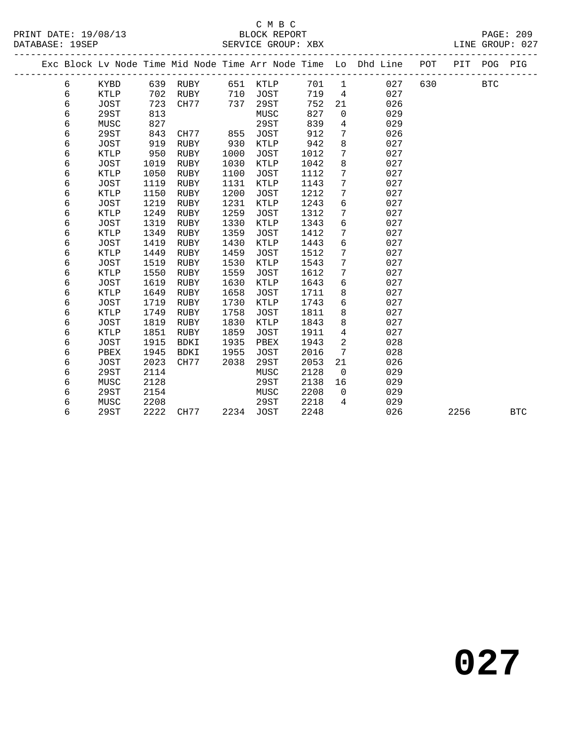C M B C
BLOCK REPORT
SERVICE GROUP: XBX

PRINT DATE: 19/08/13
DATABASE: 19SEP
LINE GROUP: 027

| Exc | Block | Lv | Node | Time | Mid Node | Time | Arr Node | Time | Lo | Dhd Line | POT | PIT | POG | PIG |
|---|---|---|---|---|---|---|---|---|---|---|---|---|---|---|
| | 6 | | KYBD | 639 | RUBY | 651 | KTLP | 701 | 1 | 027 | 630 | | BTC | |
| | 6 | | KTLP | 702 | RUBY | 710 | JOST | 719 | 4 | 027 | | | | |
| | 6 | | JOST | 723 | CH77 | 737 | 29ST | 752 | 21 | 026 | | | | |
| | 6 | | 29ST | 813 | | | MUSC | 827 | 0 | 029 | | | | |
| | 6 | | MUSC | 827 | | | 29ST | 839 | 4 | 029 | | | | |
| | 6 | | 29ST | 843 | CH77 | 855 | JOST | 912 | 7 | 026 | | | | |
| | 6 | | JOST | 919 | RUBY | 930 | KTLP | 942 | 8 | 027 | | | | |
| | 6 | | KTLP | 950 | RUBY | 1000 | JOST | 1012 | 7 | 027 | | | | |
| | 6 | | JOST | 1019 | RUBY | 1030 | KTLP | 1042 | 8 | 027 | | | | |
| | 6 | | KTLP | 1050 | RUBY | 1100 | JOST | 1112 | 7 | 027 | | | | |
| | 6 | | JOST | 1119 | RUBY | 1131 | KTLP | 1143 | 7 | 027 | | | | |
| | 6 | | KTLP | 1150 | RUBY | 1200 | JOST | 1212 | 7 | 027 | | | | |
| | 6 | | JOST | 1219 | RUBY | 1231 | KTLP | 1243 | 6 | 027 | | | | |
| | 6 | | KTLP | 1249 | RUBY | 1259 | JOST | 1312 | 7 | 027 | | | | |
| | 6 | | JOST | 1319 | RUBY | 1330 | KTLP | 1343 | 6 | 027 | | | | |
| | 6 | | KTLP | 1349 | RUBY | 1359 | JOST | 1412 | 7 | 027 | | | | |
| | 6 | | JOST | 1419 | RUBY | 1430 | KTLP | 1443 | 6 | 027 | | | | |
| | 6 | | KTLP | 1449 | RUBY | 1459 | JOST | 1512 | 7 | 027 | | | | |
| | 6 | | JOST | 1519 | RUBY | 1530 | KTLP | 1543 | 7 | 027 | | | | |
| | 6 | | KTLP | 1550 | RUBY | 1559 | JOST | 1612 | 7 | 027 | | | | |
| | 6 | | JOST | 1619 | RUBY | 1630 | KTLP | 1643 | 6 | 027 | | | | |
| | 6 | | KTLP | 1649 | RUBY | 1658 | JOST | 1711 | 8 | 027 | | | | |
| | 6 | | JOST | 1719 | RUBY | 1730 | KTLP | 1743 | 6 | 027 | | | | |
| | 6 | | KTLP | 1749 | RUBY | 1758 | JOST | 1811 | 8 | 027 | | | | |
| | 6 | | JOST | 1819 | RUBY | 1830 | KTLP | 1843 | 8 | 027 | | | | |
| | 6 | | KTLP | 1851 | RUBY | 1859 | JOST | 1911 | 4 | 027 | | | | |
| | 6 | | JOST | 1915 | BDKI | 1935 | PBEX | 1943 | 2 | 028 | | | | |
| | 6 | | PBEX | 1945 | BDKI | 1955 | JOST | 2016 | 7 | 028 | | | | |
| | 6 | | JOST | 2023 | CH77 | 2038 | 29ST | 2053 | 21 | 026 | | | | |
| | 6 | | 29ST | 2114 | | | MUSC | 2128 | 0 | 029 | | | | |
| | 6 | | MUSC | 2128 | | | 29ST | 2138 | 16 | 029 | | | | |
| | 6 | | 29ST | 2154 | | | MUSC | 2208 | 0 | 029 | | | | |
| | 6 | | MUSC | 2208 | | | 29ST | 2218 | 4 | 029 | | | | |
| | 6 | | 29ST | 2222 | CH77 | 2234 | JOST | 2248 | | 026 | | 2256 | | BTC |

# 027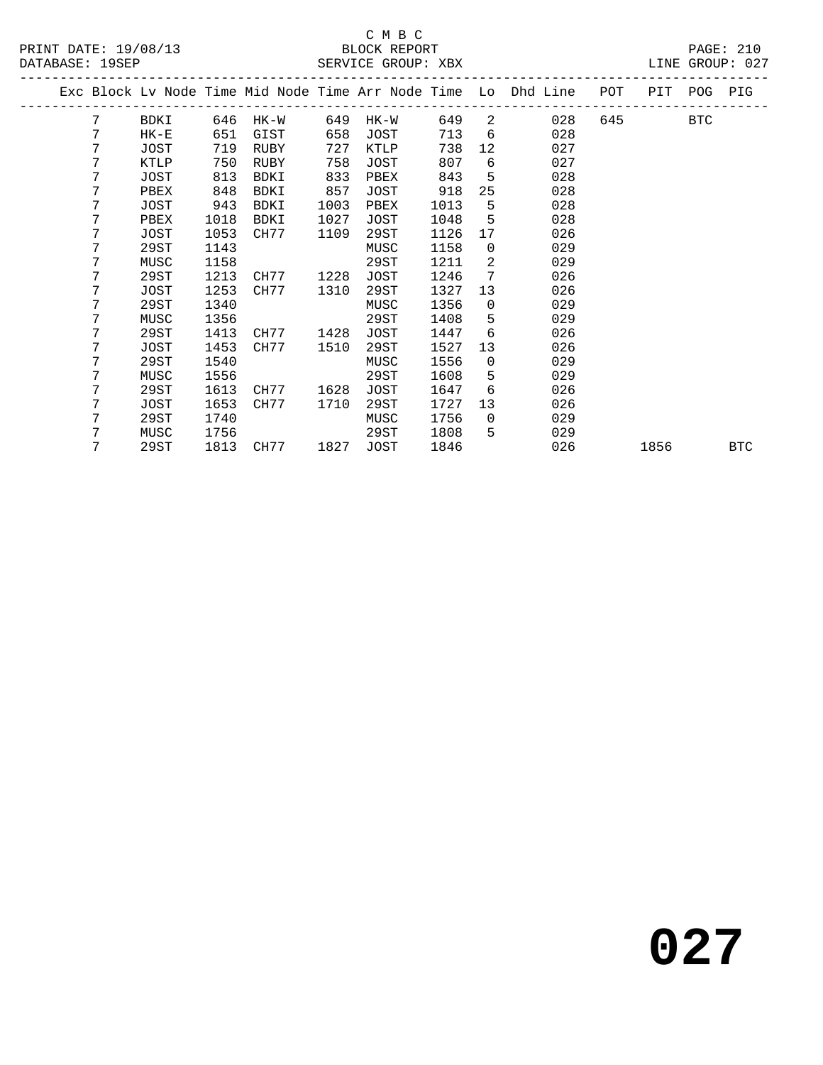C M B C

PRINT DATE: 19/08/13 BLOCK REPORT

DATABASE: 19SEP SERVICE GROUP: XBX LINE GROUP: 027

| Exc | Block | Lv Node | Time | Mid Node | Time | Arr Node | Time | Lo | Dhd Line | POT | PIT | POG | PIG |
|---|---|---|---|---|---|---|---|---|---|---|---|---|---|
| | 7 | BDKI | 646 | HK-W | 649 | HK-W | 649 | 2 | 028 | 645 | | BTC | |
| | 7 | HK-E | 651 | GIST | 658 | JOST | 713 | 6 | 028 | | | | |
| | 7 | JOST | 719 | RUBY | 727 | KTLP | 738 | 12 | 027 | | | | |
| | 7 | KTLP | 750 | RUBY | 758 | JOST | 807 | 6 | 027 | | | | |
| | 7 | JOST | 813 | BDKI | 833 | PBEX | 843 | 5 | 028 | | | | |
| | 7 | PBEX | 848 | BDKI | 857 | JOST | 918 | 25 | 028 | | | | |
| | 7 | JOST | 943 | BDKI | 1003 | PBEX | 1013 | 5 | 028 | | | | |
| | 7 | PBEX | 1018 | BDKI | 1027 | JOST | 1048 | 5 | 028 | | | | |
| | 7 | JOST | 1053 | CH77 | 1109 | 29ST | 1126 | 17 | 026 | | | | |
| | 7 | 29ST | 1143 | | | MUSC | 1158 | 0 | 029 | | | | |
| | 7 | MUSC | 1158 | | | 29ST | 1211 | 2 | 029 | | | | |
| | 7 | 29ST | 1213 | CH77 | 1228 | JOST | 1246 | 7 | 026 | | | | |
| | 7 | JOST | 1253 | CH77 | 1310 | 29ST | 1327 | 13 | 026 | | | | |
| | 7 | 29ST | 1340 | | | MUSC | 1356 | 0 | 029 | | | | |
| | 7 | MUSC | 1356 | | | 29ST | 1408 | 5 | 029 | | | | |
| | 7 | 29ST | 1413 | CH77 | 1428 | JOST | 1447 | 6 | 026 | | | | |
| | 7 | JOST | 1453 | CH77 | 1510 | 29ST | 1527 | 13 | 026 | | | | |
| | 7 | 29ST | 1540 | | | MUSC | 1556 | 0 | 029 | | | | |
| | 7 | MUSC | 1556 | | | 29ST | 1608 | 5 | 029 | | | | |
| | 7 | 29ST | 1613 | CH77 | 1628 | JOST | 1647 | 6 | 026 | | | | |
| | 7 | JOST | 1653 | CH77 | 1710 | 29ST | 1727 | 13 | 026 | | | | |
| | 7 | 29ST | 1740 | | | MUSC | 1756 | 0 | 029 | | | | |
| | 7 | MUSC | 1756 | | | 29ST | 1808 | 5 | 029 | | | | |
| | 7 | 29ST | 1813 | CH77 | 1827 | JOST | 1846 | | 026 | | 1856 | | BTC |

# 027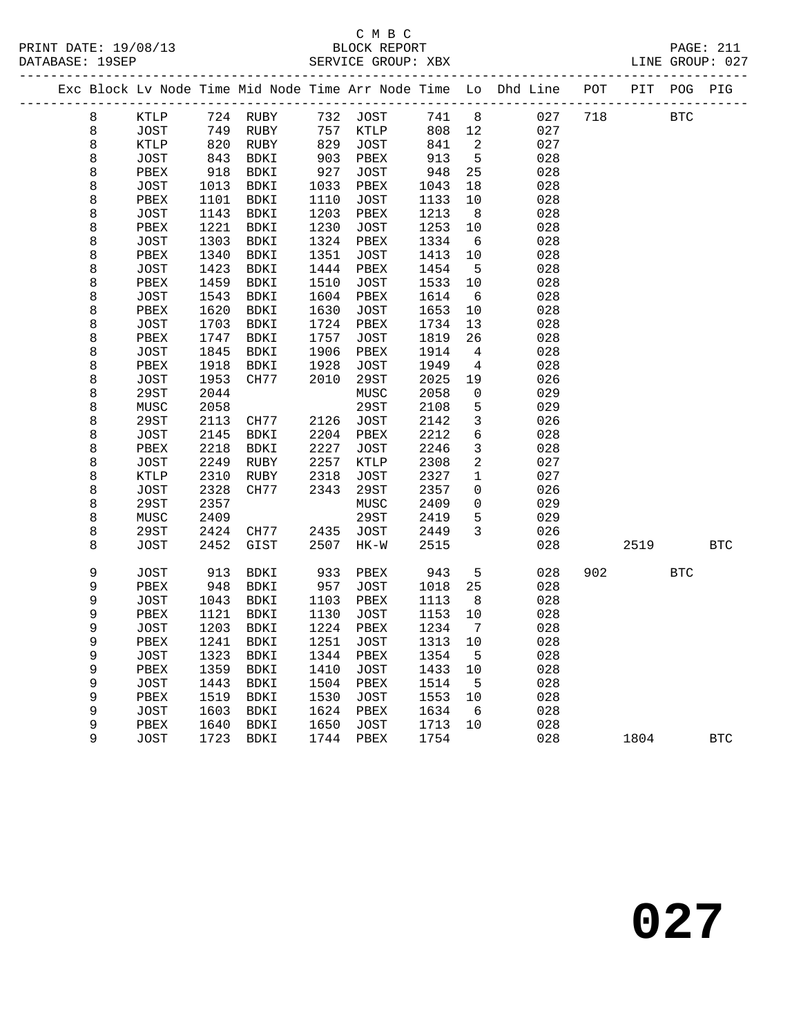C M B C
BLOCK REPORT
SERVICE GROUP: XBX

PRINT DATE: 19/08/13
DATABASE: 19SEP
LINE GROUP: 027

| Exc | Block | Lv | Node | Time | Mid Node | Time | Arr Node | Time | Lo | Dhd Line | POT | PIT | POG | PIG |
|---|---|---|---|---|---|---|---|---|---|---|---|---|---|---|
| | 8 | | KTLP | 724 | RUBY | 732 | JOST | 741 | 8 | 027 | 718 | | BTC | |
| | 8 | | JOST | 749 | RUBY | 757 | KTLP | 808 | 12 | 027 | | | | |
| | 8 | | KTLP | 820 | RUBY | 829 | JOST | 841 | 2 | 027 | | | | |
| | 8 | | JOST | 843 | BDKI | 903 | PBEX | 913 | 5 | 028 | | | | |
| | 8 | | PBEX | 918 | BDKI | 927 | JOST | 948 | 25 | 028 | | | | |
| | 8 | | JOST | 1013 | BDKI | 1033 | PBEX | 1043 | 18 | 028 | | | | |
| | 8 | | PBEX | 1101 | BDKI | 1110 | JOST | 1133 | 10 | 028 | | | | |
| | 8 | | JOST | 1143 | BDKI | 1203 | PBEX | 1213 | 8 | 028 | | | | |
| | 8 | | PBEX | 1221 | BDKI | 1230 | JOST | 1253 | 10 | 028 | | | | |
| | 8 | | JOST | 1303 | BDKI | 1324 | PBEX | 1334 | 6 | 028 | | | | |
| | 8 | | PBEX | 1340 | BDKI | 1351 | JOST | 1413 | 10 | 028 | | | | |
| | 8 | | JOST | 1423 | BDKI | 1444 | PBEX | 1454 | 5 | 028 | | | | |
| | 8 | | PBEX | 1459 | BDKI | 1510 | JOST | 1533 | 10 | 028 | | | | |
| | 8 | | JOST | 1543 | BDKI | 1604 | PBEX | 1614 | 6 | 028 | | | | |
| | 8 | | PBEX | 1620 | BDKI | 1630 | JOST | 1653 | 10 | 028 | | | | |
| | 8 | | JOST | 1703 | BDKI | 1724 | PBEX | 1734 | 13 | 028 | | | | |
| | 8 | | PBEX | 1747 | BDKI | 1757 | JOST | 1819 | 26 | 028 | | | | |
| | 8 | | JOST | 1845 | BDKI | 1906 | PBEX | 1914 | 4 | 028 | | | | |
| | 8 | | PBEX | 1918 | BDKI | 1928 | JOST | 1949 | 4 | 028 | | | | |
| | 8 | | JOST | 1953 | CH77 | 2010 | 29ST | 2025 | 19 | 026 | | | | |
| | 8 | | 29ST | 2044 | | | MUSC | 2058 | 0 | 029 | | | | |
| | 8 | | MUSC | 2058 | | | 29ST | 2108 | 5 | 029 | | | | |
| | 8 | | 29ST | 2113 | CH77 | 2126 | JOST | 2142 | 3 | 026 | | | | |
| | 8 | | JOST | 2145 | BDKI | 2204 | PBEX | 2212 | 6 | 028 | | | | |
| | 8 | | PBEX | 2218 | BDKI | 2227 | JOST | 2246 | 3 | 028 | | | | |
| | 8 | | JOST | 2249 | RUBY | 2257 | KTLP | 2308 | 2 | 027 | | | | |
| | 8 | | KTLP | 2310 | RUBY | 2318 | JOST | 2327 | 1 | 027 | | | | |
| | 8 | | JOST | 2328 | CH77 | 2343 | 29ST | 2357 | 0 | 026 | | | | |
| | 8 | | 29ST | 2357 | | | MUSC | 2409 | 0 | 029 | | | | |
| | 8 | | MUSC | 2409 | | | 29ST | 2419 | 5 | 029 | | | | |
| | 8 | | 29ST | 2424 | CH77 | 2435 | JOST | 2449 | 3 | 026 | | | | |
| | 8 | | JOST | 2452 | GIST | 2507 | HK-W | 2515 | | 028 | | 2519 | | BTC |
| | 9 | | JOST | 913 | BDKI | 933 | PBEX | 943 | 5 | 028 | 902 | | BTC | |
| | 9 | | PBEX | 948 | BDKI | 957 | JOST | 1018 | 25 | 028 | | | | |
| | 9 | | JOST | 1043 | BDKI | 1103 | PBEX | 1113 | 8 | 028 | | | | |
| | 9 | | PBEX | 1121 | BDKI | 1130 | JOST | 1153 | 10 | 028 | | | | |
| | 9 | | JOST | 1203 | BDKI | 1224 | PBEX | 1234 | 7 | 028 | | | | |
| | 9 | | PBEX | 1241 | BDKI | 1251 | JOST | 1313 | 10 | 028 | | | | |
| | 9 | | JOST | 1323 | BDKI | 1344 | PBEX | 1354 | 5 | 028 | | | | |
| | 9 | | PBEX | 1359 | BDKI | 1410 | JOST | 1433 | 10 | 028 | | | | |
| | 9 | | JOST | 1443 | BDKI | 1504 | PBEX | 1514 | 5 | 028 | | | | |
| | 9 | | PBEX | 1519 | BDKI | 1530 | JOST | 1553 | 10 | 028 | | | | |
| | 9 | | JOST | 1603 | BDKI | 1624 | PBEX | 1634 | 6 | 028 | | | | |
| | 9 | | PBEX | 1640 | BDKI | 1650 | JOST | 1713 | 10 | 028 | | | | |
| | 9 | | JOST | 1723 | BDKI | 1744 | PBEX | 1754 | | 028 | | 1804 | | BTC |

# 027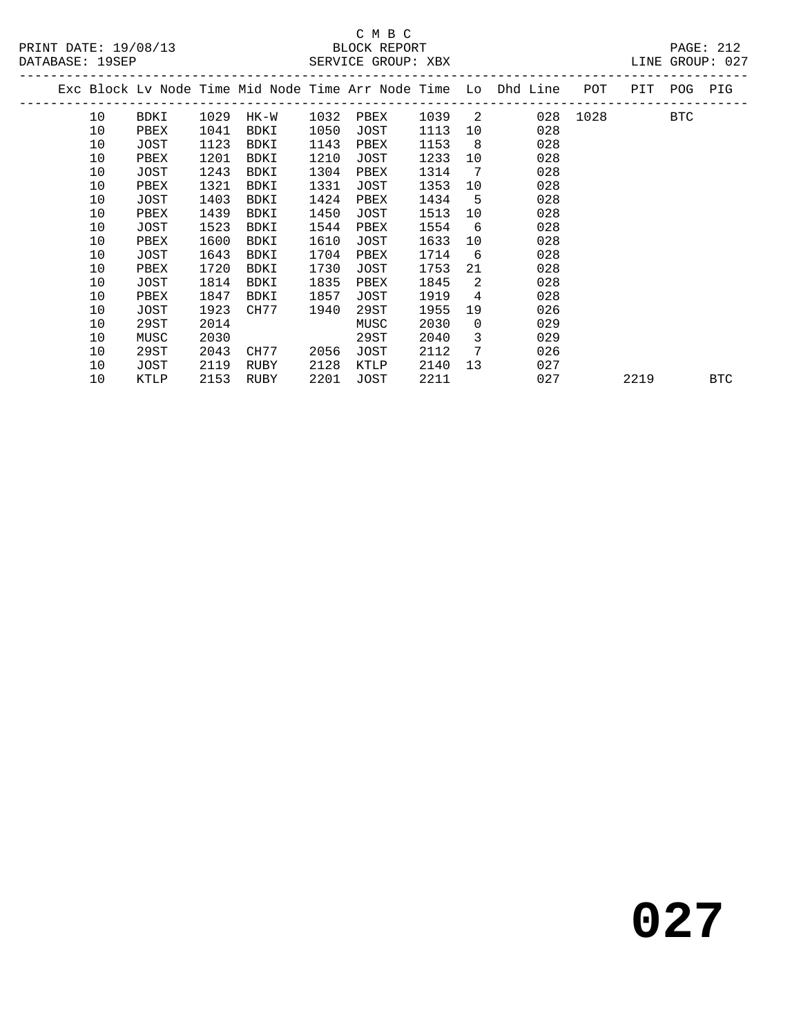C M B C

BLOCK REPORT

SERVICE GROUP: XBX

| Exc | Block | Lv | Node | Time | Mid Node | Time | Arr Node | Time | Lo | Dhd Line | POT | PIT | POG | PIG |
|---|---|---|---|---|---|---|---|---|---|---|---|---|---|---|
| | 10 | | BDKI | 1029 | HK-W | 1032 | PBEX | 1039 | 2 | 028 | 1028 | | BTC | |
| | 10 | | PBEX | 1041 | BDKI | 1050 | JOST | 1113 | 10 | 028 | | | | |
| | 10 | | JOST | 1123 | BDKI | 1143 | PBEX | 1153 | 8 | 028 | | | | |
| | 10 | | PBEX | 1201 | BDKI | 1210 | JOST | 1233 | 10 | 028 | | | | |
| | 10 | | JOST | 1243 | BDKI | 1304 | PBEX | 1314 | 7 | 028 | | | | |
| | 10 | | PBEX | 1321 | BDKI | 1331 | JOST | 1353 | 10 | 028 | | | | |
| | 10 | | JOST | 1403 | BDKI | 1424 | PBEX | 1434 | 5 | 028 | | | | |
| | 10 | | PBEX | 1439 | BDKI | 1450 | JOST | 1513 | 10 | 028 | | | | |
| | 10 | | JOST | 1523 | BDKI | 1544 | PBEX | 1554 | 6 | 028 | | | | |
| | 10 | | PBEX | 1600 | BDKI | 1610 | JOST | 1633 | 10 | 028 | | | | |
| | 10 | | JOST | 1643 | BDKI | 1704 | PBEX | 1714 | 6 | 028 | | | | |
| | 10 | | PBEX | 1720 | BDKI | 1730 | JOST | 1753 | 21 | 028 | | | | |
| | 10 | | JOST | 1814 | BDKI | 1835 | PBEX | 1845 | 2 | 028 | | | | |
| | 10 | | PBEX | 1847 | BDKI | 1857 | JOST | 1919 | 4 | 028 | | | | |
| | 10 | | JOST | 1923 | CH77 | 1940 | 29ST | 1955 | 19 | 026 | | | | |
| | 10 | | 29ST | 2014 | | | MUSC | 2030 | 0 | 029 | | | | |
| | 10 | | MUSC | 2030 | | | 29ST | 2040 | 3 | 029 | | | | |
| | 10 | | 29ST | 2043 | CH77 | 2056 | JOST | 2112 | 7 | 026 | | | | |
| | 10 | | JOST | 2119 | RUBY | 2128 | KTLP | 2140 | 13 | 027 | | | | |
| | 10 | | KTLP | 2153 | RUBY | 2201 | JOST | 2211 | | 027 | | 2219 | | BTC |

# 027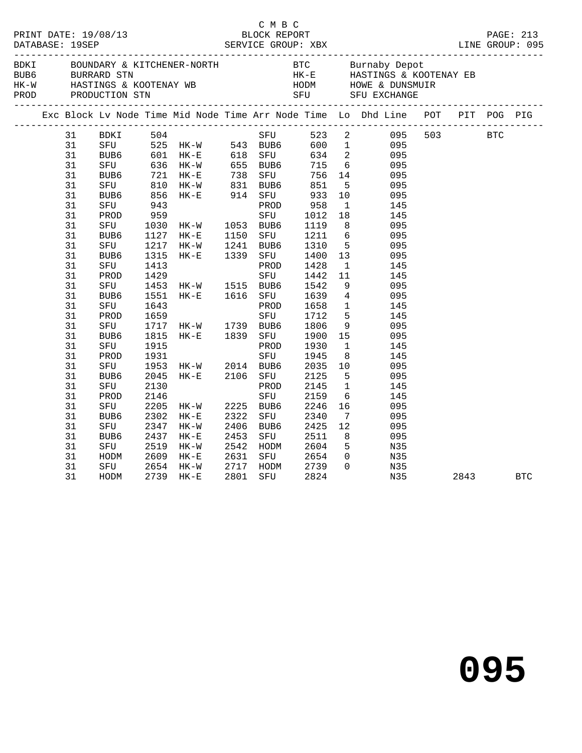C M B C
PRINT DATE: 19/08/13 BLOCK REPORT PAGE: 213
DATABASE: 19SEP SERVICE GROUP: XBX LINE GROUP: 095

| Code | Description | Code | Description |
|---|---|---|---|
| BDKI | BOUNDARY & KITCHENER-NORTH | BTC | Burnaby Depot |
| BUB6 | BURRARD STN | HK-E | HASTINGS & KOOTENAY EB |
| HK-W | HASTINGS & KOOTENAY WB | HODM | HOWE & DUNSMUIR |
| PROD | PRODUCTION STN | SFU | SFU EXCHANGE |

| Exc | Block | Lv Node | Time | Mid Node | Time | Arr Node | Time | Lo | Dhd Line | POT | PIT | POG | PIG |
|---|---|---|---|---|---|---|---|---|---|---|---|---|---|
| | 31 | BDKI | 504 | | | SFU | 523 | 2 | 095 | 503 | | BTC | |
| | 31 | SFU | 525 | HK-W | 543 | BUB6 | 600 | 1 | 095 | | | | |
| | 31 | BUB6 | 601 | HK-E | 618 | SFU | 634 | 2 | 095 | | | | |
| | 31 | SFU | 636 | HK-W | 655 | BUB6 | 715 | 6 | 095 | | | | |
| | 31 | BUB6 | 721 | HK-E | 738 | SFU | 756 | 14 | 095 | | | | |
| | 31 | SFU | 810 | HK-W | 831 | BUB6 | 851 | 5 | 095 | | | | |
| | 31 | BUB6 | 856 | HK-E | 914 | SFU | 933 | 10 | 095 | | | | |
| | 31 | SFU | 943 | | | PROD | 958 | 1 | 145 | | | | |
| | 31 | PROD | 959 | | | SFU | 1012 | 18 | 145 | | | | |
| | 31 | SFU | 1030 | HK-W | 1053 | BUB6 | 1119 | 8 | 095 | | | | |
| | 31 | BUB6 | 1127 | HK-E | 1150 | SFU | 1211 | 6 | 095 | | | | |
| | 31 | SFU | 1217 | HK-W | 1241 | BUB6 | 1310 | 5 | 095 | | | | |
| | 31 | BUB6 | 1315 | HK-E | 1339 | SFU | 1400 | 13 | 095 | | | | |
| | 31 | SFU | 1413 | | | PROD | 1428 | 1 | 145 | | | | |
| | 31 | PROD | 1429 | | | SFU | 1442 | 11 | 145 | | | | |
| | 31 | SFU | 1453 | HK-W | 1515 | BUB6 | 1542 | 9 | 095 | | | | |
| | 31 | BUB6 | 1551 | HK-E | 1616 | SFU | 1639 | 4 | 095 | | | | |
| | 31 | SFU | 1643 | | | PROD | 1658 | 1 | 145 | | | | |
| | 31 | PROD | 1659 | | | SFU | 1712 | 5 | 145 | | | | |
| | 31 | SFU | 1717 | HK-W | 1739 | BUB6 | 1806 | 9 | 095 | | | | |
| | 31 | BUB6 | 1815 | HK-E | 1839 | SFU | 1900 | 15 | 095 | | | | |
| | 31 | SFU | 1915 | | | PROD | 1930 | 1 | 145 | | | | |
| | 31 | PROD | 1931 | | | SFU | 1945 | 8 | 145 | | | | |
| | 31 | SFU | 1953 | HK-W | 2014 | BUB6 | 2035 | 10 | 095 | | | | |
| | 31 | BUB6 | 2045 | HK-E | 2106 | SFU | 2125 | 5 | 095 | | | | |
| | 31 | SFU | 2130 | | | PROD | 2145 | 1 | 145 | | | | |
| | 31 | PROD | 2146 | | | SFU | 2159 | 6 | 145 | | | | |
| | 31 | SFU | 2205 | HK-W | 2225 | BUB6 | 2246 | 16 | 095 | | | | |
| | 31 | BUB6 | 2302 | HK-E | 2322 | SFU | 2340 | 7 | 095 | | | | |
| | 31 | SFU | 2347 | HK-W | 2406 | BUB6 | 2425 | 12 | 095 | | | | |
| | 31 | BUB6 | 2437 | HK-E | 2453 | SFU | 2511 | 8 | 095 | | | | |
| | 31 | SFU | 2519 | HK-W | 2542 | HODM | 2604 | 5 | N35 | | | | |
| | 31 | HODM | 2609 | HK-E | 2631 | SFU | 2654 | 0 | N35 | | | | |
| | 31 | SFU | 2654 | HK-W | 2717 | HODM | 2739 | 0 | N35 | | | | |
| | 31 | HODM | 2739 | HK-E | 2801 | SFU | 2824 | | N35 | | 2843 | | BTC |

# 095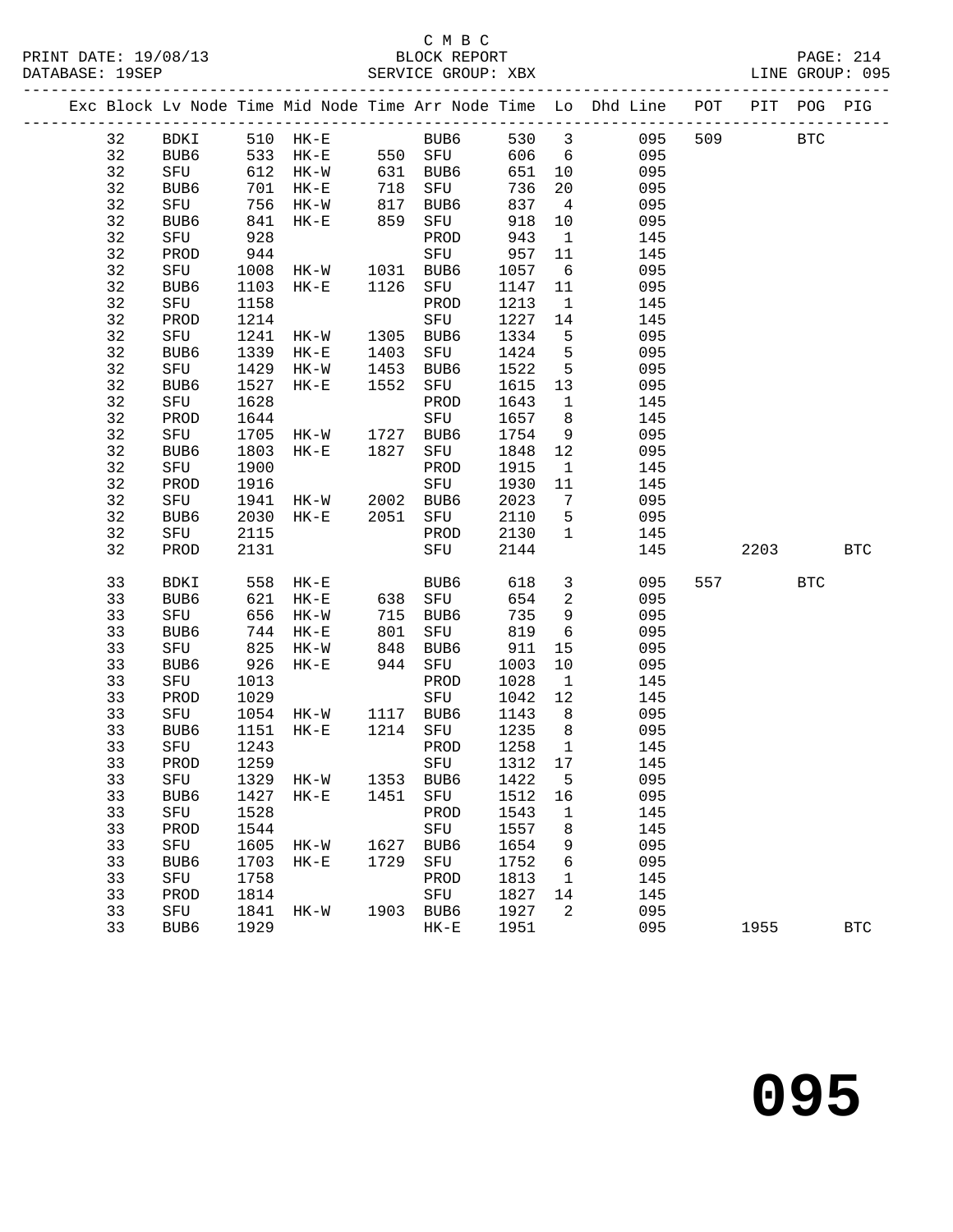C M B C
PRINT DATE: 19/08/13 BLOCK REPORT
DATABASE: 19SEP SERVICE GROUP: XBX LINE GROUP: 095

| Exc | Block | Lv | Node | Time | Mid Node | Time | Arr Node | Time | Lo | Dhd Line | POT | PIT | POG | PIG |
|---|---|---|---|---|---|---|---|---|---|---|---|---|---|---|
| | 32 | | BDKI | 510 | HK-E | | BUB6 | 530 | 3 | 095 | 509 | | BTC | |
| | 32 | | BUB6 | 533 | HK-E | 550 | SFU | 606 | 6 | 095 | | | | |
| | 32 | | SFU | 612 | HK-W | 631 | BUB6 | 651 | 10 | 095 | | | | |
| | 32 | | BUB6 | 701 | HK-E | 718 | SFU | 736 | 20 | 095 | | | | |
| | 32 | | SFU | 756 | HK-W | 817 | BUB6 | 837 | 4 | 095 | | | | |
| | 32 | | BUB6 | 841 | HK-E | 859 | SFU | 918 | 10 | 095 | | | | |
| | 32 | | SFU | 928 | | | PROD | 943 | 1 | 145 | | | | |
| | 32 | | PROD | 944 | | | SFU | 957 | 11 | 145 | | | | |
| | 32 | | SFU | 1008 | HK-W | 1031 | BUB6 | 1057 | 6 | 095 | | | | |
| | 32 | | BUB6 | 1103 | HK-E | 1126 | SFU | 1147 | 11 | 095 | | | | |
| | 32 | | SFU | 1158 | | | PROD | 1213 | 1 | 145 | | | | |
| | 32 | | PROD | 1214 | | | SFU | 1227 | 14 | 145 | | | | |
| | 32 | | SFU | 1241 | HK-W | 1305 | BUB6 | 1334 | 5 | 095 | | | | |
| | 32 | | BUB6 | 1339 | HK-E | 1403 | SFU | 1424 | 5 | 095 | | | | |
| | 32 | | SFU | 1429 | HK-W | 1453 | BUB6 | 1522 | 5 | 095 | | | | |
| | 32 | | BUB6 | 1527 | HK-E | 1552 | SFU | 1615 | 13 | 095 | | | | |
| | 32 | | SFU | 1628 | | | PROD | 1643 | 1 | 145 | | | | |
| | 32 | | PROD | 1644 | | | SFU | 1657 | 8 | 145 | | | | |
| | 32 | | SFU | 1705 | HK-W | 1727 | BUB6 | 1754 | 9 | 095 | | | | |
| | 32 | | BUB6 | 1803 | HK-E | 1827 | SFU | 1848 | 12 | 095 | | | | |
| | 32 | | SFU | 1900 | | | PROD | 1915 | 1 | 145 | | | | |
| | 32 | | PROD | 1916 | | | SFU | 1930 | 11 | 145 | | | | |
| | 32 | | SFU | 1941 | HK-W | 2002 | BUB6 | 2023 | 7 | 095 | | | | |
| | 32 | | BUB6 | 2030 | HK-E | 2051 | SFU | 2110 | 5 | 095 | | | | |
| | 32 | | SFU | 2115 | | | PROD | 2130 | 1 | 145 | | | | |
| | 32 | | PROD | 2131 | | | SFU | 2144 | | 145 | | 2203 | | BTC |
| | 33 | | BDKI | 558 | HK-E | | BUB6 | 618 | 3 | 095 | 557 | | BTC | |
| | 33 | | BUB6 | 621 | HK-E | 638 | SFU | 654 | 2 | 095 | | | | |
| | 33 | | SFU | 656 | HK-W | 715 | BUB6 | 735 | 9 | 095 | | | | |
| | 33 | | BUB6 | 744 | HK-E | 801 | SFU | 819 | 6 | 095 | | | | |
| | 33 | | SFU | 825 | HK-W | 848 | BUB6 | 911 | 15 | 095 | | | | |
| | 33 | | BUB6 | 926 | HK-E | 944 | SFU | 1003 | 10 | 095 | | | | |
| | 33 | | SFU | 1013 | | | PROD | 1028 | 1 | 145 | | | | |
| | 33 | | PROD | 1029 | | | SFU | 1042 | 12 | 145 | | | | |
| | 33 | | SFU | 1054 | HK-W | 1117 | BUB6 | 1143 | 8 | 095 | | | | |
| | 33 | | BUB6 | 1151 | HK-E | 1214 | SFU | 1235 | 8 | 095 | | | | |
| | 33 | | SFU | 1243 | | | PROD | 1258 | 1 | 145 | | | | |
| | 33 | | PROD | 1259 | | | SFU | 1312 | 17 | 145 | | | | |
| | 33 | | SFU | 1329 | HK-W | 1353 | BUB6 | 1422 | 5 | 095 | | | | |
| | 33 | | BUB6 | 1427 | HK-E | 1451 | SFU | 1512 | 16 | 095 | | | | |
| | 33 | | SFU | 1528 | | | PROD | 1543 | 1 | 145 | | | | |
| | 33 | | PROD | 1544 | | | SFU | 1557 | 8 | 145 | | | | |
| | 33 | | SFU | 1605 | HK-W | 1627 | BUB6 | 1654 | 9 | 095 | | | | |
| | 33 | | BUB6 | 1703 | HK-E | 1729 | SFU | 1752 | 6 | 095 | | | | |
| | 33 | | SFU | 1758 | | | PROD | 1813 | 1 | 145 | | | | |
| | 33 | | PROD | 1814 | | | SFU | 1827 | 14 | 145 | | | | |
| | 33 | | SFU | 1841 | HK-W | 1903 | BUB6 | 1927 | 2 | 095 | | | | |
| | 33 | | BUB6 | 1929 | | | HK-E | 1951 | | 095 | | 1955 | | BTC |

# 095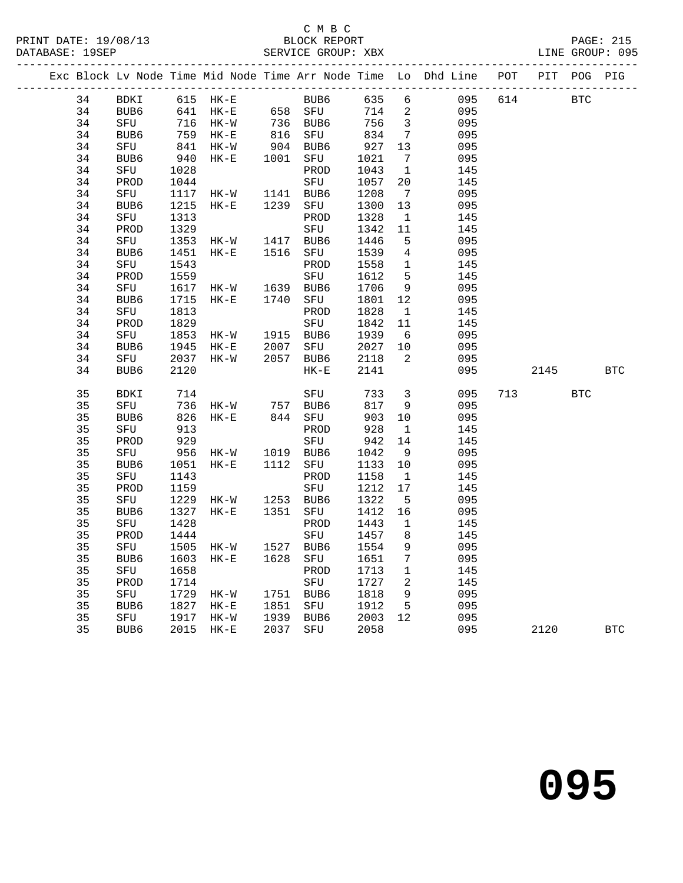C M B C
PRINT DATE: 19/08/13 BLOCK REPORT
DATABASE: 19SEP SERVICE GROUP: XBX LINE GROUP: 095

| Exc | Block | Lv | Node | Time | Mid Node | Time | Arr Node | Time | Lo | Dhd Line | POT | PIT | POG | PIG |
|---|---|---|---|---|---|---|---|---|---|---|---|---|---|---|
| | 34 | | BDKI | 615 | HK-E | | BUB6 | 635 | 6 | 095 | 614 | | BTC | |
| | 34 | | BUB6 | 641 | HK-E | 658 | SFU | 714 | 2 | 095 | | | | |
| | 34 | | SFU | 716 | HK-W | 736 | BUB6 | 756 | 3 | 095 | | | | |
| | 34 | | BUB6 | 759 | HK-E | 816 | SFU | 834 | 7 | 095 | | | | |
| | 34 | | SFU | 841 | HK-W | 904 | BUB6 | 927 | 13 | 095 | | | | |
| | 34 | | BUB6 | 940 | HK-E | 1001 | SFU | 1021 | 7 | 095 | | | | |
| | 34 | | SFU | 1028 | | | PROD | 1043 | 1 | 145 | | | | |
| | 34 | | PROD | 1044 | | | SFU | 1057 | 20 | 145 | | | | |
| | 34 | | SFU | 1117 | HK-W | 1141 | BUB6 | 1208 | 7 | 095 | | | | |
| | 34 | | BUB6 | 1215 | HK-E | 1239 | SFU | 1300 | 13 | 095 | | | | |
| | 34 | | SFU | 1313 | | | PROD | 1328 | 1 | 145 | | | | |
| | 34 | | PROD | 1329 | | | SFU | 1342 | 11 | 145 | | | | |
| | 34 | | SFU | 1353 | HK-W | 1417 | BUB6 | 1446 | 5 | 095 | | | | |
| | 34 | | BUB6 | 1451 | HK-E | 1516 | SFU | 1539 | 4 | 095 | | | | |
| | 34 | | SFU | 1543 | | | PROD | 1558 | 1 | 145 | | | | |
| | 34 | | PROD | 1559 | | | SFU | 1612 | 5 | 145 | | | | |
| | 34 | | SFU | 1617 | HK-W | 1639 | BUB6 | 1706 | 9 | 095 | | | | |
| | 34 | | BUB6 | 1715 | HK-E | 1740 | SFU | 1801 | 12 | 095 | | | | |
| | 34 | | SFU | 1813 | | | PROD | 1828 | 1 | 145 | | | | |
| | 34 | | PROD | 1829 | | | SFU | 1842 | 11 | 145 | | | | |
| | 34 | | SFU | 1853 | HK-W | 1915 | BUB6 | 1939 | 6 | 095 | | | | |
| | 34 | | BUB6 | 1945 | HK-E | 2007 | SFU | 2027 | 10 | 095 | | | | |
| | 34 | | SFU | 2037 | HK-W | 2057 | BUB6 | 2118 | 2 | 095 | | | | |
| | 34 | | BUB6 | 2120 | | | HK-E | 2141 | | 095 | | 2145 | | BTC |
| | 35 | | BDKI | 714 | | | SFU | 733 | 3 | 095 | 713 | | BTC | |
| | 35 | | SFU | 736 | HK-W | 757 | BUB6 | 817 | 9 | 095 | | | | |
| | 35 | | BUB6 | 826 | HK-E | 844 | SFU | 903 | 10 | 095 | | | | |
| | 35 | | SFU | 913 | | | PROD | 928 | 1 | 145 | | | | |
| | 35 | | PROD | 929 | | | SFU | 942 | 14 | 145 | | | | |
| | 35 | | SFU | 956 | HK-W | 1019 | BUB6 | 1042 | 9 | 095 | | | | |
| | 35 | | BUB6 | 1051 | HK-E | 1112 | SFU | 1133 | 10 | 095 | | | | |
| | 35 | | SFU | 1143 | | | PROD | 1158 | 1 | 145 | | | | |
| | 35 | | PROD | 1159 | | | SFU | 1212 | 17 | 145 | | | | |
| | 35 | | SFU | 1229 | HK-W | 1253 | BUB6 | 1322 | 5 | 095 | | | | |
| | 35 | | BUB6 | 1327 | HK-E | 1351 | SFU | 1412 | 16 | 095 | | | | |
| | 35 | | SFU | 1428 | | | PROD | 1443 | 1 | 145 | | | | |
| | 35 | | PROD | 1444 | | | SFU | 1457 | 8 | 145 | | | | |
| | 35 | | SFU | 1505 | HK-W | 1527 | BUB6 | 1554 | 9 | 095 | | | | |
| | 35 | | BUB6 | 1603 | HK-E | 1628 | SFU | 1651 | 7 | 095 | | | | |
| | 35 | | SFU | 1658 | | | PROD | 1713 | 1 | 145 | | | | |
| | 35 | | PROD | 1714 | | | SFU | 1727 | 2 | 145 | | | | |
| | 35 | | SFU | 1729 | HK-W | 1751 | BUB6 | 1818 | 9 | 095 | | | | |
| | 35 | | BUB6 | 1827 | HK-E | 1851 | SFU | 1912 | 5 | 095 | | | | |
| | 35 | | SFU | 1917 | HK-W | 1939 | BUB6 | 2003 | 12 | 095 | | | | |
| | 35 | | BUB6 | 2015 | HK-E | 2037 | SFU | 2058 | | 095 | | 2120 | | BTC |

# 095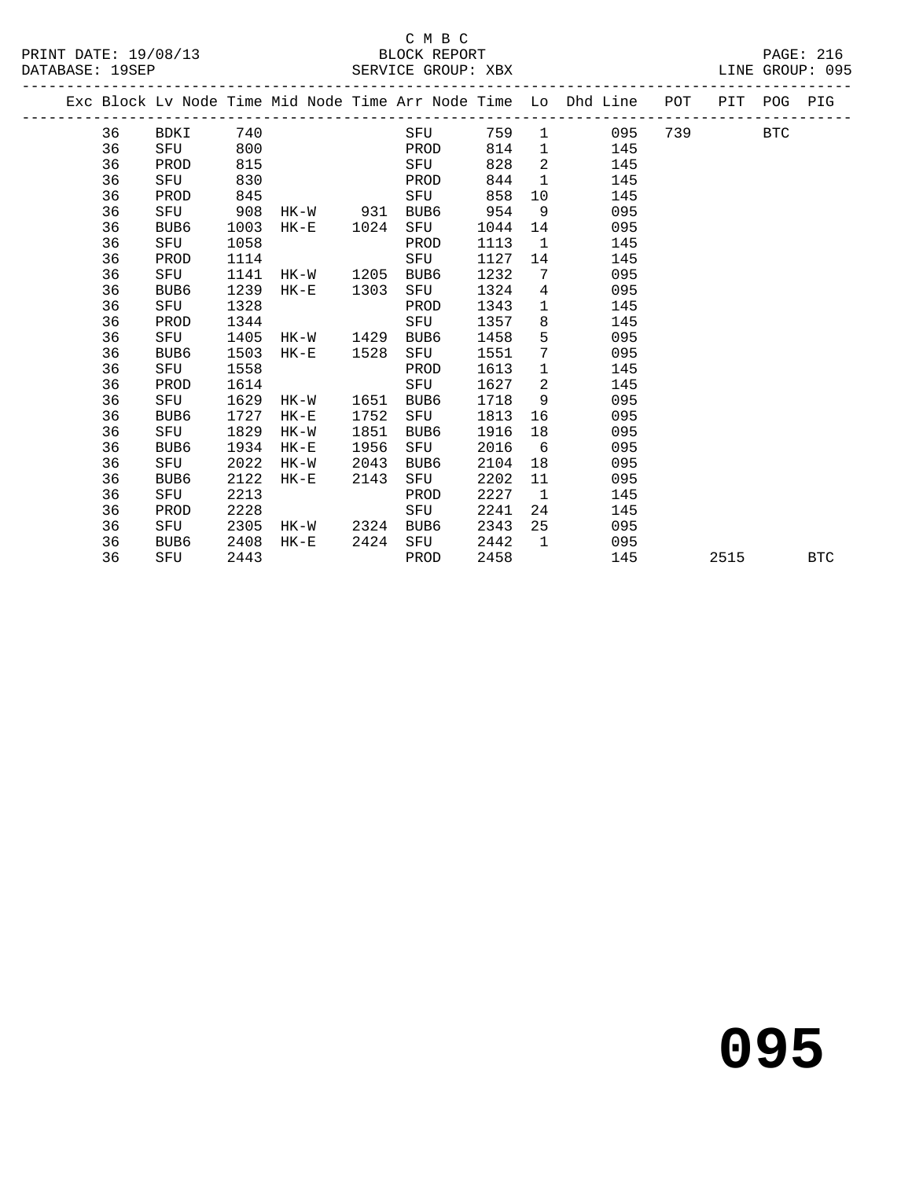C M B C
BLOCK REPORT
SERVICE GROUP: XBX

PRINT DATE: 19/08/13
DATABASE: 19SEP
LINE GROUP: 095

| Exc | Block | Lv | Node | Time | Mid Node | Time | Arr Node | Time | Lo | Dhd Line | POT | PIT | POG | PIG |
|---|---|---|---|---|---|---|---|---|---|---|---|---|---|---|
| | 36 | | BDKI | 740 | | | SFU | 759 | 1 | 095 | 739 | | BTC | |
| | 36 | | SFU | 800 | | | PROD | 814 | 1 | 145 | | | | |
| | 36 | | PROD | 815 | | | SFU | 828 | 2 | 145 | | | | |
| | 36 | | SFU | 830 | | | PROD | 844 | 1 | 145 | | | | |
| | 36 | | PROD | 845 | | | SFU | 858 | 10 | 145 | | | | |
| | 36 | | SFU | 908 | HK-W | 931 | BUB6 | 954 | 9 | 095 | | | | |
| | 36 | | BUB6 | 1003 | HK-E | 1024 | SFU | 1044 | 14 | 095 | | | | |
| | 36 | | SFU | 1058 | | | PROD | 1113 | 1 | 145 | | | | |
| | 36 | | PROD | 1114 | | | SFU | 1127 | 14 | 145 | | | | |
| | 36 | | SFU | 1141 | HK-W | 1205 | BUB6 | 1232 | 7 | 095 | | | | |
| | 36 | | BUB6 | 1239 | HK-E | 1303 | SFU | 1324 | 4 | 095 | | | | |
| | 36 | | SFU | 1328 | | | PROD | 1343 | 1 | 145 | | | | |
| | 36 | | PROD | 1344 | | | SFU | 1357 | 8 | 145 | | | | |
| | 36 | | SFU | 1405 | HK-W | 1429 | BUB6 | 1458 | 5 | 095 | | | | |
| | 36 | | BUB6 | 1503 | HK-E | 1528 | SFU | 1551 | 7 | 095 | | | | |
| | 36 | | SFU | 1558 | | | PROD | 1613 | 1 | 145 | | | | |
| | 36 | | PROD | 1614 | | | SFU | 1627 | 2 | 145 | | | | |
| | 36 | | SFU | 1629 | HK-W | 1651 | BUB6 | 1718 | 9 | 095 | | | | |
| | 36 | | BUB6 | 1727 | HK-E | 1752 | SFU | 1813 | 16 | 095 | | | | |
| | 36 | | SFU | 1829 | HK-W | 1851 | BUB6 | 1916 | 18 | 095 | | | | |
| | 36 | | BUB6 | 1934 | HK-E | 1956 | SFU | 2016 | 6 | 095 | | | | |
| | 36 | | SFU | 2022 | HK-W | 2043 | BUB6 | 2104 | 18 | 095 | | | | |
| | 36 | | BUB6 | 2122 | HK-E | 2143 | SFU | 2202 | 11 | 095 | | | | |
| | 36 | | SFU | 2213 | | | PROD | 2227 | 1 | 145 | | | | |
| | 36 | | PROD | 2228 | | | SFU | 2241 | 24 | 145 | | | | |
| | 36 | | SFU | 2305 | HK-W | 2324 | BUB6 | 2343 | 25 | 095 | | | | |
| | 36 | | BUB6 | 2408 | HK-E | 2424 | SFU | 2442 | 1 | 095 | | | | |
| | 36 | | SFU | 2443 | | | PROD | 2458 | | 145 | | 2515 | | BTC |

# 095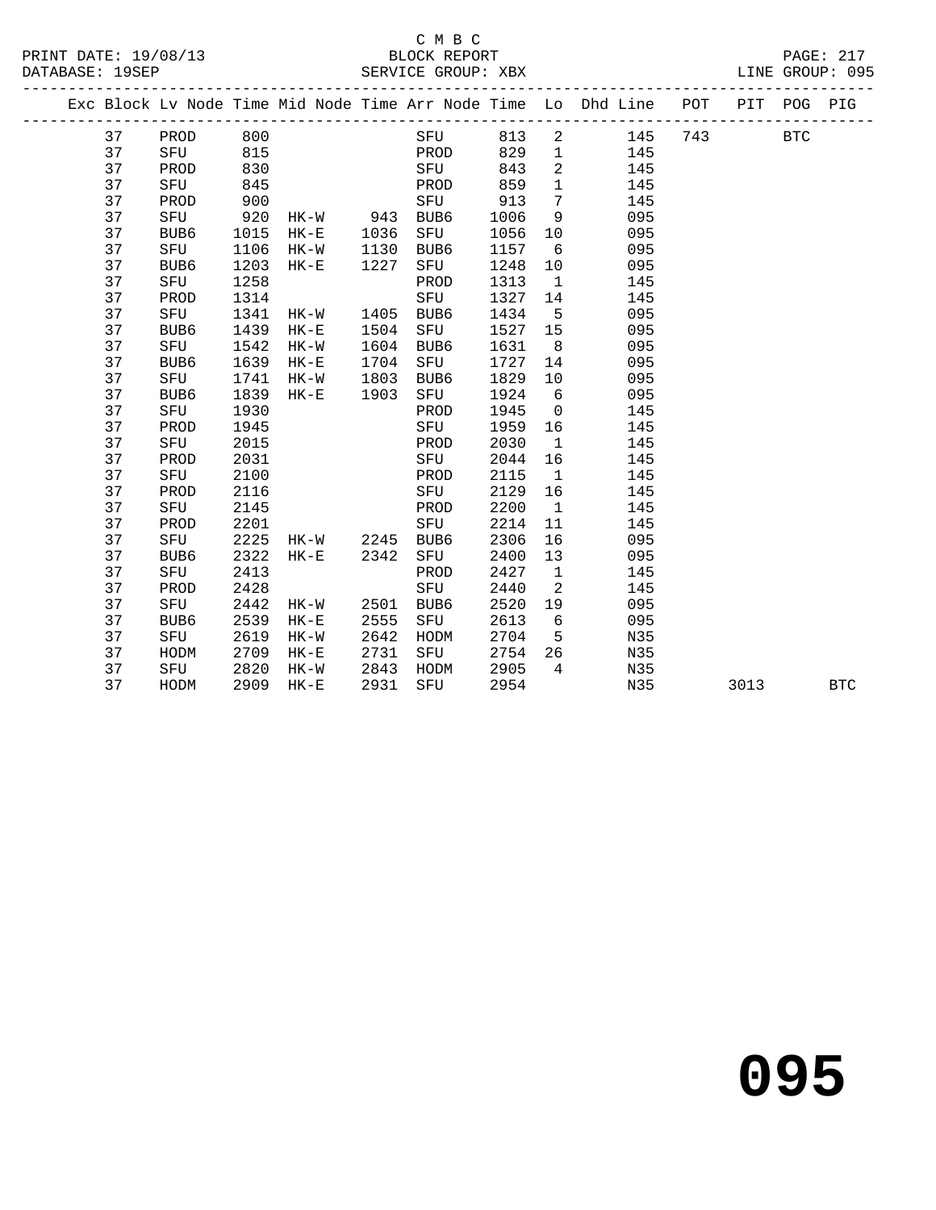C M B C
PRINT DATE: 19/08/13 BLOCK REPORT
DATABASE: 19SEP SERVICE GROUP: XBX LINE GROUP: 095

| Exc | Block | Lv | Node | Time | Mid Node | Time | Arr Node | Time | Lo | Dhd Line | POT | PIT | POG | PIG |
|---|---|---|---|---|---|---|---|---|---|---|---|---|---|---|
| | 37 | | PROD | 800 | | | SFU | 813 | 2 | 145 | 743 | | BTC | |
| | 37 | | SFU | 815 | | | PROD | 829 | 1 | 145 | | | | |
| | 37 | | PROD | 830 | | | SFU | 843 | 2 | 145 | | | | |
| | 37 | | SFU | 845 | | | PROD | 859 | 1 | 145 | | | | |
| | 37 | | PROD | 900 | | | SFU | 913 | 7 | 145 | | | | |
| | 37 | | SFU | 920 | HK-W | 943 | BUB6 | 1006 | 9 | 095 | | | | |
| | 37 | | BUB6 | 1015 | HK-E | 1036 | SFU | 1056 | 10 | 095 | | | | |
| | 37 | | SFU | 1106 | HK-W | 1130 | BUB6 | 1157 | 6 | 095 | | | | |
| | 37 | | BUB6 | 1203 | HK-E | 1227 | SFU | 1248 | 10 | 095 | | | | |
| | 37 | | SFU | 1258 | | | PROD | 1313 | 1 | 145 | | | | |
| | 37 | | PROD | 1314 | | | SFU | 1327 | 14 | 145 | | | | |
| | 37 | | SFU | 1341 | HK-W | 1405 | BUB6 | 1434 | 5 | 095 | | | | |
| | 37 | | BUB6 | 1439 | HK-E | 1504 | SFU | 1527 | 15 | 095 | | | | |
| | 37 | | SFU | 1542 | HK-W | 1604 | BUB6 | 1631 | 8 | 095 | | | | |
| | 37 | | BUB6 | 1639 | HK-E | 1704 | SFU | 1727 | 14 | 095 | | | | |
| | 37 | | SFU | 1741 | HK-W | 1803 | BUB6 | 1829 | 10 | 095 | | | | |
| | 37 | | BUB6 | 1839 | HK-E | 1903 | SFU | 1924 | 6 | 095 | | | | |
| | 37 | | SFU | 1930 | | | PROD | 1945 | 0 | 145 | | | | |
| | 37 | | PROD | 1945 | | | SFU | 1959 | 16 | 145 | | | | |
| | 37 | | SFU | 2015 | | | PROD | 2030 | 1 | 145 | | | | |
| | 37 | | PROD | 2031 | | | SFU | 2044 | 16 | 145 | | | | |
| | 37 | | SFU | 2100 | | | PROD | 2115 | 1 | 145 | | | | |
| | 37 | | PROD | 2116 | | | SFU | 2129 | 16 | 145 | | | | |
| | 37 | | SFU | 2145 | | | PROD | 2200 | 1 | 145 | | | | |
| | 37 | | PROD | 2201 | | | SFU | 2214 | 11 | 145 | | | | |
| | 37 | | SFU | 2225 | HK-W | 2245 | BUB6 | 2306 | 16 | 095 | | | | |
| | 37 | | BUB6 | 2322 | HK-E | 2342 | SFU | 2400 | 13 | 095 | | | | |
| | 37 | | SFU | 2413 | | | PROD | 2427 | 1 | 145 | | | | |
| | 37 | | PROD | 2428 | | | SFU | 2440 | 2 | 145 | | | | |
| | 37 | | SFU | 2442 | HK-W | 2501 | BUB6 | 2520 | 19 | 095 | | | | |
| | 37 | | BUB6 | 2539 | HK-E | 2555 | SFU | 2613 | 6 | 095 | | | | |
| | 37 | | SFU | 2619 | HK-W | 2642 | HODM | 2704 | 5 | N35 | | | | |
| | 37 | | HODM | 2709 | HK-E | 2731 | SFU | 2754 | 26 | N35 | | | | |
| | 37 | | SFU | 2820 | HK-W | 2843 | HODM | 2905 | 4 | N35 | | | | |
| | 37 | | HODM | 2909 | HK-E | 2931 | SFU | 2954 | | N35 | | 3013 | | BTC |

095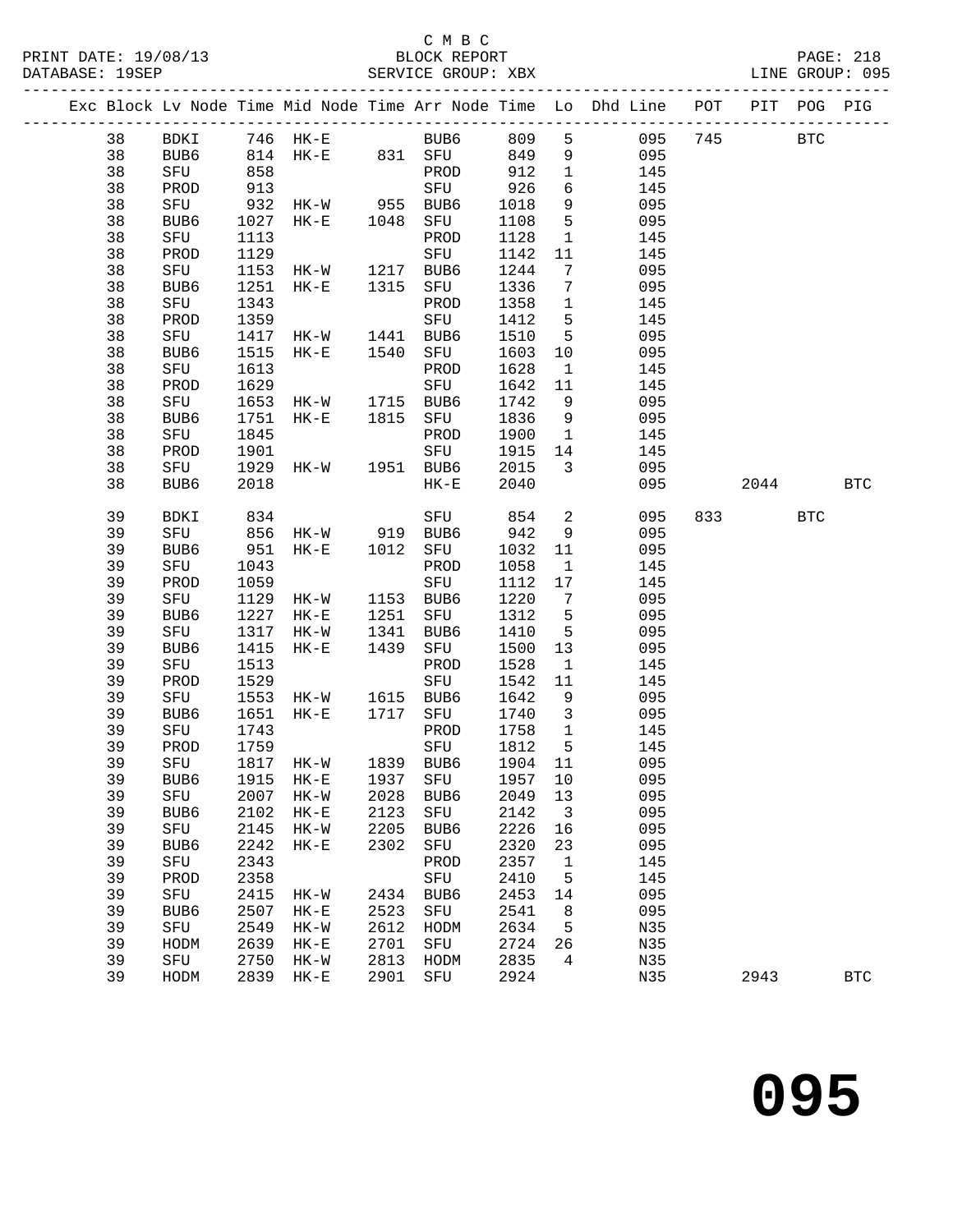C M B C
PRINT DATE: 19/08/13 BLOCK REPORT PAGE: 218
DATABASE: 19SEP SERVICE GROUP: XBX LINE GROUP: 095

| Exc | Block | Lv | Node | Time | Mid Node | Time | Arr Node | Time | Lo | Dhd Line | POT | PIT | POG | PIG |
|---|---|---|---|---|---|---|---|---|---|---|---|---|---|---|
| | 38 | | BDKI | 746 | HK-E | | BUB6 | 809 | 5 | 095 | 745 | | BTC | |
| | 38 | | BUB6 | 814 | HK-E | 831 | SFU | 849 | 9 | 095 | | | | |
| | 38 | | SFU | 858 | | | PROD | 912 | 1 | 145 | | | | |
| | 38 | | PROD | 913 | | | SFU | 926 | 6 | 145 | | | | |
| | 38 | | SFU | 932 | HK-W | 955 | BUB6 | 1018 | 9 | 095 | | | | |
| | 38 | | BUB6 | 1027 | HK-E | 1048 | SFU | 1108 | 5 | 095 | | | | |
| | 38 | | SFU | 1113 | | | PROD | 1128 | 1 | 145 | | | | |
| | 38 | | PROD | 1129 | | | SFU | 1142 | 11 | 145 | | | | |
| | 38 | | SFU | 1153 | HK-W | 1217 | BUB6 | 1244 | 7 | 095 | | | | |
| | 38 | | BUB6 | 1251 | HK-E | 1315 | SFU | 1336 | 7 | 095 | | | | |
| | 38 | | SFU | 1343 | | | PROD | 1358 | 1 | 145 | | | | |
| | 38 | | PROD | 1359 | | | SFU | 1412 | 5 | 145 | | | | |
| | 38 | | SFU | 1417 | HK-W | 1441 | BUB6 | 1510 | 5 | 095 | | | | |
| | 38 | | BUB6 | 1515 | HK-E | 1540 | SFU | 1603 | 10 | 095 | | | | |
| | 38 | | SFU | 1613 | | | PROD | 1628 | 1 | 145 | | | | |
| | 38 | | PROD | 1629 | | | SFU | 1642 | 11 | 145 | | | | |
| | 38 | | SFU | 1653 | HK-W | 1715 | BUB6 | 1742 | 9 | 095 | | | | |
| | 38 | | BUB6 | 1751 | HK-E | 1815 | SFU | 1836 | 9 | 095 | | | | |
| | 38 | | SFU | 1845 | | | PROD | 1900 | 1 | 145 | | | | |
| | 38 | | PROD | 1901 | | | SFU | 1915 | 14 | 145 | | | | |
| | 38 | | SFU | 1929 | HK-W | 1951 | BUB6 | 2015 | 3 | 095 | | | | |
| | 38 | | BUB6 | 2018 | | | HK-E | 2040 | | 095 | | 2044 | | BTC |
| | 39 | | BDKI | 834 | | | SFU | 854 | 2 | 095 | 833 | | BTC | |
| | 39 | | SFU | 856 | HK-W | 919 | BUB6 | 942 | 9 | 095 | | | | |
| | 39 | | BUB6 | 951 | HK-E | 1012 | SFU | 1032 | 11 | 095 | | | | |
| | 39 | | SFU | 1043 | | | PROD | 1058 | 1 | 145 | | | | |
| | 39 | | PROD | 1059 | | | SFU | 1112 | 17 | 145 | | | | |
| | 39 | | SFU | 1129 | HK-W | 1153 | BUB6 | 1220 | 7 | 095 | | | | |
| | 39 | | BUB6 | 1227 | HK-E | 1251 | SFU | 1312 | 5 | 095 | | | | |
| | 39 | | SFU | 1317 | HK-W | 1341 | BUB6 | 1410 | 5 | 095 | | | | |
| | 39 | | BUB6 | 1415 | HK-E | 1439 | SFU | 1500 | 13 | 095 | | | | |
| | 39 | | SFU | 1513 | | | PROD | 1528 | 1 | 145 | | | | |
| | 39 | | PROD | 1529 | | | SFU | 1542 | 11 | 145 | | | | |
| | 39 | | SFU | 1553 | HK-W | 1615 | BUB6 | 1642 | 9 | 095 | | | | |
| | 39 | | BUB6 | 1651 | HK-E | 1717 | SFU | 1740 | 3 | 095 | | | | |
| | 39 | | SFU | 1743 | | | PROD | 1758 | 1 | 145 | | | | |
| | 39 | | PROD | 1759 | | | SFU | 1812 | 5 | 145 | | | | |
| | 39 | | SFU | 1817 | HK-W | 1839 | BUB6 | 1904 | 11 | 095 | | | | |
| | 39 | | BUB6 | 1915 | HK-E | 1937 | SFU | 1957 | 10 | 095 | | | | |
| | 39 | | SFU | 2007 | HK-W | 2028 | BUB6 | 2049 | 13 | 095 | | | | |
| | 39 | | BUB6 | 2102 | HK-E | 2123 | SFU | 2142 | 3 | 095 | | | | |
| | 39 | | SFU | 2145 | HK-W | 2205 | BUB6 | 2226 | 16 | 095 | | | | |
| | 39 | | BUB6 | 2242 | HK-E | 2302 | SFU | 2320 | 23 | 095 | | | | |
| | 39 | | SFU | 2343 | | | PROD | 2357 | 1 | 145 | | | | |
| | 39 | | PROD | 2358 | | | SFU | 2410 | 5 | 145 | | | | |
| | 39 | | SFU | 2415 | HK-W | 2434 | BUB6 | 2453 | 14 | 095 | | | | |
| | 39 | | BUB6 | 2507 | HK-E | 2523 | SFU | 2541 | 8 | 095 | | | | |
| | 39 | | SFU | 2549 | HK-W | 2612 | HODM | 2634 | 5 | N35 | | | | |
| | 39 | | HODM | 2639 | HK-E | 2701 | SFU | 2724 | 26 | N35 | | | | |
| | 39 | | SFU | 2750 | HK-W | 2813 | HODM | 2835 | 4 | N35 | | | | |
| | 39 | | HODM | 2839 | HK-E | 2901 | SFU | 2924 | | N35 | | 2943 | | BTC |

# 095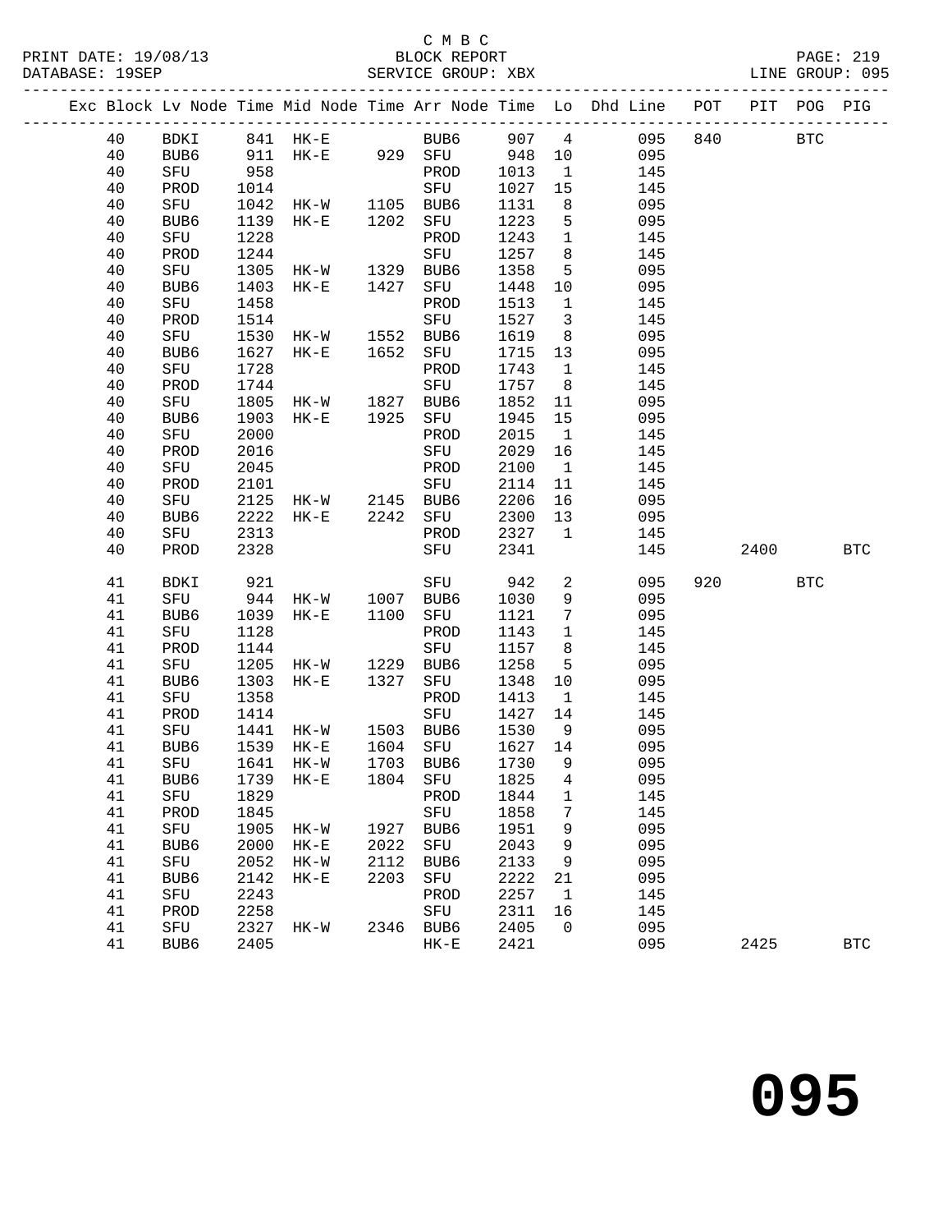C M B C
PRINT DATE: 19/08/13 BLOCK REPORT PAGE: 219
DATABASE: 19SEP SERVICE GROUP: XBX LINE GROUP: 095

| Exc | Block | Lv | Node | Time | Mid Node | Time | Arr Node | Time | Lo | Dhd Line | POT | PIT | POG | PIG |
|---|---|---|---|---|---|---|---|---|---|---|---|---|---|---|
| | 40 | | BDKI | 841 | HK-E | | BUB6 | 907 | 4 | 095 | 840 | | BTC | |
| | 40 | | BUB6 | 911 | HK-E | 929 | SFU | 948 | 10 | 095 | | | | |
| | 40 | | SFU | 958 | | | PROD | 1013 | 1 | 145 | | | | |
| | 40 | | PROD | 1014 | | | SFU | 1027 | 15 | 145 | | | | |
| | 40 | | SFU | 1042 | HK-W | 1105 | BUB6 | 1131 | 8 | 095 | | | | |
| | 40 | | BUB6 | 1139 | HK-E | 1202 | SFU | 1223 | 5 | 095 | | | | |
| | 40 | | SFU | 1228 | | | PROD | 1243 | 1 | 145 | | | | |
| | 40 | | PROD | 1244 | | | SFU | 1257 | 8 | 145 | | | | |
| | 40 | | SFU | 1305 | HK-W | 1329 | BUB6 | 1358 | 5 | 095 | | | | |
| | 40 | | BUB6 | 1403 | HK-E | 1427 | SFU | 1448 | 10 | 095 | | | | |
| | 40 | | SFU | 1458 | | | PROD | 1513 | 1 | 145 | | | | |
| | 40 | | PROD | 1514 | | | SFU | 1527 | 3 | 145 | | | | |
| | 40 | | SFU | 1530 | HK-W | 1552 | BUB6 | 1619 | 8 | 095 | | | | |
| | 40 | | BUB6 | 1627 | HK-E | 1652 | SFU | 1715 | 13 | 095 | | | | |
| | 40 | | SFU | 1728 | | | PROD | 1743 | 1 | 145 | | | | |
| | 40 | | PROD | 1744 | | | SFU | 1757 | 8 | 145 | | | | |
| | 40 | | SFU | 1805 | HK-W | 1827 | BUB6 | 1852 | 11 | 095 | | | | |
| | 40 | | BUB6 | 1903 | HK-E | 1925 | SFU | 1945 | 15 | 095 | | | | |
| | 40 | | SFU | 2000 | | | PROD | 2015 | 1 | 145 | | | | |
| | 40 | | PROD | 2016 | | | SFU | 2029 | 16 | 145 | | | | |
| | 40 | | SFU | 2045 | | | PROD | 2100 | 1 | 145 | | | | |
| | 40 | | PROD | 2101 | | | SFU | 2114 | 11 | 145 | | | | |
| | 40 | | SFU | 2125 | HK-W | 2145 | BUB6 | 2206 | 16 | 095 | | | | |
| | 40 | | BUB6 | 2222 | HK-E | 2242 | SFU | 2300 | 13 | 095 | | | | |
| | 40 | | SFU | 2313 | | | PROD | 2327 | 1 | 145 | | | | |
| | 40 | | PROD | 2328 | | | SFU | 2341 | | 145 | | 2400 | | BTC |
| | 41 | | BDKI | 921 | | | SFU | 942 | 2 | 095 | 920 | | BTC | |
| | 41 | | SFU | 944 | HK-W | 1007 | BUB6 | 1030 | 9 | 095 | | | | |
| | 41 | | BUB6 | 1039 | HK-E | 1100 | SFU | 1121 | 7 | 095 | | | | |
| | 41 | | SFU | 1128 | | | PROD | 1143 | 1 | 145 | | | | |
| | 41 | | PROD | 1144 | | | SFU | 1157 | 8 | 145 | | | | |
| | 41 | | SFU | 1205 | HK-W | 1229 | BUB6 | 1258 | 5 | 095 | | | | |
| | 41 | | BUB6 | 1303 | HK-E | 1327 | SFU | 1348 | 10 | 095 | | | | |
| | 41 | | SFU | 1358 | | | PROD | 1413 | 1 | 145 | | | | |
| | 41 | | PROD | 1414 | | | SFU | 1427 | 14 | 145 | | | | |
| | 41 | | SFU | 1441 | HK-W | 1503 | BUB6 | 1530 | 9 | 095 | | | | |
| | 41 | | BUB6 | 1539 | HK-E | 1604 | SFU | 1627 | 14 | 095 | | | | |
| | 41 | | SFU | 1641 | HK-W | 1703 | BUB6 | 1730 | 9 | 095 | | | | |
| | 41 | | BUB6 | 1739 | HK-E | 1804 | SFU | 1825 | 4 | 095 | | | | |
| | 41 | | SFU | 1829 | | | PROD | 1844 | 1 | 145 | | | | |
| | 41 | | PROD | 1845 | | | SFU | 1858 | 7 | 145 | | | | |
| | 41 | | SFU | 1905 | HK-W | 1927 | BUB6 | 1951 | 9 | 095 | | | | |
| | 41 | | BUB6 | 2000 | HK-E | 2022 | SFU | 2043 | 9 | 095 | | | | |
| | 41 | | SFU | 2052 | HK-W | 2112 | BUB6 | 2133 | 9 | 095 | | | | |
| | 41 | | BUB6 | 2142 | HK-E | 2203 | SFU | 2222 | 21 | 095 | | | | |
| | 41 | | SFU | 2243 | | | PROD | 2257 | 1 | 145 | | | | |
| | 41 | | PROD | 2258 | | | SFU | 2311 | 16 | 145 | | | | |
| | 41 | | SFU | 2327 | HK-W | 2346 | BUB6 | 2405 | 0 | 095 | | | | |
| | 41 | | BUB6 | 2405 | | | HK-E | 2421 | | 095 | | 2425 | | BTC |

# 095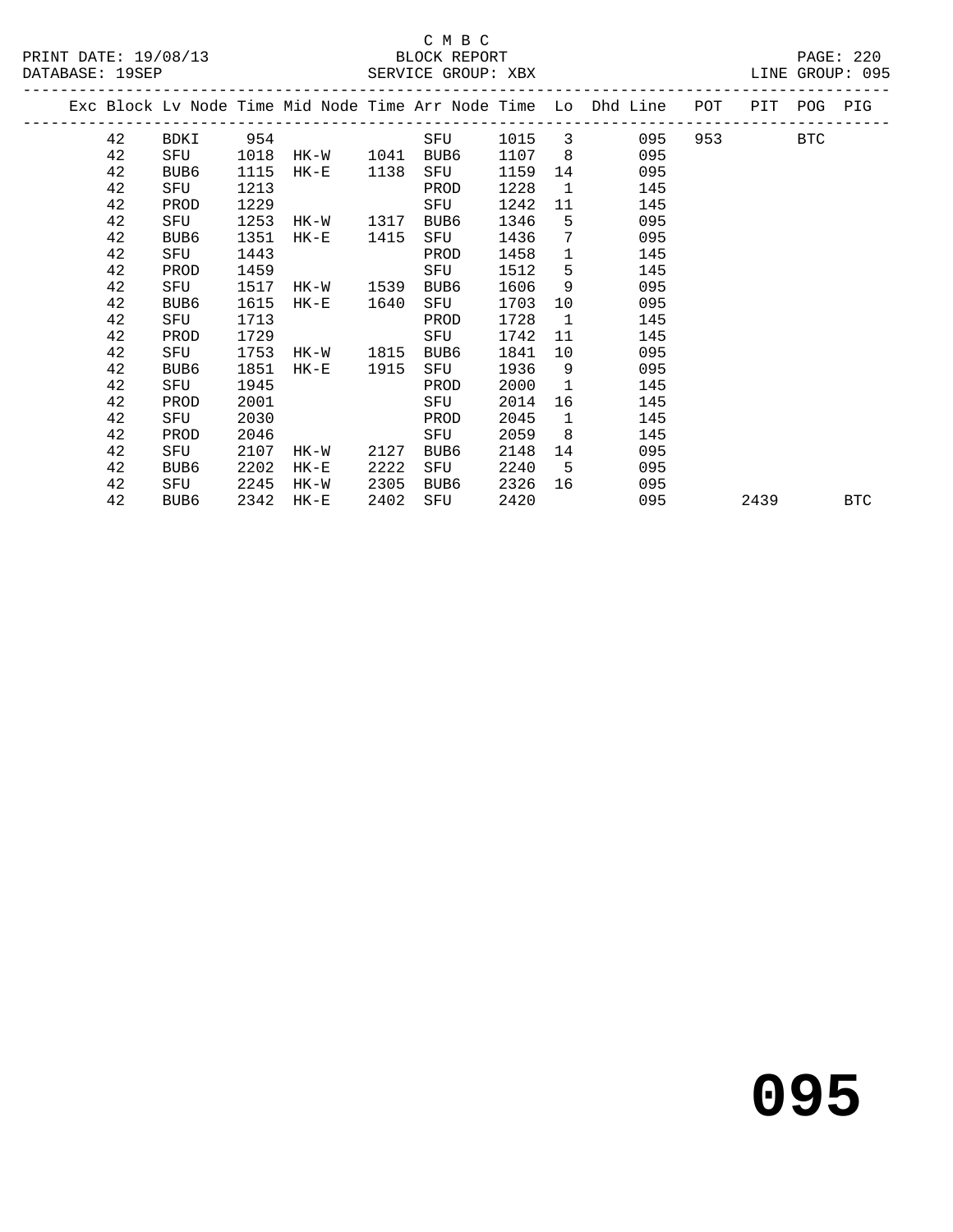C M B C
BLOCK REPORT
SERVICE GROUP: XBX

PRINT DATE: 19/08/13
DATABASE: 19SEP
LINE GROUP: 095

| Exc | Block | Lv | Node | Time | Mid Node | Time | Arr Node | Time | Lo | Dhd Line | POT | PIT | POG | PIG |
|---|---|---|---|---|---|---|---|---|---|---|---|---|---|---|
| | 42 | | BDKI | 954 | | | SFU | 1015 | 3 | 095 | 953 | | BTC | |
| | 42 | | SFU | 1018 | HK-W | 1041 | BUB6 | 1107 | 8 | 095 | | | | |
| | 42 | | BUB6 | 1115 | HK-E | 1138 | SFU | 1159 | 14 | 095 | | | | |
| | 42 | | SFU | 1213 | | | PROD | 1228 | 1 | 145 | | | | |
| | 42 | | PROD | 1229 | | | SFU | 1242 | 11 | 145 | | | | |
| | 42 | | SFU | 1253 | HK-W | 1317 | BUB6 | 1346 | 5 | 095 | | | | |
| | 42 | | BUB6 | 1351 | HK-E | 1415 | SFU | 1436 | 7 | 095 | | | | |
| | 42 | | SFU | 1443 | | | PROD | 1458 | 1 | 145 | | | | |
| | 42 | | PROD | 1459 | | | SFU | 1512 | 5 | 145 | | | | |
| | 42 | | SFU | 1517 | HK-W | 1539 | BUB6 | 1606 | 9 | 095 | | | | |
| | 42 | | BUB6 | 1615 | HK-E | 1640 | SFU | 1703 | 10 | 095 | | | | |
| | 42 | | SFU | 1713 | | | PROD | 1728 | 1 | 145 | | | | |
| | 42 | | PROD | 1729 | | | SFU | 1742 | 11 | 145 | | | | |
| | 42 | | SFU | 1753 | HK-W | 1815 | BUB6 | 1841 | 10 | 095 | | | | |
| | 42 | | BUB6 | 1851 | HK-E | 1915 | SFU | 1936 | 9 | 095 | | | | |
| | 42 | | SFU | 1945 | | | PROD | 2000 | 1 | 145 | | | | |
| | 42 | | PROD | 2001 | | | SFU | 2014 | 16 | 145 | | | | |
| | 42 | | SFU | 2030 | | | PROD | 2045 | 1 | 145 | | | | |
| | 42 | | PROD | 2046 | | | SFU | 2059 | 8 | 145 | | | | |
| | 42 | | SFU | 2107 | HK-W | 2127 | BUB6 | 2148 | 14 | 095 | | | | |
| | 42 | | BUB6 | 2202 | HK-E | 2222 | SFU | 2240 | 5 | 095 | | | | |
| | 42 | | SFU | 2245 | HK-W | 2305 | BUB6 | 2326 | 16 | 095 | | | | |
| | 42 | | BUB6 | 2342 | HK-E | 2402 | SFU | 2420 | | 095 | | 2439 | | BTC |

**095**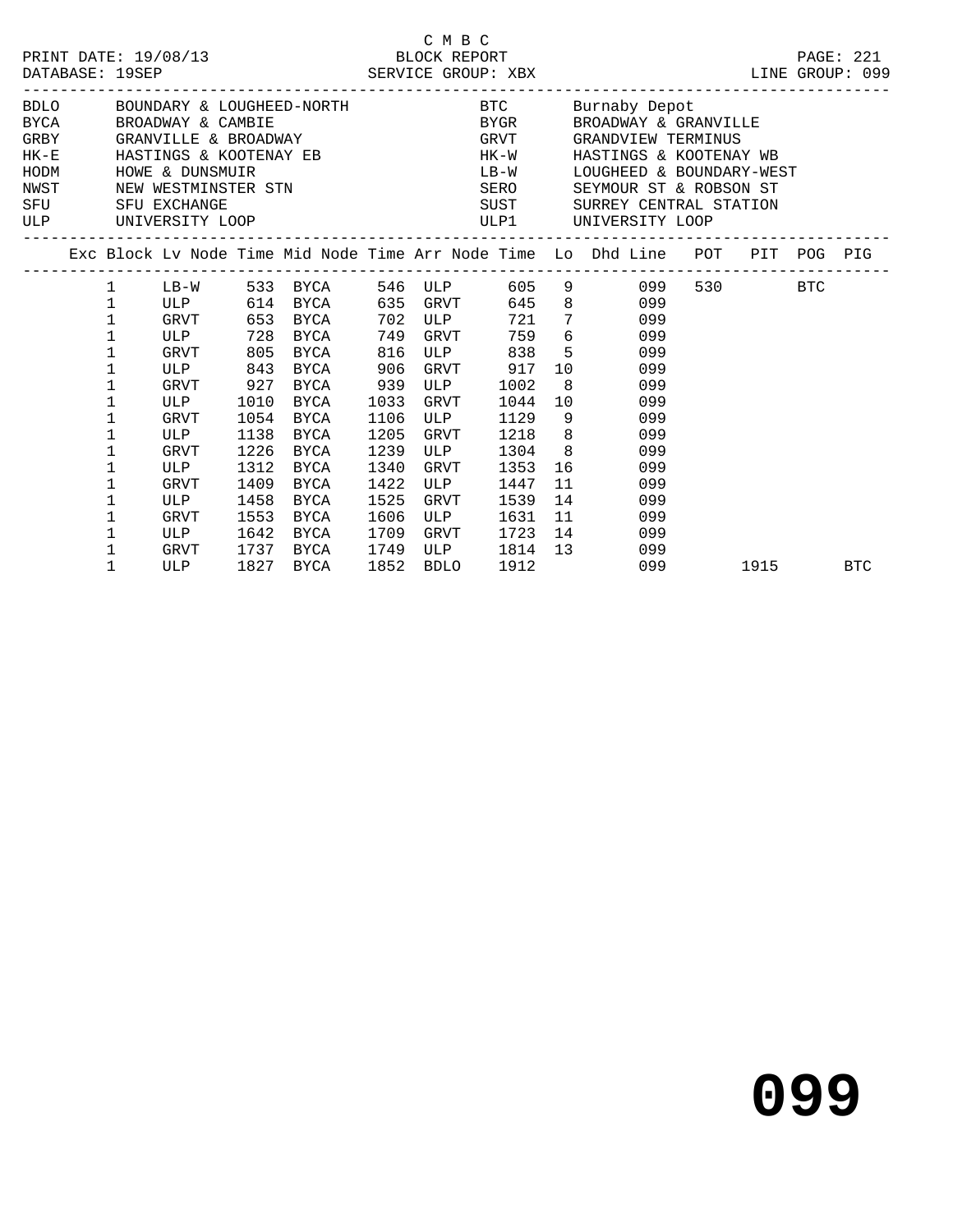C M B C
PRINT DATE: 19/08/13 BLOCK REPORT
DATABASE: 19SEP SERVICE GROUP: XBX LINE GROUP: 099

| Code | Name | Code | Name |
|---|---|---|---|
| BDLO | BOUNDARY & LOUGHEED-NORTH | BTC | Burnaby Depot |
| BYCA | BROADWAY & CAMBIE | BYGR | BROADWAY & GRANVILLE |
| GRBY | GRANVILLE & BROADWAY | GRVT | GRANDVIEW TERMINUS |
| HK-E | HASTINGS & KOOTENAY EB | HK-W | HASTINGS & KOOTENAY WB |
| HODM | HOWE & DUNSMUIR | LB-W | LOUGHEED & BOUNDARY-WEST |
| NWST | NEW WESTMINSTER STN | SERO | SEYMOUR ST & ROBSON ST |
| SFU | SFU EXCHANGE | SUST | SURREY CENTRAL STATION |
| ULP | UNIVERSITY LOOP | ULP1 | UNIVERSITY LOOP |

| Exc | Block | Lv Node | Time | Mid Node | Time | Arr Node | Time | Lo | Dhd Line | POT | PIT | POG | PIG |
|---|---|---|---|---|---|---|---|---|---|---|---|---|---|
| | 1 | LB-W | 533 | BYCA | 546 | ULP | 605 | 9 | 099 | 530 | | BTC | |
| | 1 | ULP | 614 | BYCA | 635 | GRVT | 645 | 8 | 099 | | | | |
| | 1 | GRVT | 653 | BYCA | 702 | ULP | 721 | 7 | 099 | | | | |
| | 1 | ULP | 728 | BYCA | 749 | GRVT | 759 | 6 | 099 | | | | |
| | 1 | GRVT | 805 | BYCA | 816 | ULP | 838 | 5 | 099 | | | | |
| | 1 | ULP | 843 | BYCA | 906 | GRVT | 917 | 10 | 099 | | | | |
| | 1 | GRVT | 927 | BYCA | 939 | ULP | 1002 | 8 | 099 | | | | |
| | 1 | ULP | 1010 | BYCA | 1033 | GRVT | 1044 | 10 | 099 | | | | |
| | 1 | GRVT | 1054 | BYCA | 1106 | ULP | 1129 | 9 | 099 | | | | |
| | 1 | ULP | 1138 | BYCA | 1205 | GRVT | 1218 | 8 | 099 | | | | |
| | 1 | GRVT | 1226 | BYCA | 1239 | ULP | 1304 | 8 | 099 | | | | |
| | 1 | ULP | 1312 | BYCA | 1340 | GRVT | 1353 | 16 | 099 | | | | |
| | 1 | GRVT | 1409 | BYCA | 1422 | ULP | 1447 | 11 | 099 | | | | |
| | 1 | ULP | 1458 | BYCA | 1525 | GRVT | 1539 | 14 | 099 | | | | |
| | 1 | GRVT | 1553 | BYCA | 1606 | ULP | 1631 | 11 | 099 | | | | |
| | 1 | ULP | 1642 | BYCA | 1709 | GRVT | 1723 | 14 | 099 | | | | |
| | 1 | GRVT | 1737 | BYCA | 1749 | ULP | 1814 | 13 | 099 | | | | |
| | 1 | ULP | 1827 | BYCA | 1852 | BDLO | 1912 | | 099 | | 1915 | | BTC |

099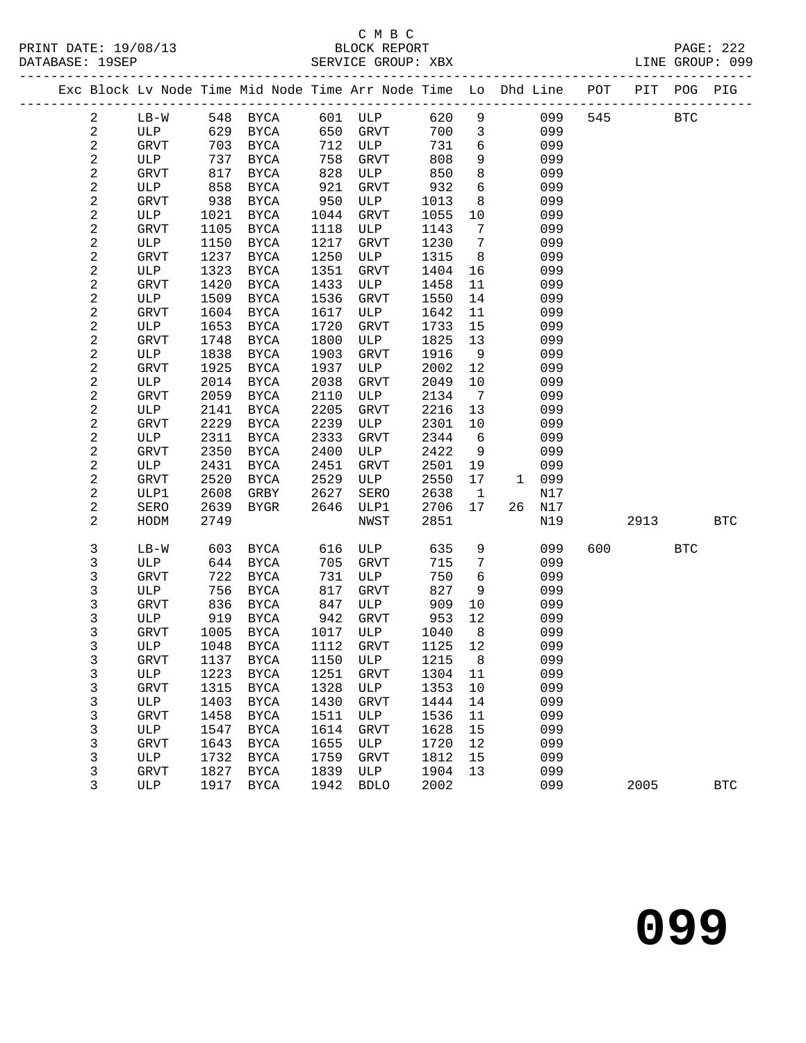C M B C

PRINT DATE: 19/08/13 BLOCK REPORT PAGE: 222
DATABASE: 19SEP SERVICE GROUP: XBX LINE GROUP: 099

| Exc | Block | Lv | Node | Time | Mid Node | Time | Arr Node | Time | Lo | Dhd | Line | POT | PIT | POG | PIG |
|---|---|---|---|---|---|---|---|---|---|---|---|---|---|---|---|
| | 2 | | LB-W | 548 | BYCA | 601 | ULP | 620 | 9 | | 099 | 545 | | BTC | |
| | 2 | | ULP | 629 | BYCA | 650 | GRVT | 700 | 3 | | 099 | | | | |
| | 2 | | GRVT | 703 | BYCA | 712 | ULP | 731 | 6 | | 099 | | | | |
| | 2 | | ULP | 737 | BYCA | 758 | GRVT | 808 | 9 | | 099 | | | | |
| | 2 | | GRVT | 817 | BYCA | 828 | ULP | 850 | 8 | | 099 | | | | |
| | 2 | | ULP | 858 | BYCA | 921 | GRVT | 932 | 6 | | 099 | | | | |
| | 2 | | GRVT | 938 | BYCA | 950 | ULP | 1013 | 8 | | 099 | | | | |
| | 2 | | ULP | 1021 | BYCA | 1044 | GRVT | 1055 | 10 | | 099 | | | | |
| | 2 | | GRVT | 1105 | BYCA | 1118 | ULP | 1143 | 7 | | 099 | | | | |
| | 2 | | ULP | 1150 | BYCA | 1217 | GRVT | 1230 | 7 | | 099 | | | | |
| | 2 | | GRVT | 1237 | BYCA | 1250 | ULP | 1315 | 8 | | 099 | | | | |
| | 2 | | ULP | 1323 | BYCA | 1351 | GRVT | 1404 | 16 | | 099 | | | | |
| | 2 | | GRVT | 1420 | BYCA | 1433 | ULP | 1458 | 11 | | 099 | | | | |
| | 2 | | ULP | 1509 | BYCA | 1536 | GRVT | 1550 | 14 | | 099 | | | | |
| | 2 | | GRVT | 1604 | BYCA | 1617 | ULP | 1642 | 11 | | 099 | | | | |
| | 2 | | ULP | 1653 | BYCA | 1720 | GRVT | 1733 | 15 | | 099 | | | | |
| | 2 | | GRVT | 1748 | BYCA | 1800 | ULP | 1825 | 13 | | 099 | | | | |
| | 2 | | ULP | 1838 | BYCA | 1903 | GRVT | 1916 | 9 | | 099 | | | | |
| | 2 | | GRVT | 1925 | BYCA | 1937 | ULP | 2002 | 12 | | 099 | | | | |
| | 2 | | ULP | 2014 | BYCA | 2038 | GRVT | 2049 | 10 | | 099 | | | | |
| | 2 | | GRVT | 2059 | BYCA | 2110 | ULP | 2134 | 7 | | 099 | | | | |
| | 2 | | ULP | 2141 | BYCA | 2205 | GRVT | 2216 | 13 | | 099 | | | | |
| | 2 | | GRVT | 2229 | BYCA | 2239 | ULP | 2301 | 10 | | 099 | | | | |
| | 2 | | ULP | 2311 | BYCA | 2333 | GRVT | 2344 | 6 | | 099 | | | | |
| | 2 | | GRVT | 2350 | BYCA | 2400 | ULP | 2422 | 9 | | 099 | | | | |
| | 2 | | ULP | 2431 | BYCA | 2451 | GRVT | 2501 | 19 | | 099 | | | | |
| | 2 | | GRVT | 2520 | BYCA | 2529 | ULP | 2550 | 17 | 1 | 099 | | | | |
| | 2 | | ULP1 | 2608 | GRBY | 2627 | SERO | 2638 | 1 | | N17 | | | | |
| | 2 | | SERO | 2639 | BYGR | 2646 | ULP1 | 2706 | 17 | 26 | N17 | | | | |
| | 2 | | HODM | 2749 | | | NWST | 2851 | | | N19 | | 2913 | | BTC |
| | 3 | | LB-W | 603 | BYCA | 616 | ULP | 635 | 9 | | 099 | 600 | | BTC | |
| | 3 | | ULP | 644 | BYCA | 705 | GRVT | 715 | 7 | | 099 | | | | |
| | 3 | | GRVT | 722 | BYCA | 731 | ULP | 750 | 6 | | 099 | | | | |
| | 3 | | ULP | 756 | BYCA | 817 | GRVT | 827 | 9 | | 099 | | | | |
| | 3 | | GRVT | 836 | BYCA | 847 | ULP | 909 | 10 | | 099 | | | | |
| | 3 | | ULP | 919 | BYCA | 942 | GRVT | 953 | 12 | | 099 | | | | |
| | 3 | | GRVT | 1005 | BYCA | 1017 | ULP | 1040 | 8 | | 099 | | | | |
| | 3 | | ULP | 1048 | BYCA | 1112 | GRVT | 1125 | 12 | | 099 | | | | |
| | 3 | | GRVT | 1137 | BYCA | 1150 | ULP | 1215 | 8 | | 099 | | | | |
| | 3 | | ULP | 1223 | BYCA | 1251 | GRVT | 1304 | 11 | | 099 | | | | |
| | 3 | | GRVT | 1315 | BYCA | 1328 | ULP | 1353 | 10 | | 099 | | | | |
| | 3 | | ULP | 1403 | BYCA | 1430 | GRVT | 1444 | 14 | | 099 | | | | |
| | 3 | | GRVT | 1458 | BYCA | 1511 | ULP | 1536 | 11 | | 099 | | | | |
| | 3 | | ULP | 1547 | BYCA | 1614 | GRVT | 1628 | 15 | | 099 | | | | |
| | 3 | | GRVT | 1643 | BYCA | 1655 | ULP | 1720 | 12 | | 099 | | | | |
| | 3 | | ULP | 1732 | BYCA | 1759 | GRVT | 1812 | 15 | | 099 | | | | |
| | 3 | | GRVT | 1827 | BYCA | 1839 | ULP | 1904 | 13 | | 099 | | | | |
| | 3 | | ULP | 1917 | BYCA | 1942 | BDLO | 2002 | | | 099 | | 2005 | | BTC |

# 099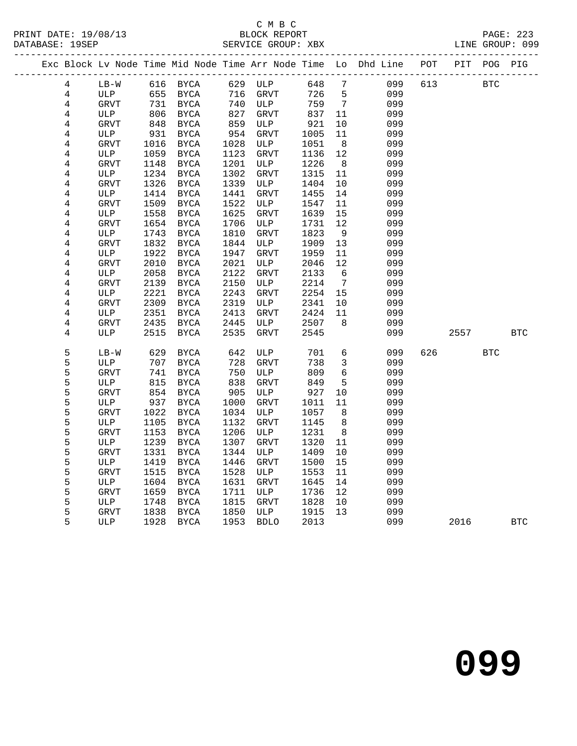C M B C

BLOCK REPORT

SERVICE GROUP: XBX

PRINT DATE: 19/08/13
DATABASE: 19SEP
LINE GROUP: 099

| Exc | Block | Lv Node | Time | Mid Node | Time | Arr Node | Time | Lo | Dhd Line | POT | PIT | POG | PIG |
|---|---|---|---|---|---|---|---|---|---|---|---|---|---|
| | 4 | LB-W | 616 | BYCA | 629 | ULP | 648 | 7 | 099 | 613 | | BTC | |
| | 4 | ULP | 655 | BYCA | 716 | GRVT | 726 | 5 | 099 | | | | |
| | 4 | GRVT | 731 | BYCA | 740 | ULP | 759 | 7 | 099 | | | | |
| | 4 | ULP | 806 | BYCA | 827 | GRVT | 837 | 11 | 099 | | | | |
| | 4 | GRVT | 848 | BYCA | 859 | ULP | 921 | 10 | 099 | | | | |
| | 4 | ULP | 931 | BYCA | 954 | GRVT | 1005 | 11 | 099 | | | | |
| | 4 | GRVT | 1016 | BYCA | 1028 | ULP | 1051 | 8 | 099 | | | | |
| | 4 | ULP | 1059 | BYCA | 1123 | GRVT | 1136 | 12 | 099 | | | | |
| | 4 | GRVT | 1148 | BYCA | 1201 | ULP | 1226 | 8 | 099 | | | | |
| | 4 | ULP | 1234 | BYCA | 1302 | GRVT | 1315 | 11 | 099 | | | | |
| | 4 | GRVT | 1326 | BYCA | 1339 | ULP | 1404 | 10 | 099 | | | | |
| | 4 | ULP | 1414 | BYCA | 1441 | GRVT | 1455 | 14 | 099 | | | | |
| | 4 | GRVT | 1509 | BYCA | 1522 | ULP | 1547 | 11 | 099 | | | | |
| | 4 | ULP | 1558 | BYCA | 1625 | GRVT | 1639 | 15 | 099 | | | | |
| | 4 | GRVT | 1654 | BYCA | 1706 | ULP | 1731 | 12 | 099 | | | | |
| | 4 | ULP | 1743 | BYCA | 1810 | GRVT | 1823 | 9 | 099 | | | | |
| | 4 | GRVT | 1832 | BYCA | 1844 | ULP | 1909 | 13 | 099 | | | | |
| | 4 | ULP | 1922 | BYCA | 1947 | GRVT | 1959 | 11 | 099 | | | | |
| | 4 | GRVT | 2010 | BYCA | 2021 | ULP | 2046 | 12 | 099 | | | | |
| | 4 | ULP | 2058 | BYCA | 2122 | GRVT | 2133 | 6 | 099 | | | | |
| | 4 | GRVT | 2139 | BYCA | 2150 | ULP | 2214 | 7 | 099 | | | | |
| | 4 | ULP | 2221 | BYCA | 2243 | GRVT | 2254 | 15 | 099 | | | | |
| | 4 | GRVT | 2309 | BYCA | 2319 | ULP | 2341 | 10 | 099 | | | | |
| | 4 | ULP | 2351 | BYCA | 2413 | GRVT | 2424 | 11 | 099 | | | | |
| | 4 | GRVT | 2435 | BYCA | 2445 | ULP | 2507 | 8 | 099 | | | | |
| | 4 | ULP | 2515 | BYCA | 2535 | GRVT | 2545 | | 099 | | 2557 | | BTC |
| | 5 | LB-W | 629 | BYCA | 642 | ULP | 701 | 6 | 099 | 626 | | BTC | |
| | 5 | ULP | 707 | BYCA | 728 | GRVT | 738 | 3 | 099 | | | | |
| | 5 | GRVT | 741 | BYCA | 750 | ULP | 809 | 6 | 099 | | | | |
| | 5 | ULP | 815 | BYCA | 838 | GRVT | 849 | 5 | 099 | | | | |
| | 5 | GRVT | 854 | BYCA | 905 | ULP | 927 | 10 | 099 | | | | |
| | 5 | ULP | 937 | BYCA | 1000 | GRVT | 1011 | 11 | 099 | | | | |
| | 5 | GRVT | 1022 | BYCA | 1034 | ULP | 1057 | 8 | 099 | | | | |
| | 5 | ULP | 1105 | BYCA | 1132 | GRVT | 1145 | 8 | 099 | | | | |
| | 5 | GRVT | 1153 | BYCA | 1206 | ULP | 1231 | 8 | 099 | | | | |
| | 5 | ULP | 1239 | BYCA | 1307 | GRVT | 1320 | 11 | 099 | | | | |
| | 5 | GRVT | 1331 | BYCA | 1344 | ULP | 1409 | 10 | 099 | | | | |
| | 5 | ULP | 1419 | BYCA | 1446 | GRVT | 1500 | 15 | 099 | | | | |
| | 5 | GRVT | 1515 | BYCA | 1528 | ULP | 1553 | 11 | 099 | | | | |
| | 5 | ULP | 1604 | BYCA | 1631 | GRVT | 1645 | 14 | 099 | | | | |
| | 5 | GRVT | 1659 | BYCA | 1711 | ULP | 1736 | 12 | 099 | | | | |
| | 5 | ULP | 1748 | BYCA | 1815 | GRVT | 1828 | 10 | 099 | | | | |
| | 5 | GRVT | 1838 | BYCA | 1850 | ULP | 1915 | 13 | 099 | | | | |
| | 5 | ULP | 1928 | BYCA | 1953 | BDLO | 2013 | | 099 | | 2016 | | BTC |

# 099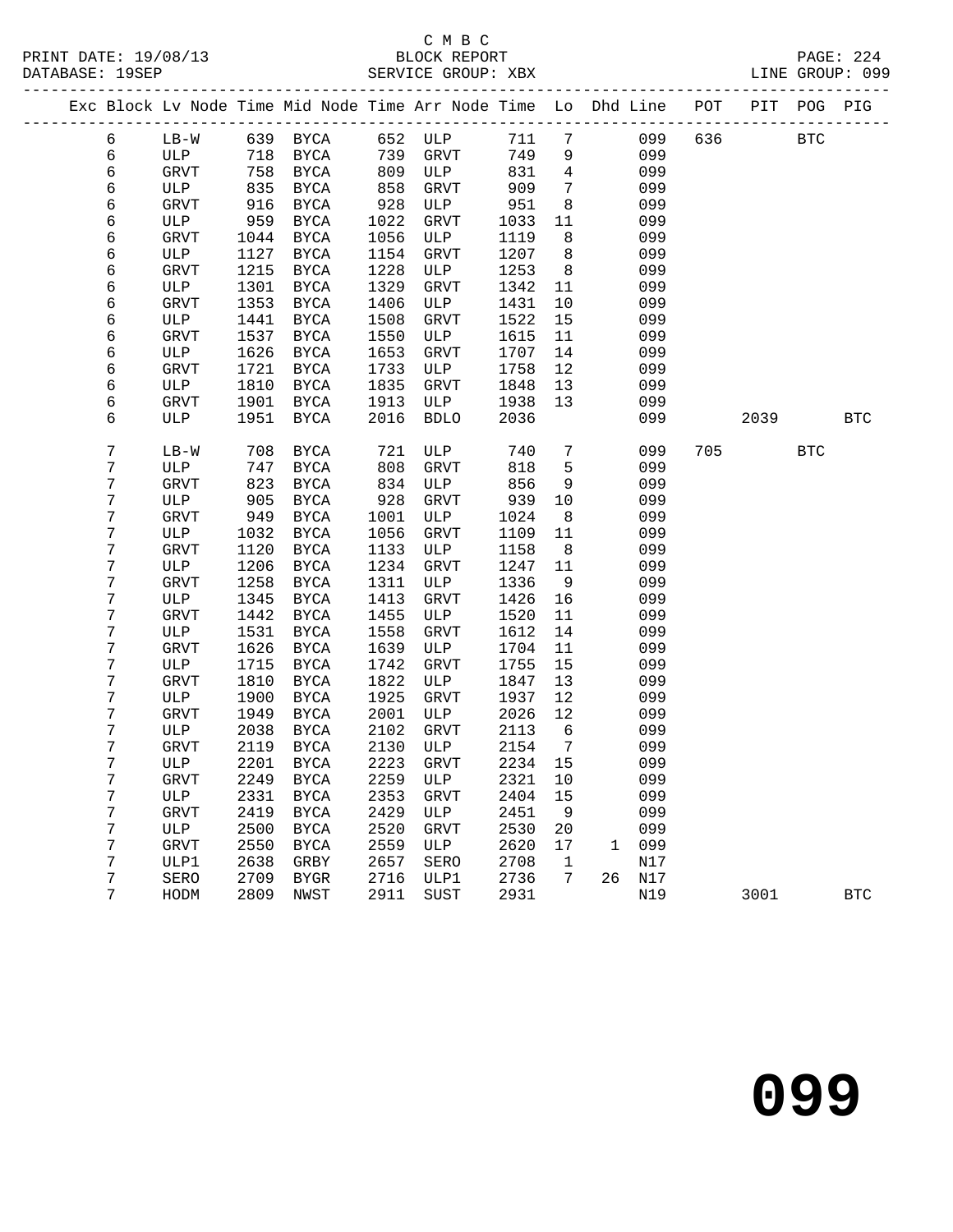C M B C

PRINT DATE: 19/08/13 BLOCK REPORT PAGE: 224
DATABASE: 19SEP SERVICE GROUP: XBX LINE GROUP: 099

| Exc | Block | Lv | Node | Time | Mid | Node | Time | Arr | Node | Time | Lo | Dhd | Line | POT | PIT | POG | PIG |
|---|---|---|---|---|---|---|---|---|---|---|---|---|---|---|---|---|---|
| | 6 | | LB-W | 639 | | BYCA | 652 | | ULP | 711 | 7 | | 099 | 636 | | BTC | |
| | 6 | | ULP | 718 | | BYCA | 739 | | GRVT | 749 | 9 | | 099 | | | | |
| | 6 | | GRVT | 758 | | BYCA | 809 | | ULP | 831 | 4 | | 099 | | | | |
| | 6 | | ULP | 835 | | BYCA | 858 | | GRVT | 909 | 7 | | 099 | | | | |
| | 6 | | GRVT | 916 | | BYCA | 928 | | ULP | 951 | 8 | | 099 | | | | |
| | 6 | | ULP | 959 | | BYCA | 1022 | | GRVT | 1033 | 11 | | 099 | | | | |
| | 6 | | GRVT | 1044 | | BYCA | 1056 | | ULP | 1119 | 8 | | 099 | | | | |
| | 6 | | ULP | 1127 | | BYCA | 1154 | | GRVT | 1207 | 8 | | 099 | | | | |
| | 6 | | GRVT | 1215 | | BYCA | 1228 | | ULP | 1253 | 8 | | 099 | | | | |
| | 6 | | ULP | 1301 | | BYCA | 1329 | | GRVT | 1342 | 11 | | 099 | | | | |
| | 6 | | GRVT | 1353 | | BYCA | 1406 | | ULP | 1431 | 10 | | 099 | | | | |
| | 6 | | ULP | 1441 | | BYCA | 1508 | | GRVT | 1522 | 15 | | 099 | | | | |
| | 6 | | GRVT | 1537 | | BYCA | 1550 | | ULP | 1615 | 11 | | 099 | | | | |
| | 6 | | ULP | 1626 | | BYCA | 1653 | | GRVT | 1707 | 14 | | 099 | | | | |
| | 6 | | GRVT | 1721 | | BYCA | 1733 | | ULP | 1758 | 12 | | 099 | | | | |
| | 6 | | ULP | 1810 | | BYCA | 1835 | | GRVT | 1848 | 13 | | 099 | | | | |
| | 6 | | GRVT | 1901 | | BYCA | 1913 | | ULP | 1938 | 13 | | 099 | | | | |
| | 6 | | ULP | 1951 | | BYCA | 2016 | | BDLO | 2036 | | | 099 | | 2039 | | BTC |
| | 7 | | LB-W | 708 | | BYCA | 721 | | ULP | 740 | 7 | | 099 | 705 | | BTC | |
| | 7 | | ULP | 747 | | BYCA | 808 | | GRVT | 818 | 5 | | 099 | | | | |
| | 7 | | GRVT | 823 | | BYCA | 834 | | ULP | 856 | 9 | | 099 | | | | |
| | 7 | | ULP | 905 | | BYCA | 928 | | GRVT | 939 | 10 | | 099 | | | | |
| | 7 | | GRVT | 949 | | BYCA | 1001 | | ULP | 1024 | 8 | | 099 | | | | |
| | 7 | | ULP | 1032 | | BYCA | 1056 | | GRVT | 1109 | 11 | | 099 | | | | |
| | 7 | | GRVT | 1120 | | BYCA | 1133 | | ULP | 1158 | 8 | | 099 | | | | |
| | 7 | | ULP | 1206 | | BYCA | 1234 | | GRVT | 1247 | 11 | | 099 | | | | |
| | 7 | | GRVT | 1258 | | BYCA | 1311 | | ULP | 1336 | 9 | | 099 | | | | |
| | 7 | | ULP | 1345 | | BYCA | 1413 | | GRVT | 1426 | 16 | | 099 | | | | |
| | 7 | | GRVT | 1442 | | BYCA | 1455 | | ULP | 1520 | 11 | | 099 | | | | |
| | 7 | | ULP | 1531 | | BYCA | 1558 | | GRVT | 1612 | 14 | | 099 | | | | |
| | 7 | | GRVT | 1626 | | BYCA | 1639 | | ULP | 1704 | 11 | | 099 | | | | |
| | 7 | | ULP | 1715 | | BYCA | 1742 | | GRVT | 1755 | 15 | | 099 | | | | |
| | 7 | | GRVT | 1810 | | BYCA | 1822 | | ULP | 1847 | 13 | | 099 | | | | |
| | 7 | | ULP | 1900 | | BYCA | 1925 | | GRVT | 1937 | 12 | | 099 | | | | |
| | 7 | | GRVT | 1949 | | BYCA | 2001 | | ULP | 2026 | 12 | | 099 | | | | |
| | 7 | | ULP | 2038 | | BYCA | 2102 | | GRVT | 2113 | 6 | | 099 | | | | |
| | 7 | | GRVT | 2119 | | BYCA | 2130 | | ULP | 2154 | 7 | | 099 | | | | |
| | 7 | | ULP | 2201 | | BYCA | 2223 | | GRVT | 2234 | 15 | | 099 | | | | |
| | 7 | | GRVT | 2249 | | BYCA | 2259 | | ULP | 2321 | 10 | | 099 | | | | |
| | 7 | | ULP | 2331 | | BYCA | 2353 | | GRVT | 2404 | 15 | | 099 | | | | |
| | 7 | | GRVT | 2419 | | BYCA | 2429 | | ULP | 2451 | 9 | | 099 | | | | |
| | 7 | | ULP | 2500 | | BYCA | 2520 | | GRVT | 2530 | 20 | | 099 | | | | |
| | 7 | | GRVT | 2550 | | BYCA | 2559 | | ULP | 2620 | 17 | 1 | 099 | | | | |
| | 7 | | ULP1 | 2638 | | GRBY | 2657 | | SERO | 2708 | 1 | | N17 | | | | |
| | 7 | | SERO | 2709 | | BYGR | 2716 | | ULP1 | 2736 | 7 | 26 | N17 | | | | |
| | 7 | | HODM | 2809 | | NWST | 2911 | | SUST | 2931 | | | N19 | | 3001 | | BTC |

# 099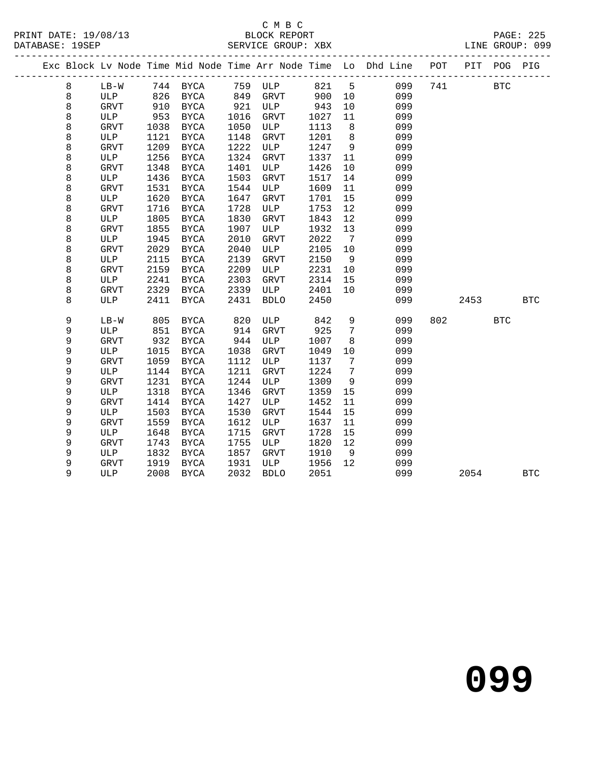C M B C
PRINT DATE: 19/08/13 BLOCK REPORT
DATABASE: 19SEP SERVICE GROUP: XBX LINE GROUP: 099

| Exc | Block | Lv | Node | Time | Mid Node | Time | Arr Node | Time | Lo | Dhd Line | POT | PIT | POG | PIG |
|---|---|---|---|---|---|---|---|---|---|---|---|---|---|---|
| | 8 | | LB-W | 744 | BYCA | 759 | ULP | 821 | 5 | 099 | 741 | | BTC | |
| | 8 | | ULP | 826 | BYCA | 849 | GRVT | 900 | 10 | 099 | | | | |
| | 8 | | GRVT | 910 | BYCA | 921 | ULP | 943 | 10 | 099 | | | | |
| | 8 | | ULP | 953 | BYCA | 1016 | GRVT | 1027 | 11 | 099 | | | | |
| | 8 | | GRVT | 1038 | BYCA | 1050 | ULP | 1113 | 8 | 099 | | | | |
| | 8 | | ULP | 1121 | BYCA | 1148 | GRVT | 1201 | 8 | 099 | | | | |
| | 8 | | GRVT | 1209 | BYCA | 1222 | ULP | 1247 | 9 | 099 | | | | |
| | 8 | | ULP | 1256 | BYCA | 1324 | GRVT | 1337 | 11 | 099 | | | | |
| | 8 | | GRVT | 1348 | BYCA | 1401 | ULP | 1426 | 10 | 099 | | | | |
| | 8 | | ULP | 1436 | BYCA | 1503 | GRVT | 1517 | 14 | 099 | | | | |
| | 8 | | GRVT | 1531 | BYCA | 1544 | ULP | 1609 | 11 | 099 | | | | |
| | 8 | | ULP | 1620 | BYCA | 1647 | GRVT | 1701 | 15 | 099 | | | | |
| | 8 | | GRVT | 1716 | BYCA | 1728 | ULP | 1753 | 12 | 099 | | | | |
| | 8 | | ULP | 1805 | BYCA | 1830 | GRVT | 1843 | 12 | 099 | | | | |
| | 8 | | GRVT | 1855 | BYCA | 1907 | ULP | 1932 | 13 | 099 | | | | |
| | 8 | | ULP | 1945 | BYCA | 2010 | GRVT | 2022 | 7 | 099 | | | | |
| | 8 | | GRVT | 2029 | BYCA | 2040 | ULP | 2105 | 10 | 099 | | | | |
| | 8 | | ULP | 2115 | BYCA | 2139 | GRVT | 2150 | 9 | 099 | | | | |
| | 8 | | GRVT | 2159 | BYCA | 2209 | ULP | 2231 | 10 | 099 | | | | |
| | 8 | | ULP | 2241 | BYCA | 2303 | GRVT | 2314 | 15 | 099 | | | | |
| | 8 | | GRVT | 2329 | BYCA | 2339 | ULP | 2401 | 10 | 099 | | | | |
| | 8 | | ULP | 2411 | BYCA | 2431 | BDLO | 2450 | | 099 | | 2453 | | BTC |
| | 9 | | LB-W | 805 | BYCA | 820 | ULP | 842 | 9 | 099 | 802 | | BTC | |
| | 9 | | ULP | 851 | BYCA | 914 | GRVT | 925 | 7 | 099 | | | | |
| | 9 | | GRVT | 932 | BYCA | 944 | ULP | 1007 | 8 | 099 | | | | |
| | 9 | | ULP | 1015 | BYCA | 1038 | GRVT | 1049 | 10 | 099 | | | | |
| | 9 | | GRVT | 1059 | BYCA | 1112 | ULP | 1137 | 7 | 099 | | | | |
| | 9 | | ULP | 1144 | BYCA | 1211 | GRVT | 1224 | 7 | 099 | | | | |
| | 9 | | GRVT | 1231 | BYCA | 1244 | ULP | 1309 | 9 | 099 | | | | |
| | 9 | | ULP | 1318 | BYCA | 1346 | GRVT | 1359 | 15 | 099 | | | | |
| | 9 | | GRVT | 1414 | BYCA | 1427 | ULP | 1452 | 11 | 099 | | | | |
| | 9 | | ULP | 1503 | BYCA | 1530 | GRVT | 1544 | 15 | 099 | | | | |
| | 9 | | GRVT | 1559 | BYCA | 1612 | ULP | 1637 | 11 | 099 | | | | |
| | 9 | | ULP | 1648 | BYCA | 1715 | GRVT | 1728 | 15 | 099 | | | | |
| | 9 | | GRVT | 1743 | BYCA | 1755 | ULP | 1820 | 12 | 099 | | | | |
| | 9 | | ULP | 1832 | BYCA | 1857 | GRVT | 1910 | 9 | 099 | | | | |
| | 9 | | GRVT | 1919 | BYCA | 1931 | ULP | 1956 | 12 | 099 | | | | |
| | 9 | | ULP | 2008 | BYCA | 2032 | BDLO | 2051 | | 099 | | 2054 | | BTC |

**099**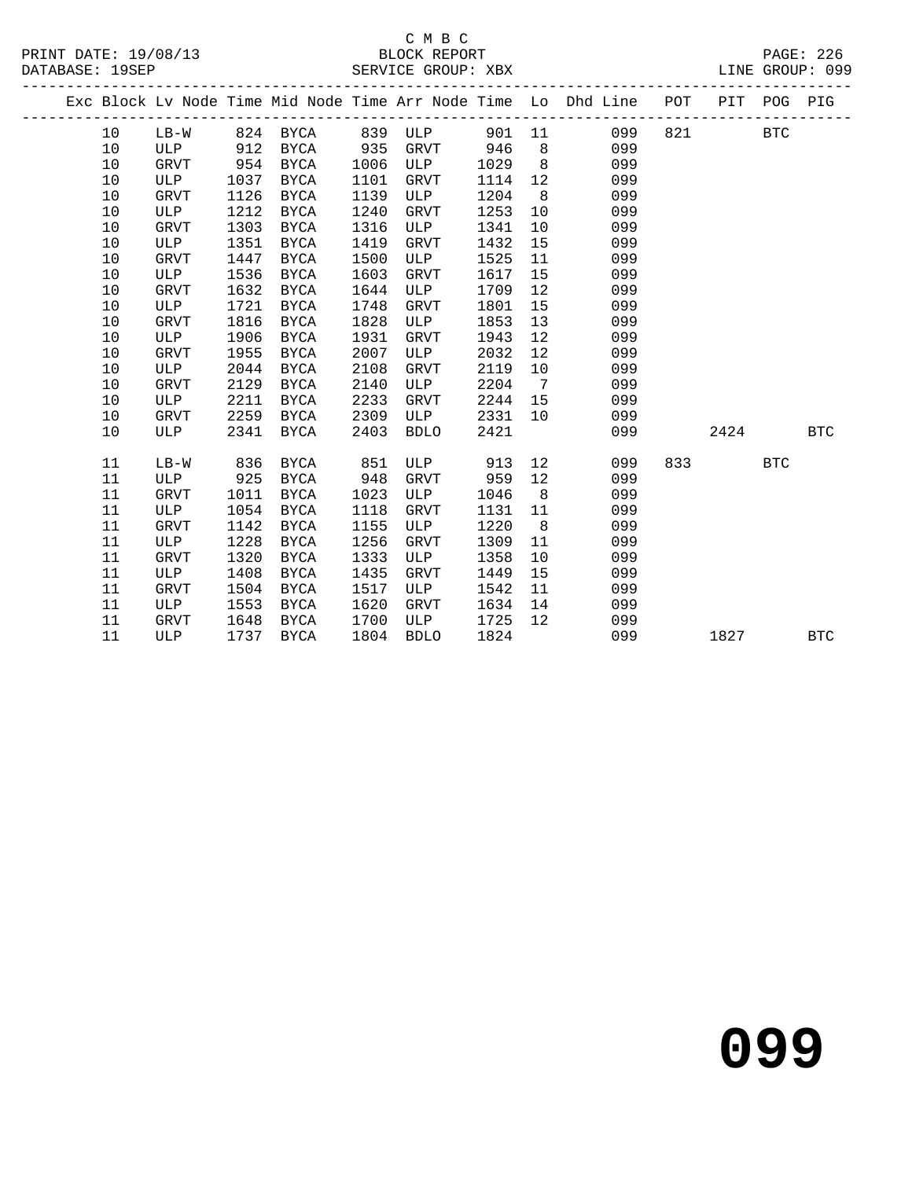C M B C
PRINT DATE: 19/08/13 BLOCK REPORT
DATABASE: 19SEP SERVICE GROUP: XBX LINE GROUP: 099

| Exc | Block | Lv | Node | Time | Mid Node | Time | Arr Node | Time | Lo | Dhd Line | POT | PIT | POG | PIG |
|---|---|---|---|---|---|---|---|---|---|---|---|---|---|---|
| | 10 | | LB-W | 824 | BYCA | 839 | ULP | 901 | 11 | 099 | 821 | | BTC | |
| | 10 | | ULP | 912 | BYCA | 935 | GRVT | 946 | 8 | 099 | | | | |
| | 10 | | GRVT | 954 | BYCA | 1006 | ULP | 1029 | 8 | 099 | | | | |
| | 10 | | ULP | 1037 | BYCA | 1101 | GRVT | 1114 | 12 | 099 | | | | |
| | 10 | | GRVT | 1126 | BYCA | 1139 | ULP | 1204 | 8 | 099 | | | | |
| | 10 | | ULP | 1212 | BYCA | 1240 | GRVT | 1253 | 10 | 099 | | | | |
| | 10 | | GRVT | 1303 | BYCA | 1316 | ULP | 1341 | 10 | 099 | | | | |
| | 10 | | ULP | 1351 | BYCA | 1419 | GRVT | 1432 | 15 | 099 | | | | |
| | 10 | | GRVT | 1447 | BYCA | 1500 | ULP | 1525 | 11 | 099 | | | | |
| | 10 | | ULP | 1536 | BYCA | 1603 | GRVT | 1617 | 15 | 099 | | | | |
| | 10 | | GRVT | 1632 | BYCA | 1644 | ULP | 1709 | 12 | 099 | | | | |
| | 10 | | ULP | 1721 | BYCA | 1748 | GRVT | 1801 | 15 | 099 | | | | |
| | 10 | | GRVT | 1816 | BYCA | 1828 | ULP | 1853 | 13 | 099 | | | | |
| | 10 | | ULP | 1906 | BYCA | 1931 | GRVT | 1943 | 12 | 099 | | | | |
| | 10 | | GRVT | 1955 | BYCA | 2007 | ULP | 2032 | 12 | 099 | | | | |
| | 10 | | ULP | 2044 | BYCA | 2108 | GRVT | 2119 | 10 | 099 | | | | |
| | 10 | | GRVT | 2129 | BYCA | 2140 | ULP | 2204 | 7 | 099 | | | | |
| | 10 | | ULP | 2211 | BYCA | 2233 | GRVT | 2244 | 15 | 099 | | | | |
| | 10 | | GRVT | 2259 | BYCA | 2309 | ULP | 2331 | 10 | 099 | | | | |
| | 10 | | ULP | 2341 | BYCA | 2403 | BDLO | 2421 | | 099 | | 2424 | | BTC |
| | 11 | | LB-W | 836 | BYCA | 851 | ULP | 913 | 12 | 099 | 833 | | BTC | |
| | 11 | | ULP | 925 | BYCA | 948 | GRVT | 959 | 12 | 099 | | | | |
| | 11 | | GRVT | 1011 | BYCA | 1023 | ULP | 1046 | 8 | 099 | | | | |
| | 11 | | ULP | 1054 | BYCA | 1118 | GRVT | 1131 | 11 | 099 | | | | |
| | 11 | | GRVT | 1142 | BYCA | 1155 | ULP | 1220 | 8 | 099 | | | | |
| | 11 | | ULP | 1228 | BYCA | 1256 | GRVT | 1309 | 11 | 099 | | | | |
| | 11 | | GRVT | 1320 | BYCA | 1333 | ULP | 1358 | 10 | 099 | | | | |
| | 11 | | ULP | 1408 | BYCA | 1435 | GRVT | 1449 | 15 | 099 | | | | |
| | 11 | | GRVT | 1504 | BYCA | 1517 | ULP | 1542 | 11 | 099 | | | | |
| | 11 | | ULP | 1553 | BYCA | 1620 | GRVT | 1634 | 14 | 099 | | | | |
| | 11 | | GRVT | 1648 | BYCA | 1700 | ULP | 1725 | 12 | 099 | | | | |
| | 11 | | ULP | 1737 | BYCA | 1804 | BDLO | 1824 | | 099 | | 1827 | | BTC |

# 099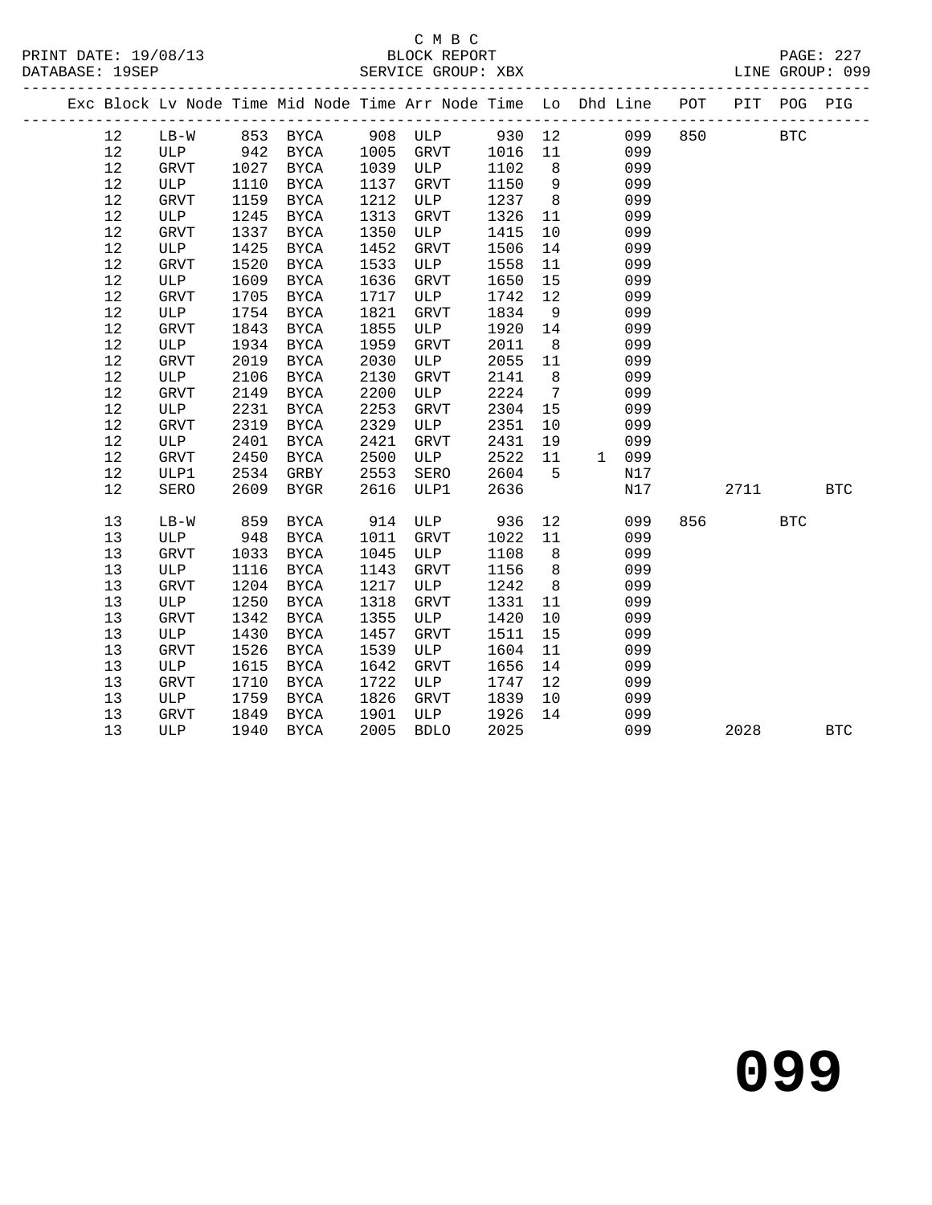C M B C
BLOCK REPORT
SERVICE GROUP: XBX

PRINT DATE: 19/08/13
DATABASE: 19SEP
LINE GROUP: 099

| Exc | Block | Lv Node | Time | Mid Node | Time | Arr Node | Time | Lo | Dhd | Line | POT | PIT | POG | PIG |
|---|---|---|---|---|---|---|---|---|---|---|---|---|---|---|
| | 12 | LB-W | 853 | BYCA | 908 | ULP | 930 | 12 | | 099 | 850 | | BTC | |
| | 12 | ULP | 942 | BYCA | 1005 | GRVT | 1016 | 11 | | 099 | | | | |
| | 12 | GRVT | 1027 | BYCA | 1039 | ULP | 1102 | 8 | | 099 | | | | |
| | 12 | ULP | 1110 | BYCA | 1137 | GRVT | 1150 | 9 | | 099 | | | | |
| | 12 | GRVT | 1159 | BYCA | 1212 | ULP | 1237 | 8 | | 099 | | | | |
| | 12 | ULP | 1245 | BYCA | 1313 | GRVT | 1326 | 11 | | 099 | | | | |
| | 12 | GRVT | 1337 | BYCA | 1350 | ULP | 1415 | 10 | | 099 | | | | |
| | 12 | ULP | 1425 | BYCA | 1452 | GRVT | 1506 | 14 | | 099 | | | | |
| | 12 | GRVT | 1520 | BYCA | 1533 | ULP | 1558 | 11 | | 099 | | | | |
| | 12 | ULP | 1609 | BYCA | 1636 | GRVT | 1650 | 15 | | 099 | | | | |
| | 12 | GRVT | 1705 | BYCA | 1717 | ULP | 1742 | 12 | | 099 | | | | |
| | 12 | ULP | 1754 | BYCA | 1821 | GRVT | 1834 | 9 | | 099 | | | | |
| | 12 | GRVT | 1843 | BYCA | 1855 | ULP | 1920 | 14 | | 099 | | | | |
| | 12 | ULP | 1934 | BYCA | 1959 | GRVT | 2011 | 8 | | 099 | | | | |
| | 12 | GRVT | 2019 | BYCA | 2030 | ULP | 2055 | 11 | | 099 | | | | |
| | 12 | ULP | 2106 | BYCA | 2130 | GRVT | 2141 | 8 | | 099 | | | | |
| | 12 | GRVT | 2149 | BYCA | 2200 | ULP | 2224 | 7 | | 099 | | | | |
| | 12 | ULP | 2231 | BYCA | 2253 | GRVT | 2304 | 15 | | 099 | | | | |
| | 12 | GRVT | 2319 | BYCA | 2329 | ULP | 2351 | 10 | | 099 | | | | |
| | 12 | ULP | 2401 | BYCA | 2421 | GRVT | 2431 | 19 | | 099 | | | | |
| | 12 | GRVT | 2450 | BYCA | 2500 | ULP | 2522 | 11 | 1 | 099 | | | | |
| | 12 | ULP1 | 2534 | GRBY | 2553 | SERO | 2604 | 5 | | N17 | | | | |
| | 12 | SERO | 2609 | BYGR | 2616 | ULP1 | 2636 | | | N17 | | 2711 | | BTC |
| | 13 | LB-W | 859 | BYCA | 914 | ULP | 936 | 12 | | 099 | 856 | | BTC | |
| | 13 | ULP | 948 | BYCA | 1011 | GRVT | 1022 | 11 | | 099 | | | | |
| | 13 | GRVT | 1033 | BYCA | 1045 | ULP | 1108 | 8 | | 099 | | | | |
| | 13 | ULP | 1116 | BYCA | 1143 | GRVT | 1156 | 8 | | 099 | | | | |
| | 13 | GRVT | 1204 | BYCA | 1217 | ULP | 1242 | 8 | | 099 | | | | |
| | 13 | ULP | 1250 | BYCA | 1318 | GRVT | 1331 | 11 | | 099 | | | | |
| | 13 | GRVT | 1342 | BYCA | 1355 | ULP | 1420 | 10 | | 099 | | | | |
| | 13 | ULP | 1430 | BYCA | 1457 | GRVT | 1511 | 15 | | 099 | | | | |
| | 13 | GRVT | 1526 | BYCA | 1539 | ULP | 1604 | 11 | | 099 | | | | |
| | 13 | ULP | 1615 | BYCA | 1642 | GRVT | 1656 | 14 | | 099 | | | | |
| | 13 | GRVT | 1710 | BYCA | 1722 | ULP | 1747 | 12 | | 099 | | | | |
| | 13 | ULP | 1759 | BYCA | 1826 | GRVT | 1839 | 10 | | 099 | | | | |
| | 13 | GRVT | 1849 | BYCA | 1901 | ULP | 1926 | 14 | | 099 | | | | |
| | 13 | ULP | 1940 | BYCA | 2005 | BDLO | 2025 | | | 099 | | 2028 | | BTC |

# 099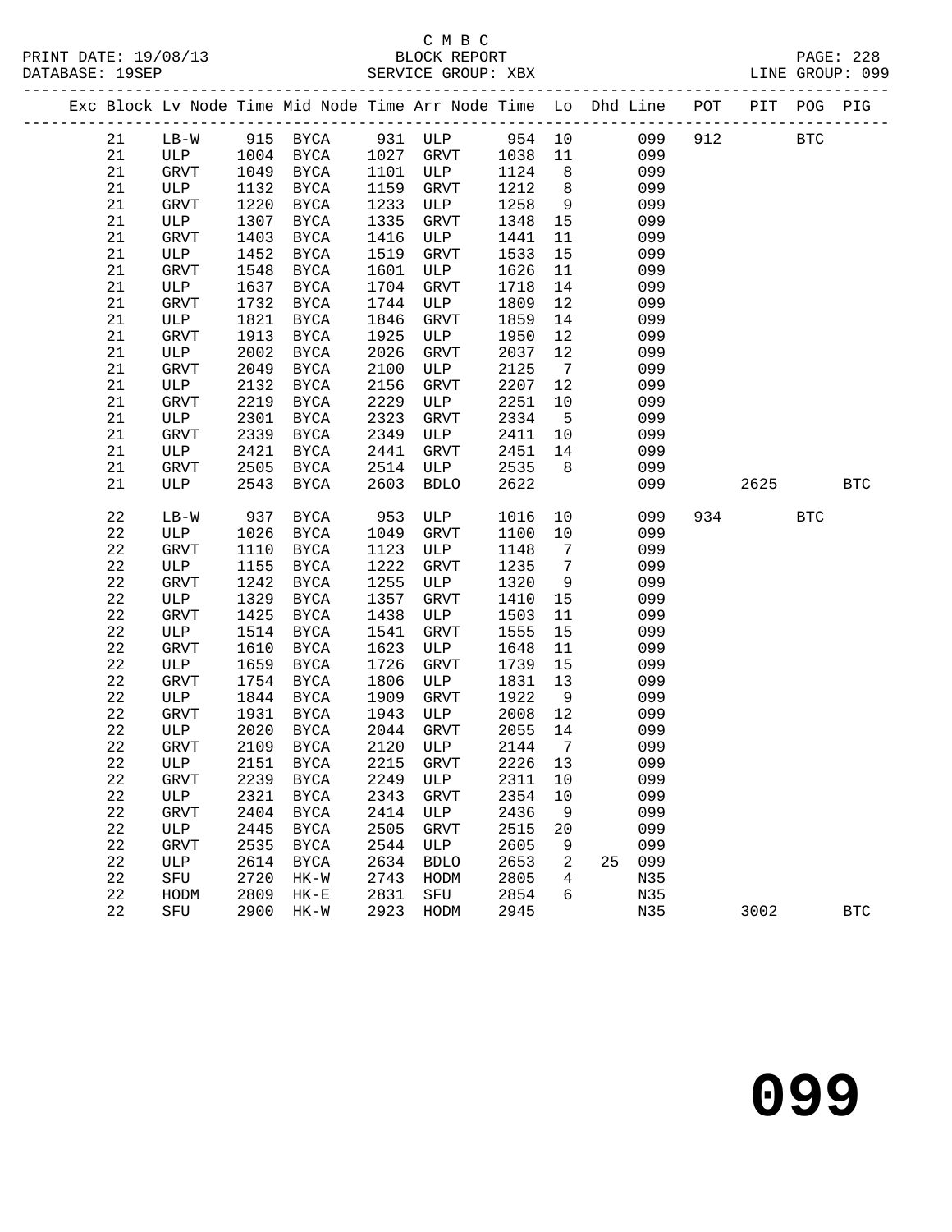C M B C

PRINT DATE: 19/08/13 BLOCK REPORT
DATABASE: 19SEP SERVICE GROUP: XBX LINE GROUP: 099

| Exc | Block | Lv | Node | Time | Mid Node | Time | Arr Node | Time | Lo | Dhd Line | POT | PIT | POG | PIG |
|---|---|---|---|---|---|---|---|---|---|---|---|---|---|---|
| | 21 | | LB-W | 915 | BYCA | 931 | ULP | 954 | 10 | 099 | 912 | | BTC | |
| | 21 | | ULP | 1004 | BYCA | 1027 | GRVT | 1038 | 11 | 099 | | | | |
| | 21 | | GRVT | 1049 | BYCA | 1101 | ULP | 1124 | 8 | 099 | | | | |
| | 21 | | ULP | 1132 | BYCA | 1159 | GRVT | 1212 | 8 | 099 | | | | |
| | 21 | | GRVT | 1220 | BYCA | 1233 | ULP | 1258 | 9 | 099 | | | | |
| | 21 | | ULP | 1307 | BYCA | 1335 | GRVT | 1348 | 15 | 099 | | | | |
| | 21 | | GRVT | 1403 | BYCA | 1416 | ULP | 1441 | 11 | 099 | | | | |
| | 21 | | ULP | 1452 | BYCA | 1519 | GRVT | 1533 | 15 | 099 | | | | |
| | 21 | | GRVT | 1548 | BYCA | 1601 | ULP | 1626 | 11 | 099 | | | | |
| | 21 | | ULP | 1637 | BYCA | 1704 | GRVT | 1718 | 14 | 099 | | | | |
| | 21 | | GRVT | 1732 | BYCA | 1744 | ULP | 1809 | 12 | 099 | | | | |
| | 21 | | ULP | 1821 | BYCA | 1846 | GRVT | 1859 | 14 | 099 | | | | |
| | 21 | | GRVT | 1913 | BYCA | 1925 | ULP | 1950 | 12 | 099 | | | | |
| | 21 | | ULP | 2002 | BYCA | 2026 | GRVT | 2037 | 12 | 099 | | | | |
| | 21 | | GRVT | 2049 | BYCA | 2100 | ULP | 2125 | 7 | 099 | | | | |
| | 21 | | ULP | 2132 | BYCA | 2156 | GRVT | 2207 | 12 | 099 | | | | |
| | 21 | | GRVT | 2219 | BYCA | 2229 | ULP | 2251 | 10 | 099 | | | | |
| | 21 | | ULP | 2301 | BYCA | 2323 | GRVT | 2334 | 5 | 099 | | | | |
| | 21 | | GRVT | 2339 | BYCA | 2349 | ULP | 2411 | 10 | 099 | | | | |
| | 21 | | ULP | 2421 | BYCA | 2441 | GRVT | 2451 | 14 | 099 | | | | |
| | 21 | | GRVT | 2505 | BYCA | 2514 | ULP | 2535 | 8 | 099 | | | | |
| | 21 | | ULP | 2543 | BYCA | 2603 | BDLO | 2622 | | 099 | | 2625 | | BTC |
| | 22 | | LB-W | 937 | BYCA | 953 | ULP | 1016 | 10 | 099 | 934 | | BTC | |
| | 22 | | ULP | 1026 | BYCA | 1049 | GRVT | 1100 | 10 | 099 | | | | |
| | 22 | | GRVT | 1110 | BYCA | 1123 | ULP | 1148 | 7 | 099 | | | | |
| | 22 | | ULP | 1155 | BYCA | 1222 | GRVT | 1235 | 7 | 099 | | | | |
| | 22 | | GRVT | 1242 | BYCA | 1255 | ULP | 1320 | 9 | 099 | | | | |
| | 22 | | ULP | 1329 | BYCA | 1357 | GRVT | 1410 | 15 | 099 | | | | |
| | 22 | | GRVT | 1425 | BYCA | 1438 | ULP | 1503 | 11 | 099 | | | | |
| | 22 | | ULP | 1514 | BYCA | 1541 | GRVT | 1555 | 15 | 099 | | | | |
| | 22 | | GRVT | 1610 | BYCA | 1623 | ULP | 1648 | 11 | 099 | | | | |
| | 22 | | ULP | 1659 | BYCA | 1726 | GRVT | 1739 | 15 | 099 | | | | |
| | 22 | | GRVT | 1754 | BYCA | 1806 | ULP | 1831 | 13 | 099 | | | | |
| | 22 | | ULP | 1844 | BYCA | 1909 | GRVT | 1922 | 9 | 099 | | | | |
| | 22 | | GRVT | 1931 | BYCA | 1943 | ULP | 2008 | 12 | 099 | | | | |
| | 22 | | ULP | 2020 | BYCA | 2044 | GRVT | 2055 | 14 | 099 | | | | |
| | 22 | | GRVT | 2109 | BYCA | 2120 | ULP | 2144 | 7 | 099 | | | | |
| | 22 | | ULP | 2151 | BYCA | 2215 | GRVT | 2226 | 13 | 099 | | | | |
| | 22 | | GRVT | 2239 | BYCA | 2249 | ULP | 2311 | 10 | 099 | | | | |
| | 22 | | ULP | 2321 | BYCA | 2343 | GRVT | 2354 | 10 | 099 | | | | |
| | 22 | | GRVT | 2404 | BYCA | 2414 | ULP | 2436 | 9 | 099 | | | | |
| | 22 | | ULP | 2445 | BYCA | 2505 | GRVT | 2515 | 20 | 099 | | | | |
| | 22 | | GRVT | 2535 | BYCA | 2544 | ULP | 2605 | 9 | 099 | | | | |
| | 22 | | ULP | 2614 | BYCA | 2634 | BDLO | 2653 | 2 | 25 099 | | | | |
| | 22 | | SFU | 2720 | HK-W | 2743 | HODM | 2805 | 4 | N35 | | | | |
| | 22 | | HODM | 2809 | HK-E | 2831 | SFU | 2854 | 6 | N35 | | | | |
| | 22 | | SFU | 2900 | HK-W | 2923 | HODM | 2945 | | N35 | | 3002 | | BTC |

099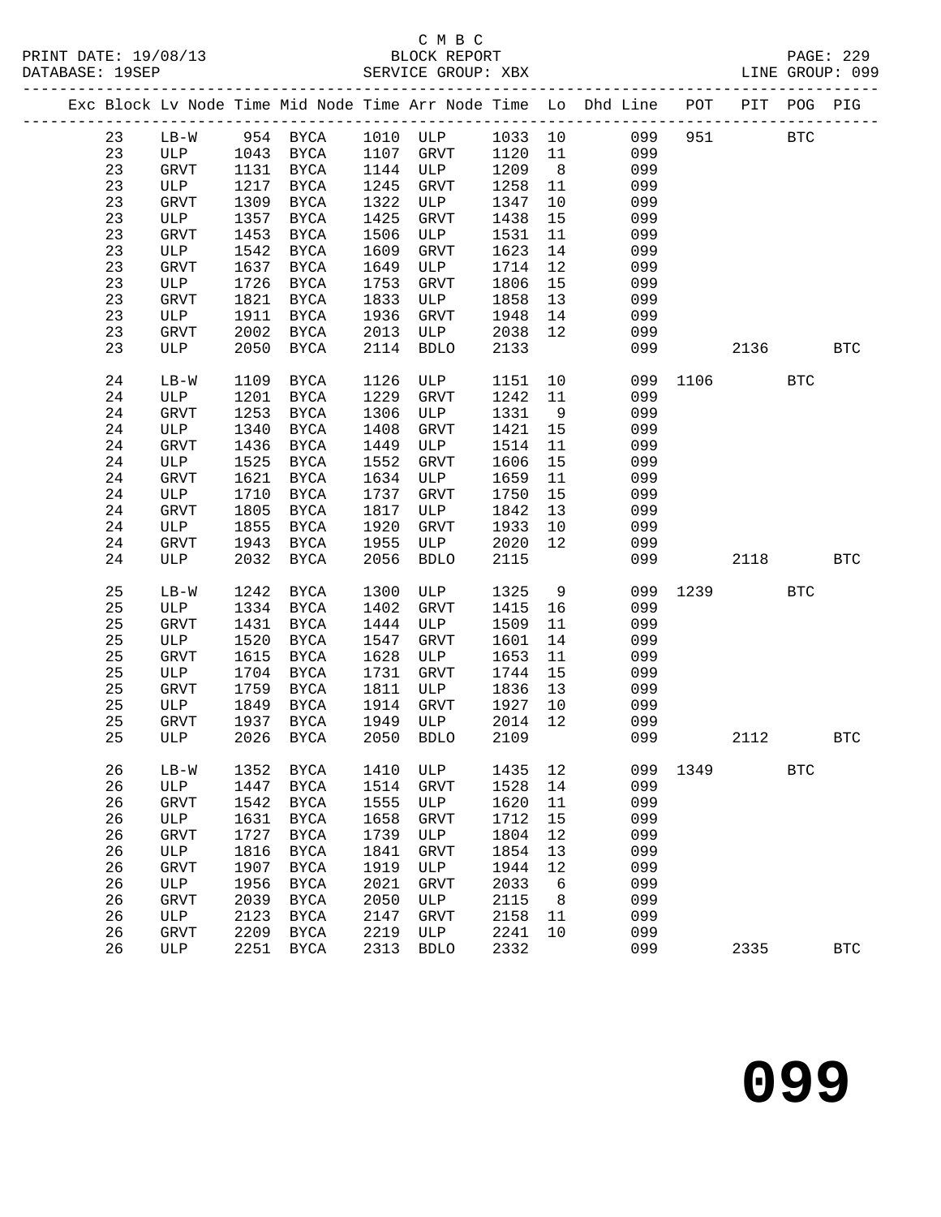C M B C
BLOCK REPORT
SERVICE GROUP: XBX

PRINT DATE: 19/08/13
DATABASE: 19SEP
LINE GROUP: 099

| Exc | Block | Lv Node | Time | Mid Node | Time | Arr Node | Time | Lo | Dhd Line | POT | PIT | POG | PIG |
|---|---|---|---|---|---|---|---|---|---|---|---|---|---|
| | 23 | LB-W | 954 | BYCA | 1010 | ULP | 1033 | 10 | 099 | 951 | | BTC | |
| | 23 | ULP | 1043 | BYCA | 1107 | GRVT | 1120 | 11 | 099 | | | | |
| | 23 | GRVT | 1131 | BYCA | 1144 | ULP | 1209 | 8 | 099 | | | | |
| | 23 | ULP | 1217 | BYCA | 1245 | GRVT | 1258 | 11 | 099 | | | | |
| | 23 | GRVT | 1309 | BYCA | 1322 | ULP | 1347 | 10 | 099 | | | | |
| | 23 | ULP | 1357 | BYCA | 1425 | GRVT | 1438 | 15 | 099 | | | | |
| | 23 | GRVT | 1453 | BYCA | 1506 | ULP | 1531 | 11 | 099 | | | | |
| | 23 | ULP | 1542 | BYCA | 1609 | GRVT | 1623 | 14 | 099 | | | | |
| | 23 | GRVT | 1637 | BYCA | 1649 | ULP | 1714 | 12 | 099 | | | | |
| | 23 | ULP | 1726 | BYCA | 1753 | GRVT | 1806 | 15 | 099 | | | | |
| | 23 | GRVT | 1821 | BYCA | 1833 | ULP | 1858 | 13 | 099 | | | | |
| | 23 | ULP | 1911 | BYCA | 1936 | GRVT | 1948 | 14 | 099 | | | | |
| | 23 | GRVT | 2002 | BYCA | 2013 | ULP | 2038 | 12 | 099 | | | | |
| | 23 | ULP | 2050 | BYCA | 2114 | BDLO | 2133 | | 099 | | 2136 | | BTC |
| | 24 | LB-W | 1109 | BYCA | 1126 | ULP | 1151 | 10 | 099 | 1106 | | BTC | |
| | 24 | ULP | 1201 | BYCA | 1229 | GRVT | 1242 | 11 | 099 | | | | |
| | 24 | GRVT | 1253 | BYCA | 1306 | ULP | 1331 | 9 | 099 | | | | |
| | 24 | ULP | 1340 | BYCA | 1408 | GRVT | 1421 | 15 | 099 | | | | |
| | 24 | GRVT | 1436 | BYCA | 1449 | ULP | 1514 | 11 | 099 | | | | |
| | 24 | ULP | 1525 | BYCA | 1552 | GRVT | 1606 | 15 | 099 | | | | |
| | 24 | GRVT | 1621 | BYCA | 1634 | ULP | 1659 | 11 | 099 | | | | |
| | 24 | ULP | 1710 | BYCA | 1737 | GRVT | 1750 | 15 | 099 | | | | |
| | 24 | GRVT | 1805 | BYCA | 1817 | ULP | 1842 | 13 | 099 | | | | |
| | 24 | ULP | 1855 | BYCA | 1920 | GRVT | 1933 | 10 | 099 | | | | |
| | 24 | GRVT | 1943 | BYCA | 1955 | ULP | 2020 | 12 | 099 | | | | |
| | 24 | ULP | 2032 | BYCA | 2056 | BDLO | 2115 | | 099 | | 2118 | | BTC |
| | 25 | LB-W | 1242 | BYCA | 1300 | ULP | 1325 | 9 | 099 | 1239 | | BTC | |
| | 25 | ULP | 1334 | BYCA | 1402 | GRVT | 1415 | 16 | 099 | | | | |
| | 25 | GRVT | 1431 | BYCA | 1444 | ULP | 1509 | 11 | 099 | | | | |
| | 25 | ULP | 1520 | BYCA | 1547 | GRVT | 1601 | 14 | 099 | | | | |
| | 25 | GRVT | 1615 | BYCA | 1628 | ULP | 1653 | 11 | 099 | | | | |
| | 25 | ULP | 1704 | BYCA | 1731 | GRVT | 1744 | 15 | 099 | | | | |
| | 25 | GRVT | 1759 | BYCA | 1811 | ULP | 1836 | 13 | 099 | | | | |
| | 25 | ULP | 1849 | BYCA | 1914 | GRVT | 1927 | 10 | 099 | | | | |
| | 25 | GRVT | 1937 | BYCA | 1949 | ULP | 2014 | 12 | 099 | | | | |
| | 25 | ULP | 2026 | BYCA | 2050 | BDLO | 2109 | | 099 | | 2112 | | BTC |
| | 26 | LB-W | 1352 | BYCA | 1410 | ULP | 1435 | 12 | 099 | 1349 | | BTC | |
| | 26 | ULP | 1447 | BYCA | 1514 | GRVT | 1528 | 14 | 099 | | | | |
| | 26 | GRVT | 1542 | BYCA | 1555 | ULP | 1620 | 11 | 099 | | | | |
| | 26 | ULP | 1631 | BYCA | 1658 | GRVT | 1712 | 15 | 099 | | | | |
| | 26 | GRVT | 1727 | BYCA | 1739 | ULP | 1804 | 12 | 099 | | | | |
| | 26 | ULP | 1816 | BYCA | 1841 | GRVT | 1854 | 13 | 099 | | | | |
| | 26 | GRVT | 1907 | BYCA | 1919 | ULP | 1944 | 12 | 099 | | | | |
| | 26 | ULP | 1956 | BYCA | 2021 | GRVT | 2033 | 6 | 099 | | | | |
| | 26 | GRVT | 2039 | BYCA | 2050 | ULP | 2115 | 8 | 099 | | | | |
| | 26 | ULP | 2123 | BYCA | 2147 | GRVT | 2158 | 11 | 099 | | | | |
| | 26 | GRVT | 2209 | BYCA | 2219 | ULP | 2241 | 10 | 099 | | | | |
| | 26 | ULP | 2251 | BYCA | 2313 | BDLO | 2332 | | 099 | | 2335 | | BTC |

# 099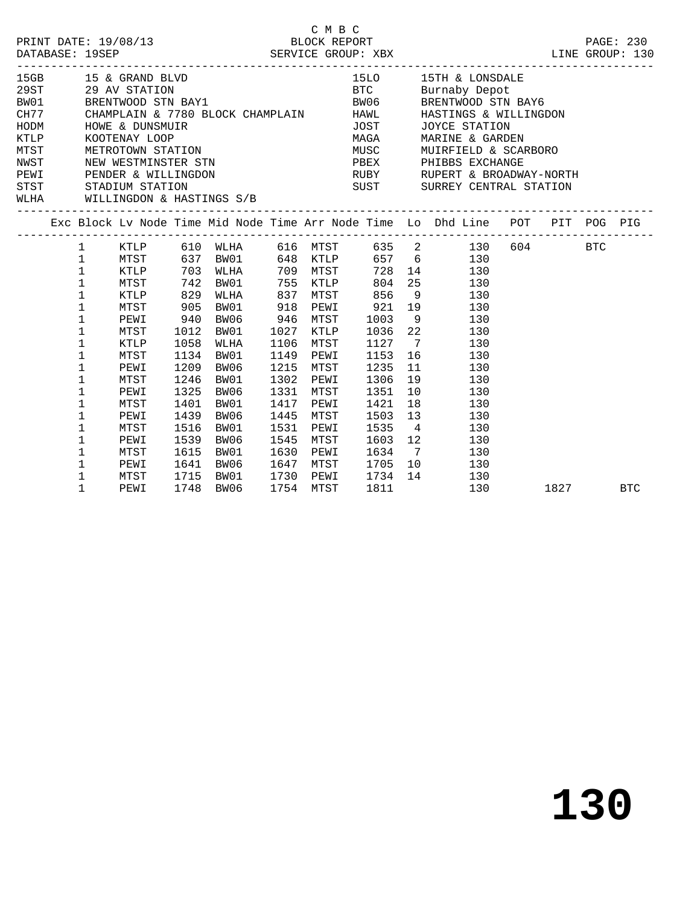C M B C

PRINT DATE: 19/08/13 BLOCK REPORT

DATABASE: 19SEP SERVICE GROUP: XBX LINE GROUP: 130

| Code | Name | Code | Name |
|---|---|---|---|
| 15GB | 15 & GRAND BLVD | 15LO | 15TH & LONSDALE |
| 29ST | 29 AV STATION | BTC | Burnaby Depot |
| BW01 | BRENTWOOD STN BAY1 | BW06 | BRENTWOOD STN BAY6 |
| CH77 | CHAMPLAIN & 7780 BLOCK CHAMPLAIN | HAWL | HASTINGS & WILLINGDON |
| HODM | HOWE & DUNSMUIR | JOST | JOYCE STATION |
| KTLP | KOOTENAY LOOP | MAGA | MARINE & GARDEN |
| MTST | METROTOWN STATION | MUSC | MUIRFIELD & SCARBORO |
| NWST | NEW WESTMINSTER STN | PBEX | PHIBBS EXCHANGE |
| PEWI | PENDER & WILLINGDON | RUBY | RUPERT & BROADWAY-NORTH |
| STST | STADIUM STATION | SUST | SURREY CENTRAL STATION |
| WLHA | WILLINGDON & HASTINGS S/B | | |

| Exc | Block | Lv Node | Time | Mid Node | Time | Arr Node | Time | Lo | Dhd Line | POT | PIT | POG | PIG |
|---|---|---|---|---|---|---|---|---|---|---|---|---|---|
| | 1 | KTLP | 610 | WLHA | 616 | MTST | 635 | 2 | 130 | 604 | | BTC | |
| | 1 | MTST | 637 | BW01 | 648 | KTLP | 657 | 6 | 130 | | | | |
| | 1 | KTLP | 703 | WLHA | 709 | MTST | 728 | 14 | 130 | | | | |
| | 1 | MTST | 742 | BW01 | 755 | KTLP | 804 | 25 | 130 | | | | |
| | 1 | KTLP | 829 | WLHA | 837 | MTST | 856 | 9 | 130 | | | | |
| | 1 | MTST | 905 | BW01 | 918 | PEWI | 921 | 19 | 130 | | | | |
| | 1 | PEWI | 940 | BW06 | 946 | MTST | 1003 | 9 | 130 | | | | |
| | 1 | MTST | 1012 | BW01 | 1027 | KTLP | 1036 | 22 | 130 | | | | |
| | 1 | KTLP | 1058 | WLHA | 1106 | MTST | 1127 | 7 | 130 | | | | |
| | 1 | MTST | 1134 | BW01 | 1149 | PEWI | 1153 | 16 | 130 | | | | |
| | 1 | PEWI | 1209 | BW06 | 1215 | MTST | 1235 | 11 | 130 | | | | |
| | 1 | MTST | 1246 | BW01 | 1302 | PEWI | 1306 | 19 | 130 | | | | |
| | 1 | PEWI | 1325 | BW06 | 1331 | MTST | 1351 | 10 | 130 | | | | |
| | 1 | MTST | 1401 | BW01 | 1417 | PEWI | 1421 | 18 | 130 | | | | |
| | 1 | PEWI | 1439 | BW06 | 1445 | MTST | 1503 | 13 | 130 | | | | |
| | 1 | MTST | 1516 | BW01 | 1531 | PEWI | 1535 | 4 | 130 | | | | |
| | 1 | PEWI | 1539 | BW06 | 1545 | MTST | 1603 | 12 | 130 | | | | |
| | 1 | MTST | 1615 | BW01 | 1630 | PEWI | 1634 | 7 | 130 | | | | |
| | 1 | PEWI | 1641 | BW06 | 1647 | MTST | 1705 | 10 | 130 | | | | |
| | 1 | MTST | 1715 | BW01 | 1730 | PEWI | 1734 | 14 | 130 | | | | |
| | 1 | PEWI | 1748 | BW06 | 1754 | MTST | 1811 | | 130 | | 1827 | | BTC |

# 130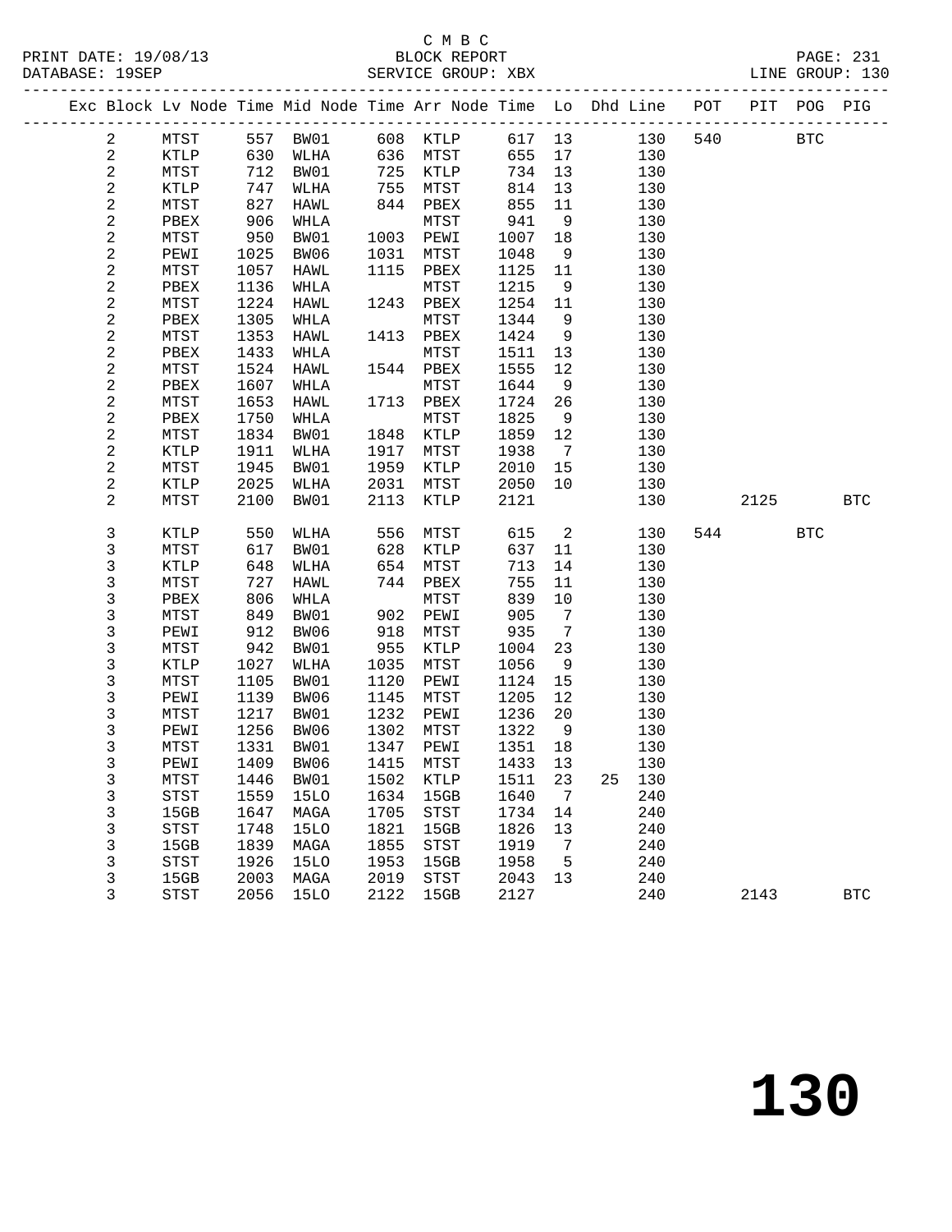C M B C
PRINT DATE: 19/08/13 BLOCK REPORT
DATABASE: 19SEP SERVICE GROUP: XBX LINE GROUP: 130

| Exc | Block | Lv | Node | Time | Mid Node | Time | Arr Node | Time | Lo | Dhd | Line | POT | PIT | POG | PIG |
|---|---|---|---|---|---|---|---|---|---|---|---|---|---|---|---|
| | 2 | | MTST | 557 | BW01 | 608 | KTLP | 617 | 13 | | 130 | 540 | | BTC | |
| | 2 | | KTLP | 630 | WLHA | 636 | MTST | 655 | 17 | | 130 | | | | |
| | 2 | | MTST | 712 | BW01 | 725 | KTLP | 734 | 13 | | 130 | | | | |
| | 2 | | KTLP | 747 | WLHA | 755 | MTST | 814 | 13 | | 130 | | | | |
| | 2 | | MTST | 827 | HAWL | 844 | PBEX | 855 | 11 | | 130 | | | | |
| | 2 | | PBEX | 906 | WHLA | | MTST | 941 | 9 | | 130 | | | | |
| | 2 | | MTST | 950 | BW01 | 1003 | PEWI | 1007 | 18 | | 130 | | | | |
| | 2 | | PEWI | 1025 | BW06 | 1031 | MTST | 1048 | 9 | | 130 | | | | |
| | 2 | | MTST | 1057 | HAWL | 1115 | PBEX | 1125 | 11 | | 130 | | | | |
| | 2 | | PBEX | 1136 | WHLA | | MTST | 1215 | 9 | | 130 | | | | |
| | 2 | | MTST | 1224 | HAWL | 1243 | PBEX | 1254 | 11 | | 130 | | | | |
| | 2 | | PBEX | 1305 | WHLA | | MTST | 1344 | 9 | | 130 | | | | |
| | 2 | | MTST | 1353 | HAWL | 1413 | PBEX | 1424 | 9 | | 130 | | | | |
| | 2 | | PBEX | 1433 | WHLA | | MTST | 1511 | 13 | | 130 | | | | |
| | 2 | | MTST | 1524 | HAWL | 1544 | PBEX | 1555 | 12 | | 130 | | | | |
| | 2 | | PBEX | 1607 | WHLA | | MTST | 1644 | 9 | | 130 | | | | |
| | 2 | | MTST | 1653 | HAWL | 1713 | PBEX | 1724 | 26 | | 130 | | | | |
| | 2 | | PBEX | 1750 | WHLA | | MTST | 1825 | 9 | | 130 | | | | |
| | 2 | | MTST | 1834 | BW01 | 1848 | KTLP | 1859 | 12 | | 130 | | | | |
| | 2 | | KTLP | 1911 | WLHA | 1917 | MTST | 1938 | 7 | | 130 | | | | |
| | 2 | | MTST | 1945 | BW01 | 1959 | KTLP | 2010 | 15 | | 130 | | | | |
| | 2 | | KTLP | 2025 | WLHA | 2031 | MTST | 2050 | 10 | | 130 | | | | |
| | 2 | | MTST | 2100 | BW01 | 2113 | KTLP | 2121 | | | 130 | | 2125 | | BTC |
| | 3 | | KTLP | 550 | WLHA | 556 | MTST | 615 | 2 | | 130 | 544 | | BTC | |
| | 3 | | MTST | 617 | BW01 | 628 | KTLP | 637 | 11 | | 130 | | | | |
| | 3 | | KTLP | 648 | WLHA | 654 | MTST | 713 | 14 | | 130 | | | | |
| | 3 | | MTST | 727 | HAWL | 744 | PBEX | 755 | 11 | | 130 | | | | |
| | 3 | | PBEX | 806 | WHLA | | MTST | 839 | 10 | | 130 | | | | |
| | 3 | | MTST | 849 | BW01 | 902 | PEWI | 905 | 7 | | 130 | | | | |
| | 3 | | PEWI | 912 | BW06 | 918 | MTST | 935 | 7 | | 130 | | | | |
| | 3 | | MTST | 942 | BW01 | 955 | KTLP | 1004 | 23 | | 130 | | | | |
| | 3 | | KTLP | 1027 | WLHA | 1035 | MTST | 1056 | 9 | | 130 | | | | |
| | 3 | | MTST | 1105 | BW01 | 1120 | PEWI | 1124 | 15 | | 130 | | | | |
| | 3 | | PEWI | 1139 | BW06 | 1145 | MTST | 1205 | 12 | | 130 | | | | |
| | 3 | | MTST | 1217 | BW01 | 1232 | PEWI | 1236 | 20 | | 130 | | | | |
| | 3 | | PEWI | 1256 | BW06 | 1302 | MTST | 1322 | 9 | | 130 | | | | |
| | 3 | | MTST | 1331 | BW01 | 1347 | PEWI | 1351 | 18 | | 130 | | | | |
| | 3 | | PEWI | 1409 | BW06 | 1415 | MTST | 1433 | 13 | | 130 | | | | |
| | 3 | | MTST | 1446 | BW01 | 1502 | KTLP | 1511 | 23 | 25 | 130 | | | | |
| | 3 | | STST | 1559 | 15LO | 1634 | 15GB | 1640 | 7 | | 240 | | | | |
| | 3 | | 15GB | 1647 | MAGA | 1705 | STST | 1734 | 14 | | 240 | | | | |
| | 3 | | STST | 1748 | 15LO | 1821 | 15GB | 1826 | 13 | | 240 | | | | |
| | 3 | | 15GB | 1839 | MAGA | 1855 | STST | 1919 | 7 | | 240 | | | | |
| | 3 | | STST | 1926 | 15LO | 1953 | 15GB | 1958 | 5 | | 240 | | | | |
| | 3 | | 15GB | 2003 | MAGA | 2019 | STST | 2043 | 13 | | 240 | | | | |
| | 3 | | STST | 2056 | 15LO | 2122 | 15GB | 2127 | | | 240 | | 2143 | | BTC |

# 130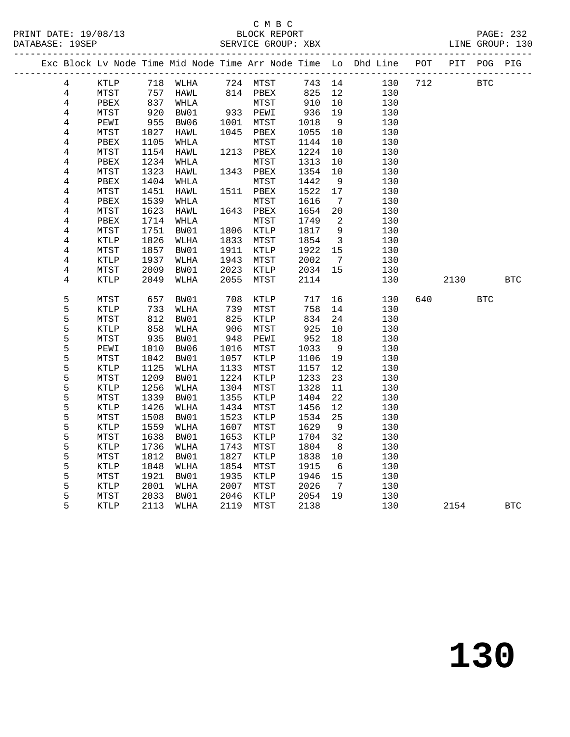C M B C

PRINT DATE: 19/08/13 BLOCK REPORT PAGE: 232
DATABASE: 19SEP SERVICE GROUP: XBX LINE GROUP: 130

| Exc | Block | Lv | Node | Time | Mid Node | Time | Arr Node | Time | Lo | Dhd Line | POT | PIT | POG | PIG |
|---|---|---|---|---|---|---|---|---|---|---|---|---|---|---|
| | 4 | | KTLP | 718 | WLHA | 724 | MTST | 743 | 14 | 130 | 712 | | BTC | |
| | 4 | | MTST | 757 | HAWL | 814 | PBEX | 825 | 12 | 130 | | | | |
| | 4 | | PBEX | 837 | WHLA | | MTST | 910 | 10 | 130 | | | | |
| | 4 | | MTST | 920 | BW01 | 933 | PEWI | 936 | 19 | 130 | | | | |
| | 4 | | PEWI | 955 | BW06 | 1001 | MTST | 1018 | 9 | 130 | | | | |
| | 4 | | MTST | 1027 | HAWL | 1045 | PBEX | 1055 | 10 | 130 | | | | |
| | 4 | | PBEX | 1105 | WHLA | | MTST | 1144 | 10 | 130 | | | | |
| | 4 | | MTST | 1154 | HAWL | 1213 | PBEX | 1224 | 10 | 130 | | | | |
| | 4 | | PBEX | 1234 | WHLA | | MTST | 1313 | 10 | 130 | | | | |
| | 4 | | MTST | 1323 | HAWL | 1343 | PBEX | 1354 | 10 | 130 | | | | |
| | 4 | | PBEX | 1404 | WHLA | | MTST | 1442 | 9 | 130 | | | | |
| | 4 | | MTST | 1451 | HAWL | 1511 | PBEX | 1522 | 17 | 130 | | | | |
| | 4 | | PBEX | 1539 | WHLA | | MTST | 1616 | 7 | 130 | | | | |
| | 4 | | MTST | 1623 | HAWL | 1643 | PBEX | 1654 | 20 | 130 | | | | |
| | 4 | | PBEX | 1714 | WHLA | | MTST | 1749 | 2 | 130 | | | | |
| | 4 | | MTST | 1751 | BW01 | 1806 | KTLP | 1817 | 9 | 130 | | | | |
| | 4 | | KTLP | 1826 | WLHA | 1833 | MTST | 1854 | 3 | 130 | | | | |
| | 4 | | MTST | 1857 | BW01 | 1911 | KTLP | 1922 | 15 | 130 | | | | |
| | 4 | | KTLP | 1937 | WLHA | 1943 | MTST | 2002 | 7 | 130 | | | | |
| | 4 | | MTST | 2009 | BW01 | 2023 | KTLP | 2034 | 15 | 130 | | | | |
| | 4 | | KTLP | 2049 | WLHA | 2055 | MTST | 2114 | | 130 | | 2130 | | BTC |
| | 5 | | MTST | 657 | BW01 | 708 | KTLP | 717 | 16 | 130 | 640 | | BTC | |
| | 5 | | KTLP | 733 | WLHA | 739 | MTST | 758 | 14 | 130 | | | | |
| | 5 | | MTST | 812 | BW01 | 825 | KTLP | 834 | 24 | 130 | | | | |
| | 5 | | KTLP | 858 | WLHA | 906 | MTST | 925 | 10 | 130 | | | | |
| | 5 | | MTST | 935 | BW01 | 948 | PEWI | 952 | 18 | 130 | | | | |
| | 5 | | PEWI | 1010 | BW06 | 1016 | MTST | 1033 | 9 | 130 | | | | |
| | 5 | | MTST | 1042 | BW01 | 1057 | KTLP | 1106 | 19 | 130 | | | | |
| | 5 | | KTLP | 1125 | WLHA | 1133 | MTST | 1157 | 12 | 130 | | | | |
| | 5 | | MTST | 1209 | BW01 | 1224 | KTLP | 1233 | 23 | 130 | | | | |
| | 5 | | KTLP | 1256 | WLHA | 1304 | MTST | 1328 | 11 | 130 | | | | |
| | 5 | | MTST | 1339 | BW01 | 1355 | KTLP | 1404 | 22 | 130 | | | | |
| | 5 | | KTLP | 1426 | WLHA | 1434 | MTST | 1456 | 12 | 130 | | | | |
| | 5 | | MTST | 1508 | BW01 | 1523 | KTLP | 1534 | 25 | 130 | | | | |
| | 5 | | KTLP | 1559 | WLHA | 1607 | MTST | 1629 | 9 | 130 | | | | |
| | 5 | | MTST | 1638 | BW01 | 1653 | KTLP | 1704 | 32 | 130 | | | | |
| | 5 | | KTLP | 1736 | WLHA | 1743 | MTST | 1804 | 8 | 130 | | | | |
| | 5 | | MTST | 1812 | BW01 | 1827 | KTLP | 1838 | 10 | 130 | | | | |
| | 5 | | KTLP | 1848 | WLHA | 1854 | MTST | 1915 | 6 | 130 | | | | |
| | 5 | | MTST | 1921 | BW01 | 1935 | KTLP | 1946 | 15 | 130 | | | | |
| | 5 | | KTLP | 2001 | WLHA | 2007 | MTST | 2026 | 7 | 130 | | | | |
| | 5 | | MTST | 2033 | BW01 | 2046 | KTLP | 2054 | 19 | 130 | | | | |
| | 5 | | KTLP | 2113 | WLHA | 2119 | MTST | 2138 | | 130 | | 2154 | | BTC |

130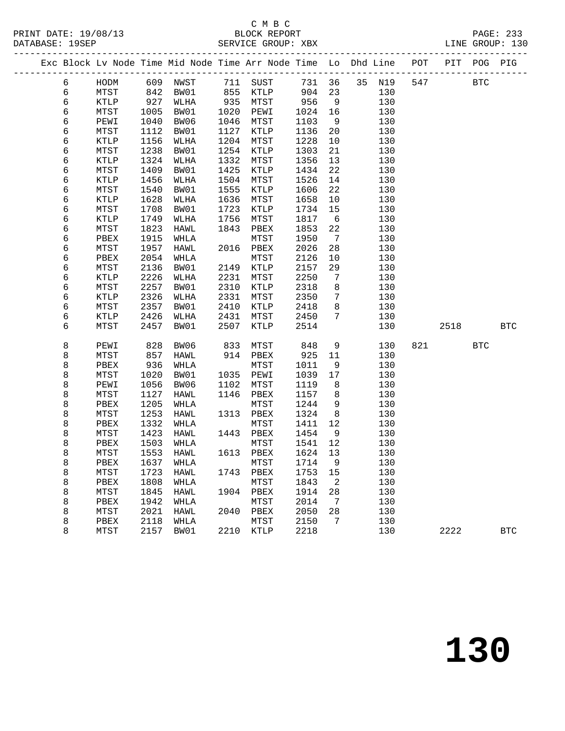C M B C
PRINT DATE: 19/08/13 BLOCK REPORT
DATABASE: 19SEP SERVICE GROUP: XBX LINE GROUP: 130

| Exc | Block | Lv | Node | Time | Mid Node | Time | Arr Node | Time | Lo | Dhd | Line | POT | PIT | POG | PIG |
|---|---|---|---|---|---|---|---|---|---|---|---|---|---|---|---|
| | 6 | | HODM | 609 | NWST | 711 | SUST | 731 | 36 | 35 | N19 | 547 | | BTC | |
| | 6 | | MTST | 842 | BW01 | 855 | KTLP | 904 | 23 | | 130 | | | | |
| | 6 | | KTLP | 927 | WLHA | 935 | MTST | 956 | 9 | | 130 | | | | |
| | 6 | | MTST | 1005 | BW01 | 1020 | PEWI | 1024 | 16 | | 130 | | | | |
| | 6 | | PEWI | 1040 | BW06 | 1046 | MTST | 1103 | 9 | | 130 | | | | |
| | 6 | | MTST | 1112 | BW01 | 1127 | KTLP | 1136 | 20 | | 130 | | | | |
| | 6 | | KTLP | 1156 | WLHA | 1204 | MTST | 1228 | 10 | | 130 | | | | |
| | 6 | | MTST | 1238 | BW01 | 1254 | KTLP | 1303 | 21 | | 130 | | | | |
| | 6 | | KTLP | 1324 | WLHA | 1332 | MTST | 1356 | 13 | | 130 | | | | |
| | 6 | | MTST | 1409 | BW01 | 1425 | KTLP | 1434 | 22 | | 130 | | | | |
| | 6 | | KTLP | 1456 | WLHA | 1504 | MTST | 1526 | 14 | | 130 | | | | |
| | 6 | | MTST | 1540 | BW01 | 1555 | KTLP | 1606 | 22 | | 130 | | | | |
| | 6 | | KTLP | 1628 | WLHA | 1636 | MTST | 1658 | 10 | | 130 | | | | |
| | 6 | | MTST | 1708 | BW01 | 1723 | KTLP | 1734 | 15 | | 130 | | | | |
| | 6 | | KTLP | 1749 | WLHA | 1756 | MTST | 1817 | 6 | | 130 | | | | |
| | 6 | | MTST | 1823 | HAWL | 1843 | PBEX | 1853 | 22 | | 130 | | | | |
| | 6 | | PBEX | 1915 | WHLA | | MTST | 1950 | 7 | | 130 | | | | |
| | 6 | | MTST | 1957 | HAWL | 2016 | PBEX | 2026 | 28 | | 130 | | | | |
| | 6 | | PBEX | 2054 | WHLA | | MTST | 2126 | 10 | | 130 | | | | |
| | 6 | | MTST | 2136 | BW01 | 2149 | KTLP | 2157 | 29 | | 130 | | | | |
| | 6 | | KTLP | 2226 | WLHA | 2231 | MTST | 2250 | 7 | | 130 | | | | |
| | 6 | | MTST | 2257 | BW01 | 2310 | KTLP | 2318 | 8 | | 130 | | | | |
| | 6 | | KTLP | 2326 | WLHA | 2331 | MTST | 2350 | 7 | | 130 | | | | |
| | 6 | | MTST | 2357 | BW01 | 2410 | KTLP | 2418 | 8 | | 130 | | | | |
| | 6 | | KTLP | 2426 | WLHA | 2431 | MTST | 2450 | 7 | | 130 | | | | |
| | 6 | | MTST | 2457 | BW01 | 2507 | KTLP | 2514 | | | 130 | | 2518 | | BTC |
| | 8 | | PEWI | 828 | BW06 | 833 | MTST | 848 | 9 | | 130 | 821 | | BTC | |
| | 8 | | MTST | 857 | HAWL | 914 | PBEX | 925 | 11 | | 130 | | | | |
| | 8 | | PBEX | 936 | WHLA | | MTST | 1011 | 9 | | 130 | | | | |
| | 8 | | MTST | 1020 | BW01 | 1035 | PEWI | 1039 | 17 | | 130 | | | | |
| | 8 | | PEWI | 1056 | BW06 | 1102 | MTST | 1119 | 8 | | 130 | | | | |
| | 8 | | MTST | 1127 | HAWL | 1146 | PBEX | 1157 | 8 | | 130 | | | | |
| | 8 | | PBEX | 1205 | WHLA | | MTST | 1244 | 9 | | 130 | | | | |
| | 8 | | MTST | 1253 | HAWL | 1313 | PBEX | 1324 | 8 | | 130 | | | | |
| | 8 | | PBEX | 1332 | WHLA | | MTST | 1411 | 12 | | 130 | | | | |
| | 8 | | MTST | 1423 | HAWL | 1443 | PBEX | 1454 | 9 | | 130 | | | | |
| | 8 | | PBEX | 1503 | WHLA | | MTST | 1541 | 12 | | 130 | | | | |
| | 8 | | MTST | 1553 | HAWL | 1613 | PBEX | 1624 | 13 | | 130 | | | | |
| | 8 | | PBEX | 1637 | WHLA | | MTST | 1714 | 9 | | 130 | | | | |
| | 8 | | MTST | 1723 | HAWL | 1743 | PBEX | 1753 | 15 | | 130 | | | | |
| | 8 | | PBEX | 1808 | WHLA | | MTST | 1843 | 2 | | 130 | | | | |
| | 8 | | MTST | 1845 | HAWL | 1904 | PBEX | 1914 | 28 | | 130 | | | | |
| | 8 | | PBEX | 1942 | WHLA | | MTST | 2014 | 7 | | 130 | | | | |
| | 8 | | MTST | 2021 | HAWL | 2040 | PBEX | 2050 | 28 | | 130 | | | | |
| | 8 | | PBEX | 2118 | WHLA | | MTST | 2150 | 7 | | 130 | | | | |
| | 8 | | MTST | 2157 | BW01 | 2210 | KTLP | 2218 | | | 130 | | 2222 | | BTC |

# 130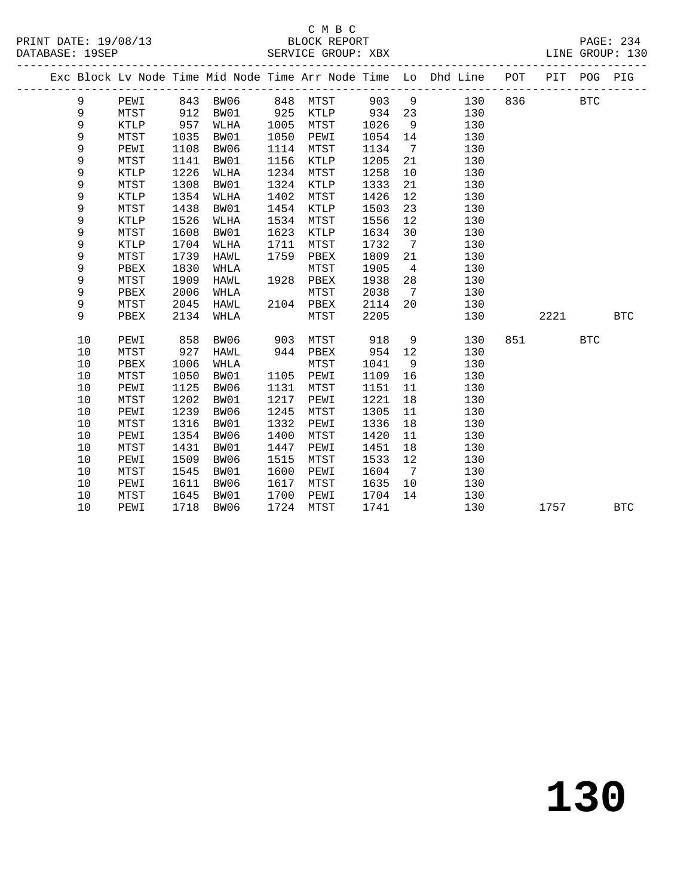C M B C
BLOCK REPORT
SERVICE GROUP: XBX

PRINT DATE: 19/08/13
DATABASE: 19SEP
LINE GROUP: 130

| Exc | Block | Lv | Node | Time | Mid Node | Time | Arr Node | Time | Lo | Dhd Line | POT | PIT | POG | PIG |
|---|---|---|---|---|---|---|---|---|---|---|---|---|---|---|
| | 9 | | PEWI | 843 | BW06 | 848 | MTST | 903 | 9 | 130 | 836 | | BTC | |
| | 9 | | MTST | 912 | BW01 | 925 | KTLP | 934 | 23 | 130 | | | | |
| | 9 | | KTLP | 957 | WLHA | 1005 | MTST | 1026 | 9 | 130 | | | | |
| | 9 | | MTST | 1035 | BW01 | 1050 | PEWI | 1054 | 14 | 130 | | | | |
| | 9 | | PEWI | 1108 | BW06 | 1114 | MTST | 1134 | 7 | 130 | | | | |
| | 9 | | MTST | 1141 | BW01 | 1156 | KTLP | 1205 | 21 | 130 | | | | |
| | 9 | | KTLP | 1226 | WLHA | 1234 | MTST | 1258 | 10 | 130 | | | | |
| | 9 | | MTST | 1308 | BW01 | 1324 | KTLP | 1333 | 21 | 130 | | | | |
| | 9 | | KTLP | 1354 | WLHA | 1402 | MTST | 1426 | 12 | 130 | | | | |
| | 9 | | MTST | 1438 | BW01 | 1454 | KTLP | 1503 | 23 | 130 | | | | |
| | 9 | | KTLP | 1526 | WLHA | 1534 | MTST | 1556 | 12 | 130 | | | | |
| | 9 | | MTST | 1608 | BW01 | 1623 | KTLP | 1634 | 30 | 130 | | | | |
| | 9 | | KTLP | 1704 | WLHA | 1711 | MTST | 1732 | 7 | 130 | | | | |
| | 9 | | MTST | 1739 | HAWL | 1759 | PBEX | 1809 | 21 | 130 | | | | |
| | 9 | | PBEX | 1830 | WHLA | | MTST | 1905 | 4 | 130 | | | | |
| | 9 | | MTST | 1909 | HAWL | 1928 | PBEX | 1938 | 28 | 130 | | | | |
| | 9 | | PBEX | 2006 | WHLA | | MTST | 2038 | 7 | 130 | | | | |
| | 9 | | MTST | 2045 | HAWL | 2104 | PBEX | 2114 | 20 | 130 | | | | |
| | 9 | | PBEX | 2134 | WHLA | | MTST | 2205 | | 130 | | 2221 | | BTC |
| | 10 | | PEWI | 858 | BW06 | 903 | MTST | 918 | 9 | 130 | 851 | | BTC | |
| | 10 | | MTST | 927 | HAWL | 944 | PBEX | 954 | 12 | 130 | | | | |
| | 10 | | PBEX | 1006 | WHLA | | MTST | 1041 | 9 | 130 | | | | |
| | 10 | | MTST | 1050 | BW01 | 1105 | PEWI | 1109 | 16 | 130 | | | | |
| | 10 | | PEWI | 1125 | BW06 | 1131 | MTST | 1151 | 11 | 130 | | | | |
| | 10 | | MTST | 1202 | BW01 | 1217 | PEWI | 1221 | 18 | 130 | | | | |
| | 10 | | PEWI | 1239 | BW06 | 1245 | MTST | 1305 | 11 | 130 | | | | |
| | 10 | | MTST | 1316 | BW01 | 1332 | PEWI | 1336 | 18 | 130 | | | | |
| | 10 | | PEWI | 1354 | BW06 | 1400 | MTST | 1420 | 11 | 130 | | | | |
| | 10 | | MTST | 1431 | BW01 | 1447 | PEWI | 1451 | 18 | 130 | | | | |
| | 10 | | PEWI | 1509 | BW06 | 1515 | MTST | 1533 | 12 | 130 | | | | |
| | 10 | | MTST | 1545 | BW01 | 1600 | PEWI | 1604 | 7 | 130 | | | | |
| | 10 | | PEWI | 1611 | BW06 | 1617 | MTST | 1635 | 10 | 130 | | | | |
| | 10 | | MTST | 1645 | BW01 | 1700 | PEWI | 1704 | 14 | 130 | | | | |
| | 10 | | PEWI | 1718 | BW06 | 1724 | MTST | 1741 | | 130 | | 1757 | | BTC |

# 130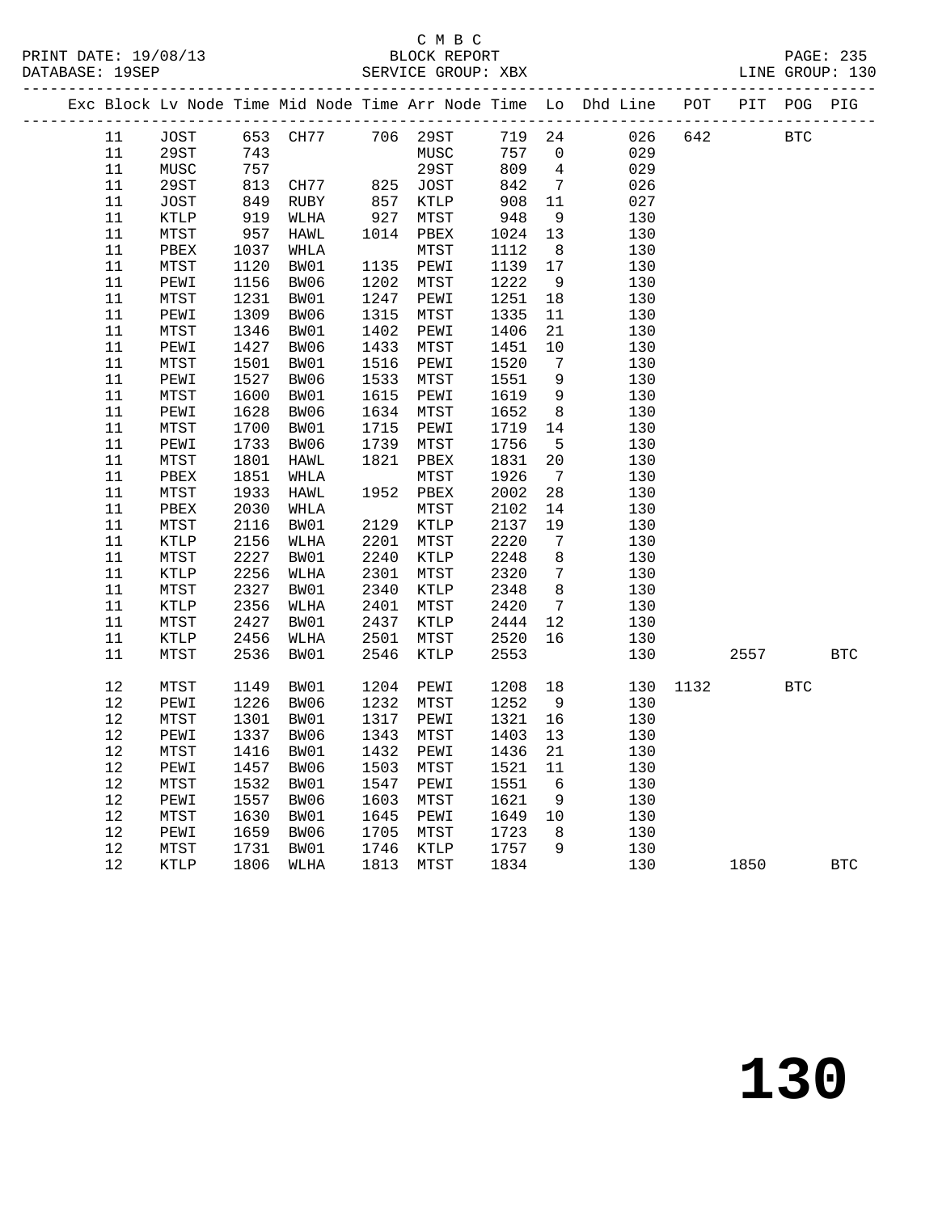C M B C

PRINT DATE: 19/08/13 BLOCK REPORT PAGE: 235
DATABASE: 19SEP SERVICE GROUP: XBX LINE GROUP: 130

| Exc | Block | Lv | Node | Time | Mid Node | Time | Arr Node | Time | Lo | Dhd Line | POT | PIT | POG | PIG |
|---|---|---|---|---|---|---|---|---|---|---|---|---|---|---|
| | 11 | | JOST | 653 | CH77 | 706 | 29ST | 719 | 24 | 026 | 642 | | BTC | |
| | 11 | | 29ST | 743 | | | MUSC | 757 | 0 | 029 | | | | |
| | 11 | | MUSC | 757 | | | 29ST | 809 | 4 | 029 | | | | |
| | 11 | | 29ST | 813 | CH77 | 825 | JOST | 842 | 7 | 026 | | | | |
| | 11 | | JOST | 849 | RUBY | 857 | KTLP | 908 | 11 | 027 | | | | |
| | 11 | | KTLP | 919 | WLHA | 927 | MTST | 948 | 9 | 130 | | | | |
| | 11 | | MTST | 957 | HAWL | 1014 | PBEX | 1024 | 13 | 130 | | | | |
| | 11 | | PBEX | 1037 | WHLA | | MTST | 1112 | 8 | 130 | | | | |
| | 11 | | MTST | 1120 | BW01 | 1135 | PEWI | 1139 | 17 | 130 | | | | |
| | 11 | | PEWI | 1156 | BW06 | 1202 | MTST | 1222 | 9 | 130 | | | | |
| | 11 | | MTST | 1231 | BW01 | 1247 | PEWI | 1251 | 18 | 130 | | | | |
| | 11 | | PEWI | 1309 | BW06 | 1315 | MTST | 1335 | 11 | 130 | | | | |
| | 11 | | MTST | 1346 | BW01 | 1402 | PEWI | 1406 | 21 | 130 | | | | |
| | 11 | | PEWI | 1427 | BW06 | 1433 | MTST | 1451 | 10 | 130 | | | | |
| | 11 | | MTST | 1501 | BW01 | 1516 | PEWI | 1520 | 7 | 130 | | | | |
| | 11 | | PEWI | 1527 | BW06 | 1533 | MTST | 1551 | 9 | 130 | | | | |
| | 11 | | MTST | 1600 | BW01 | 1615 | PEWI | 1619 | 9 | 130 | | | | |
| | 11 | | PEWI | 1628 | BW06 | 1634 | MTST | 1652 | 8 | 130 | | | | |
| | 11 | | MTST | 1700 | BW01 | 1715 | PEWI | 1719 | 14 | 130 | | | | |
| | 11 | | PEWI | 1733 | BW06 | 1739 | MTST | 1756 | 5 | 130 | | | | |
| | 11 | | MTST | 1801 | HAWL | 1821 | PBEX | 1831 | 20 | 130 | | | | |
| | 11 | | PBEX | 1851 | WHLA | | MTST | 1926 | 7 | 130 | | | | |
| | 11 | | MTST | 1933 | HAWL | 1952 | PBEX | 2002 | 28 | 130 | | | | |
| | 11 | | PBEX | 2030 | WHLA | | MTST | 2102 | 14 | 130 | | | | |
| | 11 | | MTST | 2116 | BW01 | 2129 | KTLP | 2137 | 19 | 130 | | | | |
| | 11 | | KTLP | 2156 | WLHA | 2201 | MTST | 2220 | 7 | 130 | | | | |
| | 11 | | MTST | 2227 | BW01 | 2240 | KTLP | 2248 | 8 | 130 | | | | |
| | 11 | | KTLP | 2256 | WLHA | 2301 | MTST | 2320 | 7 | 130 | | | | |
| | 11 | | MTST | 2327 | BW01 | 2340 | KTLP | 2348 | 8 | 130 | | | | |
| | 11 | | KTLP | 2356 | WLHA | 2401 | MTST | 2420 | 7 | 130 | | | | |
| | 11 | | MTST | 2427 | BW01 | 2437 | KTLP | 2444 | 12 | 130 | | | | |
| | 11 | | KTLP | 2456 | WLHA | 2501 | MTST | 2520 | 16 | 130 | | | | |
| | 11 | | MTST | 2536 | BW01 | 2546 | KTLP | 2553 | | 130 | | 2557 | | BTC |
| | 12 | | MTST | 1149 | BW01 | 1204 | PEWI | 1208 | 18 | 130 | 1132 | | BTC | |
| | 12 | | PEWI | 1226 | BW06 | 1232 | MTST | 1252 | 9 | 130 | | | | |
| | 12 | | MTST | 1301 | BW01 | 1317 | PEWI | 1321 | 16 | 130 | | | | |
| | 12 | | PEWI | 1337 | BW06 | 1343 | MTST | 1403 | 13 | 130 | | | | |
| | 12 | | MTST | 1416 | BW01 | 1432 | PEWI | 1436 | 21 | 130 | | | | |
| | 12 | | PEWI | 1457 | BW06 | 1503 | MTST | 1521 | 11 | 130 | | | | |
| | 12 | | MTST | 1532 | BW01 | 1547 | PEWI | 1551 | 6 | 130 | | | | |
| | 12 | | PEWI | 1557 | BW06 | 1603 | MTST | 1621 | 9 | 130 | | | | |
| | 12 | | MTST | 1630 | BW01 | 1645 | PEWI | 1649 | 10 | 130 | | | | |
| | 12 | | PEWI | 1659 | BW06 | 1705 | MTST | 1723 | 8 | 130 | | | | |
| | 12 | | MTST | 1731 | BW01 | 1746 | KTLP | 1757 | 9 | 130 | | | | |
| | 12 | | KTLP | 1806 | WLHA | 1813 | MTST | 1834 | | 130 | | 1850 | | BTC |

# 130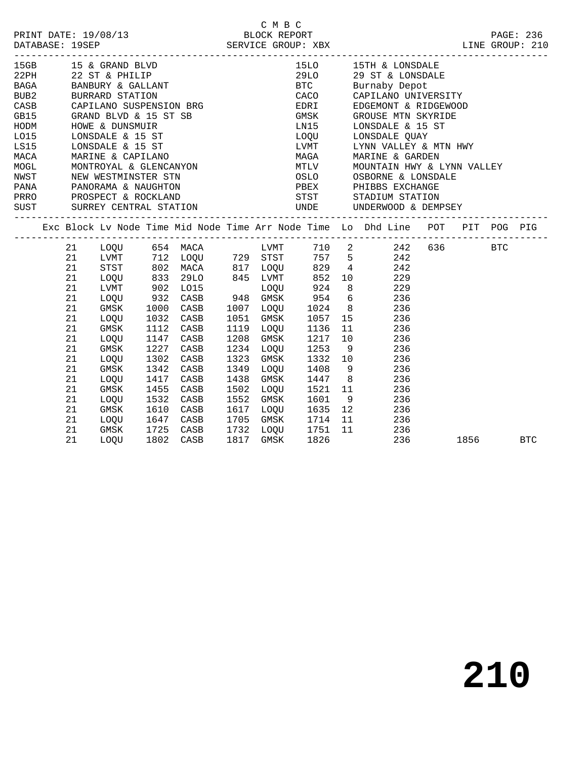C M B C

PRINT DATE: 19/08/13 BLOCK REPORT

DATABASE: 19SEP SERVICE GROUP: XBX LINE GROUP: 210

| Code | Name | Code | Name |
|---|---|---|---|
| 15GB | 15 & GRAND BLVD | 15LO | 15TH & LONSDALE |
| 22PH | 22 ST & PHILIP | 29LO | 29 ST & LONSDALE |
| BAGA | BANBURY & GALLANT | BTC | Burnaby Depot |
| BUB2 | BURRARD STATION | CACO | CAPILANO UNIVERSITY |
| CASB | CAPILANO SUSPENSION BRG | EDRI | EDGEMONT & RIDGEWOOD |
| GB15 | GRAND BLVD & 15 ST SB | GMSK | GROUSE MTN SKYRIDE |
| HODM | HOWE & DUNSMUIR | LN15 | LONSDALE & 15 ST |
| LO15 | LONSDALE & 15 ST | LOQU | LONSDALE QUAY |
| LS15 | LONSDALE & 15 ST | LVMT | LYNN VALLEY & MTN HWY |
| MACA | MARINE & CAPILANO | MAGA | MARINE & GARDEN |
| MOGL | MONTROYAL & GLENCANYON | MTLV | MOUNTAIN HWY & LYNN VALLEY |
| NWST | NEW WESTMINSTER STN | OSLO | OSBORNE & LONSDALE |
| PANA | PANORAMA & NAUGHTON | PBEX | PHIBBS EXCHANGE |
| PRRO | PROSPECT & ROCKLAND | STST | STADIUM STATION |
| SUST | SURREY CENTRAL STATION | UNDE | UNDERWOOD & DEMPSEY |

| Exc | Block | Lv Node | Time | Mid Node | Time | Arr Node | Time | Lo | Dhd Line | POT | PIT | POG | PIG |
|---|---|---|---|---|---|---|---|---|---|---|---|---|---|
| | 21 | LOQU | 654 | MACA | | LVMT | 710 | 2 | 242 | 636 | | BTC | |
| | 21 | LVMT | 712 | LOQU | 729 | STST | 757 | 5 | 242 | | | | |
| | 21 | STST | 802 | MACA | 817 | LOQU | 829 | 4 | 242 | | | | |
| | 21 | LOQU | 833 | 29LO | 845 | LVMT | 852 | 10 | 229 | | | | |
| | 21 | LVMT | 902 | LO15 | | LOQU | 924 | 8 | 229 | | | | |
| | 21 | LOQU | 932 | CASB | 948 | GMSK | 954 | 6 | 236 | | | | |
| | 21 | GMSK | 1000 | CASB | 1007 | LOQU | 1024 | 8 | 236 | | | | |
| | 21 | LOQU | 1032 | CASB | 1051 | GMSK | 1057 | 15 | 236 | | | | |
| | 21 | GMSK | 1112 | CASB | 1119 | LOQU | 1136 | 11 | 236 | | | | |
| | 21 | LOQU | 1147 | CASB | 1208 | GMSK | 1217 | 10 | 236 | | | | |
| | 21 | GMSK | 1227 | CASB | 1234 | LOQU | 1253 | 9 | 236 | | | | |
| | 21 | LOQU | 1302 | CASB | 1323 | GMSK | 1332 | 10 | 236 | | | | |
| | 21 | GMSK | 1342 | CASB | 1349 | LOQU | 1408 | 9 | 236 | | | | |
| | 21 | LOQU | 1417 | CASB | 1438 | GMSK | 1447 | 8 | 236 | | | | |
| | 21 | GMSK | 1455 | CASB | 1502 | LOQU | 1521 | 11 | 236 | | | | |
| | 21 | LOQU | 1532 | CASB | 1552 | GMSK | 1601 | 9 | 236 | | | | |
| | 21 | GMSK | 1610 | CASB | 1617 | LOQU | 1635 | 12 | 236 | | | | |
| | 21 | LOQU | 1647 | CASB | 1705 | GMSK | 1714 | 11 | 236 | | | | |
| | 21 | GMSK | 1725 | CASB | 1732 | LOQU | 1751 | 11 | 236 | | | | |
| | 21 | LOQU | 1802 | CASB | 1817 | GMSK | 1826 | | 236 | | 1856 | | BTC |

# 210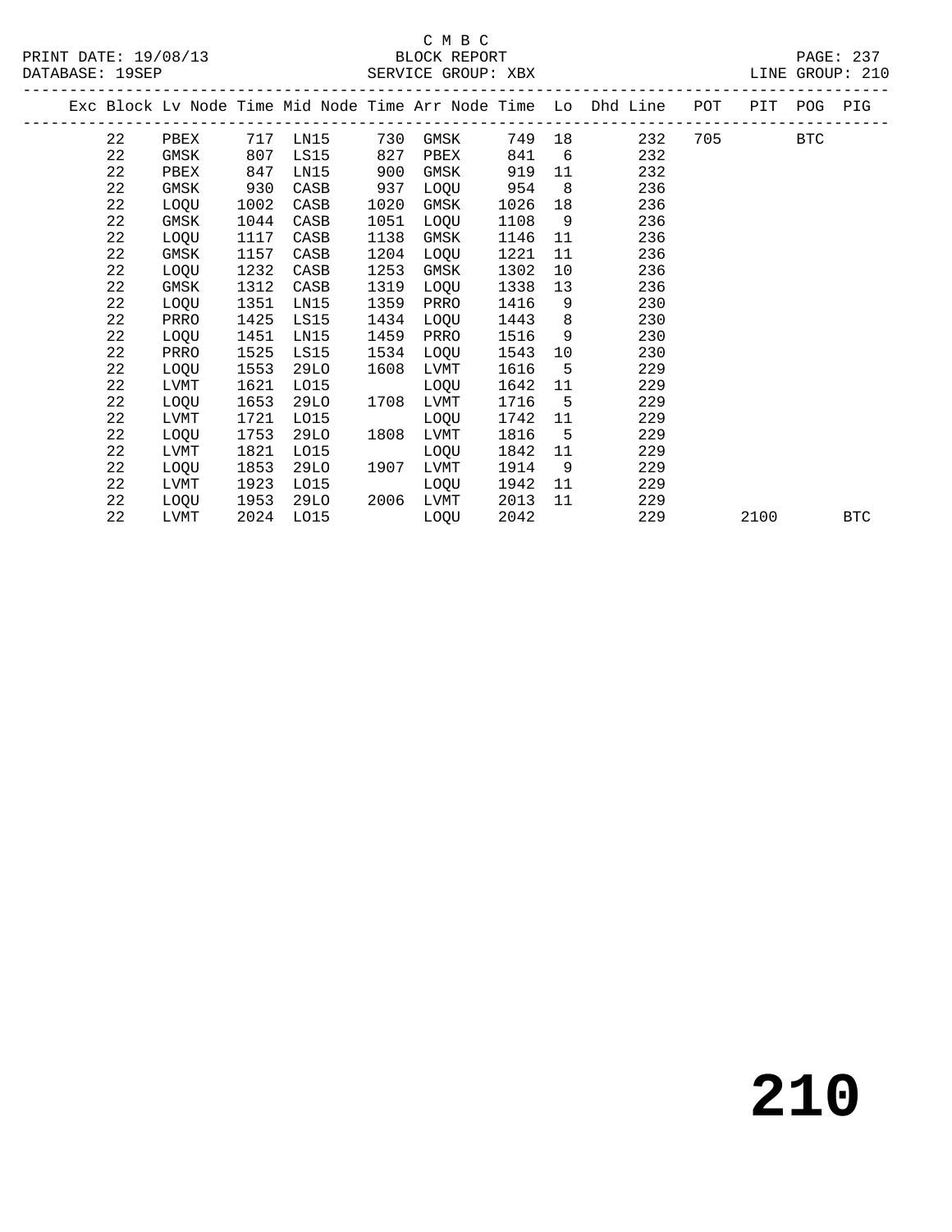C M B C
BLOCK REPORT
SERVICE GROUP: XBX

PRINT DATE: 19/08/13
DATABASE: 19SEP
LINE GROUP: 210

| Exc | Block | Lv | Node | Time | Mid Node | Time | Arr Node | Time | Lo | Dhd Line | POT | PIT | POG | PIG |
|---|---|---|---|---|---|---|---|---|---|---|---|---|---|---|
| | 22 | | PBEX | 717 | LN15 | 730 | GMSK | 749 | 18 | 232 | 705 | | BTC | |
| | 22 | | GMSK | 807 | LS15 | 827 | PBEX | 841 | 6 | 232 | | | | |
| | 22 | | PBEX | 847 | LN15 | 900 | GMSK | 919 | 11 | 232 | | | | |
| | 22 | | GMSK | 930 | CASB | 937 | LOQU | 954 | 8 | 236 | | | | |
| | 22 | | LOQU | 1002 | CASB | 1020 | GMSK | 1026 | 18 | 236 | | | | |
| | 22 | | GMSK | 1044 | CASB | 1051 | LOQU | 1108 | 9 | 236 | | | | |
| | 22 | | LOQU | 1117 | CASB | 1138 | GMSK | 1146 | 11 | 236 | | | | |
| | 22 | | GMSK | 1157 | CASB | 1204 | LOQU | 1221 | 11 | 236 | | | | |
| | 22 | | LOQU | 1232 | CASB | 1253 | GMSK | 1302 | 10 | 236 | | | | |
| | 22 | | GMSK | 1312 | CASB | 1319 | LOQU | 1338 | 13 | 236 | | | | |
| | 22 | | LOQU | 1351 | LN15 | 1359 | PRRO | 1416 | 9 | 230 | | | | |
| | 22 | | PRRO | 1425 | LS15 | 1434 | LOQU | 1443 | 8 | 230 | | | | |
| | 22 | | LOQU | 1451 | LN15 | 1459 | PRRO | 1516 | 9 | 230 | | | | |
| | 22 | | PRRO | 1525 | LS15 | 1534 | LOQU | 1543 | 10 | 230 | | | | |
| | 22 | | LOQU | 1553 | 29LO | 1608 | LVMT | 1616 | 5 | 229 | | | | |
| | 22 | | LVMT | 1621 | LO15 | | LOQU | 1642 | 11 | 229 | | | | |
| | 22 | | LOQU | 1653 | 29LO | 1708 | LVMT | 1716 | 5 | 229 | | | | |
| | 22 | | LVMT | 1721 | LO15 | | LOQU | 1742 | 11 | 229 | | | | |
| | 22 | | LOQU | 1753 | 29LO | 1808 | LVMT | 1816 | 5 | 229 | | | | |
| | 22 | | LVMT | 1821 | LO15 | | LOQU | 1842 | 11 | 229 | | | | |
| | 22 | | LOQU | 1853 | 29LO | 1907 | LVMT | 1914 | 9 | 229 | | | | |
| | 22 | | LVMT | 1923 | LO15 | | LOQU | 1942 | 11 | 229 | | | | |
| | 22 | | LOQU | 1953 | 29LO | 2006 | LVMT | 2013 | 11 | 229 | | | | |
| | 22 | | LVMT | 2024 | LO15 | | LOQU | 2042 | | 229 | | 2100 | | BTC |

# 210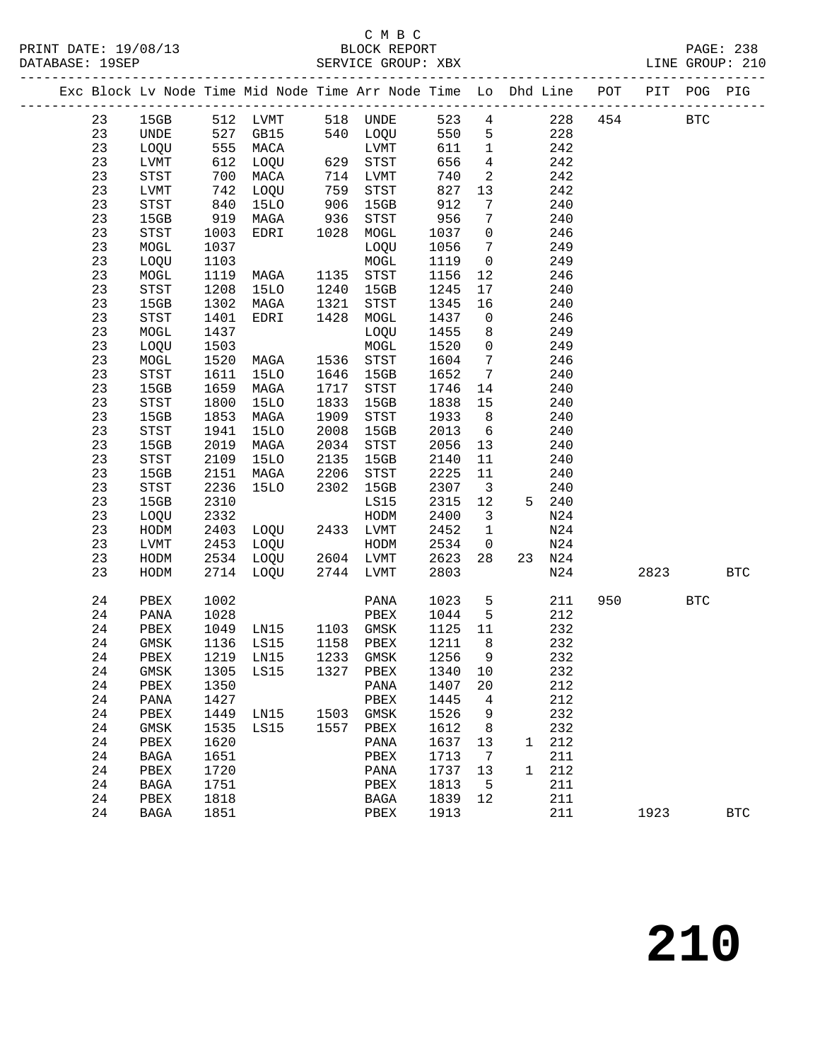C M B C

PRINT DATE: 19/08/13 BLOCK REPORT

DATABASE: 19SEP SERVICE GROUP: XBX LINE GROUP: 210

| Exc | Block | Lv | Node | Time | Mid Node | Time | Arr Node | Time | Lo | Dhd | Line | POT | PIT | POG | PIG |
|---|---|---|---|---|---|---|---|---|---|---|---|---|---|---|---|
| | 23 | | 15GB | 512 | LVMT | 518 | UNDE | 523 | 4 | | 228 | 454 | | BTC | |
| | 23 | | UNDE | 527 | GB15 | 540 | LOQU | 550 | 5 | | 228 | | | | |
| | 23 | | LOQU | 555 | MACA | | LVMT | 611 | 1 | | 242 | | | | |
| | 23 | | LVMT | 612 | LOQU | 629 | STST | 656 | 4 | | 242 | | | | |
| | 23 | | STST | 700 | MACA | 714 | LVMT | 740 | 2 | | 242 | | | | |
| | 23 | | LVMT | 742 | LOQU | 759 | STST | 827 | 13 | | 242 | | | | |
| | 23 | | STST | 840 | 15LO | 906 | 15GB | 912 | 7 | | 240 | | | | |
| | 23 | | 15GB | 919 | MAGA | 936 | STST | 956 | 7 | | 240 | | | | |
| | 23 | | STST | 1003 | EDRI | 1028 | MOGL | 1037 | 0 | | 246 | | | | |
| | 23 | | MOGL | 1037 | | | LOQU | 1056 | 7 | | 249 | | | | |
| | 23 | | LOQU | 1103 | | | MOGL | 1119 | 0 | | 249 | | | | |
| | 23 | | MOGL | 1119 | MAGA | 1135 | STST | 1156 | 12 | | 246 | | | | |
| | 23 | | STST | 1208 | 15LO | 1240 | 15GB | 1245 | 17 | | 240 | | | | |
| | 23 | | 15GB | 1302 | MAGA | 1321 | STST | 1345 | 16 | | 240 | | | | |
| | 23 | | STST | 1401 | EDRI | 1428 | MOGL | 1437 | 0 | | 246 | | | | |
| | 23 | | MOGL | 1437 | | | LOQU | 1455 | 8 | | 249 | | | | |
| | 23 | | LOQU | 1503 | | | MOGL | 1520 | 0 | | 249 | | | | |
| | 23 | | MOGL | 1520 | MAGA | 1536 | STST | 1604 | 7 | | 246 | | | | |
| | 23 | | STST | 1611 | 15LO | 1646 | 15GB | 1652 | 7 | | 240 | | | | |
| | 23 | | 15GB | 1659 | MAGA | 1717 | STST | 1746 | 14 | | 240 | | | | |
| | 23 | | STST | 1800 | 15LO | 1833 | 15GB | 1838 | 15 | | 240 | | | | |
| | 23 | | 15GB | 1853 | MAGA | 1909 | STST | 1933 | 8 | | 240 | | | | |
| | 23 | | STST | 1941 | 15LO | 2008 | 15GB | 2013 | 6 | | 240 | | | | |
| | 23 | | 15GB | 2019 | MAGA | 2034 | STST | 2056 | 13 | | 240 | | | | |
| | 23 | | STST | 2109 | 15LO | 2135 | 15GB | 2140 | 11 | | 240 | | | | |
| | 23 | | 15GB | 2151 | MAGA | 2206 | STST | 2225 | 11 | | 240 | | | | |
| | 23 | | STST | 2236 | 15LO | 2302 | 15GB | 2307 | 3 | | 240 | | | | |
| | 23 | | 15GB | 2310 | | | LS15 | 2315 | 12 | 5 | 240 | | | | |
| | 23 | | LOQU | 2332 | | | HODM | 2400 | 3 | | N24 | | | | |
| | 23 | | HODM | 2403 | LOQU | 2433 | LVMT | 2452 | 1 | | N24 | | | | |
| | 23 | | LVMT | 2453 | LOQU | | HODM | 2534 | 0 | | N24 | | | | |
| | 23 | | HODM | 2534 | LOQU | 2604 | LVMT | 2623 | 28 | 23 | N24 | | | | |
| | 23 | | HODM | 2714 | LOQU | 2744 | LVMT | 2803 | | | N24 | | 2823 | | BTC |
| | 24 | | PBEX | 1002 | | | PANA | 1023 | 5 | | 211 | 950 | | BTC | |
| | 24 | | PANA | 1028 | | | PBEX | 1044 | 5 | | 212 | | | | |
| | 24 | | PBEX | 1049 | LN15 | 1103 | GMSK | 1125 | 11 | | 232 | | | | |
| | 24 | | GMSK | 1136 | LS15 | 1158 | PBEX | 1211 | 8 | | 232 | | | | |
| | 24 | | PBEX | 1219 | LN15 | 1233 | GMSK | 1256 | 9 | | 232 | | | | |
| | 24 | | GMSK | 1305 | LS15 | 1327 | PBEX | 1340 | 10 | | 232 | | | | |
| | 24 | | PBEX | 1350 | | | PANA | 1407 | 20 | | 212 | | | | |
| | 24 | | PANA | 1427 | | | PBEX | 1445 | 4 | | 212 | | | | |
| | 24 | | PBEX | 1449 | LN15 | 1503 | GMSK | 1526 | 9 | | 232 | | | | |
| | 24 | | GMSK | 1535 | LS15 | 1557 | PBEX | 1612 | 8 | | 232 | | | | |
| | 24 | | PBEX | 1620 | | | PANA | 1637 | 13 | 1 | 212 | | | | |
| | 24 | | BAGA | 1651 | | | PBEX | 1713 | 7 | | 211 | | | | |
| | 24 | | PBEX | 1720 | | | PANA | 1737 | 13 | 1 | 212 | | | | |
| | 24 | | BAGA | 1751 | | | PBEX | 1813 | 5 | | 211 | | | | |
| | 24 | | PBEX | 1818 | | | BAGA | 1839 | 12 | | 211 | | | | |
| | 24 | | BAGA | 1851 | | | PBEX | 1913 | | | 211 | | 1923 | | BTC |

**210**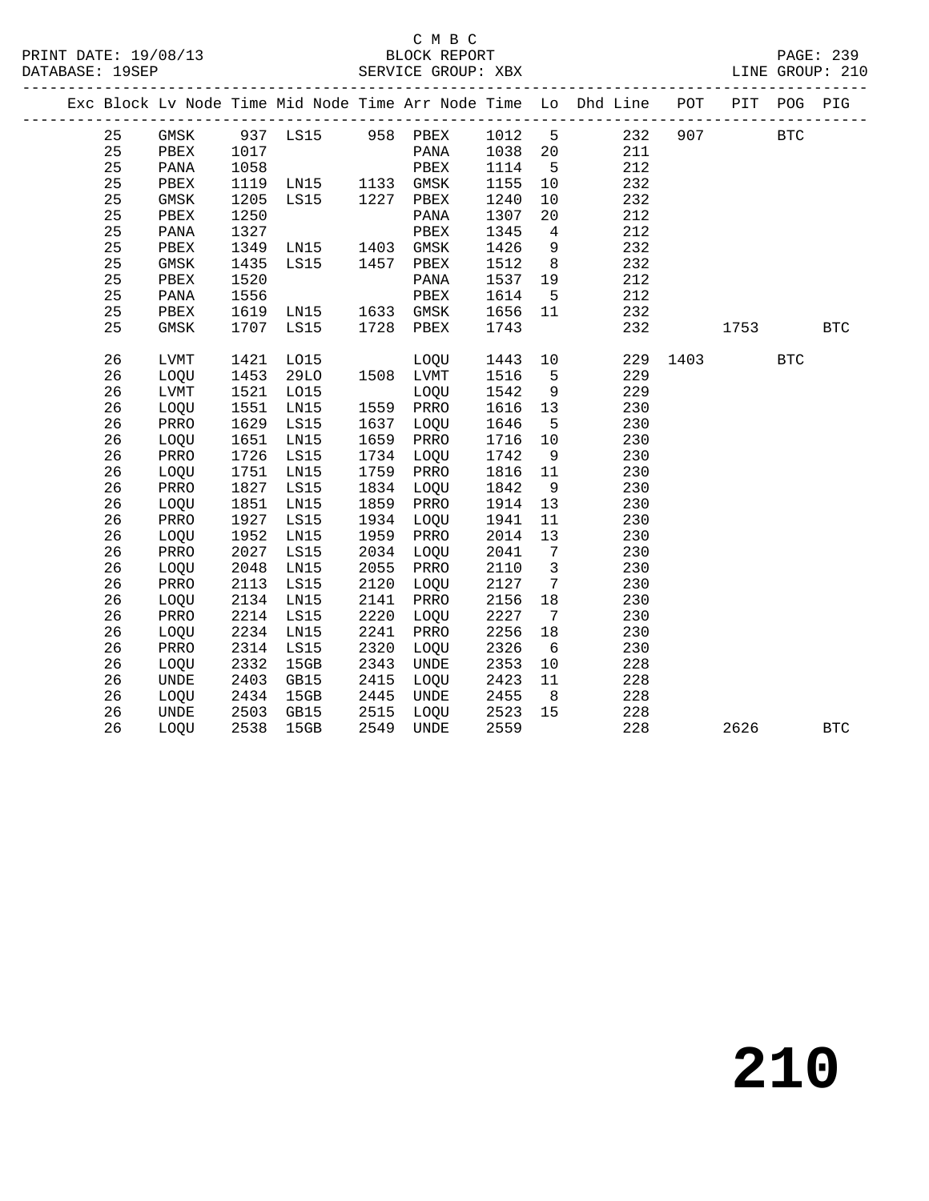C M B C
PRINT DATE: 19/08/13 BLOCK REPORT
DATABASE: 19SEP SERVICE GROUP: XBX LINE GROUP: 210

| Exc | Block | Lv | Node | Time | Mid Node | Time | Arr Node | Time | Lo | Dhd Line | POT | PIT | POG | PIG |
|---|---|---|---|---|---|---|---|---|---|---|---|---|---|---|
| | 25 | | GMSK | 937 | LS15 | 958 | PBEX | 1012 | 5 | 232 | 907 | | BTC | |
| | 25 | | PBEX | 1017 | | | PANA | 1038 | 20 | 211 | | | | |
| | 25 | | PANA | 1058 | | | PBEX | 1114 | 5 | 212 | | | | |
| | 25 | | PBEX | 1119 | LN15 | 1133 | GMSK | 1155 | 10 | 232 | | | | |
| | 25 | | GMSK | 1205 | LS15 | 1227 | PBEX | 1240 | 10 | 232 | | | | |
| | 25 | | PBEX | 1250 | | | PANA | 1307 | 20 | 212 | | | | |
| | 25 | | PANA | 1327 | | | PBEX | 1345 | 4 | 212 | | | | |
| | 25 | | PBEX | 1349 | LN15 | 1403 | GMSK | 1426 | 9 | 232 | | | | |
| | 25 | | GMSK | 1435 | LS15 | 1457 | PBEX | 1512 | 8 | 232 | | | | |
| | 25 | | PBEX | 1520 | | | PANA | 1537 | 19 | 212 | | | | |
| | 25 | | PANA | 1556 | | | PBEX | 1614 | 5 | 212 | | | | |
| | 25 | | PBEX | 1619 | LN15 | 1633 | GMSK | 1656 | 11 | 232 | | | | |
| | 25 | | GMSK | 1707 | LS15 | 1728 | PBEX | 1743 | | 232 | | 1753 | | BTC |
| | 26 | | LVMT | 1421 | LO15 | | LOQU | 1443 | 10 | 229 | 1403 | | BTC | |
| | 26 | | LOQU | 1453 | 29LO | 1508 | LVMT | 1516 | 5 | 229 | | | | |
| | 26 | | LVMT | 1521 | LO15 | | LOQU | 1542 | 9 | 229 | | | | |
| | 26 | | LOQU | 1551 | LN15 | 1559 | PRRO | 1616 | 13 | 230 | | | | |
| | 26 | | PRRO | 1629 | LS15 | 1637 | LOQU | 1646 | 5 | 230 | | | | |
| | 26 | | LOQU | 1651 | LN15 | 1659 | PRRO | 1716 | 10 | 230 | | | | |
| | 26 | | PRRO | 1726 | LS15 | 1734 | LOQU | 1742 | 9 | 230 | | | | |
| | 26 | | LOQU | 1751 | LN15 | 1759 | PRRO | 1816 | 11 | 230 | | | | |
| | 26 | | PRRO | 1827 | LS15 | 1834 | LOQU | 1842 | 9 | 230 | | | | |
| | 26 | | LOQU | 1851 | LN15 | 1859 | PRRO | 1914 | 13 | 230 | | | | |
| | 26 | | PRRO | 1927 | LS15 | 1934 | LOQU | 1941 | 11 | 230 | | | | |
| | 26 | | LOQU | 1952 | LN15 | 1959 | PRRO | 2014 | 13 | 230 | | | | |
| | 26 | | PRRO | 2027 | LS15 | 2034 | LOQU | 2041 | 7 | 230 | | | | |
| | 26 | | LOQU | 2048 | LN15 | 2055 | PRRO | 2110 | 3 | 230 | | | | |
| | 26 | | PRRO | 2113 | LS15 | 2120 | LOQU | 2127 | 7 | 230 | | | | |
| | 26 | | LOQU | 2134 | LN15 | 2141 | PRRO | 2156 | 18 | 230 | | | | |
| | 26 | | PRRO | 2214 | LS15 | 2220 | LOQU | 2227 | 7 | 230 | | | | |
| | 26 | | LOQU | 2234 | LN15 | 2241 | PRRO | 2256 | 18 | 230 | | | | |
| | 26 | | PRRO | 2314 | LS15 | 2320 | LOQU | 2326 | 6 | 230 | | | | |
| | 26 | | LOQU | 2332 | 15GB | 2343 | UNDE | 2353 | 10 | 228 | | | | |
| | 26 | | UNDE | 2403 | GB15 | 2415 | LOQU | 2423 | 11 | 228 | | | | |
| | 26 | | LOQU | 2434 | 15GB | 2445 | UNDE | 2455 | 8 | 228 | | | | |
| | 26 | | UNDE | 2503 | GB15 | 2515 | LOQU | 2523 | 15 | 228 | | | | |
| | 26 | | LOQU | 2538 | 15GB | 2549 | UNDE | 2559 | | 228 | | 2626 | | BTC |

210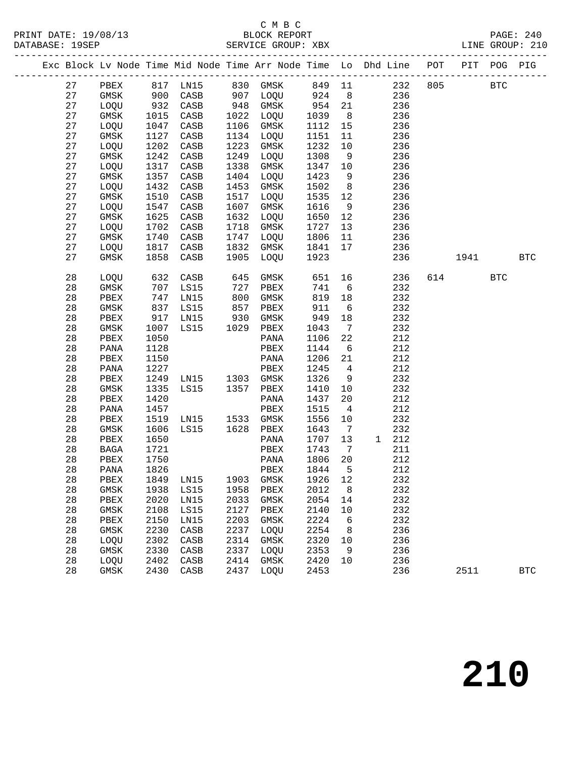C M B C
PRINT DATE: 19/08/13 BLOCK REPORT
DATABASE: 19SEP SERVICE GROUP: XBX LINE GROUP: 210

| Exc | Block | Lv | Node | Time | Mid Node | Time | Arr Node | Time | Lo | Dhd Line | POT | PIT | POG | PIG |
|---|---|---|---|---|---|---|---|---|---|---|---|---|---|---|
| | 27 | | PBEX | 817 | LN15 | 830 | GMSK | 849 | 11 | 232 | 805 | | BTC | |
| | 27 | | GMSK | 900 | CASB | 907 | LOQU | 924 | 8 | 236 | | | | |
| | 27 | | LOQU | 932 | CASB | 948 | GMSK | 954 | 21 | 236 | | | | |
| | 27 | | GMSK | 1015 | CASB | 1022 | LOQU | 1039 | 8 | 236 | | | | |
| | 27 | | LOQU | 1047 | CASB | 1106 | GMSK | 1112 | 15 | 236 | | | | |
| | 27 | | GMSK | 1127 | CASB | 1134 | LOQU | 1151 | 11 | 236 | | | | |
| | 27 | | LOQU | 1202 | CASB | 1223 | GMSK | 1232 | 10 | 236 | | | | |
| | 27 | | GMSK | 1242 | CASB | 1249 | LOQU | 1308 | 9 | 236 | | | | |
| | 27 | | LOQU | 1317 | CASB | 1338 | GMSK | 1347 | 10 | 236 | | | | |
| | 27 | | GMSK | 1357 | CASB | 1404 | LOQU | 1423 | 9 | 236 | | | | |
| | 27 | | LOQU | 1432 | CASB | 1453 | GMSK | 1502 | 8 | 236 | | | | |
| | 27 | | GMSK | 1510 | CASB | 1517 | LOQU | 1535 | 12 | 236 | | | | |
| | 27 | | LOQU | 1547 | CASB | 1607 | GMSK | 1616 | 9 | 236 | | | | |
| | 27 | | GMSK | 1625 | CASB | 1632 | LOQU | 1650 | 12 | 236 | | | | |
| | 27 | | LOQU | 1702 | CASB | 1718 | GMSK | 1727 | 13 | 236 | | | | |
| | 27 | | GMSK | 1740 | CASB | 1747 | LOQU | 1806 | 11 | 236 | | | | |
| | 27 | | LOQU | 1817 | CASB | 1832 | GMSK | 1841 | 17 | 236 | | | | |
| | 27 | | GMSK | 1858 | CASB | 1905 | LOQU | 1923 | | 236 | | 1941 | | BTC |
| | 28 | | LOQU | 632 | CASB | 645 | GMSK | 651 | 16 | 236 | 614 | | BTC | |
| | 28 | | GMSK | 707 | LS15 | 727 | PBEX | 741 | 6 | 232 | | | | |
| | 28 | | PBEX | 747 | LN15 | 800 | GMSK | 819 | 18 | 232 | | | | |
| | 28 | | GMSK | 837 | LS15 | 857 | PBEX | 911 | 6 | 232 | | | | |
| | 28 | | PBEX | 917 | LN15 | 930 | GMSK | 949 | 18 | 232 | | | | |
| | 28 | | GMSK | 1007 | LS15 | 1029 | PBEX | 1043 | 7 | 232 | | | | |
| | 28 | | PBEX | 1050 | | | PANA | 1106 | 22 | 212 | | | | |
| | 28 | | PANA | 1128 | | | PBEX | 1144 | 6 | 212 | | | | |
| | 28 | | PBEX | 1150 | | | PANA | 1206 | 21 | 212 | | | | |
| | 28 | | PANA | 1227 | | | PBEX | 1245 | 4 | 212 | | | | |
| | 28 | | PBEX | 1249 | LN15 | 1303 | GMSK | 1326 | 9 | 232 | | | | |
| | 28 | | GMSK | 1335 | LS15 | 1357 | PBEX | 1410 | 10 | 232 | | | | |
| | 28 | | PBEX | 1420 | | | PANA | 1437 | 20 | 212 | | | | |
| | 28 | | PANA | 1457 | | | PBEX | 1515 | 4 | 212 | | | | |
| | 28 | | PBEX | 1519 | LN15 | 1533 | GMSK | 1556 | 10 | 232 | | | | |
| | 28 | | GMSK | 1606 | LS15 | 1628 | PBEX | 1643 | 7 | 232 | | | | |
| | 28 | | PBEX | 1650 | | | PANA | 1707 | 13 | 1 212 | | | | |
| | 28 | | BAGA | 1721 | | | PBEX | 1743 | 7 | 211 | | | | |
| | 28 | | PBEX | 1750 | | | PANA | 1806 | 20 | 212 | | | | |
| | 28 | | PANA | 1826 | | | PBEX | 1844 | 5 | 212 | | | | |
| | 28 | | PBEX | 1849 | LN15 | 1903 | GMSK | 1926 | 12 | 232 | | | | |
| | 28 | | GMSK | 1938 | LS15 | 1958 | PBEX | 2012 | 8 | 232 | | | | |
| | 28 | | PBEX | 2020 | LN15 | 2033 | GMSK | 2054 | 14 | 232 | | | | |
| | 28 | | GMSK | 2108 | LS15 | 2127 | PBEX | 2140 | 10 | 232 | | | | |
| | 28 | | PBEX | 2150 | LN15 | 2203 | GMSK | 2224 | 6 | 232 | | | | |
| | 28 | | GMSK | 2230 | CASB | 2237 | LOQU | 2254 | 8 | 236 | | | | |
| | 28 | | LOQU | 2302 | CASB | 2314 | GMSK | 2320 | 10 | 236 | | | | |
| | 28 | | GMSK | 2330 | CASB | 2337 | LOQU | 2353 | 9 | 236 | | | | |
| | 28 | | LOQU | 2402 | CASB | 2414 | GMSK | 2420 | 10 | 236 | | | | |
| | 28 | | GMSK | 2430 | CASB | 2437 | LOQU | 2453 | | 236 | | 2511 | | BTC |

210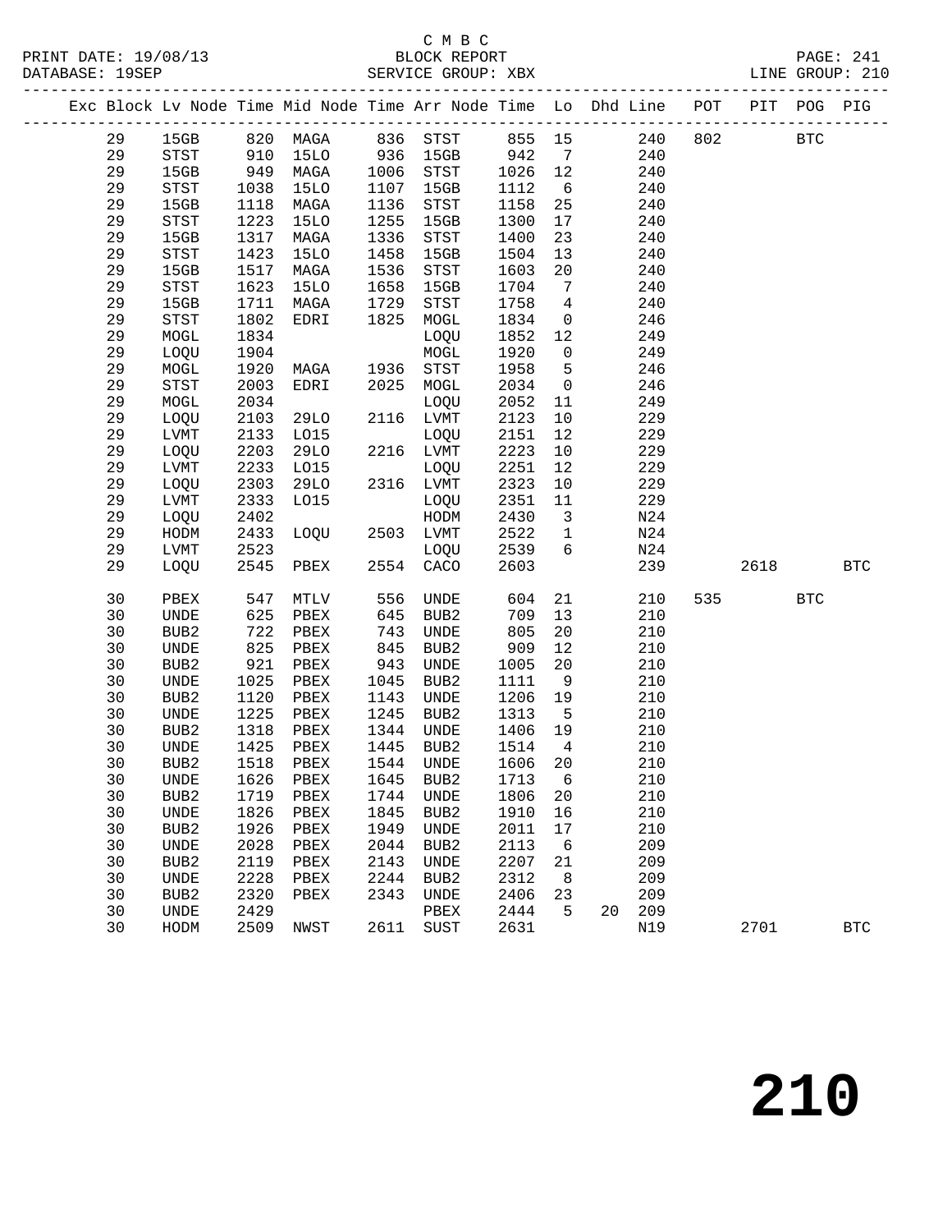C M B C

PRINT DATE: 19/08/13 BLOCK REPORT
DATABASE: 19SEP SERVICE GROUP: XBX LINE GROUP: 210

| Exc | Block | Lv | Node | Time | Mid Node | Time | Arr Node | Time | Lo | Dhd | Line | POT | PIT | POG | PIG |
|---|---|---|---|---|---|---|---|---|---|---|---|---|---|---|---|
| | 29 | | 15GB | 820 | MAGA | 836 | STST | 855 | 15 | | 240 | 802 | | BTC | |
| | 29 | | STST | 910 | 15LO | 936 | 15GB | 942 | 7 | | 240 | | | | |
| | 29 | | 15GB | 949 | MAGA | 1006 | STST | 1026 | 12 | | 240 | | | | |
| | 29 | | STST | 1038 | 15LO | 1107 | 15GB | 1112 | 6 | | 240 | | | | |
| | 29 | | 15GB | 1118 | MAGA | 1136 | STST | 1158 | 25 | | 240 | | | | |
| | 29 | | STST | 1223 | 15LO | 1255 | 15GB | 1300 | 17 | | 240 | | | | |
| | 29 | | 15GB | 1317 | MAGA | 1336 | STST | 1400 | 23 | | 240 | | | | |
| | 29 | | STST | 1423 | 15LO | 1458 | 15GB | 1504 | 13 | | 240 | | | | |
| | 29 | | 15GB | 1517 | MAGA | 1536 | STST | 1603 | 20 | | 240 | | | | |
| | 29 | | STST | 1623 | 15LO | 1658 | 15GB | 1704 | 7 | | 240 | | | | |
| | 29 | | 15GB | 1711 | MAGA | 1729 | STST | 1758 | 4 | | 240 | | | | |
| | 29 | | STST | 1802 | EDRI | 1825 | MOGL | 1834 | 0 | | 246 | | | | |
| | 29 | | MOGL | 1834 | | | LOQU | 1852 | 12 | | 249 | | | | |
| | 29 | | LOQU | 1904 | | | MOGL | 1920 | 0 | | 249 | | | | |
| | 29 | | MOGL | 1920 | MAGA | 1936 | STST | 1958 | 5 | | 246 | | | | |
| | 29 | | STST | 2003 | EDRI | 2025 | MOGL | 2034 | 0 | | 246 | | | | |
| | 29 | | MOGL | 2034 | | | LOQU | 2052 | 11 | | 249 | | | | |
| | 29 | | LOQU | 2103 | 29LO | 2116 | LVMT | 2123 | 10 | | 229 | | | | |
| | 29 | | LVMT | 2133 | LO15 | | LOQU | 2151 | 12 | | 229 | | | | |
| | 29 | | LOQU | 2203 | 29LO | 2216 | LVMT | 2223 | 10 | | 229 | | | | |
| | 29 | | LVMT | 2233 | LO15 | | LOQU | 2251 | 12 | | 229 | | | | |
| | 29 | | LOQU | 2303 | 29LO | 2316 | LVMT | 2323 | 10 | | 229 | | | | |
| | 29 | | LVMT | 2333 | LO15 | | LOQU | 2351 | 11 | | 229 | | | | |
| | 29 | | LOQU | 2402 | | | HODM | 2430 | 3 | | N24 | | | | |
| | 29 | | HODM | 2433 | LOQU | 2503 | LVMT | 2522 | 1 | | N24 | | | | |
| | 29 | | LVMT | 2523 | | | LOQU | 2539 | 6 | | N24 | | | | |
| | 29 | | LOQU | 2545 | PBEX | 2554 | CACO | 2603 | | | 239 | | 2618 | | BTC |
| | 30 | | PBEX | 547 | MTLV | 556 | UNDE | 604 | 21 | | 210 | 535 | | BTC | |
| | 30 | | UNDE | 625 | PBEX | 645 | BUB2 | 709 | 13 | | 210 | | | | |
| | 30 | | BUB2 | 722 | PBEX | 743 | UNDE | 805 | 20 | | 210 | | | | |
| | 30 | | UNDE | 825 | PBEX | 845 | BUB2 | 909 | 12 | | 210 | | | | |
| | 30 | | BUB2 | 921 | PBEX | 943 | UNDE | 1005 | 20 | | 210 | | | | |
| | 30 | | UNDE | 1025 | PBEX | 1045 | BUB2 | 1111 | 9 | | 210 | | | | |
| | 30 | | BUB2 | 1120 | PBEX | 1143 | UNDE | 1206 | 19 | | 210 | | | | |
| | 30 | | UNDE | 1225 | PBEX | 1245 | BUB2 | 1313 | 5 | | 210 | | | | |
| | 30 | | BUB2 | 1318 | PBEX | 1344 | UNDE | 1406 | 19 | | 210 | | | | |
| | 30 | | UNDE | 1425 | PBEX | 1445 | BUB2 | 1514 | 4 | | 210 | | | | |
| | 30 | | BUB2 | 1518 | PBEX | 1544 | UNDE | 1606 | 20 | | 210 | | | | |
| | 30 | | UNDE | 1626 | PBEX | 1645 | BUB2 | 1713 | 6 | | 210 | | | | |
| | 30 | | BUB2 | 1719 | PBEX | 1744 | UNDE | 1806 | 20 | | 210 | | | | |
| | 30 | | UNDE | 1826 | PBEX | 1845 | BUB2 | 1910 | 16 | | 210 | | | | |
| | 30 | | BUB2 | 1926 | PBEX | 1949 | UNDE | 2011 | 17 | | 210 | | | | |
| | 30 | | UNDE | 2028 | PBEX | 2044 | BUB2 | 2113 | 6 | | 209 | | | | |
| | 30 | | BUB2 | 2119 | PBEX | 2143 | UNDE | 2207 | 21 | | 209 | | | | |
| | 30 | | UNDE | 2228 | PBEX | 2244 | BUB2 | 2312 | 8 | | 209 | | | | |
| | 30 | | BUB2 | 2320 | PBEX | 2343 | UNDE | 2406 | 23 | | 209 | | | | |
| | 30 | | UNDE | 2429 | | | PBEX | 2444 | 5 | 20 | 209 | | | | |
| | 30 | | HODM | 2509 | NWST | 2611 | SUST | 2631 | | | N19 | | 2701 | | BTC |

210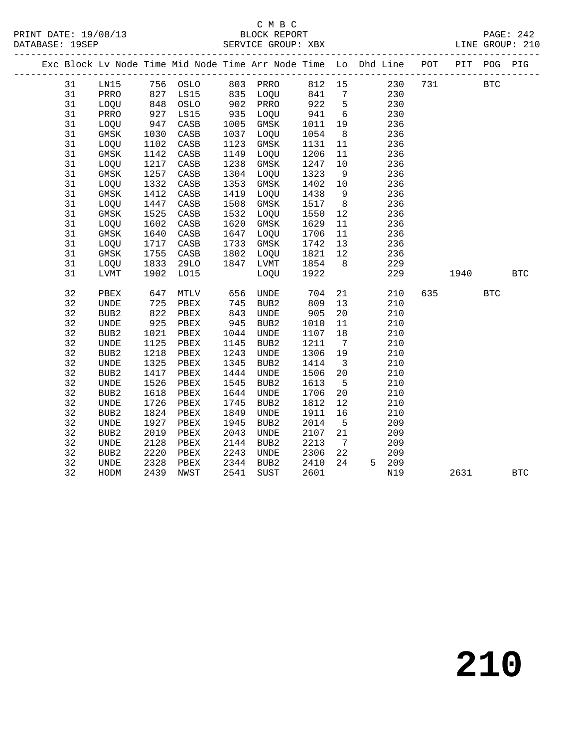C M B C
PRINT DATE: 19/08/13 BLOCK REPORT
DATABASE: 19SEP SERVICE GROUP: XBX LINE GROUP: 210

| Exc | Block | Lv | Node | Time | Mid Node | Time | Arr Node | Time | Lo | Dhd | Line | POT | PIT | POG | PIG |
|---|---|---|---|---|---|---|---|---|---|---|---|---|---|---|---|
| | 31 | | LN15 | 756 | OSLO | 803 | PRRO | 812 | 15 | | 230 | 731 | | BTC | |
| | 31 | | PRRO | 827 | LS15 | 835 | LOQU | 841 | 7 | | 230 | | | | |
| | 31 | | LOQU | 848 | OSLO | 902 | PRRO | 922 | 5 | | 230 | | | | |
| | 31 | | PRRO | 927 | LS15 | 935 | LOQU | 941 | 6 | | 230 | | | | |
| | 31 | | LOQU | 947 | CASB | 1005 | GMSK | 1011 | 19 | | 236 | | | | |
| | 31 | | GMSK | 1030 | CASB | 1037 | LOQU | 1054 | 8 | | 236 | | | | |
| | 31 | | LOQU | 1102 | CASB | 1123 | GMSK | 1131 | 11 | | 236 | | | | |
| | 31 | | GMSK | 1142 | CASB | 1149 | LOQU | 1206 | 11 | | 236 | | | | |
| | 31 | | LOQU | 1217 | CASB | 1238 | GMSK | 1247 | 10 | | 236 | | | | |
| | 31 | | GMSK | 1257 | CASB | 1304 | LOQU | 1323 | 9 | | 236 | | | | |
| | 31 | | LOQU | 1332 | CASB | 1353 | GMSK | 1402 | 10 | | 236 | | | | |
| | 31 | | GMSK | 1412 | CASB | 1419 | LOQU | 1438 | 9 | | 236 | | | | |
| | 31 | | LOQU | 1447 | CASB | 1508 | GMSK | 1517 | 8 | | 236 | | | | |
| | 31 | | GMSK | 1525 | CASB | 1532 | LOQU | 1550 | 12 | | 236 | | | | |
| | 31 | | LOQU | 1602 | CASB | 1620 | GMSK | 1629 | 11 | | 236 | | | | |
| | 31 | | GMSK | 1640 | CASB | 1647 | LOQU | 1706 | 11 | | 236 | | | | |
| | 31 | | LOQU | 1717 | CASB | 1733 | GMSK | 1742 | 13 | | 236 | | | | |
| | 31 | | GMSK | 1755 | CASB | 1802 | LOQU | 1821 | 12 | | 236 | | | | |
| | 31 | | LOQU | 1833 | 29LO | 1847 | LVMT | 1854 | 8 | | 229 | | | | |
| | 31 | | LVMT | 1902 | LO15 | | LOQU | 1922 | | | 229 | | 1940 | | BTC |
| | 32 | | PBEX | 647 | MTLV | 656 | UNDE | 704 | 21 | | 210 | 635 | | BTC | |
| | 32 | | UNDE | 725 | PBEX | 745 | BUB2 | 809 | 13 | | 210 | | | | |
| | 32 | | BUB2 | 822 | PBEX | 843 | UNDE | 905 | 20 | | 210 | | | | |
| | 32 | | UNDE | 925 | PBEX | 945 | BUB2 | 1010 | 11 | | 210 | | | | |
| | 32 | | BUB2 | 1021 | PBEX | 1044 | UNDE | 1107 | 18 | | 210 | | | | |
| | 32 | | UNDE | 1125 | PBEX | 1145 | BUB2 | 1211 | 7 | | 210 | | | | |
| | 32 | | BUB2 | 1218 | PBEX | 1243 | UNDE | 1306 | 19 | | 210 | | | | |
| | 32 | | UNDE | 1325 | PBEX | 1345 | BUB2 | 1414 | 3 | | 210 | | | | |
| | 32 | | BUB2 | 1417 | PBEX | 1444 | UNDE | 1506 | 20 | | 210 | | | | |
| | 32 | | UNDE | 1526 | PBEX | 1545 | BUB2 | 1613 | 5 | | 210 | | | | |
| | 32 | | BUB2 | 1618 | PBEX | 1644 | UNDE | 1706 | 20 | | 210 | | | | |
| | 32 | | UNDE | 1726 | PBEX | 1745 | BUB2 | 1812 | 12 | | 210 | | | | |
| | 32 | | BUB2 | 1824 | PBEX | 1849 | UNDE | 1911 | 16 | | 210 | | | | |
| | 32 | | UNDE | 1927 | PBEX | 1945 | BUB2 | 2014 | 5 | | 209 | | | | |
| | 32 | | BUB2 | 2019 | PBEX | 2043 | UNDE | 2107 | 21 | | 209 | | | | |
| | 32 | | UNDE | 2128 | PBEX | 2144 | BUB2 | 2213 | 7 | | 209 | | | | |
| | 32 | | BUB2 | 2220 | PBEX | 2243 | UNDE | 2306 | 22 | | 209 | | | | |
| | 32 | | UNDE | 2328 | PBEX | 2344 | BUB2 | 2410 | 24 | 5 | 209 | | | | |
| | 32 | | HODM | 2439 | NWST | 2541 | SUST | 2601 | | | N19 | | 2631 | | BTC |

210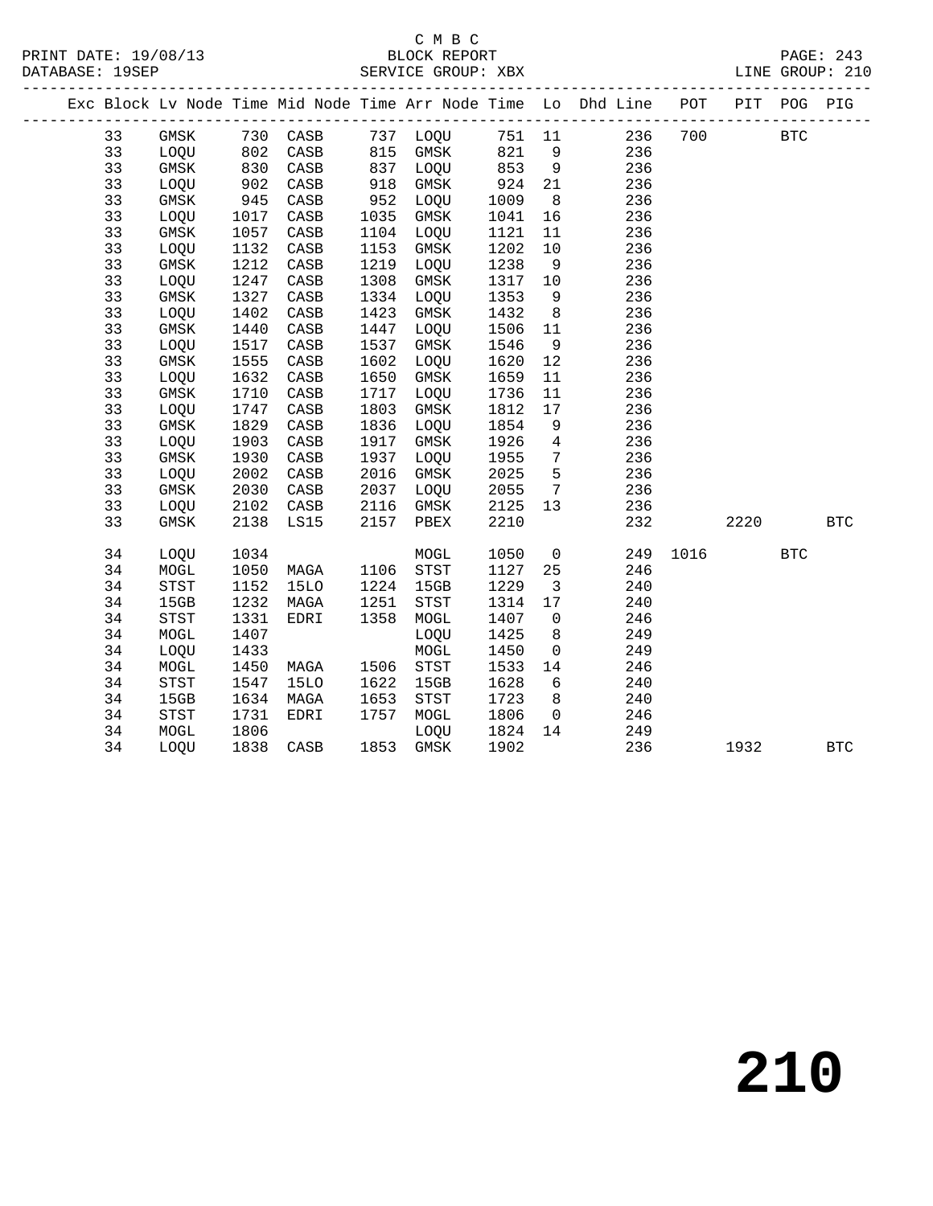C M B C

BLOCK REPORT

SERVICE GROUP: XBX

PRINT DATE: 19/08/13
DATABASE: 19SEP
LINE GROUP: 210

| Exc | Block | Lv | Node | Time | Mid Node | Time | Arr Node | Time | Lo | Dhd Line | POT | PIT | POG | PIG |
|---|---|---|---|---|---|---|---|---|---|---|---|---|---|---|
| | 33 | | GMSK | 730 | CASB | 737 | LOQU | 751 | 11 | 236 | 700 | | BTC | |
| | 33 | | LOQU | 802 | CASB | 815 | GMSK | 821 | 9 | 236 | | | | |
| | 33 | | GMSK | 830 | CASB | 837 | LOQU | 853 | 9 | 236 | | | | |
| | 33 | | LOQU | 902 | CASB | 918 | GMSK | 924 | 21 | 236 | | | | |
| | 33 | | GMSK | 945 | CASB | 952 | LOQU | 1009 | 8 | 236 | | | | |
| | 33 | | LOQU | 1017 | CASB | 1035 | GMSK | 1041 | 16 | 236 | | | | |
| | 33 | | GMSK | 1057 | CASB | 1104 | LOQU | 1121 | 11 | 236 | | | | |
| | 33 | | LOQU | 1132 | CASB | 1153 | GMSK | 1202 | 10 | 236 | | | | |
| | 33 | | GMSK | 1212 | CASB | 1219 | LOQU | 1238 | 9 | 236 | | | | |
| | 33 | | LOQU | 1247 | CASB | 1308 | GMSK | 1317 | 10 | 236 | | | | |
| | 33 | | GMSK | 1327 | CASB | 1334 | LOQU | 1353 | 9 | 236 | | | | |
| | 33 | | LOQU | 1402 | CASB | 1423 | GMSK | 1432 | 8 | 236 | | | | |
| | 33 | | GMSK | 1440 | CASB | 1447 | LOQU | 1506 | 11 | 236 | | | | |
| | 33 | | LOQU | 1517 | CASB | 1537 | GMSK | 1546 | 9 | 236 | | | | |
| | 33 | | GMSK | 1555 | CASB | 1602 | LOQU | 1620 | 12 | 236 | | | | |
| | 33 | | LOQU | 1632 | CASB | 1650 | GMSK | 1659 | 11 | 236 | | | | |
| | 33 | | GMSK | 1710 | CASB | 1717 | LOQU | 1736 | 11 | 236 | | | | |
| | 33 | | LOQU | 1747 | CASB | 1803 | GMSK | 1812 | 17 | 236 | | | | |
| | 33 | | GMSK | 1829 | CASB | 1836 | LOQU | 1854 | 9 | 236 | | | | |
| | 33 | | LOQU | 1903 | CASB | 1917 | GMSK | 1926 | 4 | 236 | | | | |
| | 33 | | GMSK | 1930 | CASB | 1937 | LOQU | 1955 | 7 | 236 | | | | |
| | 33 | | LOQU | 2002 | CASB | 2016 | GMSK | 2025 | 5 | 236 | | | | |
| | 33 | | GMSK | 2030 | CASB | 2037 | LOQU | 2055 | 7 | 236 | | | | |
| | 33 | | LOQU | 2102 | CASB | 2116 | GMSK | 2125 | 13 | 236 | | | | |
| | 33 | | GMSK | 2138 | LS15 | 2157 | PBEX | 2210 | | 232 | | 2220 | | BTC |
| | 34 | | LOQU | 1034 | | | MOGL | 1050 | 0 | 249 | 1016 | | BTC | |
| | 34 | | MOGL | 1050 | MAGA | 1106 | STST | 1127 | 25 | 246 | | | | |
| | 34 | | STST | 1152 | 15LO | 1224 | 15GB | 1229 | 3 | 240 | | | | |
| | 34 | | 15GB | 1232 | MAGA | 1251 | STST | 1314 | 17 | 240 | | | | |
| | 34 | | STST | 1331 | EDRI | 1358 | MOGL | 1407 | 0 | 246 | | | | |
| | 34 | | MOGL | 1407 | | | LOQU | 1425 | 8 | 249 | | | | |
| | 34 | | LOQU | 1433 | | | MOGL | 1450 | 0 | 249 | | | | |
| | 34 | | MOGL | 1450 | MAGA | 1506 | STST | 1533 | 14 | 246 | | | | |
| | 34 | | STST | 1547 | 15LO | 1622 | 15GB | 1628 | 6 | 240 | | | | |
| | 34 | | 15GB | 1634 | MAGA | 1653 | STST | 1723 | 8 | 240 | | | | |
| | 34 | | STST | 1731 | EDRI | 1757 | MOGL | 1806 | 0 | 246 | | | | |
| | 34 | | MOGL | 1806 | | | LOQU | 1824 | 14 | 249 | | | | |
| | 34 | | LOQU | 1838 | CASB | 1853 | GMSK | 1902 | | 236 | | 1932 | | BTC |

210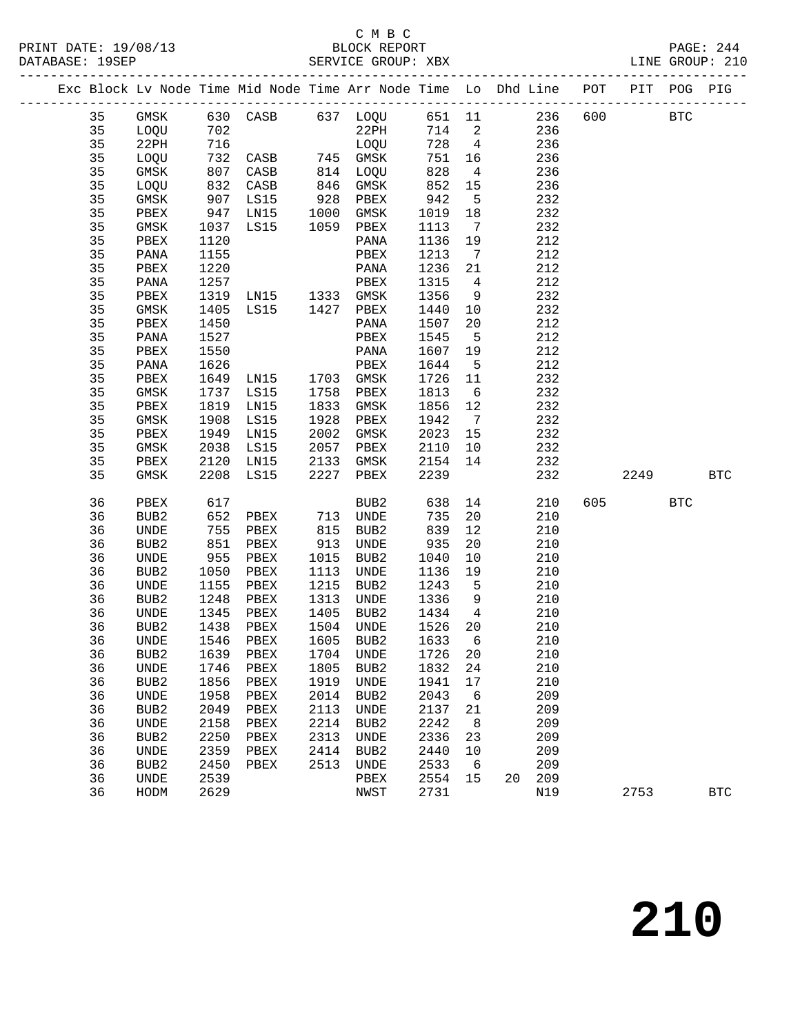C M B C
PRINT DATE: 19/08/13 BLOCK REPORT
DATABASE: 19SEP SERVICE GROUP: XBX LINE GROUP: 210

| Exc | Block | Lv | Node | Time | Mid Node | Time | Arr Node | Time | Lo | Dhd Line | POT | PIT | POG | PIG |
|---|---|---|---|---|---|---|---|---|---|---|---|---|---|---|
| | 35 | | GMSK | 630 | CASB | 637 | LOQU | 651 | 11 | 236 | 600 | | BTC | |
| | 35 | | LOQU | 702 | | | 22PH | 714 | 2 | 236 | | | | |
| | 35 | | 22PH | 716 | | | LOQU | 728 | 4 | 236 | | | | |
| | 35 | | LOQU | 732 | CASB | 745 | GMSK | 751 | 16 | 236 | | | | |
| | 35 | | GMSK | 807 | CASB | 814 | LOQU | 828 | 4 | 236 | | | | |
| | 35 | | LOQU | 832 | CASB | 846 | GMSK | 852 | 15 | 236 | | | | |
| | 35 | | GMSK | 907 | LS15 | 928 | PBEX | 942 | 5 | 232 | | | | |
| | 35 | | PBEX | 947 | LN15 | 1000 | GMSK | 1019 | 18 | 232 | | | | |
| | 35 | | GMSK | 1037 | LS15 | 1059 | PBEX | 1113 | 7 | 232 | | | | |
| | 35 | | PBEX | 1120 | | | PANA | 1136 | 19 | 212 | | | | |
| | 35 | | PANA | 1155 | | | PBEX | 1213 | 7 | 212 | | | | |
| | 35 | | PBEX | 1220 | | | PANA | 1236 | 21 | 212 | | | | |
| | 35 | | PANA | 1257 | | | PBEX | 1315 | 4 | 212 | | | | |
| | 35 | | PBEX | 1319 | LN15 | 1333 | GMSK | 1356 | 9 | 232 | | | | |
| | 35 | | GMSK | 1405 | LS15 | 1427 | PBEX | 1440 | 10 | 232 | | | | |
| | 35 | | PBEX | 1450 | | | PANA | 1507 | 20 | 212 | | | | |
| | 35 | | PANA | 1527 | | | PBEX | 1545 | 5 | 212 | | | | |
| | 35 | | PBEX | 1550 | | | PANA | 1607 | 19 | 212 | | | | |
| | 35 | | PANA | 1626 | | | PBEX | 1644 | 5 | 212 | | | | |
| | 35 | | PBEX | 1649 | LN15 | 1703 | GMSK | 1726 | 11 | 232 | | | | |
| | 35 | | GMSK | 1737 | LS15 | 1758 | PBEX | 1813 | 6 | 232 | | | | |
| | 35 | | PBEX | 1819 | LN15 | 1833 | GMSK | 1856 | 12 | 232 | | | | |
| | 35 | | GMSK | 1908 | LS15 | 1928 | PBEX | 1942 | 7 | 232 | | | | |
| | 35 | | PBEX | 1949 | LN15 | 2002 | GMSK | 2023 | 15 | 232 | | | | |
| | 35 | | GMSK | 2038 | LS15 | 2057 | PBEX | 2110 | 10 | 232 | | | | |
| | 35 | | PBEX | 2120 | LN15 | 2133 | GMSK | 2154 | 14 | 232 | | | | |
| | 35 | | GMSK | 2208 | LS15 | 2227 | PBEX | 2239 | | 232 | | 2249 | | BTC |
| | 36 | | PBEX | 617 | | | BUB2 | 638 | 14 | 210 | 605 | | BTC | |
| | 36 | | BUB2 | 652 | PBEX | 713 | UNDE | 735 | 20 | 210 | | | | |
| | 36 | | UNDE | 755 | PBEX | 815 | BUB2 | 839 | 12 | 210 | | | | |
| | 36 | | BUB2 | 851 | PBEX | 913 | UNDE | 935 | 20 | 210 | | | | |
| | 36 | | UNDE | 955 | PBEX | 1015 | BUB2 | 1040 | 10 | 210 | | | | |
| | 36 | | BUB2 | 1050 | PBEX | 1113 | UNDE | 1136 | 19 | 210 | | | | |
| | 36 | | UNDE | 1155 | PBEX | 1215 | BUB2 | 1243 | 5 | 210 | | | | |
| | 36 | | BUB2 | 1248 | PBEX | 1313 | UNDE | 1336 | 9 | 210 | | | | |
| | 36 | | UNDE | 1345 | PBEX | 1405 | BUB2 | 1434 | 4 | 210 | | | | |
| | 36 | | BUB2 | 1438 | PBEX | 1504 | UNDE | 1526 | 20 | 210 | | | | |
| | 36 | | UNDE | 1546 | PBEX | 1605 | BUB2 | 1633 | 6 | 210 | | | | |
| | 36 | | BUB2 | 1639 | PBEX | 1704 | UNDE | 1726 | 20 | 210 | | | | |
| | 36 | | UNDE | 1746 | PBEX | 1805 | BUB2 | 1832 | 24 | 210 | | | | |
| | 36 | | BUB2 | 1856 | PBEX | 1919 | UNDE | 1941 | 17 | 210 | | | | |
| | 36 | | UNDE | 1958 | PBEX | 2014 | BUB2 | 2043 | 6 | 209 | | | | |
| | 36 | | BUB2 | 2049 | PBEX | 2113 | UNDE | 2137 | 21 | 209 | | | | |
| | 36 | | UNDE | 2158 | PBEX | 2214 | BUB2 | 2242 | 8 | 209 | | | | |
| | 36 | | BUB2 | 2250 | PBEX | 2313 | UNDE | 2336 | 23 | 209 | | | | |
| | 36 | | UNDE | 2359 | PBEX | 2414 | BUB2 | 2440 | 10 | 209 | | | | |
| | 36 | | BUB2 | 2450 | PBEX | 2513 | UNDE | 2533 | 6 | 209 | | | | |
| | 36 | | UNDE | 2539 | | | PBEX | 2554 | 15 | 20 209 | | | | |
| | 36 | | HODM | 2629 | | | NWST | 2731 | | N19 | | 2753 | | BTC |

210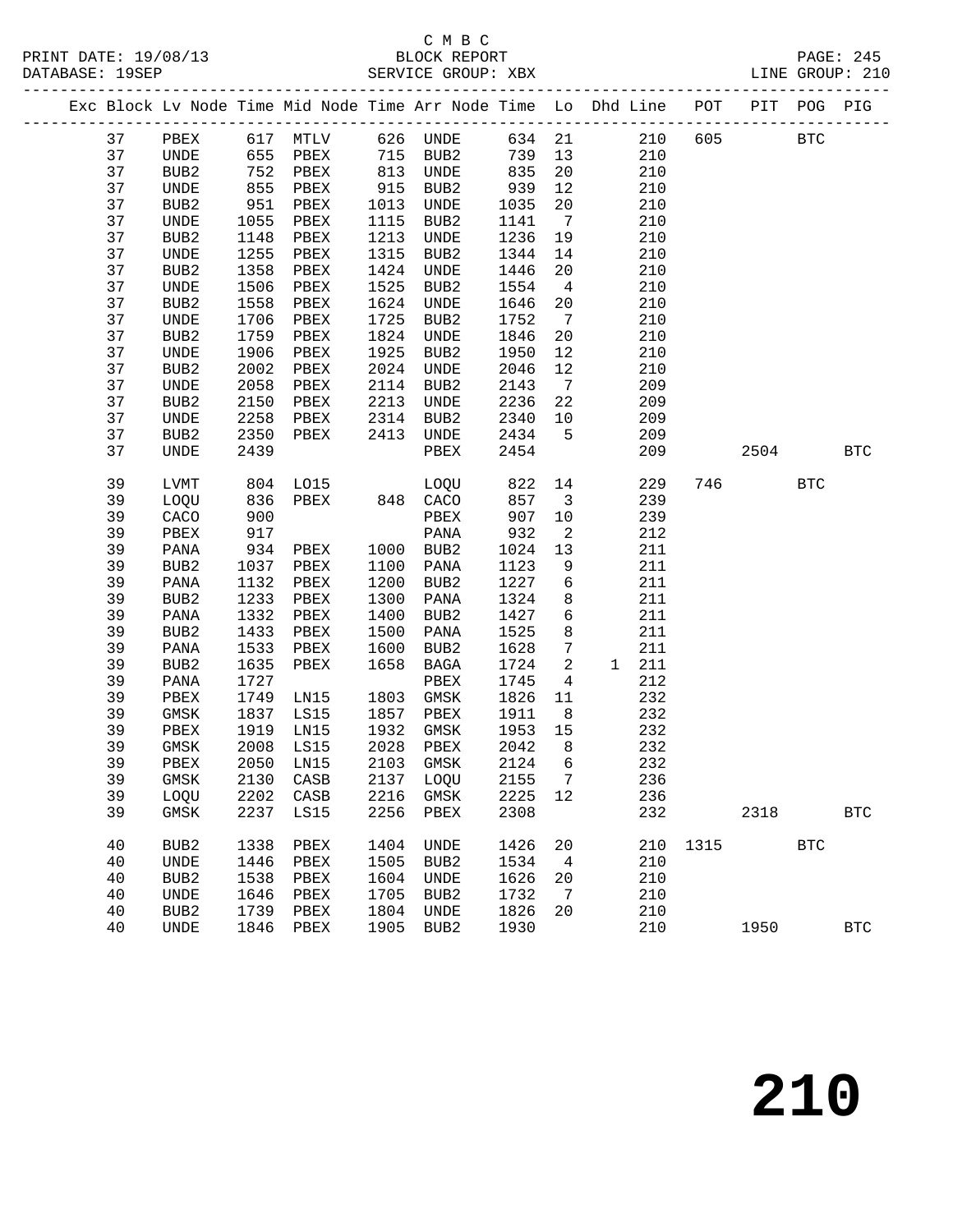C M B C
PRINT DATE: 19/08/13 BLOCK REPORT
DATABASE: 19SEP SERVICE GROUP: XBX LINE GROUP: 210

| Exc | Block | Lv Node | Time | Mid Node | Time | Arr Node | Time | Lo | Dhd | Line | POT | PIT | POG | PIG |
|---|---|---|---|---|---|---|---|---|---|---|---|---|---|---|
| | 37 | PBEX | 617 | MTLV | 626 | UNDE | 634 | 21 | | 210 | 605 | | BTC | |
| | 37 | UNDE | 655 | PBEX | 715 | BUB2 | 739 | 13 | | 210 | | | | |
| | 37 | BUB2 | 752 | PBEX | 813 | UNDE | 835 | 20 | | 210 | | | | |
| | 37 | UNDE | 855 | PBEX | 915 | BUB2 | 939 | 12 | | 210 | | | | |
| | 37 | BUB2 | 951 | PBEX | 1013 | UNDE | 1035 | 20 | | 210 | | | | |
| | 37 | UNDE | 1055 | PBEX | 1115 | BUB2 | 1141 | 7 | | 210 | | | | |
| | 37 | BUB2 | 1148 | PBEX | 1213 | UNDE | 1236 | 19 | | 210 | | | | |
| | 37 | UNDE | 1255 | PBEX | 1315 | BUB2 | 1344 | 14 | | 210 | | | | |
| | 37 | BUB2 | 1358 | PBEX | 1424 | UNDE | 1446 | 20 | | 210 | | | | |
| | 37 | UNDE | 1506 | PBEX | 1525 | BUB2 | 1554 | 4 | | 210 | | | | |
| | 37 | BUB2 | 1558 | PBEX | 1624 | UNDE | 1646 | 20 | | 210 | | | | |
| | 37 | UNDE | 1706 | PBEX | 1725 | BUB2 | 1752 | 7 | | 210 | | | | |
| | 37 | BUB2 | 1759 | PBEX | 1824 | UNDE | 1846 | 20 | | 210 | | | | |
| | 37 | UNDE | 1906 | PBEX | 1925 | BUB2 | 1950 | 12 | | 210 | | | | |
| | 37 | BUB2 | 2002 | PBEX | 2024 | UNDE | 2046 | 12 | | 210 | | | | |
| | 37 | UNDE | 2058 | PBEX | 2114 | BUB2 | 2143 | 7 | | 209 | | | | |
| | 37 | BUB2 | 2150 | PBEX | 2213 | UNDE | 2236 | 22 | | 209 | | | | |
| | 37 | UNDE | 2258 | PBEX | 2314 | BUB2 | 2340 | 10 | | 209 | | | | |
| | 37 | BUB2 | 2350 | PBEX | 2413 | UNDE | 2434 | 5 | | 209 | | | | |
| | 37 | UNDE | 2439 | | | PBEX | 2454 | | | 209 | | 2504 | | BTC |
| | 39 | LVMT | 804 | LO15 | | LOQU | 822 | 14 | | 229 | 746 | | BTC | |
| | 39 | LOQU | 836 | PBEX | 848 | CACO | 857 | 3 | | 239 | | | | |
| | 39 | CACO | 900 | | | PBEX | 907 | 10 | | 239 | | | | |
| | 39 | PBEX | 917 | | | PANA | 932 | 2 | | 212 | | | | |
| | 39 | PANA | 934 | PBEX | 1000 | BUB2 | 1024 | 13 | | 211 | | | | |
| | 39 | BUB2 | 1037 | PBEX | 1100 | PANA | 1123 | 9 | | 211 | | | | |
| | 39 | PANA | 1132 | PBEX | 1200 | BUB2 | 1227 | 6 | | 211 | | | | |
| | 39 | BUB2 | 1233 | PBEX | 1300 | PANA | 1324 | 8 | | 211 | | | | |
| | 39 | PANA | 1332 | PBEX | 1400 | BUB2 | 1427 | 6 | | 211 | | | | |
| | 39 | BUB2 | 1433 | PBEX | 1500 | PANA | 1525 | 8 | | 211 | | | | |
| | 39 | PANA | 1533 | PBEX | 1600 | BUB2 | 1628 | 7 | | 211 | | | | |
| | 39 | BUB2 | 1635 | PBEX | 1658 | BAGA | 1724 | 2 | 1 | 211 | | | | |
| | 39 | PANA | 1727 | | | PBEX | 1745 | 4 | | 212 | | | | |
| | 39 | PBEX | 1749 | LN15 | 1803 | GMSK | 1826 | 11 | | 232 | | | | |
| | 39 | GMSK | 1837 | LS15 | 1857 | PBEX | 1911 | 8 | | 232 | | | | |
| | 39 | PBEX | 1919 | LN15 | 1932 | GMSK | 1953 | 15 | | 232 | | | | |
| | 39 | GMSK | 2008 | LS15 | 2028 | PBEX | 2042 | 8 | | 232 | | | | |
| | 39 | PBEX | 2050 | LN15 | 2103 | GMSK | 2124 | 6 | | 232 | | | | |
| | 39 | GMSK | 2130 | CASB | 2137 | LOQU | 2155 | 7 | | 236 | | | | |
| | 39 | LOQU | 2202 | CASB | 2216 | GMSK | 2225 | 12 | | 236 | | | | |
| | 39 | GMSK | 2237 | LS15 | 2256 | PBEX | 2308 | | | 232 | | 2318 | | BTC |
| | 40 | BUB2 | 1338 | PBEX | 1404 | UNDE | 1426 | 20 | | 210 | 1315 | | BTC | |
| | 40 | UNDE | 1446 | PBEX | 1505 | BUB2 | 1534 | 4 | | 210 | | | | |
| | 40 | BUB2 | 1538 | PBEX | 1604 | UNDE | 1626 | 20 | | 210 | | | | |
| | 40 | UNDE | 1646 | PBEX | 1705 | BUB2 | 1732 | 7 | | 210 | | | | |
| | 40 | BUB2 | 1739 | PBEX | 1804 | UNDE | 1826 | 20 | | 210 | | | | |
| | 40 | UNDE | 1846 | PBEX | 1905 | BUB2 | 1930 | | | 210 | | 1950 | | BTC |

210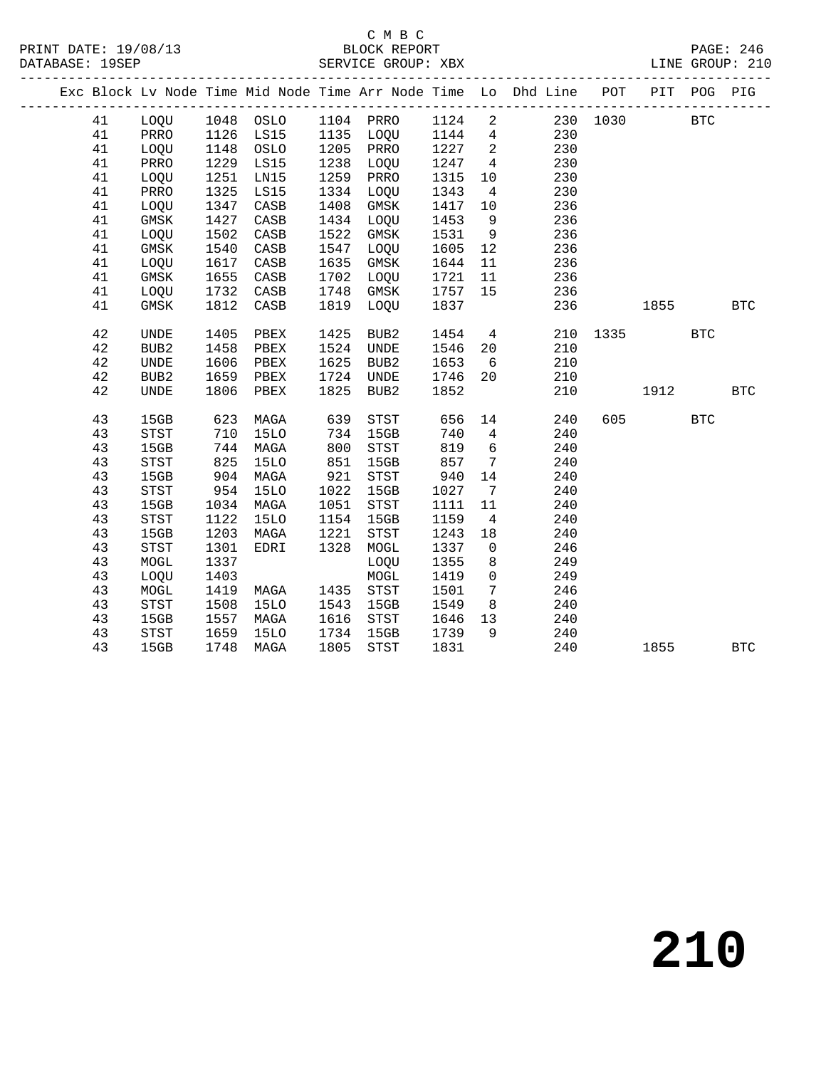C M B C

BLOCK REPORT

PRINT DATE: 19/08/13 DATABASE: 19SEP SERVICE GROUP: XBX LINE GROUP: 210

| Exc | Block | Lv | Node | Time | Mid Node | Time | Arr Node | Time | Lo | Dhd Line | POT | PIT | POG | PIG |
|---|---|---|---|---|---|---|---|---|---|---|---|---|---|---|
| | 41 | | LOQU | 1048 | OSLO | 1104 | PRRO | 1124 | 2 | 230 | 1030 | | BTC | |
| | 41 | | PRRO | 1126 | LS15 | 1135 | LOQU | 1144 | 4 | 230 | | | | |
| | 41 | | LOQU | 1148 | OSLO | 1205 | PRRO | 1227 | 2 | 230 | | | | |
| | 41 | | PRRO | 1229 | LS15 | 1238 | LOQU | 1247 | 4 | 230 | | | | |
| | 41 | | LOQU | 1251 | LN15 | 1259 | PRRO | 1315 | 10 | 230 | | | | |
| | 41 | | PRRO | 1325 | LS15 | 1334 | LOQU | 1343 | 4 | 230 | | | | |
| | 41 | | LOQU | 1347 | CASB | 1408 | GMSK | 1417 | 10 | 236 | | | | |
| | 41 | | GMSK | 1427 | CASB | 1434 | LOQU | 1453 | 9 | 236 | | | | |
| | 41 | | LOQU | 1502 | CASB | 1522 | GMSK | 1531 | 9 | 236 | | | | |
| | 41 | | GMSK | 1540 | CASB | 1547 | LOQU | 1605 | 12 | 236 | | | | |
| | 41 | | LOQU | 1617 | CASB | 1635 | GMSK | 1644 | 11 | 236 | | | | |
| | 41 | | GMSK | 1655 | CASB | 1702 | LOQU | 1721 | 11 | 236 | | | | |
| | 41 | | LOQU | 1732 | CASB | 1748 | GMSK | 1757 | 15 | 236 | | | | |
| | 41 | | GMSK | 1812 | CASB | 1819 | LOQU | 1837 | | 236 | | 1855 | | BTC |
| | 42 | | UNDE | 1405 | PBEX | 1425 | BUB2 | 1454 | 4 | 210 | 1335 | | BTC | |
| | 42 | | BUB2 | 1458 | PBEX | 1524 | UNDE | 1546 | 20 | 210 | | | | |
| | 42 | | UNDE | 1606 | PBEX | 1625 | BUB2 | 1653 | 6 | 210 | | | | |
| | 42 | | BUB2 | 1659 | PBEX | 1724 | UNDE | 1746 | 20 | 210 | | | | |
| | 42 | | UNDE | 1806 | PBEX | 1825 | BUB2 | 1852 | | 210 | | 1912 | | BTC |
| | 43 | | 15GB | 623 | MAGA | 639 | STST | 656 | 14 | 240 | 605 | | BTC | |
| | 43 | | STST | 710 | 15LO | 734 | 15GB | 740 | 4 | 240 | | | | |
| | 43 | | 15GB | 744 | MAGA | 800 | STST | 819 | 6 | 240 | | | | |
| | 43 | | STST | 825 | 15LO | 851 | 15GB | 857 | 7 | 240 | | | | |
| | 43 | | 15GB | 904 | MAGA | 921 | STST | 940 | 14 | 240 | | | | |
| | 43 | | STST | 954 | 15LO | 1022 | 15GB | 1027 | 7 | 240 | | | | |
| | 43 | | 15GB | 1034 | MAGA | 1051 | STST | 1111 | 11 | 240 | | | | |
| | 43 | | STST | 1122 | 15LO | 1154 | 15GB | 1159 | 4 | 240 | | | | |
| | 43 | | 15GB | 1203 | MAGA | 1221 | STST | 1243 | 18 | 240 | | | | |
| | 43 | | STST | 1301 | EDRI | 1328 | MOGL | 1337 | 0 | 246 | | | | |
| | 43 | | MOGL | 1337 | | | LOQU | 1355 | 8 | 249 | | | | |
| | 43 | | LOQU | 1403 | | | MOGL | 1419 | 0 | 249 | | | | |
| | 43 | | MOGL | 1419 | MAGA | 1435 | STST | 1501 | 7 | 246 | | | | |
| | 43 | | STST | 1508 | 15LO | 1543 | 15GB | 1549 | 8 | 240 | | | | |
| | 43 | | 15GB | 1557 | MAGA | 1616 | STST | 1646 | 13 | 240 | | | | |
| | 43 | | STST | 1659 | 15LO | 1734 | 15GB | 1739 | 9 | 240 | | | | |
| | 43 | | 15GB | 1748 | MAGA | 1805 | STST | 1831 | | 240 | | 1855 | | BTC |

# 210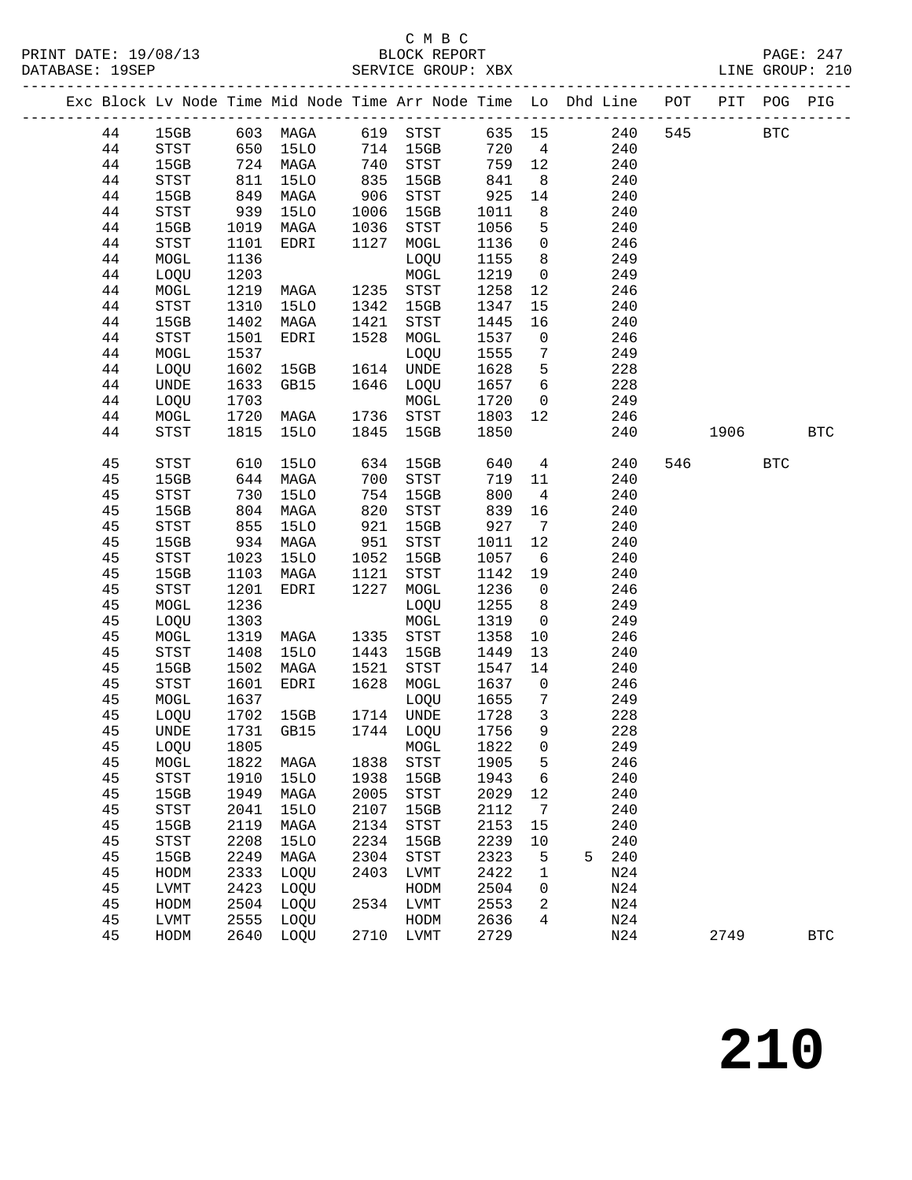C M B C
PRINT DATE: 19/08/13 BLOCK REPORT
DATABASE: 19SEP SERVICE GROUP: XBX LINE GROUP: 210

| Exc | Block | Lv | Node | Time | Mid Node | Time | Arr Node | Time | Lo | Dhd | Line | POT | PIT | POG | PIG |
|---|---|---|---|---|---|---|---|---|---|---|---|---|---|---|---|
| | 44 | | 15GB | 603 | MAGA | 619 | STST | 635 | 15 | | 240 | 545 | | BTC | |
| | 44 | | STST | 650 | 15LO | 714 | 15GB | 720 | 4 | | 240 | | | | |
| | 44 | | 15GB | 724 | MAGA | 740 | STST | 759 | 12 | | 240 | | | | |
| | 44 | | STST | 811 | 15LO | 835 | 15GB | 841 | 8 | | 240 | | | | |
| | 44 | | 15GB | 849 | MAGA | 906 | STST | 925 | 14 | | 240 | | | | |
| | 44 | | STST | 939 | 15LO | 1006 | 15GB | 1011 | 8 | | 240 | | | | |
| | 44 | | 15GB | 1019 | MAGA | 1036 | STST | 1056 | 5 | | 240 | | | | |
| | 44 | | STST | 1101 | EDRI | 1127 | MOGL | 1136 | 0 | | 246 | | | | |
| | 44 | | MOGL | 1136 | | | LOQU | 1155 | 8 | | 249 | | | | |
| | 44 | | LOQU | 1203 | | | MOGL | 1219 | 0 | | 249 | | | | |
| | 44 | | MOGL | 1219 | MAGA | 1235 | STST | 1258 | 12 | | 246 | | | | |
| | 44 | | STST | 1310 | 15LO | 1342 | 15GB | 1347 | 15 | | 240 | | | | |
| | 44 | | 15GB | 1402 | MAGA | 1421 | STST | 1445 | 16 | | 240 | | | | |
| | 44 | | STST | 1501 | EDRI | 1528 | MOGL | 1537 | 0 | | 246 | | | | |
| | 44 | | MOGL | 1537 | | | LOQU | 1555 | 7 | | 249 | | | | |
| | 44 | | LOQU | 1602 | 15GB | 1614 | UNDE | 1628 | 5 | | 228 | | | | |
| | 44 | | UNDE | 1633 | GB15 | 1646 | LOQU | 1657 | 6 | | 228 | | | | |
| | 44 | | LOQU | 1703 | | | MOGL | 1720 | 0 | | 249 | | | | |
| | 44 | | MOGL | 1720 | MAGA | 1736 | STST | 1803 | 12 | | 246 | | | | |
| | 44 | | STST | 1815 | 15LO | 1845 | 15GB | 1850 | | | 240 | | 1906 | | BTC |
| | 45 | | STST | 610 | 15LO | 634 | 15GB | 640 | 4 | | 240 | 546 | | BTC | |
| | 45 | | 15GB | 644 | MAGA | 700 | STST | 719 | 11 | | 240 | | | | |
| | 45 | | STST | 730 | 15LO | 754 | 15GB | 800 | 4 | | 240 | | | | |
| | 45 | | 15GB | 804 | MAGA | 820 | STST | 839 | 16 | | 240 | | | | |
| | 45 | | STST | 855 | 15LO | 921 | 15GB | 927 | 7 | | 240 | | | | |
| | 45 | | 15GB | 934 | MAGA | 951 | STST | 1011 | 12 | | 240 | | | | |
| | 45 | | STST | 1023 | 15LO | 1052 | 15GB | 1057 | 6 | | 240 | | | | |
| | 45 | | 15GB | 1103 | MAGA | 1121 | STST | 1142 | 19 | | 240 | | | | |
| | 45 | | STST | 1201 | EDRI | 1227 | MOGL | 1236 | 0 | | 246 | | | | |
| | 45 | | MOGL | 1236 | | | LOQU | 1255 | 8 | | 249 | | | | |
| | 45 | | LOQU | 1303 | | | MOGL | 1319 | 0 | | 249 | | | | |
| | 45 | | MOGL | 1319 | MAGA | 1335 | STST | 1358 | 10 | | 246 | | | | |
| | 45 | | STST | 1408 | 15LO | 1443 | 15GB | 1449 | 13 | | 240 | | | | |
| | 45 | | 15GB | 1502 | MAGA | 1521 | STST | 1547 | 14 | | 240 | | | | |
| | 45 | | STST | 1601 | EDRI | 1628 | MOGL | 1637 | 0 | | 246 | | | | |
| | 45 | | MOGL | 1637 | | | LOQU | 1655 | 7 | | 249 | | | | |
| | 45 | | LOQU | 1702 | 15GB | 1714 | UNDE | 1728 | 3 | | 228 | | | | |
| | 45 | | UNDE | 1731 | GB15 | 1744 | LOQU | 1756 | 9 | | 228 | | | | |
| | 45 | | LOQU | 1805 | | | MOGL | 1822 | 0 | | 249 | | | | |
| | 45 | | MOGL | 1822 | MAGA | 1838 | STST | 1905 | 5 | | 246 | | | | |
| | 45 | | STST | 1910 | 15LO | 1938 | 15GB | 1943 | 6 | | 240 | | | | |
| | 45 | | 15GB | 1949 | MAGA | 2005 | STST | 2029 | 12 | | 240 | | | | |
| | 45 | | STST | 2041 | 15LO | 2107 | 15GB | 2112 | 7 | | 240 | | | | |
| | 45 | | 15GB | 2119 | MAGA | 2134 | STST | 2153 | 15 | | 240 | | | | |
| | 45 | | STST | 2208 | 15LO | 2234 | 15GB | 2239 | 10 | | 240 | | | | |
| | 45 | | 15GB | 2249 | MAGA | 2304 | STST | 2323 | 5 | 5 | 240 | | | | |
| | 45 | | HODM | 2333 | LOQU | 2403 | LVMT | 2422 | 1 | | N24 | | | | |
| | 45 | | LVMT | 2423 | LOQU | | HODM | 2504 | 0 | | N24 | | | | |
| | 45 | | HODM | 2504 | LOQU | 2534 | LVMT | 2553 | 2 | | N24 | | | | |
| | 45 | | LVMT | 2555 | LOQU | | HODM | 2636 | 4 | | N24 | | | | |
| | 45 | | HODM | 2640 | LOQU | 2710 | LVMT | 2729 | | | N24 | | 2749 | | BTC |

210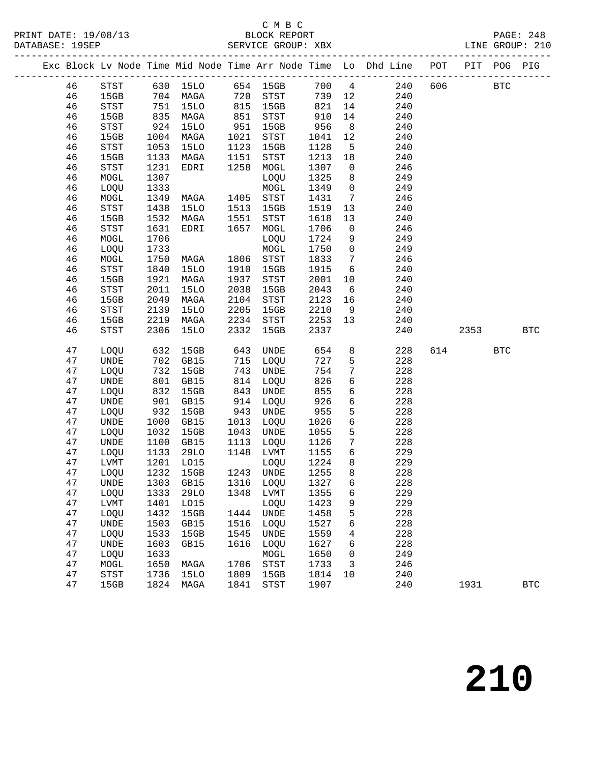C M B C

PRINT DATE: 19/08/13 BLOCK REPORT PAGE: 248
DATABASE: 19SEP SERVICE GROUP: XBX LINE GROUP: 210

| Exc | Block | Lv Node | Time | Mid Node | Time | Arr Node | Time | Lo | Dhd Line | POT | PIT | POG | PIG |
|---|---|---|---|---|---|---|---|---|---|---|---|---|---|
| | 46 | STST | 630 | 15LO | 654 | 15GB | 700 | 4 | 240 | 606 | | BTC | |
| | 46 | 15GB | 704 | MAGA | 720 | STST | 739 | 12 | 240 | | | | |
| | 46 | STST | 751 | 15LO | 815 | 15GB | 821 | 14 | 240 | | | | |
| | 46 | 15GB | 835 | MAGA | 851 | STST | 910 | 14 | 240 | | | | |
| | 46 | STST | 924 | 15LO | 951 | 15GB | 956 | 8 | 240 | | | | |
| | 46 | 15GB | 1004 | MAGA | 1021 | STST | 1041 | 12 | 240 | | | | |
| | 46 | STST | 1053 | 15LO | 1123 | 15GB | 1128 | 5 | 240 | | | | |
| | 46 | 15GB | 1133 | MAGA | 1151 | STST | 1213 | 18 | 240 | | | | |
| | 46 | STST | 1231 | EDRI | 1258 | MOGL | 1307 | 0 | 246 | | | | |
| | 46 | MOGL | 1307 | | | LOQU | 1325 | 8 | 249 | | | | |
| | 46 | LOQU | 1333 | | | MOGL | 1349 | 0 | 249 | | | | |
| | 46 | MOGL | 1349 | MAGA | 1405 | STST | 1431 | 7 | 246 | | | | |
| | 46 | STST | 1438 | 15LO | 1513 | 15GB | 1519 | 13 | 240 | | | | |
| | 46 | 15GB | 1532 | MAGA | 1551 | STST | 1618 | 13 | 240 | | | | |
| | 46 | STST | 1631 | EDRI | 1657 | MOGL | 1706 | 0 | 246 | | | | |
| | 46 | MOGL | 1706 | | | LOQU | 1724 | 9 | 249 | | | | |
| | 46 | LOQU | 1733 | | | MOGL | 1750 | 0 | 249 | | | | |
| | 46 | MOGL | 1750 | MAGA | 1806 | STST | 1833 | 7 | 246 | | | | |
| | 46 | STST | 1840 | 15LO | 1910 | 15GB | 1915 | 6 | 240 | | | | |
| | 46 | 15GB | 1921 | MAGA | 1937 | STST | 2001 | 10 | 240 | | | | |
| | 46 | STST | 2011 | 15LO | 2038 | 15GB | 2043 | 6 | 240 | | | | |
| | 46 | 15GB | 2049 | MAGA | 2104 | STST | 2123 | 16 | 240 | | | | |
| | 46 | STST | 2139 | 15LO | 2205 | 15GB | 2210 | 9 | 240 | | | | |
| | 46 | 15GB | 2219 | MAGA | 2234 | STST | 2253 | 13 | 240 | | | | |
| | 46 | STST | 2306 | 15LO | 2332 | 15GB | 2337 | | 240 | | 2353 | | BTC |
| | 47 | LOQU | 632 | 15GB | 643 | UNDE | 654 | 8 | 228 | 614 | | BTC | |
| | 47 | UNDE | 702 | GB15 | 715 | LOQU | 727 | 5 | 228 | | | | |
| | 47 | LOQU | 732 | 15GB | 743 | UNDE | 754 | 7 | 228 | | | | |
| | 47 | UNDE | 801 | GB15 | 814 | LOQU | 826 | 6 | 228 | | | | |
| | 47 | LOQU | 832 | 15GB | 843 | UNDE | 855 | 6 | 228 | | | | |
| | 47 | UNDE | 901 | GB15 | 914 | LOQU | 926 | 6 | 228 | | | | |
| | 47 | LOQU | 932 | 15GB | 943 | UNDE | 955 | 5 | 228 | | | | |
| | 47 | UNDE | 1000 | GB15 | 1013 | LOQU | 1026 | 6 | 228 | | | | |
| | 47 | LOQU | 1032 | 15GB | 1043 | UNDE | 1055 | 5 | 228 | | | | |
| | 47 | UNDE | 1100 | GB15 | 1113 | LOQU | 1126 | 7 | 228 | | | | |
| | 47 | LOQU | 1133 | 29LO | 1148 | LVMT | 1155 | 6 | 229 | | | | |
| | 47 | LVMT | 1201 | LO15 | | LOQU | 1224 | 8 | 229 | | | | |
| | 47 | LOQU | 1232 | 15GB | 1243 | UNDE | 1255 | 8 | 228 | | | | |
| | 47 | UNDE | 1303 | GB15 | 1316 | LOQU | 1327 | 6 | 228 | | | | |
| | 47 | LOQU | 1333 | 29LO | 1348 | LVMT | 1355 | 6 | 229 | | | | |
| | 47 | LVMT | 1401 | LO15 | | LOQU | 1423 | 9 | 229 | | | | |
| | 47 | LOQU | 1432 | 15GB | 1444 | UNDE | 1458 | 5 | 228 | | | | |
| | 47 | UNDE | 1503 | GB15 | 1516 | LOQU | 1527 | 6 | 228 | | | | |
| | 47 | LOQU | 1533 | 15GB | 1545 | UNDE | 1559 | 4 | 228 | | | | |
| | 47 | UNDE | 1603 | GB15 | 1616 | LOQU | 1627 | 6 | 228 | | | | |
| | 47 | LOQU | 1633 | | | MOGL | 1650 | 0 | 249 | | | | |
| | 47 | MOGL | 1650 | MAGA | 1706 | STST | 1733 | 3 | 246 | | | | |
| | 47 | STST | 1736 | 15LO | 1809 | 15GB | 1814 | 10 | 240 | | | | |
| | 47 | 15GB | 1824 | MAGA | 1841 | STST | 1907 | | 240 | | 1931 | | BTC |

210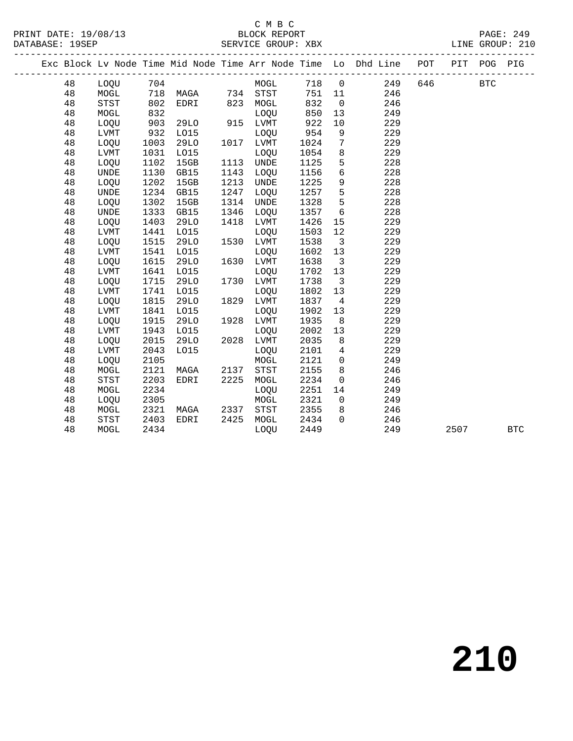C M B C
PRINT DATE: 19/08/13 BLOCK REPORT PAGE: 249
DATABASE: 19SEP SERVICE GROUP: XBX LINE GROUP: 210

| Exc | Block | Lv | Node | Time | Mid Node | Time | Arr Node | Time | Lo | Dhd Line | POT | PIT | POG | PIG |
|---|---|---|---|---|---|---|---|---|---|---|---|---|---|---|
| | 48 | | LOQU | 704 | | | MOGL | 718 | 0 | 249 | 646 | | BTC | |
| | 48 | | MOGL | 718 | MAGA | 734 | STST | 751 | 11 | 246 | | | | |
| | 48 | | STST | 802 | EDRI | 823 | MOGL | 832 | 0 | 246 | | | | |
| | 48 | | MOGL | 832 | | | LOQU | 850 | 13 | 249 | | | | |
| | 48 | | LOQU | 903 | 29LO | 915 | LVMT | 922 | 10 | 229 | | | | |
| | 48 | | LVMT | 932 | LO15 | | LOQU | 954 | 9 | 229 | | | | |
| | 48 | | LOQU | 1003 | 29LO | 1017 | LVMT | 1024 | 7 | 229 | | | | |
| | 48 | | LVMT | 1031 | LO15 | | LOQU | 1054 | 8 | 229 | | | | |
| | 48 | | LOQU | 1102 | 15GB | 1113 | UNDE | 1125 | 5 | 228 | | | | |
| | 48 | | UNDE | 1130 | GB15 | 1143 | LOQU | 1156 | 6 | 228 | | | | |
| | 48 | | LOQU | 1202 | 15GB | 1213 | UNDE | 1225 | 9 | 228 | | | | |
| | 48 | | UNDE | 1234 | GB15 | 1247 | LOQU | 1257 | 5 | 228 | | | | |
| | 48 | | LOQU | 1302 | 15GB | 1314 | UNDE | 1328 | 5 | 228 | | | | |
| | 48 | | UNDE | 1333 | GB15 | 1346 | LOQU | 1357 | 6 | 228 | | | | |
| | 48 | | LOQU | 1403 | 29LO | 1418 | LVMT | 1426 | 15 | 229 | | | | |
| | 48 | | LVMT | 1441 | LO15 | | LOQU | 1503 | 12 | 229 | | | | |
| | 48 | | LOQU | 1515 | 29LO | 1530 | LVMT | 1538 | 3 | 229 | | | | |
| | 48 | | LVMT | 1541 | LO15 | | LOQU | 1602 | 13 | 229 | | | | |
| | 48 | | LOQU | 1615 | 29LO | 1630 | LVMT | 1638 | 3 | 229 | | | | |
| | 48 | | LVMT | 1641 | LO15 | | LOQU | 1702 | 13 | 229 | | | | |
| | 48 | | LOQU | 1715 | 29LO | 1730 | LVMT | 1738 | 3 | 229 | | | | |
| | 48 | | LVMT | 1741 | LO15 | | LOQU | 1802 | 13 | 229 | | | | |
| | 48 | | LOQU | 1815 | 29LO | 1829 | LVMT | 1837 | 4 | 229 | | | | |
| | 48 | | LVMT | 1841 | LO15 | | LOQU | 1902 | 13 | 229 | | | | |
| | 48 | | LOQU | 1915 | 29LO | 1928 | LVMT | 1935 | 8 | 229 | | | | |
| | 48 | | LVMT | 1943 | LO15 | | LOQU | 2002 | 13 | 229 | | | | |
| | 48 | | LOQU | 2015 | 29LO | 2028 | LVMT | 2035 | 8 | 229 | | | | |
| | 48 | | LVMT | 2043 | LO15 | | LOQU | 2101 | 4 | 229 | | | | |
| | 48 | | LOQU | 2105 | | | MOGL | 2121 | 0 | 249 | | | | |
| | 48 | | MOGL | 2121 | MAGA | 2137 | STST | 2155 | 8 | 246 | | | | |
| | 48 | | STST | 2203 | EDRI | 2225 | MOGL | 2234 | 0 | 246 | | | | |
| | 48 | | MOGL | 2234 | | | LOQU | 2251 | 14 | 249 | | | | |
| | 48 | | LOQU | 2305 | | | MOGL | 2321 | 0 | 249 | | | | |
| | 48 | | MOGL | 2321 | MAGA | 2337 | STST | 2355 | 8 | 246 | | | | |
| | 48 | | STST | 2403 | EDRI | 2425 | MOGL | 2434 | 0 | 246 | | | | |
| | 48 | | MOGL | 2434 | | | LOQU | 2449 | | 249 | | 2507 | | BTC |

**210**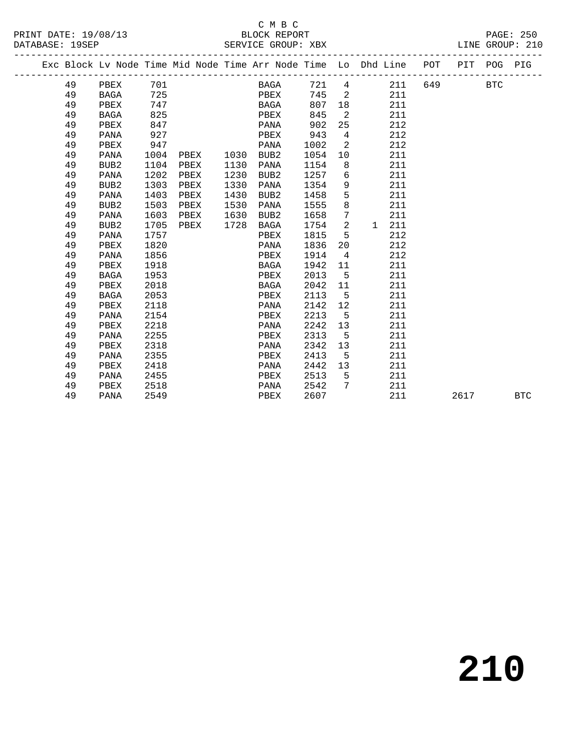C M B C

PRINT DATE: 19/08/13 BLOCK REPORT

DATABASE: 19SEP SERVICE GROUP: XBX LINE GROUP: 210

| Exc | Block | Lv Node | Time | Mid Node | Time | Arr Node | Time | Lo | Dhd | Line | POT | PIT | POG | PIG |
|---|---|---|---|---|---|---|---|---|---|---|---|---|---|---|
| | 49 | PBEX | 701 | | | BAGA | 721 | 4 | | 211 | 649 | | BTC | |
| | 49 | BAGA | 725 | | | PBEX | 745 | 2 | | 211 | | | | |
| | 49 | PBEX | 747 | | | BAGA | 807 | 18 | | 211 | | | | |
| | 49 | BAGA | 825 | | | PBEX | 845 | 2 | | 211 | | | | |
| | 49 | PBEX | 847 | | | PANA | 902 | 25 | | 212 | | | | |
| | 49 | PANA | 927 | | | PBEX | 943 | 4 | | 212 | | | | |
| | 49 | PBEX | 947 | | | PANA | 1002 | 2 | | 212 | | | | |
| | 49 | PANA | 1004 | PBEX | 1030 | BUB2 | 1054 | 10 | | 211 | | | | |
| | 49 | BUB2 | 1104 | PBEX | 1130 | PANA | 1154 | 8 | | 211 | | | | |
| | 49 | PANA | 1202 | PBEX | 1230 | BUB2 | 1257 | 6 | | 211 | | | | |
| | 49 | BUB2 | 1303 | PBEX | 1330 | PANA | 1354 | 9 | | 211 | | | | |
| | 49 | PANA | 1403 | PBEX | 1430 | BUB2 | 1458 | 5 | | 211 | | | | |
| | 49 | BUB2 | 1503 | PBEX | 1530 | PANA | 1555 | 8 | | 211 | | | | |
| | 49 | PANA | 1603 | PBEX | 1630 | BUB2 | 1658 | 7 | | 211 | | | | |
| | 49 | BUB2 | 1705 | PBEX | 1728 | BAGA | 1754 | 2 | 1 | 211 | | | | |
| | 49 | PANA | 1757 | | | PBEX | 1815 | 5 | | 212 | | | | |
| | 49 | PBEX | 1820 | | | PANA | 1836 | 20 | | 212 | | | | |
| | 49 | PANA | 1856 | | | PBEX | 1914 | 4 | | 212 | | | | |
| | 49 | PBEX | 1918 | | | BAGA | 1942 | 11 | | 211 | | | | |
| | 49 | BAGA | 1953 | | | PBEX | 2013 | 5 | | 211 | | | | |
| | 49 | PBEX | 2018 | | | BAGA | 2042 | 11 | | 211 | | | | |
| | 49 | BAGA | 2053 | | | PBEX | 2113 | 5 | | 211 | | | | |
| | 49 | PBEX | 2118 | | | PANA | 2142 | 12 | | 211 | | | | |
| | 49 | PANA | 2154 | | | PBEX | 2213 | 5 | | 211 | | | | |
| | 49 | PBEX | 2218 | | | PANA | 2242 | 13 | | 211 | | | | |
| | 49 | PANA | 2255 | | | PBEX | 2313 | 5 | | 211 | | | | |
| | 49 | PBEX | 2318 | | | PANA | 2342 | 13 | | 211 | | | | |
| | 49 | PANA | 2355 | | | PBEX | 2413 | 5 | | 211 | | | | |
| | 49 | PBEX | 2418 | | | PANA | 2442 | 13 | | 211 | | | | |
| | 49 | PANA | 2455 | | | PBEX | 2513 | 5 | | 211 | | | | |
| | 49 | PBEX | 2518 | | | PANA | 2542 | 7 | | 211 | | | | |
| | 49 | PANA | 2549 | | | PBEX | 2607 | | | 211 | | 2617 | | BTC |

# 210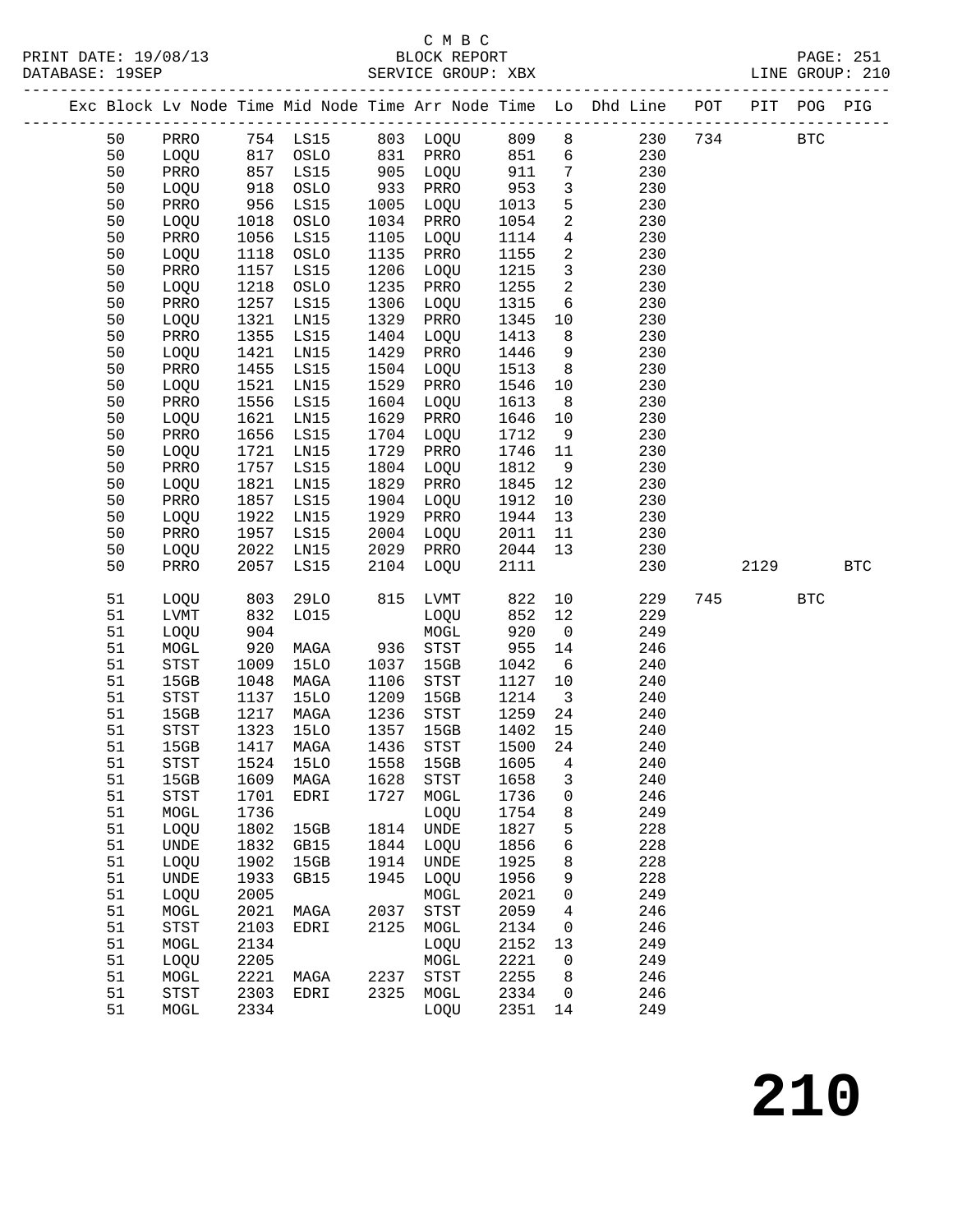C M B C

PRINT DATE: 19/08/13 BLOCK REPORT PAGE: 251
DATABASE: 19SEP SERVICE GROUP: XBX LINE GROUP: 210

| Exc | Block | Lv | Node | Time | Mid Node | Time | Arr Node | Time | Lo | Dhd Line | POT | PIT | POG | PIG |
|---|---|---|---|---|---|---|---|---|---|---|---|---|---|---|
| | 50 | | PRRO | 754 | LS15 | 803 | LOQU | 809 | 8 | 230 | 734 | | BTC | |
| | 50 | | LOQU | 817 | OSLO | 831 | PRRO | 851 | 6 | 230 | | | | |
| | 50 | | PRRO | 857 | LS15 | 905 | LOQU | 911 | 7 | 230 | | | | |
| | 50 | | LOQU | 918 | OSLO | 933 | PRRO | 953 | 3 | 230 | | | | |
| | 50 | | PRRO | 956 | LS15 | 1005 | LOQU | 1013 | 5 | 230 | | | | |
| | 50 | | LOQU | 1018 | OSLO | 1034 | PRRO | 1054 | 2 | 230 | | | | |
| | 50 | | PRRO | 1056 | LS15 | 1105 | LOQU | 1114 | 4 | 230 | | | | |
| | 50 | | LOQU | 1118 | OSLO | 1135 | PRRO | 1155 | 2 | 230 | | | | |
| | 50 | | PRRO | 1157 | LS15 | 1206 | LOQU | 1215 | 3 | 230 | | | | |
| | 50 | | LOQU | 1218 | OSLO | 1235 | PRRO | 1255 | 2 | 230 | | | | |
| | 50 | | PRRO | 1257 | LS15 | 1306 | LOQU | 1315 | 6 | 230 | | | | |
| | 50 | | LOQU | 1321 | LN15 | 1329 | PRRO | 1345 | 10 | 230 | | | | |
| | 50 | | PRRO | 1355 | LS15 | 1404 | LOQU | 1413 | 8 | 230 | | | | |
| | 50 | | LOQU | 1421 | LN15 | 1429 | PRRO | 1446 | 9 | 230 | | | | |
| | 50 | | PRRO | 1455 | LS15 | 1504 | LOQU | 1513 | 8 | 230 | | | | |
| | 50 | | LOQU | 1521 | LN15 | 1529 | PRRO | 1546 | 10 | 230 | | | | |
| | 50 | | PRRO | 1556 | LS15 | 1604 | LOQU | 1613 | 8 | 230 | | | | |
| | 50 | | LOQU | 1621 | LN15 | 1629 | PRRO | 1646 | 10 | 230 | | | | |
| | 50 | | PRRO | 1656 | LS15 | 1704 | LOQU | 1712 | 9 | 230 | | | | |
| | 50 | | LOQU | 1721 | LN15 | 1729 | PRRO | 1746 | 11 | 230 | | | | |
| | 50 | | PRRO | 1757 | LS15 | 1804 | LOQU | 1812 | 9 | 230 | | | | |
| | 50 | | LOQU | 1821 | LN15 | 1829 | PRRO | 1845 | 12 | 230 | | | | |
| | 50 | | PRRO | 1857 | LS15 | 1904 | LOQU | 1912 | 10 | 230 | | | | |
| | 50 | | LOQU | 1922 | LN15 | 1929 | PRRO | 1944 | 13 | 230 | | | | |
| | 50 | | PRRO | 1957 | LS15 | 2004 | LOQU | 2011 | 11 | 230 | | | | |
| | 50 | | LOQU | 2022 | LN15 | 2029 | PRRO | 2044 | 13 | 230 | | | | |
| | 50 | | PRRO | 2057 | LS15 | 2104 | LOQU | 2111 | | 230 | | 2129 | | BTC |
| | 51 | | LOQU | 803 | 29LO | 815 | LVMT | 822 | 10 | 229 | 745 | | BTC | |
| | 51 | | LVMT | 832 | LO15 | | LOQU | 852 | 12 | 229 | | | | |
| | 51 | | LOQU | 904 | | | MOGL | 920 | 0 | 249 | | | | |
| | 51 | | MOGL | 920 | MAGA | 936 | STST | 955 | 14 | 246 | | | | |
| | 51 | | STST | 1009 | 15LO | 1037 | 15GB | 1042 | 6 | 240 | | | | |
| | 51 | | 15GB | 1048 | MAGA | 1106 | STST | 1127 | 10 | 240 | | | | |
| | 51 | | STST | 1137 | 15LO | 1209 | 15GB | 1214 | 3 | 240 | | | | |
| | 51 | | 15GB | 1217 | MAGA | 1236 | STST | 1259 | 24 | 240 | | | | |
| | 51 | | STST | 1323 | 15LO | 1357 | 15GB | 1402 | 15 | 240 | | | | |
| | 51 | | 15GB | 1417 | MAGA | 1436 | STST | 1500 | 24 | 240 | | | | |
| | 51 | | STST | 1524 | 15LO | 1558 | 15GB | 1605 | 4 | 240 | | | | |
| | 51 | | 15GB | 1609 | MAGA | 1628 | STST | 1658 | 3 | 240 | | | | |
| | 51 | | STST | 1701 | EDRI | 1727 | MOGL | 1736 | 0 | 246 | | | | |
| | 51 | | MOGL | 1736 | | | LOQU | 1754 | 8 | 249 | | | | |
| | 51 | | LOQU | 1802 | 15GB | 1814 | UNDE | 1827 | 5 | 228 | | | | |
| | 51 | | UNDE | 1832 | GB15 | 1844 | LOQU | 1856 | 6 | 228 | | | | |
| | 51 | | LOQU | 1902 | 15GB | 1914 | UNDE | 1925 | 8 | 228 | | | | |
| | 51 | | UNDE | 1933 | GB15 | 1945 | LOQU | 1956 | 9 | 228 | | | | |
| | 51 | | LOQU | 2005 | | | MOGL | 2021 | 0 | 249 | | | | |
| | 51 | | MOGL | 2021 | MAGA | 2037 | STST | 2059 | 4 | 246 | | | | |
| | 51 | | STST | 2103 | EDRI | 2125 | MOGL | 2134 | 0 | 246 | | | | |
| | 51 | | MOGL | 2134 | | | LOQU | 2152 | 13 | 249 | | | | |
| | 51 | | LOQU | 2205 | | | MOGL | 2221 | 0 | 249 | | | | |
| | 51 | | MOGL | 2221 | MAGA | 2237 | STST | 2255 | 8 | 246 | | | | |
| | 51 | | STST | 2303 | EDRI | 2325 | MOGL | 2334 | 0 | 246 | | | | |
| | 51 | | MOGL | 2334 | | | LOQU | 2351 | 14 | 249 | | | | |

# 210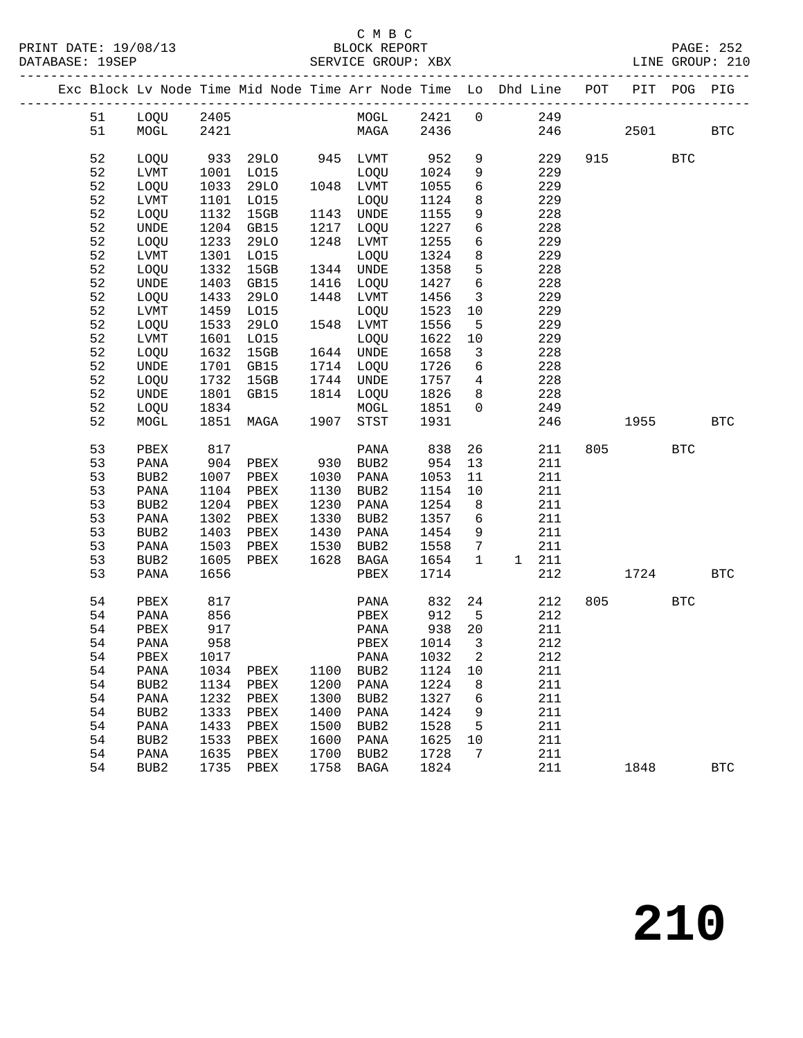C M B C

PRINT DATE: 19/08/13 BLOCK REPORT PAGE: 252
DATABASE: 19SEP SERVICE GROUP: XBX LINE GROUP: 210

| Exc | Block | Lv | Node | Time | Mid Node | Time | Arr Node | Time | Lo | Dhd Line | POT | PIT | POG | PIG |
|---|---|---|---|---|---|---|---|---|---|---|---|---|---|---|
| | 51 | | LOQU | 2405 | | | MOGL | 2421 | 0 | 249 | | | | |
| | 51 | | MOGL | 2421 | | | MAGA | 2436 | | 246 | | 2501 | | BTC |
| | 52 | | LOQU | 933 | 29LO | 945 | LVMT | 952 | 9 | 229 | 915 | | BTC | |
| | 52 | | LVMT | 1001 | LO15 | | LOQU | 1024 | 9 | 229 | | | | |
| | 52 | | LOQU | 1033 | 29LO | 1048 | LVMT | 1055 | 6 | 229 | | | | |
| | 52 | | LVMT | 1101 | LO15 | | LOQU | 1124 | 8 | 229 | | | | |
| | 52 | | LOQU | 1132 | 15GB | 1143 | UNDE | 1155 | 9 | 228 | | | | |
| | 52 | | UNDE | 1204 | GB15 | 1217 | LOQU | 1227 | 6 | 228 | | | | |
| | 52 | | LOQU | 1233 | 29LO | 1248 | LVMT | 1255 | 6 | 229 | | | | |
| | 52 | | LVMT | 1301 | LO15 | | LOQU | 1324 | 8 | 229 | | | | |
| | 52 | | LOQU | 1332 | 15GB | 1344 | UNDE | 1358 | 5 | 228 | | | | |
| | 52 | | UNDE | 1403 | GB15 | 1416 | LOQU | 1427 | 6 | 228 | | | | |
| | 52 | | LOQU | 1433 | 29LO | 1448 | LVMT | 1456 | 3 | 229 | | | | |
| | 52 | | LVMT | 1459 | LO15 | | LOQU | 1523 | 10 | 229 | | | | |
| | 52 | | LOQU | 1533 | 29LO | 1548 | LVMT | 1556 | 5 | 229 | | | | |
| | 52 | | LVMT | 1601 | LO15 | | LOQU | 1622 | 10 | 229 | | | | |
| | 52 | | LOQU | 1632 | 15GB | 1644 | UNDE | 1658 | 3 | 228 | | | | |
| | 52 | | UNDE | 1701 | GB15 | 1714 | LOQU | 1726 | 6 | 228 | | | | |
| | 52 | | LOQU | 1732 | 15GB | 1744 | UNDE | 1757 | 4 | 228 | | | | |
| | 52 | | UNDE | 1801 | GB15 | 1814 | LOQU | 1826 | 8 | 228 | | | | |
| | 52 | | LOQU | 1834 | | | MOGL | 1851 | 0 | 249 | | | | |
| | 52 | | MOGL | 1851 | MAGA | 1907 | STST | 1931 | | 246 | | 1955 | | BTC |
| | 53 | | PBEX | 817 | | | PANA | 838 | 26 | 211 | 805 | | BTC | |
| | 53 | | PANA | 904 | PBEX | 930 | BUB2 | 954 | 13 | 211 | | | | |
| | 53 | | BUB2 | 1007 | PBEX | 1030 | PANA | 1053 | 11 | 211 | | | | |
| | 53 | | PANA | 1104 | PBEX | 1130 | BUB2 | 1154 | 10 | 211 | | | | |
| | 53 | | BUB2 | 1204 | PBEX | 1230 | PANA | 1254 | 8 | 211 | | | | |
| | 53 | | PANA | 1302 | PBEX | 1330 | BUB2 | 1357 | 6 | 211 | | | | |
| | 53 | | BUB2 | 1403 | PBEX | 1430 | PANA | 1454 | 9 | 211 | | | | |
| | 53 | | PANA | 1503 | PBEX | 1530 | BUB2 | 1558 | 7 | 211 | | | | |
| | 53 | | BUB2 | 1605 | PBEX | 1628 | BAGA | 1654 | 1 | 1 211 | | | | |
| | 53 | | PANA | 1656 | | | PBEX | 1714 | | 212 | | 1724 | | BTC |
| | 54 | | PBEX | 817 | | | PANA | 832 | 24 | 212 | 805 | | BTC | |
| | 54 | | PANA | 856 | | | PBEX | 912 | 5 | 212 | | | | |
| | 54 | | PBEX | 917 | | | PANA | 938 | 20 | 211 | | | | |
| | 54 | | PANA | 958 | | | PBEX | 1014 | 3 | 212 | | | | |
| | 54 | | PBEX | 1017 | | | PANA | 1032 | 2 | 212 | | | | |
| | 54 | | PANA | 1034 | PBEX | 1100 | BUB2 | 1124 | 10 | 211 | | | | |
| | 54 | | BUB2 | 1134 | PBEX | 1200 | PANA | 1224 | 8 | 211 | | | | |
| | 54 | | PANA | 1232 | PBEX | 1300 | BUB2 | 1327 | 6 | 211 | | | | |
| | 54 | | BUB2 | 1333 | PBEX | 1400 | PANA | 1424 | 9 | 211 | | | | |
| | 54 | | PANA | 1433 | PBEX | 1500 | BUB2 | 1528 | 5 | 211 | | | | |
| | 54 | | BUB2 | 1533 | PBEX | 1600 | PANA | 1625 | 10 | 211 | | | | |
| | 54 | | PANA | 1635 | PBEX | 1700 | BUB2 | 1728 | 7 | 211 | | | | |
| | 54 | | BUB2 | 1735 | PBEX | 1758 | BAGA | 1824 | | 211 | | 1848 | | BTC |

# 210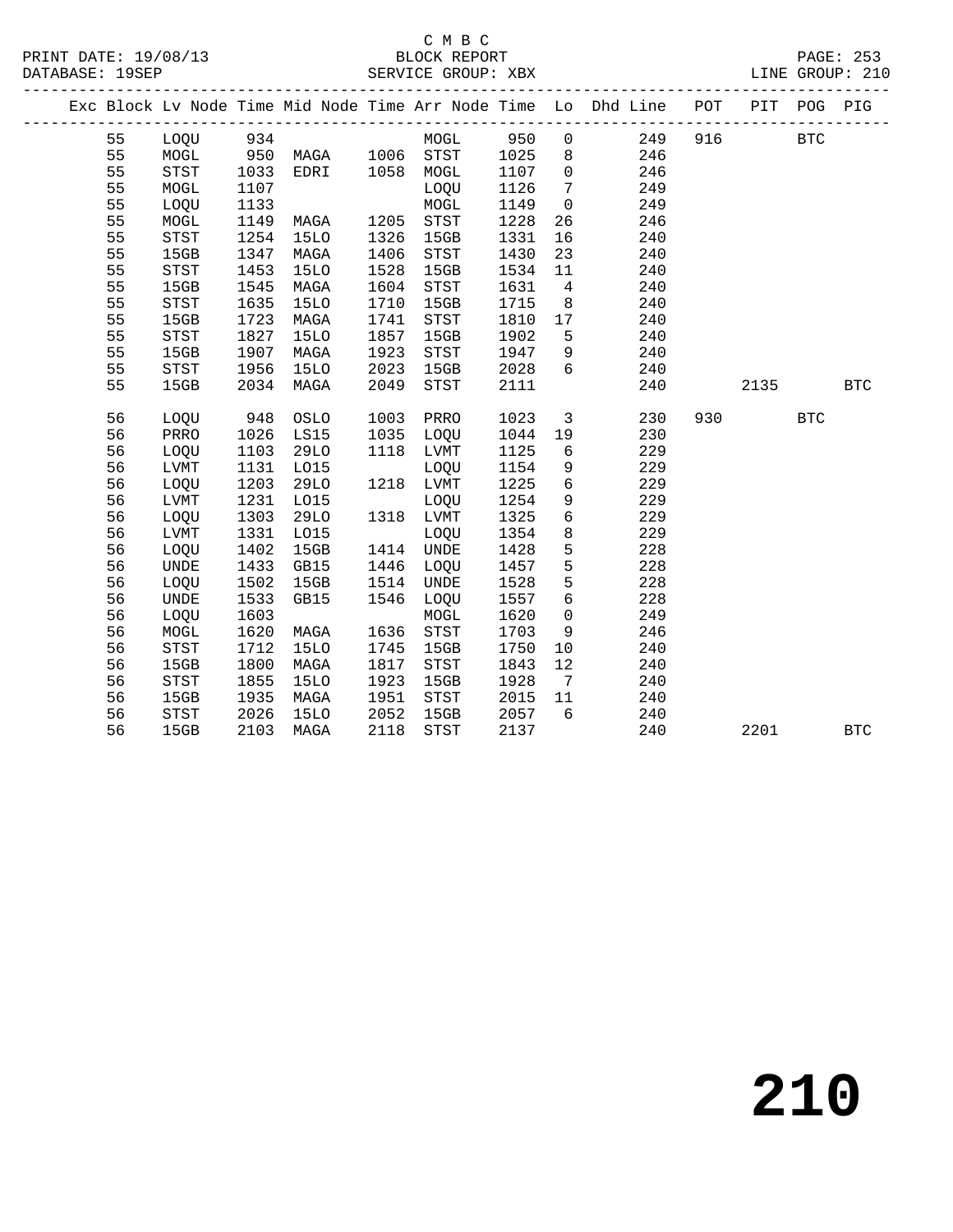C M B C
PRINT DATE: 19/08/13 BLOCK REPORT
DATABASE: 19SEP SERVICE GROUP: XBX LINE GROUP: 210

| Exc | Block | Lv | Node | Time | Mid Node | Time | Arr Node | Time | Lo | Dhd Line | POT | PIT | POG | PIG |
|---|---|---|---|---|---|---|---|---|---|---|---|---|---|---|
| | 55 | | LOQU | 934 | | | MOGL | 950 | 0 | 249 | 916 | | BTC | |
| | 55 | | MOGL | 950 | MAGA | 1006 | STST | 1025 | 8 | 246 | | | | |
| | 55 | | STST | 1033 | EDRI | 1058 | MOGL | 1107 | 0 | 246 | | | | |
| | 55 | | MOGL | 1107 | | | LOQU | 1126 | 7 | 249 | | | | |
| | 55 | | LOQU | 1133 | | | MOGL | 1149 | 0 | 249 | | | | |
| | 55 | | MOGL | 1149 | MAGA | 1205 | STST | 1228 | 26 | 246 | | | | |
| | 55 | | STST | 1254 | 15LO | 1326 | 15GB | 1331 | 16 | 240 | | | | |
| | 55 | | 15GB | 1347 | MAGA | 1406 | STST | 1430 | 23 | 240 | | | | |
| | 55 | | STST | 1453 | 15LO | 1528 | 15GB | 1534 | 11 | 240 | | | | |
| | 55 | | 15GB | 1545 | MAGA | 1604 | STST | 1631 | 4 | 240 | | | | |
| | 55 | | STST | 1635 | 15LO | 1710 | 15GB | 1715 | 8 | 240 | | | | |
| | 55 | | 15GB | 1723 | MAGA | 1741 | STST | 1810 | 17 | 240 | | | | |
| | 55 | | STST | 1827 | 15LO | 1857 | 15GB | 1902 | 5 | 240 | | | | |
| | 55 | | 15GB | 1907 | MAGA | 1923 | STST | 1947 | 9 | 240 | | | | |
| | 55 | | STST | 1956 | 15LO | 2023 | 15GB | 2028 | 6 | 240 | | | | |
| | 55 | | 15GB | 2034 | MAGA | 2049 | STST | 2111 | | 240 | | 2135 | | BTC |
| | 56 | | LOQU | 948 | OSLO | 1003 | PRRO | 1023 | 3 | 230 | 930 | | BTC | |
| | 56 | | PRRO | 1026 | LS15 | 1035 | LOQU | 1044 | 19 | 230 | | | | |
| | 56 | | LOQU | 1103 | 29LO | 1118 | LVMT | 1125 | 6 | 229 | | | | |
| | 56 | | LVMT | 1131 | LO15 | | LOQU | 1154 | 9 | 229 | | | | |
| | 56 | | LOQU | 1203 | 29LO | 1218 | LVMT | 1225 | 6 | 229 | | | | |
| | 56 | | LVMT | 1231 | LO15 | | LOQU | 1254 | 9 | 229 | | | | |
| | 56 | | LOQU | 1303 | 29LO | 1318 | LVMT | 1325 | 6 | 229 | | | | |
| | 56 | | LVMT | 1331 | LO15 | | LOQU | 1354 | 8 | 229 | | | | |
| | 56 | | LOQU | 1402 | 15GB | 1414 | UNDE | 1428 | 5 | 228 | | | | |
| | 56 | | UNDE | 1433 | GB15 | 1446 | LOQU | 1457 | 5 | 228 | | | | |
| | 56 | | LOQU | 1502 | 15GB | 1514 | UNDE | 1528 | 5 | 228 | | | | |
| | 56 | | UNDE | 1533 | GB15 | 1546 | LOQU | 1557 | 6 | 228 | | | | |
| | 56 | | LOQU | 1603 | | | MOGL | 1620 | 0 | 249 | | | | |
| | 56 | | MOGL | 1620 | MAGA | 1636 | STST | 1703 | 9 | 246 | | | | |
| | 56 | | STST | 1712 | 15LO | 1745 | 15GB | 1750 | 10 | 240 | | | | |
| | 56 | | 15GB | 1800 | MAGA | 1817 | STST | 1843 | 12 | 240 | | | | |
| | 56 | | STST | 1855 | 15LO | 1923 | 15GB | 1928 | 7 | 240 | | | | |
| | 56 | | 15GB | 1935 | MAGA | 1951 | STST | 2015 | 11 | 240 | | | | |
| | 56 | | STST | 2026 | 15LO | 2052 | 15GB | 2057 | 6 | 240 | | | | |
| | 56 | | 15GB | 2103 | MAGA | 2118 | STST | 2137 | | 240 | | 2201 | | BTC |

210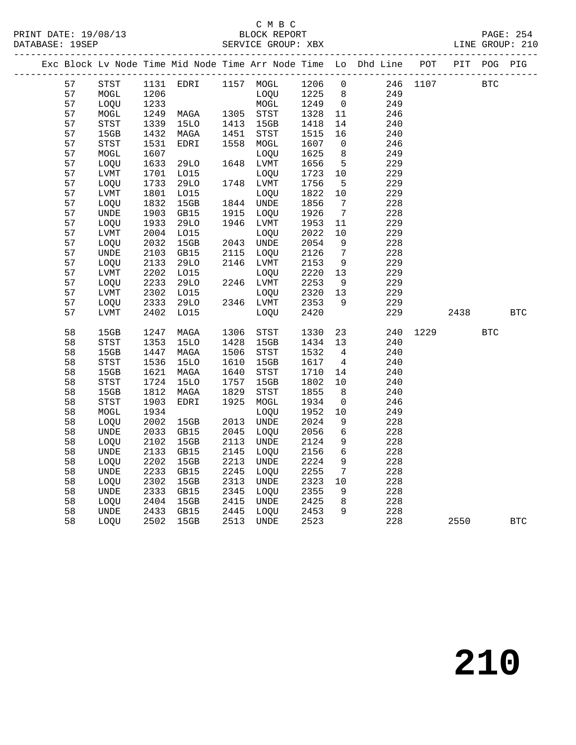C M B C
PRINT DATE: 19/08/13 BLOCK REPORT PAGE: 254
DATABASE: 19SEP SERVICE GROUP: XBX LINE GROUP: 210

| Exc | Block | Lv | Node | Time | Mid Node | Time | Arr Node | Time | Lo | Dhd Line | POT | PIT | POG | PIG |
|---|---|---|---|---|---|---|---|---|---|---|---|---|---|---|
| | 57 | | STST | 1131 | EDRI | 1157 | MOGL | 1206 | 0 | 246 | 1107 | | BTC | |
| | 57 | | MOGL | 1206 | | | LOQU | 1225 | 8 | 249 | | | | |
| | 57 | | LOQU | 1233 | | | MOGL | 1249 | 0 | 249 | | | | |
| | 57 | | MOGL | 1249 | MAGA | 1305 | STST | 1328 | 11 | 246 | | | | |
| | 57 | | STST | 1339 | 15LO | 1413 | 15GB | 1418 | 14 | 240 | | | | |
| | 57 | | 15GB | 1432 | MAGA | 1451 | STST | 1515 | 16 | 240 | | | | |
| | 57 | | STST | 1531 | EDRI | 1558 | MOGL | 1607 | 0 | 246 | | | | |
| | 57 | | MOGL | 1607 | | | LOQU | 1625 | 8 | 249 | | | | |
| | 57 | | LOQU | 1633 | 29LO | 1648 | LVMT | 1656 | 5 | 229 | | | | |
| | 57 | | LVMT | 1701 | LO15 | | LOQU | 1723 | 10 | 229 | | | | |
| | 57 | | LOQU | 1733 | 29LO | 1748 | LVMT | 1756 | 5 | 229 | | | | |
| | 57 | | LVMT | 1801 | LO15 | | LOQU | 1822 | 10 | 229 | | | | |
| | 57 | | LOQU | 1832 | 15GB | 1844 | UNDE | 1856 | 7 | 228 | | | | |
| | 57 | | UNDE | 1903 | GB15 | 1915 | LOQU | 1926 | 7 | 228 | | | | |
| | 57 | | LOQU | 1933 | 29LO | 1946 | LVMT | 1953 | 11 | 229 | | | | |
| | 57 | | LVMT | 2004 | LO15 | | LOQU | 2022 | 10 | 229 | | | | |
| | 57 | | LOQU | 2032 | 15GB | 2043 | UNDE | 2054 | 9 | 228 | | | | |
| | 57 | | UNDE | 2103 | GB15 | 2115 | LOQU | 2126 | 7 | 228 | | | | |
| | 57 | | LOQU | 2133 | 29LO | 2146 | LVMT | 2153 | 9 | 229 | | | | |
| | 57 | | LVMT | 2202 | LO15 | | LOQU | 2220 | 13 | 229 | | | | |
| | 57 | | LOQU | 2233 | 29LO | 2246 | LVMT | 2253 | 9 | 229 | | | | |
| | 57 | | LVMT | 2302 | LO15 | | LOQU | 2320 | 13 | 229 | | | | |
| | 57 | | LOQU | 2333 | 29LO | 2346 | LVMT | 2353 | 9 | 229 | | | | |
| | 57 | | LVMT | 2402 | LO15 | | LOQU | 2420 | | 229 | | 2438 | | BTC |
| | 58 | | 15GB | 1247 | MAGA | 1306 | STST | 1330 | 23 | 240 | 1229 | | BTC | |
| | 58 | | STST | 1353 | 15LO | 1428 | 15GB | 1434 | 13 | 240 | | | | |
| | 58 | | 15GB | 1447 | MAGA | 1506 | STST | 1532 | 4 | 240 | | | | |
| | 58 | | STST | 1536 | 15LO | 1610 | 15GB | 1617 | 4 | 240 | | | | |
| | 58 | | 15GB | 1621 | MAGA | 1640 | STST | 1710 | 14 | 240 | | | | |
| | 58 | | STST | 1724 | 15LO | 1757 | 15GB | 1802 | 10 | 240 | | | | |
| | 58 | | 15GB | 1812 | MAGA | 1829 | STST | 1855 | 8 | 240 | | | | |
| | 58 | | STST | 1903 | EDRI | 1925 | MOGL | 1934 | 0 | 246 | | | | |
| | 58 | | MOGL | 1934 | | | LOQU | 1952 | 10 | 249 | | | | |
| | 58 | | LOQU | 2002 | 15GB | 2013 | UNDE | 2024 | 9 | 228 | | | | |
| | 58 | | UNDE | 2033 | GB15 | 2045 | LOQU | 2056 | 6 | 228 | | | | |
| | 58 | | LOQU | 2102 | 15GB | 2113 | UNDE | 2124 | 9 | 228 | | | | |
| | 58 | | UNDE | 2133 | GB15 | 2145 | LOQU | 2156 | 6 | 228 | | | | |
| | 58 | | LOQU | 2202 | 15GB | 2213 | UNDE | 2224 | 9 | 228 | | | | |
| | 58 | | UNDE | 2233 | GB15 | 2245 | LOQU | 2255 | 7 | 228 | | | | |
| | 58 | | LOQU | 2302 | 15GB | 2313 | UNDE | 2323 | 10 | 228 | | | | |
| | 58 | | UNDE | 2333 | GB15 | 2345 | LOQU | 2355 | 9 | 228 | | | | |
| | 58 | | LOQU | 2404 | 15GB | 2415 | UNDE | 2425 | 8 | 228 | | | | |
| | 58 | | UNDE | 2433 | GB15 | 2445 | LOQU | 2453 | 9 | 228 | | | | |
| | 58 | | LOQU | 2502 | 15GB | 2513 | UNDE | 2523 | | 228 | | 2550 | | BTC |

# 210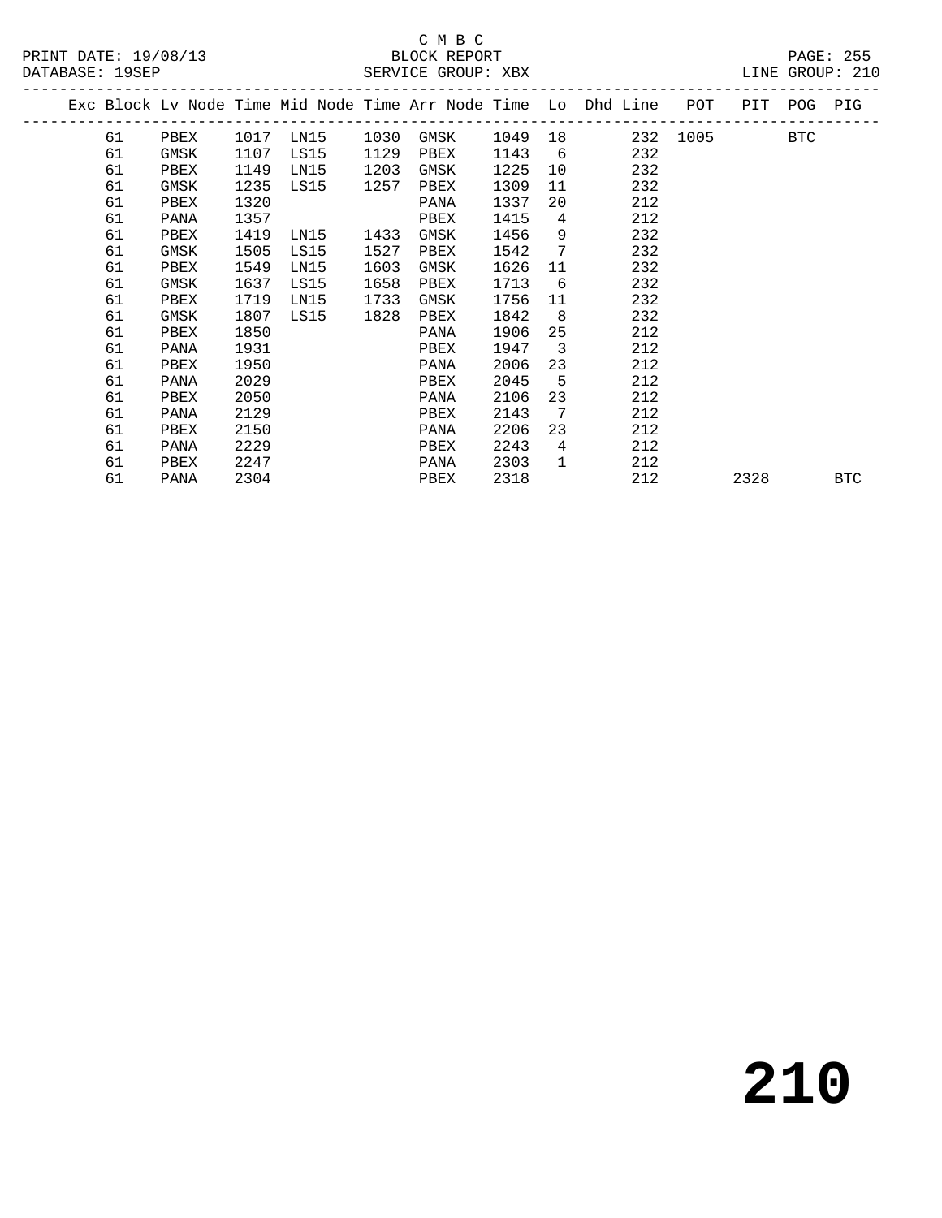C M B C
BLOCK REPORT
SERVICE GROUP: XBX

PRINT DATE: 19/08/13
DATABASE: 19SEP
LINE GROUP: 210

| Exc | Block | Lv | Node | Time | Mid Node | Time | Arr Node | Time | Lo | Dhd Line | POT | PIT | POG | PIG |
|---|---|---|---|---|---|---|---|---|---|---|---|---|---|---|
| | 61 | | PBEX | 1017 | LN15 | 1030 | GMSK | 1049 | 18 | 232 | 1005 | | BTC | |
| | 61 | | GMSK | 1107 | LS15 | 1129 | PBEX | 1143 | 6 | 232 | | | | |
| | 61 | | PBEX | 1149 | LN15 | 1203 | GMSK | 1225 | 10 | 232 | | | | |
| | 61 | | GMSK | 1235 | LS15 | 1257 | PBEX | 1309 | 11 | 232 | | | | |
| | 61 | | PBEX | 1320 | | | PANA | 1337 | 20 | 212 | | | | |
| | 61 | | PANA | 1357 | | | PBEX | 1415 | 4 | 212 | | | | |
| | 61 | | PBEX | 1419 | LN15 | 1433 | GMSK | 1456 | 9 | 232 | | | | |
| | 61 | | GMSK | 1505 | LS15 | 1527 | PBEX | 1542 | 7 | 232 | | | | |
| | 61 | | PBEX | 1549 | LN15 | 1603 | GMSK | 1626 | 11 | 232 | | | | |
| | 61 | | GMSK | 1637 | LS15 | 1658 | PBEX | 1713 | 6 | 232 | | | | |
| | 61 | | PBEX | 1719 | LN15 | 1733 | GMSK | 1756 | 11 | 232 | | | | |
| | 61 | | GMSK | 1807 | LS15 | 1828 | PBEX | 1842 | 8 | 232 | | | | |
| | 61 | | PBEX | 1850 | | | PANA | 1906 | 25 | 212 | | | | |
| | 61 | | PANA | 1931 | | | PBEX | 1947 | 3 | 212 | | | | |
| | 61 | | PBEX | 1950 | | | PANA | 2006 | 23 | 212 | | | | |
| | 61 | | PANA | 2029 | | | PBEX | 2045 | 5 | 212 | | | | |
| | 61 | | PBEX | 2050 | | | PANA | 2106 | 23 | 212 | | | | |
| | 61 | | PANA | 2129 | | | PBEX | 2143 | 7 | 212 | | | | |
| | 61 | | PBEX | 2150 | | | PANA | 2206 | 23 | 212 | | | | |
| | 61 | | PANA | 2229 | | | PBEX | 2243 | 4 | 212 | | | | |
| | 61 | | PBEX | 2247 | | | PANA | 2303 | 1 | 212 | | | | |
| | 61 | | PANA | 2304 | | | PBEX | 2318 | | 212 | | 2328 | | BTC |

# 210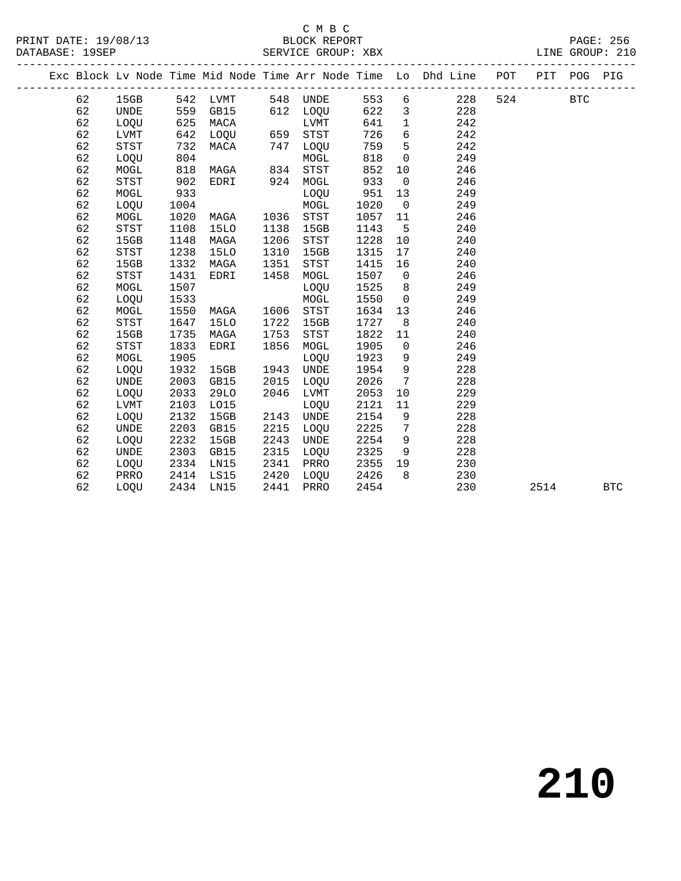C M B C

PRINT DATE: 19/08/13 BLOCK REPORT PAGE: 256
DATABASE: 19SEP SERVICE GROUP: XBX LINE GROUP: 210

| Exc | Block | Lv | Node | Time | Mid Node | Time | Arr Node | Time | Lo | Dhd Line | POT | PIT | POG | PIG |
|---|---|---|---|---|---|---|---|---|---|---|---|---|---|---|
| | 62 | | 15GB | 542 | LVMT | 548 | UNDE | 553 | 6 | 228 | 524 | | BTC | |
| | 62 | | UNDE | 559 | GB15 | 612 | LOQU | 622 | 3 | 228 | | | | |
| | 62 | | LOQU | 625 | MACA | | LVMT | 641 | 1 | 242 | | | | |
| | 62 | | LVMT | 642 | LOQU | 659 | STST | 726 | 6 | 242 | | | | |
| | 62 | | STST | 732 | MACA | 747 | LOQU | 759 | 5 | 242 | | | | |
| | 62 | | LOQU | 804 | | | MOGL | 818 | 0 | 249 | | | | |
| | 62 | | MOGL | 818 | MAGA | 834 | STST | 852 | 10 | 246 | | | | |
| | 62 | | STST | 902 | EDRI | 924 | MOGL | 933 | 0 | 246 | | | | |
| | 62 | | MOGL | 933 | | | LOQU | 951 | 13 | 249 | | | | |
| | 62 | | LOQU | 1004 | | | MOGL | 1020 | 0 | 249 | | | | |
| | 62 | | MOGL | 1020 | MAGA | 1036 | STST | 1057 | 11 | 246 | | | | |
| | 62 | | STST | 1108 | 15LO | 1138 | 15GB | 1143 | 5 | 240 | | | | |
| | 62 | | 15GB | 1148 | MAGA | 1206 | STST | 1228 | 10 | 240 | | | | |
| | 62 | | STST | 1238 | 15LO | 1310 | 15GB | 1315 | 17 | 240 | | | | |
| | 62 | | 15GB | 1332 | MAGA | 1351 | STST | 1415 | 16 | 240 | | | | |
| | 62 | | STST | 1431 | EDRI | 1458 | MOGL | 1507 | 0 | 246 | | | | |
| | 62 | | MOGL | 1507 | | | LOQU | 1525 | 8 | 249 | | | | |
| | 62 | | LOQU | 1533 | | | MOGL | 1550 | 0 | 249 | | | | |
| | 62 | | MOGL | 1550 | MAGA | 1606 | STST | 1634 | 13 | 246 | | | | |
| | 62 | | STST | 1647 | 15LO | 1722 | 15GB | 1727 | 8 | 240 | | | | |
| | 62 | | 15GB | 1735 | MAGA | 1753 | STST | 1822 | 11 | 240 | | | | |
| | 62 | | STST | 1833 | EDRI | 1856 | MOGL | 1905 | 0 | 246 | | | | |
| | 62 | | MOGL | 1905 | | | LOQU | 1923 | 9 | 249 | | | | |
| | 62 | | LOQU | 1932 | 15GB | 1943 | UNDE | 1954 | 9 | 228 | | | | |
| | 62 | | UNDE | 2003 | GB15 | 2015 | LOQU | 2026 | 7 | 228 | | | | |
| | 62 | | LOQU | 2033 | 29LO | 2046 | LVMT | 2053 | 10 | 229 | | | | |
| | 62 | | LVMT | 2103 | LO15 | | LOQU | 2121 | 11 | 229 | | | | |
| | 62 | | LOQU | 2132 | 15GB | 2143 | UNDE | 2154 | 9 | 228 | | | | |
| | 62 | | UNDE | 2203 | GB15 | 2215 | LOQU | 2225 | 7 | 228 | | | | |
| | 62 | | LOQU | 2232 | 15GB | 2243 | UNDE | 2254 | 9 | 228 | | | | |
| | 62 | | UNDE | 2303 | GB15 | 2315 | LOQU | 2325 | 9 | 228 | | | | |
| | 62 | | LOQU | 2334 | LN15 | 2341 | PRRO | 2355 | 19 | 230 | | | | |
| | 62 | | PRRO | 2414 | LS15 | 2420 | LOQU | 2426 | 8 | 230 | | | | |
| | 62 | | LOQU | 2434 | LN15 | 2441 | PRRO | 2454 | | 230 | | 2514 | | BTC |

# 210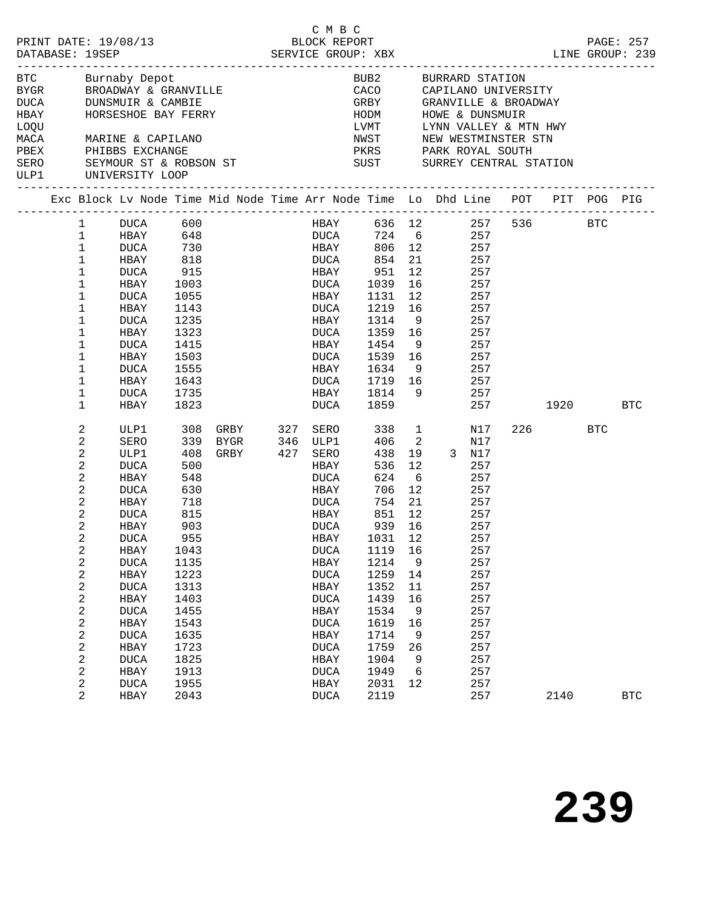C M B C
PRINT DATE: 19/08/13 BLOCK REPORT
DATABASE: 19SEP SERVICE GROUP: XBX LINE GROUP: 239

| Code | Name | Code | Name |
|---|---|---|---|
| BTC | Burnaby Depot | BUB2 | BURRARD STATION |
| BYGR | BROADWAY & GRANVILLE | CACO | CAPILANO UNIVERSITY |
| DUCA | DUNSMUIR & CAMBIE | GRBY | GRANVILLE & BROADWAY |
| HBAY | HORSESHOE BAY FERRY | HODM | HOWE & DUNSMUIR |
| LOQU | | LVMT | LYNN VALLEY & MTN HWY |
| MACA | MARINE & CAPILANO | NWST | NEW WESTMINSTER STN |
| PBEX | PHIBBS EXCHANGE | PKRS | PARK ROYAL SOUTH |
| SERO | SEYMOUR ST & ROBSON ST | SUST | SURREY CENTRAL STATION |
| ULP1 | UNIVERSITY LOOP | | |

| Exc | Block | Lv Node | Time | Mid Node | Time | Arr Node | Time | Lo | Dhd | Line | POT | PIT | POG | PIG |
|---|---|---|---|---|---|---|---|---|---|---|---|---|---|---|
| | 1 | DUCA | 600 | | | HBAY | 636 | 12 | | 257 | 536 | | BTC | |
| | 1 | HBAY | 648 | | | DUCA | 724 | 6 | | 257 | | | | |
| | 1 | DUCA | 730 | | | HBAY | 806 | 12 | | 257 | | | | |
| | 1 | HBAY | 818 | | | DUCA | 854 | 21 | | 257 | | | | |
| | 1 | DUCA | 915 | | | HBAY | 951 | 12 | | 257 | | | | |
| | 1 | HBAY | 1003 | | | DUCA | 1039 | 16 | | 257 | | | | |
| | 1 | DUCA | 1055 | | | HBAY | 1131 | 12 | | 257 | | | | |
| | 1 | HBAY | 1143 | | | DUCA | 1219 | 16 | | 257 | | | | |
| | 1 | DUCA | 1235 | | | HBAY | 1314 | 9 | | 257 | | | | |
| | 1 | HBAY | 1323 | | | DUCA | 1359 | 16 | | 257 | | | | |
| | 1 | DUCA | 1415 | | | HBAY | 1454 | 9 | | 257 | | | | |
| | 1 | HBAY | 1503 | | | DUCA | 1539 | 16 | | 257 | | | | |
| | 1 | DUCA | 1555 | | | HBAY | 1634 | 9 | | 257 | | | | |
| | 1 | HBAY | 1643 | | | DUCA | 1719 | 16 | | 257 | | | | |
| | 1 | DUCA | 1735 | | | HBAY | 1814 | 9 | | 257 | | | | |
| | 1 | HBAY | 1823 | | | DUCA | 1859 | | | 257 | | 1920 | | BTC |
| | 2 | ULP1 | 308 | GRBY | 327 | SERO | 338 | 1 | | N17 | 226 | | BTC | |
| | 2 | SERO | 339 | BYGR | 346 | ULP1 | 406 | 2 | | N17 | | | | |
| | 2 | ULP1 | 408 | GRBY | 427 | SERO | 438 | 19 | 3 | N17 | | | | |
| | 2 | DUCA | 500 | | | HBAY | 536 | 12 | | 257 | | | | |
| | 2 | HBAY | 548 | | | DUCA | 624 | 6 | | 257 | | | | |
| | 2 | DUCA | 630 | | | HBAY | 706 | 12 | | 257 | | | | |
| | 2 | HBAY | 718 | | | DUCA | 754 | 21 | | 257 | | | | |
| | 2 | DUCA | 815 | | | HBAY | 851 | 12 | | 257 | | | | |
| | 2 | HBAY | 903 | | | DUCA | 939 | 16 | | 257 | | | | |
| | 2 | DUCA | 955 | | | HBAY | 1031 | 12 | | 257 | | | | |
| | 2 | HBAY | 1043 | | | DUCA | 1119 | 16 | | 257 | | | | |
| | 2 | DUCA | 1135 | | | HBAY | 1214 | 9 | | 257 | | | | |
| | 2 | HBAY | 1223 | | | DUCA | 1259 | 14 | | 257 | | | | |
| | 2 | DUCA | 1313 | | | HBAY | 1352 | 11 | | 257 | | | | |
| | 2 | HBAY | 1403 | | | DUCA | 1439 | 16 | | 257 | | | | |
| | 2 | DUCA | 1455 | | | HBAY | 1534 | 9 | | 257 | | | | |
| | 2 | HBAY | 1543 | | | DUCA | 1619 | 16 | | 257 | | | | |
| | 2 | DUCA | 1635 | | | HBAY | 1714 | 9 | | 257 | | | | |
| | 2 | HBAY | 1723 | | | DUCA | 1759 | 26 | | 257 | | | | |
| | 2 | DUCA | 1825 | | | HBAY | 1904 | 9 | | 257 | | | | |
| | 2 | HBAY | 1913 | | | DUCA | 1949 | 6 | | 257 | | | | |
| | 2 | DUCA | 1955 | | | HBAY | 2031 | 12 | | 257 | | | | |
| | 2 | HBAY | 2043 | | | DUCA | 2119 | | | 257 | | 2140 | | BTC |

# 239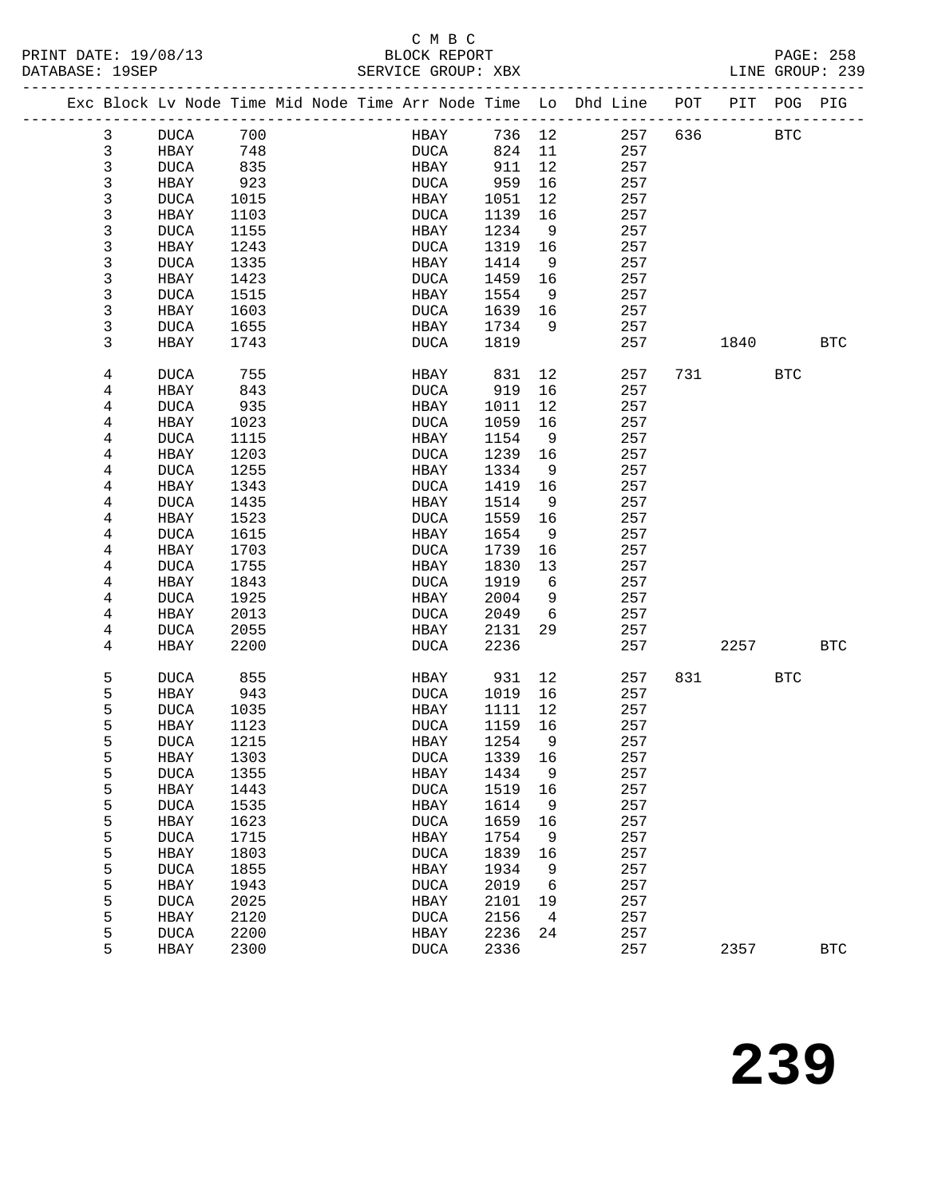C M B C

PRINT DATE: 19/08/13 BLOCK REPORT
DATABASE: 19SEP SERVICE GROUP: XBX LINE GROUP: 239

| Exc | Block | Lv | Node | Time | Mid Node | Time | Arr Node | Time | Lo | Dhd Line | POT | PIT | POG | PIG |
|---|---|---|---|---|---|---|---|---|---|---|---|---|---|---|
| | 3 | | DUCA | 700 | | | HBAY | 736 | 12 | 257 | 636 | | BTC | |
| | 3 | | HBAY | 748 | | | DUCA | 824 | 11 | 257 | | | | |
| | 3 | | DUCA | 835 | | | HBAY | 911 | 12 | 257 | | | | |
| | 3 | | HBAY | 923 | | | DUCA | 959 | 16 | 257 | | | | |
| | 3 | | DUCA | 1015 | | | HBAY | 1051 | 12 | 257 | | | | |
| | 3 | | HBAY | 1103 | | | DUCA | 1139 | 16 | 257 | | | | |
| | 3 | | DUCA | 1155 | | | HBAY | 1234 | 9 | 257 | | | | |
| | 3 | | HBAY | 1243 | | | DUCA | 1319 | 16 | 257 | | | | |
| | 3 | | DUCA | 1335 | | | HBAY | 1414 | 9 | 257 | | | | |
| | 3 | | HBAY | 1423 | | | DUCA | 1459 | 16 | 257 | | | | |
| | 3 | | DUCA | 1515 | | | HBAY | 1554 | 9 | 257 | | | | |
| | 3 | | HBAY | 1603 | | | DUCA | 1639 | 16 | 257 | | | | |
| | 3 | | DUCA | 1655 | | | HBAY | 1734 | 9 | 257 | | | | |
| | 3 | | HBAY | 1743 | | | DUCA | 1819 | | 257 | | 1840 | | BTC |
| | 4 | | DUCA | 755 | | | HBAY | 831 | 12 | 257 | 731 | | BTC | |
| | 4 | | HBAY | 843 | | | DUCA | 919 | 16 | 257 | | | | |
| | 4 | | DUCA | 935 | | | HBAY | 1011 | 12 | 257 | | | | |
| | 4 | | HBAY | 1023 | | | DUCA | 1059 | 16 | 257 | | | | |
| | 4 | | DUCA | 1115 | | | HBAY | 1154 | 9 | 257 | | | | |
| | 4 | | HBAY | 1203 | | | DUCA | 1239 | 16 | 257 | | | | |
| | 4 | | DUCA | 1255 | | | HBAY | 1334 | 9 | 257 | | | | |
| | 4 | | HBAY | 1343 | | | DUCA | 1419 | 16 | 257 | | | | |
| | 4 | | DUCA | 1435 | | | HBAY | 1514 | 9 | 257 | | | | |
| | 4 | | HBAY | 1523 | | | DUCA | 1559 | 16 | 257 | | | | |
| | 4 | | DUCA | 1615 | | | HBAY | 1654 | 9 | 257 | | | | |
| | 4 | | HBAY | 1703 | | | DUCA | 1739 | 16 | 257 | | | | |
| | 4 | | DUCA | 1755 | | | HBAY | 1830 | 13 | 257 | | | | |
| | 4 | | HBAY | 1843 | | | DUCA | 1919 | 6 | 257 | | | | |
| | 4 | | DUCA | 1925 | | | HBAY | 2004 | 9 | 257 | | | | |
| | 4 | | HBAY | 2013 | | | DUCA | 2049 | 6 | 257 | | | | |
| | 4 | | DUCA | 2055 | | | HBAY | 2131 | 29 | 257 | | | | |
| | 4 | | HBAY | 2200 | | | DUCA | 2236 | | 257 | | 2257 | | BTC |
| | 5 | | DUCA | 855 | | | HBAY | 931 | 12 | 257 | 831 | | BTC | |
| | 5 | | HBAY | 943 | | | DUCA | 1019 | 16 | 257 | | | | |
| | 5 | | DUCA | 1035 | | | HBAY | 1111 | 12 | 257 | | | | |
| | 5 | | HBAY | 1123 | | | DUCA | 1159 | 16 | 257 | | | | |
| | 5 | | DUCA | 1215 | | | HBAY | 1254 | 9 | 257 | | | | |
| | 5 | | HBAY | 1303 | | | DUCA | 1339 | 16 | 257 | | | | |
| | 5 | | DUCA | 1355 | | | HBAY | 1434 | 9 | 257 | | | | |
| | 5 | | HBAY | 1443 | | | DUCA | 1519 | 16 | 257 | | | | |
| | 5 | | DUCA | 1535 | | | HBAY | 1614 | 9 | 257 | | | | |
| | 5 | | HBAY | 1623 | | | DUCA | 1659 | 16 | 257 | | | | |
| | 5 | | DUCA | 1715 | | | HBAY | 1754 | 9 | 257 | | | | |
| | 5 | | HBAY | 1803 | | | DUCA | 1839 | 16 | 257 | | | | |
| | 5 | | DUCA | 1855 | | | HBAY | 1934 | 9 | 257 | | | | |
| | 5 | | HBAY | 1943 | | | DUCA | 2019 | 6 | 257 | | | | |
| | 5 | | DUCA | 2025 | | | HBAY | 2101 | 19 | 257 | | | | |
| | 5 | | HBAY | 2120 | | | DUCA | 2156 | 4 | 257 | | | | |
| | 5 | | DUCA | 2200 | | | HBAY | 2236 | 24 | 257 | | | | |
| | 5 | | HBAY | 2300 | | | DUCA | 2336 | | 257 | | 2357 | | BTC |

# 239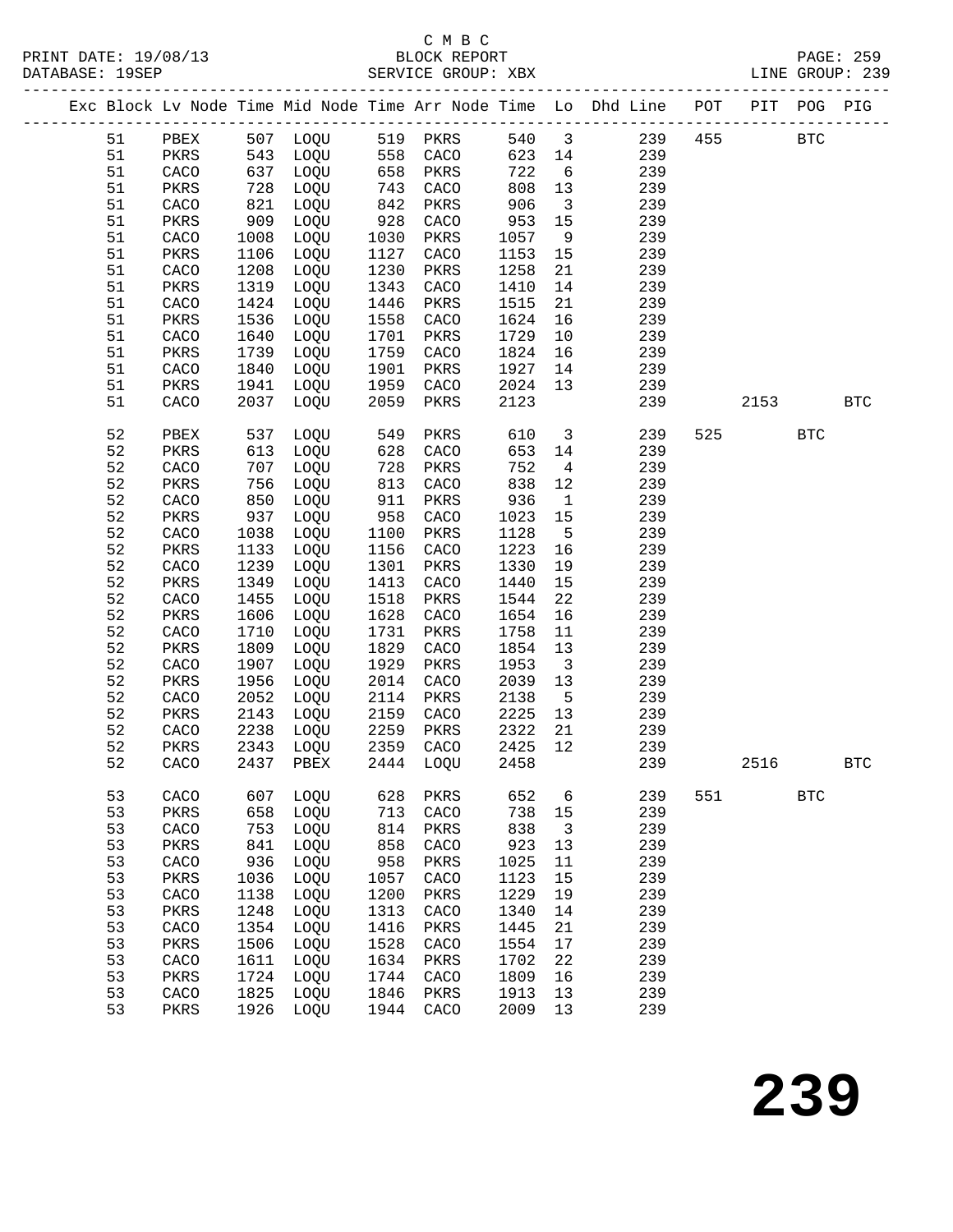C M B C
PRINT DATE: 19/08/13 BLOCK REPORT
DATABASE: 19SEP SERVICE GROUP: XBX LINE GROUP: 239

| Exc | Block | Lv | Node | Time | Mid Node | Time | Arr Node | Time | Lo | Dhd Line | POT | PIT | POG | PIG |
|---|---|---|---|---|---|---|---|---|---|---|---|---|---|---|
| | 51 | | PBEX | 507 | LOQU | 519 | PKRS | 540 | 3 | 239 | 455 | | BTC | |
| | 51 | | PKRS | 543 | LOQU | 558 | CACO | 623 | 14 | 239 | | | | |
| | 51 | | CACO | 637 | LOQU | 658 | PKRS | 722 | 6 | 239 | | | | |
| | 51 | | PKRS | 728 | LOQU | 743 | CACO | 808 | 13 | 239 | | | | |
| | 51 | | CACO | 821 | LOQU | 842 | PKRS | 906 | 3 | 239 | | | | |
| | 51 | | PKRS | 909 | LOQU | 928 | CACO | 953 | 15 | 239 | | | | |
| | 51 | | CACO | 1008 | LOQU | 1030 | PKRS | 1057 | 9 | 239 | | | | |
| | 51 | | PKRS | 1106 | LOQU | 1127 | CACO | 1153 | 15 | 239 | | | | |
| | 51 | | CACO | 1208 | LOQU | 1230 | PKRS | 1258 | 21 | 239 | | | | |
| | 51 | | PKRS | 1319 | LOQU | 1343 | CACO | 1410 | 14 | 239 | | | | |
| | 51 | | CACO | 1424 | LOQU | 1446 | PKRS | 1515 | 21 | 239 | | | | |
| | 51 | | PKRS | 1536 | LOQU | 1558 | CACO | 1624 | 16 | 239 | | | | |
| | 51 | | CACO | 1640 | LOQU | 1701 | PKRS | 1729 | 10 | 239 | | | | |
| | 51 | | PKRS | 1739 | LOQU | 1759 | CACO | 1824 | 16 | 239 | | | | |
| | 51 | | CACO | 1840 | LOQU | 1901 | PKRS | 1927 | 14 | 239 | | | | |
| | 51 | | PKRS | 1941 | LOQU | 1959 | CACO | 2024 | 13 | 239 | | | | |
| | 51 | | CACO | 2037 | LOQU | 2059 | PKRS | 2123 | | 239 | | 2153 | | BTC |
| | 52 | | PBEX | 537 | LOQU | 549 | PKRS | 610 | 3 | 239 | 525 | | BTC | |
| | 52 | | PKRS | 613 | LOQU | 628 | CACO | 653 | 14 | 239 | | | | |
| | 52 | | CACO | 707 | LOQU | 728 | PKRS | 752 | 4 | 239 | | | | |
| | 52 | | PKRS | 756 | LOQU | 813 | CACO | 838 | 12 | 239 | | | | |
| | 52 | | CACO | 850 | LOQU | 911 | PKRS | 936 | 1 | 239 | | | | |
| | 52 | | PKRS | 937 | LOQU | 958 | CACO | 1023 | 15 | 239 | | | | |
| | 52 | | CACO | 1038 | LOQU | 1100 | PKRS | 1128 | 5 | 239 | | | | |
| | 52 | | PKRS | 1133 | LOQU | 1156 | CACO | 1223 | 16 | 239 | | | | |
| | 52 | | CACO | 1239 | LOQU | 1301 | PKRS | 1330 | 19 | 239 | | | | |
| | 52 | | PKRS | 1349 | LOQU | 1413 | CACO | 1440 | 15 | 239 | | | | |
| | 52 | | CACO | 1455 | LOQU | 1518 | PKRS | 1544 | 22 | 239 | | | | |
| | 52 | | PKRS | 1606 | LOQU | 1628 | CACO | 1654 | 16 | 239 | | | | |
| | 52 | | CACO | 1710 | LOQU | 1731 | PKRS | 1758 | 11 | 239 | | | | |
| | 52 | | PKRS | 1809 | LOQU | 1829 | CACO | 1854 | 13 | 239 | | | | |
| | 52 | | CACO | 1907 | LOQU | 1929 | PKRS | 1953 | 3 | 239 | | | | |
| | 52 | | PKRS | 1956 | LOQU | 2014 | CACO | 2039 | 13 | 239 | | | | |
| | 52 | | CACO | 2052 | LOQU | 2114 | PKRS | 2138 | 5 | 239 | | | | |
| | 52 | | PKRS | 2143 | LOQU | 2159 | CACO | 2225 | 13 | 239 | | | | |
| | 52 | | CACO | 2238 | LOQU | 2259 | PKRS | 2322 | 21 | 239 | | | | |
| | 52 | | PKRS | 2343 | LOQU | 2359 | CACO | 2425 | 12 | 239 | | | | |
| | 52 | | CACO | 2437 | PBEX | 2444 | LOQU | 2458 | | 239 | | 2516 | | BTC |
| | 53 | | CACO | 607 | LOQU | 628 | PKRS | 652 | 6 | 239 | 551 | | BTC | |
| | 53 | | PKRS | 658 | LOQU | 713 | CACO | 738 | 15 | 239 | | | | |
| | 53 | | CACO | 753 | LOQU | 814 | PKRS | 838 | 3 | 239 | | | | |
| | 53 | | PKRS | 841 | LOQU | 858 | CACO | 923 | 13 | 239 | | | | |
| | 53 | | CACO | 936 | LOQU | 958 | PKRS | 1025 | 11 | 239 | | | | |
| | 53 | | PKRS | 1036 | LOQU | 1057 | CACO | 1123 | 15 | 239 | | | | |
| | 53 | | CACO | 1138 | LOQU | 1200 | PKRS | 1229 | 19 | 239 | | | | |
| | 53 | | PKRS | 1248 | LOQU | 1313 | CACO | 1340 | 14 | 239 | | | | |
| | 53 | | CACO | 1354 | LOQU | 1416 | PKRS | 1445 | 21 | 239 | | | | |
| | 53 | | PKRS | 1506 | LOQU | 1528 | CACO | 1554 | 17 | 239 | | | | |
| | 53 | | CACO | 1611 | LOQU | 1634 | PKRS | 1702 | 22 | 239 | | | | |
| | 53 | | PKRS | 1724 | LOQU | 1744 | CACO | 1809 | 16 | 239 | | | | |
| | 53 | | CACO | 1825 | LOQU | 1846 | PKRS | 1913 | 13 | 239 | | | | |
| | 53 | | PKRS | 1926 | LOQU | 1944 | CACO | 2009 | 13 | 239 | | | | |

# 239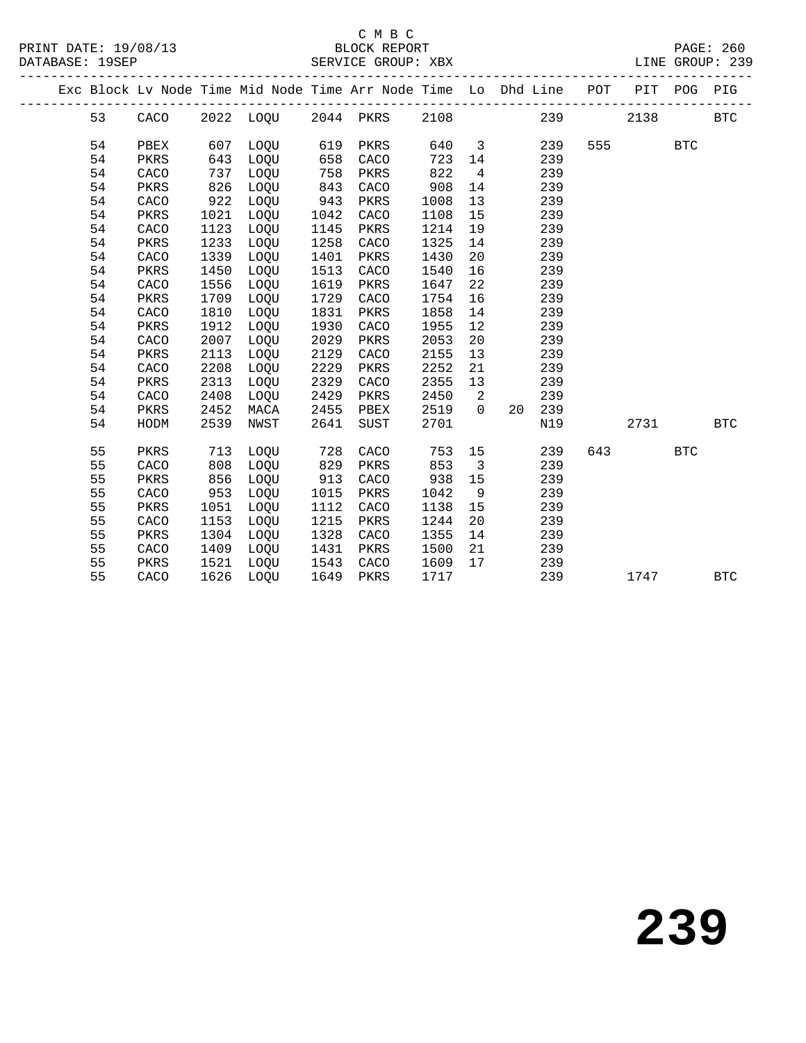C M B C
PRINT DATE: 19/08/13 BLOCK REPORT PAGE: 260
DATABASE: 19SEP SERVICE GROUP: XBX LINE GROUP: 239

| Exc | Block | Lv | Node | Time | Mid Node | Time | Arr Node | Time | Lo | Dhd | Line | POT | PIT | POG | PIG |
|---|---|---|---|---|---|---|---|---|---|---|---|---|---|---|---|
| | 53 | | CACO | 2022 | LOQU | 2044 | PKRS | 2108 | | | 239 | | 2138 | | BTC |
| | 54 | | PBEX | 607 | LOQU | 619 | PKRS | 640 | 3 | | 239 | 555 | | BTC | |
| | 54 | | PKRS | 643 | LOQU | 658 | CACO | 723 | 14 | | 239 | | | | |
| | 54 | | CACO | 737 | LOQU | 758 | PKRS | 822 | 4 | | 239 | | | | |
| | 54 | | PKRS | 826 | LOQU | 843 | CACO | 908 | 14 | | 239 | | | | |
| | 54 | | CACO | 922 | LOQU | 943 | PKRS | 1008 | 13 | | 239 | | | | |
| | 54 | | PKRS | 1021 | LOQU | 1042 | CACO | 1108 | 15 | | 239 | | | | |
| | 54 | | CACO | 1123 | LOQU | 1145 | PKRS | 1214 | 19 | | 239 | | | | |
| | 54 | | PKRS | 1233 | LOQU | 1258 | CACO | 1325 | 14 | | 239 | | | | |
| | 54 | | CACO | 1339 | LOQU | 1401 | PKRS | 1430 | 20 | | 239 | | | | |
| | 54 | | PKRS | 1450 | LOQU | 1513 | CACO | 1540 | 16 | | 239 | | | | |
| | 54 | | CACO | 1556 | LOQU | 1619 | PKRS | 1647 | 22 | | 239 | | | | |
| | 54 | | PKRS | 1709 | LOQU | 1729 | CACO | 1754 | 16 | | 239 | | | | |
| | 54 | | CACO | 1810 | LOQU | 1831 | PKRS | 1858 | 14 | | 239 | | | | |
| | 54 | | PKRS | 1912 | LOQU | 1930 | CACO | 1955 | 12 | | 239 | | | | |
| | 54 | | CACO | 2007 | LOQU | 2029 | PKRS | 2053 | 20 | | 239 | | | | |
| | 54 | | PKRS | 2113 | LOQU | 2129 | CACO | 2155 | 13 | | 239 | | | | |
| | 54 | | CACO | 2208 | LOQU | 2229 | PKRS | 2252 | 21 | | 239 | | | | |
| | 54 | | PKRS | 2313 | LOQU | 2329 | CACO | 2355 | 13 | | 239 | | | | |
| | 54 | | CACO | 2408 | LOQU | 2429 | PKRS | 2450 | 2 | | 239 | | | | |
| | 54 | | PKRS | 2452 | MACA | 2455 | PBEX | 2519 | 0 | 20 | 239 | | | | |
| | 54 | | HODM | 2539 | NWST | 2641 | SUST | 2701 | | | N19 | | 2731 | | BTC |
| | 55 | | PKRS | 713 | LOQU | 728 | CACO | 753 | 15 | | 239 | 643 | | BTC | |
| | 55 | | CACO | 808 | LOQU | 829 | PKRS | 853 | 3 | | 239 | | | | |
| | 55 | | PKRS | 856 | LOQU | 913 | CACO | 938 | 15 | | 239 | | | | |
| | 55 | | CACO | 953 | LOQU | 1015 | PKRS | 1042 | 9 | | 239 | | | | |
| | 55 | | PKRS | 1051 | LOQU | 1112 | CACO | 1138 | 15 | | 239 | | | | |
| | 55 | | CACO | 1153 | LOQU | 1215 | PKRS | 1244 | 20 | | 239 | | | | |
| | 55 | | PKRS | 1304 | LOQU | 1328 | CACO | 1355 | 14 | | 239 | | | | |
| | 55 | | CACO | 1409 | LOQU | 1431 | PKRS | 1500 | 21 | | 239 | | | | |
| | 55 | | PKRS | 1521 | LOQU | 1543 | CACO | 1609 | 17 | | 239 | | | | |
| | 55 | | CACO | 1626 | LOQU | 1649 | PKRS | 1717 | | | 239 | | 1747 | | BTC |

# 239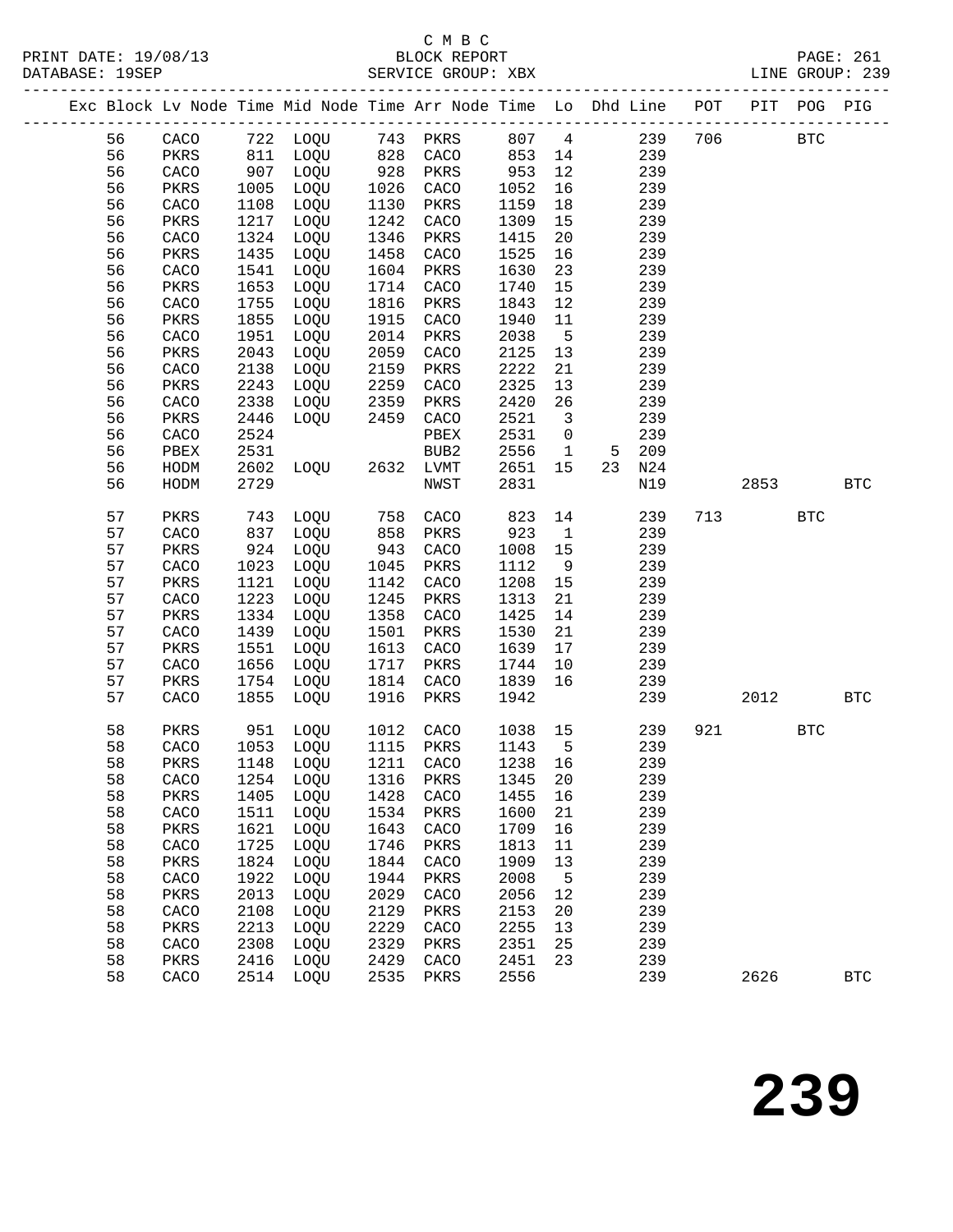C M B C
PRINT DATE: 19/08/13 BLOCK REPORT
DATABASE: 19SEP SERVICE GROUP: XBX LINE GROUP: 239

| Exc | Block | Lv | Node | Time | Mid Node | Time | Arr Node | Time | Lo | Dhd Line | POT | PIT | POG | PIG |
|---|---|---|---|---|---|---|---|---|---|---|---|---|---|---|
| | 56 | | CACO | 722 | LOQU | 743 | PKRS | 807 | 4 | 239 | 706 | | BTC | |
| | 56 | | PKRS | 811 | LOQU | 828 | CACO | 853 | 14 | 239 | | | | |
| | 56 | | CACO | 907 | LOQU | 928 | PKRS | 953 | 12 | 239 | | | | |
| | 56 | | PKRS | 1005 | LOQU | 1026 | CACO | 1052 | 16 | 239 | | | | |
| | 56 | | CACO | 1108 | LOQU | 1130 | PKRS | 1159 | 18 | 239 | | | | |
| | 56 | | PKRS | 1217 | LOQU | 1242 | CACO | 1309 | 15 | 239 | | | | |
| | 56 | | CACO | 1324 | LOQU | 1346 | PKRS | 1415 | 20 | 239 | | | | |
| | 56 | | PKRS | 1435 | LOQU | 1458 | CACO | 1525 | 16 | 239 | | | | |
| | 56 | | CACO | 1541 | LOQU | 1604 | PKRS | 1630 | 23 | 239 | | | | |
| | 56 | | PKRS | 1653 | LOQU | 1714 | CACO | 1740 | 15 | 239 | | | | |
| | 56 | | CACO | 1755 | LOQU | 1816 | PKRS | 1843 | 12 | 239 | | | | |
| | 56 | | PKRS | 1855 | LOQU | 1915 | CACO | 1940 | 11 | 239 | | | | |
| | 56 | | CACO | 1951 | LOQU | 2014 | PKRS | 2038 | 5 | 239 | | | | |
| | 56 | | PKRS | 2043 | LOQU | 2059 | CACO | 2125 | 13 | 239 | | | | |
| | 56 | | CACO | 2138 | LOQU | 2159 | PKRS | 2222 | 21 | 239 | | | | |
| | 56 | | PKRS | 2243 | LOQU | 2259 | CACO | 2325 | 13 | 239 | | | | |
| | 56 | | CACO | 2338 | LOQU | 2359 | PKRS | 2420 | 26 | 239 | | | | |
| | 56 | | PKRS | 2446 | LOQU | 2459 | CACO | 2521 | 3 | 239 | | | | |
| | 56 | | CACO | 2524 | | | PBEX | 2531 | 0 | 239 | | | | |
| | 56 | | PBEX | 2531 | | | BUB2 | 2556 | 1 | 5 209 | | | | |
| | 56 | | HODM | 2602 | LOQU | 2632 | LVMT | 2651 | 15 | 23 N24 | | | | |
| | 56 | | HODM | 2729 | | | NWST | 2831 | | N19 | | 2853 | | BTC |
| | 57 | | PKRS | 743 | LOQU | 758 | CACO | 823 | 14 | 239 | 713 | | BTC | |
| | 57 | | CACO | 837 | LOQU | 858 | PKRS | 923 | 1 | 239 | | | | |
| | 57 | | PKRS | 924 | LOQU | 943 | CACO | 1008 | 15 | 239 | | | | |
| | 57 | | CACO | 1023 | LOQU | 1045 | PKRS | 1112 | 9 | 239 | | | | |
| | 57 | | PKRS | 1121 | LOQU | 1142 | CACO | 1208 | 15 | 239 | | | | |
| | 57 | | CACO | 1223 | LOQU | 1245 | PKRS | 1313 | 21 | 239 | | | | |
| | 57 | | PKRS | 1334 | LOQU | 1358 | CACO | 1425 | 14 | 239 | | | | |
| | 57 | | CACO | 1439 | LOQU | 1501 | PKRS | 1530 | 21 | 239 | | | | |
| | 57 | | PKRS | 1551 | LOQU | 1613 | CACO | 1639 | 17 | 239 | | | | |
| | 57 | | CACO | 1656 | LOQU | 1717 | PKRS | 1744 | 10 | 239 | | | | |
| | 57 | | PKRS | 1754 | LOQU | 1814 | CACO | 1839 | 16 | 239 | | | | |
| | 57 | | CACO | 1855 | LOQU | 1916 | PKRS | 1942 | | 239 | | 2012 | | BTC |
| | 58 | | PKRS | 951 | LOQU | 1012 | CACO | 1038 | 15 | 239 | 921 | | BTC | |
| | 58 | | CACO | 1053 | LOQU | 1115 | PKRS | 1143 | 5 | 239 | | | | |
| | 58 | | PKRS | 1148 | LOQU | 1211 | CACO | 1238 | 16 | 239 | | | | |
| | 58 | | CACO | 1254 | LOQU | 1316 | PKRS | 1345 | 20 | 239 | | | | |
| | 58 | | PKRS | 1405 | LOQU | 1428 | CACO | 1455 | 16 | 239 | | | | |
| | 58 | | CACO | 1511 | LOQU | 1534 | PKRS | 1600 | 21 | 239 | | | | |
| | 58 | | PKRS | 1621 | LOQU | 1643 | CACO | 1709 | 16 | 239 | | | | |
| | 58 | | CACO | 1725 | LOQU | 1746 | PKRS | 1813 | 11 | 239 | | | | |
| | 58 | | PKRS | 1824 | LOQU | 1844 | CACO | 1909 | 13 | 239 | | | | |
| | 58 | | CACO | 1922 | LOQU | 1944 | PKRS | 2008 | 5 | 239 | | | | |
| | 58 | | PKRS | 2013 | LOQU | 2029 | CACO | 2056 | 12 | 239 | | | | |
| | 58 | | CACO | 2108 | LOQU | 2129 | PKRS | 2153 | 20 | 239 | | | | |
| | 58 | | PKRS | 2213 | LOQU | 2229 | CACO | 2255 | 13 | 239 | | | | |
| | 58 | | CACO | 2308 | LOQU | 2329 | PKRS | 2351 | 25 | 239 | | | | |
| | 58 | | PKRS | 2416 | LOQU | 2429 | CACO | 2451 | 23 | 239 | | | | |
| | 58 | | CACO | 2514 | LOQU | 2535 | PKRS | 2556 | | 239 | | 2626 | | BTC |

239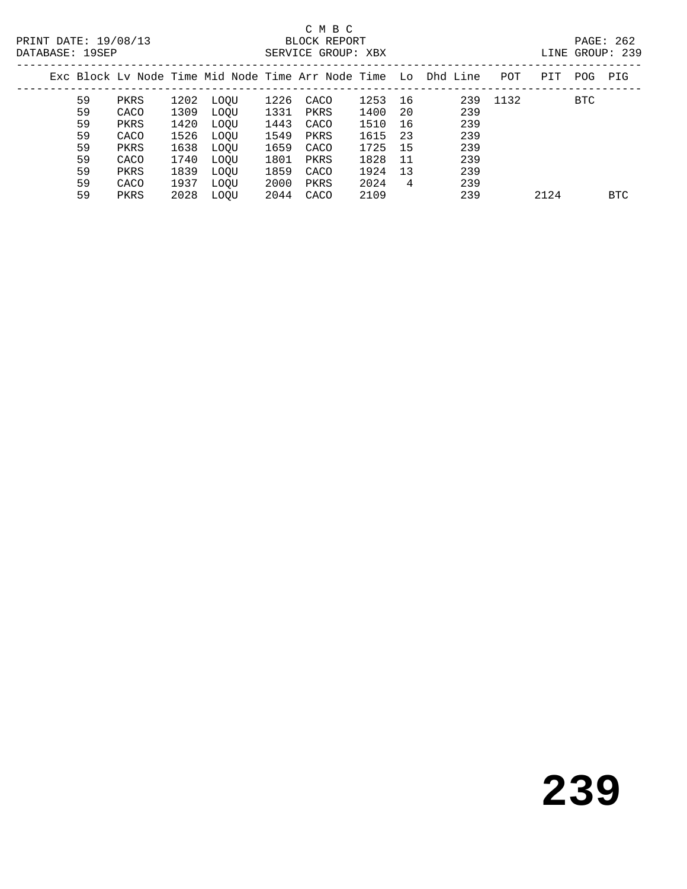C M B C
BLOCK REPORT
SERVICE GROUP: XBX

PRINT DATE: 19/08/13
DATABASE: 19SEP

PAGE: 262
LINE GROUP: 239

| Exc | Block | Lv | Node | Time | Mid Node | Time | Arr Node | Time | Lo | Dhd Line | POT | PIT | POG | PIG |
|---|---|---|---|---|---|---|---|---|---|---|---|---|---|---|
| | 59 | | PKRS | 1202 | LOQU | 1226 | CACO | 1253 | 16 | 239 | 1132 | | BTC | |
| | 59 | | CACO | 1309 | LOQU | 1331 | PKRS | 1400 | 20 | 239 | | | | |
| | 59 | | PKRS | 1420 | LOQU | 1443 | CACO | 1510 | 16 | 239 | | | | |
| | 59 | | CACO | 1526 | LOQU | 1549 | PKRS | 1615 | 23 | 239 | | | | |
| | 59 | | PKRS | 1638 | LOQU | 1659 | CACO | 1725 | 15 | 239 | | | | |
| | 59 | | CACO | 1740 | LOQU | 1801 | PKRS | 1828 | 11 | 239 | | | | |
| | 59 | | PKRS | 1839 | LOQU | 1859 | CACO | 1924 | 13 | 239 | | | | |
| | 59 | | CACO | 1937 | LOQU | 2000 | PKRS | 2024 | 4 | 239 | | | | |
| | 59 | | PKRS | 2028 | LOQU | 2044 | CACO | 2109 | | 239 | | 2124 | | BTC |

# 239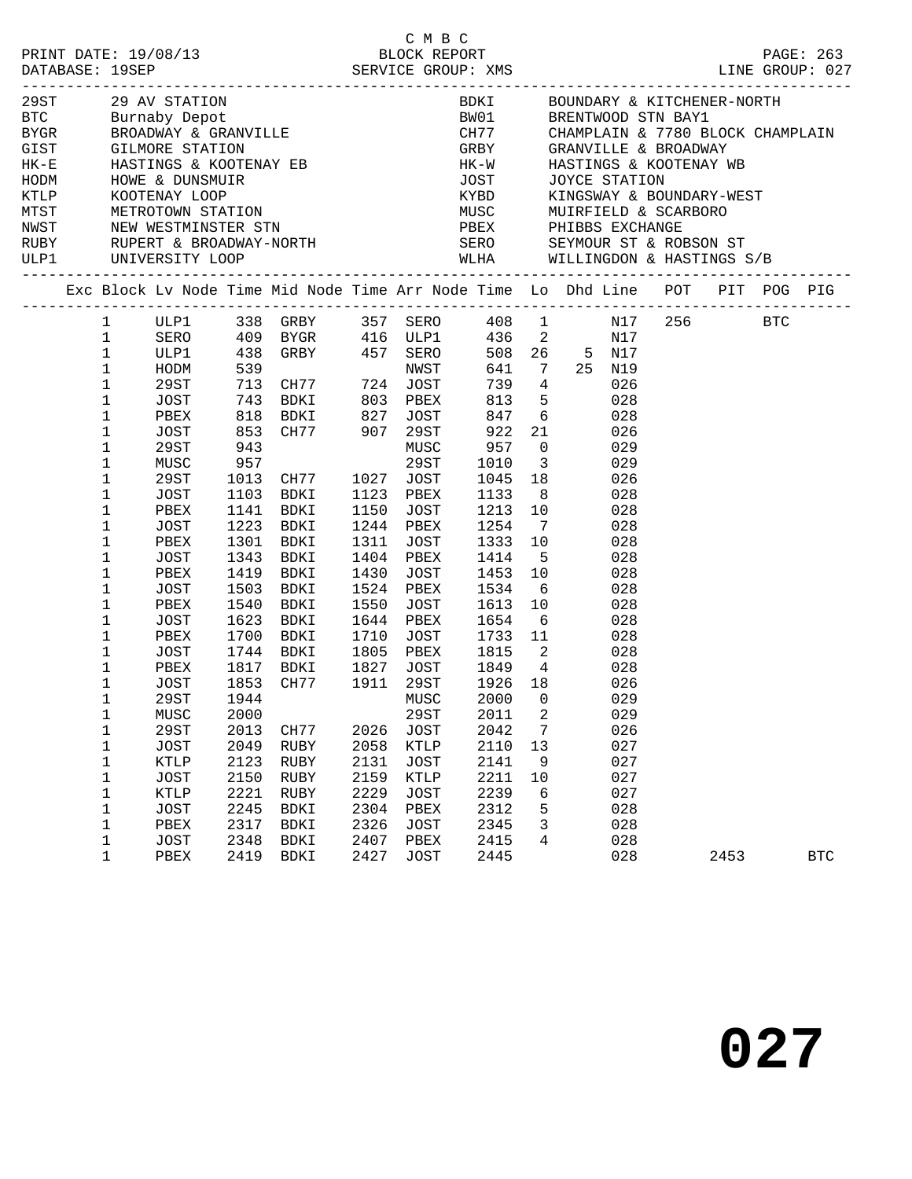C M B C

PRINT DATE: 19/08/13 BLOCK REPORT

DATABASE: 19SEP SERVICE GROUP: XMS LINE GROUP: 027

| Code | Location | Code | Location |
|---|---|---|---|
| 29ST | 29 AV STATION | BDKI | BOUNDARY & KITCHENER-NORTH |
| BTC | Burnaby Depot | BW01 | BRENTWOOD STN BAY1 |
| BYGR | BROADWAY & GRANVILLE | CH77 | CHAMPLAIN & 7780 BLOCK CHAMPLAIN |
| GIST | GILMORE STATION | GRBY | GRANVILLE & BROADWAY |
| HK-E | HASTINGS & KOOTENAY EB | HK-W | HASTINGS & KOOTENAY WB |
| HODM | HOWE & DUNSMUIR | JOST | JOYCE STATION |
| KTLP | KOOTENAY LOOP | KYBD | KINGSWAY & BOUNDARY-WEST |
| MTST | METROTOWN STATION | MUSC | MUIRFIELD & SCARBORO |
| NWST | NEW WESTMINSTER STN | PBEX | PHIBBS EXCHANGE |
| RUBY | RUPERT & BROADWAY-NORTH | SERO | SEYMOUR ST & ROBSON ST |
| ULP1 | UNIVERSITY LOOP | WLHA | WILLINGDON & HASTINGS S/B |

| Exc | Block | Lv Node | Time | Mid Node | Time | Arr Node | Time | Lo | Dhd | Line | POT | PIT | POG | PIG |
|---|---|---|---|---|---|---|---|---|---|---|---|---|---|---|
| | 1 | ULP1 | 338 | GRBY | 357 | SERO | 408 | 1 | | N17 | 256 | | BTC | |
| | 1 | SERO | 409 | BYGR | 416 | ULP1 | 436 | 2 | | N17 | | | | |
| | 1 | ULP1 | 438 | GRBY | 457 | SERO | 508 | 26 | 5 | N17 | | | | |
| | 1 | HODM | 539 | | | NWST | 641 | 7 | 25 | N19 | | | | |
| | 1 | 29ST | 713 | CH77 | 724 | JOST | 739 | 4 | | 026 | | | | |
| | 1 | JOST | 743 | BDKI | 803 | PBEX | 813 | 5 | | 028 | | | | |
| | 1 | PBEX | 818 | BDKI | 827 | JOST | 847 | 6 | | 028 | | | | |
| | 1 | JOST | 853 | CH77 | 907 | 29ST | 922 | 21 | | 026 | | | | |
| | 1 | 29ST | 943 | | | MUSC | 957 | 0 | | 029 | | | | |
| | 1 | MUSC | 957 | | | 29ST | 1010 | 3 | | 029 | | | | |
| | 1 | 29ST | 1013 | CH77 | 1027 | JOST | 1045 | 18 | | 026 | | | | |
| | 1 | JOST | 1103 | BDKI | 1123 | PBEX | 1133 | 8 | | 028 | | | | |
| | 1 | PBEX | 1141 | BDKI | 1150 | JOST | 1213 | 10 | | 028 | | | | |
| | 1 | JOST | 1223 | BDKI | 1244 | PBEX | 1254 | 7 | | 028 | | | | |
| | 1 | PBEX | 1301 | BDKI | 1311 | JOST | 1333 | 10 | | 028 | | | | |
| | 1 | JOST | 1343 | BDKI | 1404 | PBEX | 1414 | 5 | | 028 | | | | |
| | 1 | PBEX | 1419 | BDKI | 1430 | JOST | 1453 | 10 | | 028 | | | | |
| | 1 | JOST | 1503 | BDKI | 1524 | PBEX | 1534 | 6 | | 028 | | | | |
| | 1 | PBEX | 1540 | BDKI | 1550 | JOST | 1613 | 10 | | 028 | | | | |
| | 1 | JOST | 1623 | BDKI | 1644 | PBEX | 1654 | 6 | | 028 | | | | |
| | 1 | PBEX | 1700 | BDKI | 1710 | JOST | 1733 | 11 | | 028 | | | | |
| | 1 | JOST | 1744 | BDKI | 1805 | PBEX | 1815 | 2 | | 028 | | | | |
| | 1 | PBEX | 1817 | BDKI | 1827 | JOST | 1849 | 4 | | 028 | | | | |
| | 1 | JOST | 1853 | CH77 | 1911 | 29ST | 1926 | 18 | | 026 | | | | |
| | 1 | 29ST | 1944 | | | MUSC | 2000 | 0 | | 029 | | | | |
| | 1 | MUSC | 2000 | | | 29ST | 2011 | 2 | | 029 | | | | |
| | 1 | 29ST | 2013 | CH77 | 2026 | JOST | 2042 | 7 | | 026 | | | | |
| | 1 | JOST | 2049 | RUBY | 2058 | KTLP | 2110 | 13 | | 027 | | | | |
| | 1 | KTLP | 2123 | RUBY | 2131 | JOST | 2141 | 9 | | 027 | | | | |
| | 1 | JOST | 2150 | RUBY | 2159 | KTLP | 2211 | 10 | | 027 | | | | |
| | 1 | KTLP | 2221 | RUBY | 2229 | JOST | 2239 | 6 | | 027 | | | | |
| | 1 | JOST | 2245 | BDKI | 2304 | PBEX | 2312 | 5 | | 028 | | | | |
| | 1 | PBEX | 2317 | BDKI | 2326 | JOST | 2345 | 3 | | 028 | | | | |
| | 1 | JOST | 2348 | BDKI | 2407 | PBEX | 2415 | 4 | | 028 | | | | |
| | 1 | PBEX | 2419 | BDKI | 2427 | JOST | 2445 | | | 028 | | 2453 | | BTC |

# 027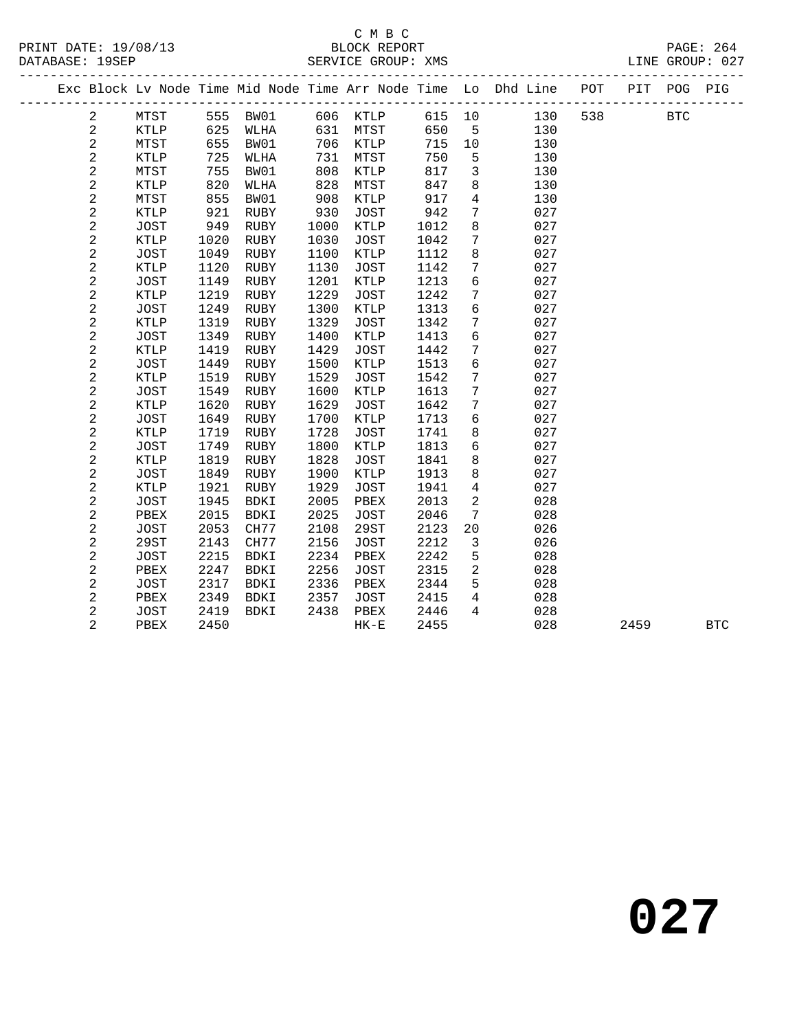C M B C
BLOCK REPORT
SERVICE GROUP: XMS

PRINT DATE: 19/08/13
DATABASE: 19SEP
LINE GROUP: 027

| Exc | Block | Lv | Node | Time | Mid Node | Time | Arr Node | Time | Lo | Dhd Line | POT | PIT | POG | PIG |
|---|---|---|---|---|---|---|---|---|---|---|---|---|---|---|
| | 2 | | MTST | 555 | BW01 | 606 | KTLP | 615 | 10 | 130 | 538 | | BTC | |
| | 2 | | KTLP | 625 | WLHA | 631 | MTST | 650 | 5 | 130 | | | | |
| | 2 | | MTST | 655 | BW01 | 706 | KTLP | 715 | 10 | 130 | | | | |
| | 2 | | KTLP | 725 | WLHA | 731 | MTST | 750 | 5 | 130 | | | | |
| | 2 | | MTST | 755 | BW01 | 808 | KTLP | 817 | 3 | 130 | | | | |
| | 2 | | KTLP | 820 | WLHA | 828 | MTST | 847 | 8 | 130 | | | | |
| | 2 | | MTST | 855 | BW01 | 908 | KTLP | 917 | 4 | 130 | | | | |
| | 2 | | KTLP | 921 | RUBY | 930 | JOST | 942 | 7 | 027 | | | | |
| | 2 | | JOST | 949 | RUBY | 1000 | KTLP | 1012 | 8 | 027 | | | | |
| | 2 | | KTLP | 1020 | RUBY | 1030 | JOST | 1042 | 7 | 027 | | | | |
| | 2 | | JOST | 1049 | RUBY | 1100 | KTLP | 1112 | 8 | 027 | | | | |
| | 2 | | KTLP | 1120 | RUBY | 1130 | JOST | 1142 | 7 | 027 | | | | |
| | 2 | | JOST | 1149 | RUBY | 1201 | KTLP | 1213 | 6 | 027 | | | | |
| | 2 | | KTLP | 1219 | RUBY | 1229 | JOST | 1242 | 7 | 027 | | | | |
| | 2 | | JOST | 1249 | RUBY | 1300 | KTLP | 1313 | 6 | 027 | | | | |
| | 2 | | KTLP | 1319 | RUBY | 1329 | JOST | 1342 | 7 | 027 | | | | |
| | 2 | | JOST | 1349 | RUBY | 1400 | KTLP | 1413 | 6 | 027 | | | | |
| | 2 | | KTLP | 1419 | RUBY | 1429 | JOST | 1442 | 7 | 027 | | | | |
| | 2 | | JOST | 1449 | RUBY | 1500 | KTLP | 1513 | 6 | 027 | | | | |
| | 2 | | KTLP | 1519 | RUBY | 1529 | JOST | 1542 | 7 | 027 | | | | |
| | 2 | | JOST | 1549 | RUBY | 1600 | KTLP | 1613 | 7 | 027 | | | | |
| | 2 | | KTLP | 1620 | RUBY | 1629 | JOST | 1642 | 7 | 027 | | | | |
| | 2 | | JOST | 1649 | RUBY | 1700 | KTLP | 1713 | 6 | 027 | | | | |
| | 2 | | KTLP | 1719 | RUBY | 1728 | JOST | 1741 | 8 | 027 | | | | |
| | 2 | | JOST | 1749 | RUBY | 1800 | KTLP | 1813 | 6 | 027 | | | | |
| | 2 | | KTLP | 1819 | RUBY | 1828 | JOST | 1841 | 8 | 027 | | | | |
| | 2 | | JOST | 1849 | RUBY | 1900 | KTLP | 1913 | 8 | 027 | | | | |
| | 2 | | KTLP | 1921 | RUBY | 1929 | JOST | 1941 | 4 | 027 | | | | |
| | 2 | | JOST | 1945 | BDKI | 2005 | PBEX | 2013 | 2 | 028 | | | | |
| | 2 | | PBEX | 2015 | BDKI | 2025 | JOST | 2046 | 7 | 028 | | | | |
| | 2 | | JOST | 2053 | CH77 | 2108 | 29ST | 2123 | 20 | 026 | | | | |
| | 2 | | 29ST | 2143 | CH77 | 2156 | JOST | 2212 | 3 | 026 | | | | |
| | 2 | | JOST | 2215 | BDKI | 2234 | PBEX | 2242 | 5 | 028 | | | | |
| | 2 | | PBEX | 2247 | BDKI | 2256 | JOST | 2315 | 2 | 028 | | | | |
| | 2 | | JOST | 2317 | BDKI | 2336 | PBEX | 2344 | 5 | 028 | | | | |
| | 2 | | PBEX | 2349 | BDKI | 2357 | JOST | 2415 | 4 | 028 | | | | |
| | 2 | | JOST | 2419 | BDKI | 2438 | PBEX | 2446 | 4 | 028 | | | | |
| | 2 | | PBEX | 2450 | | | HK-E | 2455 | | 028 | | 2459 | | BTC |

# 027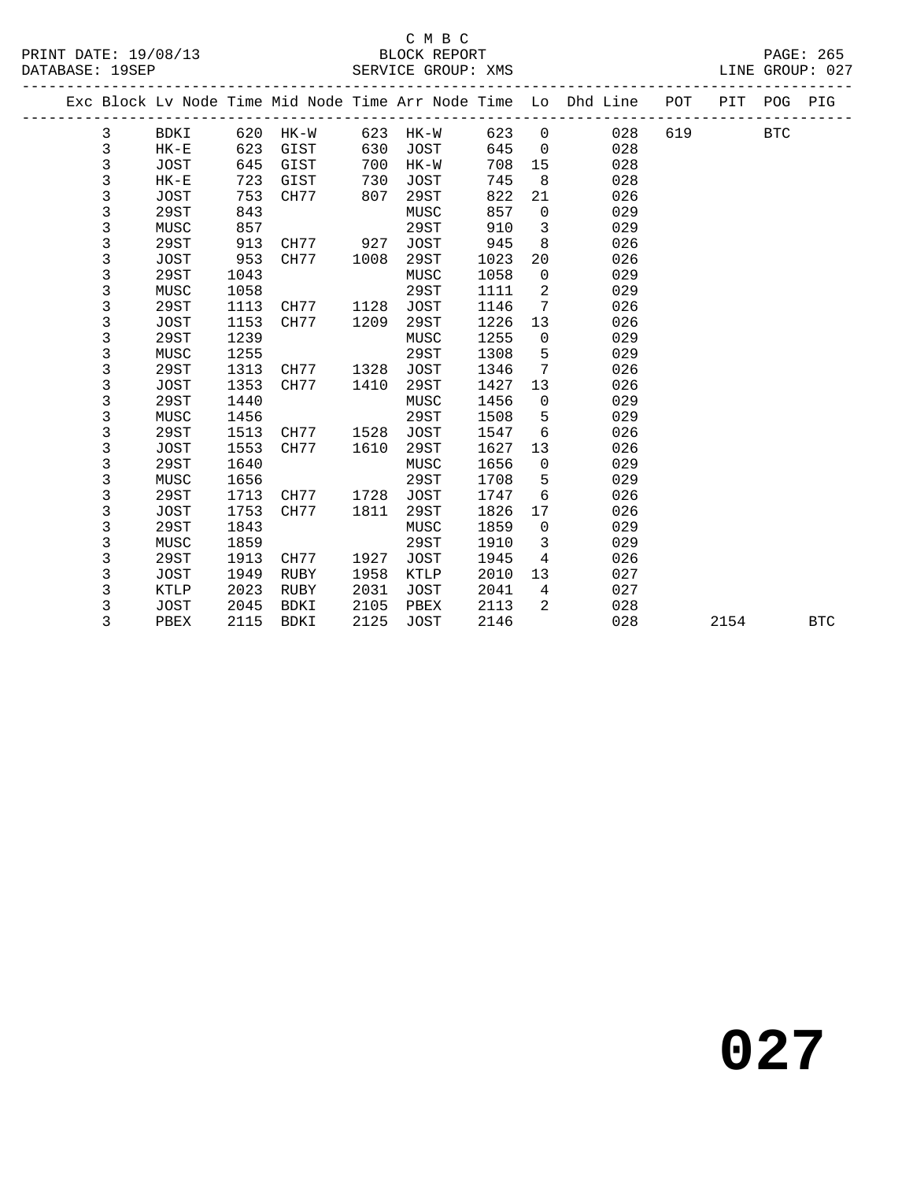C M B C
PRINT DATE: 19/08/13 BLOCK REPORT
DATABASE: 19SEP SERVICE GROUP: XMS LINE GROUP: 027

| Exc | Block | Lv Node | Time | Mid Node | Time | Arr Node | Time | Lo | Dhd Line | POT | PIT | POG | PIG |
|---|---|---|---|---|---|---|---|---|---|---|---|---|---|
| | 3 | BDKI | 620 | HK-W | 623 | HK-W | 623 | 0 | 028 | 619 | | BTC | |
| | 3 | HK-E | 623 | GIST | 630 | JOST | 645 | 0 | 028 | | | | |
| | 3 | JOST | 645 | GIST | 700 | HK-W | 708 | 15 | 028 | | | | |
| | 3 | HK-E | 723 | GIST | 730 | JOST | 745 | 8 | 028 | | | | |
| | 3 | JOST | 753 | CH77 | 807 | 29ST | 822 | 21 | 026 | | | | |
| | 3 | 29ST | 843 | | | MUSC | 857 | 0 | 029 | | | | |
| | 3 | MUSC | 857 | | | 29ST | 910 | 3 | 029 | | | | |
| | 3 | 29ST | 913 | CH77 | 927 | JOST | 945 | 8 | 026 | | | | |
| | 3 | JOST | 953 | CH77 | 1008 | 29ST | 1023 | 20 | 026 | | | | |
| | 3 | 29ST | 1043 | | | MUSC | 1058 | 0 | 029 | | | | |
| | 3 | MUSC | 1058 | | | 29ST | 1111 | 2 | 029 | | | | |
| | 3 | 29ST | 1113 | CH77 | 1128 | JOST | 1146 | 7 | 026 | | | | |
| | 3 | JOST | 1153 | CH77 | 1209 | 29ST | 1226 | 13 | 026 | | | | |
| | 3 | 29ST | 1239 | | | MUSC | 1255 | 0 | 029 | | | | |
| | 3 | MUSC | 1255 | | | 29ST | 1308 | 5 | 029 | | | | |
| | 3 | 29ST | 1313 | CH77 | 1328 | JOST | 1346 | 7 | 026 | | | | |
| | 3 | JOST | 1353 | CH77 | 1410 | 29ST | 1427 | 13 | 026 | | | | |
| | 3 | 29ST | 1440 | | | MUSC | 1456 | 0 | 029 | | | | |
| | 3 | MUSC | 1456 | | | 29ST | 1508 | 5 | 029 | | | | |
| | 3 | 29ST | 1513 | CH77 | 1528 | JOST | 1547 | 6 | 026 | | | | |
| | 3 | JOST | 1553 | CH77 | 1610 | 29ST | 1627 | 13 | 026 | | | | |
| | 3 | 29ST | 1640 | | | MUSC | 1656 | 0 | 029 | | | | |
| | 3 | MUSC | 1656 | | | 29ST | 1708 | 5 | 029 | | | | |
| | 3 | 29ST | 1713 | CH77 | 1728 | JOST | 1747 | 6 | 026 | | | | |
| | 3 | JOST | 1753 | CH77 | 1811 | 29ST | 1826 | 17 | 026 | | | | |
| | 3 | 29ST | 1843 | | | MUSC | 1859 | 0 | 029 | | | | |
| | 3 | MUSC | 1859 | | | 29ST | 1910 | 3 | 029 | | | | |
| | 3 | 29ST | 1913 | CH77 | 1927 | JOST | 1945 | 4 | 026 | | | | |
| | 3 | JOST | 1949 | RUBY | 1958 | KTLP | 2010 | 13 | 027 | | | | |
| | 3 | KTLP | 2023 | RUBY | 2031 | JOST | 2041 | 4 | 027 | | | | |
| | 3 | JOST | 2045 | BDKI | 2105 | PBEX | 2113 | 2 | 028 | | | | |
| | 3 | PBEX | 2115 | BDKI | 2125 | JOST | 2146 | | 028 | | 2154 | | BTC |

# 027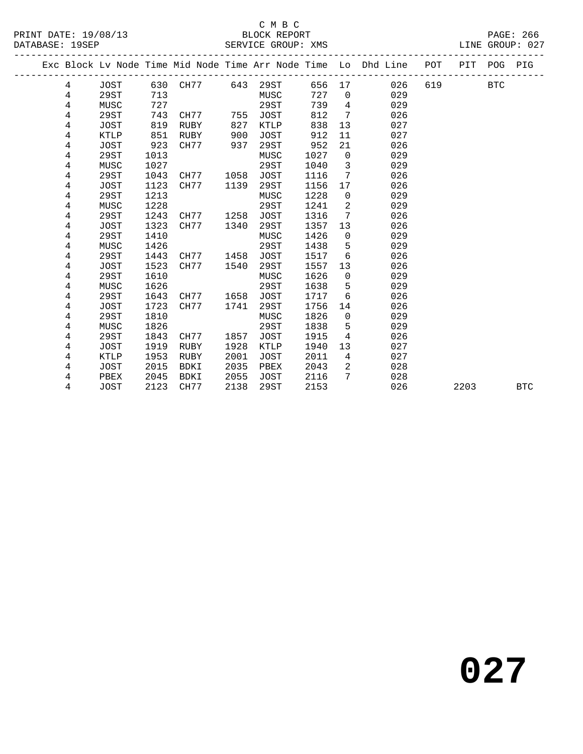C M B C
BLOCK REPORT
SERVICE GROUP: XMS

PRINT DATE: 19/08/13
DATABASE: 19SEP
LINE GROUP: 027

| Exc | Block | Lv | Node | Time | Mid Node | Time | Arr Node | Time | Lo | Dhd Line | POT | PIT | POG | PIG |
|---|---|---|---|---|---|---|---|---|---|---|---|---|---|---|
| | 4 | | JOST | 630 | CH77 | 643 | 29ST | 656 | 17 | 026 | 619 | | BTC | |
| | 4 | | 29ST | 713 | | | MUSC | 727 | 0 | 029 | | | | |
| | 4 | | MUSC | 727 | | | 29ST | 739 | 4 | 029 | | | | |
| | 4 | | 29ST | 743 | CH77 | 755 | JOST | 812 | 7 | 026 | | | | |
| | 4 | | JOST | 819 | RUBY | 827 | KTLP | 838 | 13 | 027 | | | | |
| | 4 | | KTLP | 851 | RUBY | 900 | JOST | 912 | 11 | 027 | | | | |
| | 4 | | JOST | 923 | CH77 | 937 | 29ST | 952 | 21 | 026 | | | | |
| | 4 | | 29ST | 1013 | | | MUSC | 1027 | 0 | 029 | | | | |
| | 4 | | MUSC | 1027 | | | 29ST | 1040 | 3 | 029 | | | | |
| | 4 | | 29ST | 1043 | CH77 | 1058 | JOST | 1116 | 7 | 026 | | | | |
| | 4 | | JOST | 1123 | CH77 | 1139 | 29ST | 1156 | 17 | 026 | | | | |
| | 4 | | 29ST | 1213 | | | MUSC | 1228 | 0 | 029 | | | | |
| | 4 | | MUSC | 1228 | | | 29ST | 1241 | 2 | 029 | | | | |
| | 4 | | 29ST | 1243 | CH77 | 1258 | JOST | 1316 | 7 | 026 | | | | |
| | 4 | | JOST | 1323 | CH77 | 1340 | 29ST | 1357 | 13 | 026 | | | | |
| | 4 | | 29ST | 1410 | | | MUSC | 1426 | 0 | 029 | | | | |
| | 4 | | MUSC | 1426 | | | 29ST | 1438 | 5 | 029 | | | | |
| | 4 | | 29ST | 1443 | CH77 | 1458 | JOST | 1517 | 6 | 026 | | | | |
| | 4 | | JOST | 1523 | CH77 | 1540 | 29ST | 1557 | 13 | 026 | | | | |
| | 4 | | 29ST | 1610 | | | MUSC | 1626 | 0 | 029 | | | | |
| | 4 | | MUSC | 1626 | | | 29ST | 1638 | 5 | 029 | | | | |
| | 4 | | 29ST | 1643 | CH77 | 1658 | JOST | 1717 | 6 | 026 | | | | |
| | 4 | | JOST | 1723 | CH77 | 1741 | 29ST | 1756 | 14 | 026 | | | | |
| | 4 | | 29ST | 1810 | | | MUSC | 1826 | 0 | 029 | | | | |
| | 4 | | MUSC | 1826 | | | 29ST | 1838 | 5 | 029 | | | | |
| | 4 | | 29ST | 1843 | CH77 | 1857 | JOST | 1915 | 4 | 026 | | | | |
| | 4 | | JOST | 1919 | RUBY | 1928 | KTLP | 1940 | 13 | 027 | | | | |
| | 4 | | KTLP | 1953 | RUBY | 2001 | JOST | 2011 | 4 | 027 | | | | |
| | 4 | | JOST | 2015 | BDKI | 2035 | PBEX | 2043 | 2 | 028 | | | | |
| | 4 | | PBEX | 2045 | BDKI | 2055 | JOST | 2116 | 7 | 028 | | | | |
| | 4 | | JOST | 2123 | CH77 | 2138 | 29ST | 2153 | | 026 | | 2203 | | BTC |

027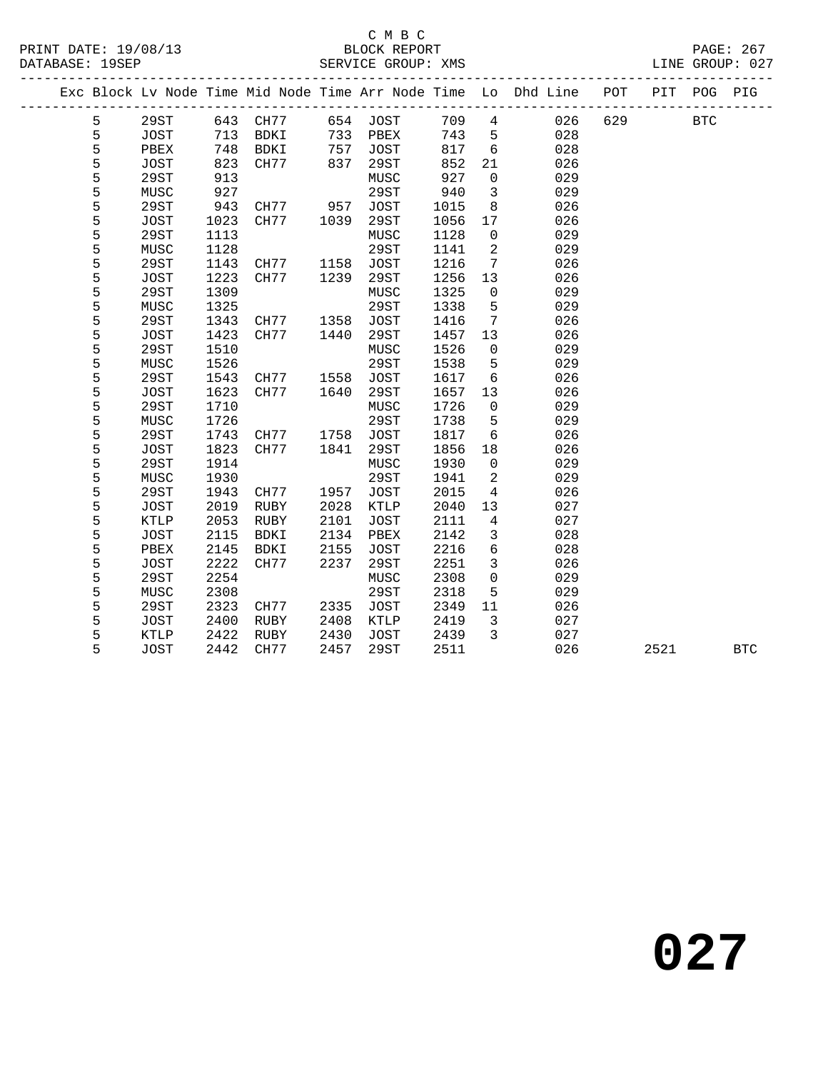C M B C

PRINT DATE: 19/08/13 BLOCK REPORT

DATABASE: 19SEP SERVICE GROUP: XMS LINE GROUP: 027

| Exc | Block | Lv | Node | Time | Mid Node | Time | Arr Node | Time | Lo | Dhd Line | POT | PIT | POG | PIG |
|---|---|---|---|---|---|---|---|---|---|---|---|---|---|---|
| | 5 | | 29ST | 643 | CH77 | 654 | JOST | 709 | 4 | 026 | 629 | | BTC | |
| | 5 | | JOST | 713 | BDKI | 733 | PBEX | 743 | 5 | 028 | | | | |
| | 5 | | PBEX | 748 | BDKI | 757 | JOST | 817 | 6 | 028 | | | | |
| | 5 | | JOST | 823 | CH77 | 837 | 29ST | 852 | 21 | 026 | | | | |
| | 5 | | 29ST | 913 | | | MUSC | 927 | 0 | 029 | | | | |
| | 5 | | MUSC | 927 | | | 29ST | 940 | 3 | 029 | | | | |
| | 5 | | 29ST | 943 | CH77 | 957 | JOST | 1015 | 8 | 026 | | | | |
| | 5 | | JOST | 1023 | CH77 | 1039 | 29ST | 1056 | 17 | 026 | | | | |
| | 5 | | 29ST | 1113 | | | MUSC | 1128 | 0 | 029 | | | | |
| | 5 | | MUSC | 1128 | | | 29ST | 1141 | 2 | 029 | | | | |
| | 5 | | 29ST | 1143 | CH77 | 1158 | JOST | 1216 | 7 | 026 | | | | |
| | 5 | | JOST | 1223 | CH77 | 1239 | 29ST | 1256 | 13 | 026 | | | | |
| | 5 | | 29ST | 1309 | | | MUSC | 1325 | 0 | 029 | | | | |
| | 5 | | MUSC | 1325 | | | 29ST | 1338 | 5 | 029 | | | | |
| | 5 | | 29ST | 1343 | CH77 | 1358 | JOST | 1416 | 7 | 026 | | | | |
| | 5 | | JOST | 1423 | CH77 | 1440 | 29ST | 1457 | 13 | 026 | | | | |
| | 5 | | 29ST | 1510 | | | MUSC | 1526 | 0 | 029 | | | | |
| | 5 | | MUSC | 1526 | | | 29ST | 1538 | 5 | 029 | | | | |
| | 5 | | 29ST | 1543 | CH77 | 1558 | JOST | 1617 | 6 | 026 | | | | |
| | 5 | | JOST | 1623 | CH77 | 1640 | 29ST | 1657 | 13 | 026 | | | | |
| | 5 | | 29ST | 1710 | | | MUSC | 1726 | 0 | 029 | | | | |
| | 5 | | MUSC | 1726 | | | 29ST | 1738 | 5 | 029 | | | | |
| | 5 | | 29ST | 1743 | CH77 | 1758 | JOST | 1817 | 6 | 026 | | | | |
| | 5 | | JOST | 1823 | CH77 | 1841 | 29ST | 1856 | 18 | 026 | | | | |
| | 5 | | 29ST | 1914 | | | MUSC | 1930 | 0 | 029 | | | | |
| | 5 | | MUSC | 1930 | | | 29ST | 1941 | 2 | 029 | | | | |
| | 5 | | 29ST | 1943 | CH77 | 1957 | JOST | 2015 | 4 | 026 | | | | |
| | 5 | | JOST | 2019 | RUBY | 2028 | KTLP | 2040 | 13 | 027 | | | | |
| | 5 | | KTLP | 2053 | RUBY | 2101 | JOST | 2111 | 4 | 027 | | | | |
| | 5 | | JOST | 2115 | BDKI | 2134 | PBEX | 2142 | 3 | 028 | | | | |
| | 5 | | PBEX | 2145 | BDKI | 2155 | JOST | 2216 | 6 | 028 | | | | |
| | 5 | | JOST | 2222 | CH77 | 2237 | 29ST | 2251 | 3 | 026 | | | | |
| | 5 | | 29ST | 2254 | | | MUSC | 2308 | 0 | 029 | | | | |
| | 5 | | MUSC | 2308 | | | 29ST | 2318 | 5 | 029 | | | | |
| | 5 | | 29ST | 2323 | CH77 | 2335 | JOST | 2349 | 11 | 026 | | | | |
| | 5 | | JOST | 2400 | RUBY | 2408 | KTLP | 2419 | 3 | 027 | | | | |
| | 5 | | KTLP | 2422 | RUBY | 2430 | JOST | 2439 | 3 | 027 | | | | |
| | 5 | | JOST | 2442 | CH77 | 2457 | 29ST | 2511 | | 026 | | 2521 | | BTC |

# 027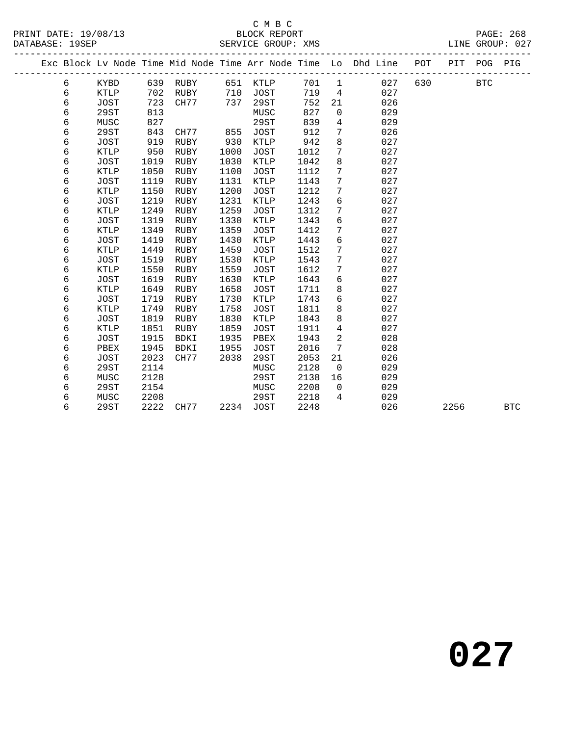C M B C
BLOCK REPORT
SERVICE GROUP: XMS

PRINT DATE: 19/08/13
DATABASE: 19SEP
LINE GROUP: 027

| Exc | Block | Lv | Node | Time | Mid Node | Time | Arr Node | Time | Lo | Dhd Line | POT | PIT | POG | PIG |
|---|---|---|---|---|---|---|---|---|---|---|---|---|---|---|
| | 6 | | KYBD | 639 | RUBY | 651 | KTLP | 701 | 1 | 027 | 630 | | BTC | |
| | 6 | | KTLP | 702 | RUBY | 710 | JOST | 719 | 4 | 027 | | | | |
| | 6 | | JOST | 723 | CH77 | 737 | 29ST | 752 | 21 | 026 | | | | |
| | 6 | | 29ST | 813 | | | MUSC | 827 | 0 | 029 | | | | |
| | 6 | | MUSC | 827 | | | 29ST | 839 | 4 | 029 | | | | |
| | 6 | | 29ST | 843 | CH77 | 855 | JOST | 912 | 7 | 026 | | | | |
| | 6 | | JOST | 919 | RUBY | 930 | KTLP | 942 | 8 | 027 | | | | |
| | 6 | | KTLP | 950 | RUBY | 1000 | JOST | 1012 | 7 | 027 | | | | |
| | 6 | | JOST | 1019 | RUBY | 1030 | KTLP | 1042 | 8 | 027 | | | | |
| | 6 | | KTLP | 1050 | RUBY | 1100 | JOST | 1112 | 7 | 027 | | | | |
| | 6 | | JOST | 1119 | RUBY | 1131 | KTLP | 1143 | 7 | 027 | | | | |
| | 6 | | KTLP | 1150 | RUBY | 1200 | JOST | 1212 | 7 | 027 | | | | |
| | 6 | | JOST | 1219 | RUBY | 1231 | KTLP | 1243 | 6 | 027 | | | | |
| | 6 | | KTLP | 1249 | RUBY | 1259 | JOST | 1312 | 7 | 027 | | | | |
| | 6 | | JOST | 1319 | RUBY | 1330 | KTLP | 1343 | 6 | 027 | | | | |
| | 6 | | KTLP | 1349 | RUBY | 1359 | JOST | 1412 | 7 | 027 | | | | |
| | 6 | | JOST | 1419 | RUBY | 1430 | KTLP | 1443 | 6 | 027 | | | | |
| | 6 | | KTLP | 1449 | RUBY | 1459 | JOST | 1512 | 7 | 027 | | | | |
| | 6 | | JOST | 1519 | RUBY | 1530 | KTLP | 1543 | 7 | 027 | | | | |
| | 6 | | KTLP | 1550 | RUBY | 1559 | JOST | 1612 | 7 | 027 | | | | |
| | 6 | | JOST | 1619 | RUBY | 1630 | KTLP | 1643 | 6 | 027 | | | | |
| | 6 | | KTLP | 1649 | RUBY | 1658 | JOST | 1711 | 8 | 027 | | | | |
| | 6 | | JOST | 1719 | RUBY | 1730 | KTLP | 1743 | 6 | 027 | | | | |
| | 6 | | KTLP | 1749 | RUBY | 1758 | JOST | 1811 | 8 | 027 | | | | |
| | 6 | | JOST | 1819 | RUBY | 1830 | KTLP | 1843 | 8 | 027 | | | | |
| | 6 | | KTLP | 1851 | RUBY | 1859 | JOST | 1911 | 4 | 027 | | | | |
| | 6 | | JOST | 1915 | BDKI | 1935 | PBEX | 1943 | 2 | 028 | | | | |
| | 6 | | PBEX | 1945 | BDKI | 1955 | JOST | 2016 | 7 | 028 | | | | |
| | 6 | | JOST | 2023 | CH77 | 2038 | 29ST | 2053 | 21 | 026 | | | | |
| | 6 | | 29ST | 2114 | | | MUSC | 2128 | 0 | 029 | | | | |
| | 6 | | MUSC | 2128 | | | 29ST | 2138 | 16 | 029 | | | | |
| | 6 | | 29ST | 2154 | | | MUSC | 2208 | 0 | 029 | | | | |
| | 6 | | MUSC | 2208 | | | 29ST | 2218 | 4 | 029 | | | | |
| | 6 | | 29ST | 2222 | CH77 | 2234 | JOST | 2248 | | 026 | | 2256 | | BTC |

# 027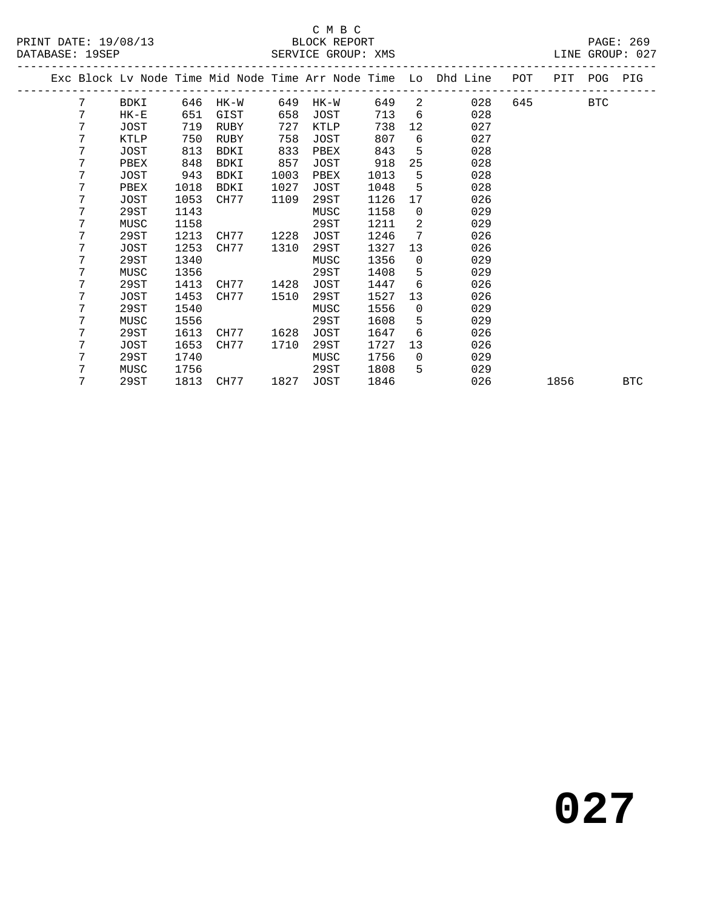C M B C
BLOCK REPORT
SERVICE GROUP: XMS

PRINT DATE: 19/08/13
DATABASE: 19SEP
LINE GROUP: 027

| Exc | Block | Lv Node | Time | Mid Node | Time | Arr Node | Time | Lo | Dhd Line | POT | PIT | POG | PIG |
|---|---|---|---|---|---|---|---|---|---|---|---|---|---|
| | 7 | BDKI | 646 | HK-W | 649 | HK-W | 649 | 2 | 028 | 645 | | BTC | |
| | 7 | HK-E | 651 | GIST | 658 | JOST | 713 | 6 | 028 | | | | |
| | 7 | JOST | 719 | RUBY | 727 | KTLP | 738 | 12 | 027 | | | | |
| | 7 | KTLP | 750 | RUBY | 758 | JOST | 807 | 6 | 027 | | | | |
| | 7 | JOST | 813 | BDKI | 833 | PBEX | 843 | 5 | 028 | | | | |
| | 7 | PBEX | 848 | BDKI | 857 | JOST | 918 | 25 | 028 | | | | |
| | 7 | JOST | 943 | BDKI | 1003 | PBEX | 1013 | 5 | 028 | | | | |
| | 7 | PBEX | 1018 | BDKI | 1027 | JOST | 1048 | 5 | 028 | | | | |
| | 7 | JOST | 1053 | CH77 | 1109 | 29ST | 1126 | 17 | 026 | | | | |
| | 7 | 29ST | 1143 | | | MUSC | 1158 | 0 | 029 | | | | |
| | 7 | MUSC | 1158 | | | 29ST | 1211 | 2 | 029 | | | | |
| | 7 | 29ST | 1213 | CH77 | 1228 | JOST | 1246 | 7 | 026 | | | | |
| | 7 | JOST | 1253 | CH77 | 1310 | 29ST | 1327 | 13 | 026 | | | | |
| | 7 | 29ST | 1340 | | | MUSC | 1356 | 0 | 029 | | | | |
| | 7 | MUSC | 1356 | | | 29ST | 1408 | 5 | 029 | | | | |
| | 7 | 29ST | 1413 | CH77 | 1428 | JOST | 1447 | 6 | 026 | | | | |
| | 7 | JOST | 1453 | CH77 | 1510 | 29ST | 1527 | 13 | 026 | | | | |
| | 7 | 29ST | 1540 | | | MUSC | 1556 | 0 | 029 | | | | |
| | 7 | MUSC | 1556 | | | 29ST | 1608 | 5 | 029 | | | | |
| | 7 | 29ST | 1613 | CH77 | 1628 | JOST | 1647 | 6 | 026 | | | | |
| | 7 | JOST | 1653 | CH77 | 1710 | 29ST | 1727 | 13 | 026 | | | | |
| | 7 | 29ST | 1740 | | | MUSC | 1756 | 0 | 029 | | | | |
| | 7 | MUSC | 1756 | | | 29ST | 1808 | 5 | 029 | | | | |
| | 7 | 29ST | 1813 | CH77 | 1827 | JOST | 1846 | | 026 | | 1856 | | BTC |

**027**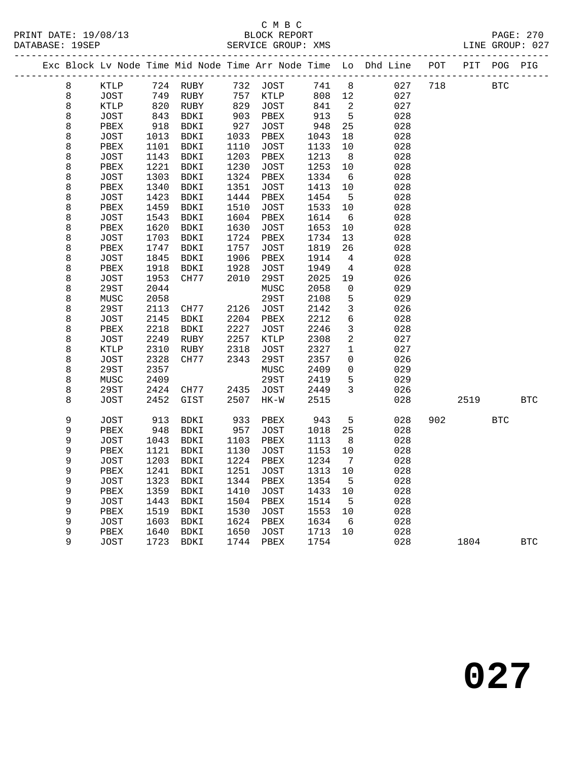C M B C
PRINT DATE: 19/08/13 BLOCK REPORT
DATABASE: 19SEP SERVICE GROUP: XMS LINE GROUP: 027

| Exc | Block | Lv Node | Time | Mid Node | Time | Arr Node | Time | Lo | Dhd Line | POT | PIT | POG | PIG |
|---|---|---|---|---|---|---|---|---|---|---|---|---|---|
| | 8 | KTLP | 724 | RUBY | 732 | JOST | 741 | 8 | 027 | 718 | | BTC | |
| | 8 | JOST | 749 | RUBY | 757 | KTLP | 808 | 12 | 027 | | | | |
| | 8 | KTLP | 820 | RUBY | 829 | JOST | 841 | 2 | 027 | | | | |
| | 8 | JOST | 843 | BDKI | 903 | PBEX | 913 | 5 | 028 | | | | |
| | 8 | PBEX | 918 | BDKI | 927 | JOST | 948 | 25 | 028 | | | | |
| | 8 | JOST | 1013 | BDKI | 1033 | PBEX | 1043 | 18 | 028 | | | | |
| | 8 | PBEX | 1101 | BDKI | 1110 | JOST | 1133 | 10 | 028 | | | | |
| | 8 | JOST | 1143 | BDKI | 1203 | PBEX | 1213 | 8 | 028 | | | | |
| | 8 | PBEX | 1221 | BDKI | 1230 | JOST | 1253 | 10 | 028 | | | | |
| | 8 | JOST | 1303 | BDKI | 1324 | PBEX | 1334 | 6 | 028 | | | | |
| | 8 | PBEX | 1340 | BDKI | 1351 | JOST | 1413 | 10 | 028 | | | | |
| | 8 | JOST | 1423 | BDKI | 1444 | PBEX | 1454 | 5 | 028 | | | | |
| | 8 | PBEX | 1459 | BDKI | 1510 | JOST | 1533 | 10 | 028 | | | | |
| | 8 | JOST | 1543 | BDKI | 1604 | PBEX | 1614 | 6 | 028 | | | | |
| | 8 | PBEX | 1620 | BDKI | 1630 | JOST | 1653 | 10 | 028 | | | | |
| | 8 | JOST | 1703 | BDKI | 1724 | PBEX | 1734 | 13 | 028 | | | | |
| | 8 | PBEX | 1747 | BDKI | 1757 | JOST | 1819 | 26 | 028 | | | | |
| | 8 | JOST | 1845 | BDKI | 1906 | PBEX | 1914 | 4 | 028 | | | | |
| | 8 | PBEX | 1918 | BDKI | 1928 | JOST | 1949 | 4 | 028 | | | | |
| | 8 | JOST | 1953 | CH77 | 2010 | 29ST | 2025 | 19 | 026 | | | | |
| | 8 | 29ST | 2044 | | | MUSC | 2058 | 0 | 029 | | | | |
| | 8 | MUSC | 2058 | | | 29ST | 2108 | 5 | 029 | | | | |
| | 8 | 29ST | 2113 | CH77 | 2126 | JOST | 2142 | 3 | 026 | | | | |
| | 8 | JOST | 2145 | BDKI | 2204 | PBEX | 2212 | 6 | 028 | | | | |
| | 8 | PBEX | 2218 | BDKI | 2227 | JOST | 2246 | 3 | 028 | | | | |
| | 8 | JOST | 2249 | RUBY | 2257 | KTLP | 2308 | 2 | 027 | | | | |
| | 8 | KTLP | 2310 | RUBY | 2318 | JOST | 2327 | 1 | 027 | | | | |
| | 8 | JOST | 2328 | CH77 | 2343 | 29ST | 2357 | 0 | 026 | | | | |
| | 8 | 29ST | 2357 | | | MUSC | 2409 | 0 | 029 | | | | |
| | 8 | MUSC | 2409 | | | 29ST | 2419 | 5 | 029 | | | | |
| | 8 | 29ST | 2424 | CH77 | 2435 | JOST | 2449 | 3 | 026 | | | | |
| | 8 | JOST | 2452 | GIST | 2507 | HK-W | 2515 | | 028 | | 2519 | | BTC |
| | 9 | JOST | 913 | BDKI | 933 | PBEX | 943 | 5 | 028 | 902 | | BTC | |
| | 9 | PBEX | 948 | BDKI | 957 | JOST | 1018 | 25 | 028 | | | | |
| | 9 | JOST | 1043 | BDKI | 1103 | PBEX | 1113 | 8 | 028 | | | | |
| | 9 | PBEX | 1121 | BDKI | 1130 | JOST | 1153 | 10 | 028 | | | | |
| | 9 | JOST | 1203 | BDKI | 1224 | PBEX | 1234 | 7 | 028 | | | | |
| | 9 | PBEX | 1241 | BDKI | 1251 | JOST | 1313 | 10 | 028 | | | | |
| | 9 | JOST | 1323 | BDKI | 1344 | PBEX | 1354 | 5 | 028 | | | | |
| | 9 | PBEX | 1359 | BDKI | 1410 | JOST | 1433 | 10 | 028 | | | | |
| | 9 | JOST | 1443 | BDKI | 1504 | PBEX | 1514 | 5 | 028 | | | | |
| | 9 | PBEX | 1519 | BDKI | 1530 | JOST | 1553 | 10 | 028 | | | | |
| | 9 | JOST | 1603 | BDKI | 1624 | PBEX | 1634 | 6 | 028 | | | | |
| | 9 | PBEX | 1640 | BDKI | 1650 | JOST | 1713 | 10 | 028 | | | | |
| | 9 | JOST | 1723 | BDKI | 1744 | PBEX | 1754 | | 028 | | 1804 | | BTC |

# 027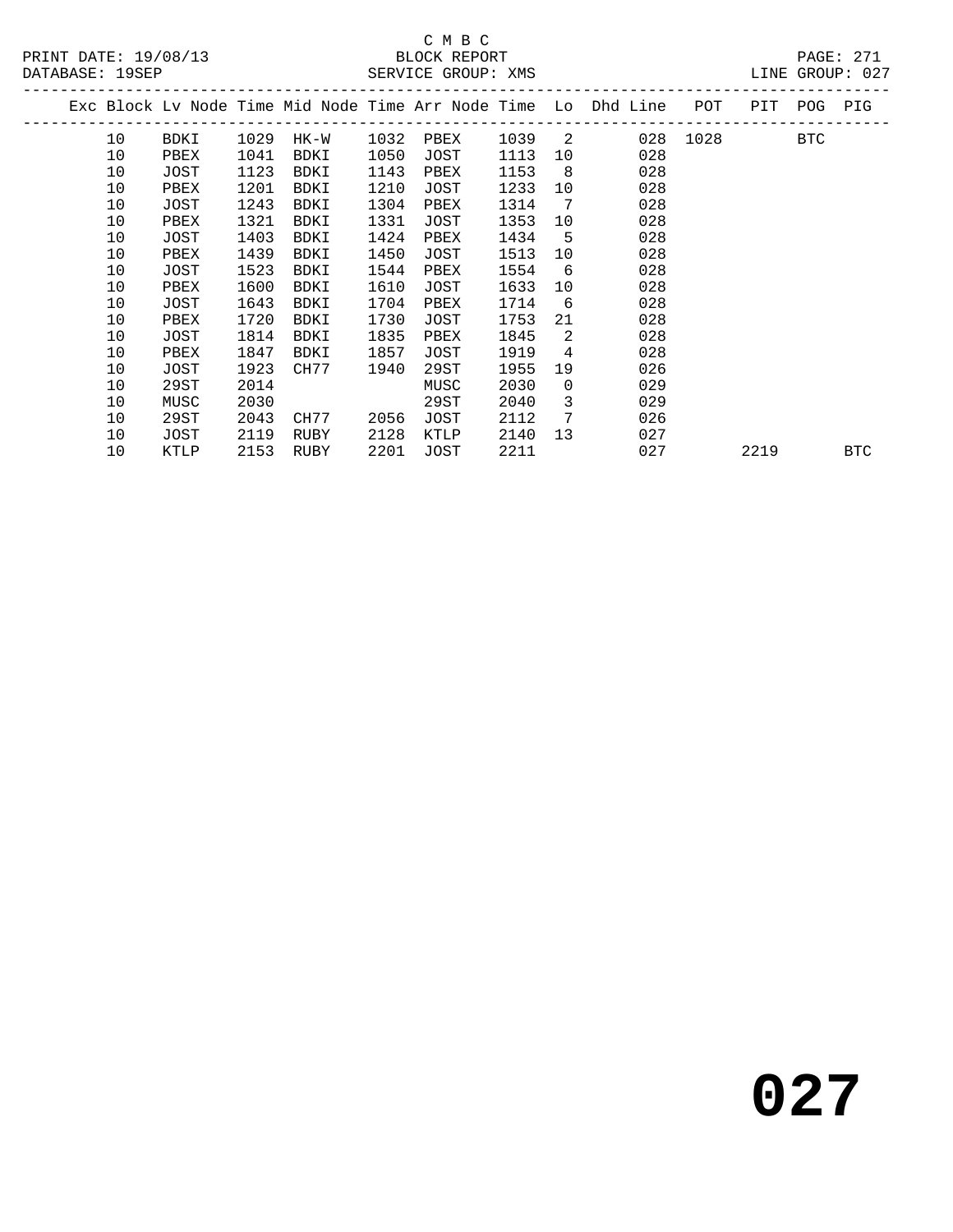C M B C
BLOCK REPORT
SERVICE GROUP: XMS

PRINT DATE: 19/08/13
DATABASE: 19SEP
LINE GROUP: 027

| Exc | Block | Lv | Node | Time | Mid Node | Time | Arr Node | Time | Lo | Dhd Line | POT | PIT | POG | PIG |
|---|---|---|---|---|---|---|---|---|---|---|---|---|---|---|
| | 10 | | BDKI | 1029 | HK-W | 1032 | PBEX | 1039 | 2 | 028 | 1028 | | BTC | |
| | 10 | | PBEX | 1041 | BDKI | 1050 | JOST | 1113 | 10 | 028 | | | | |
| | 10 | | JOST | 1123 | BDKI | 1143 | PBEX | 1153 | 8 | 028 | | | | |
| | 10 | | PBEX | 1201 | BDKI | 1210 | JOST | 1233 | 10 | 028 | | | | |
| | 10 | | JOST | 1243 | BDKI | 1304 | PBEX | 1314 | 7 | 028 | | | | |
| | 10 | | PBEX | 1321 | BDKI | 1331 | JOST | 1353 | 10 | 028 | | | | |
| | 10 | | JOST | 1403 | BDKI | 1424 | PBEX | 1434 | 5 | 028 | | | | |
| | 10 | | PBEX | 1439 | BDKI | 1450 | JOST | 1513 | 10 | 028 | | | | |
| | 10 | | JOST | 1523 | BDKI | 1544 | PBEX | 1554 | 6 | 028 | | | | |
| | 10 | | PBEX | 1600 | BDKI | 1610 | JOST | 1633 | 10 | 028 | | | | |
| | 10 | | JOST | 1643 | BDKI | 1704 | PBEX | 1714 | 6 | 028 | | | | |
| | 10 | | PBEX | 1720 | BDKI | 1730 | JOST | 1753 | 21 | 028 | | | | |
| | 10 | | JOST | 1814 | BDKI | 1835 | PBEX | 1845 | 2 | 028 | | | | |
| | 10 | | PBEX | 1847 | BDKI | 1857 | JOST | 1919 | 4 | 028 | | | | |
| | 10 | | JOST | 1923 | CH77 | 1940 | 29ST | 1955 | 19 | 026 | | | | |
| | 10 | | 29ST | 2014 | | | MUSC | 2030 | 0 | 029 | | | | |
| | 10 | | MUSC | 2030 | | | 29ST | 2040 | 3 | 029 | | | | |
| | 10 | | 29ST | 2043 | CH77 | 2056 | JOST | 2112 | 7 | 026 | | | | |
| | 10 | | JOST | 2119 | RUBY | 2128 | KTLP | 2140 | 13 | 027 | | | | |
| | 10 | | KTLP | 2153 | RUBY | 2201 | JOST | 2211 | | 027 | | 2219 | | BTC |

# 027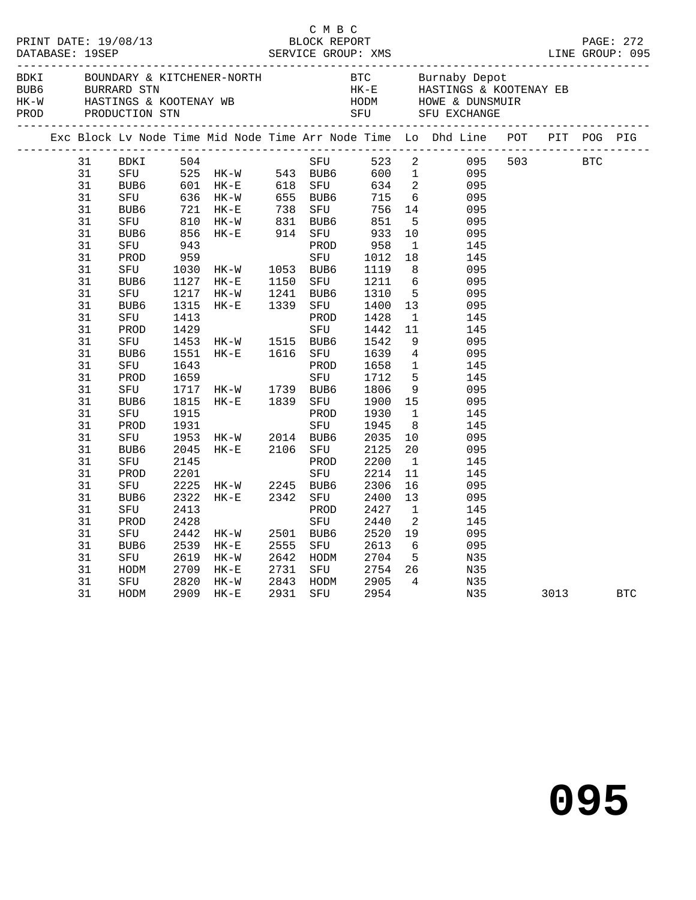C M B C

PRINT DATE: 19/08/13 BLOCK REPORT

DATABASE: 19SEP SERVICE GROUP: XMS LINE GROUP: 095

| Code | Name | Code | Name |
|---|---|---|---|
| BDKI | BOUNDARY & KITCHENER-NORTH | BTC | Burnaby Depot |
| BUB6 | BURRARD STN | HK-E | HASTINGS & KOOTENAY EB |
| HK-W | HASTINGS & KOOTENAY WB | HODM | HOWE & DUNSMUIR |
| PROD | PRODUCTION STN | SFU | SFU EXCHANGE |

| Exc | Block | Lv Node | Time | Mid Node | Time | Arr Node | Time | Lo | Dhd Line | POT | PIT | POG | PIG |
|---|---|---|---|---|---|---|---|---|---|---|---|---|---|
| | 31 | BDKI | 504 | | | SFU | 523 | 2 | 095 | 503 | | BTC | |
| | 31 | SFU | 525 | HK-W | 543 | BUB6 | 600 | 1 | 095 | | | | |
| | 31 | BUB6 | 601 | HK-E | 618 | SFU | 634 | 2 | 095 | | | | |
| | 31 | SFU | 636 | HK-W | 655 | BUB6 | 715 | 6 | 095 | | | | |
| | 31 | BUB6 | 721 | HK-E | 738 | SFU | 756 | 14 | 095 | | | | |
| | 31 | SFU | 810 | HK-W | 831 | BUB6 | 851 | 5 | 095 | | | | |
| | 31 | BUB6 | 856 | HK-E | 914 | SFU | 933 | 10 | 095 | | | | |
| | 31 | SFU | 943 | | | PROD | 958 | 1 | 145 | | | | |
| | 31 | PROD | 959 | | | SFU | 1012 | 18 | 145 | | | | |
| | 31 | SFU | 1030 | HK-W | 1053 | BUB6 | 1119 | 8 | 095 | | | | |
| | 31 | BUB6 | 1127 | HK-E | 1150 | SFU | 1211 | 6 | 095 | | | | |
| | 31 | SFU | 1217 | HK-W | 1241 | BUB6 | 1310 | 5 | 095 | | | | |
| | 31 | BUB6 | 1315 | HK-E | 1339 | SFU | 1400 | 13 | 095 | | | | |
| | 31 | SFU | 1413 | | | PROD | 1428 | 1 | 145 | | | | |
| | 31 | PROD | 1429 | | | SFU | 1442 | 11 | 145 | | | | |
| | 31 | SFU | 1453 | HK-W | 1515 | BUB6 | 1542 | 9 | 095 | | | | |
| | 31 | BUB6 | 1551 | HK-E | 1616 | SFU | 1639 | 4 | 095 | | | | |
| | 31 | SFU | 1643 | | | PROD | 1658 | 1 | 145 | | | | |
| | 31 | PROD | 1659 | | | SFU | 1712 | 5 | 145 | | | | |
| | 31 | SFU | 1717 | HK-W | 1739 | BUB6 | 1806 | 9 | 095 | | | | |
| | 31 | BUB6 | 1815 | HK-E | 1839 | SFU | 1900 | 15 | 095 | | | | |
| | 31 | SFU | 1915 | | | PROD | 1930 | 1 | 145 | | | | |
| | 31 | PROD | 1931 | | | SFU | 1945 | 8 | 145 | | | | |
| | 31 | SFU | 1953 | HK-W | 2014 | BUB6 | 2035 | 10 | 095 | | | | |
| | 31 | BUB6 | 2045 | HK-E | 2106 | SFU | 2125 | 20 | 095 | | | | |
| | 31 | SFU | 2145 | | | PROD | 2200 | 1 | 145 | | | | |
| | 31 | PROD | 2201 | | | SFU | 2214 | 11 | 145 | | | | |
| | 31 | SFU | 2225 | HK-W | 2245 | BUB6 | 2306 | 16 | 095 | | | | |
| | 31 | BUB6 | 2322 | HK-E | 2342 | SFU | 2400 | 13 | 095 | | | | |
| | 31 | SFU | 2413 | | | PROD | 2427 | 1 | 145 | | | | |
| | 31 | PROD | 2428 | | | SFU | 2440 | 2 | 145 | | | | |
| | 31 | SFU | 2442 | HK-W | 2501 | BUB6 | 2520 | 19 | 095 | | | | |
| | 31 | BUB6 | 2539 | HK-E | 2555 | SFU | 2613 | 6 | 095 | | | | |
| | 31 | SFU | 2619 | HK-W | 2642 | HODM | 2704 | 5 | N35 | | | | |
| | 31 | HODM | 2709 | HK-E | 2731 | SFU | 2754 | 26 | N35 | | | | |
| | 31 | SFU | 2820 | HK-W | 2843 | HODM | 2905 | 4 | N35 | | | | |
| | 31 | HODM | 2909 | HK-E | 2931 | SFU | 2954 | | N35 | | 3013 | | BTC |

# 095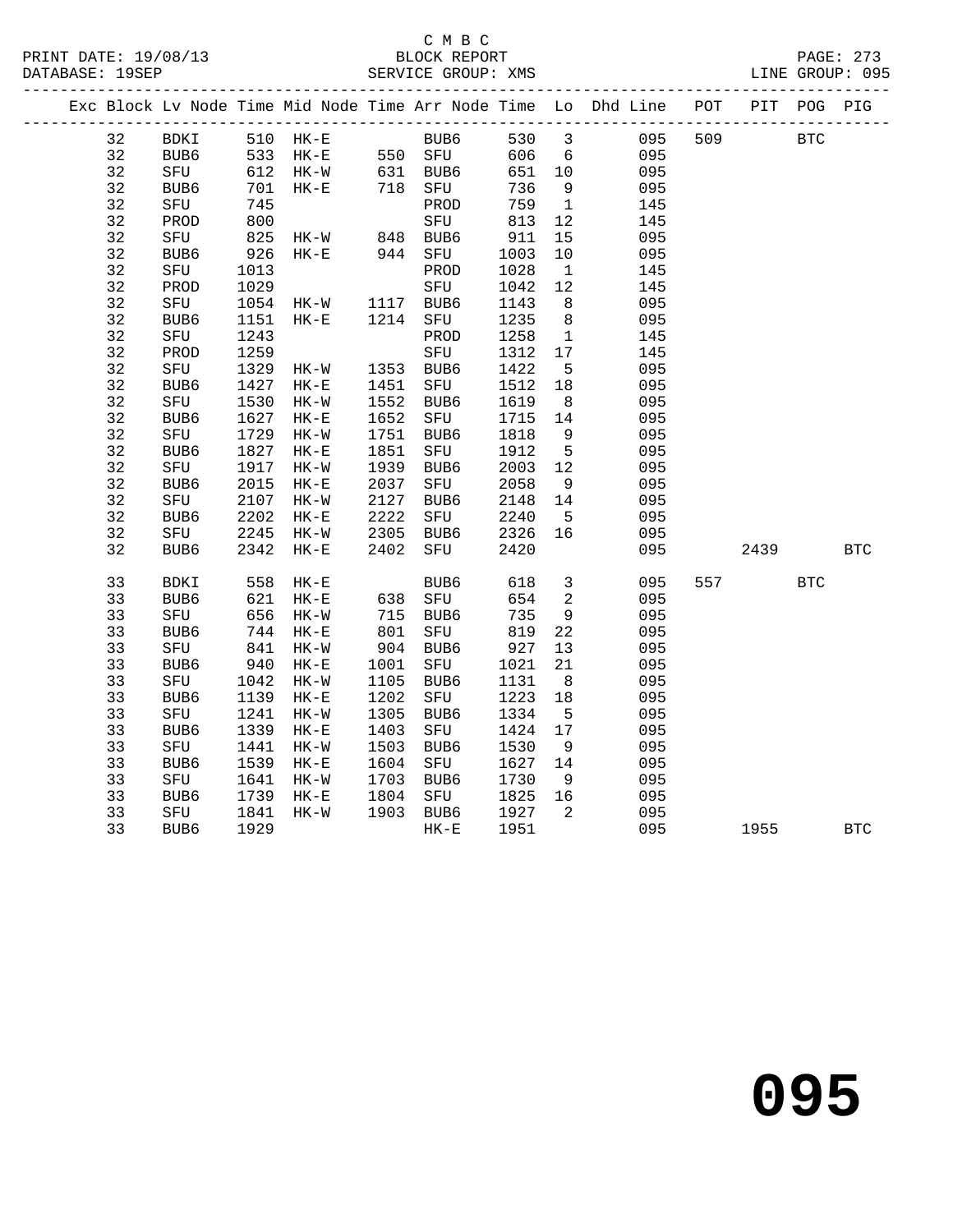C M B C
BLOCK REPORT
SERVICE GROUP: XMS

PRINT DATE: 19/08/13
DATABASE: 19SEP
LINE GROUP: 095

| Exc | Block | Lv | Node | Time | Mid Node | Time | Arr Node | Time | Lo | Dhd Line | POT | PIT | POG | PIG |
|---|---|---|---|---|---|---|---|---|---|---|---|---|---|---|
| | 32 | | BDKI | 510 | HK-E | | BUB6 | 530 | 3 | 095 | 509 | | BTC | |
| | 32 | | BUB6 | 533 | HK-E | 550 | SFU | 606 | 6 | 095 | | | | |
| | 32 | | SFU | 612 | HK-W | 631 | BUB6 | 651 | 10 | 095 | | | | |
| | 32 | | BUB6 | 701 | HK-E | 718 | SFU | 736 | 9 | 095 | | | | |
| | 32 | | SFU | 745 | | | PROD | 759 | 1 | 145 | | | | |
| | 32 | | PROD | 800 | | | SFU | 813 | 12 | 145 | | | | |
| | 32 | | SFU | 825 | HK-W | 848 | BUB6 | 911 | 15 | 095 | | | | |
| | 32 | | BUB6 | 926 | HK-E | 944 | SFU | 1003 | 10 | 095 | | | | |
| | 32 | | SFU | 1013 | | | PROD | 1028 | 1 | 145 | | | | |
| | 32 | | PROD | 1029 | | | SFU | 1042 | 12 | 145 | | | | |
| | 32 | | SFU | 1054 | HK-W | 1117 | BUB6 | 1143 | 8 | 095 | | | | |
| | 32 | | BUB6 | 1151 | HK-E | 1214 | SFU | 1235 | 8 | 095 | | | | |
| | 32 | | SFU | 1243 | | | PROD | 1258 | 1 | 145 | | | | |
| | 32 | | PROD | 1259 | | | SFU | 1312 | 17 | 145 | | | | |
| | 32 | | SFU | 1329 | HK-W | 1353 | BUB6 | 1422 | 5 | 095 | | | | |
| | 32 | | BUB6 | 1427 | HK-E | 1451 | SFU | 1512 | 18 | 095 | | | | |
| | 32 | | SFU | 1530 | HK-W | 1552 | BUB6 | 1619 | 8 | 095 | | | | |
| | 32 | | BUB6 | 1627 | HK-E | 1652 | SFU | 1715 | 14 | 095 | | | | |
| | 32 | | SFU | 1729 | HK-W | 1751 | BUB6 | 1818 | 9 | 095 | | | | |
| | 32 | | BUB6 | 1827 | HK-E | 1851 | SFU | 1912 | 5 | 095 | | | | |
| | 32 | | SFU | 1917 | HK-W | 1939 | BUB6 | 2003 | 12 | 095 | | | | |
| | 32 | | BUB6 | 2015 | HK-E | 2037 | SFU | 2058 | 9 | 095 | | | | |
| | 32 | | SFU | 2107 | HK-W | 2127 | BUB6 | 2148 | 14 | 095 | | | | |
| | 32 | | BUB6 | 2202 | HK-E | 2222 | SFU | 2240 | 5 | 095 | | | | |
| | 32 | | SFU | 2245 | HK-W | 2305 | BUB6 | 2326 | 16 | 095 | | | | |
| | 32 | | BUB6 | 2342 | HK-E | 2402 | SFU | 2420 | | 095 | | 2439 | | BTC |
| | 33 | | BDKI | 558 | HK-E | | BUB6 | 618 | 3 | 095 | 557 | | BTC | |
| | 33 | | BUB6 | 621 | HK-E | 638 | SFU | 654 | 2 | 095 | | | | |
| | 33 | | SFU | 656 | HK-W | 715 | BUB6 | 735 | 9 | 095 | | | | |
| | 33 | | BUB6 | 744 | HK-E | 801 | SFU | 819 | 22 | 095 | | | | |
| | 33 | | SFU | 841 | HK-W | 904 | BUB6 | 927 | 13 | 095 | | | | |
| | 33 | | BUB6 | 940 | HK-E | 1001 | SFU | 1021 | 21 | 095 | | | | |
| | 33 | | SFU | 1042 | HK-W | 1105 | BUB6 | 1131 | 8 | 095 | | | | |
| | 33 | | BUB6 | 1139 | HK-E | 1202 | SFU | 1223 | 18 | 095 | | | | |
| | 33 | | SFU | 1241 | HK-W | 1305 | BUB6 | 1334 | 5 | 095 | | | | |
| | 33 | | BUB6 | 1339 | HK-E | 1403 | SFU | 1424 | 17 | 095 | | | | |
| | 33 | | SFU | 1441 | HK-W | 1503 | BUB6 | 1530 | 9 | 095 | | | | |
| | 33 | | BUB6 | 1539 | HK-E | 1604 | SFU | 1627 | 14 | 095 | | | | |
| | 33 | | SFU | 1641 | HK-W | 1703 | BUB6 | 1730 | 9 | 095 | | | | |
| | 33 | | BUB6 | 1739 | HK-E | 1804 | SFU | 1825 | 16 | 095 | | | | |
| | 33 | | SFU | 1841 | HK-W | 1903 | BUB6 | 1927 | 2 | 095 | | | | |
| | 33 | | BUB6 | 1929 | | | HK-E | 1951 | | 095 | | 1955 | | BTC |

# 095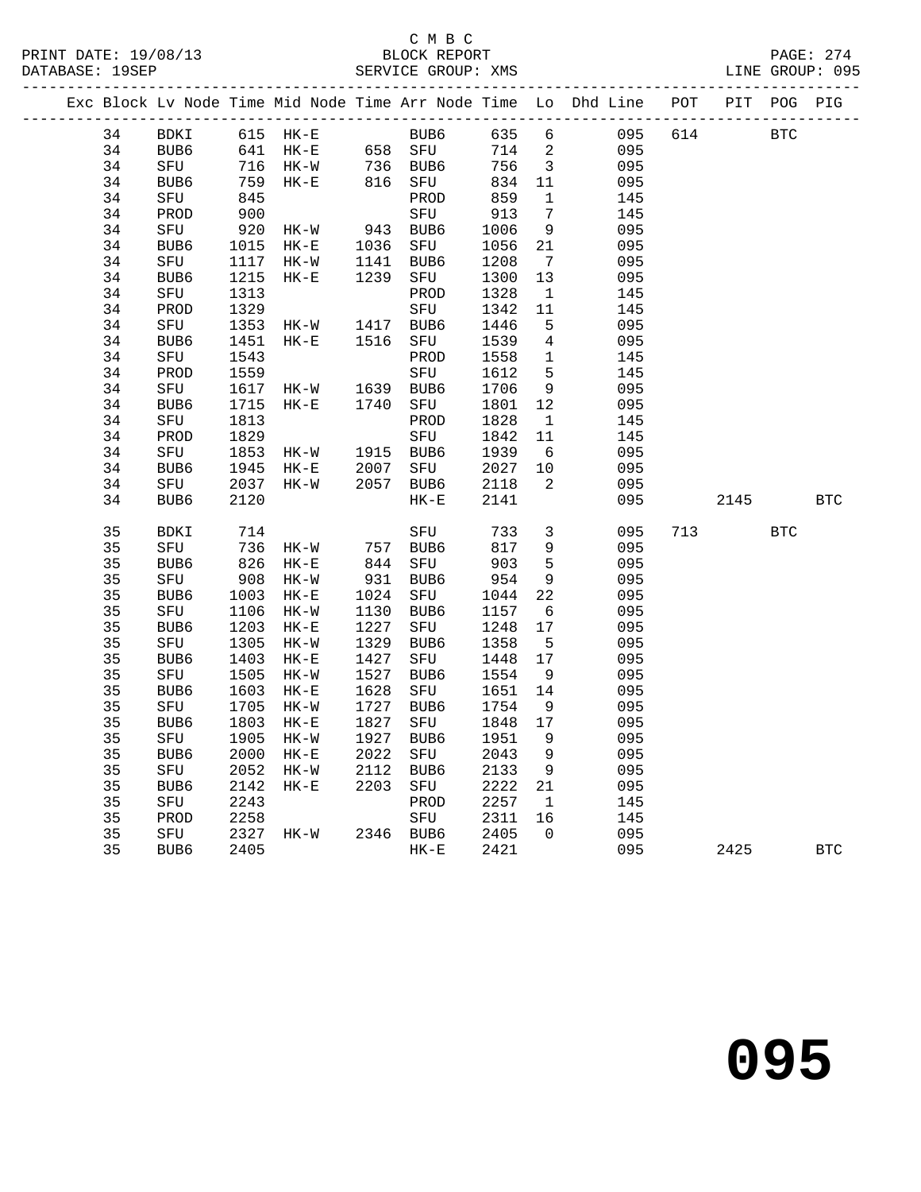C M B C
BLOCK REPORT
SERVICE GROUP: XMS

PRINT DATE: 19/08/13
DATABASE: 19SEP

PAGE: 274
LINE GROUP: 095

| Exc | Block | Lv | Node | Time | Mid Node | Time | Arr Node | Time | Lo | Dhd Line | POT | PIT | POG | PIG |
|---|---|---|---|---|---|---|---|---|---|---|---|---|---|---|
| | 34 | | BDKI | 615 | HK-E | | BUB6 | 635 | 6 | 095 | 614 | | BTC | |
| | 34 | | BUB6 | 641 | HK-E | 658 | SFU | 714 | 2 | 095 | | | | |
| | 34 | | SFU | 716 | HK-W | 736 | BUB6 | 756 | 3 | 095 | | | | |
| | 34 | | BUB6 | 759 | HK-E | 816 | SFU | 834 | 11 | 095 | | | | |
| | 34 | | SFU | 845 | | | PROD | 859 | 1 | 145 | | | | |
| | 34 | | PROD | 900 | | | SFU | 913 | 7 | 145 | | | | |
| | 34 | | SFU | 920 | HK-W | 943 | BUB6 | 1006 | 9 | 095 | | | | |
| | 34 | | BUB6 | 1015 | HK-E | 1036 | SFU | 1056 | 21 | 095 | | | | |
| | 34 | | SFU | 1117 | HK-W | 1141 | BUB6 | 1208 | 7 | 095 | | | | |
| | 34 | | BUB6 | 1215 | HK-E | 1239 | SFU | 1300 | 13 | 095 | | | | |
| | 34 | | SFU | 1313 | | | PROD | 1328 | 1 | 145 | | | | |
| | 34 | | PROD | 1329 | | | SFU | 1342 | 11 | 145 | | | | |
| | 34 | | SFU | 1353 | HK-W | 1417 | BUB6 | 1446 | 5 | 095 | | | | |
| | 34 | | BUB6 | 1451 | HK-E | 1516 | SFU | 1539 | 4 | 095 | | | | |
| | 34 | | SFU | 1543 | | | PROD | 1558 | 1 | 145 | | | | |
| | 34 | | PROD | 1559 | | | SFU | 1612 | 5 | 145 | | | | |
| | 34 | | SFU | 1617 | HK-W | 1639 | BUB6 | 1706 | 9 | 095 | | | | |
| | 34 | | BUB6 | 1715 | HK-E | 1740 | SFU | 1801 | 12 | 095 | | | | |
| | 34 | | SFU | 1813 | | | PROD | 1828 | 1 | 145 | | | | |
| | 34 | | PROD | 1829 | | | SFU | 1842 | 11 | 145 | | | | |
| | 34 | | SFU | 1853 | HK-W | 1915 | BUB6 | 1939 | 6 | 095 | | | | |
| | 34 | | BUB6 | 1945 | HK-E | 2007 | SFU | 2027 | 10 | 095 | | | | |
| | 34 | | SFU | 2037 | HK-W | 2057 | BUB6 | 2118 | 2 | 095 | | | | |
| | 34 | | BUB6 | 2120 | | | HK-E | 2141 | | 095 | | 2145 | | BTC |
| | 35 | | BDKI | 714 | | | SFU | 733 | 3 | 095 | 713 | | BTC | |
| | 35 | | SFU | 736 | HK-W | 757 | BUB6 | 817 | 9 | 095 | | | | |
| | 35 | | BUB6 | 826 | HK-E | 844 | SFU | 903 | 5 | 095 | | | | |
| | 35 | | SFU | 908 | HK-W | 931 | BUB6 | 954 | 9 | 095 | | | | |
| | 35 | | BUB6 | 1003 | HK-E | 1024 | SFU | 1044 | 22 | 095 | | | | |
| | 35 | | SFU | 1106 | HK-W | 1130 | BUB6 | 1157 | 6 | 095 | | | | |
| | 35 | | BUB6 | 1203 | HK-E | 1227 | SFU | 1248 | 17 | 095 | | | | |
| | 35 | | SFU | 1305 | HK-W | 1329 | BUB6 | 1358 | 5 | 095 | | | | |
| | 35 | | BUB6 | 1403 | HK-E | 1427 | SFU | 1448 | 17 | 095 | | | | |
| | 35 | | SFU | 1505 | HK-W | 1527 | BUB6 | 1554 | 9 | 095 | | | | |
| | 35 | | BUB6 | 1603 | HK-E | 1628 | SFU | 1651 | 14 | 095 | | | | |
| | 35 | | SFU | 1705 | HK-W | 1727 | BUB6 | 1754 | 9 | 095 | | | | |
| | 35 | | BUB6 | 1803 | HK-E | 1827 | SFU | 1848 | 17 | 095 | | | | |
| | 35 | | SFU | 1905 | HK-W | 1927 | BUB6 | 1951 | 9 | 095 | | | | |
| | 35 | | BUB6 | 2000 | HK-E | 2022 | SFU | 2043 | 9 | 095 | | | | |
| | 35 | | SFU | 2052 | HK-W | 2112 | BUB6 | 2133 | 9 | 095 | | | | |
| | 35 | | BUB6 | 2142 | HK-E | 2203 | SFU | 2222 | 21 | 095 | | | | |
| | 35 | | SFU | 2243 | | | PROD | 2257 | 1 | 145 | | | | |
| | 35 | | PROD | 2258 | | | SFU | 2311 | 16 | 145 | | | | |
| | 35 | | SFU | 2327 | HK-W | 2346 | BUB6 | 2405 | 0 | 095 | | | | |
| | 35 | | BUB6 | 2405 | | | HK-E | 2421 | | 095 | | 2425 | | BTC |

095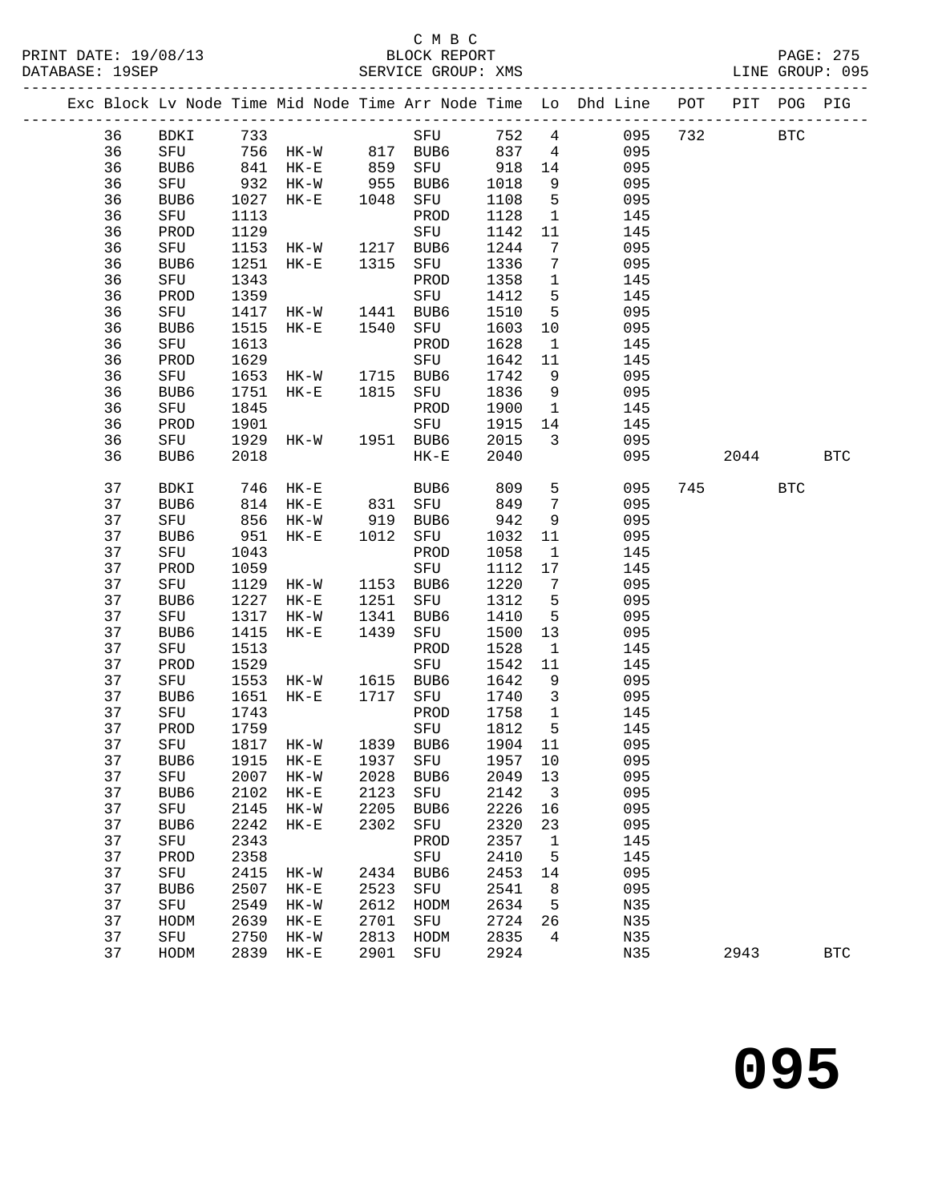C M B C

PRINT DATE: 19/08/13 BLOCK REPORT PAGE: 275
DATABASE: 19SEP SERVICE GROUP: XMS LINE GROUP: 095

| Exc | Block | Lv Node | Time | Mid Node | Time | Arr Node | Time | Lo | Dhd Line | POT | PIT | POG | PIG |
|---|---|---|---|---|---|---|---|---|---|---|---|---|---|
| | 36 | BDKI | 733 | | | SFU | 752 | 4 | 095 | 732 | | BTC | |
| | 36 | SFU | 756 | HK-W | 817 | BUB6 | 837 | 4 | 095 | | | | |
| | 36 | BUB6 | 841 | HK-E | 859 | SFU | 918 | 14 | 095 | | | | |
| | 36 | SFU | 932 | HK-W | 955 | BUB6 | 1018 | 9 | 095 | | | | |
| | 36 | BUB6 | 1027 | HK-E | 1048 | SFU | 1108 | 5 | 095 | | | | |
| | 36 | SFU | 1113 | | | PROD | 1128 | 1 | 145 | | | | |
| | 36 | PROD | 1129 | | | SFU | 1142 | 11 | 145 | | | | |
| | 36 | SFU | 1153 | HK-W | 1217 | BUB6 | 1244 | 7 | 095 | | | | |
| | 36 | BUB6 | 1251 | HK-E | 1315 | SFU | 1336 | 7 | 095 | | | | |
| | 36 | SFU | 1343 | | | PROD | 1358 | 1 | 145 | | | | |
| | 36 | PROD | 1359 | | | SFU | 1412 | 5 | 145 | | | | |
| | 36 | SFU | 1417 | HK-W | 1441 | BUB6 | 1510 | 5 | 095 | | | | |
| | 36 | BUB6 | 1515 | HK-E | 1540 | SFU | 1603 | 10 | 095 | | | | |
| | 36 | SFU | 1613 | | | PROD | 1628 | 1 | 145 | | | | |
| | 36 | PROD | 1629 | | | SFU | 1642 | 11 | 145 | | | | |
| | 36 | SFU | 1653 | HK-W | 1715 | BUB6 | 1742 | 9 | 095 | | | | |
| | 36 | BUB6 | 1751 | HK-E | 1815 | SFU | 1836 | 9 | 095 | | | | |
| | 36 | SFU | 1845 | | | PROD | 1900 | 1 | 145 | | | | |
| | 36 | PROD | 1901 | | | SFU | 1915 | 14 | 145 | | | | |
| | 36 | SFU | 1929 | HK-W | 1951 | BUB6 | 2015 | 3 | 095 | | | | |
| | 36 | BUB6 | 2018 | | | HK-E | 2040 | | 095 | | 2044 | | BTC |
| | 37 | BDKI | 746 | HK-E | | BUB6 | 809 | 5 | 095 | 745 | | BTC | |
| | 37 | BUB6 | 814 | HK-E | 831 | SFU | 849 | 7 | 095 | | | | |
| | 37 | SFU | 856 | HK-W | 919 | BUB6 | 942 | 9 | 095 | | | | |
| | 37 | BUB6 | 951 | HK-E | 1012 | SFU | 1032 | 11 | 095 | | | | |
| | 37 | SFU | 1043 | | | PROD | 1058 | 1 | 145 | | | | |
| | 37 | PROD | 1059 | | | SFU | 1112 | 17 | 145 | | | | |
| | 37 | SFU | 1129 | HK-W | 1153 | BUB6 | 1220 | 7 | 095 | | | | |
| | 37 | BUB6 | 1227 | HK-E | 1251 | SFU | 1312 | 5 | 095 | | | | |
| | 37 | SFU | 1317 | HK-W | 1341 | BUB6 | 1410 | 5 | 095 | | | | |
| | 37 | BUB6 | 1415 | HK-E | 1439 | SFU | 1500 | 13 | 095 | | | | |
| | 37 | SFU | 1513 | | | PROD | 1528 | 1 | 145 | | | | |
| | 37 | PROD | 1529 | | | SFU | 1542 | 11 | 145 | | | | |
| | 37 | SFU | 1553 | HK-W | 1615 | BUB6 | 1642 | 9 | 095 | | | | |
| | 37 | BUB6 | 1651 | HK-E | 1717 | SFU | 1740 | 3 | 095 | | | | |
| | 37 | SFU | 1743 | | | PROD | 1758 | 1 | 145 | | | | |
| | 37 | PROD | 1759 | | | SFU | 1812 | 5 | 145 | | | | |
| | 37 | SFU | 1817 | HK-W | 1839 | BUB6 | 1904 | 11 | 095 | | | | |
| | 37 | BUB6 | 1915 | HK-E | 1937 | SFU | 1957 | 10 | 095 | | | | |
| | 37 | SFU | 2007 | HK-W | 2028 | BUB6 | 2049 | 13 | 095 | | | | |
| | 37 | BUB6 | 2102 | HK-E | 2123 | SFU | 2142 | 3 | 095 | | | | |
| | 37 | SFU | 2145 | HK-W | 2205 | BUB6 | 2226 | 16 | 095 | | | | |
| | 37 | BUB6 | 2242 | HK-E | 2302 | SFU | 2320 | 23 | 095 | | | | |
| | 37 | SFU | 2343 | | | PROD | 2357 | 1 | 145 | | | | |
| | 37 | PROD | 2358 | | | SFU | 2410 | 5 | 145 | | | | |
| | 37 | SFU | 2415 | HK-W | 2434 | BUB6 | 2453 | 14 | 095 | | | | |
| | 37 | BUB6 | 2507 | HK-E | 2523 | SFU | 2541 | 8 | 095 | | | | |
| | 37 | SFU | 2549 | HK-W | 2612 | HODM | 2634 | 5 | N35 | | | | |
| | 37 | HODM | 2639 | HK-E | 2701 | SFU | 2724 | 26 | N35 | | | | |
| | 37 | SFU | 2750 | HK-W | 2813 | HODM | 2835 | 4 | N35 | | | | |
| | 37 | HODM | 2839 | HK-E | 2901 | SFU | 2924 | | N35 | | 2943 | | BTC |

095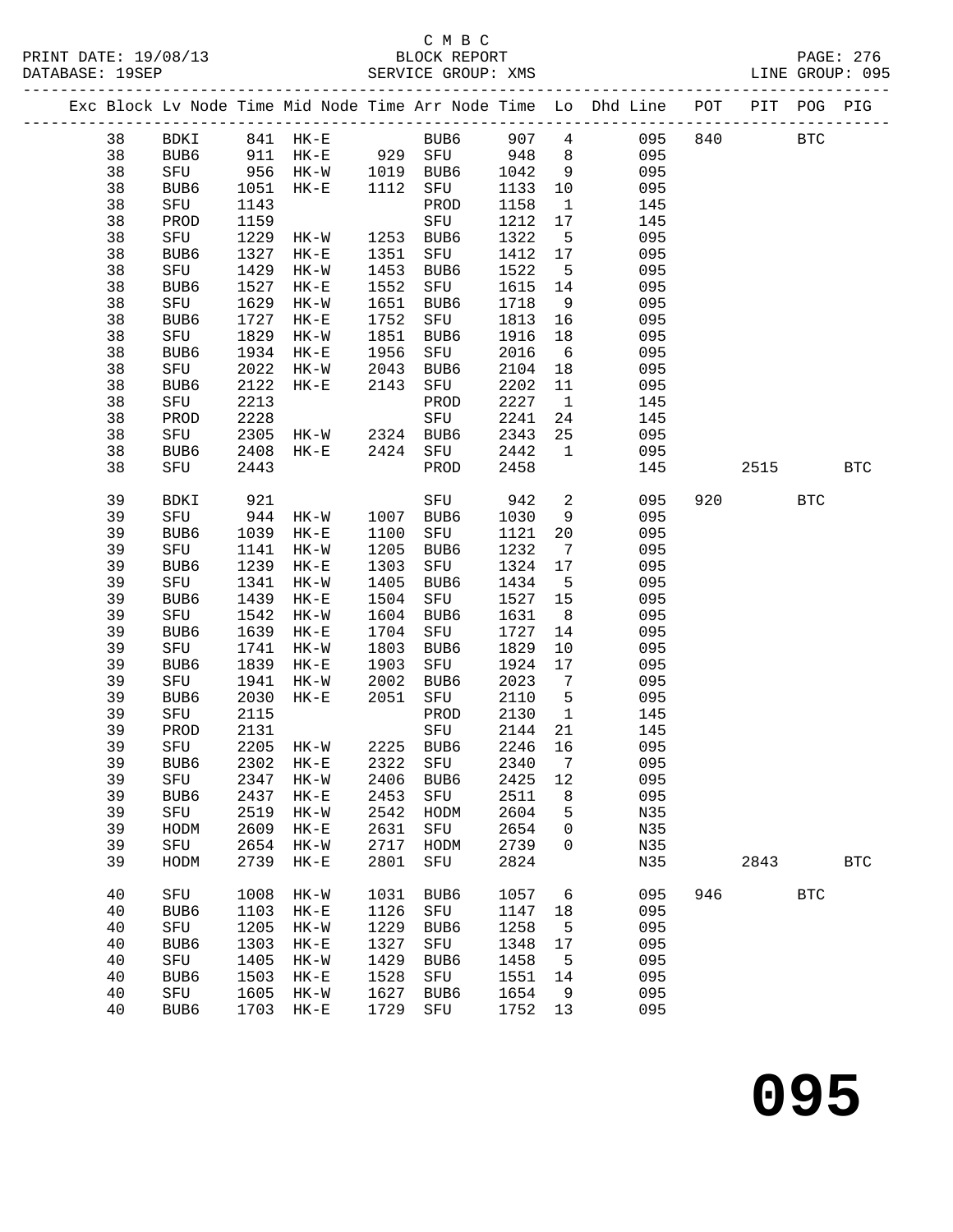C M B C
PRINT DATE: 19/08/13 BLOCK REPORT
DATABASE: 19SEP SERVICE GROUP: XMS LINE GROUP: 095

| Exc | Block | Lv | Node | Time | Mid Node | Time | Arr Node | Time | Lo | Dhd Line | POT | PIT | POG | PIG |
|---|---|---|---|---|---|---|---|---|---|---|---|---|---|---|
| | 38 | | BDKI | 841 | HK-E | | BUB6 | 907 | 4 | 095 | 840 | | BTC | |
| | 38 | | BUB6 | 911 | HK-E | 929 | SFU | 948 | 8 | 095 | | | | |
| | 38 | | SFU | 956 | HK-W | 1019 | BUB6 | 1042 | 9 | 095 | | | | |
| | 38 | | BUB6 | 1051 | HK-E | 1112 | SFU | 1133 | 10 | 095 | | | | |
| | 38 | | SFU | 1143 | | | PROD | 1158 | 1 | 145 | | | | |
| | 38 | | PROD | 1159 | | | SFU | 1212 | 17 | 145 | | | | |
| | 38 | | SFU | 1229 | HK-W | 1253 | BUB6 | 1322 | 5 | 095 | | | | |
| | 38 | | BUB6 | 1327 | HK-E | 1351 | SFU | 1412 | 17 | 095 | | | | |
| | 38 | | SFU | 1429 | HK-W | 1453 | BUB6 | 1522 | 5 | 095 | | | | |
| | 38 | | BUB6 | 1527 | HK-E | 1552 | SFU | 1615 | 14 | 095 | | | | |
| | 38 | | SFU | 1629 | HK-W | 1651 | BUB6 | 1718 | 9 | 095 | | | | |
| | 38 | | BUB6 | 1727 | HK-E | 1752 | SFU | 1813 | 16 | 095 | | | | |
| | 38 | | SFU | 1829 | HK-W | 1851 | BUB6 | 1916 | 18 | 095 | | | | |
| | 38 | | BUB6 | 1934 | HK-E | 1956 | SFU | 2016 | 6 | 095 | | | | |
| | 38 | | SFU | 2022 | HK-W | 2043 | BUB6 | 2104 | 18 | 095 | | | | |
| | 38 | | BUB6 | 2122 | HK-E | 2143 | SFU | 2202 | 11 | 095 | | | | |
| | 38 | | SFU | 2213 | | | PROD | 2227 | 1 | 145 | | | | |
| | 38 | | PROD | 2228 | | | SFU | 2241 | 24 | 145 | | | | |
| | 38 | | SFU | 2305 | HK-W | 2324 | BUB6 | 2343 | 25 | 095 | | | | |
| | 38 | | BUB6 | 2408 | HK-E | 2424 | SFU | 2442 | 1 | 095 | | | | |
| | 38 | | SFU | 2443 | | | PROD | 2458 | | 145 | | 2515 | | BTC |
| | 39 | | BDKI | 921 | | | SFU | 942 | 2 | 095 | 920 | | BTC | |
| | 39 | | SFU | 944 | HK-W | 1007 | BUB6 | 1030 | 9 | 095 | | | | |
| | 39 | | BUB6 | 1039 | HK-E | 1100 | SFU | 1121 | 20 | 095 | | | | |
| | 39 | | SFU | 1141 | HK-W | 1205 | BUB6 | 1232 | 7 | 095 | | | | |
| | 39 | | BUB6 | 1239 | HK-E | 1303 | SFU | 1324 | 17 | 095 | | | | |
| | 39 | | SFU | 1341 | HK-W | 1405 | BUB6 | 1434 | 5 | 095 | | | | |
| | 39 | | BUB6 | 1439 | HK-E | 1504 | SFU | 1527 | 15 | 095 | | | | |
| | 39 | | SFU | 1542 | HK-W | 1604 | BUB6 | 1631 | 8 | 095 | | | | |
| | 39 | | BUB6 | 1639 | HK-E | 1704 | SFU | 1727 | 14 | 095 | | | | |
| | 39 | | SFU | 1741 | HK-W | 1803 | BUB6 | 1829 | 10 | 095 | | | | |
| | 39 | | BUB6 | 1839 | HK-E | 1903 | SFU | 1924 | 17 | 095 | | | | |
| | 39 | | SFU | 1941 | HK-W | 2002 | BUB6 | 2023 | 7 | 095 | | | | |
| | 39 | | BUB6 | 2030 | HK-E | 2051 | SFU | 2110 | 5 | 095 | | | | |
| | 39 | | SFU | 2115 | | | PROD | 2130 | 1 | 145 | | | | |
| | 39 | | PROD | 2131 | | | SFU | 2144 | 21 | 145 | | | | |
| | 39 | | SFU | 2205 | HK-W | 2225 | BUB6 | 2246 | 16 | 095 | | | | |
| | 39 | | BUB6 | 2302 | HK-E | 2322 | SFU | 2340 | 7 | 095 | | | | |
| | 39 | | SFU | 2347 | HK-W | 2406 | BUB6 | 2425 | 12 | 095 | | | | |
| | 39 | | BUB6 | 2437 | HK-E | 2453 | SFU | 2511 | 8 | 095 | | | | |
| | 39 | | SFU | 2519 | HK-W | 2542 | HODM | 2604 | 5 | N35 | | | | |
| | 39 | | HODM | 2609 | HK-E | 2631 | SFU | 2654 | 0 | N35 | | | | |
| | 39 | | SFU | 2654 | HK-W | 2717 | HODM | 2739 | 0 | N35 | | | | |
| | 39 | | HODM | 2739 | HK-E | 2801 | SFU | 2824 | | N35 | | 2843 | | BTC |
| | 40 | | SFU | 1008 | HK-W | 1031 | BUB6 | 1057 | 6 | 095 | 946 | | BTC | |
| | 40 | | BUB6 | 1103 | HK-E | 1126 | SFU | 1147 | 18 | 095 | | | | |
| | 40 | | SFU | 1205 | HK-W | 1229 | BUB6 | 1258 | 5 | 095 | | | | |
| | 40 | | BUB6 | 1303 | HK-E | 1327 | SFU | 1348 | 17 | 095 | | | | |
| | 40 | | SFU | 1405 | HK-W | 1429 | BUB6 | 1458 | 5 | 095 | | | | |
| | 40 | | BUB6 | 1503 | HK-E | 1528 | SFU | 1551 | 14 | 095 | | | | |
| | 40 | | SFU | 1605 | HK-W | 1627 | BUB6 | 1654 | 9 | 095 | | | | |
| | 40 | | BUB6 | 1703 | HK-E | 1729 | SFU | 1752 | 13 | 095 | | | | |

# 095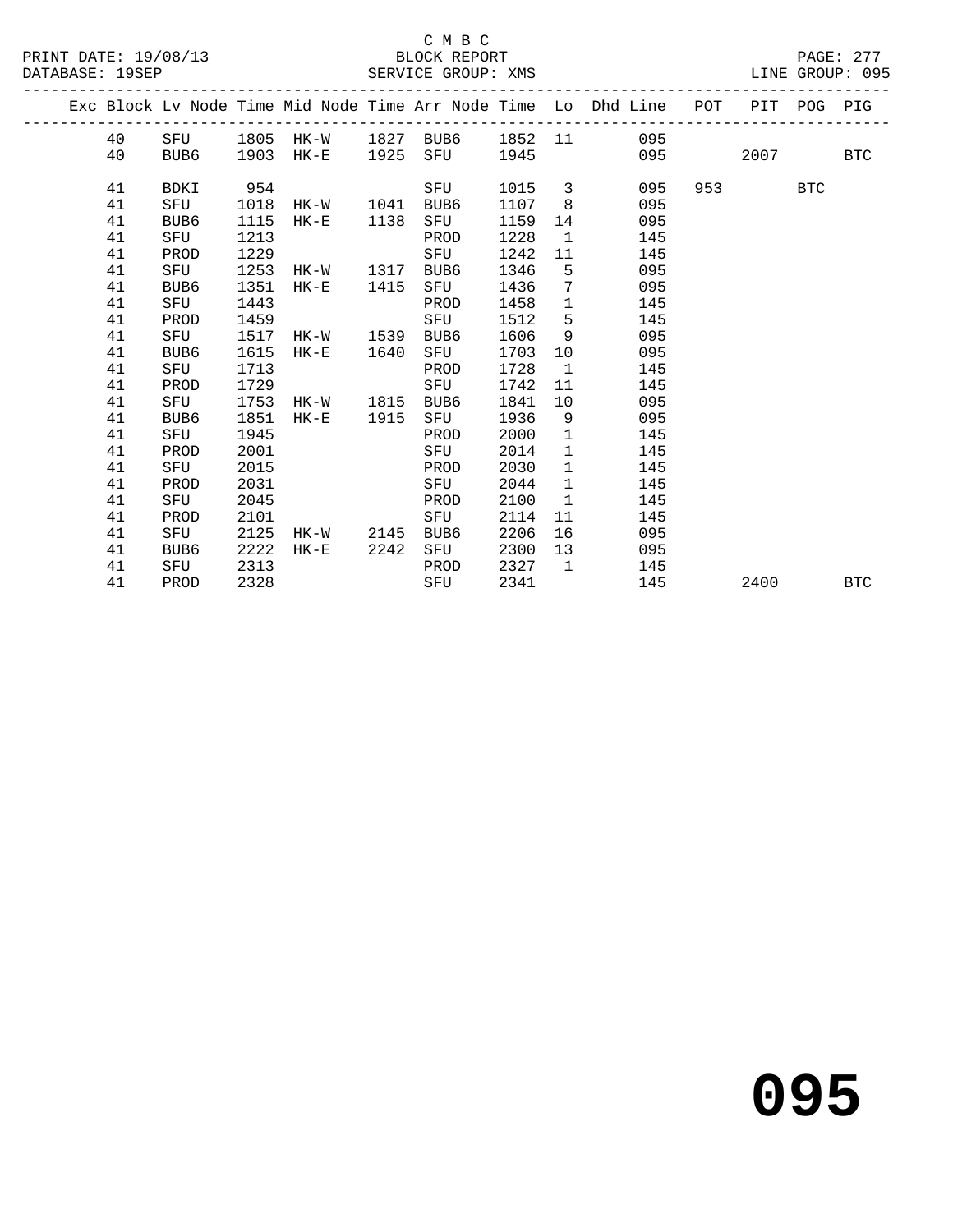C M B C
BLOCK REPORT
SERVICE GROUP: XMS

PRINT DATE: 19/08/13
DATABASE: 19SEP
LINE GROUP: 095

| Exc | Block | Lv Node | Time | Mid Node | Time | Arr Node | Time | Lo | Dhd Line | POT | PIT | POG | PIG |
|---|---|---|---|---|---|---|---|---|---|---|---|---|---|
| | 40 | SFU | 1805 | HK-W | 1827 | BUB6 | 1852 | 11 | 095 | | | | |
| | 40 | BUB6 | 1903 | HK-E | 1925 | SFU | 1945 | | 095 | | 2007 | | BTC |
| | 41 | BDKI | 954 | | | SFU | 1015 | 3 | 095 | 953 | | BTC | |
| | 41 | SFU | 1018 | HK-W | 1041 | BUB6 | 1107 | 8 | 095 | | | | |
| | 41 | BUB6 | 1115 | HK-E | 1138 | SFU | 1159 | 14 | 095 | | | | |
| | 41 | SFU | 1213 | | | PROD | 1228 | 1 | 145 | | | | |
| | 41 | PROD | 1229 | | | SFU | 1242 | 11 | 145 | | | | |
| | 41 | SFU | 1253 | HK-W | 1317 | BUB6 | 1346 | 5 | 095 | | | | |
| | 41 | BUB6 | 1351 | HK-E | 1415 | SFU | 1436 | 7 | 095 | | | | |
| | 41 | SFU | 1443 | | | PROD | 1458 | 1 | 145 | | | | |
| | 41 | PROD | 1459 | | | SFU | 1512 | 5 | 145 | | | | |
| | 41 | SFU | 1517 | HK-W | 1539 | BUB6 | 1606 | 9 | 095 | | | | |
| | 41 | BUB6 | 1615 | HK-E | 1640 | SFU | 1703 | 10 | 095 | | | | |
| | 41 | SFU | 1713 | | | PROD | 1728 | 1 | 145 | | | | |
| | 41 | PROD | 1729 | | | SFU | 1742 | 11 | 145 | | | | |
| | 41 | SFU | 1753 | HK-W | 1815 | BUB6 | 1841 | 10 | 095 | | | | |
| | 41 | BUB6 | 1851 | HK-E | 1915 | SFU | 1936 | 9 | 095 | | | | |
| | 41 | SFU | 1945 | | | PROD | 2000 | 1 | 145 | | | | |
| | 41 | PROD | 2001 | | | SFU | 2014 | 1 | 145 | | | | |
| | 41 | SFU | 2015 | | | PROD | 2030 | 1 | 145 | | | | |
| | 41 | PROD | 2031 | | | SFU | 2044 | 1 | 145 | | | | |
| | 41 | SFU | 2045 | | | PROD | 2100 | 1 | 145 | | | | |
| | 41 | PROD | 2101 | | | SFU | 2114 | 11 | 145 | | | | |
| | 41 | SFU | 2125 | HK-W | 2145 | BUB6 | 2206 | 16 | 095 | | | | |
| | 41 | BUB6 | 2222 | HK-E | 2242 | SFU | 2300 | 13 | 095 | | | | |
| | 41 | SFU | 2313 | | | PROD | 2327 | 1 | 145 | | | | |
| | 41 | PROD | 2328 | | | SFU | 2341 | | 145 | | 2400 | | BTC |

# 095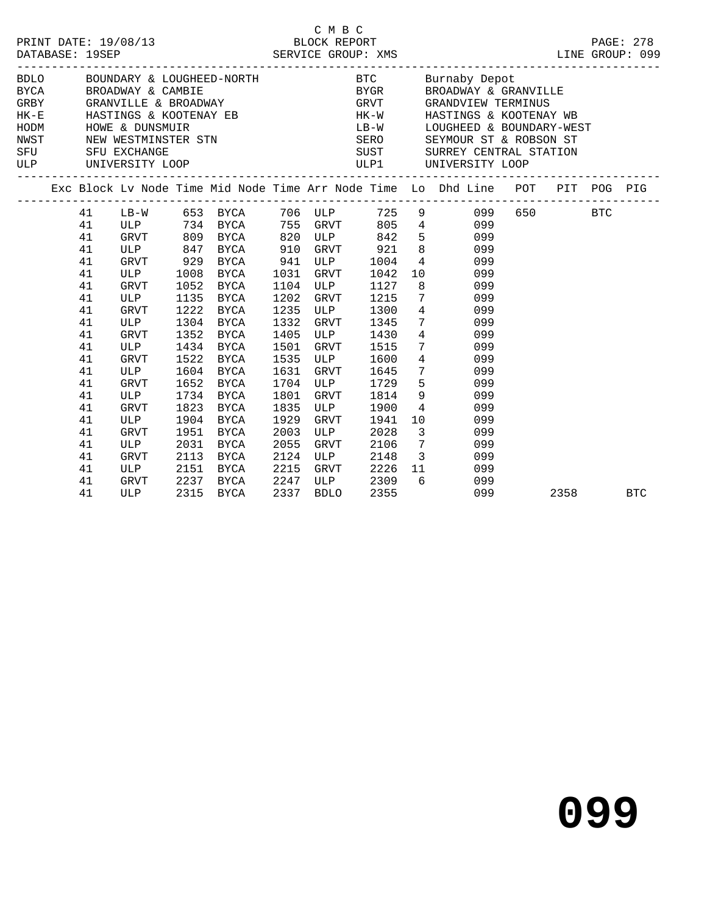C M B C

PRINT DATE: 19/08/13 BLOCK REPORT

DATABASE: 19SEP SERVICE GROUP: XMS LINE GROUP: 099

| | | | |
|---|---|---|---|
| BDLO | BOUNDARY & LOUGHEED-NORTH | BTC | Burnaby Depot |
| BYCA | BROADWAY & CAMBIE | BYGR | BROADWAY & GRANVILLE |
| GRBY | GRANVILLE & BROADWAY | GRVT | GRANDVIEW TERMINUS |
| HK-E | HASTINGS & KOOTENAY EB | HK-W | HASTINGS & KOOTENAY WB |
| HODM | HOWE & DUNSMUIR | LB-W | LOUGHEED & BOUNDARY-WEST |
| NWST | NEW WESTMINSTER STN | SERO | SEYMOUR ST & ROBSON ST |
| SFU | SFU EXCHANGE | SUST | SURREY CENTRAL STATION |
| ULP | UNIVERSITY LOOP | ULP1 | UNIVERSITY LOOP |

| Exc | Block | Lv Node | Time | Mid Node | Time | Arr Node | Time | Lo | Dhd Line | POT | PIT | POG | PIG |
|---|---|---|---|---|---|---|---|---|---|---|---|---|---|
| | 41 | LB-W | 653 | BYCA | 706 | ULP | 725 | 9 | 099 | 650 | | BTC | |
| | 41 | ULP | 734 | BYCA | 755 | GRVT | 805 | 4 | 099 | | | | |
| | 41 | GRVT | 809 | BYCA | 820 | ULP | 842 | 5 | 099 | | | | |
| | 41 | ULP | 847 | BYCA | 910 | GRVT | 921 | 8 | 099 | | | | |
| | 41 | GRVT | 929 | BYCA | 941 | ULP | 1004 | 4 | 099 | | | | |
| | 41 | ULP | 1008 | BYCA | 1031 | GRVT | 1042 | 10 | 099 | | | | |
| | 41 | GRVT | 1052 | BYCA | 1104 | ULP | 1127 | 8 | 099 | | | | |
| | 41 | ULP | 1135 | BYCA | 1202 | GRVT | 1215 | 7 | 099 | | | | |
| | 41 | GRVT | 1222 | BYCA | 1235 | ULP | 1300 | 4 | 099 | | | | |
| | 41 | ULP | 1304 | BYCA | 1332 | GRVT | 1345 | 7 | 099 | | | | |
| | 41 | GRVT | 1352 | BYCA | 1405 | ULP | 1430 | 4 | 099 | | | | |
| | 41 | ULP | 1434 | BYCA | 1501 | GRVT | 1515 | 7 | 099 | | | | |
| | 41 | GRVT | 1522 | BYCA | 1535 | ULP | 1600 | 4 | 099 | | | | |
| | 41 | ULP | 1604 | BYCA | 1631 | GRVT | 1645 | 7 | 099 | | | | |
| | 41 | GRVT | 1652 | BYCA | 1704 | ULP | 1729 | 5 | 099 | | | | |
| | 41 | ULP | 1734 | BYCA | 1801 | GRVT | 1814 | 9 | 099 | | | | |
| | 41 | GRVT | 1823 | BYCA | 1835 | ULP | 1900 | 4 | 099 | | | | |
| | 41 | ULP | 1904 | BYCA | 1929 | GRVT | 1941 | 10 | 099 | | | | |
| | 41 | GRVT | 1951 | BYCA | 2003 | ULP | 2028 | 3 | 099 | | | | |
| | 41 | ULP | 2031 | BYCA | 2055 | GRVT | 2106 | 7 | 099 | | | | |
| | 41 | GRVT | 2113 | BYCA | 2124 | ULP | 2148 | 3 | 099 | | | | |
| | 41 | ULP | 2151 | BYCA | 2215 | GRVT | 2226 | 11 | 099 | | | | |
| | 41 | GRVT | 2237 | BYCA | 2247 | ULP | 2309 | 6 | 099 | | | | |
| | 41 | ULP | 2315 | BYCA | 2337 | BDLO | 2355 | | 099 | | 2358 | | BTC |

# 099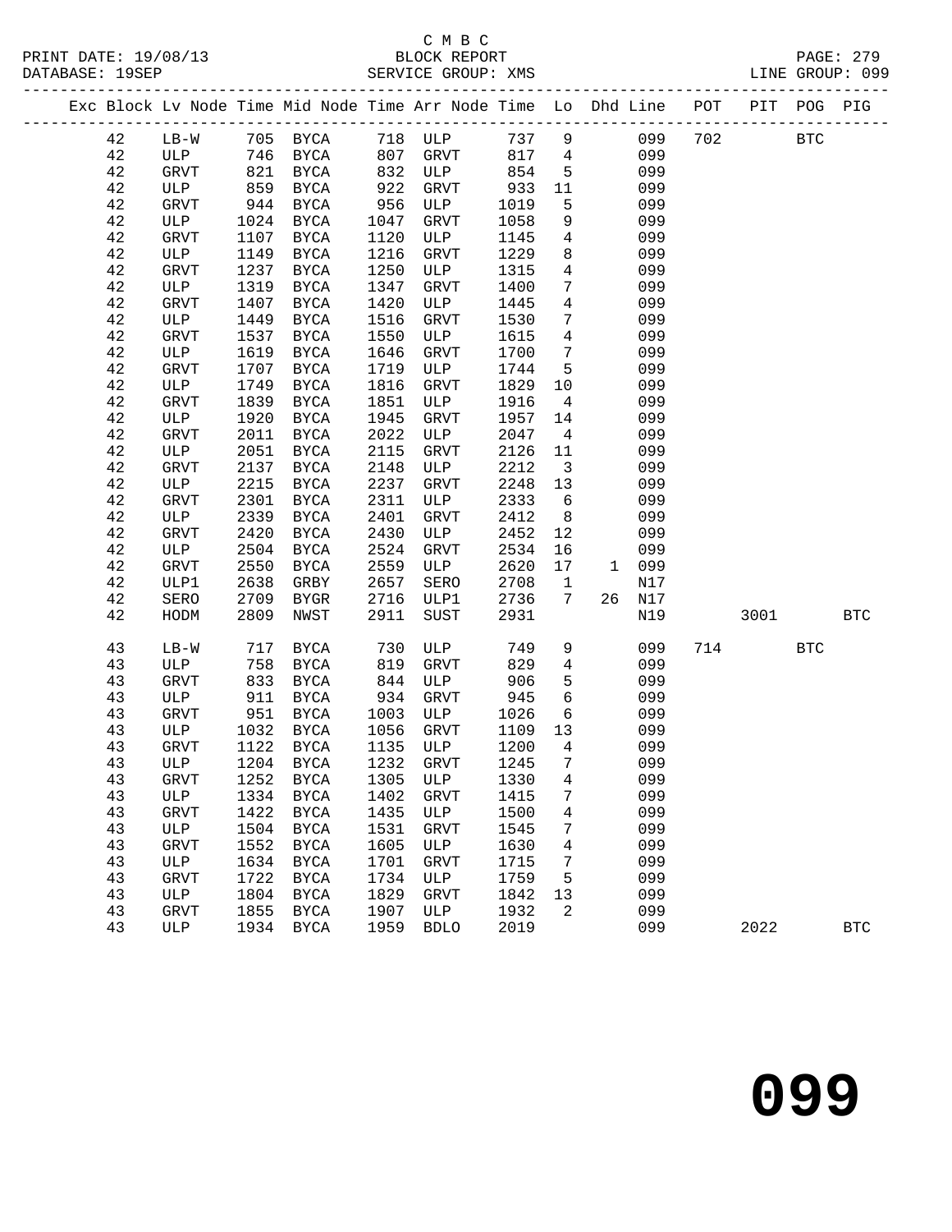C M B C

PRINT DATE: 19/08/13 BLOCK REPORT
DATABASE: 19SEP SERVICE GROUP: XMS LINE GROUP: 099

| Exc | Block | Lv | Node | Time | Mid Node | Time | Arr Node | Time | Lo | Dhd | Line | POT | PIT | POG | PIG |
|---|---|---|---|---|---|---|---|---|---|---|---|---|---|---|---|
| | 42 | | LB-W | 705 | BYCA | 718 | ULP | 737 | 9 | | 099 | 702 | | BTC | |
| | 42 | | ULP | 746 | BYCA | 807 | GRVT | 817 | 4 | | 099 | | | | |
| | 42 | | GRVT | 821 | BYCA | 832 | ULP | 854 | 5 | | 099 | | | | |
| | 42 | | ULP | 859 | BYCA | 922 | GRVT | 933 | 11 | | 099 | | | | |
| | 42 | | GRVT | 944 | BYCA | 956 | ULP | 1019 | 5 | | 099 | | | | |
| | 42 | | ULP | 1024 | BYCA | 1047 | GRVT | 1058 | 9 | | 099 | | | | |
| | 42 | | GRVT | 1107 | BYCA | 1120 | ULP | 1145 | 4 | | 099 | | | | |
| | 42 | | ULP | 1149 | BYCA | 1216 | GRVT | 1229 | 8 | | 099 | | | | |
| | 42 | | GRVT | 1237 | BYCA | 1250 | ULP | 1315 | 4 | | 099 | | | | |
| | 42 | | ULP | 1319 | BYCA | 1347 | GRVT | 1400 | 7 | | 099 | | | | |
| | 42 | | GRVT | 1407 | BYCA | 1420 | ULP | 1445 | 4 | | 099 | | | | |
| | 42 | | ULP | 1449 | BYCA | 1516 | GRVT | 1530 | 7 | | 099 | | | | |
| | 42 | | GRVT | 1537 | BYCA | 1550 | ULP | 1615 | 4 | | 099 | | | | |
| | 42 | | ULP | 1619 | BYCA | 1646 | GRVT | 1700 | 7 | | 099 | | | | |
| | 42 | | GRVT | 1707 | BYCA | 1719 | ULP | 1744 | 5 | | 099 | | | | |
| | 42 | | ULP | 1749 | BYCA | 1816 | GRVT | 1829 | 10 | | 099 | | | | |
| | 42 | | GRVT | 1839 | BYCA | 1851 | ULP | 1916 | 4 | | 099 | | | | |
| | 42 | | ULP | 1920 | BYCA | 1945 | GRVT | 1957 | 14 | | 099 | | | | |
| | 42 | | GRVT | 2011 | BYCA | 2022 | ULP | 2047 | 4 | | 099 | | | | |
| | 42 | | ULP | 2051 | BYCA | 2115 | GRVT | 2126 | 11 | | 099 | | | | |
| | 42 | | GRVT | 2137 | BYCA | 2148 | ULP | 2212 | 3 | | 099 | | | | |
| | 42 | | ULP | 2215 | BYCA | 2237 | GRVT | 2248 | 13 | | 099 | | | | |
| | 42 | | GRVT | 2301 | BYCA | 2311 | ULP | 2333 | 6 | | 099 | | | | |
| | 42 | | ULP | 2339 | BYCA | 2401 | GRVT | 2412 | 8 | | 099 | | | | |
| | 42 | | GRVT | 2420 | BYCA | 2430 | ULP | 2452 | 12 | | 099 | | | | |
| | 42 | | ULP | 2504 | BYCA | 2524 | GRVT | 2534 | 16 | | 099 | | | | |
| | 42 | | GRVT | 2550 | BYCA | 2559 | ULP | 2620 | 17 | 1 | 099 | | | | |
| | 42 | | ULP1 | 2638 | GRBY | 2657 | SERO | 2708 | 1 | | N17 | | | | |
| | 42 | | SERO | 2709 | BYGR | 2716 | ULP1 | 2736 | 7 | 26 | N17 | | | | |
| | 42 | | HODM | 2809 | NWST | 2911 | SUST | 2931 | | | N19 | | 3001 | | BTC |
| | 43 | | LB-W | 717 | BYCA | 730 | ULP | 749 | 9 | | 099 | 714 | | BTC | |
| | 43 | | ULP | 758 | BYCA | 819 | GRVT | 829 | 4 | | 099 | | | | |
| | 43 | | GRVT | 833 | BYCA | 844 | ULP | 906 | 5 | | 099 | | | | |
| | 43 | | ULP | 911 | BYCA | 934 | GRVT | 945 | 6 | | 099 | | | | |
| | 43 | | GRVT | 951 | BYCA | 1003 | ULP | 1026 | 6 | | 099 | | | | |
| | 43 | | ULP | 1032 | BYCA | 1056 | GRVT | 1109 | 13 | | 099 | | | | |
| | 43 | | GRVT | 1122 | BYCA | 1135 | ULP | 1200 | 4 | | 099 | | | | |
| | 43 | | ULP | 1204 | BYCA | 1232 | GRVT | 1245 | 7 | | 099 | | | | |
| | 43 | | GRVT | 1252 | BYCA | 1305 | ULP | 1330 | 4 | | 099 | | | | |
| | 43 | | ULP | 1334 | BYCA | 1402 | GRVT | 1415 | 7 | | 099 | | | | |
| | 43 | | GRVT | 1422 | BYCA | 1435 | ULP | 1500 | 4 | | 099 | | | | |
| | 43 | | ULP | 1504 | BYCA | 1531 | GRVT | 1545 | 7 | | 099 | | | | |
| | 43 | | GRVT | 1552 | BYCA | 1605 | ULP | 1630 | 4 | | 099 | | | | |
| | 43 | | ULP | 1634 | BYCA | 1701 | GRVT | 1715 | 7 | | 099 | | | | |
| | 43 | | GRVT | 1722 | BYCA | 1734 | ULP | 1759 | 5 | | 099 | | | | |
| | 43 | | ULP | 1804 | BYCA | 1829 | GRVT | 1842 | 13 | | 099 | | | | |
| | 43 | | GRVT | 1855 | BYCA | 1907 | ULP | 1932 | 2 | | 099 | | | | |
| | 43 | | ULP | 1934 | BYCA | 1959 | BDLO | 2019 | | | 099 | | 2022 | | BTC |

# 099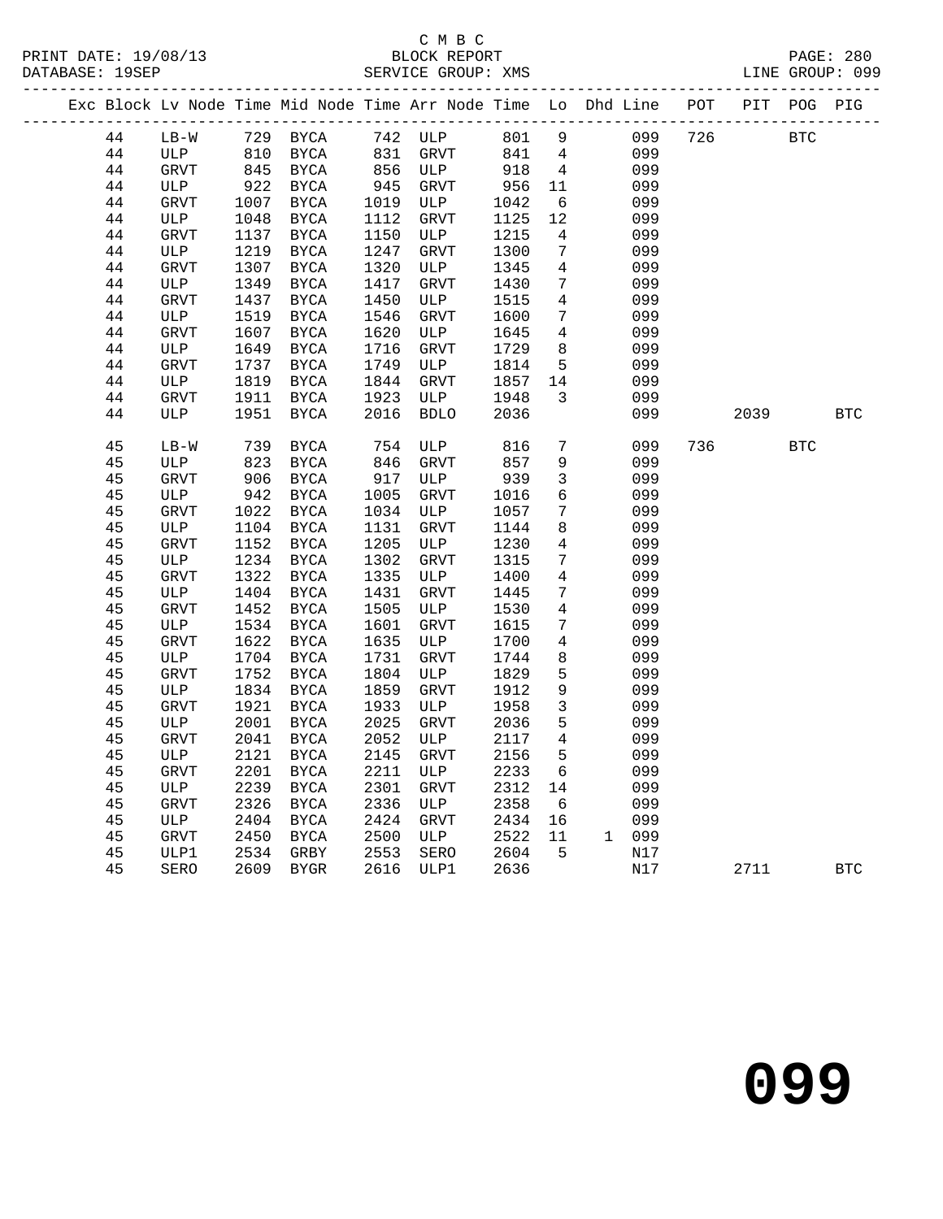C M B C
PRINT DATE: 19/08/13 BLOCK REPORT
DATABASE: 19SEP SERVICE GROUP: XMS LINE GROUP: 099

| Exc | Block | Lv | Node | Time | Mid Node | Time | Arr Node | Time | Lo | Dhd Line | POT | PIT | POG | PIG |
|---|---|---|---|---|---|---|---|---|---|---|---|---|---|---|
| | 44 | LB-W | 729 | BYCA | 742 | ULP | 801 | 9 | | 099 | 726 | | BTC | |
| | 44 | ULP | 810 | BYCA | 831 | GRVT | 841 | 4 | | 099 | | | | |
| | 44 | GRVT | 845 | BYCA | 856 | ULP | 918 | 4 | | 099 | | | | |
| | 44 | ULP | 922 | BYCA | 945 | GRVT | 956 | 11 | | 099 | | | | |
| | 44 | GRVT | 1007 | BYCA | 1019 | ULP | 1042 | 6 | | 099 | | | | |
| | 44 | ULP | 1048 | BYCA | 1112 | GRVT | 1125 | 12 | | 099 | | | | |
| | 44 | GRVT | 1137 | BYCA | 1150 | ULP | 1215 | 4 | | 099 | | | | |
| | 44 | ULP | 1219 | BYCA | 1247 | GRVT | 1300 | 7 | | 099 | | | | |
| | 44 | GRVT | 1307 | BYCA | 1320 | ULP | 1345 | 4 | | 099 | | | | |
| | 44 | ULP | 1349 | BYCA | 1417 | GRVT | 1430 | 7 | | 099 | | | | |
| | 44 | GRVT | 1437 | BYCA | 1450 | ULP | 1515 | 4 | | 099 | | | | |
| | 44 | ULP | 1519 | BYCA | 1546 | GRVT | 1600 | 7 | | 099 | | | | |
| | 44 | GRVT | 1607 | BYCA | 1620 | ULP | 1645 | 4 | | 099 | | | | |
| | 44 | ULP | 1649 | BYCA | 1716 | GRVT | 1729 | 8 | | 099 | | | | |
| | 44 | GRVT | 1737 | BYCA | 1749 | ULP | 1814 | 5 | | 099 | | | | |
| | 44 | ULP | 1819 | BYCA | 1844 | GRVT | 1857 | 14 | | 099 | | | | |
| | 44 | GRVT | 1911 | BYCA | 1923 | ULP | 1948 | 3 | | 099 | | | | |
| | 44 | ULP | 1951 | BYCA | 2016 | BDLO | 2036 | | | 099 | | 2039 | | BTC |
| | 45 | LB-W | 739 | BYCA | 754 | ULP | 816 | 7 | | 099 | 736 | | BTC | |
| | 45 | ULP | 823 | BYCA | 846 | GRVT | 857 | 9 | | 099 | | | | |
| | 45 | GRVT | 906 | BYCA | 917 | ULP | 939 | 3 | | 099 | | | | |
| | 45 | ULP | 942 | BYCA | 1005 | GRVT | 1016 | 6 | | 099 | | | | |
| | 45 | GRVT | 1022 | BYCA | 1034 | ULP | 1057 | 7 | | 099 | | | | |
| | 45 | ULP | 1104 | BYCA | 1131 | GRVT | 1144 | 8 | | 099 | | | | |
| | 45 | GRVT | 1152 | BYCA | 1205 | ULP | 1230 | 4 | | 099 | | | | |
| | 45 | ULP | 1234 | BYCA | 1302 | GRVT | 1315 | 7 | | 099 | | | | |
| | 45 | GRVT | 1322 | BYCA | 1335 | ULP | 1400 | 4 | | 099 | | | | |
| | 45 | ULP | 1404 | BYCA | 1431 | GRVT | 1445 | 7 | | 099 | | | | |
| | 45 | GRVT | 1452 | BYCA | 1505 | ULP | 1530 | 4 | | 099 | | | | |
| | 45 | ULP | 1534 | BYCA | 1601 | GRVT | 1615 | 7 | | 099 | | | | |
| | 45 | GRVT | 1622 | BYCA | 1635 | ULP | 1700 | 4 | | 099 | | | | |
| | 45 | ULP | 1704 | BYCA | 1731 | GRVT | 1744 | 8 | | 099 | | | | |
| | 45 | GRVT | 1752 | BYCA | 1804 | ULP | 1829 | 5 | | 099 | | | | |
| | 45 | ULP | 1834 | BYCA | 1859 | GRVT | 1912 | 9 | | 099 | | | | |
| | 45 | GRVT | 1921 | BYCA | 1933 | ULP | 1958 | 3 | | 099 | | | | |
| | 45 | ULP | 2001 | BYCA | 2025 | GRVT | 2036 | 5 | | 099 | | | | |
| | 45 | GRVT | 2041 | BYCA | 2052 | ULP | 2117 | 4 | | 099 | | | | |
| | 45 | ULP | 2121 | BYCA | 2145 | GRVT | 2156 | 5 | | 099 | | | | |
| | 45 | GRVT | 2201 | BYCA | 2211 | ULP | 2233 | 6 | | 099 | | | | |
| | 45 | ULP | 2239 | BYCA | 2301 | GRVT | 2312 | 14 | | 099 | | | | |
| | 45 | GRVT | 2326 | BYCA | 2336 | ULP | 2358 | 6 | | 099 | | | | |
| | 45 | ULP | 2404 | BYCA | 2424 | GRVT | 2434 | 16 | | 099 | | | | |
| | 45 | GRVT | 2450 | BYCA | 2500 | ULP | 2522 | 11 | 1 | 099 | | | | |
| | 45 | ULP1 | 2534 | GRBY | 2553 | SERO | 2604 | 5 | | N17 | | | | |
| | 45 | SERO | 2609 | BYGR | 2616 | ULP1 | 2636 | | | N17 | | 2711 | | BTC |

099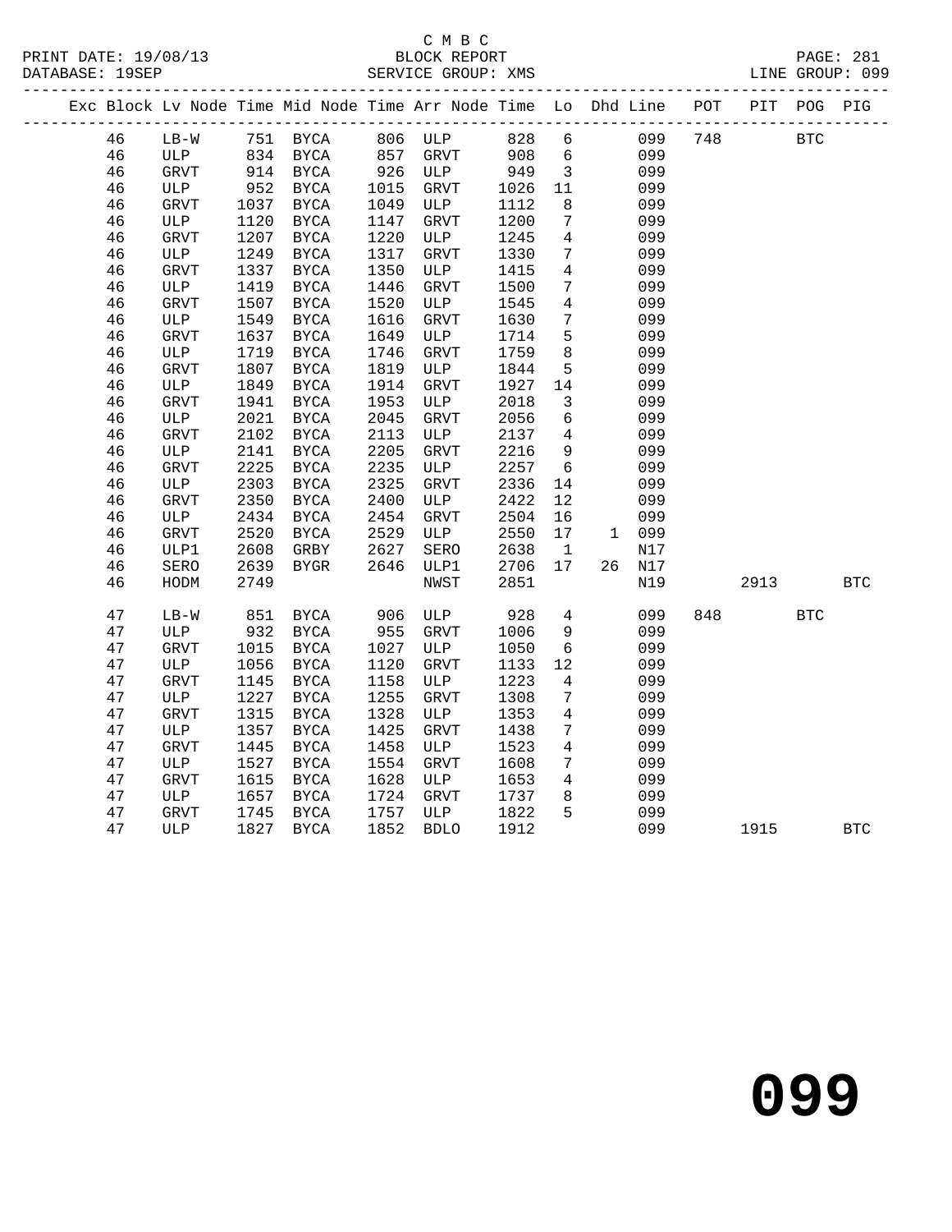C M B C

PRINT DATE: 19/08/13 BLOCK REPORT PAGE: 281
DATABASE: 19SEP SERVICE GROUP: XMS LINE GROUP: 099

| Exc | Block | Lv | Node | Time | Mid Node | Time | Arr Node | Time | Lo | Dhd | Line | POT | PIT | POG | PIG |
|---|---|---|---|---|---|---|---|---|---|---|---|---|---|---|---|
| | 46 | | LB-W | 751 | BYCA | 806 | ULP | 828 | 6 | | 099 | 748 | | BTC | |
| | 46 | | ULP | 834 | BYCA | 857 | GRVT | 908 | 6 | | 099 | | | | |
| | 46 | | GRVT | 914 | BYCA | 926 | ULP | 949 | 3 | | 099 | | | | |
| | 46 | | ULP | 952 | BYCA | 1015 | GRVT | 1026 | 11 | | 099 | | | | |
| | 46 | | GRVT | 1037 | BYCA | 1049 | ULP | 1112 | 8 | | 099 | | | | |
| | 46 | | ULP | 1120 | BYCA | 1147 | GRVT | 1200 | 7 | | 099 | | | | |
| | 46 | | GRVT | 1207 | BYCA | 1220 | ULP | 1245 | 4 | | 099 | | | | |
| | 46 | | ULP | 1249 | BYCA | 1317 | GRVT | 1330 | 7 | | 099 | | | | |
| | 46 | | GRVT | 1337 | BYCA | 1350 | ULP | 1415 | 4 | | 099 | | | | |
| | 46 | | ULP | 1419 | BYCA | 1446 | GRVT | 1500 | 7 | | 099 | | | | |
| | 46 | | GRVT | 1507 | BYCA | 1520 | ULP | 1545 | 4 | | 099 | | | | |
| | 46 | | ULP | 1549 | BYCA | 1616 | GRVT | 1630 | 7 | | 099 | | | | |
| | 46 | | GRVT | 1637 | BYCA | 1649 | ULP | 1714 | 5 | | 099 | | | | |
| | 46 | | ULP | 1719 | BYCA | 1746 | GRVT | 1759 | 8 | | 099 | | | | |
| | 46 | | GRVT | 1807 | BYCA | 1819 | ULP | 1844 | 5 | | 099 | | | | |
| | 46 | | ULP | 1849 | BYCA | 1914 | GRVT | 1927 | 14 | | 099 | | | | |
| | 46 | | GRVT | 1941 | BYCA | 1953 | ULP | 2018 | 3 | | 099 | | | | |
| | 46 | | ULP | 2021 | BYCA | 2045 | GRVT | 2056 | 6 | | 099 | | | | |
| | 46 | | GRVT | 2102 | BYCA | 2113 | ULP | 2137 | 4 | | 099 | | | | |
| | 46 | | ULP | 2141 | BYCA | 2205 | GRVT | 2216 | 9 | | 099 | | | | |
| | 46 | | GRVT | 2225 | BYCA | 2235 | ULP | 2257 | 6 | | 099 | | | | |
| | 46 | | ULP | 2303 | BYCA | 2325 | GRVT | 2336 | 14 | | 099 | | | | |
| | 46 | | GRVT | 2350 | BYCA | 2400 | ULP | 2422 | 12 | | 099 | | | | |
| | 46 | | ULP | 2434 | BYCA | 2454 | GRVT | 2504 | 16 | | 099 | | | | |
| | 46 | | GRVT | 2520 | BYCA | 2529 | ULP | 2550 | 17 | 1 | 099 | | | | |
| | 46 | | ULP1 | 2608 | GRBY | 2627 | SERO | 2638 | 1 | | N17 | | | | |
| | 46 | | SERO | 2639 | BYGR | 2646 | ULP1 | 2706 | 17 | 26 | N17 | | | | |
| | 46 | | HODM | 2749 | | | NWST | 2851 | | | N19 | | 2913 | | BTC |
| | 47 | | LB-W | 851 | BYCA | 906 | ULP | 928 | 4 | | 099 | 848 | | BTC | |
| | 47 | | ULP | 932 | BYCA | 955 | GRVT | 1006 | 9 | | 099 | | | | |
| | 47 | | GRVT | 1015 | BYCA | 1027 | ULP | 1050 | 6 | | 099 | | | | |
| | 47 | | ULP | 1056 | BYCA | 1120 | GRVT | 1133 | 12 | | 099 | | | | |
| | 47 | | GRVT | 1145 | BYCA | 1158 | ULP | 1223 | 4 | | 099 | | | | |
| | 47 | | ULP | 1227 | BYCA | 1255 | GRVT | 1308 | 7 | | 099 | | | | |
| | 47 | | GRVT | 1315 | BYCA | 1328 | ULP | 1353 | 4 | | 099 | | | | |
| | 47 | | ULP | 1357 | BYCA | 1425 | GRVT | 1438 | 7 | | 099 | | | | |
| | 47 | | GRVT | 1445 | BYCA | 1458 | ULP | 1523 | 4 | | 099 | | | | |
| | 47 | | ULP | 1527 | BYCA | 1554 | GRVT | 1608 | 7 | | 099 | | | | |
| | 47 | | GRVT | 1615 | BYCA | 1628 | ULP | 1653 | 4 | | 099 | | | | |
| | 47 | | ULP | 1657 | BYCA | 1724 | GRVT | 1737 | 8 | | 099 | | | | |
| | 47 | | GRVT | 1745 | BYCA | 1757 | ULP | 1822 | 5 | | 099 | | | | |
| | 47 | | ULP | 1827 | BYCA | 1852 | BDLO | 1912 | | | 099 | | 1915 | | BTC |

099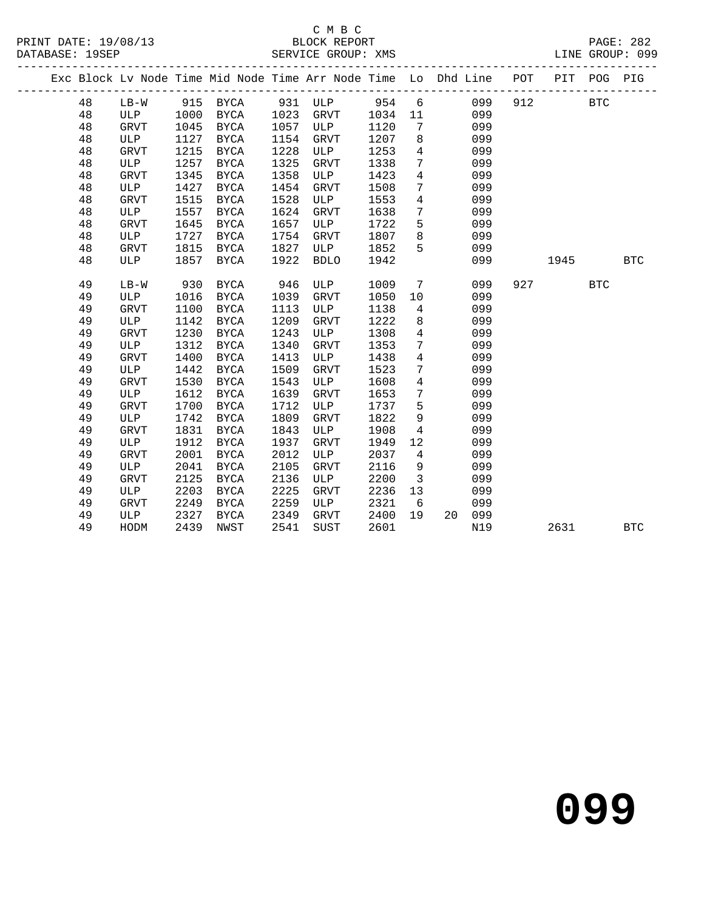C M B C
BLOCK REPORT
SERVICE GROUP: XMS

PRINT DATE: 19/08/13
DATABASE: 19SEP
PAGE: 282
LINE GROUP: 099

| Exc | Block | Lv | Node | Time | Mid Node | Time | Arr Node | Time | Lo | Dhd | Line | POT | PIT | POG | PIG |
|---|---|---|---|---|---|---|---|---|---|---|---|---|---|---|---|
| | 48 | | LB-W | 915 | BYCA | 931 | ULP | 954 | 6 | | 099 | 912 | | BTC | |
| | 48 | | ULP | 1000 | BYCA | 1023 | GRVT | 1034 | 11 | | 099 | | | | |
| | 48 | | GRVT | 1045 | BYCA | 1057 | ULP | 1120 | 7 | | 099 | | | | |
| | 48 | | ULP | 1127 | BYCA | 1154 | GRVT | 1207 | 8 | | 099 | | | | |
| | 48 | | GRVT | 1215 | BYCA | 1228 | ULP | 1253 | 4 | | 099 | | | | |
| | 48 | | ULP | 1257 | BYCA | 1325 | GRVT | 1338 | 7 | | 099 | | | | |
| | 48 | | GRVT | 1345 | BYCA | 1358 | ULP | 1423 | 4 | | 099 | | | | |
| | 48 | | ULP | 1427 | BYCA | 1454 | GRVT | 1508 | 7 | | 099 | | | | |
| | 48 | | GRVT | 1515 | BYCA | 1528 | ULP | 1553 | 4 | | 099 | | | | |
| | 48 | | ULP | 1557 | BYCA | 1624 | GRVT | 1638 | 7 | | 099 | | | | |
| | 48 | | GRVT | 1645 | BYCA | 1657 | ULP | 1722 | 5 | | 099 | | | | |
| | 48 | | ULP | 1727 | BYCA | 1754 | GRVT | 1807 | 8 | | 099 | | | | |
| | 48 | | GRVT | 1815 | BYCA | 1827 | ULP | 1852 | 5 | | 099 | | | | |
| | 48 | | ULP | 1857 | BYCA | 1922 | BDLO | 1942 | | | 099 | | 1945 | | BTC |
| | 49 | | LB-W | 930 | BYCA | 946 | ULP | 1009 | 7 | | 099 | 927 | | BTC | |
| | 49 | | ULP | 1016 | BYCA | 1039 | GRVT | 1050 | 10 | | 099 | | | | |
| | 49 | | GRVT | 1100 | BYCA | 1113 | ULP | 1138 | 4 | | 099 | | | | |
| | 49 | | ULP | 1142 | BYCA | 1209 | GRVT | 1222 | 8 | | 099 | | | | |
| | 49 | | GRVT | 1230 | BYCA | 1243 | ULP | 1308 | 4 | | 099 | | | | |
| | 49 | | ULP | 1312 | BYCA | 1340 | GRVT | 1353 | 7 | | 099 | | | | |
| | 49 | | GRVT | 1400 | BYCA | 1413 | ULP | 1438 | 4 | | 099 | | | | |
| | 49 | | ULP | 1442 | BYCA | 1509 | GRVT | 1523 | 7 | | 099 | | | | |
| | 49 | | GRVT | 1530 | BYCA | 1543 | ULP | 1608 | 4 | | 099 | | | | |
| | 49 | | ULP | 1612 | BYCA | 1639 | GRVT | 1653 | 7 | | 099 | | | | |
| | 49 | | GRVT | 1700 | BYCA | 1712 | ULP | 1737 | 5 | | 099 | | | | |
| | 49 | | ULP | 1742 | BYCA | 1809 | GRVT | 1822 | 9 | | 099 | | | | |
| | 49 | | GRVT | 1831 | BYCA | 1843 | ULP | 1908 | 4 | | 099 | | | | |
| | 49 | | ULP | 1912 | BYCA | 1937 | GRVT | 1949 | 12 | | 099 | | | | |
| | 49 | | GRVT | 2001 | BYCA | 2012 | ULP | 2037 | 4 | | 099 | | | | |
| | 49 | | ULP | 2041 | BYCA | 2105 | GRVT | 2116 | 9 | | 099 | | | | |
| | 49 | | GRVT | 2125 | BYCA | 2136 | ULP | 2200 | 3 | | 099 | | | | |
| | 49 | | ULP | 2203 | BYCA | 2225 | GRVT | 2236 | 13 | | 099 | | | | |
| | 49 | | GRVT | 2249 | BYCA | 2259 | ULP | 2321 | 6 | | 099 | | | | |
| | 49 | | ULP | 2327 | BYCA | 2349 | GRVT | 2400 | 19 | 20 | 099 | | | | |
| | 49 | | HODM | 2439 | NWST | 2541 | SUST | 2601 | | | N19 | | 2631 | | BTC |

# 099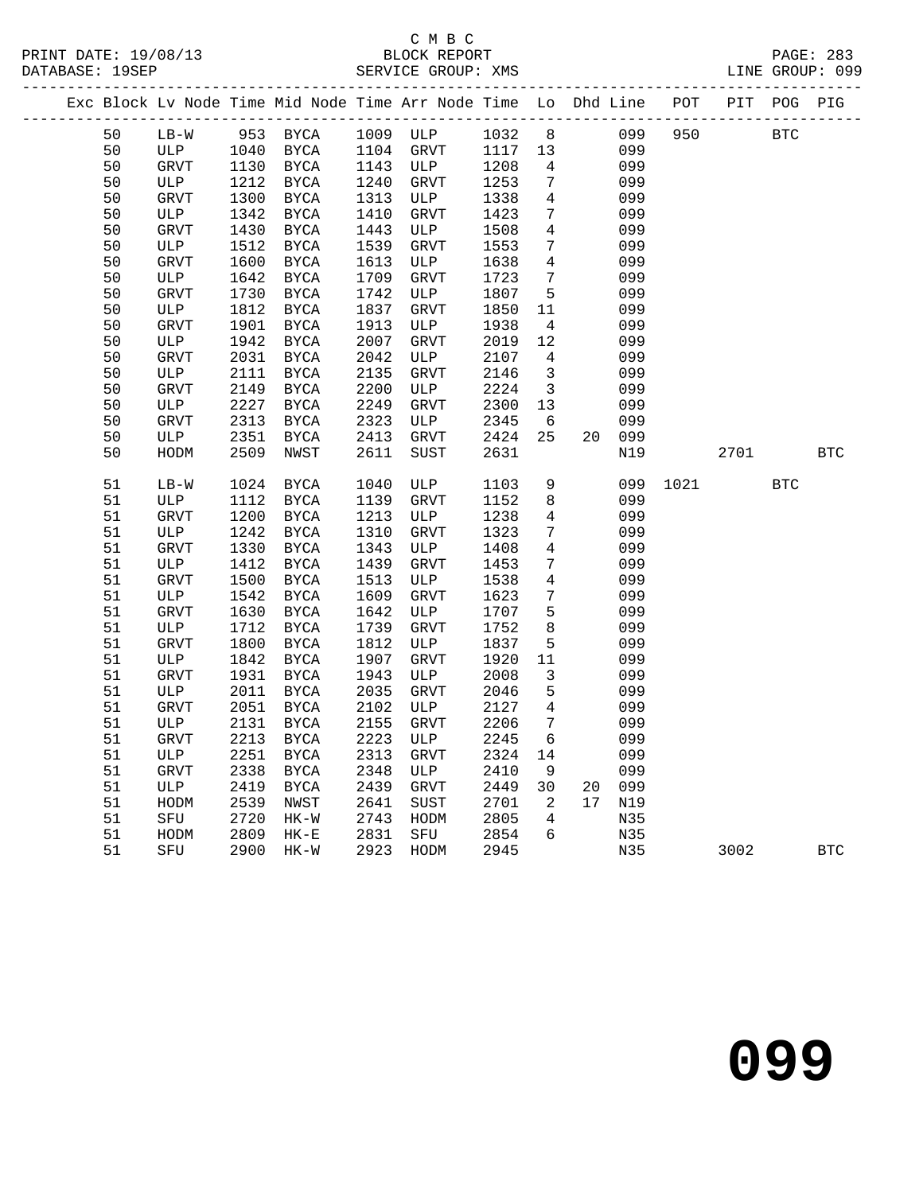C M B C

PRINT DATE: 19/08/13 BLOCK REPORT

DATABASE: 19SEP SERVICE GROUP: XMS LINE GROUP: 099

| Exc | Block | Lv | Node | Time | Mid Node | Time | Arr Node | Time | Lo | Dhd | Line | POT | PIT | POG | PIG |
|---|---|---|---|---|---|---|---|---|---|---|---|---|---|---|---|
| | 50 | | LB-W | 953 | BYCA | 1009 | ULP | 1032 | 8 | | 099 | 950 | | BTC | |
| | 50 | | ULP | 1040 | BYCA | 1104 | GRVT | 1117 | 13 | | 099 | | | | |
| | 50 | | GRVT | 1130 | BYCA | 1143 | ULP | 1208 | 4 | | 099 | | | | |
| | 50 | | ULP | 1212 | BYCA | 1240 | GRVT | 1253 | 7 | | 099 | | | | |
| | 50 | | GRVT | 1300 | BYCA | 1313 | ULP | 1338 | 4 | | 099 | | | | |
| | 50 | | ULP | 1342 | BYCA | 1410 | GRVT | 1423 | 7 | | 099 | | | | |
| | 50 | | GRVT | 1430 | BYCA | 1443 | ULP | 1508 | 4 | | 099 | | | | |
| | 50 | | ULP | 1512 | BYCA | 1539 | GRVT | 1553 | 7 | | 099 | | | | |
| | 50 | | GRVT | 1600 | BYCA | 1613 | ULP | 1638 | 4 | | 099 | | | | |
| | 50 | | ULP | 1642 | BYCA | 1709 | GRVT | 1723 | 7 | | 099 | | | | |
| | 50 | | GRVT | 1730 | BYCA | 1742 | ULP | 1807 | 5 | | 099 | | | | |
| | 50 | | ULP | 1812 | BYCA | 1837 | GRVT | 1850 | 11 | | 099 | | | | |
| | 50 | | GRVT | 1901 | BYCA | 1913 | ULP | 1938 | 4 | | 099 | | | | |
| | 50 | | ULP | 1942 | BYCA | 2007 | GRVT | 2019 | 12 | | 099 | | | | |
| | 50 | | GRVT | 2031 | BYCA | 2042 | ULP | 2107 | 4 | | 099 | | | | |
| | 50 | | ULP | 2111 | BYCA | 2135 | GRVT | 2146 | 3 | | 099 | | | | |
| | 50 | | GRVT | 2149 | BYCA | 2200 | ULP | 2224 | 3 | | 099 | | | | |
| | 50 | | ULP | 2227 | BYCA | 2249 | GRVT | 2300 | 13 | | 099 | | | | |
| | 50 | | GRVT | 2313 | BYCA | 2323 | ULP | 2345 | 6 | | 099 | | | | |
| | 50 | | ULP | 2351 | BYCA | 2413 | GRVT | 2424 | 25 | 20 | 099 | | | | |
| | 50 | | HODM | 2509 | NWST | 2611 | SUST | 2631 | | | N19 | | 2701 | | BTC |
| | 51 | | LB-W | 1024 | BYCA | 1040 | ULP | 1103 | 9 | | 099 | 1021 | | BTC | |
| | 51 | | ULP | 1112 | BYCA | 1139 | GRVT | 1152 | 8 | | 099 | | | | |
| | 51 | | GRVT | 1200 | BYCA | 1213 | ULP | 1238 | 4 | | 099 | | | | |
| | 51 | | ULP | 1242 | BYCA | 1310 | GRVT | 1323 | 7 | | 099 | | | | |
| | 51 | | GRVT | 1330 | BYCA | 1343 | ULP | 1408 | 4 | | 099 | | | | |
| | 51 | | ULP | 1412 | BYCA | 1439 | GRVT | 1453 | 7 | | 099 | | | | |
| | 51 | | GRVT | 1500 | BYCA | 1513 | ULP | 1538 | 4 | | 099 | | | | |
| | 51 | | ULP | 1542 | BYCA | 1609 | GRVT | 1623 | 7 | | 099 | | | | |
| | 51 | | GRVT | 1630 | BYCA | 1642 | ULP | 1707 | 5 | | 099 | | | | |
| | 51 | | ULP | 1712 | BYCA | 1739 | GRVT | 1752 | 8 | | 099 | | | | |
| | 51 | | GRVT | 1800 | BYCA | 1812 | ULP | 1837 | 5 | | 099 | | | | |
| | 51 | | ULP | 1842 | BYCA | 1907 | GRVT | 1920 | 11 | | 099 | | | | |
| | 51 | | GRVT | 1931 | BYCA | 1943 | ULP | 2008 | 3 | | 099 | | | | |
| | 51 | | ULP | 2011 | BYCA | 2035 | GRVT | 2046 | 5 | | 099 | | | | |
| | 51 | | GRVT | 2051 | BYCA | 2102 | ULP | 2127 | 4 | | 099 | | | | |
| | 51 | | ULP | 2131 | BYCA | 2155 | GRVT | 2206 | 7 | | 099 | | | | |
| | 51 | | GRVT | 2213 | BYCA | 2223 | ULP | 2245 | 6 | | 099 | | | | |
| | 51 | | ULP | 2251 | BYCA | 2313 | GRVT | 2324 | 14 | | 099 | | | | |
| | 51 | | GRVT | 2338 | BYCA | 2348 | ULP | 2410 | 9 | | 099 | | | | |
| | 51 | | ULP | 2419 | BYCA | 2439 | GRVT | 2449 | 30 | 20 | 099 | | | | |
| | 51 | | HODM | 2539 | NWST | 2641 | SUST | 2701 | 2 | 17 | N19 | | | | |
| | 51 | | SFU | 2720 | HK-W | 2743 | HODM | 2805 | 4 | | N35 | | | | |
| | 51 | | HODM | 2809 | HK-E | 2831 | SFU | 2854 | 6 | | N35 | | | | |
| | 51 | | SFU | 2900 | HK-W | 2923 | HODM | 2945 | | | N35 | | 3002 | | BTC |

# 099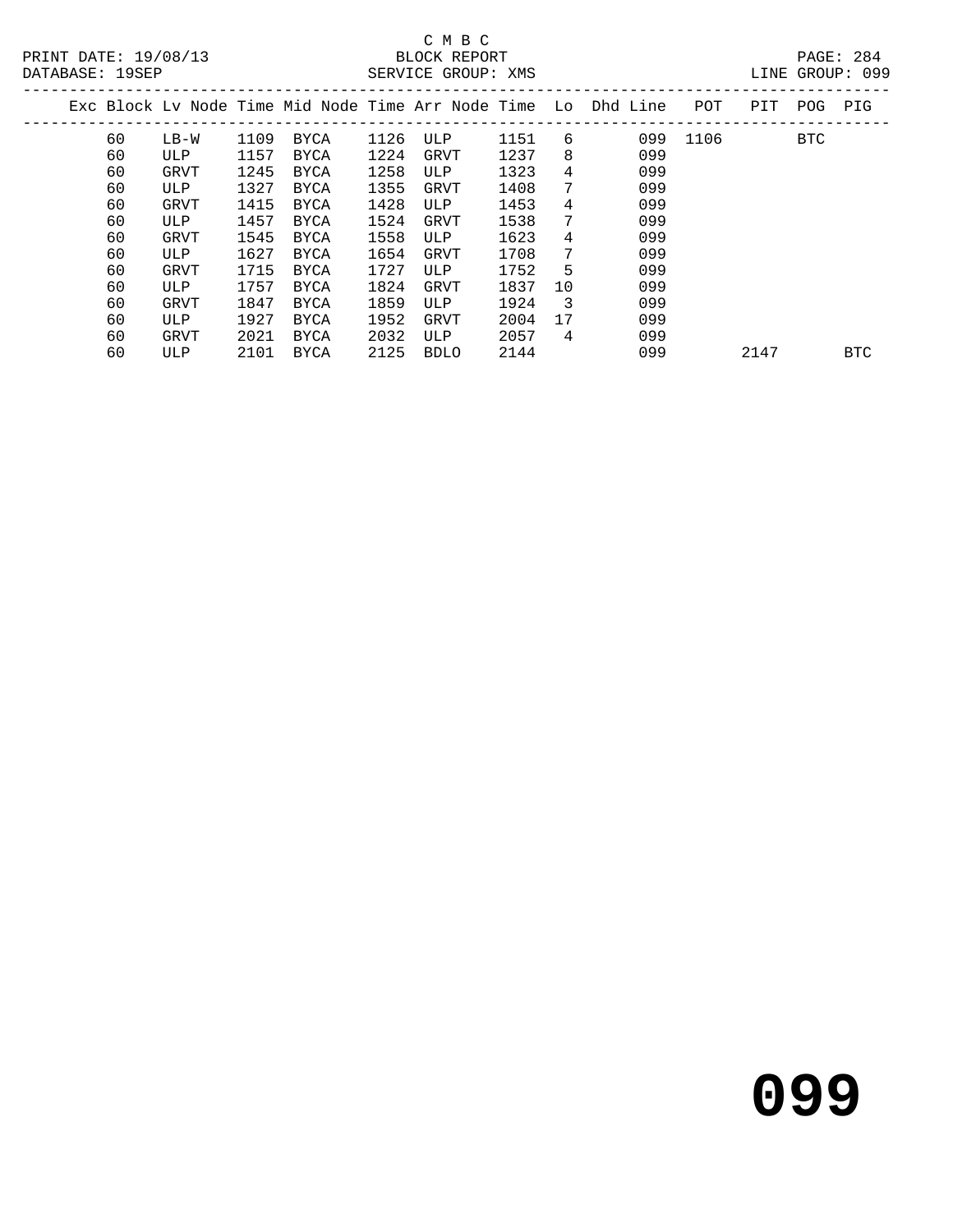C M B C
BLOCK REPORT
SERVICE GROUP: XMS

PRINT DATE: 19/08/13
DATABASE: 19SEP

LINE GROUP: 099

| Exc | Block | Lv Node | Time | Mid Node | Time | Arr Node | Time | Lo | Dhd Line | POT | PIT | POG | PIG |
|---|---|---|---|---|---|---|---|---|---|---|---|---|---|
| | 60 | LB-W | 1109 | BYCA | 1126 | ULP | 1151 | 6 | 099 | 1106 | | BTC | |
| | 60 | ULP | 1157 | BYCA | 1224 | GRVT | 1237 | 8 | 099 | | | | |
| | 60 | GRVT | 1245 | BYCA | 1258 | ULP | 1323 | 4 | 099 | | | | |
| | 60 | ULP | 1327 | BYCA | 1355 | GRVT | 1408 | 7 | 099 | | | | |
| | 60 | GRVT | 1415 | BYCA | 1428 | ULP | 1453 | 4 | 099 | | | | |
| | 60 | ULP | 1457 | BYCA | 1524 | GRVT | 1538 | 7 | 099 | | | | |
| | 60 | GRVT | 1545 | BYCA | 1558 | ULP | 1623 | 4 | 099 | | | | |
| | 60 | ULP | 1627 | BYCA | 1654 | GRVT | 1708 | 7 | 099 | | | | |
| | 60 | GRVT | 1715 | BYCA | 1727 | ULP | 1752 | 5 | 099 | | | | |
| | 60 | ULP | 1757 | BYCA | 1824 | GRVT | 1837 | 10 | 099 | | | | |
| | 60 | GRVT | 1847 | BYCA | 1859 | ULP | 1924 | 3 | 099 | | | | |
| | 60 | ULP | 1927 | BYCA | 1952 | GRVT | 2004 | 17 | 099 | | | | |
| | 60 | GRVT | 2021 | BYCA | 2032 | ULP | 2057 | 4 | 099 | | | | |
| | 60 | ULP | 2101 | BYCA | 2125 | BDLO | 2144 | | 099 | | 2147 | | BTC |

# 099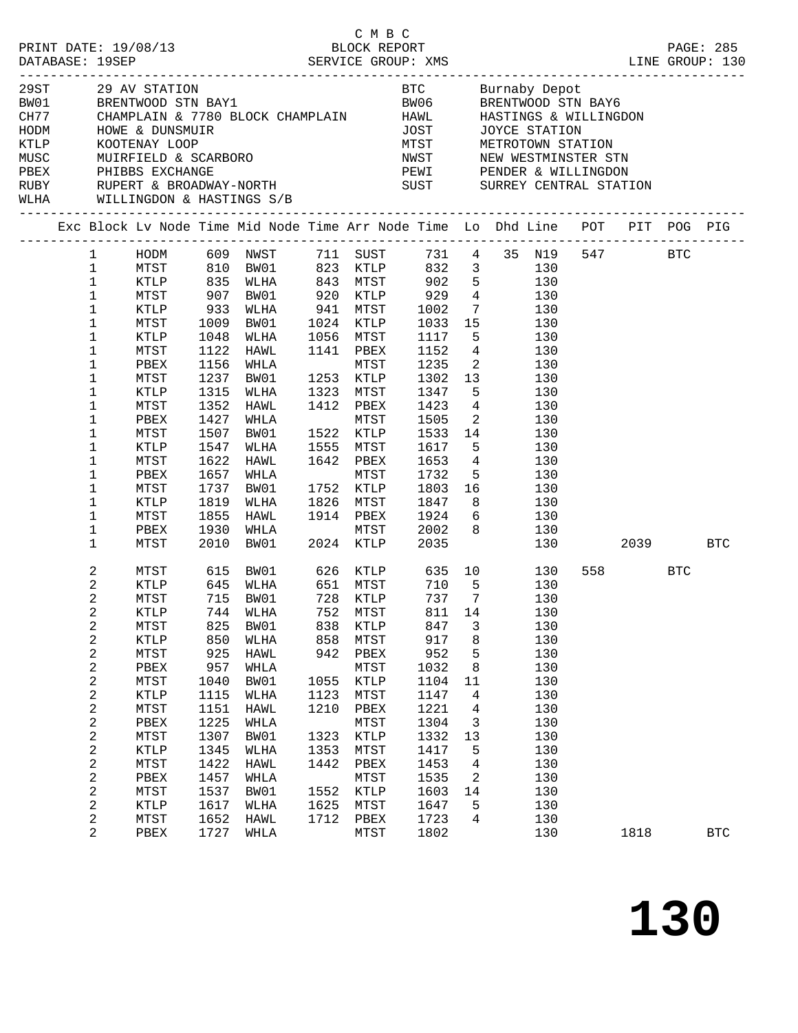C M B C

PRINT DATE: 19/08/13 BLOCK REPORT
DATABASE: 19SEP SERVICE GROUP: XMS LINE GROUP: 130

| Code | Location | Code | Location |
|---|---|---|---|
| 29ST | 29 AV STATION | BTC | Burnaby Depot |
| BW01 | BRENTWOOD STN BAY1 | BW06 | BRENTWOOD STN BAY6 |
| CH77 | CHAMPLAIN & 7780 BLOCK CHAMPLAIN | HAWL | HASTINGS & WILLINGDON |
| HODM | HOWE & DUNSMUIR | JOST | JOYCE STATION |
| KTLP | KOOTENAY LOOP | MTST | METROTOWN STATION |
| MUSC | MUIRFIELD & SCARBORO | NWST | NEW WESTMINSTER STN |
| PBEX | PHIBBS EXCHANGE | PEWI | PENDER & WILLINGDON |
| RUBY | RUPERT & BROADWAY-NORTH | SUST | SURREY CENTRAL STATION |
| WLHA | WILLINGDON & HASTINGS S/B | | |

| Exc | Block | Lv Node | Time | Mid Node | Time | Arr Node | Time | Lo | Dhd | Line | POT | PIT | POG | PIG |
|---|---|---|---|---|---|---|---|---|---|---|---|---|---|---|
| | 1 | HODM | 609 | NWST | 711 | SUST | 731 | 4 | 35 | N19 | 547 | | BTC | |
| | 1 | MTST | 810 | BW01 | 823 | KTLP | 832 | 3 | | 130 | | | | |
| | 1 | KTLP | 835 | WLHA | 843 | MTST | 902 | 5 | | 130 | | | | |
| | 1 | MTST | 907 | BW01 | 920 | KTLP | 929 | 4 | | 130 | | | | |
| | 1 | KTLP | 933 | WLHA | 941 | MTST | 1002 | 7 | | 130 | | | | |
| | 1 | MTST | 1009 | BW01 | 1024 | KTLP | 1033 | 15 | | 130 | | | | |
| | 1 | KTLP | 1048 | WLHA | 1056 | MTST | 1117 | 5 | | 130 | | | | |
| | 1 | MTST | 1122 | HAWL | 1141 | PBEX | 1152 | 4 | | 130 | | | | |
| | 1 | PBEX | 1156 | WHLA | | MTST | 1235 | 2 | | 130 | | | | |
| | 1 | MTST | 1237 | BW01 | 1253 | KTLP | 1302 | 13 | | 130 | | | | |
| | 1 | KTLP | 1315 | WLHA | 1323 | MTST | 1347 | 5 | | 130 | | | | |
| | 1 | MTST | 1352 | HAWL | 1412 | PBEX | 1423 | 4 | | 130 | | | | |
| | 1 | PBEX | 1427 | WHLA | | MTST | 1505 | 2 | | 130 | | | | |
| | 1 | MTST | 1507 | BW01 | 1522 | KTLP | 1533 | 14 | | 130 | | | | |
| | 1 | KTLP | 1547 | WLHA | 1555 | MTST | 1617 | 5 | | 130 | | | | |
| | 1 | MTST | 1622 | HAWL | 1642 | PBEX | 1653 | 4 | | 130 | | | | |
| | 1 | PBEX | 1657 | WHLA | | MTST | 1732 | 5 | | 130 | | | | |
| | 1 | MTST | 1737 | BW01 | 1752 | KTLP | 1803 | 16 | | 130 | | | | |
| | 1 | KTLP | 1819 | WLHA | 1826 | MTST | 1847 | 8 | | 130 | | | | |
| | 1 | MTST | 1855 | HAWL | 1914 | PBEX | 1924 | 6 | | 130 | | | | |
| | 1 | PBEX | 1930 | WHLA | | MTST | 2002 | 8 | | 130 | | | | |
| | 1 | MTST | 2010 | BW01 | 2024 | KTLP | 2035 | | | 130 | | 2039 | | BTC |
| | 2 | MTST | 615 | BW01 | 626 | KTLP | 635 | 10 | | 130 | 558 | | BTC | |
| | 2 | KTLP | 645 | WLHA | 651 | MTST | 710 | 5 | | 130 | | | | |
| | 2 | MTST | 715 | BW01 | 728 | KTLP | 737 | 7 | | 130 | | | | |
| | 2 | KTLP | 744 | WLHA | 752 | MTST | 811 | 14 | | 130 | | | | |
| | 2 | MTST | 825 | BW01 | 838 | KTLP | 847 | 3 | | 130 | | | | |
| | 2 | KTLP | 850 | WLHA | 858 | MTST | 917 | 8 | | 130 | | | | |
| | 2 | MTST | 925 | HAWL | 942 | PBEX | 952 | 5 | | 130 | | | | |
| | 2 | PBEX | 957 | WHLA | | MTST | 1032 | 8 | | 130 | | | | |
| | 2 | MTST | 1040 | BW01 | 1055 | KTLP | 1104 | 11 | | 130 | | | | |
| | 2 | KTLP | 1115 | WLHA | 1123 | MTST | 1147 | 4 | | 130 | | | | |
| | 2 | MTST | 1151 | HAWL | 1210 | PBEX | 1221 | 4 | | 130 | | | | |
| | 2 | PBEX | 1225 | WHLA | | MTST | 1304 | 3 | | 130 | | | | |
| | 2 | MTST | 1307 | BW01 | 1323 | KTLP | 1332 | 13 | | 130 | | | | |
| | 2 | KTLP | 1345 | WLHA | 1353 | MTST | 1417 | 5 | | 130 | | | | |
| | 2 | MTST | 1422 | HAWL | 1442 | PBEX | 1453 | 4 | | 130 | | | | |
| | 2 | PBEX | 1457 | WHLA | | MTST | 1535 | 2 | | 130 | | | | |
| | 2 | MTST | 1537 | BW01 | 1552 | KTLP | 1603 | 14 | | 130 | | | | |
| | 2 | KTLP | 1617 | WLHA | 1625 | MTST | 1647 | 5 | | 130 | | | | |
| | 2 | MTST | 1652 | HAWL | 1712 | PBEX | 1723 | 4 | | 130 | | | | |
| | 2 | PBEX | 1727 | WHLA | | MTST | 1802 | | | 130 | | 1818 | | BTC |

# 130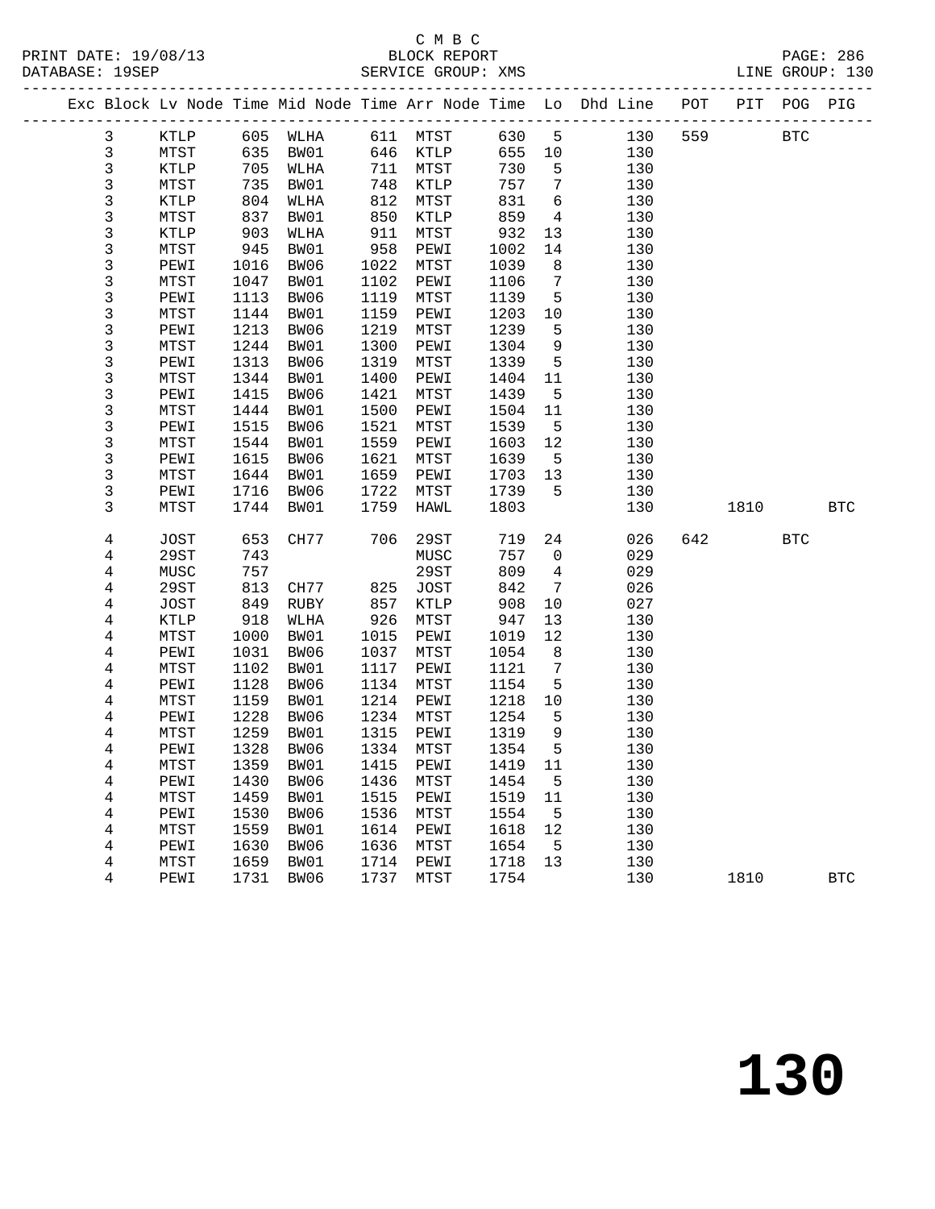C M B C
PRINT DATE: 19/08/13 BLOCK REPORT
DATABASE: 19SEP SERVICE GROUP: XMS LINE GROUP: 130

| Exc | Block | Lv | Node | Time | Mid Node | Time | Arr Node | Time | Lo | Dhd Line | POT | PIT | POG | PIG |
|---|---|---|---|---|---|---|---|---|---|---|---|---|---|---|
| | 3 | | KTLP | 605 | WLHA | 611 | MTST | 630 | 5 | 130 | 559 | | BTC | |
| | 3 | | MTST | 635 | BW01 | 646 | KTLP | 655 | 10 | 130 | | | | |
| | 3 | | KTLP | 705 | WLHA | 711 | MTST | 730 | 5 | 130 | | | | |
| | 3 | | MTST | 735 | BW01 | 748 | KTLP | 757 | 7 | 130 | | | | |
| | 3 | | KTLP | 804 | WLHA | 812 | MTST | 831 | 6 | 130 | | | | |
| | 3 | | MTST | 837 | BW01 | 850 | KTLP | 859 | 4 | 130 | | | | |
| | 3 | | KTLP | 903 | WLHA | 911 | MTST | 932 | 13 | 130 | | | | |
| | 3 | | MTST | 945 | BW01 | 958 | PEWI | 1002 | 14 | 130 | | | | |
| | 3 | | PEWI | 1016 | BW06 | 1022 | MTST | 1039 | 8 | 130 | | | | |
| | 3 | | MTST | 1047 | BW01 | 1102 | PEWI | 1106 | 7 | 130 | | | | |
| | 3 | | PEWI | 1113 | BW06 | 1119 | MTST | 1139 | 5 | 130 | | | | |
| | 3 | | MTST | 1144 | BW01 | 1159 | PEWI | 1203 | 10 | 130 | | | | |
| | 3 | | PEWI | 1213 | BW06 | 1219 | MTST | 1239 | 5 | 130 | | | | |
| | 3 | | MTST | 1244 | BW01 | 1300 | PEWI | 1304 | 9 | 130 | | | | |
| | 3 | | PEWI | 1313 | BW06 | 1319 | MTST | 1339 | 5 | 130 | | | | |
| | 3 | | MTST | 1344 | BW01 | 1400 | PEWI | 1404 | 11 | 130 | | | | |
| | 3 | | PEWI | 1415 | BW06 | 1421 | MTST | 1439 | 5 | 130 | | | | |
| | 3 | | MTST | 1444 | BW01 | 1500 | PEWI | 1504 | 11 | 130 | | | | |
| | 3 | | PEWI | 1515 | BW06 | 1521 | MTST | 1539 | 5 | 130 | | | | |
| | 3 | | MTST | 1544 | BW01 | 1559 | PEWI | 1603 | 12 | 130 | | | | |
| | 3 | | PEWI | 1615 | BW06 | 1621 | MTST | 1639 | 5 | 130 | | | | |
| | 3 | | MTST | 1644 | BW01 | 1659 | PEWI | 1703 | 13 | 130 | | | | |
| | 3 | | PEWI | 1716 | BW06 | 1722 | MTST | 1739 | 5 | 130 | | | | |
| | 3 | | MTST | 1744 | BW01 | 1759 | HAWL | 1803 | | 130 | | 1810 | | BTC |
| | 4 | | JOST | 653 | CH77 | 706 | 29ST | 719 | 24 | 026 | 642 | | BTC | |
| | 4 | | 29ST | 743 | | | MUSC | 757 | 0 | 029 | | | | |
| | 4 | | MUSC | 757 | | | 29ST | 809 | 4 | 029 | | | | |
| | 4 | | 29ST | 813 | CH77 | 825 | JOST | 842 | 7 | 026 | | | | |
| | 4 | | JOST | 849 | RUBY | 857 | KTLP | 908 | 10 | 027 | | | | |
| | 4 | | KTLP | 918 | WLHA | 926 | MTST | 947 | 13 | 130 | | | | |
| | 4 | | MTST | 1000 | BW01 | 1015 | PEWI | 1019 | 12 | 130 | | | | |
| | 4 | | PEWI | 1031 | BW06 | 1037 | MTST | 1054 | 8 | 130 | | | | |
| | 4 | | MTST | 1102 | BW01 | 1117 | PEWI | 1121 | 7 | 130 | | | | |
| | 4 | | PEWI | 1128 | BW06 | 1134 | MTST | 1154 | 5 | 130 | | | | |
| | 4 | | MTST | 1159 | BW01 | 1214 | PEWI | 1218 | 10 | 130 | | | | |
| | 4 | | PEWI | 1228 | BW06 | 1234 | MTST | 1254 | 5 | 130 | | | | |
| | 4 | | MTST | 1259 | BW01 | 1315 | PEWI | 1319 | 9 | 130 | | | | |
| | 4 | | PEWI | 1328 | BW06 | 1334 | MTST | 1354 | 5 | 130 | | | | |
| | 4 | | MTST | 1359 | BW01 | 1415 | PEWI | 1419 | 11 | 130 | | | | |
| | 4 | | PEWI | 1430 | BW06 | 1436 | MTST | 1454 | 5 | 130 | | | | |
| | 4 | | MTST | 1459 | BW01 | 1515 | PEWI | 1519 | 11 | 130 | | | | |
| | 4 | | PEWI | 1530 | BW06 | 1536 | MTST | 1554 | 5 | 130 | | | | |
| | 4 | | MTST | 1559 | BW01 | 1614 | PEWI | 1618 | 12 | 130 | | | | |
| | 4 | | PEWI | 1630 | BW06 | 1636 | MTST | 1654 | 5 | 130 | | | | |
| | 4 | | MTST | 1659 | BW01 | 1714 | PEWI | 1718 | 13 | 130 | | | | |
| | 4 | | PEWI | 1731 | BW06 | 1737 | MTST | 1754 | | 130 | | 1810 | | BTC |

130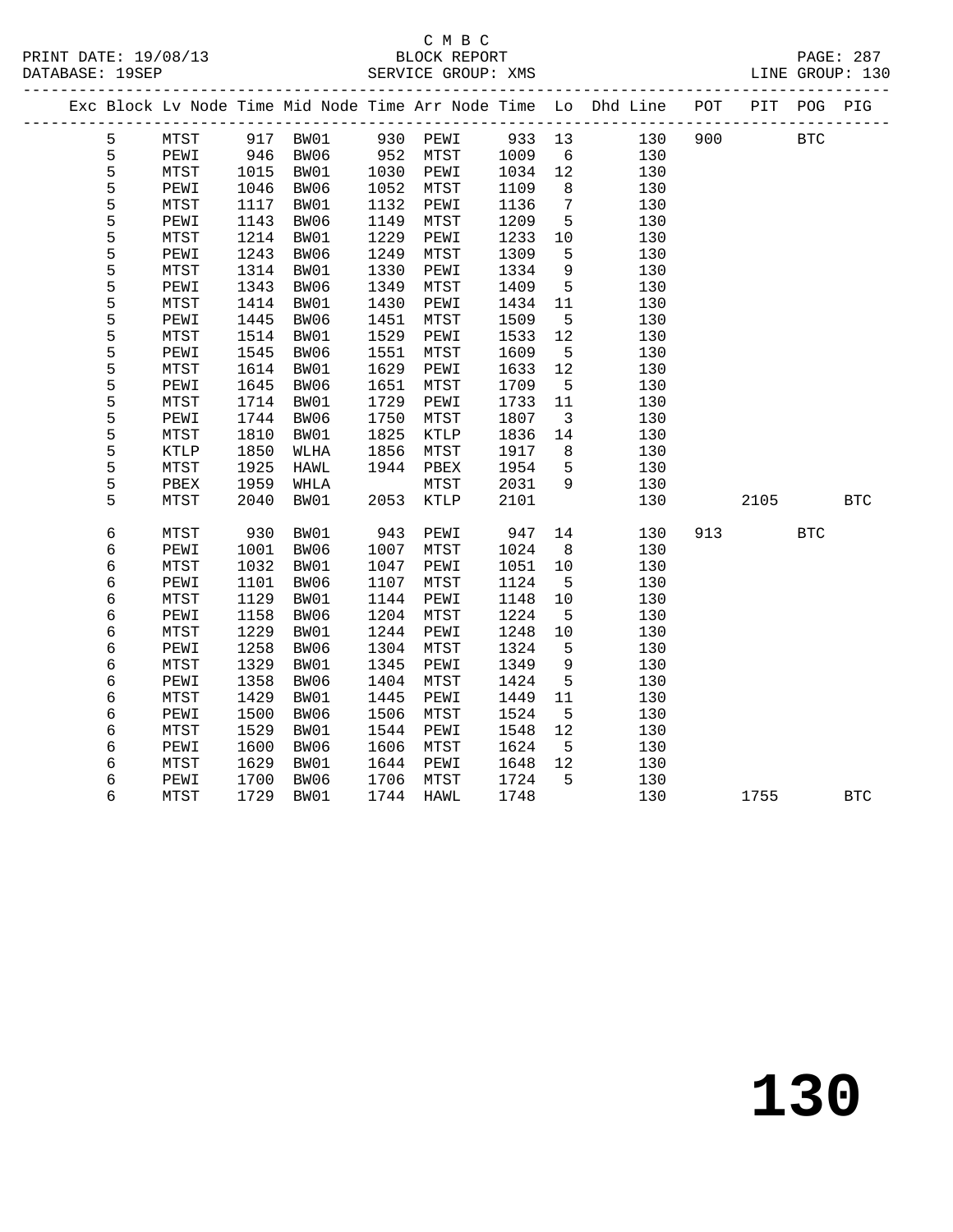C M B C
PRINT DATE: 19/08/13 BLOCK REPORT
DATABASE: 19SEP SERVICE GROUP: XMS LINE GROUP: 130

| Exc | Block | Lv | Node | Time | Mid Node | Time | Arr Node | Time | Lo | Dhd Line | POT | PIT | POG | PIG |
|---|---|---|---|---|---|---|---|---|---|---|---|---|---|---|
| | 5 | | MTST | 917 | BW01 | 930 | PEWI | 933 | 13 | 130 | 900 | | BTC | |
| | 5 | | PEWI | 946 | BW06 | 952 | MTST | 1009 | 6 | 130 | | | | |
| | 5 | | MTST | 1015 | BW01 | 1030 | PEWI | 1034 | 12 | 130 | | | | |
| | 5 | | PEWI | 1046 | BW06 | 1052 | MTST | 1109 | 8 | 130 | | | | |
| | 5 | | MTST | 1117 | BW01 | 1132 | PEWI | 1136 | 7 | 130 | | | | |
| | 5 | | PEWI | 1143 | BW06 | 1149 | MTST | 1209 | 5 | 130 | | | | |
| | 5 | | MTST | 1214 | BW01 | 1229 | PEWI | 1233 | 10 | 130 | | | | |
| | 5 | | PEWI | 1243 | BW06 | 1249 | MTST | 1309 | 5 | 130 | | | | |
| | 5 | | MTST | 1314 | BW01 | 1330 | PEWI | 1334 | 9 | 130 | | | | |
| | 5 | | PEWI | 1343 | BW06 | 1349 | MTST | 1409 | 5 | 130 | | | | |
| | 5 | | MTST | 1414 | BW01 | 1430 | PEWI | 1434 | 11 | 130 | | | | |
| | 5 | | PEWI | 1445 | BW06 | 1451 | MTST | 1509 | 5 | 130 | | | | |
| | 5 | | MTST | 1514 | BW01 | 1529 | PEWI | 1533 | 12 | 130 | | | | |
| | 5 | | PEWI | 1545 | BW06 | 1551 | MTST | 1609 | 5 | 130 | | | | |
| | 5 | | MTST | 1614 | BW01 | 1629 | PEWI | 1633 | 12 | 130 | | | | |
| | 5 | | PEWI | 1645 | BW06 | 1651 | MTST | 1709 | 5 | 130 | | | | |
| | 5 | | MTST | 1714 | BW01 | 1729 | PEWI | 1733 | 11 | 130 | | | | |
| | 5 | | PEWI | 1744 | BW06 | 1750 | MTST | 1807 | 3 | 130 | | | | |
| | 5 | | MTST | 1810 | BW01 | 1825 | KTLP | 1836 | 14 | 130 | | | | |
| | 5 | | KTLP | 1850 | WLHA | 1856 | MTST | 1917 | 8 | 130 | | | | |
| | 5 | | MTST | 1925 | HAWL | 1944 | PBEX | 1954 | 5 | 130 | | | | |
| | 5 | | PBEX | 1959 | WHLA | | MTST | 2031 | 9 | 130 | | | | |
| | 5 | | MTST | 2040 | BW01 | 2053 | KTLP | 2101 | | 130 | | 2105 | | BTC |
| | 6 | | MTST | 930 | BW01 | 943 | PEWI | 947 | 14 | 130 | 913 | | BTC | |
| | 6 | | PEWI | 1001 | BW06 | 1007 | MTST | 1024 | 8 | 130 | | | | |
| | 6 | | MTST | 1032 | BW01 | 1047 | PEWI | 1051 | 10 | 130 | | | | |
| | 6 | | PEWI | 1101 | BW06 | 1107 | MTST | 1124 | 5 | 130 | | | | |
| | 6 | | MTST | 1129 | BW01 | 1144 | PEWI | 1148 | 10 | 130 | | | | |
| | 6 | | PEWI | 1158 | BW06 | 1204 | MTST | 1224 | 5 | 130 | | | | |
| | 6 | | MTST | 1229 | BW01 | 1244 | PEWI | 1248 | 10 | 130 | | | | |
| | 6 | | PEWI | 1258 | BW06 | 1304 | MTST | 1324 | 5 | 130 | | | | |
| | 6 | | MTST | 1329 | BW01 | 1345 | PEWI | 1349 | 9 | 130 | | | | |
| | 6 | | PEWI | 1358 | BW06 | 1404 | MTST | 1424 | 5 | 130 | | | | |
| | 6 | | MTST | 1429 | BW01 | 1445 | PEWI | 1449 | 11 | 130 | | | | |
| | 6 | | PEWI | 1500 | BW06 | 1506 | MTST | 1524 | 5 | 130 | | | | |
| | 6 | | MTST | 1529 | BW01 | 1544 | PEWI | 1548 | 12 | 130 | | | | |
| | 6 | | PEWI | 1600 | BW06 | 1606 | MTST | 1624 | 5 | 130 | | | | |
| | 6 | | MTST | 1629 | BW01 | 1644 | PEWI | 1648 | 12 | 130 | | | | |
| | 6 | | PEWI | 1700 | BW06 | 1706 | MTST | 1724 | 5 | 130 | | | | |
| | 6 | | MTST | 1729 | BW01 | 1744 | HAWL | 1748 | | 130 | | 1755 | | BTC |

# 130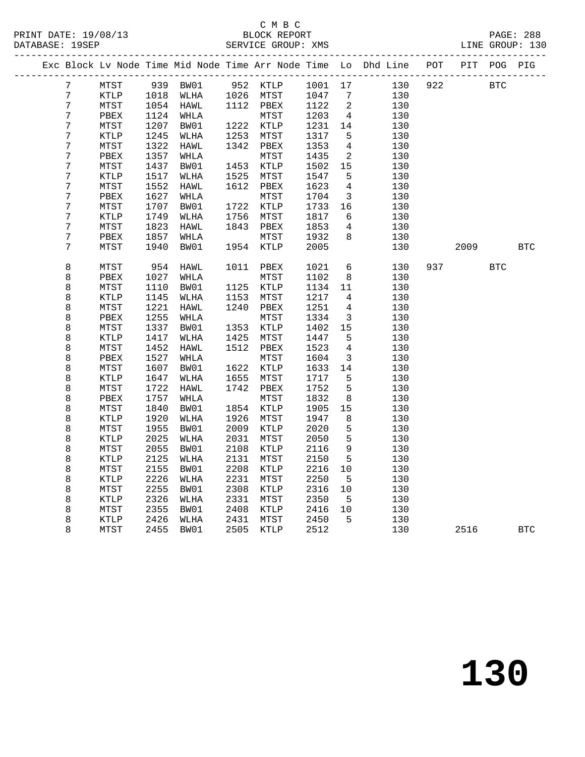C M B C

PRINT DATE: 19/08/13 BLOCK REPORT
DATABASE: 19SEP SERVICE GROUP: XMS LINE GROUP: 130

| Exc | Block | Lv | Node | Time | Mid Node | Time | Arr Node | Time | Lo | Dhd Line | POT | PIT | POG | PIG |
|---|---|---|---|---|---|---|---|---|---|---|---|---|---|---|
| | 7 | | MTST | 939 | BW01 | 952 | KTLP | 1001 | 17 | 130 | 922 | | BTC | |
| | 7 | | KTLP | 1018 | WLHA | 1026 | MTST | 1047 | 7 | 130 | | | | |
| | 7 | | MTST | 1054 | HAWL | 1112 | PBEX | 1122 | 2 | 130 | | | | |
| | 7 | | PBEX | 1124 | WHLA | | MTST | 1203 | 4 | 130 | | | | |
| | 7 | | MTST | 1207 | BW01 | 1222 | KTLP | 1231 | 14 | 130 | | | | |
| | 7 | | KTLP | 1245 | WLHA | 1253 | MTST | 1317 | 5 | 130 | | | | |
| | 7 | | MTST | 1322 | HAWL | 1342 | PBEX | 1353 | 4 | 130 | | | | |
| | 7 | | PBEX | 1357 | WHLA | | MTST | 1435 | 2 | 130 | | | | |
| | 7 | | MTST | 1437 | BW01 | 1453 | KTLP | 1502 | 15 | 130 | | | | |
| | 7 | | KTLP | 1517 | WLHA | 1525 | MTST | 1547 | 5 | 130 | | | | |
| | 7 | | MTST | 1552 | HAWL | 1612 | PBEX | 1623 | 4 | 130 | | | | |
| | 7 | | PBEX | 1627 | WHLA | | MTST | 1704 | 3 | 130 | | | | |
| | 7 | | MTST | 1707 | BW01 | 1722 | KTLP | 1733 | 16 | 130 | | | | |
| | 7 | | KTLP | 1749 | WLHA | 1756 | MTST | 1817 | 6 | 130 | | | | |
| | 7 | | MTST | 1823 | HAWL | 1843 | PBEX | 1853 | 4 | 130 | | | | |
| | 7 | | PBEX | 1857 | WHLA | | MTST | 1932 | 8 | 130 | | | | |
| | 7 | | MTST | 1940 | BW01 | 1954 | KTLP | 2005 | | 130 | | 2009 | | BTC |
| | 8 | | MTST | 954 | HAWL | 1011 | PBEX | 1021 | 6 | 130 | 937 | | BTC | |
| | 8 | | PBEX | 1027 | WHLA | | MTST | 1102 | 8 | 130 | | | | |
| | 8 | | MTST | 1110 | BW01 | 1125 | KTLP | 1134 | 11 | 130 | | | | |
| | 8 | | KTLP | 1145 | WLHA | 1153 | MTST | 1217 | 4 | 130 | | | | |
| | 8 | | MTST | 1221 | HAWL | 1240 | PBEX | 1251 | 4 | 130 | | | | |
| | 8 | | PBEX | 1255 | WHLA | | MTST | 1334 | 3 | 130 | | | | |
| | 8 | | MTST | 1337 | BW01 | 1353 | KTLP | 1402 | 15 | 130 | | | | |
| | 8 | | KTLP | 1417 | WLHA | 1425 | MTST | 1447 | 5 | 130 | | | | |
| | 8 | | MTST | 1452 | HAWL | 1512 | PBEX | 1523 | 4 | 130 | | | | |
| | 8 | | PBEX | 1527 | WHLA | | MTST | 1604 | 3 | 130 | | | | |
| | 8 | | MTST | 1607 | BW01 | 1622 | KTLP | 1633 | 14 | 130 | | | | |
| | 8 | | KTLP | 1647 | WLHA | 1655 | MTST | 1717 | 5 | 130 | | | | |
| | 8 | | MTST | 1722 | HAWL | 1742 | PBEX | 1752 | 5 | 130 | | | | |
| | 8 | | PBEX | 1757 | WHLA | | MTST | 1832 | 8 | 130 | | | | |
| | 8 | | MTST | 1840 | BW01 | 1854 | KTLP | 1905 | 15 | 130 | | | | |
| | 8 | | KTLP | 1920 | WLHA | 1926 | MTST | 1947 | 8 | 130 | | | | |
| | 8 | | MTST | 1955 | BW01 | 2009 | KTLP | 2020 | 5 | 130 | | | | |
| | 8 | | KTLP | 2025 | WLHA | 2031 | MTST | 2050 | 5 | 130 | | | | |
| | 8 | | MTST | 2055 | BW01 | 2108 | KTLP | 2116 | 9 | 130 | | | | |
| | 8 | | KTLP | 2125 | WLHA | 2131 | MTST | 2150 | 5 | 130 | | | | |
| | 8 | | MTST | 2155 | BW01 | 2208 | KTLP | 2216 | 10 | 130 | | | | |
| | 8 | | KTLP | 2226 | WLHA | 2231 | MTST | 2250 | 5 | 130 | | | | |
| | 8 | | MTST | 2255 | BW01 | 2308 | KTLP | 2316 | 10 | 130 | | | | |
| | 8 | | KTLP | 2326 | WLHA | 2331 | MTST | 2350 | 5 | 130 | | | | |
| | 8 | | MTST | 2355 | BW01 | 2408 | KTLP | 2416 | 10 | 130 | | | | |
| | 8 | | KTLP | 2426 | WLHA | 2431 | MTST | 2450 | 5 | 130 | | | | |
| | 8 | | MTST | 2455 | BW01 | 2505 | KTLP | 2512 | | 130 | | 2516 | | BTC |

130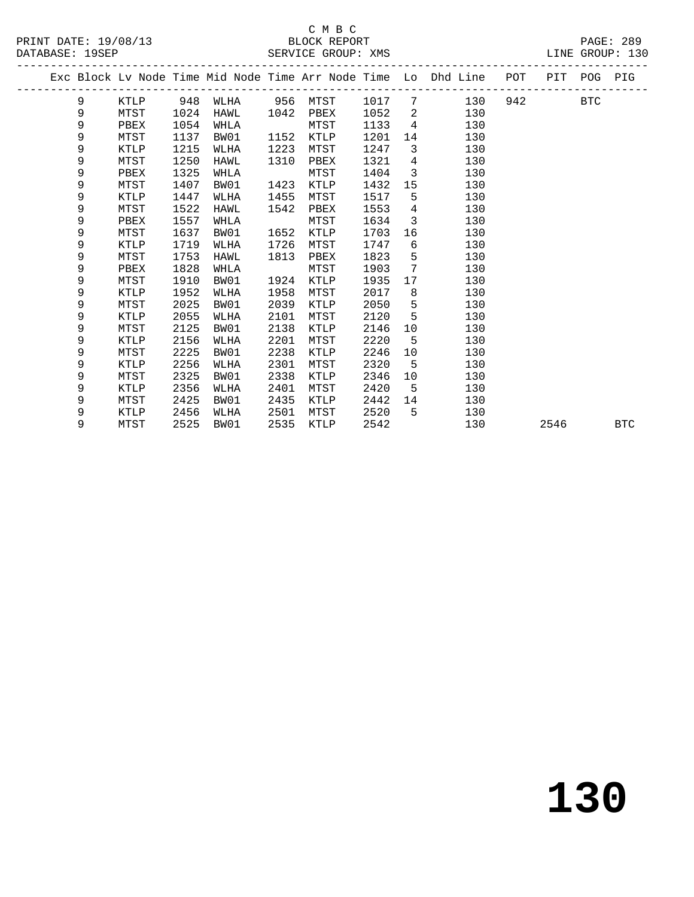C M B C
BLOCK REPORT
SERVICE GROUP: XMS

PRINT DATE: 19/08/13
DATABASE: 19SEP
LINE GROUP: 130

| Exc | Block | Lv | Node | Time | Mid Node | Time | Arr Node | Time | Lo | Dhd Line | POT | PIT | POG | PIG |
|---|---|---|---|---|---|---|---|---|---|---|---|---|---|---|
| | 9 | | KTLP | 948 | WLHA | 956 | MTST | 1017 | 7 | 130 | 942 | | BTC | |
| | 9 | | MTST | 1024 | HAWL | 1042 | PBEX | 1052 | 2 | 130 | | | | |
| | 9 | | PBEX | 1054 | WHLA | | MTST | 1133 | 4 | 130 | | | | |
| | 9 | | MTST | 1137 | BW01 | 1152 | KTLP | 1201 | 14 | 130 | | | | |
| | 9 | | KTLP | 1215 | WLHA | 1223 | MTST | 1247 | 3 | 130 | | | | |
| | 9 | | MTST | 1250 | HAWL | 1310 | PBEX | 1321 | 4 | 130 | | | | |
| | 9 | | PBEX | 1325 | WHLA | | MTST | 1404 | 3 | 130 | | | | |
| | 9 | | MTST | 1407 | BW01 | 1423 | KTLP | 1432 | 15 | 130 | | | | |
| | 9 | | KTLP | 1447 | WLHA | 1455 | MTST | 1517 | 5 | 130 | | | | |
| | 9 | | MTST | 1522 | HAWL | 1542 | PBEX | 1553 | 4 | 130 | | | | |
| | 9 | | PBEX | 1557 | WHLA | | MTST | 1634 | 3 | 130 | | | | |
| | 9 | | MTST | 1637 | BW01 | 1652 | KTLP | 1703 | 16 | 130 | | | | |
| | 9 | | KTLP | 1719 | WLHA | 1726 | MTST | 1747 | 6 | 130 | | | | |
| | 9 | | MTST | 1753 | HAWL | 1813 | PBEX | 1823 | 5 | 130 | | | | |
| | 9 | | PBEX | 1828 | WHLA | | MTST | 1903 | 7 | 130 | | | | |
| | 9 | | MTST | 1910 | BW01 | 1924 | KTLP | 1935 | 17 | 130 | | | | |
| | 9 | | KTLP | 1952 | WLHA | 1958 | MTST | 2017 | 8 | 130 | | | | |
| | 9 | | MTST | 2025 | BW01 | 2039 | KTLP | 2050 | 5 | 130 | | | | |
| | 9 | | KTLP | 2055 | WLHA | 2101 | MTST | 2120 | 5 | 130 | | | | |
| | 9 | | MTST | 2125 | BW01 | 2138 | KTLP | 2146 | 10 | 130 | | | | |
| | 9 | | KTLP | 2156 | WLHA | 2201 | MTST | 2220 | 5 | 130 | | | | |
| | 9 | | MTST | 2225 | BW01 | 2238 | KTLP | 2246 | 10 | 130 | | | | |
| | 9 | | KTLP | 2256 | WLHA | 2301 | MTST | 2320 | 5 | 130 | | | | |
| | 9 | | MTST | 2325 | BW01 | 2338 | KTLP | 2346 | 10 | 130 | | | | |
| | 9 | | KTLP | 2356 | WLHA | 2401 | MTST | 2420 | 5 | 130 | | | | |
| | 9 | | MTST | 2425 | BW01 | 2435 | KTLP | 2442 | 14 | 130 | | | | |
| | 9 | | KTLP | 2456 | WLHA | 2501 | MTST | 2520 | 5 | 130 | | | | |
| | 9 | | MTST | 2525 | BW01 | 2535 | KTLP | 2542 | | 130 | | 2546 | | BTC |

# 130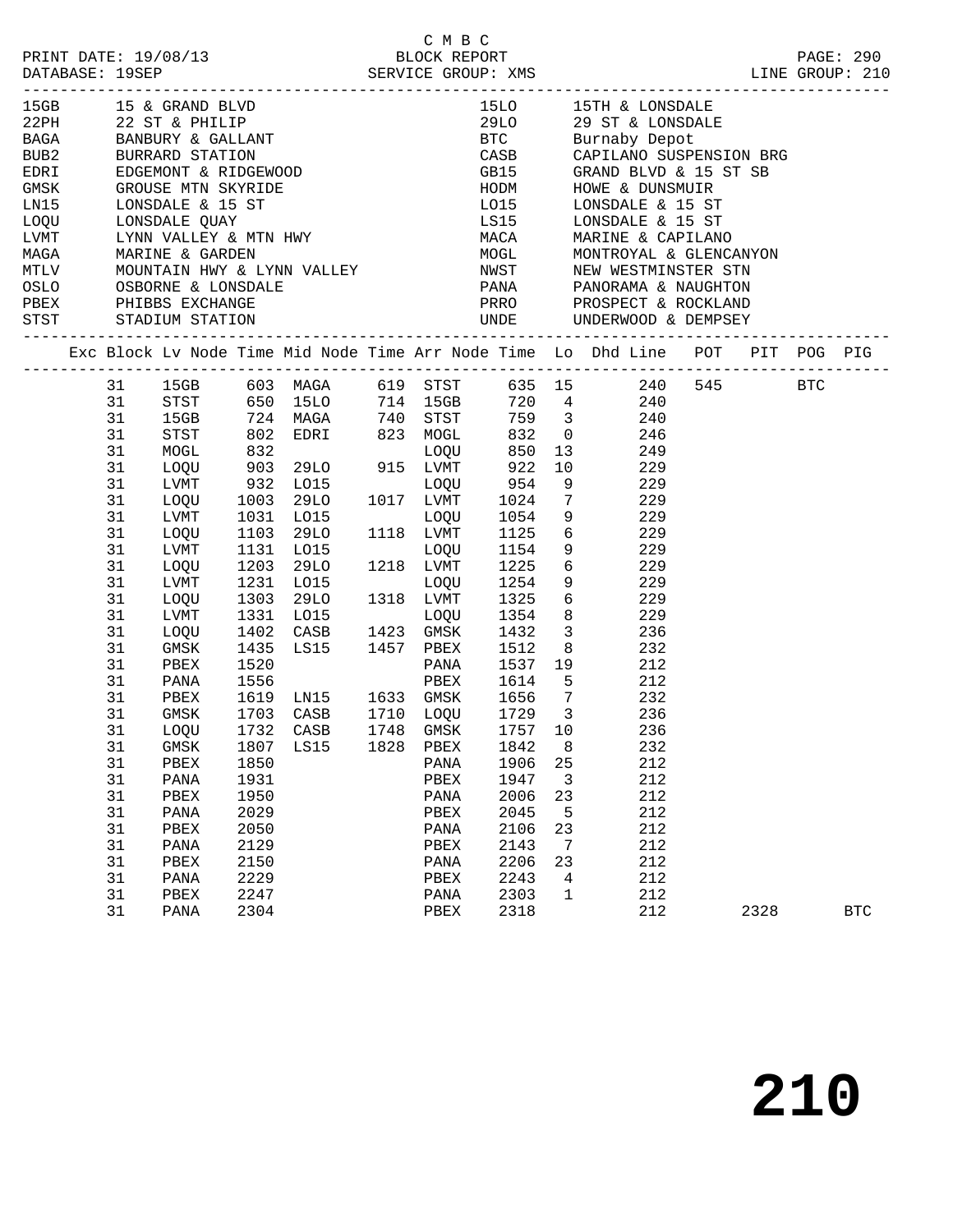C M B C
PRINT DATE: 19/08/13 BLOCK REPORT
DATABASE: 19SEP SERVICE GROUP: XMS LINE GROUP: 210

| Code | Description | Code | Description |
|---|---|---|---|
| 15GB | 15 & GRAND BLVD | 15LO | 15TH & LONSDALE |
| 22PH | 22 ST & PHILIP | 29LO | 29 ST & LONSDALE |
| BAGA | BANBURY & GALLANT | BTC | Burnaby Depot |
| BUB2 | BURRARD STATION | CASB | CAPILANO SUSPENSION BRG |
| EDRI | EDGEMONT & RIDGEWOOD | GB15 | GRAND BLVD & 15 ST SB |
| GMSK | GROUSE MTN SKYRIDE | HODM | HOWE & DUNSMUIR |
| LN15 | LONSDALE & 15 ST | LO15 | LONSDALE & 15 ST |
| LOQU | LONSDALE QUAY | LS15 | LONSDALE & 15 ST |
| LVMT | LYNN VALLEY & MTN HWY | MACA | MARINE & CAPILANO |
| MAGA | MARINE & GARDEN | MOGL | MONTROYAL & GLENCANYON |
| MTLV | MOUNTAIN HWY & LYNN VALLEY | NWST | NEW WESTMINSTER STN |
| OSLO | OSBORNE & LONSDALE | PANA | PANORAMA & NAUGHTON |
| PBEX | PHIBBS EXCHANGE | PRRO | PROSPECT & ROCKLAND |
| STST | STADIUM STATION | UNDE | UNDERWOOD & DEMPSEY |

| Exc | Block | Lv Node | Time | Mid Node | Time | Arr Node | Time | Lo | Dhd Line | POT | PIT | POG | PIG |
|---|---|---|---|---|---|---|---|---|---|---|---|---|---|
| | 31 | 15GB | 603 | MAGA | 619 | STST | 635 | 15 | 240 | 545 | | BTC | |
| | 31 | STST | 650 | 15LO | 714 | 15GB | 720 | 4 | 240 | | | | |
| | 31 | 15GB | 724 | MAGA | 740 | STST | 759 | 3 | 240 | | | | |
| | 31 | STST | 802 | EDRI | 823 | MOGL | 832 | 0 | 246 | | | | |
| | 31 | MOGL | 832 | | | LOQU | 850 | 13 | 249 | | | | |
| | 31 | LOQU | 903 | 29LO | 915 | LVMT | 922 | 10 | 229 | | | | |
| | 31 | LVMT | 932 | LO15 | | LOQU | 954 | 9 | 229 | | | | |
| | 31 | LOQU | 1003 | 29LO | 1017 | LVMT | 1024 | 7 | 229 | | | | |
| | 31 | LVMT | 1031 | LO15 | | LOQU | 1054 | 9 | 229 | | | | |
| | 31 | LOQU | 1103 | 29LO | 1118 | LVMT | 1125 | 6 | 229 | | | | |
| | 31 | LVMT | 1131 | LO15 | | LOQU | 1154 | 9 | 229 | | | | |
| | 31 | LOQU | 1203 | 29LO | 1218 | LVMT | 1225 | 6 | 229 | | | | |
| | 31 | LVMT | 1231 | LO15 | | LOQU | 1254 | 9 | 229 | | | | |
| | 31 | LOQU | 1303 | 29LO | 1318 | LVMT | 1325 | 6 | 229 | | | | |
| | 31 | LVMT | 1331 | LO15 | | LOQU | 1354 | 8 | 229 | | | | |
| | 31 | LOQU | 1402 | CASB | 1423 | GMSK | 1432 | 3 | 236 | | | | |
| | 31 | GMSK | 1435 | LS15 | 1457 | PBEX | 1512 | 8 | 232 | | | | |
| | 31 | PBEX | 1520 | | | PANA | 1537 | 19 | 212 | | | | |
| | 31 | PANA | 1556 | | | PBEX | 1614 | 5 | 212 | | | | |
| | 31 | PBEX | 1619 | LN15 | 1633 | GMSK | 1656 | 7 | 232 | | | | |
| | 31 | GMSK | 1703 | CASB | 1710 | LOQU | 1729 | 3 | 236 | | | | |
| | 31 | LOQU | 1732 | CASB | 1748 | GMSK | 1757 | 10 | 236 | | | | |
| | 31 | GMSK | 1807 | LS15 | 1828 | PBEX | 1842 | 8 | 232 | | | | |
| | 31 | PBEX | 1850 | | | PANA | 1906 | 25 | 212 | | | | |
| | 31 | PANA | 1931 | | | PBEX | 1947 | 3 | 212 | | | | |
| | 31 | PBEX | 1950 | | | PANA | 2006 | 23 | 212 | | | | |
| | 31 | PANA | 2029 | | | PBEX | 2045 | 5 | 212 | | | | |
| | 31 | PBEX | 2050 | | | PANA | 2106 | 23 | 212 | | | | |
| | 31 | PANA | 2129 | | | PBEX | 2143 | 7 | 212 | | | | |
| | 31 | PBEX | 2150 | | | PANA | 2206 | 23 | 212 | | | | |
| | 31 | PANA | 2229 | | | PBEX | 2243 | 4 | 212 | | | | |
| | 31 | PBEX | 2247 | | | PANA | 2303 | 1 | 212 | | | | |
| | 31 | PANA | 2304 | | | PBEX | 2318 | | 212 | | 2328 | | BTC |

# 210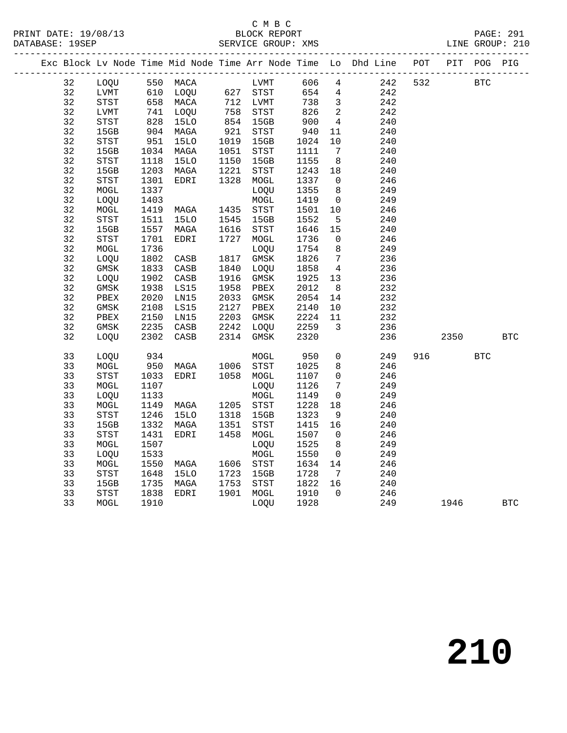C M B C

PRINT DATE: 19/08/13 BLOCK REPORT PAGE: 291
DATABASE: 19SEP SERVICE GROUP: XMS LINE GROUP: 210

| Exc | Block | Lv | Node | Time | Mid Node | Time | Arr Node | Time | Lo | Dhd Line | POT | PIT | POG | PIG |
|---|---|---|---|---|---|---|---|---|---|---|---|---|---|---|
| | 32 | | LOQU | 550 | MACA | | LVMT | 606 | 4 | 242 | 532 | | BTC | |
| | 32 | | LVMT | 610 | LOQU | 627 | STST | 654 | 4 | 242 | | | | |
| | 32 | | STST | 658 | MACA | 712 | LVMT | 738 | 3 | 242 | | | | |
| | 32 | | LVMT | 741 | LOQU | 758 | STST | 826 | 2 | 242 | | | | |
| | 32 | | STST | 828 | 15LO | 854 | 15GB | 900 | 4 | 240 | | | | |
| | 32 | | 15GB | 904 | MAGA | 921 | STST | 940 | 11 | 240 | | | | |
| | 32 | | STST | 951 | 15LO | 1019 | 15GB | 1024 | 10 | 240 | | | | |
| | 32 | | 15GB | 1034 | MAGA | 1051 | STST | 1111 | 7 | 240 | | | | |
| | 32 | | STST | 1118 | 15LO | 1150 | 15GB | 1155 | 8 | 240 | | | | |
| | 32 | | 15GB | 1203 | MAGA | 1221 | STST | 1243 | 18 | 240 | | | | |
| | 32 | | STST | 1301 | EDRI | 1328 | MOGL | 1337 | 0 | 246 | | | | |
| | 32 | | MOGL | 1337 | | | LOQU | 1355 | 8 | 249 | | | | |
| | 32 | | LOQU | 1403 | | | MOGL | 1419 | 0 | 249 | | | | |
| | 32 | | MOGL | 1419 | MAGA | 1435 | STST | 1501 | 10 | 246 | | | | |
| | 32 | | STST | 1511 | 15LO | 1545 | 15GB | 1552 | 5 | 240 | | | | |
| | 32 | | 15GB | 1557 | MAGA | 1616 | STST | 1646 | 15 | 240 | | | | |
| | 32 | | STST | 1701 | EDRI | 1727 | MOGL | 1736 | 0 | 246 | | | | |
| | 32 | | MOGL | 1736 | | | LOQU | 1754 | 8 | 249 | | | | |
| | 32 | | LOQU | 1802 | CASB | 1817 | GMSK | 1826 | 7 | 236 | | | | |
| | 32 | | GMSK | 1833 | CASB | 1840 | LOQU | 1858 | 4 | 236 | | | | |
| | 32 | | LOQU | 1902 | CASB | 1916 | GMSK | 1925 | 13 | 236 | | | | |
| | 32 | | GMSK | 1938 | LS15 | 1958 | PBEX | 2012 | 8 | 232 | | | | |
| | 32 | | PBEX | 2020 | LN15 | 2033 | GMSK | 2054 | 14 | 232 | | | | |
| | 32 | | GMSK | 2108 | LS15 | 2127 | PBEX | 2140 | 10 | 232 | | | | |
| | 32 | | PBEX | 2150 | LN15 | 2203 | GMSK | 2224 | 11 | 232 | | | | |
| | 32 | | GMSK | 2235 | CASB | 2242 | LOQU | 2259 | 3 | 236 | | | | |
| | 32 | | LOQU | 2302 | CASB | 2314 | GMSK | 2320 | | 236 | | 2350 | | BTC |
| | 33 | | LOQU | 934 | | | MOGL | 950 | 0 | 249 | 916 | | BTC | |
| | 33 | | MOGL | 950 | MAGA | 1006 | STST | 1025 | 8 | 246 | | | | |
| | 33 | | STST | 1033 | EDRI | 1058 | MOGL | 1107 | 0 | 246 | | | | |
| | 33 | | MOGL | 1107 | | | LOQU | 1126 | 7 | 249 | | | | |
| | 33 | | LOQU | 1133 | | | MOGL | 1149 | 0 | 249 | | | | |
| | 33 | | MOGL | 1149 | MAGA | 1205 | STST | 1228 | 18 | 246 | | | | |
| | 33 | | STST | 1246 | 15LO | 1318 | 15GB | 1323 | 9 | 240 | | | | |
| | 33 | | 15GB | 1332 | MAGA | 1351 | STST | 1415 | 16 | 240 | | | | |
| | 33 | | STST | 1431 | EDRI | 1458 | MOGL | 1507 | 0 | 246 | | | | |
| | 33 | | MOGL | 1507 | | | LOQU | 1525 | 8 | 249 | | | | |
| | 33 | | LOQU | 1533 | | | MOGL | 1550 | 0 | 249 | | | | |
| | 33 | | MOGL | 1550 | MAGA | 1606 | STST | 1634 | 14 | 246 | | | | |
| | 33 | | STST | 1648 | 15LO | 1723 | 15GB | 1728 | 7 | 240 | | | | |
| | 33 | | 15GB | 1735 | MAGA | 1753 | STST | 1822 | 16 | 240 | | | | |
| | 33 | | STST | 1838 | EDRI | 1901 | MOGL | 1910 | 0 | 246 | | | | |
| | 33 | | MOGL | 1910 | | | LOQU | 1928 | | 249 | | 1946 | | BTC |

# 210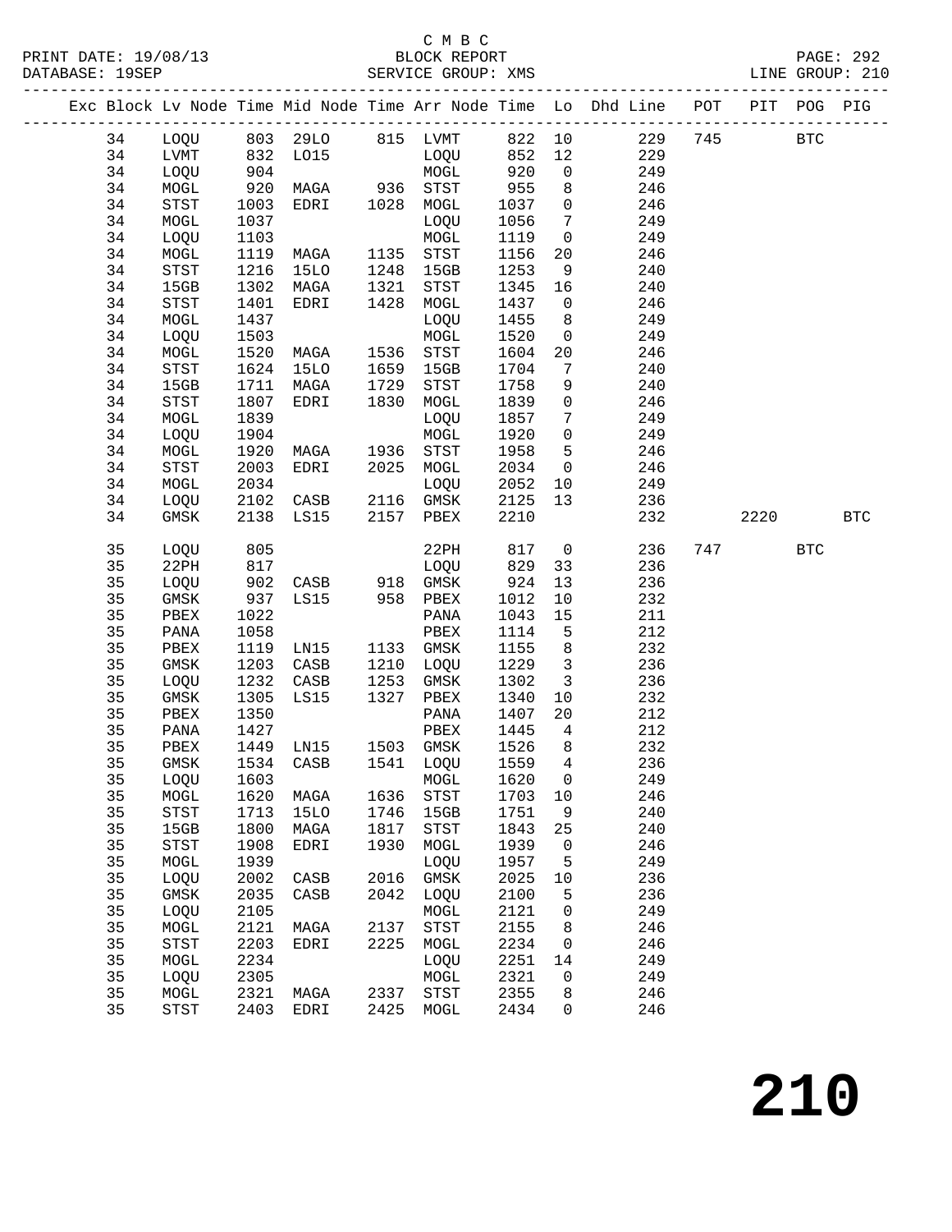C M B C

BLOCK REPORT

SERVICE GROUP: XMS

| Exc | Block | Lv | Node | Time | Mid Node | Time | Arr Node | Time | Lo | Dhd Line | POT | PIT | POG | PIG |
|---|---|---|---|---|---|---|---|---|---|---|---|---|---|---|
| | 34 | | LOQU | 803 | 29LO | 815 | LVMT | 822 | 10 | 229 | 745 | | BTC | |
| | 34 | | LVMT | 832 | LO15 | | LOQU | 852 | 12 | 229 | | | | |
| | 34 | | LOQU | 904 | | | MOGL | 920 | 0 | 249 | | | | |
| | 34 | | MOGL | 920 | MAGA | 936 | STST | 955 | 8 | 246 | | | | |
| | 34 | | STST | 1003 | EDRI | 1028 | MOGL | 1037 | 0 | 246 | | | | |
| | 34 | | MOGL | 1037 | | | LOQU | 1056 | 7 | 249 | | | | |
| | 34 | | LOQU | 1103 | | | MOGL | 1119 | 0 | 249 | | | | |
| | 34 | | MOGL | 1119 | MAGA | 1135 | STST | 1156 | 20 | 246 | | | | |
| | 34 | | STST | 1216 | 15LO | 1248 | 15GB | 1253 | 9 | 240 | | | | |
| | 34 | | 15GB | 1302 | MAGA | 1321 | STST | 1345 | 16 | 240 | | | | |
| | 34 | | STST | 1401 | EDRI | 1428 | MOGL | 1437 | 0 | 246 | | | | |
| | 34 | | MOGL | 1437 | | | LOQU | 1455 | 8 | 249 | | | | |
| | 34 | | LOQU | 1503 | | | MOGL | 1520 | 0 | 249 | | | | |
| | 34 | | MOGL | 1520 | MAGA | 1536 | STST | 1604 | 20 | 246 | | | | |
| | 34 | | STST | 1624 | 15LO | 1659 | 15GB | 1704 | 7 | 240 | | | | |
| | 34 | | 15GB | 1711 | MAGA | 1729 | STST | 1758 | 9 | 240 | | | | |
| | 34 | | STST | 1807 | EDRI | 1830 | MOGL | 1839 | 0 | 246 | | | | |
| | 34 | | MOGL | 1839 | | | LOQU | 1857 | 7 | 249 | | | | |
| | 34 | | LOQU | 1904 | | | MOGL | 1920 | 0 | 249 | | | | |
| | 34 | | MOGL | 1920 | MAGA | 1936 | STST | 1958 | 5 | 246 | | | | |
| | 34 | | STST | 2003 | EDRI | 2025 | MOGL | 2034 | 0 | 246 | | | | |
| | 34 | | MOGL | 2034 | | | LOQU | 2052 | 10 | 249 | | | | |
| | 34 | | LOQU | 2102 | CASB | 2116 | GMSK | 2125 | 13 | 236 | | | | |
| | 34 | | GMSK | 2138 | LS15 | 2157 | PBEX | 2210 | | 232 | | 2220 | | BTC |
| | 35 | | LOQU | 805 | | | 22PH | 817 | 0 | 236 | 747 | | BTC | |
| | 35 | | 22PH | 817 | | | LOQU | 829 | 33 | 236 | | | | |
| | 35 | | LOQU | 902 | CASB | 918 | GMSK | 924 | 13 | 236 | | | | |
| | 35 | | GMSK | 937 | LS15 | 958 | PBEX | 1012 | 10 | 232 | | | | |
| | 35 | | PBEX | 1022 | | | PANA | 1043 | 15 | 211 | | | | |
| | 35 | | PANA | 1058 | | | PBEX | 1114 | 5 | 212 | | | | |
| | 35 | | PBEX | 1119 | LN15 | 1133 | GMSK | 1155 | 8 | 232 | | | | |
| | 35 | | GMSK | 1203 | CASB | 1210 | LOQU | 1229 | 3 | 236 | | | | |
| | 35 | | LOQU | 1232 | CASB | 1253 | GMSK | 1302 | 3 | 236 | | | | |
| | 35 | | GMSK | 1305 | LS15 | 1327 | PBEX | 1340 | 10 | 232 | | | | |
| | 35 | | PBEX | 1350 | | | PANA | 1407 | 20 | 212 | | | | |
| | 35 | | PANA | 1427 | | | PBEX | 1445 | 4 | 212 | | | | |
| | 35 | | PBEX | 1449 | LN15 | 1503 | GMSK | 1526 | 8 | 232 | | | | |
| | 35 | | GMSK | 1534 | CASB | 1541 | LOQU | 1559 | 4 | 236 | | | | |
| | 35 | | LOQU | 1603 | | | MOGL | 1620 | 0 | 249 | | | | |
| | 35 | | MOGL | 1620 | MAGA | 1636 | STST | 1703 | 10 | 246 | | | | |
| | 35 | | STST | 1713 | 15LO | 1746 | 15GB | 1751 | 9 | 240 | | | | |
| | 35 | | 15GB | 1800 | MAGA | 1817 | STST | 1843 | 25 | 240 | | | | |
| | 35 | | STST | 1908 | EDRI | 1930 | MOGL | 1939 | 0 | 246 | | | | |
| | 35 | | MOGL | 1939 | | | LOQU | 1957 | 5 | 249 | | | | |
| | 35 | | LOQU | 2002 | CASB | 2016 | GMSK | 2025 | 10 | 236 | | | | |
| | 35 | | GMSK | 2035 | CASB | 2042 | LOQU | 2100 | 5 | 236 | | | | |
| | 35 | | LOQU | 2105 | | | MOGL | 2121 | 0 | 249 | | | | |
| | 35 | | MOGL | 2121 | MAGA | 2137 | STST | 2155 | 8 | 246 | | | | |
| | 35 | | STST | 2203 | EDRI | 2225 | MOGL | 2234 | 0 | 246 | | | | |
| | 35 | | MOGL | 2234 | | | LOQU | 2251 | 14 | 249 | | | | |
| | 35 | | LOQU | 2305 | | | MOGL | 2321 | 0 | 249 | | | | |
| | 35 | | MOGL | 2321 | MAGA | 2337 | STST | 2355 | 8 | 246 | | | | |
| | 35 | | STST | 2403 | EDRI | 2425 | MOGL | 2434 | 0 | 246 | | | | |

**210**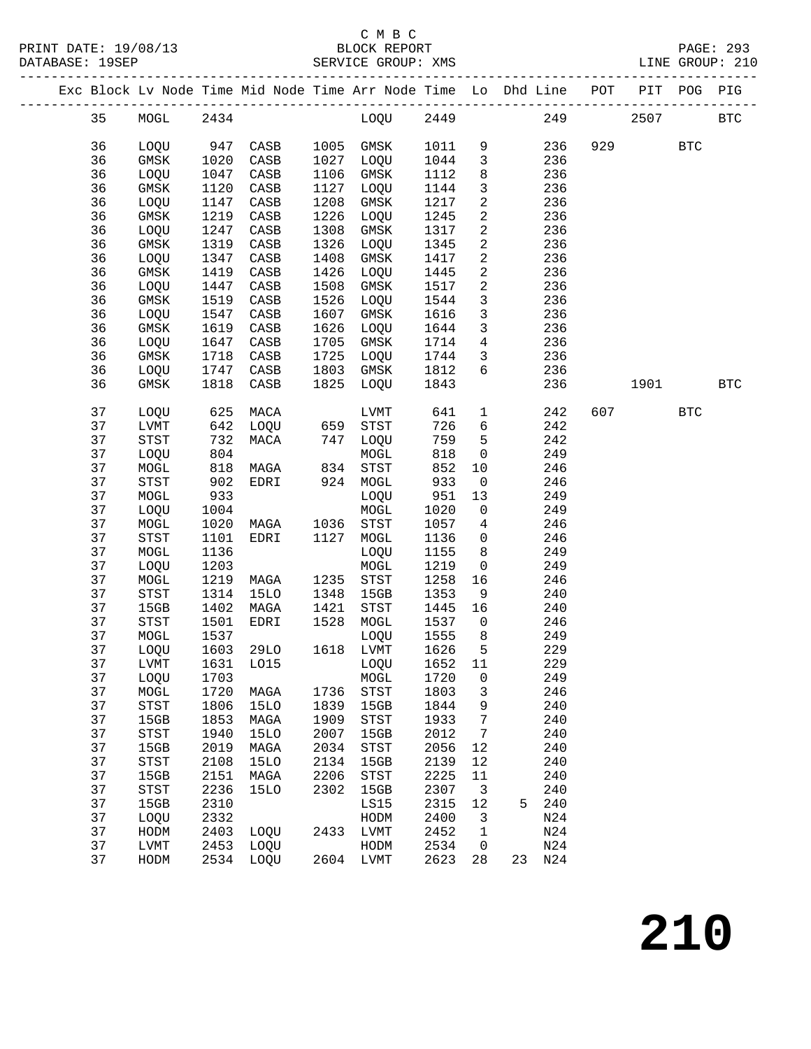C M B C

PRINT DATE: 19/08/13 BLOCK REPORT PAGE: 293
DATABASE: 19SEP SERVICE GROUP: XMS LINE GROUP: 210

| Exc | Block | Lv | Node | Time | Mid Node | Time | Arr Node | Time | Lo | Dhd | Line | POT | PIT | POG | PIG |
|---|---|---|---|---|---|---|---|---|---|---|---|---|---|---|---|
| | 35 | | MOGL | 2434 | | | LOQU | 2449 | | | 249 | | 2507 | | BTC |
| | 36 | | LOQU | 947 | CASB | 1005 | GMSK | 1011 | 9 | | 236 | 929 | | BTC | |
| | 36 | | GMSK | 1020 | CASB | 1027 | LOQU | 1044 | 3 | | 236 | | | | |
| | 36 | | LOQU | 1047 | CASB | 1106 | GMSK | 1112 | 8 | | 236 | | | | |
| | 36 | | GMSK | 1120 | CASB | 1127 | LOQU | 1144 | 3 | | 236 | | | | |
| | 36 | | LOQU | 1147 | CASB | 1208 | GMSK | 1217 | 2 | | 236 | | | | |
| | 36 | | GMSK | 1219 | CASB | 1226 | LOQU | 1245 | 2 | | 236 | | | | |
| | 36 | | LOQU | 1247 | CASB | 1308 | GMSK | 1317 | 2 | | 236 | | | | |
| | 36 | | GMSK | 1319 | CASB | 1326 | LOQU | 1345 | 2 | | 236 | | | | |
| | 36 | | LOQU | 1347 | CASB | 1408 | GMSK | 1417 | 2 | | 236 | | | | |
| | 36 | | GMSK | 1419 | CASB | 1426 | LOQU | 1445 | 2 | | 236 | | | | |
| | 36 | | LOQU | 1447 | CASB | 1508 | GMSK | 1517 | 2 | | 236 | | | | |
| | 36 | | GMSK | 1519 | CASB | 1526 | LOQU | 1544 | 3 | | 236 | | | | |
| | 36 | | LOQU | 1547 | CASB | 1607 | GMSK | 1616 | 3 | | 236 | | | | |
| | 36 | | GMSK | 1619 | CASB | 1626 | LOQU | 1644 | 3 | | 236 | | | | |
| | 36 | | LOQU | 1647 | CASB | 1705 | GMSK | 1714 | 4 | | 236 | | | | |
| | 36 | | GMSK | 1718 | CASB | 1725 | LOQU | 1744 | 3 | | 236 | | | | |
| | 36 | | LOQU | 1747 | CASB | 1803 | GMSK | 1812 | 6 | | 236 | | | | |
| | 36 | | GMSK | 1818 | CASB | 1825 | LOQU | 1843 | | | 236 | | 1901 | | BTC |
| | 37 | | LOQU | 625 | MACA | | LVMT | 641 | 1 | | 242 | 607 | | BTC | |
| | 37 | | LVMT | 642 | LOQU | 659 | STST | 726 | 6 | | 242 | | | | |
| | 37 | | STST | 732 | MACA | 747 | LOQU | 759 | 5 | | 242 | | | | |
| | 37 | | LOQU | 804 | | | MOGL | 818 | 0 | | 249 | | | | |
| | 37 | | MOGL | 818 | MAGA | 834 | STST | 852 | 10 | | 246 | | | | |
| | 37 | | STST | 902 | EDRI | 924 | MOGL | 933 | 0 | | 246 | | | | |
| | 37 | | MOGL | 933 | | | LOQU | 951 | 13 | | 249 | | | | |
| | 37 | | LOQU | 1004 | | | MOGL | 1020 | 0 | | 249 | | | | |
| | 37 | | MOGL | 1020 | MAGA | 1036 | STST | 1057 | 4 | | 246 | | | | |
| | 37 | | STST | 1101 | EDRI | 1127 | MOGL | 1136 | 0 | | 246 | | | | |
| | 37 | | MOGL | 1136 | | | LOQU | 1155 | 8 | | 249 | | | | |
| | 37 | | LOQU | 1203 | | | MOGL | 1219 | 0 | | 249 | | | | |
| | 37 | | MOGL | 1219 | MAGA | 1235 | STST | 1258 | 16 | | 246 | | | | |
| | 37 | | STST | 1314 | 15LO | 1348 | 15GB | 1353 | 9 | | 240 | | | | |
| | 37 | | 15GB | 1402 | MAGA | 1421 | STST | 1445 | 16 | | 240 | | | | |
| | 37 | | STST | 1501 | EDRI | 1528 | MOGL | 1537 | 0 | | 246 | | | | |
| | 37 | | MOGL | 1537 | | | LOQU | 1555 | 8 | | 249 | | | | |
| | 37 | | LOQU | 1603 | 29LO | 1618 | LVMT | 1626 | 5 | | 229 | | | | |
| | 37 | | LVMT | 1631 | LO15 | | LOQU | 1652 | 11 | | 229 | | | | |
| | 37 | | LOQU | 1703 | | | MOGL | 1720 | 0 | | 249 | | | | |
| | 37 | | MOGL | 1720 | MAGA | 1736 | STST | 1803 | 3 | | 246 | | | | |
| | 37 | | STST | 1806 | 15LO | 1839 | 15GB | 1844 | 9 | | 240 | | | | |
| | 37 | | 15GB | 1853 | MAGA | 1909 | STST | 1933 | 7 | | 240 | | | | |
| | 37 | | STST | 1940 | 15LO | 2007 | 15GB | 2012 | 7 | | 240 | | | | |
| | 37 | | 15GB | 2019 | MAGA | 2034 | STST | 2056 | 12 | | 240 | | | | |
| | 37 | | STST | 2108 | 15LO | 2134 | 15GB | 2139 | 12 | | 240 | | | | |
| | 37 | | 15GB | 2151 | MAGA | 2206 | STST | 2225 | 11 | | 240 | | | | |
| | 37 | | STST | 2236 | 15LO | 2302 | 15GB | 2307 | 3 | | 240 | | | | |
| | 37 | | 15GB | 2310 | | | LS15 | 2315 | 12 | 5 | 240 | | | | |
| | 37 | | LOQU | 2332 | | | HODM | 2400 | 3 | | N24 | | | | |
| | 37 | | HODM | 2403 | LOQU | 2433 | LVMT | 2452 | 1 | | N24 | | | | |
| | 37 | | LVMT | 2453 | LOQU | | HODM | 2534 | 0 | | N24 | | | | |
| | 37 | | HODM | 2534 | LOQU | 2604 | LVMT | 2623 | 28 | 23 | N24 | | | | |

# 210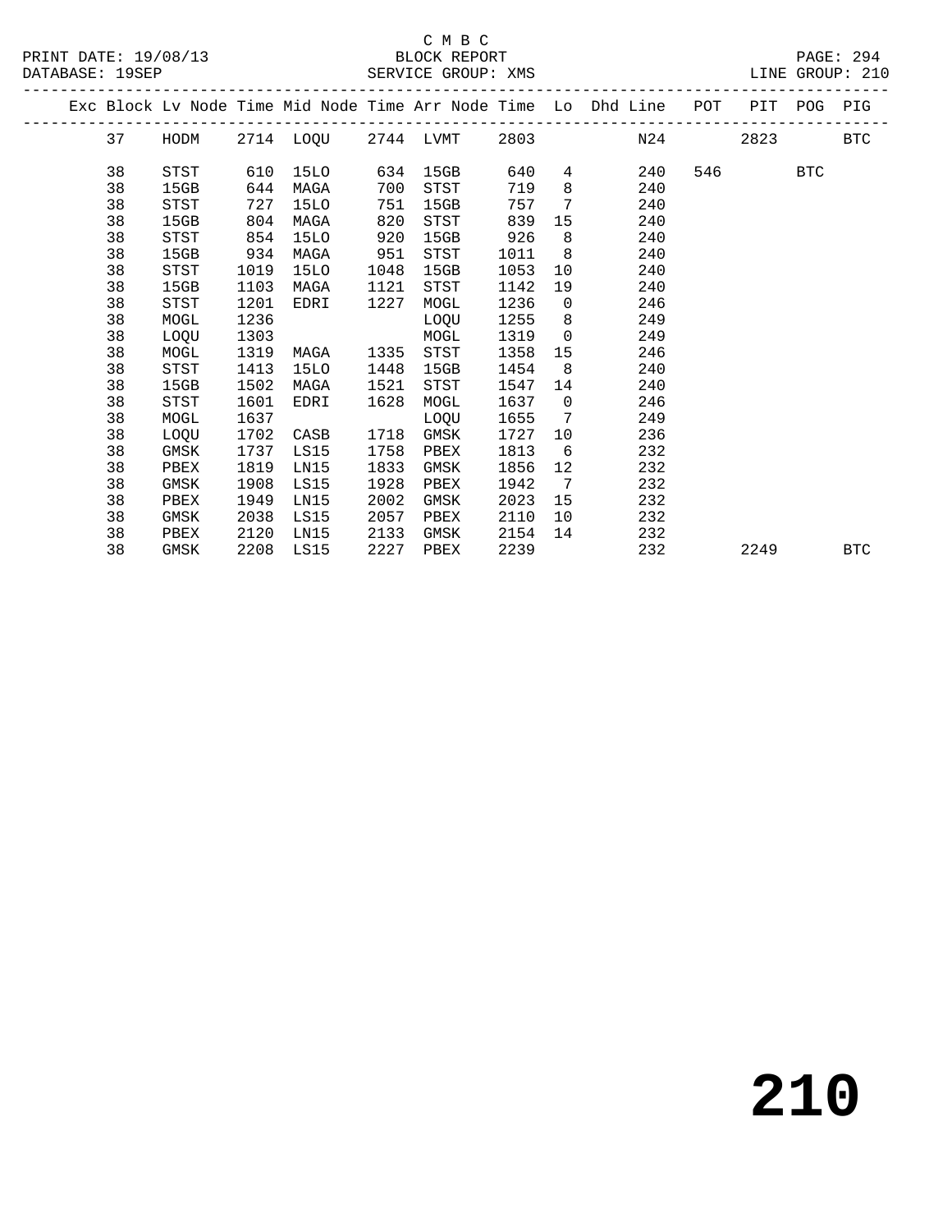C M B C
BLOCK REPORT
SERVICE GROUP: XMS

PRINT DATE: 19/08/13
DATABASE: 19SEP
LINE GROUP: 210

| Exc | Block | Lv Node | Time | Mid Node | Time | Arr Node | Time | Lo | Dhd Line | POT | PIT | POG | PIG |
|---|---|---|---|---|---|---|---|---|---|---|---|---|---|
| | 37 | HODM | 2714 | LOQU | 2744 | LVMT | 2803 | | N24 | | 2823 | | BTC |
| | 38 | STST | 610 | 15LO | 634 | 15GB | 640 | 4 | 240 | 546 | | BTC | |
| | 38 | 15GB | 644 | MAGA | 700 | STST | 719 | 8 | 240 | | | | |
| | 38 | STST | 727 | 15LO | 751 | 15GB | 757 | 7 | 240 | | | | |
| | 38 | 15GB | 804 | MAGA | 820 | STST | 839 | 15 | 240 | | | | |
| | 38 | STST | 854 | 15LO | 920 | 15GB | 926 | 8 | 240 | | | | |
| | 38 | 15GB | 934 | MAGA | 951 | STST | 1011 | 8 | 240 | | | | |
| | 38 | STST | 1019 | 15LO | 1048 | 15GB | 1053 | 10 | 240 | | | | |
| | 38 | 15GB | 1103 | MAGA | 1121 | STST | 1142 | 19 | 240 | | | | |
| | 38 | STST | 1201 | EDRI | 1227 | MOGL | 1236 | 0 | 246 | | | | |
| | 38 | MOGL | 1236 | | | LOQU | 1255 | 8 | 249 | | | | |
| | 38 | LOQU | 1303 | | | MOGL | 1319 | 0 | 249 | | | | |
| | 38 | MOGL | 1319 | MAGA | 1335 | STST | 1358 | 15 | 246 | | | | |
| | 38 | STST | 1413 | 15LO | 1448 | 15GB | 1454 | 8 | 240 | | | | |
| | 38 | 15GB | 1502 | MAGA | 1521 | STST | 1547 | 14 | 240 | | | | |
| | 38 | STST | 1601 | EDRI | 1628 | MOGL | 1637 | 0 | 246 | | | | |
| | 38 | MOGL | 1637 | | | LOQU | 1655 | 7 | 249 | | | | |
| | 38 | LOQU | 1702 | CASB | 1718 | GMSK | 1727 | 10 | 236 | | | | |
| | 38 | GMSK | 1737 | LS15 | 1758 | PBEX | 1813 | 6 | 232 | | | | |
| | 38 | PBEX | 1819 | LN15 | 1833 | GMSK | 1856 | 12 | 232 | | | | |
| | 38 | GMSK | 1908 | LS15 | 1928 | PBEX | 1942 | 7 | 232 | | | | |
| | 38 | PBEX | 1949 | LN15 | 2002 | GMSK | 2023 | 15 | 232 | | | | |
| | 38 | GMSK | 2038 | LS15 | 2057 | PBEX | 2110 | 10 | 232 | | | | |
| | 38 | PBEX | 2120 | LN15 | 2133 | GMSK | 2154 | 14 | 232 | | | | |
| | 38 | GMSK | 2208 | LS15 | 2227 | PBEX | 2239 | | 232 | | 2249 | | BTC |

# 210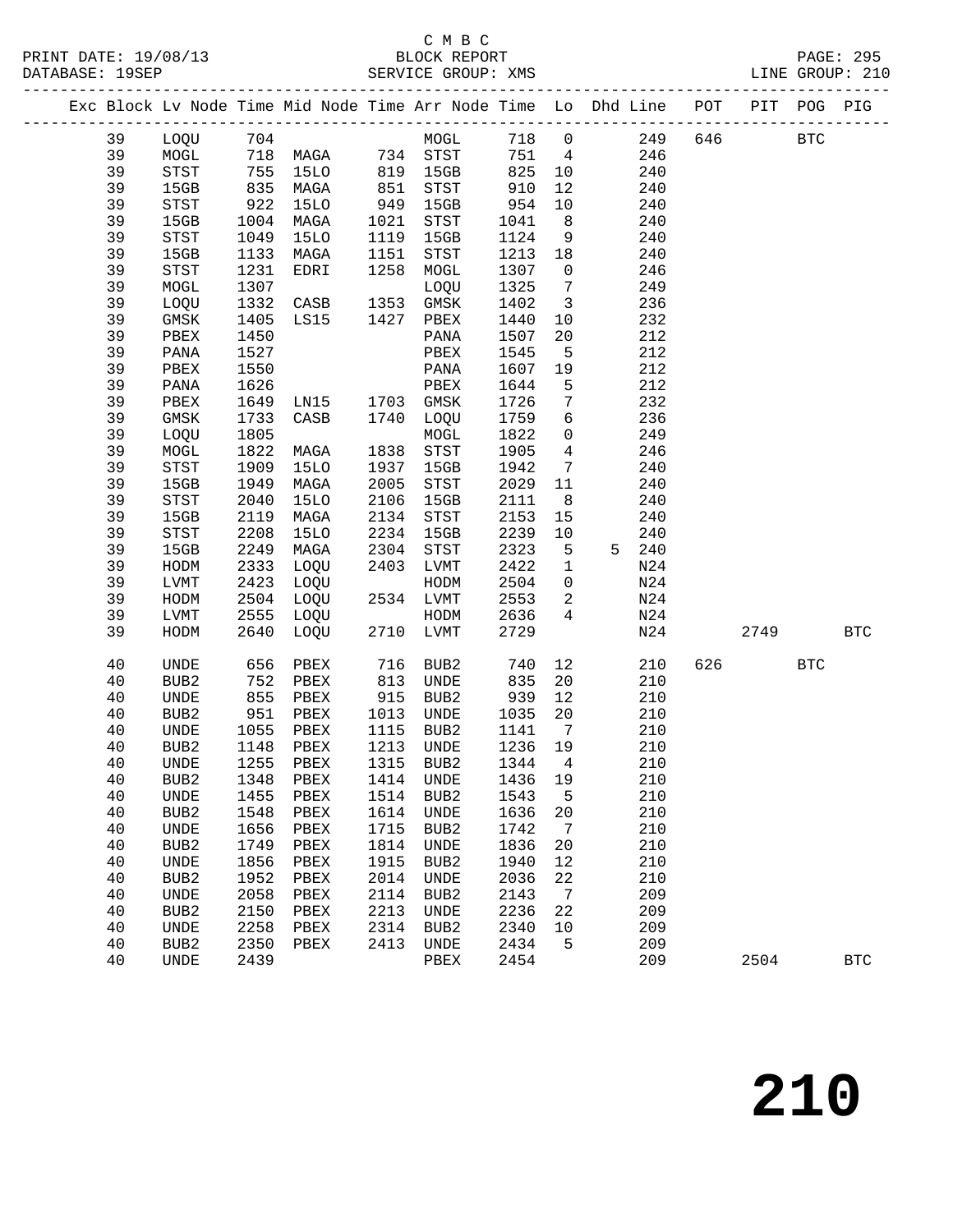C M B C

PRINT DATE: 19/08/13 BLOCK REPORT PAGE: 295
DATABASE: 19SEP SERVICE GROUP: XMS LINE GROUP: 210

| Exc | Block | Lv | Node | Time | Mid Node | Time | Arr Node | Time | Lo | Dhd | Line | POT | PIT | POG | PIG |
|---|---|---|---|---|---|---|---|---|---|---|---|---|---|---|---|
| | 39 | | LOQU | 704 | | | MOGL | 718 | 0 | | 249 | 646 | | BTC | |
| | 39 | | MOGL | 718 | MAGA | 734 | STST | 751 | 4 | | 246 | | | | |
| | 39 | | STST | 755 | 15LO | 819 | 15GB | 825 | 10 | | 240 | | | | |
| | 39 | | 15GB | 835 | MAGA | 851 | STST | 910 | 12 | | 240 | | | | |
| | 39 | | STST | 922 | 15LO | 949 | 15GB | 954 | 10 | | 240 | | | | |
| | 39 | | 15GB | 1004 | MAGA | 1021 | STST | 1041 | 8 | | 240 | | | | |
| | 39 | | STST | 1049 | 15LO | 1119 | 15GB | 1124 | 9 | | 240 | | | | |
| | 39 | | 15GB | 1133 | MAGA | 1151 | STST | 1213 | 18 | | 240 | | | | |
| | 39 | | STST | 1231 | EDRI | 1258 | MOGL | 1307 | 0 | | 246 | | | | |
| | 39 | | MOGL | 1307 | | | LOQU | 1325 | 7 | | 249 | | | | |
| | 39 | | LOQU | 1332 | CASB | 1353 | GMSK | 1402 | 3 | | 236 | | | | |
| | 39 | | GMSK | 1405 | LS15 | 1427 | PBEX | 1440 | 10 | | 232 | | | | |
| | 39 | | PBEX | 1450 | | | PANA | 1507 | 20 | | 212 | | | | |
| | 39 | | PANA | 1527 | | | PBEX | 1545 | 5 | | 212 | | | | |
| | 39 | | PBEX | 1550 | | | PANA | 1607 | 19 | | 212 | | | | |
| | 39 | | PANA | 1626 | | | PBEX | 1644 | 5 | | 212 | | | | |
| | 39 | | PBEX | 1649 | LN15 | 1703 | GMSK | 1726 | 7 | | 232 | | | | |
| | 39 | | GMSK | 1733 | CASB | 1740 | LOQU | 1759 | 6 | | 236 | | | | |
| | 39 | | LOQU | 1805 | | | MOGL | 1822 | 0 | | 249 | | | | |
| | 39 | | MOGL | 1822 | MAGA | 1838 | STST | 1905 | 4 | | 246 | | | | |
| | 39 | | STST | 1909 | 15LO | 1937 | 15GB | 1942 | 7 | | 240 | | | | |
| | 39 | | 15GB | 1949 | MAGA | 2005 | STST | 2029 | 11 | | 240 | | | | |
| | 39 | | STST | 2040 | 15LO | 2106 | 15GB | 2111 | 8 | | 240 | | | | |
| | 39 | | 15GB | 2119 | MAGA | 2134 | STST | 2153 | 15 | | 240 | | | | |
| | 39 | | STST | 2208 | 15LO | 2234 | 15GB | 2239 | 10 | | 240 | | | | |
| | 39 | | 15GB | 2249 | MAGA | 2304 | STST | 2323 | 5 | 5 | 240 | | | | |
| | 39 | | HODM | 2333 | LOQU | 2403 | LVMT | 2422 | 1 | | N24 | | | | |
| | 39 | | LVMT | 2423 | LOQU | | HODM | 2504 | 0 | | N24 | | | | |
| | 39 | | HODM | 2504 | LOQU | 2534 | LVMT | 2553 | 2 | | N24 | | | | |
| | 39 | | LVMT | 2555 | LOQU | | HODM | 2636 | 4 | | N24 | | | | |
| | 39 | | HODM | 2640 | LOQU | 2710 | LVMT | 2729 | | | N24 | | 2749 | | BTC |
| | 40 | | UNDE | 656 | PBEX | 716 | BUB2 | 740 | 12 | | 210 | 626 | | BTC | |
| | 40 | | BUB2 | 752 | PBEX | 813 | UNDE | 835 | 20 | | 210 | | | | |
| | 40 | | UNDE | 855 | PBEX | 915 | BUB2 | 939 | 12 | | 210 | | | | |
| | 40 | | BUB2 | 951 | PBEX | 1013 | UNDE | 1035 | 20 | | 210 | | | | |
| | 40 | | UNDE | 1055 | PBEX | 1115 | BUB2 | 1141 | 7 | | 210 | | | | |
| | 40 | | BUB2 | 1148 | PBEX | 1213 | UNDE | 1236 | 19 | | 210 | | | | |
| | 40 | | UNDE | 1255 | PBEX | 1315 | BUB2 | 1344 | 4 | | 210 | | | | |
| | 40 | | BUB2 | 1348 | PBEX | 1414 | UNDE | 1436 | 19 | | 210 | | | | |
| | 40 | | UNDE | 1455 | PBEX | 1514 | BUB2 | 1543 | 5 | | 210 | | | | |
| | 40 | | BUB2 | 1548 | PBEX | 1614 | UNDE | 1636 | 20 | | 210 | | | | |
| | 40 | | UNDE | 1656 | PBEX | 1715 | BUB2 | 1742 | 7 | | 210 | | | | |
| | 40 | | BUB2 | 1749 | PBEX | 1814 | UNDE | 1836 | 20 | | 210 | | | | |
| | 40 | | UNDE | 1856 | PBEX | 1915 | BUB2 | 1940 | 12 | | 210 | | | | |
| | 40 | | BUB2 | 1952 | PBEX | 2014 | UNDE | 2036 | 22 | | 210 | | | | |
| | 40 | | UNDE | 2058 | PBEX | 2114 | BUB2 | 2143 | 7 | | 209 | | | | |
| | 40 | | BUB2 | 2150 | PBEX | 2213 | UNDE | 2236 | 22 | | 209 | | | | |
| | 40 | | UNDE | 2258 | PBEX | 2314 | BUB2 | 2340 | 10 | | 209 | | | | |
| | 40 | | BUB2 | 2350 | PBEX | 2413 | UNDE | 2434 | 5 | | 209 | | | | |
| | 40 | | UNDE | 2439 | | | PBEX | 2454 | | | 209 | | 2504 | | BTC |

# 210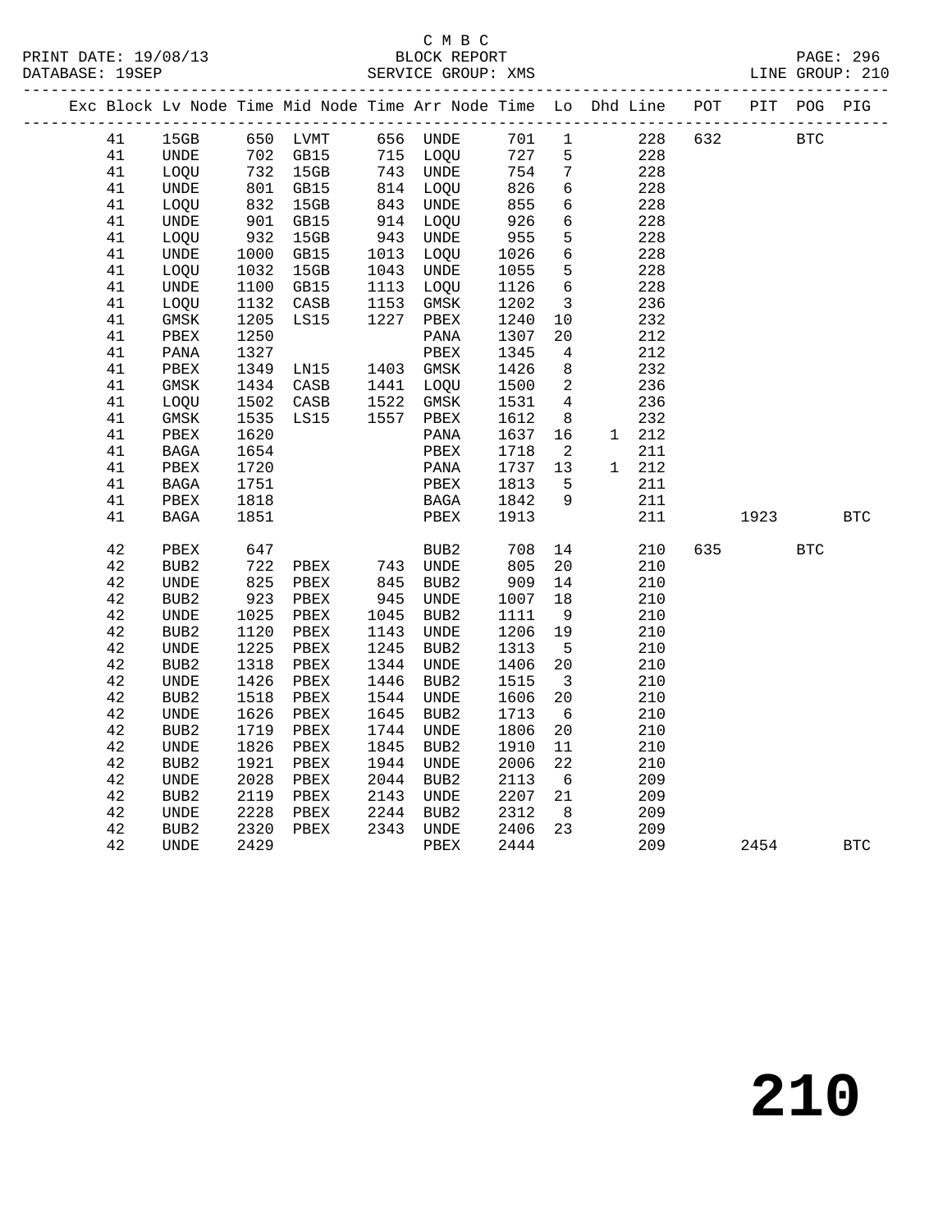C M B C

PRINT DATE: 19/08/13 BLOCK REPORT PAGE: 296
DATABASE: 19SEP SERVICE GROUP: XMS LINE GROUP: 210

| Exc | Block | Lv Node | Time | Mid Node | Time | Arr Node | Time | Lo | Dhd | Line | POT | PIT | POG | PIG |
|---|---|---|---|---|---|---|---|---|---|---|---|---|---|---|
| | 41 | 15GB | 650 | LVMT | 656 | UNDE | 701 | 1 | | 228 | 632 | | BTC | |
| | 41 | UNDE | 702 | GB15 | 715 | LOQU | 727 | 5 | | 228 | | | | |
| | 41 | LOQU | 732 | 15GB | 743 | UNDE | 754 | 7 | | 228 | | | | |
| | 41 | UNDE | 801 | GB15 | 814 | LOQU | 826 | 6 | | 228 | | | | |
| | 41 | LOQU | 832 | 15GB | 843 | UNDE | 855 | 6 | | 228 | | | | |
| | 41 | UNDE | 901 | GB15 | 914 | LOQU | 926 | 6 | | 228 | | | | |
| | 41 | LOQU | 932 | 15GB | 943 | UNDE | 955 | 5 | | 228 | | | | |
| | 41 | UNDE | 1000 | GB15 | 1013 | LOQU | 1026 | 6 | | 228 | | | | |
| | 41 | LOQU | 1032 | 15GB | 1043 | UNDE | 1055 | 5 | | 228 | | | | |
| | 41 | UNDE | 1100 | GB15 | 1113 | LOQU | 1126 | 6 | | 228 | | | | |
| | 41 | LOQU | 1132 | CASB | 1153 | GMSK | 1202 | 3 | | 236 | | | | |
| | 41 | GMSK | 1205 | LS15 | 1227 | PBEX | 1240 | 10 | | 232 | | | | |
| | 41 | PBEX | 1250 | | | PANA | 1307 | 20 | | 212 | | | | |
| | 41 | PANA | 1327 | | | PBEX | 1345 | 4 | | 212 | | | | |
| | 41 | PBEX | 1349 | LN15 | 1403 | GMSK | 1426 | 8 | | 232 | | | | |
| | 41 | GMSK | 1434 | CASB | 1441 | LOQU | 1500 | 2 | | 236 | | | | |
| | 41 | LOQU | 1502 | CASB | 1522 | GMSK | 1531 | 4 | | 236 | | | | |
| | 41 | GMSK | 1535 | LS15 | 1557 | PBEX | 1612 | 8 | | 232 | | | | |
| | 41 | PBEX | 1620 | | | PANA | 1637 | 16 | 1 | 212 | | | | |
| | 41 | BAGA | 1654 | | | PBEX | 1718 | 2 | | 211 | | | | |
| | 41 | PBEX | 1720 | | | PANA | 1737 | 13 | 1 | 212 | | | | |
| | 41 | BAGA | 1751 | | | PBEX | 1813 | 5 | | 211 | | | | |
| | 41 | PBEX | 1818 | | | BAGA | 1842 | 9 | | 211 | | | | |
| | 41 | BAGA | 1851 | | | PBEX | 1913 | | | 211 | | 1923 | | BTC |
| | 42 | PBEX | 647 | | | BUB2 | 708 | 14 | | 210 | 635 | | BTC | |
| | 42 | BUB2 | 722 | PBEX | 743 | UNDE | 805 | 20 | | 210 | | | | |
| | 42 | UNDE | 825 | PBEX | 845 | BUB2 | 909 | 14 | | 210 | | | | |
| | 42 | BUB2 | 923 | PBEX | 945 | UNDE | 1007 | 18 | | 210 | | | | |
| | 42 | UNDE | 1025 | PBEX | 1045 | BUB2 | 1111 | 9 | | 210 | | | | |
| | 42 | BUB2 | 1120 | PBEX | 1143 | UNDE | 1206 | 19 | | 210 | | | | |
| | 42 | UNDE | 1225 | PBEX | 1245 | BUB2 | 1313 | 5 | | 210 | | | | |
| | 42 | BUB2 | 1318 | PBEX | 1344 | UNDE | 1406 | 20 | | 210 | | | | |
| | 42 | UNDE | 1426 | PBEX | 1446 | BUB2 | 1515 | 3 | | 210 | | | | |
| | 42 | BUB2 | 1518 | PBEX | 1544 | UNDE | 1606 | 20 | | 210 | | | | |
| | 42 | UNDE | 1626 | PBEX | 1645 | BUB2 | 1713 | 6 | | 210 | | | | |
| | 42 | BUB2 | 1719 | PBEX | 1744 | UNDE | 1806 | 20 | | 210 | | | | |
| | 42 | UNDE | 1826 | PBEX | 1845 | BUB2 | 1910 | 11 | | 210 | | | | |
| | 42 | BUB2 | 1921 | PBEX | 1944 | UNDE | 2006 | 22 | | 210 | | | | |
| | 42 | UNDE | 2028 | PBEX | 2044 | BUB2 | 2113 | 6 | | 209 | | | | |
| | 42 | BUB2 | 2119 | PBEX | 2143 | UNDE | 2207 | 21 | | 209 | | | | |
| | 42 | UNDE | 2228 | PBEX | 2244 | BUB2 | 2312 | 8 | | 209 | | | | |
| | 42 | BUB2 | 2320 | PBEX | 2343 | UNDE | 2406 | 23 | | 209 | | | | |
| | 42 | UNDE | 2429 | | | PBEX | 2444 | | | 209 | | 2454 | | BTC |

210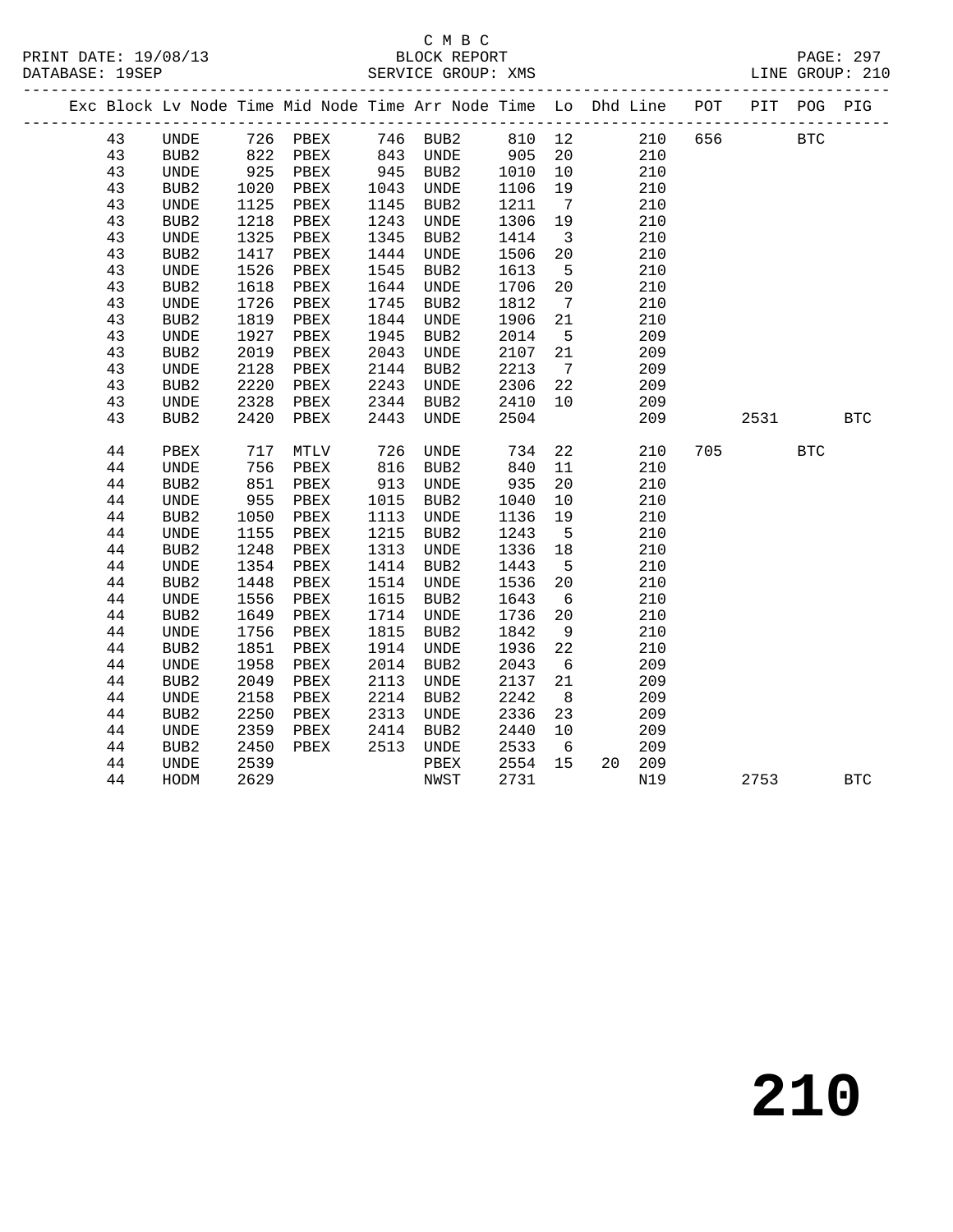C M B C
PRINT DATE: 19/08/13 BLOCK REPORT
DATABASE: 19SEP SERVICE GROUP: XMS LINE GROUP: 210

| Exc | Block | Lv | Node | Time | Mid Node | Time | Arr Node | Time | Lo | Dhd | Line | POT | PIT | POG | PIG |
|---|---|---|---|---|---|---|---|---|---|---|---|---|---|---|---|
| | 43 | | UNDE | 726 | PBEX | 746 | BUB2 | 810 | 12 | | 210 | 656 | | BTC | |
| | 43 | | BUB2 | 822 | PBEX | 843 | UNDE | 905 | 20 | | 210 | | | | |
| | 43 | | UNDE | 925 | PBEX | 945 | BUB2 | 1010 | 10 | | 210 | | | | |
| | 43 | | BUB2 | 1020 | PBEX | 1043 | UNDE | 1106 | 19 | | 210 | | | | |
| | 43 | | UNDE | 1125 | PBEX | 1145 | BUB2 | 1211 | 7 | | 210 | | | | |
| | 43 | | BUB2 | 1218 | PBEX | 1243 | UNDE | 1306 | 19 | | 210 | | | | |
| | 43 | | UNDE | 1325 | PBEX | 1345 | BUB2 | 1414 | 3 | | 210 | | | | |
| | 43 | | BUB2 | 1417 | PBEX | 1444 | UNDE | 1506 | 20 | | 210 | | | | |
| | 43 | | UNDE | 1526 | PBEX | 1545 | BUB2 | 1613 | 5 | | 210 | | | | |
| | 43 | | BUB2 | 1618 | PBEX | 1644 | UNDE | 1706 | 20 | | 210 | | | | |
| | 43 | | UNDE | 1726 | PBEX | 1745 | BUB2 | 1812 | 7 | | 210 | | | | |
| | 43 | | BUB2 | 1819 | PBEX | 1844 | UNDE | 1906 | 21 | | 210 | | | | |
| | 43 | | UNDE | 1927 | PBEX | 1945 | BUB2 | 2014 | 5 | | 209 | | | | |
| | 43 | | BUB2 | 2019 | PBEX | 2043 | UNDE | 2107 | 21 | | 209 | | | | |
| | 43 | | UNDE | 2128 | PBEX | 2144 | BUB2 | 2213 | 7 | | 209 | | | | |
| | 43 | | BUB2 | 2220 | PBEX | 2243 | UNDE | 2306 | 22 | | 209 | | | | |
| | 43 | | UNDE | 2328 | PBEX | 2344 | BUB2 | 2410 | 10 | | 209 | | | | |
| | 43 | | BUB2 | 2420 | PBEX | 2443 | UNDE | 2504 | | | 209 | | 2531 | | BTC |
| | 44 | | PBEX | 717 | MTLV | 726 | UNDE | 734 | 22 | | 210 | 705 | | BTC | |
| | 44 | | UNDE | 756 | PBEX | 816 | BUB2 | 840 | 11 | | 210 | | | | |
| | 44 | | BUB2 | 851 | PBEX | 913 | UNDE | 935 | 20 | | 210 | | | | |
| | 44 | | UNDE | 955 | PBEX | 1015 | BUB2 | 1040 | 10 | | 210 | | | | |
| | 44 | | BUB2 | 1050 | PBEX | 1113 | UNDE | 1136 | 19 | | 210 | | | | |
| | 44 | | UNDE | 1155 | PBEX | 1215 | BUB2 | 1243 | 5 | | 210 | | | | |
| | 44 | | BUB2 | 1248 | PBEX | 1313 | UNDE | 1336 | 18 | | 210 | | | | |
| | 44 | | UNDE | 1354 | PBEX | 1414 | BUB2 | 1443 | 5 | | 210 | | | | |
| | 44 | | BUB2 | 1448 | PBEX | 1514 | UNDE | 1536 | 20 | | 210 | | | | |
| | 44 | | UNDE | 1556 | PBEX | 1615 | BUB2 | 1643 | 6 | | 210 | | | | |
| | 44 | | BUB2 | 1649 | PBEX | 1714 | UNDE | 1736 | 20 | | 210 | | | | |
| | 44 | | UNDE | 1756 | PBEX | 1815 | BUB2 | 1842 | 9 | | 210 | | | | |
| | 44 | | BUB2 | 1851 | PBEX | 1914 | UNDE | 1936 | 22 | | 210 | | | | |
| | 44 | | UNDE | 1958 | PBEX | 2014 | BUB2 | 2043 | 6 | | 209 | | | | |
| | 44 | | BUB2 | 2049 | PBEX | 2113 | UNDE | 2137 | 21 | | 209 | | | | |
| | 44 | | UNDE | 2158 | PBEX | 2214 | BUB2 | 2242 | 8 | | 209 | | | | |
| | 44 | | BUB2 | 2250 | PBEX | 2313 | UNDE | 2336 | 23 | | 209 | | | | |
| | 44 | | UNDE | 2359 | PBEX | 2414 | BUB2 | 2440 | 10 | | 209 | | | | |
| | 44 | | BUB2 | 2450 | PBEX | 2513 | UNDE | 2533 | 6 | | 209 | | | | |
| | 44 | | UNDE | 2539 | | | PBEX | 2554 | 15 | 20 | 209 | | | | |
| | 44 | | HODM | 2629 | | | NWST | 2731 | | | N19 | | 2753 | | BTC |

210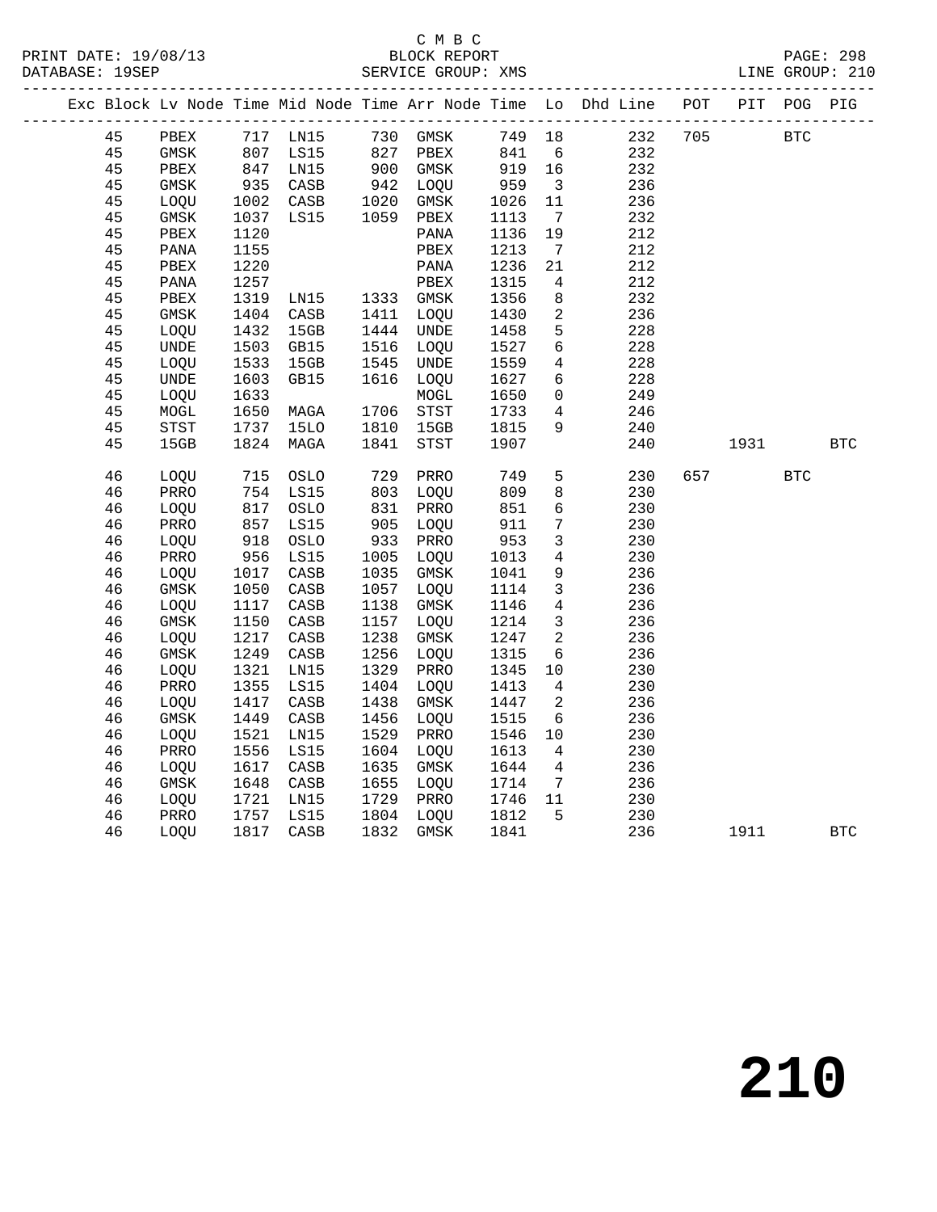C M B C
PRINT DATE: 19/08/13 BLOCK REPORT PAGE: 298
DATABASE: 19SEP SERVICE GROUP: XMS LINE GROUP: 210

| Exc | Block | Lv | Node | Time | Mid Node | Time | Arr Node | Time | Lo | Dhd Line | POT | PIT | POG | PIG |
|---|---|---|---|---|---|---|---|---|---|---|---|---|---|---|
| | 45 | | PBEX | 717 | LN15 | 730 | GMSK | 749 | 18 | 232 | 705 | | BTC | |
| | 45 | | GMSK | 807 | LS15 | 827 | PBEX | 841 | 6 | 232 | | | | |
| | 45 | | PBEX | 847 | LN15 | 900 | GMSK | 919 | 16 | 232 | | | | |
| | 45 | | GMSK | 935 | CASB | 942 | LOQU | 959 | 3 | 236 | | | | |
| | 45 | | LOQU | 1002 | CASB | 1020 | GMSK | 1026 | 11 | 236 | | | | |
| | 45 | | GMSK | 1037 | LS15 | 1059 | PBEX | 1113 | 7 | 232 | | | | |
| | 45 | | PBEX | 1120 | | | PANA | 1136 | 19 | 212 | | | | |
| | 45 | | PANA | 1155 | | | PBEX | 1213 | 7 | 212 | | | | |
| | 45 | | PBEX | 1220 | | | PANA | 1236 | 21 | 212 | | | | |
| | 45 | | PANA | 1257 | | | PBEX | 1315 | 4 | 212 | | | | |
| | 45 | | PBEX | 1319 | LN15 | 1333 | GMSK | 1356 | 8 | 232 | | | | |
| | 45 | | GMSK | 1404 | CASB | 1411 | LOQU | 1430 | 2 | 236 | | | | |
| | 45 | | LOQU | 1432 | 15GB | 1444 | UNDE | 1458 | 5 | 228 | | | | |
| | 45 | | UNDE | 1503 | GB15 | 1516 | LOQU | 1527 | 6 | 228 | | | | |
| | 45 | | LOQU | 1533 | 15GB | 1545 | UNDE | 1559 | 4 | 228 | | | | |
| | 45 | | UNDE | 1603 | GB15 | 1616 | LOQU | 1627 | 6 | 228 | | | | |
| | 45 | | LOQU | 1633 | | | MOGL | 1650 | 0 | 249 | | | | |
| | 45 | | MOGL | 1650 | MAGA | 1706 | STST | 1733 | 4 | 246 | | | | |
| | 45 | | STST | 1737 | 15LO | 1810 | 15GB | 1815 | 9 | 240 | | | | |
| | 45 | | 15GB | 1824 | MAGA | 1841 | STST | 1907 | | 240 | | 1931 | | BTC |
| | 46 | | LOQU | 715 | OSLO | 729 | PRRO | 749 | 5 | 230 | 657 | | BTC | |
| | 46 | | PRRO | 754 | LS15 | 803 | LOQU | 809 | 8 | 230 | | | | |
| | 46 | | LOQU | 817 | OSLO | 831 | PRRO | 851 | 6 | 230 | | | | |
| | 46 | | PRRO | 857 | LS15 | 905 | LOQU | 911 | 7 | 230 | | | | |
| | 46 | | LOQU | 918 | OSLO | 933 | PRRO | 953 | 3 | 230 | | | | |
| | 46 | | PRRO | 956 | LS15 | 1005 | LOQU | 1013 | 4 | 230 | | | | |
| | 46 | | LOQU | 1017 | CASB | 1035 | GMSK | 1041 | 9 | 236 | | | | |
| | 46 | | GMSK | 1050 | CASB | 1057 | LOQU | 1114 | 3 | 236 | | | | |
| | 46 | | LOQU | 1117 | CASB | 1138 | GMSK | 1146 | 4 | 236 | | | | |
| | 46 | | GMSK | 1150 | CASB | 1157 | LOQU | 1214 | 3 | 236 | | | | |
| | 46 | | LOQU | 1217 | CASB | 1238 | GMSK | 1247 | 2 | 236 | | | | |
| | 46 | | GMSK | 1249 | CASB | 1256 | LOQU | 1315 | 6 | 236 | | | | |
| | 46 | | LOQU | 1321 | LN15 | 1329 | PRRO | 1345 | 10 | 230 | | | | |
| | 46 | | PRRO | 1355 | LS15 | 1404 | LOQU | 1413 | 4 | 230 | | | | |
| | 46 | | LOQU | 1417 | CASB | 1438 | GMSK | 1447 | 2 | 236 | | | | |
| | 46 | | GMSK | 1449 | CASB | 1456 | LOQU | 1515 | 6 | 236 | | | | |
| | 46 | | LOQU | 1521 | LN15 | 1529 | PRRO | 1546 | 10 | 230 | | | | |
| | 46 | | PRRO | 1556 | LS15 | 1604 | LOQU | 1613 | 4 | 230 | | | | |
| | 46 | | LOQU | 1617 | CASB | 1635 | GMSK | 1644 | 4 | 236 | | | | |
| | 46 | | GMSK | 1648 | CASB | 1655 | LOQU | 1714 | 7 | 236 | | | | |
| | 46 | | LOQU | 1721 | LN15 | 1729 | PRRO | 1746 | 11 | 230 | | | | |
| | 46 | | PRRO | 1757 | LS15 | 1804 | LOQU | 1812 | 5 | 230 | | | | |
| | 46 | | LOQU | 1817 | CASB | 1832 | GMSK | 1841 | | 236 | | 1911 | | BTC |

210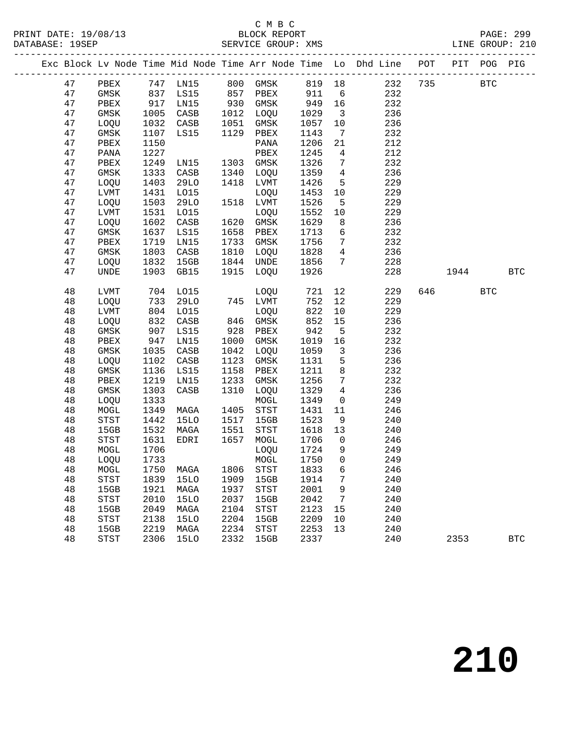C M B C
PRINT DATE: 19/08/13 BLOCK REPORT
DATABASE: 19SEP SERVICE GROUP: XMS LINE GROUP: 210

| Exc | Block | Lv | Node | Time | Mid Node | Time | Arr Node | Time | Lo | Dhd Line | POT | PIT | POG | PIG |
|---|---|---|---|---|---|---|---|---|---|---|---|---|---|---|
| | 47 | | PBEX | 747 | LN15 | 800 | GMSK | 819 | 18 | 232 | 735 | | BTC | |
| | 47 | | GMSK | 837 | LS15 | 857 | PBEX | 911 | 6 | 232 | | | | |
| | 47 | | PBEX | 917 | LN15 | 930 | GMSK | 949 | 16 | 232 | | | | |
| | 47 | | GMSK | 1005 | CASB | 1012 | LOQU | 1029 | 3 | 236 | | | | |
| | 47 | | LOQU | 1032 | CASB | 1051 | GMSK | 1057 | 10 | 236 | | | | |
| | 47 | | GMSK | 1107 | LS15 | 1129 | PBEX | 1143 | 7 | 232 | | | | |
| | 47 | | PBEX | 1150 | | | PANA | 1206 | 21 | 212 | | | | |
| | 47 | | PANA | 1227 | | | PBEX | 1245 | 4 | 212 | | | | |
| | 47 | | PBEX | 1249 | LN15 | 1303 | GMSK | 1326 | 7 | 232 | | | | |
| | 47 | | GMSK | 1333 | CASB | 1340 | LOQU | 1359 | 4 | 236 | | | | |
| | 47 | | LOQU | 1403 | 29LO | 1418 | LVMT | 1426 | 5 | 229 | | | | |
| | 47 | | LVMT | 1431 | LO15 | | LOQU | 1453 | 10 | 229 | | | | |
| | 47 | | LOQU | 1503 | 29LO | 1518 | LVMT | 1526 | 5 | 229 | | | | |
| | 47 | | LVMT | 1531 | LO15 | | LOQU | 1552 | 10 | 229 | | | | |
| | 47 | | LOQU | 1602 | CASB | 1620 | GMSK | 1629 | 8 | 236 | | | | |
| | 47 | | GMSK | 1637 | LS15 | 1658 | PBEX | 1713 | 6 | 232 | | | | |
| | 47 | | PBEX | 1719 | LN15 | 1733 | GMSK | 1756 | 7 | 232 | | | | |
| | 47 | | GMSK | 1803 | CASB | 1810 | LOQU | 1828 | 4 | 236 | | | | |
| | 47 | | LOQU | 1832 | 15GB | 1844 | UNDE | 1856 | 7 | 228 | | | | |
| | 47 | | UNDE | 1903 | GB15 | 1915 | LOQU | 1926 | | 228 | | 1944 | | BTC |
| | 48 | | LVMT | 704 | LO15 | | LOQU | 721 | 12 | 229 | 646 | | BTC | |
| | 48 | | LOQU | 733 | 29LO | 745 | LVMT | 752 | 12 | 229 | | | | |
| | 48 | | LVMT | 804 | LO15 | | LOQU | 822 | 10 | 229 | | | | |
| | 48 | | LOQU | 832 | CASB | 846 | GMSK | 852 | 15 | 236 | | | | |
| | 48 | | GMSK | 907 | LS15 | 928 | PBEX | 942 | 5 | 232 | | | | |
| | 48 | | PBEX | 947 | LN15 | 1000 | GMSK | 1019 | 16 | 232 | | | | |
| | 48 | | GMSK | 1035 | CASB | 1042 | LOQU | 1059 | 3 | 236 | | | | |
| | 48 | | LOQU | 1102 | CASB | 1123 | GMSK | 1131 | 5 | 236 | | | | |
| | 48 | | GMSK | 1136 | LS15 | 1158 | PBEX | 1211 | 8 | 232 | | | | |
| | 48 | | PBEX | 1219 | LN15 | 1233 | GMSK | 1256 | 7 | 232 | | | | |
| | 48 | | GMSK | 1303 | CASB | 1310 | LOQU | 1329 | 4 | 236 | | | | |
| | 48 | | LOQU | 1333 | | | MOGL | 1349 | 0 | 249 | | | | |
| | 48 | | MOGL | 1349 | MAGA | 1405 | STST | 1431 | 11 | 246 | | | | |
| | 48 | | STST | 1442 | 15LO | 1517 | 15GB | 1523 | 9 | 240 | | | | |
| | 48 | | 15GB | 1532 | MAGA | 1551 | STST | 1618 | 13 | 240 | | | | |
| | 48 | | STST | 1631 | EDRI | 1657 | MOGL | 1706 | 0 | 246 | | | | |
| | 48 | | MOGL | 1706 | | | LOQU | 1724 | 9 | 249 | | | | |
| | 48 | | LOQU | 1733 | | | MOGL | 1750 | 0 | 249 | | | | |
| | 48 | | MOGL | 1750 | MAGA | 1806 | STST | 1833 | 6 | 246 | | | | |
| | 48 | | STST | 1839 | 15LO | 1909 | 15GB | 1914 | 7 | 240 | | | | |
| | 48 | | 15GB | 1921 | MAGA | 1937 | STST | 2001 | 9 | 240 | | | | |
| | 48 | | STST | 2010 | 15LO | 2037 | 15GB | 2042 | 7 | 240 | | | | |
| | 48 | | 15GB | 2049 | MAGA | 2104 | STST | 2123 | 15 | 240 | | | | |
| | 48 | | STST | 2138 | 15LO | 2204 | 15GB | 2209 | 10 | 240 | | | | |
| | 48 | | 15GB | 2219 | MAGA | 2234 | STST | 2253 | 13 | 240 | | | | |
| | 48 | | STST | 2306 | 15LO | 2332 | 15GB | 2337 | | 240 | | 2353 | | BTC |

210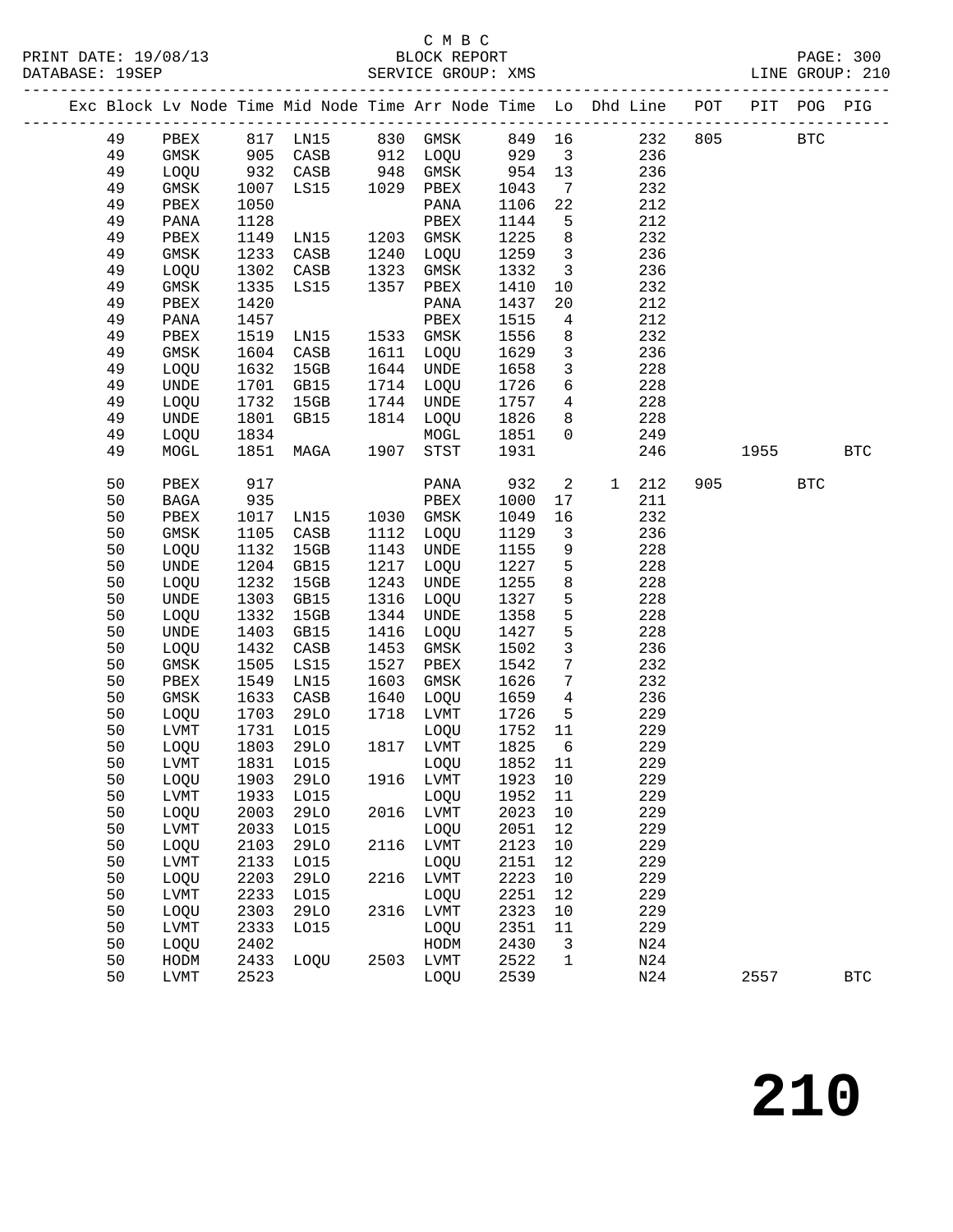C M B C
PRINT DATE: 19/08/13 BLOCK REPORT
DATABASE: 19SEP SERVICE GROUP: XMS LINE GROUP: 210

| Exc | Block | Lv Node | Time | Mid Node | Time | Arr Node | Time | Lo | Dhd Line | POT | PIT | POG | PIG |
|---|---|---|---|---|---|---|---|---|---|---|---|---|---|
| | 49 | PBEX | 817 | LN15 | 830 | GMSK | 849 | 16 | 232 | 805 | | BTC | |
| | 49 | GMSK | 905 | CASB | 912 | LOQU | 929 | 3 | 236 | | | | |
| | 49 | LOQU | 932 | CASB | 948 | GMSK | 954 | 13 | 236 | | | | |
| | 49 | GMSK | 1007 | LS15 | 1029 | PBEX | 1043 | 7 | 232 | | | | |
| | 49 | PBEX | 1050 | | | PANA | 1106 | 22 | 212 | | | | |
| | 49 | PANA | 1128 | | | PBEX | 1144 | 5 | 212 | | | | |
| | 49 | PBEX | 1149 | LN15 | 1203 | GMSK | 1225 | 8 | 232 | | | | |
| | 49 | GMSK | 1233 | CASB | 1240 | LOQU | 1259 | 3 | 236 | | | | |
| | 49 | LOQU | 1302 | CASB | 1323 | GMSK | 1332 | 3 | 236 | | | | |
| | 49 | GMSK | 1335 | LS15 | 1357 | PBEX | 1410 | 10 | 232 | | | | |
| | 49 | PBEX | 1420 | | | PANA | 1437 | 20 | 212 | | | | |
| | 49 | PANA | 1457 | | | PBEX | 1515 | 4 | 212 | | | | |
| | 49 | PBEX | 1519 | LN15 | 1533 | GMSK | 1556 | 8 | 232 | | | | |
| | 49 | GMSK | 1604 | CASB | 1611 | LOQU | 1629 | 3 | 236 | | | | |
| | 49 | LOQU | 1632 | 15GB | 1644 | UNDE | 1658 | 3 | 228 | | | | |
| | 49 | UNDE | 1701 | GB15 | 1714 | LOQU | 1726 | 6 | 228 | | | | |
| | 49 | LOQU | 1732 | 15GB | 1744 | UNDE | 1757 | 4 | 228 | | | | |
| | 49 | UNDE | 1801 | GB15 | 1814 | LOQU | 1826 | 8 | 228 | | | | |
| | 49 | LOQU | 1834 | | | MOGL | 1851 | 0 | 249 | | | | |
| | 49 | MOGL | 1851 | MAGA | 1907 | STST | 1931 | | 246 | | 1955 | | BTC |
| | 50 | PBEX | 917 | | | PANA | 932 | 2 | 1 212 | 905 | | BTC | |
| | 50 | BAGA | 935 | | | PBEX | 1000 | 17 | 211 | | | | |
| | 50 | PBEX | 1017 | LN15 | 1030 | GMSK | 1049 | 16 | 232 | | | | |
| | 50 | GMSK | 1105 | CASB | 1112 | LOQU | 1129 | 3 | 236 | | | | |
| | 50 | LOQU | 1132 | 15GB | 1143 | UNDE | 1155 | 9 | 228 | | | | |
| | 50 | UNDE | 1204 | GB15 | 1217 | LOQU | 1227 | 5 | 228 | | | | |
| | 50 | LOQU | 1232 | 15GB | 1243 | UNDE | 1255 | 8 | 228 | | | | |
| | 50 | UNDE | 1303 | GB15 | 1316 | LOQU | 1327 | 5 | 228 | | | | |
| | 50 | LOQU | 1332 | 15GB | 1344 | UNDE | 1358 | 5 | 228 | | | | |
| | 50 | UNDE | 1403 | GB15 | 1416 | LOQU | 1427 | 5 | 228 | | | | |
| | 50 | LOQU | 1432 | CASB | 1453 | GMSK | 1502 | 3 | 236 | | | | |
| | 50 | GMSK | 1505 | LS15 | 1527 | PBEX | 1542 | 7 | 232 | | | | |
| | 50 | PBEX | 1549 | LN15 | 1603 | GMSK | 1626 | 7 | 232 | | | | |
| | 50 | GMSK | 1633 | CASB | 1640 | LOQU | 1659 | 4 | 236 | | | | |
| | 50 | LOQU | 1703 | 29LO | 1718 | LVMT | 1726 | 5 | 229 | | | | |
| | 50 | LVMT | 1731 | LO15 | | LOQU | 1752 | 11 | 229 | | | | |
| | 50 | LOQU | 1803 | 29LO | 1817 | LVMT | 1825 | 6 | 229 | | | | |
| | 50 | LVMT | 1831 | LO15 | | LOQU | 1852 | 11 | 229 | | | | |
| | 50 | LOQU | 1903 | 29LO | 1916 | LVMT | 1923 | 10 | 229 | | | | |
| | 50 | LVMT | 1933 | LO15 | | LOQU | 1952 | 11 | 229 | | | | |
| | 50 | LOQU | 2003 | 29LO | 2016 | LVMT | 2023 | 10 | 229 | | | | |
| | 50 | LVMT | 2033 | LO15 | | LOQU | 2051 | 12 | 229 | | | | |
| | 50 | LOQU | 2103 | 29LO | 2116 | LVMT | 2123 | 10 | 229 | | | | |
| | 50 | LVMT | 2133 | LO15 | | LOQU | 2151 | 12 | 229 | | | | |
| | 50 | LOQU | 2203 | 29LO | 2216 | LVMT | 2223 | 10 | 229 | | | | |
| | 50 | LVMT | 2233 | LO15 | | LOQU | 2251 | 12 | 229 | | | | |
| | 50 | LOQU | 2303 | 29LO | 2316 | LVMT | 2323 | 10 | 229 | | | | |
| | 50 | LVMT | 2333 | LO15 | | LOQU | 2351 | 11 | 229 | | | | |
| | 50 | LOQU | 2402 | | | HODM | 2430 | 3 | N24 | | | | |
| | 50 | HODM | 2433 | LOQU | 2503 | LVMT | 2522 | 1 | N24 | | | | |
| | 50 | LVMT | 2523 | | | LOQU | 2539 | | N24 | | 2557 | | BTC |

210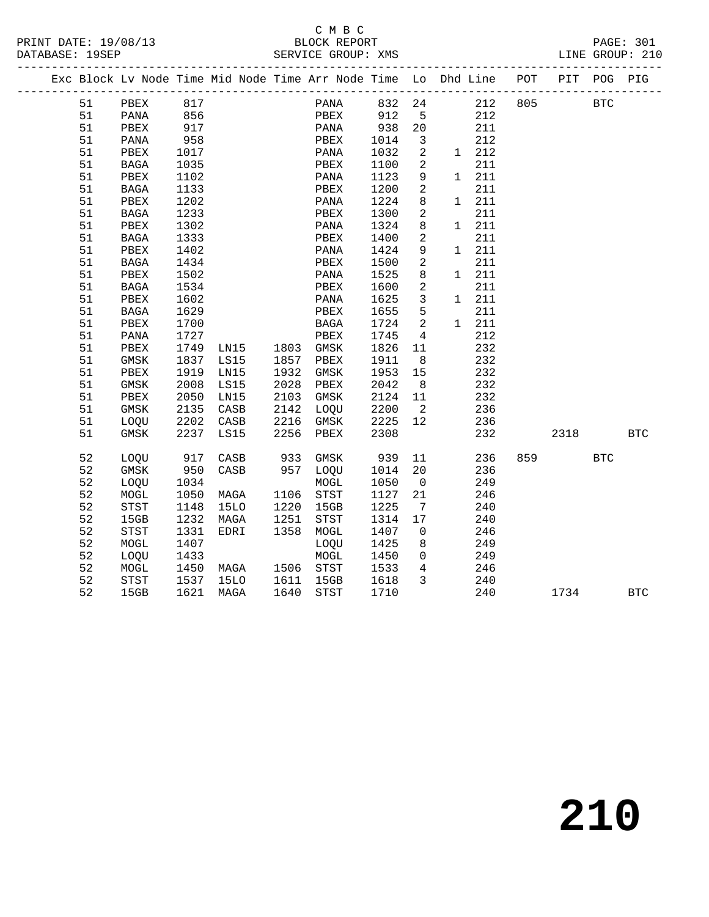C M B C

BLOCK REPORT

SERVICE GROUP: XMS

PRINT DATE: 19/08/13
DATABASE: 19SEP

LINE GROUP: 210

| Exc | Block | Lv | Node | Time | Mid Node | Time | Arr Node | Time | Lo | Dhd | Line | POT | PIT | POG | PIG |
|---|---|---|---|---|---|---|---|---|---|---|---|---|---|---|---|
| | 51 | | PBEX | 817 | | | PANA | 832 | 24 | | 212 | 805 | | BTC | |
| | 51 | | PANA | 856 | | | PBEX | 912 | 5 | | 212 | | | | |
| | 51 | | PBEX | 917 | | | PANA | 938 | 20 | | 211 | | | | |
| | 51 | | PANA | 958 | | | PBEX | 1014 | 3 | | 212 | | | | |
| | 51 | | PBEX | 1017 | | | PANA | 1032 | 2 | 1 | 212 | | | | |
| | 51 | | BAGA | 1035 | | | PBEX | 1100 | 2 | | 211 | | | | |
| | 51 | | PBEX | 1102 | | | PANA | 1123 | 9 | 1 | 211 | | | | |
| | 51 | | BAGA | 1133 | | | PBEX | 1200 | 2 | | 211 | | | | |
| | 51 | | PBEX | 1202 | | | PANA | 1224 | 8 | 1 | 211 | | | | |
| | 51 | | BAGA | 1233 | | | PBEX | 1300 | 2 | | 211 | | | | |
| | 51 | | PBEX | 1302 | | | PANA | 1324 | 8 | 1 | 211 | | | | |
| | 51 | | BAGA | 1333 | | | PBEX | 1400 | 2 | | 211 | | | | |
| | 51 | | PBEX | 1402 | | | PANA | 1424 | 9 | 1 | 211 | | | | |
| | 51 | | BAGA | 1434 | | | PBEX | 1500 | 2 | | 211 | | | | |
| | 51 | | PBEX | 1502 | | | PANA | 1525 | 8 | 1 | 211 | | | | |
| | 51 | | BAGA | 1534 | | | PBEX | 1600 | 2 | | 211 | | | | |
| | 51 | | PBEX | 1602 | | | PANA | 1625 | 3 | 1 | 211 | | | | |
| | 51 | | BAGA | 1629 | | | PBEX | 1655 | 5 | | 211 | | | | |
| | 51 | | PBEX | 1700 | | | BAGA | 1724 | 2 | 1 | 211 | | | | |
| | 51 | | PANA | 1727 | | | PBEX | 1745 | 4 | | 212 | | | | |
| | 51 | | PBEX | 1749 | LN15 | 1803 | GMSK | 1826 | 11 | | 232 | | | | |
| | 51 | | GMSK | 1837 | LS15 | 1857 | PBEX | 1911 | 8 | | 232 | | | | |
| | 51 | | PBEX | 1919 | LN15 | 1932 | GMSK | 1953 | 15 | | 232 | | | | |
| | 51 | | GMSK | 2008 | LS15 | 2028 | PBEX | 2042 | 8 | | 232 | | | | |
| | 51 | | PBEX | 2050 | LN15 | 2103 | GMSK | 2124 | 11 | | 232 | | | | |
| | 51 | | GMSK | 2135 | CASB | 2142 | LOQU | 2200 | 2 | | 236 | | | | |
| | 51 | | LOQU | 2202 | CASB | 2216 | GMSK | 2225 | 12 | | 236 | | | | |
| | 51 | | GMSK | 2237 | LS15 | 2256 | PBEX | 2308 | | | 232 | | 2318 | | BTC |
| | 52 | | LOQU | 917 | CASB | 933 | GMSK | 939 | 11 | | 236 | 859 | | BTC | |
| | 52 | | GMSK | 950 | CASB | 957 | LOQU | 1014 | 20 | | 236 | | | | |
| | 52 | | LOQU | 1034 | | | MOGL | 1050 | 0 | | 249 | | | | |
| | 52 | | MOGL | 1050 | MAGA | 1106 | STST | 1127 | 21 | | 246 | | | | |
| | 52 | | STST | 1148 | 15LO | 1220 | 15GB | 1225 | 7 | | 240 | | | | |
| | 52 | | 15GB | 1232 | MAGA | 1251 | STST | 1314 | 17 | | 240 | | | | |
| | 52 | | STST | 1331 | EDRI | 1358 | MOGL | 1407 | 0 | | 246 | | | | |
| | 52 | | MOGL | 1407 | | | LOQU | 1425 | 8 | | 249 | | | | |
| | 52 | | LOQU | 1433 | | | MOGL | 1450 | 0 | | 249 | | | | |
| | 52 | | MOGL | 1450 | MAGA | 1506 | STST | 1533 | 4 | | 246 | | | | |
| | 52 | | STST | 1537 | 15LO | 1611 | 15GB | 1618 | 3 | | 240 | | | | |
| | 52 | | 15GB | 1621 | MAGA | 1640 | STST | 1710 | | | 240 | | 1734 | | BTC |

# 210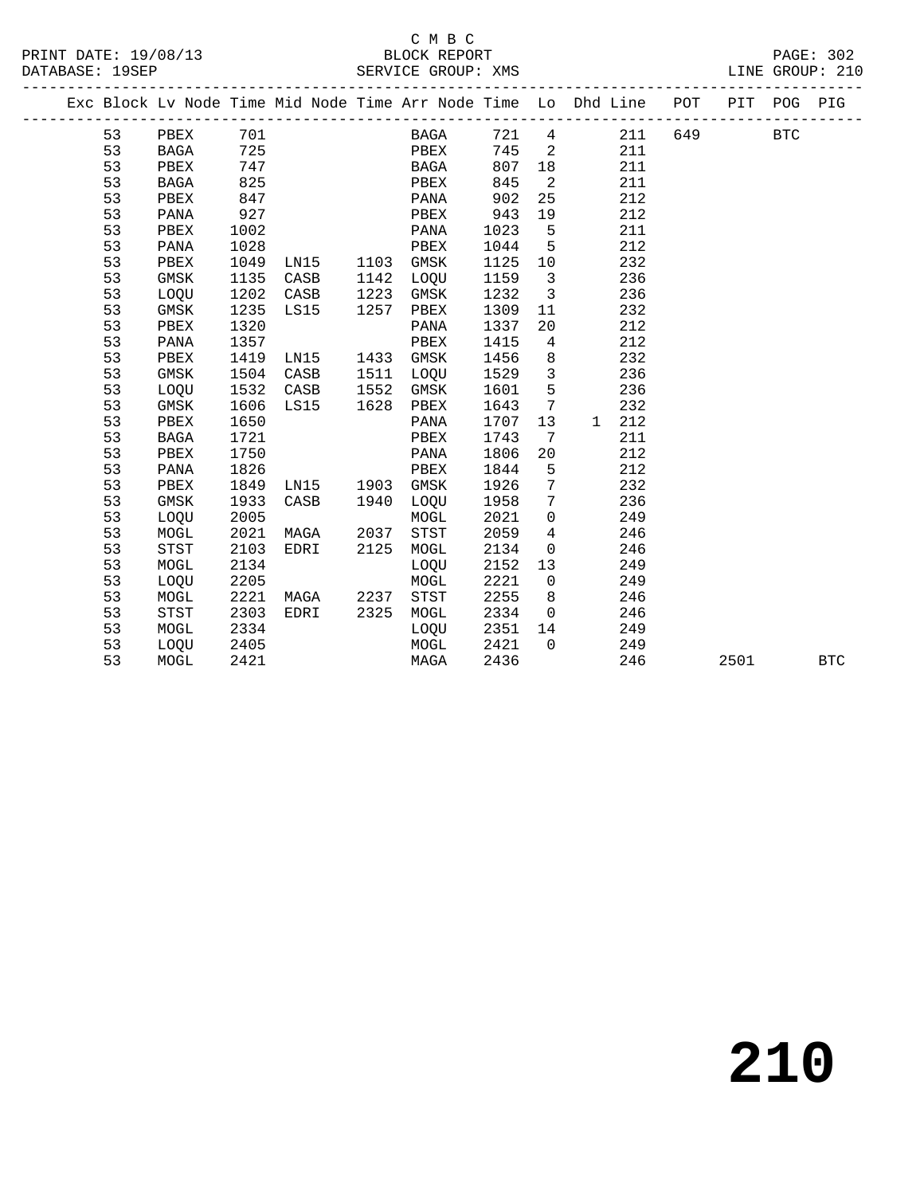C M B C
BLOCK REPORT
SERVICE GROUP: XMS

PRINT DATE: 19/08/13
DATABASE: 19SEP

PAGE: 302
LINE GROUP: 210

| Exc | Block | Lv | Node | Time | Mid Node | Time | Arr Node | Time | Lo | Dhd | Line | POT | PIT | POG | PIG |
|---|---|---|---|---|---|---|---|---|---|---|---|---|---|---|---|
| | 53 | | PBEX | 701 | | | BAGA | 721 | 4 | | 211 | 649 | | BTC | |
| | 53 | | BAGA | 725 | | | PBEX | 745 | 2 | | 211 | | | | |
| | 53 | | PBEX | 747 | | | BAGA | 807 | 18 | | 211 | | | | |
| | 53 | | BAGA | 825 | | | PBEX | 845 | 2 | | 211 | | | | |
| | 53 | | PBEX | 847 | | | PANA | 902 | 25 | | 212 | | | | |
| | 53 | | PANA | 927 | | | PBEX | 943 | 19 | | 212 | | | | |
| | 53 | | PBEX | 1002 | | | PANA | 1023 | 5 | | 211 | | | | |
| | 53 | | PANA | 1028 | | | PBEX | 1044 | 5 | | 212 | | | | |
| | 53 | | PBEX | 1049 | LN15 | 1103 | GMSK | 1125 | 10 | | 232 | | | | |
| | 53 | | GMSK | 1135 | CASB | 1142 | LOQU | 1159 | 3 | | 236 | | | | |
| | 53 | | LOQU | 1202 | CASB | 1223 | GMSK | 1232 | 3 | | 236 | | | | |
| | 53 | | GMSK | 1235 | LS15 | 1257 | PBEX | 1309 | 11 | | 232 | | | | |
| | 53 | | PBEX | 1320 | | | PANA | 1337 | 20 | | 212 | | | | |
| | 53 | | PANA | 1357 | | | PBEX | 1415 | 4 | | 212 | | | | |
| | 53 | | PBEX | 1419 | LN15 | 1433 | GMSK | 1456 | 8 | | 232 | | | | |
| | 53 | | GMSK | 1504 | CASB | 1511 | LOQU | 1529 | 3 | | 236 | | | | |
| | 53 | | LOQU | 1532 | CASB | 1552 | GMSK | 1601 | 5 | | 236 | | | | |
| | 53 | | GMSK | 1606 | LS15 | 1628 | PBEX | 1643 | 7 | | 232 | | | | |
| | 53 | | PBEX | 1650 | | | PANA | 1707 | 13 | 1 | 212 | | | | |
| | 53 | | BAGA | 1721 | | | PBEX | 1743 | 7 | | 211 | | | | |
| | 53 | | PBEX | 1750 | | | PANA | 1806 | 20 | | 212 | | | | |
| | 53 | | PANA | 1826 | | | PBEX | 1844 | 5 | | 212 | | | | |
| | 53 | | PBEX | 1849 | LN15 | 1903 | GMSK | 1926 | 7 | | 232 | | | | |
| | 53 | | GMSK | 1933 | CASB | 1940 | LOQU | 1958 | 7 | | 236 | | | | |
| | 53 | | LOQU | 2005 | | | MOGL | 2021 | 0 | | 249 | | | | |
| | 53 | | MOGL | 2021 | MAGA | 2037 | STST | 2059 | 4 | | 246 | | | | |
| | 53 | | STST | 2103 | EDRI | 2125 | MOGL | 2134 | 0 | | 246 | | | | |
| | 53 | | MOGL | 2134 | | | LOQU | 2152 | 13 | | 249 | | | | |
| | 53 | | LOQU | 2205 | | | MOGL | 2221 | 0 | | 249 | | | | |
| | 53 | | MOGL | 2221 | MAGA | 2237 | STST | 2255 | 8 | | 246 | | | | |
| | 53 | | STST | 2303 | EDRI | 2325 | MOGL | 2334 | 0 | | 246 | | | | |
| | 53 | | MOGL | 2334 | | | LOQU | 2351 | 14 | | 249 | | | | |
| | 53 | | LOQU | 2405 | | | MOGL | 2421 | 0 | | 249 | | | | |
| | 53 | | MOGL | 2421 | | | MAGA | 2436 | | | 246 | | 2501 | | BTC |

# 210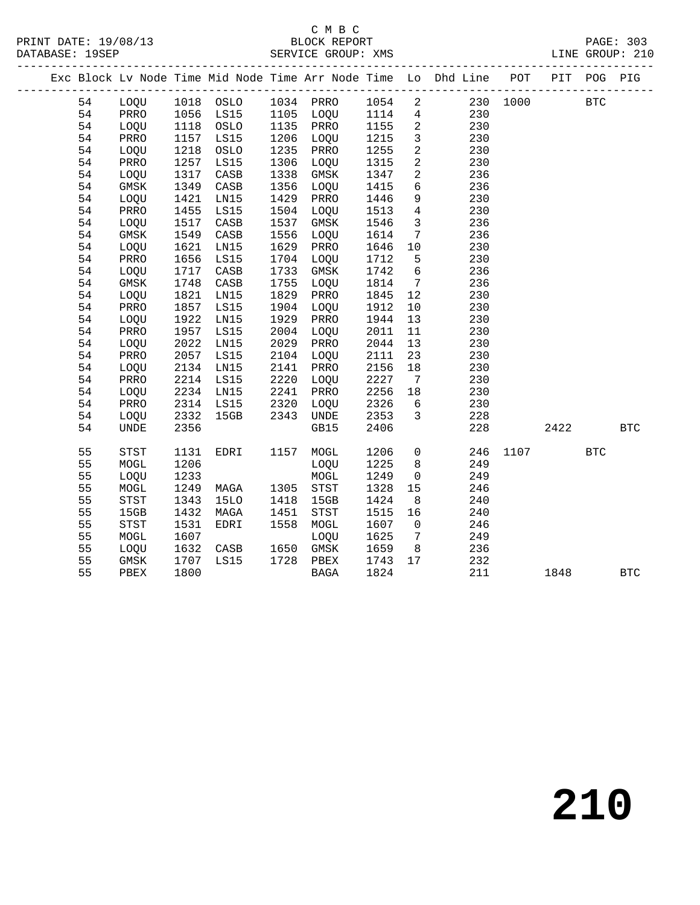C M B C

BLOCK REPORT

SERVICE GROUP: XMS

LINE GROUP: 210

| Exc | Block | Lv | Node | Time | Mid Node | Time | Arr Node | Time | Lo | Dhd Line | POT | PIT | POG | PIG |
|---|---|---|---|---|---|---|---|---|---|---|---|---|---|---|
| | 54 | | LOQU | 1018 | OSLO | 1034 | PRRO | 1054 | 2 | 230 | 1000 | | BTC | |
| | 54 | | PRRO | 1056 | LS15 | 1105 | LOQU | 1114 | 4 | 230 | | | | |
| | 54 | | LOQU | 1118 | OSLO | 1135 | PRRO | 1155 | 2 | 230 | | | | |
| | 54 | | PRRO | 1157 | LS15 | 1206 | LOQU | 1215 | 3 | 230 | | | | |
| | 54 | | LOQU | 1218 | OSLO | 1235 | PRRO | 1255 | 2 | 230 | | | | |
| | 54 | | PRRO | 1257 | LS15 | 1306 | LOQU | 1315 | 2 | 230 | | | | |
| | 54 | | LOQU | 1317 | CASB | 1338 | GMSK | 1347 | 2 | 236 | | | | |
| | 54 | | GMSK | 1349 | CASB | 1356 | LOQU | 1415 | 6 | 236 | | | | |
| | 54 | | LOQU | 1421 | LN15 | 1429 | PRRO | 1446 | 9 | 230 | | | | |
| | 54 | | PRRO | 1455 | LS15 | 1504 | LOQU | 1513 | 4 | 230 | | | | |
| | 54 | | LOQU | 1517 | CASB | 1537 | GMSK | 1546 | 3 | 236 | | | | |
| | 54 | | GMSK | 1549 | CASB | 1556 | LOQU | 1614 | 7 | 236 | | | | |
| | 54 | | LOQU | 1621 | LN15 | 1629 | PRRO | 1646 | 10 | 230 | | | | |
| | 54 | | PRRO | 1656 | LS15 | 1704 | LOQU | 1712 | 5 | 230 | | | | |
| | 54 | | LOQU | 1717 | CASB | 1733 | GMSK | 1742 | 6 | 236 | | | | |
| | 54 | | GMSK | 1748 | CASB | 1755 | LOQU | 1814 | 7 | 236 | | | | |
| | 54 | | LOQU | 1821 | LN15 | 1829 | PRRO | 1845 | 12 | 230 | | | | |
| | 54 | | PRRO | 1857 | LS15 | 1904 | LOQU | 1912 | 10 | 230 | | | | |
| | 54 | | LOQU | 1922 | LN15 | 1929 | PRRO | 1944 | 13 | 230 | | | | |
| | 54 | | PRRO | 1957 | LS15 | 2004 | LOQU | 2011 | 11 | 230 | | | | |
| | 54 | | LOQU | 2022 | LN15 | 2029 | PRRO | 2044 | 13 | 230 | | | | |
| | 54 | | PRRO | 2057 | LS15 | 2104 | LOQU | 2111 | 23 | 230 | | | | |
| | 54 | | LOQU | 2134 | LN15 | 2141 | PRRO | 2156 | 18 | 230 | | | | |
| | 54 | | PRRO | 2214 | LS15 | 2220 | LOQU | 2227 | 7 | 230 | | | | |
| | 54 | | LOQU | 2234 | LN15 | 2241 | PRRO | 2256 | 18 | 230 | | | | |
| | 54 | | PRRO | 2314 | LS15 | 2320 | LOQU | 2326 | 6 | 230 | | | | |
| | 54 | | LOQU | 2332 | 15GB | 2343 | UNDE | 2353 | 3 | 228 | | | | |
| | 54 | | UNDE | 2356 | | | GB15 | 2406 | | 228 | | 2422 | | BTC |
| | 55 | | STST | 1131 | EDRI | 1157 | MOGL | 1206 | 0 | 246 | 1107 | | BTC | |
| | 55 | | MOGL | 1206 | | | LOQU | 1225 | 8 | 249 | | | | |
| | 55 | | LOQU | 1233 | | | MOGL | 1249 | 0 | 249 | | | | |
| | 55 | | MOGL | 1249 | MAGA | 1305 | STST | 1328 | 15 | 246 | | | | |
| | 55 | | STST | 1343 | 15LO | 1418 | 15GB | 1424 | 8 | 240 | | | | |
| | 55 | | 15GB | 1432 | MAGA | 1451 | STST | 1515 | 16 | 240 | | | | |
| | 55 | | STST | 1531 | EDRI | 1558 | MOGL | 1607 | 0 | 246 | | | | |
| | 55 | | MOGL | 1607 | | | LOQU | 1625 | 7 | 249 | | | | |
| | 55 | | LOQU | 1632 | CASB | 1650 | GMSK | 1659 | 8 | 236 | | | | |
| | 55 | | GMSK | 1707 | LS15 | 1728 | PBEX | 1743 | 17 | 232 | | | | |
| | 55 | | PBEX | 1800 | | | BAGA | 1824 | | 211 | | 1848 | | BTC |

210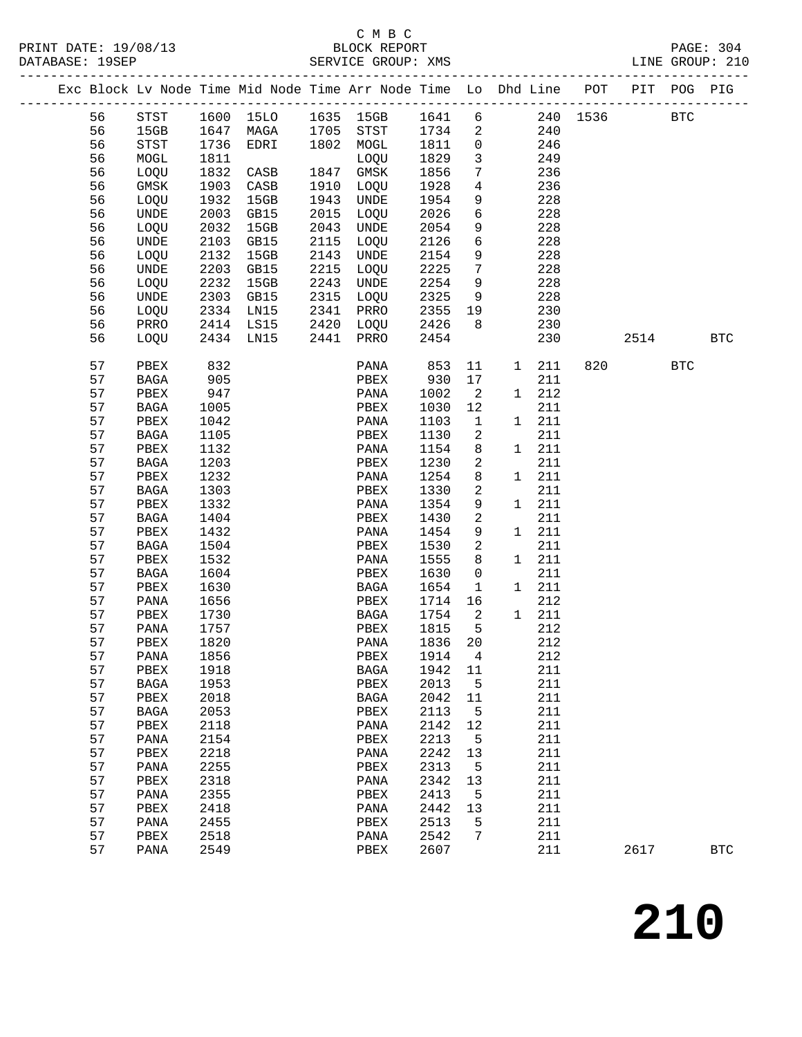C M B C

PRINT DATE: 19/08/13 BLOCK REPORT

DATABASE: 19SEP SERVICE GROUP: XMS LINE GROUP: 210

| Exc | Block | Lv | Node | Time | Mid Node | Time | Arr Node | Time | Lo | Dhd | Line | POT | PIT | POG | PIG |
|---|---|---|---|---|---|---|---|---|---|---|---|---|---|---|---|
| | 56 | | STST | 1600 | 15LO | 1635 | 15GB | 1641 | 6 | | 240 | 1536 | | BTC | |
| | 56 | | 15GB | 1647 | MAGA | 1705 | STST | 1734 | 2 | | 240 | | | | |
| | 56 | | STST | 1736 | EDRI | 1802 | MOGL | 1811 | 0 | | 246 | | | | |
| | 56 | | MOGL | 1811 | | | LOQU | 1829 | 3 | | 249 | | | | |
| | 56 | | LOQU | 1832 | CASB | 1847 | GMSK | 1856 | 7 | | 236 | | | | |
| | 56 | | GMSK | 1903 | CASB | 1910 | LOQU | 1928 | 4 | | 236 | | | | |
| | 56 | | LOQU | 1932 | 15GB | 1943 | UNDE | 1954 | 9 | | 228 | | | | |
| | 56 | | UNDE | 2003 | GB15 | 2015 | LOQU | 2026 | 6 | | 228 | | | | |
| | 56 | | LOQU | 2032 | 15GB | 2043 | UNDE | 2054 | 9 | | 228 | | | | |
| | 56 | | UNDE | 2103 | GB15 | 2115 | LOQU | 2126 | 6 | | 228 | | | | |
| | 56 | | LOQU | 2132 | 15GB | 2143 | UNDE | 2154 | 9 | | 228 | | | | |
| | 56 | | UNDE | 2203 | GB15 | 2215 | LOQU | 2225 | 7 | | 228 | | | | |
| | 56 | | LOQU | 2232 | 15GB | 2243 | UNDE | 2254 | 9 | | 228 | | | | |
| | 56 | | UNDE | 2303 | GB15 | 2315 | LOQU | 2325 | 9 | | 228 | | | | |
| | 56 | | LOQU | 2334 | LN15 | 2341 | PRRO | 2355 | 19 | | 230 | | | | |
| | 56 | | PRRO | 2414 | LS15 | 2420 | LOQU | 2426 | 8 | | 230 | | | | |
| | 56 | | LOQU | 2434 | LN15 | 2441 | PRRO | 2454 | | | 230 | | 2514 | | BTC |
| | 57 | | PBEX | 832 | | | PANA | 853 | 11 | 1 | 211 | 820 | | BTC | |
| | 57 | | BAGA | 905 | | | PBEX | 930 | 17 | | 211 | | | | |
| | 57 | | PBEX | 947 | | | PANA | 1002 | 2 | 1 | 212 | | | | |
| | 57 | | BAGA | 1005 | | | PBEX | 1030 | 12 | | 211 | | | | |
| | 57 | | PBEX | 1042 | | | PANA | 1103 | 1 | 1 | 211 | | | | |
| | 57 | | BAGA | 1105 | | | PBEX | 1130 | 2 | | 211 | | | | |
| | 57 | | PBEX | 1132 | | | PANA | 1154 | 8 | 1 | 211 | | | | |
| | 57 | | BAGA | 1203 | | | PBEX | 1230 | 2 | | 211 | | | | |
| | 57 | | PBEX | 1232 | | | PANA | 1254 | 8 | 1 | 211 | | | | |
| | 57 | | BAGA | 1303 | | | PBEX | 1330 | 2 | | 211 | | | | |
| | 57 | | PBEX | 1332 | | | PANA | 1354 | 9 | 1 | 211 | | | | |
| | 57 | | BAGA | 1404 | | | PBEX | 1430 | 2 | | 211 | | | | |
| | 57 | | PBEX | 1432 | | | PANA | 1454 | 9 | 1 | 211 | | | | |
| | 57 | | BAGA | 1504 | | | PBEX | 1530 | 2 | | 211 | | | | |
| | 57 | | PBEX | 1532 | | | PANA | 1555 | 8 | 1 | 211 | | | | |
| | 57 | | BAGA | 1604 | | | PBEX | 1630 | 0 | | 211 | | | | |
| | 57 | | PBEX | 1630 | | | BAGA | 1654 | 1 | 1 | 211 | | | | |
| | 57 | | PANA | 1656 | | | PBEX | 1714 | 16 | | 212 | | | | |
| | 57 | | PBEX | 1730 | | | BAGA | 1754 | 2 | 1 | 211 | | | | |
| | 57 | | PANA | 1757 | | | PBEX | 1815 | 5 | | 212 | | | | |
| | 57 | | PBEX | 1820 | | | PANA | 1836 | 20 | | 212 | | | | |
| | 57 | | PANA | 1856 | | | PBEX | 1914 | 4 | | 212 | | | | |
| | 57 | | PBEX | 1918 | | | BAGA | 1942 | 11 | | 211 | | | | |
| | 57 | | BAGA | 1953 | | | PBEX | 2013 | 5 | | 211 | | | | |
| | 57 | | PBEX | 2018 | | | BAGA | 2042 | 11 | | 211 | | | | |
| | 57 | | BAGA | 2053 | | | PBEX | 2113 | 5 | | 211 | | | | |
| | 57 | | PBEX | 2118 | | | PANA | 2142 | 12 | | 211 | | | | |
| | 57 | | PANA | 2154 | | | PBEX | 2213 | 5 | | 211 | | | | |
| | 57 | | PBEX | 2218 | | | PANA | 2242 | 13 | | 211 | | | | |
| | 57 | | PANA | 2255 | | | PBEX | 2313 | 5 | | 211 | | | | |
| | 57 | | PBEX | 2318 | | | PANA | 2342 | 13 | | 211 | | | | |
| | 57 | | PANA | 2355 | | | PBEX | 2413 | 5 | | 211 | | | | |
| | 57 | | PBEX | 2418 | | | PANA | 2442 | 13 | | 211 | | | | |
| | 57 | | PANA | 2455 | | | PBEX | 2513 | 5 | | 211 | | | | |
| | 57 | | PBEX | 2518 | | | PANA | 2542 | 7 | | 211 | | | | |
| | 57 | | PANA | 2549 | | | PBEX | 2607 | | | 211 | | 2617 | | BTC |

# 210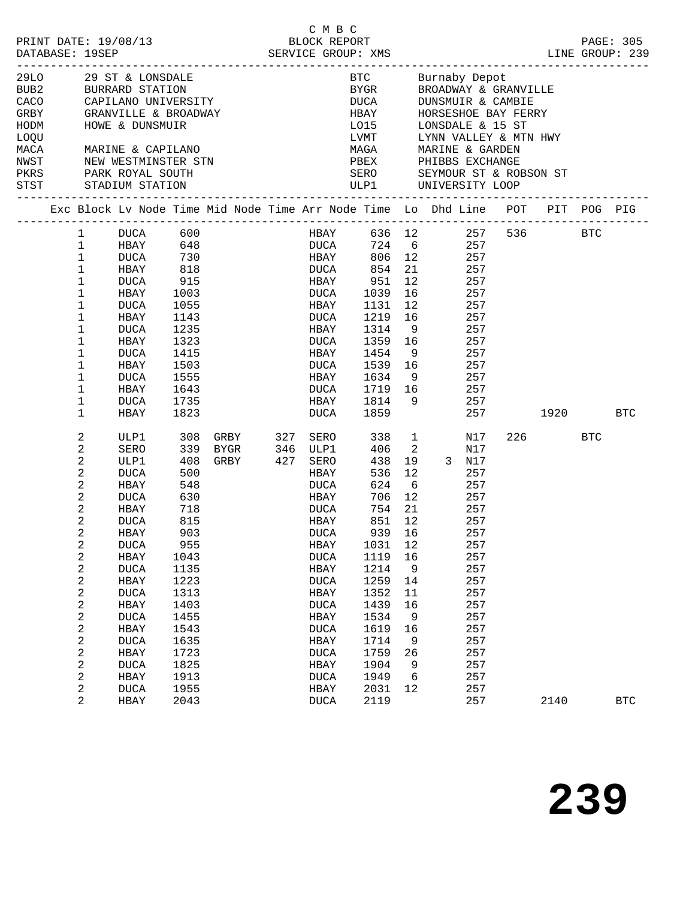C M B C

PRINT DATE: 19/08/13 BLOCK REPORT PAGE: 305
DATABASE: 19SEP SERVICE GROUP: XMS LINE GROUP: 239

| Code | Location | Code | Location |
|---|---|---|---|
| 29LO | 29 ST & LONSDALE | BTC | Burnaby Depot |
| BUB2 | BURRARD STATION | BYGR | BROADWAY & GRANVILLE |
| CACO | CAPILANO UNIVERSITY | DUCA | DUNSMUIR & CAMBIE |
| GRBY | GRANVILLE & BROADWAY | HBAY | HORSESHOE BAY FERRY |
| HODM | HOWE & DUNSMUIR | LO15 | LONSDALE & 15 ST |
| LOQU | | LVMT | LYNN VALLEY & MTN HWY |
| MACA | MARINE & CAPILANO | MAGA | MARINE & GARDEN |
| NWST | NEW WESTMINSTER STN | PBEX | PHIBBS EXCHANGE |
| PKRS | PARK ROYAL SOUTH | SERO | SEYMOUR ST & ROBSON ST |
| STST | STADIUM STATION | ULP1 | UNIVERSITY LOOP |

| Exc | Block | Lv Node | Time | Mid Node | Time | Arr Node | Time | Lo | Dhd Line | POT | PIT | POG | PIG |
|---|---|---|---|---|---|---|---|---|---|---|---|---|---|
| | 1 | DUCA | 600 | | | HBAY | 636 | 12 | 257 | 536 | | BTC | |
| | 1 | HBAY | 648 | | | DUCA | 724 | 6 | 257 | | | | |
| | 1 | DUCA | 730 | | | HBAY | 806 | 12 | 257 | | | | |
| | 1 | HBAY | 818 | | | DUCA | 854 | 21 | 257 | | | | |
| | 1 | DUCA | 915 | | | HBAY | 951 | 12 | 257 | | | | |
| | 1 | HBAY | 1003 | | | DUCA | 1039 | 16 | 257 | | | | |
| | 1 | DUCA | 1055 | | | HBAY | 1131 | 12 | 257 | | | | |
| | 1 | HBAY | 1143 | | | DUCA | 1219 | 16 | 257 | | | | |
| | 1 | DUCA | 1235 | | | HBAY | 1314 | 9 | 257 | | | | |
| | 1 | HBAY | 1323 | | | DUCA | 1359 | 16 | 257 | | | | |
| | 1 | DUCA | 1415 | | | HBAY | 1454 | 9 | 257 | | | | |
| | 1 | HBAY | 1503 | | | DUCA | 1539 | 16 | 257 | | | | |
| | 1 | DUCA | 1555 | | | HBAY | 1634 | 9 | 257 | | | | |
| | 1 | HBAY | 1643 | | | DUCA | 1719 | 16 | 257 | | | | |
| | 1 | DUCA | 1735 | | | HBAY | 1814 | 9 | 257 | | | | |
| | 1 | HBAY | 1823 | | | DUCA | 1859 | | 257 | | 1920 | | BTC |
| | 2 | ULP1 | 308 | GRBY | 327 | SERO | 338 | 1 | N17 | 226 | | BTC | |
| | 2 | SERO | 339 | BYGR | 346 | ULP1 | 406 | 2 | N17 | | | | |
| | 2 | ULP1 | 408 | GRBY | 427 | SERO | 438 | 19 | 3 N17 | | | | |
| | 2 | DUCA | 500 | | | HBAY | 536 | 12 | 257 | | | | |
| | 2 | HBAY | 548 | | | DUCA | 624 | 6 | 257 | | | | |
| | 2 | DUCA | 630 | | | HBAY | 706 | 12 | 257 | | | | |
| | 2 | HBAY | 718 | | | DUCA | 754 | 21 | 257 | | | | |
| | 2 | DUCA | 815 | | | HBAY | 851 | 12 | 257 | | | | |
| | 2 | HBAY | 903 | | | DUCA | 939 | 16 | 257 | | | | |
| | 2 | DUCA | 955 | | | HBAY | 1031 | 12 | 257 | | | | |
| | 2 | HBAY | 1043 | | | DUCA | 1119 | 16 | 257 | | | | |
| | 2 | DUCA | 1135 | | | HBAY | 1214 | 9 | 257 | | | | |
| | 2 | HBAY | 1223 | | | DUCA | 1259 | 14 | 257 | | | | |
| | 2 | DUCA | 1313 | | | HBAY | 1352 | 11 | 257 | | | | |
| | 2 | HBAY | 1403 | | | DUCA | 1439 | 16 | 257 | | | | |
| | 2 | DUCA | 1455 | | | HBAY | 1534 | 9 | 257 | | | | |
| | 2 | HBAY | 1543 | | | DUCA | 1619 | 16 | 257 | | | | |
| | 2 | DUCA | 1635 | | | HBAY | 1714 | 9 | 257 | | | | |
| | 2 | HBAY | 1723 | | | DUCA | 1759 | 26 | 257 | | | | |
| | 2 | DUCA | 1825 | | | HBAY | 1904 | 9 | 257 | | | | |
| | 2 | HBAY | 1913 | | | DUCA | 1949 | 6 | 257 | | | | |
| | 2 | DUCA | 1955 | | | HBAY | 2031 | 12 | 257 | | | | |
| | 2 | HBAY | 2043 | | | DUCA | 2119 | | 257 | | 2140 | | BTC |

# 239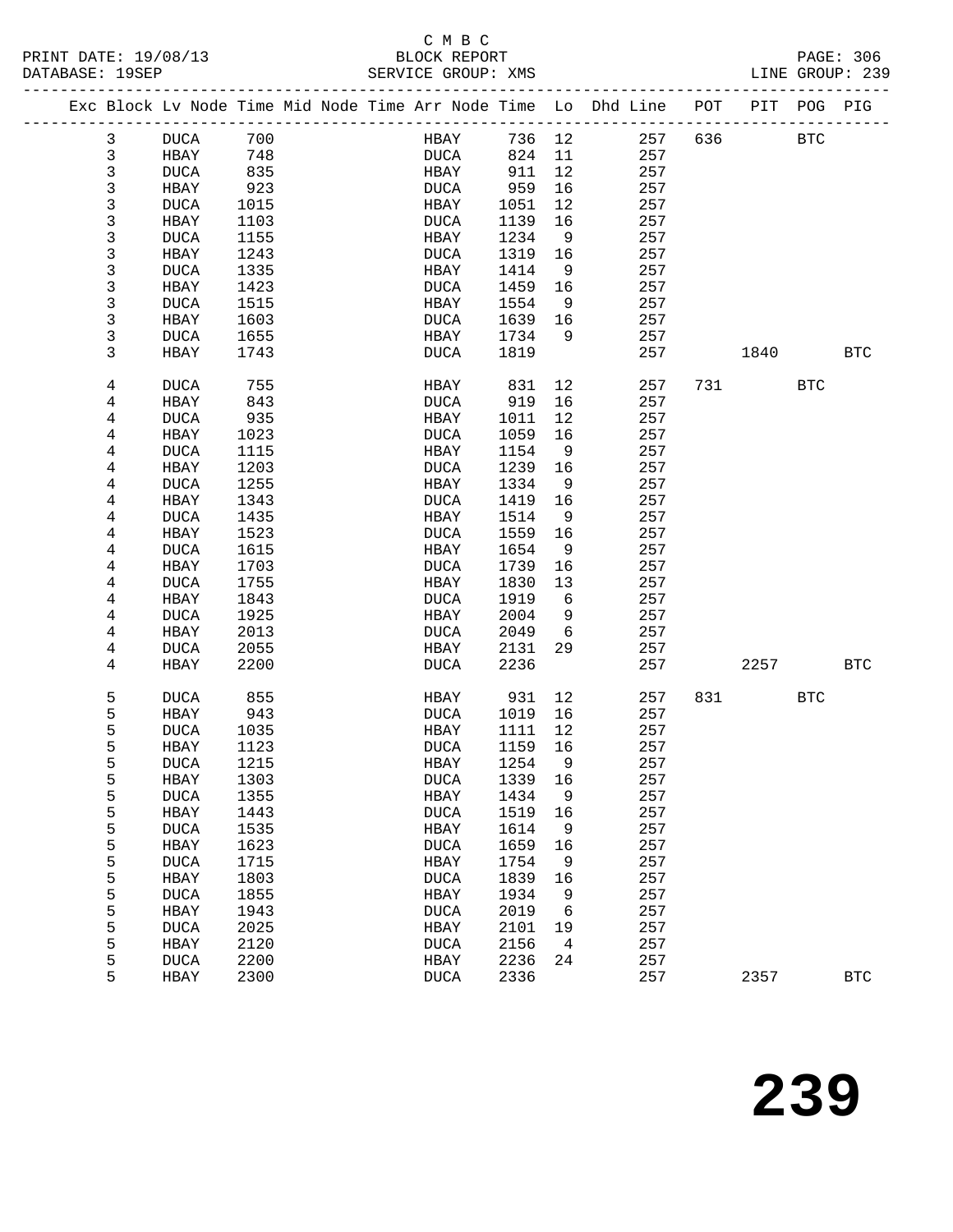C M B C

BLOCK REPORT

SERVICE GROUP: XMS

PRINT DATE: 19/08/13
DATABASE: 19SEP
LINE GROUP: 239

| Exc | Block | Lv | Node | Time | Mid Node | Time | Arr Node | Time | Lo | Dhd Line | POT | PIT | POG | PIG |
|---|---|---|---|---|---|---|---|---|---|---|---|---|---|---|
| | 3 | | DUCA | 700 | | | HBAY | 736 | 12 | 257 | 636 | | BTC | |
| | 3 | | HBAY | 748 | | | DUCA | 824 | 11 | 257 | | | | |
| | 3 | | DUCA | 835 | | | HBAY | 911 | 12 | 257 | | | | |
| | 3 | | HBAY | 923 | | | DUCA | 959 | 16 | 257 | | | | |
| | 3 | | DUCA | 1015 | | | HBAY | 1051 | 12 | 257 | | | | |
| | 3 | | HBAY | 1103 | | | DUCA | 1139 | 16 | 257 | | | | |
| | 3 | | DUCA | 1155 | | | HBAY | 1234 | 9 | 257 | | | | |
| | 3 | | HBAY | 1243 | | | DUCA | 1319 | 16 | 257 | | | | |
| | 3 | | DUCA | 1335 | | | HBAY | 1414 | 9 | 257 | | | | |
| | 3 | | HBAY | 1423 | | | DUCA | 1459 | 16 | 257 | | | | |
| | 3 | | DUCA | 1515 | | | HBAY | 1554 | 9 | 257 | | | | |
| | 3 | | HBAY | 1603 | | | DUCA | 1639 | 16 | 257 | | | | |
| | 3 | | DUCA | 1655 | | | HBAY | 1734 | 9 | 257 | | | | |
| | 3 | | HBAY | 1743 | | | DUCA | 1819 | | 257 | | 1840 | | BTC |
| | 4 | | DUCA | 755 | | | HBAY | 831 | 12 | 257 | 731 | | BTC | |
| | 4 | | HBAY | 843 | | | DUCA | 919 | 16 | 257 | | | | |
| | 4 | | DUCA | 935 | | | HBAY | 1011 | 12 | 257 | | | | |
| | 4 | | HBAY | 1023 | | | DUCA | 1059 | 16 | 257 | | | | |
| | 4 | | DUCA | 1115 | | | HBAY | 1154 | 9 | 257 | | | | |
| | 4 | | HBAY | 1203 | | | DUCA | 1239 | 16 | 257 | | | | |
| | 4 | | DUCA | 1255 | | | HBAY | 1334 | 9 | 257 | | | | |
| | 4 | | HBAY | 1343 | | | DUCA | 1419 | 16 | 257 | | | | |
| | 4 | | DUCA | 1435 | | | HBAY | 1514 | 9 | 257 | | | | |
| | 4 | | HBAY | 1523 | | | DUCA | 1559 | 16 | 257 | | | | |
| | 4 | | DUCA | 1615 | | | HBAY | 1654 | 9 | 257 | | | | |
| | 4 | | HBAY | 1703 | | | DUCA | 1739 | 16 | 257 | | | | |
| | 4 | | DUCA | 1755 | | | HBAY | 1830 | 13 | 257 | | | | |
| | 4 | | HBAY | 1843 | | | DUCA | 1919 | 6 | 257 | | | | |
| | 4 | | DUCA | 1925 | | | HBAY | 2004 | 9 | 257 | | | | |
| | 4 | | HBAY | 2013 | | | DUCA | 2049 | 6 | 257 | | | | |
| | 4 | | DUCA | 2055 | | | HBAY | 2131 | 29 | 257 | | | | |
| | 4 | | HBAY | 2200 | | | DUCA | 2236 | | 257 | | 2257 | | BTC |
| | 5 | | DUCA | 855 | | | HBAY | 931 | 12 | 257 | 831 | | BTC | |
| | 5 | | HBAY | 943 | | | DUCA | 1019 | 16 | 257 | | | | |
| | 5 | | DUCA | 1035 | | | HBAY | 1111 | 12 | 257 | | | | |
| | 5 | | HBAY | 1123 | | | DUCA | 1159 | 16 | 257 | | | | |
| | 5 | | DUCA | 1215 | | | HBAY | 1254 | 9 | 257 | | | | |
| | 5 | | HBAY | 1303 | | | DUCA | 1339 | 16 | 257 | | | | |
| | 5 | | DUCA | 1355 | | | HBAY | 1434 | 9 | 257 | | | | |
| | 5 | | HBAY | 1443 | | | DUCA | 1519 | 16 | 257 | | | | |
| | 5 | | DUCA | 1535 | | | HBAY | 1614 | 9 | 257 | | | | |
| | 5 | | HBAY | 1623 | | | DUCA | 1659 | 16 | 257 | | | | |
| | 5 | | DUCA | 1715 | | | HBAY | 1754 | 9 | 257 | | | | |
| | 5 | | HBAY | 1803 | | | DUCA | 1839 | 16 | 257 | | | | |
| | 5 | | DUCA | 1855 | | | HBAY | 1934 | 9 | 257 | | | | |
| | 5 | | HBAY | 1943 | | | DUCA | 2019 | 6 | 257 | | | | |
| | 5 | | DUCA | 2025 | | | HBAY | 2101 | 19 | 257 | | | | |
| | 5 | | HBAY | 2120 | | | DUCA | 2156 | 4 | 257 | | | | |
| | 5 | | DUCA | 2200 | | | HBAY | 2236 | 24 | 257 | | | | |
| | 5 | | HBAY | 2300 | | | DUCA | 2336 | | 257 | | 2357 | | BTC |

**239**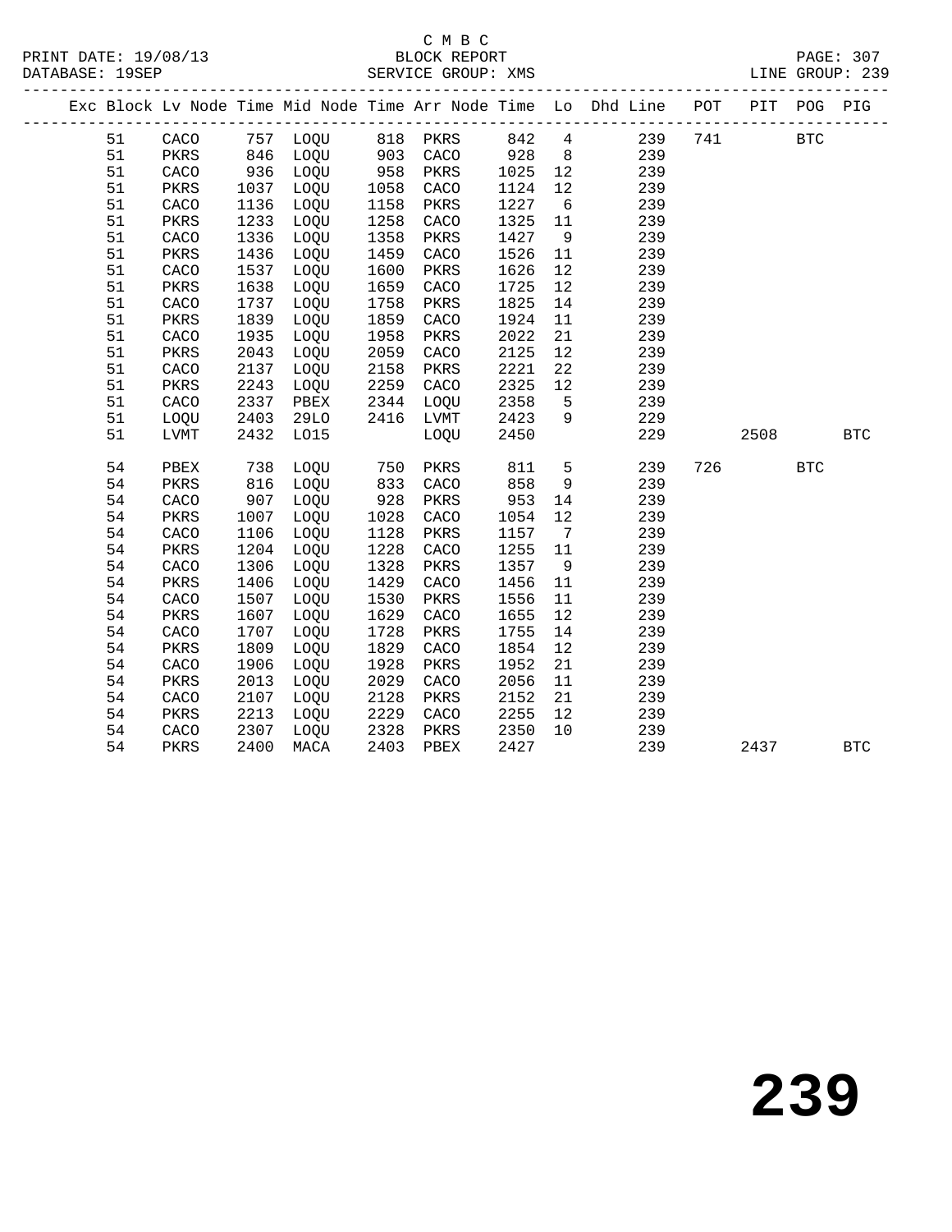C M B C
BLOCK REPORT
SERVICE GROUP: XMS

PRINT DATE: 19/08/13
DATABASE: 19SEP

LINE GROUP: 239

| Exc | Block | Lv | Node | Time | Mid Node | Time | Arr Node | Time | Lo | Dhd Line | POT | PIT | POG | PIG |
|---|---|---|---|---|---|---|---|---|---|---|---|---|---|---|
| | 51 | | CACO | 757 | LOQU | 818 | PKRS | 842 | 4 | 239 | 741 | | BTC | |
| | 51 | | PKRS | 846 | LOQU | 903 | CACO | 928 | 8 | 239 | | | | |
| | 51 | | CACO | 936 | LOQU | 958 | PKRS | 1025 | 12 | 239 | | | | |
| | 51 | | PKRS | 1037 | LOQU | 1058 | CACO | 1124 | 12 | 239 | | | | |
| | 51 | | CACO | 1136 | LOQU | 1158 | PKRS | 1227 | 6 | 239 | | | | |
| | 51 | | PKRS | 1233 | LOQU | 1258 | CACO | 1325 | 11 | 239 | | | | |
| | 51 | | CACO | 1336 | LOQU | 1358 | PKRS | 1427 | 9 | 239 | | | | |
| | 51 | | PKRS | 1436 | LOQU | 1459 | CACO | 1526 | 11 | 239 | | | | |
| | 51 | | CACO | 1537 | LOQU | 1600 | PKRS | 1626 | 12 | 239 | | | | |
| | 51 | | PKRS | 1638 | LOQU | 1659 | CACO | 1725 | 12 | 239 | | | | |
| | 51 | | CACO | 1737 | LOQU | 1758 | PKRS | 1825 | 14 | 239 | | | | |
| | 51 | | PKRS | 1839 | LOQU | 1859 | CACO | 1924 | 11 | 239 | | | | |
| | 51 | | CACO | 1935 | LOQU | 1958 | PKRS | 2022 | 21 | 239 | | | | |
| | 51 | | PKRS | 2043 | LOQU | 2059 | CACO | 2125 | 12 | 239 | | | | |
| | 51 | | CACO | 2137 | LOQU | 2158 | PKRS | 2221 | 22 | 239 | | | | |
| | 51 | | PKRS | 2243 | LOQU | 2259 | CACO | 2325 | 12 | 239 | | | | |
| | 51 | | CACO | 2337 | PBEX | 2344 | LOQU | 2358 | 5 | 239 | | | | |
| | 51 | | LOQU | 2403 | 29LO | 2416 | LVMT | 2423 | 9 | 229 | | | | |
| | 51 | | LVMT | 2432 | LO15 | | LOQU | 2450 | | 229 | | 2508 | | BTC |
| | 54 | | PBEX | 738 | LOQU | 750 | PKRS | 811 | 5 | 239 | 726 | | BTC | |
| | 54 | | PKRS | 816 | LOQU | 833 | CACO | 858 | 9 | 239 | | | | |
| | 54 | | CACO | 907 | LOQU | 928 | PKRS | 953 | 14 | 239 | | | | |
| | 54 | | PKRS | 1007 | LOQU | 1028 | CACO | 1054 | 12 | 239 | | | | |
| | 54 | | CACO | 1106 | LOQU | 1128 | PKRS | 1157 | 7 | 239 | | | | |
| | 54 | | PKRS | 1204 | LOQU | 1228 | CACO | 1255 | 11 | 239 | | | | |
| | 54 | | CACO | 1306 | LOQU | 1328 | PKRS | 1357 | 9 | 239 | | | | |
| | 54 | | PKRS | 1406 | LOQU | 1429 | CACO | 1456 | 11 | 239 | | | | |
| | 54 | | CACO | 1507 | LOQU | 1530 | PKRS | 1556 | 11 | 239 | | | | |
| | 54 | | PKRS | 1607 | LOQU | 1629 | CACO | 1655 | 12 | 239 | | | | |
| | 54 | | CACO | 1707 | LOQU | 1728 | PKRS | 1755 | 14 | 239 | | | | |
| | 54 | | PKRS | 1809 | LOQU | 1829 | CACO | 1854 | 12 | 239 | | | | |
| | 54 | | CACO | 1906 | LOQU | 1928 | PKRS | 1952 | 21 | 239 | | | | |
| | 54 | | PKRS | 2013 | LOQU | 2029 | CACO | 2056 | 11 | 239 | | | | |
| | 54 | | CACO | 2107 | LOQU | 2128 | PKRS | 2152 | 21 | 239 | | | | |
| | 54 | | PKRS | 2213 | LOQU | 2229 | CACO | 2255 | 12 | 239 | | | | |
| | 54 | | CACO | 2307 | LOQU | 2328 | PKRS | 2350 | 10 | 239 | | | | |
| | 54 | | PKRS | 2400 | MACA | 2403 | PBEX | 2427 | | 239 | | 2437 | | BTC |

# 239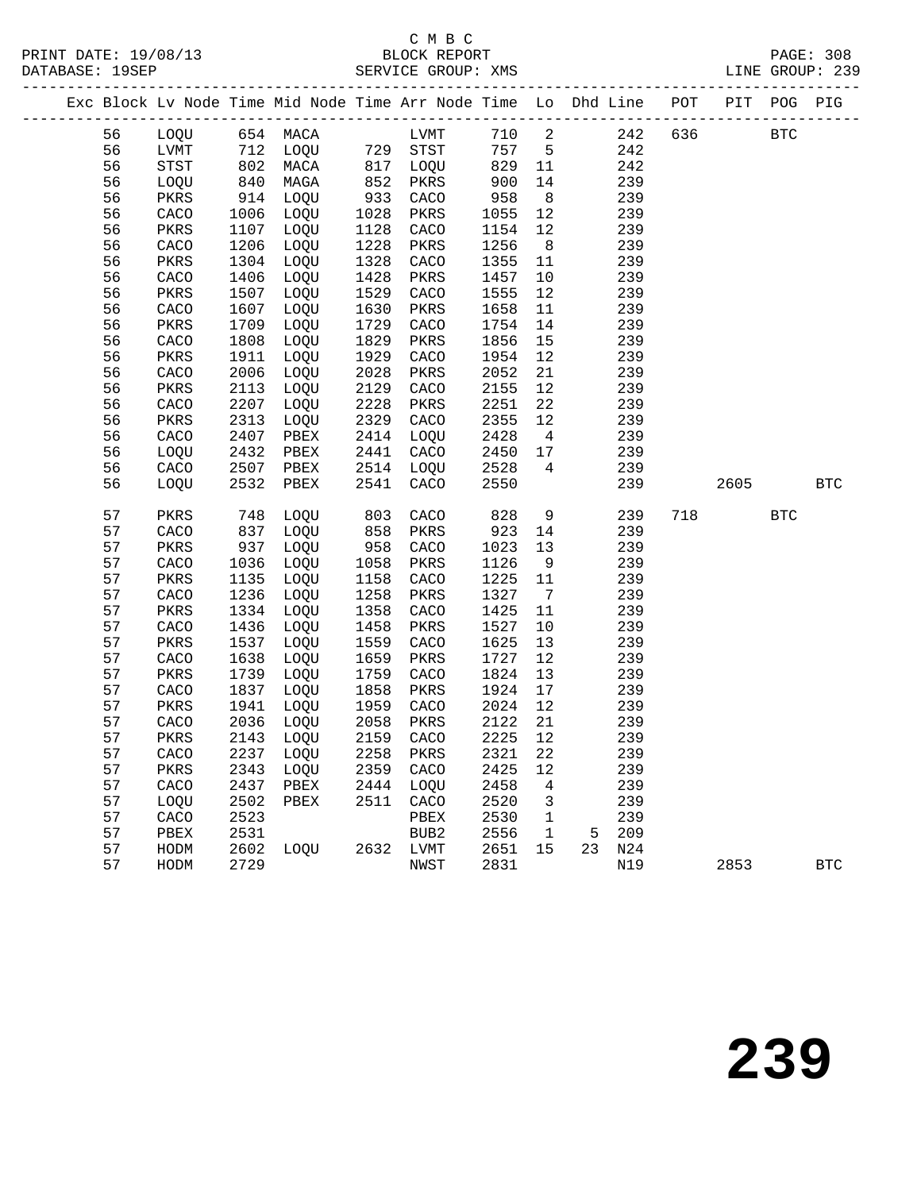C M B C

PRINT DATE: 19/08/13 BLOCK REPORT PAGE: 308
DATABASE: 19SEP SERVICE GROUP: XMS LINE GROUP: 239

| Exc | Block | Lv Node | Time | Mid Node | Time | Arr Node | Time | Lo | Dhd | Line | POT | PIT | POG | PIG |
|---|---|---|---|---|---|---|---|---|---|---|---|---|---|---|
| | 56 | LOQU | 654 | MACA | | LVMT | 710 | 2 | | 242 | 636 | | BTC | |
| | 56 | LVMT | 712 | LOQU | 729 | STST | 757 | 5 | | 242 | | | | |
| | 56 | STST | 802 | MACA | 817 | LOQU | 829 | 11 | | 242 | | | | |
| | 56 | LOQU | 840 | MAGA | 852 | PKRS | 900 | 14 | | 239 | | | | |
| | 56 | PKRS | 914 | LOQU | 933 | CACO | 958 | 8 | | 239 | | | | |
| | 56 | CACO | 1006 | LOQU | 1028 | PKRS | 1055 | 12 | | 239 | | | | |
| | 56 | PKRS | 1107 | LOQU | 1128 | CACO | 1154 | 12 | | 239 | | | | |
| | 56 | CACO | 1206 | LOQU | 1228 | PKRS | 1256 | 8 | | 239 | | | | |
| | 56 | PKRS | 1304 | LOQU | 1328 | CACO | 1355 | 11 | | 239 | | | | |
| | 56 | CACO | 1406 | LOQU | 1428 | PKRS | 1457 | 10 | | 239 | | | | |
| | 56 | PKRS | 1507 | LOQU | 1529 | CACO | 1555 | 12 | | 239 | | | | |
| | 56 | CACO | 1607 | LOQU | 1630 | PKRS | 1658 | 11 | | 239 | | | | |
| | 56 | PKRS | 1709 | LOQU | 1729 | CACO | 1754 | 14 | | 239 | | | | |
| | 56 | CACO | 1808 | LOQU | 1829 | PKRS | 1856 | 15 | | 239 | | | | |
| | 56 | PKRS | 1911 | LOQU | 1929 | CACO | 1954 | 12 | | 239 | | | | |
| | 56 | CACO | 2006 | LOQU | 2028 | PKRS | 2052 | 21 | | 239 | | | | |
| | 56 | PKRS | 2113 | LOQU | 2129 | CACO | 2155 | 12 | | 239 | | | | |
| | 56 | CACO | 2207 | LOQU | 2228 | PKRS | 2251 | 22 | | 239 | | | | |
| | 56 | PKRS | 2313 | LOQU | 2329 | CACO | 2355 | 12 | | 239 | | | | |
| | 56 | CACO | 2407 | PBEX | 2414 | LOQU | 2428 | 4 | | 239 | | | | |
| | 56 | LOQU | 2432 | PBEX | 2441 | CACO | 2450 | 17 | | 239 | | | | |
| | 56 | CACO | 2507 | PBEX | 2514 | LOQU | 2528 | 4 | | 239 | | | | |
| | 56 | LOQU | 2532 | PBEX | 2541 | CACO | 2550 | | | 239 | | 2605 | | BTC |
| | 57 | PKRS | 748 | LOQU | 803 | CACO | 828 | 9 | | 239 | 718 | | BTC | |
| | 57 | CACO | 837 | LOQU | 858 | PKRS | 923 | 14 | | 239 | | | | |
| | 57 | PKRS | 937 | LOQU | 958 | CACO | 1023 | 13 | | 239 | | | | |
| | 57 | CACO | 1036 | LOQU | 1058 | PKRS | 1126 | 9 | | 239 | | | | |
| | 57 | PKRS | 1135 | LOQU | 1158 | CACO | 1225 | 11 | | 239 | | | | |
| | 57 | CACO | 1236 | LOQU | 1258 | PKRS | 1327 | 7 | | 239 | | | | |
| | 57 | PKRS | 1334 | LOQU | 1358 | CACO | 1425 | 11 | | 239 | | | | |
| | 57 | CACO | 1436 | LOQU | 1458 | PKRS | 1527 | 10 | | 239 | | | | |
| | 57 | PKRS | 1537 | LOQU | 1559 | CACO | 1625 | 13 | | 239 | | | | |
| | 57 | CACO | 1638 | LOQU | 1659 | PKRS | 1727 | 12 | | 239 | | | | |
| | 57 | PKRS | 1739 | LOQU | 1759 | CACO | 1824 | 13 | | 239 | | | | |
| | 57 | CACO | 1837 | LOQU | 1858 | PKRS | 1924 | 17 | | 239 | | | | |
| | 57 | PKRS | 1941 | LOQU | 1959 | CACO | 2024 | 12 | | 239 | | | | |
| | 57 | CACO | 2036 | LOQU | 2058 | PKRS | 2122 | 21 | | 239 | | | | |
| | 57 | PKRS | 2143 | LOQU | 2159 | CACO | 2225 | 12 | | 239 | | | | |
| | 57 | CACO | 2237 | LOQU | 2258 | PKRS | 2321 | 22 | | 239 | | | | |
| | 57 | PKRS | 2343 | LOQU | 2359 | CACO | 2425 | 12 | | 239 | | | | |
| | 57 | CACO | 2437 | PBEX | 2444 | LOQU | 2458 | 4 | | 239 | | | | |
| | 57 | LOQU | 2502 | PBEX | 2511 | CACO | 2520 | 3 | | 239 | | | | |
| | 57 | CACO | 2523 | | | PBEX | 2530 | 1 | | 239 | | | | |
| | 57 | PBEX | 2531 | | | BUB2 | 2556 | 1 | 5 | 209 | | | | |
| | 57 | HODM | 2602 | LOQU | 2632 | LVMT | 2651 | 15 | 23 | N24 | | | | |
| | 57 | HODM | 2729 | | | NWST | 2831 | | | N19 | | 2853 | | BTC |

**239**